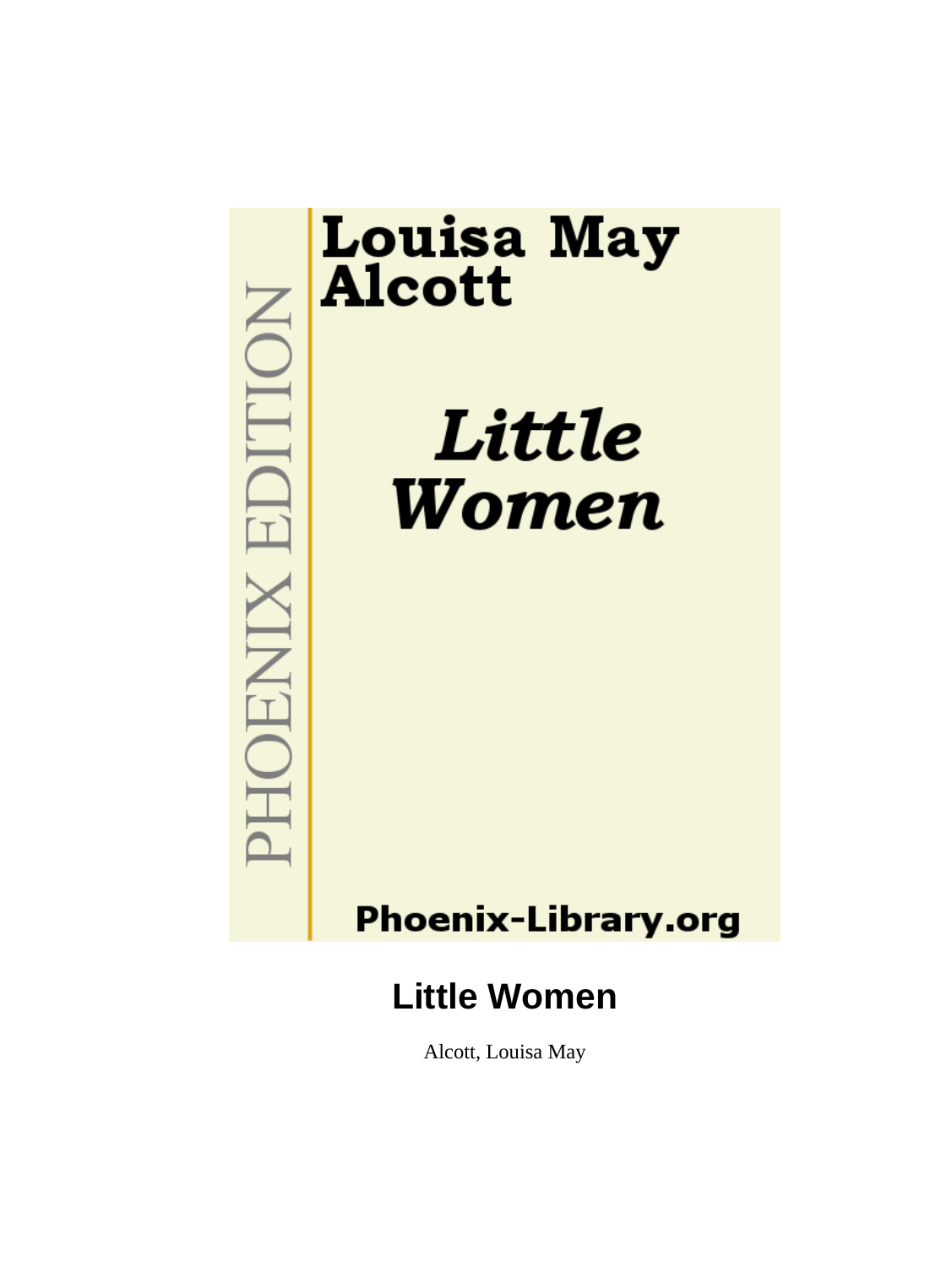PHOENIX EDITION

**Louisa May Alcott**

***Little Women***

**Phoenix-Library.org**

# Little Women

Alcott, Louisa May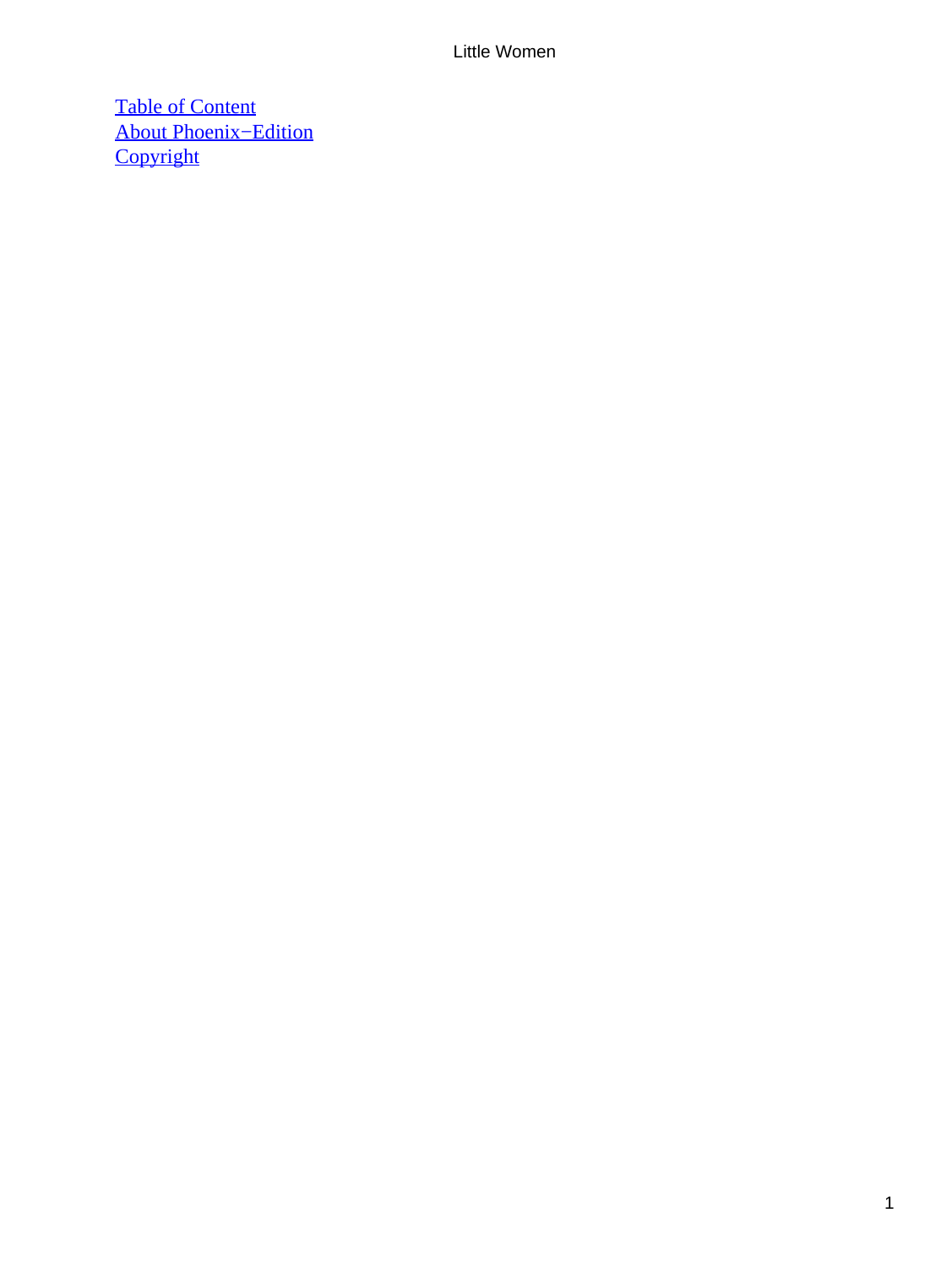Table of Content
About Phoenix−Edition
Copyright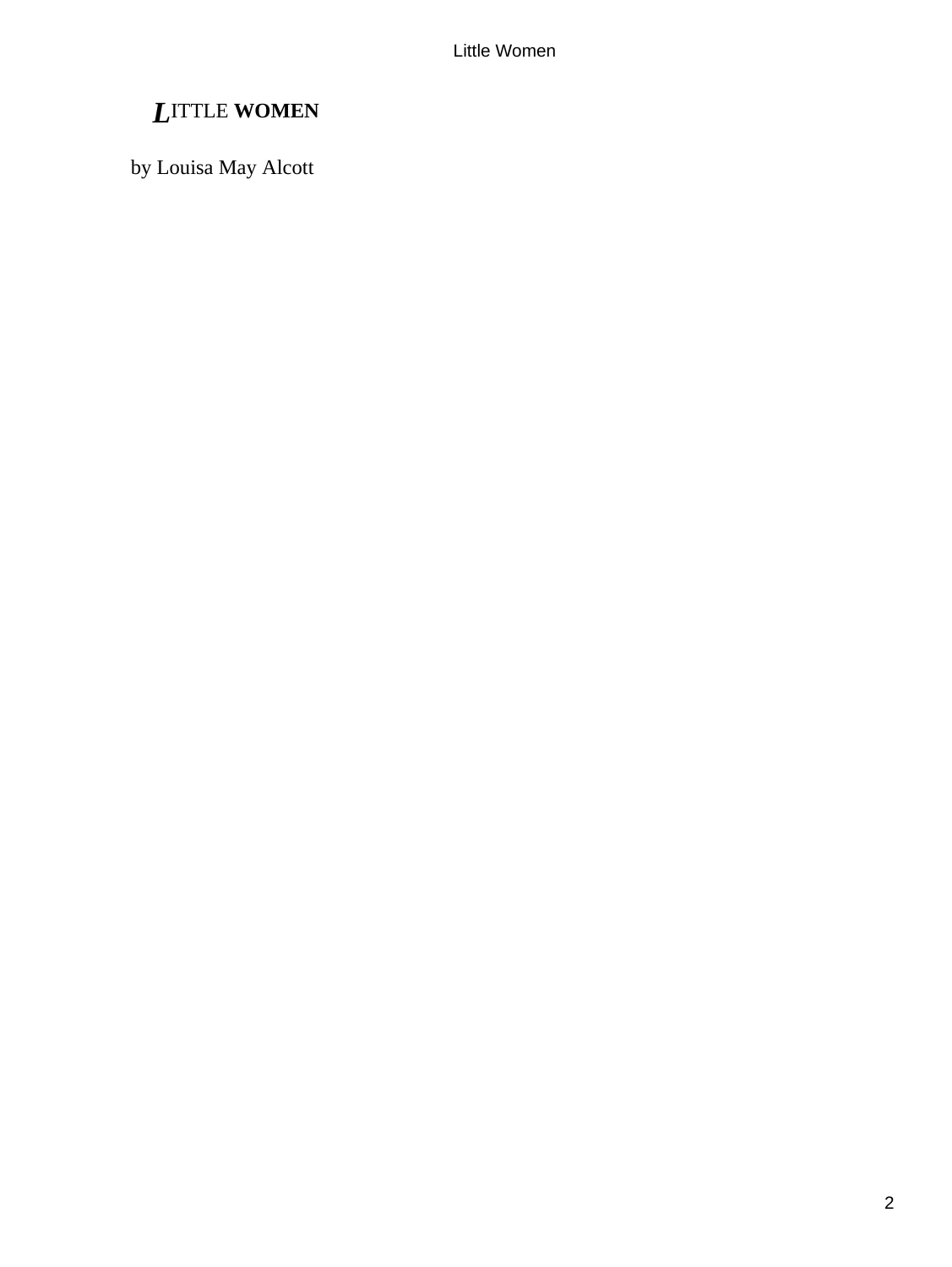# LITTLE **WOMEN**

by Louisa May Alcott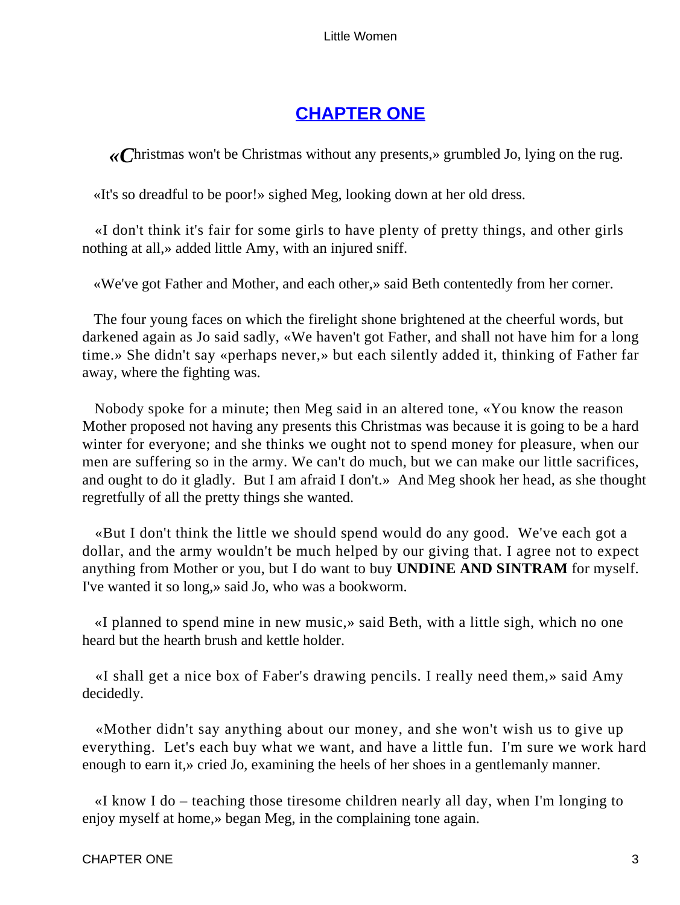# CHAPTER ONE

«Christmas won't be Christmas without any presents,» grumbled Jo, lying on the rug.

«It's so dreadful to be poor!» sighed Meg, looking down at her old dress.

«I don't think it's fair for some girls to have plenty of pretty things, and other girls nothing at all,» added little Amy, with an injured sniff.

«We've got Father and Mother, and each other,» said Beth contentedly from her corner.

The four young faces on which the firelight shone brightened at the cheerful words, but darkened again as Jo said sadly, «We haven't got Father, and shall not have him for a long time.» She didn't say «perhaps never,» but each silently added it, thinking of Father far away, where the fighting was.

Nobody spoke for a minute; then Meg said in an altered tone, «You know the reason Mother proposed not having any presents this Christmas was because it is going to be a hard winter for everyone; and she thinks we ought not to spend money for pleasure, when our men are suffering so in the army. We can't do much, but we can make our little sacrifices, and ought to do it gladly. But I am afraid I don't.» And Meg shook her head, as she thought regretfully of all the pretty things she wanted.

«But I don't think the little we should spend would do any good. We've each got a dollar, and the army wouldn't be much helped by our giving that. I agree not to expect anything from Mother or you, but I do want to buy **UNDINE AND SINTRAM** for myself. I've wanted it so long,» said Jo, who was a bookworm.

«I planned to spend mine in new music,» said Beth, with a little sigh, which no one heard but the hearth brush and kettle holder.

«I shall get a nice box of Faber's drawing pencils. I really need them,» said Amy decidedly.

«Mother didn't say anything about our money, and she won't wish us to give up everything. Let's each buy what we want, and have a little fun. I'm sure we work hard enough to earn it,» cried Jo, examining the heels of her shoes in a gentlemanly manner.

«I know I do – teaching those tiresome children nearly all day, when I'm longing to enjoy myself at home,» began Meg, in the complaining tone again.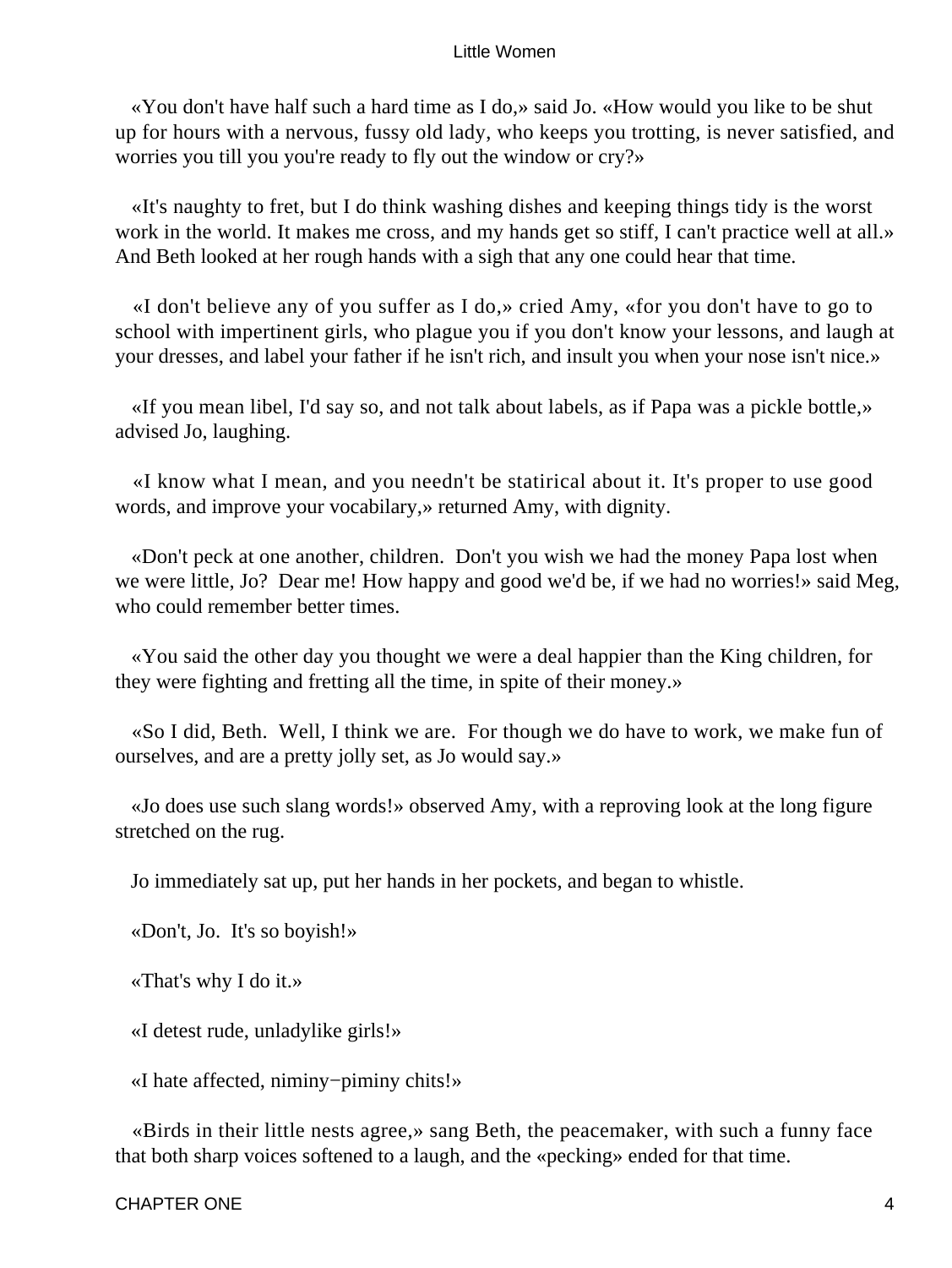«You don't have half such a hard time as I do,» said Jo. «How would you like to be shut up for hours with a nervous, fussy old lady, who keeps you trotting, is never satisfied, and worries you till you you're ready to fly out the window or cry?»

«It's naughty to fret, but I do think washing dishes and keeping things tidy is the worst work in the world. It makes me cross, and my hands get so stiff, I can't practice well at all.» And Beth looked at her rough hands with a sigh that any one could hear that time.

«I don't believe any of you suffer as I do,» cried Amy, «for you don't have to go to school with impertinent girls, who plague you if you don't know your lessons, and laugh at your dresses, and label your father if he isn't rich, and insult you when your nose isn't nice.»

«If you mean libel, I'd say so, and not talk about labels, as if Papa was a pickle bottle,» advised Jo, laughing.

«I know what I mean, and you needn't be statirical about it. It's proper to use good words, and improve your vocabilary,» returned Amy, with dignity.

«Don't peck at one another, children. Don't you wish we had the money Papa lost when we were little, Jo? Dear me! How happy and good we'd be, if we had no worries!» said Meg, who could remember better times.

«You said the other day you thought we were a deal happier than the King children, for they were fighting and fretting all the time, in spite of their money.»

«So I did, Beth. Well, I think we are. For though we do have to work, we make fun of ourselves, and are a pretty jolly set, as Jo would say.»

«Jo does use such slang words!» observed Amy, with a reproving look at the long figure stretched on the rug.

Jo immediately sat up, put her hands in her pockets, and began to whistle.

«Don't, Jo. It's so boyish!»

«That's why I do it.»

«I detest rude, unladylike girls!»

«I hate affected, niminy−piminy chits!»

«Birds in their little nests agree,» sang Beth, the peacemaker, with such a funny face that both sharp voices softened to a laugh, and the «pecking» ended for that time.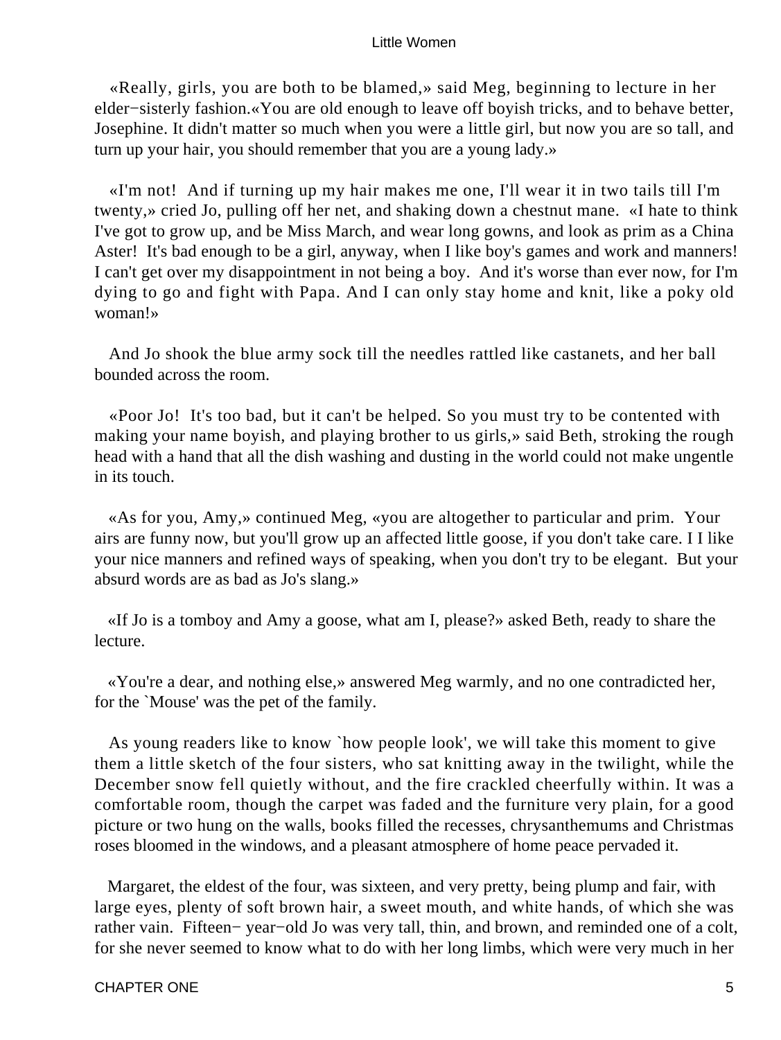«Really, girls, you are both to be blamed,» said Meg, beginning to lecture in her elder−sisterly fashion.«You are old enough to leave off boyish tricks, and to behave better, Josephine. It didn't matter so much when you were a little girl, but now you are so tall, and turn up your hair, you should remember that you are a young lady.»

«I'm not! And if turning up my hair makes me one, I'll wear it in two tails till I'm twenty,» cried Jo, pulling off her net, and shaking down a chestnut mane. «I hate to think I've got to grow up, and be Miss March, and wear long gowns, and look as prim as a China Aster! It's bad enough to be a girl, anyway, when I like boy's games and work and manners! I can't get over my disappointment in not being a boy. And it's worse than ever now, for I'm dying to go and fight with Papa. And I can only stay home and knit, like a poky old woman!»

And Jo shook the blue army sock till the needles rattled like castanets, and her ball bounded across the room.

«Poor Jo! It's too bad, but it can't be helped. So you must try to be contented with making your name boyish, and playing brother to us girls,» said Beth, stroking the rough head with a hand that all the dish washing and dusting in the world could not make ungentle in its touch.

«As for you, Amy,» continued Meg, «you are altogether to particular and prim. Your airs are funny now, but you'll grow up an affected little goose, if you don't take care. I I like your nice manners and refined ways of speaking, when you don't try to be elegant. But your absurd words are as bad as Jo's slang.»

«If Jo is a tomboy and Amy a goose, what am I, please?» asked Beth, ready to share the lecture.

«You're a dear, and nothing else,» answered Meg warmly, and no one contradicted her, for the `Mouse' was the pet of the family.

As young readers like to know `how people look', we will take this moment to give them a little sketch of the four sisters, who sat knitting away in the twilight, while the December snow fell quietly without, and the fire crackled cheerfully within. It was a comfortable room, though the carpet was faded and the furniture very plain, for a good picture or two hung on the walls, books filled the recesses, chrysanthemums and Christmas roses bloomed in the windows, and a pleasant atmosphere of home peace pervaded it.

Margaret, the eldest of the four, was sixteen, and very pretty, being plump and fair, with large eyes, plenty of soft brown hair, a sweet mouth, and white hands, of which she was rather vain. Fifteen− year−old Jo was very tall, thin, and brown, and reminded one of a colt, for she never seemed to know what to do with her long limbs, which were very much in her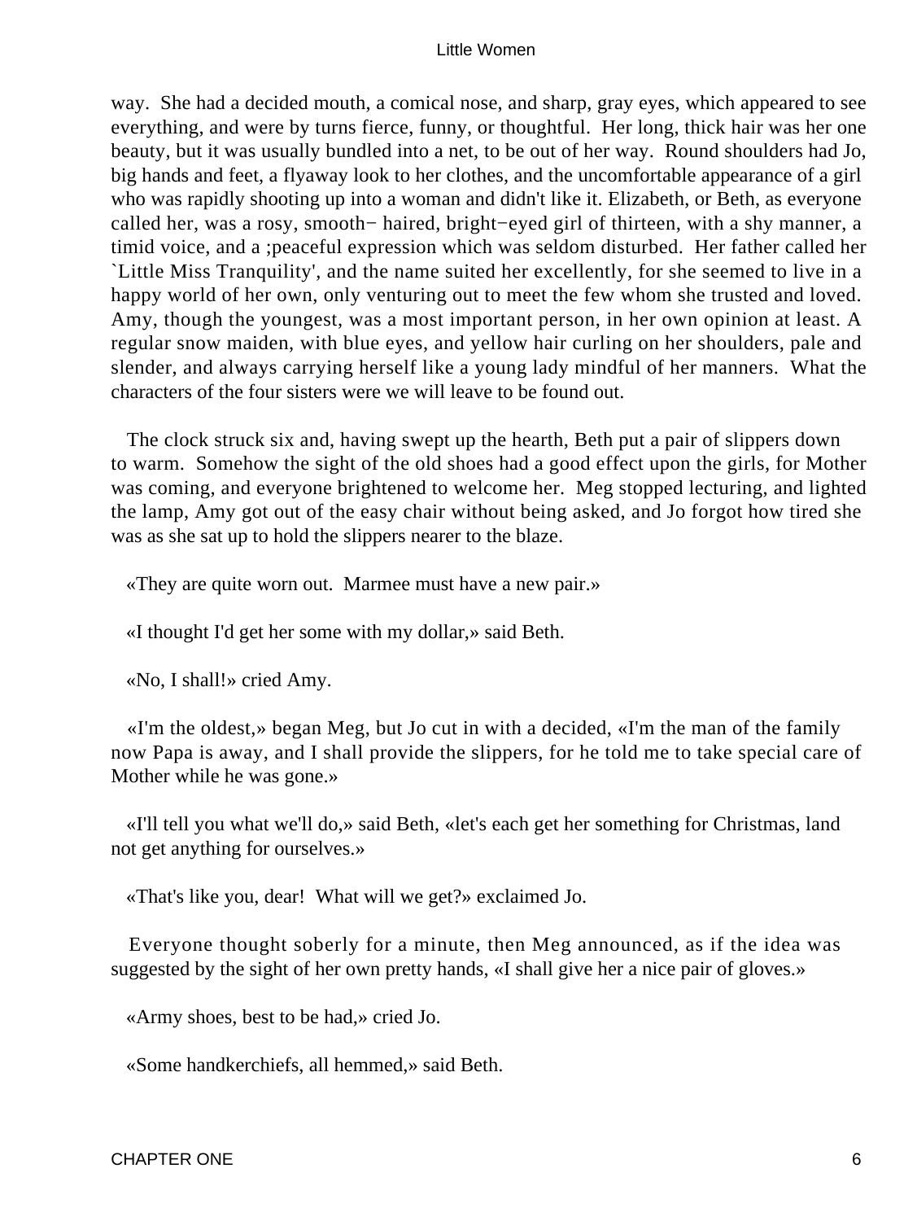way.  She had a decided mouth, a comical nose, and sharp, gray eyes, which appeared to see everything, and were by turns fierce, funny, or thoughtful.  Her long, thick hair was her one beauty, but it was usually bundled into a net, to be out of her way.  Round shoulders had Jo, big hands and feet, a flyaway look to her clothes, and the uncomfortable appearance of a girl who was rapidly shooting up into a woman and didn't like it. Elizabeth, or Beth, as everyone called her, was a rosy, smooth− haired, bright−eyed girl of thirteen, with a shy manner, a timid voice, and a ;peaceful expression which was seldom disturbed.  Her father called her `Little Miss Tranquility', and the name suited her excellently, for she seemed to live in a happy world of her own, only venturing out to meet the few whom she trusted and loved.  Amy, though the youngest, was a most important person, in her own opinion at least. A regular snow maiden, with blue eyes, and yellow hair curling on her shoulders, pale and slender, and always carrying herself like a young lady mindful of her manners.  What the characters of the four sisters were we will leave to be found out.

The clock struck six and, having swept up the hearth, Beth put a pair of slippers down to warm.  Somehow the sight of the old shoes had a good effect upon the girls, for Mother was coming, and everyone brightened to welcome her.  Meg stopped lecturing, and lighted the lamp, Amy got out of the easy chair without being asked, and Jo forgot how tired she was as she sat up to hold the slippers nearer to the blaze.

«They are quite worn out.  Marmee must have a new pair.»

«I thought I'd get her some with my dollar,» said Beth.

«No, I shall!» cried Amy.

«I'm the oldest,» began Meg, but Jo cut in with a decided, «I'm the man of the family now Papa is away, and I shall provide the slippers, for he told me to take special care of Mother while he was gone.»

«I'll tell you what we'll do,» said Beth, «let's each get her something for Christmas, land not get anything for ourselves.»

«That's like you, dear!  What will we get?» exclaimed Jo.

Everyone thought soberly for a minute, then Meg announced, as if the idea was suggested by the sight of her own pretty hands, «I shall give her a nice pair of gloves.»

«Army shoes, best to be had,» cried Jo.

«Some handkerchiefs, all hemmed,» said Beth.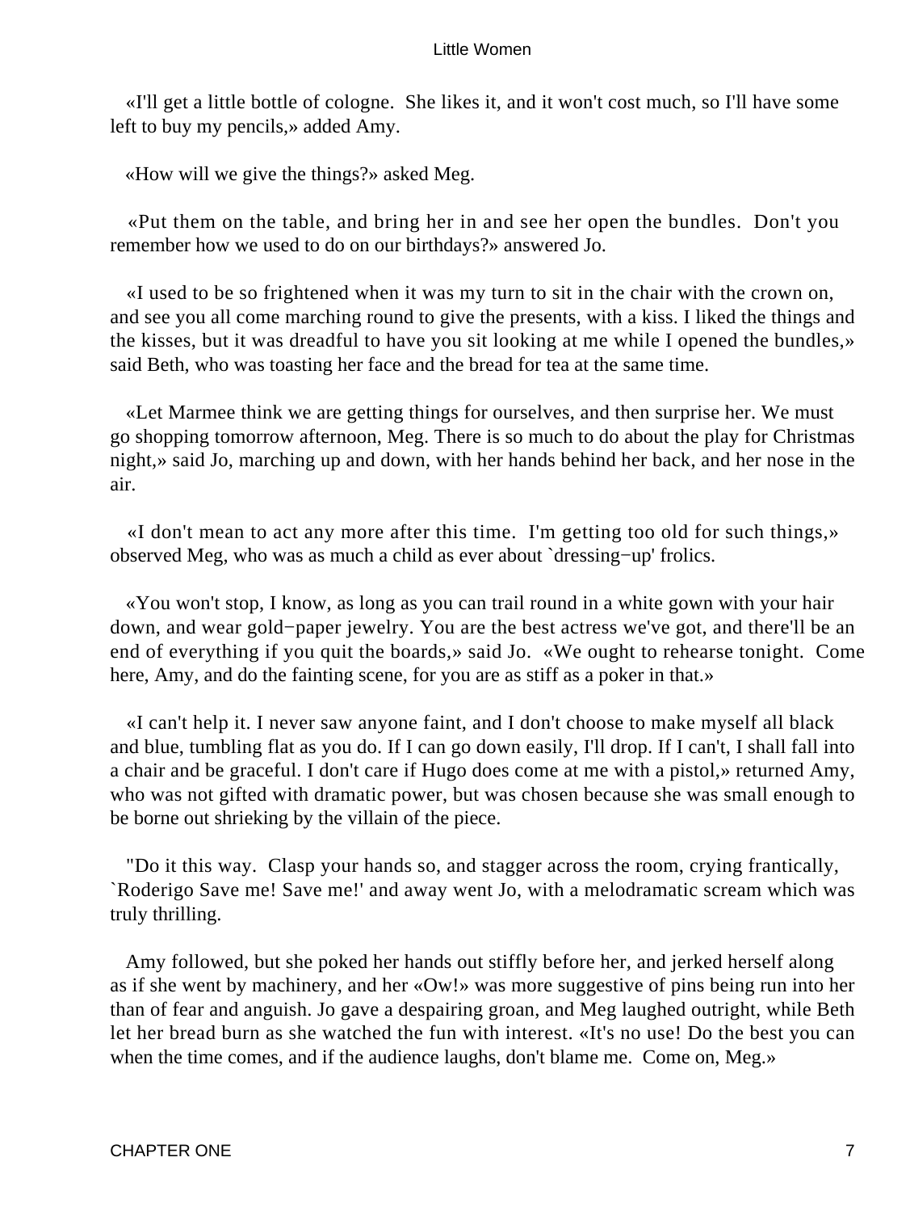«I'll get a little bottle of cologne. She likes it, and it won't cost much, so I'll have some left to buy my pencils,» added Amy.

«How will we give the things?» asked Meg.

«Put them on the table, and bring her in and see her open the bundles. Don't you remember how we used to do on our birthdays?» answered Jo.

«I used to be so frightened when it was my turn to sit in the chair with the crown on, and see you all come marching round to give the presents, with a kiss. I liked the things and the kisses, but it was dreadful to have you sit looking at me while I opened the bundles,» said Beth, who was toasting her face and the bread for tea at the same time.

«Let Marmee think we are getting things for ourselves, and then surprise her. We must go shopping tomorrow afternoon, Meg. There is so much to do about the play for Christmas night,» said Jo, marching up and down, with her hands behind her back, and her nose in the air.

«I don't mean to act any more after this time. I'm getting too old for such things,» observed Meg, who was as much a child as ever about `dressing−up' frolics.

«You won't stop, I know, as long as you can trail round in a white gown with your hair down, and wear gold−paper jewelry. You are the best actress we've got, and there'll be an end of everything if you quit the boards,» said Jo. «We ought to rehearse tonight. Come here, Amy, and do the fainting scene, for you are as stiff as a poker in that.»

«I can't help it. I never saw anyone faint, and I don't choose to make myself all black and blue, tumbling flat as you do. If I can go down easily, I'll drop. If I can't, I shall fall into a chair and be graceful. I don't care if Hugo does come at me with a pistol,» returned Amy, who was not gifted with dramatic power, but was chosen because she was small enough to be borne out shrieking by the villain of the piece.

"Do it this way. Clasp your hands so, and stagger across the room, crying frantically, `Roderigo Save me! Save me!' and away went Jo, with a melodramatic scream which was truly thrilling.

Amy followed, but she poked her hands out stiffly before her, and jerked herself along as if she went by machinery, and her «Ow!» was more suggestive of pins being run into her than of fear and anguish. Jo gave a despairing groan, and Meg laughed outright, while Beth let her bread burn as she watched the fun with interest. «It's no use! Do the best you can when the time comes, and if the audience laughs, don't blame me. Come on, Meg.»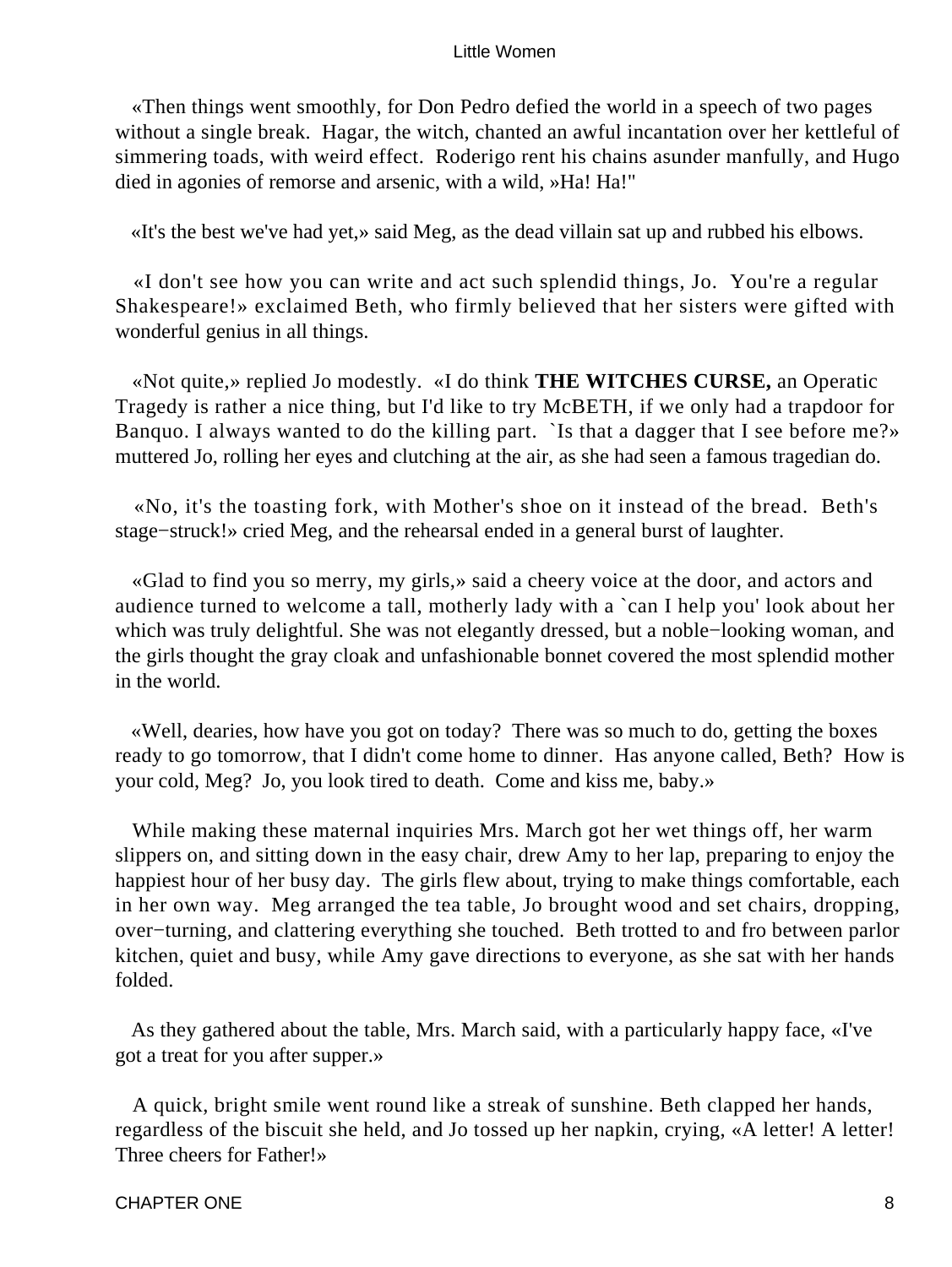«Then things went smoothly, for Don Pedro defied the world in a speech of two pages without a single break. Hagar, the witch, chanted an awful incantation over her kettleful of simmering toads, with weird effect. Roderigo rent his chains asunder manfully, and Hugo died in agonies of remorse and arsenic, with a wild, »Ha! Ha!"

«It's the best we've had yet,» said Meg, as the dead villain sat up and rubbed his elbows.

«I don't see how you can write and act such splendid things, Jo. You're a regular Shakespeare!» exclaimed Beth, who firmly believed that her sisters were gifted with wonderful genius in all things.

«Not quite,» replied Jo modestly. «I do think **THE WITCHES CURSE,** an Operatic Tragedy is rather a nice thing, but I'd like to try McBETH, if we only had a trapdoor for Banquo. I always wanted to do the killing part. `Is that a dagger that I see before me?» muttered Jo, rolling her eyes and clutching at the air, as she had seen a famous tragedian do.

«No, it's the toasting fork, with Mother's shoe on it instead of the bread. Beth's stage−struck!» cried Meg, and the rehearsal ended in a general burst of laughter.

«Glad to find you so merry, my girls,» said a cheery voice at the door, and actors and audience turned to welcome a tall, motherly lady with a `can I help you' look about her which was truly delightful. She was not elegantly dressed, but a noble−looking woman, and the girls thought the gray cloak and unfashionable bonnet covered the most splendid mother in the world.

«Well, dearies, how have you got on today? There was so much to do, getting the boxes ready to go tomorrow, that I didn't come home to dinner. Has anyone called, Beth? How is your cold, Meg? Jo, you look tired to death. Come and kiss me, baby.»

While making these maternal inquiries Mrs. March got her wet things off, her warm slippers on, and sitting down in the easy chair, drew Amy to her lap, preparing to enjoy the happiest hour of her busy day. The girls flew about, trying to make things comfortable, each in her own way. Meg arranged the tea table, Jo brought wood and set chairs, dropping, over−turning, and clattering everything she touched. Beth trotted to and fro between parlor kitchen, quiet and busy, while Amy gave directions to everyone, as she sat with her hands folded.

As they gathered about the table, Mrs. March said, with a particularly happy face, «I've got a treat for you after supper.»

A quick, bright smile went round like a streak of sunshine. Beth clapped her hands, regardless of the biscuit she held, and Jo tossed up her napkin, crying, «A letter! A letter! Three cheers for Father!»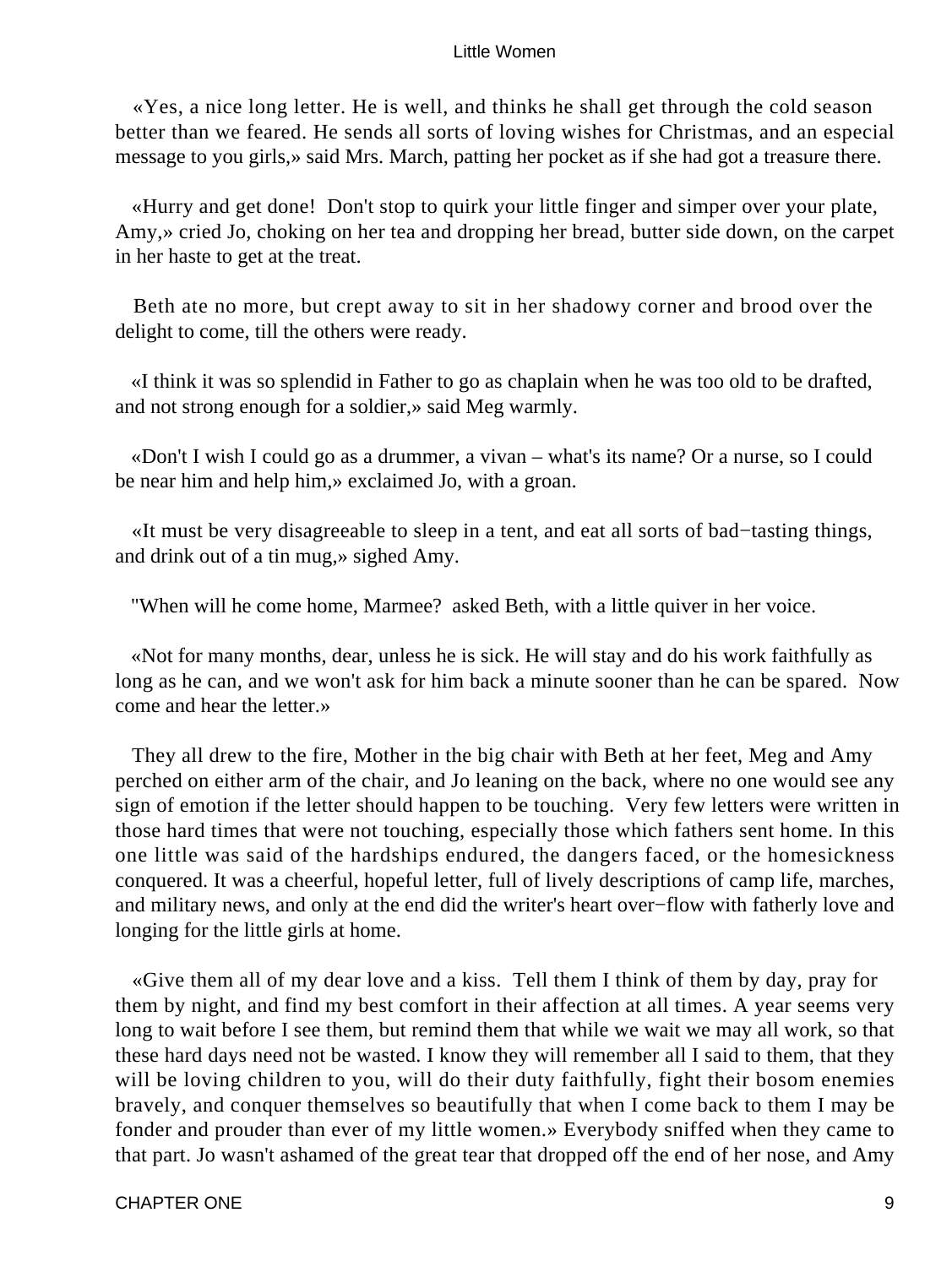«Yes, a nice long letter. He is well, and thinks he shall get through the cold season better than we feared. He sends all sorts of loving wishes for Christmas, and an especial message to you girls,» said Mrs. March, patting her pocket as if she had got a treasure there.

«Hurry and get done! Don't stop to quirk your little finger and simper over your plate, Amy,» cried Jo, choking on her tea and dropping her bread, butter side down, on the carpet in her haste to get at the treat.

Beth ate no more, but crept away to sit in her shadowy corner and brood over the delight to come, till the others were ready.

«I think it was so splendid in Father to go as chaplain when he was too old to be drafted, and not strong enough for a soldier,» said Meg warmly.

«Don't I wish I could go as a drummer, a vivan – what's its name? Or a nurse, so I could be near him and help him,» exclaimed Jo, with a groan.

«It must be very disagreeable to sleep in a tent, and eat all sorts of bad−tasting things, and drink out of a tin mug,» sighed Amy.

"When will he come home, Marmee? asked Beth, with a little quiver in her voice.

«Not for many months, dear, unless he is sick. He will stay and do his work faithfully as long as he can, and we won't ask for him back a minute sooner than he can be spared. Now come and hear the letter.»

They all drew to the fire, Mother in the big chair with Beth at her feet, Meg and Amy perched on either arm of the chair, and Jo leaning on the back, where no one would see any sign of emotion if the letter should happen to be touching. Very few letters were written in those hard times that were not touching, especially those which fathers sent home. In this one little was said of the hardships endured, the dangers faced, or the homesickness conquered. It was a cheerful, hopeful letter, full of lively descriptions of camp life, marches, and military news, and only at the end did the writer's heart over−flow with fatherly love and longing for the little girls at home.

«Give them all of my dear love and a kiss. Tell them I think of them by day, pray for them by night, and find my best comfort in their affection at all times. A year seems very long to wait before I see them, but remind them that while we wait we may all work, so that these hard days need not be wasted. I know they will remember all I said to them, that they will be loving children to you, will do their duty faithfully, fight their bosom enemies bravely, and conquer themselves so beautifully that when I come back to them I may be fonder and prouder than ever of my little women.» Everybody sniffed when they came to that part. Jo wasn't ashamed of the great tear that dropped off the end of her nose, and Amy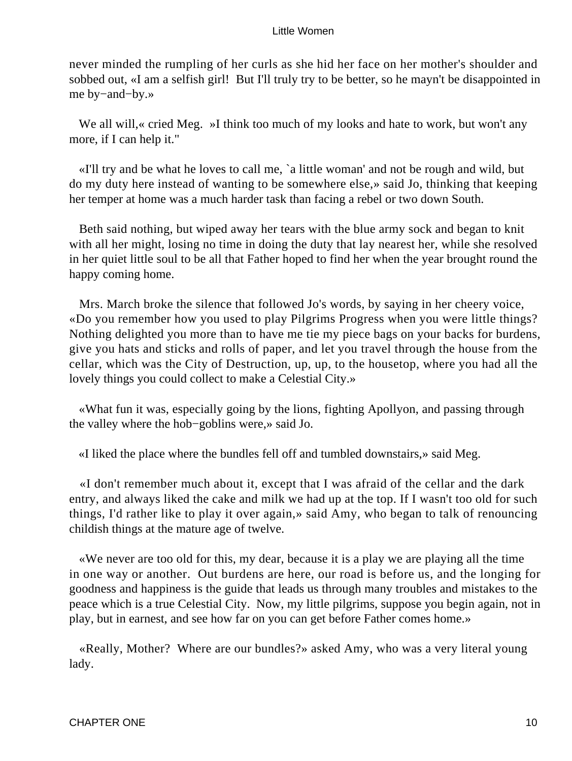never minded the rumpling of her curls as she hid her face on her mother's shoulder and sobbed out, «I am a selfish girl!  But I'll truly try to be better, so he mayn't be disappointed in me by−and−by.»

We all will,« cried Meg.  »I think too much of my looks and hate to work, but won't any more, if I can help it."

«I'll try and be what he loves to call me, `a little woman' and not be rough and wild, but do my duty here instead of wanting to be somewhere else,» said Jo, thinking that keeping her temper at home was a much harder task than facing a rebel or two down South.

Beth said nothing, but wiped away her tears with the blue army sock and began to knit with all her might, losing no time in doing the duty that lay nearest her, while she resolved in her quiet little soul to be all that Father hoped to find her when the year brought round the happy coming home.

Mrs. March broke the silence that followed Jo's words, by saying in her cheery voice, «Do you remember how you used to play Pilgrims Progress when you were little things? Nothing delighted you more than to have me tie my piece bags on your backs for burdens, give you hats and sticks and rolls of paper, and let you travel through the house from the cellar, which was the City of Destruction, up, up, to the housetop, where you had all the lovely things you could collect to make a Celestial City.»

«What fun it was, especially going by the lions, fighting Apollyon, and passing through the valley where the hob−goblins were,» said Jo.

«I liked the place where the bundles fell off and tumbled downstairs,» said Meg.

«I don't remember much about it, except that I was afraid of the cellar and the dark entry, and always liked the cake and milk we had up at the top. If I wasn't too old for such things, I'd rather like to play it over again,» said Amy, who began to talk of renouncing childish things at the mature age of twelve.

«We never are too old for this, my dear, because it is a play we are playing all the time in one way or another.  Out burdens are here, our road is before us, and the longing for goodness and happiness is the guide that leads us through many troubles and mistakes to the peace which is a true Celestial City.  Now, my little pilgrims, suppose you begin again, not in play, but in earnest, and see how far on you can get before Father comes home.»

«Really, Mother?  Where are our bundles?» asked Amy, who was a very literal young lady.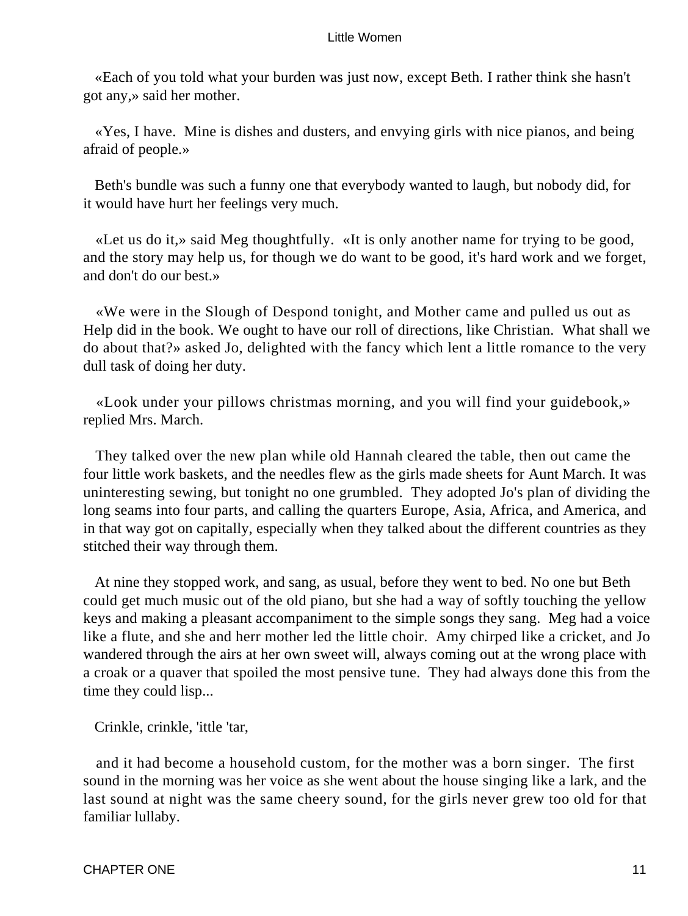«Each of you told what your burden was just now, except Beth. I rather think she hasn't got any,» said her mother.

«Yes, I have. Mine is dishes and dusters, and envying girls with nice pianos, and being afraid of people.»

Beth's bundle was such a funny one that everybody wanted to laugh, but nobody did, for it would have hurt her feelings very much.

«Let us do it,» said Meg thoughtfully. «It is only another name for trying to be good, and the story may help us, for though we do want to be good, it's hard work and we forget, and don't do our best.»

«We were in the Slough of Despond tonight, and Mother came and pulled us out as Help did in the book. We ought to have our roll of directions, like Christian. What shall we do about that?» asked Jo, delighted with the fancy which lent a little romance to the very dull task of doing her duty.

«Look under your pillows christmas morning, and you will find your guidebook,» replied Mrs. March.

They talked over the new plan while old Hannah cleared the table, then out came the four little work baskets, and the needles flew as the girls made sheets for Aunt March. It was uninteresting sewing, but tonight no one grumbled. They adopted Jo's plan of dividing the long seams into four parts, and calling the quarters Europe, Asia, Africa, and America, and in that way got on capitally, especially when they talked about the different countries as they stitched their way through them.

At nine they stopped work, and sang, as usual, before they went to bed. No one but Beth could get much music out of the old piano, but she had a way of softly touching the yellow keys and making a pleasant accompaniment to the simple songs they sang. Meg had a voice like a flute, and she and herr mother led the little choir. Amy chirped like a cricket, and Jo wandered through the airs at her own sweet will, always coming out at the wrong place with a croak or a quaver that spoiled the most pensive tune. They had always done this from the time they could lisp...

Crinkle, crinkle, 'ittle 'tar,

and it had become a household custom, for the mother was a born singer. The first sound in the morning was her voice as she went about the house singing like a lark, and the last sound at night was the same cheery sound, for the girls never grew too old for that familiar lullaby.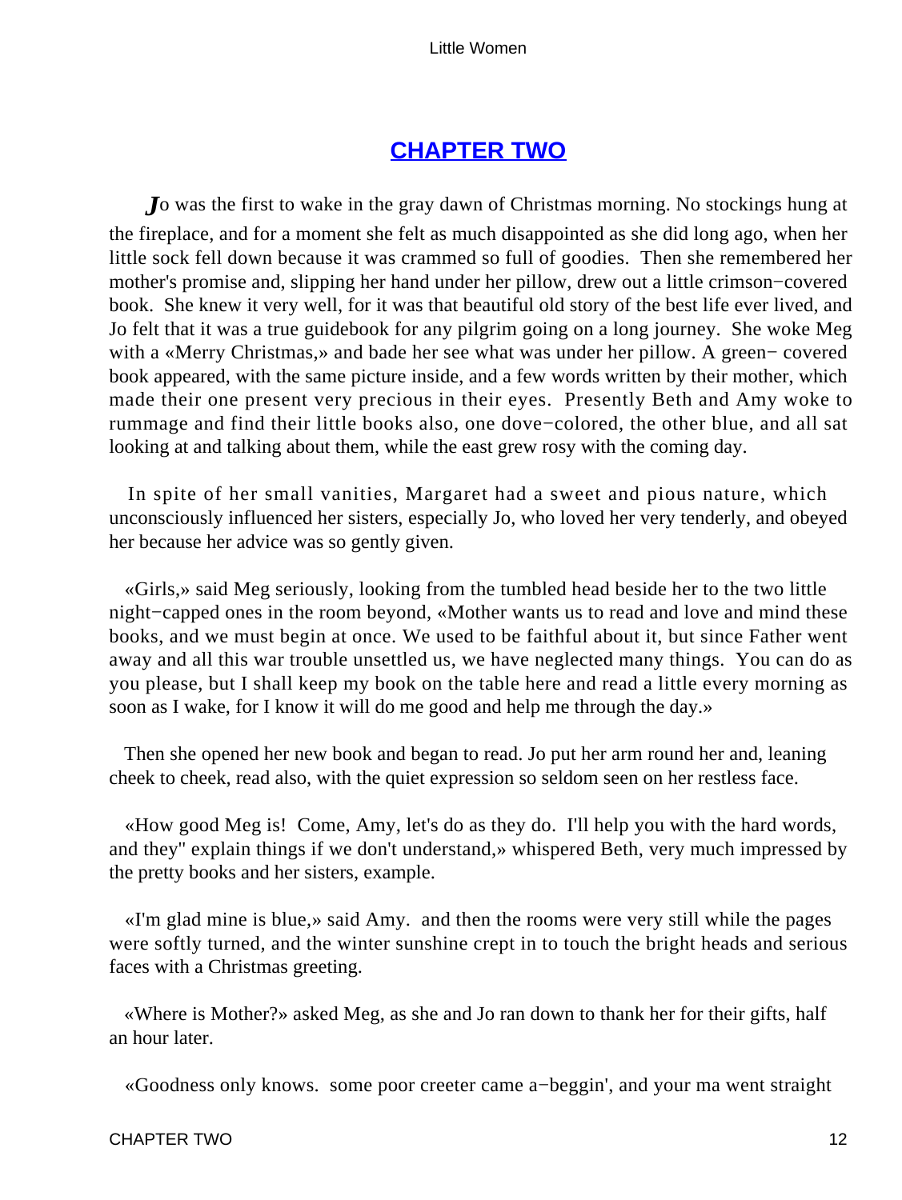## CHAPTER TWO

*J*o was the first to wake in the gray dawn of Christmas morning. No stockings hung at the fireplace, and for a moment she felt as much disappointed as she did long ago, when her little sock fell down because it was crammed so full of goodies. Then she remembered her mother's promise and, slipping her hand under her pillow, drew out a little crimson−covered book. She knew it very well, for it was that beautiful old story of the best life ever lived, and Jo felt that it was a true guidebook for any pilgrim going on a long journey. She woke Meg with a «Merry Christmas,» and bade her see what was under her pillow. A green− covered book appeared, with the same picture inside, and a few words written by their mother, which made their one present very precious in their eyes. Presently Beth and Amy woke to rummage and find their little books also, one dove−colored, the other blue, and all sat looking at and talking about them, while the east grew rosy with the coming day.

In spite of her small vanities, Margaret had a sweet and pious nature, which unconsciously influenced her sisters, especially Jo, who loved her very tenderly, and obeyed her because her advice was so gently given.

«Girls,» said Meg seriously, looking from the tumbled head beside her to the two little night−capped ones in the room beyond, «Mother wants us to read and love and mind these books, and we must begin at once. We used to be faithful about it, but since Father went away and all this war trouble unsettled us, we have neglected many things. You can do as you please, but I shall keep my book on the table here and read a little every morning as soon as I wake, for I know it will do me good and help me through the day.»

Then she opened her new book and began to read. Jo put her arm round her and, leaning cheek to cheek, read also, with the quiet expression so seldom seen on her restless face.

«How good Meg is! Come, Amy, let's do as they do. I'll help you with the hard words, and they" explain things if we don't understand,» whispered Beth, very much impressed by the pretty books and her sisters, example.

«I'm glad mine is blue,» said Amy. and then the rooms were very still while the pages were softly turned, and the winter sunshine crept in to touch the bright heads and serious faces with a Christmas greeting.

«Where is Mother?» asked Meg, as she and Jo ran down to thank her for their gifts, half an hour later.

«Goodness only knows. some poor creeter came a−beggin', and your ma went straight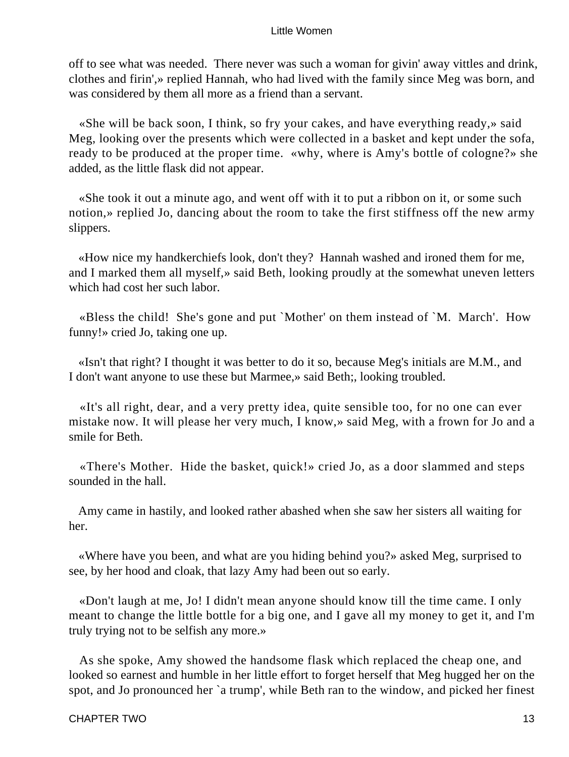off to see what was needed. There never was such a woman for givin' away vittles and drink, clothes and firin',» replied Hannah, who had lived with the family since Meg was born, and was considered by them all more as a friend than a servant.

«She will be back soon, I think, so fry your cakes, and have everything ready,» said Meg, looking over the presents which were collected in a basket and kept under the sofa, ready to be produced at the proper time. «why, where is Amy's bottle of cologne?» she added, as the little flask did not appear.

«She took it out a minute ago, and went off with it to put a ribbon on it, or some such notion,» replied Jo, dancing about the room to take the first stiffness off the new army slippers.

«How nice my handkerchiefs look, don't they? Hannah washed and ironed them for me, and I marked them all myself,» said Beth, looking proudly at the somewhat uneven letters which had cost her such labor.

«Bless the child! She's gone and put `Mother' on them instead of `M. March'. How funny!» cried Jo, taking one up.

«Isn't that right? I thought it was better to do it so, because Meg's initials are M.M., and I don't want anyone to use these but Marmee,» said Beth;, looking troubled.

«It's all right, dear, and a very pretty idea, quite sensible too, for no one can ever mistake now. It will please her very much, I know,» said Meg, with a frown for Jo and a smile for Beth.

«There's Mother. Hide the basket, quick!» cried Jo, as a door slammed and steps sounded in the hall.

Amy came in hastily, and looked rather abashed when she saw her sisters all waiting for her.

«Where have you been, and what are you hiding behind you?» asked Meg, surprised to see, by her hood and cloak, that lazy Amy had been out so early.

«Don't laugh at me, Jo! I didn't mean anyone should know till the time came. I only meant to change the little bottle for a big one, and I gave all my money to get it, and I'm truly trying not to be selfish any more.»

As she spoke, Amy showed the handsome flask which replaced the cheap one, and looked so earnest and humble in her little effort to forget herself that Meg hugged her on the spot, and Jo pronounced her `a trump', while Beth ran to the window, and picked her finest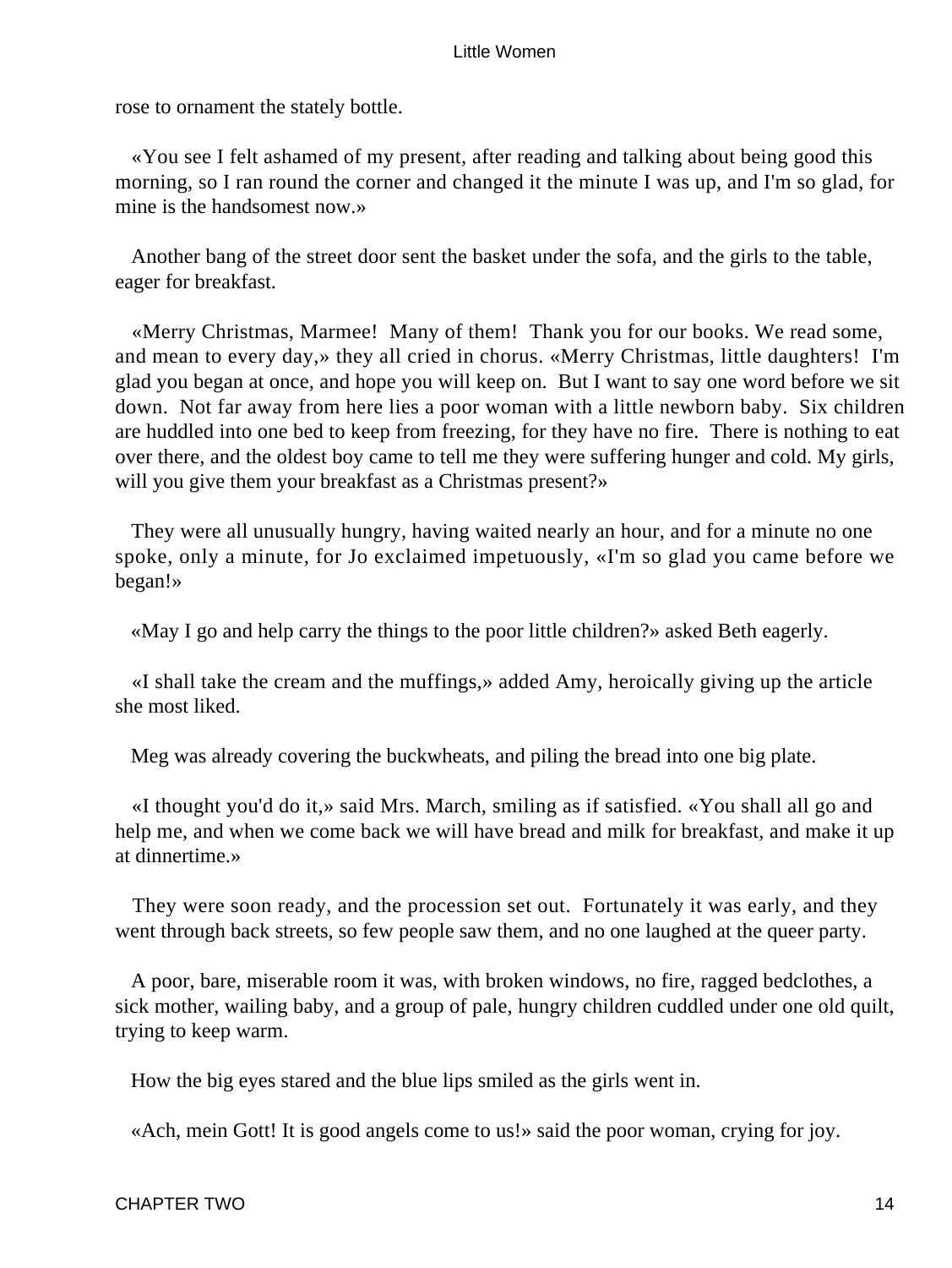rose to ornament the stately bottle.

«You see I felt ashamed of my present, after reading and talking about being good this morning, so I ran round the corner and changed it the minute I was up, and I'm so glad, for mine is the handsomest now.»

Another bang of the street door sent the basket under the sofa, and the girls to the table, eager for breakfast.

«Merry Christmas, Marmee! Many of them! Thank you for our books. We read some, and mean to every day,» they all cried in chorus. «Merry Christmas, little daughters! I'm glad you began at once, and hope you will keep on. But I want to say one word before we sit down. Not far away from here lies a poor woman with a little newborn baby. Six children are huddled into one bed to keep from freezing, for they have no fire. There is nothing to eat over there, and the oldest boy came to tell me they were suffering hunger and cold. My girls, will you give them your breakfast as a Christmas present?»

They were all unusually hungry, having waited nearly an hour, and for a minute no one spoke, only a minute, for Jo exclaimed impetuously, «I'm so glad you came before we began!»

«May I go and help carry the things to the poor little children?» asked Beth eagerly.

«I shall take the cream and the muffings,» added Amy, heroically giving up the article she most liked.

Meg was already covering the buckwheats, and piling the bread into one big plate.

«I thought you'd do it,» said Mrs. March, smiling as if satisfied. «You shall all go and help me, and when we come back we will have bread and milk for breakfast, and make it up at dinnertime.»

They were soon ready, and the procession set out. Fortunately it was early, and they went through back streets, so few people saw them, and no one laughed at the queer party.

A poor, bare, miserable room it was, with broken windows, no fire, ragged bedclothes, a sick mother, wailing baby, and a group of pale, hungry children cuddled under one old quilt, trying to keep warm.

How the big eyes stared and the blue lips smiled as the girls went in.

«Ach, mein Gott! It is good angels come to us!» said the poor woman, crying for joy.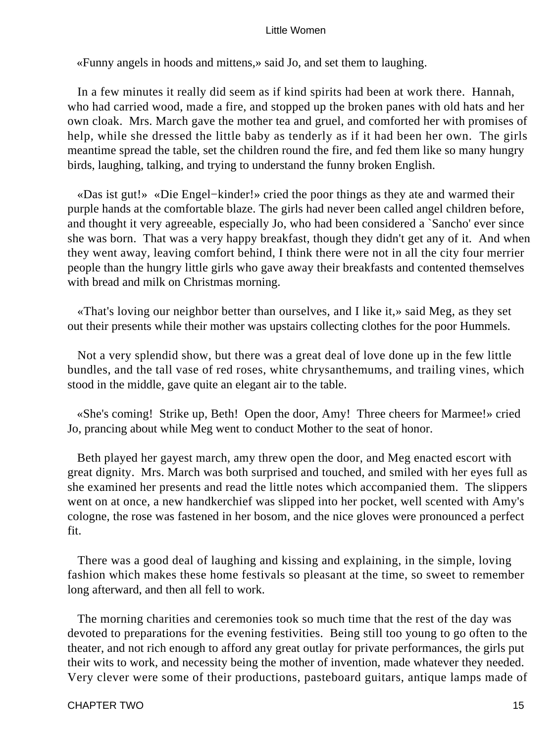«Funny angels in hoods and mittens,» said Jo, and set them to laughing.

In a few minutes it really did seem as if kind spirits had been at work there. Hannah, who had carried wood, made a fire, and stopped up the broken panes with old hats and her own cloak. Mrs. March gave the mother tea and gruel, and comforted her with promises of help, while she dressed the little baby as tenderly as if it had been her own. The girls meantime spread the table, set the children round the fire, and fed them like so many hungry birds, laughing, talking, and trying to understand the funny broken English.

«Das ist gut!» «Die Engel−kinder!» cried the poor things as they ate and warmed their purple hands at the comfortable blaze. The girls had never been called angel children before, and thought it very agreeable, especially Jo, who had been considered a `Sancho' ever since she was born. That was a very happy breakfast, though they didn't get any of it. And when they went away, leaving comfort behind, I think there were not in all the city four merrier people than the hungry little girls who gave away their breakfasts and contented themselves with bread and milk on Christmas morning.

«That's loving our neighbor better than ourselves, and I like it,» said Meg, as they set out their presents while their mother was upstairs collecting clothes for the poor Hummels.

Not a very splendid show, but there was a great deal of love done up in the few little bundles, and the tall vase of red roses, white chrysanthemums, and trailing vines, which stood in the middle, gave quite an elegant air to the table.

«She's coming! Strike up, Beth! Open the door, Amy! Three cheers for Marmee!» cried Jo, prancing about while Meg went to conduct Mother to the seat of honor.

Beth played her gayest march, amy threw open the door, and Meg enacted escort with great dignity. Mrs. March was both surprised and touched, and smiled with her eyes full as she examined her presents and read the little notes which accompanied them. The slippers went on at once, a new handkerchief was slipped into her pocket, well scented with Amy's cologne, the rose was fastened in her bosom, and the nice gloves were pronounced a perfect fit.

There was a good deal of laughing and kissing and explaining, in the simple, loving fashion which makes these home festivals so pleasant at the time, so sweet to remember long afterward, and then all fell to work.

The morning charities and ceremonies took so much time that the rest of the day was devoted to preparations for the evening festivities. Being still too young to go often to the theater, and not rich enough to afford any great outlay for private performances, the girls put their wits to work, and necessity being the mother of invention, made whatever they needed. Very clever were some of their productions, pasteboard guitars, antique lamps made of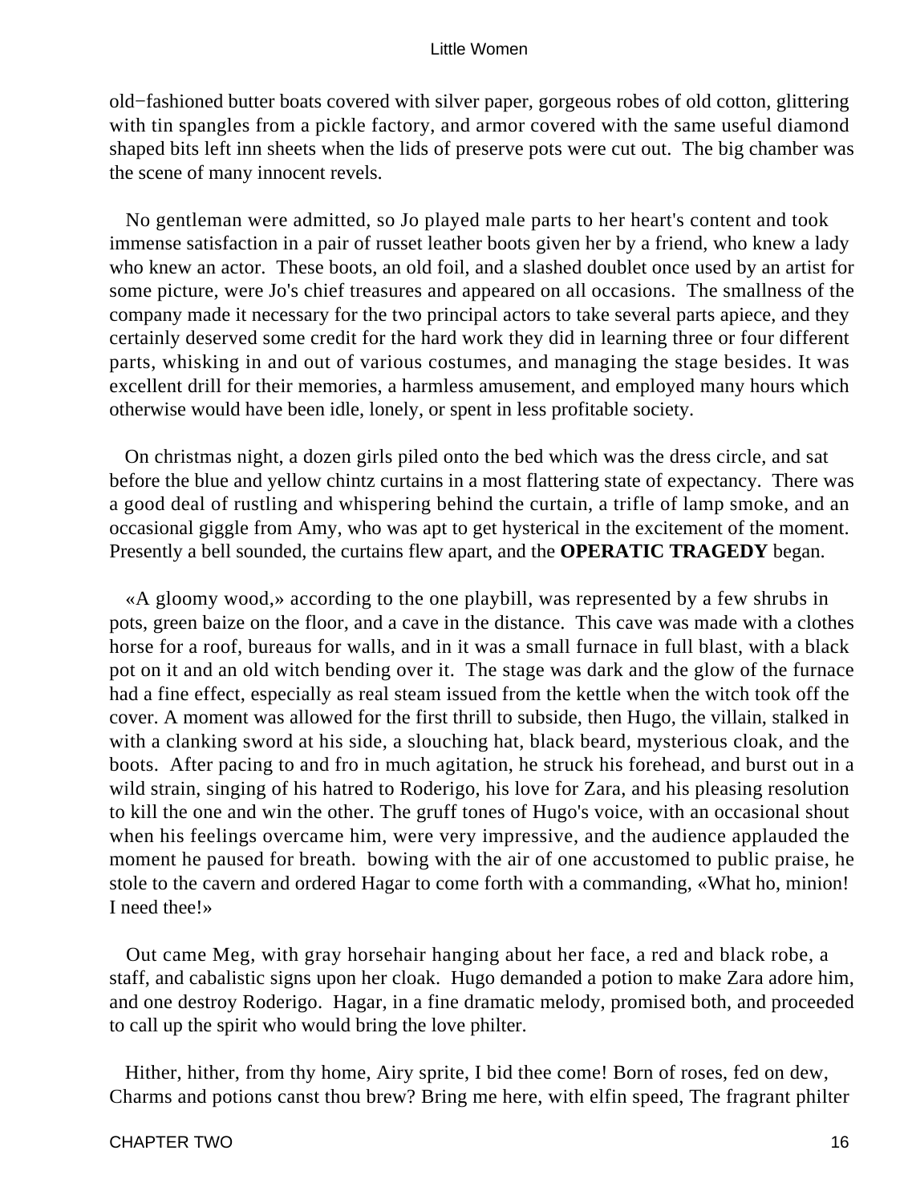old−fashioned butter boats covered with silver paper, gorgeous robes of old cotton, glittering with tin spangles from a pickle factory, and armor covered with the same useful diamond shaped bits left inn sheets when the lids of preserve pots were cut out. The big chamber was the scene of many innocent revels.

No gentleman were admitted, so Jo played male parts to her heart's content and took immense satisfaction in a pair of russet leather boots given her by a friend, who knew a lady who knew an actor. These boots, an old foil, and a slashed doublet once used by an artist for some picture, were Jo's chief treasures and appeared on all occasions. The smallness of the company made it necessary for the two principal actors to take several parts apiece, and they certainly deserved some credit for the hard work they did in learning three or four different parts, whisking in and out of various costumes, and managing the stage besides. It was excellent drill for their memories, a harmless amusement, and employed many hours which otherwise would have been idle, lonely, or spent in less profitable society.

On christmas night, a dozen girls piled onto the bed which was the dress circle, and sat before the blue and yellow chintz curtains in a most flattering state of expectancy. There was a good deal of rustling and whispering behind the curtain, a trifle of lamp smoke, and an occasional giggle from Amy, who was apt to get hysterical in the excitement of the moment. Presently a bell sounded, the curtains flew apart, and the **OPERATIC TRAGEDY** began.

«A gloomy wood,» according to the one playbill, was represented by a few shrubs in pots, green baize on the floor, and a cave in the distance. This cave was made with a clothes horse for a roof, bureaus for walls, and in it was a small furnace in full blast, with a black pot on it and an old witch bending over it. The stage was dark and the glow of the furnace had a fine effect, especially as real steam issued from the kettle when the witch took off the cover. A moment was allowed for the first thrill to subside, then Hugo, the villain, stalked in with a clanking sword at his side, a slouching hat, black beard, mysterious cloak, and the boots. After pacing to and fro in much agitation, he struck his forehead, and burst out in a wild strain, singing of his hatred to Roderigo, his love for Zara, and his pleasing resolution to kill the one and win the other. The gruff tones of Hugo's voice, with an occasional shout when his feelings overcame him, were very impressive, and the audience applauded the moment he paused for breath. bowing with the air of one accustomed to public praise, he stole to the cavern and ordered Hagar to come forth with a commanding, «What ho, minion! I need thee!»

Out came Meg, with gray horsehair hanging about her face, a red and black robe, a staff, and cabalistic signs upon her cloak. Hugo demanded a potion to make Zara adore him, and one destroy Roderigo. Hagar, in a fine dramatic melody, promised both, and proceeded to call up the spirit who would bring the love philter.

Hither, hither, from thy home, Airy sprite, I bid thee come! Born of roses, fed on dew, Charms and potions canst thou brew? Bring me here, with elfin speed, The fragrant philter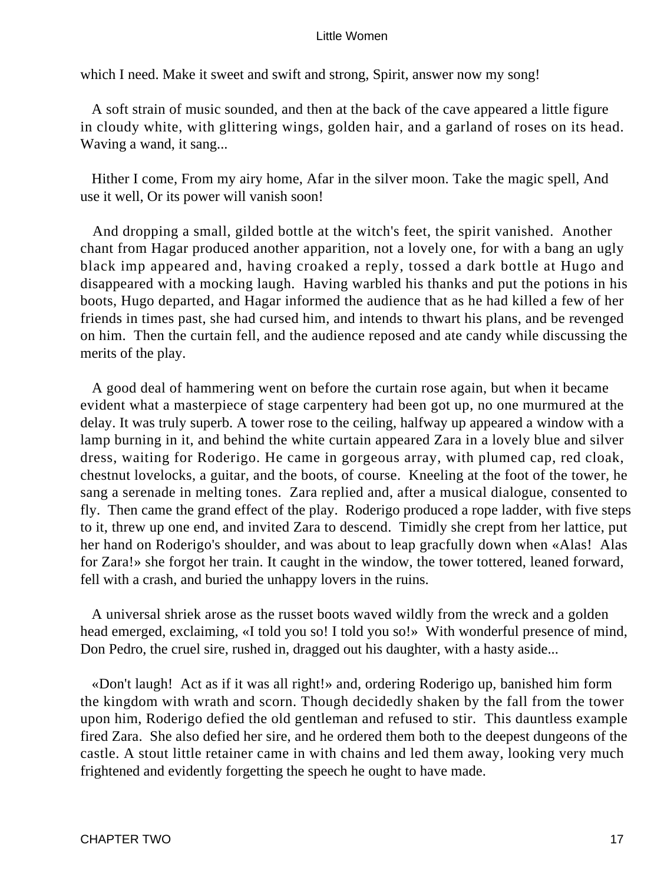which I need. Make it sweet and swift and strong, Spirit, answer now my song!

A soft strain of music sounded, and then at the back of the cave appeared a little figure in cloudy white, with glittering wings, golden hair, and a garland of roses on its head. Waving a wand, it sang...

Hither I come, From my airy home, Afar in the silver moon. Take the magic spell, And use it well, Or its power will vanish soon!

And dropping a small, gilded bottle at the witch's feet, the spirit vanished. Another chant from Hagar produced another apparition, not a lovely one, for with a bang an ugly black imp appeared and, having croaked a reply, tossed a dark bottle at Hugo and disappeared with a mocking laugh. Having warbled his thanks and put the potions in his boots, Hugo departed, and Hagar informed the audience that as he had killed a few of her friends in times past, she had cursed him, and intends to thwart his plans, and be revenged on him. Then the curtain fell, and the audience reposed and ate candy while discussing the merits of the play.

A good deal of hammering went on before the curtain rose again, but when it became evident what a masterpiece of stage carpentery had been got up, no one murmured at the delay. It was truly superb. A tower rose to the ceiling, halfway up appeared a window with a lamp burning in it, and behind the white curtain appeared Zara in a lovely blue and silver dress, waiting for Roderigo. He came in gorgeous array, with plumed cap, red cloak, chestnut lovelocks, a guitar, and the boots, of course. Kneeling at the foot of the tower, he sang a serenade in melting tones. Zara replied and, after a musical dialogue, consented to fly. Then came the grand effect of the play. Roderigo produced a rope ladder, with five steps to it, threw up one end, and invited Zara to descend. Timidly she crept from her lattice, put her hand on Roderigo's shoulder, and was about to leap gracfully down when «Alas! Alas for Zara!» she forgot her train. It caught in the window, the tower tottered, leaned forward, fell with a crash, and buried the unhappy lovers in the ruins.

A universal shriek arose as the russet boots waved wildly from the wreck and a golden head emerged, exclaiming, «I told you so! I told you so!» With wonderful presence of mind, Don Pedro, the cruel sire, rushed in, dragged out his daughter, with a hasty aside...

«Don't laugh! Act as if it was all right!» and, ordering Roderigo up, banished him form the kingdom with wrath and scorn. Though decidedly shaken by the fall from the tower upon him, Roderigo defied the old gentleman and refused to stir. This dauntless example fired Zara. She also defied her sire, and he ordered them both to the deepest dungeons of the castle. A stout little retainer came in with chains and led them away, looking very much frightened and evidently forgetting the speech he ought to have made.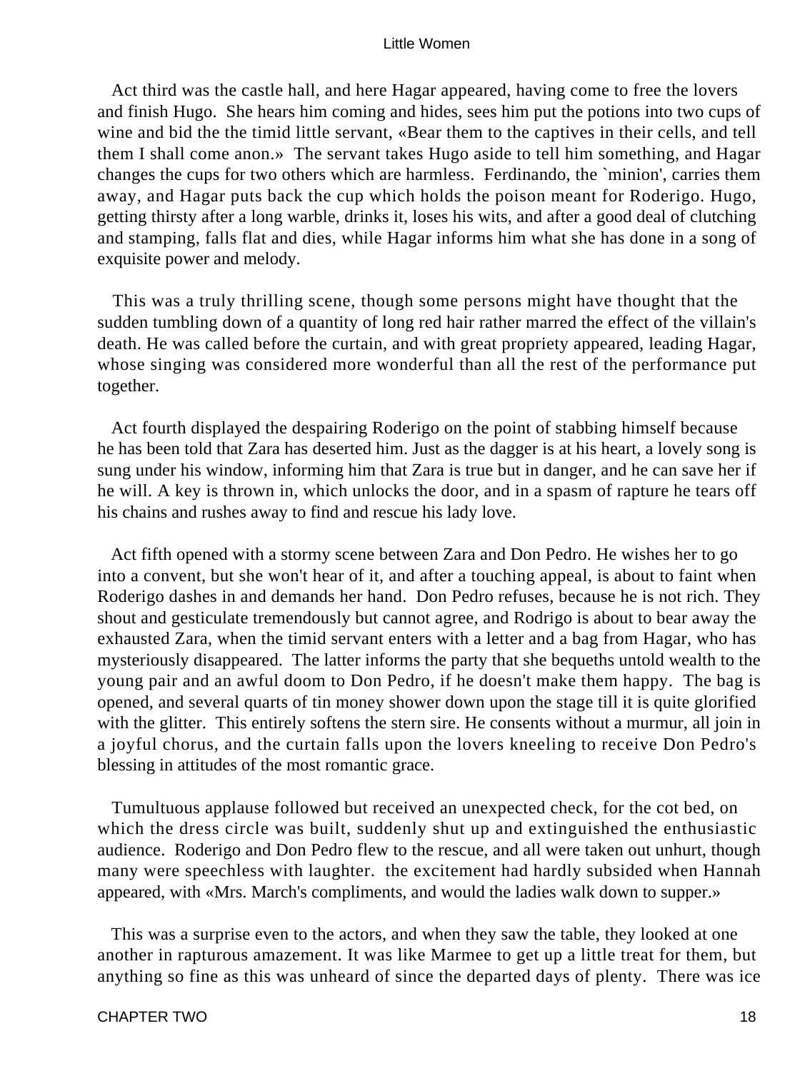Act third was the castle hall, and here Hagar appeared, having come to free the lovers and finish Hugo. She hears him coming and hides, sees him put the potions into two cups of wine and bid the the timid little servant, «Bear them to the captives in their cells, and tell them I shall come anon.» The servant takes Hugo aside to tell him something, and Hagar changes the cups for two others which are harmless. Ferdinando, the `minion', carries them away, and Hagar puts back the cup which holds the poison meant for Roderigo. Hugo, getting thirsty after a long warble, drinks it, loses his wits, and after a good deal of clutching and stamping, falls flat and dies, while Hagar informs him what she has done in a song of exquisite power and melody.

This was a truly thrilling scene, though some persons might have thought that the sudden tumbling down of a quantity of long red hair rather marred the effect of the villain's death. He was called before the curtain, and with great propriety appeared, leading Hagar, whose singing was considered more wonderful than all the rest of the performance put together.

Act fourth displayed the despairing Roderigo on the point of stabbing himself because he has been told that Zara has deserted him. Just as the dagger is at his heart, a lovely song is sung under his window, informing him that Zara is true but in danger, and he can save her if he will. A key is thrown in, which unlocks the door, and in a spasm of rapture he tears off his chains and rushes away to find and rescue his lady love.

Act fifth opened with a stormy scene between Zara and Don Pedro. He wishes her to go into a convent, but she won't hear of it, and after a touching appeal, is about to faint when Roderigo dashes in and demands her hand. Don Pedro refuses, because he is not rich. They shout and gesticulate tremendously but cannot agree, and Rodrigo is about to bear away the exhausted Zara, when the timid servant enters with a letter and a bag from Hagar, who has mysteriously disappeared. The latter informs the party that she bequeths untold wealth to the young pair and an awful doom to Don Pedro, if he doesn't make them happy. The bag is opened, and several quarts of tin money shower down upon the stage till it is quite glorified with the glitter. This entirely softens the stern sire. He consents without a murmur, all join in a joyful chorus, and the curtain falls upon the lovers kneeling to receive Don Pedro's blessing in attitudes of the most romantic grace.

Tumultuous applause followed but received an unexpected check, for the cot bed, on which the dress circle was built, suddenly shut up and extinguished the enthusiastic audience. Roderigo and Don Pedro flew to the rescue, and all were taken out unhurt, though many were speechless with laughter. the excitement had hardly subsided when Hannah appeared, with «Mrs. March's compliments, and would the ladies walk down to supper.»

This was a surprise even to the actors, and when they saw the table, they looked at one another in rapturous amazement. It was like Marmee to get up a little treat for them, but anything so fine as this was unheard of since the departed days of plenty. There was ice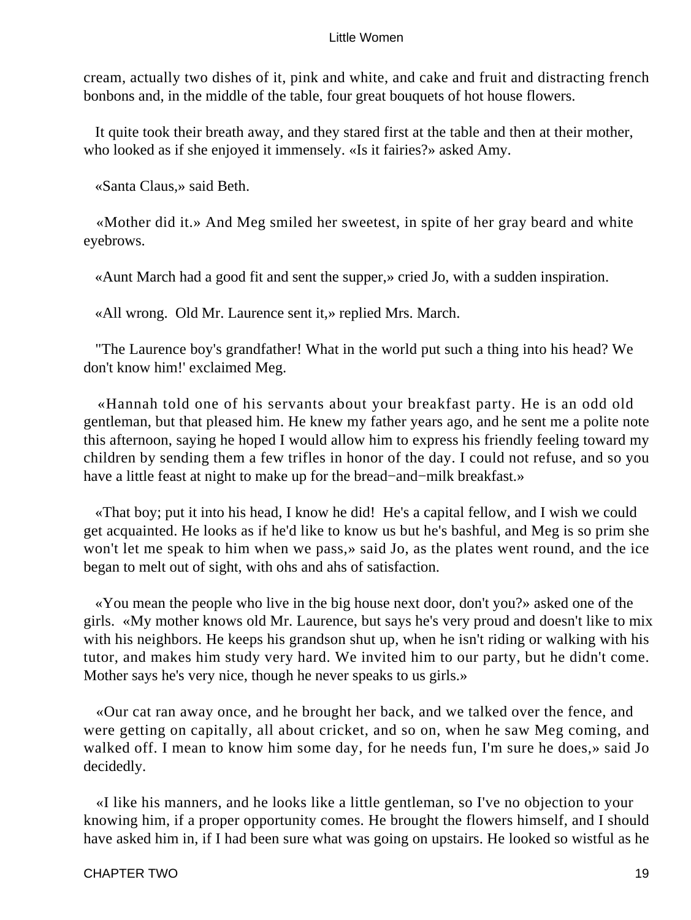cream, actually two dishes of it, pink and white, and cake and fruit and distracting french bonbons and, in the middle of the table, four great bouquets of hot house flowers.

It quite took their breath away, and they stared first at the table and then at their mother, who looked as if she enjoyed it immensely. «Is it fairies?» asked Amy.

«Santa Claus,» said Beth.

«Mother did it.» And Meg smiled her sweetest, in spite of her gray beard and white eyebrows.

«Aunt March had a good fit and sent the supper,» cried Jo, with a sudden inspiration.

«All wrong. Old Mr. Laurence sent it,» replied Mrs. March.

"The Laurence boy's grandfather! What in the world put such a thing into his head? We don't know him!' exclaimed Meg.

«Hannah told one of his servants about your breakfast party. He is an odd old gentleman, but that pleased him. He knew my father years ago, and he sent me a polite note this afternoon, saying he hoped I would allow him to express his friendly feeling toward my children by sending them a few trifles in honor of the day. I could not refuse, and so you have a little feast at night to make up for the bread−and−milk breakfast.»

«That boy; put it into his head, I know he did! He's a capital fellow, and I wish we could get acquainted. He looks as if he'd like to know us but he's bashful, and Meg is so prim she won't let me speak to him when we pass,» said Jo, as the plates went round, and the ice began to melt out of sight, with ohs and ahs of satisfaction.

«You mean the people who live in the big house next door, don't you?» asked one of the girls. «My mother knows old Mr. Laurence, but says he's very proud and doesn't like to mix with his neighbors. He keeps his grandson shut up, when he isn't riding or walking with his tutor, and makes him study very hard. We invited him to our party, but he didn't come. Mother says he's very nice, though he never speaks to us girls.»

«Our cat ran away once, and he brought her back, and we talked over the fence, and were getting on capitally, all about cricket, and so on, when he saw Meg coming, and walked off. I mean to know him some day, for he needs fun, I'm sure he does,» said Jo decidedly.

«I like his manners, and he looks like a little gentleman, so I've no objection to your knowing him, if a proper opportunity comes. He brought the flowers himself, and I should have asked him in, if I had been sure what was going on upstairs. He looked so wistful as he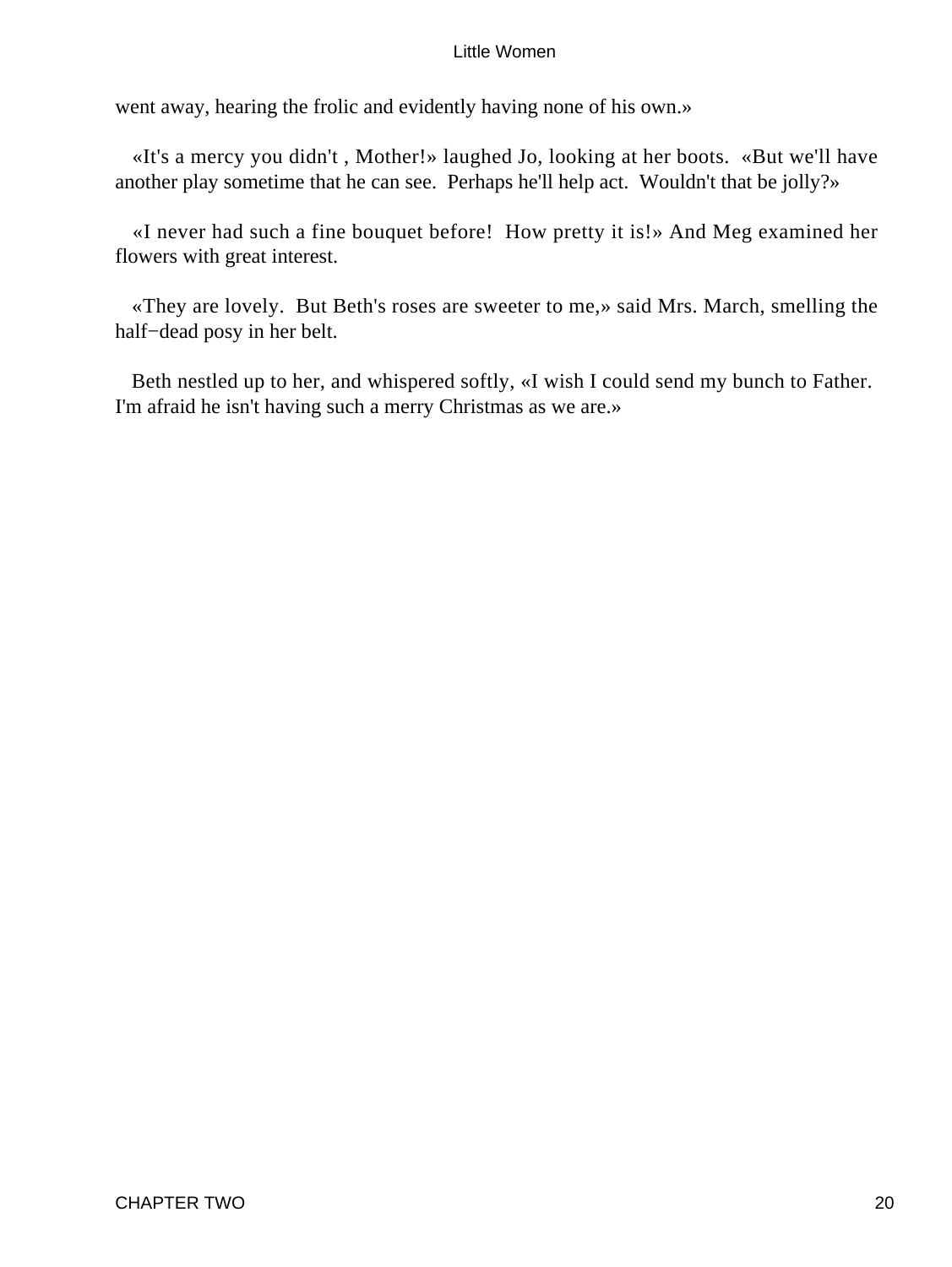went away, hearing the frolic and evidently having none of his own.»

«It's a mercy you didn't , Mother!» laughed Jo, looking at her boots. «But we'll have another play sometime that he can see. Perhaps he'll help act. Wouldn't that be jolly?»

«I never had such a fine bouquet before! How pretty it is!» And Meg examined her flowers with great interest.

«They are lovely. But Beth's roses are sweeter to me,» said Mrs. March, smelling the half−dead posy in her belt.

Beth nestled up to her, and whispered softly, «I wish I could send my bunch to Father. I'm afraid he isn't having such a merry Christmas as we are.»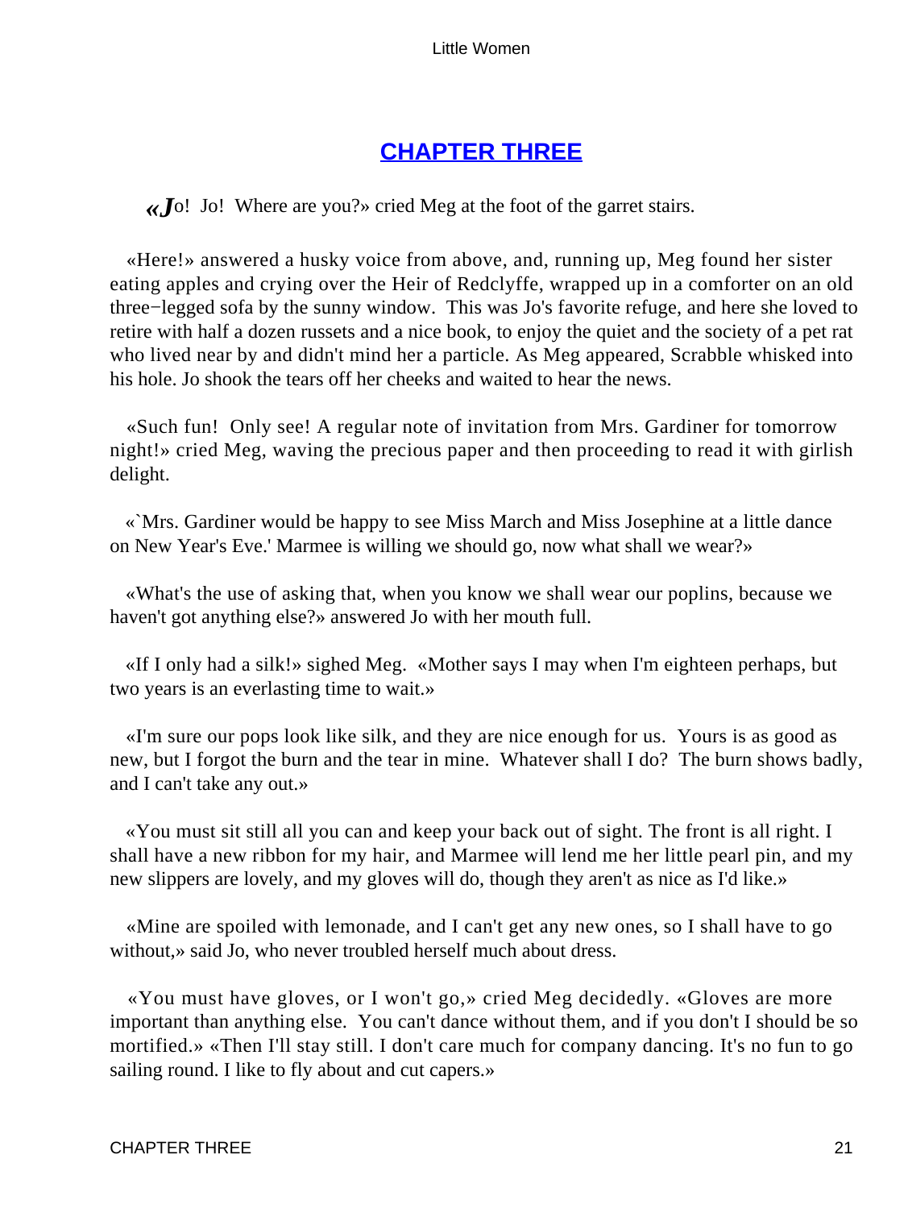## CHAPTER THREE

«Jo! Jo! Where are you?» cried Meg at the foot of the garret stairs.

«Here!» answered a husky voice from above, and, running up, Meg found her sister eating apples and crying over the Heir of Redclyffe, wrapped up in a comforter on an old three−legged sofa by the sunny window. This was Jo's favorite refuge, and here she loved to retire with half a dozen russets and a nice book, to enjoy the quiet and the society of a pet rat who lived near by and didn't mind her a particle. As Meg appeared, Scrabble whisked into his hole. Jo shook the tears off her cheeks and waited to hear the news.

«Such fun! Only see! A regular note of invitation from Mrs. Gardiner for tomorrow night!» cried Meg, waving the precious paper and then proceeding to read it with girlish delight.

«`Mrs. Gardiner would be happy to see Miss March and Miss Josephine at a little dance on New Year's Eve.' Marmee is willing we should go, now what shall we wear?»

«What's the use of asking that, when you know we shall wear our poplins, because we haven't got anything else?» answered Jo with her mouth full.

«If I only had a silk!» sighed Meg. «Mother says I may when I'm eighteen perhaps, but two years is an everlasting time to wait.»

«I'm sure our pops look like silk, and they are nice enough for us. Yours is as good as new, but I forgot the burn and the tear in mine. Whatever shall I do? The burn shows badly, and I can't take any out.»

«You must sit still all you can and keep your back out of sight. The front is all right. I shall have a new ribbon for my hair, and Marmee will lend me her little pearl pin, and my new slippers are lovely, and my gloves will do, though they aren't as nice as I'd like.»

«Mine are spoiled with lemonade, and I can't get any new ones, so I shall have to go without,» said Jo, who never troubled herself much about dress.

«You must have gloves, or I won't go,» cried Meg decidedly. «Gloves are more important than anything else. You can't dance without them, and if you don't I should be so mortified.» «Then I'll stay still. I don't care much for company dancing. It's no fun to go sailing round. I like to fly about and cut capers.»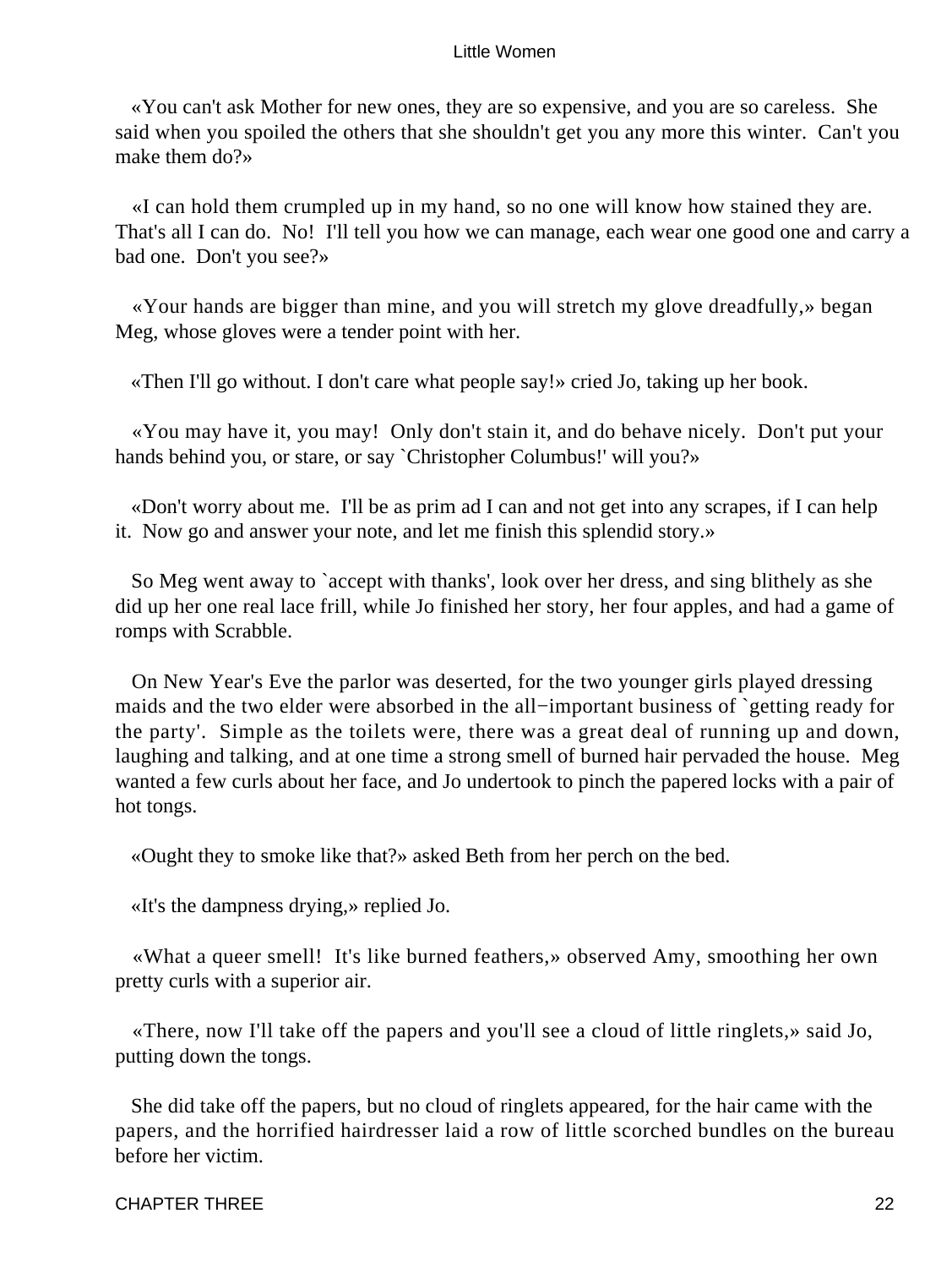«You can't ask Mother for new ones, they are so expensive, and you are so careless. She said when you spoiled the others that she shouldn't get you any more this winter. Can't you make them do?»

«I can hold them crumpled up in my hand, so no one will know how stained they are. That's all I can do. No! I'll tell you how we can manage, each wear one good one and carry a bad one. Don't you see?»

«Your hands are bigger than mine, and you will stretch my glove dreadfully,» began Meg, whose gloves were a tender point with her.

«Then I'll go without. I don't care what people say!» cried Jo, taking up her book.

«You may have it, you may! Only don't stain it, and do behave nicely. Don't put your hands behind you, or stare, or say `Christopher Columbus!' will you?»

«Don't worry about me. I'll be as prim ad I can and not get into any scrapes, if I can help it. Now go and answer your note, and let me finish this splendid story.»

So Meg went away to `accept with thanks', look over her dress, and sing blithely as she did up her one real lace frill, while Jo finished her story, her four apples, and had a game of romps with Scrabble.

On New Year's Eve the parlor was deserted, for the two younger girls played dressing maids and the two elder were absorbed in the all−important business of `getting ready for the party'. Simple as the toilets were, there was a great deal of running up and down, laughing and talking, and at one time a strong smell of burned hair pervaded the house. Meg wanted a few curls about her face, and Jo undertook to pinch the papered locks with a pair of hot tongs.

«Ought they to smoke like that?» asked Beth from her perch on the bed.

«It's the dampness drying,» replied Jo.

«What a queer smell! It's like burned feathers,» observed Amy, smoothing her own pretty curls with a superior air.

«There, now I'll take off the papers and you'll see a cloud of little ringlets,» said Jo, putting down the tongs.

She did take off the papers, but no cloud of ringlets appeared, for the hair came with the papers, and the horrified hairdresser laid a row of little scorched bundles on the bureau before her victim.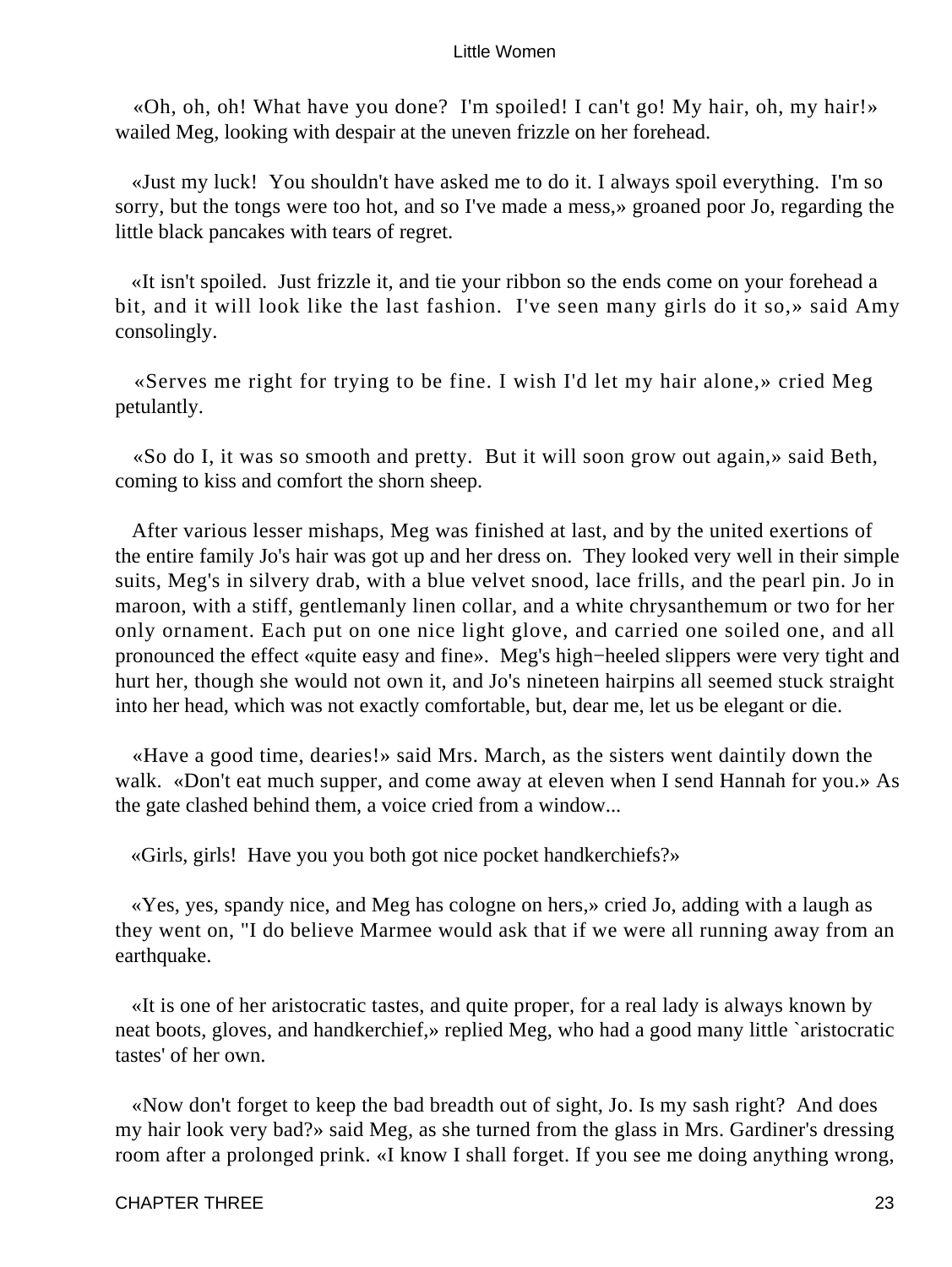«Oh, oh, oh! What have you done? I'm spoiled! I can't go! My hair, oh, my hair!» wailed Meg, looking with despair at the uneven frizzle on her forehead.

«Just my luck! You shouldn't have asked me to do it. I always spoil everything. I'm so sorry, but the tongs were too hot, and so I've made a mess,» groaned poor Jo, regarding the little black pancakes with tears of regret.

«It isn't spoiled. Just frizzle it, and tie your ribbon so the ends come on your forehead a bit, and it will look like the last fashion. I've seen many girls do it so,» said Amy consolingly.

«Serves me right for trying to be fine. I wish I'd let my hair alone,» cried Meg petulantly.

«So do I, it was so smooth and pretty. But it will soon grow out again,» said Beth, coming to kiss and comfort the shorn sheep.

After various lesser mishaps, Meg was finished at last, and by the united exertions of the entire family Jo's hair was got up and her dress on. They looked very well in their simple suits, Meg's in silvery drab, with a blue velvet snood, lace frills, and the pearl pin. Jo in maroon, with a stiff, gentlemanly linen collar, and a white chrysanthemum or two for her only ornament. Each put on one nice light glove, and carried one soiled one, and all pronounced the effect «quite easy and fine». Meg's high−heeled slippers were very tight and hurt her, though she would not own it, and Jo's nineteen hairpins all seemed stuck straight into her head, which was not exactly comfortable, but, dear me, let us be elegant or die.

«Have a good time, dearies!» said Mrs. March, as the sisters went daintily down the walk. «Don't eat much supper, and come away at eleven when I send Hannah for you.» As the gate clashed behind them, a voice cried from a window...

«Girls, girls! Have you you both got nice pocket handkerchiefs?»

«Yes, yes, spandy nice, and Meg has cologne on hers,» cried Jo, adding with a laugh as they went on, "I do believe Marmee would ask that if we were all running away from an earthquake.

«It is one of her aristocratic tastes, and quite proper, for a real lady is always known by neat boots, gloves, and handkerchief,» replied Meg, who had a good many little `aristocratic tastes' of her own.

«Now don't forget to keep the bad breadth out of sight, Jo. Is my sash right? And does my hair look very bad?» said Meg, as she turned from the glass in Mrs. Gardiner's dressing room after a prolonged prink. «I know I shall forget. If you see me doing anything wrong,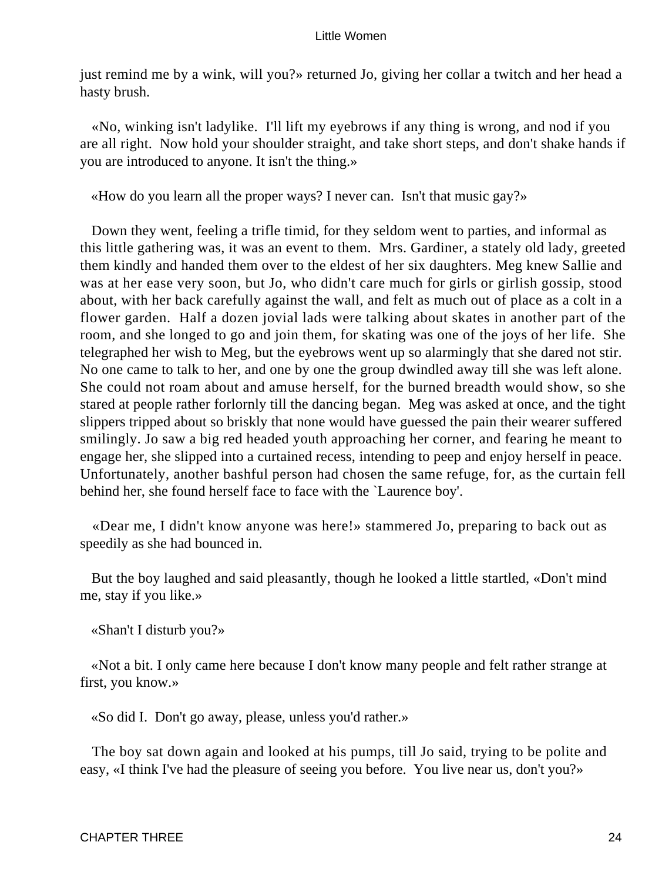just remind me by a wink, will you?» returned Jo, giving her collar a twitch and her head a hasty brush.

«No, winking isn't ladylike.  I'll lift my eyebrows if any thing is wrong, and nod if you are all right.  Now hold your shoulder straight, and take short steps, and don't shake hands if you are introduced to anyone. It isn't the thing.»

«How do you learn all the proper ways? I never can.  Isn't that music gay?»

Down they went, feeling a trifle timid, for they seldom went to parties, and informal as this little gathering was, it was an event to them.  Mrs. Gardiner, a stately old lady, greeted them kindly and handed them over to the eldest of her six daughters. Meg knew Sallie and was at her ease very soon, but Jo, who didn't care much for girls or girlish gossip, stood about, with her back carefully against the wall, and felt as much out of place as a colt in a flower garden.  Half a dozen jovial lads were talking about skates in another part of the room, and she longed to go and join them, for skating was one of the joys of her life.  She telegraphed her wish to Meg, but the eyebrows went up so alarmingly that she dared not stir. No one came to talk to her, and one by one the group dwindled away till she was left alone. She could not roam about and amuse herself, for the burned breadth would show, so she stared at people rather forlornly till the dancing began.  Meg was asked at once, and the tight slippers tripped about so briskly that none would have guessed the pain their wearer suffered smilingly. Jo saw a big red headed youth approaching her corner, and fearing he meant to engage her, she slipped into a curtained recess, intending to peep and enjoy herself in peace. Unfortunately, another bashful person had chosen the same refuge, for, as the curtain fell behind her, she found herself face to face with the `Laurence boy'.

«Dear me, I didn't know anyone was here!» stammered Jo, preparing to back out as speedily as she had bounced in.

But the boy laughed and said pleasantly, though he looked a little startled, «Don't mind me, stay if you like.»

«Shan't I disturb you?»

«Not a bit. I only came here because I don't know many people and felt rather strange at first, you know.»

«So did I.  Don't go away, please, unless you'd rather.»

The boy sat down again and looked at his pumps, till Jo said, trying to be polite and easy, «I think I've had the pleasure of seeing you before.  You live near us, don't you?»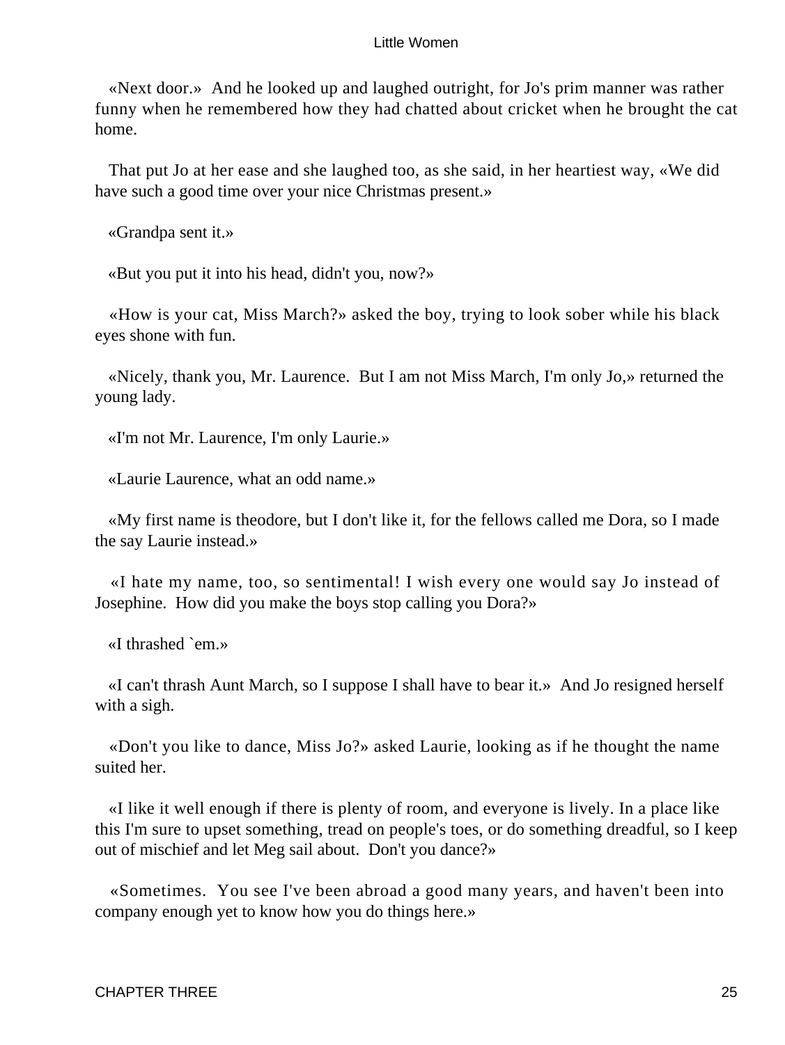«Next door.» And he looked up and laughed outright, for Jo's prim manner was rather funny when he remembered how they had chatted about cricket when he brought the cat home.

That put Jo at her ease and she laughed too, as she said, in her heartiest way, «We did have such a good time over your nice Christmas present.»

«Grandpa sent it.»

«But you put it into his head, didn't you, now?»

«How is your cat, Miss March?» asked the boy, trying to look sober while his black eyes shone with fun.

«Nicely, thank you, Mr. Laurence. But I am not Miss March, I'm only Jo,» returned the young lady.

«I'm not Mr. Laurence, I'm only Laurie.»

«Laurie Laurence, what an odd name.»

«My first name is theodore, but I don't like it, for the fellows called me Dora, so I made the say Laurie instead.»

«I hate my name, too, so sentimental! I wish every one would say Jo instead of Josephine. How did you make the boys stop calling you Dora?»

«I thrashed `em.»

«I can't thrash Aunt March, so I suppose I shall have to bear it.» And Jo resigned herself with a sigh.

«Don't you like to dance, Miss Jo?» asked Laurie, looking as if he thought the name suited her.

«I like it well enough if there is plenty of room, and everyone is lively. In a place like this I'm sure to upset something, tread on people's toes, or do something dreadful, so I keep out of mischief and let Meg sail about. Don't you dance?»

«Sometimes. You see I've been abroad a good many years, and haven't been into company enough yet to know how you do things here.»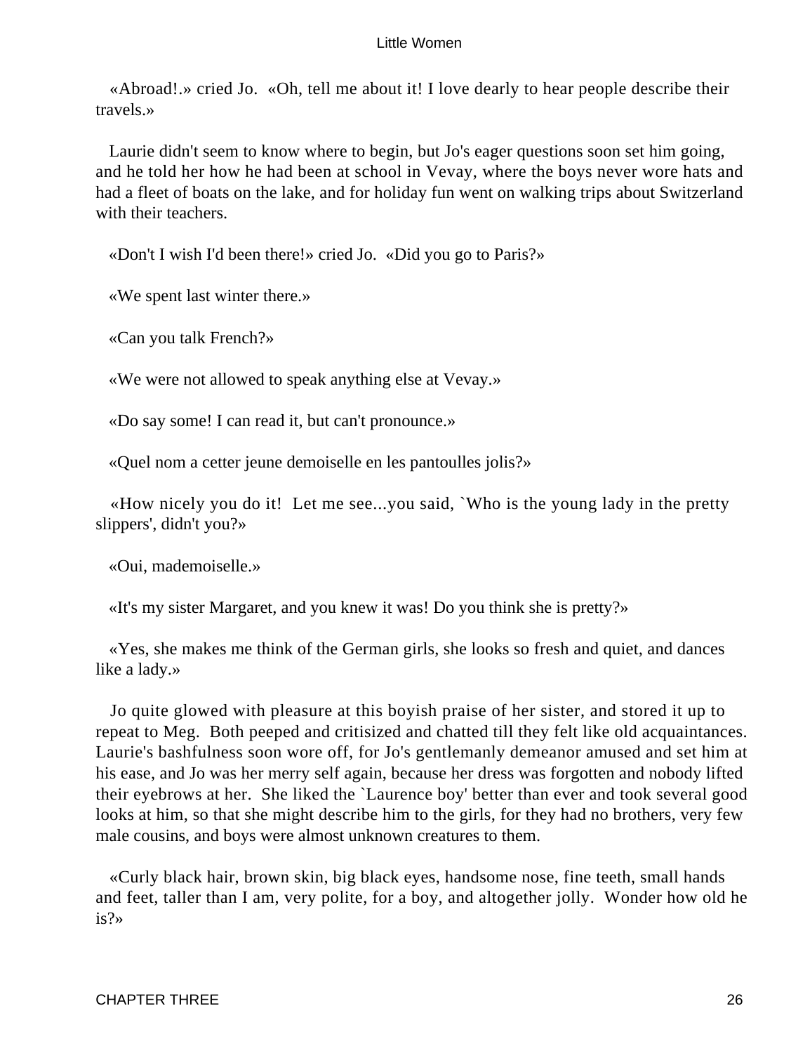«Abroad!.» cried Jo. «Oh, tell me about it! I love dearly to hear people describe their travels.»

Laurie didn't seem to know where to begin, but Jo's eager questions soon set him going, and he told her how he had been at school in Vevay, where the boys never wore hats and had a fleet of boats on the lake, and for holiday fun went on walking trips about Switzerland with their teachers.

«Don't I wish I'd been there!» cried Jo. «Did you go to Paris?»

«We spent last winter there.»

«Can you talk French?»

«We were not allowed to speak anything else at Vevay.»

«Do say some! I can read it, but can't pronounce.»

«Quel nom a cetter jeune demoiselle en les pantoulles jolis?»

«How nicely you do it! Let me see...you said, `Who is the young lady in the pretty slippers', didn't you?»

«Oui, mademoiselle.»

«It's my sister Margaret, and you knew it was! Do you think she is pretty?»

«Yes, she makes me think of the German girls, she looks so fresh and quiet, and dances like a lady.»

Jo quite glowed with pleasure at this boyish praise of her sister, and stored it up to repeat to Meg. Both peeped and critisized and chatted till they felt like old acquaintances. Laurie's bashfulness soon wore off, for Jo's gentlemanly demeanor amused and set him at his ease, and Jo was her merry self again, because her dress was forgotten and nobody lifted their eyebrows at her. She liked the `Laurence boy' better than ever and took several good looks at him, so that she might describe him to the girls, for they had no brothers, very few male cousins, and boys were almost unknown creatures to them.

«Curly black hair, brown skin, big black eyes, handsome nose, fine teeth, small hands and feet, taller than I am, very polite, for a boy, and altogether jolly. Wonder how old he is?»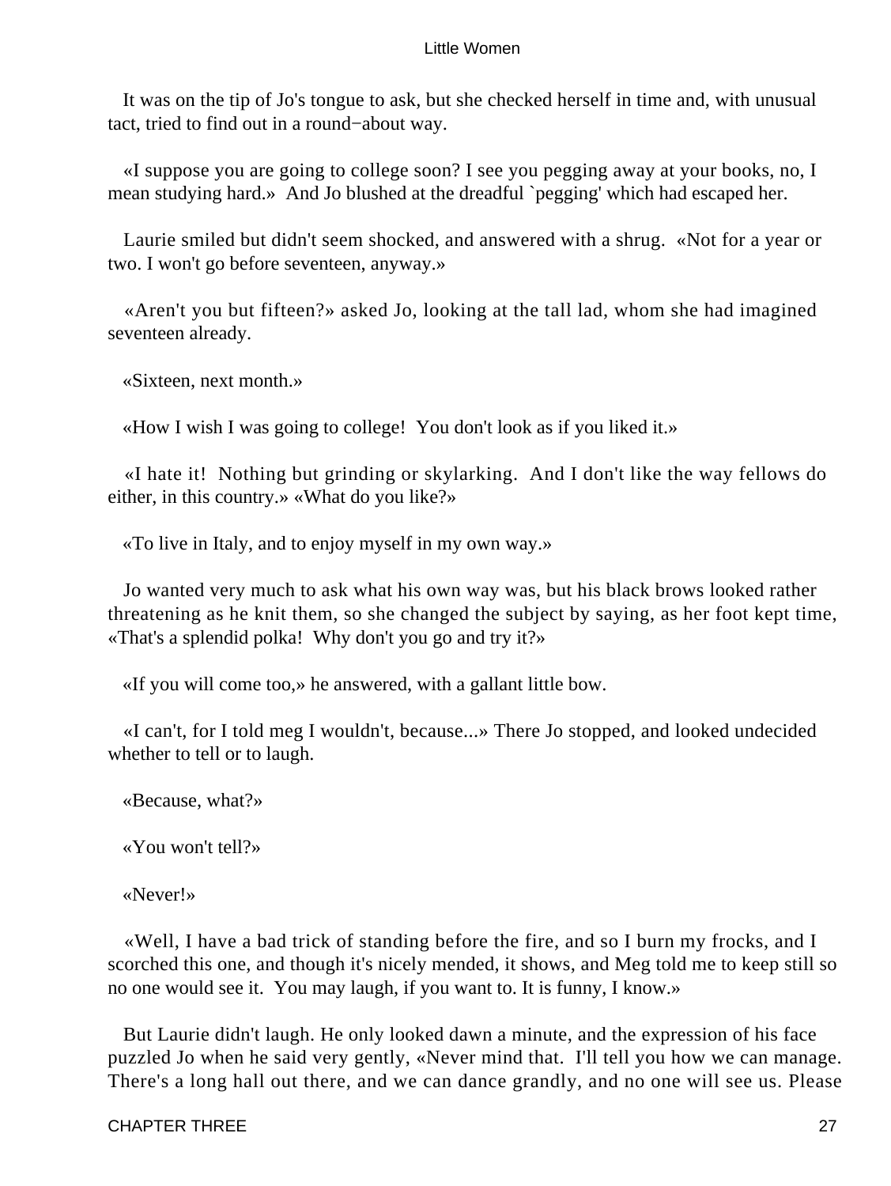It was on the tip of Jo's tongue to ask, but she checked herself in time and, with unusual tact, tried to find out in a round−about way.

«I suppose you are going to college soon? I see you pegging away at your books, no, I mean studying hard.» And Jo blushed at the dreadful `pegging' which had escaped her.

Laurie smiled but didn't seem shocked, and answered with a shrug. «Not for a year or two. I won't go before seventeen, anyway.»

«Aren't you but fifteen?» asked Jo, looking at the tall lad, whom she had imagined seventeen already.

«Sixteen, next month.»

«How I wish I was going to college! You don't look as if you liked it.»

«I hate it! Nothing but grinding or skylarking. And I don't like the way fellows do either, in this country.» «What do you like?»

«To live in Italy, and to enjoy myself in my own way.»

Jo wanted very much to ask what his own way was, but his black brows looked rather threatening as he knit them, so she changed the subject by saying, as her foot kept time, «That's a splendid polka! Why don't you go and try it?»

«If you will come too,» he answered, with a gallant little bow.

«I can't, for I told meg I wouldn't, because...» There Jo stopped, and looked undecided whether to tell or to laugh.

«Because, what?»

«You won't tell?»

«Never!»

«Well, I have a bad trick of standing before the fire, and so I burn my frocks, and I scorched this one, and though it's nicely mended, it shows, and Meg told me to keep still so no one would see it. You may laugh, if you want to. It is funny, I know.»

But Laurie didn't laugh. He only looked dawn a minute, and the expression of his face puzzled Jo when he said very gently, «Never mind that. I'll tell you how we can manage. There's a long hall out there, and we can dance grandly, and no one will see us. Please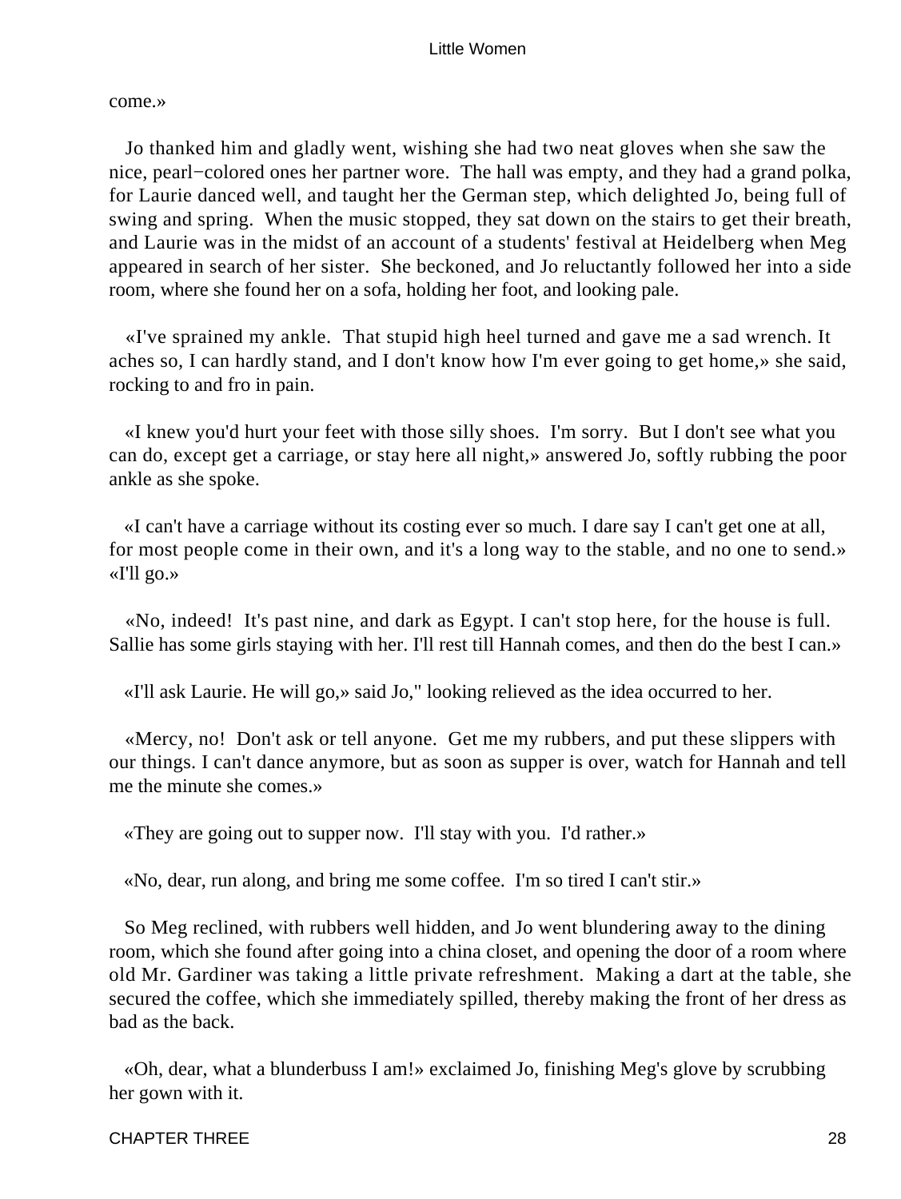come.»

Jo thanked him and gladly went, wishing she had two neat gloves when she saw the nice, pearl−colored ones her partner wore. The hall was empty, and they had a grand polka, for Laurie danced well, and taught her the German step, which delighted Jo, being full of swing and spring. When the music stopped, they sat down on the stairs to get their breath, and Laurie was in the midst of an account of a students' festival at Heidelberg when Meg appeared in search of her sister. She beckoned, and Jo reluctantly followed her into a side room, where she found her on a sofa, holding her foot, and looking pale.

«I've sprained my ankle. That stupid high heel turned and gave me a sad wrench. It aches so, I can hardly stand, and I don't know how I'm ever going to get home,» she said, rocking to and fro in pain.

«I knew you'd hurt your feet with those silly shoes. I'm sorry. But I don't see what you can do, except get a carriage, or stay here all night,» answered Jo, softly rubbing the poor ankle as she spoke.

«I can't have a carriage without its costing ever so much. I dare say I can't get one at all, for most people come in their own, and it's a long way to the stable, and no one to send.» «I'll go.»

«No, indeed! It's past nine, and dark as Egypt. I can't stop here, for the house is full. Sallie has some girls staying with her. I'll rest till Hannah comes, and then do the best I can.»

«I'll ask Laurie. He will go,» said Jo," looking relieved as the idea occurred to her.

«Mercy, no! Don't ask or tell anyone. Get me my rubbers, and put these slippers with our things. I can't dance anymore, but as soon as supper is over, watch for Hannah and tell me the minute she comes.»

«They are going out to supper now. I'll stay with you. I'd rather.»

«No, dear, run along, and bring me some coffee. I'm so tired I can't stir.»

So Meg reclined, with rubbers well hidden, and Jo went blundering away to the dining room, which she found after going into a china closet, and opening the door of a room where old Mr. Gardiner was taking a little private refreshment. Making a dart at the table, she secured the coffee, which she immediately spilled, thereby making the front of her dress as bad as the back.

«Oh, dear, what a blunderbuss I am!» exclaimed Jo, finishing Meg's glove by scrubbing her gown with it.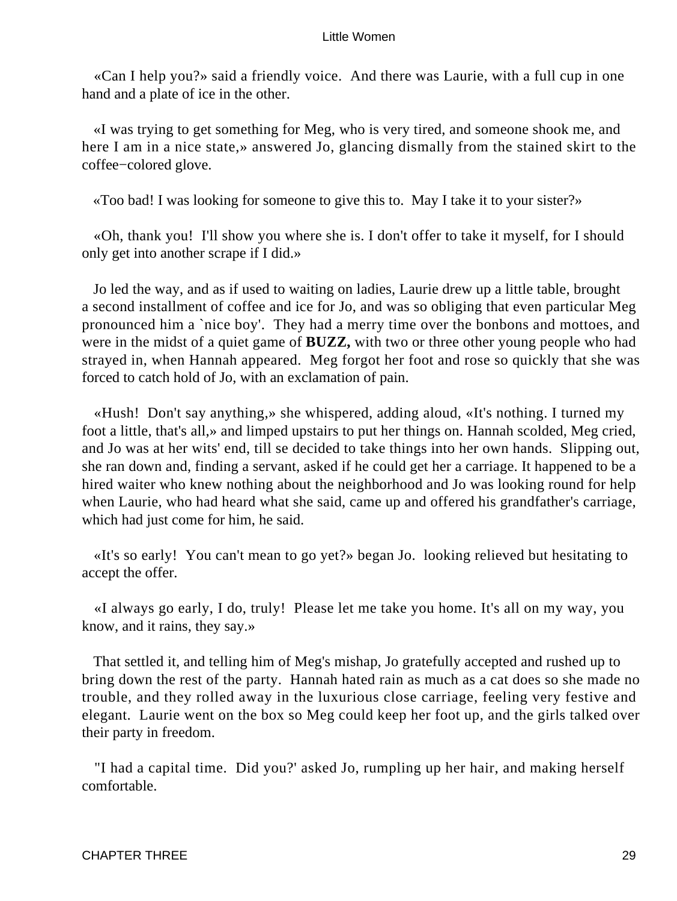«Can I help you?» said a friendly voice. And there was Laurie, with a full cup in one hand and a plate of ice in the other.

«I was trying to get something for Meg, who is very tired, and someone shook me, and here I am in a nice state,» answered Jo, glancing dismally from the stained skirt to the coffee−colored glove.

«Too bad! I was looking for someone to give this to. May I take it to your sister?»

«Oh, thank you! I'll show you where she is. I don't offer to take it myself, for I should only get into another scrape if I did.»

Jo led the way, and as if used to waiting on ladies, Laurie drew up a little table, brought a second installment of coffee and ice for Jo, and was so obliging that even particular Meg pronounced him a `nice boy'. They had a merry time over the bonbons and mottoes, and were in the midst of a quiet game of **BUZZ,** with two or three other young people who had strayed in, when Hannah appeared. Meg forgot her foot and rose so quickly that she was forced to catch hold of Jo, with an exclamation of pain.

«Hush! Don't say anything,» she whispered, adding aloud, «It's nothing. I turned my foot a little, that's all,» and limped upstairs to put her things on. Hannah scolded, Meg cried, and Jo was at her wits' end, till se decided to take things into her own hands. Slipping out, she ran down and, finding a servant, asked if he could get her a carriage. It happened to be a hired waiter who knew nothing about the neighborhood and Jo was looking round for help when Laurie, who had heard what she said, came up and offered his grandfather's carriage, which had just come for him, he said.

«It's so early! You can't mean to go yet?» began Jo. looking relieved but hesitating to accept the offer.

«I always go early, I do, truly! Please let me take you home. It's all on my way, you know, and it rains, they say.»

That settled it, and telling him of Meg's mishap, Jo gratefully accepted and rushed up to bring down the rest of the party. Hannah hated rain as much as a cat does so she made no trouble, and they rolled away in the luxurious close carriage, feeling very festive and elegant. Laurie went on the box so Meg could keep her foot up, and the girls talked over their party in freedom.

"I had a capital time. Did you?' asked Jo, rumpling up her hair, and making herself comfortable.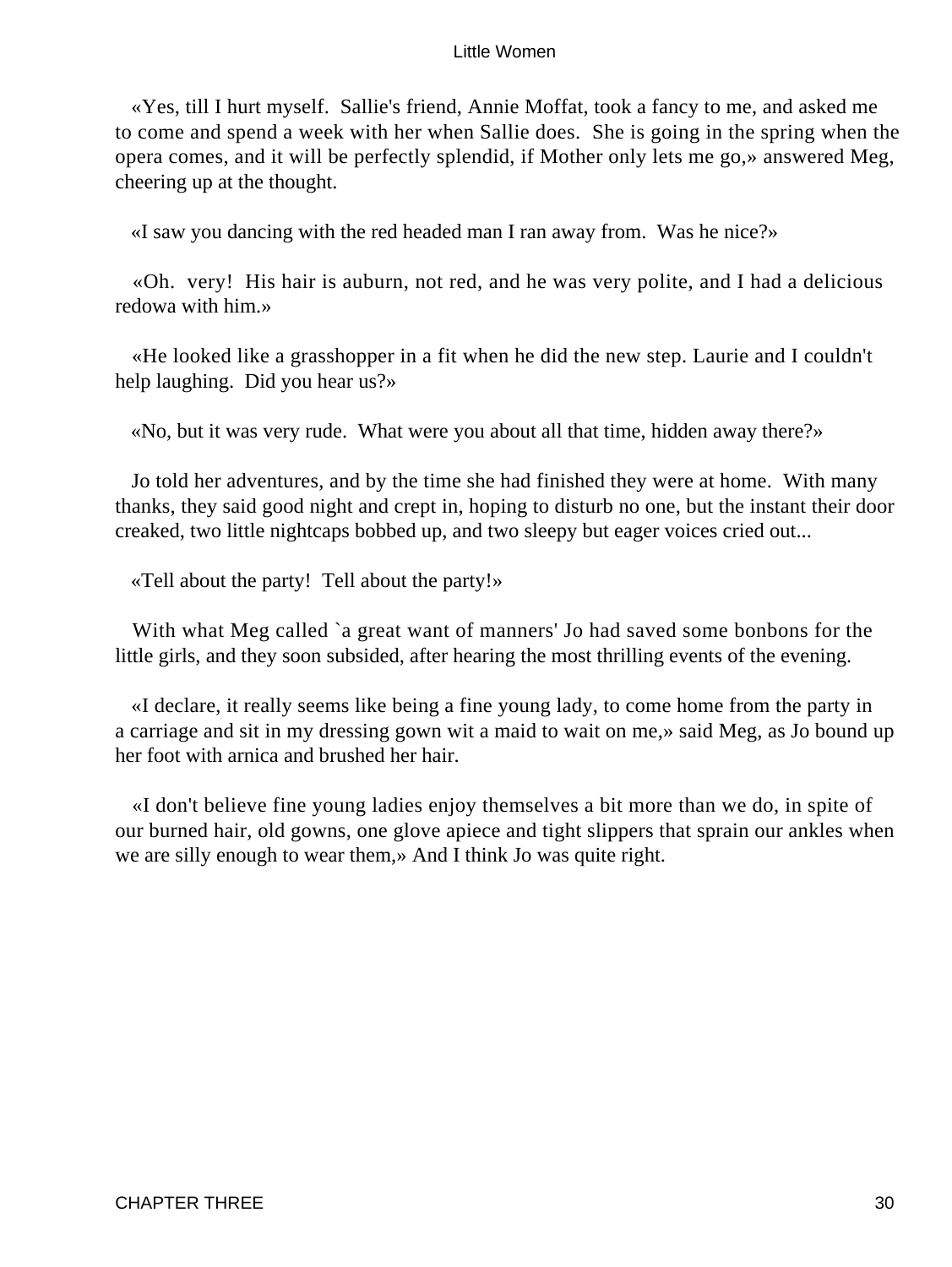«Yes, till I hurt myself. Sallie's friend, Annie Moffat, took a fancy to me, and asked me to come and spend a week with her when Sallie does. She is going in the spring when the opera comes, and it will be perfectly splendid, if Mother only lets me go,» answered Meg, cheering up at the thought.

«I saw you dancing with the red headed man I ran away from. Was he nice?»

«Oh. very! His hair is auburn, not red, and he was very polite, and I had a delicious redowa with him.»

«He looked like a grasshopper in a fit when he did the new step. Laurie and I couldn't help laughing. Did you hear us?»

«No, but it was very rude. What were you about all that time, hidden away there?»

Jo told her adventures, and by the time she had finished they were at home. With many thanks, they said good night and crept in, hoping to disturb no one, but the instant their door creaked, two little nightcaps bobbed up, and two sleepy but eager voices cried out...

«Tell about the party! Tell about the party!»

With what Meg called `a great want of manners' Jo had saved some bonbons for the little girls, and they soon subsided, after hearing the most thrilling events of the evening.

«I declare, it really seems like being a fine young lady, to come home from the party in a carriage and sit in my dressing gown wit a maid to wait on me,» said Meg, as Jo bound up her foot with arnica and brushed her hair.

«I don't believe fine young ladies enjoy themselves a bit more than we do, in spite of our burned hair, old gowns, one glove apiece and tight slippers that sprain our ankles when we are silly enough to wear them,» And I think Jo was quite right.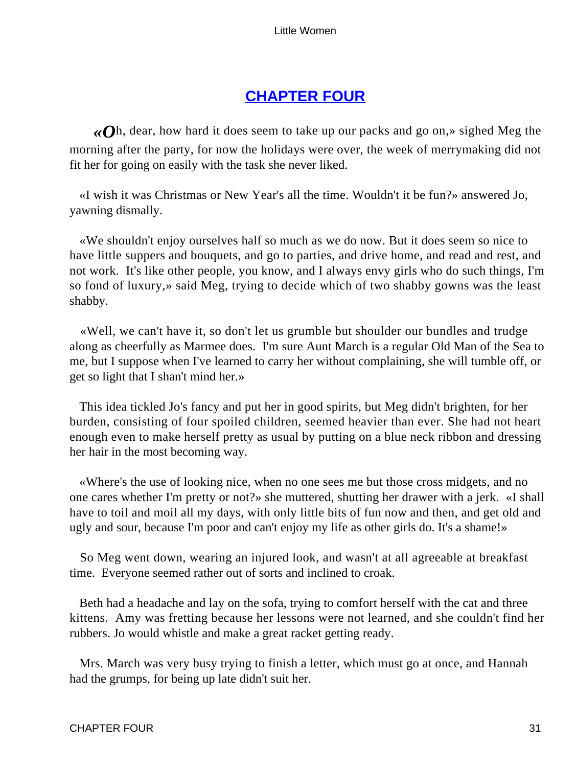## CHAPTER FOUR

«Oh, dear, how hard it does seem to take up our packs and go on,» sighed Meg the morning after the party, for now the holidays were over, the week of merrymaking did not fit her for going on easily with the task she never liked.

«I wish it was Christmas or New Year's all the time. Wouldn't it be fun?» answered Jo, yawning dismally.

«We shouldn't enjoy ourselves half so much as we do now. But it does seem so nice to have little suppers and bouquets, and go to parties, and drive home, and read and rest, and not work. It's like other people, you know, and I always envy girls who do such things, I'm so fond of luxury,» said Meg, trying to decide which of two shabby gowns was the least shabby.

«Well, we can't have it, so don't let us grumble but shoulder our bundles and trudge along as cheerfully as Marmee does. I'm sure Aunt March is a regular Old Man of the Sea to me, but I suppose when I've learned to carry her without complaining, she will tumble off, or get so light that I shan't mind her.»

This idea tickled Jo's fancy and put her in good spirits, but Meg didn't brighten, for her burden, consisting of four spoiled children, seemed heavier than ever. She had not heart enough even to make herself pretty as usual by putting on a blue neck ribbon and dressing her hair in the most becoming way.

«Where's the use of looking nice, when no one sees me but those cross midgets, and no one cares whether I'm pretty or not?» she muttered, shutting her drawer with a jerk. «I shall have to toil and moil all my days, with only little bits of fun now and then, and get old and ugly and sour, because I'm poor and can't enjoy my life as other girls do. It's a shame!»

So Meg went down, wearing an injured look, and wasn't at all agreeable at breakfast time. Everyone seemed rather out of sorts and inclined to croak.

Beth had a headache and lay on the sofa, trying to comfort herself with the cat and three kittens. Amy was fretting because her lessons were not learned, and she couldn't find her rubbers. Jo would whistle and make a great racket getting ready.

Mrs. March was very busy trying to finish a letter, which must go at once, and Hannah had the grumps, for being up late didn't suit her.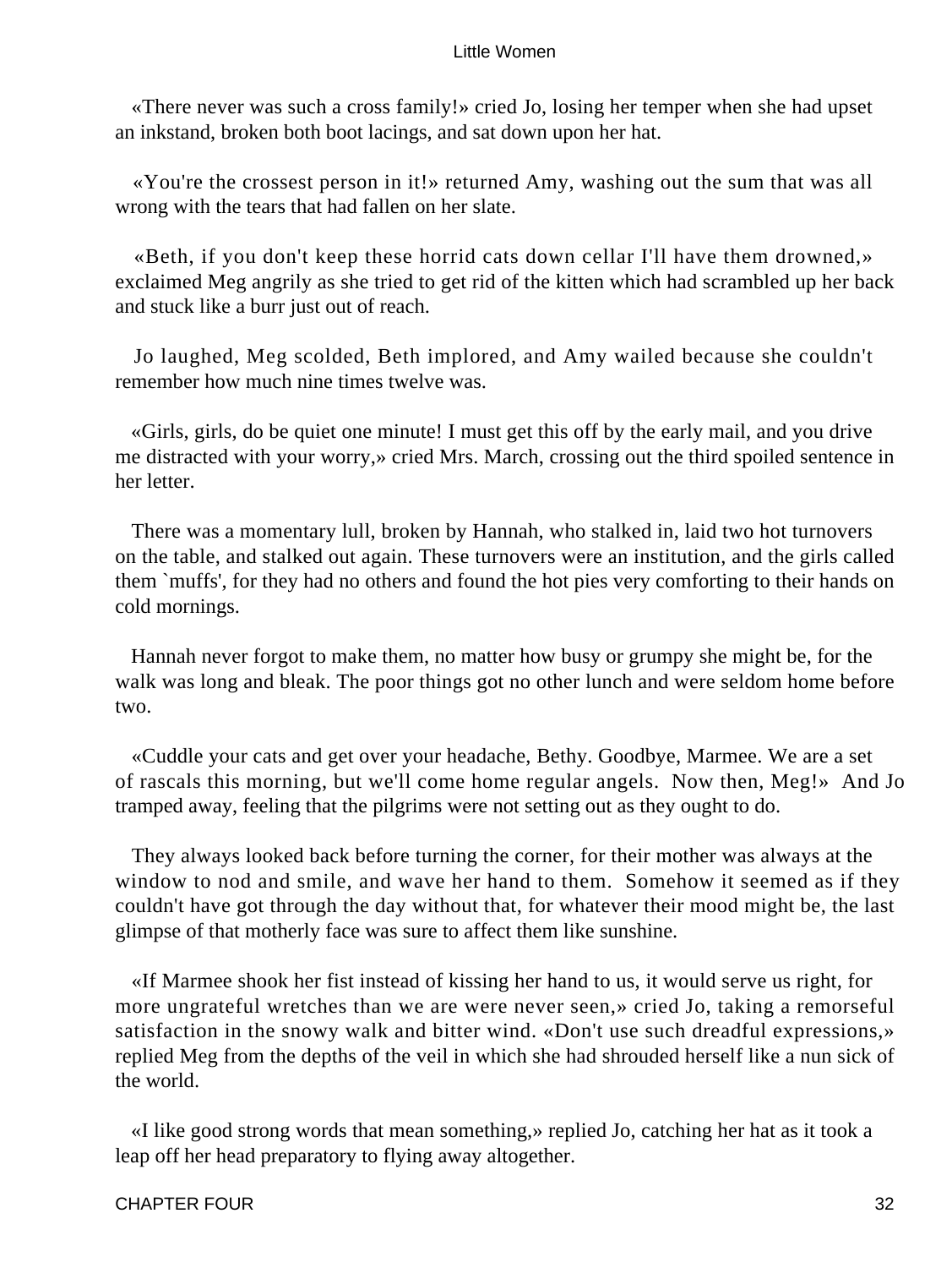«There never was such a cross family!» cried Jo, losing her temper when she had upset an inkstand, broken both boot lacings, and sat down upon her hat.

«You're the crossest person in it!» returned Amy, washing out the sum that was all wrong with the tears that had fallen on her slate.

«Beth, if you don't keep these horrid cats down cellar I'll have them drowned,» exclaimed Meg angrily as she tried to get rid of the kitten which had scrambled up her back and stuck like a burr just out of reach.

Jo laughed, Meg scolded, Beth implored, and Amy wailed because she couldn't remember how much nine times twelve was.

«Girls, girls, do be quiet one minute! I must get this off by the early mail, and you drive me distracted with your worry,» cried Mrs. March, crossing out the third spoiled sentence in her letter.

There was a momentary lull, broken by Hannah, who stalked in, laid two hot turnovers on the table, and stalked out again. These turnovers were an institution, and the girls called them `muffs', for they had no others and found the hot pies very comforting to their hands on cold mornings.

Hannah never forgot to make them, no matter how busy or grumpy she might be, for the walk was long and bleak. The poor things got no other lunch and were seldom home before two.

«Cuddle your cats and get over your headache, Bethy. Goodbye, Marmee. We are a set of rascals this morning, but we'll come home regular angels. Now then, Meg!» And Jo tramped away, feeling that the pilgrims were not setting out as they ought to do.

They always looked back before turning the corner, for their mother was always at the window to nod and smile, and wave her hand to them. Somehow it seemed as if they couldn't have got through the day without that, for whatever their mood might be, the last glimpse of that motherly face was sure to affect them like sunshine.

«If Marmee shook her fist instead of kissing her hand to us, it would serve us right, for more ungrateful wretches than we are were never seen,» cried Jo, taking a remorseful satisfaction in the snowy walk and bitter wind. «Don't use such dreadful expressions,» replied Meg from the depths of the veil in which she had shrouded herself like a nun sick of the world.

«I like good strong words that mean something,» replied Jo, catching her hat as it took a leap off her head preparatory to flying away altogether.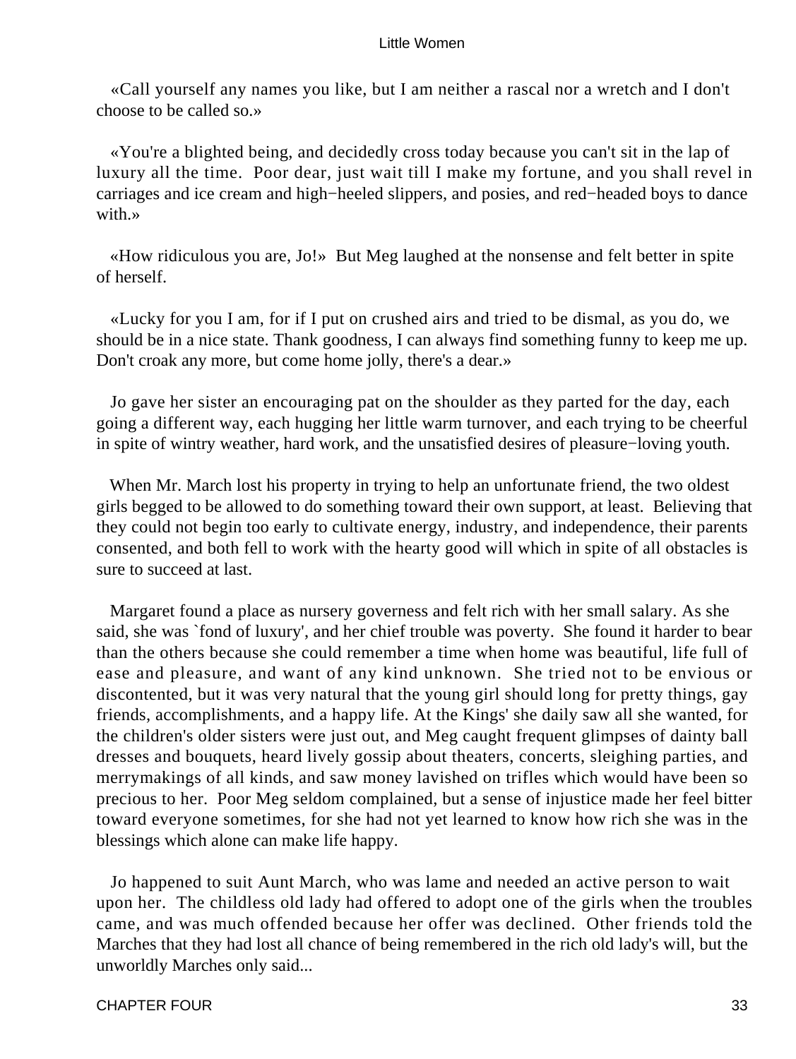«Call yourself any names you like, but I am neither a rascal nor a wretch and I don't choose to be called so.»

«You're a blighted being, and decidedly cross today because you can't sit in the lap of luxury all the time. Poor dear, just wait till I make my fortune, and you shall revel in carriages and ice cream and high−heeled slippers, and posies, and red−headed boys to dance with.»

«How ridiculous you are, Jo!» But Meg laughed at the nonsense and felt better in spite of herself.

«Lucky for you I am, for if I put on crushed airs and tried to be dismal, as you do, we should be in a nice state. Thank goodness, I can always find something funny to keep me up. Don't croak any more, but come home jolly, there's a dear.»

Jo gave her sister an encouraging pat on the shoulder as they parted for the day, each going a different way, each hugging her little warm turnover, and each trying to be cheerful in spite of wintry weather, hard work, and the unsatisfied desires of pleasure−loving youth.

When Mr. March lost his property in trying to help an unfortunate friend, the two oldest girls begged to be allowed to do something toward their own support, at least. Believing that they could not begin too early to cultivate energy, industry, and independence, their parents consented, and both fell to work with the hearty good will which in spite of all obstacles is sure to succeed at last.

Margaret found a place as nursery governess and felt rich with her small salary. As she said, she was `fond of luxury', and her chief trouble was poverty. She found it harder to bear than the others because she could remember a time when home was beautiful, life full of ease and pleasure, and want of any kind unknown. She tried not to be envious or discontented, but it was very natural that the young girl should long for pretty things, gay friends, accomplishments, and a happy life. At the Kings' she daily saw all she wanted, for the children's older sisters were just out, and Meg caught frequent glimpses of dainty ball dresses and bouquets, heard lively gossip about theaters, concerts, sleighing parties, and merrymakings of all kinds, and saw money lavished on trifles which would have been so precious to her. Poor Meg seldom complained, but a sense of injustice made her feel bitter toward everyone sometimes, for she had not yet learned to know how rich she was in the blessings which alone can make life happy.

Jo happened to suit Aunt March, who was lame and needed an active person to wait upon her. The childless old lady had offered to adopt one of the girls when the troubles came, and was much offended because her offer was declined. Other friends told the Marches that they had lost all chance of being remembered in the rich old lady's will, but the unworldly Marches only said...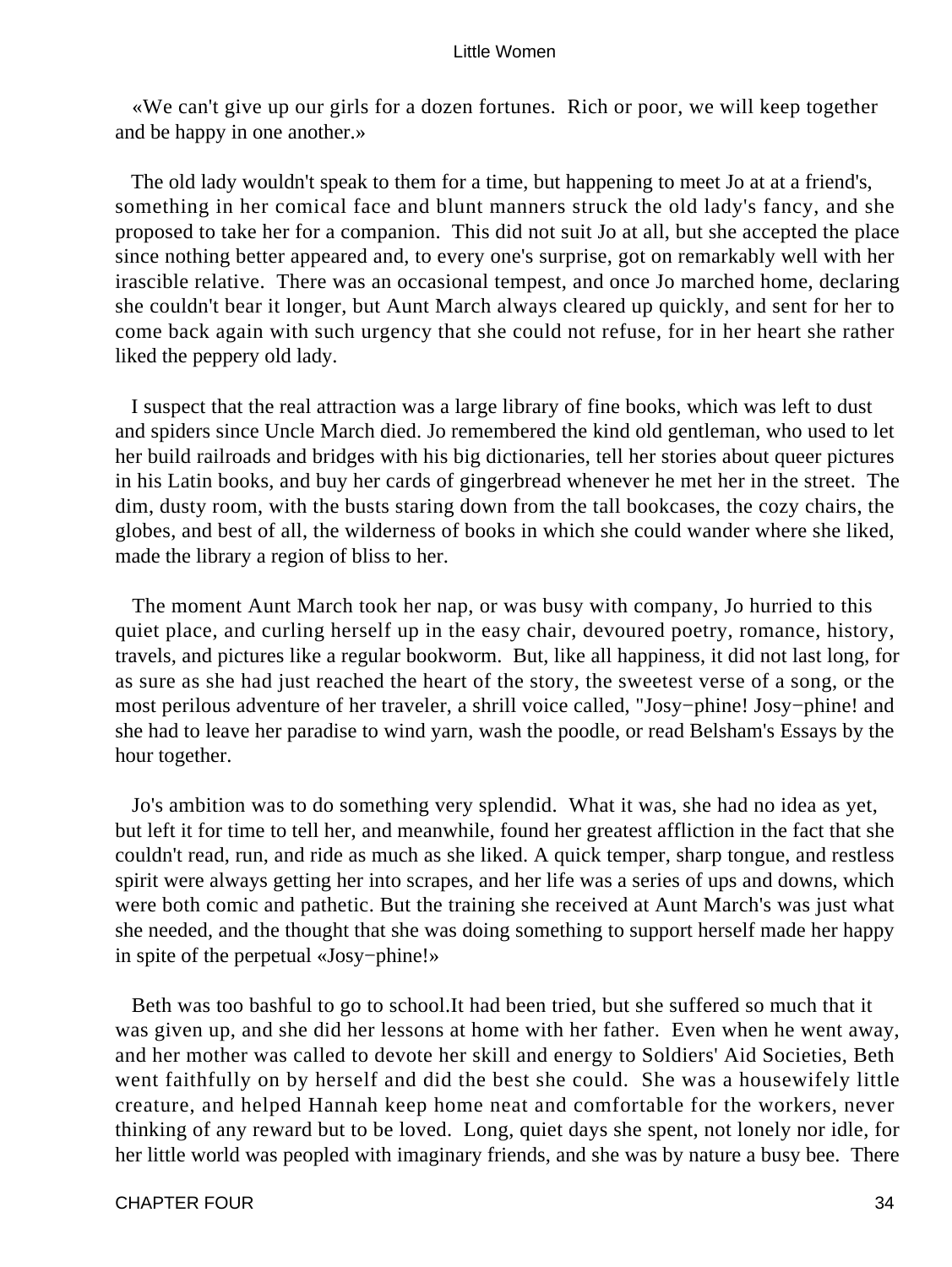«We can't give up our girls for a dozen fortunes.  Rich or poor, we will keep together and be happy in one another.»

The old lady wouldn't speak to them for a time, but happening to meet Jo at at a friend's, something in her comical face and blunt manners struck the old lady's fancy, and she proposed to take her for a companion.  This did not suit Jo at all, but she accepted the place since nothing better appeared and, to every one's surprise, got on remarkably well with her irascible relative.  There was an occasional tempest, and once Jo marched home, declaring she couldn't bear it longer, but Aunt March always cleared up quickly, and sent for her to come back again with such urgency that she could not refuse, for in her heart she rather liked the peppery old lady.

I suspect that the real attraction was a large library of fine books, which was left to dust and spiders since Uncle March died. Jo remembered the kind old gentleman, who used to let her build railroads and bridges with his big dictionaries, tell her stories about queer pictures in his Latin books, and buy her cards of gingerbread whenever he met her in the street.  The dim, dusty room, with the busts staring down from the tall bookcases, the cozy chairs, the globes, and best of all, the wilderness of books in which she could wander where she liked, made the library a region of bliss to her.

The moment Aunt March took her nap, or was busy with company, Jo hurried to this quiet place, and curling herself up in the easy chair, devoured poetry, romance, history, travels, and pictures like a regular bookworm.  But, like all happiness, it did not last long, for as sure as she had just reached the heart of the story, the sweetest verse of a song, or the most perilous adventure of her traveler, a shrill voice called, "Josy−phine! Josy−phine! and she had to leave her paradise to wind yarn, wash the poodle, or read Belsham's Essays by the hour together.

Jo's ambition was to do something very splendid.  What it was, she had no idea as yet, but left it for time to tell her, and meanwhile, found her greatest affliction in the fact that she couldn't read, run, and ride as much as she liked. A quick temper, sharp tongue, and restless spirit were always getting her into scrapes, and her life was a series of ups and downs, which were both comic and pathetic. But the training she received at Aunt March's was just what she needed, and the thought that she was doing something to support herself made her happy in spite of the perpetual «Josy−phine!»

Beth was too bashful to go to school.It had been tried, but she suffered so much that it was given up, and she did her lessons at home with her father.  Even when he went away, and her mother was called to devote her skill and energy to Soldiers' Aid Societies, Beth went faithfully on by herself and did the best she could.  She was a housewifely little creature, and helped Hannah keep home neat and comfortable for the workers, never thinking of any reward but to be loved.  Long, quiet days she spent, not lonely nor idle, for her little world was peopled with imaginary friends, and she was by nature a busy bee.  There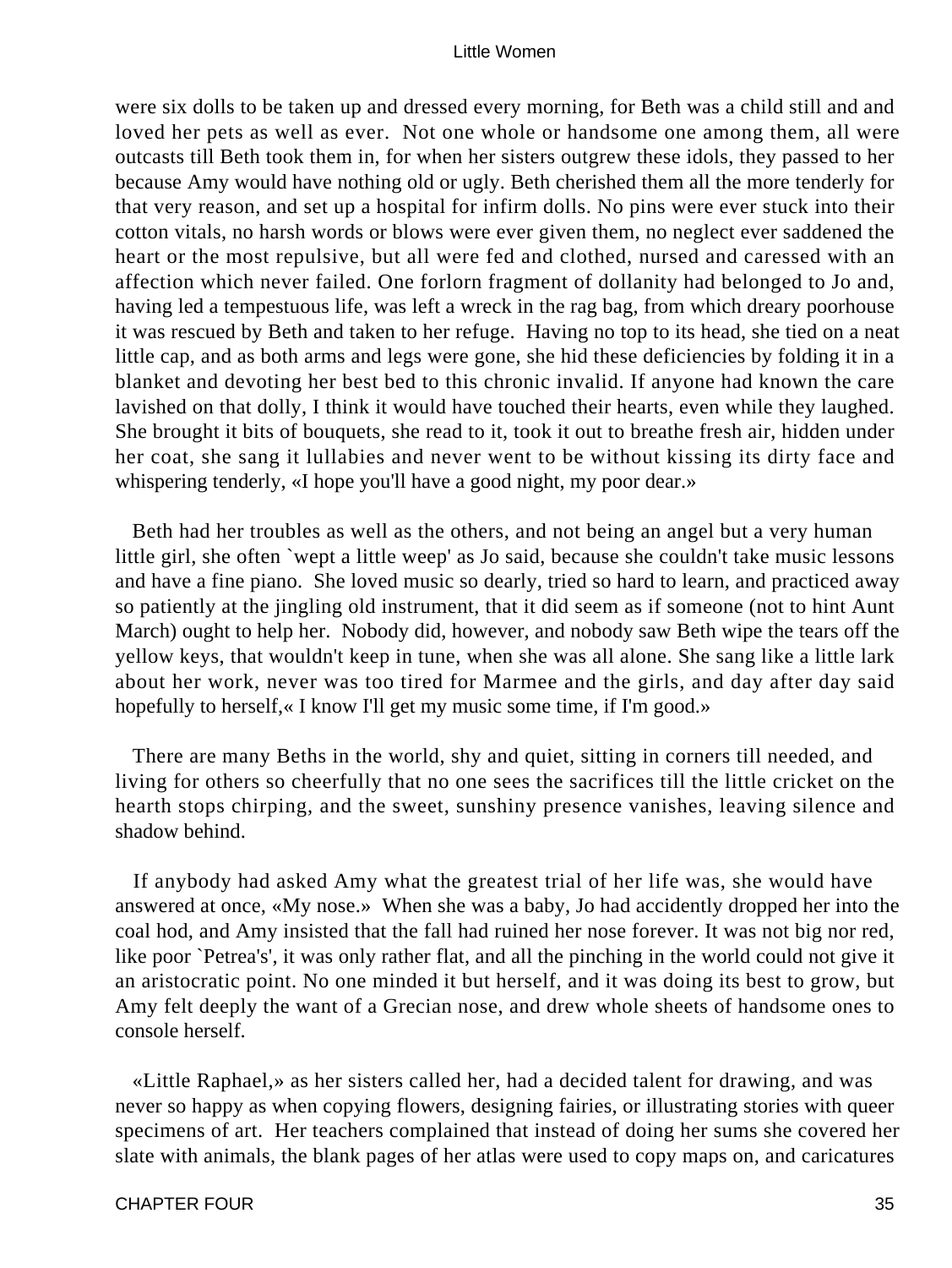were six dolls to be taken up and dressed every morning, for Beth was a child still and and loved her pets as well as ever. Not one whole or handsome one among them, all were outcasts till Beth took them in, for when her sisters outgrew these idols, they passed to her because Amy would have nothing old or ugly. Beth cherished them all the more tenderly for that very reason, and set up a hospital for infirm dolls. No pins were ever stuck into their cotton vitals, no harsh words or blows were ever given them, no neglect ever saddened the heart or the most repulsive, but all were fed and clothed, nursed and caressed with an affection which never failed. One forlorn fragment of dollanity had belonged to Jo and, having led a tempestuous life, was left a wreck in the rag bag, from which dreary poorhouse it was rescued by Beth and taken to her refuge. Having no top to its head, she tied on a neat little cap, and as both arms and legs were gone, she hid these deficiencies by folding it in a blanket and devoting her best bed to this chronic invalid. If anyone had known the care lavished on that dolly, I think it would have touched their hearts, even while they laughed. She brought it bits of bouquets, she read to it, took it out to breathe fresh air, hidden under her coat, she sang it lullabies and never went to be without kissing its dirty face and whispering tenderly, «I hope you'll have a good night, my poor dear.»

Beth had her troubles as well as the others, and not being an angel but a very human little girl, she often `wept a little weep' as Jo said, because she couldn't take music lessons and have a fine piano. She loved music so dearly, tried so hard to learn, and practiced away so patiently at the jingling old instrument, that it did seem as if someone (not to hint Aunt March) ought to help her. Nobody did, however, and nobody saw Beth wipe the tears off the yellow keys, that wouldn't keep in tune, when she was all alone. She sang like a little lark about her work, never was too tired for Marmee and the girls, and day after day said hopefully to herself,« I know I'll get my music some time, if I'm good.»

There are many Beths in the world, shy and quiet, sitting in corners till needed, and living for others so cheerfully that no one sees the sacrifices till the little cricket on the hearth stops chirping, and the sweet, sunshiny presence vanishes, leaving silence and shadow behind.

If anybody had asked Amy what the greatest trial of her life was, she would have answered at once, «My nose.» When she was a baby, Jo had accidently dropped her into the coal hod, and Amy insisted that the fall had ruined her nose forever. It was not big nor red, like poor `Petrea's', it was only rather flat, and all the pinching in the world could not give it an aristocratic point. No one minded it but herself, and it was doing its best to grow, but Amy felt deeply the want of a Grecian nose, and drew whole sheets of handsome ones to console herself.

«Little Raphael,» as her sisters called her, had a decided talent for drawing, and was never so happy as when copying flowers, designing fairies, or illustrating stories with queer specimens of art. Her teachers complained that instead of doing her sums she covered her slate with animals, the blank pages of her atlas were used to copy maps on, and caricatures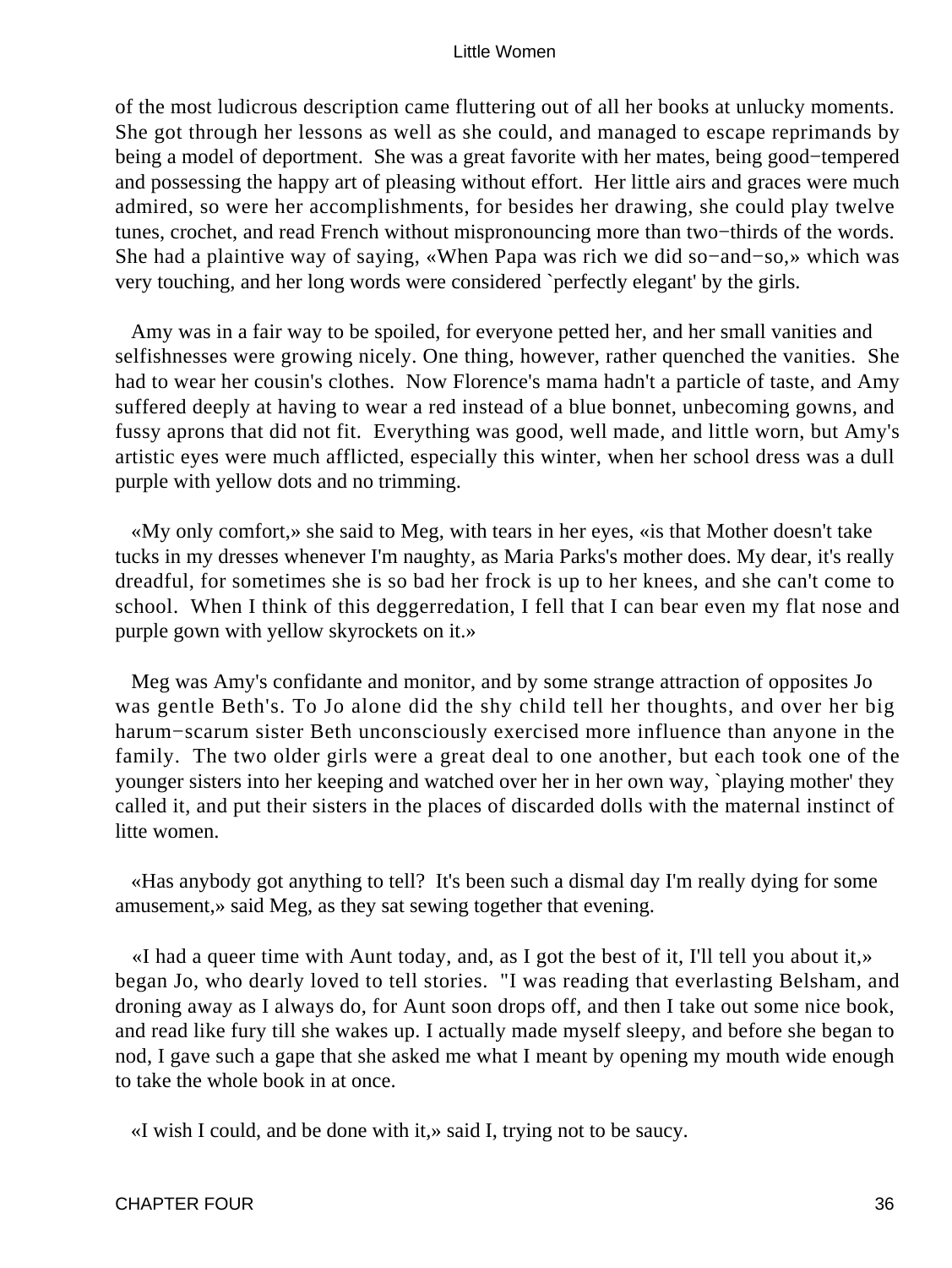of the most ludicrous description came fluttering out of all her books at unlucky moments. She got through her lessons as well as she could, and managed to escape reprimands by being a model of deportment. She was a great favorite with her mates, being good−tempered and possessing the happy art of pleasing without effort. Her little airs and graces were much admired, so were her accomplishments, for besides her drawing, she could play twelve tunes, crochet, and read French without mispronouncing more than two−thirds of the words. She had a plaintive way of saying, «When Papa was rich we did so−and−so,» which was very touching, and her long words were considered `perfectly elegant' by the girls.

Amy was in a fair way to be spoiled, for everyone petted her, and her small vanities and selfishnesses were growing nicely. One thing, however, rather quenched the vanities. She had to wear her cousin's clothes. Now Florence's mama hadn't a particle of taste, and Amy suffered deeply at having to wear a red instead of a blue bonnet, unbecoming gowns, and fussy aprons that did not fit. Everything was good, well made, and little worn, but Amy's artistic eyes were much afflicted, especially this winter, when her school dress was a dull purple with yellow dots and no trimming.

«My only comfort,» she said to Meg, with tears in her eyes, «is that Mother doesn't take tucks in my dresses whenever I'm naughty, as Maria Parks's mother does. My dear, it's really dreadful, for sometimes she is so bad her frock is up to her knees, and she can't come to school. When I think of this deggerredation, I fell that I can bear even my flat nose and purple gown with yellow skyrockets on it.»

Meg was Amy's confidante and monitor, and by some strange attraction of opposites Jo was gentle Beth's. To Jo alone did the shy child tell her thoughts, and over her big harum−scarum sister Beth unconsciously exercised more influence than anyone in the family. The two older girls were a great deal to one another, but each took one of the younger sisters into her keeping and watched over her in her own way, `playing mother' they called it, and put their sisters in the places of discarded dolls with the maternal instinct of litte women.

«Has anybody got anything to tell? It's been such a dismal day I'm really dying for some amusement,» said Meg, as they sat sewing together that evening.

«I had a queer time with Aunt today, and, as I got the best of it, I'll tell you about it,» began Jo, who dearly loved to tell stories. "I was reading that everlasting Belsham, and droning away as I always do, for Aunt soon drops off, and then I take out some nice book, and read like fury till she wakes up. I actually made myself sleepy, and before she began to nod, I gave such a gape that she asked me what I meant by opening my mouth wide enough to take the whole book in at once.

«I wish I could, and be done with it,» said I, trying not to be saucy.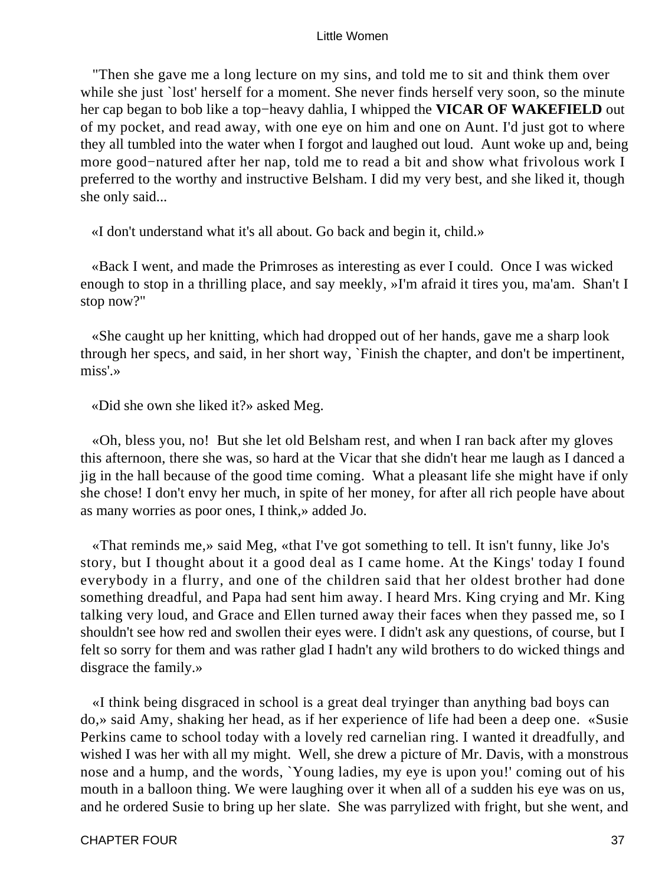"Then she gave me a long lecture on my sins, and told me to sit and think them over while she just `lost' herself for a moment. She never finds herself very soon, so the minute her cap began to bob like a top−heavy dahlia, I whipped the **VICAR OF WAKEFIELD** out of my pocket, and read away, with one eye on him and one on Aunt. I'd just got to where they all tumbled into the water when I forgot and laughed out loud. Aunt woke up and, being more good−natured after her nap, told me to read a bit and show what frivolous work I preferred to the worthy and instructive Belsham. I did my very best, and she liked it, though she only said...

«I don't understand what it's all about. Go back and begin it, child.»

«Back I went, and made the Primroses as interesting as ever I could. Once I was wicked enough to stop in a thrilling place, and say meekly, »I'm afraid it tires you, ma'am. Shan't I stop now?"

«She caught up her knitting, which had dropped out of her hands, gave me a sharp look through her specs, and said, in her short way, `Finish the chapter, and don't be impertinent, miss'.»

«Did she own she liked it?» asked Meg.

«Oh, bless you, no! But she let old Belsham rest, and when I ran back after my gloves this afternoon, there she was, so hard at the Vicar that she didn't hear me laugh as I danced a jig in the hall because of the good time coming. What a pleasant life she might have if only she chose! I don't envy her much, in spite of her money, for after all rich people have about as many worries as poor ones, I think,» added Jo.

«That reminds me,» said Meg, «that I've got something to tell. It isn't funny, like Jo's story, but I thought about it a good deal as I came home. At the Kings' today I found everybody in a flurry, and one of the children said that her oldest brother had done something dreadful, and Papa had sent him away. I heard Mrs. King crying and Mr. King talking very loud, and Grace and Ellen turned away their faces when they passed me, so I shouldn't see how red and swollen their eyes were. I didn't ask any questions, of course, but I felt so sorry for them and was rather glad I hadn't any wild brothers to do wicked things and disgrace the family.»

«I think being disgraced in school is a great deal tryinger than anything bad boys can do,» said Amy, shaking her head, as if her experience of life had been a deep one. «Susie Perkins came to school today with a lovely red carnelian ring. I wanted it dreadfully, and wished I was her with all my might. Well, she drew a picture of Mr. Davis, with a monstrous nose and a hump, and the words, `Young ladies, my eye is upon you!' coming out of his mouth in a balloon thing. We were laughing over it when all of a sudden his eye was on us, and he ordered Susie to bring up her slate. She was parrylized with fright, but she went, and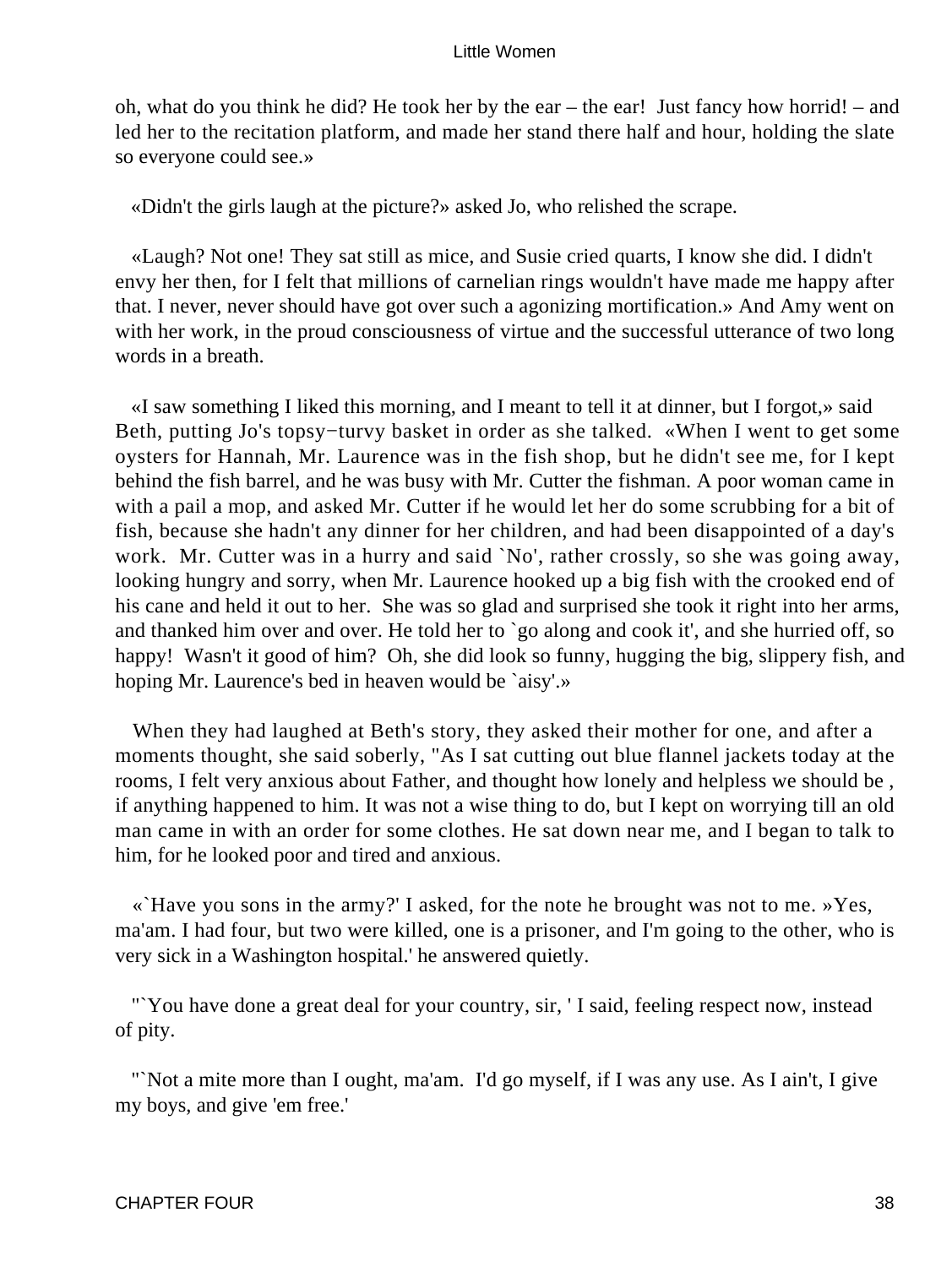oh, what do you think he did? He took her by the ear – the ear! Just fancy how horrid! – and led her to the recitation platform, and made her stand there half and hour, holding the slate so everyone could see.»

«Didn't the girls laugh at the picture?» asked Jo, who relished the scrape.

«Laugh? Not one! They sat still as mice, and Susie cried quarts, I know she did. I didn't envy her then, for I felt that millions of carnelian rings wouldn't have made me happy after that. I never, never should have got over such a agonizing mortification.» And Amy went on with her work, in the proud consciousness of virtue and the successful utterance of two long words in a breath.

«I saw something I liked this morning, and I meant to tell it at dinner, but I forgot,» said Beth, putting Jo's topsy−turvy basket in order as she talked. «When I went to get some oysters for Hannah, Mr. Laurence was in the fish shop, but he didn't see me, for I kept behind the fish barrel, and he was busy with Mr. Cutter the fishman. A poor woman came in with a pail a mop, and asked Mr. Cutter if he would let her do some scrubbing for a bit of fish, because she hadn't any dinner for her children, and had been disappointed of a day's work. Mr. Cutter was in a hurry and said `No', rather crossly, so she was going away, looking hungry and sorry, when Mr. Laurence hooked up a big fish with the crooked end of his cane and held it out to her. She was so glad and surprised she took it right into her arms, and thanked him over and over. He told her to `go along and cook it', and she hurried off, so happy! Wasn't it good of him? Oh, she did look so funny, hugging the big, slippery fish, and hoping Mr. Laurence's bed in heaven would be `aisy'.»

When they had laughed at Beth's story, they asked their mother for one, and after a moments thought, she said soberly, "As I sat cutting out blue flannel jackets today at the rooms, I felt very anxious about Father, and thought how lonely and helpless we should be , if anything happened to him. It was not a wise thing to do, but I kept on worrying till an old man came in with an order for some clothes. He sat down near me, and I began to talk to him, for he looked poor and tired and anxious.

«`Have you sons in the army?' I asked, for the note he brought was not to me. »Yes, ma'am. I had four, but two were killed, one is a prisoner, and I'm going to the other, who is very sick in a Washington hospital.' he answered quietly.

"`You have done a great deal for your country, sir, ' I said, feeling respect now, instead of pity.

"`Not a mite more than I ought, ma'am. I'd go myself, if I was any use. As I ain't, I give my boys, and give 'em free.'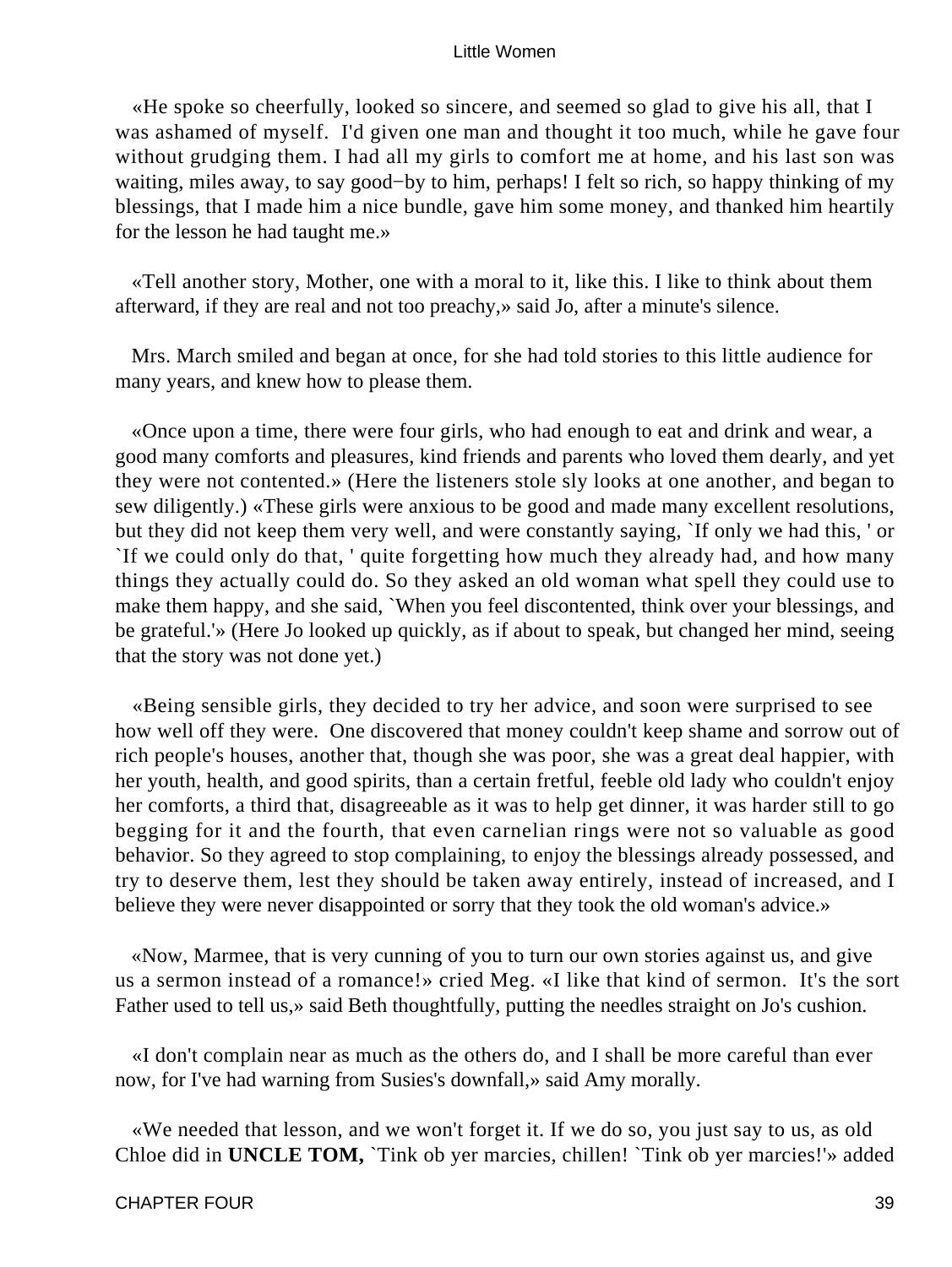«He spoke so cheerfully, looked so sincere, and seemed so glad to give his all, that I was ashamed of myself. I'd given one man and thought it too much, while he gave four without grudging them. I had all my girls to comfort me at home, and his last son was waiting, miles away, to say good−by to him, perhaps! I felt so rich, so happy thinking of my blessings, that I made him a nice bundle, gave him some money, and thanked him heartily for the lesson he had taught me.»

«Tell another story, Mother, one with a moral to it, like this. I like to think about them afterward, if they are real and not too preachy,» said Jo, after a minute's silence.

Mrs. March smiled and began at once, for she had told stories to this little audience for many years, and knew how to please them.

«Once upon a time, there were four girls, who had enough to eat and drink and wear, a good many comforts and pleasures, kind friends and parents who loved them dearly, and yet they were not contented.» (Here the listeners stole sly looks at one another, and began to sew diligently.) «These girls were anxious to be good and made many excellent resolutions, but they did not keep them very well, and were constantly saying, `If only we had this, ' or `If we could only do that, ' quite forgetting how much they already had, and how many things they actually could do. So they asked an old woman what spell they could use to make them happy, and she said, `When you feel discontented, think over your blessings, and be grateful.'» (Here Jo looked up quickly, as if about to speak, but changed her mind, seeing that the story was not done yet.)

«Being sensible girls, they decided to try her advice, and soon were surprised to see how well off they were. One discovered that money couldn't keep shame and sorrow out of rich people's houses, another that, though she was poor, she was a great deal happier, with her youth, health, and good spirits, than a certain fretful, feeble old lady who couldn't enjoy her comforts, a third that, disagreeable as it was to help get dinner, it was harder still to go begging for it and the fourth, that even carnelian rings were not so valuable as good behavior. So they agreed to stop complaining, to enjoy the blessings already possessed, and try to deserve them, lest they should be taken away entirely, instead of increased, and I believe they were never disappointed or sorry that they took the old woman's advice.»

«Now, Marmee, that is very cunning of you to turn our own stories against us, and give us a sermon instead of a romance!» cried Meg. «I like that kind of sermon. It's the sort Father used to tell us,» said Beth thoughtfully, putting the needles straight on Jo's cushion.

«I don't complain near as much as the others do, and I shall be more careful than ever now, for I've had warning from Susies's downfall,» said Amy morally.

«We needed that lesson, and we won't forget it. If we do so, you just say to us, as old Chloe did in **UNCLE TOM,** `Tink ob yer marcies, chillen! `Tink ob yer marcies!'» added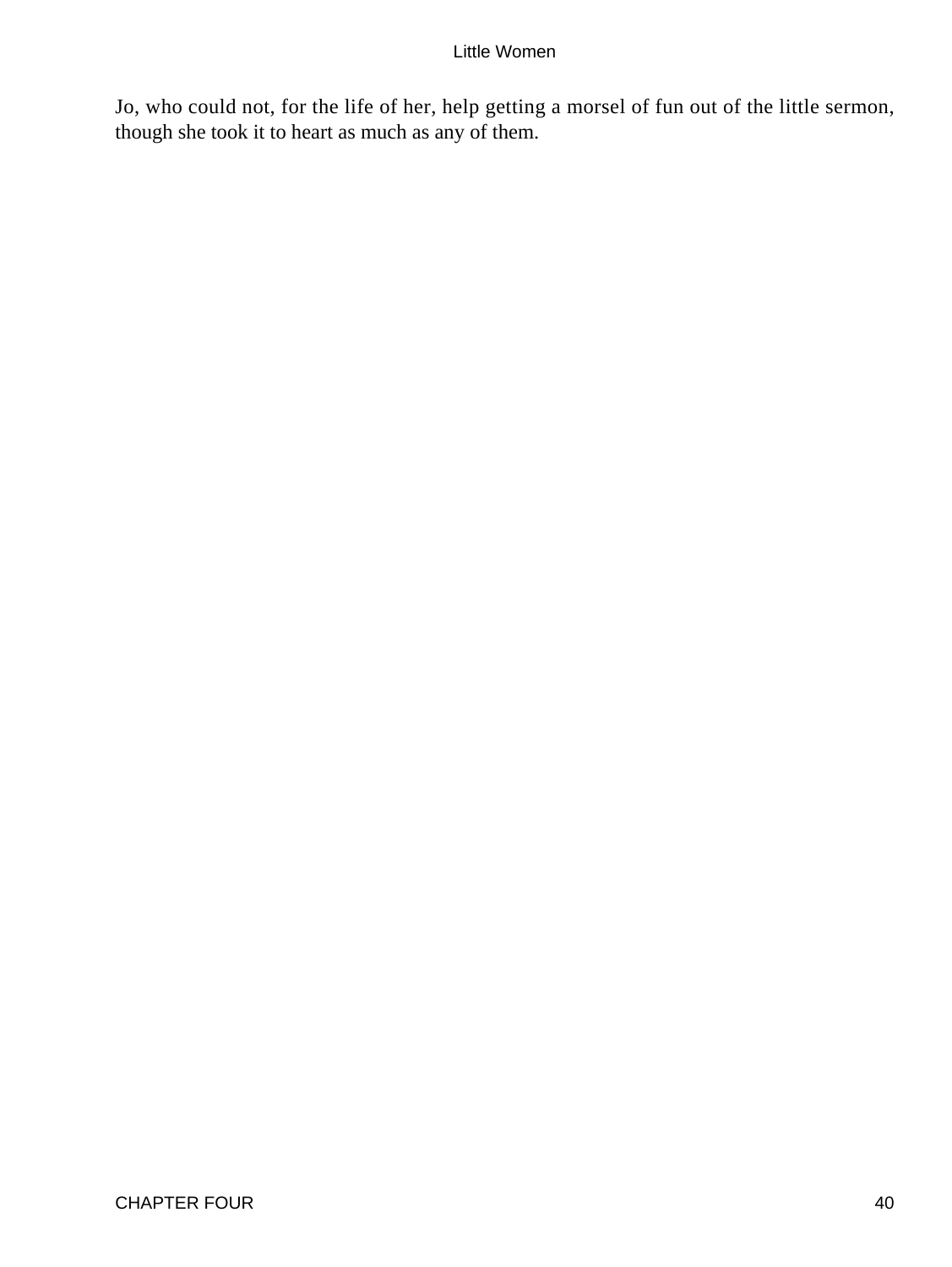Jo, who could not, for the life of her, help getting a morsel of fun out of the little sermon, though she took it to heart as much as any of them.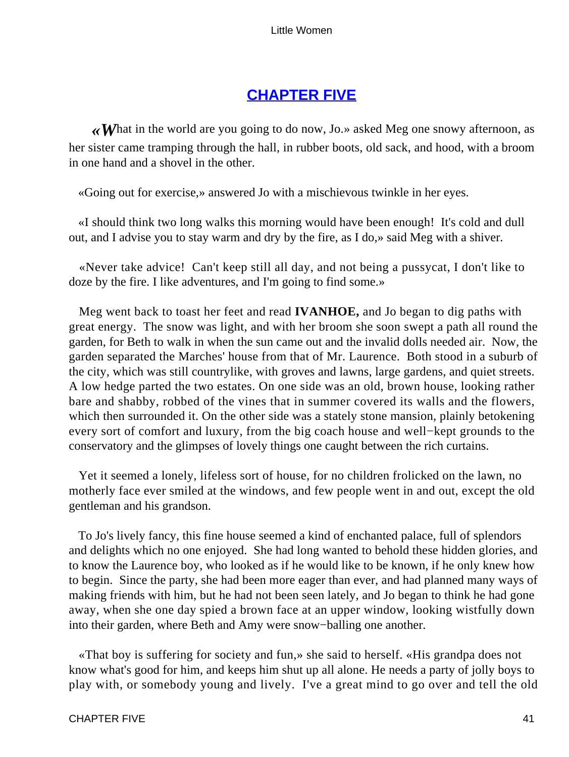## CHAPTER FIVE

«*W*hat in the world are you going to do now, Jo.» asked Meg one snowy afternoon, as her sister came tramping through the hall, in rubber boots, old sack, and hood, with a broom in one hand and a shovel in the other.

«Going out for exercise,» answered Jo with a mischievous twinkle in her eyes.

«I should think two long walks this morning would have been enough! It's cold and dull out, and I advise you to stay warm and dry by the fire, as I do,» said Meg with a shiver.

«Never take advice! Can't keep still all day, and not being a pussycat, I don't like to doze by the fire. I like adventures, and I'm going to find some.»

Meg went back to toast her feet and read **IVANHOE,** and Jo began to dig paths with great energy. The snow was light, and with her broom she soon swept a path all round the garden, for Beth to walk in when the sun came out and the invalid dolls needed air. Now, the garden separated the Marches' house from that of Mr. Laurence. Both stood in a suburb of the city, which was still countrylike, with groves and lawns, large gardens, and quiet streets. A low hedge parted the two estates. On one side was an old, brown house, looking rather bare and shabby, robbed of the vines that in summer covered its walls and the flowers, which then surrounded it. On the other side was a stately stone mansion, plainly betokening every sort of comfort and luxury, from the big coach house and well−kept grounds to the conservatory and the glimpses of lovely things one caught between the rich curtains.

Yet it seemed a lonely, lifeless sort of house, for no children frolicked on the lawn, no motherly face ever smiled at the windows, and few people went in and out, except the old gentleman and his grandson.

To Jo's lively fancy, this fine house seemed a kind of enchanted palace, full of splendors and delights which no one enjoyed. She had long wanted to behold these hidden glories, and to know the Laurence boy, who looked as if he would like to be known, if he only knew how to begin. Since the party, she had been more eager than ever, and had planned many ways of making friends with him, but he had not been seen lately, and Jo began to think he had gone away, when she one day spied a brown face at an upper window, looking wistfully down into their garden, where Beth and Amy were snow−balling one another.

«That boy is suffering for society and fun,» she said to herself. «His grandpa does not know what's good for him, and keeps him shut up all alone. He needs a party of jolly boys to play with, or somebody young and lively. I've a great mind to go over and tell the old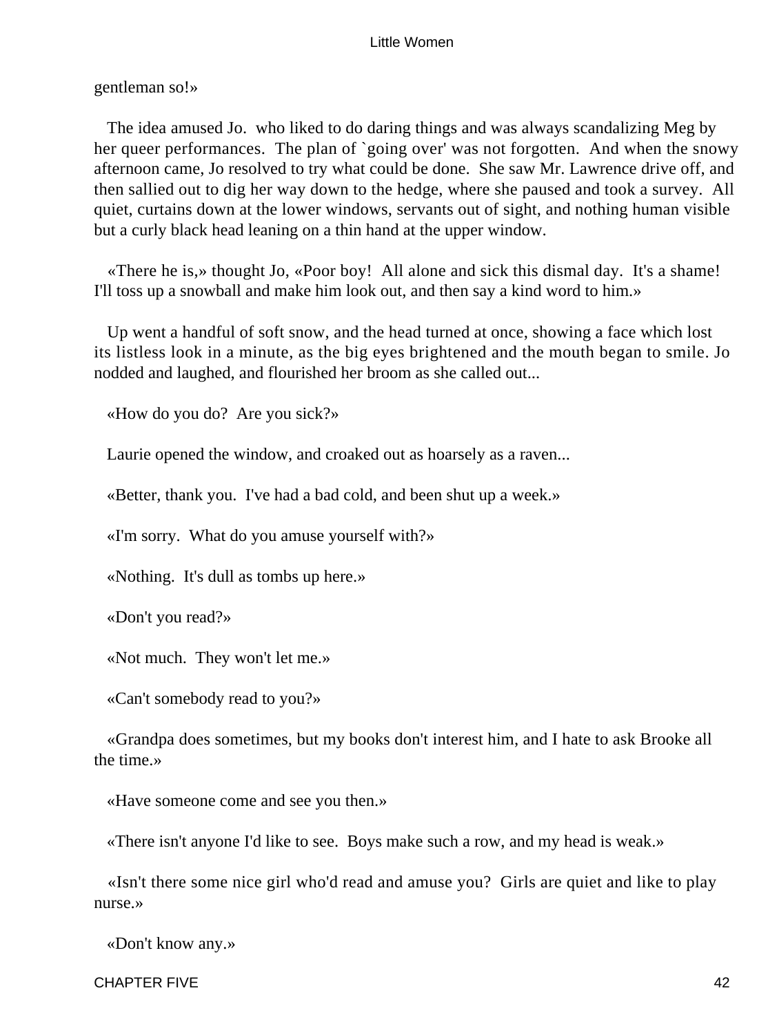gentleman so!»

The idea amused Jo. who liked to do daring things and was always scandalizing Meg by her queer performances. The plan of `going over' was not forgotten. And when the snowy afternoon came, Jo resolved to try what could be done. She saw Mr. Lawrence drive off, and then sallied out to dig her way down to the hedge, where she paused and took a survey. All quiet, curtains down at the lower windows, servants out of sight, and nothing human visible but a curly black head leaning on a thin hand at the upper window.

«There he is,» thought Jo, «Poor boy! All alone and sick this dismal day. It's a shame! I'll toss up a snowball and make him look out, and then say a kind word to him.»

Up went a handful of soft snow, and the head turned at once, showing a face which lost its listless look in a minute, as the big eyes brightened and the mouth began to smile. Jo nodded and laughed, and flourished her broom as she called out...

«How do you do? Are you sick?»

Laurie opened the window, and croaked out as hoarsely as a raven...

«Better, thank you. I've had a bad cold, and been shut up a week.»

«I'm sorry. What do you amuse yourself with?»

«Nothing. It's dull as tombs up here.»

«Don't you read?»

«Not much. They won't let me.»

«Can't somebody read to you?»

«Grandpa does sometimes, but my books don't interest him, and I hate to ask Brooke all the time.»

«Have someone come and see you then.»

«There isn't anyone I'd like to see. Boys make such a row, and my head is weak.»

«Isn't there some nice girl who'd read and amuse you? Girls are quiet and like to play nurse.»

«Don't know any.»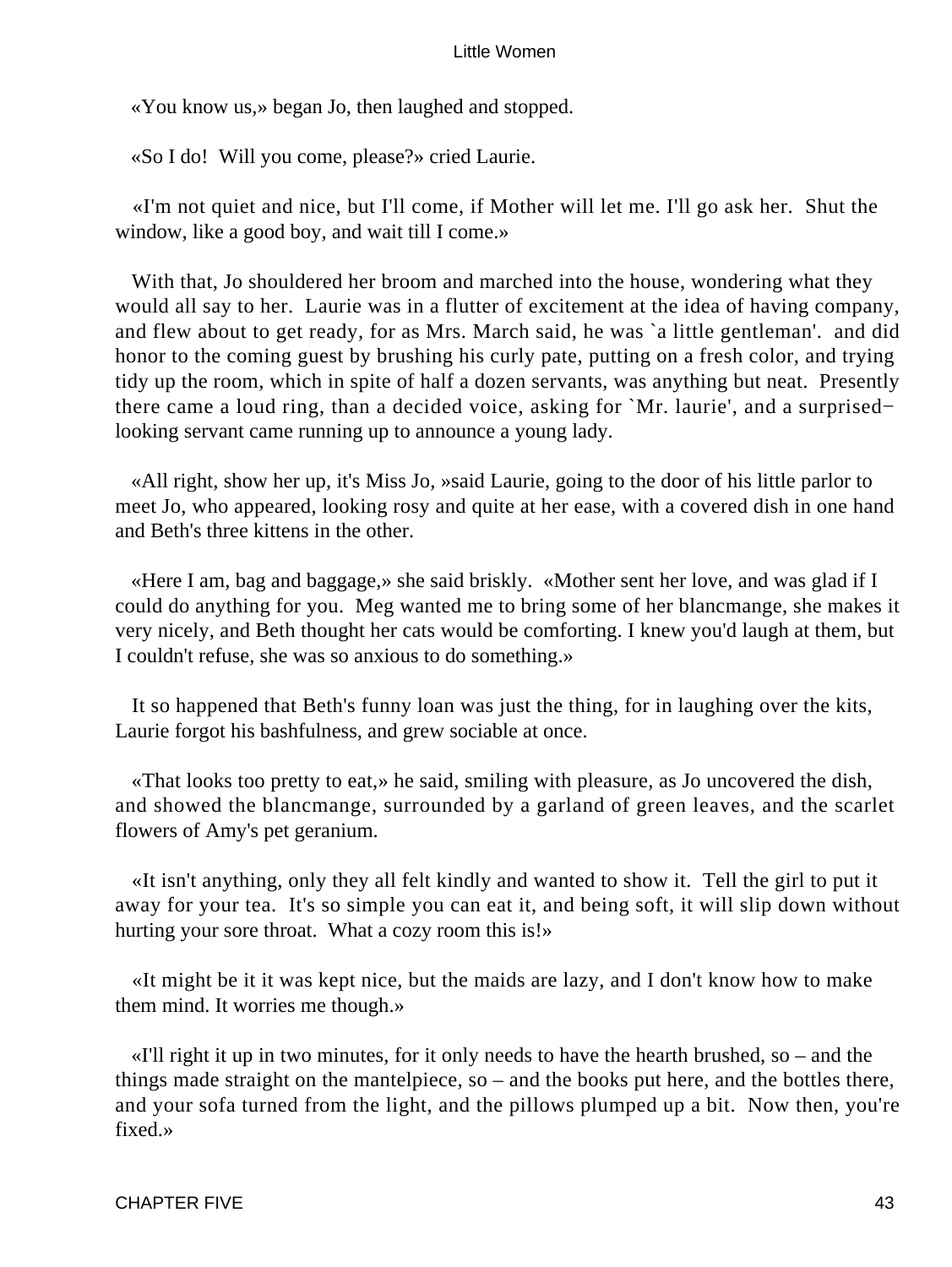«You know us,» began Jo, then laughed and stopped.

«So I do!  Will you come, please?» cried Laurie.

«I'm not quiet and nice, but I'll come, if Mother will let me. I'll go ask her.  Shut the window, like a good boy, and wait till I come.»

With that, Jo shouldered her broom and marched into the house, wondering what they would all say to her.  Laurie was in a flutter of excitement at the idea of having company, and flew about to get ready, for as Mrs. March said, he was `a little gentleman'.  and did honor to the coming guest by brushing his curly pate, putting on a fresh color, and trying tidy up the room, which in spite of half a dozen servants, was anything but neat.  Presently there came a loud ring, than a decided voice, asking for `Mr. laurie', and a surprised−looking servant came running up to announce a young lady.

«All right, show her up, it's Miss Jo, »said Laurie, going to the door of his little parlor to meet Jo, who appeared, looking rosy and quite at her ease, with a covered dish in one hand and Beth's three kittens in the other.

«Here I am, bag and baggage,» she said briskly.  «Mother sent her love, and was glad if I could do anything for you.  Meg wanted me to bring some of her blancmange, she makes it very nicely, and Beth thought her cats would be comforting. I knew you'd laugh at them, but I couldn't refuse, she was so anxious to do something.»

It so happened that Beth's funny loan was just the thing, for in laughing over the kits, Laurie forgot his bashfulness, and grew sociable at once.

«That looks too pretty to eat,» he said, smiling with pleasure, as Jo uncovered the dish, and showed the blancmange, surrounded by a garland of green leaves, and the scarlet flowers of Amy's pet geranium.

«It isn't anything, only they all felt kindly and wanted to show it.  Tell the girl to put it away for your tea.  It's so simple you can eat it, and being soft, it will slip down without hurting your sore throat.  What a cozy room this is!»

«It might be it it was kept nice, but the maids are lazy, and I don't know how to make them mind. It worries me though.»

«I'll right it up in two minutes, for it only needs to have the hearth brushed, so – and the things made straight on the mantelpiece, so – and the books put here, and the bottles there, and your sofa turned from the light, and the pillows plumped up a bit.  Now then, you're fixed.»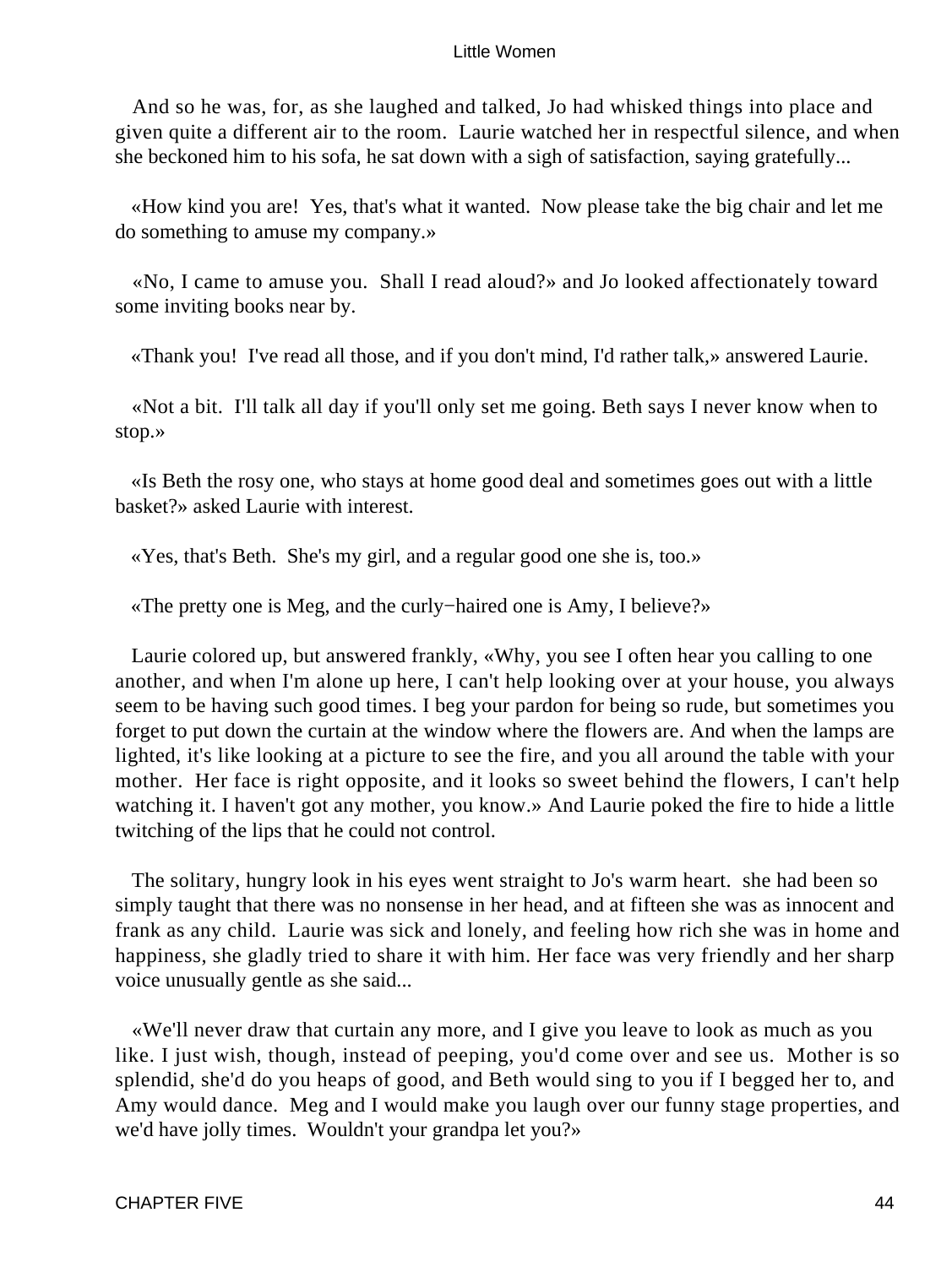And so he was, for, as she laughed and talked, Jo had whisked things into place and given quite a different air to the room. Laurie watched her in respectful silence, and when she beckoned him to his sofa, he sat down with a sigh of satisfaction, saying gratefully...

«How kind you are! Yes, that's what it wanted. Now please take the big chair and let me do something to amuse my company.»

«No, I came to amuse you. Shall I read aloud?» and Jo looked affectionately toward some inviting books near by.

«Thank you! I've read all those, and if you don't mind, I'd rather talk,» answered Laurie.

«Not a bit. I'll talk all day if you'll only set me going. Beth says I never know when to stop.»

«Is Beth the rosy one, who stays at home good deal and sometimes goes out with a little basket?» asked Laurie with interest.

«Yes, that's Beth. She's my girl, and a regular good one she is, too.»

«The pretty one is Meg, and the curly−haired one is Amy, I believe?»

Laurie colored up, but answered frankly, «Why, you see I often hear you calling to one another, and when I'm alone up here, I can't help looking over at your house, you always seem to be having such good times. I beg your pardon for being so rude, but sometimes you forget to put down the curtain at the window where the flowers are. And when the lamps are lighted, it's like looking at a picture to see the fire, and you all around the table with your mother. Her face is right opposite, and it looks so sweet behind the flowers, I can't help watching it. I haven't got any mother, you know.» And Laurie poked the fire to hide a little twitching of the lips that he could not control.

The solitary, hungry look in his eyes went straight to Jo's warm heart. she had been so simply taught that there was no nonsense in her head, and at fifteen she was as innocent and frank as any child. Laurie was sick and lonely, and feeling how rich she was in home and happiness, she gladly tried to share it with him. Her face was very friendly and her sharp voice unusually gentle as she said...

«We'll never draw that curtain any more, and I give you leave to look as much as you like. I just wish, though, instead of peeping, you'd come over and see us. Mother is so splendid, she'd do you heaps of good, and Beth would sing to you if I begged her to, and Amy would dance. Meg and I would make you laugh over our funny stage properties, and we'd have jolly times. Wouldn't your grandpa let you?»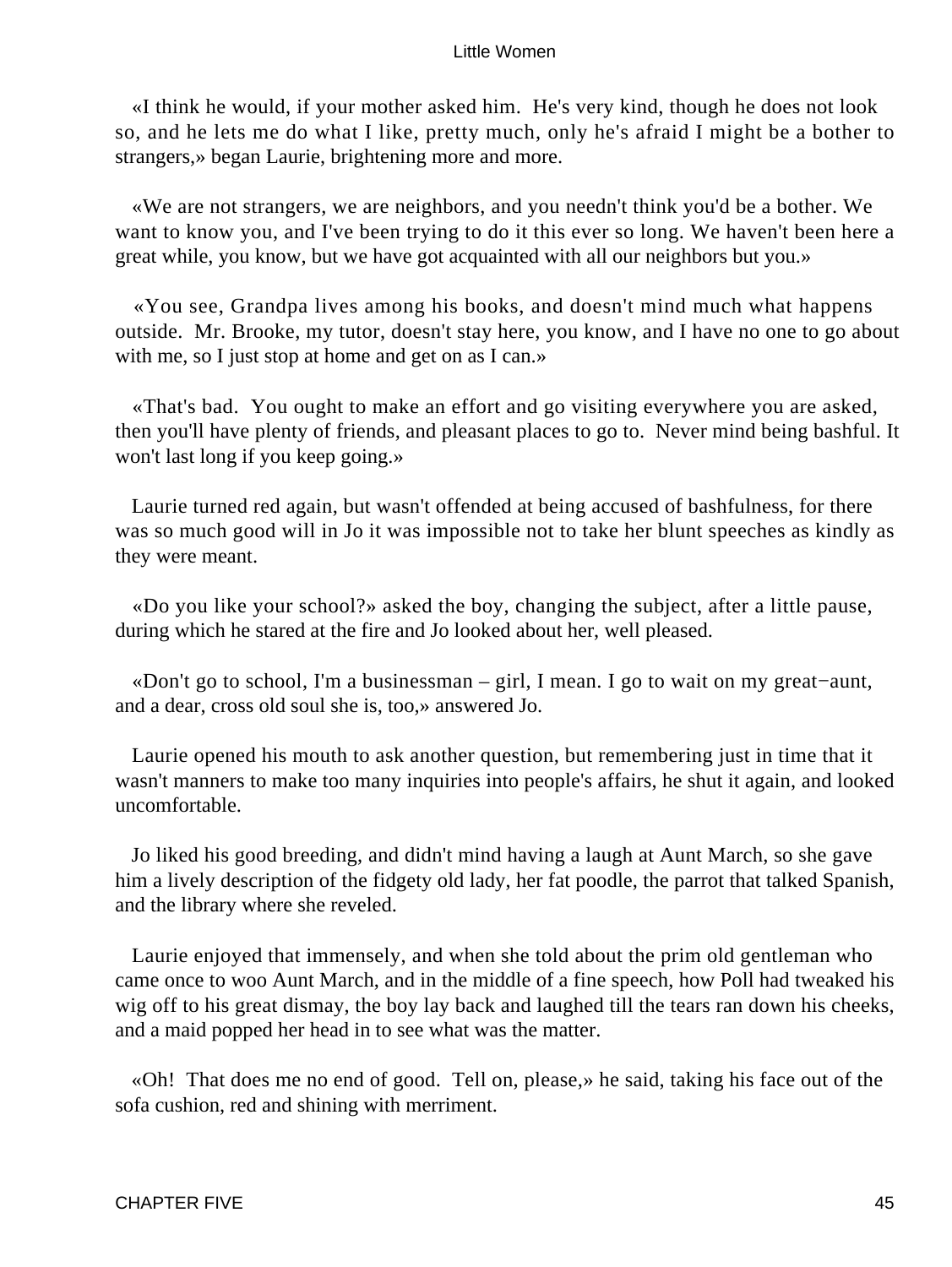«I think he would, if your mother asked him. He's very kind, though he does not look so, and he lets me do what I like, pretty much, only he's afraid I might be a bother to strangers,» began Laurie, brightening more and more.

«We are not strangers, we are neighbors, and you needn't think you'd be a bother. We want to know you, and I've been trying to do it this ever so long. We haven't been here a great while, you know, but we have got acquainted with all our neighbors but you.»

«You see, Grandpa lives among his books, and doesn't mind much what happens outside. Mr. Brooke, my tutor, doesn't stay here, you know, and I have no one to go about with me, so I just stop at home and get on as I can.»

«That's bad. You ought to make an effort and go visiting everywhere you are asked, then you'll have plenty of friends, and pleasant places to go to. Never mind being bashful. It won't last long if you keep going.»

Laurie turned red again, but wasn't offended at being accused of bashfulness, for there was so much good will in Jo it was impossible not to take her blunt speeches as kindly as they were meant.

«Do you like your school?» asked the boy, changing the subject, after a little pause, during which he stared at the fire and Jo looked about her, well pleased.

«Don't go to school, I'm a businessman – girl, I mean. I go to wait on my great−aunt, and a dear, cross old soul she is, too,» answered Jo.

Laurie opened his mouth to ask another question, but remembering just in time that it wasn't manners to make too many inquiries into people's affairs, he shut it again, and looked uncomfortable.

Jo liked his good breeding, and didn't mind having a laugh at Aunt March, so she gave him a lively description of the fidgety old lady, her fat poodle, the parrot that talked Spanish, and the library where she reveled.

Laurie enjoyed that immensely, and when she told about the prim old gentleman who came once to woo Aunt March, and in the middle of a fine speech, how Poll had tweaked his wig off to his great dismay, the boy lay back and laughed till the tears ran down his cheeks, and a maid popped her head in to see what was the matter.

«Oh! That does me no end of good. Tell on, please,» he said, taking his face out of the sofa cushion, red and shining with merriment.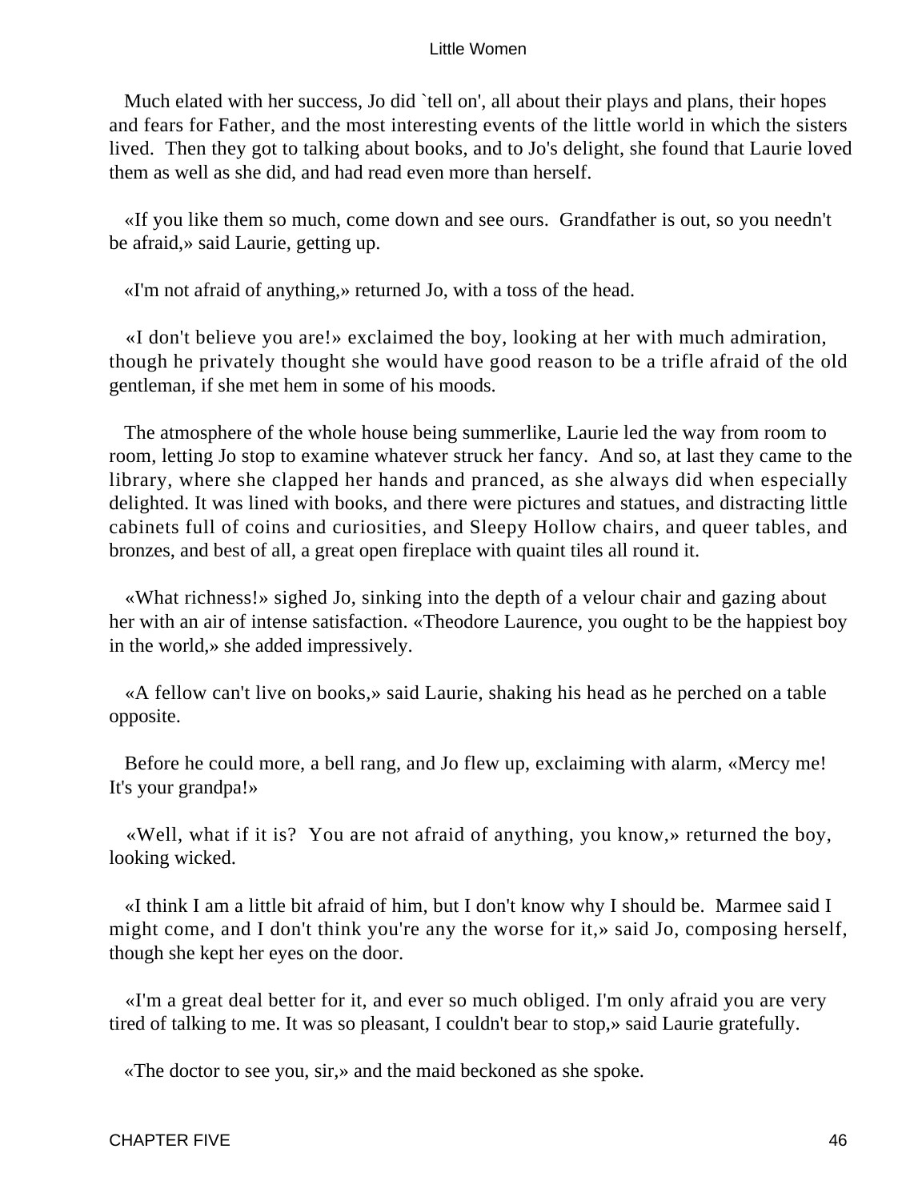Much elated with her success, Jo did `tell on', all about their plays and plans, their hopes and fears for Father, and the most interesting events of the little world in which the sisters lived. Then they got to talking about books, and to Jo's delight, she found that Laurie loved them as well as she did, and had read even more than herself.

«If you like them so much, come down and see ours. Grandfather is out, so you needn't be afraid,» said Laurie, getting up.

«I'm not afraid of anything,» returned Jo, with a toss of the head.

«I don't believe you are!» exclaimed the boy, looking at her with much admiration, though he privately thought she would have good reason to be a trifle afraid of the old gentleman, if she met hem in some of his moods.

The atmosphere of the whole house being summerlike, Laurie led the way from room to room, letting Jo stop to examine whatever struck her fancy. And so, at last they came to the library, where she clapped her hands and pranced, as she always did when especially delighted. It was lined with books, and there were pictures and statues, and distracting little cabinets full of coins and curiosities, and Sleepy Hollow chairs, and queer tables, and bronzes, and best of all, a great open fireplace with quaint tiles all round it.

«What richness!» sighed Jo, sinking into the depth of a velour chair and gazing about her with an air of intense satisfaction. «Theodore Laurence, you ought to be the happiest boy in the world,» she added impressively.

«A fellow can't live on books,» said Laurie, shaking his head as he perched on a table opposite.

Before he could more, a bell rang, and Jo flew up, exclaiming with alarm, «Mercy me! It's your grandpa!»

«Well, what if it is? You are not afraid of anything, you know,» returned the boy, looking wicked.

«I think I am a little bit afraid of him, but I don't know why I should be. Marmee said I might come, and I don't think you're any the worse for it,» said Jo, composing herself, though she kept her eyes on the door.

«I'm a great deal better for it, and ever so much obliged. I'm only afraid you are very tired of talking to me. It was so pleasant, I couldn't bear to stop,» said Laurie gratefully.

«The doctor to see you, sir,» and the maid beckoned as she spoke.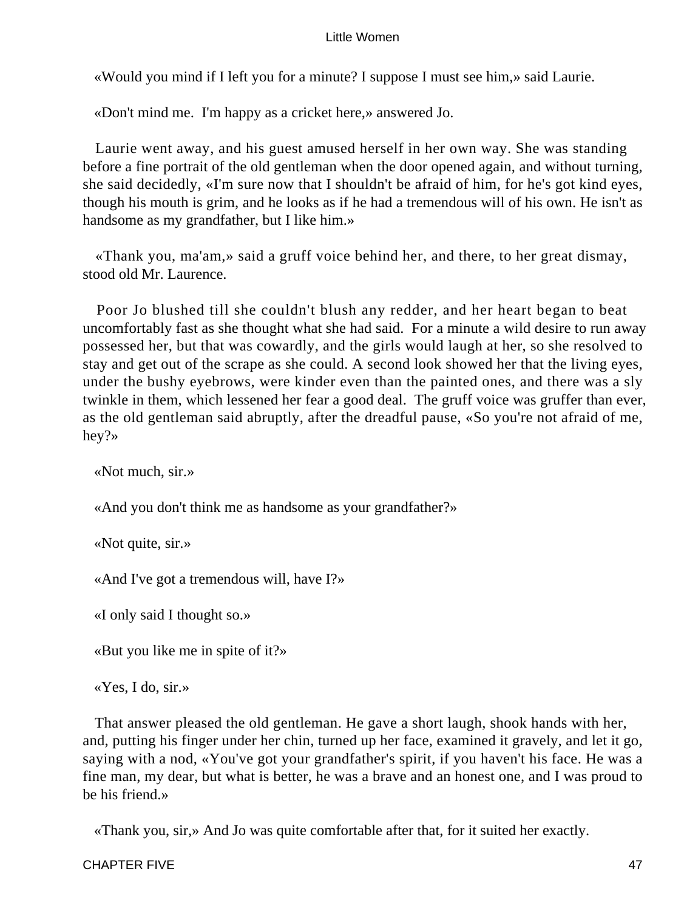«Would you mind if I left you for a minute? I suppose I must see him,» said Laurie.

«Don't mind me. I'm happy as a cricket here,» answered Jo.

Laurie went away, and his guest amused herself in her own way. She was standing before a fine portrait of the old gentleman when the door opened again, and without turning, she said decidedly, «I'm sure now that I shouldn't be afraid of him, for he's got kind eyes, though his mouth is grim, and he looks as if he had a tremendous will of his own. He isn't as handsome as my grandfather, but I like him.»

«Thank you, ma'am,» said a gruff voice behind her, and there, to her great dismay, stood old Mr. Laurence.

Poor Jo blushed till she couldn't blush any redder, and her heart began to beat uncomfortably fast as she thought what she had said. For a minute a wild desire to run away possessed her, but that was cowardly, and the girls would laugh at her, so she resolved to stay and get out of the scrape as she could. A second look showed her that the living eyes, under the bushy eyebrows, were kinder even than the painted ones, and there was a sly twinkle in them, which lessened her fear a good deal. The gruff voice was gruffer than ever, as the old gentleman said abruptly, after the dreadful pause, «So you're not afraid of me, hey?»

«Not much, sir.»

«And you don't think me as handsome as your grandfather?»

«Not quite, sir.»

«And I've got a tremendous will, have I?»

«I only said I thought so.»

«But you like me in spite of it?»

«Yes, I do, sir.»

That answer pleased the old gentleman. He gave a short laugh, shook hands with her, and, putting his finger under her chin, turned up her face, examined it gravely, and let it go, saying with a nod, «You've got your grandfather's spirit, if you haven't his face. He was a fine man, my dear, but what is better, he was a brave and an honest one, and I was proud to be his friend.»

«Thank you, sir,» And Jo was quite comfortable after that, for it suited her exactly.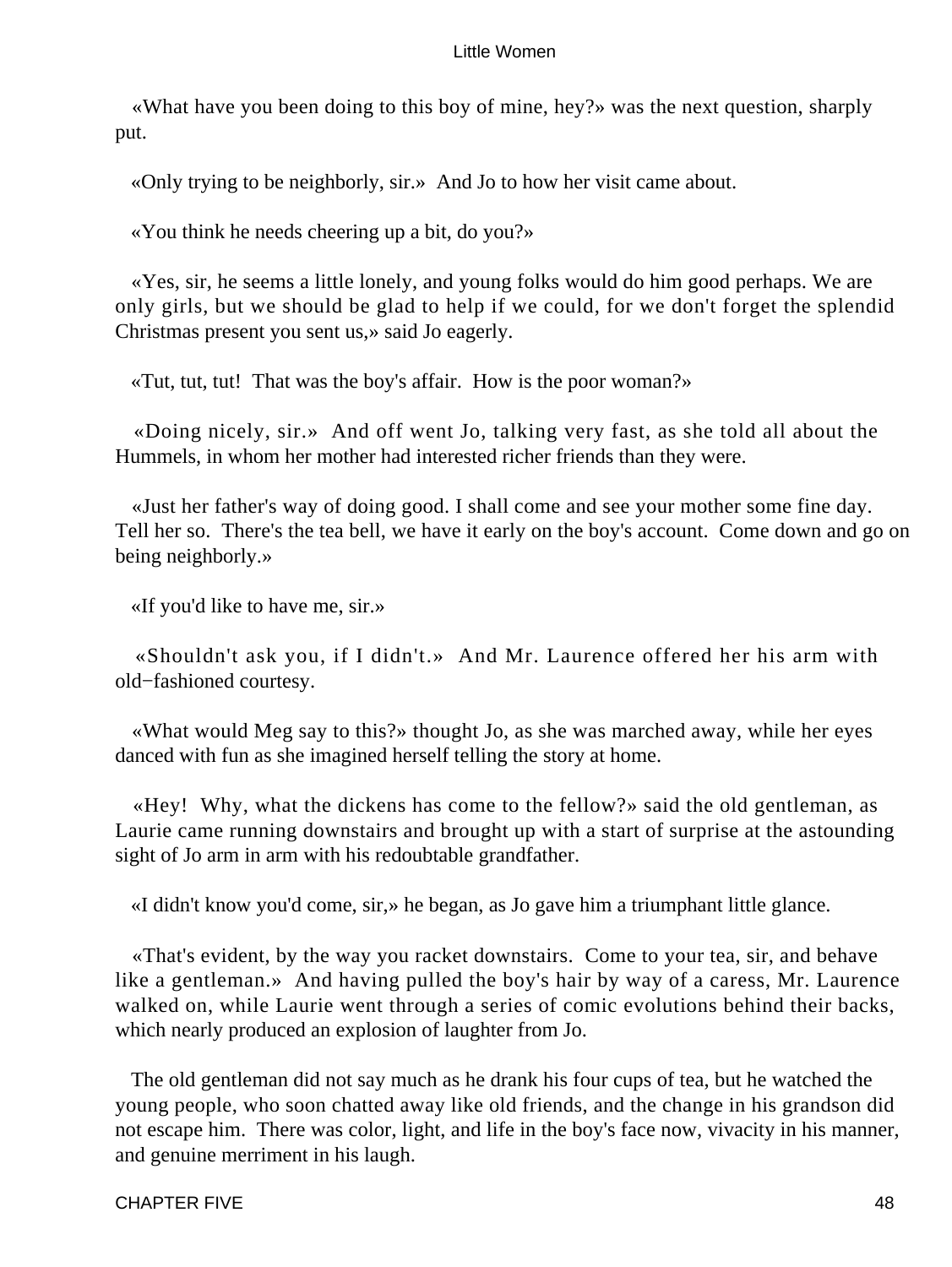«What have you been doing to this boy of mine, hey?» was the next question, sharply put.

«Only trying to be neighborly, sir.» And Jo to how her visit came about.

«You think he needs cheering up a bit, do you?»

«Yes, sir, he seems a little lonely, and young folks would do him good perhaps. We are only girls, but we should be glad to help if we could, for we don't forget the splendid Christmas present you sent us,» said Jo eagerly.

«Tut, tut, tut! That was the boy's affair. How is the poor woman?»

«Doing nicely, sir.» And off went Jo, talking very fast, as she told all about the Hummels, in whom her mother had interested richer friends than they were.

«Just her father's way of doing good. I shall come and see your mother some fine day. Tell her so. There's the tea bell, we have it early on the boy's account. Come down and go on being neighborly.»

«If you'd like to have me, sir.»

«Shouldn't ask you, if I didn't.» And Mr. Laurence offered her his arm with old−fashioned courtesy.

«What would Meg say to this?» thought Jo, as she was marched away, while her eyes danced with fun as she imagined herself telling the story at home.

«Hey! Why, what the dickens has come to the fellow?» said the old gentleman, as Laurie came running downstairs and brought up with a start of surprise at the astounding sight of Jo arm in arm with his redoubtable grandfather.

«I didn't know you'd come, sir,» he began, as Jo gave him a triumphant little glance.

«That's evident, by the way you racket downstairs. Come to your tea, sir, and behave like a gentleman.» And having pulled the boy's hair by way of a caress, Mr. Laurence walked on, while Laurie went through a series of comic evolutions behind their backs, which nearly produced an explosion of laughter from Jo.

The old gentleman did not say much as he drank his four cups of tea, but he watched the young people, who soon chatted away like old friends, and the change in his grandson did not escape him. There was color, light, and life in the boy's face now, vivacity in his manner, and genuine merriment in his laugh.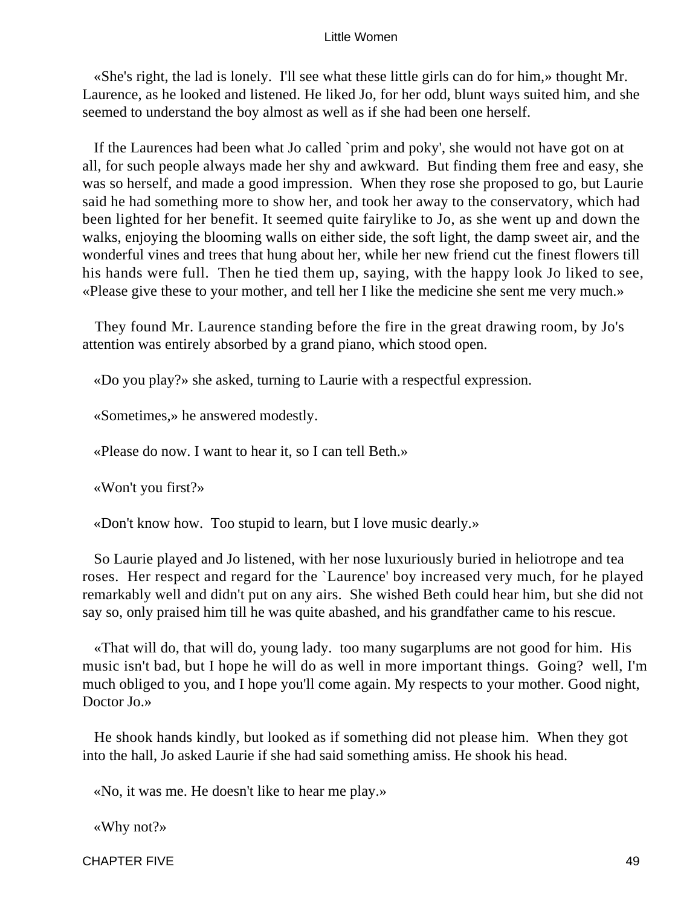«She's right, the lad is lonely.  I'll see what these little girls can do for him,» thought Mr. Laurence, as he looked and listened. He liked Jo, for her odd, blunt ways suited him, and she seemed to understand the boy almost as well as if she had been one herself.

If the Laurences had been what Jo called `prim and poky', she would not have got on at all, for such people always made her shy and awkward.  But finding them free and easy, she was so herself, and made a good impression.  When they rose she proposed to go, but Laurie said he had something more to show her, and took her away to the conservatory, which had been lighted for her benefit. It seemed quite fairylike to Jo, as she went up and down the walks, enjoying the blooming walls on either side, the soft light, the damp sweet air, and the wonderful vines and trees that hung about her, while her new friend cut the finest flowers till his hands were full.  Then he tied them up, saying, with the happy look Jo liked to see, «Please give these to your mother, and tell her I like the medicine she sent me very much.»

They found Mr. Laurence standing before the fire in the great drawing room, by Jo's attention was entirely absorbed by a grand piano, which stood open.

«Do you play?» she asked, turning to Laurie with a respectful expression.

«Sometimes,» he answered modestly.

«Please do now. I want to hear it, so I can tell Beth.»

«Won't you first?»

«Don't know how.  Too stupid to learn, but I love music dearly.»

So Laurie played and Jo listened, with her nose luxuriously buried in heliotrope and tea roses.  Her respect and regard for the `Laurence' boy increased very much, for he played remarkably well and didn't put on any airs.  She wished Beth could hear him, but she did not say so, only praised him till he was quite abashed, and his grandfather came to his rescue.

«That will do, that will do, young lady.  too many sugarplums are not good for him.  His music isn't bad, but I hope he will do as well in more important things.  Going?  well, I'm much obliged to you, and I hope you'll come again. My respects to your mother. Good night, Doctor Jo.»

He shook hands kindly, but looked as if something did not please him.  When they got into the hall, Jo asked Laurie if she had said something amiss. He shook his head.

«No, it was me. He doesn't like to hear me play.»

«Why not?»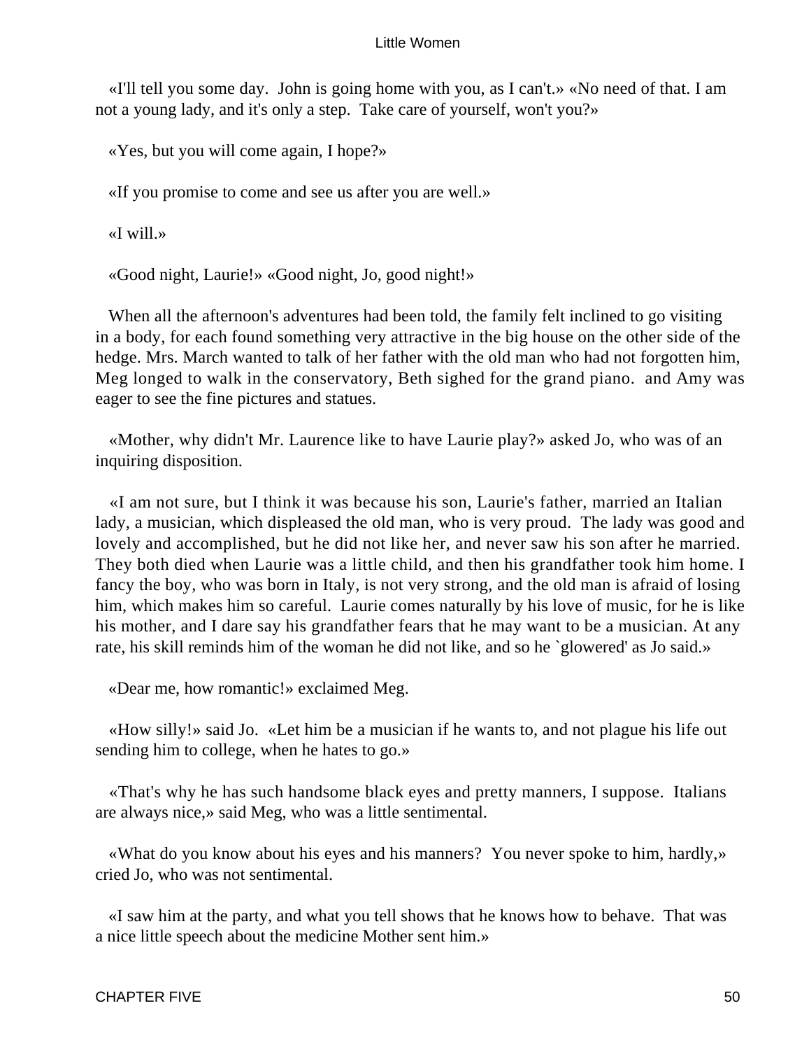«I'll tell you some day. John is going home with you, as I can't.» «No need of that. I am not a young lady, and it's only a step. Take care of yourself, won't you?»

«Yes, but you will come again, I hope?»

«If you promise to come and see us after you are well.»

«I will.»

«Good night, Laurie!» «Good night, Jo, good night!»

When all the afternoon's adventures had been told, the family felt inclined to go visiting in a body, for each found something very attractive in the big house on the other side of the hedge. Mrs. March wanted to talk of her father with the old man who had not forgotten him, Meg longed to walk in the conservatory, Beth sighed for the grand piano. and Amy was eager to see the fine pictures and statues.

«Mother, why didn't Mr. Laurence like to have Laurie play?» asked Jo, who was of an inquiring disposition.

«I am not sure, but I think it was because his son, Laurie's father, married an Italian lady, a musician, which displeased the old man, who is very proud. The lady was good and lovely and accomplished, but he did not like her, and never saw his son after he married. They both died when Laurie was a little child, and then his grandfather took him home. I fancy the boy, who was born in Italy, is not very strong, and the old man is afraid of losing him, which makes him so careful. Laurie comes naturally by his love of music, for he is like his mother, and I dare say his grandfather fears that he may want to be a musician. At any rate, his skill reminds him of the woman he did not like, and so he `glowered' as Jo said.»

«Dear me, how romantic!» exclaimed Meg.

«How silly!» said Jo. «Let him be a musician if he wants to, and not plague his life out sending him to college, when he hates to go.»

«That's why he has such handsome black eyes and pretty manners, I suppose. Italians are always nice,» said Meg, who was a little sentimental.

«What do you know about his eyes and his manners? You never spoke to him, hardly,» cried Jo, who was not sentimental.

«I saw him at the party, and what you tell shows that he knows how to behave. That was a nice little speech about the medicine Mother sent him.»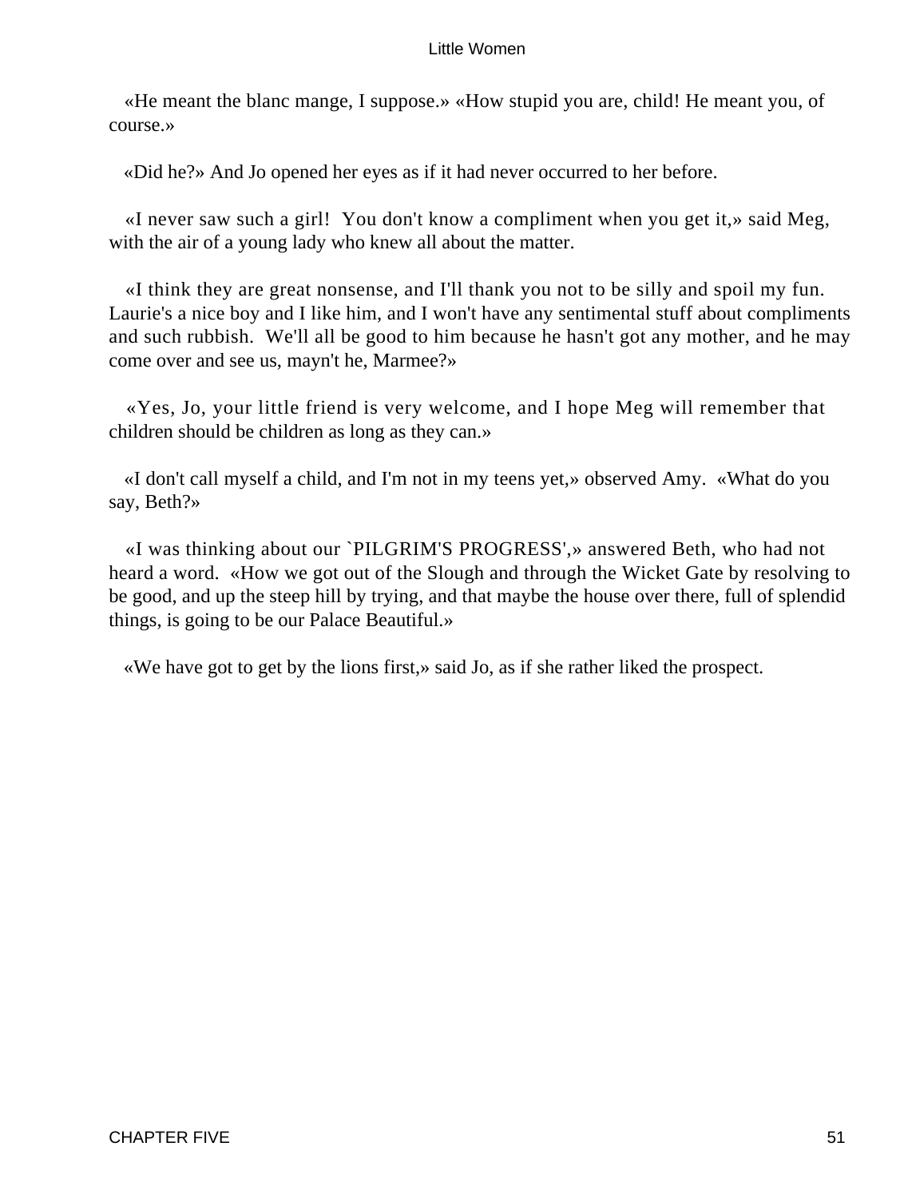«He meant the blanc mange, I suppose.» «How stupid you are, child! He meant you, of course.»

«Did he?» And Jo opened her eyes as if it had never occurred to her before.

«I never saw such a girl! You don't know a compliment when you get it,» said Meg, with the air of a young lady who knew all about the matter.

«I think they are great nonsense, and I'll thank you not to be silly and spoil my fun. Laurie's a nice boy and I like him, and I won't have any sentimental stuff about compliments and such rubbish. We'll all be good to him because he hasn't got any mother, and he may come over and see us, mayn't he, Marmee?»

«Yes, Jo, your little friend is very welcome, and I hope Meg will remember that children should be children as long as they can.»

«I don't call myself a child, and I'm not in my teens yet,» observed Amy. «What do you say, Beth?»

«I was thinking about our `PILGRIM'S PROGRESS',» answered Beth, who had not heard a word. «How we got out of the Slough and through the Wicket Gate by resolving to be good, and up the steep hill by trying, and that maybe the house over there, full of splendid things, is going to be our Palace Beautiful.»

«We have got to get by the lions first,» said Jo, as if she rather liked the prospect.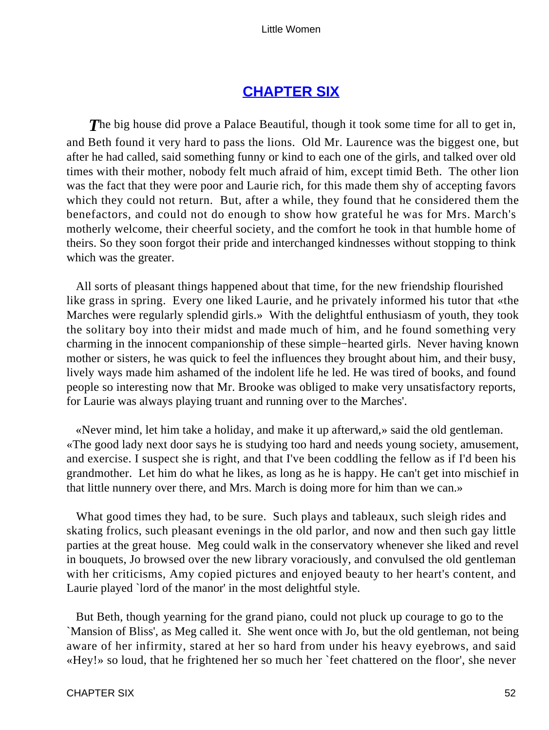## [CHAPTER SIX]

***T***he big house did prove a Palace Beautiful, though it took some time for all to get in, and Beth found it very hard to pass the lions. Old Mr. Laurence was the biggest one, but after he had called, said something funny or kind to each one of the girls, and talked over old times with their mother, nobody felt much afraid of him, except timid Beth. The other lion was the fact that they were poor and Laurie rich, for this made them shy of accepting favors which they could not return. But, after a while, they found that he considered them the benefactors, and could not do enough to show how grateful he was for Mrs. March's motherly welcome, their cheerful society, and the comfort he took in that humble home of theirs. So they soon forgot their pride and interchanged kindnesses without stopping to think which was the greater.

All sorts of pleasant things happened about that time, for the new friendship flourished like grass in spring. Every one liked Laurie, and he privately informed his tutor that «the Marches were regularly splendid girls.» With the delightful enthusiasm of youth, they took the solitary boy into their midst and made much of him, and he found something very charming in the innocent companionship of these simple−hearted girls. Never having known mother or sisters, he was quick to feel the influences they brought about him, and their busy, lively ways made him ashamed of the indolent life he led. He was tired of books, and found people so interesting now that Mr. Brooke was obliged to make very unsatisfactory reports, for Laurie was always playing truant and running over to the Marches'.

«Never mind, let him take a holiday, and make it up afterward,» said the old gentleman. «The good lady next door says he is studying too hard and needs young society, amusement, and exercise. I suspect she is right, and that I've been coddling the fellow as if I'd been his grandmother. Let him do what he likes, as long as he is happy. He can't get into mischief in that little nunnery over there, and Mrs. March is doing more for him than we can.»

What good times they had, to be sure. Such plays and tableaux, such sleigh rides and skating frolics, such pleasant evenings in the old parlor, and now and then such gay little parties at the great house. Meg could walk in the conservatory whenever she liked and revel in bouquets, Jo browsed over the new library voraciously, and convulsed the old gentleman with her criticisms, Amy copied pictures and enjoyed beauty to her heart's content, and Laurie played `lord of the manor' in the most delightful style.

But Beth, though yearning for the grand piano, could not pluck up courage to go to the `Mansion of Bliss', as Meg called it. She went once with Jo, but the old gentleman, not being aware of her infirmity, stared at her so hard from under his heavy eyebrows, and said «Hey!» so loud, that he frightened her so much her `feet chattered on the floor', she never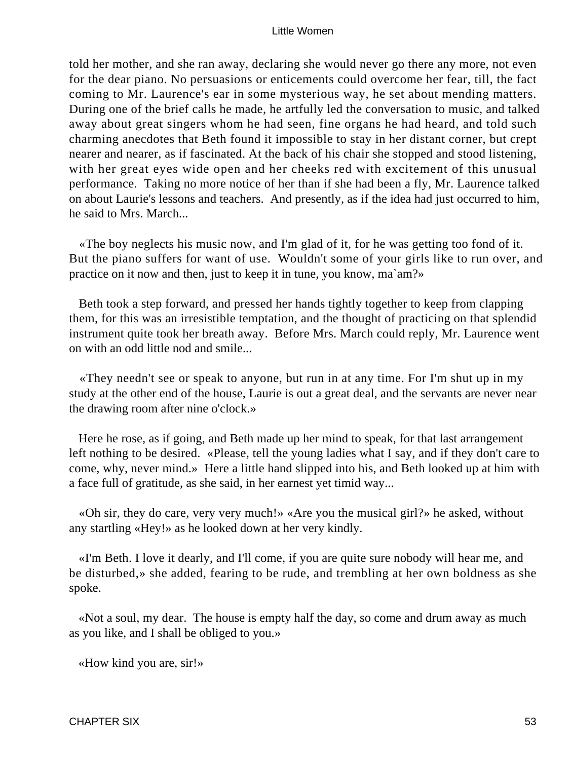told her mother, and she ran away, declaring she would never go there any more, not even for the dear piano. No persuasions or enticements could overcome her fear, till, the fact coming to Mr. Laurence's ear in some mysterious way, he set about mending matters. During one of the brief calls he made, he artfully led the conversation to music, and talked away about great singers whom he had seen, fine organs he had heard, and told such charming anecdotes that Beth found it impossible to stay in her distant corner, but crept nearer and nearer, as if fascinated. At the back of his chair she stopped and stood listening, with her great eyes wide open and her cheeks red with excitement of this unusual performance. Taking no more notice of her than if she had been a fly, Mr. Laurence talked on about Laurie's lessons and teachers. And presently, as if the idea had just occurred to him, he said to Mrs. March...

«The boy neglects his music now, and I'm glad of it, for he was getting too fond of it. But the piano suffers for want of use. Wouldn't some of your girls like to run over, and practice on it now and then, just to keep it in tune, you know, ma`am?»

Beth took a step forward, and pressed her hands tightly together to keep from clapping them, for this was an irresistible temptation, and the thought of practicing on that splendid instrument quite took her breath away. Before Mrs. March could reply, Mr. Laurence went on with an odd little nod and smile...

«They needn't see or speak to anyone, but run in at any time. For I'm shut up in my study at the other end of the house, Laurie is out a great deal, and the servants are never near the drawing room after nine o'clock.»

Here he rose, as if going, and Beth made up her mind to speak, for that last arrangement left nothing to be desired. «Please, tell the young ladies what I say, and if they don't care to come, why, never mind.» Here a little hand slipped into his, and Beth looked up at him with a face full of gratitude, as she said, in her earnest yet timid way...

«Oh sir, they do care, very very much!» «Are you the musical girl?» he asked, without any startling «Hey!» as he looked down at her very kindly.

«I'm Beth. I love it dearly, and I'll come, if you are quite sure nobody will hear me, and be disturbed,» she added, fearing to be rude, and trembling at her own boldness as she spoke.

«Not a soul, my dear. The house is empty half the day, so come and drum away as much as you like, and I shall be obliged to you.»

«How kind you are, sir!»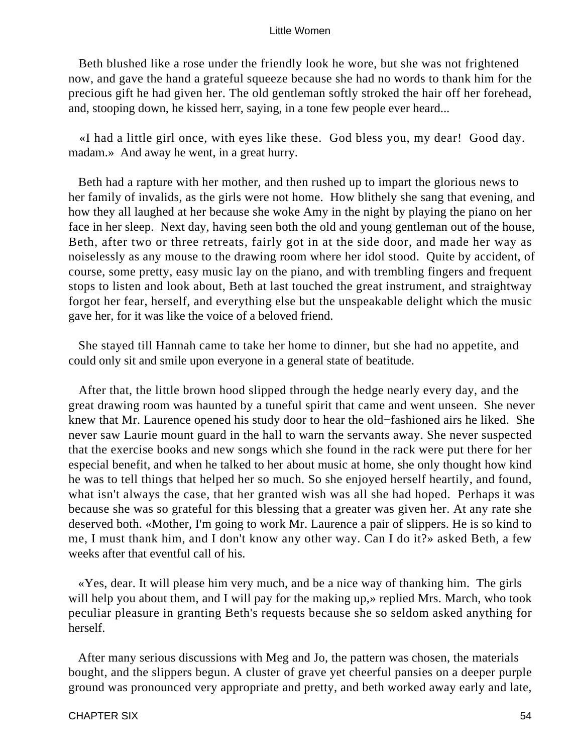Beth blushed like a rose under the friendly look he wore, but she was not frightened now, and gave the hand a grateful squeeze because she had no words to thank him for the precious gift he had given her. The old gentleman softly stroked the hair off her forehead, and, stooping down, he kissed herr, saying, in a tone few people ever heard...

«I had a little girl once, with eyes like these. God bless you, my dear! Good day. madam.» And away he went, in a great hurry.

Beth had a rapture with her mother, and then rushed up to impart the glorious news to her family of invalids, as the girls were not home. How blithely she sang that evening, and how they all laughed at her because she woke Amy in the night by playing the piano on her face in her sleep. Next day, having seen both the old and young gentleman out of the house, Beth, after two or three retreats, fairly got in at the side door, and made her way as noiselessly as any mouse to the drawing room where her idol stood. Quite by accident, of course, some pretty, easy music lay on the piano, and with trembling fingers and frequent stops to listen and look about, Beth at last touched the great instrument, and straightway forgot her fear, herself, and everything else but the unspeakable delight which the music gave her, for it was like the voice of a beloved friend.

She stayed till Hannah came to take her home to dinner, but she had no appetite, and could only sit and smile upon everyone in a general state of beatitude.

After that, the little brown hood slipped through the hedge nearly every day, and the great drawing room was haunted by a tuneful spirit that came and went unseen. She never knew that Mr. Laurence opened his study door to hear the old−fashioned airs he liked. She never saw Laurie mount guard in the hall to warn the servants away. She never suspected that the exercise books and new songs which she found in the rack were put there for her especial benefit, and when he talked to her about music at home, she only thought how kind he was to tell things that helped her so much. So she enjoyed herself heartily, and found, what isn't always the case, that her granted wish was all she had hoped. Perhaps it was because she was so grateful for this blessing that a greater was given her. At any rate she deserved both. «Mother, I'm going to work Mr. Laurence a pair of slippers. He is so kind to me, I must thank him, and I don't know any other way. Can I do it?» asked Beth, a few weeks after that eventful call of his.

«Yes, dear. It will please him very much, and be a nice way of thanking him. The girls will help you about them, and I will pay for the making up,» replied Mrs. March, who took peculiar pleasure in granting Beth's requests because she so seldom asked anything for herself.

After many serious discussions with Meg and Jo, the pattern was chosen, the materials bought, and the slippers begun. A cluster of grave yet cheerful pansies on a deeper purple ground was pronounced very appropriate and pretty, and beth worked away early and late,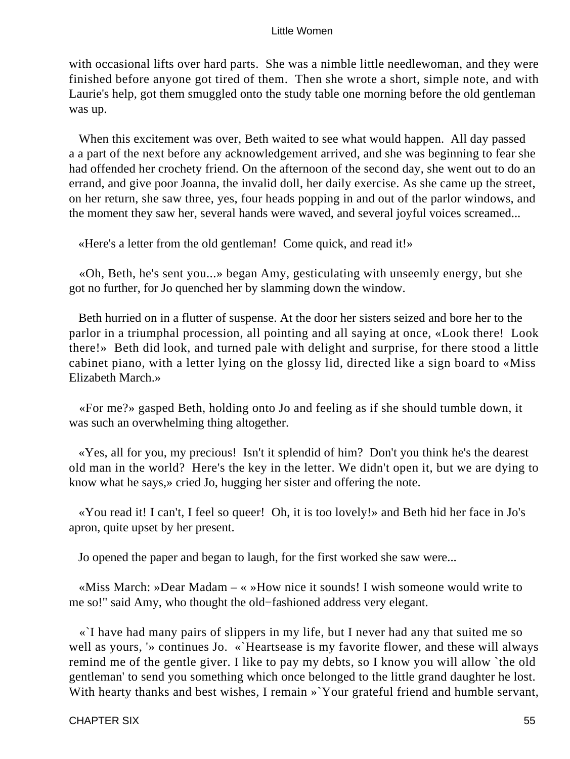with occasional lifts over hard parts. She was a nimble little needlewoman, and they were finished before anyone got tired of them. Then she wrote a short, simple note, and with Laurie's help, got them smuggled onto the study table one morning before the old gentleman was up.

When this excitement was over, Beth waited to see what would happen. All day passed a a part of the next before any acknowledgement arrived, and she was beginning to fear she had offended her crochety friend. On the afternoon of the second day, she went out to do an errand, and give poor Joanna, the invalid doll, her daily exercise. As she came up the street, on her return, she saw three, yes, four heads popping in and out of the parlor windows, and the moment they saw her, several hands were waved, and several joyful voices screamed...

«Here's a letter from the old gentleman! Come quick, and read it!»

«Oh, Beth, he's sent you...» began Amy, gesticulating with unseemly energy, but she got no further, for Jo quenched her by slamming down the window.

Beth hurried on in a flutter of suspense. At the door her sisters seized and bore her to the parlor in a triumphal procession, all pointing and all saying at once, «Look there! Look there!» Beth did look, and turned pale with delight and surprise, for there stood a little cabinet piano, with a letter lying on the glossy lid, directed like a sign board to «Miss Elizabeth March.»

«For me?» gasped Beth, holding onto Jo and feeling as if she should tumble down, it was such an overwhelming thing altogether.

«Yes, all for you, my precious! Isn't it splendid of him? Don't you think he's the dearest old man in the world? Here's the key in the letter. We didn't open it, but we are dying to know what he says,» cried Jo, hugging her sister and offering the note.

«You read it! I can't, I feel so queer! Oh, it is too lovely!» and Beth hid her face in Jo's apron, quite upset by her present.

Jo opened the paper and began to laugh, for the first worked she saw were...

«Miss March: »Dear Madam – « »How nice it sounds! I wish someone would write to me so!" said Amy, who thought the old−fashioned address very elegant.

«`I have had many pairs of slippers in my life, but I never had any that suited me so well as yours, '» continues Jo. «`Heartsease is my favorite flower, and these will always remind me of the gentle giver. I like to pay my debts, so I know you will allow `the old gentleman' to send you something which once belonged to the little grand daughter he lost. With hearty thanks and best wishes, I remain »`Your grateful friend and humble servant,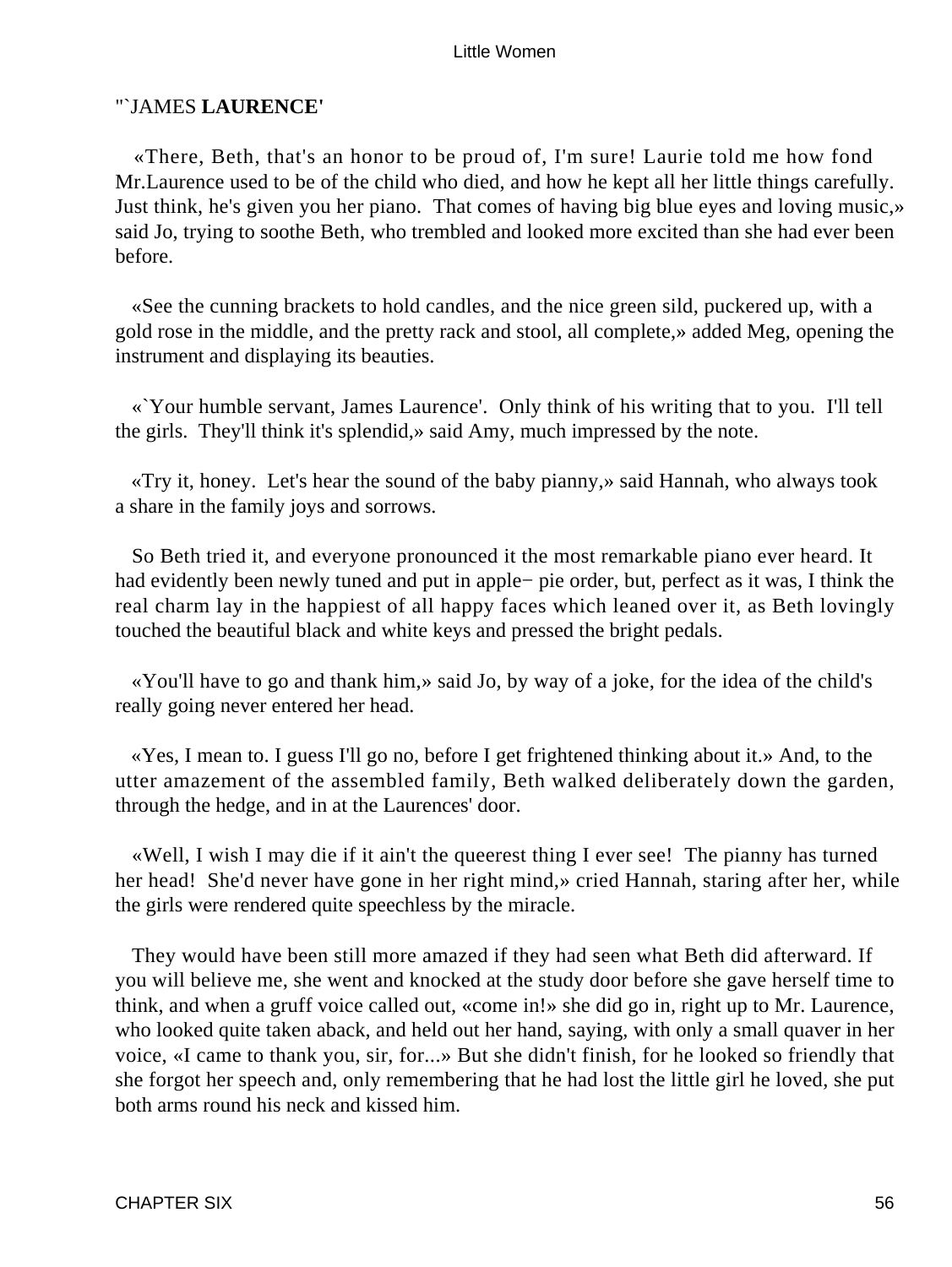"`JAMES **LAURENCE'**

«There, Beth, that's an honor to be proud of, I'm sure! Laurie told me how fond Mr.Laurence used to be of the child who died, and how he kept all her little things carefully. Just think, he's given you her piano. That comes of having big blue eyes and loving music,» said Jo, trying to soothe Beth, who trembled and looked more excited than she had ever been before.

«See the cunning brackets to hold candles, and the nice green sild, puckered up, with a gold rose in the middle, and the pretty rack and stool, all complete,» added Meg, opening the instrument and displaying its beauties.

«`Your humble servant, James Laurence'. Only think of his writing that to you. I'll tell the girls. They'll think it's splendid,» said Amy, much impressed by the note.

«Try it, honey. Let's hear the sound of the baby pianny,» said Hannah, who always took a share in the family joys and sorrows.

So Beth tried it, and everyone pronounced it the most remarkable piano ever heard. It had evidently been newly tuned and put in apple− pie order, but, perfect as it was, I think the real charm lay in the happiest of all happy faces which leaned over it, as Beth lovingly touched the beautiful black and white keys and pressed the bright pedals.

«You'll have to go and thank him,» said Jo, by way of a joke, for the idea of the child's really going never entered her head.

«Yes, I mean to. I guess I'll go no, before I get frightened thinking about it.» And, to the utter amazement of the assembled family, Beth walked deliberately down the garden, through the hedge, and in at the Laurences' door.

«Well, I wish I may die if it ain't the queerest thing I ever see! The pianny has turned her head! She'd never have gone in her right mind,» cried Hannah, staring after her, while the girls were rendered quite speechless by the miracle.

They would have been still more amazed if they had seen what Beth did afterward. If you will believe me, she went and knocked at the study door before she gave herself time to think, and when a gruff voice called out, «come in!» she did go in, right up to Mr. Laurence, who looked quite taken aback, and held out her hand, saying, with only a small quaver in her voice, «I came to thank you, sir, for...» But she didn't finish, for he looked so friendly that she forgot her speech and, only remembering that he had lost the little girl he loved, she put both arms round his neck and kissed him.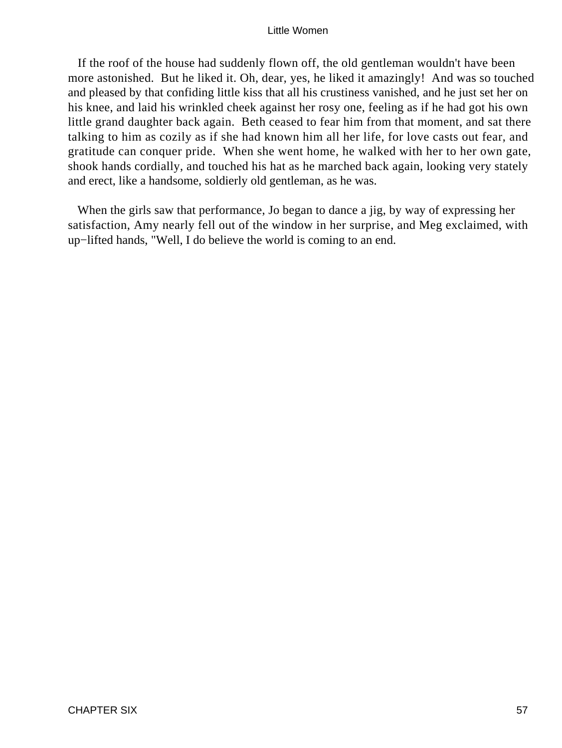If the roof of the house had suddenly flown off, the old gentleman wouldn't have been more astonished. But he liked it. Oh, dear, yes, he liked it amazingly! And was so touched and pleased by that confiding little kiss that all his crustiness vanished, and he just set her on his knee, and laid his wrinkled cheek against her rosy one, feeling as if he had got his own little grand daughter back again. Beth ceased to fear him from that moment, and sat there talking to him as cozily as if she had known him all her life, for love casts out fear, and gratitude can conquer pride. When she went home, he walked with her to her own gate, shook hands cordially, and touched his hat as he marched back again, looking very stately and erect, like a handsome, soldierly old gentleman, as he was.

When the girls saw that performance, Jo began to dance a jig, by way of expressing her satisfaction, Amy nearly fell out of the window in her surprise, and Meg exclaimed, with up−lifted hands, "Well, I do believe the world is coming to an end.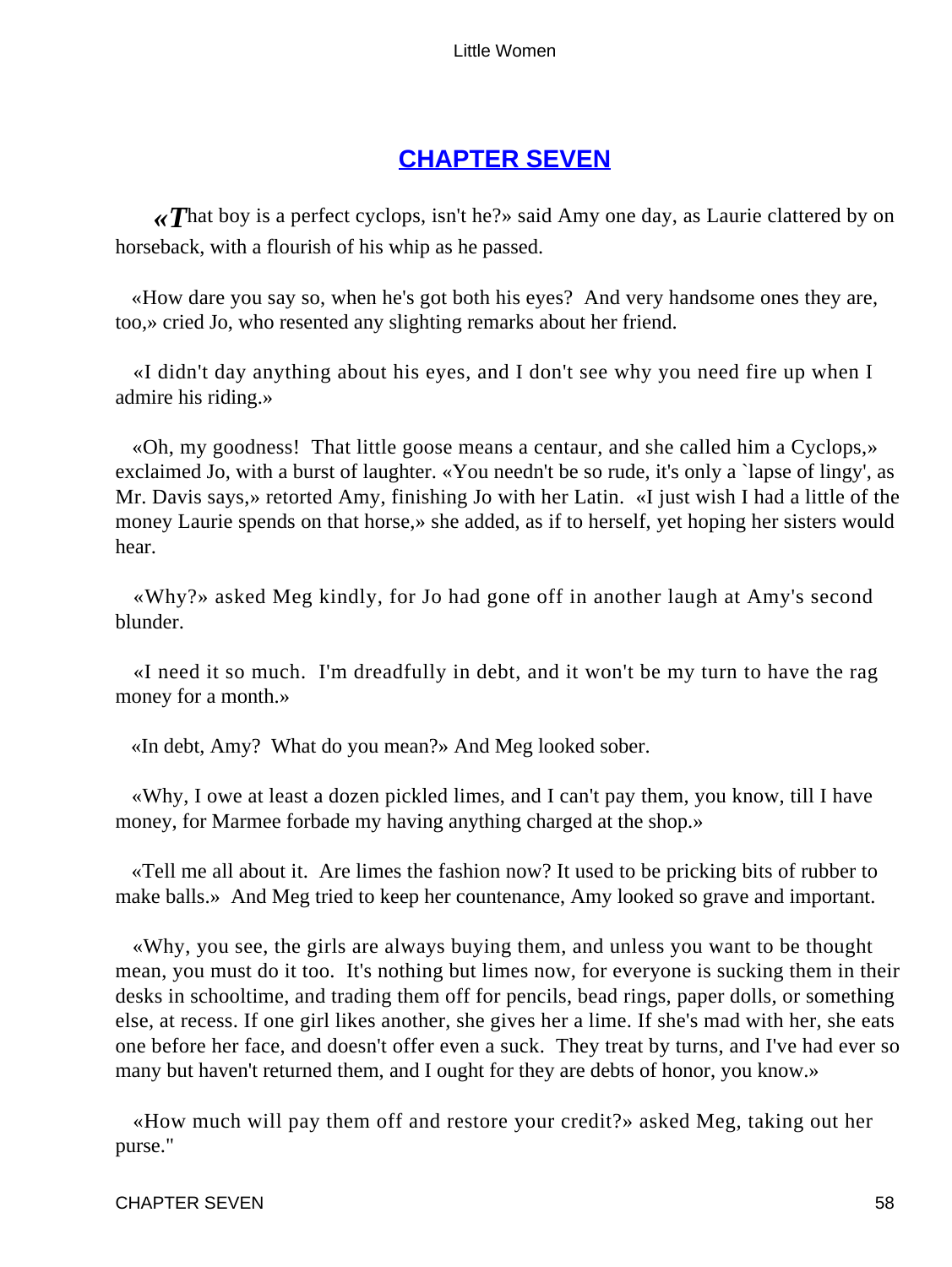## CHAPTER SEVEN

«That boy is a perfect cyclops, isn't he?» said Amy one day, as Laurie clattered by on horseback, with a flourish of his whip as he passed.

«How dare you say so, when he's got both his eyes? And very handsome ones they are, too,» cried Jo, who resented any slighting remarks about her friend.

«I didn't day anything about his eyes, and I don't see why you need fire up when I admire his riding.»

«Oh, my goodness! That little goose means a centaur, and she called him a Cyclops,» exclaimed Jo, with a burst of laughter. «You needn't be so rude, it's only a `lapse of lingy', as Mr. Davis says,» retorted Amy, finishing Jo with her Latin. «I just wish I had a little of the money Laurie spends on that horse,» she added, as if to herself, yet hoping her sisters would hear.

«Why?» asked Meg kindly, for Jo had gone off in another laugh at Amy's second blunder.

«I need it so much. I'm dreadfully in debt, and it won't be my turn to have the rag money for a month.»

«In debt, Amy? What do you mean?» And Meg looked sober.

«Why, I owe at least a dozen pickled limes, and I can't pay them, you know, till I have money, for Marmee forbade my having anything charged at the shop.»

«Tell me all about it. Are limes the fashion now? It used to be pricking bits of rubber to make balls.» And Meg tried to keep her countenance, Amy looked so grave and important.

«Why, you see, the girls are always buying them, and unless you want to be thought mean, you must do it too. It's nothing but limes now, for everyone is sucking them in their desks in schooltime, and trading them off for pencils, bead rings, paper dolls, or something else, at recess. If one girl likes another, she gives her a lime. If she's mad with her, she eats one before her face, and doesn't offer even a suck. They treat by turns, and I've had ever so many but haven't returned them, and I ought for they are debts of honor, you know.»

«How much will pay them off and restore your credit?» asked Meg, taking out her purse."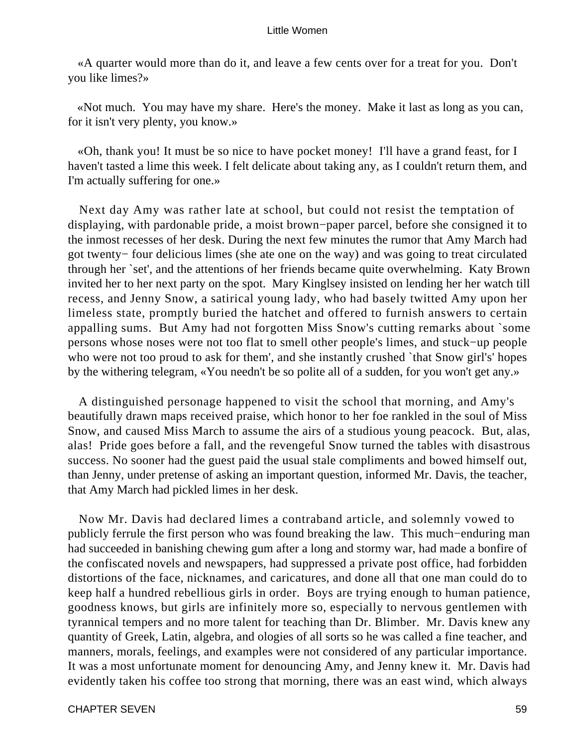«A quarter would more than do it, and leave a few cents over for a treat for you. Don't you like limes?»

«Not much. You may have my share. Here's the money. Make it last as long as you can, for it isn't very plenty, you know.»

«Oh, thank you! It must be so nice to have pocket money! I'll have a grand feast, for I haven't tasted a lime this week. I felt delicate about taking any, as I couldn't return them, and I'm actually suffering for one.»

Next day Amy was rather late at school, but could not resist the temptation of displaying, with pardonable pride, a moist brown−paper parcel, before she consigned it to the inmost recesses of her desk. During the next few minutes the rumor that Amy March had got twenty− four delicious limes (she ate one on the way) and was going to treat circulated through her `set', and the attentions of her friends became quite overwhelming. Katy Brown invited her to her next party on the spot. Mary Kinglsey insisted on lending her her watch till recess, and Jenny Snow, a satirical young lady, who had basely twitted Amy upon her limeless state, promptly buried the hatchet and offered to furnish answers to certain appalling sums. But Amy had not forgotten Miss Snow's cutting remarks about `some persons whose noses were not too flat to smell other people's limes, and stuck−up people who were not too proud to ask for them', and she instantly crushed `that Snow girl's' hopes by the withering telegram, «You needn't be so polite all of a sudden, for you won't get any.»

A distinguished personage happened to visit the school that morning, and Amy's beautifully drawn maps received praise, which honor to her foe rankled in the soul of Miss Snow, and caused Miss March to assume the airs of a studious young peacock. But, alas, alas! Pride goes before a fall, and the revengeful Snow turned the tables with disastrous success. No sooner had the guest paid the usual stale compliments and bowed himself out, than Jenny, under pretense of asking an important question, informed Mr. Davis, the teacher, that Amy March had pickled limes in her desk.

Now Mr. Davis had declared limes a contraband article, and solemnly vowed to publicly ferrule the first person who was found breaking the law. This much−enduring man had succeeded in banishing chewing gum after a long and stormy war, had made a bonfire of the confiscated novels and newspapers, had suppressed a private post office, had forbidden distortions of the face, nicknames, and caricatures, and done all that one man could do to keep half a hundred rebellious girls in order. Boys are trying enough to human patience, goodness knows, but girls are infinitely more so, especially to nervous gentlemen with tyrannical tempers and no more talent for teaching than Dr. Blimber. Mr. Davis knew any quantity of Greek, Latin, algebra, and ologies of all sorts so he was called a fine teacher, and manners, morals, feelings, and examples were not considered of any particular importance. It was a most unfortunate moment for denouncing Amy, and Jenny knew it. Mr. Davis had evidently taken his coffee too strong that morning, there was an east wind, which always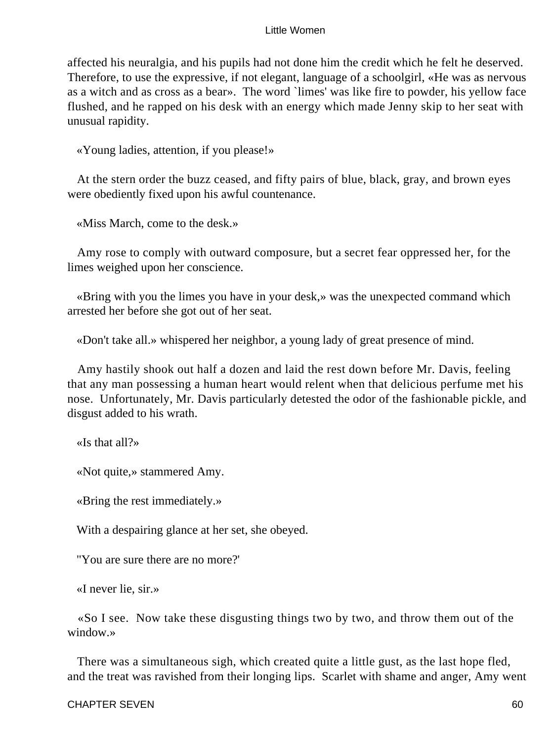affected his neuralgia, and his pupils had not done him the credit which he felt he deserved. Therefore, to use the expressive, if not elegant, language of a schoolgirl, «He was as nervous as a witch and as cross as a bear». The word `limes' was like fire to powder, his yellow face flushed, and he rapped on his desk with an energy which made Jenny skip to her seat with unusual rapidity.

«Young ladies, attention, if you please!»

At the stern order the buzz ceased, and fifty pairs of blue, black, gray, and brown eyes were obediently fixed upon his awful countenance.

«Miss March, come to the desk.»

Amy rose to comply with outward composure, but a secret fear oppressed her, for the limes weighed upon her conscience.

«Bring with you the limes you have in your desk,» was the unexpected command which arrested her before she got out of her seat.

«Don't take all.» whispered her neighbor, a young lady of great presence of mind.

Amy hastily shook out half a dozen and laid the rest down before Mr. Davis, feeling that any man possessing a human heart would relent when that delicious perfume met his nose. Unfortunately, Mr. Davis particularly detested the odor of the fashionable pickle, and disgust added to his wrath.

«Is that all?»

«Not quite,» stammered Amy.

«Bring the rest immediately.»

With a despairing glance at her set, she obeyed.

"You are sure there are no more?'

«I never lie, sir.»

«So I see. Now take these disgusting things two by two, and throw them out of the window.»

There was a simultaneous sigh, which created quite a little gust, as the last hope fled, and the treat was ravished from their longing lips. Scarlet with shame and anger, Amy went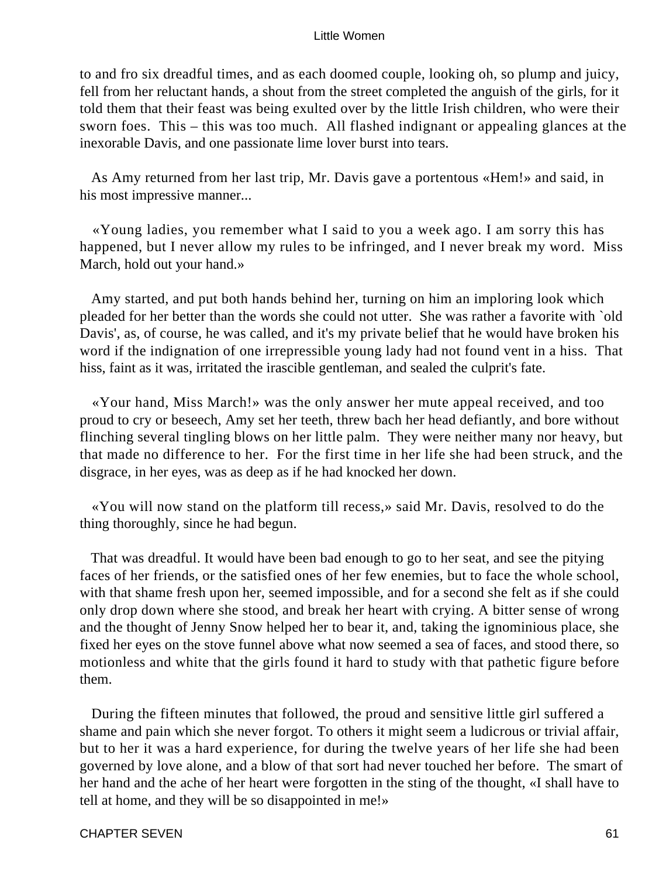to and fro six dreadful times, and as each doomed couple, looking oh, so plump and juicy, fell from her reluctant hands, a shout from the street completed the anguish of the girls, for it told them that their feast was being exulted over by the little Irish children, who were their sworn foes. This – this was too much. All flashed indignant or appealing glances at the inexorable Davis, and one passionate lime lover burst into tears.

As Amy returned from her last trip, Mr. Davis gave a portentous «Hem!» and said, in his most impressive manner...

«Young ladies, you remember what I said to you a week ago. I am sorry this has happened, but I never allow my rules to be infringed, and I never break my word. Miss March, hold out your hand.»

Amy started, and put both hands behind her, turning on him an imploring look which pleaded for her better than the words she could not utter. She was rather a favorite with `old Davis', as, of course, he was called, and it's my private belief that he would have broken his word if the indignation of one irrepressible young lady had not found vent in a hiss. That hiss, faint as it was, irritated the irascible gentleman, and sealed the culprit's fate.

«Your hand, Miss March!» was the only answer her mute appeal received, and too proud to cry or beseech, Amy set her teeth, threw bach her head defiantly, and bore without flinching several tingling blows on her little palm. They were neither many nor heavy, but that made no difference to her. For the first time in her life she had been struck, and the disgrace, in her eyes, was as deep as if he had knocked her down.

«You will now stand on the platform till recess,» said Mr. Davis, resolved to do the thing thoroughly, since he had begun.

That was dreadful. It would have been bad enough to go to her seat, and see the pitying faces of her friends, or the satisfied ones of her few enemies, but to face the whole school, with that shame fresh upon her, seemed impossible, and for a second she felt as if she could only drop down where she stood, and break her heart with crying. A bitter sense of wrong and the thought of Jenny Snow helped her to bear it, and, taking the ignominious place, she fixed her eyes on the stove funnel above what now seemed a sea of faces, and stood there, so motionless and white that the girls found it hard to study with that pathetic figure before them.

During the fifteen minutes that followed, the proud and sensitive little girl suffered a shame and pain which she never forgot. To others it might seem a ludicrous or trivial affair, but to her it was a hard experience, for during the twelve years of her life she had been governed by love alone, and a blow of that sort had never touched her before. The smart of her hand and the ache of her heart were forgotten in the sting of the thought, «I shall have to tell at home, and they will be so disappointed in me!»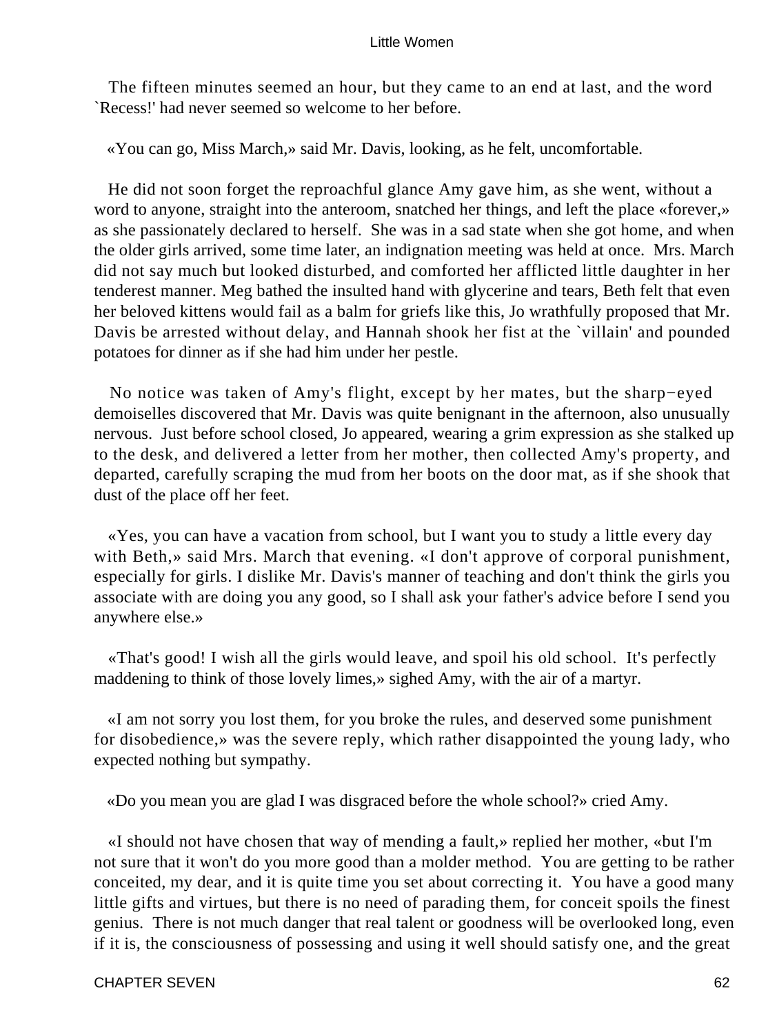The fifteen minutes seemed an hour, but they came to an end at last, and the word `Recess!' had never seemed so welcome to her before.

«You can go, Miss March,» said Mr. Davis, looking, as he felt, uncomfortable.

He did not soon forget the reproachful glance Amy gave him, as she went, without a word to anyone, straight into the anteroom, snatched her things, and left the place «forever,» as she passionately declared to herself. She was in a sad state when she got home, and when the older girls arrived, some time later, an indignation meeting was held at once. Mrs. March did not say much but looked disturbed, and comforted her afflicted little daughter in her tenderest manner. Meg bathed the insulted hand with glycerine and tears, Beth felt that even her beloved kittens would fail as a balm for griefs like this, Jo wrathfully proposed that Mr. Davis be arrested without delay, and Hannah shook her fist at the `villain' and pounded potatoes for dinner as if she had him under her pestle.

No notice was taken of Amy's flight, except by her mates, but the sharp−eyed demoiselles discovered that Mr. Davis was quite benignant in the afternoon, also unusually nervous. Just before school closed, Jo appeared, wearing a grim expression as she stalked up to the desk, and delivered a letter from her mother, then collected Amy's property, and departed, carefully scraping the mud from her boots on the door mat, as if she shook that dust of the place off her feet.

«Yes, you can have a vacation from school, but I want you to study a little every day with Beth,» said Mrs. March that evening. «I don't approve of corporal punishment, especially for girls. I dislike Mr. Davis's manner of teaching and don't think the girls you associate with are doing you any good, so I shall ask your father's advice before I send you anywhere else.»

«That's good! I wish all the girls would leave, and spoil his old school. It's perfectly maddening to think of those lovely limes,» sighed Amy, with the air of a martyr.

«I am not sorry you lost them, for you broke the rules, and deserved some punishment for disobedience,» was the severe reply, which rather disappointed the young lady, who expected nothing but sympathy.

«Do you mean you are glad I was disgraced before the whole school?» cried Amy.

«I should not have chosen that way of mending a fault,» replied her mother, «but I'm not sure that it won't do you more good than a molder method. You are getting to be rather conceited, my dear, and it is quite time you set about correcting it. You have a good many little gifts and virtues, but there is no need of parading them, for conceit spoils the finest genius. There is not much danger that real talent or goodness will be overlooked long, even if it is, the consciousness of possessing and using it well should satisfy one, and the great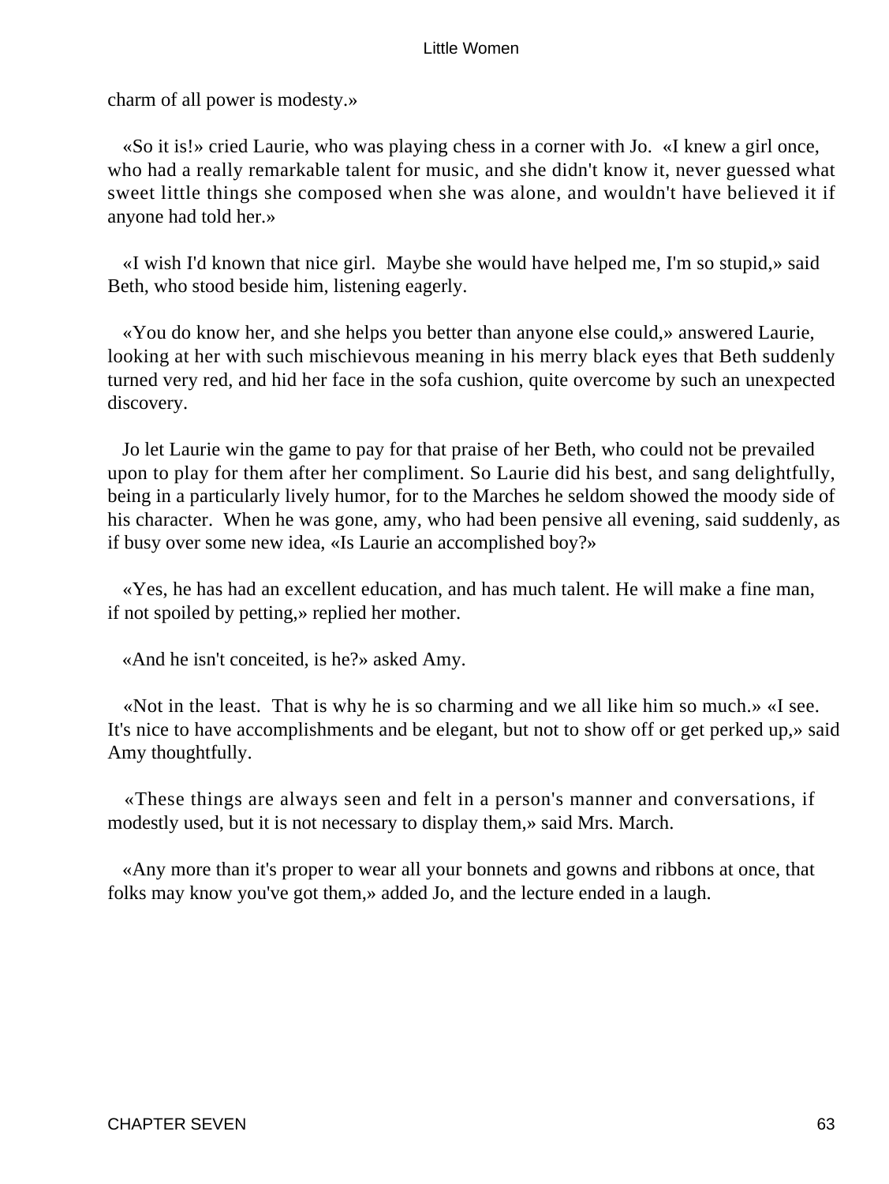charm of all power is modesty.»

«So it is!» cried Laurie, who was playing chess in a corner with Jo. «I knew a girl once, who had a really remarkable talent for music, and she didn't know it, never guessed what sweet little things she composed when she was alone, and wouldn't have believed it if anyone had told her.»

«I wish I'd known that nice girl. Maybe she would have helped me, I'm so stupid,» said Beth, who stood beside him, listening eagerly.

«You do know her, and she helps you better than anyone else could,» answered Laurie, looking at her with such mischievous meaning in his merry black eyes that Beth suddenly turned very red, and hid her face in the sofa cushion, quite overcome by such an unexpected discovery.

Jo let Laurie win the game to pay for that praise of her Beth, who could not be prevailed upon to play for them after her compliment. So Laurie did his best, and sang delightfully, being in a particularly lively humor, for to the Marches he seldom showed the moody side of his character. When he was gone, amy, who had been pensive all evening, said suddenly, as if busy over some new idea, «Is Laurie an accomplished boy?»

«Yes, he has had an excellent education, and has much talent. He will make a fine man, if not spoiled by petting,» replied her mother.

«And he isn't conceited, is he?» asked Amy.

«Not in the least. That is why he is so charming and we all like him so much.» «I see. It's nice to have accomplishments and be elegant, but not to show off or get perked up,» said Amy thoughtfully.

«These things are always seen and felt in a person's manner and conversations, if modestly used, but it is not necessary to display them,» said Mrs. March.

«Any more than it's proper to wear all your bonnets and gowns and ribbons at once, that folks may know you've got them,» added Jo, and the lecture ended in a laugh.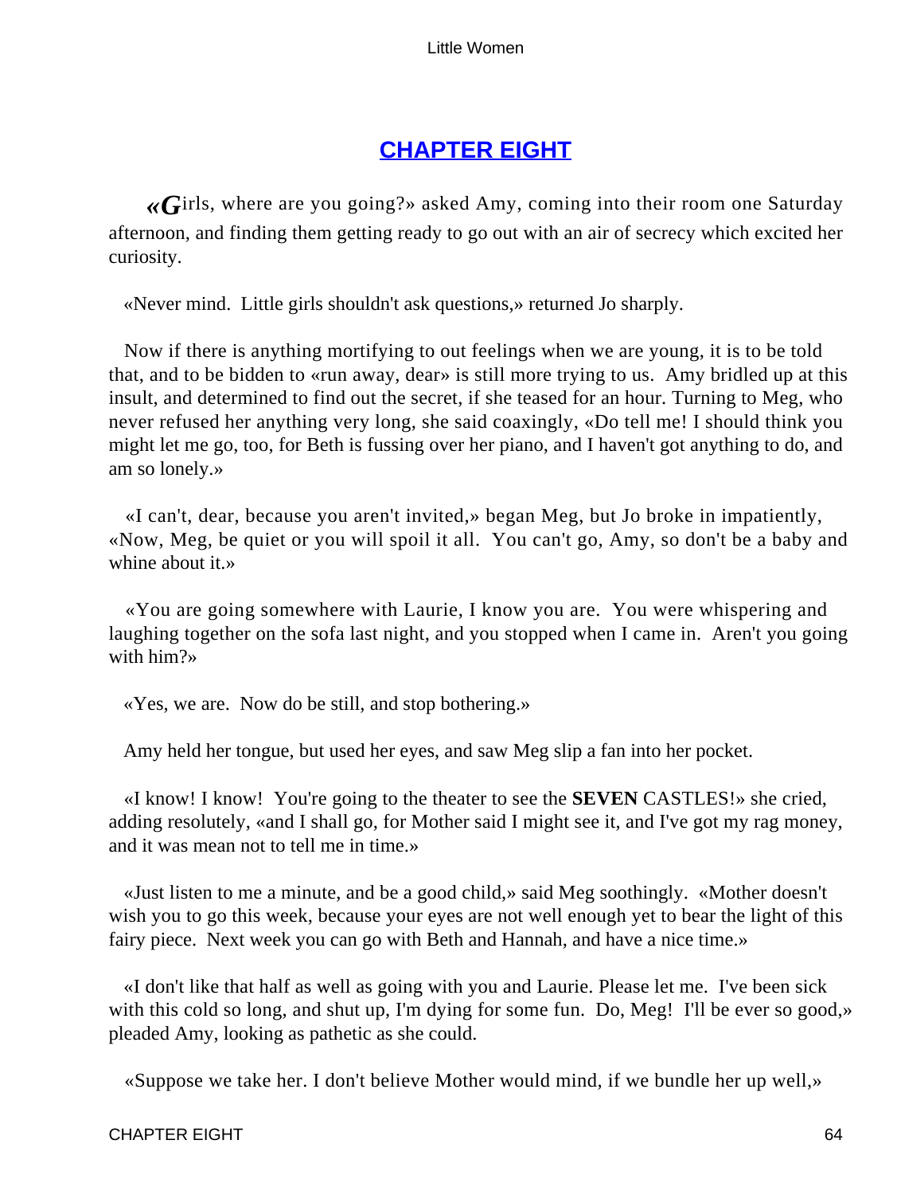## CHAPTER EIGHT

«Girls, where are you going?» asked Amy, coming into their room one Saturday afternoon, and finding them getting ready to go out with an air of secrecy which excited her curiosity.

«Never mind. Little girls shouldn't ask questions,» returned Jo sharply.

Now if there is anything mortifying to out feelings when we are young, it is to be told that, and to be bidden to «run away, dear» is still more trying to us. Amy bridled up at this insult, and determined to find out the secret, if she teased for an hour. Turning to Meg, who never refused her anything very long, she said coaxingly, «Do tell me! I should think you might let me go, too, for Beth is fussing over her piano, and I haven't got anything to do, and am so lonely.»

«I can't, dear, because you aren't invited,» began Meg, but Jo broke in impatiently, «Now, Meg, be quiet or you will spoil it all. You can't go, Amy, so don't be a baby and whine about it.»

«You are going somewhere with Laurie, I know you are. You were whispering and laughing together on the sofa last night, and you stopped when I came in. Aren't you going with him?»

«Yes, we are. Now do be still, and stop bothering.»

Amy held her tongue, but used her eyes, and saw Meg slip a fan into her pocket.

«I know! I know! You're going to the theater to see the **SEVEN** CASTLES!» she cried, adding resolutely, «and I shall go, for Mother said I might see it, and I've got my rag money, and it was mean not to tell me in time.»

«Just listen to me a minute, and be a good child,» said Meg soothingly. «Mother doesn't wish you to go this week, because your eyes are not well enough yet to bear the light of this fairy piece. Next week you can go with Beth and Hannah, and have a nice time.»

«I don't like that half as well as going with you and Laurie. Please let me. I've been sick with this cold so long, and shut up, I'm dying for some fun. Do, Meg! I'll be ever so good,» pleaded Amy, looking as pathetic as she could.

«Suppose we take her. I don't believe Mother would mind, if we bundle her up well,»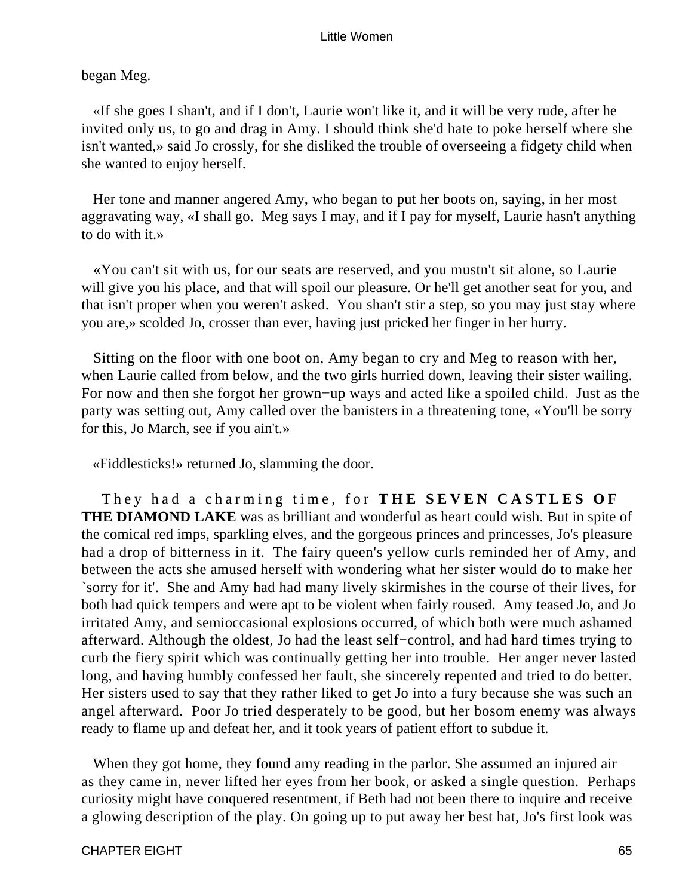began Meg.

«If she goes I shan't, and if I don't, Laurie won't like it, and it will be very rude, after he invited only us, to go and drag in Amy. I should think she'd hate to poke herself where she isn't wanted,» said Jo crossly, for she disliked the trouble of overseeing a fidgety child when she wanted to enjoy herself.

Her tone and manner angered Amy, who began to put her boots on, saying, in her most aggravating way, «I shall go. Meg says I may, and if I pay for myself, Laurie hasn't anything to do with it.»

«You can't sit with us, for our seats are reserved, and you mustn't sit alone, so Laurie will give you his place, and that will spoil our pleasure. Or he'll get another seat for you, and that isn't proper when you weren't asked. You shan't stir a step, so you may just stay where you are,» scolded Jo, crosser than ever, having just pricked her finger in her hurry.

Sitting on the floor with one boot on, Amy began to cry and Meg to reason with her, when Laurie called from below, and the two girls hurried down, leaving their sister wailing. For now and then she forgot her grown−up ways and acted like a spoiled child. Just as the party was setting out, Amy called over the banisters in a threatening tone, «You'll be sorry for this, Jo March, see if you ain't.»

«Fiddlesticks!» returned Jo, slamming the door.

They had a charming time, for **THE SEVEN CASTLES OF THE DIAMOND LAKE** was as brilliant and wonderful as heart could wish. But in spite of the comical red imps, sparkling elves, and the gorgeous princes and princesses, Jo's pleasure had a drop of bitterness in it. The fairy queen's yellow curls reminded her of Amy, and between the acts she amused herself with wondering what her sister would do to make her `sorry for it'. She and Amy had had many lively skirmishes in the course of their lives, for both had quick tempers and were apt to be violent when fairly roused. Amy teased Jo, and Jo irritated Amy, and semioccasional explosions occurred, of which both were much ashamed afterward. Although the oldest, Jo had the least self−control, and had hard times trying to curb the fiery spirit which was continually getting her into trouble. Her anger never lasted long, and having humbly confessed her fault, she sincerely repented and tried to do better. Her sisters used to say that they rather liked to get Jo into a fury because she was such an angel afterward. Poor Jo tried desperately to be good, but her bosom enemy was always ready to flame up and defeat her, and it took years of patient effort to subdue it.

When they got home, they found amy reading in the parlor. She assumed an injured air as they came in, never lifted her eyes from her book, or asked a single question. Perhaps curiosity might have conquered resentment, if Beth had not been there to inquire and receive a glowing description of the play. On going up to put away her best hat, Jo's first look was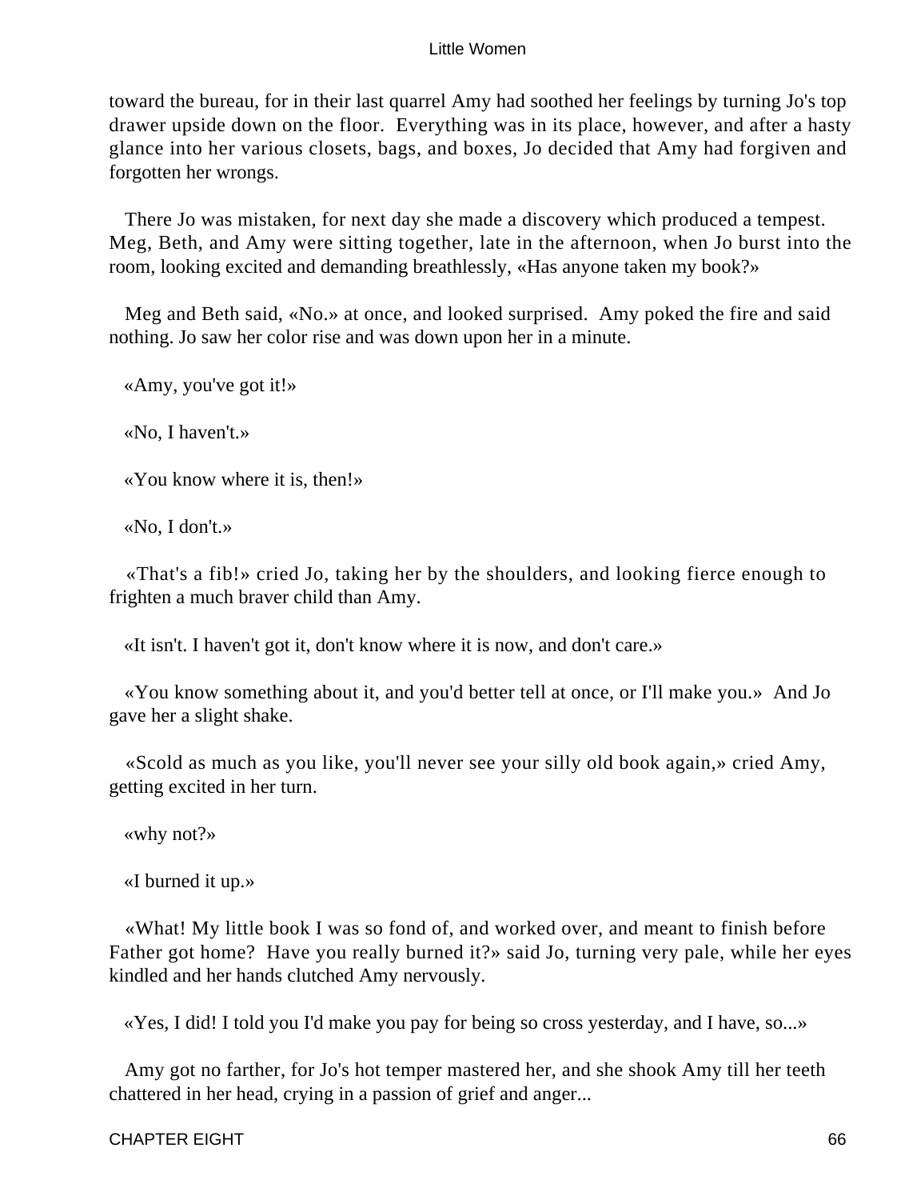toward the bureau, for in their last quarrel Amy had soothed her feelings by turning Jo's top drawer upside down on the floor. Everything was in its place, however, and after a hasty glance into her various closets, bags, and boxes, Jo decided that Amy had forgiven and forgotten her wrongs.

There Jo was mistaken, for next day she made a discovery which produced a tempest. Meg, Beth, and Amy were sitting together, late in the afternoon, when Jo burst into the room, looking excited and demanding breathlessly, «Has anyone taken my book?»

Meg and Beth said, «No.» at once, and looked surprised. Amy poked the fire and said nothing. Jo saw her color rise and was down upon her in a minute.

«Amy, you've got it!»

«No, I haven't.»

«You know where it is, then!»

«No, I don't.»

«That's a fib!» cried Jo, taking her by the shoulders, and looking fierce enough to frighten a much braver child than Amy.

«It isn't. I haven't got it, don't know where it is now, and don't care.»

«You know something about it, and you'd better tell at once, or I'll make you.» And Jo gave her a slight shake.

«Scold as much as you like, you'll never see your silly old book again,» cried Amy, getting excited in her turn.

«why not?»

«I burned it up.»

«What! My little book I was so fond of, and worked over, and meant to finish before Father got home? Have you really burned it?» said Jo, turning very pale, while her eyes kindled and her hands clutched Amy nervously.

«Yes, I did! I told you I'd make you pay for being so cross yesterday, and I have, so...»

Amy got no farther, for Jo's hot temper mastered her, and she shook Amy till her teeth chattered in her head, crying in a passion of grief and anger...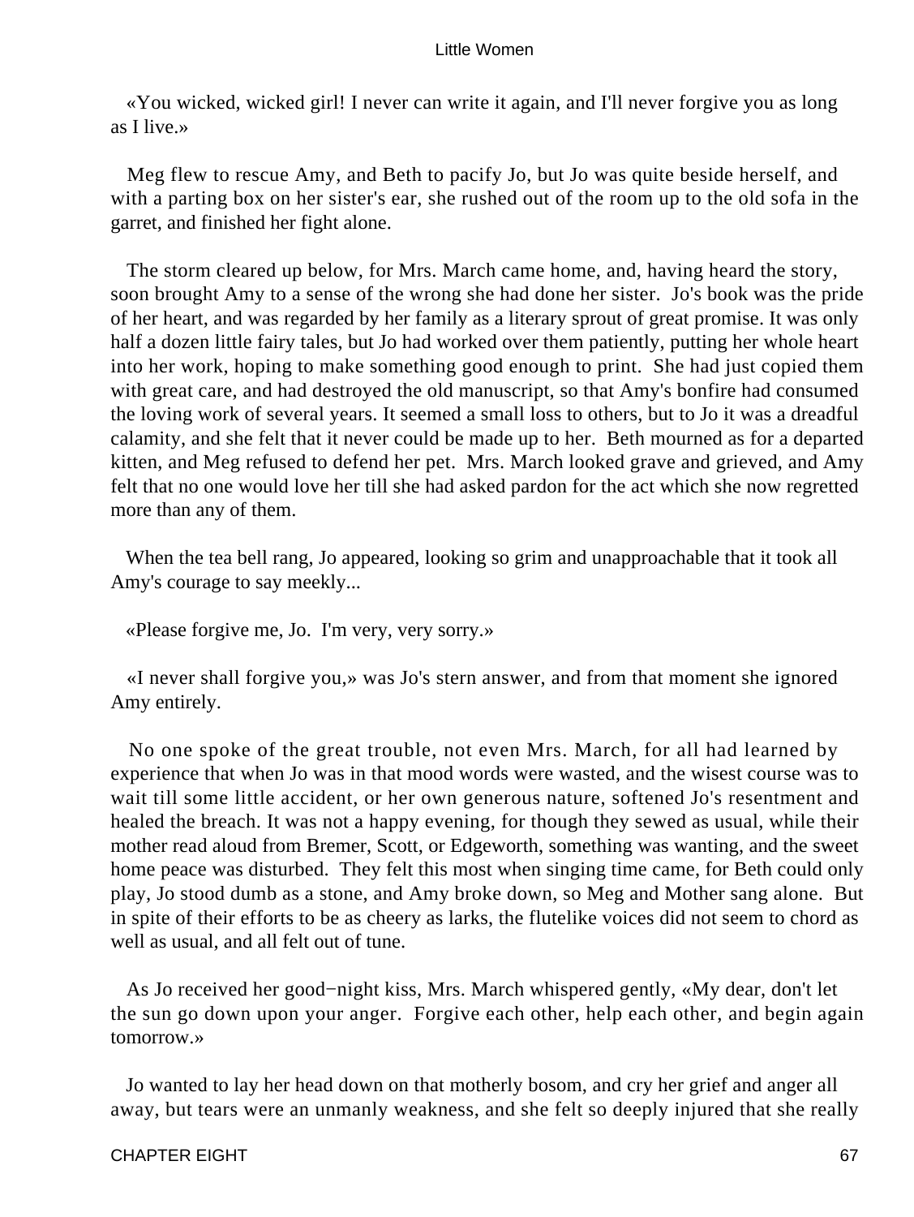«You wicked, wicked girl! I never can write it again, and I'll never forgive you as long as I live.»

Meg flew to rescue Amy, and Beth to pacify Jo, but Jo was quite beside herself, and with a parting box on her sister's ear, she rushed out of the room up to the old sofa in the garret, and finished her fight alone.

The storm cleared up below, for Mrs. March came home, and, having heard the story, soon brought Amy to a sense of the wrong she had done her sister. Jo's book was the pride of her heart, and was regarded by her family as a literary sprout of great promise. It was only half a dozen little fairy tales, but Jo had worked over them patiently, putting her whole heart into her work, hoping to make something good enough to print. She had just copied them with great care, and had destroyed the old manuscript, so that Amy's bonfire had consumed the loving work of several years. It seemed a small loss to others, but to Jo it was a dreadful calamity, and she felt that it never could be made up to her. Beth mourned as for a departed kitten, and Meg refused to defend her pet. Mrs. March looked grave and grieved, and Amy felt that no one would love her till she had asked pardon for the act which she now regretted more than any of them.

When the tea bell rang, Jo appeared, looking so grim and unapproachable that it took all Amy's courage to say meekly...

«Please forgive me, Jo. I'm very, very sorry.»

«I never shall forgive you,» was Jo's stern answer, and from that moment she ignored Amy entirely.

No one spoke of the great trouble, not even Mrs. March, for all had learned by experience that when Jo was in that mood words were wasted, and the wisest course was to wait till some little accident, or her own generous nature, softened Jo's resentment and healed the breach. It was not a happy evening, for though they sewed as usual, while their mother read aloud from Bremer, Scott, or Edgeworth, something was wanting, and the sweet home peace was disturbed. They felt this most when singing time came, for Beth could only play, Jo stood dumb as a stone, and Amy broke down, so Meg and Mother sang alone. But in spite of their efforts to be as cheery as larks, the flutelike voices did not seem to chord as well as usual, and all felt out of tune.

As Jo received her good−night kiss, Mrs. March whispered gently, «My dear, don't let the sun go down upon your anger. Forgive each other, help each other, and begin again tomorrow.»

Jo wanted to lay her head down on that motherly bosom, and cry her grief and anger all away, but tears were an unmanly weakness, and she felt so deeply injured that she really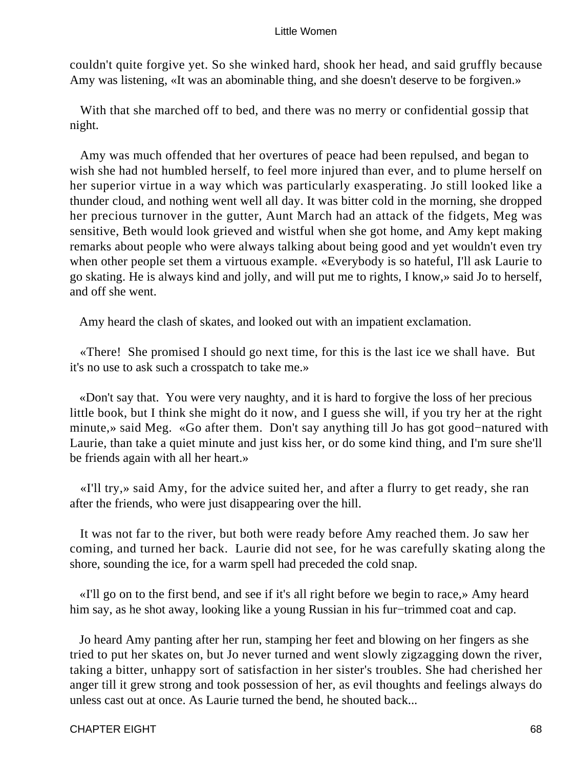couldn't quite forgive yet. So she winked hard, shook her head, and said gruffly because Amy was listening, «It was an abominable thing, and she doesn't deserve to be forgiven.»

With that she marched off to bed, and there was no merry or confidential gossip that night.

Amy was much offended that her overtures of peace had been repulsed, and began to wish she had not humbled herself, to feel more injured than ever, and to plume herself on her superior virtue in a way which was particularly exasperating. Jo still looked like a thunder cloud, and nothing went well all day. It was bitter cold in the morning, she dropped her precious turnover in the gutter, Aunt March had an attack of the fidgets, Meg was sensitive, Beth would look grieved and wistful when she got home, and Amy kept making remarks about people who were always talking about being good and yet wouldn't even try when other people set them a virtuous example. «Everybody is so hateful, I'll ask Laurie to go skating. He is always kind and jolly, and will put me to rights, I know,» said Jo to herself, and off she went.

Amy heard the clash of skates, and looked out with an impatient exclamation.

«There!  She promised I should go next time, for this is the last ice we shall have.  But it's no use to ask such a crosspatch to take me.»

«Don't say that.  You were very naughty, and it is hard to forgive the loss of her precious little book, but I think she might do it now, and I guess she will, if you try her at the right minute,» said Meg.  «Go after them.  Don't say anything till Jo has got good−natured with Laurie, than take a quiet minute and just kiss her, or do some kind thing, and I'm sure she'll be friends again with all her heart.»

«I'll try,» said Amy, for the advice suited her, and after a flurry to get ready, she ran after the friends, who were just disappearing over the hill.

It was not far to the river, but both were ready before Amy reached them. Jo saw her coming, and turned her back.  Laurie did not see, for he was carefully skating along the shore, sounding the ice, for a warm spell had preceded the cold snap.

«I'll go on to the first bend, and see if it's all right before we begin to race,» Amy heard him say, as he shot away, looking like a young Russian in his fur−trimmed coat and cap.

Jo heard Amy panting after her run, stamping her feet and blowing on her fingers as she tried to put her skates on, but Jo never turned and went slowly zigzagging down the river, taking a bitter, unhappy sort of satisfaction in her sister's troubles. She had cherished her anger till it grew strong and took possession of her, as evil thoughts and feelings always do unless cast out at once. As Laurie turned the bend, he shouted back...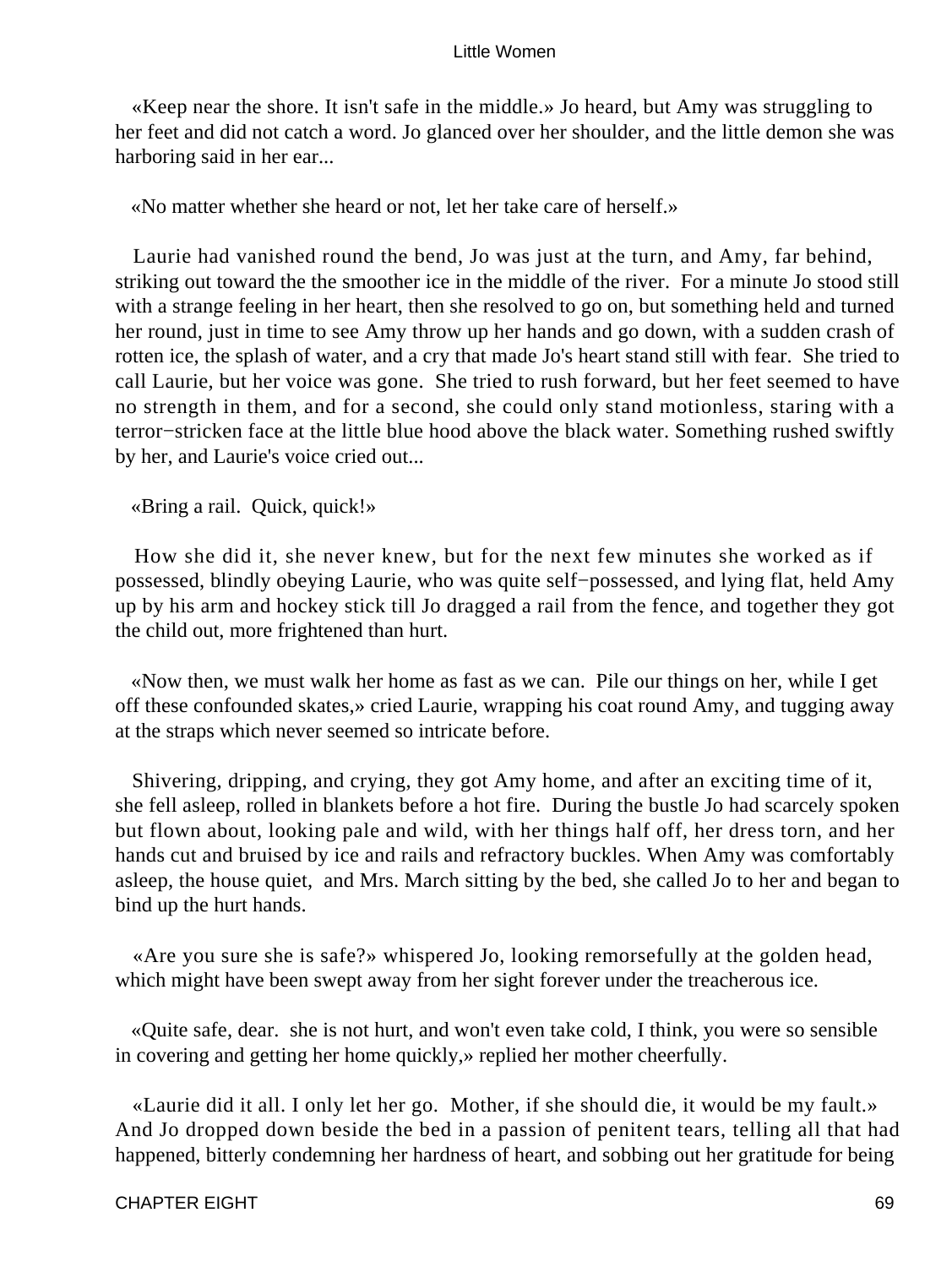«Keep near the shore. It isn't safe in the middle.» Jo heard, but Amy was struggling to her feet and did not catch a word. Jo glanced over her shoulder, and the little demon she was harboring said in her ear...

«No matter whether she heard or not, let her take care of herself.»

Laurie had vanished round the bend, Jo was just at the turn, and Amy, far behind, striking out toward the the smoother ice in the middle of the river. For a minute Jo stood still with a strange feeling in her heart, then she resolved to go on, but something held and turned her round, just in time to see Amy throw up her hands and go down, with a sudden crash of rotten ice, the splash of water, and a cry that made Jo's heart stand still with fear. She tried to call Laurie, but her voice was gone. She tried to rush forward, but her feet seemed to have no strength in them, and for a second, she could only stand motionless, staring with a terror−stricken face at the little blue hood above the black water. Something rushed swiftly by her, and Laurie's voice cried out...

«Bring a rail. Quick, quick!»

How she did it, she never knew, but for the next few minutes she worked as if possessed, blindly obeying Laurie, who was quite self−possessed, and lying flat, held Amy up by his arm and hockey stick till Jo dragged a rail from the fence, and together they got the child out, more frightened than hurt.

«Now then, we must walk her home as fast as we can. Pile our things on her, while I get off these confounded skates,» cried Laurie, wrapping his coat round Amy, and tugging away at the straps which never seemed so intricate before.

Shivering, dripping, and crying, they got Amy home, and after an exciting time of it, she fell asleep, rolled in blankets before a hot fire. During the bustle Jo had scarcely spoken but flown about, looking pale and wild, with her things half off, her dress torn, and her hands cut and bruised by ice and rails and refractory buckles. When Amy was comfortably asleep, the house quiet, and Mrs. March sitting by the bed, she called Jo to her and began to bind up the hurt hands.

«Are you sure she is safe?» whispered Jo, looking remorsefully at the golden head, which might have been swept away from her sight forever under the treacherous ice.

«Quite safe, dear. she is not hurt, and won't even take cold, I think, you were so sensible in covering and getting her home quickly,» replied her mother cheerfully.

«Laurie did it all. I only let her go. Mother, if she should die, it would be my fault.» And Jo dropped down beside the bed in a passion of penitent tears, telling all that had happened, bitterly condemning her hardness of heart, and sobbing out her gratitude for being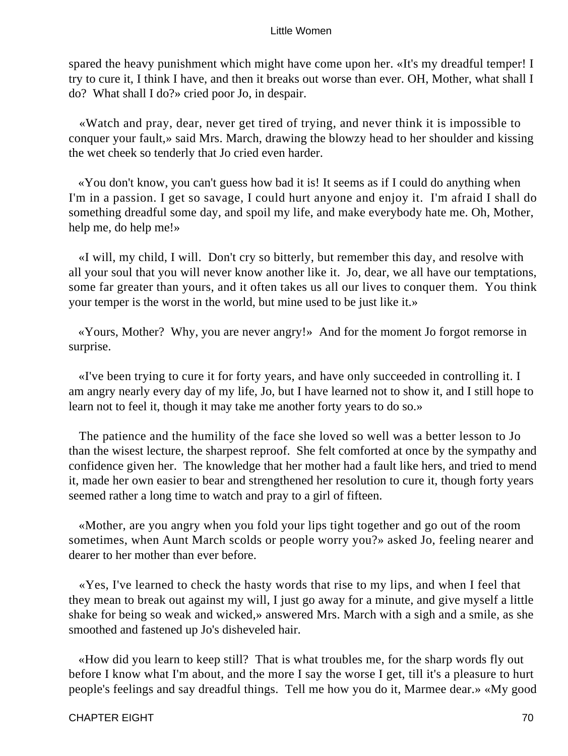spared the heavy punishment which might have come upon her. «It's my dreadful temper! I try to cure it, I think I have, and then it breaks out worse than ever. OH, Mother, what shall I do? What shall I do?» cried poor Jo, in despair.

«Watch and pray, dear, never get tired of trying, and never think it is impossible to conquer your fault,» said Mrs. March, drawing the blowzy head to her shoulder and kissing the wet cheek so tenderly that Jo cried even harder.

«You don't know, you can't guess how bad it is! It seems as if I could do anything when I'm in a passion. I get so savage, I could hurt anyone and enjoy it. I'm afraid I shall do something dreadful some day, and spoil my life, and make everybody hate me. Oh, Mother, help me, do help me!»

«I will, my child, I will. Don't cry so bitterly, but remember this day, and resolve with all your soul that you will never know another like it. Jo, dear, we all have our temptations, some far greater than yours, and it often takes us all our lives to conquer them. You think your temper is the worst in the world, but mine used to be just like it.»

«Yours, Mother? Why, you are never angry!» And for the moment Jo forgot remorse in surprise.

«I've been trying to cure it for forty years, and have only succeeded in controlling it. I am angry nearly every day of my life, Jo, but I have learned not to show it, and I still hope to learn not to feel it, though it may take me another forty years to do so.»

The patience and the humility of the face she loved so well was a better lesson to Jo than the wisest lecture, the sharpest reproof. She felt comforted at once by the sympathy and confidence given her. The knowledge that her mother had a fault like hers, and tried to mend it, made her own easier to bear and strengthened her resolution to cure it, though forty years seemed rather a long time to watch and pray to a girl of fifteen.

«Mother, are you angry when you fold your lips tight together and go out of the room sometimes, when Aunt March scolds or people worry you?» asked Jo, feeling nearer and dearer to her mother than ever before.

«Yes, I've learned to check the hasty words that rise to my lips, and when I feel that they mean to break out against my will, I just go away for a minute, and give myself a little shake for being so weak and wicked,» answered Mrs. March with a sigh and a smile, as she smoothed and fastened up Jo's disheveled hair.

«How did you learn to keep still? That is what troubles me, for the sharp words fly out before I know what I'm about, and the more I say the worse I get, till it's a pleasure to hurt people's feelings and say dreadful things. Tell me how you do it, Marmee dear.» «My good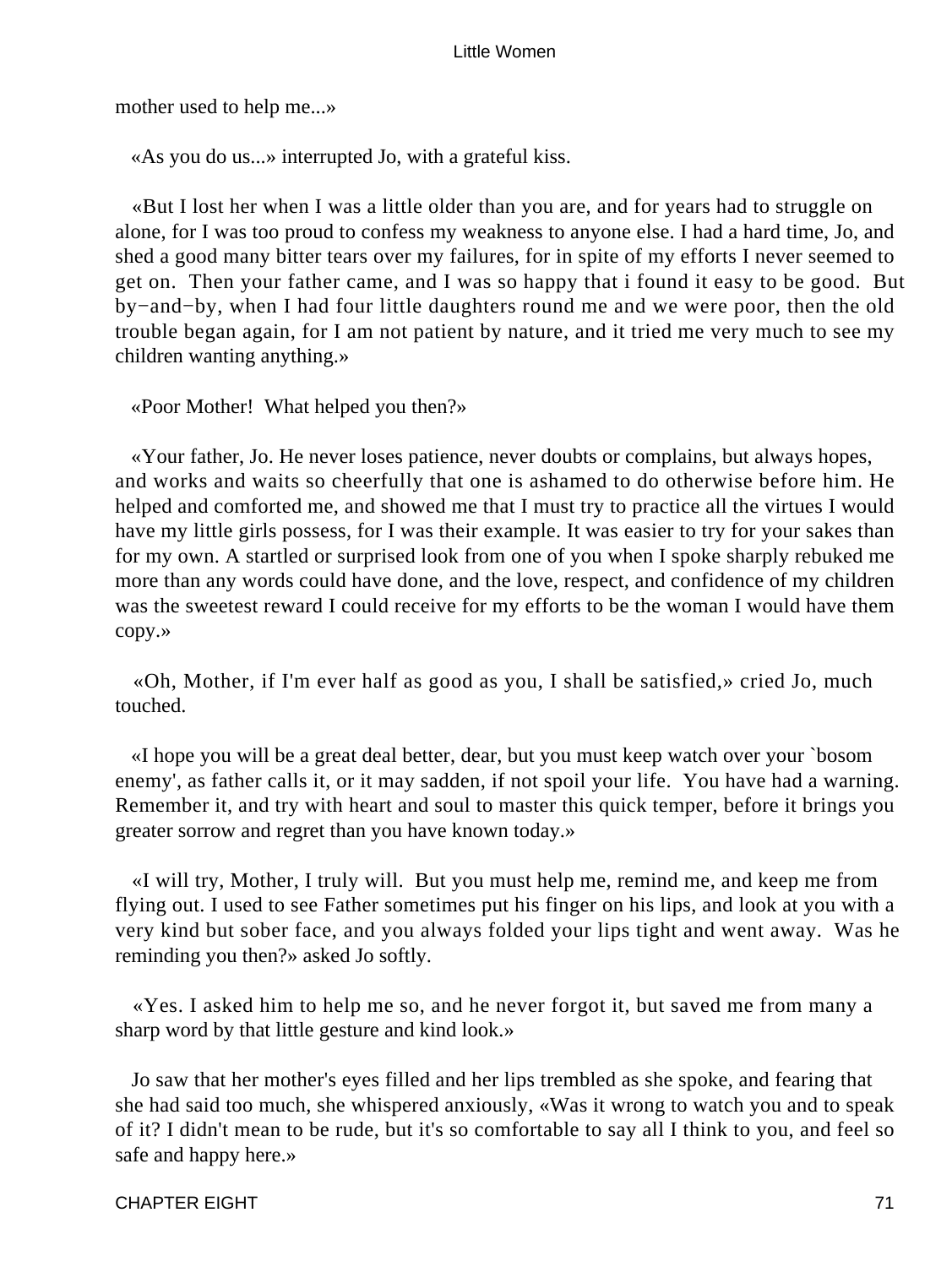mother used to help me...»

«As you do us...» interrupted Jo, with a grateful kiss.

«But I lost her when I was a little older than you are, and for years had to struggle on alone, for I was too proud to confess my weakness to anyone else. I had a hard time, Jo, and shed a good many bitter tears over my failures, for in spite of my efforts I never seemed to get on. Then your father came, and I was so happy that i found it easy to be good. But by−and−by, when I had four little daughters round me and we were poor, then the old trouble began again, for I am not patient by nature, and it tried me very much to see my children wanting anything.»

«Poor Mother! What helped you then?»

«Your father, Jo. He never loses patience, never doubts or complains, but always hopes, and works and waits so cheerfully that one is ashamed to do otherwise before him. He helped and comforted me, and showed me that I must try to practice all the virtues I would have my little girls possess, for I was their example. It was easier to try for your sakes than for my own. A startled or surprised look from one of you when I spoke sharply rebuked me more than any words could have done, and the love, respect, and confidence of my children was the sweetest reward I could receive for my efforts to be the woman I would have them copy.»

«Oh, Mother, if I'm ever half as good as you, I shall be satisfied,» cried Jo, much touched.

«I hope you will be a great deal better, dear, but you must keep watch over your `bosom enemy', as father calls it, or it may sadden, if not spoil your life. You have had a warning. Remember it, and try with heart and soul to master this quick temper, before it brings you greater sorrow and regret than you have known today.»

«I will try, Mother, I truly will. But you must help me, remind me, and keep me from flying out. I used to see Father sometimes put his finger on his lips, and look at you with a very kind but sober face, and you always folded your lips tight and went away. Was he reminding you then?» asked Jo softly.

«Yes. I asked him to help me so, and he never forgot it, but saved me from many a sharp word by that little gesture and kind look.»

Jo saw that her mother's eyes filled and her lips trembled as she spoke, and fearing that she had said too much, she whispered anxiously, «Was it wrong to watch you and to speak of it? I didn't mean to be rude, but it's so comfortable to say all I think to you, and feel so safe and happy here.»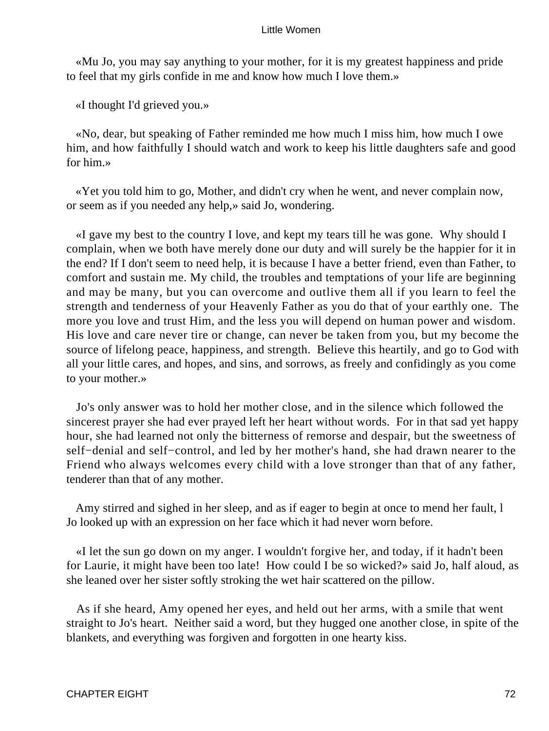«Mu Jo, you may say anything to your mother, for it is my greatest happiness and pride to feel that my girls confide in me and know how much I love them.»

«I thought I'd grieved you.»

«No, dear, but speaking of Father reminded me how much I miss him, how much I owe him, and how faithfully I should watch and work to keep his little daughters safe and good for him.»

«Yet you told him to go, Mother, and didn't cry when he went, and never complain now, or seem as if you needed any help,» said Jo, wondering.

«I gave my best to the country I love, and kept my tears till he was gone. Why should I complain, when we both have merely done our duty and will surely be the happier for it in the end? If I don't seem to need help, it is because I have a better friend, even than Father, to comfort and sustain me. My child, the troubles and temptations of your life are beginning and may be many, but you can overcome and outlive them all if you learn to feel the strength and tenderness of your Heavenly Father as you do that of your earthly one. The more you love and trust Him, and the less you will depend on human power and wisdom. His love and care never tire or change, can never be taken from you, but my become the source of lifelong peace, happiness, and strength. Believe this heartily, and go to God with all your little cares, and hopes, and sins, and sorrows, as freely and confidingly as you come to your mother.»

Jo's only answer was to hold her mother close, and in the silence which followed the sincerest prayer she had ever prayed left her heart without words. For in that sad yet happy hour, she had learned not only the bitterness of remorse and despair, but the sweetness of self−denial and self−control, and led by her mother's hand, she had drawn nearer to the Friend who always welcomes every child with a love stronger than that of any father, tenderer than that of any mother.

Amy stirred and sighed in her sleep, and as if eager to begin at once to mend her fault, l Jo looked up with an expression on her face which it had never worn before.

«I let the sun go down on my anger. I wouldn't forgive her, and today, if it hadn't been for Laurie, it might have been too late! How could I be so wicked?» said Jo, half aloud, as she leaned over her sister softly stroking the wet hair scattered on the pillow.

As if she heard, Amy opened her eyes, and held out her arms, with a smile that went straight to Jo's heart. Neither said a word, but they hugged one another close, in spite of the blankets, and everything was forgiven and forgotten in one hearty kiss.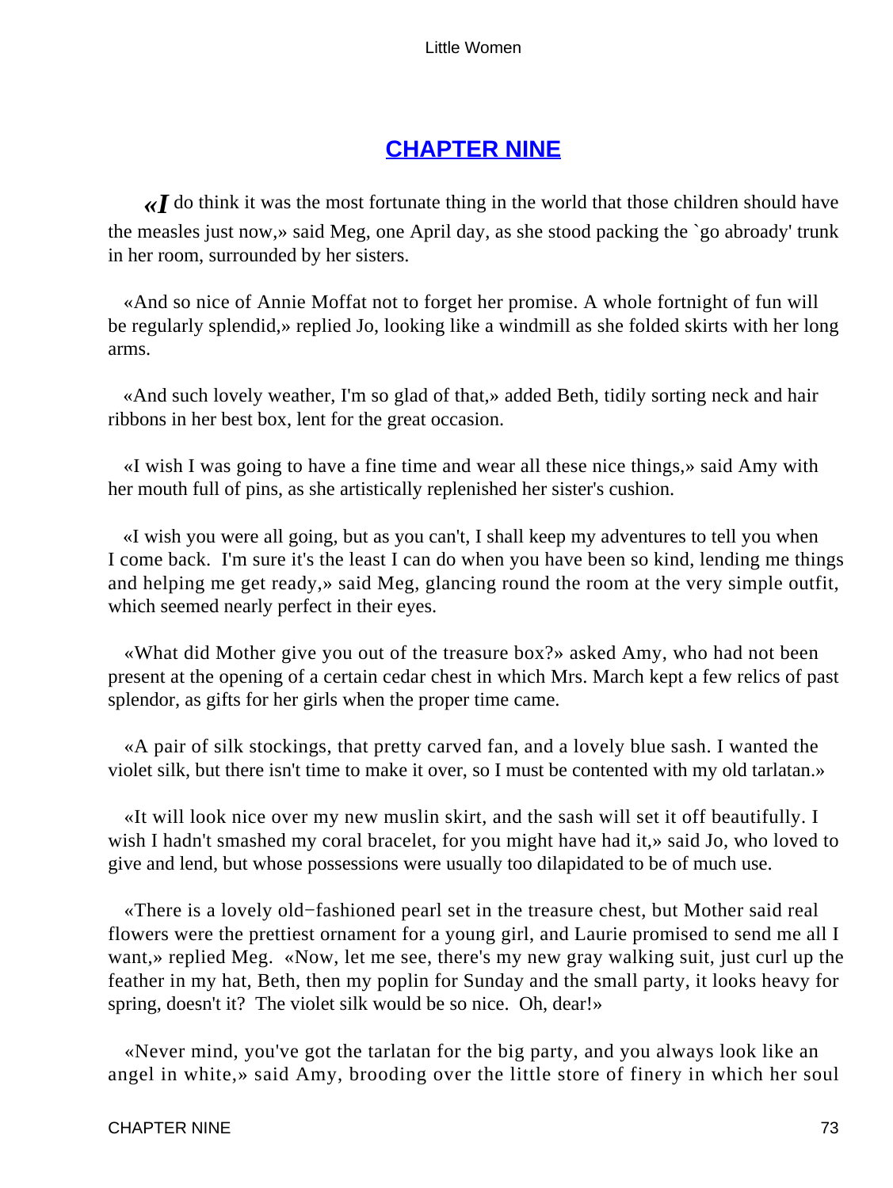## CHAPTER NINE

«*I* do think it was the most fortunate thing in the world that those children should have the measles just now,» said Meg, one April day, as she stood packing the `go abroady' trunk in her room, surrounded by her sisters.

«And so nice of Annie Moffat not to forget her promise. A whole fortnight of fun will be regularly splendid,» replied Jo, looking like a windmill as she folded skirts with her long arms.

«And such lovely weather, I'm so glad of that,» added Beth, tidily sorting neck and hair ribbons in her best box, lent for the great occasion.

«I wish I was going to have a fine time and wear all these nice things,» said Amy with her mouth full of pins, as she artistically replenished her sister's cushion.

«I wish you were all going, but as you can't, I shall keep my adventures to tell you when I come back. I'm sure it's the least I can do when you have been so kind, lending me things and helping me get ready,» said Meg, glancing round the room at the very simple outfit, which seemed nearly perfect in their eyes.

«What did Mother give you out of the treasure box?» asked Amy, who had not been present at the opening of a certain cedar chest in which Mrs. March kept a few relics of past splendor, as gifts for her girls when the proper time came.

«A pair of silk stockings, that pretty carved fan, and a lovely blue sash. I wanted the violet silk, but there isn't time to make it over, so I must be contented with my old tarlatan.»

«It will look nice over my new muslin skirt, and the sash will set it off beautifully. I wish I hadn't smashed my coral bracelet, for you might have had it,» said Jo, who loved to give and lend, but whose possessions were usually too dilapidated to be of much use.

«There is a lovely old−fashioned pearl set in the treasure chest, but Mother said real flowers were the prettiest ornament for a young girl, and Laurie promised to send me all I want,» replied Meg. «Now, let me see, there's my new gray walking suit, just curl up the feather in my hat, Beth, then my poplin for Sunday and the small party, it looks heavy for spring, doesn't it? The violet silk would be so nice. Oh, dear!»

«Never mind, you've got the tarlatan for the big party, and you always look like an angel in white,» said Amy, brooding over the little store of finery in which her soul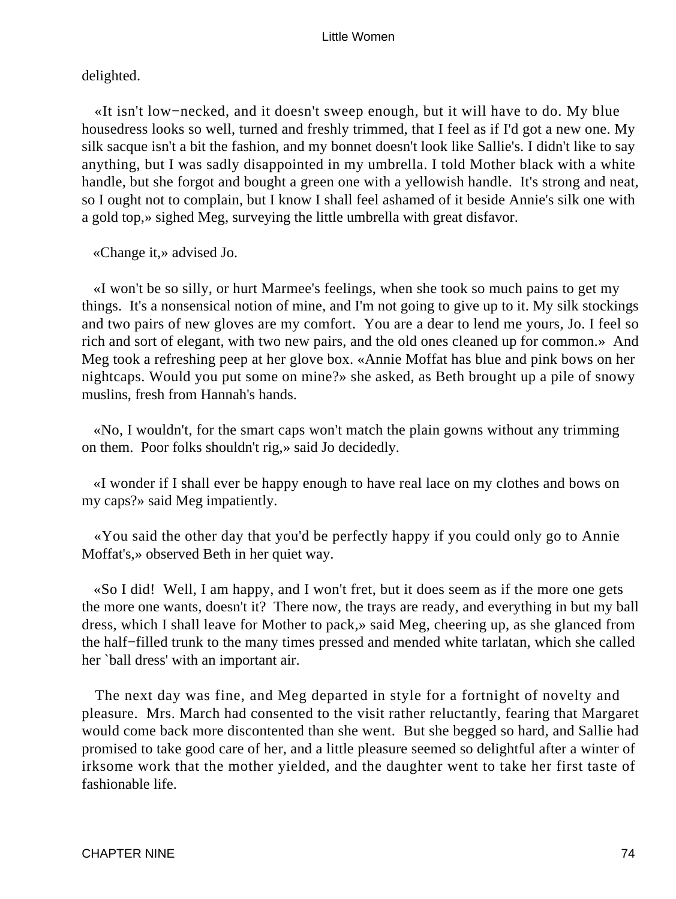delighted.

«It isn't low−necked, and it doesn't sweep enough, but it will have to do. My blue housedress looks so well, turned and freshly trimmed, that I feel as if I'd got a new one. My silk sacque isn't a bit the fashion, and my bonnet doesn't look like Sallie's. I didn't like to say anything, but I was sadly disappointed in my umbrella. I told Mother black with a white handle, but she forgot and bought a green one with a yellowish handle. It's strong and neat, so I ought not to complain, but I know I shall feel ashamed of it beside Annie's silk one with a gold top,» sighed Meg, surveying the little umbrella with great disfavor.

«Change it,» advised Jo.

«I won't be so silly, or hurt Marmee's feelings, when she took so much pains to get my things. It's a nonsensical notion of mine, and I'm not going to give up to it. My silk stockings and two pairs of new gloves are my comfort. You are a dear to lend me yours, Jo. I feel so rich and sort of elegant, with two new pairs, and the old ones cleaned up for common.» And Meg took a refreshing peep at her glove box. «Annie Moffat has blue and pink bows on her nightcaps. Would you put some on mine?» she asked, as Beth brought up a pile of snowy muslins, fresh from Hannah's hands.

«No, I wouldn't, for the smart caps won't match the plain gowns without any trimming on them. Poor folks shouldn't rig,» said Jo decidedly.

«I wonder if I shall ever be happy enough to have real lace on my clothes and bows on my caps?» said Meg impatiently.

«You said the other day that you'd be perfectly happy if you could only go to Annie Moffat's,» observed Beth in her quiet way.

«So I did! Well, I am happy, and I won't fret, but it does seem as if the more one gets the more one wants, doesn't it? There now, the trays are ready, and everything in but my ball dress, which I shall leave for Mother to pack,» said Meg, cheering up, as she glanced from the half−filled trunk to the many times pressed and mended white tarlatan, which she called her `ball dress' with an important air.

The next day was fine, and Meg departed in style for a fortnight of novelty and pleasure. Mrs. March had consented to the visit rather reluctantly, fearing that Margaret would come back more discontented than she went. But she begged so hard, and Sallie had promised to take good care of her, and a little pleasure seemed so delightful after a winter of irksome work that the mother yielded, and the daughter went to take her first taste of fashionable life.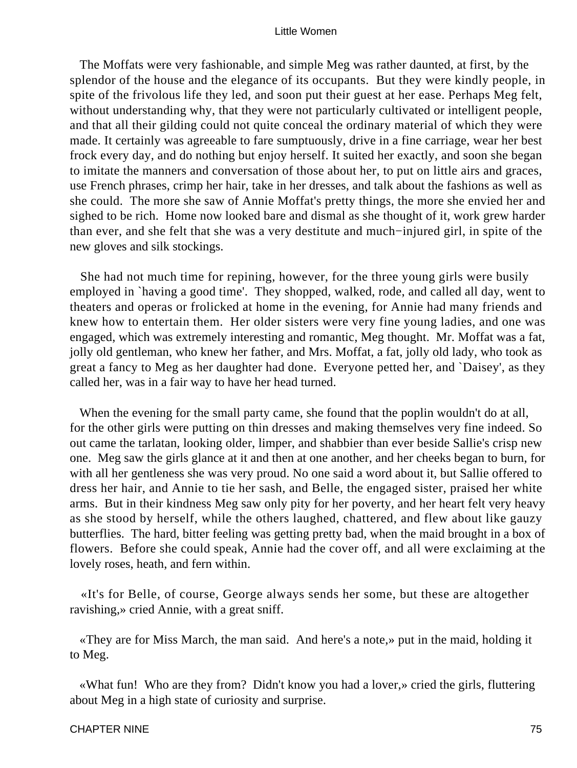The Moffats were very fashionable, and simple Meg was rather daunted, at first, by the splendor of the house and the elegance of its occupants. But they were kindly people, in spite of the frivolous life they led, and soon put their guest at her ease. Perhaps Meg felt, without understanding why, that they were not particularly cultivated or intelligent people, and that all their gilding could not quite conceal the ordinary material of which they were made. It certainly was agreeable to fare sumptuously, drive in a fine carriage, wear her best frock every day, and do nothing but enjoy herself. It suited her exactly, and soon she began to imitate the manners and conversation of those about her, to put on little airs and graces, use French phrases, crimp her hair, take in her dresses, and talk about the fashions as well as she could. The more she saw of Annie Moffat's pretty things, the more she envied her and sighed to be rich. Home now looked bare and dismal as she thought of it, work grew harder than ever, and she felt that she was a very destitute and much−injured girl, in spite of the new gloves and silk stockings.

She had not much time for repining, however, for the three young girls were busily employed in `having a good time'. They shopped, walked, rode, and called all day, went to theaters and operas or frolicked at home in the evening, for Annie had many friends and knew how to entertain them. Her older sisters were very fine young ladies, and one was engaged, which was extremely interesting and romantic, Meg thought. Mr. Moffat was a fat, jolly old gentleman, who knew her father, and Mrs. Moffat, a fat, jolly old lady, who took as great a fancy to Meg as her daughter had done. Everyone petted her, and `Daisey', as they called her, was in a fair way to have her head turned.

When the evening for the small party came, she found that the poplin wouldn't do at all, for the other girls were putting on thin dresses and making themselves very fine indeed. So out came the tarlatan, looking older, limper, and shabbier than ever beside Sallie's crisp new one. Meg saw the girls glance at it and then at one another, and her cheeks began to burn, for with all her gentleness she was very proud. No one said a word about it, but Sallie offered to dress her hair, and Annie to tie her sash, and Belle, the engaged sister, praised her white arms. But in their kindness Meg saw only pity for her poverty, and her heart felt very heavy as she stood by herself, while the others laughed, chattered, and flew about like gauzy butterflies. The hard, bitter feeling was getting pretty bad, when the maid brought in a box of flowers. Before she could speak, Annie had the cover off, and all were exclaiming at the lovely roses, heath, and fern within.

«It's for Belle, of course, George always sends her some, but these are altogether ravishing,» cried Annie, with a great sniff.

«They are for Miss March, the man said. And here's a note,» put in the maid, holding it to Meg.

«What fun! Who are they from? Didn't know you had a lover,» cried the girls, fluttering about Meg in a high state of curiosity and surprise.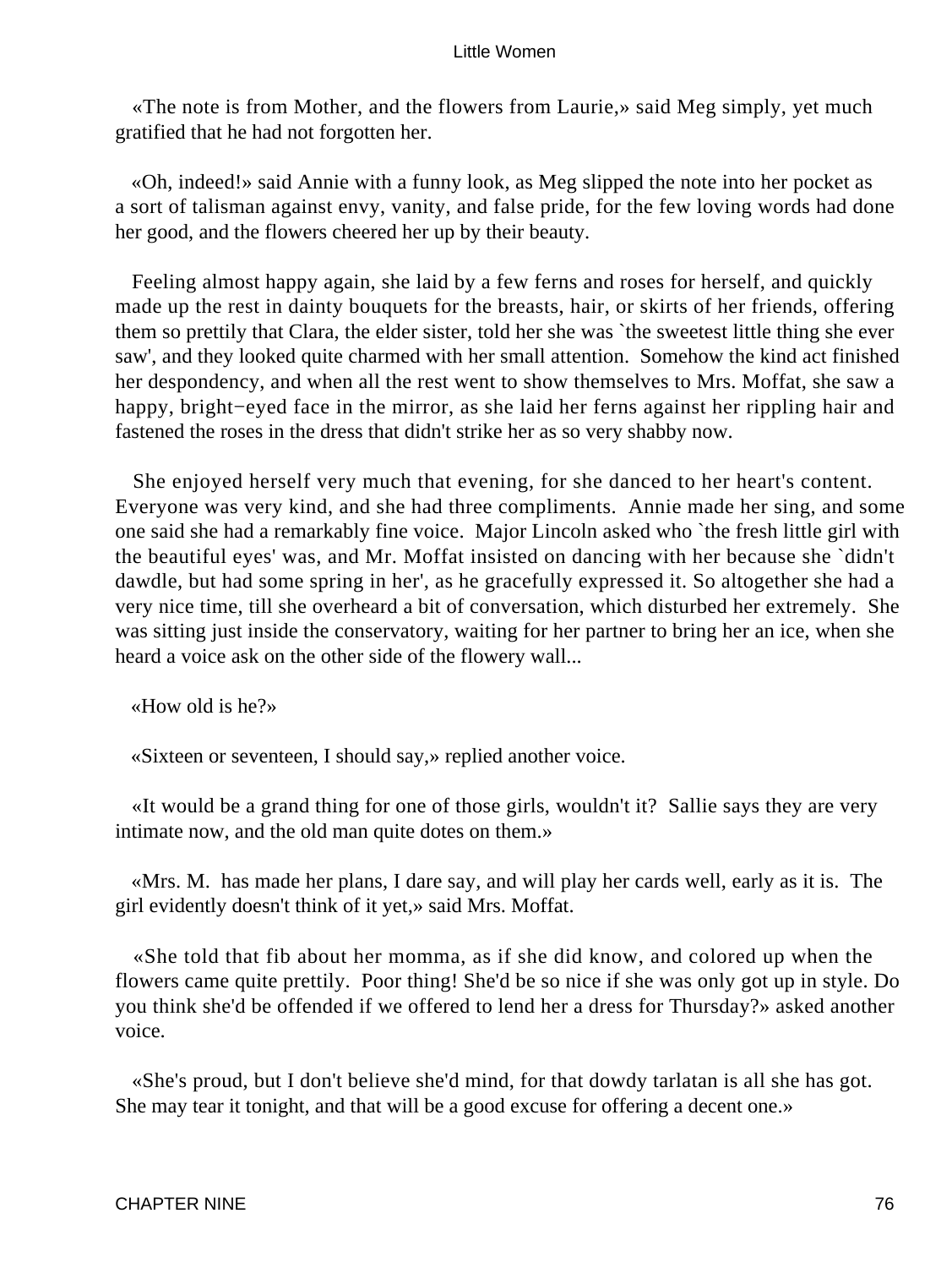«The note is from Mother, and the flowers from Laurie,» said Meg simply, yet much gratified that he had not forgotten her.

«Oh, indeed!» said Annie with a funny look, as Meg slipped the note into her pocket as a sort of talisman against envy, vanity, and false pride, for the few loving words had done her good, and the flowers cheered her up by their beauty.

Feeling almost happy again, she laid by a few ferns and roses for herself, and quickly made up the rest in dainty bouquets for the breasts, hair, or skirts of her friends, offering them so prettily that Clara, the elder sister, told her she was `the sweetest little thing she ever saw', and they looked quite charmed with her small attention. Somehow the kind act finished her despondency, and when all the rest went to show themselves to Mrs. Moffat, she saw a happy, bright−eyed face in the mirror, as she laid her ferns against her rippling hair and fastened the roses in the dress that didn't strike her as so very shabby now.

She enjoyed herself very much that evening, for she danced to her heart's content. Everyone was very kind, and she had three compliments. Annie made her sing, and some one said she had a remarkably fine voice. Major Lincoln asked who `the fresh little girl with the beautiful eyes' was, and Mr. Moffat insisted on dancing with her because she `didn't dawdle, but had some spring in her', as he gracefully expressed it. So altogether she had a very nice time, till she overheard a bit of conversation, which disturbed her extremely. She was sitting just inside the conservatory, waiting for her partner to bring her an ice, when she heard a voice ask on the other side of the flowery wall...

«How old is he?»

«Sixteen or seventeen, I should say,» replied another voice.

«It would be a grand thing for one of those girls, wouldn't it? Sallie says they are very intimate now, and the old man quite dotes on them.»

«Mrs. M. has made her plans, I dare say, and will play her cards well, early as it is. The girl evidently doesn't think of it yet,» said Mrs. Moffat.

«She told that fib about her momma, as if she did know, and colored up when the flowers came quite prettily. Poor thing! She'd be so nice if she was only got up in style. Do you think she'd be offended if we offered to lend her a dress for Thursday?» asked another voice.

«She's proud, but I don't believe she'd mind, for that dowdy tarlatan is all she has got. She may tear it tonight, and that will be a good excuse for offering a decent one.»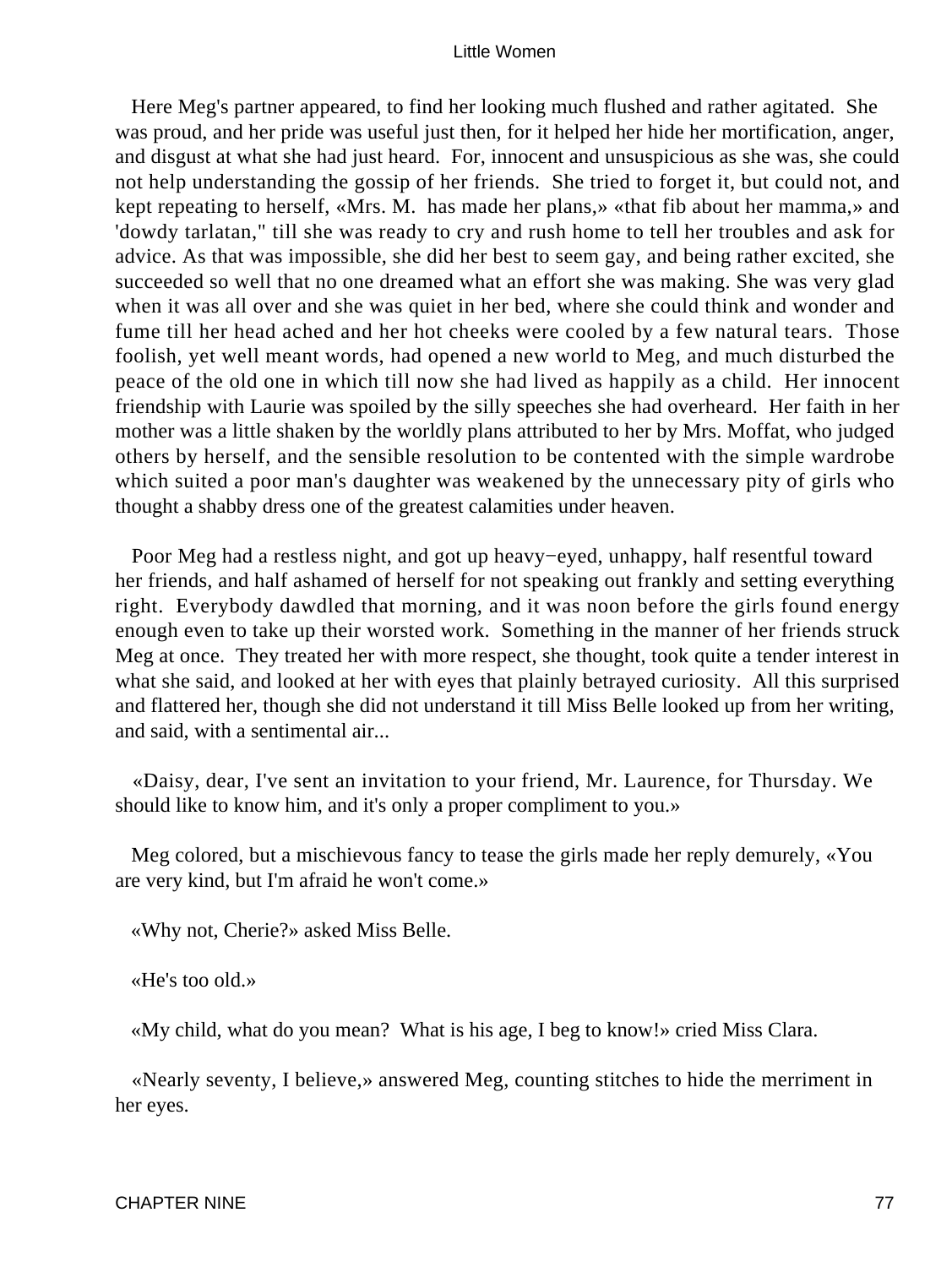Here Meg's partner appeared, to find her looking much flushed and rather agitated. She was proud, and her pride was useful just then, for it helped her hide her mortification, anger, and disgust at what she had just heard. For, innocent and unsuspicious as she was, she could not help understanding the gossip of her friends. She tried to forget it, but could not, and kept repeating to herself, «Mrs. M. has made her plans,» «that fib about her mamma,» and 'dowdy tarlatan," till she was ready to cry and rush home to tell her troubles and ask for advice. As that was impossible, she did her best to seem gay, and being rather excited, she succeeded so well that no one dreamed what an effort she was making. She was very glad when it was all over and she was quiet in her bed, where she could think and wonder and fume till her head ached and her hot cheeks were cooled by a few natural tears. Those foolish, yet well meant words, had opened a new world to Meg, and much disturbed the peace of the old one in which till now she had lived as happily as a child. Her innocent friendship with Laurie was spoiled by the silly speeches she had overheard. Her faith in her mother was a little shaken by the worldly plans attributed to her by Mrs. Moffat, who judged others by herself, and the sensible resolution to be contented with the simple wardrobe which suited a poor man's daughter was weakened by the unnecessary pity of girls who thought a shabby dress one of the greatest calamities under heaven.

Poor Meg had a restless night, and got up heavy−eyed, unhappy, half resentful toward her friends, and half ashamed of herself for not speaking out frankly and setting everything right. Everybody dawdled that morning, and it was noon before the girls found energy enough even to take up their worsted work. Something in the manner of her friends struck Meg at once. They treated her with more respect, she thought, took quite a tender interest in what she said, and looked at her with eyes that plainly betrayed curiosity. All this surprised and flattered her, though she did not understand it till Miss Belle looked up from her writing, and said, with a sentimental air...

«Daisy, dear, I've sent an invitation to your friend, Mr. Laurence, for Thursday. We should like to know him, and it's only a proper compliment to you.»

Meg colored, but a mischievous fancy to tease the girls made her reply demurely, «You are very kind, but I'm afraid he won't come.»

«Why not, Cherie?» asked Miss Belle.

«He's too old.»

«My child, what do you mean? What is his age, I beg to know!» cried Miss Clara.

«Nearly seventy, I believe,» answered Meg, counting stitches to hide the merriment in her eyes.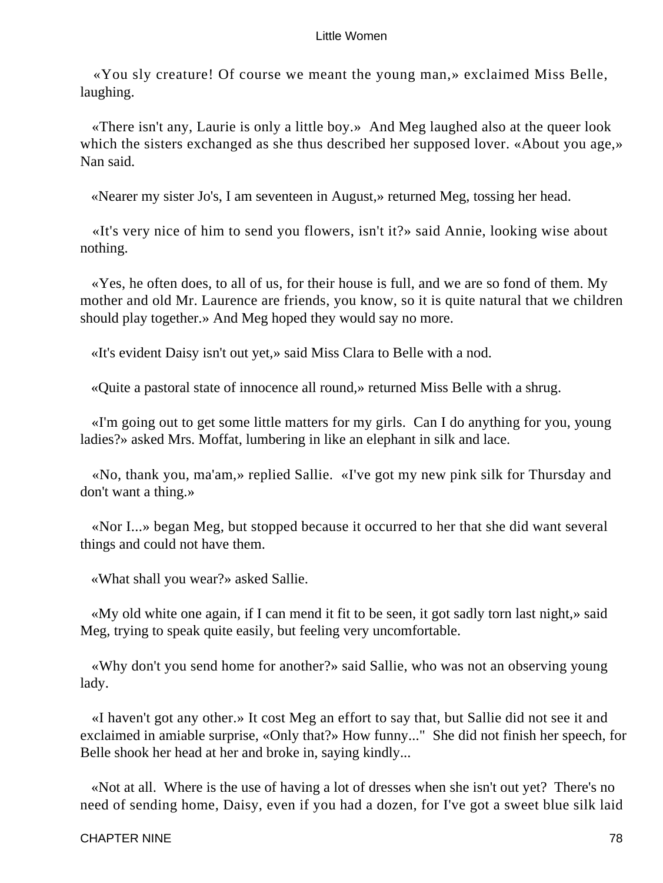«You sly creature! Of course we meant the young man,» exclaimed Miss Belle, laughing.

«There isn't any, Laurie is only a little boy.» And Meg laughed also at the queer look which the sisters exchanged as she thus described her supposed lover. «About you age,» Nan said.

«Nearer my sister Jo's, I am seventeen in August,» returned Meg, tossing her head.

«It's very nice of him to send you flowers, isn't it?» said Annie, looking wise about nothing.

«Yes, he often does, to all of us, for their house is full, and we are so fond of them. My mother and old Mr. Laurence are friends, you know, so it is quite natural that we children should play together.» And Meg hoped they would say no more.

«It's evident Daisy isn't out yet,» said Miss Clara to Belle with a nod.

«Quite a pastoral state of innocence all round,» returned Miss Belle with a shrug.

«I'm going out to get some little matters for my girls. Can I do anything for you, young ladies?» asked Mrs. Moffat, lumbering in like an elephant in silk and lace.

«No, thank you, ma'am,» replied Sallie. «I've got my new pink silk for Thursday and don't want a thing.»

«Nor I...» began Meg, but stopped because it occurred to her that she did want several things and could not have them.

«What shall you wear?» asked Sallie.

«My old white one again, if I can mend it fit to be seen, it got sadly torn last night,» said Meg, trying to speak quite easily, but feeling very uncomfortable.

«Why don't you send home for another?» said Sallie, who was not an observing young lady.

«I haven't got any other.» It cost Meg an effort to say that, but Sallie did not see it and exclaimed in amiable surprise, «Only that?» How funny..." She did not finish her speech, for Belle shook her head at her and broke in, saying kindly...

«Not at all. Where is the use of having a lot of dresses when she isn't out yet? There's no need of sending home, Daisy, even if you had a dozen, for I've got a sweet blue silk laid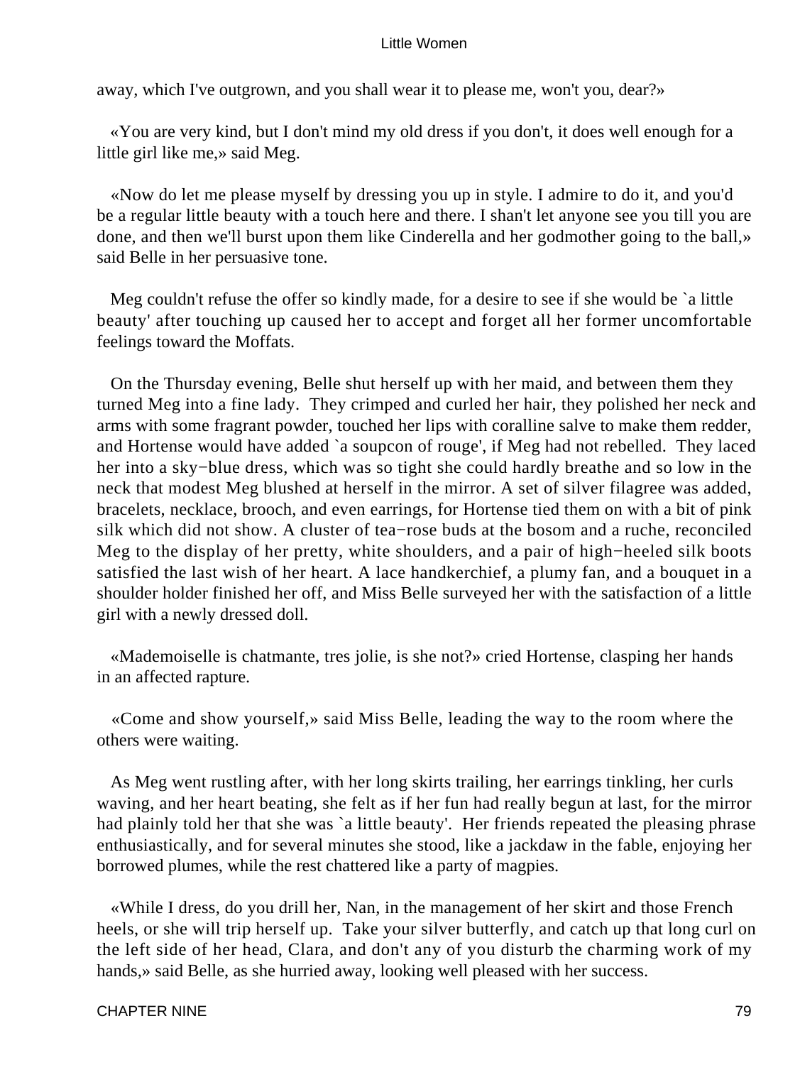away, which I've outgrown, and you shall wear it to please me, won't you, dear?»

«You are very kind, but I don't mind my old dress if you don't, it does well enough for a little girl like me,» said Meg.

«Now do let me please myself by dressing you up in style. I admire to do it, and you'd be a regular little beauty with a touch here and there. I shan't let anyone see you till you are done, and then we'll burst upon them like Cinderella and her godmother going to the ball,» said Belle in her persuasive tone.

Meg couldn't refuse the offer so kindly made, for a desire to see if she would be `a little beauty' after touching up caused her to accept and forget all her former uncomfortable feelings toward the Moffats.

On the Thursday evening, Belle shut herself up with her maid, and between them they turned Meg into a fine lady. They crimped and curled her hair, they polished her neck and arms with some fragrant powder, touched her lips with coralline salve to make them redder, and Hortense would have added `a soupcon of rouge', if Meg had not rebelled. They laced her into a sky−blue dress, which was so tight she could hardly breathe and so low in the neck that modest Meg blushed at herself in the mirror. A set of silver filagree was added, bracelets, necklace, brooch, and even earrings, for Hortense tied them on with a bit of pink silk which did not show. A cluster of tea−rose buds at the bosom and a ruche, reconciled Meg to the display of her pretty, white shoulders, and a pair of high−heeled silk boots satisfied the last wish of her heart. A lace handkerchief, a plumy fan, and a bouquet in a shoulder holder finished her off, and Miss Belle surveyed her with the satisfaction of a little girl with a newly dressed doll.

«Mademoiselle is chatmante, tres jolie, is she not?» cried Hortense, clasping her hands in an affected rapture.

«Come and show yourself,» said Miss Belle, leading the way to the room where the others were waiting.

As Meg went rustling after, with her long skirts trailing, her earrings tinkling, her curls waving, and her heart beating, she felt as if her fun had really begun at last, for the mirror had plainly told her that she was `a little beauty'. Her friends repeated the pleasing phrase enthusiastically, and for several minutes she stood, like a jackdaw in the fable, enjoying her borrowed plumes, while the rest chattered like a party of magpies.

«While I dress, do you drill her, Nan, in the management of her skirt and those French heels, or she will trip herself up. Take your silver butterfly, and catch up that long curl on the left side of her head, Clara, and don't any of you disturb the charming work of my hands,» said Belle, as she hurried away, looking well pleased with her success.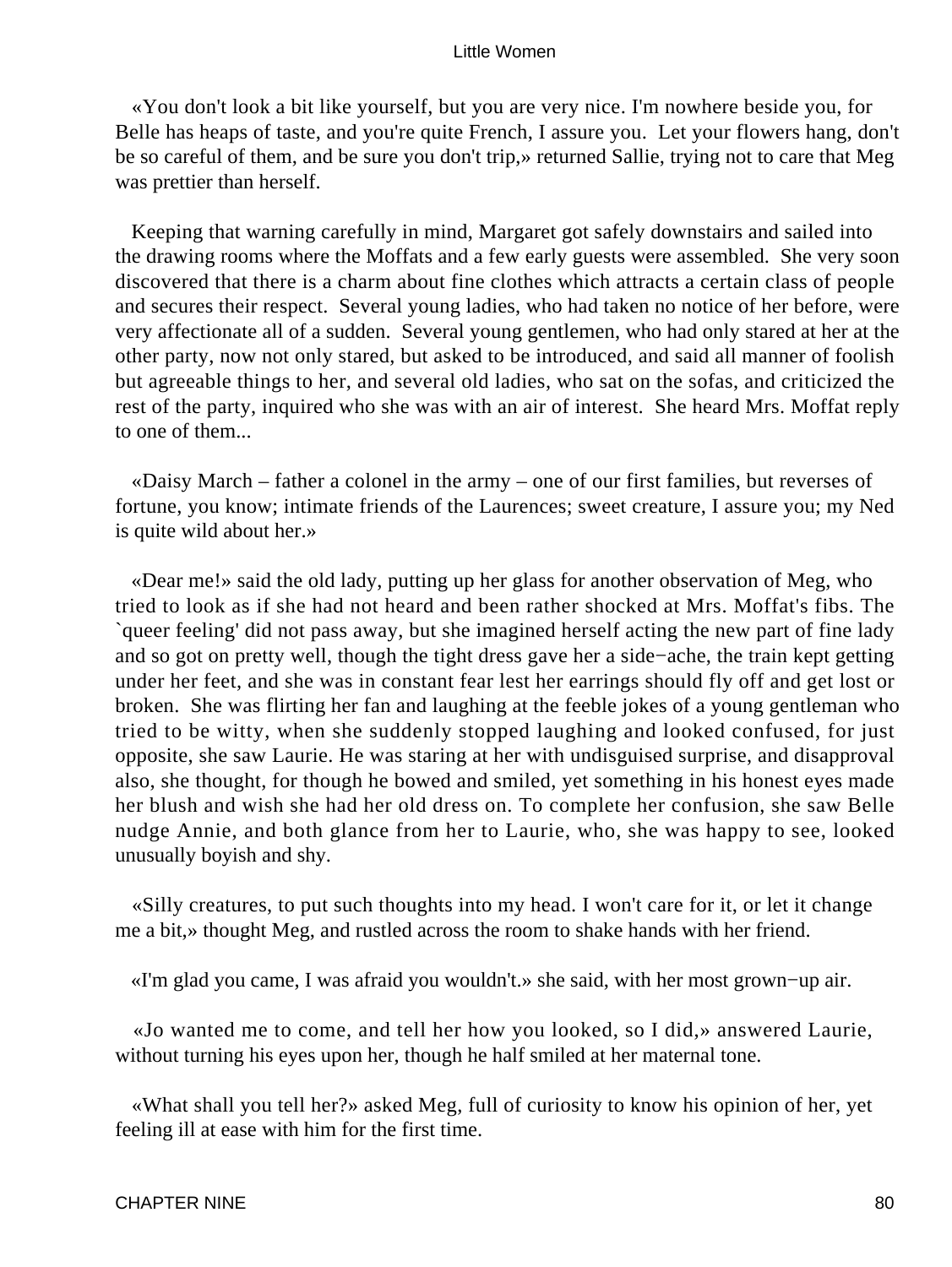«You don't look a bit like yourself, but you are very nice. I'm nowhere beside you, for Belle has heaps of taste, and you're quite French, I assure you. Let your flowers hang, don't be so careful of them, and be sure you don't trip,» returned Sallie, trying not to care that Meg was prettier than herself.

Keeping that warning carefully in mind, Margaret got safely downstairs and sailed into the drawing rooms where the Moffats and a few early guests were assembled. She very soon discovered that there is a charm about fine clothes which attracts a certain class of people and secures their respect. Several young ladies, who had taken no notice of her before, were very affectionate all of a sudden. Several young gentlemen, who had only stared at her at the other party, now not only stared, but asked to be introduced, and said all manner of foolish but agreeable things to her, and several old ladies, who sat on the sofas, and criticized the rest of the party, inquired who she was with an air of interest. She heard Mrs. Moffat reply to one of them...

«Daisy March – father a colonel in the army – one of our first families, but reverses of fortune, you know; intimate friends of the Laurences; sweet creature, I assure you; my Ned is quite wild about her.»

«Dear me!» said the old lady, putting up her glass for another observation of Meg, who tried to look as if she had not heard and been rather shocked at Mrs. Moffat's fibs. The `queer feeling' did not pass away, but she imagined herself acting the new part of fine lady and so got on pretty well, though the tight dress gave her a side−ache, the train kept getting under her feet, and she was in constant fear lest her earrings should fly off and get lost or broken. She was flirting her fan and laughing at the feeble jokes of a young gentleman who tried to be witty, when she suddenly stopped laughing and looked confused, for just opposite, she saw Laurie. He was staring at her with undisguised surprise, and disapproval also, she thought, for though he bowed and smiled, yet something in his honest eyes made her blush and wish she had her old dress on. To complete her confusion, she saw Belle nudge Annie, and both glance from her to Laurie, who, she was happy to see, looked unusually boyish and shy.

«Silly creatures, to put such thoughts into my head. I won't care for it, or let it change me a bit,» thought Meg, and rustled across the room to shake hands with her friend.

«I'm glad you came, I was afraid you wouldn't.» she said, with her most grown−up air.

«Jo wanted me to come, and tell her how you looked, so I did,» answered Laurie, without turning his eyes upon her, though he half smiled at her maternal tone.

«What shall you tell her?» asked Meg, full of curiosity to know his opinion of her, yet feeling ill at ease with him for the first time.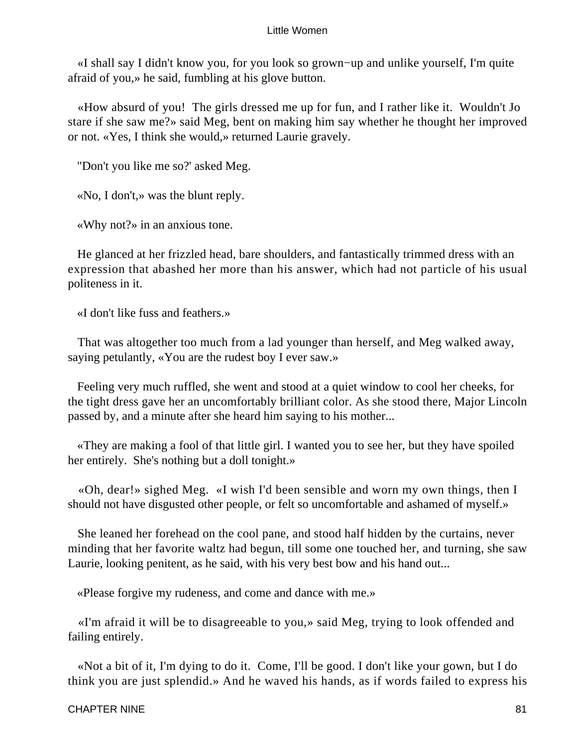«I shall say I didn't know you, for you look so grown−up and unlike yourself, I'm quite afraid of you,» he said, fumbling at his glove button.

«How absurd of you! The girls dressed me up for fun, and I rather like it. Wouldn't Jo stare if she saw me?» said Meg, bent on making him say whether he thought her improved or not. «Yes, I think she would,» returned Laurie gravely.

"Don't you like me so?' asked Meg.

«No, I don't,» was the blunt reply.

«Why not?» in an anxious tone.

He glanced at her frizzled head, bare shoulders, and fantastically trimmed dress with an expression that abashed her more than his answer, which had not particle of his usual politeness in it.

«I don't like fuss and feathers.»

That was altogether too much from a lad younger than herself, and Meg walked away, saying petulantly, «You are the rudest boy I ever saw.»

Feeling very much ruffled, she went and stood at a quiet window to cool her cheeks, for the tight dress gave her an uncomfortably brilliant color. As she stood there, Major Lincoln passed by, and a minute after she heard him saying to his mother...

«They are making a fool of that little girl. I wanted you to see her, but they have spoiled her entirely. She's nothing but a doll tonight.»

«Oh, dear!» sighed Meg. «I wish I'd been sensible and worn my own things, then I should not have disgusted other people, or felt so uncomfortable and ashamed of myself.»

She leaned her forehead on the cool pane, and stood half hidden by the curtains, never minding that her favorite waltz had begun, till some one touched her, and turning, she saw Laurie, looking penitent, as he said, with his very best bow and his hand out...

«Please forgive my rudeness, and come and dance with me.»

«I'm afraid it will be to disagreeable to you,» said Meg, trying to look offended and failing entirely.

«Not a bit of it, I'm dying to do it. Come, I'll be good. I don't like your gown, but I do think you are just splendid.» And he waved his hands, as if words failed to express his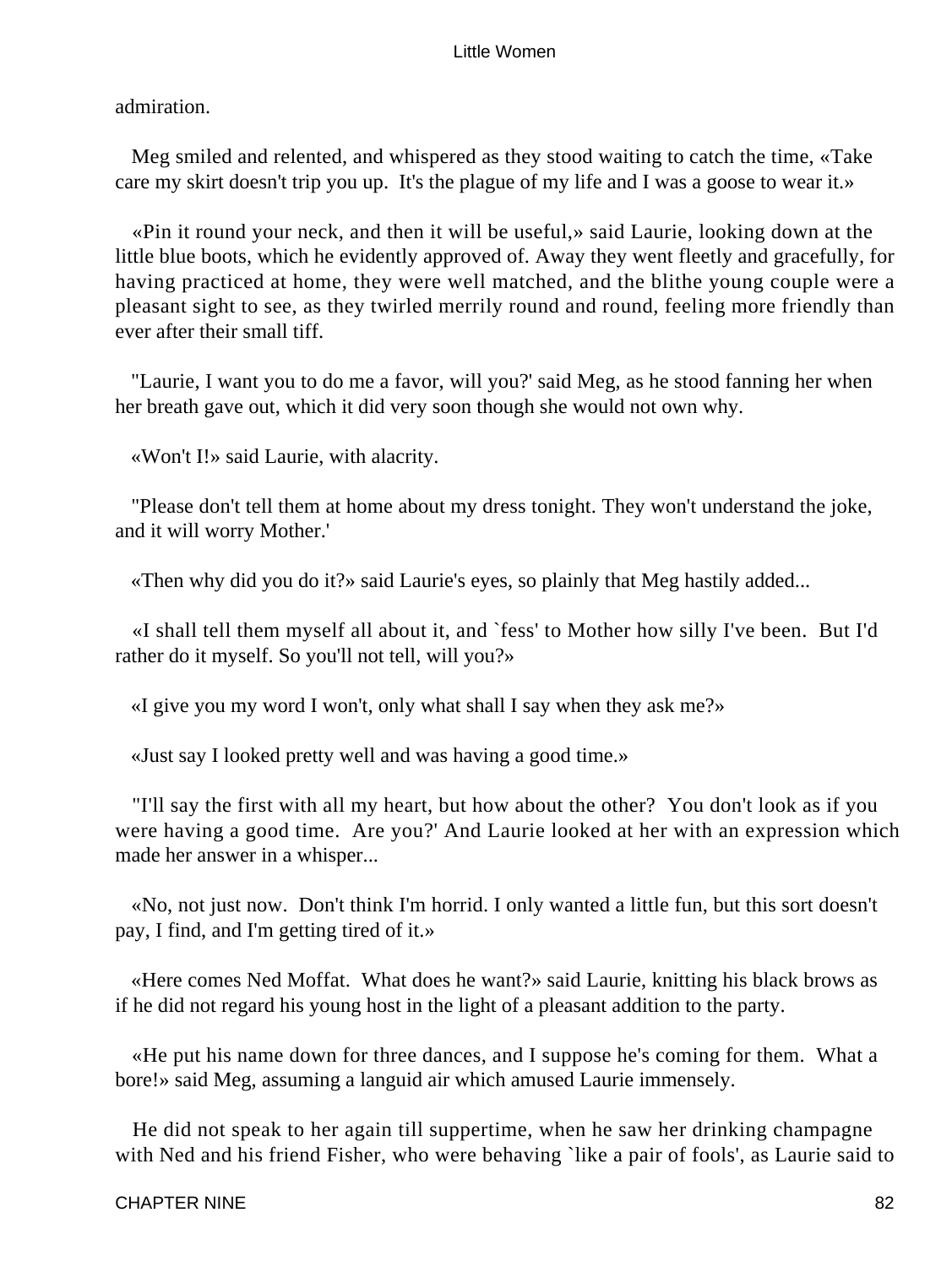admiration.

Meg smiled and relented, and whispered as they stood waiting to catch the time, «Take care my skirt doesn't trip you up. It's the plague of my life and I was a goose to wear it.»

«Pin it round your neck, and then it will be useful,» said Laurie, looking down at the little blue boots, which he evidently approved of. Away they went fleetly and gracefully, for having practiced at home, they were well matched, and the blithe young couple were a pleasant sight to see, as they twirled merrily round and round, feeling more friendly than ever after their small tiff.

"Laurie, I want you to do me a favor, will you?' said Meg, as he stood fanning her when her breath gave out, which it did very soon though she would not own why.

«Won't I!» said Laurie, with alacrity.

"Please don't tell them at home about my dress tonight. They won't understand the joke, and it will worry Mother.'

«Then why did you do it?» said Laurie's eyes, so plainly that Meg hastily added...

«I shall tell them myself all about it, and `fess' to Mother how silly I've been. But I'd rather do it myself. So you'll not tell, will you?»

«I give you my word I won't, only what shall I say when they ask me?»

«Just say I looked pretty well and was having a good time.»

"I'll say the first with all my heart, but how about the other? You don't look as if you were having a good time. Are you?' And Laurie looked at her with an expression which made her answer in a whisper...

«No, not just now. Don't think I'm horrid. I only wanted a little fun, but this sort doesn't pay, I find, and I'm getting tired of it.»

«Here comes Ned Moffat. What does he want?» said Laurie, knitting his black brows as if he did not regard his young host in the light of a pleasant addition to the party.

«He put his name down for three dances, and I suppose he's coming for them. What a bore!» said Meg, assuming a languid air which amused Laurie immensely.

He did not speak to her again till suppertime, when he saw her drinking champagne with Ned and his friend Fisher, who were behaving `like a pair of fools', as Laurie said to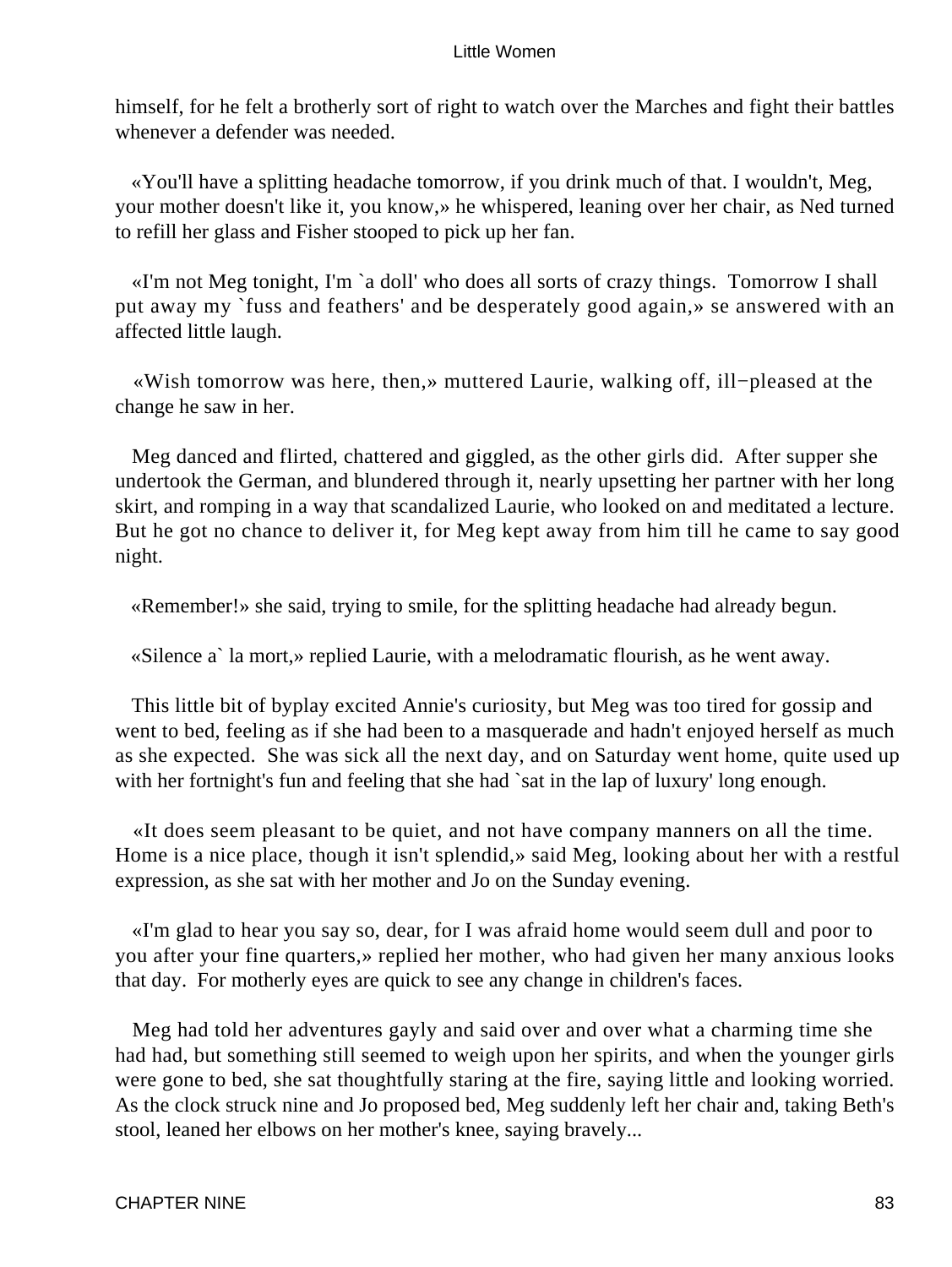himself, for he felt a brotherly sort of right to watch over the Marches and fight their battles whenever a defender was needed.

«You'll have a splitting headache tomorrow, if you drink much of that. I wouldn't, Meg, your mother doesn't like it, you know,» he whispered, leaning over her chair, as Ned turned to refill her glass and Fisher stooped to pick up her fan.

«I'm not Meg tonight, I'm `a doll' who does all sorts of crazy things. Tomorrow I shall put away my `fuss and feathers' and be desperately good again,» se answered with an affected little laugh.

«Wish tomorrow was here, then,» muttered Laurie, walking off, ill−pleased at the change he saw in her.

Meg danced and flirted, chattered and giggled, as the other girls did. After supper she undertook the German, and blundered through it, nearly upsetting her partner with her long skirt, and romping in a way that scandalized Laurie, who looked on and meditated a lecture. But he got no chance to deliver it, for Meg kept away from him till he came to say good night.

«Remember!» she said, trying to smile, for the splitting headache had already begun.

«Silence a` la mort,» replied Laurie, with a melodramatic flourish, as he went away.

This little bit of byplay excited Annie's curiosity, but Meg was too tired for gossip and went to bed, feeling as if she had been to a masquerade and hadn't enjoyed herself as much as she expected. She was sick all the next day, and on Saturday went home, quite used up with her fortnight's fun and feeling that she had `sat in the lap of luxury' long enough.

«It does seem pleasant to be quiet, and not have company manners on all the time. Home is a nice place, though it isn't splendid,» said Meg, looking about her with a restful expression, as she sat with her mother and Jo on the Sunday evening.

«I'm glad to hear you say so, dear, for I was afraid home would seem dull and poor to you after your fine quarters,» replied her mother, who had given her many anxious looks that day. For motherly eyes are quick to see any change in children's faces.

Meg had told her adventures gayly and said over and over what a charming time she had had, but something still seemed to weigh upon her spirits, and when the younger girls were gone to bed, she sat thoughtfully staring at the fire, saying little and looking worried. As the clock struck nine and Jo proposed bed, Meg suddenly left her chair and, taking Beth's stool, leaned her elbows on her mother's knee, saying bravely...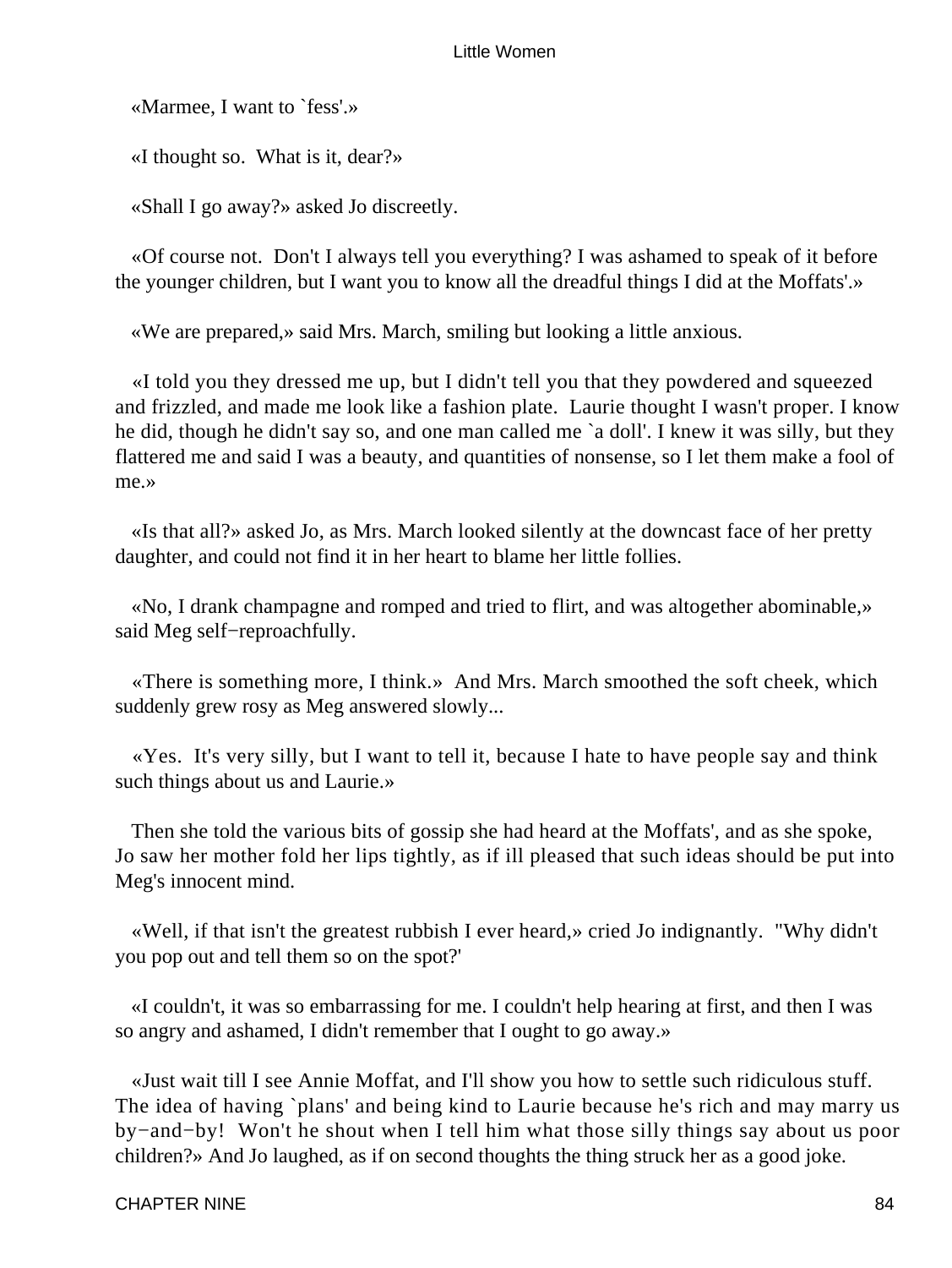«Marmee, I want to `fess'.»

«I thought so. What is it, dear?»

«Shall I go away?» asked Jo discreetly.

«Of course not. Don't I always tell you everything? I was ashamed to speak of it before the younger children, but I want you to know all the dreadful things I did at the Moffats'.»

«We are prepared,» said Mrs. March, smiling but looking a little anxious.

«I told you they dressed me up, but I didn't tell you that they powdered and squeezed and frizzled, and made me look like a fashion plate. Laurie thought I wasn't proper. I know he did, though he didn't say so, and one man called me `a doll'. I knew it was silly, but they flattered me and said I was a beauty, and quantities of nonsense, so I let them make a fool of me.»

«Is that all?» asked Jo, as Mrs. March looked silently at the downcast face of her pretty daughter, and could not find it in her heart to blame her little follies.

«No, I drank champagne and romped and tried to flirt, and was altogether abominable,» said Meg self−reproachfully.

«There is something more, I think.» And Mrs. March smoothed the soft cheek, which suddenly grew rosy as Meg answered slowly...

«Yes. It's very silly, but I want to tell it, because I hate to have people say and think such things about us and Laurie.»

Then she told the various bits of gossip she had heard at the Moffats', and as she spoke, Jo saw her mother fold her lips tightly, as if ill pleased that such ideas should be put into Meg's innocent mind.

«Well, if that isn't the greatest rubbish I ever heard,» cried Jo indignantly. "Why didn't you pop out and tell them so on the spot?'

«I couldn't, it was so embarrassing for me. I couldn't help hearing at first, and then I was so angry and ashamed, I didn't remember that I ought to go away.»

«Just wait till I see Annie Moffat, and I'll show you how to settle such ridiculous stuff. The idea of having `plans' and being kind to Laurie because he's rich and may marry us by−and−by! Won't he shout when I tell him what those silly things say about us poor children?» And Jo laughed, as if on second thoughts the thing struck her as a good joke.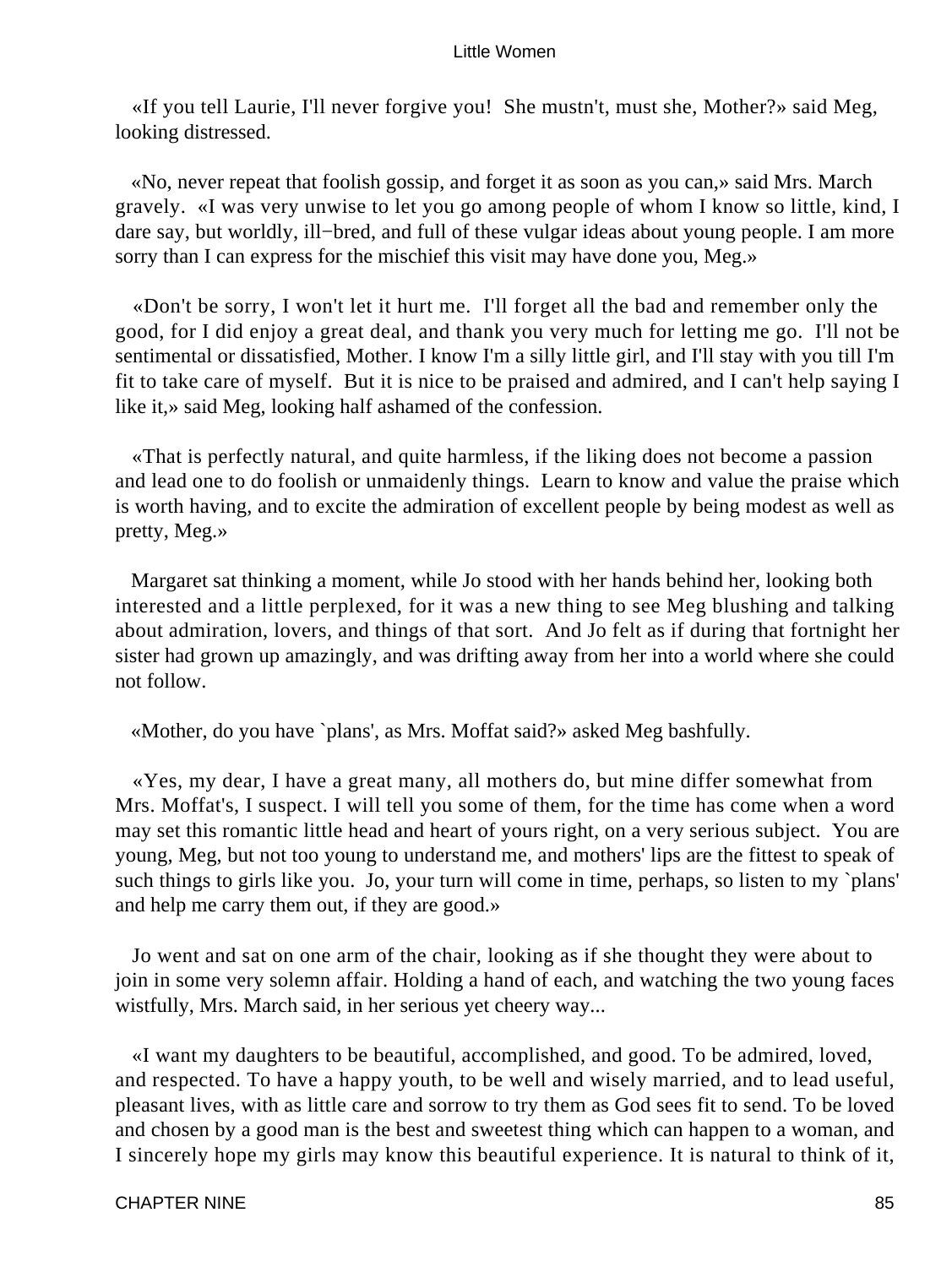«If you tell Laurie, I'll never forgive you! She mustn't, must she, Mother?» said Meg, looking distressed.

«No, never repeat that foolish gossip, and forget it as soon as you can,» said Mrs. March gravely. «I was very unwise to let you go among people of whom I know so little, kind, I dare say, but worldly, ill−bred, and full of these vulgar ideas about young people. I am more sorry than I can express for the mischief this visit may have done you, Meg.»

«Don't be sorry, I won't let it hurt me. I'll forget all the bad and remember only the good, for I did enjoy a great deal, and thank you very much for letting me go. I'll not be sentimental or dissatisfied, Mother. I know I'm a silly little girl, and I'll stay with you till I'm fit to take care of myself. But it is nice to be praised and admired, and I can't help saying I like it,» said Meg, looking half ashamed of the confession.

«That is perfectly natural, and quite harmless, if the liking does not become a passion and lead one to do foolish or unmaidenly things. Learn to know and value the praise which is worth having, and to excite the admiration of excellent people by being modest as well as pretty, Meg.»

Margaret sat thinking a moment, while Jo stood with her hands behind her, looking both interested and a little perplexed, for it was a new thing to see Meg blushing and talking about admiration, lovers, and things of that sort. And Jo felt as if during that fortnight her sister had grown up amazingly, and was drifting away from her into a world where she could not follow.

«Mother, do you have `plans', as Mrs. Moffat said?» asked Meg bashfully.

«Yes, my dear, I have a great many, all mothers do, but mine differ somewhat from Mrs. Moffat's, I suspect. I will tell you some of them, for the time has come when a word may set this romantic little head and heart of yours right, on a very serious subject. You are young, Meg, but not too young to understand me, and mothers' lips are the fittest to speak of such things to girls like you. Jo, your turn will come in time, perhaps, so listen to my `plans' and help me carry them out, if they are good.»

Jo went and sat on one arm of the chair, looking as if she thought they were about to join in some very solemn affair. Holding a hand of each, and watching the two young faces wistfully, Mrs. March said, in her serious yet cheery way...

«I want my daughters to be beautiful, accomplished, and good. To be admired, loved, and respected. To have a happy youth, to be well and wisely married, and to lead useful, pleasant lives, with as little care and sorrow to try them as God sees fit to send. To be loved and chosen by a good man is the best and sweetest thing which can happen to a woman, and I sincerely hope my girls may know this beautiful experience. It is natural to think of it,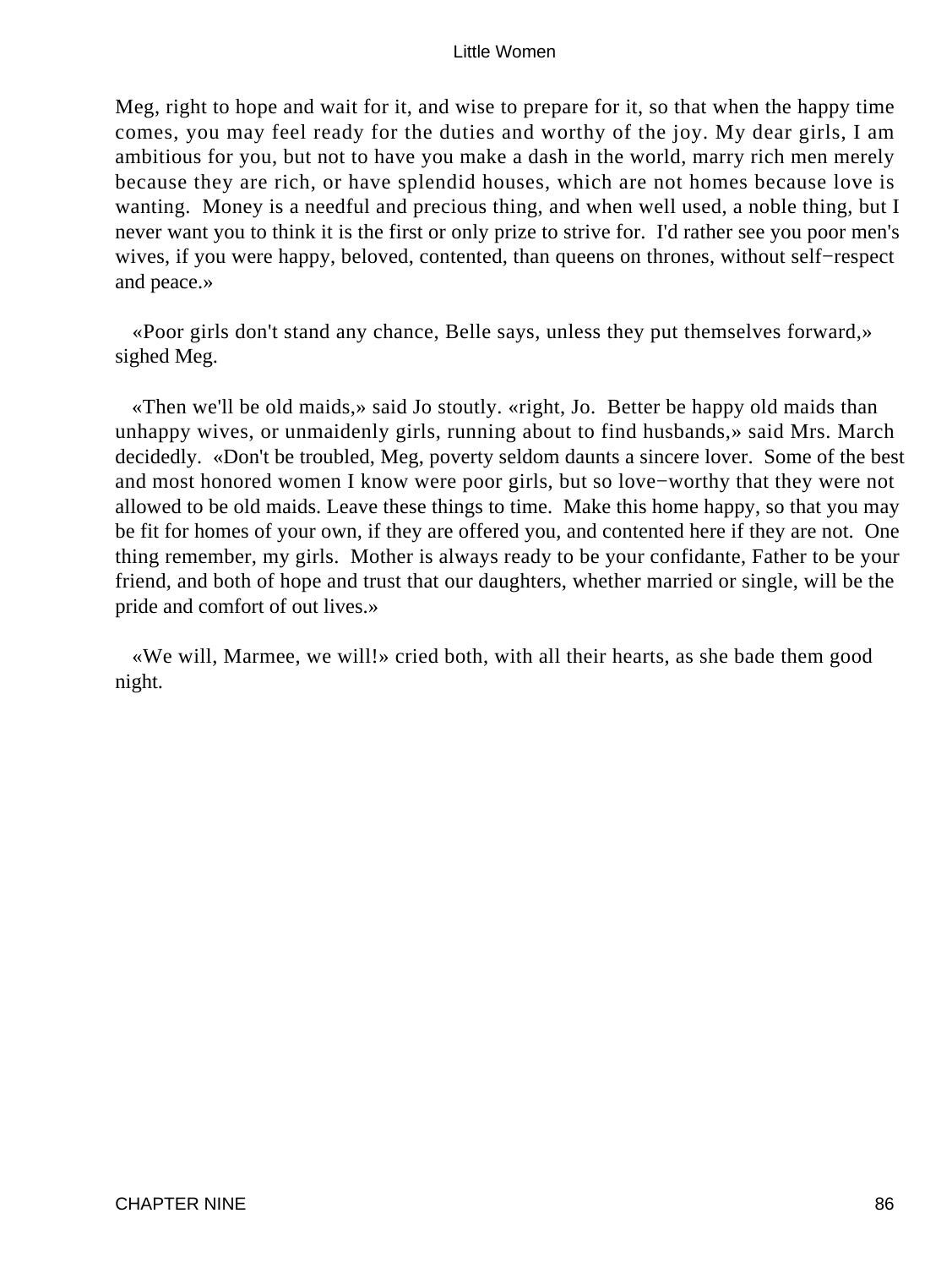Meg, right to hope and wait for it, and wise to prepare for it, so that when the happy time comes, you may feel ready for the duties and worthy of the joy. My dear girls, I am ambitious for you, but not to have you make a dash in the world, marry rich men merely because they are rich, or have splendid houses, which are not homes because love is wanting. Money is a needful and precious thing, and when well used, a noble thing, but I never want you to think it is the first or only prize to strive for. I'd rather see you poor men's wives, if you were happy, beloved, contented, than queens on thrones, without self−respect and peace.»

«Poor girls don't stand any chance, Belle says, unless they put themselves forward,» sighed Meg.

«Then we'll be old maids,» said Jo stoutly. «right, Jo. Better be happy old maids than unhappy wives, or unmaidenly girls, running about to find husbands,» said Mrs. March decidedly. «Don't be troubled, Meg, poverty seldom daunts a sincere lover. Some of the best and most honored women I know were poor girls, but so love−worthy that they were not allowed to be old maids. Leave these things to time. Make this home happy, so that you may be fit for homes of your own, if they are offered you, and contented here if they are not. One thing remember, my girls. Mother is always ready to be your confidante, Father to be your friend, and both of hope and trust that our daughters, whether married or single, will be the pride and comfort of out lives.»

«We will, Marmee, we will!» cried both, with all their hearts, as she bade them good night.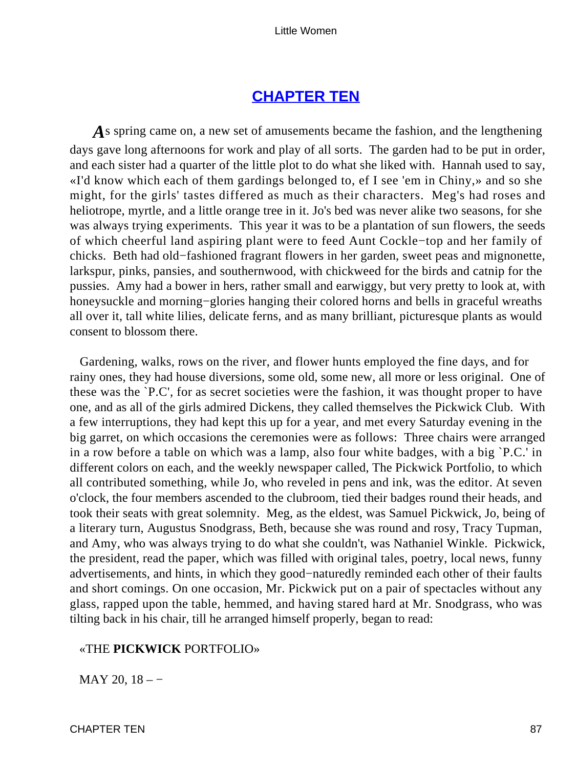## CHAPTER TEN

*A*s spring came on, a new set of amusements became the fashion, and the lengthening days gave long afternoons for work and play of all sorts. The garden had to be put in order, and each sister had a quarter of the little plot to do what she liked with. Hannah used to say, «I'd know which each of them gardings belonged to, ef I see 'em in Chiny,» and so she might, for the girls' tastes differed as much as their characters. Meg's had roses and heliotrope, myrtle, and a little orange tree in it. Jo's bed was never alike two seasons, for she was always trying experiments. This year it was to be a plantation of sun flowers, the seeds of which cheerful land aspiring plant were to feed Aunt Cockle−top and her family of chicks. Beth had old−fashioned fragrant flowers in her garden, sweet peas and mignonette, larkspur, pinks, pansies, and southernwood, with chickweed for the birds and catnip for the pussies. Amy had a bower in hers, rather small and earwiggy, but very pretty to look at, with honeysuckle and morning−glories hanging their colored horns and bells in graceful wreaths all over it, tall white lilies, delicate ferns, and as many brilliant, picturesque plants as would consent to blossom there.

Gardening, walks, rows on the river, and flower hunts employed the fine days, and for rainy ones, they had house diversions, some old, some new, all more or less original. One of these was the `P.C', for as secret societies were the fashion, it was thought proper to have one, and as all of the girls admired Dickens, they called themselves the Pickwick Club. With a few interruptions, they had kept this up for a year, and met every Saturday evening in the big garret, on which occasions the ceremonies were as follows: Three chairs were arranged in a row before a table on which was a lamp, also four white badges, with a big `P.C.' in different colors on each, and the weekly newspaper called, The Pickwick Portfolio, to which all contributed something, while Jo, who reveled in pens and ink, was the editor. At seven o'clock, the four members ascended to the clubroom, tied their badges round their heads, and took their seats with great solemnity. Meg, as the eldest, was Samuel Pickwick, Jo, being of a literary turn, Augustus Snodgrass, Beth, because she was round and rosy, Tracy Tupman, and Amy, who was always trying to do what she couldn't, was Nathaniel Winkle. Pickwick, the president, read the paper, which was filled with original tales, poetry, local news, funny advertisements, and hints, in which they good−naturedly reminded each other of their faults and short comings. On one occasion, Mr. Pickwick put on a pair of spectacles without any glass, rapped upon the table, hemmed, and having stared hard at Mr. Snodgrass, who was tilting back in his chair, till he arranged himself properly, began to read:

«THE **PICKWICK** PORTFOLIO»

MAY 20, 18 – −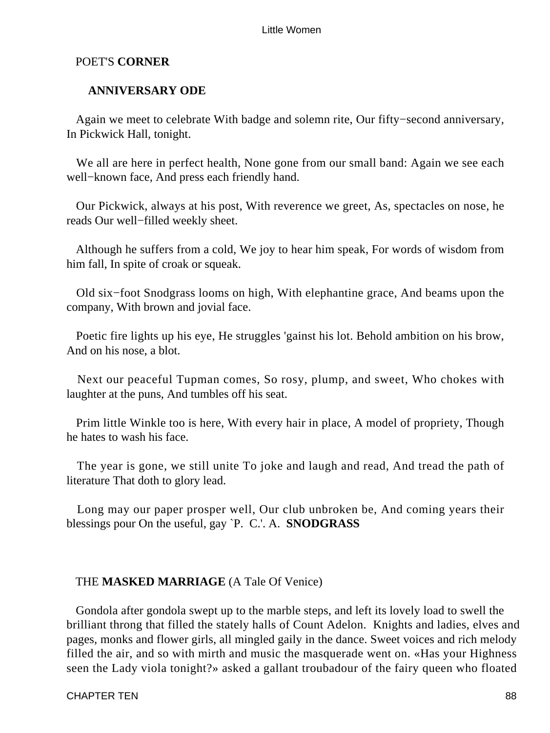POET'S **CORNER**

**ANNIVERSARY ODE**

Again we meet to celebrate With badge and solemn rite, Our fifty−second anniversary, In Pickwick Hall, tonight.

We all are here in perfect health, None gone from our small band: Again we see each well−known face, And press each friendly hand.

Our Pickwick, always at his post, With reverence we greet, As, spectacles on nose, he reads Our well−filled weekly sheet.

Although he suffers from a cold, We joy to hear him speak, For words of wisdom from him fall, In spite of croak or squeak.

Old six−foot Snodgrass looms on high, With elephantine grace, And beams upon the company, With brown and jovial face.

Poetic fire lights up his eye, He struggles 'gainst his lot. Behold ambition on his brow, And on his nose, a blot.

Next our peaceful Tupman comes, So rosy, plump, and sweet, Who chokes with laughter at the puns, And tumbles off his seat.

Prim little Winkle too is here, With every hair in place, A model of propriety, Though he hates to wash his face.

The year is gone, we still unite To joke and laugh and read, And tread the path of literature That doth to glory lead.

Long may our paper prosper well, Our club unbroken be, And coming years their blessings pour On the useful, gay `P. C.'. A. **SNODGRASS**

THE **MASKED MARRIAGE** (A Tale Of Venice)

Gondola after gondola swept up to the marble steps, and left its lovely load to swell the brilliant throng that filled the stately halls of Count Adelon. Knights and ladies, elves and pages, monks and flower girls, all mingled gaily in the dance. Sweet voices and rich melody filled the air, and so with mirth and music the masquerade went on. «Has your Highness seen the Lady viola tonight?» asked a gallant troubadour of the fairy queen who floated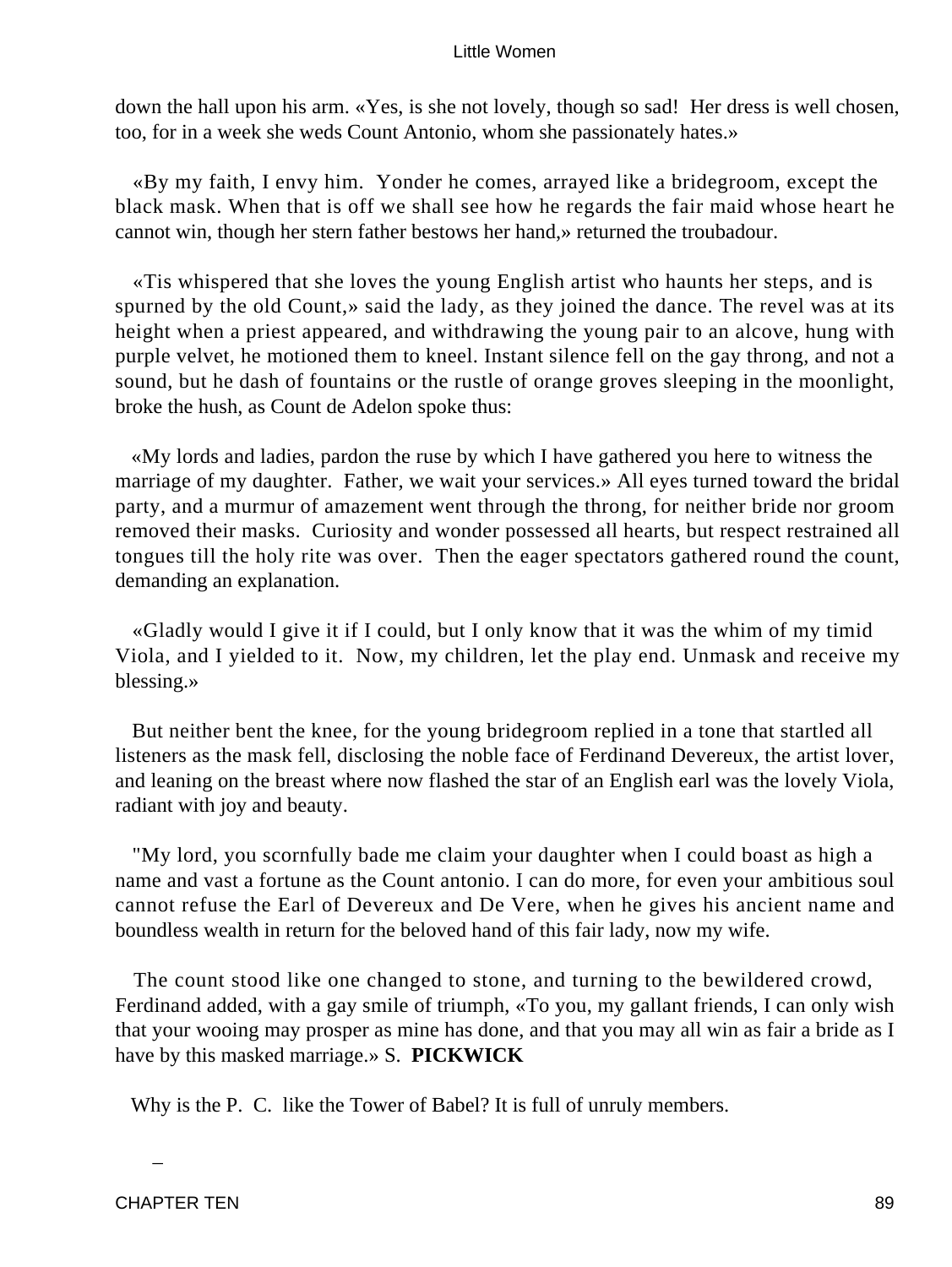down the hall upon his arm. «Yes, is she not lovely, though so sad! Her dress is well chosen, too, for in a week she weds Count Antonio, whom she passionately hates.»

«By my faith, I envy him. Yonder he comes, arrayed like a bridegroom, except the black mask. When that is off we shall see how he regards the fair maid whose heart he cannot win, though her stern father bestows her hand,» returned the troubadour.

«Tis whispered that she loves the young English artist who haunts her steps, and is spurned by the old Count,» said the lady, as they joined the dance. The revel was at its height when a priest appeared, and withdrawing the young pair to an alcove, hung with purple velvet, he motioned them to kneel. Instant silence fell on the gay throng, and not a sound, but he dash of fountains or the rustle of orange groves sleeping in the moonlight, broke the hush, as Count de Adelon spoke thus:

«My lords and ladies, pardon the ruse by which I have gathered you here to witness the marriage of my daughter. Father, we wait your services.» All eyes turned toward the bridal party, and a murmur of amazement went through the throng, for neither bride nor groom removed their masks. Curiosity and wonder possessed all hearts, but respect restrained all tongues till the holy rite was over. Then the eager spectators gathered round the count, demanding an explanation.

«Gladly would I give it if I could, but I only know that it was the whim of my timid Viola, and I yielded to it. Now, my children, let the play end. Unmask and receive my blessing.»

But neither bent the knee, for the young bridegroom replied in a tone that startled all listeners as the mask fell, disclosing the noble face of Ferdinand Devereux, the artist lover, and leaning on the breast where now flashed the star of an English earl was the lovely Viola, radiant with joy and beauty.

"My lord, you scornfully bade me claim your daughter when I could boast as high a name and vast a fortune as the Count antonio. I can do more, for even your ambitious soul cannot refuse the Earl of Devereux and De Vere, when he gives his ancient name and boundless wealth in return for the beloved hand of this fair lady, now my wife.

The count stood like one changed to stone, and turning to the bewildered crowd, Ferdinand added, with a gay smile of triumph, «To you, my gallant friends, I can only wish that your wooing may prosper as mine has done, and that you may all win as fair a bride as I have by this masked marriage.» S. **PICKWICK**

Why is the P. C. like the Tower of Babel? It is full of unruly members.

_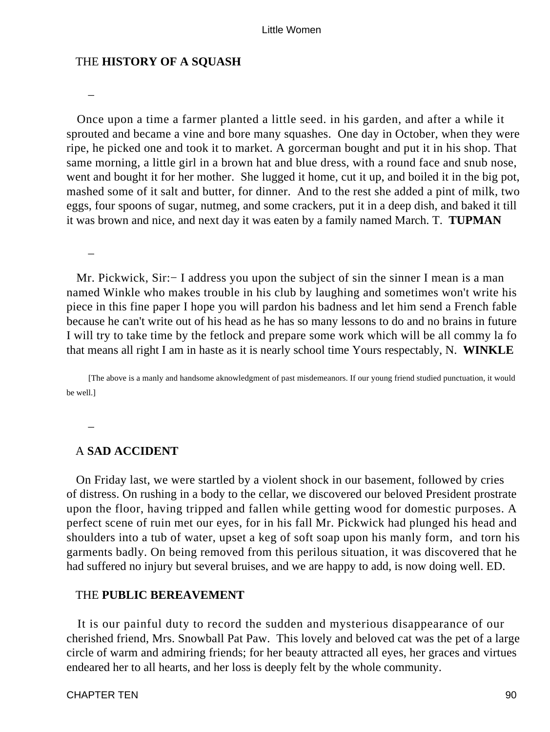THE **HISTORY OF A SQUASH**

–

Once upon a time a farmer planted a little seed. in his garden, and after a while it sprouted and became a vine and bore many squashes. One day in October, when they were ripe, he picked one and took it to market. A gorcerman bought and put it in his shop. That same morning, a little girl in a brown hat and blue dress, with a round face and snub nose, went and bought it for her mother. She lugged it home, cut it up, and boiled it in the big pot, mashed some of it salt and butter, for dinner. And to the rest she added a pint of milk, two eggs, four spoons of sugar, nutmeg, and some crackers, put it in a deep dish, and baked it till it was brown and nice, and next day it was eaten by a family named March. T. **TUPMAN**

–

Mr. Pickwick, Sir:− I address you upon the subject of sin the sinner I mean is a man named Winkle who makes trouble in his club by laughing and sometimes won't write his piece in this fine paper I hope you will pardon his badness and let him send a French fable because he can't write out of his head as he has so many lessons to do and no brains in future I will try to take time by the fetlock and prepare some work which will be all commy la fo that means all right I am in haste as it is nearly school time Yours respectably, N. **WINKLE**

[The above is a manly and handsome aknowledgment of past misdemeanors. If our young friend studied punctuation, it would be well.]

–

A **SAD ACCIDENT**

On Friday last, we were startled by a violent shock in our basement, followed by cries of distress. On rushing in a body to the cellar, we discovered our beloved President prostrate upon the floor, having tripped and fallen while getting wood for domestic purposes. A perfect scene of ruin met our eyes, for in his fall Mr. Pickwick had plunged his head and shoulders into a tub of water, upset a keg of soft soap upon his manly form, and torn his garments badly. On being removed from this perilous situation, it was discovered that he had suffered no injury but several bruises, and we are happy to add, is now doing well. ED.

THE **PUBLIC BEREAVEMENT**

It is our painful duty to record the sudden and mysterious disappearance of our cherished friend, Mrs. Snowball Pat Paw. This lovely and beloved cat was the pet of a large circle of warm and admiring friends; for her beauty attracted all eyes, her graces and virtues endeared her to all hearts, and her loss is deeply felt by the whole community.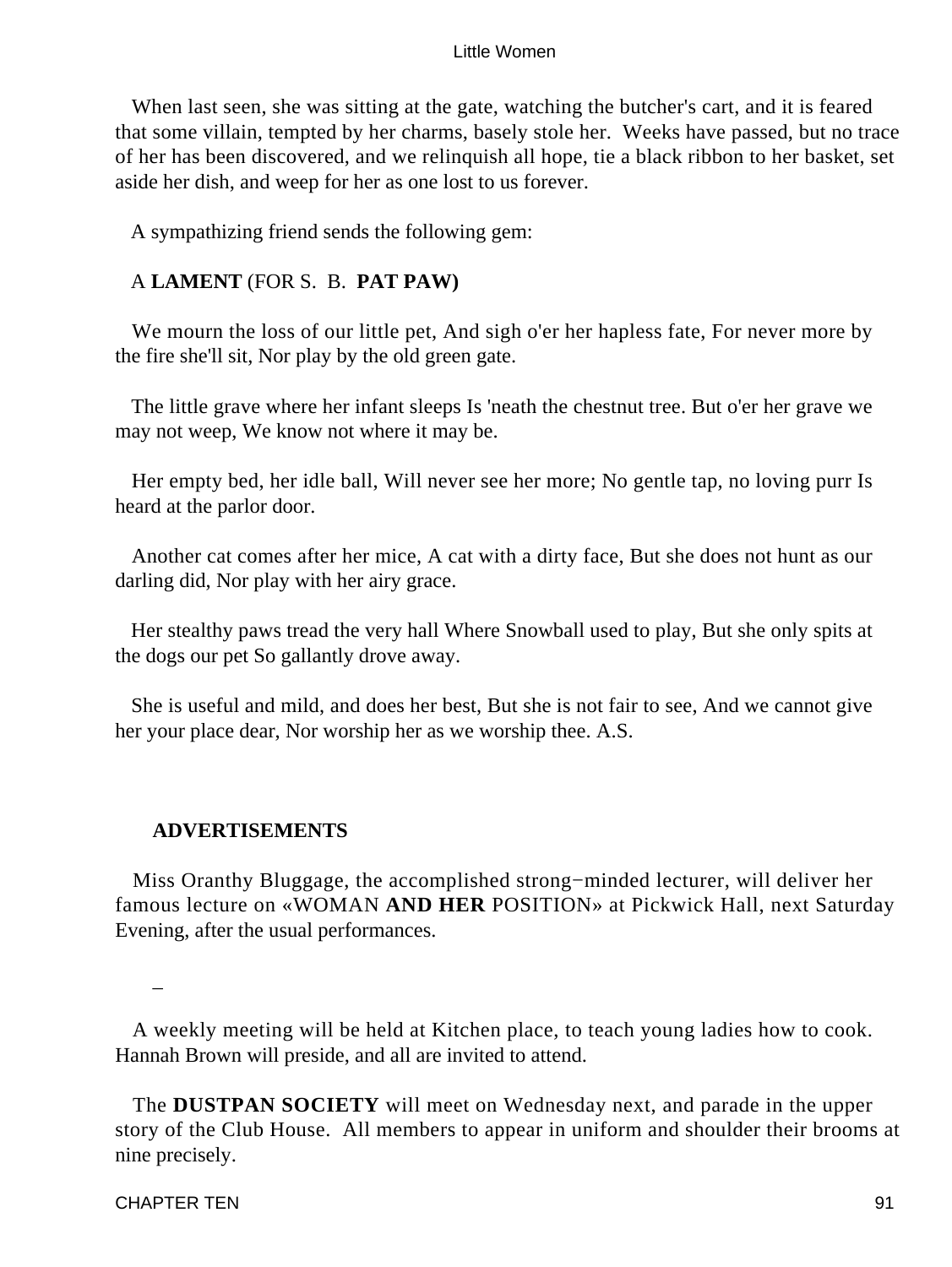When last seen, she was sitting at the gate, watching the butcher's cart, and it is feared that some villain, tempted by her charms, basely stole her. Weeks have passed, but no trace of her has been discovered, and we relinquish all hope, tie a black ribbon to her basket, set aside her dish, and weep for her as one lost to us forever.

A sympathizing friend sends the following gem:

A **LAMENT** (FOR S. B. **PAT PAW)**

We mourn the loss of our little pet, And sigh o'er her hapless fate, For never more by the fire she'll sit, Nor play by the old green gate.

The little grave where her infant sleeps Is 'neath the chestnut tree. But o'er her grave we may not weep, We know not where it may be.

Her empty bed, her idle ball, Will never see her more; No gentle tap, no loving purr Is heard at the parlor door.

Another cat comes after her mice, A cat with a dirty face, But she does not hunt as our darling did, Nor play with her airy grace.

Her stealthy paws tread the very hall Where Snowball used to play, But she only spits at the dogs our pet So gallantly drove away.

She is useful and mild, and does her best, But she is not fair to see, And we cannot give her your place dear, Nor worship her as we worship thee. A.S.

**ADVERTISEMENTS**

Miss Oranthy Bluggage, the accomplished strong−minded lecturer, will deliver her famous lecture on «WOMAN **AND HER** POSITION» at Pickwick Hall, next Saturday Evening, after the usual performances.

–

A weekly meeting will be held at Kitchen place, to teach young ladies how to cook. Hannah Brown will preside, and all are invited to attend.

The **DUSTPAN SOCIETY** will meet on Wednesday next, and parade in the upper story of the Club House. All members to appear in uniform and shoulder their brooms at nine precisely.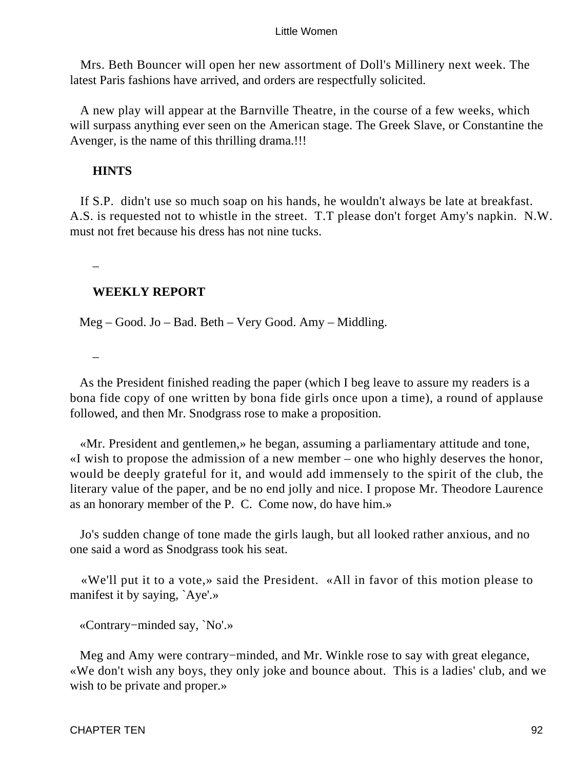Mrs. Beth Bouncer will open her new assortment of Doll's Millinery next week. The latest Paris fashions have arrived, and orders are respectfully solicited.

A new play will appear at the Barnville Theatre, in the course of a few weeks, which will surpass anything ever seen on the American stage. The Greek Slave, or Constantine the Avenger, is the name of this thrilling drama.!!!

**HINTS**

If S.P. didn't use so much soap on his hands, he wouldn't always be late at breakfast. A.S. is requested not to whistle in the street. T.T please don't forget Amy's napkin. N.W. must not fret because his dress has not nine tucks.

–

**WEEKLY REPORT**

Meg – Good. Jo – Bad. Beth – Very Good. Amy – Middling.

–

As the President finished reading the paper (which I beg leave to assure my readers is a bona fide copy of one written by bona fide girls once upon a time), a round of applause followed, and then Mr. Snodgrass rose to make a proposition.

«Mr. President and gentlemen,» he began, assuming a parliamentary attitude and tone, «I wish to propose the admission of a new member – one who highly deserves the honor, would be deeply grateful for it, and would add immensely to the spirit of the club, the literary value of the paper, and be no end jolly and nice. I propose Mr. Theodore Laurence as an honorary member of the P. C. Come now, do have him.»

Jo's sudden change of tone made the girls laugh, but all looked rather anxious, and no one said a word as Snodgrass took his seat.

«We'll put it to a vote,» said the President. «All in favor of this motion please to manifest it by saying, `Aye'.»

«Contrary−minded say, `No'.»

Meg and Amy were contrary−minded, and Mr. Winkle rose to say with great elegance, «We don't wish any boys, they only joke and bounce about. This is a ladies' club, and we wish to be private and proper.»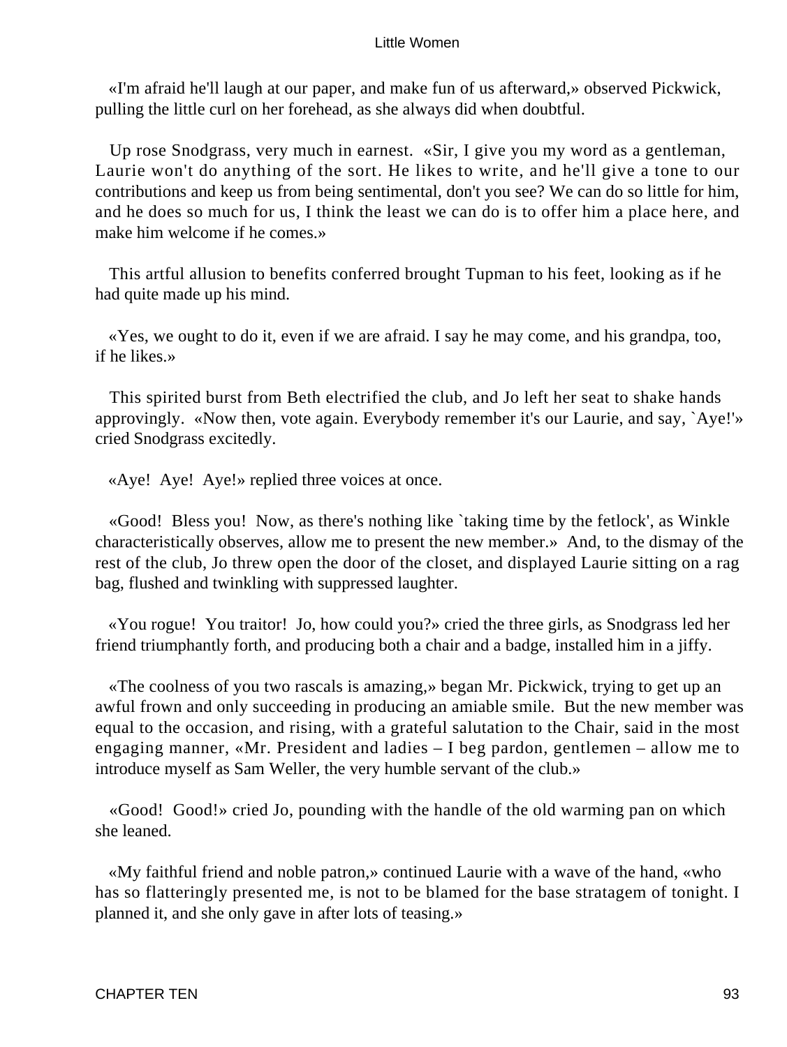«I'm afraid he'll laugh at our paper, and make fun of us afterward,» observed Pickwick, pulling the little curl on her forehead, as she always did when doubtful.

Up rose Snodgrass, very much in earnest. «Sir, I give you my word as a gentleman, Laurie won't do anything of the sort. He likes to write, and he'll give a tone to our contributions and keep us from being sentimental, don't you see? We can do so little for him, and he does so much for us, I think the least we can do is to offer him a place here, and make him welcome if he comes.»

This artful allusion to benefits conferred brought Tupman to his feet, looking as if he had quite made up his mind.

«Yes, we ought to do it, even if we are afraid. I say he may come, and his grandpa, too, if he likes.»

This spirited burst from Beth electrified the club, and Jo left her seat to shake hands approvingly. «Now then, vote again. Everybody remember it's our Laurie, and say, `Aye!'» cried Snodgrass excitedly.

«Aye! Aye! Aye!» replied three voices at once.

«Good! Bless you! Now, as there's nothing like `taking time by the fetlock', as Winkle characteristically observes, allow me to present the new member.» And, to the dismay of the rest of the club, Jo threw open the door of the closet, and displayed Laurie sitting on a rag bag, flushed and twinkling with suppressed laughter.

«You rogue! You traitor! Jo, how could you?» cried the three girls, as Snodgrass led her friend triumphantly forth, and producing both a chair and a badge, installed him in a jiffy.

«The coolness of you two rascals is amazing,» began Mr. Pickwick, trying to get up an awful frown and only succeeding in producing an amiable smile. But the new member was equal to the occasion, and rising, with a grateful salutation to the Chair, said in the most engaging manner, «Mr. President and ladies – I beg pardon, gentlemen – allow me to introduce myself as Sam Weller, the very humble servant of the club.»

«Good! Good!» cried Jo, pounding with the handle of the old warming pan on which she leaned.

«My faithful friend and noble patron,» continued Laurie with a wave of the hand, «who has so flatteringly presented me, is not to be blamed for the base stratagem of tonight. I planned it, and she only gave in after lots of teasing.»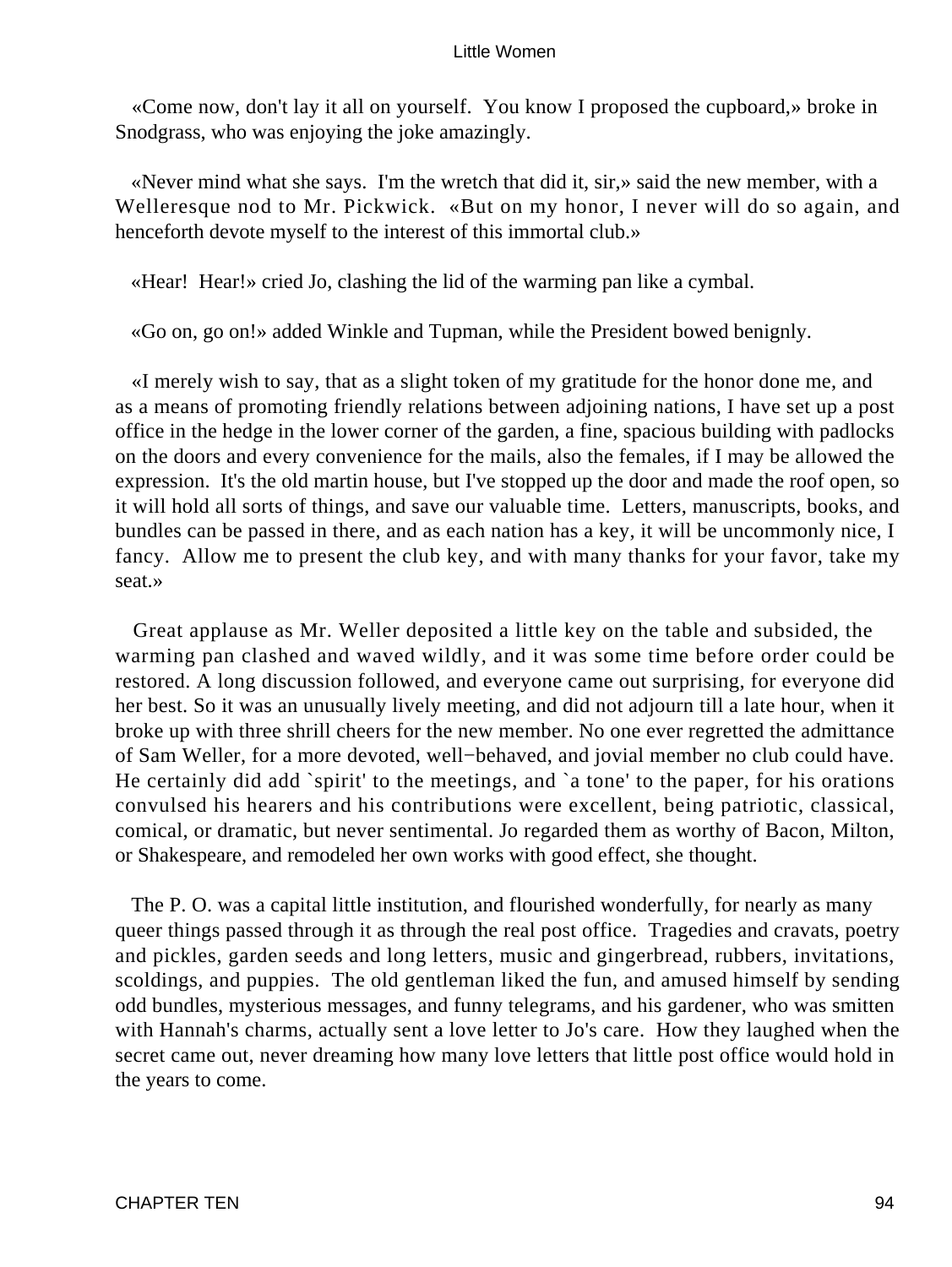«Come now, don't lay it all on yourself. You know I proposed the cupboard,» broke in Snodgrass, who was enjoying the joke amazingly.

«Never mind what she says. I'm the wretch that did it, sir,» said the new member, with a Welleresque nod to Mr. Pickwick. «But on my honor, I never will do so again, and henceforth devote myself to the interest of this immortal club.»

«Hear! Hear!» cried Jo, clashing the lid of the warming pan like a cymbal.

«Go on, go on!» added Winkle and Tupman, while the President bowed benignly.

«I merely wish to say, that as a slight token of my gratitude for the honor done me, and as a means of promoting friendly relations between adjoining nations, I have set up a post office in the hedge in the lower corner of the garden, a fine, spacious building with padlocks on the doors and every convenience for the mails, also the females, if I may be allowed the expression. It's the old martin house, but I've stopped up the door and made the roof open, so it will hold all sorts of things, and save our valuable time. Letters, manuscripts, books, and bundles can be passed in there, and as each nation has a key, it will be uncommonly nice, I fancy. Allow me to present the club key, and with many thanks for your favor, take my seat.»

Great applause as Mr. Weller deposited a little key on the table and subsided, the warming pan clashed and waved wildly, and it was some time before order could be restored. A long discussion followed, and everyone came out surprising, for everyone did her best. So it was an unusually lively meeting, and did not adjourn till a late hour, when it broke up with three shrill cheers for the new member. No one ever regretted the admittance of Sam Weller, for a more devoted, well−behaved, and jovial member no club could have. He certainly did add `spirit' to the meetings, and `a tone' to the paper, for his orations convulsed his hearers and his contributions were excellent, being patriotic, classical, comical, or dramatic, but never sentimental. Jo regarded them as worthy of Bacon, Milton, or Shakespeare, and remodeled her own works with good effect, she thought.

The P. O. was a capital little institution, and flourished wonderfully, for nearly as many queer things passed through it as through the real post office. Tragedies and cravats, poetry and pickles, garden seeds and long letters, music and gingerbread, rubbers, invitations, scoldings, and puppies. The old gentleman liked the fun, and amused himself by sending odd bundles, mysterious messages, and funny telegrams, and his gardener, who was smitten with Hannah's charms, actually sent a love letter to Jo's care. How they laughed when the secret came out, never dreaming how many love letters that little post office would hold in the years to come.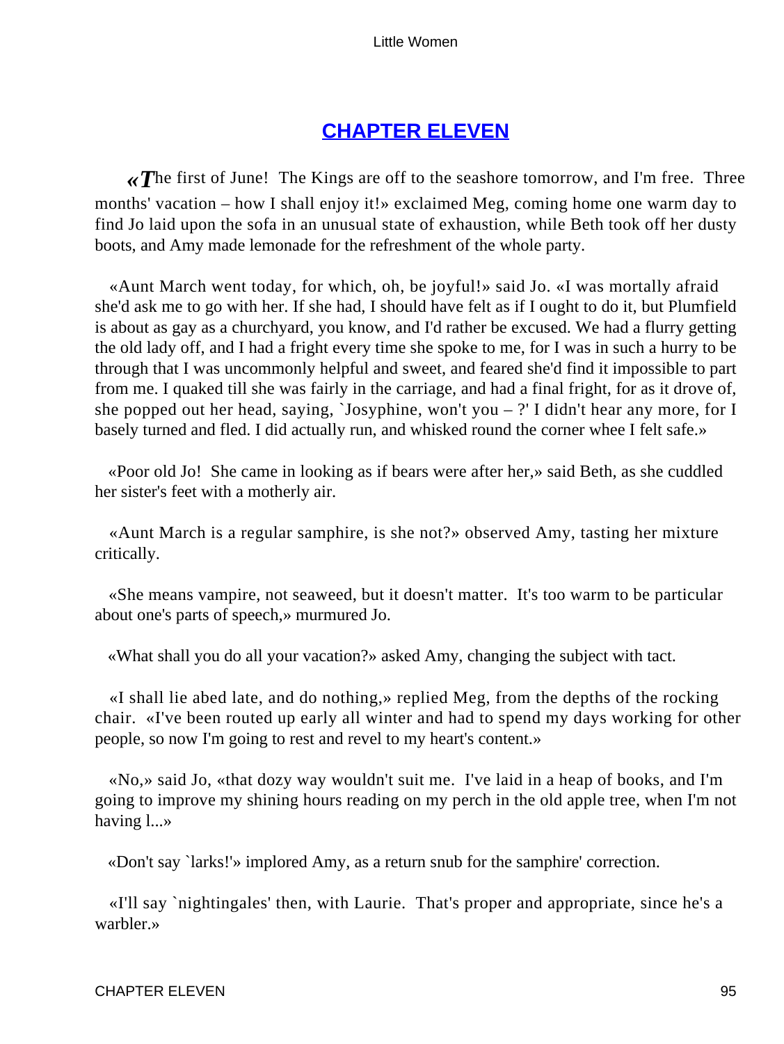## CHAPTER ELEVEN

«The first of June! The Kings are off to the seashore tomorrow, and I'm free. Three months' vacation – how I shall enjoy it!» exclaimed Meg, coming home one warm day to find Jo laid upon the sofa in an unusual state of exhaustion, while Beth took off her dusty boots, and Amy made lemonade for the refreshment of the whole party.

«Aunt March went today, for which, oh, be joyful!» said Jo. «I was mortally afraid she'd ask me to go with her. If she had, I should have felt as if I ought to do it, but Plumfield is about as gay as a churchyard, you know, and I'd rather be excused. We had a flurry getting the old lady off, and I had a fright every time she spoke to me, for I was in such a hurry to be through that I was uncommonly helpful and sweet, and feared she'd find it impossible to part from me. I quaked till she was fairly in the carriage, and had a final fright, for as it drove of, she popped out her head, saying, `Josyphine, won't you – ?' I didn't hear any more, for I basely turned and fled. I did actually run, and whisked round the corner whee I felt safe.»

«Poor old Jo! She came in looking as if bears were after her,» said Beth, as she cuddled her sister's feet with a motherly air.

«Aunt March is a regular samphire, is she not?» observed Amy, tasting her mixture critically.

«She means vampire, not seaweed, but it doesn't matter. It's too warm to be particular about one's parts of speech,» murmured Jo.

«What shall you do all your vacation?» asked Amy, changing the subject with tact.

«I shall lie abed late, and do nothing,» replied Meg, from the depths of the rocking chair. «I've been routed up early all winter and had to spend my days working for other people, so now I'm going to rest and revel to my heart's content.»

«No,» said Jo, «that dozy way wouldn't suit me. I've laid in a heap of books, and I'm going to improve my shining hours reading on my perch in the old apple tree, when I'm not having l...»

«Don't say `larks!'» implored Amy, as a return snub for the samphire' correction.

«I'll say `nightingales' then, with Laurie. That's proper and appropriate, since he's a warbler.»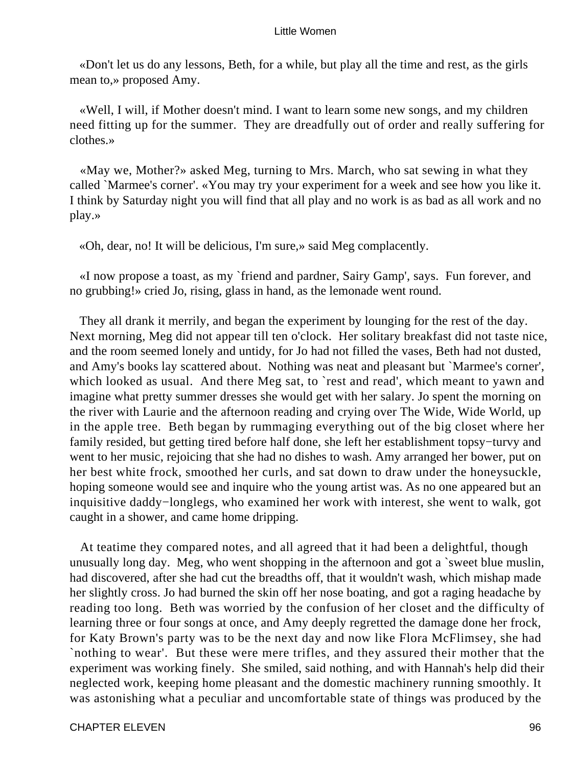«Don't let us do any lessons, Beth, for a while, but play all the time and rest, as the girls mean to,» proposed Amy.

«Well, I will, if Mother doesn't mind. I want to learn some new songs, and my children need fitting up for the summer. They are dreadfully out of order and really suffering for clothes.»

«May we, Mother?» asked Meg, turning to Mrs. March, who sat sewing in what they called `Marmee's corner'. «You may try your experiment for a week and see how you like it. I think by Saturday night you will find that all play and no work is as bad as all work and no play.»

«Oh, dear, no! It will be delicious, I'm sure,» said Meg complacently.

«I now propose a toast, as my `friend and pardner, Sairy Gamp', says. Fun forever, and no grubbing!» cried Jo, rising, glass in hand, as the lemonade went round.

They all drank it merrily, and began the experiment by lounging for the rest of the day. Next morning, Meg did not appear till ten o'clock. Her solitary breakfast did not taste nice, and the room seemed lonely and untidy, for Jo had not filled the vases, Beth had not dusted, and Amy's books lay scattered about. Nothing was neat and pleasant but `Marmee's corner', which looked as usual. And there Meg sat, to `rest and read', which meant to yawn and imagine what pretty summer dresses she would get with her salary. Jo spent the morning on the river with Laurie and the afternoon reading and crying over The Wide, Wide World, up in the apple tree. Beth began by rummaging everything out of the big closet where her family resided, but getting tired before half done, she left her establishment topsy−turvy and went to her music, rejoicing that she had no dishes to wash. Amy arranged her bower, put on her best white frock, smoothed her curls, and sat down to draw under the honeysuckle, hoping someone would see and inquire who the young artist was. As no one appeared but an inquisitive daddy−longlegs, who examined her work with interest, she went to walk, got caught in a shower, and came home dripping.

At teatime they compared notes, and all agreed that it had been a delightful, though unusually long day. Meg, who went shopping in the afternoon and got a `sweet blue muslin, had discovered, after she had cut the breadths off, that it wouldn't wash, which mishap made her slightly cross. Jo had burned the skin off her nose boating, and got a raging headache by reading too long. Beth was worried by the confusion of her closet and the difficulty of learning three or four songs at once, and Amy deeply regretted the damage done her frock, for Katy Brown's party was to be the next day and now like Flora McFlimsey, she had `nothing to wear'. But these were mere trifles, and they assured their mother that the experiment was working finely. She smiled, said nothing, and with Hannah's help did their neglected work, keeping home pleasant and the domestic machinery running smoothly. It was astonishing what a peculiar and uncomfortable state of things was produced by the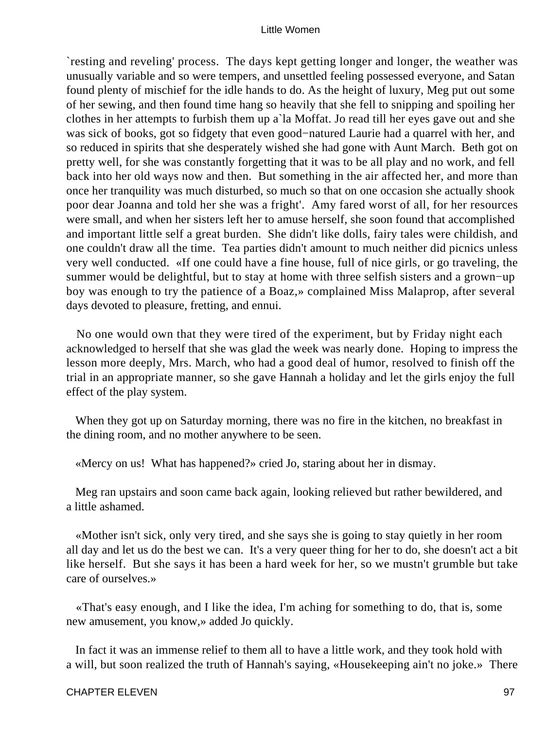`resting and reveling' process. The days kept getting longer and longer, the weather was unusually variable and so were tempers, and unsettled feeling possessed everyone, and Satan found plenty of mischief for the idle hands to do. As the height of luxury, Meg put out some of her sewing, and then found time hang so heavily that she fell to snipping and spoiling her clothes in her attempts to furbish them up a`la Moffat. Jo read till her eyes gave out and she was sick of books, got so fidgety that even good−natured Laurie had a quarrel with her, and so reduced in spirits that she desperately wished she had gone with Aunt March. Beth got on pretty well, for she was constantly forgetting that it was to be all play and no work, and fell back into her old ways now and then. But something in the air affected her, and more than once her tranquility was much disturbed, so much so that on one occasion she actually shook poor dear Joanna and told her she was a fright'. Amy fared worst of all, for her resources were small, and when her sisters left her to amuse herself, she soon found that accomplished and important little self a great burden. She didn't like dolls, fairy tales were childish, and one couldn't draw all the time. Tea parties didn't amount to much neither did picnics unless very well conducted. «If one could have a fine house, full of nice girls, or go traveling, the summer would be delightful, but to stay at home with three selfish sisters and a grown−up boy was enough to try the patience of a Boaz,» complained Miss Malaprop, after several days devoted to pleasure, fretting, and ennui.

No one would own that they were tired of the experiment, but by Friday night each acknowledged to herself that she was glad the week was nearly done. Hoping to impress the lesson more deeply, Mrs. March, who had a good deal of humor, resolved to finish off the trial in an appropriate manner, so she gave Hannah a holiday and let the girls enjoy the full effect of the play system.

When they got up on Saturday morning, there was no fire in the kitchen, no breakfast in the dining room, and no mother anywhere to be seen.

«Mercy on us! What has happened?» cried Jo, staring about her in dismay.

Meg ran upstairs and soon came back again, looking relieved but rather bewildered, and a little ashamed.

«Mother isn't sick, only very tired, and she says she is going to stay quietly in her room all day and let us do the best we can. It's a very queer thing for her to do, she doesn't act a bit like herself. But she says it has been a hard week for her, so we mustn't grumble but take care of ourselves.»

«That's easy enough, and I like the idea, I'm aching for something to do, that is, some new amusement, you know,» added Jo quickly.

In fact it was an immense relief to them all to have a little work, and they took hold with a will, but soon realized the truth of Hannah's saying, «Housekeeping ain't no joke.» There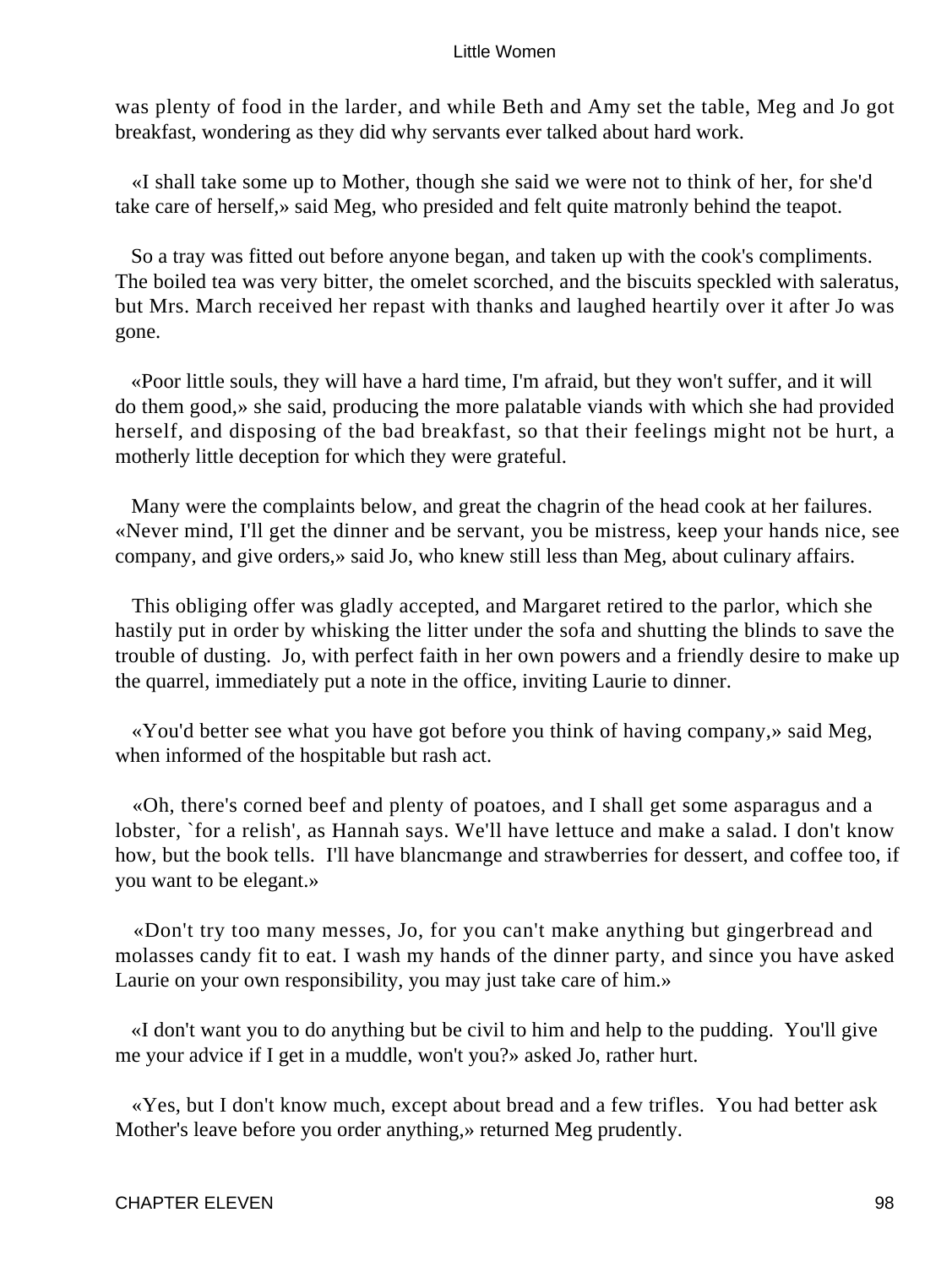was plenty of food in the larder, and while Beth and Amy set the table, Meg and Jo got breakfast, wondering as they did why servants ever talked about hard work.

«I shall take some up to Mother, though she said we were not to think of her, for she'd take care of herself,» said Meg, who presided and felt quite matronly behind the teapot.

So a tray was fitted out before anyone began, and taken up with the cook's compliments. The boiled tea was very bitter, the omelet scorched, and the biscuits speckled with saleratus, but Mrs. March received her repast with thanks and laughed heartily over it after Jo was gone.

«Poor little souls, they will have a hard time, I'm afraid, but they won't suffer, and it will do them good,» she said, producing the more palatable viands with which she had provided herself, and disposing of the bad breakfast, so that their feelings might not be hurt, a motherly little deception for which they were grateful.

Many were the complaints below, and great the chagrin of the head cook at her failures. «Never mind, I'll get the dinner and be servant, you be mistress, keep your hands nice, see company, and give orders,» said Jo, who knew still less than Meg, about culinary affairs.

This obliging offer was gladly accepted, and Margaret retired to the parlor, which she hastily put in order by whisking the litter under the sofa and shutting the blinds to save the trouble of dusting. Jo, with perfect faith in her own powers and a friendly desire to make up the quarrel, immediately put a note in the office, inviting Laurie to dinner.

«You'd better see what you have got before you think of having company,» said Meg, when informed of the hospitable but rash act.

«Oh, there's corned beef and plenty of poatoes, and I shall get some asparagus and a lobster, `for a relish', as Hannah says. We'll have lettuce and make a salad. I don't know how, but the book tells. I'll have blancmange and strawberries for dessert, and coffee too, if you want to be elegant.»

«Don't try too many messes, Jo, for you can't make anything but gingerbread and molasses candy fit to eat. I wash my hands of the dinner party, and since you have asked Laurie on your own responsibility, you may just take care of him.»

«I don't want you to do anything but be civil to him and help to the pudding. You'll give me your advice if I get in a muddle, won't you?» asked Jo, rather hurt.

«Yes, but I don't know much, except about bread and a few trifles. You had better ask Mother's leave before you order anything,» returned Meg prudently.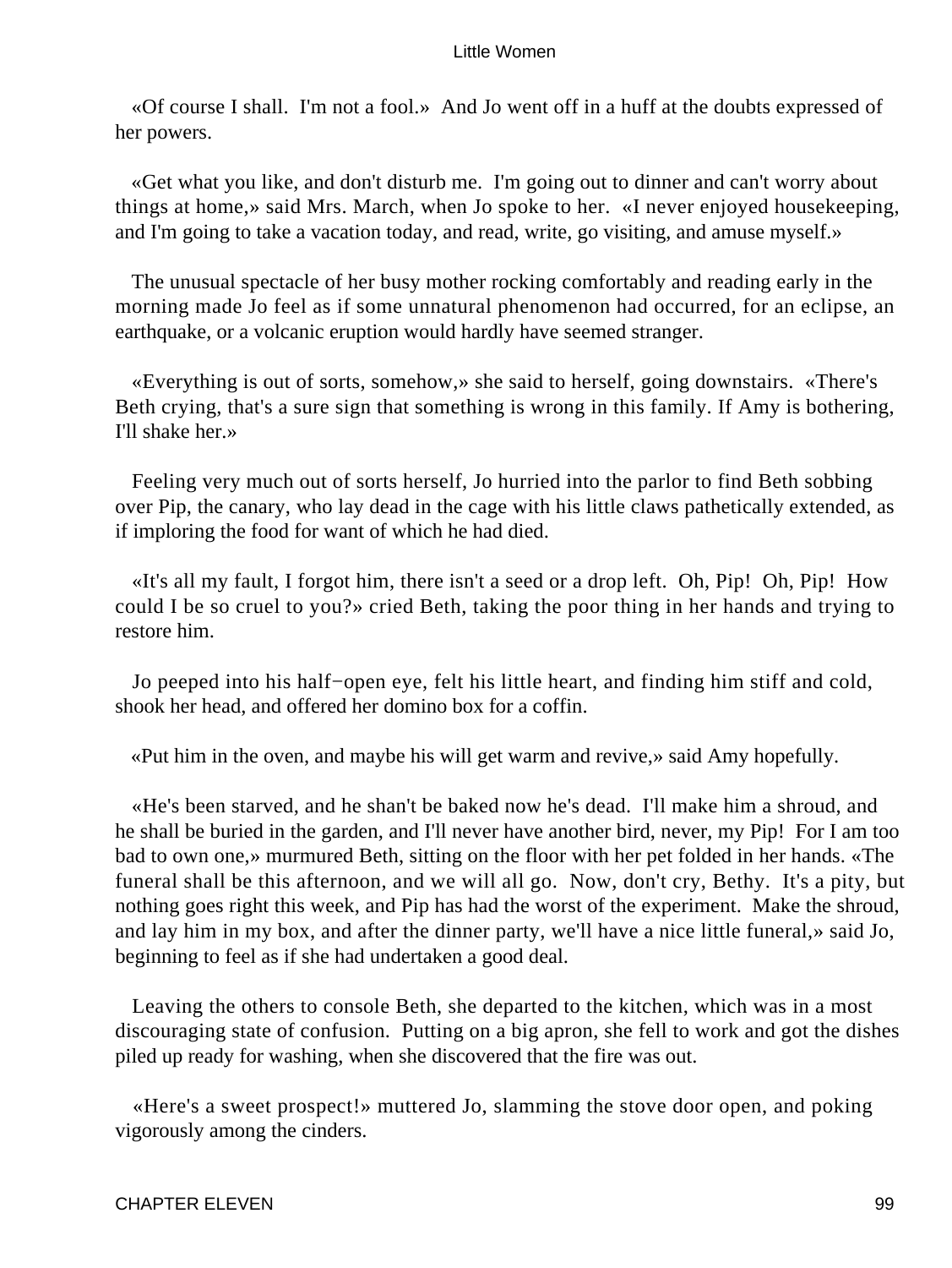«Of course I shall. I'm not a fool.» And Jo went off in a huff at the doubts expressed of her powers.

«Get what you like, and don't disturb me. I'm going out to dinner and can't worry about things at home,» said Mrs. March, when Jo spoke to her. «I never enjoyed housekeeping, and I'm going to take a vacation today, and read, write, go visiting, and amuse myself.»

The unusual spectacle of her busy mother rocking comfortably and reading early in the morning made Jo feel as if some unnatural phenomenon had occurred, for an eclipse, an earthquake, or a volcanic eruption would hardly have seemed stranger.

«Everything is out of sorts, somehow,» she said to herself, going downstairs. «There's Beth crying, that's a sure sign that something is wrong in this family. If Amy is bothering, I'll shake her.»

Feeling very much out of sorts herself, Jo hurried into the parlor to find Beth sobbing over Pip, the canary, who lay dead in the cage with his little claws pathetically extended, as if imploring the food for want of which he had died.

«It's all my fault, I forgot him, there isn't a seed or a drop left. Oh, Pip! Oh, Pip! How could I be so cruel to you?» cried Beth, taking the poor thing in her hands and trying to restore him.

Jo peeped into his half−open eye, felt his little heart, and finding him stiff and cold, shook her head, and offered her domino box for a coffin.

«Put him in the oven, and maybe his will get warm and revive,» said Amy hopefully.

«He's been starved, and he shan't be baked now he's dead. I'll make him a shroud, and he shall be buried in the garden, and I'll never have another bird, never, my Pip! For I am too bad to own one,» murmured Beth, sitting on the floor with her pet folded in her hands. «The funeral shall be this afternoon, and we will all go. Now, don't cry, Bethy. It's a pity, but nothing goes right this week, and Pip has had the worst of the experiment. Make the shroud, and lay him in my box, and after the dinner party, we'll have a nice little funeral,» said Jo, beginning to feel as if she had undertaken a good deal.

Leaving the others to console Beth, she departed to the kitchen, which was in a most discouraging state of confusion. Putting on a big apron, she fell to work and got the dishes piled up ready for washing, when she discovered that the fire was out.

«Here's a sweet prospect!» muttered Jo, slamming the stove door open, and poking vigorously among the cinders.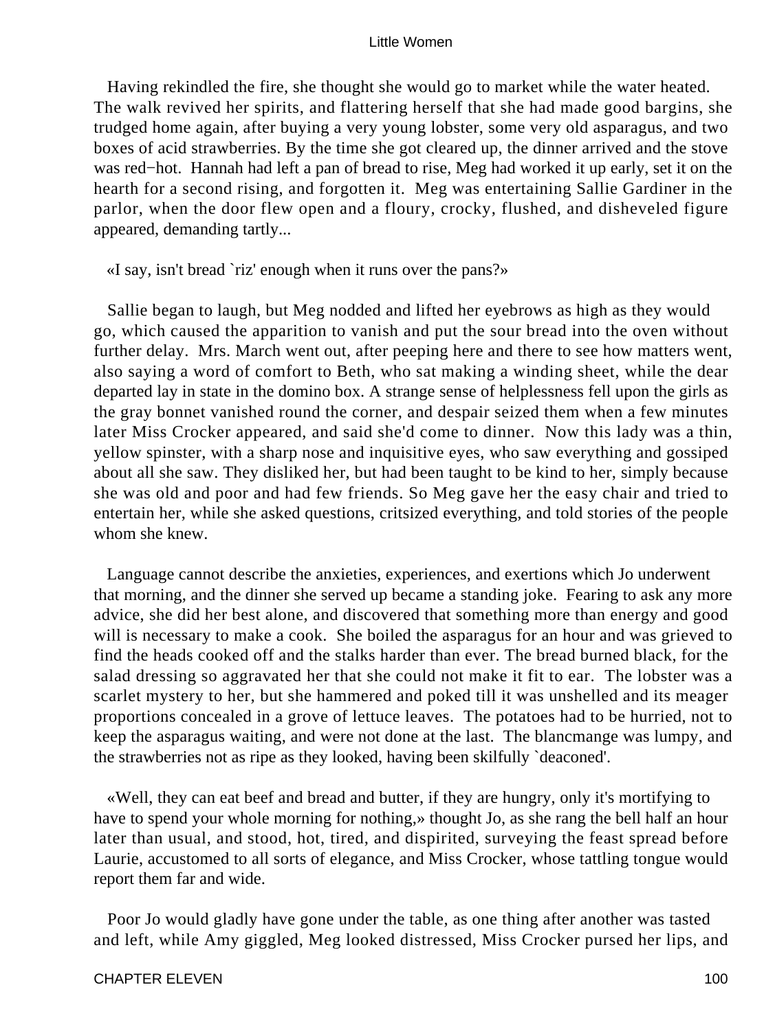Having rekindled the fire, she thought she would go to market while the water heated. The walk revived her spirits, and flattering herself that she had made good bargins, she trudged home again, after buying a very young lobster, some very old asparagus, and two boxes of acid strawberries. By the time she got cleared up, the dinner arrived and the stove was red−hot. Hannah had left a pan of bread to rise, Meg had worked it up early, set it on the hearth for a second rising, and forgotten it. Meg was entertaining Sallie Gardiner in the parlor, when the door flew open and a floury, crocky, flushed, and disheveled figure appeared, demanding tartly...

«I say, isn't bread `riz' enough when it runs over the pans?»

Sallie began to laugh, but Meg nodded and lifted her eyebrows as high as they would go, which caused the apparition to vanish and put the sour bread into the oven without further delay. Mrs. March went out, after peeping here and there to see how matters went, also saying a word of comfort to Beth, who sat making a winding sheet, while the dear departed lay in state in the domino box. A strange sense of helplessness fell upon the girls as the gray bonnet vanished round the corner, and despair seized them when a few minutes later Miss Crocker appeared, and said she'd come to dinner. Now this lady was a thin, yellow spinster, with a sharp nose and inquisitive eyes, who saw everything and gossiped about all she saw. They disliked her, but had been taught to be kind to her, simply because she was old and poor and had few friends. So Meg gave her the easy chair and tried to entertain her, while she asked questions, critsized everything, and told stories of the people whom she knew.

Language cannot describe the anxieties, experiences, and exertions which Jo underwent that morning, and the dinner she served up became a standing joke. Fearing to ask any more advice, she did her best alone, and discovered that something more than energy and good will is necessary to make a cook. She boiled the asparagus for an hour and was grieved to find the heads cooked off and the stalks harder than ever. The bread burned black, for the salad dressing so aggravated her that she could not make it fit to ear. The lobster was a scarlet mystery to her, but she hammered and poked till it was unshelled and its meager proportions concealed in a grove of lettuce leaves. The potatoes had to be hurried, not to keep the asparagus waiting, and were not done at the last. The blancmange was lumpy, and the strawberries not as ripe as they looked, having been skilfully `deaconed'.

«Well, they can eat beef and bread and butter, if they are hungry, only it's mortifying to have to spend your whole morning for nothing,» thought Jo, as she rang the bell half an hour later than usual, and stood, hot, tired, and dispirited, surveying the feast spread before Laurie, accustomed to all sorts of elegance, and Miss Crocker, whose tattling tongue would report them far and wide.

Poor Jo would gladly have gone under the table, as one thing after another was tasted and left, while Amy giggled, Meg looked distressed, Miss Crocker pursed her lips, and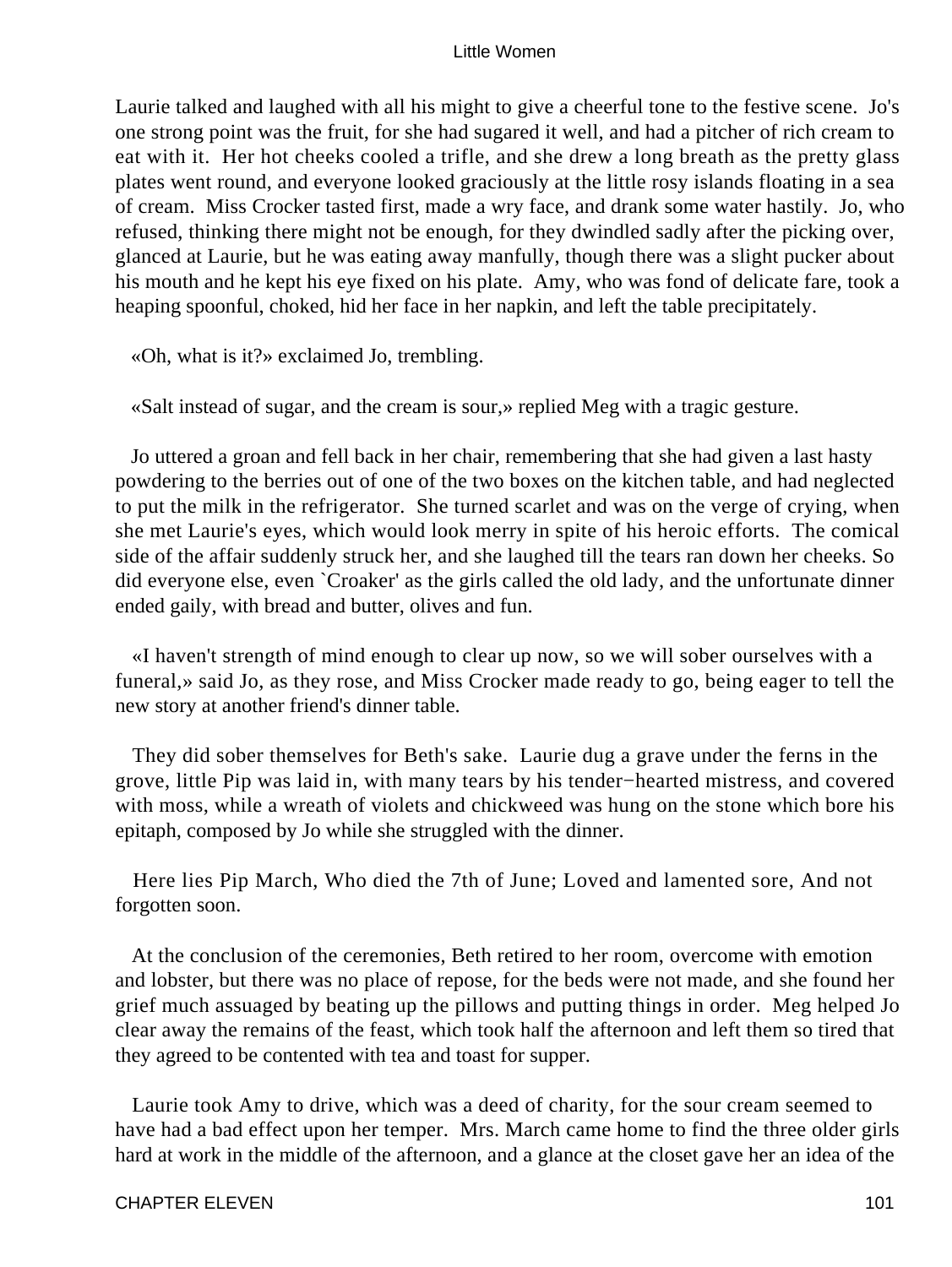Laurie talked and laughed with all his might to give a cheerful tone to the festive scene. Jo's one strong point was the fruit, for she had sugared it well, and had a pitcher of rich cream to eat with it. Her hot cheeks cooled a trifle, and she drew a long breath as the pretty glass plates went round, and everyone looked graciously at the little rosy islands floating in a sea of cream. Miss Crocker tasted first, made a wry face, and drank some water hastily. Jo, who refused, thinking there might not be enough, for they dwindled sadly after the picking over, glanced at Laurie, but he was eating away manfully, though there was a slight pucker about his mouth and he kept his eye fixed on his plate. Amy, who was fond of delicate fare, took a heaping spoonful, choked, hid her face in her napkin, and left the table precipitately.

«Oh, what is it?» exclaimed Jo, trembling.

«Salt instead of sugar, and the cream is sour,» replied Meg with a tragic gesture.

Jo uttered a groan and fell back in her chair, remembering that she had given a last hasty powdering to the berries out of one of the two boxes on the kitchen table, and had neglected to put the milk in the refrigerator. She turned scarlet and was on the verge of crying, when she met Laurie's eyes, which would look merry in spite of his heroic efforts. The comical side of the affair suddenly struck her, and she laughed till the tears ran down her cheeks. So did everyone else, even `Croaker' as the girls called the old lady, and the unfortunate dinner ended gaily, with bread and butter, olives and fun.

«I haven't strength of mind enough to clear up now, so we will sober ourselves with a funeral,» said Jo, as they rose, and Miss Crocker made ready to go, being eager to tell the new story at another friend's dinner table.

They did sober themselves for Beth's sake. Laurie dug a grave under the ferns in the grove, little Pip was laid in, with many tears by his tender−hearted mistress, and covered with moss, while a wreath of violets and chickweed was hung on the stone which bore his epitaph, composed by Jo while she struggled with the dinner.

Here lies Pip March, Who died the 7th of June; Loved and lamented sore, And not forgotten soon.

At the conclusion of the ceremonies, Beth retired to her room, overcome with emotion and lobster, but there was no place of repose, for the beds were not made, and she found her grief much assuaged by beating up the pillows and putting things in order. Meg helped Jo clear away the remains of the feast, which took half the afternoon and left them so tired that they agreed to be contented with tea and toast for supper.

Laurie took Amy to drive, which was a deed of charity, for the sour cream seemed to have had a bad effect upon her temper. Mrs. March came home to find the three older girls hard at work in the middle of the afternoon, and a glance at the closet gave her an idea of the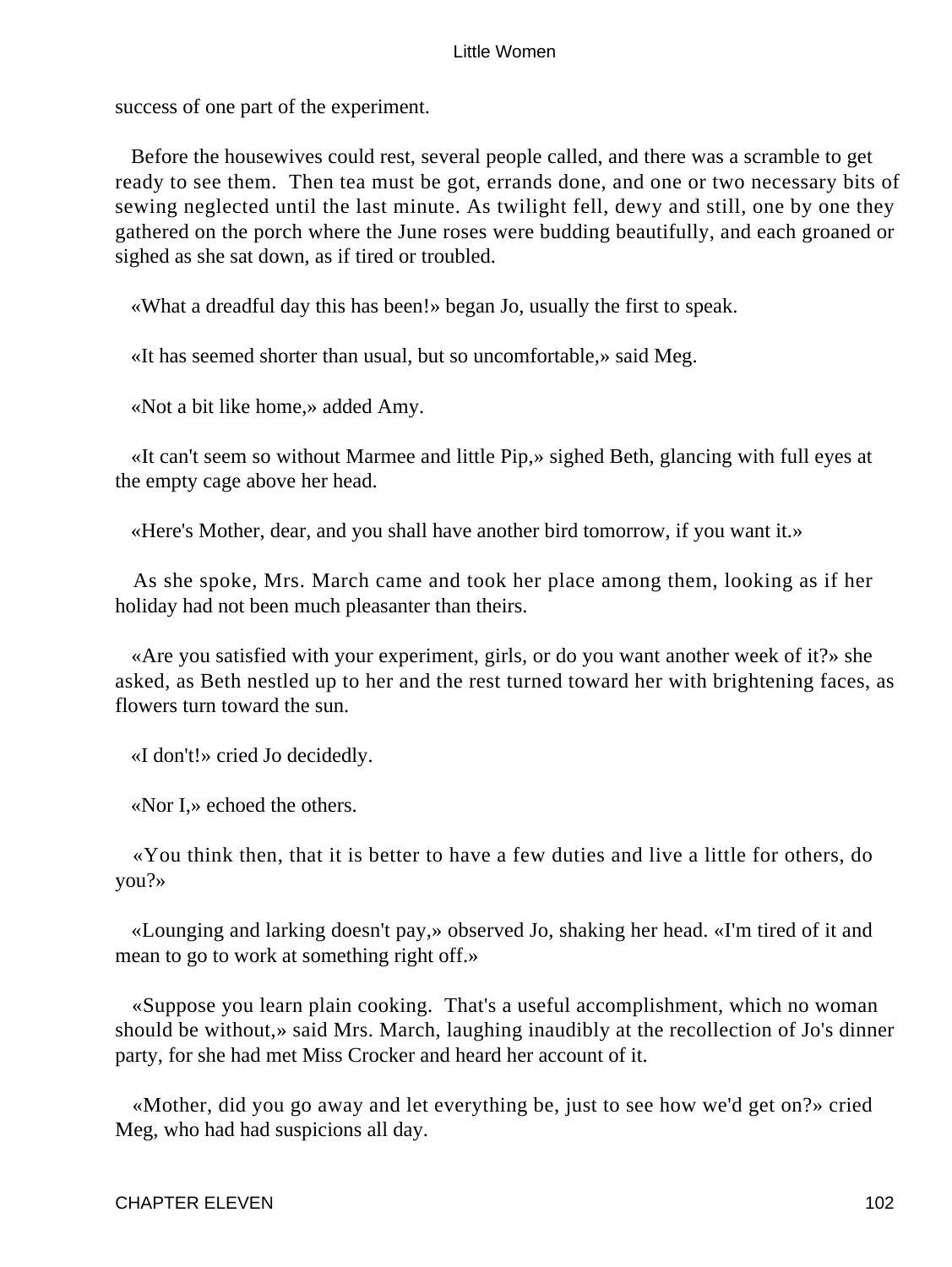success of one part of the experiment.

Before the housewives could rest, several people called, and there was a scramble to get ready to see them. Then tea must be got, errands done, and one or two necessary bits of sewing neglected until the last minute. As twilight fell, dewy and still, one by one they gathered on the porch where the June roses were budding beautifully, and each groaned or sighed as she sat down, as if tired or troubled.

«What a dreadful day this has been!» began Jo, usually the first to speak.

«It has seemed shorter than usual, but so uncomfortable,» said Meg.

«Not a bit like home,» added Amy.

«It can't seem so without Marmee and little Pip,» sighed Beth, glancing with full eyes at the empty cage above her head.

«Here's Mother, dear, and you shall have another bird tomorrow, if you want it.»

As she spoke, Mrs. March came and took her place among them, looking as if her holiday had not been much pleasanter than theirs.

«Are you satisfied with your experiment, girls, or do you want another week of it?» she asked, as Beth nestled up to her and the rest turned toward her with brightening faces, as flowers turn toward the sun.

«I don't!» cried Jo decidedly.

«Nor I,» echoed the others.

«You think then, that it is better to have a few duties and live a little for others, do you?»

«Lounging and larking doesn't pay,» observed Jo, shaking her head. «I'm tired of it and mean to go to work at something right off.»

«Suppose you learn plain cooking. That's a useful accomplishment, which no woman should be without,» said Mrs. March, laughing inaudibly at the recollection of Jo's dinner party, for she had met Miss Crocker and heard her account of it.

«Mother, did you go away and let everything be, just to see how we'd get on?» cried Meg, who had had suspicions all day.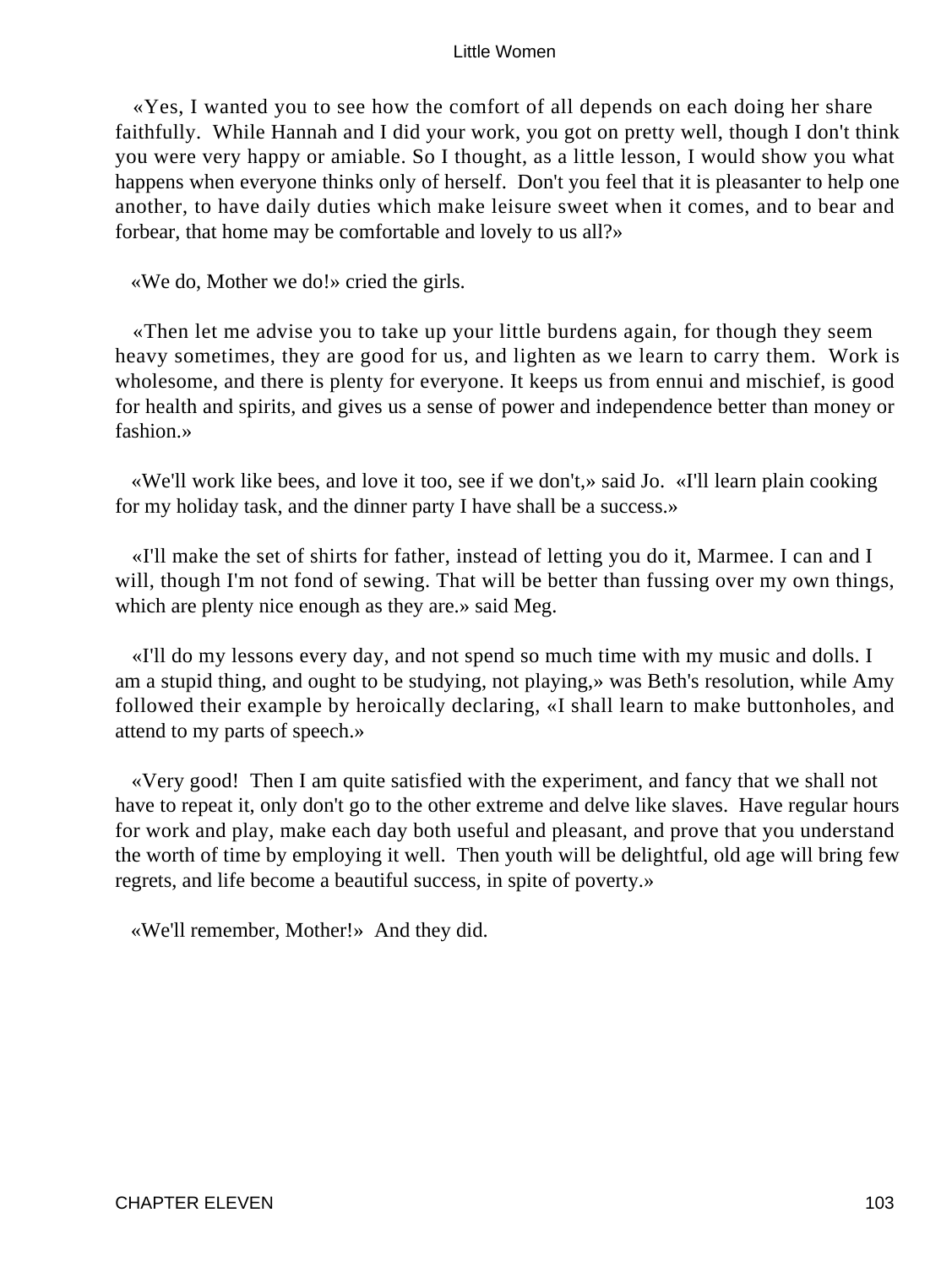«Yes, I wanted you to see how the comfort of all depends on each doing her share faithfully. While Hannah and I did your work, you got on pretty well, though I don't think you were very happy or amiable. So I thought, as a little lesson, I would show you what happens when everyone thinks only of herself. Don't you feel that it is pleasanter to help one another, to have daily duties which make leisure sweet when it comes, and to bear and forbear, that home may be comfortable and lovely to us all?»

«We do, Mother we do!» cried the girls.

«Then let me advise you to take up your little burdens again, for though they seem heavy sometimes, they are good for us, and lighten as we learn to carry them. Work is wholesome, and there is plenty for everyone. It keeps us from ennui and mischief, is good for health and spirits, and gives us a sense of power and independence better than money or fashion.»

«We'll work like bees, and love it too, see if we don't,» said Jo. «I'll learn plain cooking for my holiday task, and the dinner party I have shall be a success.»

«I'll make the set of shirts for father, instead of letting you do it, Marmee. I can and I will, though I'm not fond of sewing. That will be better than fussing over my own things, which are plenty nice enough as they are.» said Meg.

«I'll do my lessons every day, and not spend so much time with my music and dolls. I am a stupid thing, and ought to be studying, not playing,» was Beth's resolution, while Amy followed their example by heroically declaring, «I shall learn to make buttonholes, and attend to my parts of speech.»

«Very good! Then I am quite satisfied with the experiment, and fancy that we shall not have to repeat it, only don't go to the other extreme and delve like slaves. Have regular hours for work and play, make each day both useful and pleasant, and prove that you understand the worth of time by employing it well. Then youth will be delightful, old age will bring few regrets, and life become a beautiful success, in spite of poverty.»

«We'll remember, Mother!» And they did.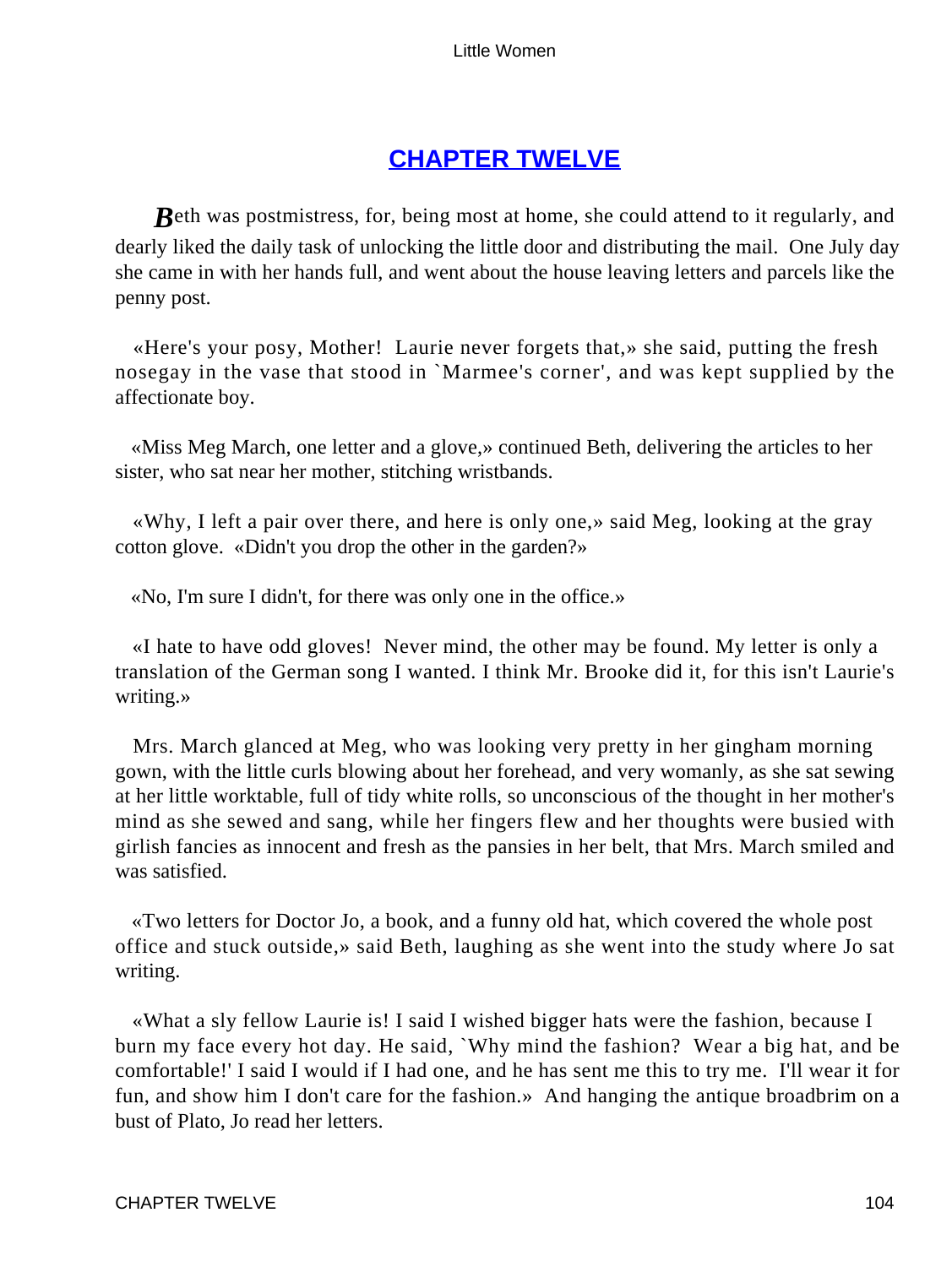## CHAPTER TWELVE

**B**eth was postmistress, for, being most at home, she could attend to it regularly, and dearly liked the daily task of unlocking the little door and distributing the mail. One July day she came in with her hands full, and went about the house leaving letters and parcels like the penny post.

«Here's your posy, Mother! Laurie never forgets that,» she said, putting the fresh nosegay in the vase that stood in `Marmee's corner', and was kept supplied by the affectionate boy.

«Miss Meg March, one letter and a glove,» continued Beth, delivering the articles to her sister, who sat near her mother, stitching wristbands.

«Why, I left a pair over there, and here is only one,» said Meg, looking at the gray cotton glove. «Didn't you drop the other in the garden?»

«No, I'm sure I didn't, for there was only one in the office.»

«I hate to have odd gloves! Never mind, the other may be found. My letter is only a translation of the German song I wanted. I think Mr. Brooke did it, for this isn't Laurie's writing.»

Mrs. March glanced at Meg, who was looking very pretty in her gingham morning gown, with the little curls blowing about her forehead, and very womanly, as she sat sewing at her little worktable, full of tidy white rolls, so unconscious of the thought in her mother's mind as she sewed and sang, while her fingers flew and her thoughts were busied with girlish fancies as innocent and fresh as the pansies in her belt, that Mrs. March smiled and was satisfied.

«Two letters for Doctor Jo, a book, and a funny old hat, which covered the whole post office and stuck outside,» said Beth, laughing as she went into the study where Jo sat writing.

«What a sly fellow Laurie is! I said I wished bigger hats were the fashion, because I burn my face every hot day. He said, `Why mind the fashion? Wear a big hat, and be comfortable!' I said I would if I had one, and he has sent me this to try me. I'll wear it for fun, and show him I don't care for the fashion.» And hanging the antique broadbrim on a bust of Plato, Jo read her letters.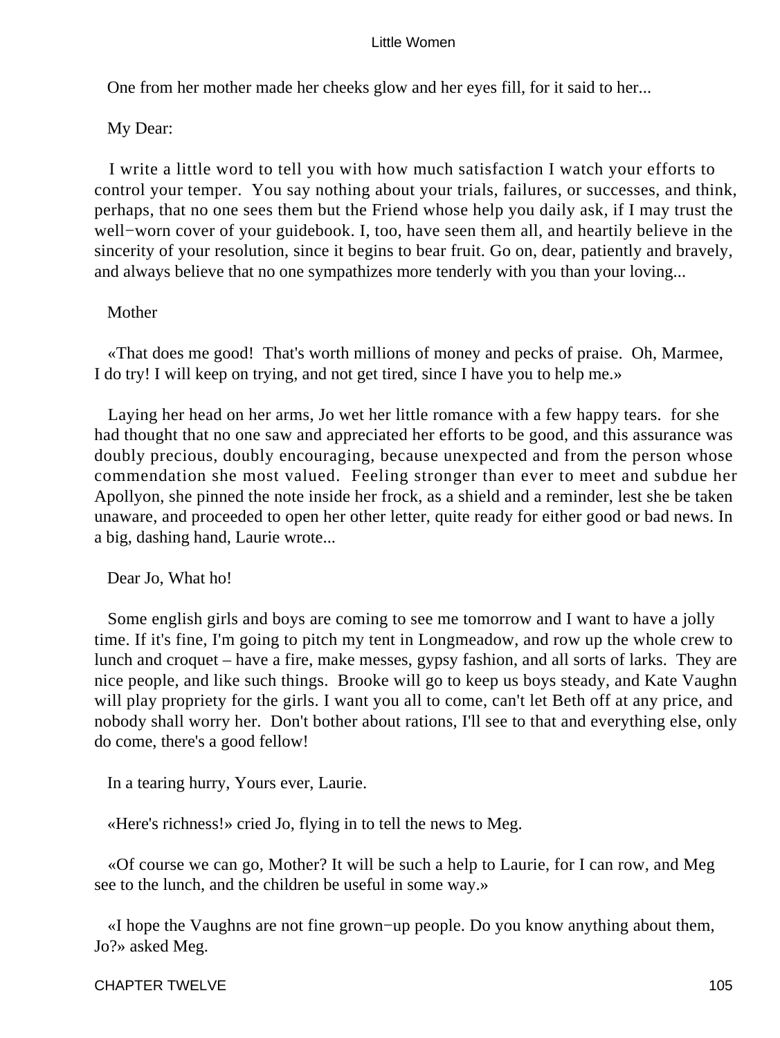One from her mother made her cheeks glow and her eyes fill, for it said to her...

My Dear:

I write a little word to tell you with how much satisfaction I watch your efforts to control your temper. You say nothing about your trials, failures, or successes, and think, perhaps, that no one sees them but the Friend whose help you daily ask, if I may trust the well−worn cover of your guidebook. I, too, have seen them all, and heartily believe in the sincerity of your resolution, since it begins to bear fruit. Go on, dear, patiently and bravely, and always believe that no one sympathizes more tenderly with you than your loving...

Mother

«That does me good! That's worth millions of money and pecks of praise. Oh, Marmee, I do try! I will keep on trying, and not get tired, since I have you to help me.»

Laying her head on her arms, Jo wet her little romance with a few happy tears. for she had thought that no one saw and appreciated her efforts to be good, and this assurance was doubly precious, doubly encouraging, because unexpected and from the person whose commendation she most valued. Feeling stronger than ever to meet and subdue her Apollyon, she pinned the note inside her frock, as a shield and a reminder, lest she be taken unaware, and proceeded to open her other letter, quite ready for either good or bad news. In a big, dashing hand, Laurie wrote...

Dear Jo, What ho!

Some english girls and boys are coming to see me tomorrow and I want to have a jolly time. If it's fine, I'm going to pitch my tent in Longmeadow, and row up the whole crew to lunch and croquet – have a fire, make messes, gypsy fashion, and all sorts of larks. They are nice people, and like such things. Brooke will go to keep us boys steady, and Kate Vaughn will play propriety for the girls. I want you all to come, can't let Beth off at any price, and nobody shall worry her. Don't bother about rations, I'll see to that and everything else, only do come, there's a good fellow!

In a tearing hurry, Yours ever, Laurie.

«Here's richness!» cried Jo, flying in to tell the news to Meg.

«Of course we can go, Mother? It will be such a help to Laurie, for I can row, and Meg see to the lunch, and the children be useful in some way.»

«I hope the Vaughns are not fine grown−up people. Do you know anything about them, Jo?» asked Meg.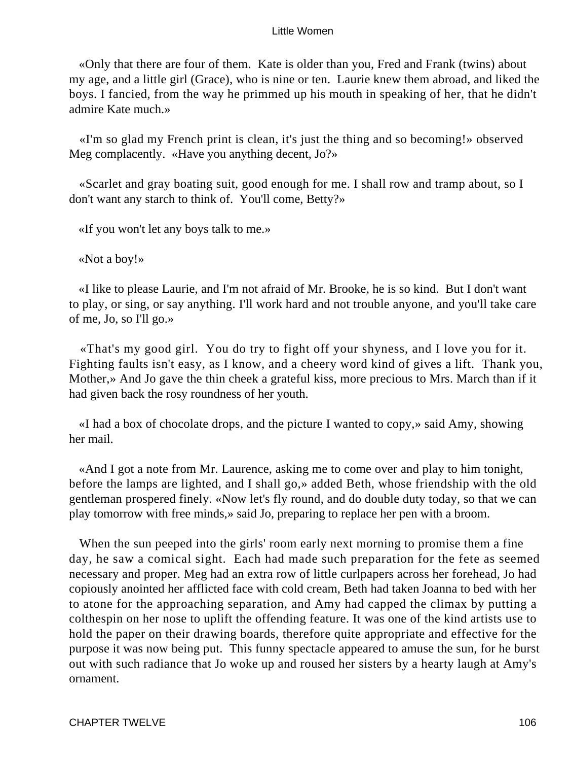«Only that there are four of them. Kate is older than you, Fred and Frank (twins) about my age, and a little girl (Grace), who is nine or ten. Laurie knew them abroad, and liked the boys. I fancied, from the way he primmed up his mouth in speaking of her, that he didn't admire Kate much.»

«I'm so glad my French print is clean, it's just the thing and so becoming!» observed Meg complacently. «Have you anything decent, Jo?»

«Scarlet and gray boating suit, good enough for me. I shall row and tramp about, so I don't want any starch to think of. You'll come, Betty?»

«If you won't let any boys talk to me.»

«Not a boy!»

«I like to please Laurie, and I'm not afraid of Mr. Brooke, he is so kind. But I don't want to play, or sing, or say anything. I'll work hard and not trouble anyone, and you'll take care of me, Jo, so I'll go.»

«That's my good girl. You do try to fight off your shyness, and I love you for it. Fighting faults isn't easy, as I know, and a cheery word kind of gives a lift. Thank you, Mother,» And Jo gave the thin cheek a grateful kiss, more precious to Mrs. March than if it had given back the rosy roundness of her youth.

«I had a box of chocolate drops, and the picture I wanted to copy,» said Amy, showing her mail.

«And I got a note from Mr. Laurence, asking me to come over and play to him tonight, before the lamps are lighted, and I shall go,» added Beth, whose friendship with the old gentleman prospered finely. «Now let's fly round, and do double duty today, so that we can play tomorrow with free minds,» said Jo, preparing to replace her pen with a broom.

When the sun peeped into the girls' room early next morning to promise them a fine day, he saw a comical sight. Each had made such preparation for the fete as seemed necessary and proper. Meg had an extra row of little curlpapers across her forehead, Jo had copiously anointed her afflicted face with cold cream, Beth had taken Joanna to bed with her to atone for the approaching separation, and Amy had capped the climax by putting a colthespin on her nose to uplift the offending feature. It was one of the kind artists use to hold the paper on their drawing boards, therefore quite appropriate and effective for the purpose it was now being put. This funny spectacle appeared to amuse the sun, for he burst out with such radiance that Jo woke up and roused her sisters by a hearty laugh at Amy's ornament.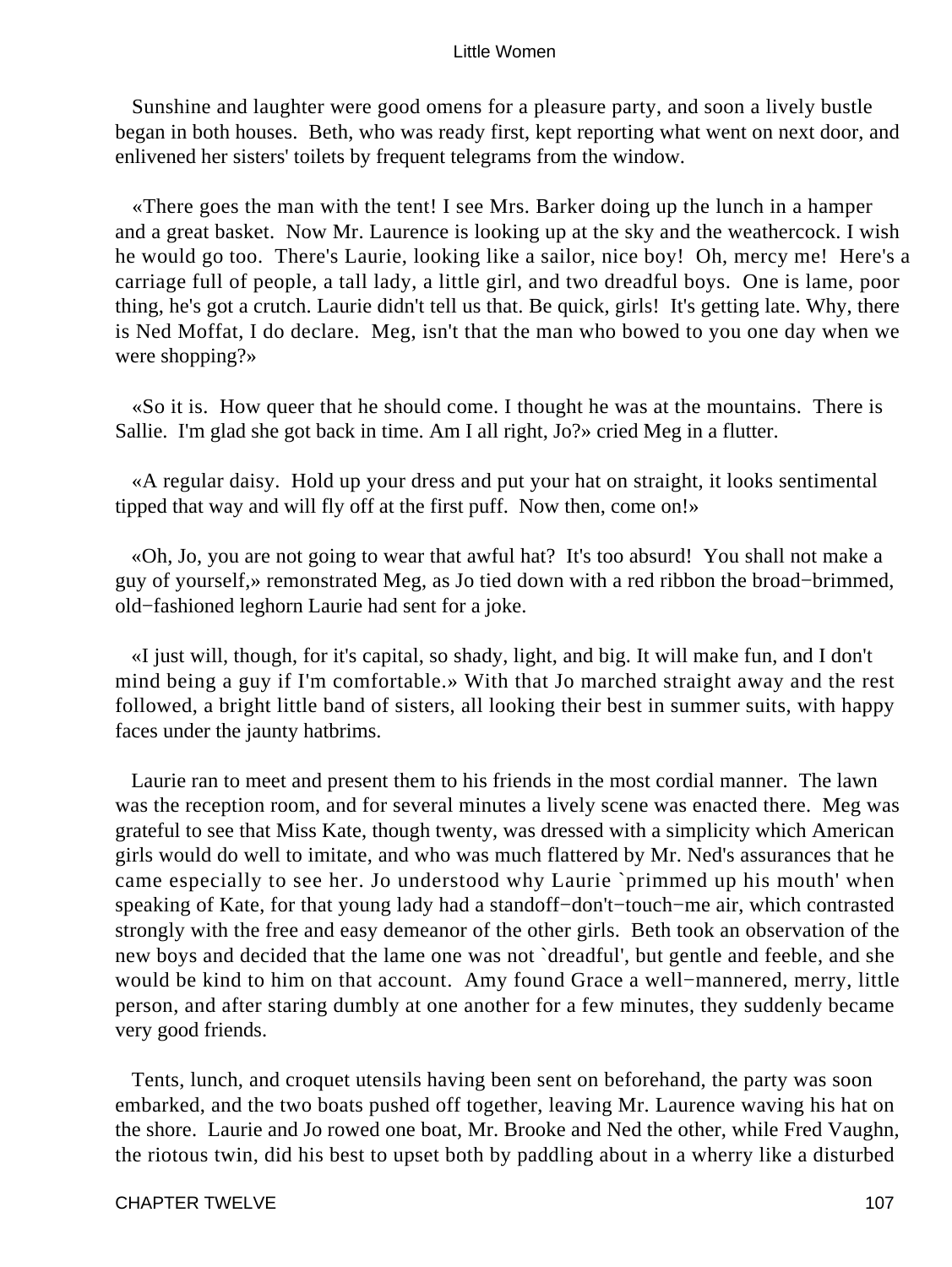Sunshine and laughter were good omens for a pleasure party, and soon a lively bustle began in both houses. Beth, who was ready first, kept reporting what went on next door, and enlivened her sisters' toilets by frequent telegrams from the window.

«There goes the man with the tent! I see Mrs. Barker doing up the lunch in a hamper and a great basket. Now Mr. Laurence is looking up at the sky and the weathercock. I wish he would go too. There's Laurie, looking like a sailor, nice boy! Oh, mercy me! Here's a carriage full of people, a tall lady, a little girl, and two dreadful boys. One is lame, poor thing, he's got a crutch. Laurie didn't tell us that. Be quick, girls! It's getting late. Why, there is Ned Moffat, I do declare. Meg, isn't that the man who bowed to you one day when we were shopping?»

«So it is. How queer that he should come. I thought he was at the mountains. There is Sallie. I'm glad she got back in time. Am I all right, Jo?» cried Meg in a flutter.

«A regular daisy. Hold up your dress and put your hat on straight, it looks sentimental tipped that way and will fly off at the first puff. Now then, come on!»

«Oh, Jo, you are not going to wear that awful hat? It's too absurd! You shall not make a guy of yourself,» remonstrated Meg, as Jo tied down with a red ribbon the broad−brimmed, old−fashioned leghorn Laurie had sent for a joke.

«I just will, though, for it's capital, so shady, light, and big. It will make fun, and I don't mind being a guy if I'm comfortable.» With that Jo marched straight away and the rest followed, a bright little band of sisters, all looking their best in summer suits, with happy faces under the jaunty hatbrims.

Laurie ran to meet and present them to his friends in the most cordial manner. The lawn was the reception room, and for several minutes a lively scene was enacted there. Meg was grateful to see that Miss Kate, though twenty, was dressed with a simplicity which American girls would do well to imitate, and who was much flattered by Mr. Ned's assurances that he came especially to see her. Jo understood why Laurie `primmed up his mouth' when speaking of Kate, for that young lady had a standoff−don't−touch−me air, which contrasted strongly with the free and easy demeanor of the other girls. Beth took an observation of the new boys and decided that the lame one was not `dreadful', but gentle and feeble, and she would be kind to him on that account. Amy found Grace a well−mannered, merry, little person, and after staring dumbly at one another for a few minutes, they suddenly became very good friends.

Tents, lunch, and croquet utensils having been sent on beforehand, the party was soon embarked, and the two boats pushed off together, leaving Mr. Laurence waving his hat on the shore. Laurie and Jo rowed one boat, Mr. Brooke and Ned the other, while Fred Vaughn, the riotous twin, did his best to upset both by paddling about in a wherry like a disturbed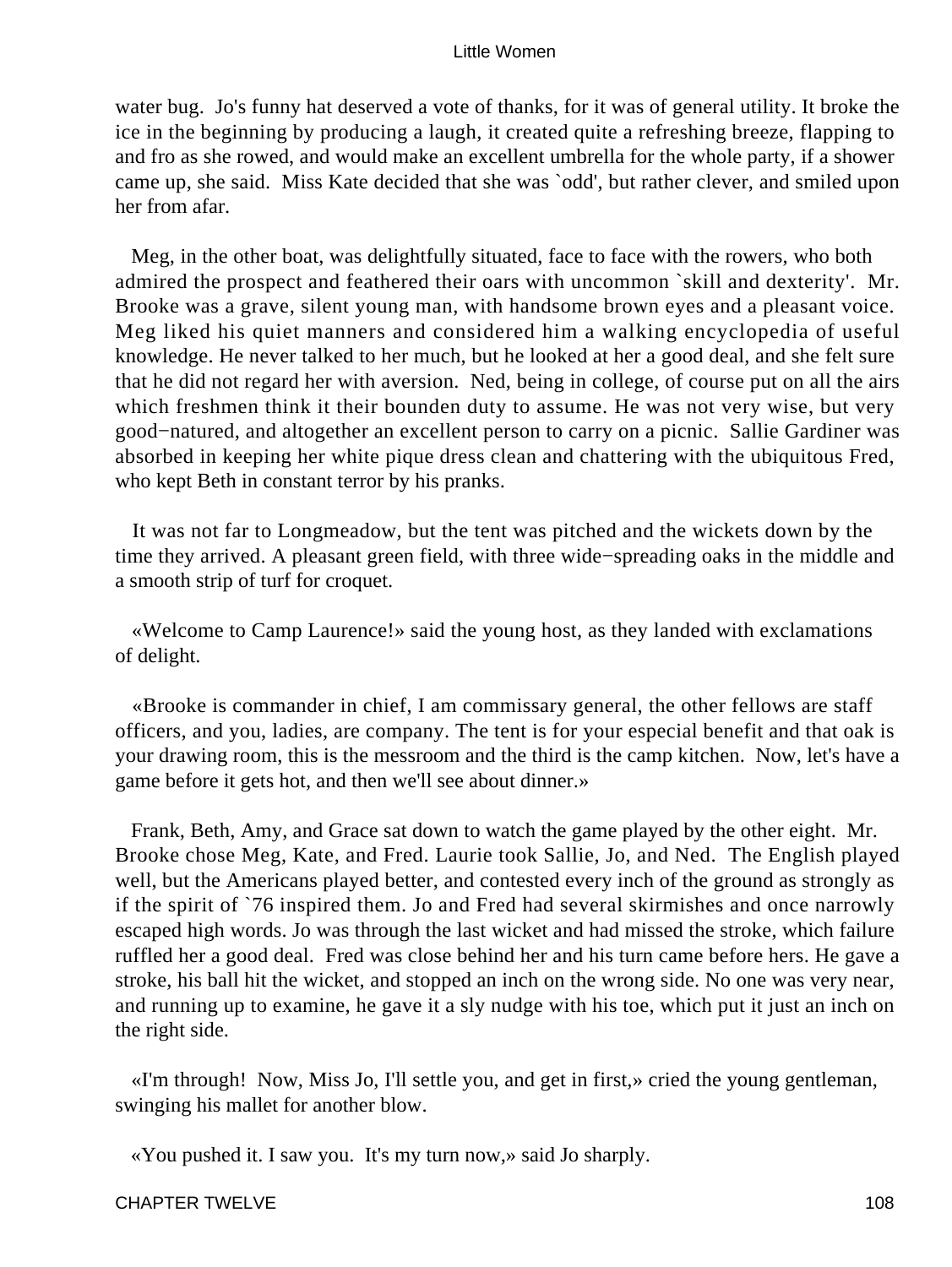water bug. Jo's funny hat deserved a vote of thanks, for it was of general utility. It broke the ice in the beginning by producing a laugh, it created quite a refreshing breeze, flapping to and fro as she rowed, and would make an excellent umbrella for the whole party, if a shower came up, she said. Miss Kate decided that she was `odd', but rather clever, and smiled upon her from afar.

Meg, in the other boat, was delightfully situated, face to face with the rowers, who both admired the prospect and feathered their oars with uncommon `skill and dexterity'. Mr. Brooke was a grave, silent young man, with handsome brown eyes and a pleasant voice. Meg liked his quiet manners and considered him a walking encyclopedia of useful knowledge. He never talked to her much, but he looked at her a good deal, and she felt sure that he did not regard her with aversion. Ned, being in college, of course put on all the airs which freshmen think it their bounden duty to assume. He was not very wise, but very good−natured, and altogether an excellent person to carry on a picnic. Sallie Gardiner was absorbed in keeping her white pique dress clean and chattering with the ubiquitous Fred, who kept Beth in constant terror by his pranks.

It was not far to Longmeadow, but the tent was pitched and the wickets down by the time they arrived. A pleasant green field, with three wide−spreading oaks in the middle and a smooth strip of turf for croquet.

«Welcome to Camp Laurence!» said the young host, as they landed with exclamations of delight.

«Brooke is commander in chief, I am commissary general, the other fellows are staff officers, and you, ladies, are company. The tent is for your especial benefit and that oak is your drawing room, this is the messroom and the third is the camp kitchen. Now, let's have a game before it gets hot, and then we'll see about dinner.»

Frank, Beth, Amy, and Grace sat down to watch the game played by the other eight. Mr. Brooke chose Meg, Kate, and Fred. Laurie took Sallie, Jo, and Ned. The English played well, but the Americans played better, and contested every inch of the ground as strongly as if the spirit of `76 inspired them. Jo and Fred had several skirmishes and once narrowly escaped high words. Jo was through the last wicket and had missed the stroke, which failure ruffled her a good deal. Fred was close behind her and his turn came before hers. He gave a stroke, his ball hit the wicket, and stopped an inch on the wrong side. No one was very near, and running up to examine, he gave it a sly nudge with his toe, which put it just an inch on the right side.

«I'm through! Now, Miss Jo, I'll settle you, and get in first,» cried the young gentleman, swinging his mallet for another blow.

«You pushed it. I saw you. It's my turn now,» said Jo sharply.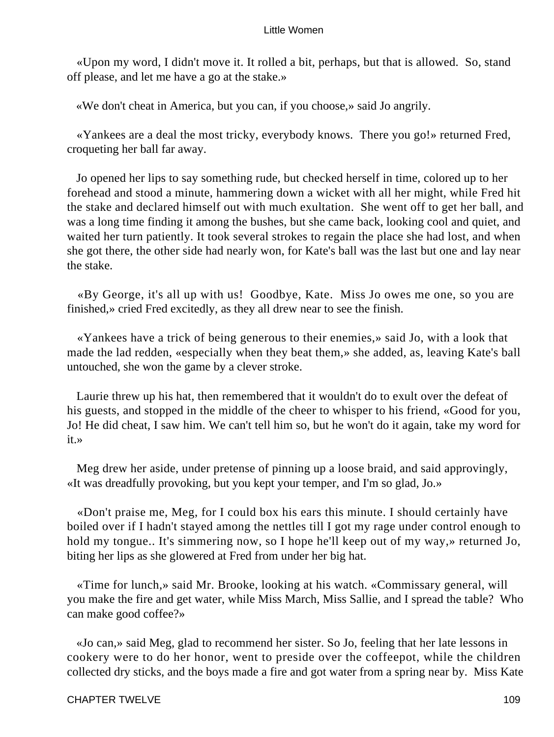«Upon my word, I didn't move it. It rolled a bit, perhaps, but that is allowed. So, stand off please, and let me have a go at the stake.»

«We don't cheat in America, but you can, if you choose,» said Jo angrily.

«Yankees are a deal the most tricky, everybody knows. There you go!» returned Fred, croqueting her ball far away.

Jo opened her lips to say something rude, but checked herself in time, colored up to her forehead and stood a minute, hammering down a wicket with all her might, while Fred hit the stake and declared himself out with much exultation. She went off to get her ball, and was a long time finding it among the bushes, but she came back, looking cool and quiet, and waited her turn patiently. It took several strokes to regain the place she had lost, and when she got there, the other side had nearly won, for Kate's ball was the last but one and lay near the stake.

«By George, it's all up with us! Goodbye, Kate. Miss Jo owes me one, so you are finished,» cried Fred excitedly, as they all drew near to see the finish.

«Yankees have a trick of being generous to their enemies,» said Jo, with a look that made the lad redden, «especially when they beat them,» she added, as, leaving Kate's ball untouched, she won the game by a clever stroke.

Laurie threw up his hat, then remembered that it wouldn't do to exult over the defeat of his guests, and stopped in the middle of the cheer to whisper to his friend, «Good for you, Jo! He did cheat, I saw him. We can't tell him so, but he won't do it again, take my word for it.»

Meg drew her aside, under pretense of pinning up a loose braid, and said approvingly, «It was dreadfully provoking, but you kept your temper, and I'm so glad, Jo.»

«Don't praise me, Meg, for I could box his ears this minute. I should certainly have boiled over if I hadn't stayed among the nettles till I got my rage under control enough to hold my tongue.. It's simmering now, so I hope he'll keep out of my way,» returned Jo, biting her lips as she glowered at Fred from under her big hat.

«Time for lunch,» said Mr. Brooke, looking at his watch. «Commissary general, will you make the fire and get water, while Miss March, Miss Sallie, and I spread the table? Who can make good coffee?»

«Jo can,» said Meg, glad to recommend her sister. So Jo, feeling that her late lessons in cookery were to do her honor, went to preside over the coffeepot, while the children collected dry sticks, and the boys made a fire and got water from a spring near by. Miss Kate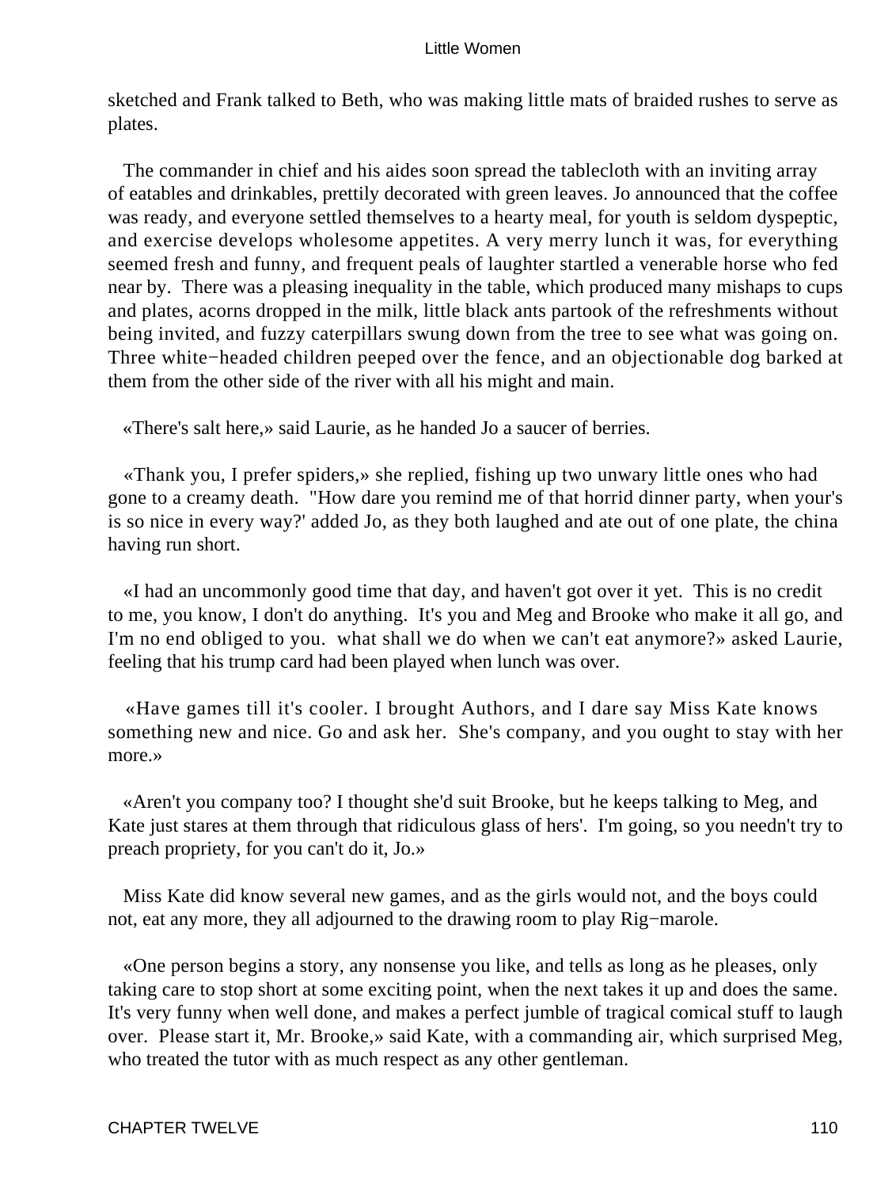sketched and Frank talked to Beth, who was making little mats of braided rushes to serve as plates.

The commander in chief and his aides soon spread the tablecloth with an inviting array of eatables and drinkables, prettily decorated with green leaves. Jo announced that the coffee was ready, and everyone settled themselves to a hearty meal, for youth is seldom dyspeptic, and exercise develops wholesome appetites. A very merry lunch it was, for everything seemed fresh and funny, and frequent peals of laughter startled a venerable horse who fed near by. There was a pleasing inequality in the table, which produced many mishaps to cups and plates, acorns dropped in the milk, little black ants partook of the refreshments without being invited, and fuzzy caterpillars swung down from the tree to see what was going on. Three white−headed children peeped over the fence, and an objectionable dog barked at them from the other side of the river with all his might and main.

«There's salt here,» said Laurie, as he handed Jo a saucer of berries.

«Thank you, I prefer spiders,» she replied, fishing up two unwary little ones who had gone to a creamy death. "How dare you remind me of that horrid dinner party, when your's is so nice in every way?' added Jo, as they both laughed and ate out of one plate, the china having run short.

«I had an uncommonly good time that day, and haven't got over it yet. This is no credit to me, you know, I don't do anything. It's you and Meg and Brooke who make it all go, and I'm no end obliged to you. what shall we do when we can't eat anymore?» asked Laurie, feeling that his trump card had been played when lunch was over.

«Have games till it's cooler. I brought Authors, and I dare say Miss Kate knows something new and nice. Go and ask her. She's company, and you ought to stay with her more.»

«Aren't you company too? I thought she'd suit Brooke, but he keeps talking to Meg, and Kate just stares at them through that ridiculous glass of hers'. I'm going, so you needn't try to preach propriety, for you can't do it, Jo.»

Miss Kate did know several new games, and as the girls would not, and the boys could not, eat any more, they all adjourned to the drawing room to play Rig−marole.

«One person begins a story, any nonsense you like, and tells as long as he pleases, only taking care to stop short at some exciting point, when the next takes it up and does the same. It's very funny when well done, and makes a perfect jumble of tragical comical stuff to laugh over. Please start it, Mr. Brooke,» said Kate, with a commanding air, which surprised Meg, who treated the tutor with as much respect as any other gentleman.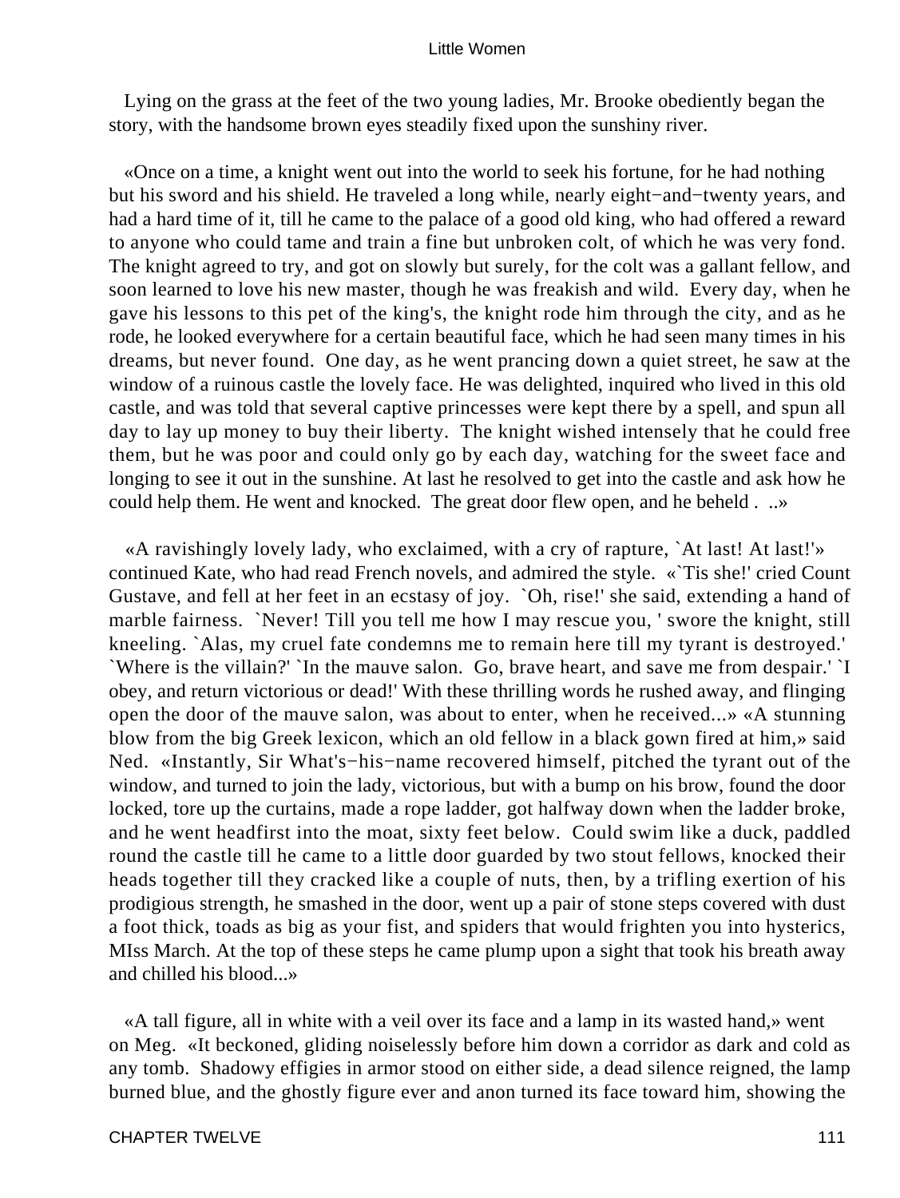Lying on the grass at the feet of the two young ladies, Mr. Brooke obediently began the story, with the handsome brown eyes steadily fixed upon the sunshiny river.

«Once on a time, a knight went out into the world to seek his fortune, for he had nothing but his sword and his shield. He traveled a long while, nearly eight−and−twenty years, and had a hard time of it, till he came to the palace of a good old king, who had offered a reward to anyone who could tame and train a fine but unbroken colt, of which he was very fond. The knight agreed to try, and got on slowly but surely, for the colt was a gallant fellow, and soon learned to love his new master, though he was freakish and wild. Every day, when he gave his lessons to this pet of the king's, the knight rode him through the city, and as he rode, he looked everywhere for a certain beautiful face, which he had seen many times in his dreams, but never found. One day, as he went prancing down a quiet street, he saw at the window of a ruinous castle the lovely face. He was delighted, inquired who lived in this old castle, and was told that several captive princesses were kept there by a spell, and spun all day to lay up money to buy their liberty. The knight wished intensely that he could free them, but he was poor and could only go by each day, watching for the sweet face and longing to see it out in the sunshine. At last he resolved to get into the castle and ask how he could help them. He went and knocked. The great door flew open, and he beheld . ..»

«A ravishingly lovely lady, who exclaimed, with a cry of rapture, `At last! At last!'» continued Kate, who had read French novels, and admired the style. «`Tis she!' cried Count Gustave, and fell at her feet in an ecstasy of joy. `Oh, rise!' she said, extending a hand of marble fairness. `Never! Till you tell me how I may rescue you, ' swore the knight, still kneeling. `Alas, my cruel fate condemns me to remain here till my tyrant is destroyed.' `Where is the villain?' `In the mauve salon. Go, brave heart, and save me from despair.' `I obey, and return victorious or dead!' With these thrilling words he rushed away, and flinging open the door of the mauve salon, was about to enter, when he received...» «A stunning blow from the big Greek lexicon, which an old fellow in a black gown fired at him,» said Ned. «Instantly, Sir What's−his−name recovered himself, pitched the tyrant out of the window, and turned to join the lady, victorious, but with a bump on his brow, found the door locked, tore up the curtains, made a rope ladder, got halfway down when the ladder broke, and he went headfirst into the moat, sixty feet below. Could swim like a duck, paddled round the castle till he came to a little door guarded by two stout fellows, knocked their heads together till they cracked like a couple of nuts, then, by a trifling exertion of his prodigious strength, he smashed in the door, went up a pair of stone steps covered with dust a foot thick, toads as big as your fist, and spiders that would frighten you into hysterics, MIss March. At the top of these steps he came plump upon a sight that took his breath away and chilled his blood...»

«A tall figure, all in white with a veil over its face and a lamp in its wasted hand,» went on Meg. «It beckoned, gliding noiselessly before him down a corridor as dark and cold as any tomb. Shadowy effigies in armor stood on either side, a dead silence reigned, the lamp burned blue, and the ghostly figure ever and anon turned its face toward him, showing the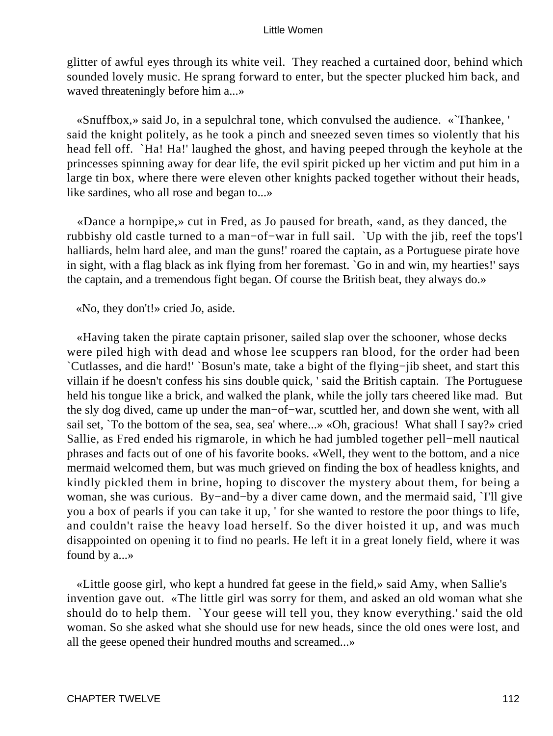glitter of awful eyes through its white veil. They reached a curtained door, behind which sounded lovely music. He sprang forward to enter, but the specter plucked him back, and waved threateningly before him a...»

«Snuffbox,» said Jo, in a sepulchral tone, which convulsed the audience. «`Thankee, ' said the knight politely, as he took a pinch and sneezed seven times so violently that his head fell off. `Ha! Ha!' laughed the ghost, and having peeped through the keyhole at the princesses spinning away for dear life, the evil spirit picked up her victim and put him in a large tin box, where there were eleven other knights packed together without their heads, like sardines, who all rose and began to...»

«Dance a hornpipe,» cut in Fred, as Jo paused for breath, «and, as they danced, the rubbishy old castle turned to a man−of−war in full sail. `Up with the jib, reef the tops'l halliards, helm hard alee, and man the guns!' roared the captain, as a Portuguese pirate hove in sight, with a flag black as ink flying from her foremast. `Go in and win, my hearties!' says the captain, and a tremendous fight began. Of course the British beat, they always do.»

«No, they don't!» cried Jo, aside.

«Having taken the pirate captain prisoner, sailed slap over the schooner, whose decks were piled high with dead and whose lee scuppers ran blood, for the order had been `Cutlasses, and die hard!' `Bosun's mate, take a bight of the flying−jib sheet, and start this villain if he doesn't confess his sins double quick, ' said the British captain. The Portuguese held his tongue like a brick, and walked the plank, while the jolly tars cheered like mad. But the sly dog dived, came up under the man−of−war, scuttled her, and down she went, with all sail set, `To the bottom of the sea, sea, sea' where...» «Oh, gracious! What shall I say?» cried Sallie, as Fred ended his rigmarole, in which he had jumbled together pell−mell nautical phrases and facts out of one of his favorite books. «Well, they went to the bottom, and a nice mermaid welcomed them, but was much grieved on finding the box of headless knights, and kindly pickled them in brine, hoping to discover the mystery about them, for being a woman, she was curious. By−and−by a diver came down, and the mermaid said, `I'll give you a box of pearls if you can take it up, ' for she wanted to restore the poor things to life, and couldn't raise the heavy load herself. So the diver hoisted it up, and was much disappointed on opening it to find no pearls. He left it in a great lonely field, where it was found by a...»

«Little goose girl, who kept a hundred fat geese in the field,» said Amy, when Sallie's invention gave out. «The little girl was sorry for them, and asked an old woman what she should do to help them. `Your geese will tell you, they know everything.' said the old woman. So she asked what she should use for new heads, since the old ones were lost, and all the geese opened their hundred mouths and screamed...»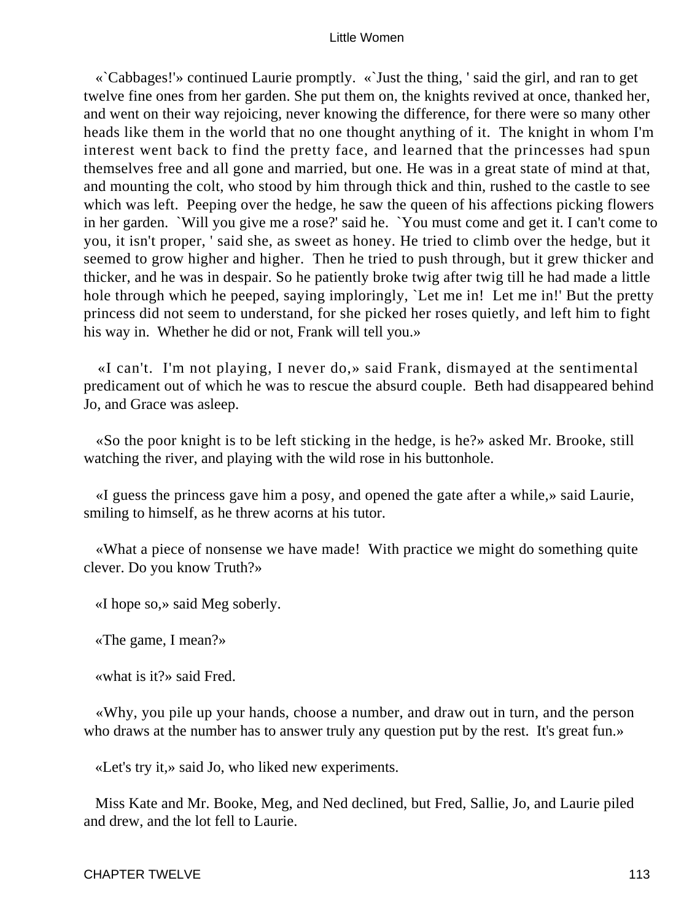«`Cabbages!'» continued Laurie promptly. «`Just the thing, ' said the girl, and ran to get twelve fine ones from her garden. She put them on, the knights revived at once, thanked her, and went on their way rejoicing, never knowing the difference, for there were so many other heads like them in the world that no one thought anything of it. The knight in whom I'm interest went back to find the pretty face, and learned that the princesses had spun themselves free and all gone and married, but one. He was in a great state of mind at that, and mounting the colt, who stood by him through thick and thin, rushed to the castle to see which was left. Peeping over the hedge, he saw the queen of his affections picking flowers in her garden. `Will you give me a rose?' said he. `You must come and get it. I can't come to you, it isn't proper, ' said she, as sweet as honey. He tried to climb over the hedge, but it seemed to grow higher and higher. Then he tried to push through, but it grew thicker and thicker, and he was in despair. So he patiently broke twig after twig till he had made a little hole through which he peeped, saying imploringly, `Let me in! Let me in!' But the pretty princess did not seem to understand, for she picked her roses quietly, and left him to fight his way in. Whether he did or not, Frank will tell you.»

«I can't. I'm not playing, I never do,» said Frank, dismayed at the sentimental predicament out of which he was to rescue the absurd couple. Beth had disappeared behind Jo, and Grace was asleep.

«So the poor knight is to be left sticking in the hedge, is he?» asked Mr. Brooke, still watching the river, and playing with the wild rose in his buttonhole.

«I guess the princess gave him a posy, and opened the gate after a while,» said Laurie, smiling to himself, as he threw acorns at his tutor.

«What a piece of nonsense we have made! With practice we might do something quite clever. Do you know Truth?»

«I hope so,» said Meg soberly.

«The game, I mean?»

«what is it?» said Fred.

«Why, you pile up your hands, choose a number, and draw out in turn, and the person who draws at the number has to answer truly any question put by the rest. It's great fun.»

«Let's try it,» said Jo, who liked new experiments.

Miss Kate and Mr. Booke, Meg, and Ned declined, but Fred, Sallie, Jo, and Laurie piled and drew, and the lot fell to Laurie.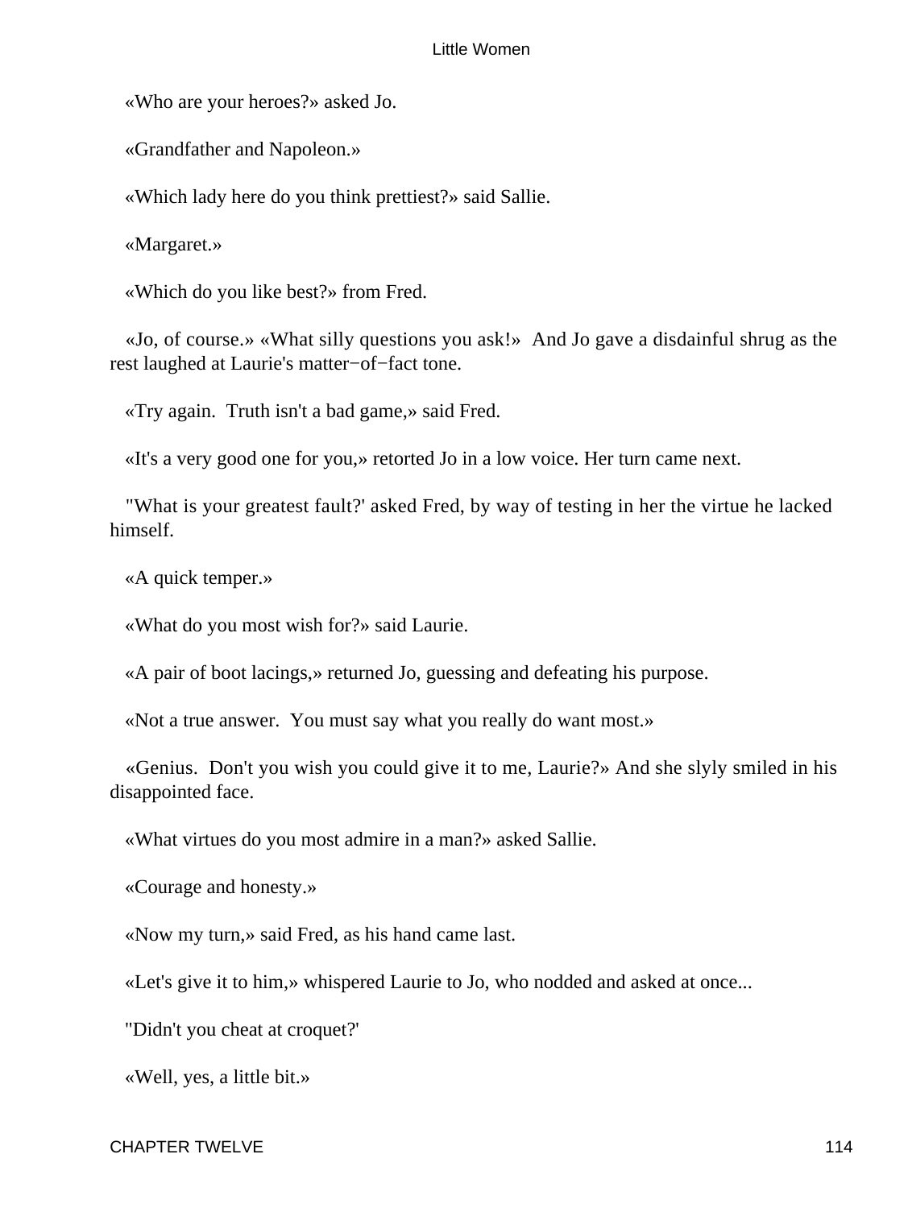«Who are your heroes?» asked Jo.

«Grandfather and Napoleon.»

«Which lady here do you think prettiest?» said Sallie.

«Margaret.»

«Which do you like best?» from Fred.

«Jo, of course.» «What silly questions you ask!» And Jo gave a disdainful shrug as the rest laughed at Laurie's matter−of−fact tone.

«Try again. Truth isn't a bad game,» said Fred.

«It's a very good one for you,» retorted Jo in a low voice. Her turn came next.

"What is your greatest fault?' asked Fred, by way of testing in her the virtue he lacked himself.

«A quick temper.»

«What do you most wish for?» said Laurie.

«A pair of boot lacings,» returned Jo, guessing and defeating his purpose.

«Not a true answer. You must say what you really do want most.»

«Genius. Don't you wish you could give it to me, Laurie?» And she slyly smiled in his disappointed face.

«What virtues do you most admire in a man?» asked Sallie.

«Courage and honesty.»

«Now my turn,» said Fred, as his hand came last.

«Let's give it to him,» whispered Laurie to Jo, who nodded and asked at once...

"Didn't you cheat at croquet?'

«Well, yes, a little bit.»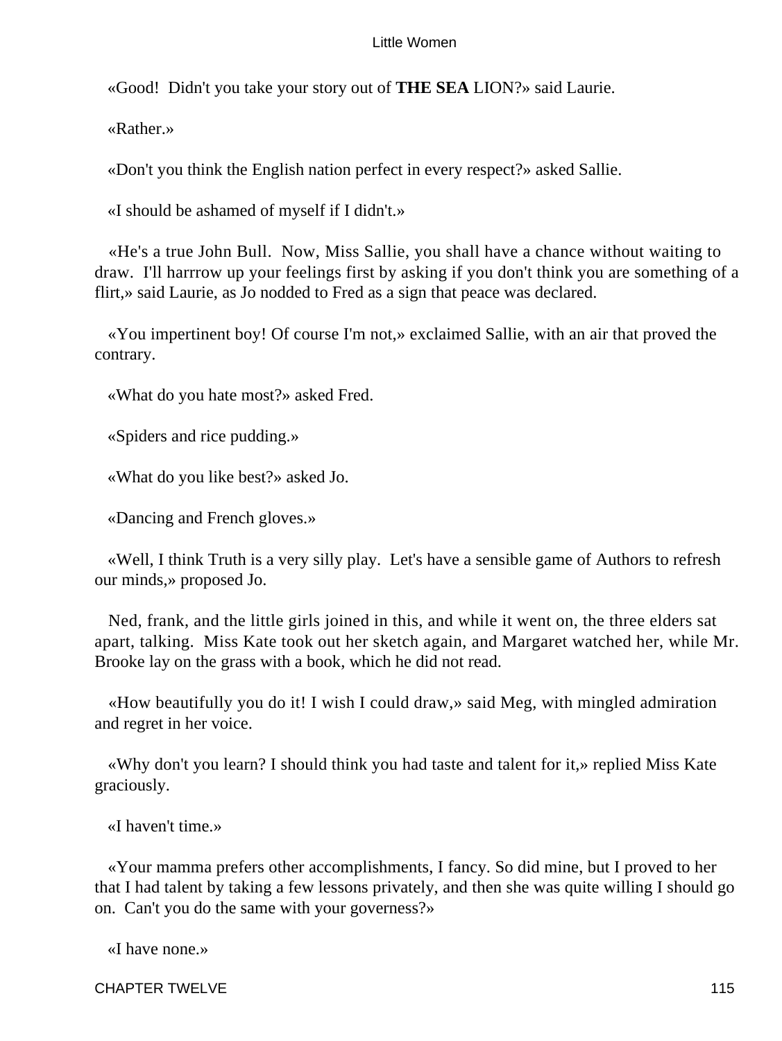«Good!  Didn't you take your story out of **THE SEA** LION?» said Laurie.

«Rather.»

«Don't you think the English nation perfect in every respect?» asked Sallie.

«I should be ashamed of myself if I didn't.»

«He's a true John Bull.  Now, Miss Sallie, you shall have a chance without waiting to draw.  I'll harrrow up your feelings first by asking if you don't think you are something of a flirt,» said Laurie, as Jo nodded to Fred as a sign that peace was declared.

«You impertinent boy! Of course I'm not,» exclaimed Sallie, with an air that proved the contrary.

«What do you hate most?» asked Fred.

«Spiders and rice pudding.»

«What do you like best?» asked Jo.

«Dancing and French gloves.»

«Well, I think Truth is a very silly play.  Let's have a sensible game of Authors to refresh our minds,» proposed Jo.

Ned, frank, and the little girls joined in this, and while it went on, the three elders sat apart, talking.  Miss Kate took out her sketch again, and Margaret watched her, while Mr. Brooke lay on the grass with a book, which he did not read.

«How beautifully you do it! I wish I could draw,» said Meg, with mingled admiration and regret in her voice.

«Why don't you learn? I should think you had taste and talent for it,» replied Miss Kate graciously.

«I haven't time.»

«Your mamma prefers other accomplishments, I fancy. So did mine, but I proved to her that I had talent by taking a few lessons privately, and then she was quite willing I should go on.  Can't you do the same with your governess?»

«I have none.»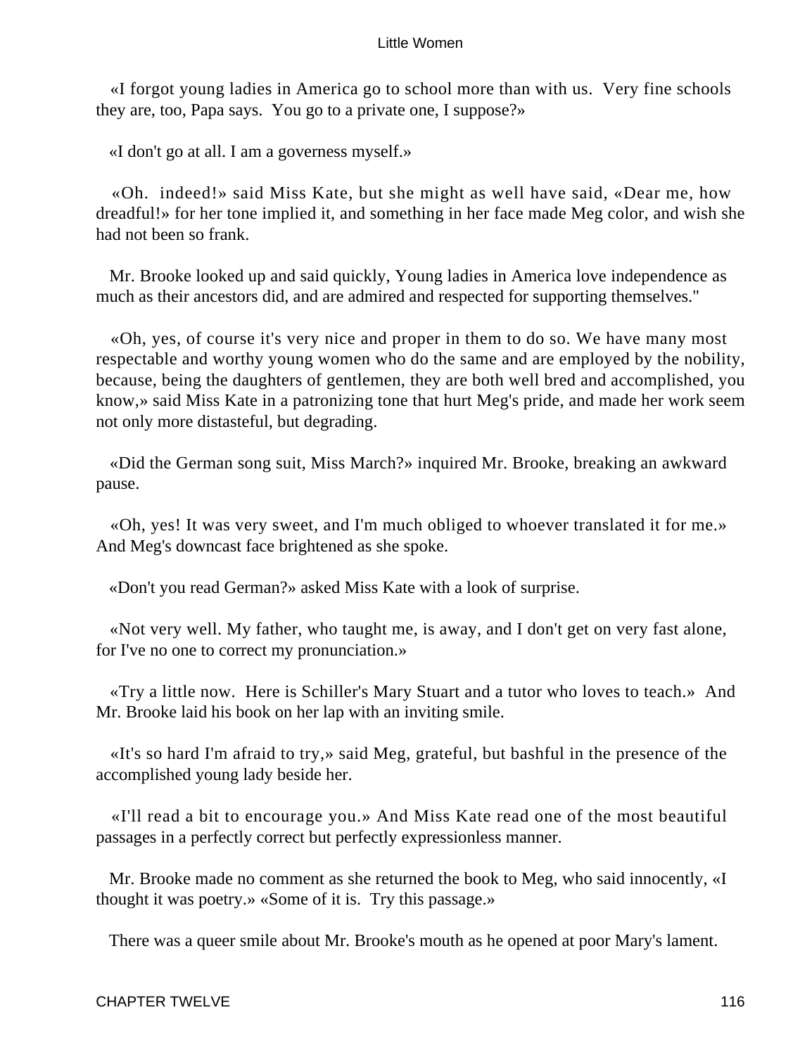«I forgot young ladies in America go to school more than with us. Very fine schools they are, too, Papa says. You go to a private one, I suppose?»

«I don't go at all. I am a governess myself.»

«Oh. indeed!» said Miss Kate, but she might as well have said, «Dear me, how dreadful!» for her tone implied it, and something in her face made Meg color, and wish she had not been so frank.

Mr. Brooke looked up and said quickly, Young ladies in America love independence as much as their ancestors did, and are admired and respected for supporting themselves."

«Oh, yes, of course it's very nice and proper in them to do so. We have many most respectable and worthy young women who do the same and are employed by the nobility, because, being the daughters of gentlemen, they are both well bred and accomplished, you know,» said Miss Kate in a patronizing tone that hurt Meg's pride, and made her work seem not only more distasteful, but degrading.

«Did the German song suit, Miss March?» inquired Mr. Brooke, breaking an awkward pause.

«Oh, yes! It was very sweet, and I'm much obliged to whoever translated it for me.» And Meg's downcast face brightened as she spoke.

«Don't you read German?» asked Miss Kate with a look of surprise.

«Not very well. My father, who taught me, is away, and I don't get on very fast alone, for I've no one to correct my pronunciation.»

«Try a little now. Here is Schiller's Mary Stuart and a tutor who loves to teach.» And Mr. Brooke laid his book on her lap with an inviting smile.

«It's so hard I'm afraid to try,» said Meg, grateful, but bashful in the presence of the accomplished young lady beside her.

«I'll read a bit to encourage you.» And Miss Kate read one of the most beautiful passages in a perfectly correct but perfectly expressionless manner.

Mr. Brooke made no comment as she returned the book to Meg, who said innocently, «I thought it was poetry.» «Some of it is. Try this passage.»

There was a queer smile about Mr. Brooke's mouth as he opened at poor Mary's lament.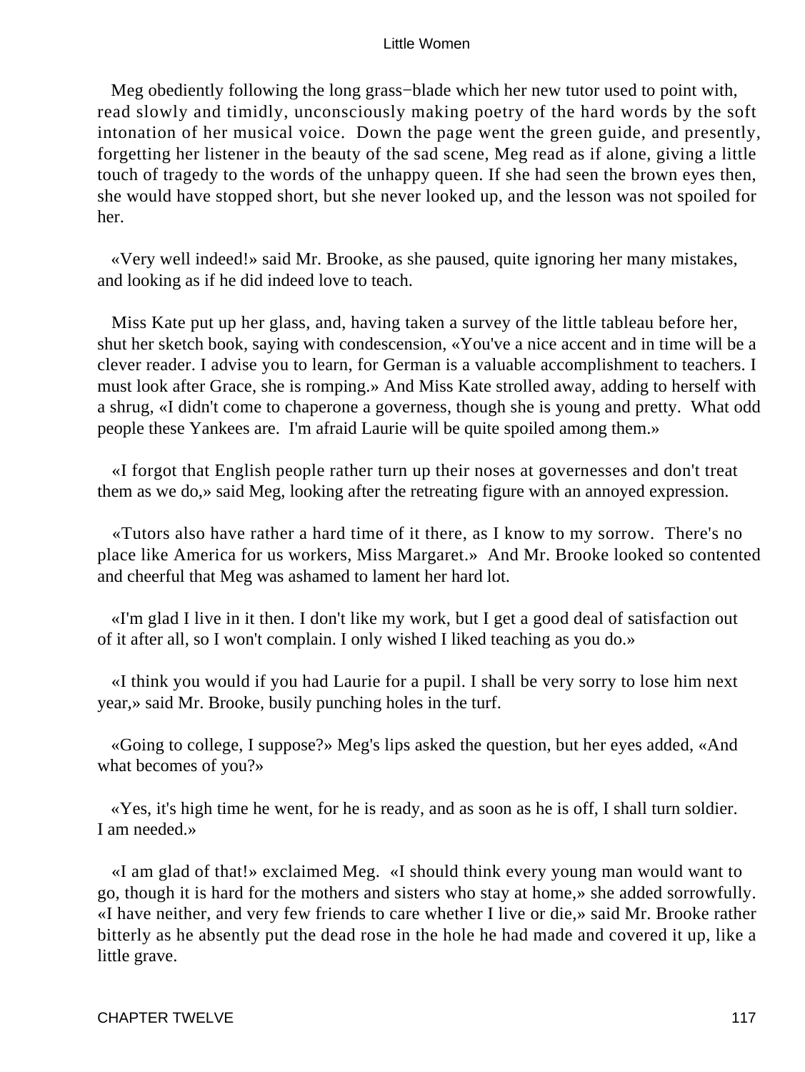Meg obediently following the long grass−blade which her new tutor used to point with, read slowly and timidly, unconsciously making poetry of the hard words by the soft intonation of her musical voice. Down the page went the green guide, and presently, forgetting her listener in the beauty of the sad scene, Meg read as if alone, giving a little touch of tragedy to the words of the unhappy queen. If she had seen the brown eyes then, she would have stopped short, but she never looked up, and the lesson was not spoiled for her.

«Very well indeed!» said Mr. Brooke, as she paused, quite ignoring her many mistakes, and looking as if he did indeed love to teach.

Miss Kate put up her glass, and, having taken a survey of the little tableau before her, shut her sketch book, saying with condescension, «You've a nice accent and in time will be a clever reader. I advise you to learn, for German is a valuable accomplishment to teachers. I must look after Grace, she is romping.» And Miss Kate strolled away, adding to herself with a shrug, «I didn't come to chaperone a governess, though she is young and pretty. What odd people these Yankees are. I'm afraid Laurie will be quite spoiled among them.»

«I forgot that English people rather turn up their noses at governesses and don't treat them as we do,» said Meg, looking after the retreating figure with an annoyed expression.

«Tutors also have rather a hard time of it there, as I know to my sorrow. There's no place like America for us workers, Miss Margaret.» And Mr. Brooke looked so contented and cheerful that Meg was ashamed to lament her hard lot.

«I'm glad I live in it then. I don't like my work, but I get a good deal of satisfaction out of it after all, so I won't complain. I only wished I liked teaching as you do.»

«I think you would if you had Laurie for a pupil. I shall be very sorry to lose him next year,» said Mr. Brooke, busily punching holes in the turf.

«Going to college, I suppose?» Meg's lips asked the question, but her eyes added, «And what becomes of you?»

«Yes, it's high time he went, for he is ready, and as soon as he is off, I shall turn soldier. I am needed.»

«I am glad of that!» exclaimed Meg. «I should think every young man would want to go, though it is hard for the mothers and sisters who stay at home,» she added sorrowfully. «I have neither, and very few friends to care whether I live or die,» said Mr. Brooke rather bitterly as he absently put the dead rose in the hole he had made and covered it up, like a little grave.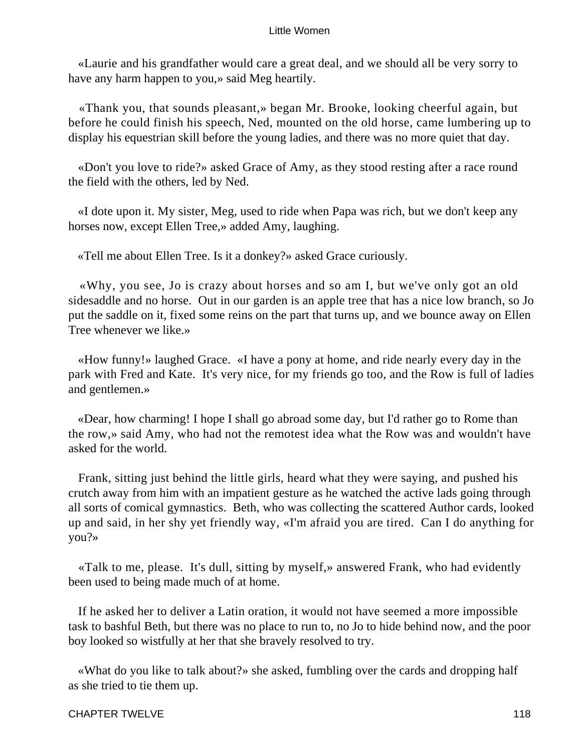«Laurie and his grandfather would care a great deal, and we should all be very sorry to have any harm happen to you,» said Meg heartily.

«Thank you, that sounds pleasant,» began Mr. Brooke, looking cheerful again, but before he could finish his speech, Ned, mounted on the old horse, came lumbering up to display his equestrian skill before the young ladies, and there was no more quiet that day.

«Don't you love to ride?» asked Grace of Amy, as they stood resting after a race round the field with the others, led by Ned.

«I dote upon it. My sister, Meg, used to ride when Papa was rich, but we don't keep any horses now, except Ellen Tree,» added Amy, laughing.

«Tell me about Ellen Tree. Is it a donkey?» asked Grace curiously.

«Why, you see, Jo is crazy about horses and so am I, but we've only got an old sidesaddle and no horse. Out in our garden is an apple tree that has a nice low branch, so Jo put the saddle on it, fixed some reins on the part that turns up, and we bounce away on Ellen Tree whenever we like.»

«How funny!» laughed Grace. «I have a pony at home, and ride nearly every day in the park with Fred and Kate. It's very nice, for my friends go too, and the Row is full of ladies and gentlemen.»

«Dear, how charming! I hope I shall go abroad some day, but I'd rather go to Rome than the row,» said Amy, who had not the remotest idea what the Row was and wouldn't have asked for the world.

Frank, sitting just behind the little girls, heard what they were saying, and pushed his crutch away from him with an impatient gesture as he watched the active lads going through all sorts of comical gymnastics. Beth, who was collecting the scattered Author cards, looked up and said, in her shy yet friendly way, «I'm afraid you are tired. Can I do anything for you?»

«Talk to me, please. It's dull, sitting by myself,» answered Frank, who had evidently been used to being made much of at home.

If he asked her to deliver a Latin oration, it would not have seemed a more impossible task to bashful Beth, but there was no place to run to, no Jo to hide behind now, and the poor boy looked so wistfully at her that she bravely resolved to try.

«What do you like to talk about?» she asked, fumbling over the cards and dropping half as she tried to tie them up.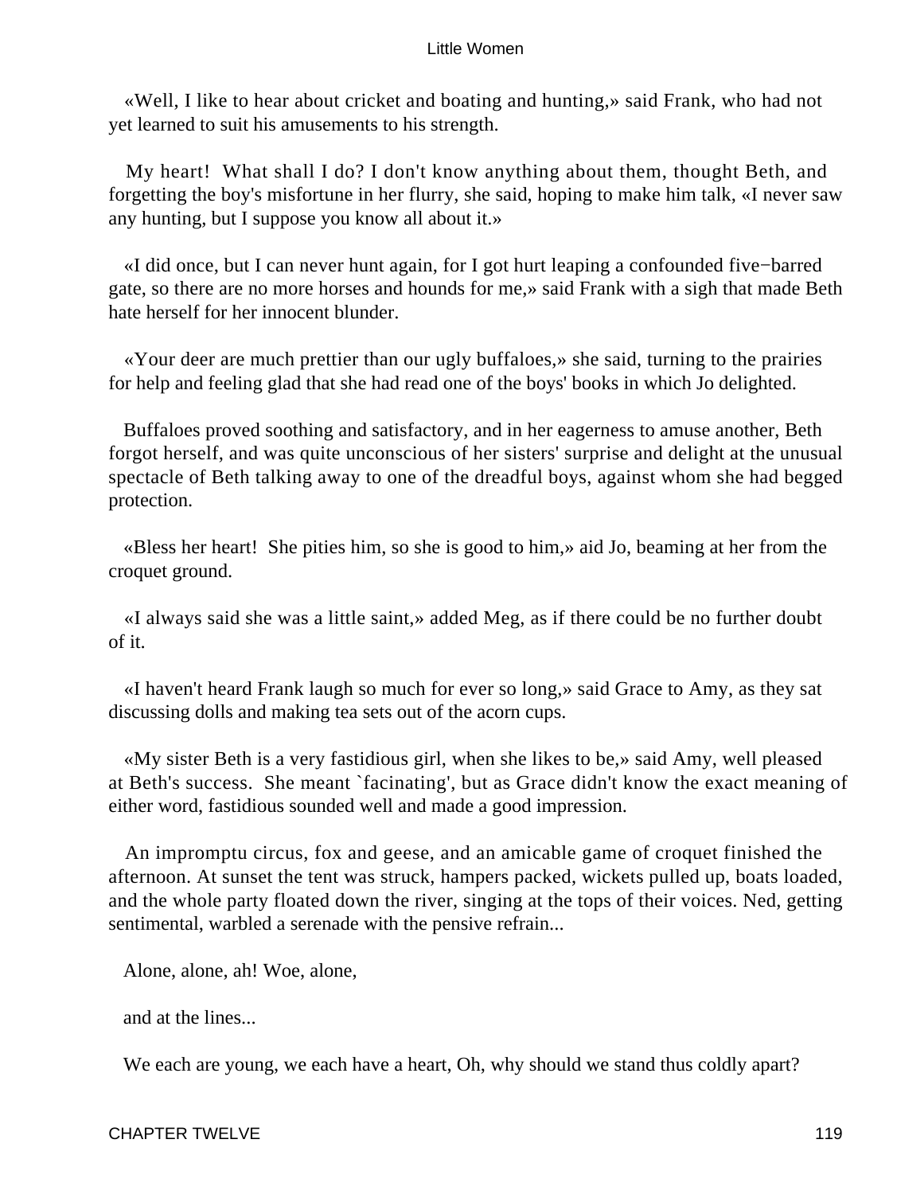«Well, I like to hear about cricket and boating and hunting,» said Frank, who had not yet learned to suit his amusements to his strength.

My heart! What shall I do? I don't know anything about them, thought Beth, and forgetting the boy's misfortune in her flurry, she said, hoping to make him talk, «I never saw any hunting, but I suppose you know all about it.»

«I did once, but I can never hunt again, for I got hurt leaping a confounded five−barred gate, so there are no more horses and hounds for me,» said Frank with a sigh that made Beth hate herself for her innocent blunder.

«Your deer are much prettier than our ugly buffaloes,» she said, turning to the prairies for help and feeling glad that she had read one of the boys' books in which Jo delighted.

Buffaloes proved soothing and satisfactory, and in her eagerness to amuse another, Beth forgot herself, and was quite unconscious of her sisters' surprise and delight at the unusual spectacle of Beth talking away to one of the dreadful boys, against whom she had begged protection.

«Bless her heart! She pities him, so she is good to him,» aid Jo, beaming at her from the croquet ground.

«I always said she was a little saint,» added Meg, as if there could be no further doubt of it.

«I haven't heard Frank laugh so much for ever so long,» said Grace to Amy, as they sat discussing dolls and making tea sets out of the acorn cups.

«My sister Beth is a very fastidious girl, when she likes to be,» said Amy, well pleased at Beth's success. She meant `facinating', but as Grace didn't know the exact meaning of either word, fastidious sounded well and made a good impression.

An impromptu circus, fox and geese, and an amicable game of croquet finished the afternoon. At sunset the tent was struck, hampers packed, wickets pulled up, boats loaded, and the whole party floated down the river, singing at the tops of their voices. Ned, getting sentimental, warbled a serenade with the pensive refrain...

Alone, alone, ah! Woe, alone,

and at the lines...

We each are young, we each have a heart, Oh, why should we stand thus coldly apart?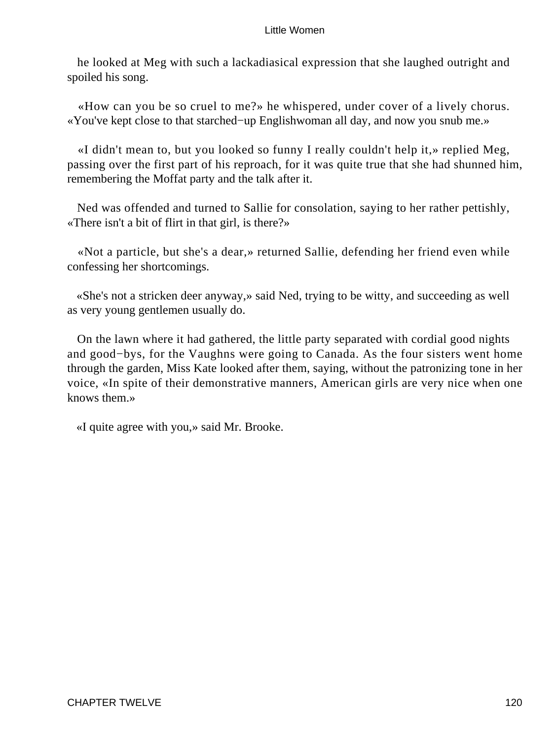he looked at Meg with such a lackadiasical expression that she laughed outright and spoiled his song.

«How can you be so cruel to me?» he whispered, under cover of a lively chorus. «You've kept close to that starched−up Englishwoman all day, and now you snub me.»

«I didn't mean to, but you looked so funny I really couldn't help it,» replied Meg, passing over the first part of his reproach, for it was quite true that she had shunned him, remembering the Moffat party and the talk after it.

Ned was offended and turned to Sallie for consolation, saying to her rather pettishly, «There isn't a bit of flirt in that girl, is there?»

«Not a particle, but she's a dear,» returned Sallie, defending her friend even while confessing her shortcomings.

«She's not a stricken deer anyway,» said Ned, trying to be witty, and succeeding as well as very young gentlemen usually do.

On the lawn where it had gathered, the little party separated with cordial good nights and good−bys, for the Vaughns were going to Canada. As the four sisters went home through the garden, Miss Kate looked after them, saying, without the patronizing tone in her voice, «In spite of their demonstrative manners, American girls are very nice when one knows them.»

«I quite agree with you,» said Mr. Brooke.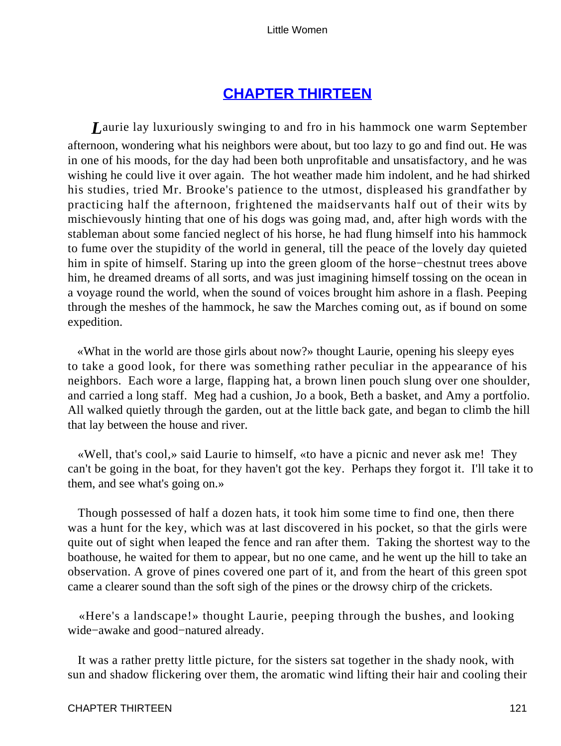## [CHAPTER THIRTEEN](#)

*L*aurie lay luxuriously swinging to and fro in his hammock one warm September afternoon, wondering what his neighbors were about, but too lazy to go and find out. He was in one of his moods, for the day had been both unprofitable and unsatisfactory, and he was wishing he could live it over again. The hot weather made him indolent, and he had shirked his studies, tried Mr. Brooke's patience to the utmost, displeased his grandfather by practicing half the afternoon, frightened the maidservants half out of their wits by mischievously hinting that one of his dogs was going mad, and, after high words with the stableman about some fancied neglect of his horse, he had flung himself into his hammock to fume over the stupidity of the world in general, till the peace of the lovely day quieted him in spite of himself. Staring up into the green gloom of the horse−chestnut trees above him, he dreamed dreams of all sorts, and was just imagining himself tossing on the ocean in a voyage round the world, when the sound of voices brought him ashore in a flash. Peeping through the meshes of the hammock, he saw the Marches coming out, as if bound on some expedition.

«What in the world are those girls about now?» thought Laurie, opening his sleepy eyes to take a good look, for there was something rather peculiar in the appearance of his neighbors. Each wore a large, flapping hat, a brown linen pouch slung over one shoulder, and carried a long staff. Meg had a cushion, Jo a book, Beth a basket, and Amy a portfolio. All walked quietly through the garden, out at the little back gate, and began to climb the hill that lay between the house and river.

«Well, that's cool,» said Laurie to himself, «to have a picnic and never ask me! They can't be going in the boat, for they haven't got the key. Perhaps they forgot it. I'll take it to them, and see what's going on.»

Though possessed of half a dozen hats, it took him some time to find one, then there was a hunt for the key, which was at last discovered in his pocket, so that the girls were quite out of sight when leaped the fence and ran after them. Taking the shortest way to the boathouse, he waited for them to appear, but no one came, and he went up the hill to take an observation. A grove of pines covered one part of it, and from the heart of this green spot came a clearer sound than the soft sigh of the pines or the drowsy chirp of the crickets.

«Here's a landscape!» thought Laurie, peeping through the bushes, and looking wide−awake and good−natured already.

It was a rather pretty little picture, for the sisters sat together in the shady nook, with sun and shadow flickering over them, the aromatic wind lifting their hair and cooling their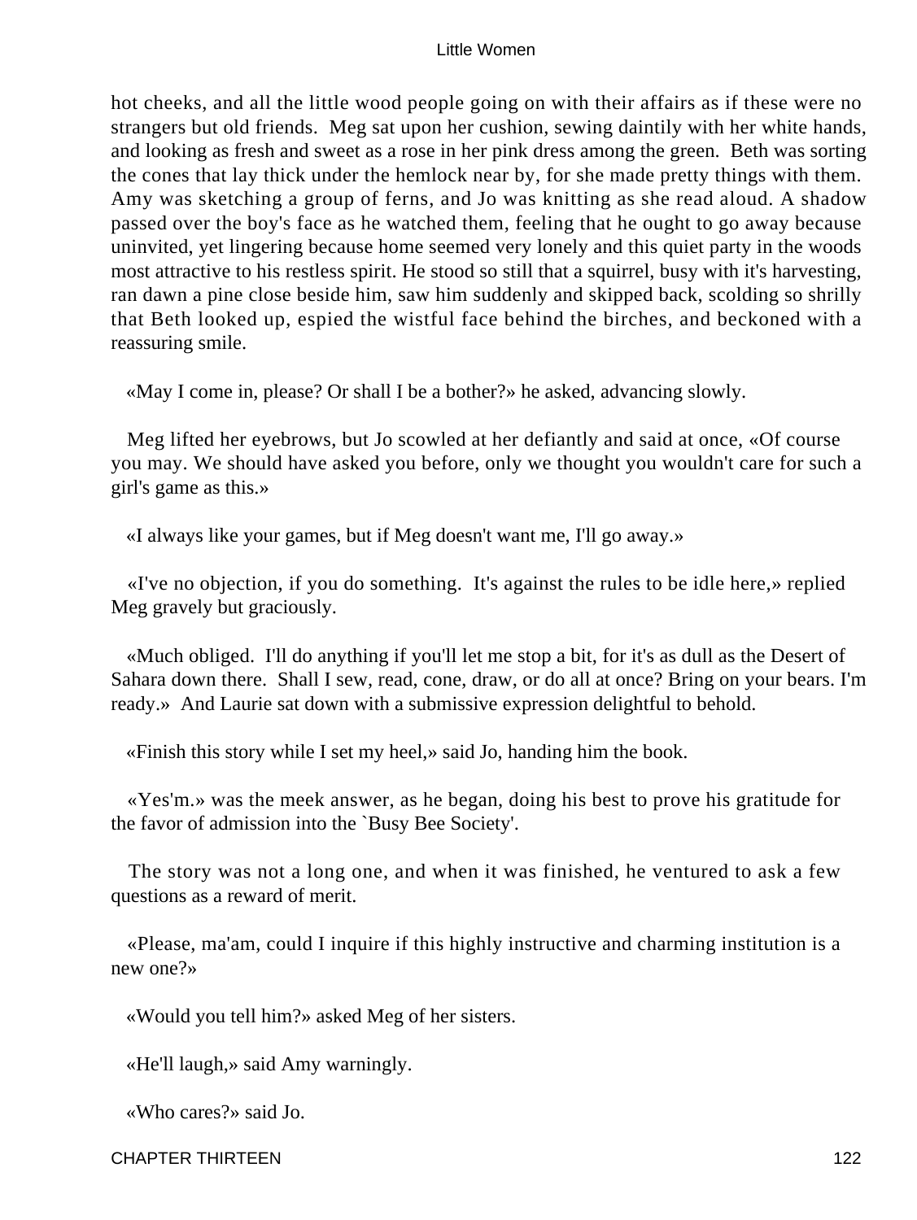hot cheeks, and all the little wood people going on with their affairs as if these were no strangers but old friends. Meg sat upon her cushion, sewing daintily with her white hands, and looking as fresh and sweet as a rose in her pink dress among the green. Beth was sorting the cones that lay thick under the hemlock near by, for she made pretty things with them. Amy was sketching a group of ferns, and Jo was knitting as she read aloud. A shadow passed over the boy's face as he watched them, feeling that he ought to go away because uninvited, yet lingering because home seemed very lonely and this quiet party in the woods most attractive to his restless spirit. He stood so still that a squirrel, busy with it's harvesting, ran dawn a pine close beside him, saw him suddenly and skipped back, scolding so shrilly that Beth looked up, espied the wistful face behind the birches, and beckoned with a reassuring smile.

«May I come in, please? Or shall I be a bother?» he asked, advancing slowly.

Meg lifted her eyebrows, but Jo scowled at her defiantly and said at once, «Of course you may. We should have asked you before, only we thought you wouldn't care for such a girl's game as this.»

«I always like your games, but if Meg doesn't want me, I'll go away.»

«I've no objection, if you do something. It's against the rules to be idle here,» replied Meg gravely but graciously.

«Much obliged. I'll do anything if you'll let me stop a bit, for it's as dull as the Desert of Sahara down there. Shall I sew, read, cone, draw, or do all at once? Bring on your bears. I'm ready.» And Laurie sat down with a submissive expression delightful to behold.

«Finish this story while I set my heel,» said Jo, handing him the book.

«Yes'm.» was the meek answer, as he began, doing his best to prove his gratitude for the favor of admission into the `Busy Bee Society'.

The story was not a long one, and when it was finished, he ventured to ask a few questions as a reward of merit.

«Please, ma'am, could I inquire if this highly instructive and charming institution is a new one?»

«Would you tell him?» asked Meg of her sisters.

«He'll laugh,» said Amy warningly.

«Who cares?» said Jo.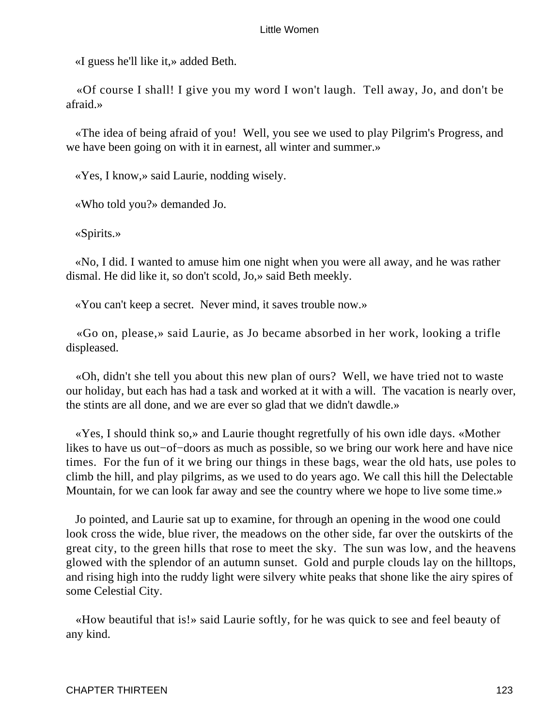«I guess he'll like it,» added Beth.

«Of course I shall! I give you my word I won't laugh. Tell away, Jo, and don't be afraid.»

«The idea of being afraid of you! Well, you see we used to play Pilgrim's Progress, and we have been going on with it in earnest, all winter and summer.»

«Yes, I know,» said Laurie, nodding wisely.

«Who told you?» demanded Jo.

«Spirits.»

«No, I did. I wanted to amuse him one night when you were all away, and he was rather dismal. He did like it, so don't scold, Jo,» said Beth meekly.

«You can't keep a secret. Never mind, it saves trouble now.»

«Go on, please,» said Laurie, as Jo became absorbed in her work, looking a trifle displeased.

«Oh, didn't she tell you about this new plan of ours? Well, we have tried not to waste our holiday, but each has had a task and worked at it with a will. The vacation is nearly over, the stints are all done, and we are ever so glad that we didn't dawdle.»

«Yes, I should think so,» and Laurie thought regretfully of his own idle days. «Mother likes to have us out−of−doors as much as possible, so we bring our work here and have nice times. For the fun of it we bring our things in these bags, wear the old hats, use poles to climb the hill, and play pilgrims, as we used to do years ago. We call this hill the Delectable Mountain, for we can look far away and see the country where we hope to live some time.»

Jo pointed, and Laurie sat up to examine, for through an opening in the wood one could look cross the wide, blue river, the meadows on the other side, far over the outskirts of the great city, to the green hills that rose to meet the sky. The sun was low, and the heavens glowed with the splendor of an autumn sunset. Gold and purple clouds lay on the hilltops, and rising high into the ruddy light were silvery white peaks that shone like the airy spires of some Celestial City.

«How beautiful that is!» said Laurie softly, for he was quick to see and feel beauty of any kind.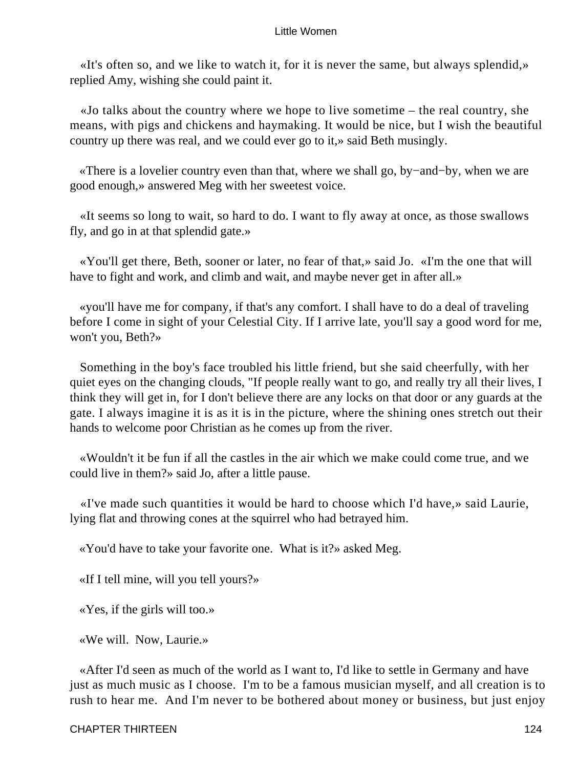«It's often so, and we like to watch it, for it is never the same, but always splendid,» replied Amy, wishing she could paint it.

«Jo talks about the country where we hope to live sometime – the real country, she means, with pigs and chickens and haymaking. It would be nice, but I wish the beautiful country up there was real, and we could ever go to it,» said Beth musingly.

«There is a lovelier country even than that, where we shall go, by−and−by, when we are good enough,» answered Meg with her sweetest voice.

«It seems so long to wait, so hard to do. I want to fly away at once, as those swallows fly, and go in at that splendid gate.»

«You'll get there, Beth, sooner or later, no fear of that,» said Jo. «I'm the one that will have to fight and work, and climb and wait, and maybe never get in after all.»

«you'll have me for company, if that's any comfort. I shall have to do a deal of traveling before I come in sight of your Celestial City. If I arrive late, you'll say a good word for me, won't you, Beth?»

Something in the boy's face troubled his little friend, but she said cheerfully, with her quiet eyes on the changing clouds, "If people really want to go, and really try all their lives, I think they will get in, for I don't believe there are any locks on that door or any guards at the gate. I always imagine it is as it is in the picture, where the shining ones stretch out their hands to welcome poor Christian as he comes up from the river.

«Wouldn't it be fun if all the castles in the air which we make could come true, and we could live in them?» said Jo, after a little pause.

«I've made such quantities it would be hard to choose which I'd have,» said Laurie, lying flat and throwing cones at the squirrel who had betrayed him.

«You'd have to take your favorite one. What is it?» asked Meg.

«If I tell mine, will you tell yours?»

«Yes, if the girls will too.»

«We will. Now, Laurie.»

«After I'd seen as much of the world as I want to, I'd like to settle in Germany and have just as much music as I choose. I'm to be a famous musician myself, and all creation is to rush to hear me. And I'm never to be bothered about money or business, but just enjoy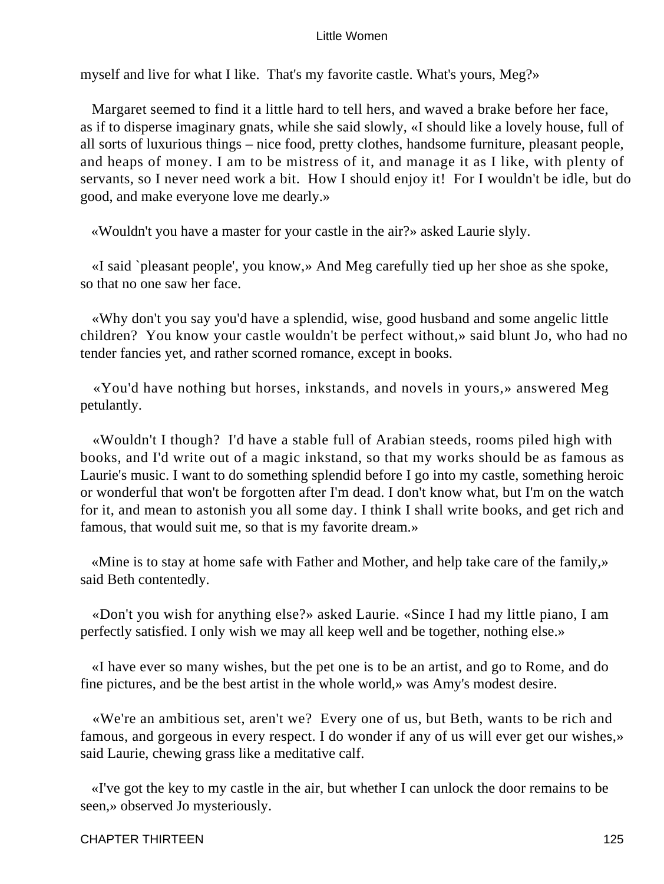myself and live for what I like.  That's my favorite castle. What's yours, Meg?»

Margaret seemed to find it a little hard to tell hers, and waved a brake before her face, as if to disperse imaginary gnats, while she said slowly, «I should like a lovely house, full of all sorts of luxurious things – nice food, pretty clothes, handsome furniture, pleasant people, and heaps of money. I am to be mistress of it, and manage it as I like, with plenty of servants, so I never need work a bit.  How I should enjoy it!  For I wouldn't be idle, but do good, and make everyone love me dearly.»

«Wouldn't you have a master for your castle in the air?» asked Laurie slyly.

«I said `pleasant people', you know,» And Meg carefully tied up her shoe as she spoke, so that no one saw her face.

«Why don't you say you'd have a splendid, wise, good husband and some angelic little children?  You know your castle wouldn't be perfect without,» said blunt Jo, who had no tender fancies yet, and rather scorned romance, except in books.

«You'd have nothing but horses, inkstands, and novels in yours,» answered Meg petulantly.

«Wouldn't I though?  I'd have a stable full of Arabian steeds, rooms piled high with books, and I'd write out of a magic inkstand, so that my works should be as famous as Laurie's music. I want to do something splendid before I go into my castle, something heroic or wonderful that won't be forgotten after I'm dead. I don't know what, but I'm on the watch for it, and mean to astonish you all some day. I think I shall write books, and get rich and famous, that would suit me, so that is my favorite dream.»

«Mine is to stay at home safe with Father and Mother, and help take care of the family,» said Beth contentedly.

«Don't you wish for anything else?» asked Laurie. «Since I had my little piano, I am perfectly satisfied. I only wish we may all keep well and be together, nothing else.»

«I have ever so many wishes, but the pet one is to be an artist, and go to Rome, and do fine pictures, and be the best artist in the whole world,» was Amy's modest desire.

«We're an ambitious set, aren't we?  Every one of us, but Beth, wants to be rich and famous, and gorgeous in every respect. I do wonder if any of us will ever get our wishes,» said Laurie, chewing grass like a meditative calf.

«I've got the key to my castle in the air, but whether I can unlock the door remains to be seen,» observed Jo mysteriously.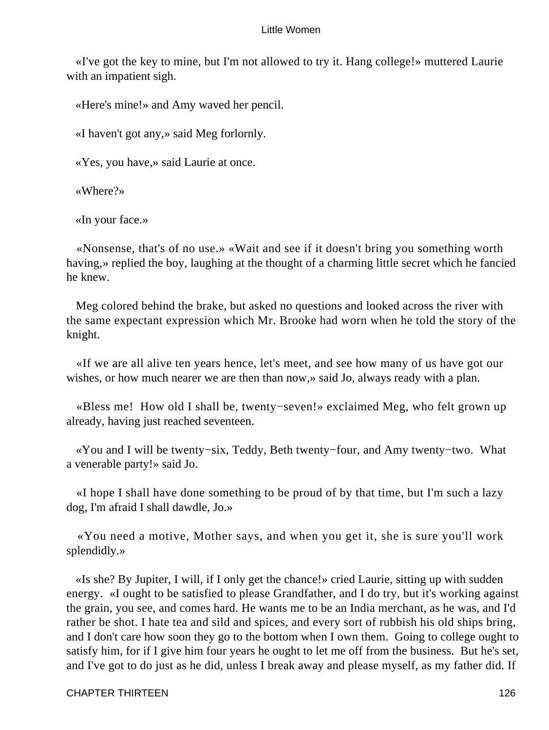«I've got the key to mine, but I'm not allowed to try it. Hang college!» muttered Laurie with an impatient sigh.

«Here's mine!» and Amy waved her pencil.

«I haven't got any,» said Meg forlornly.

«Yes, you have,» said Laurie at once.

«Where?»

«In your face.»

«Nonsense, that's of no use.» «Wait and see if it doesn't bring you something worth having,» replied the boy, laughing at the thought of a charming little secret which he fancied he knew.

Meg colored behind the brake, but asked no questions and looked across the river with the same expectant expression which Mr. Brooke had worn when he told the story of the knight.

«If we are all alive ten years hence, let's meet, and see how many of us have got our wishes, or how much nearer we are then than now,» said Jo, always ready with a plan.

«Bless me! How old I shall be, twenty−seven!» exclaimed Meg, who felt grown up already, having just reached seventeen.

«You and I will be twenty−six, Teddy, Beth twenty−four, and Amy twenty−two. What a venerable party!» said Jo.

«I hope I shall have done something to be proud of by that time, but I'm such a lazy dog, I'm afraid I shall dawdle, Jo.»

«You need a motive, Mother says, and when you get it, she is sure you'll work splendidly.»

«Is she? By Jupiter, I will, if I only get the chance!» cried Laurie, sitting up with sudden energy. «I ought to be satisfied to please Grandfather, and I do try, but it's working against the grain, you see, and comes hard. He wants me to be an India merchant, as he was, and I'd rather be shot. I hate tea and sild and spices, and every sort of rubbish his old ships bring, and I don't care how soon they go to the bottom when I own them. Going to college ought to satisfy him, for if I give him four years he ought to let me off from the business. But he's set, and I've got to do just as he did, unless I break away and please myself, as my father did. If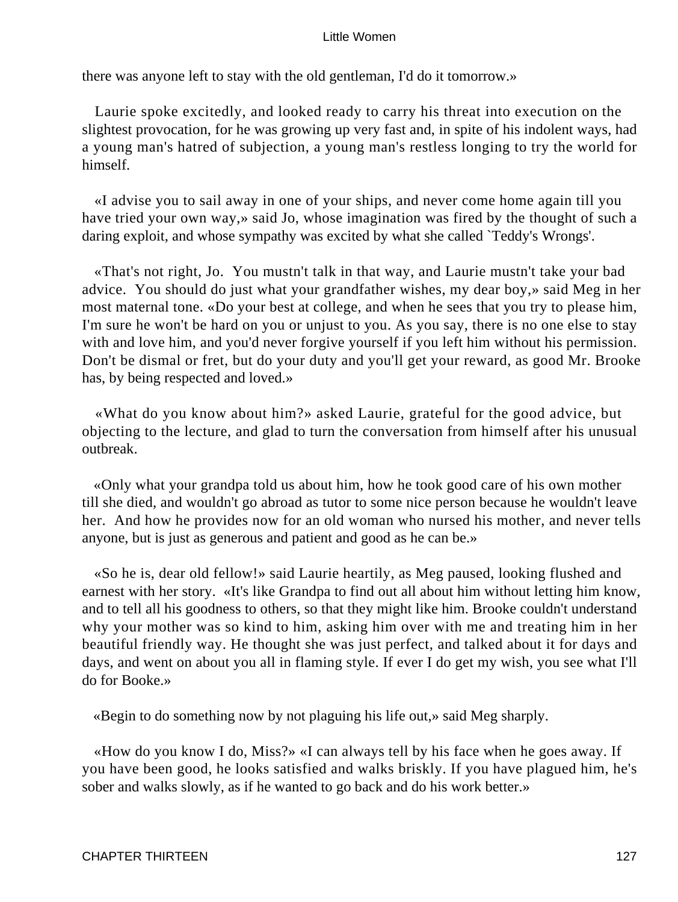there was anyone left to stay with the old gentleman, I'd do it tomorrow.»

Laurie spoke excitedly, and looked ready to carry his threat into execution on the slightest provocation, for he was growing up very fast and, in spite of his indolent ways, had a young man's hatred of subjection, a young man's restless longing to try the world for himself.

«I advise you to sail away in one of your ships, and never come home again till you have tried your own way,» said Jo, whose imagination was fired by the thought of such a daring exploit, and whose sympathy was excited by what she called `Teddy's Wrongs'.

«That's not right, Jo. You mustn't talk in that way, and Laurie mustn't take your bad advice. You should do just what your grandfather wishes, my dear boy,» said Meg in her most maternal tone. «Do your best at college, and when he sees that you try to please him, I'm sure he won't be hard on you or unjust to you. As you say, there is no one else to stay with and love him, and you'd never forgive yourself if you left him without his permission. Don't be dismal or fret, but do your duty and you'll get your reward, as good Mr. Brooke has, by being respected and loved.»

«What do you know about him?» asked Laurie, grateful for the good advice, but objecting to the lecture, and glad to turn the conversation from himself after his unusual outbreak.

«Only what your grandpa told us about him, how he took good care of his own mother till she died, and wouldn't go abroad as tutor to some nice person because he wouldn't leave her. And how he provides now for an old woman who nursed his mother, and never tells anyone, but is just as generous and patient and good as he can be.»

«So he is, dear old fellow!» said Laurie heartily, as Meg paused, looking flushed and earnest with her story. «It's like Grandpa to find out all about him without letting him know, and to tell all his goodness to others, so that they might like him. Brooke couldn't understand why your mother was so kind to him, asking him over with me and treating him in her beautiful friendly way. He thought she was just perfect, and talked about it for days and days, and went on about you all in flaming style. If ever I do get my wish, you see what I'll do for Booke.»

«Begin to do something now by not plaguing his life out,» said Meg sharply.

«How do you know I do, Miss?» «I can always tell by his face when he goes away. If you have been good, he looks satisfied and walks briskly. If you have plagued him, he's sober and walks slowly, as if he wanted to go back and do his work better.»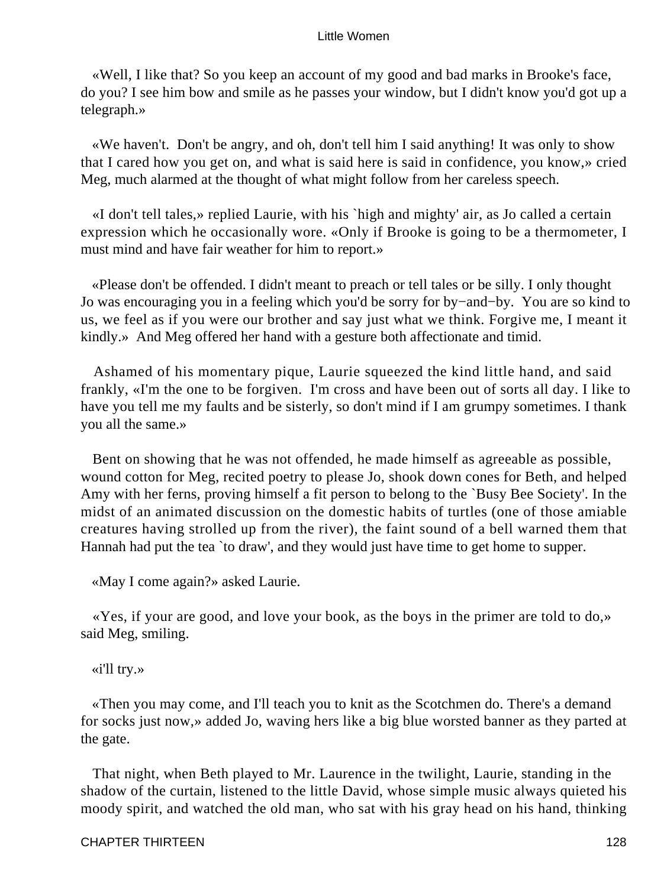«Well, I like that? So you keep an account of my good and bad marks in Brooke's face, do you? I see him bow and smile as he passes your window, but I didn't know you'd got up a telegraph.»

«We haven't. Don't be angry, and oh, don't tell him I said anything! It was only to show that I cared how you get on, and what is said here is said in confidence, you know,» cried Meg, much alarmed at the thought of what might follow from her careless speech.

«I don't tell tales,» replied Laurie, with his `high and mighty' air, as Jo called a certain expression which he occasionally wore. «Only if Brooke is going to be a thermometer, I must mind and have fair weather for him to report.»

«Please don't be offended. I didn't meant to preach or tell tales or be silly. I only thought Jo was encouraging you in a feeling which you'd be sorry for by−and−by. You are so kind to us, we feel as if you were our brother and say just what we think. Forgive me, I meant it kindly.» And Meg offered her hand with a gesture both affectionate and timid.

Ashamed of his momentary pique, Laurie squeezed the kind little hand, and said frankly, «I'm the one to be forgiven. I'm cross and have been out of sorts all day. I like to have you tell me my faults and be sisterly, so don't mind if I am grumpy sometimes. I thank you all the same.»

Bent on showing that he was not offended, he made himself as agreeable as possible, wound cotton for Meg, recited poetry to please Jo, shook down cones for Beth, and helped Amy with her ferns, proving himself a fit person to belong to the `Busy Bee Society'. In the midst of an animated discussion on the domestic habits of turtles (one of those amiable creatures having strolled up from the river), the faint sound of a bell warned them that Hannah had put the tea `to draw', and they would just have time to get home to supper.

«May I come again?» asked Laurie.

«Yes, if your are good, and love your book, as the boys in the primer are told to do,» said Meg, smiling.

«i'll try.»

«Then you may come, and I'll teach you to knit as the Scotchmen do. There's a demand for socks just now,» added Jo, waving hers like a big blue worsted banner as they parted at the gate.

That night, when Beth played to Mr. Laurence in the twilight, Laurie, standing in the shadow of the curtain, listened to the little David, whose simple music always quieted his moody spirit, and watched the old man, who sat with his gray head on his hand, thinking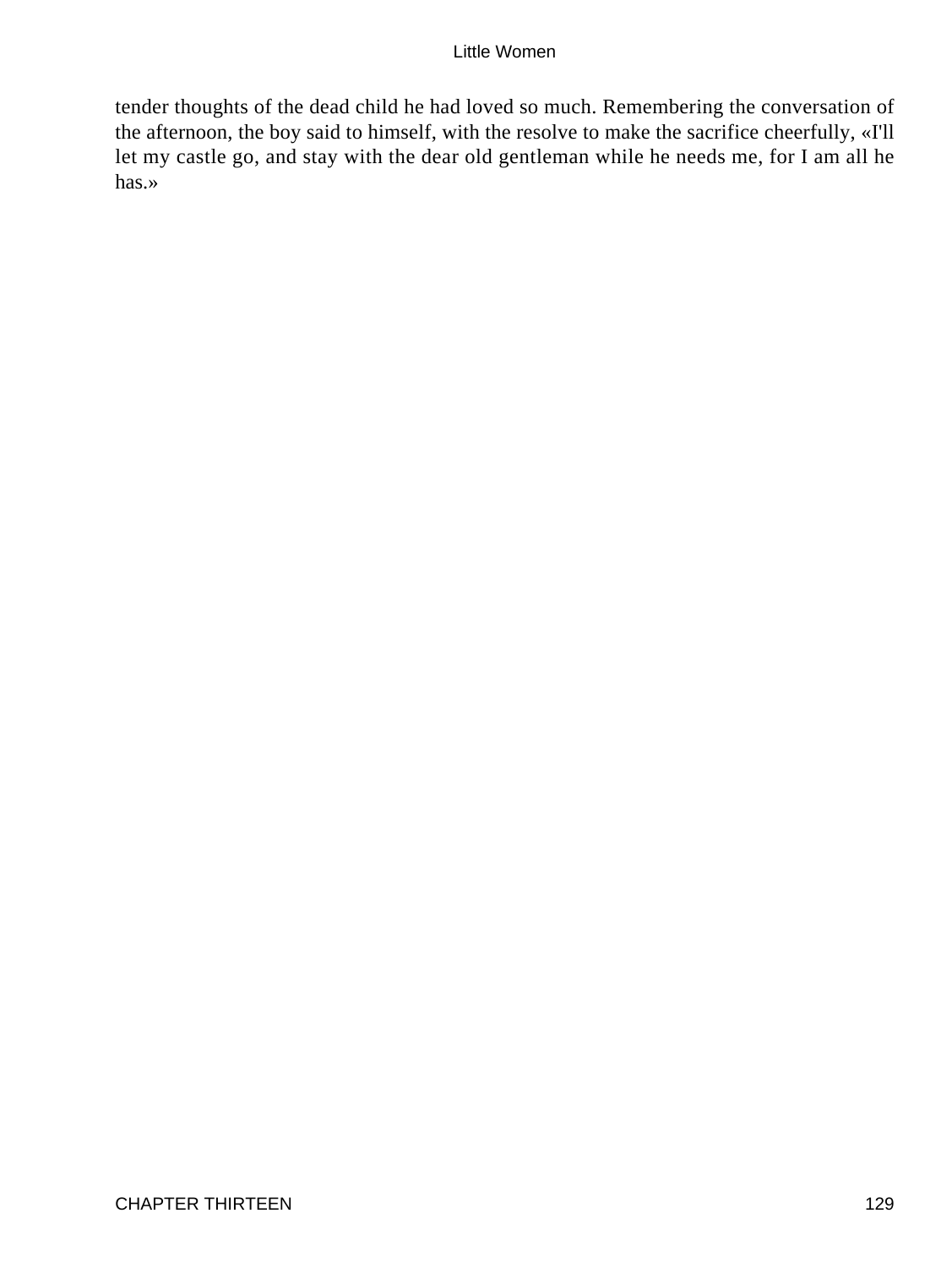tender thoughts of the dead child he had loved so much. Remembering the conversation of the afternoon, the boy said to himself, with the resolve to make the sacrifice cheerfully, «I'll let my castle go, and stay with the dear old gentleman while he needs me, for I am all he has.»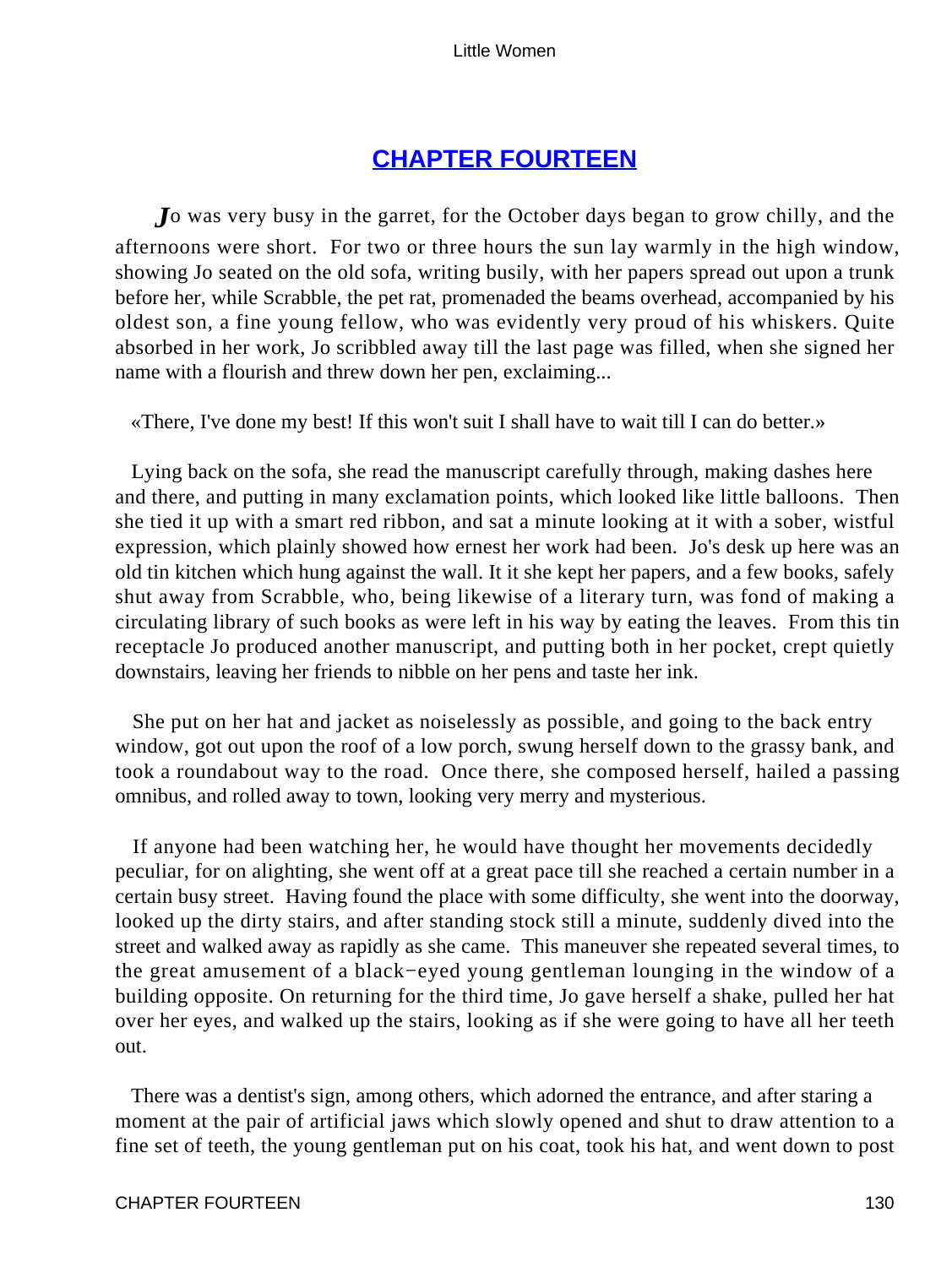## CHAPTER FOURTEEN

*J*o was very busy in the garret, for the October days began to grow chilly, and the afternoons were short. For two or three hours the sun lay warmly in the high window, showing Jo seated on the old sofa, writing busily, with her papers spread out upon a trunk before her, while Scrabble, the pet rat, promenaded the beams overhead, accompanied by his oldest son, a fine young fellow, who was evidently very proud of his whiskers. Quite absorbed in her work, Jo scribbled away till the last page was filled, when she signed her name with a flourish and threw down her pen, exclaiming...

«There, I've done my best! If this won't suit I shall have to wait till I can do better.»

Lying back on the sofa, she read the manuscript carefully through, making dashes here and there, and putting in many exclamation points, which looked like little balloons. Then she tied it up with a smart red ribbon, and sat a minute looking at it with a sober, wistful expression, which plainly showed how ernest her work had been. Jo's desk up here was an old tin kitchen which hung against the wall. It it she kept her papers, and a few books, safely shut away from Scrabble, who, being likewise of a literary turn, was fond of making a circulating library of such books as were left in his way by eating the leaves. From this tin receptacle Jo produced another manuscript, and putting both in her pocket, crept quietly downstairs, leaving her friends to nibble on her pens and taste her ink.

She put on her hat and jacket as noiselessly as possible, and going to the back entry window, got out upon the roof of a low porch, swung herself down to the grassy bank, and took a roundabout way to the road. Once there, she composed herself, hailed a passing omnibus, and rolled away to town, looking very merry and mysterious.

If anyone had been watching her, he would have thought her movements decidedly peculiar, for on alighting, she went off at a great pace till she reached a certain number in a certain busy street. Having found the place with some difficulty, she went into the doorway, looked up the dirty stairs, and after standing stock still a minute, suddenly dived into the street and walked away as rapidly as she came. This maneuver she repeated several times, to the great amusement of a black−eyed young gentleman lounging in the window of a building opposite. On returning for the third time, Jo gave herself a shake, pulled her hat over her eyes, and walked up the stairs, looking as if she were going to have all her teeth out.

There was a dentist's sign, among others, which adorned the entrance, and after staring a moment at the pair of artificial jaws which slowly opened and shut to draw attention to a fine set of teeth, the young gentleman put on his coat, took his hat, and went down to post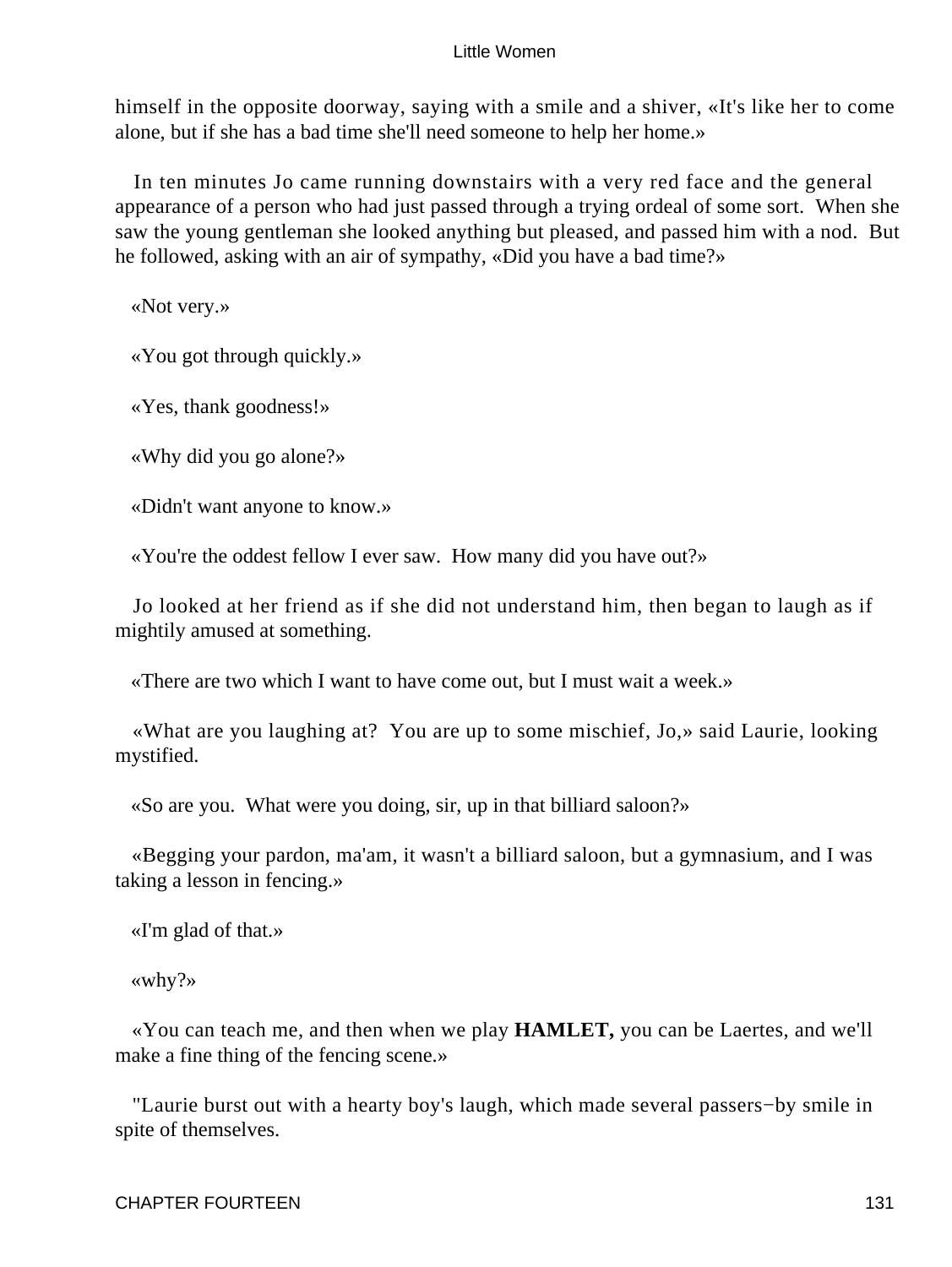himself in the opposite doorway, saying with a smile and a shiver, «It's like her to come alone, but if she has a bad time she'll need someone to help her home.»

In ten minutes Jo came running downstairs with a very red face and the general appearance of a person who had just passed through a trying ordeal of some sort. When she saw the young gentleman she looked anything but pleased, and passed him with a nod. But he followed, asking with an air of sympathy, «Did you have a bad time?»

«Not very.»

«You got through quickly.»

«Yes, thank goodness!»

«Why did you go alone?»

«Didn't want anyone to know.»

«You're the oddest fellow I ever saw. How many did you have out?»

Jo looked at her friend as if she did not understand him, then began to laugh as if mightily amused at something.

«There are two which I want to have come out, but I must wait a week.»

«What are you laughing at? You are up to some mischief, Jo,» said Laurie, looking mystified.

«So are you. What were you doing, sir, up in that billiard saloon?»

«Begging your pardon, ma'am, it wasn't a billiard saloon, but a gymnasium, and I was taking a lesson in fencing.»

«I'm glad of that.»

«why?»

«You can teach me, and then when we play **HAMLET,** you can be Laertes, and we'll make a fine thing of the fencing scene.»

"Laurie burst out with a hearty boy's laugh, which made several passers−by smile in spite of themselves.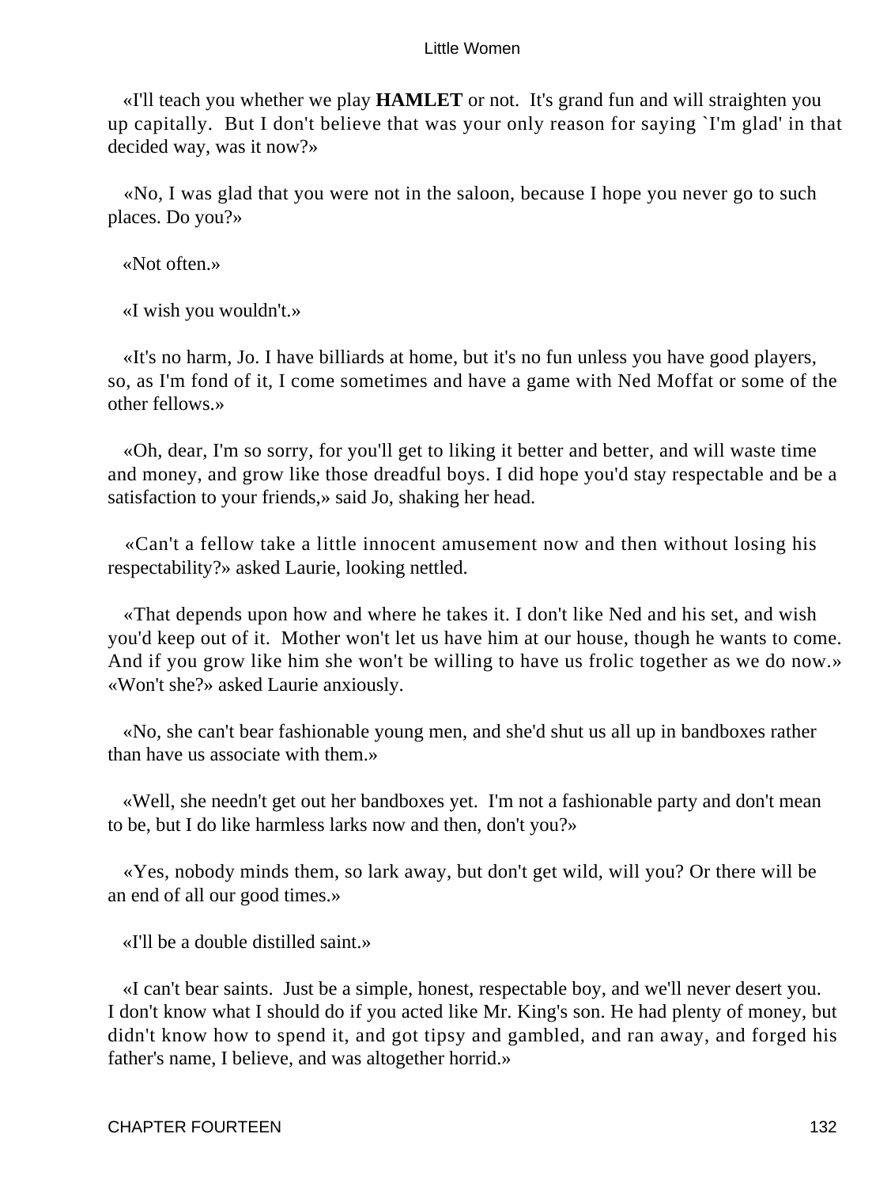«I'll teach you whether we play **HAMLET** or not. It's grand fun and will straighten you up capitally. But I don't believe that was your only reason for saying `I'm glad' in that decided way, was it now?»

«No, I was glad that you were not in the saloon, because I hope you never go to such places. Do you?»

«Not often.»

«I wish you wouldn't.»

«It's no harm, Jo. I have billiards at home, but it's no fun unless you have good players, so, as I'm fond of it, I come sometimes and have a game with Ned Moffat or some of the other fellows.»

«Oh, dear, I'm so sorry, for you'll get to liking it better and better, and will waste time and money, and grow like those dreadful boys. I did hope you'd stay respectable and be a satisfaction to your friends,» said Jo, shaking her head.

«Can't a fellow take a little innocent amusement now and then without losing his respectability?» asked Laurie, looking nettled.

«That depends upon how and where he takes it. I don't like Ned and his set, and wish you'd keep out of it. Mother won't let us have him at our house, though he wants to come. And if you grow like him she won't be willing to have us frolic together as we do now.» «Won't she?» asked Laurie anxiously.

«No, she can't bear fashionable young men, and she'd shut us all up in bandboxes rather than have us associate with them.»

«Well, she needn't get out her bandboxes yet. I'm not a fashionable party and don't mean to be, but I do like harmless larks now and then, don't you?»

«Yes, nobody minds them, so lark away, but don't get wild, will you? Or there will be an end of all our good times.»

«I'll be a double distilled saint.»

«I can't bear saints. Just be a simple, honest, respectable boy, and we'll never desert you. I don't know what I should do if you acted like Mr. King's son. He had plenty of money, but didn't know how to spend it, and got tipsy and gambled, and ran away, and forged his father's name, I believe, and was altogether horrid.»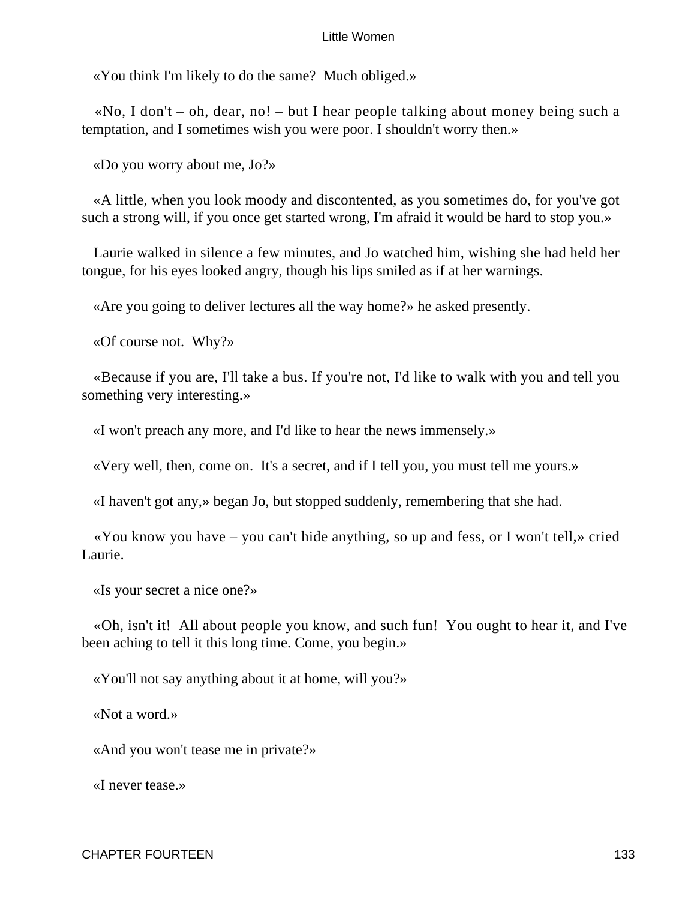«You think I'm likely to do the same? Much obliged.»

«No, I don't – oh, dear, no! – but I hear people talking about money being such a temptation, and I sometimes wish you were poor. I shouldn't worry then.»

«Do you worry about me, Jo?»

«A little, when you look moody and discontented, as you sometimes do, for you've got such a strong will, if you once get started wrong, I'm afraid it would be hard to stop you.»

Laurie walked in silence a few minutes, and Jo watched him, wishing she had held her tongue, for his eyes looked angry, though his lips smiled as if at her warnings.

«Are you going to deliver lectures all the way home?» he asked presently.

«Of course not. Why?»

«Because if you are, I'll take a bus. If you're not, I'd like to walk with you and tell you something very interesting.»

«I won't preach any more, and I'd like to hear the news immensely.»

«Very well, then, come on. It's a secret, and if I tell you, you must tell me yours.»

«I haven't got any,» began Jo, but stopped suddenly, remembering that she had.

«You know you have – you can't hide anything, so up and fess, or I won't tell,» cried Laurie.

«Is your secret a nice one?»

«Oh, isn't it! All about people you know, and such fun! You ought to hear it, and I've been aching to tell it this long time. Come, you begin.»

«You'll not say anything about it at home, will you?»

«Not a word.»

«And you won't tease me in private?»

«I never tease.»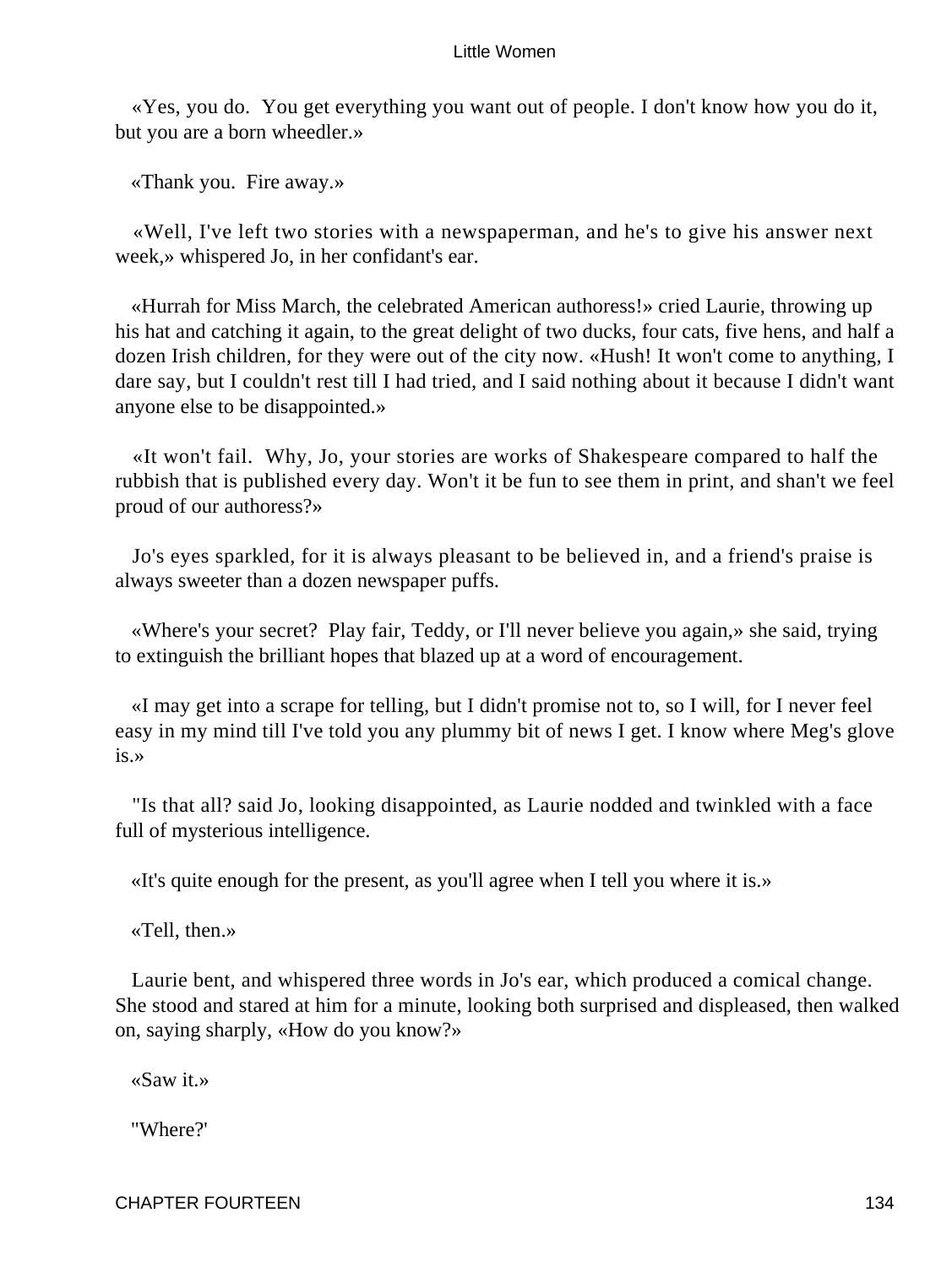«Yes, you do.  You get everything you want out of people. I don't know how you do it, but you are a born wheedler.»

«Thank you.  Fire away.»

«Well, I've left two stories with a newspaperman, and he's to give his answer next week,» whispered Jo, in her confidant's ear.

«Hurrah for Miss March, the celebrated American authoress!» cried Laurie, throwing up his hat and catching it again, to the great delight of two ducks, four cats, five hens, and half a dozen Irish children, for they were out of the city now. «Hush! It won't come to anything, I dare say, but I couldn't rest till I had tried, and I said nothing about it because I didn't want anyone else to be disappointed.»

«It won't fail.  Why, Jo, your stories are works of Shakespeare compared to half the rubbish that is published every day. Won't it be fun to see them in print, and shan't we feel proud of our authoress?»

Jo's eyes sparkled, for it is always pleasant to be believed in, and a friend's praise is always sweeter than a dozen newspaper puffs.

«Where's your secret?  Play fair, Teddy, or I'll never believe you again,» she said, trying to extinguish the brilliant hopes that blazed up at a word of encouragement.

«I may get into a scrape for telling, but I didn't promise not to, so I will, for I never feel easy in my mind till I've told you any plummy bit of news I get. I know where Meg's glove is.»

"Is that all? said Jo, looking disappointed, as Laurie nodded and twinkled with a face full of mysterious intelligence.

«It's quite enough for the present, as you'll agree when I tell you where it is.»

«Tell, then.»

Laurie bent, and whispered three words in Jo's ear, which produced a comical change. She stood and stared at him for a minute, looking both surprised and displeased, then walked on, saying sharply, «How do you know?»

«Saw it.»

"Where?'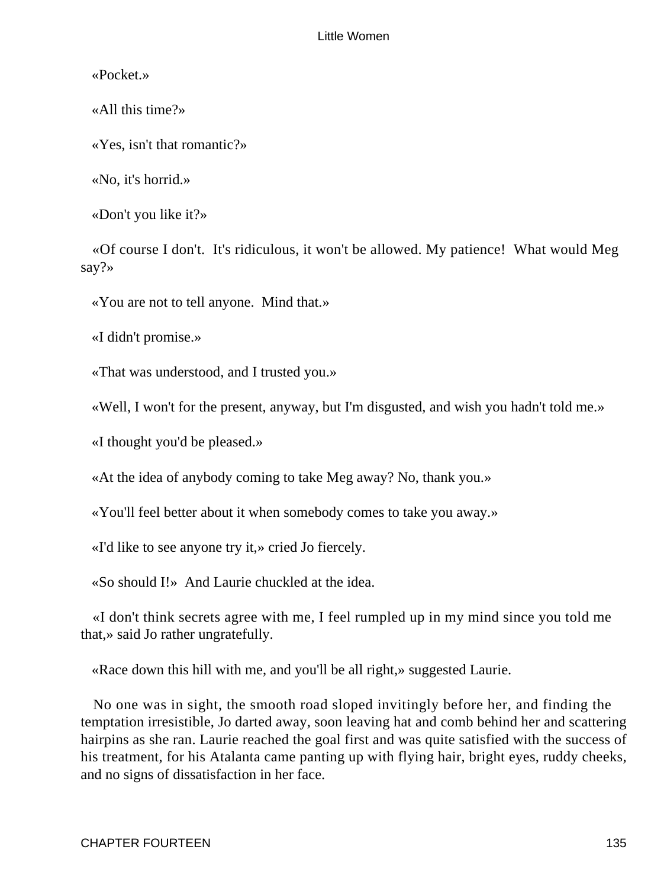«Pocket.»

«All this time?»

«Yes, isn't that romantic?»

«No, it's horrid.»

«Don't you like it?»

«Of course I don't. It's ridiculous, it won't be allowed. My patience! What would Meg say?»

«You are not to tell anyone. Mind that.»

«I didn't promise.»

«That was understood, and I trusted you.»

«Well, I won't for the present, anyway, but I'm disgusted, and wish you hadn't told me.»

«I thought you'd be pleased.»

«At the idea of anybody coming to take Meg away? No, thank you.»

«You'll feel better about it when somebody comes to take you away.»

«I'd like to see anyone try it,» cried Jo fiercely.

«So should I!» And Laurie chuckled at the idea.

«I don't think secrets agree with me, I feel rumpled up in my mind since you told me that,» said Jo rather ungratefully.

«Race down this hill with me, and you'll be all right,» suggested Laurie.

No one was in sight, the smooth road sloped invitingly before her, and finding the temptation irresistible, Jo darted away, soon leaving hat and comb behind her and scattering hairpins as she ran. Laurie reached the goal first and was quite satisfied with the success of his treatment, for his Atalanta came panting up with flying hair, bright eyes, ruddy cheeks, and no signs of dissatisfaction in her face.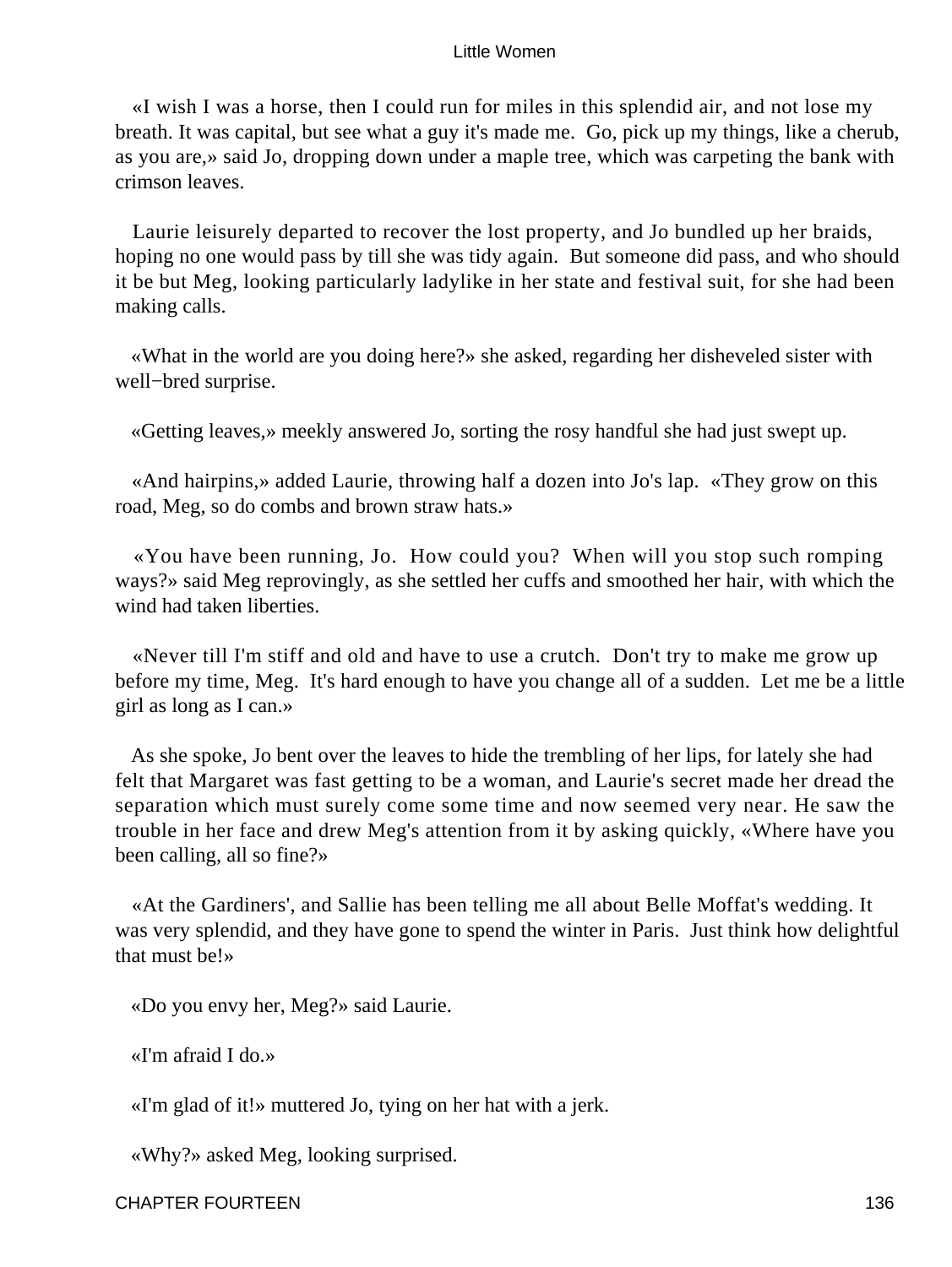«I wish I was a horse, then I could run for miles in this splendid air, and not lose my breath. It was capital, but see what a guy it's made me. Go, pick up my things, like a cherub, as you are,» said Jo, dropping down under a maple tree, which was carpeting the bank with crimson leaves.

Laurie leisurely departed to recover the lost property, and Jo bundled up her braids, hoping no one would pass by till she was tidy again. But someone did pass, and who should it be but Meg, looking particularly ladylike in her state and festival suit, for she had been making calls.

«What in the world are you doing here?» she asked, regarding her disheveled sister with well−bred surprise.

«Getting leaves,» meekly answered Jo, sorting the rosy handful she had just swept up.

«And hairpins,» added Laurie, throwing half a dozen into Jo's lap. «They grow on this road, Meg, so do combs and brown straw hats.»

«You have been running, Jo. How could you? When will you stop such romping ways?» said Meg reprovingly, as she settled her cuffs and smoothed her hair, with which the wind had taken liberties.

«Never till I'm stiff and old and have to use a crutch. Don't try to make me grow up before my time, Meg. It's hard enough to have you change all of a sudden. Let me be a little girl as long as I can.»

As she spoke, Jo bent over the leaves to hide the trembling of her lips, for lately she had felt that Margaret was fast getting to be a woman, and Laurie's secret made her dread the separation which must surely come some time and now seemed very near. He saw the trouble in her face and drew Meg's attention from it by asking quickly, «Where have you been calling, all so fine?»

«At the Gardiners', and Sallie has been telling me all about Belle Moffat's wedding. It was very splendid, and they have gone to spend the winter in Paris. Just think how delightful that must be!»

«Do you envy her, Meg?» said Laurie.

«I'm afraid I do.»

«I'm glad of it!» muttered Jo, tying on her hat with a jerk.

«Why?» asked Meg, looking surprised.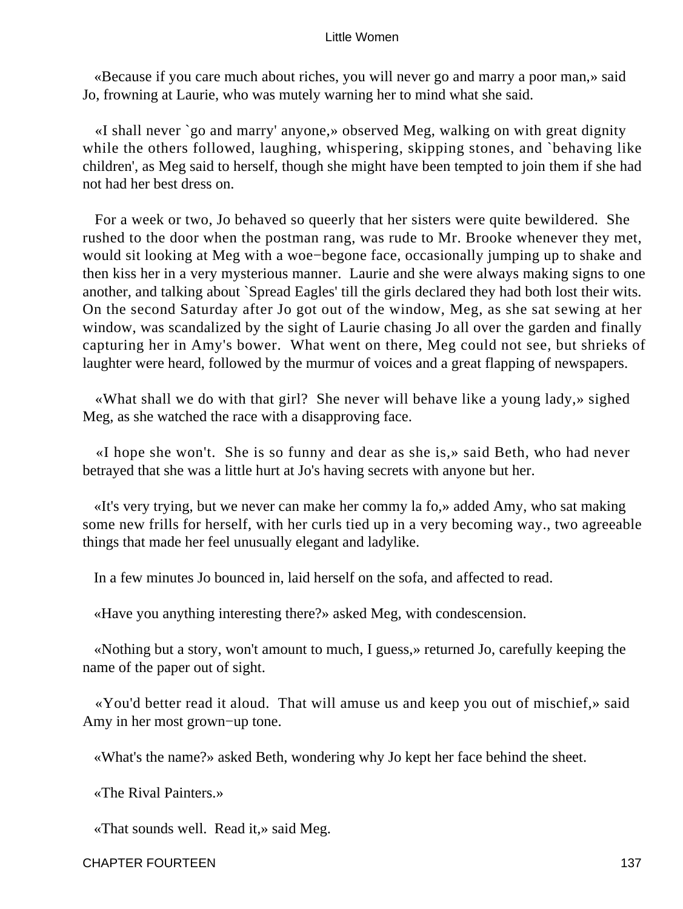«Because if you care much about riches, you will never go and marry a poor man,» said Jo, frowning at Laurie, who was mutely warning her to mind what she said.

«I shall never `go and marry' anyone,» observed Meg, walking on with great dignity while the others followed, laughing, whispering, skipping stones, and `behaving like children', as Meg said to herself, though she might have been tempted to join them if she had not had her best dress on.

For a week or two, Jo behaved so queerly that her sisters were quite bewildered. She rushed to the door when the postman rang, was rude to Mr. Brooke whenever they met, would sit looking at Meg with a woe−begone face, occasionally jumping up to shake and then kiss her in a very mysterious manner. Laurie and she were always making signs to one another, and talking about `Spread Eagles' till the girls declared they had both lost their wits. On the second Saturday after Jo got out of the window, Meg, as she sat sewing at her window, was scandalized by the sight of Laurie chasing Jo all over the garden and finally capturing her in Amy's bower. What went on there, Meg could not see, but shrieks of laughter were heard, followed by the murmur of voices and a great flapping of newspapers.

«What shall we do with that girl? She never will behave like a young lady,» sighed Meg, as she watched the race with a disapproving face.

«I hope she won't. She is so funny and dear as she is,» said Beth, who had never betrayed that she was a little hurt at Jo's having secrets with anyone but her.

«It's very trying, but we never can make her commy la fo,» added Amy, who sat making some new frills for herself, with her curls tied up in a very becoming way., two agreeable things that made her feel unusually elegant and ladylike.

In a few minutes Jo bounced in, laid herself on the sofa, and affected to read.

«Have you anything interesting there?» asked Meg, with condescension.

«Nothing but a story, won't amount to much, I guess,» returned Jo, carefully keeping the name of the paper out of sight.

«You'd better read it aloud. That will amuse us and keep you out of mischief,» said Amy in her most grown−up tone.

«What's the name?» asked Beth, wondering why Jo kept her face behind the sheet.

«The Rival Painters.»

«That sounds well. Read it,» said Meg.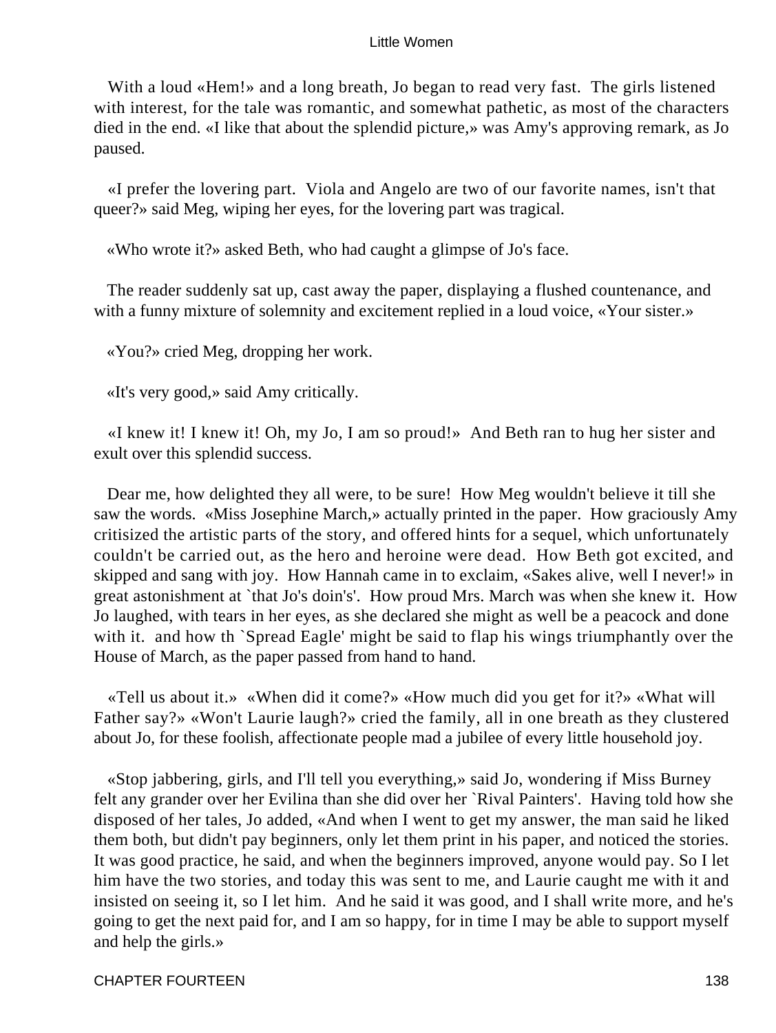With a loud «Hem!» and a long breath, Jo began to read very fast. The girls listened with interest, for the tale was romantic, and somewhat pathetic, as most of the characters died in the end. «I like that about the splendid picture,» was Amy's approving remark, as Jo paused.

«I prefer the lovering part. Viola and Angelo are two of our favorite names, isn't that queer?» said Meg, wiping her eyes, for the lovering part was tragical.

«Who wrote it?» asked Beth, who had caught a glimpse of Jo's face.

The reader suddenly sat up, cast away the paper, displaying a flushed countenance, and with a funny mixture of solemnity and excitement replied in a loud voice, «Your sister.»

«You?» cried Meg, dropping her work.

«It's very good,» said Amy critically.

«I knew it! I knew it! Oh, my Jo, I am so proud!» And Beth ran to hug her sister and exult over this splendid success.

Dear me, how delighted they all were, to be sure! How Meg wouldn't believe it till she saw the words. «Miss Josephine March,» actually printed in the paper. How graciously Amy critisized the artistic parts of the story, and offered hints for a sequel, which unfortunately couldn't be carried out, as the hero and heroine were dead. How Beth got excited, and skipped and sang with joy. How Hannah came in to exclaim, «Sakes alive, well I never!» in great astonishment at `that Jo's doin's'. How proud Mrs. March was when she knew it. How Jo laughed, with tears in her eyes, as she declared she might as well be a peacock and done with it. and how th `Spread Eagle' might be said to flap his wings triumphantly over the House of March, as the paper passed from hand to hand.

«Tell us about it.» «When did it come?» «How much did you get for it?» «What will Father say?» «Won't Laurie laugh?» cried the family, all in one breath as they clustered about Jo, for these foolish, affectionate people mad a jubilee of every little household joy.

«Stop jabbering, girls, and I'll tell you everything,» said Jo, wondering if Miss Burney felt any grander over her Evilina than she did over her `Rival Painters'. Having told how she disposed of her tales, Jo added, «And when I went to get my answer, the man said he liked them both, but didn't pay beginners, only let them print in his paper, and noticed the stories. It was good practice, he said, and when the beginners improved, anyone would pay. So I let him have the two stories, and today this was sent to me, and Laurie caught me with it and insisted on seeing it, so I let him. And he said it was good, and I shall write more, and he's going to get the next paid for, and I am so happy, for in time I may be able to support myself and help the girls.»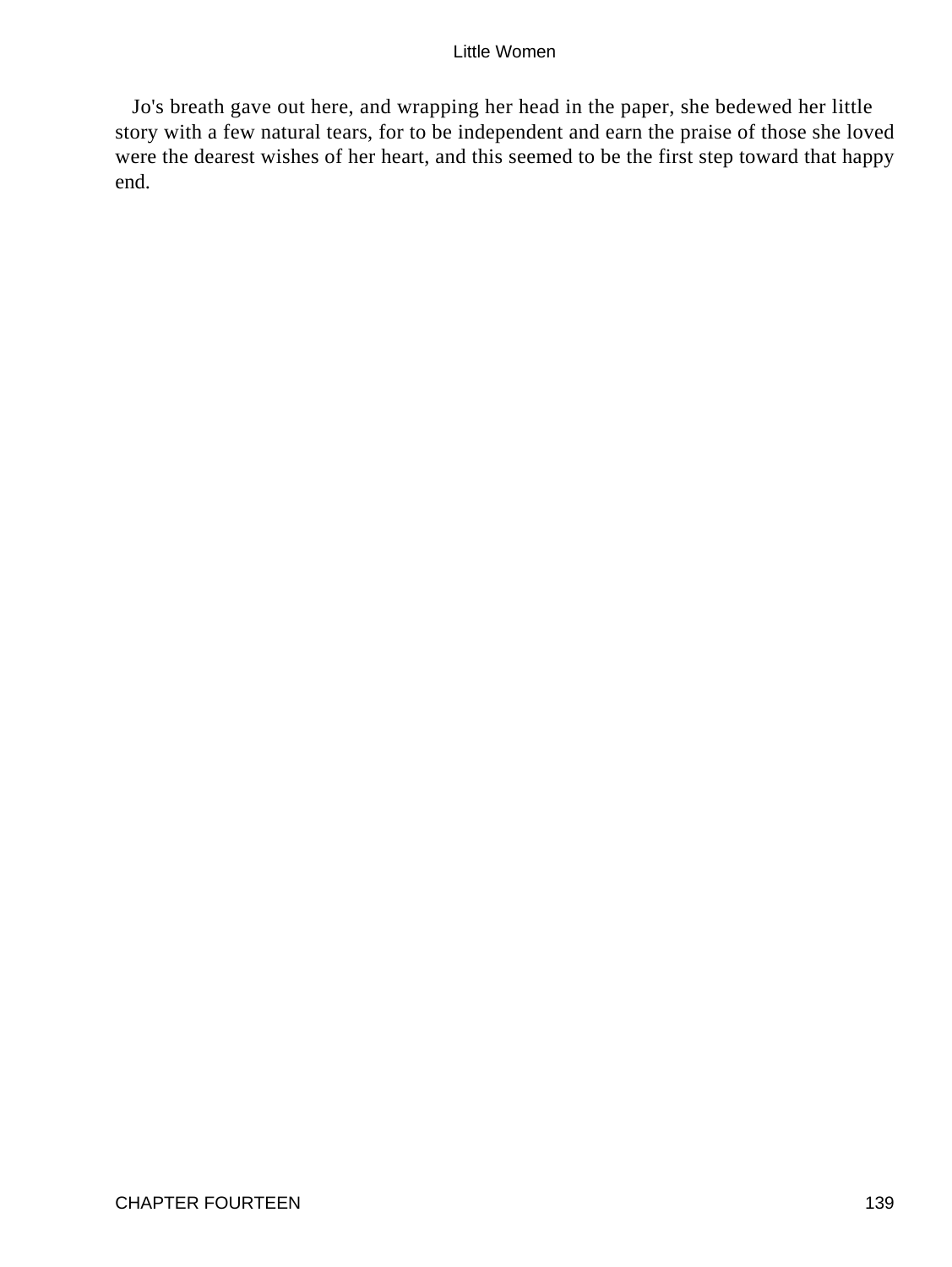Jo's breath gave out here, and wrapping her head in the paper, she bedewed her little story with a few natural tears, for to be independent and earn the praise of those she loved were the dearest wishes of her heart, and this seemed to be the first step toward that happy end.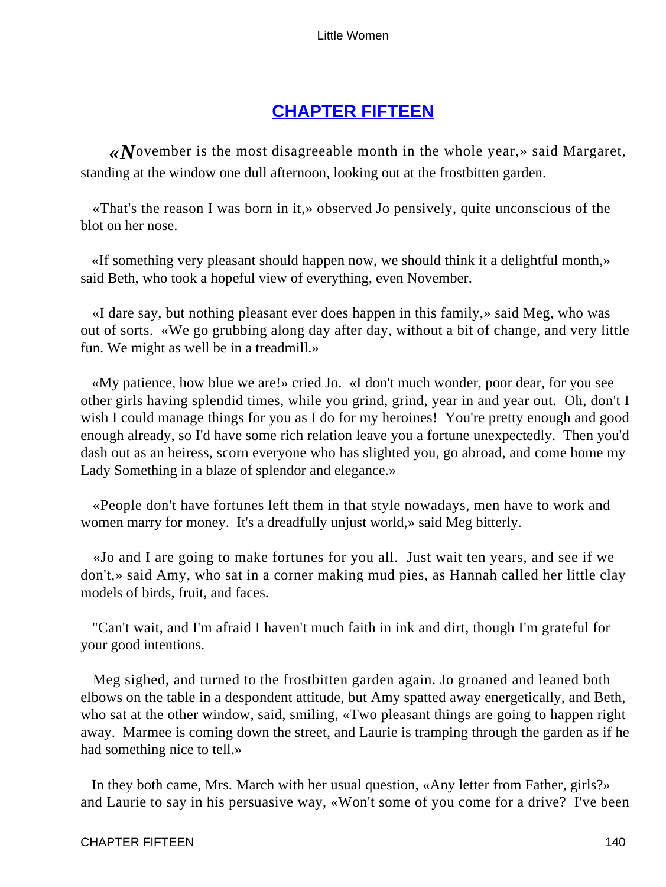## CHAPTER FIFTEEN

«November is the most disagreeable month in the whole year,» said Margaret, standing at the window one dull afternoon, looking out at the frostbitten garden.

«That's the reason I was born in it,» observed Jo pensively, quite unconscious of the blot on her nose.

«If something very pleasant should happen now, we should think it a delightful month,» said Beth, who took a hopeful view of everything, even November.

«I dare say, but nothing pleasant ever does happen in this family,» said Meg, who was out of sorts. «We go grubbing along day after day, without a bit of change, and very little fun. We might as well be in a treadmill.»

«My patience, how blue we are!» cried Jo. «I don't much wonder, poor dear, for you see other girls having splendid times, while you grind, grind, year in and year out. Oh, don't I wish I could manage things for you as I do for my heroines! You're pretty enough and good enough already, so I'd have some rich relation leave you a fortune unexpectedly. Then you'd dash out as an heiress, scorn everyone who has slighted you, go abroad, and come home my Lady Something in a blaze of splendor and elegance.»

«People don't have fortunes left them in that style nowadays, men have to work and women marry for money. It's a dreadfully unjust world,» said Meg bitterly.

«Jo and I are going to make fortunes for you all. Just wait ten years, and see if we don't,» said Amy, who sat in a corner making mud pies, as Hannah called her little clay models of birds, fruit, and faces.

"Can't wait, and I'm afraid I haven't much faith in ink and dirt, though I'm grateful for your good intentions.

Meg sighed, and turned to the frostbitten garden again. Jo groaned and leaned both elbows on the table in a despondent attitude, but Amy spatted away energetically, and Beth, who sat at the other window, said, smiling, «Two pleasant things are going to happen right away. Marmee is coming down the street, and Laurie is tramping through the garden as if he had something nice to tell.»

In they both came, Mrs. March with her usual question, «Any letter from Father, girls?» and Laurie to say in his persuasive way, «Won't some of you come for a drive? I've been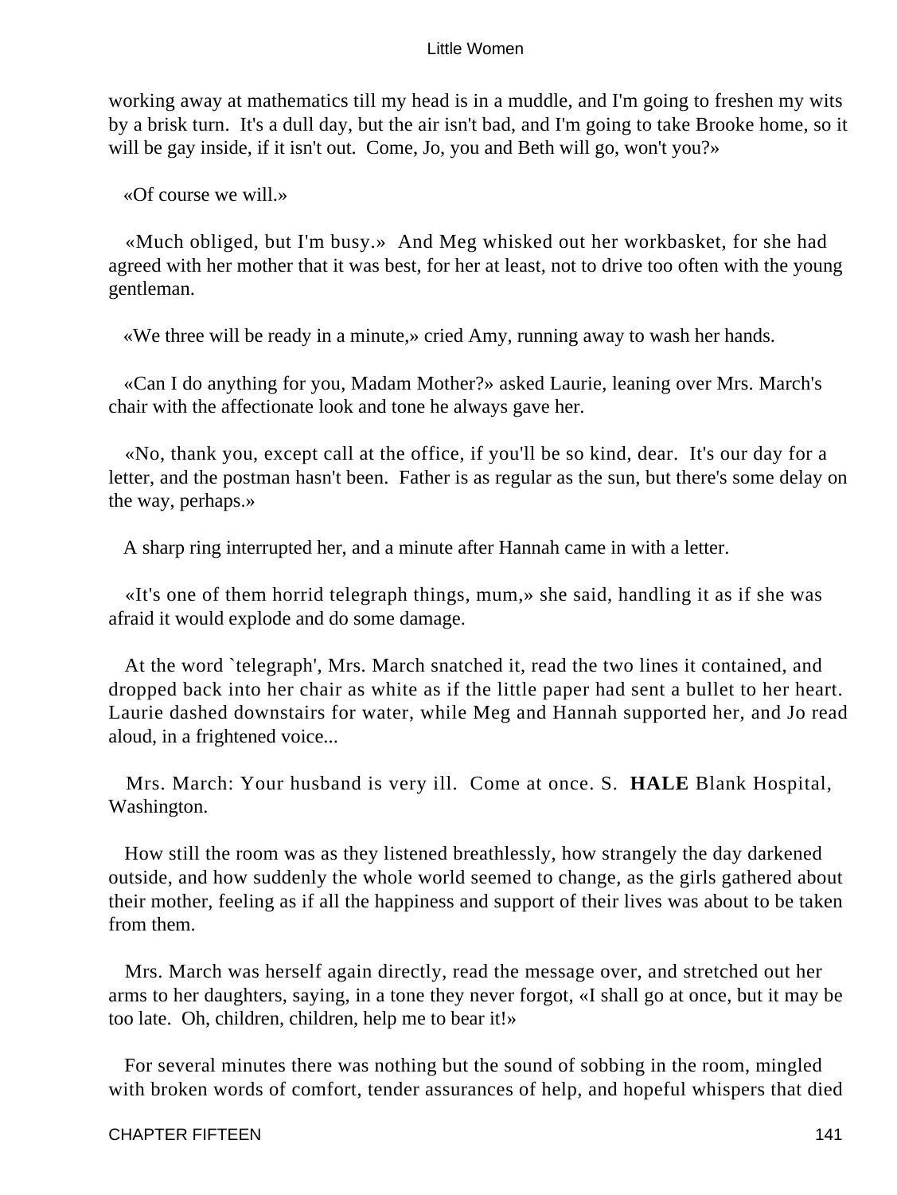working away at mathematics till my head is in a muddle, and I'm going to freshen my wits by a brisk turn. It's a dull day, but the air isn't bad, and I'm going to take Brooke home, so it will be gay inside, if it isn't out. Come, Jo, you and Beth will go, won't you?»

«Of course we will.»

«Much obliged, but I'm busy.» And Meg whisked out her workbasket, for she had agreed with her mother that it was best, for her at least, not to drive too often with the young gentleman.

«We three will be ready in a minute,» cried Amy, running away to wash her hands.

«Can I do anything for you, Madam Mother?» asked Laurie, leaning over Mrs. March's chair with the affectionate look and tone he always gave her.

«No, thank you, except call at the office, if you'll be so kind, dear. It's our day for a letter, and the postman hasn't been. Father is as regular as the sun, but there's some delay on the way, perhaps.»

A sharp ring interrupted her, and a minute after Hannah came in with a letter.

«It's one of them horrid telegraph things, mum,» she said, handling it as if she was afraid it would explode and do some damage.

At the word `telegraph', Mrs. March snatched it, read the two lines it contained, and dropped back into her chair as white as if the little paper had sent a bullet to her heart. Laurie dashed downstairs for water, while Meg and Hannah supported her, and Jo read aloud, in a frightened voice...

Mrs. March: Your husband is very ill. Come at once. S. **HALE** Blank Hospital, Washington.

How still the room was as they listened breathlessly, how strangely the day darkened outside, and how suddenly the whole world seemed to change, as the girls gathered about their mother, feeling as if all the happiness and support of their lives was about to be taken from them.

Mrs. March was herself again directly, read the message over, and stretched out her arms to her daughters, saying, in a tone they never forgot, «I shall go at once, but it may be too late. Oh, children, children, help me to bear it!»

For several minutes there was nothing but the sound of sobbing in the room, mingled with broken words of comfort, tender assurances of help, and hopeful whispers that died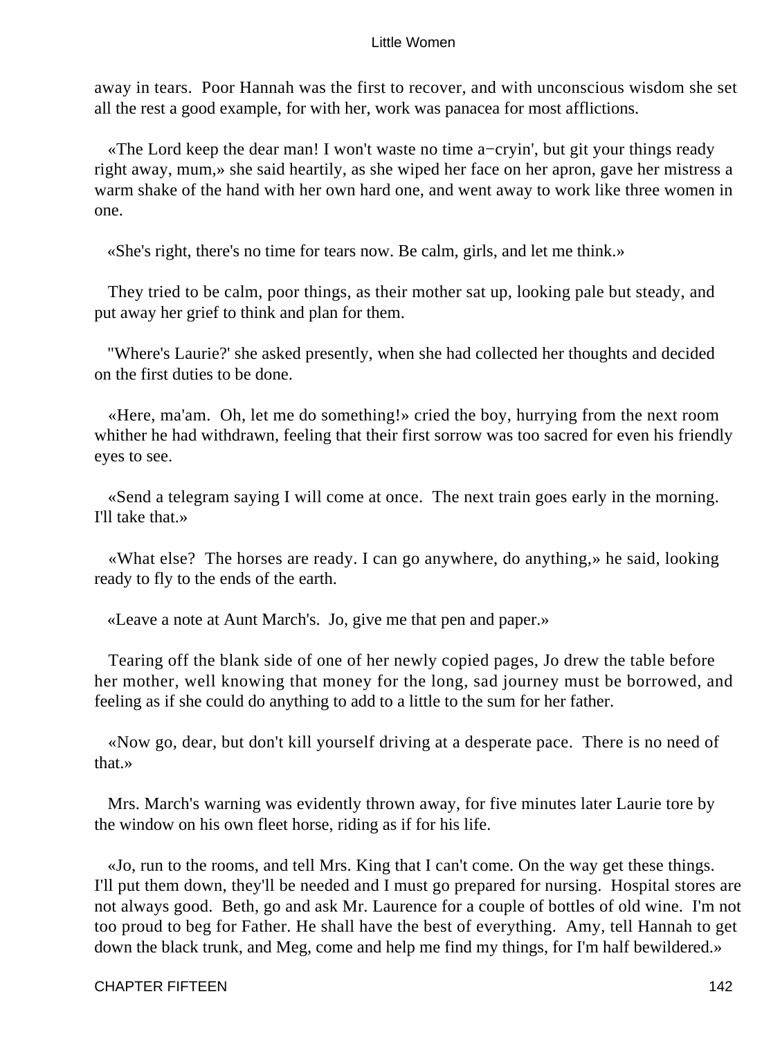away in tears. Poor Hannah was the first to recover, and with unconscious wisdom she set all the rest a good example, for with her, work was panacea for most afflictions.

«The Lord keep the dear man! I won't waste no time a−cryin', but git your things ready right away, mum,» she said heartily, as she wiped her face on her apron, gave her mistress a warm shake of the hand with her own hard one, and went away to work like three women in one.

«She's right, there's no time for tears now. Be calm, girls, and let me think.»

They tried to be calm, poor things, as their mother sat up, looking pale but steady, and put away her grief to think and plan for them.

"Where's Laurie?' she asked presently, when she had collected her thoughts and decided on the first duties to be done.

«Here, ma'am. Oh, let me do something!» cried the boy, hurrying from the next room whither he had withdrawn, feeling that their first sorrow was too sacred for even his friendly eyes to see.

«Send a telegram saying I will come at once. The next train goes early in the morning. I'll take that.»

«What else? The horses are ready. I can go anywhere, do anything,» he said, looking ready to fly to the ends of the earth.

«Leave a note at Aunt March's. Jo, give me that pen and paper.»

Tearing off the blank side of one of her newly copied pages, Jo drew the table before her mother, well knowing that money for the long, sad journey must be borrowed, and feeling as if she could do anything to add to a little to the sum for her father.

«Now go, dear, but don't kill yourself driving at a desperate pace. There is no need of that.»

Mrs. March's warning was evidently thrown away, for five minutes later Laurie tore by the window on his own fleet horse, riding as if for his life.

«Jo, run to the rooms, and tell Mrs. King that I can't come. On the way get these things. I'll put them down, they'll be needed and I must go prepared for nursing. Hospital stores are not always good. Beth, go and ask Mr. Laurence for a couple of bottles of old wine. I'm not too proud to beg for Father. He shall have the best of everything. Amy, tell Hannah to get down the black trunk, and Meg, come and help me find my things, for I'm half bewildered.»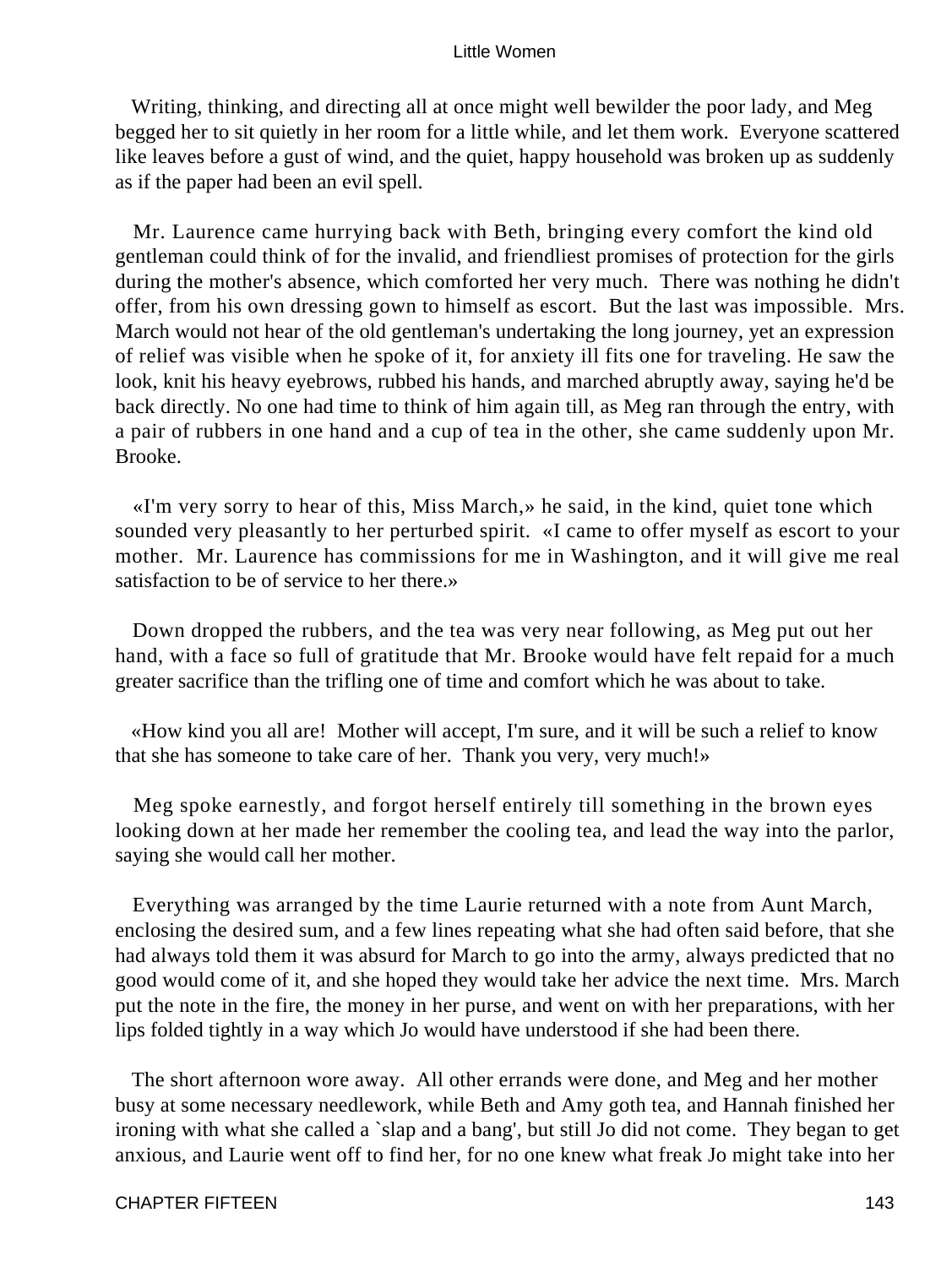Writing, thinking, and directing all at once might well bewilder the poor lady, and Meg begged her to sit quietly in her room for a little while, and let them work. Everyone scattered like leaves before a gust of wind, and the quiet, happy household was broken up as suddenly as if the paper had been an evil spell.

Mr. Laurence came hurrying back with Beth, bringing every comfort the kind old gentleman could think of for the invalid, and friendliest promises of protection for the girls during the mother's absence, which comforted her very much. There was nothing he didn't offer, from his own dressing gown to himself as escort. But the last was impossible. Mrs. March would not hear of the old gentleman's undertaking the long journey, yet an expression of relief was visible when he spoke of it, for anxiety ill fits one for traveling. He saw the look, knit his heavy eyebrows, rubbed his hands, and marched abruptly away, saying he'd be back directly. No one had time to think of him again till, as Meg ran through the entry, with a pair of rubbers in one hand and a cup of tea in the other, she came suddenly upon Mr. Brooke.

«I'm very sorry to hear of this, Miss March,» he said, in the kind, quiet tone which sounded very pleasantly to her perturbed spirit. «I came to offer myself as escort to your mother. Mr. Laurence has commissions for me in Washington, and it will give me real satisfaction to be of service to her there.»

Down dropped the rubbers, and the tea was very near following, as Meg put out her hand, with a face so full of gratitude that Mr. Brooke would have felt repaid for a much greater sacrifice than the trifling one of time and comfort which he was about to take.

«How kind you all are! Mother will accept, I'm sure, and it will be such a relief to know that she has someone to take care of her. Thank you very, very much!»

Meg spoke earnestly, and forgot herself entirely till something in the brown eyes looking down at her made her remember the cooling tea, and lead the way into the parlor, saying she would call her mother.

Everything was arranged by the time Laurie returned with a note from Aunt March, enclosing the desired sum, and a few lines repeating what she had often said before, that she had always told them it was absurd for March to go into the army, always predicted that no good would come of it, and she hoped they would take her advice the next time. Mrs. March put the note in the fire, the money in her purse, and went on with her preparations, with her lips folded tightly in a way which Jo would have understood if she had been there.

The short afternoon wore away. All other errands were done, and Meg and her mother busy at some necessary needlework, while Beth and Amy goth tea, and Hannah finished her ironing with what she called a `slap and a bang', but still Jo did not come. They began to get anxious, and Laurie went off to find her, for no one knew what freak Jo might take into her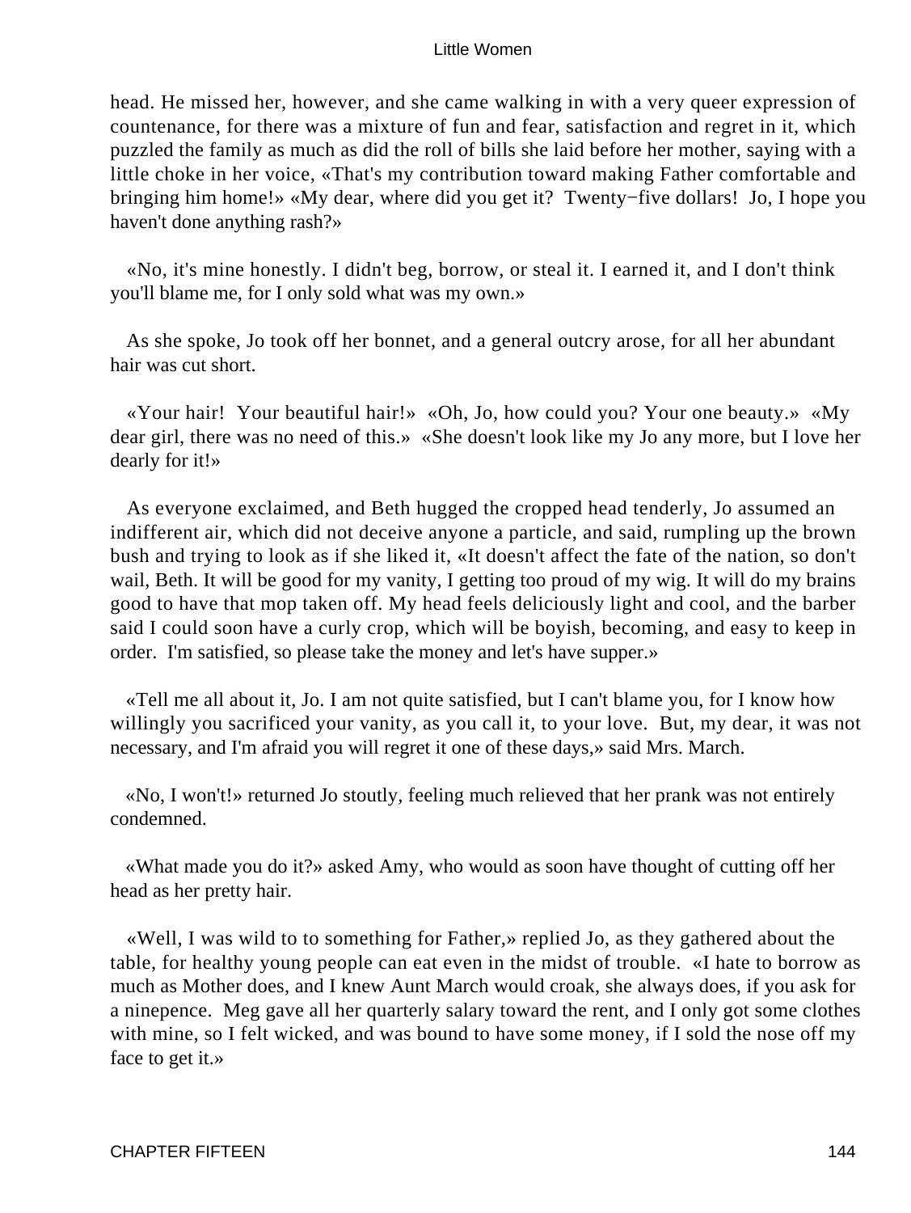head. He missed her, however, and she came walking in with a very queer expression of countenance, for there was a mixture of fun and fear, satisfaction and regret in it, which puzzled the family as much as did the roll of bills she laid before her mother, saying with a little choke in her voice, «That's my contribution toward making Father comfortable and bringing him home!» «My dear, where did you get it? Twenty−five dollars! Jo, I hope you haven't done anything rash?»

«No, it's mine honestly. I didn't beg, borrow, or steal it. I earned it, and I don't think you'll blame me, for I only sold what was my own.»

As she spoke, Jo took off her bonnet, and a general outcry arose, for all her abundant hair was cut short.

«Your hair! Your beautiful hair!» «Oh, Jo, how could you? Your one beauty.» «My dear girl, there was no need of this.» «She doesn't look like my Jo any more, but I love her dearly for it!»

As everyone exclaimed, and Beth hugged the cropped head tenderly, Jo assumed an indifferent air, which did not deceive anyone a particle, and said, rumpling up the brown bush and trying to look as if she liked it, «It doesn't affect the fate of the nation, so don't wail, Beth. It will be good for my vanity, I getting too proud of my wig. It will do my brains good to have that mop taken off. My head feels deliciously light and cool, and the barber said I could soon have a curly crop, which will be boyish, becoming, and easy to keep in order. I'm satisfied, so please take the money and let's have supper.»

«Tell me all about it, Jo. I am not quite satisfied, but I can't blame you, for I know how willingly you sacrificed your vanity, as you call it, to your love. But, my dear, it was not necessary, and I'm afraid you will regret it one of these days,» said Mrs. March.

«No, I won't!» returned Jo stoutly, feeling much relieved that her prank was not entirely condemned.

«What made you do it?» asked Amy, who would as soon have thought of cutting off her head as her pretty hair.

«Well, I was wild to to something for Father,» replied Jo, as they gathered about the table, for healthy young people can eat even in the midst of trouble. «I hate to borrow as much as Mother does, and I knew Aunt March would croak, she always does, if you ask for a ninepence. Meg gave all her quarterly salary toward the rent, and I only got some clothes with mine, so I felt wicked, and was bound to have some money, if I sold the nose off my face to get it.»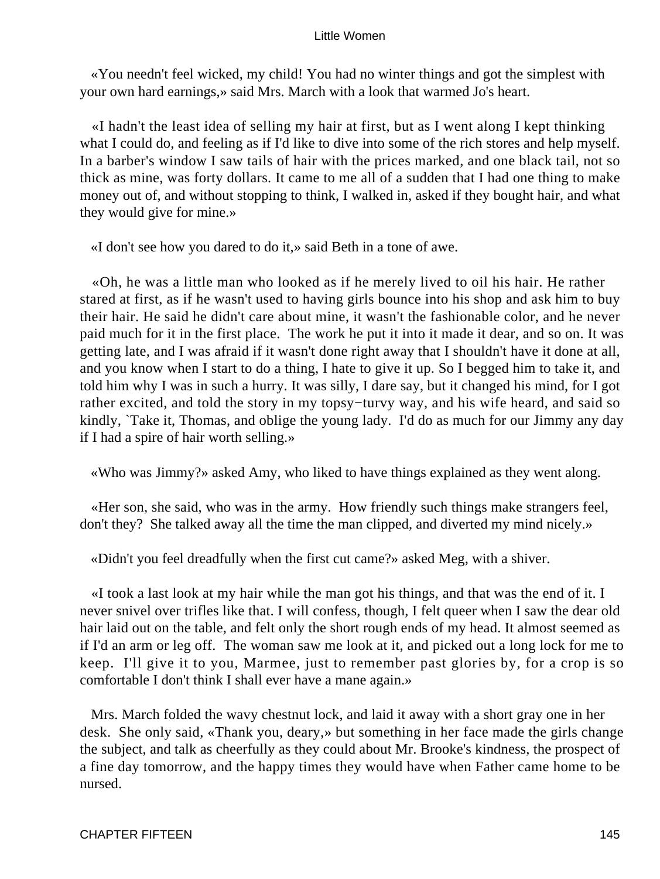«You needn't feel wicked, my child! You had no winter things and got the simplest with your own hard earnings,» said Mrs. March with a look that warmed Jo's heart.

«I hadn't the least idea of selling my hair at first, but as I went along I kept thinking what I could do, and feeling as if I'd like to dive into some of the rich stores and help myself. In a barber's window I saw tails of hair with the prices marked, and one black tail, not so thick as mine, was forty dollars. It came to me all of a sudden that I had one thing to make money out of, and without stopping to think, I walked in, asked if they bought hair, and what they would give for mine.»

«I don't see how you dared to do it,» said Beth in a tone of awe.

«Oh, he was a little man who looked as if he merely lived to oil his hair. He rather stared at first, as if he wasn't used to having girls bounce into his shop and ask him to buy their hair. He said he didn't care about mine, it wasn't the fashionable color, and he never paid much for it in the first place. The work he put it into it made it dear, and so on. It was getting late, and I was afraid if it wasn't done right away that I shouldn't have it done at all, and you know when I start to do a thing, I hate to give it up. So I begged him to take it, and told him why I was in such a hurry. It was silly, I dare say, but it changed his mind, for I got rather excited, and told the story in my topsy−turvy way, and his wife heard, and said so kindly, `Take it, Thomas, and oblige the young lady. I'd do as much for our Jimmy any day if I had a spire of hair worth selling.»

«Who was Jimmy?» asked Amy, who liked to have things explained as they went along.

«Her son, she said, who was in the army. How friendly such things make strangers feel, don't they? She talked away all the time the man clipped, and diverted my mind nicely.»

«Didn't you feel dreadfully when the first cut came?» asked Meg, with a shiver.

«I took a last look at my hair while the man got his things, and that was the end of it. I never snivel over trifles like that. I will confess, though, I felt queer when I saw the dear old hair laid out on the table, and felt only the short rough ends of my head. It almost seemed as if I'd an arm or leg off. The woman saw me look at it, and picked out a long lock for me to keep. I'll give it to you, Marmee, just to remember past glories by, for a crop is so comfortable I don't think I shall ever have a mane again.»

Mrs. March folded the wavy chestnut lock, and laid it away with a short gray one in her desk. She only said, «Thank you, deary,» but something in her face made the girls change the subject, and talk as cheerfully as they could about Mr. Brooke's kindness, the prospect of a fine day tomorrow, and the happy times they would have when Father came home to be nursed.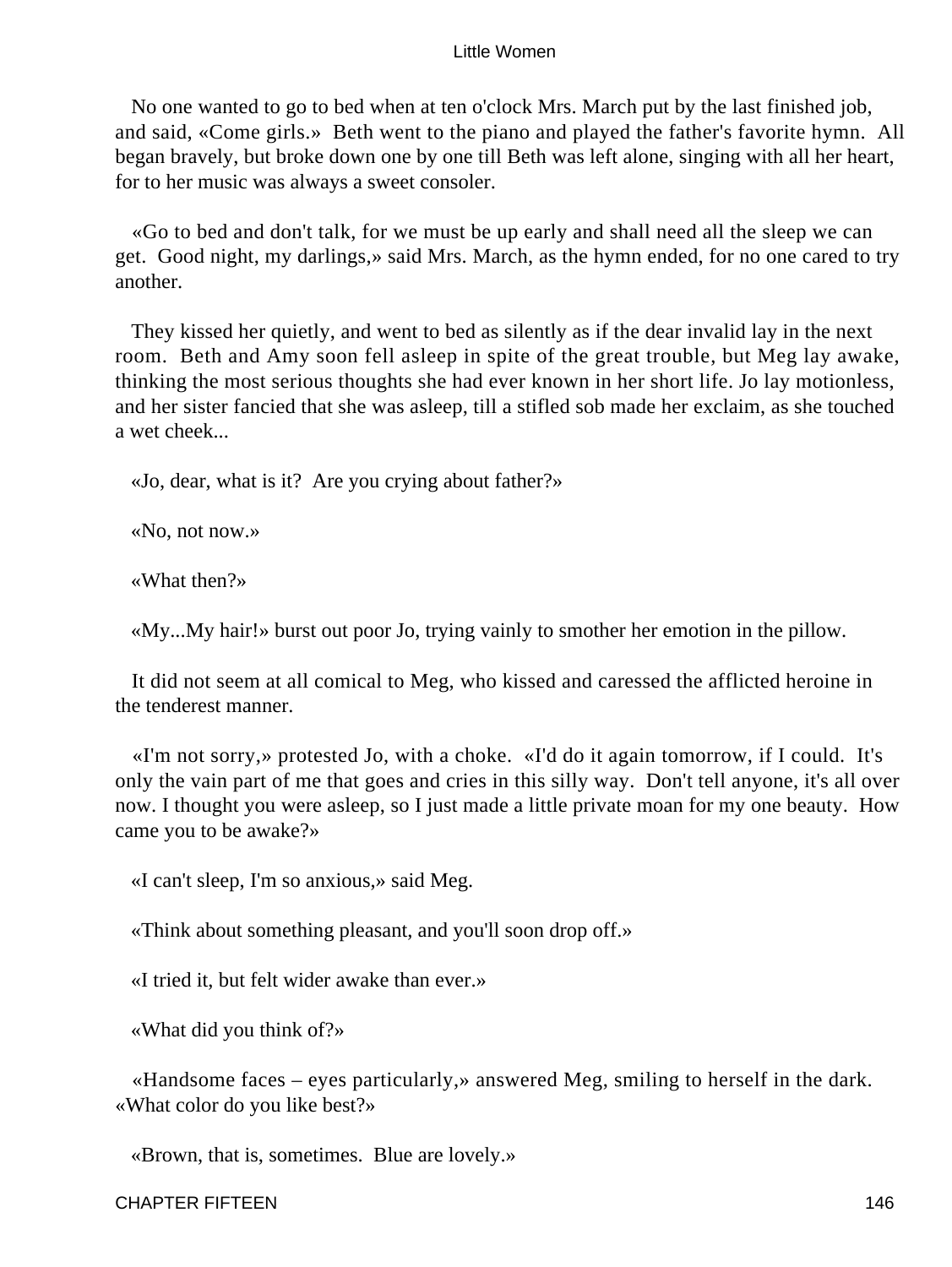No one wanted to go to bed when at ten o'clock Mrs. March put by the last finished job, and said, «Come girls.» Beth went to the piano and played the father's favorite hymn. All began bravely, but broke down one by one till Beth was left alone, singing with all her heart, for to her music was always a sweet consoler.

«Go to bed and don't talk, for we must be up early and shall need all the sleep we can get. Good night, my darlings,» said Mrs. March, as the hymn ended, for no one cared to try another.

They kissed her quietly, and went to bed as silently as if the dear invalid lay in the next room. Beth and Amy soon fell asleep in spite of the great trouble, but Meg lay awake, thinking the most serious thoughts she had ever known in her short life. Jo lay motionless, and her sister fancied that she was asleep, till a stifled sob made her exclaim, as she touched a wet cheek...

«Jo, dear, what is it? Are you crying about father?»

«No, not now.»

«What then?»

«My...My hair!» burst out poor Jo, trying vainly to smother her emotion in the pillow.

It did not seem at all comical to Meg, who kissed and caressed the afflicted heroine in the tenderest manner.

«I'm not sorry,» protested Jo, with a choke. «I'd do it again tomorrow, if I could. It's only the vain part of me that goes and cries in this silly way. Don't tell anyone, it's all over now. I thought you were asleep, so I just made a little private moan for my one beauty. How came you to be awake?»

«I can't sleep, I'm so anxious,» said Meg.

«Think about something pleasant, and you'll soon drop off.»

«I tried it, but felt wider awake than ever.»

«What did you think of?»

«Handsome faces – eyes particularly,» answered Meg, smiling to herself in the dark. «What color do you like best?»

«Brown, that is, sometimes. Blue are lovely.»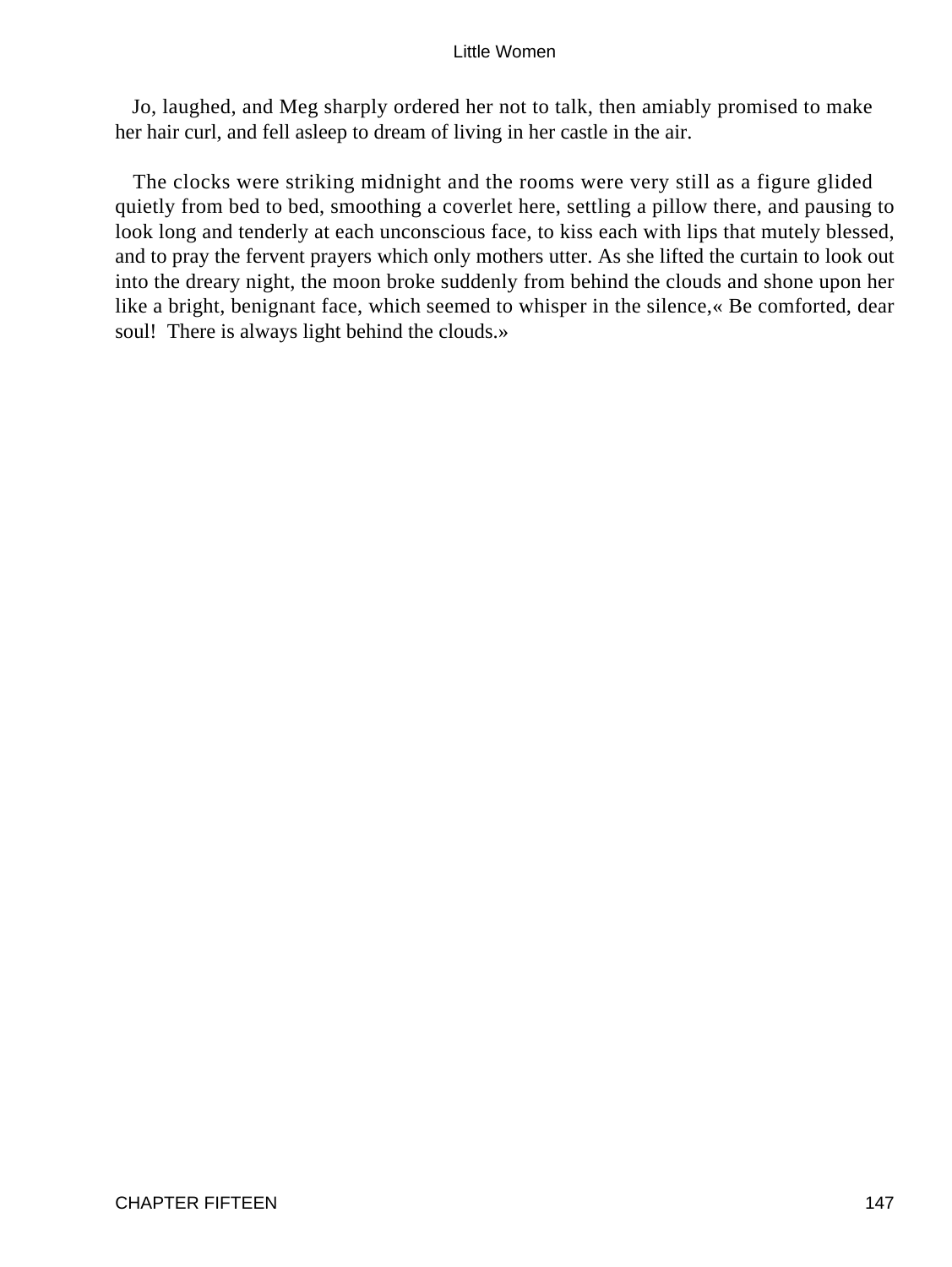Jo, laughed, and Meg sharply ordered her not to talk, then amiably promised to make her hair curl, and fell asleep to dream of living in her castle in the air.

The clocks were striking midnight and the rooms were very still as a figure glided quietly from bed to bed, smoothing a coverlet here, settling a pillow there, and pausing to look long and tenderly at each unconscious face, to kiss each with lips that mutely blessed, and to pray the fervent prayers which only mothers utter. As she lifted the curtain to look out into the dreary night, the moon broke suddenly from behind the clouds and shone upon her like a bright, benignant face, which seemed to whisper in the silence,« Be comforted, dear soul!  There is always light behind the clouds.»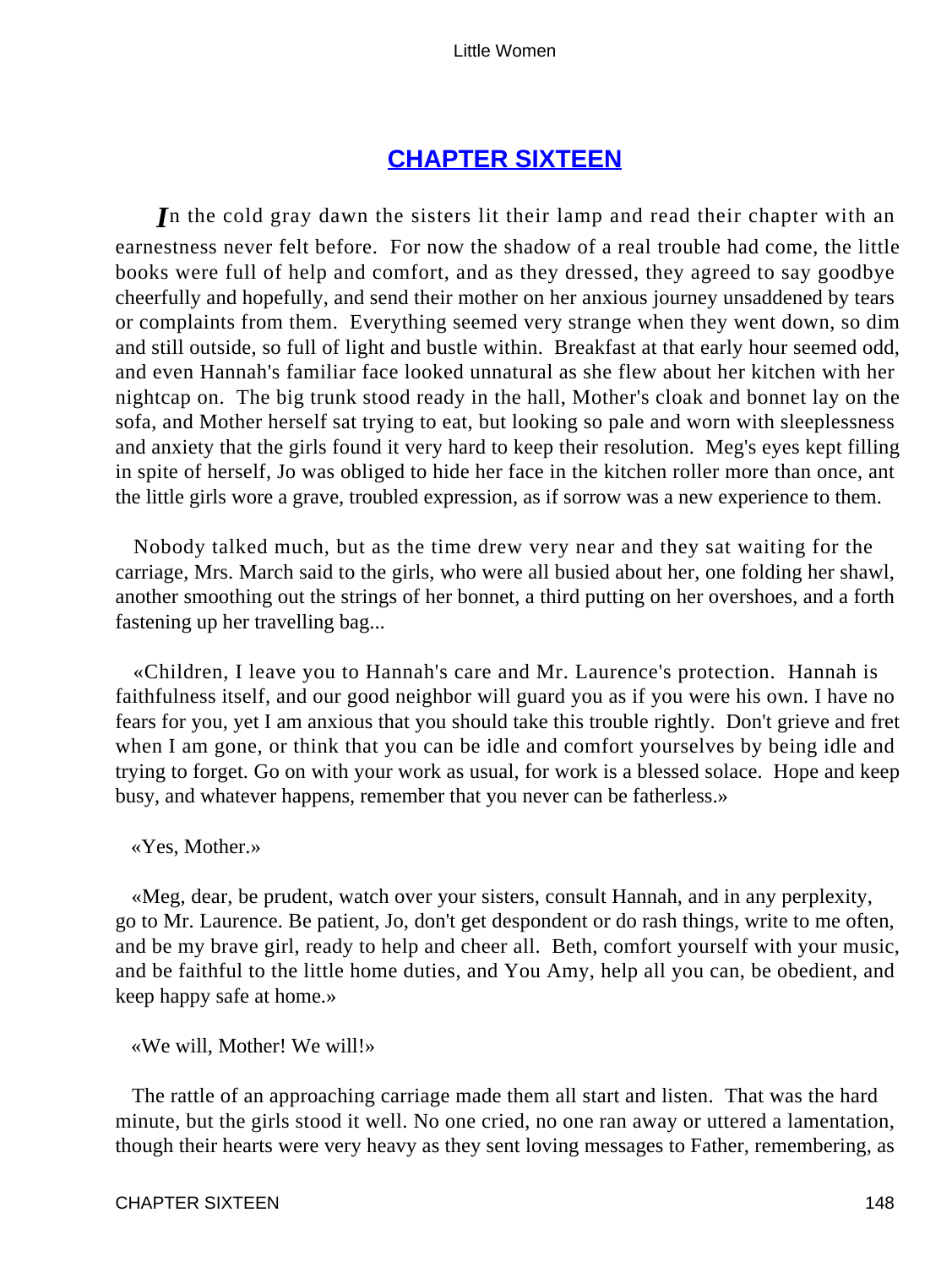## CHAPTER SIXTEEN

*I*n the cold gray dawn the sisters lit their lamp and read their chapter with an earnestness never felt before. For now the shadow of a real trouble had come, the little books were full of help and comfort, and as they dressed, they agreed to say goodbye cheerfully and hopefully, and send their mother on her anxious journey unsaddened by tears or complaints from them. Everything seemed very strange when they went down, so dim and still outside, so full of light and bustle within. Breakfast at that early hour seemed odd, and even Hannah's familiar face looked unnatural as she flew about her kitchen with her nightcap on. The big trunk stood ready in the hall, Mother's cloak and bonnet lay on the sofa, and Mother herself sat trying to eat, but looking so pale and worn with sleeplessness and anxiety that the girls found it very hard to keep their resolution. Meg's eyes kept filling in spite of herself, Jo was obliged to hide her face in the kitchen roller more than once, ant the little girls wore a grave, troubled expression, as if sorrow was a new experience to them.

Nobody talked much, but as the time drew very near and they sat waiting for the carriage, Mrs. March said to the girls, who were all busied about her, one folding her shawl, another smoothing out the strings of her bonnet, a third putting on her overshoes, and a forth fastening up her travelling bag...

«Children, I leave you to Hannah's care and Mr. Laurence's protection. Hannah is faithfulness itself, and our good neighbor will guard you as if you were his own. I have no fears for you, yet I am anxious that you should take this trouble rightly. Don't grieve and fret when I am gone, or think that you can be idle and comfort yourselves by being idle and trying to forget. Go on with your work as usual, for work is a blessed solace. Hope and keep busy, and whatever happens, remember that you never can be fatherless.»

«Yes, Mother.»

«Meg, dear, be prudent, watch over your sisters, consult Hannah, and in any perplexity, go to Mr. Laurence. Be patient, Jo, don't get despondent or do rash things, write to me often, and be my brave girl, ready to help and cheer all. Beth, comfort yourself with your music, and be faithful to the little home duties, and You Amy, help all you can, be obedient, and keep happy safe at home.»

«We will, Mother! We will!»

The rattle of an approaching carriage made them all start and listen. That was the hard minute, but the girls stood it well. No one cried, no one ran away or uttered a lamentation, though their hearts were very heavy as they sent loving messages to Father, remembering, as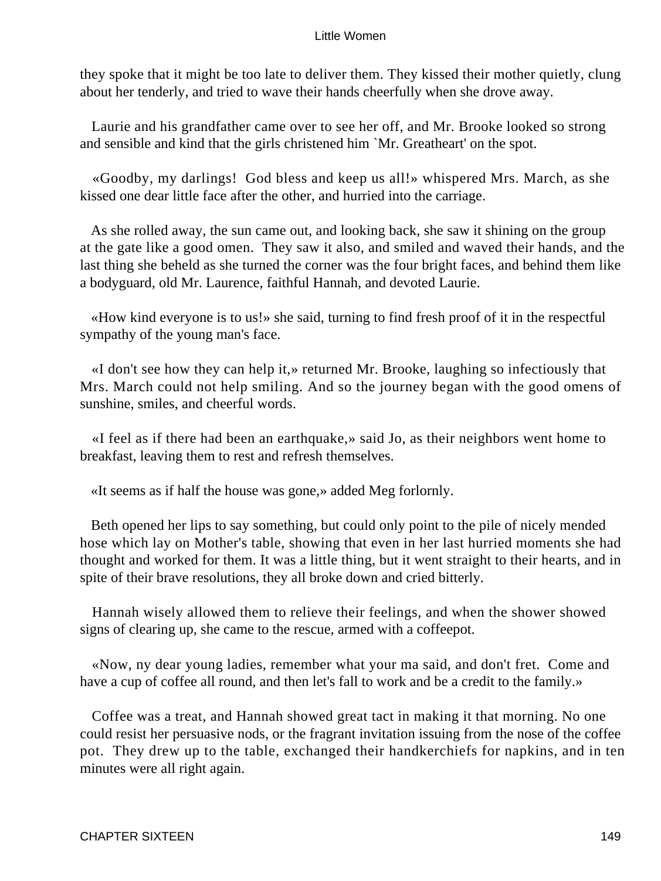they spoke that it might be too late to deliver them. They kissed their mother quietly, clung about her tenderly, and tried to wave their hands cheerfully when she drove away.

Laurie and his grandfather came over to see her off, and Mr. Brooke looked so strong and sensible and kind that the girls christened him `Mr. Greatheart' on the spot.

«Goodby, my darlings! God bless and keep us all!» whispered Mrs. March, as she kissed one dear little face after the other, and hurried into the carriage.

As she rolled away, the sun came out, and looking back, she saw it shining on the group at the gate like a good omen. They saw it also, and smiled and waved their hands, and the last thing she beheld as she turned the corner was the four bright faces, and behind them like a bodyguard, old Mr. Laurence, faithful Hannah, and devoted Laurie.

«How kind everyone is to us!» she said, turning to find fresh proof of it in the respectful sympathy of the young man's face.

«I don't see how they can help it,» returned Mr. Brooke, laughing so infectiously that Mrs. March could not help smiling. And so the journey began with the good omens of sunshine, smiles, and cheerful words.

«I feel as if there had been an earthquake,» said Jo, as their neighbors went home to breakfast, leaving them to rest and refresh themselves.

«It seems as if half the house was gone,» added Meg forlornly.

Beth opened her lips to say something, but could only point to the pile of nicely mended hose which lay on Mother's table, showing that even in her last hurried moments she had thought and worked for them. It was a little thing, but it went straight to their hearts, and in spite of their brave resolutions, they all broke down and cried bitterly.

Hannah wisely allowed them to relieve their feelings, and when the shower showed signs of clearing up, she came to the rescue, armed with a coffeepot.

«Now, ny dear young ladies, remember what your ma said, and don't fret. Come and have a cup of coffee all round, and then let's fall to work and be a credit to the family.»

Coffee was a treat, and Hannah showed great tact in making it that morning. No one could resist her persuasive nods, or the fragrant invitation issuing from the nose of the coffee pot. They drew up to the table, exchanged their handkerchiefs for napkins, and in ten minutes were all right again.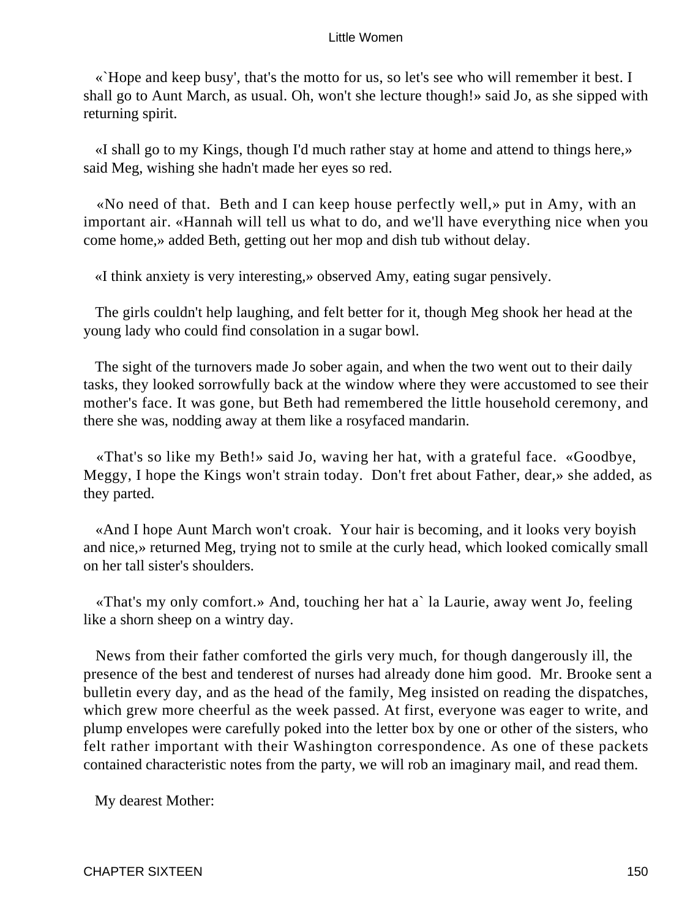«`Hope and keep busy', that's the motto for us, so let's see who will remember it best. I shall go to Aunt March, as usual. Oh, won't she lecture though!» said Jo, as she sipped with returning spirit.

«I shall go to my Kings, though I'd much rather stay at home and attend to things here,» said Meg, wishing she hadn't made her eyes so red.

«No need of that. Beth and I can keep house perfectly well,» put in Amy, with an important air. «Hannah will tell us what to do, and we'll have everything nice when you come home,» added Beth, getting out her mop and dish tub without delay.

«I think anxiety is very interesting,» observed Amy, eating sugar pensively.

The girls couldn't help laughing, and felt better for it, though Meg shook her head at the young lady who could find consolation in a sugar bowl.

The sight of the turnovers made Jo sober again, and when the two went out to their daily tasks, they looked sorrowfully back at the window where they were accustomed to see their mother's face. It was gone, but Beth had remembered the little household ceremony, and there she was, nodding away at them like a rosyfaced mandarin.

«That's so like my Beth!» said Jo, waving her hat, with a grateful face. «Goodbye, Meggy, I hope the Kings won't strain today. Don't fret about Father, dear,» she added, as they parted.

«And I hope Aunt March won't croak. Your hair is becoming, and it looks very boyish and nice,» returned Meg, trying not to smile at the curly head, which looked comically small on her tall sister's shoulders.

«That's my only comfort.» And, touching her hat a` la Laurie, away went Jo, feeling like a shorn sheep on a wintry day.

News from their father comforted the girls very much, for though dangerously ill, the presence of the best and tenderest of nurses had already done him good. Mr. Brooke sent a bulletin every day, and as the head of the family, Meg insisted on reading the dispatches, which grew more cheerful as the week passed. At first, everyone was eager to write, and plump envelopes were carefully poked into the letter box by one or other of the sisters, who felt rather important with their Washington correspondence. As one of these packets contained characteristic notes from the party, we will rob an imaginary mail, and read them.

My dearest Mother: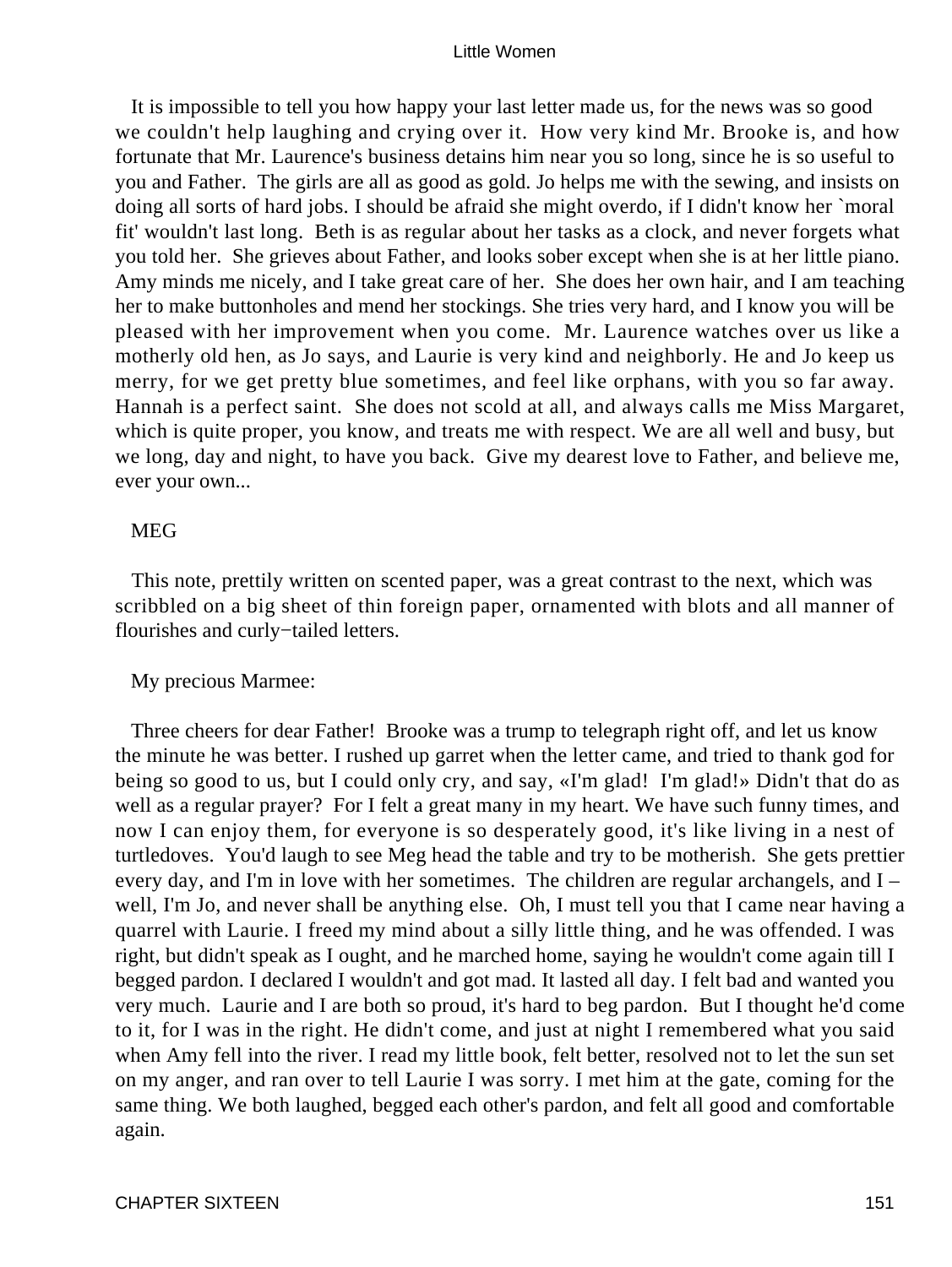It is impossible to tell you how happy your last letter made us, for the news was so good we couldn't help laughing and crying over it. How very kind Mr. Brooke is, and how fortunate that Mr. Laurence's business detains him near you so long, since he is so useful to you and Father. The girls are all as good as gold. Jo helps me with the sewing, and insists on doing all sorts of hard jobs. I should be afraid she might overdo, if I didn't know her `moral fit' wouldn't last long. Beth is as regular about her tasks as a clock, and never forgets what you told her. She grieves about Father, and looks sober except when she is at her little piano. Amy minds me nicely, and I take great care of her. She does her own hair, and I am teaching her to make buttonholes and mend her stockings. She tries very hard, and I know you will be pleased with her improvement when you come. Mr. Laurence watches over us like a motherly old hen, as Jo says, and Laurie is very kind and neighborly. He and Jo keep us merry, for we get pretty blue sometimes, and feel like orphans, with you so far away. Hannah is a perfect saint. She does not scold at all, and always calls me Miss Margaret, which is quite proper, you know, and treats me with respect. We are all well and busy, but we long, day and night, to have you back. Give my dearest love to Father, and believe me, ever your own...

MEG

This note, prettily written on scented paper, was a great contrast to the next, which was scribbled on a big sheet of thin foreign paper, ornamented with blots and all manner of flourishes and curly−tailed letters.

My precious Marmee:

Three cheers for dear Father! Brooke was a trump to telegraph right off, and let us know the minute he was better. I rushed up garret when the letter came, and tried to thank god for being so good to us, but I could only cry, and say, «I'm glad! I'm glad!» Didn't that do as well as a regular prayer? For I felt a great many in my heart. We have such funny times, and now I can enjoy them, for everyone is so desperately good, it's like living in a nest of turtledoves. You'd laugh to see Meg head the table and try to be motherish. She gets prettier every day, and I'm in love with her sometimes. The children are regular archangels, and I – well, I'm Jo, and never shall be anything else. Oh, I must tell you that I came near having a quarrel with Laurie. I freed my mind about a silly little thing, and he was offended. I was right, but didn't speak as I ought, and he marched home, saying he wouldn't come again till I begged pardon. I declared I wouldn't and got mad. It lasted all day. I felt bad and wanted you very much. Laurie and I are both so proud, it's hard to beg pardon. But I thought he'd come to it, for I was in the right. He didn't come, and just at night I remembered what you said when Amy fell into the river. I read my little book, felt better, resolved not to let the sun set on my anger, and ran over to tell Laurie I was sorry. I met him at the gate, coming for the same thing. We both laughed, begged each other's pardon, and felt all good and comfortable again.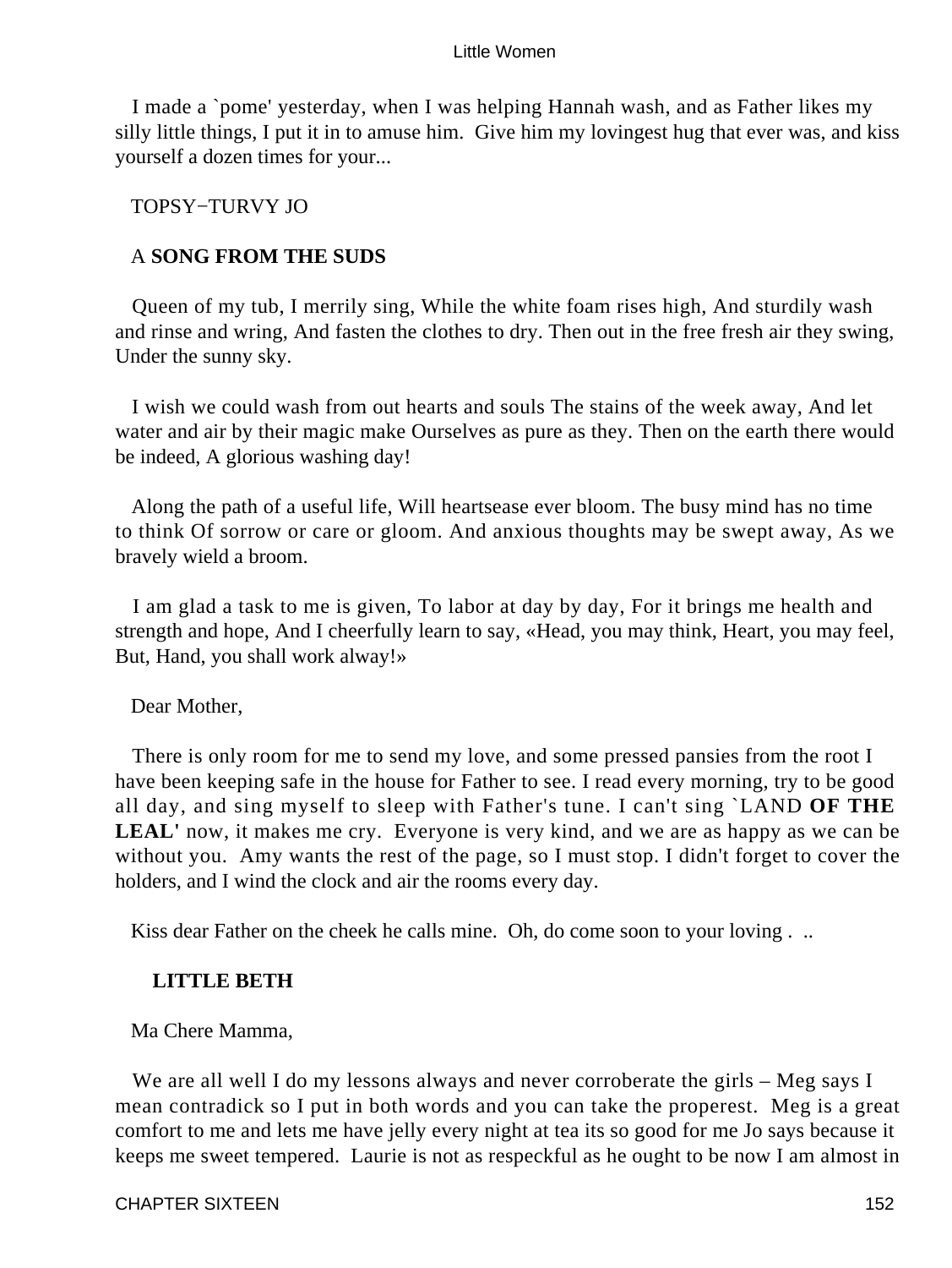I made a `pome' yesterday, when I was helping Hannah wash, and as Father likes my silly little things, I put it in to amuse him. Give him my lovingest hug that ever was, and kiss yourself a dozen times for your...

TOPSY−TURVY JO

A **SONG FROM THE SUDS**

Queen of my tub, I merrily sing, While the white foam rises high, And sturdily wash and rinse and wring, And fasten the clothes to dry. Then out in the free fresh air they swing, Under the sunny sky.

I wish we could wash from out hearts and souls The stains of the week away, And let water and air by their magic make Ourselves as pure as they. Then on the earth there would be indeed, A glorious washing day!

Along the path of a useful life, Will heartsease ever bloom. The busy mind has no time to think Of sorrow or care or gloom. And anxious thoughts may be swept away, As we bravely wield a broom.

I am glad a task to me is given, To labor at day by day, For it brings me health and strength and hope, And I cheerfully learn to say, «Head, you may think, Heart, you may feel, But, Hand, you shall work alway!»

Dear Mother,

There is only room for me to send my love, and some pressed pansies from the root I have been keeping safe in the house for Father to see. I read every morning, try to be good all day, and sing myself to sleep with Father's tune. I can't sing `LAND **OF THE LEAL'** now, it makes me cry. Everyone is very kind, and we are as happy as we can be without you. Amy wants the rest of the page, so I must stop. I didn't forget to cover the holders, and I wind the clock and air the rooms every day.

Kiss dear Father on the cheek he calls mine. Oh, do come soon to your loving . ..

**LITTLE BETH**

Ma Chere Mamma,

We are all well I do my lessons always and never corroberate the girls – Meg says I mean contradick so I put in both words and you can take the properest. Meg is a great comfort to me and lets me have jelly every night at tea its so good for me Jo says because it keeps me sweet tempered. Laurie is not as respeckful as he ought to be now I am almost in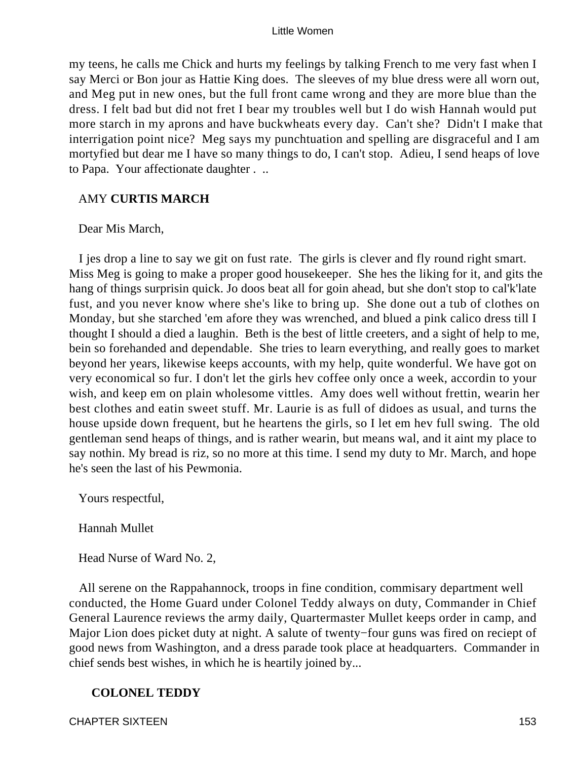my teens, he calls me Chick and hurts my feelings by talking French to me very fast when I say Merci or Bon jour as Hattie King does. The sleeves of my blue dress were all worn out, and Meg put in new ones, but the full front came wrong and they are more blue than the dress. I felt bad but did not fret I bear my troubles well but I do wish Hannah would put more starch in my aprons and have buckwheats every day. Can't she? Didn't I make that interrigation point nice? Meg says my punchtuation and spelling are disgraceful and I am mortyfied but dear me I have so many things to do, I can't stop. Adieu, I send heaps of love to Papa. Your affectionate daughter . ..

AMY **CURTIS MARCH**

Dear Mis March,

I jes drop a line to say we git on fust rate. The girls is clever and fly round right smart. Miss Meg is going to make a proper good housekeeper. She hes the liking for it, and gits the hang of things surprisin quick. Jo doos beat all for goin ahead, but she don't stop to cal'k'late fust, and you never know where she's like to bring up. She done out a tub of clothes on Monday, but she starched 'em afore they was wrenched, and blued a pink calico dress till I thought I should a died a laughin. Beth is the best of little creeters, and a sight of help to me, bein so forehanded and dependable. She tries to learn everything, and really goes to market beyond her years, likewise keeps accounts, with my help, quite wonderful. We have got on very economical so fur. I don't let the girls hev coffee only once a week, accordin to your wish, and keep em on plain wholesome vittles. Amy does well without frettin, wearin her best clothes and eatin sweet stuff. Mr. Laurie is as full of didoes as usual, and turns the house upside down frequent, but he heartens the girls, so I let em hev full swing. The old gentleman send heaps of things, and is rather wearin, but means wal, and it aint my place to say nothin. My bread is riz, so no more at this time. I send my duty to Mr. March, and hope he's seen the last of his Pewmonia.

Yours respectful,

Hannah Mullet

Head Nurse of Ward No. 2,

All serene on the Rappahannock, troops in fine condition, commisary department well conducted, the Home Guard under Colonel Teddy always on duty, Commander in Chief General Laurence reviews the army daily, Quartermaster Mullet keeps order in camp, and Major Lion does picket duty at night. A salute of twenty−four guns was fired on reciept of good news from Washington, and a dress parade took place at headquarters. Commander in chief sends best wishes, in which he is heartily joined by...

**COLONEL TEDDY**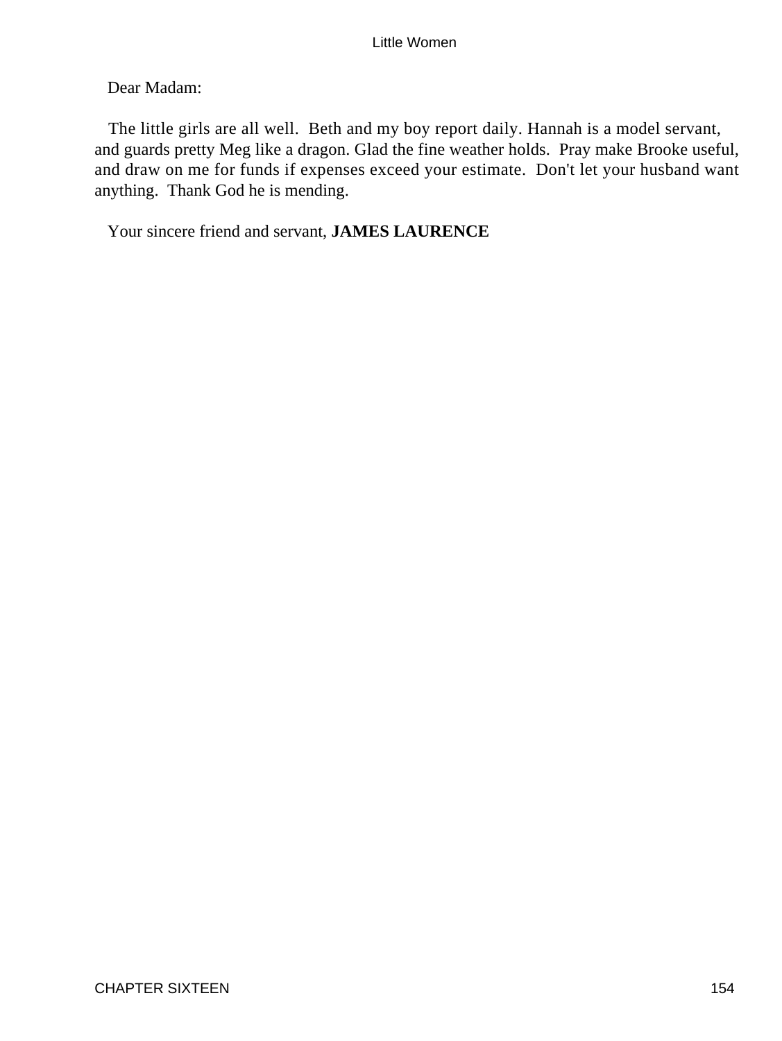Dear Madam:

The little girls are all well. Beth and my boy report daily. Hannah is a model servant, and guards pretty Meg like a dragon. Glad the fine weather holds. Pray make Brooke useful, and draw on me for funds if expenses exceed your estimate. Don't let your husband want anything. Thank God he is mending.

Your sincere friend and servant, **JAMES LAURENCE**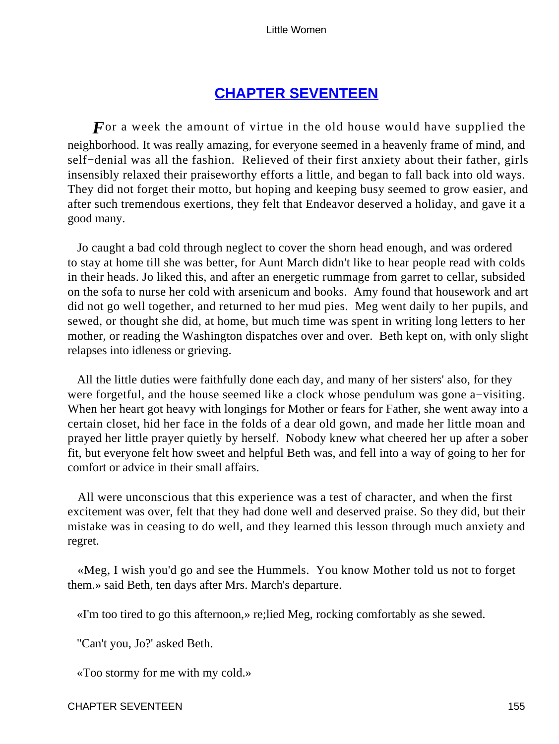## CHAPTER SEVENTEEN

*F*or a week the amount of virtue in the old house would have supplied the neighborhood. It was really amazing, for everyone seemed in a heavenly frame of mind, and self−denial was all the fashion. Relieved of their first anxiety about their father, girls insensibly relaxed their praiseworthy efforts a little, and began to fall back into old ways. They did not forget their motto, but hoping and keeping busy seemed to grow easier, and after such tremendous exertions, they felt that Endeavor deserved a holiday, and gave it a good many.

Jo caught a bad cold through neglect to cover the shorn head enough, and was ordered to stay at home till she was better, for Aunt March didn't like to hear people read with colds in their heads. Jo liked this, and after an energetic rummage from garret to cellar, subsided on the sofa to nurse her cold with arsenicum and books. Amy found that housework and art did not go well together, and returned to her mud pies. Meg went daily to her pupils, and sewed, or thought she did, at home, but much time was spent in writing long letters to her mother, or reading the Washington dispatches over and over. Beth kept on, with only slight relapses into idleness or grieving.

All the little duties were faithfully done each day, and many of her sisters' also, for they were forgetful, and the house seemed like a clock whose pendulum was gone a−visiting. When her heart got heavy with longings for Mother or fears for Father, she went away into a certain closet, hid her face in the folds of a dear old gown, and made her little moan and prayed her little prayer quietly by herself. Nobody knew what cheered her up after a sober fit, but everyone felt how sweet and helpful Beth was, and fell into a way of going to her for comfort or advice in their small affairs.

All were unconscious that this experience was a test of character, and when the first excitement was over, felt that they had done well and deserved praise. So they did, but their mistake was in ceasing to do well, and they learned this lesson through much anxiety and regret.

«Meg, I wish you'd go and see the Hummels. You know Mother told us not to forget them.» said Beth, ten days after Mrs. March's departure.

«I'm too tired to go this afternoon,» re;lied Meg, rocking comfortably as she sewed.

"Can't you, Jo?' asked Beth.

«Too stormy for me with my cold.»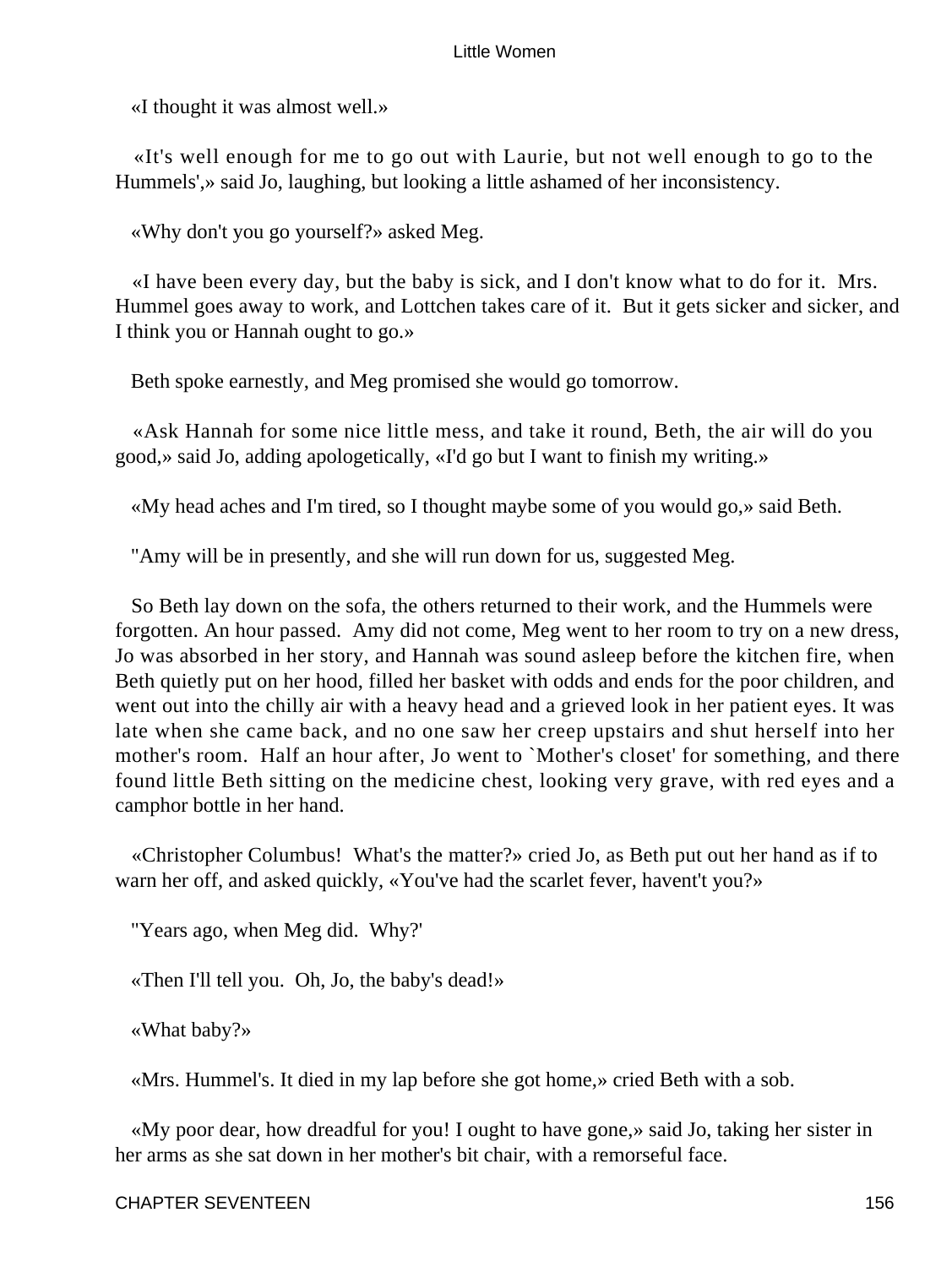«I thought it was almost well.»

«It's well enough for me to go out with Laurie, but not well enough to go to the Hummels',» said Jo, laughing, but looking a little ashamed of her inconsistency.

«Why don't you go yourself?» asked Meg.

«I have been every day, but the baby is sick, and I don't know what to do for it. Mrs. Hummel goes away to work, and Lottchen takes care of it. But it gets sicker and sicker, and I think you or Hannah ought to go.»

Beth spoke earnestly, and Meg promised she would go tomorrow.

«Ask Hannah for some nice little mess, and take it round, Beth, the air will do you good,» said Jo, adding apologetically, «I'd go but I want to finish my writing.»

«My head aches and I'm tired, so I thought maybe some of you would go,» said Beth.

"Amy will be in presently, and she will run down for us, suggested Meg.

So Beth lay down on the sofa, the others returned to their work, and the Hummels were forgotten. An hour passed. Amy did not come, Meg went to her room to try on a new dress, Jo was absorbed in her story, and Hannah was sound asleep before the kitchen fire, when Beth quietly put on her hood, filled her basket with odds and ends for the poor children, and went out into the chilly air with a heavy head and a grieved look in her patient eyes. It was late when she came back, and no one saw her creep upstairs and shut herself into her mother's room. Half an hour after, Jo went to `Mother's closet' for something, and there found little Beth sitting on the medicine chest, looking very grave, with red eyes and a camphor bottle in her hand.

«Christopher Columbus! What's the matter?» cried Jo, as Beth put out her hand as if to warn her off, and asked quickly, «You've had the scarlet fever, havent't you?»

"Years ago, when Meg did. Why?'

«Then I'll tell you. Oh, Jo, the baby's dead!»

«What baby?»

«Mrs. Hummel's. It died in my lap before she got home,» cried Beth with a sob.

«My poor dear, how dreadful for you! I ought to have gone,» said Jo, taking her sister in her arms as she sat down in her mother's bit chair, with a remorseful face.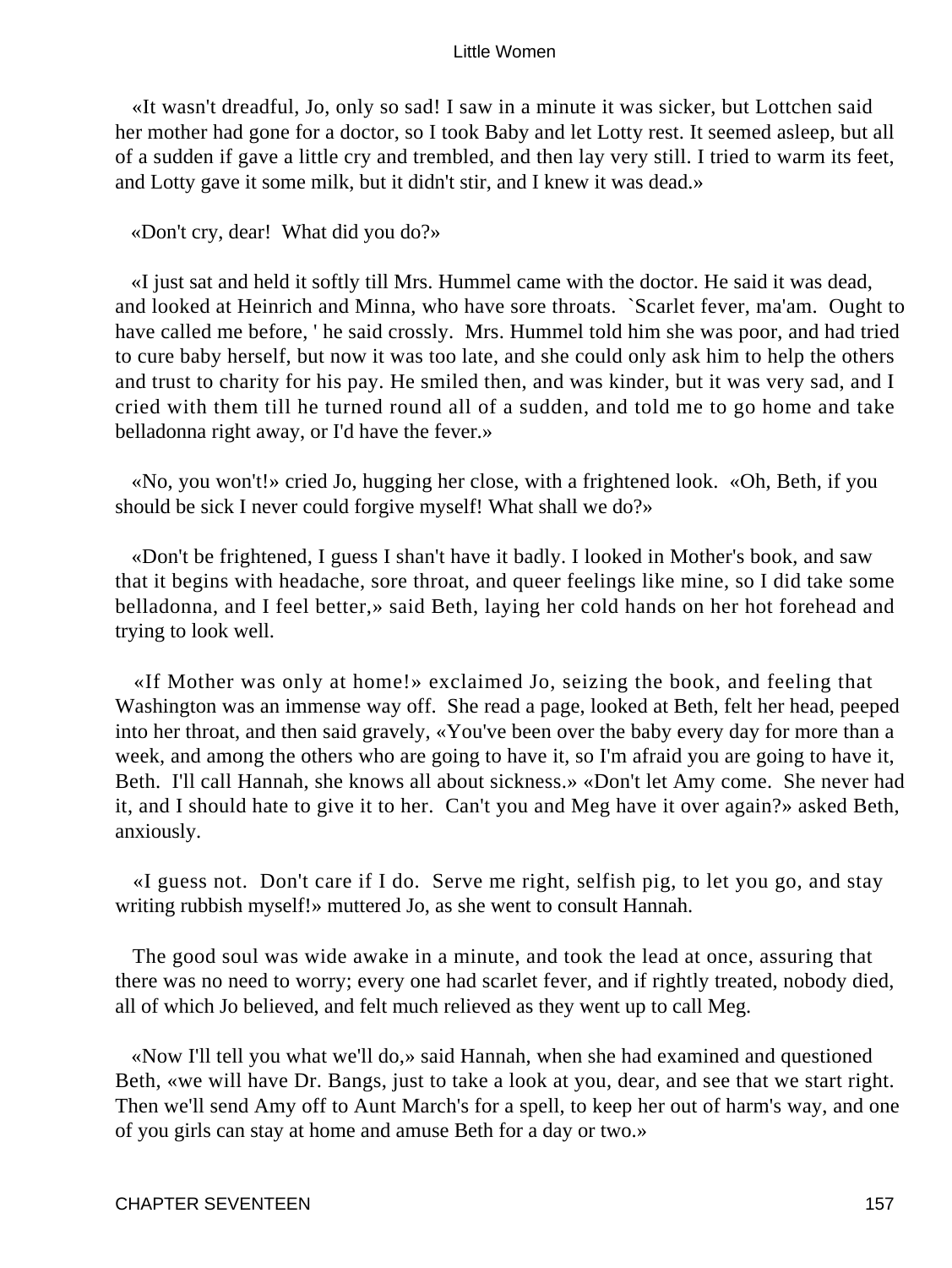«It wasn't dreadful, Jo, only so sad! I saw in a minute it was sicker, but Lottchen said her mother had gone for a doctor, so I took Baby and let Lotty rest. It seemed asleep, but all of a sudden if gave a little cry and trembled, and then lay very still. I tried to warm its feet, and Lotty gave it some milk, but it didn't stir, and I knew it was dead.»

«Don't cry, dear!  What did you do?»

«I just sat and held it softly till Mrs. Hummel came with the doctor. He said it was dead, and looked at Heinrich and Minna, who have sore throats.  `Scarlet fever, ma'am.  Ought to have called me before, ' he said crossly.  Mrs. Hummel told him she was poor, and had tried to cure baby herself, but now it was too late, and she could only ask him to help the others and trust to charity for his pay. He smiled then, and was kinder, but it was very sad, and I cried with them till he turned round all of a sudden, and told me to go home and take belladonna right away, or I'd have the fever.»

«No, you won't!» cried Jo, hugging her close, with a frightened look.  «Oh, Beth, if you should be sick I never could forgive myself! What shall we do?»

«Don't be frightened, I guess I shan't have it badly. I looked in Mother's book, and saw that it begins with headache, sore throat, and queer feelings like mine, so I did take some belladonna, and I feel better,» said Beth, laying her cold hands on her hot forehead and trying to look well.

«If Mother was only at home!» exclaimed Jo, seizing the book, and feeling that Washington was an immense way off.  She read a page, looked at Beth, felt her head, peeped into her throat, and then said gravely, «You've been over the baby every day for more than a week, and among the others who are going to have it, so I'm afraid you are going to have it, Beth.  I'll call Hannah, she knows all about sickness.» «Don't let Amy come.  She never had it, and I should hate to give it to her.  Can't you and Meg have it over again?» asked Beth, anxiously.

«I guess not.  Don't care if I do.  Serve me right, selfish pig, to let you go, and stay writing rubbish myself!» muttered Jo, as she went to consult Hannah.

The good soul was wide awake in a minute, and took the lead at once, assuring that there was no need to worry; every one had scarlet fever, and if rightly treated, nobody died, all of which Jo believed, and felt much relieved as they went up to call Meg.

«Now I'll tell you what we'll do,» said Hannah, when she had examined and questioned Beth, «we will have Dr. Bangs, just to take a look at you, dear, and see that we start right. Then we'll send Amy off to Aunt March's for a spell, to keep her out of harm's way, and one of you girls can stay at home and amuse Beth for a day or two.»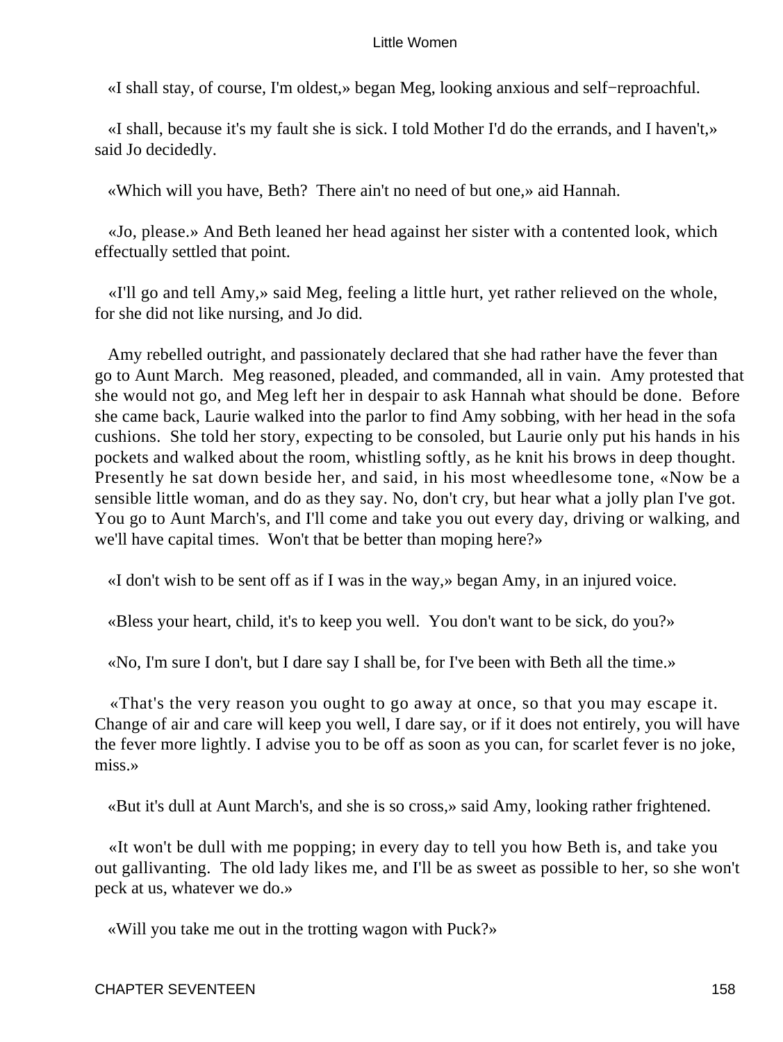«I shall stay, of course, I'm oldest,» began Meg, looking anxious and self−reproachful.

«I shall, because it's my fault she is sick. I told Mother I'd do the errands, and I haven't,» said Jo decidedly.

«Which will you have, Beth? There ain't no need of but one,» aid Hannah.

«Jo, please.» And Beth leaned her head against her sister with a contented look, which effectually settled that point.

«I'll go and tell Amy,» said Meg, feeling a little hurt, yet rather relieved on the whole, for she did not like nursing, and Jo did.

Amy rebelled outright, and passionately declared that she had rather have the fever than go to Aunt March. Meg reasoned, pleaded, and commanded, all in vain. Amy protested that she would not go, and Meg left her in despair to ask Hannah what should be done. Before she came back, Laurie walked into the parlor to find Amy sobbing, with her head in the sofa cushions. She told her story, expecting to be consoled, but Laurie only put his hands in his pockets and walked about the room, whistling softly, as he knit his brows in deep thought. Presently he sat down beside her, and said, in his most wheedlesome tone, «Now be a sensible little woman, and do as they say. No, don't cry, but hear what a jolly plan I've got. You go to Aunt March's, and I'll come and take you out every day, driving or walking, and we'll have capital times. Won't that be better than moping here?»

«I don't wish to be sent off as if I was in the way,» began Amy, in an injured voice.

«Bless your heart, child, it's to keep you well. You don't want to be sick, do you?»

«No, I'm sure I don't, but I dare say I shall be, for I've been with Beth all the time.»

«That's the very reason you ought to go away at once, so that you may escape it. Change of air and care will keep you well, I dare say, or if it does not entirely, you will have the fever more lightly. I advise you to be off as soon as you can, for scarlet fever is no joke, miss.»

«But it's dull at Aunt March's, and she is so cross,» said Amy, looking rather frightened.

«It won't be dull with me popping; in every day to tell you how Beth is, and take you out gallivanting. The old lady likes me, and I'll be as sweet as possible to her, so she won't peck at us, whatever we do.»

«Will you take me out in the trotting wagon with Puck?»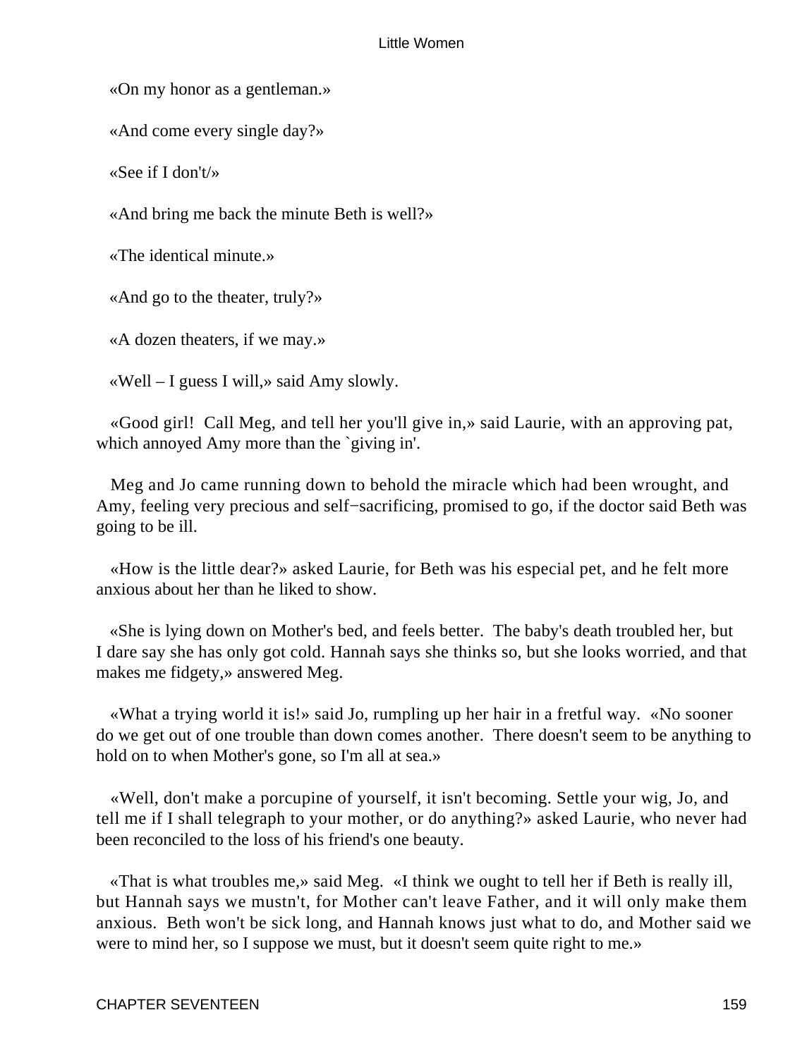«On my honor as a gentleman.»

«And come every single day?»

«See if I don't/»

«And bring me back the minute Beth is well?»

«The identical minute.»

«And go to the theater, truly?»

«A dozen theaters, if we may.»

«Well – I guess I will,» said Amy slowly.

«Good girl! Call Meg, and tell her you'll give in,» said Laurie, with an approving pat, which annoyed Amy more than the `giving in'.

Meg and Jo came running down to behold the miracle which had been wrought, and Amy, feeling very precious and self−sacrificing, promised to go, if the doctor said Beth was going to be ill.

«How is the little dear?» asked Laurie, for Beth was his especial pet, and he felt more anxious about her than he liked to show.

«She is lying down on Mother's bed, and feels better. The baby's death troubled her, but I dare say she has only got cold. Hannah says she thinks so, but she looks worried, and that makes me fidgety,» answered Meg.

«What a trying world it is!» said Jo, rumpling up her hair in a fretful way. «No sooner do we get out of one trouble than down comes another. There doesn't seem to be anything to hold on to when Mother's gone, so I'm all at sea.»

«Well, don't make a porcupine of yourself, it isn't becoming. Settle your wig, Jo, and tell me if I shall telegraph to your mother, or do anything?» asked Laurie, who never had been reconciled to the loss of his friend's one beauty.

«That is what troubles me,» said Meg. «I think we ought to tell her if Beth is really ill, but Hannah says we mustn't, for Mother can't leave Father, and it will only make them anxious. Beth won't be sick long, and Hannah knows just what to do, and Mother said we were to mind her, so I suppose we must, but it doesn't seem quite right to me.»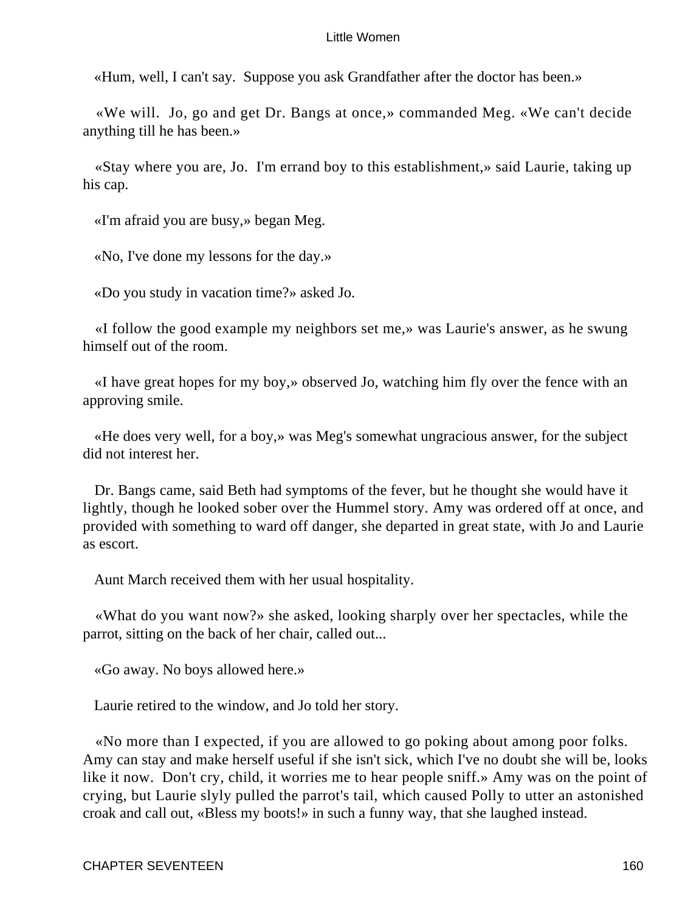«Hum, well, I can't say. Suppose you ask Grandfather after the doctor has been.»

«We will. Jo, go and get Dr. Bangs at once,» commanded Meg. «We can't decide anything till he has been.»

«Stay where you are, Jo. I'm errand boy to this establishment,» said Laurie, taking up his cap.

«I'm afraid you are busy,» began Meg.

«No, I've done my lessons for the day.»

«Do you study in vacation time?» asked Jo.

«I follow the good example my neighbors set me,» was Laurie's answer, as he swung himself out of the room.

«I have great hopes for my boy,» observed Jo, watching him fly over the fence with an approving smile.

«He does very well, for a boy,» was Meg's somewhat ungracious answer, for the subject did not interest her.

Dr. Bangs came, said Beth had symptoms of the fever, but he thought she would have it lightly, though he looked sober over the Hummel story. Amy was ordered off at once, and provided with something to ward off danger, she departed in great state, with Jo and Laurie as escort.

Aunt March received them with her usual hospitality.

«What do you want now?» she asked, looking sharply over her spectacles, while the parrot, sitting on the back of her chair, called out...

«Go away. No boys allowed here.»

Laurie retired to the window, and Jo told her story.

«No more than I expected, if you are allowed to go poking about among poor folks. Amy can stay and make herself useful if she isn't sick, which I've no doubt she will be, looks like it now. Don't cry, child, it worries me to hear people sniff.» Amy was on the point of crying, but Laurie slyly pulled the parrot's tail, which caused Polly to utter an astonished croak and call out, «Bless my boots!» in such a funny way, that she laughed instead.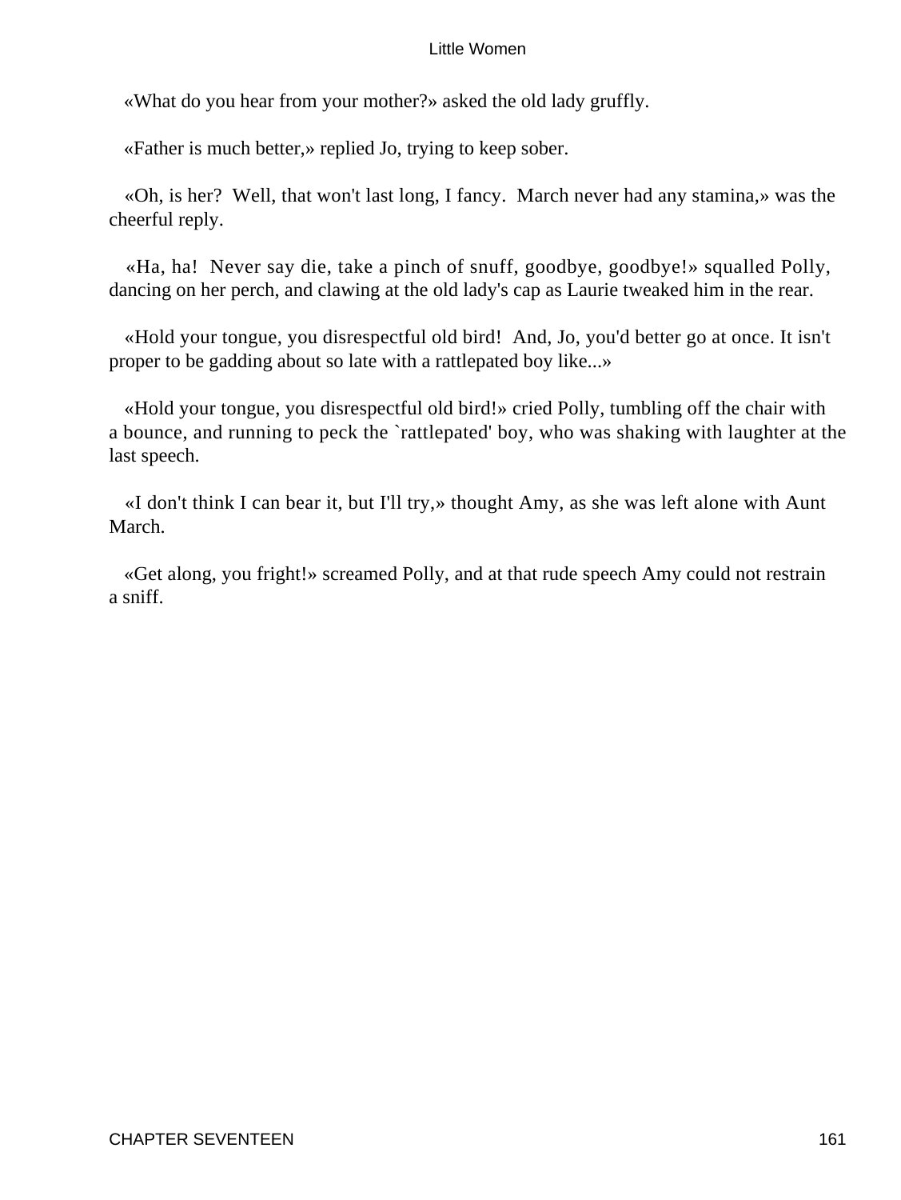«What do you hear from your mother?» asked the old lady gruffly.

«Father is much better,» replied Jo, trying to keep sober.

«Oh, is her? Well, that won't last long, I fancy. March never had any stamina,» was the cheerful reply.

«Ha, ha! Never say die, take a pinch of snuff, goodbye, goodbye!» squalled Polly, dancing on her perch, and clawing at the old lady's cap as Laurie tweaked him in the rear.

«Hold your tongue, you disrespectful old bird! And, Jo, you'd better go at once. It isn't proper to be gadding about so late with a rattlepated boy like...»

«Hold your tongue, you disrespectful old bird!» cried Polly, tumbling off the chair with a bounce, and running to peck the `rattlepated' boy, who was shaking with laughter at the last speech.

«I don't think I can bear it, but I'll try,» thought Amy, as she was left alone with Aunt March.

«Get along, you fright!» screamed Polly, and at that rude speech Amy could not restrain a sniff.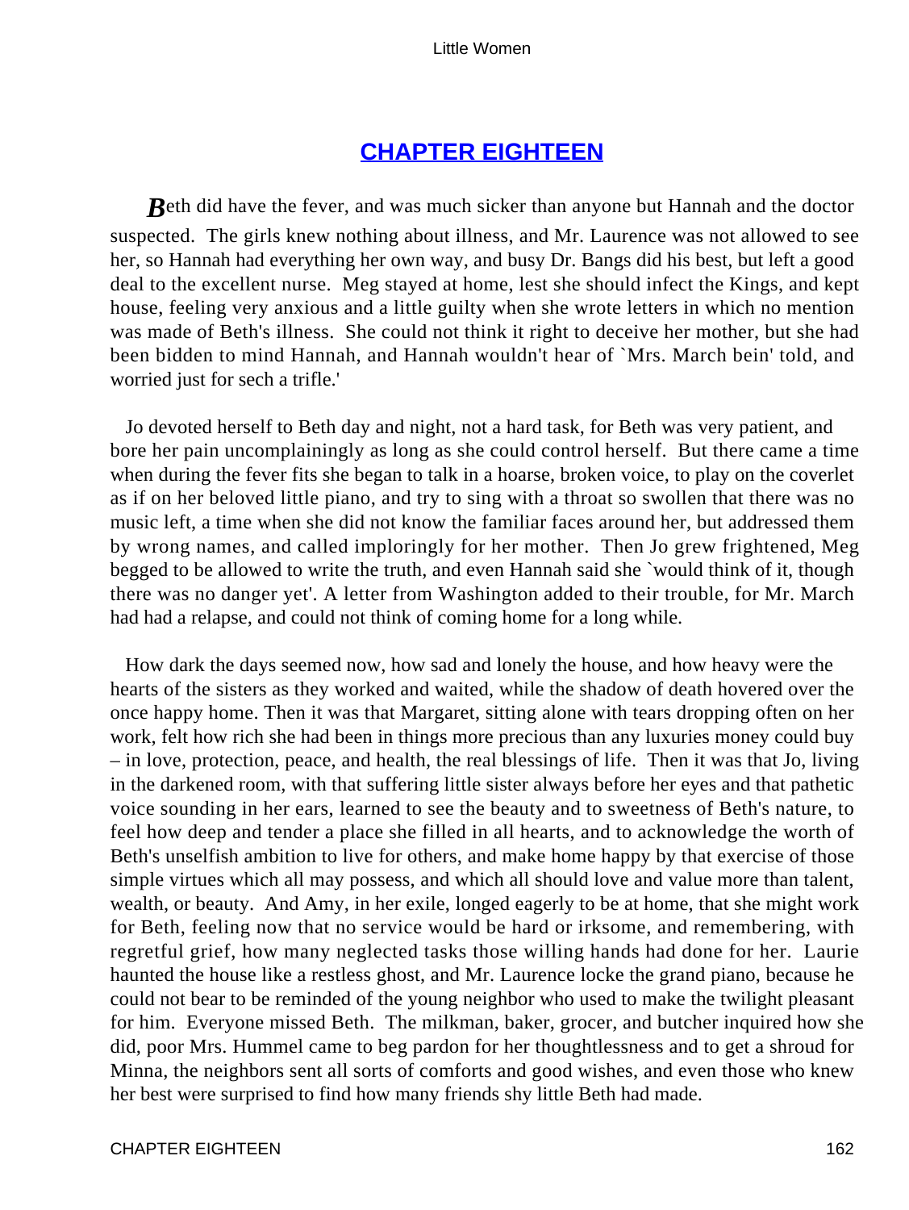## [CHAPTER EIGHTEEN]()

*B*eth did have the fever, and was much sicker than anyone but Hannah and the doctor suspected. The girls knew nothing about illness, and Mr. Laurence was not allowed to see her, so Hannah had everything her own way, and busy Dr. Bangs did his best, but left a good deal to the excellent nurse. Meg stayed at home, lest she should infect the Kings, and kept house, feeling very anxious and a little guilty when she wrote letters in which no mention was made of Beth's illness. She could not think it right to deceive her mother, but she had been bidden to mind Hannah, and Hannah wouldn't hear of `Mrs. March bein' told, and worried just for sech a trifle.'

Jo devoted herself to Beth day and night, not a hard task, for Beth was very patient, and bore her pain uncomplainingly as long as she could control herself. But there came a time when during the fever fits she began to talk in a hoarse, broken voice, to play on the coverlet as if on her beloved little piano, and try to sing with a throat so swollen that there was no music left, a time when she did not know the familiar faces around her, but addressed them by wrong names, and called imploringly for her mother. Then Jo grew frightened, Meg begged to be allowed to write the truth, and even Hannah said she `would think of it, though there was no danger yet'. A letter from Washington added to their trouble, for Mr. March had had a relapse, and could not think of coming home for a long while.

How dark the days seemed now, how sad and lonely the house, and how heavy were the hearts of the sisters as they worked and waited, while the shadow of death hovered over the once happy home. Then it was that Margaret, sitting alone with tears dropping often on her work, felt how rich she had been in things more precious than any luxuries money could buy – in love, protection, peace, and health, the real blessings of life. Then it was that Jo, living in the darkened room, with that suffering little sister always before her eyes and that pathetic voice sounding in her ears, learned to see the beauty and to sweetness of Beth's nature, to feel how deep and tender a place she filled in all hearts, and to acknowledge the worth of Beth's unselfish ambition to live for others, and make home happy by that exercise of those simple virtues which all may possess, and which all should love and value more than talent, wealth, or beauty. And Amy, in her exile, longed eagerly to be at home, that she might work for Beth, feeling now that no service would be hard or irksome, and remembering, with regretful grief, how many neglected tasks those willing hands had done for her. Laurie haunted the house like a restless ghost, and Mr. Laurence locke the grand piano, because he could not bear to be reminded of the young neighbor who used to make the twilight pleasant for him. Everyone missed Beth. The milkman, baker, grocer, and butcher inquired how she did, poor Mrs. Hummel came to beg pardon for her thoughtlessness and to get a shroud for Minna, the neighbors sent all sorts of comforts and good wishes, and even those who knew her best were surprised to find how many friends shy little Beth had made.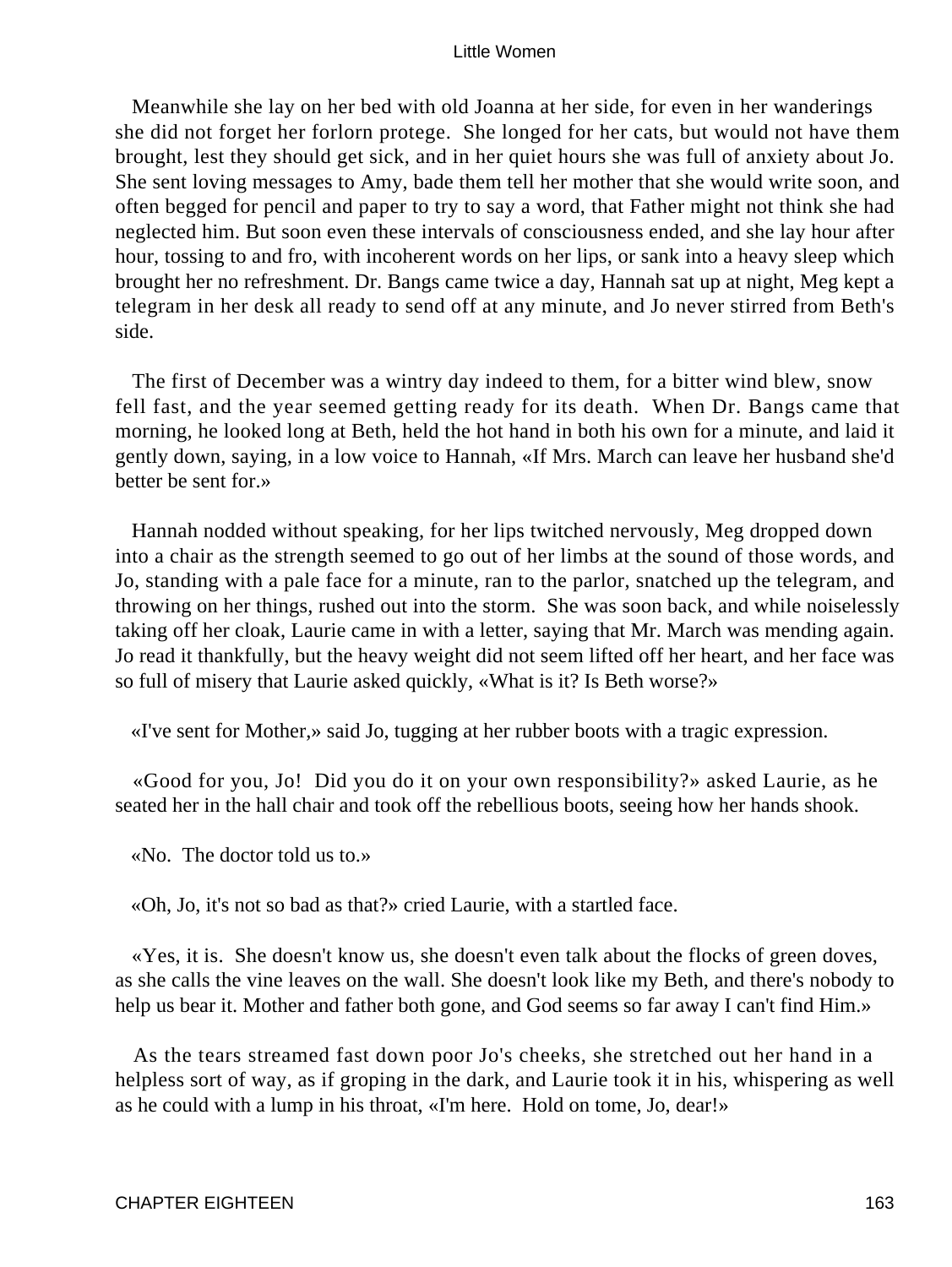Meanwhile she lay on her bed with old Joanna at her side, for even in her wanderings she did not forget her forlorn protege. She longed for her cats, but would not have them brought, lest they should get sick, and in her quiet hours she was full of anxiety about Jo. She sent loving messages to Amy, bade them tell her mother that she would write soon, and often begged for pencil and paper to try to say a word, that Father might not think she had neglected him. But soon even these intervals of consciousness ended, and she lay hour after hour, tossing to and fro, with incoherent words on her lips, or sank into a heavy sleep which brought her no refreshment. Dr. Bangs came twice a day, Hannah sat up at night, Meg kept a telegram in her desk all ready to send off at any minute, and Jo never stirred from Beth's side.

The first of December was a wintry day indeed to them, for a bitter wind blew, snow fell fast, and the year seemed getting ready for its death. When Dr. Bangs came that morning, he looked long at Beth, held the hot hand in both his own for a minute, and laid it gently down, saying, in a low voice to Hannah, «If Mrs. March can leave her husband she'd better be sent for.»

Hannah nodded without speaking, for her lips twitched nervously, Meg dropped down into a chair as the strength seemed to go out of her limbs at the sound of those words, and Jo, standing with a pale face for a minute, ran to the parlor, snatched up the telegram, and throwing on her things, rushed out into the storm. She was soon back, and while noiselessly taking off her cloak, Laurie came in with a letter, saying that Mr. March was mending again. Jo read it thankfully, but the heavy weight did not seem lifted off her heart, and her face was so full of misery that Laurie asked quickly, «What is it? Is Beth worse?»

«I've sent for Mother,» said Jo, tugging at her rubber boots with a tragic expression.

«Good for you, Jo! Did you do it on your own responsibility?» asked Laurie, as he seated her in the hall chair and took off the rebellious boots, seeing how her hands shook.

«No. The doctor told us to.»

«Oh, Jo, it's not so bad as that?» cried Laurie, with a startled face.

«Yes, it is. She doesn't know us, she doesn't even talk about the flocks of green doves, as she calls the vine leaves on the wall. She doesn't look like my Beth, and there's nobody to help us bear it. Mother and father both gone, and God seems so far away I can't find Him.»

As the tears streamed fast down poor Jo's cheeks, she stretched out her hand in a helpless sort of way, as if groping in the dark, and Laurie took it in his, whispering as well as he could with a lump in his throat, «I'm here. Hold on tome, Jo, dear!»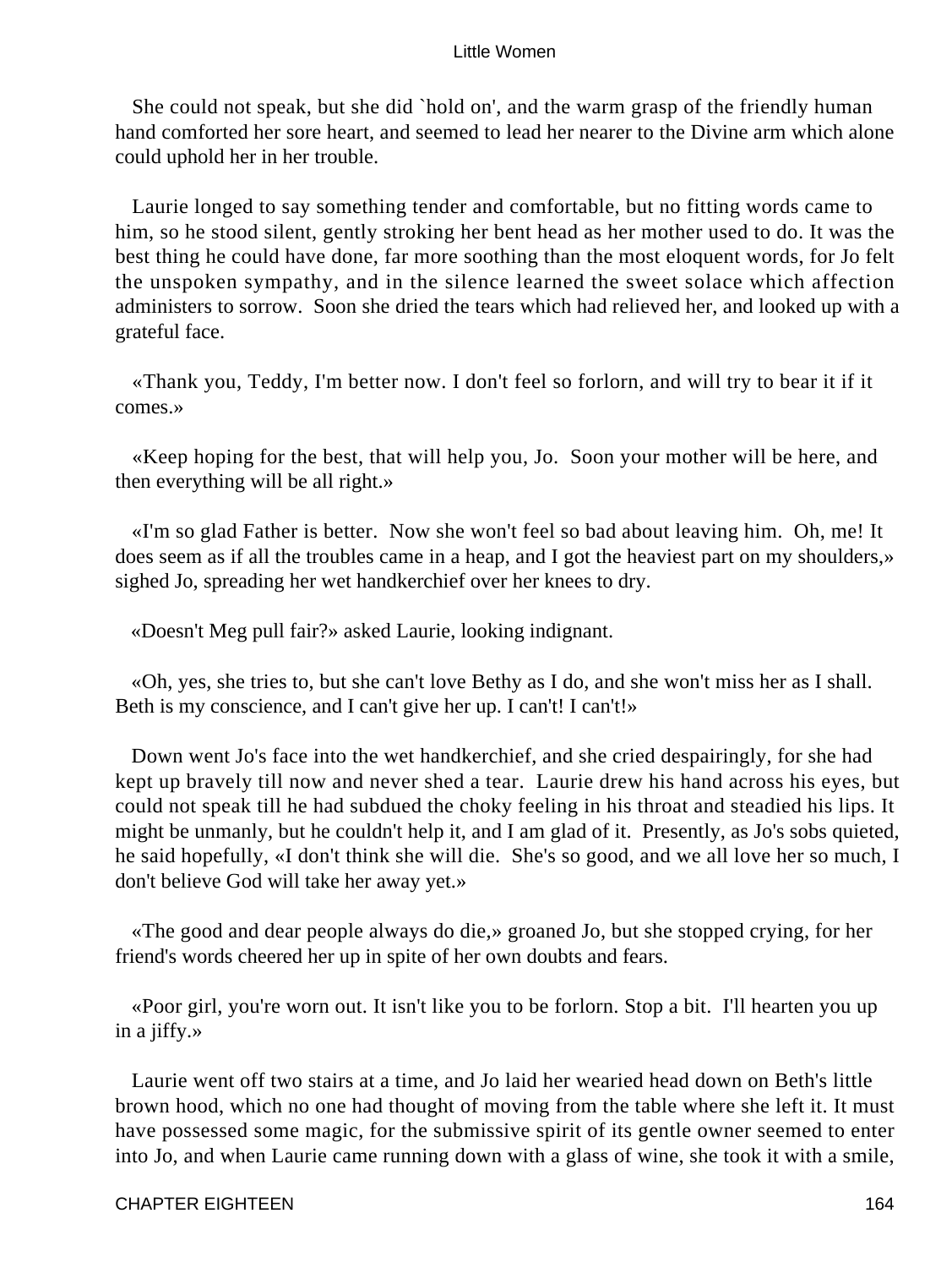She could not speak, but she did `hold on', and the warm grasp of the friendly human hand comforted her sore heart, and seemed to lead her nearer to the Divine arm which alone could uphold her in her trouble.

Laurie longed to say something tender and comfortable, but no fitting words came to him, so he stood silent, gently stroking her bent head as her mother used to do. It was the best thing he could have done, far more soothing than the most eloquent words, for Jo felt the unspoken sympathy, and in the silence learned the sweet solace which affection administers to sorrow. Soon she dried the tears which had relieved her, and looked up with a grateful face.

«Thank you, Teddy, I'm better now. I don't feel so forlorn, and will try to bear it if it comes.»

«Keep hoping for the best, that will help you, Jo. Soon your mother will be here, and then everything will be all right.»

«I'm so glad Father is better. Now she won't feel so bad about leaving him. Oh, me! It does seem as if all the troubles came in a heap, and I got the heaviest part on my shoulders,» sighed Jo, spreading her wet handkerchief over her knees to dry.

«Doesn't Meg pull fair?» asked Laurie, looking indignant.

«Oh, yes, she tries to, but she can't love Bethy as I do, and she won't miss her as I shall. Beth is my conscience, and I can't give her up. I can't! I can't!»

Down went Jo's face into the wet handkerchief, and she cried despairingly, for she had kept up bravely till now and never shed a tear. Laurie drew his hand across his eyes, but could not speak till he had subdued the choky feeling in his throat and steadied his lips. It might be unmanly, but he couldn't help it, and I am glad of it. Presently, as Jo's sobs quieted, he said hopefully, «I don't think she will die. She's so good, and we all love her so much, I don't believe God will take her away yet.»

«The good and dear people always do die,» groaned Jo, but she stopped crying, for her friend's words cheered her up in spite of her own doubts and fears.

«Poor girl, you're worn out. It isn't like you to be forlorn. Stop a bit. I'll hearten you up in a jiffy.»

Laurie went off two stairs at a time, and Jo laid her wearied head down on Beth's little brown hood, which no one had thought of moving from the table where she left it. It must have possessed some magic, for the submissive spirit of its gentle owner seemed to enter into Jo, and when Laurie came running down with a glass of wine, she took it with a smile,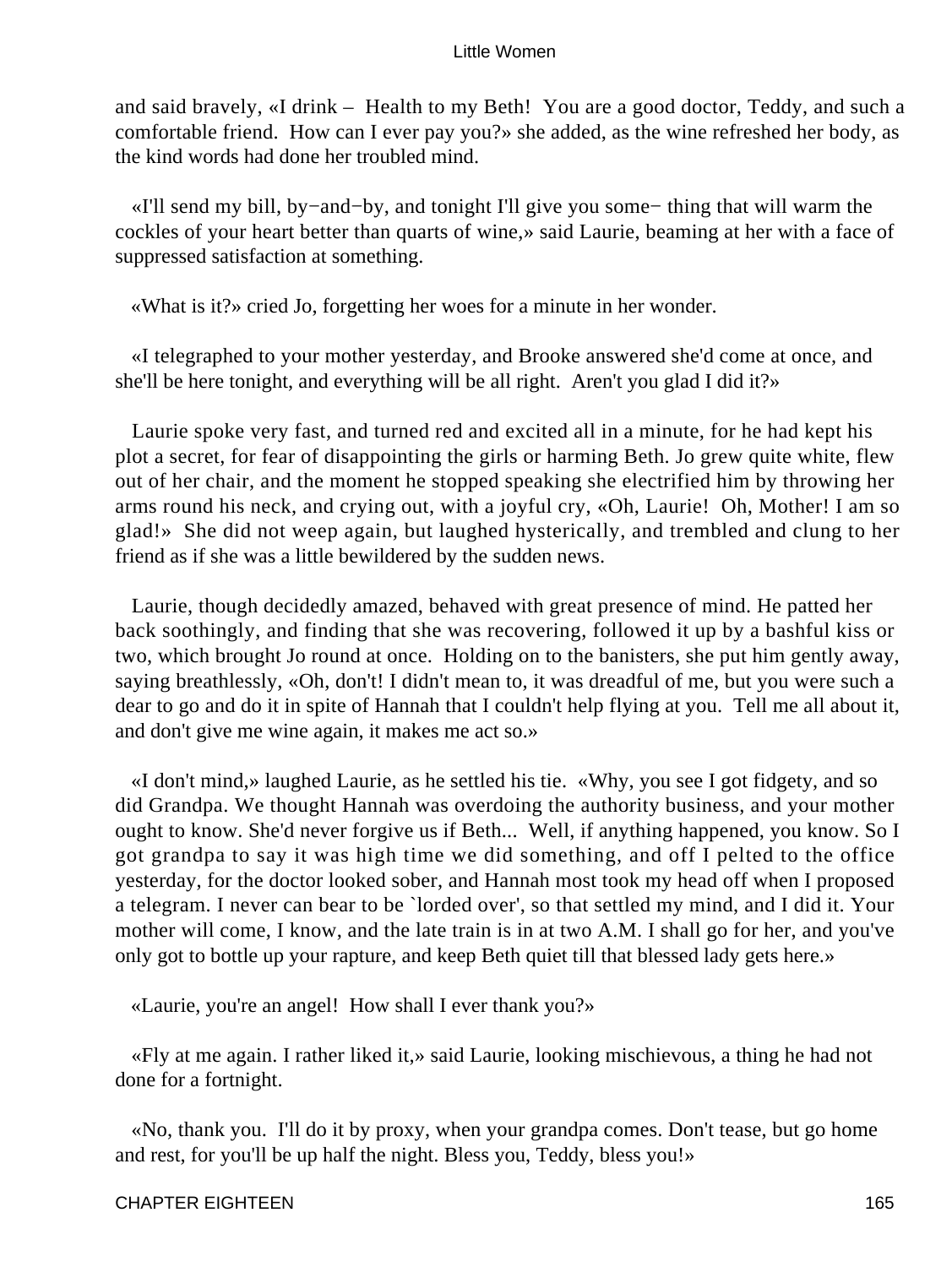and said bravely, «I drink – Health to my Beth! You are a good doctor, Teddy, and such a comfortable friend. How can I ever pay you?» she added, as the wine refreshed her body, as the kind words had done her troubled mind.

«I'll send my bill, by−and−by, and tonight I'll give you some− thing that will warm the cockles of your heart better than quarts of wine,» said Laurie, beaming at her with a face of suppressed satisfaction at something.

«What is it?» cried Jo, forgetting her woes for a minute in her wonder.

«I telegraphed to your mother yesterday, and Brooke answered she'd come at once, and she'll be here tonight, and everything will be all right. Aren't you glad I did it?»

Laurie spoke very fast, and turned red and excited all in a minute, for he had kept his plot a secret, for fear of disappointing the girls or harming Beth. Jo grew quite white, flew out of her chair, and the moment he stopped speaking she electrified him by throwing her arms round his neck, and crying out, with a joyful cry, «Oh, Laurie! Oh, Mother! I am so glad!» She did not weep again, but laughed hysterically, and trembled and clung to her friend as if she was a little bewildered by the sudden news.

Laurie, though decidedly amazed, behaved with great presence of mind. He patted her back soothingly, and finding that she was recovering, followed it up by a bashful kiss or two, which brought Jo round at once. Holding on to the banisters, she put him gently away, saying breathlessly, «Oh, don't! I didn't mean to, it was dreadful of me, but you were such a dear to go and do it in spite of Hannah that I couldn't help flying at you. Tell me all about it, and don't give me wine again, it makes me act so.»

«I don't mind,» laughed Laurie, as he settled his tie. «Why, you see I got fidgety, and so did Grandpa. We thought Hannah was overdoing the authority business, and your mother ought to know. She'd never forgive us if Beth... Well, if anything happened, you know. So I got grandpa to say it was high time we did something, and off I pelted to the office yesterday, for the doctor looked sober, and Hannah most took my head off when I proposed a telegram. I never can bear to be `lorded over', so that settled my mind, and I did it. Your mother will come, I know, and the late train is in at two A.M. I shall go for her, and you've only got to bottle up your rapture, and keep Beth quiet till that blessed lady gets here.»

«Laurie, you're an angel! How shall I ever thank you?»

«Fly at me again. I rather liked it,» said Laurie, looking mischievous, a thing he had not done for a fortnight.

«No, thank you. I'll do it by proxy, when your grandpa comes. Don't tease, but go home and rest, for you'll be up half the night. Bless you, Teddy, bless you!»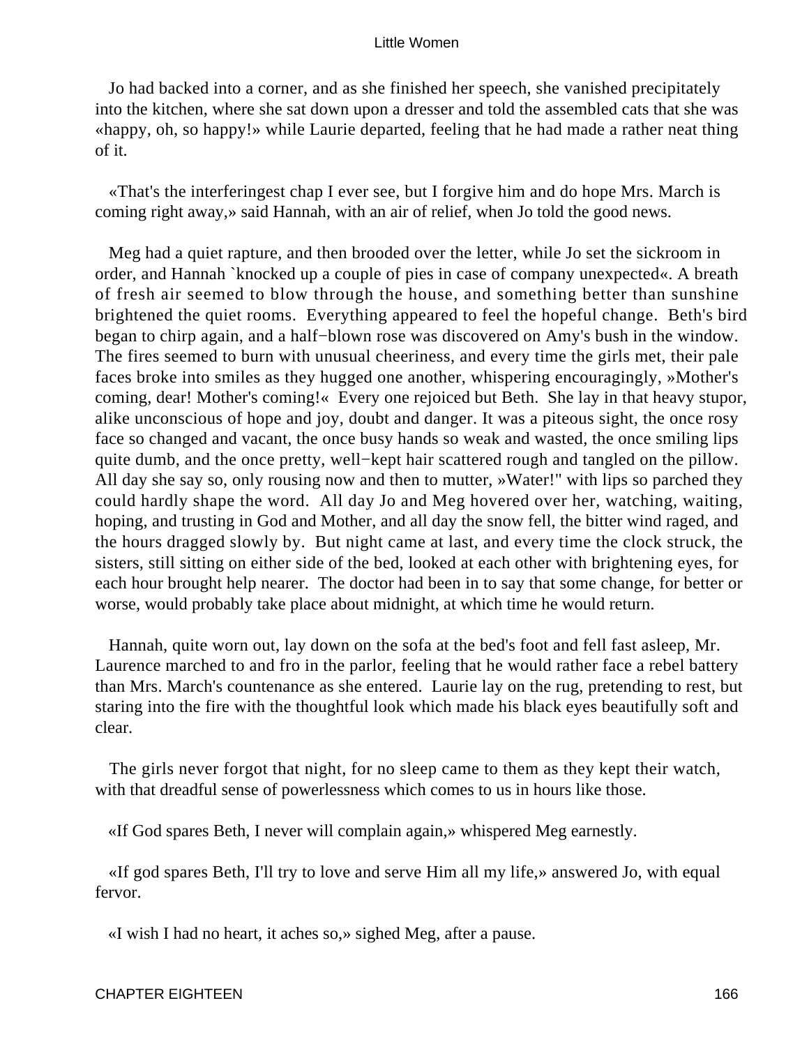Jo had backed into a corner, and as she finished her speech, she vanished precipitately into the kitchen, where she sat down upon a dresser and told the assembled cats that she was «happy, oh, so happy!» while Laurie departed, feeling that he had made a rather neat thing of it.

«That's the interferingest chap I ever see, but I forgive him and do hope Mrs. March is coming right away,» said Hannah, with an air of relief, when Jo told the good news.

Meg had a quiet rapture, and then brooded over the letter, while Jo set the sickroom in order, and Hannah `knocked up a couple of pies in case of company unexpected«. A breath of fresh air seemed to blow through the house, and something better than sunshine brightened the quiet rooms. Everything appeared to feel the hopeful change. Beth's bird began to chirp again, and a half−blown rose was discovered on Amy's bush in the window. The fires seemed to burn with unusual cheeriness, and every time the girls met, their pale faces broke into smiles as they hugged one another, whispering encouragingly, »Mother's coming, dear! Mother's coming!« Every one rejoiced but Beth. She lay in that heavy stupor, alike unconscious of hope and joy, doubt and danger. It was a piteous sight, the once rosy face so changed and vacant, the once busy hands so weak and wasted, the once smiling lips quite dumb, and the once pretty, well−kept hair scattered rough and tangled on the pillow. All day she say so, only rousing now and then to mutter, »Water!" with lips so parched they could hardly shape the word. All day Jo and Meg hovered over her, watching, waiting, hoping, and trusting in God and Mother, and all day the snow fell, the bitter wind raged, and the hours dragged slowly by. But night came at last, and every time the clock struck, the sisters, still sitting on either side of the bed, looked at each other with brightening eyes, for each hour brought help nearer. The doctor had been in to say that some change, for better or worse, would probably take place about midnight, at which time he would return.

Hannah, quite worn out, lay down on the sofa at the bed's foot and fell fast asleep, Mr. Laurence marched to and fro in the parlor, feeling that he would rather face a rebel battery than Mrs. March's countenance as she entered. Laurie lay on the rug, pretending to rest, but staring into the fire with the thoughtful look which made his black eyes beautifully soft and clear.

The girls never forgot that night, for no sleep came to them as they kept their watch, with that dreadful sense of powerlessness which comes to us in hours like those.

«If God spares Beth, I never will complain again,» whispered Meg earnestly.

«If god spares Beth, I'll try to love and serve Him all my life,» answered Jo, with equal fervor.

«I wish I had no heart, it aches so,» sighed Meg, after a pause.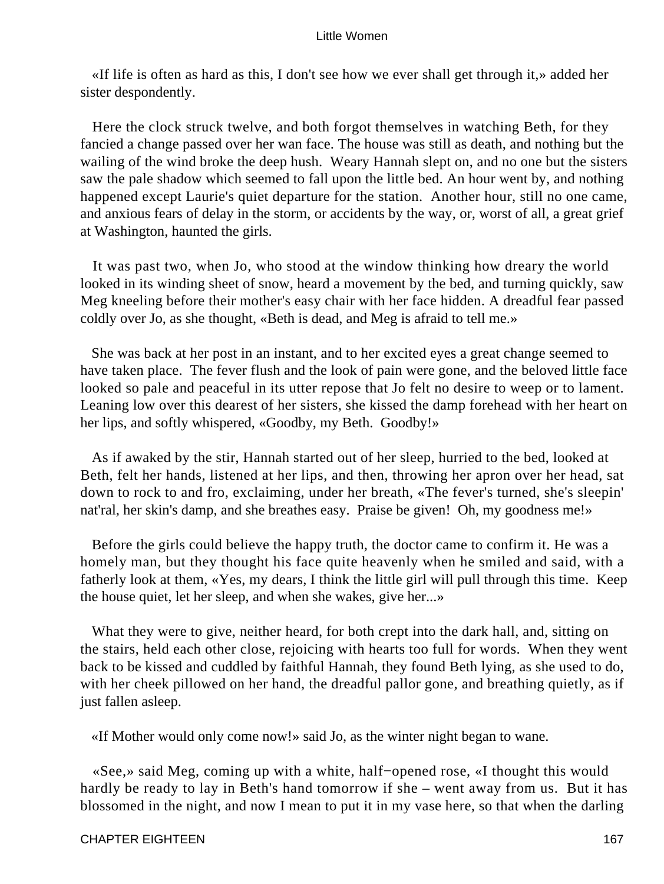«If life is often as hard as this, I don't see how we ever shall get through it,» added her sister despondently.

Here the clock struck twelve, and both forgot themselves in watching Beth, for they fancied a change passed over her wan face. The house was still as death, and nothing but the wailing of the wind broke the deep hush. Weary Hannah slept on, and no one but the sisters saw the pale shadow which seemed to fall upon the little bed. An hour went by, and nothing happened except Laurie's quiet departure for the station. Another hour, still no one came, and anxious fears of delay in the storm, or accidents by the way, or, worst of all, a great grief at Washington, haunted the girls.

It was past two, when Jo, who stood at the window thinking how dreary the world looked in its winding sheet of snow, heard a movement by the bed, and turning quickly, saw Meg kneeling before their mother's easy chair with her face hidden. A dreadful fear passed coldly over Jo, as she thought, «Beth is dead, and Meg is afraid to tell me.»

She was back at her post in an instant, and to her excited eyes a great change seemed to have taken place. The fever flush and the look of pain were gone, and the beloved little face looked so pale and peaceful in its utter repose that Jo felt no desire to weep or to lament. Leaning low over this dearest of her sisters, she kissed the damp forehead with her heart on her lips, and softly whispered, «Goodby, my Beth. Goodby!»

As if awaked by the stir, Hannah started out of her sleep, hurried to the bed, looked at Beth, felt her hands, listened at her lips, and then, throwing her apron over her head, sat down to rock to and fro, exclaiming, under her breath, «The fever's turned, she's sleepin' nat'ral, her skin's damp, and she breathes easy. Praise be given! Oh, my goodness me!»

Before the girls could believe the happy truth, the doctor came to confirm it. He was a homely man, but they thought his face quite heavenly when he smiled and said, with a fatherly look at them, «Yes, my dears, I think the little girl will pull through this time. Keep the house quiet, let her sleep, and when she wakes, give her...»

What they were to give, neither heard, for both crept into the dark hall, and, sitting on the stairs, held each other close, rejoicing with hearts too full for words. When they went back to be kissed and cuddled by faithful Hannah, they found Beth lying, as she used to do, with her cheek pillowed on her hand, the dreadful pallor gone, and breathing quietly, as if just fallen asleep.

«If Mother would only come now!» said Jo, as the winter night began to wane.

«See,» said Meg, coming up with a white, half−opened rose, «I thought this would hardly be ready to lay in Beth's hand tomorrow if she – went away from us. But it has blossomed in the night, and now I mean to put it in my vase here, so that when the darling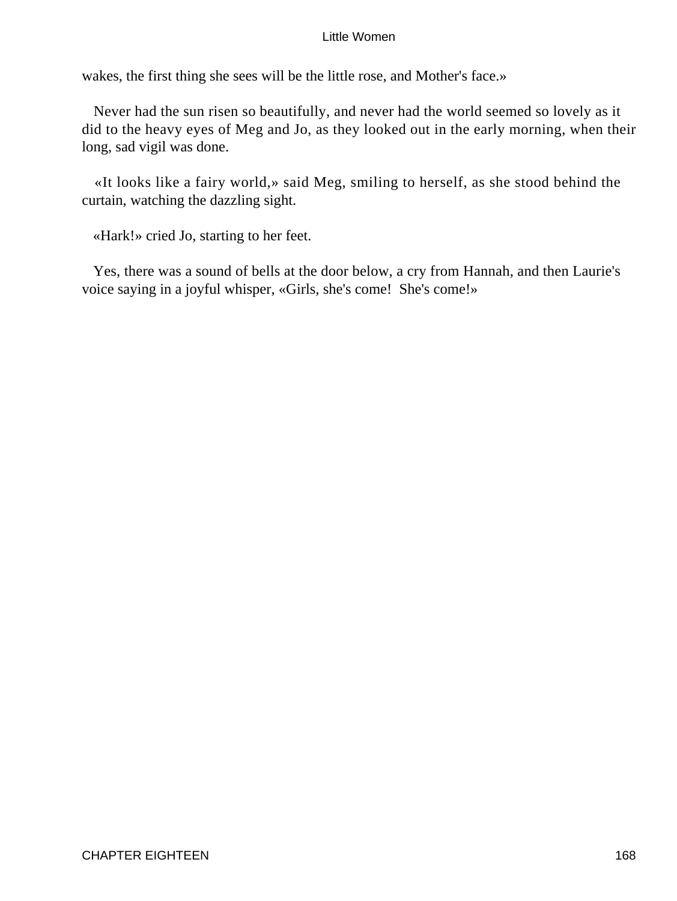wakes, the first thing she sees will be the little rose, and Mother's face.»

Never had the sun risen so beautifully, and never had the world seemed so lovely as it did to the heavy eyes of Meg and Jo, as they looked out in the early morning, when their long, sad vigil was done.

«It looks like a fairy world,» said Meg, smiling to herself, as she stood behind the curtain, watching the dazzling sight.

«Hark!» cried Jo, starting to her feet.

Yes, there was a sound of bells at the door below, a cry from Hannah, and then Laurie's voice saying in a joyful whisper, «Girls, she's come! She's come!»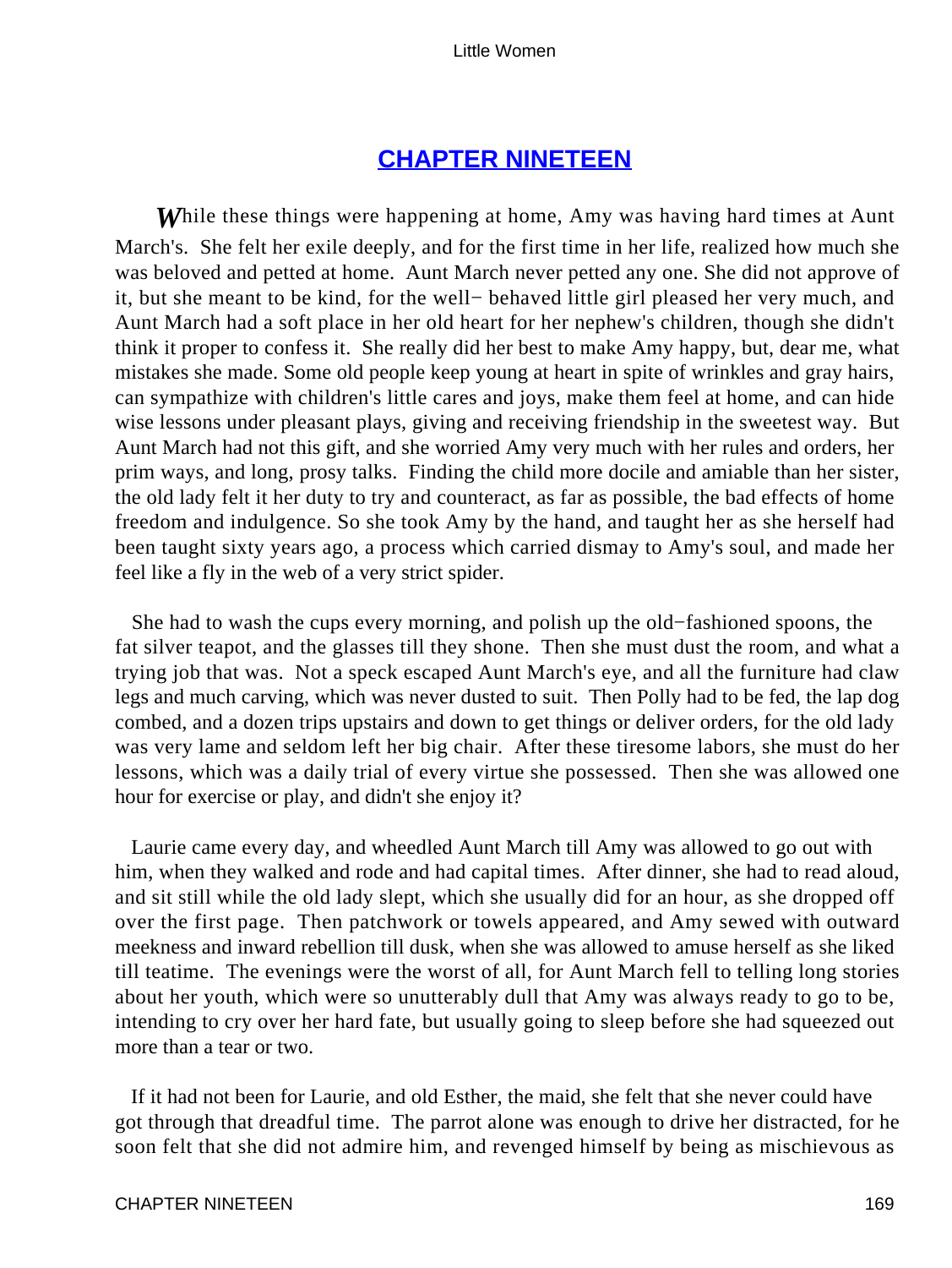# CHAPTER NINETEEN

*W*hile these things were happening at home, Amy was having hard times at Aunt March's. She felt her exile deeply, and for the first time in her life, realized how much she was beloved and petted at home. Aunt March never petted any one. She did not approve of it, but she meant to be kind, for the well− behaved little girl pleased her very much, and Aunt March had a soft place in her old heart for her nephew's children, though she didn't think it proper to confess it. She really did her best to make Amy happy, but, dear me, what mistakes she made. Some old people keep young at heart in spite of wrinkles and gray hairs, can sympathize with children's little cares and joys, make them feel at home, and can hide wise lessons under pleasant plays, giving and receiving friendship in the sweetest way. But Aunt March had not this gift, and she worried Amy very much with her rules and orders, her prim ways, and long, prosy talks. Finding the child more docile and amiable than her sister, the old lady felt it her duty to try and counteract, as far as possible, the bad effects of home freedom and indulgence. So she took Amy by the hand, and taught her as she herself had been taught sixty years ago, a process which carried dismay to Amy's soul, and made her feel like a fly in the web of a very strict spider.

She had to wash the cups every morning, and polish up the old−fashioned spoons, the fat silver teapot, and the glasses till they shone. Then she must dust the room, and what a trying job that was. Not a speck escaped Aunt March's eye, and all the furniture had claw legs and much carving, which was never dusted to suit. Then Polly had to be fed, the lap dog combed, and a dozen trips upstairs and down to get things or deliver orders, for the old lady was very lame and seldom left her big chair. After these tiresome labors, she must do her lessons, which was a daily trial of every virtue she possessed. Then she was allowed one hour for exercise or play, and didn't she enjoy it?

Laurie came every day, and wheedled Aunt March till Amy was allowed to go out with him, when they walked and rode and had capital times. After dinner, she had to read aloud, and sit still while the old lady slept, which she usually did for an hour, as she dropped off over the first page. Then patchwork or towels appeared, and Amy sewed with outward meekness and inward rebellion till dusk, when she was allowed to amuse herself as she liked till teatime. The evenings were the worst of all, for Aunt March fell to telling long stories about her youth, which were so unutterably dull that Amy was always ready to go to be, intending to cry over her hard fate, but usually going to sleep before she had squeezed out more than a tear or two.

If it had not been for Laurie, and old Esther, the maid, she felt that she never could have got through that dreadful time. The parrot alone was enough to drive her distracted, for he soon felt that she did not admire him, and revenged himself by being as mischievous as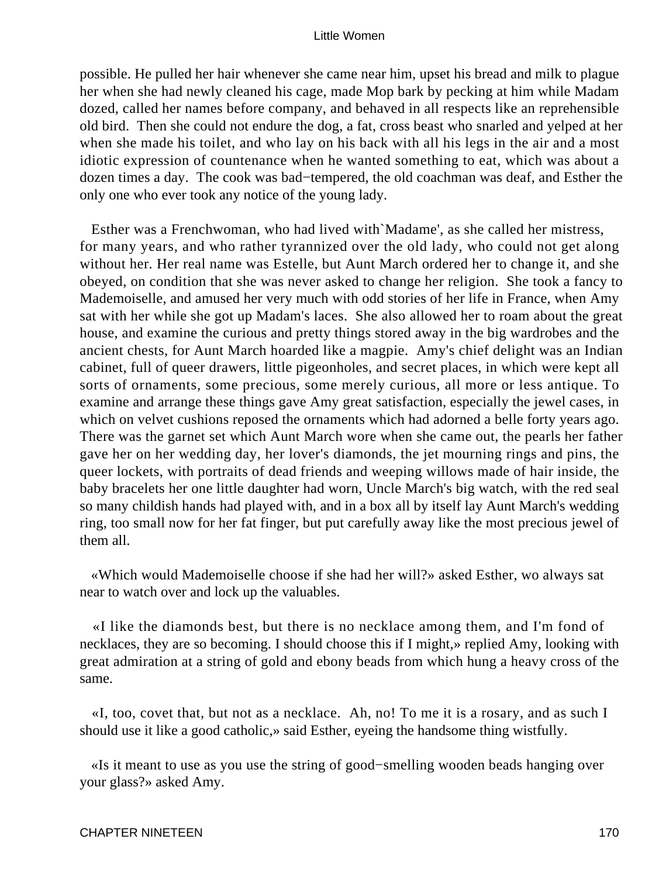possible. He pulled her hair whenever she came near him, upset his bread and milk to plague her when she had newly cleaned his cage, made Mop bark by pecking at him while Madam dozed, called her names before company, and behaved in all respects like an reprehensible old bird. Then she could not endure the dog, a fat, cross beast who snarled and yelped at her when she made his toilet, and who lay on his back with all his legs in the air and a most idiotic expression of countenance when he wanted something to eat, which was about a dozen times a day. The cook was bad−tempered, the old coachman was deaf, and Esther the only one who ever took any notice of the young lady.

Esther was a Frenchwoman, who had lived with`Madame', as she called her mistress, for many years, and who rather tyrannized over the old lady, who could not get along without her. Her real name was Estelle, but Aunt March ordered her to change it, and she obeyed, on condition that she was never asked to change her religion. She took a fancy to Mademoiselle, and amused her very much with odd stories of her life in France, when Amy sat with her while she got up Madam's laces. She also allowed her to roam about the great house, and examine the curious and pretty things stored away in the big wardrobes and the ancient chests, for Aunt March hoarded like a magpie. Amy's chief delight was an Indian cabinet, full of queer drawers, little pigeonholes, and secret places, in which were kept all sorts of ornaments, some precious, some merely curious, all more or less antique. To examine and arrange these things gave Amy great satisfaction, especially the jewel cases, in which on velvet cushions reposed the ornaments which had adorned a belle forty years ago. There was the garnet set which Aunt March wore when she came out, the pearls her father gave her on her wedding day, her lover's diamonds, the jet mourning rings and pins, the queer lockets, with portraits of dead friends and weeping willows made of hair inside, the baby bracelets her one little daughter had worn, Uncle March's big watch, with the red seal so many childish hands had played with, and in a box all by itself lay Aunt March's wedding ring, too small now for her fat finger, but put carefully away like the most precious jewel of them all.

«Which would Mademoiselle choose if she had her will?» asked Esther, wo always sat near to watch over and lock up the valuables.

«I like the diamonds best, but there is no necklace among them, and I'm fond of necklaces, they are so becoming. I should choose this if I might,» replied Amy, looking with great admiration at a string of gold and ebony beads from which hung a heavy cross of the same.

«I, too, covet that, but not as a necklace. Ah, no! To me it is a rosary, and as such I should use it like a good catholic,» said Esther, eyeing the handsome thing wistfully.

«Is it meant to use as you use the string of good−smelling wooden beads hanging over your glass?» asked Amy.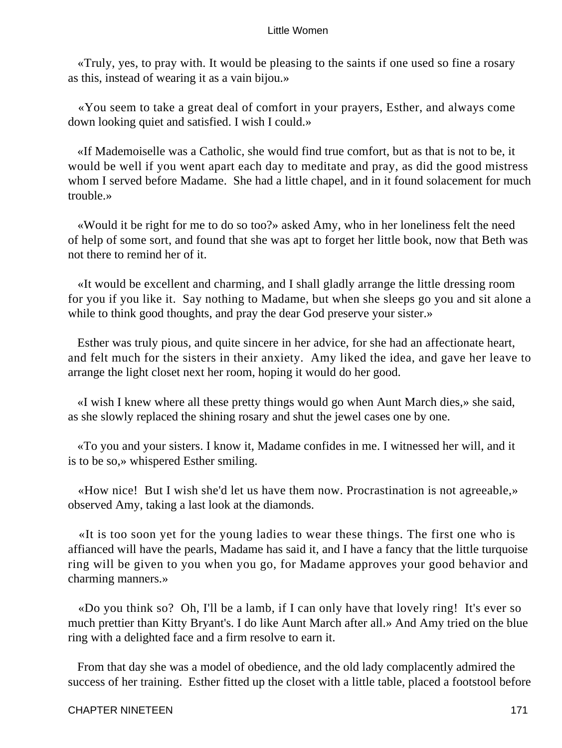«Truly, yes, to pray with. It would be pleasing to the saints if one used so fine a rosary as this, instead of wearing it as a vain bijou.»

«You seem to take a great deal of comfort in your prayers, Esther, and always come down looking quiet and satisfied. I wish I could.»

«If Mademoiselle was a Catholic, she would find true comfort, but as that is not to be, it would be well if you went apart each day to meditate and pray, as did the good mistress whom I served before Madame. She had a little chapel, and in it found solacement for much trouble.»

«Would it be right for me to do so too?» asked Amy, who in her loneliness felt the need of help of some sort, and found that she was apt to forget her little book, now that Beth was not there to remind her of it.

«It would be excellent and charming, and I shall gladly arrange the little dressing room for you if you like it. Say nothing to Madame, but when she sleeps go you and sit alone a while to think good thoughts, and pray the dear God preserve your sister.»

Esther was truly pious, and quite sincere in her advice, for she had an affectionate heart, and felt much for the sisters in their anxiety. Amy liked the idea, and gave her leave to arrange the light closet next her room, hoping it would do her good.

«I wish I knew where all these pretty things would go when Aunt March dies,» she said, as she slowly replaced the shining rosary and shut the jewel cases one by one.

«To you and your sisters. I know it, Madame confides in me. I witnessed her will, and it is to be so,» whispered Esther smiling.

«How nice! But I wish she'd let us have them now. Procrastination is not agreeable,» observed Amy, taking a last look at the diamonds.

«It is too soon yet for the young ladies to wear these things. The first one who is affianced will have the pearls, Madame has said it, and I have a fancy that the little turquoise ring will be given to you when you go, for Madame approves your good behavior and charming manners.»

«Do you think so? Oh, I'll be a lamb, if I can only have that lovely ring! It's ever so much prettier than Kitty Bryant's. I do like Aunt March after all.» And Amy tried on the blue ring with a delighted face and a firm resolve to earn it.

From that day she was a model of obedience, and the old lady complacently admired the success of her training. Esther fitted up the closet with a little table, placed a footstool before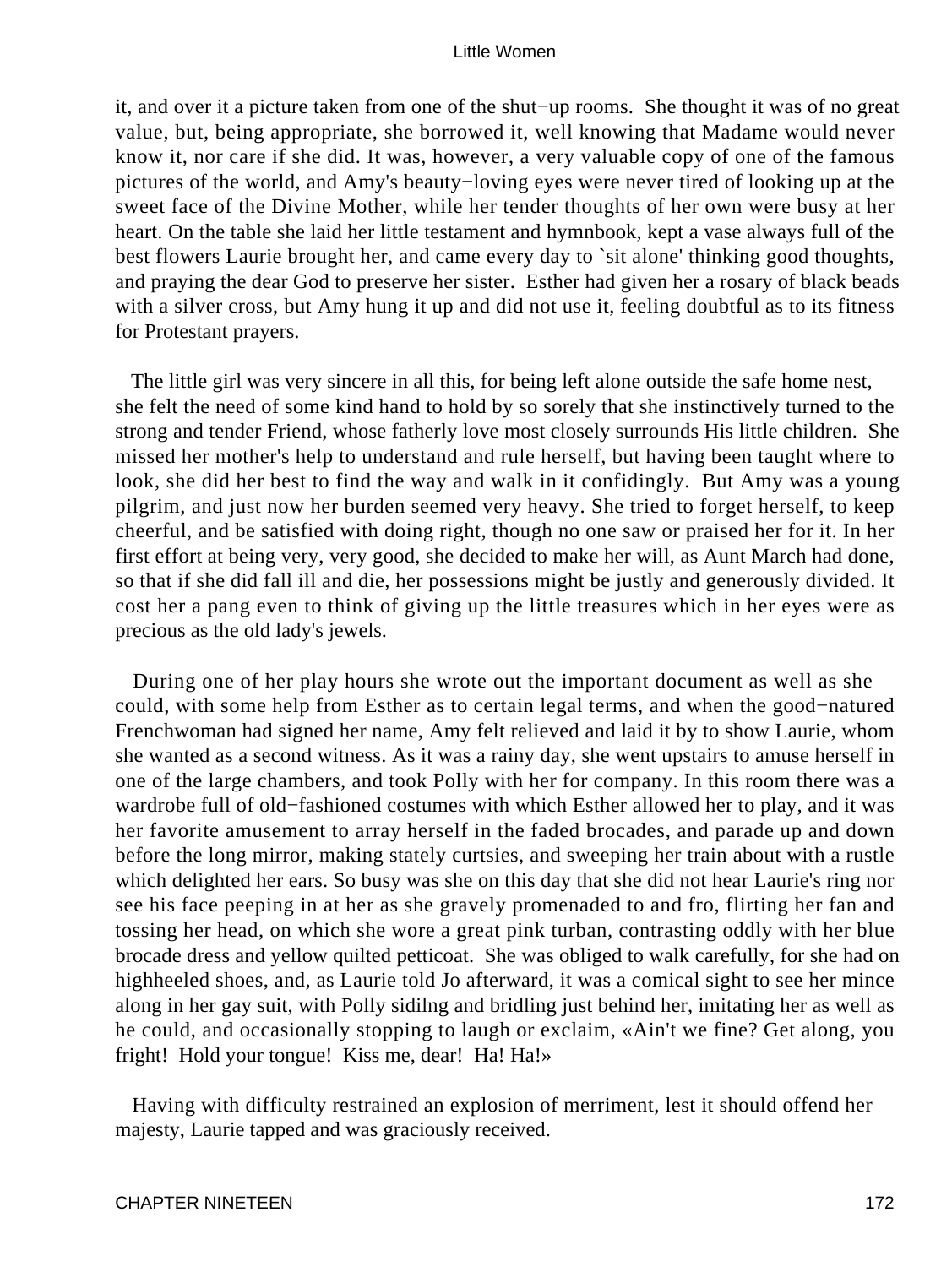it, and over it a picture taken from one of the shut−up rooms.  She thought it was of no great value, but, being appropriate, she borrowed it, well knowing that Madame would never know it, nor care if she did. It was, however, a very valuable copy of one of the famous pictures of the world, and Amy's beauty−loving eyes were never tired of looking up at the sweet face of the Divine Mother, while her tender thoughts of her own were busy at her heart. On the table she laid her little testament and hymnbook, kept a vase always full of the best flowers Laurie brought her, and came every day to `sit alone' thinking good thoughts, and praying the dear God to preserve her sister.  Esther had given her a rosary of black beads with a silver cross, but Amy hung it up and did not use it, feeling doubtful as to its fitness for Protestant prayers.

The little girl was very sincere in all this, for being left alone outside the safe home nest, she felt the need of some kind hand to hold by so sorely that she instinctively turned to the strong and tender Friend, whose fatherly love most closely surrounds His little children.  She missed her mother's help to understand and rule herself, but having been taught where to look, she did her best to find the way and walk in it confidingly.  But Amy was a young pilgrim, and just now her burden seemed very heavy. She tried to forget herself, to keep cheerful, and be satisfied with doing right, though no one saw or praised her for it. In her first effort at being very, very good, she decided to make her will, as Aunt March had done, so that if she did fall ill and die, her possessions might be justly and generously divided. It cost her a pang even to think of giving up the little treasures which in her eyes were as precious as the old lady's jewels.

During one of her play hours she wrote out the important document as well as she could, with some help from Esther as to certain legal terms, and when the good−natured Frenchwoman had signed her name, Amy felt relieved and laid it by to show Laurie, whom she wanted as a second witness. As it was a rainy day, she went upstairs to amuse herself in one of the large chambers, and took Polly with her for company. In this room there was a wardrobe full of old−fashioned costumes with which Esther allowed her to play, and it was her favorite amusement to array herself in the faded brocades, and parade up and down before the long mirror, making stately curtsies, and sweeping her train about with a rustle which delighted her ears. So busy was she on this day that she did not hear Laurie's ring nor see his face peeping in at her as she gravely promenaded to and fro, flirting her fan and tossing her head, on which she wore a great pink turban, contrasting oddly with her blue brocade dress and yellow quilted petticoat.  She was obliged to walk carefully, for she had on highheeled shoes, and, as Laurie told Jo afterward, it was a comical sight to see her mince along in her gay suit, with Polly sidilng and bridling just behind her, imitating her as well as he could, and occasionally stopping to laugh or exclaim, «Ain't we fine? Get along, you fright!  Hold your tongue!  Kiss me, dear!  Ha! Ha!»

Having with difficulty restrained an explosion of merriment, lest it should offend her majesty, Laurie tapped and was graciously received.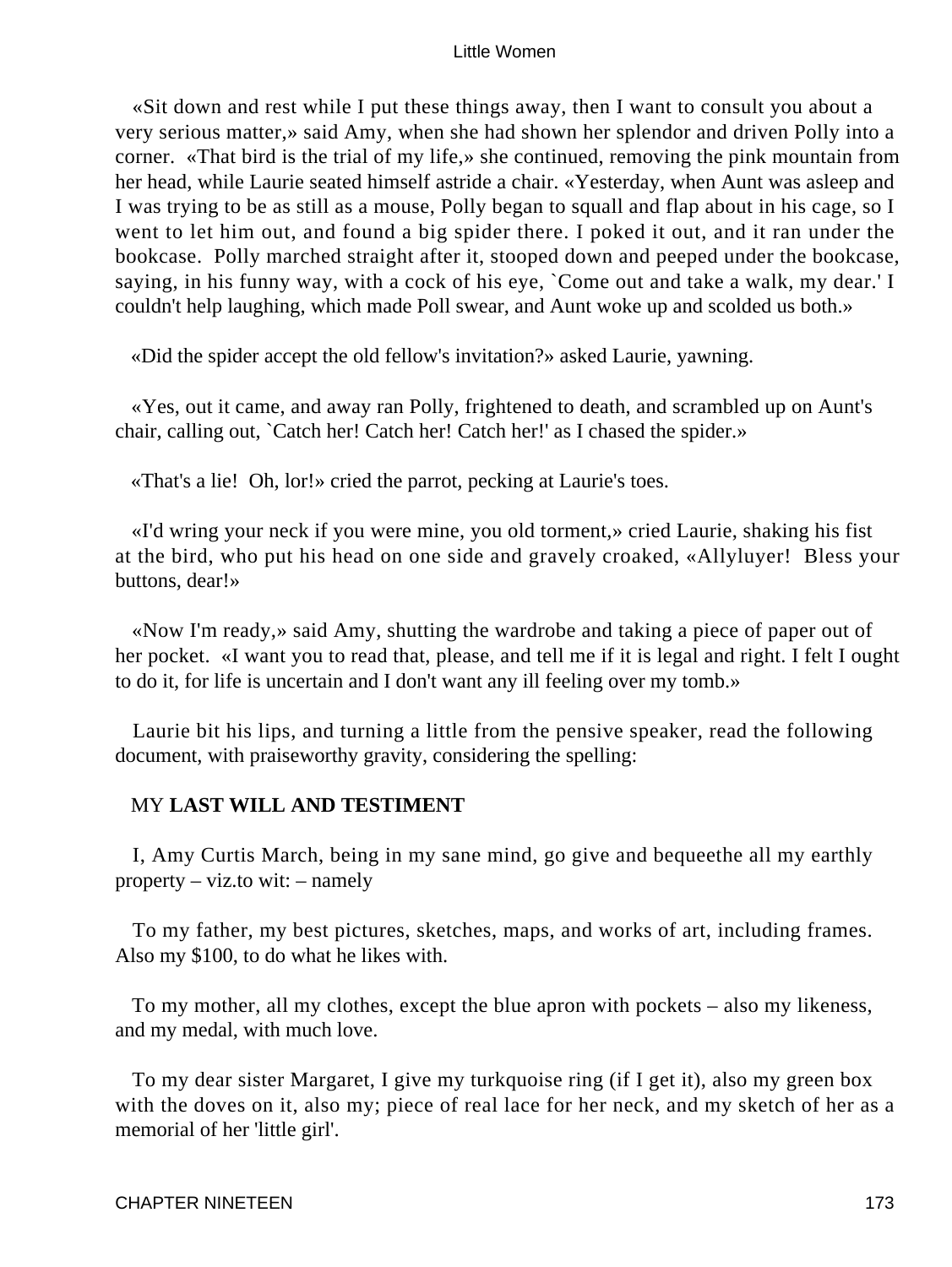«Sit down and rest while I put these things away, then I want to consult you about a very serious matter,» said Amy, when she had shown her splendor and driven Polly into a corner. «That bird is the trial of my life,» she continued, removing the pink mountain from her head, while Laurie seated himself astride a chair. «Yesterday, when Aunt was asleep and I was trying to be as still as a mouse, Polly began to squall and flap about in his cage, so I went to let him out, and found a big spider there. I poked it out, and it ran under the bookcase. Polly marched straight after it, stooped down and peeped under the bookcase, saying, in his funny way, with a cock of his eye, `Come out and take a walk, my dear.' I couldn't help laughing, which made Poll swear, and Aunt woke up and scolded us both.»

«Did the spider accept the old fellow's invitation?» asked Laurie, yawning.

«Yes, out it came, and away ran Polly, frightened to death, and scrambled up on Aunt's chair, calling out, `Catch her! Catch her! Catch her!' as I chased the spider.»

«That's a lie! Oh, lor!» cried the parrot, pecking at Laurie's toes.

«I'd wring your neck if you were mine, you old torment,» cried Laurie, shaking his fist at the bird, who put his head on one side and gravely croaked, «Allyluyer! Bless your buttons, dear!»

«Now I'm ready,» said Amy, shutting the wardrobe and taking a piece of paper out of her pocket. «I want you to read that, please, and tell me if it is legal and right. I felt I ought to do it, for life is uncertain and I don't want any ill feeling over my tomb.»

Laurie bit his lips, and turning a little from the pensive speaker, read the following document, with praiseworthy gravity, considering the spelling:

MY **LAST WILL AND TESTIMENT**

I, Amy Curtis March, being in my sane mind, go give and bequeethe all my earthly property – viz.to wit: – namely

To my father, my best pictures, sketches, maps, and works of art, including frames. Also my $100, to do what he likes with.

To my mother, all my clothes, except the blue apron with pockets – also my likeness, and my medal, with much love.

To my dear sister Margaret, I give my turkquoise ring (if I get it), also my green box with the doves on it, also my; piece of real lace for her neck, and my sketch of her as a memorial of her 'little girl'.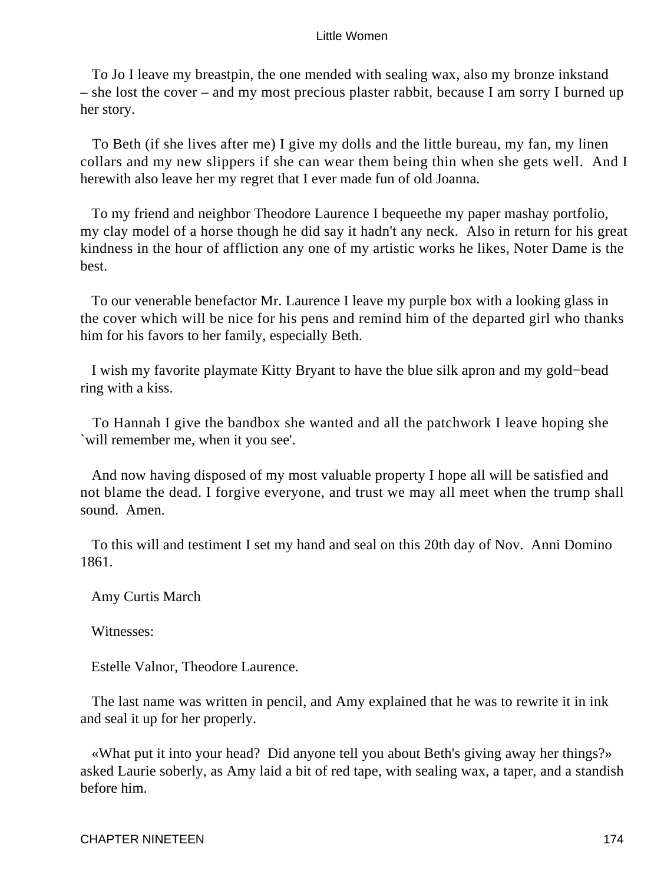To Jo I leave my breastpin, the one mended with sealing wax, also my bronze inkstand – she lost the cover – and my most precious plaster rabbit, because I am sorry I burned up her story.

To Beth (if she lives after me) I give my dolls and the little bureau, my fan, my linen collars and my new slippers if she can wear them being thin when she gets well. And I herewith also leave her my regret that I ever made fun of old Joanna.

To my friend and neighbor Theodore Laurence I bequeethe my paper mashay portfolio, my clay model of a horse though he did say it hadn't any neck. Also in return for his great kindness in the hour of affliction any one of my artistic works he likes, Noter Dame is the best.

To our venerable benefactor Mr. Laurence I leave my purple box with a looking glass in the cover which will be nice for his pens and remind him of the departed girl who thanks him for his favors to her family, especially Beth.

I wish my favorite playmate Kitty Bryant to have the blue silk apron and my gold−bead ring with a kiss.

To Hannah I give the bandbox she wanted and all the patchwork I leave hoping she `will remember me, when it you see'.

And now having disposed of my most valuable property I hope all will be satisfied and not blame the dead. I forgive everyone, and trust we may all meet when the trump shall sound. Amen.

To this will and testiment I set my hand and seal on this 20th day of Nov. Anni Domino 1861.

Amy Curtis March

Witnesses:

Estelle Valnor, Theodore Laurence.

The last name was written in pencil, and Amy explained that he was to rewrite it in ink and seal it up for her properly.

«What put it into your head? Did anyone tell you about Beth's giving away her things?» asked Laurie soberly, as Amy laid a bit of red tape, with sealing wax, a taper, and a standish before him.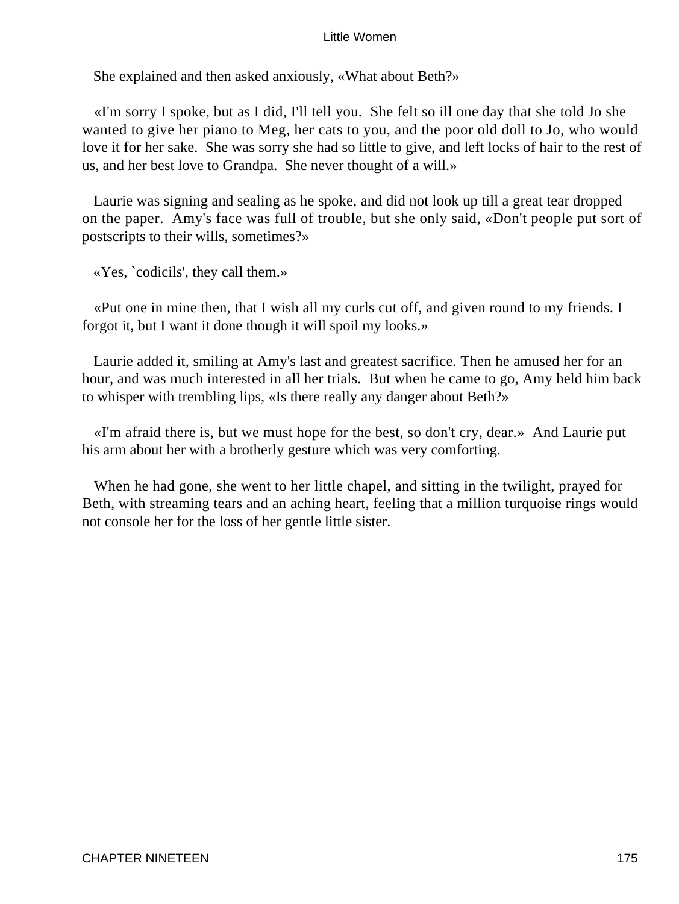She explained and then asked anxiously, «What about Beth?»

«I'm sorry I spoke, but as I did, I'll tell you. She felt so ill one day that she told Jo she wanted to give her piano to Meg, her cats to you, and the poor old doll to Jo, who would love it for her sake. She was sorry she had so little to give, and left locks of hair to the rest of us, and her best love to Grandpa. She never thought of a will.»

Laurie was signing and sealing as he spoke, and did not look up till a great tear dropped on the paper. Amy's face was full of trouble, but she only said, «Don't people put sort of postscripts to their wills, sometimes?»

«Yes, `codicils', they call them.»

«Put one in mine then, that I wish all my curls cut off, and given round to my friends. I forgot it, but I want it done though it will spoil my looks.»

Laurie added it, smiling at Amy's last and greatest sacrifice. Then he amused her for an hour, and was much interested in all her trials. But when he came to go, Amy held him back to whisper with trembling lips, «Is there really any danger about Beth?»

«I'm afraid there is, but we must hope for the best, so don't cry, dear.» And Laurie put his arm about her with a brotherly gesture which was very comforting.

When he had gone, she went to her little chapel, and sitting in the twilight, prayed for Beth, with streaming tears and an aching heart, feeling that a million turquoise rings would not console her for the loss of her gentle little sister.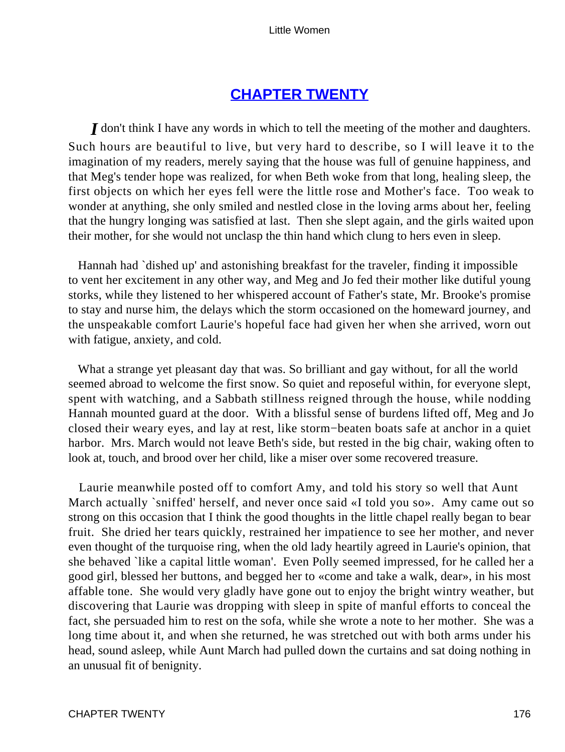## CHAPTER TWENTY

*I* don't think I have any words in which to tell the meeting of the mother and daughters. Such hours are beautiful to live, but very hard to describe, so I will leave it to the imagination of my readers, merely saying that the house was full of genuine happiness, and that Meg's tender hope was realized, for when Beth woke from that long, healing sleep, the first objects on which her eyes fell were the little rose and Mother's face. Too weak to wonder at anything, she only smiled and nestled close in the loving arms about her, feeling that the hungry longing was satisfied at last. Then she slept again, and the girls waited upon their mother, for she would not unclasp the thin hand which clung to hers even in sleep.

Hannah had `dished up' and astonishing breakfast for the traveler, finding it impossible to vent her excitement in any other way, and Meg and Jo fed their mother like dutiful young storks, while they listened to her whispered account of Father's state, Mr. Brooke's promise to stay and nurse him, the delays which the storm occasioned on the homeward journey, and the unspeakable comfort Laurie's hopeful face had given her when she arrived, worn out with fatigue, anxiety, and cold.

What a strange yet pleasant day that was. So brilliant and gay without, for all the world seemed abroad to welcome the first snow. So quiet and reposeful within, for everyone slept, spent with watching, and a Sabbath stillness reigned through the house, while nodding Hannah mounted guard at the door. With a blissful sense of burdens lifted off, Meg and Jo closed their weary eyes, and lay at rest, like storm−beaten boats safe at anchor in a quiet harbor. Mrs. March would not leave Beth's side, but rested in the big chair, waking often to look at, touch, and brood over her child, like a miser over some recovered treasure.

Laurie meanwhile posted off to comfort Amy, and told his story so well that Aunt March actually `sniffed' herself, and never once said «I told you so». Amy came out so strong on this occasion that I think the good thoughts in the little chapel really began to bear fruit. She dried her tears quickly, restrained her impatience to see her mother, and never even thought of the turquoise ring, when the old lady heartily agreed in Laurie's opinion, that she behaved `like a capital little woman'. Even Polly seemed impressed, for he called her a good girl, blessed her buttons, and begged her to «come and take a walk, dear», in his most affable tone. She would very gladly have gone out to enjoy the bright wintry weather, but discovering that Laurie was dropping with sleep in spite of manful efforts to conceal the fact, she persuaded him to rest on the sofa, while she wrote a note to her mother. She was a long time about it, and when she returned, he was stretched out with both arms under his head, sound asleep, while Aunt March had pulled down the curtains and sat doing nothing in an unusual fit of benignity.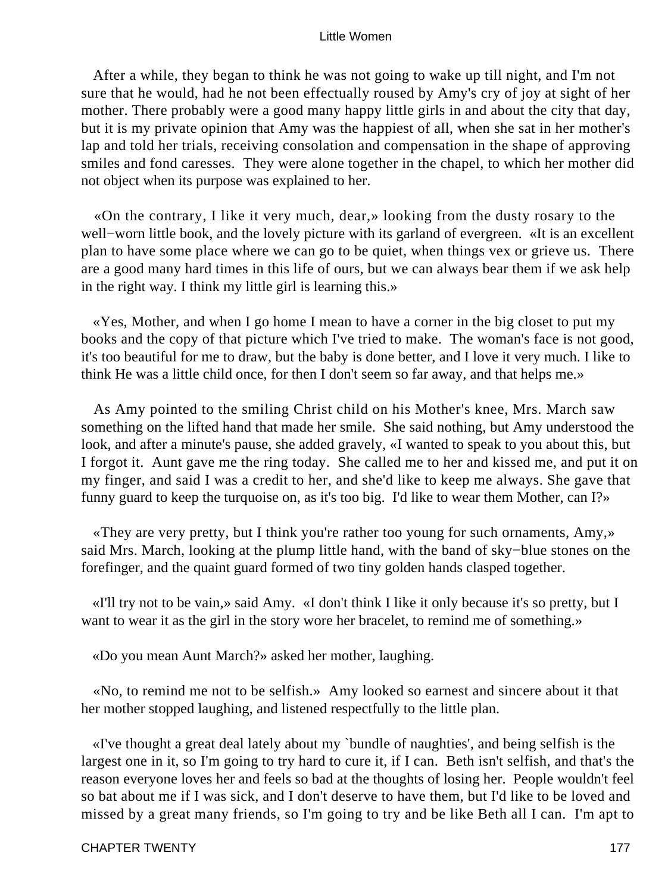After a while, they began to think he was not going to wake up till night, and I'm not sure that he would, had he not been effectually roused by Amy's cry of joy at sight of her mother. There probably were a good many happy little girls in and about the city that day, but it is my private opinion that Amy was the happiest of all, when she sat in her mother's lap and told her trials, receiving consolation and compensation in the shape of approving smiles and fond caresses. They were alone together in the chapel, to which her mother did not object when its purpose was explained to her.

«On the contrary, I like it very much, dear,» looking from the dusty rosary to the well−worn little book, and the lovely picture with its garland of evergreen. «It is an excellent plan to have some place where we can go to be quiet, when things vex or grieve us. There are a good many hard times in this life of ours, but we can always bear them if we ask help in the right way. I think my little girl is learning this.»

«Yes, Mother, and when I go home I mean to have a corner in the big closet to put my books and the copy of that picture which I've tried to make. The woman's face is not good, it's too beautiful for me to draw, but the baby is done better, and I love it very much. I like to think He was a little child once, for then I don't seem so far away, and that helps me.»

As Amy pointed to the smiling Christ child on his Mother's knee, Mrs. March saw something on the lifted hand that made her smile. She said nothing, but Amy understood the look, and after a minute's pause, she added gravely, «I wanted to speak to you about this, but I forgot it. Aunt gave me the ring today. She called me to her and kissed me, and put it on my finger, and said I was a credit to her, and she'd like to keep me always. She gave that funny guard to keep the turquoise on, as it's too big. I'd like to wear them Mother, can I?»

«They are very pretty, but I think you're rather too young for such ornaments, Amy,» said Mrs. March, looking at the plump little hand, with the band of sky−blue stones on the forefinger, and the quaint guard formed of two tiny golden hands clasped together.

«I'll try not to be vain,» said Amy. «I don't think I like it only because it's so pretty, but I want to wear it as the girl in the story wore her bracelet, to remind me of something.»

«Do you mean Aunt March?» asked her mother, laughing.

«No, to remind me not to be selfish.» Amy looked so earnest and sincere about it that her mother stopped laughing, and listened respectfully to the little plan.

«I've thought a great deal lately about my `bundle of naughties', and being selfish is the largest one in it, so I'm going to try hard to cure it, if I can. Beth isn't selfish, and that's the reason everyone loves her and feels so bad at the thoughts of losing her. People wouldn't feel so bat about me if I was sick, and I don't deserve to have them, but I'd like to be loved and missed by a great many friends, so I'm going to try and be like Beth all I can. I'm apt to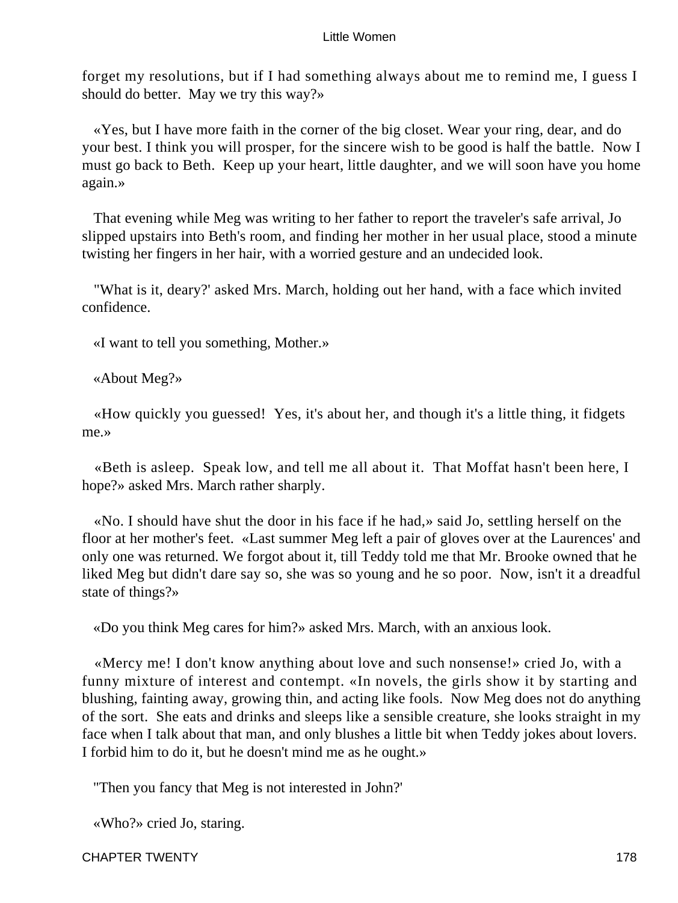forget my resolutions, but if I had something always about me to remind me, I guess I should do better. May we try this way?»

«Yes, but I have more faith in the corner of the big closet. Wear your ring, dear, and do your best. I think you will prosper, for the sincere wish to be good is half the battle. Now I must go back to Beth. Keep up your heart, little daughter, and we will soon have you home again.»

That evening while Meg was writing to her father to report the traveler's safe arrival, Jo slipped upstairs into Beth's room, and finding her mother in her usual place, stood a minute twisting her fingers in her hair, with a worried gesture and an undecided look.

"What is it, deary?' asked Mrs. March, holding out her hand, with a face which invited confidence.

«I want to tell you something, Mother.»

«About Meg?»

«How quickly you guessed! Yes, it's about her, and though it's a little thing, it fidgets me.»

«Beth is asleep. Speak low, and tell me all about it. That Moffat hasn't been here, I hope?» asked Mrs. March rather sharply.

«No. I should have shut the door in his face if he had,» said Jo, settling herself on the floor at her mother's feet. «Last summer Meg left a pair of gloves over at the Laurences' and only one was returned. We forgot about it, till Teddy told me that Mr. Brooke owned that he liked Meg but didn't dare say so, she was so young and he so poor. Now, isn't it a dreadful state of things?»

«Do you think Meg cares for him?» asked Mrs. March, with an anxious look.

«Mercy me! I don't know anything about love and such nonsense!» cried Jo, with a funny mixture of interest and contempt. «In novels, the girls show it by starting and blushing, fainting away, growing thin, and acting like fools. Now Meg does not do anything of the sort. She eats and drinks and sleeps like a sensible creature, she looks straight in my face when I talk about that man, and only blushes a little bit when Teddy jokes about lovers. I forbid him to do it, but he doesn't mind me as he ought.»

"Then you fancy that Meg is not interested in John?'

«Who?» cried Jo, staring.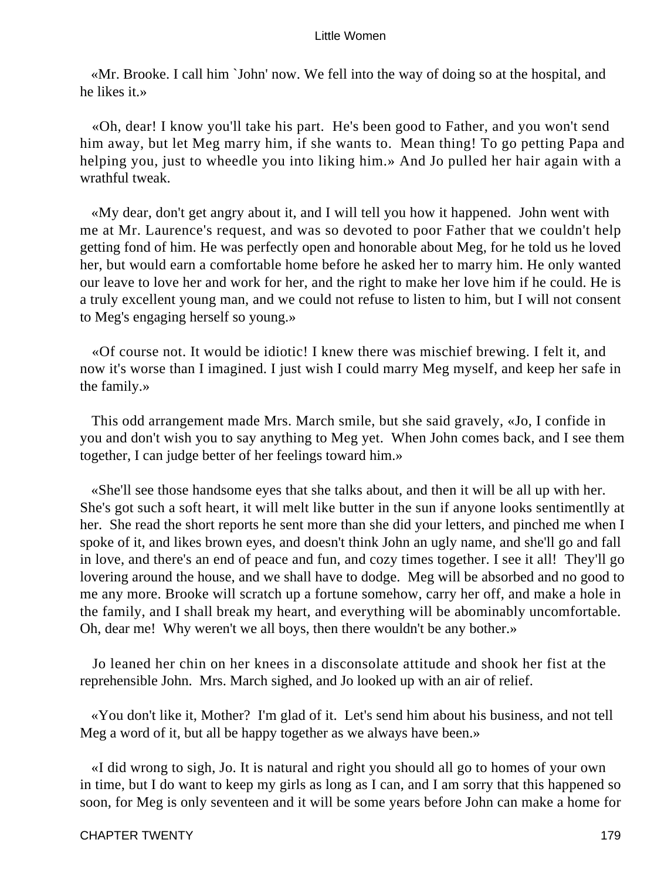«Mr. Brooke. I call him `John' now. We fell into the way of doing so at the hospital, and he likes it.»

«Oh, dear! I know you'll take his part. He's been good to Father, and you won't send him away, but let Meg marry him, if she wants to. Mean thing! To go petting Papa and helping you, just to wheedle you into liking him.» And Jo pulled her hair again with a wrathful tweak.

«My dear, don't get angry about it, and I will tell you how it happened. John went with me at Mr. Laurence's request, and was so devoted to poor Father that we couldn't help getting fond of him. He was perfectly open and honorable about Meg, for he told us he loved her, but would earn a comfortable home before he asked her to marry him. He only wanted our leave to love her and work for her, and the right to make her love him if he could. He is a truly excellent young man, and we could not refuse to listen to him, but I will not consent to Meg's engaging herself so young.»

«Of course not. It would be idiotic! I knew there was mischief brewing. I felt it, and now it's worse than I imagined. I just wish I could marry Meg myself, and keep her safe in the family.»

This odd arrangement made Mrs. March smile, but she said gravely, «Jo, I confide in you and don't wish you to say anything to Meg yet. When John comes back, and I see them together, I can judge better of her feelings toward him.»

«She'll see those handsome eyes that she talks about, and then it will be all up with her. She's got such a soft heart, it will melt like butter in the sun if anyone looks sentimentlly at her. She read the short reports he sent more than she did your letters, and pinched me when I spoke of it, and likes brown eyes, and doesn't think John an ugly name, and she'll go and fall in love, and there's an end of peace and fun, and cozy times together. I see it all! They'll go lovering around the house, and we shall have to dodge. Meg will be absorbed and no good to me any more. Brooke will scratch up a fortune somehow, carry her off, and make a hole in the family, and I shall break my heart, and everything will be abominably uncomfortable. Oh, dear me! Why weren't we all boys, then there wouldn't be any bother.»

Jo leaned her chin on her knees in a disconsolate attitude and shook her fist at the reprehensible John. Mrs. March sighed, and Jo looked up with an air of relief.

«You don't like it, Mother? I'm glad of it. Let's send him about his business, and not tell Meg a word of it, but all be happy together as we always have been.»

«I did wrong to sigh, Jo. It is natural and right you should all go to homes of your own in time, but I do want to keep my girls as long as I can, and I am sorry that this happened so soon, for Meg is only seventeen and it will be some years before John can make a home for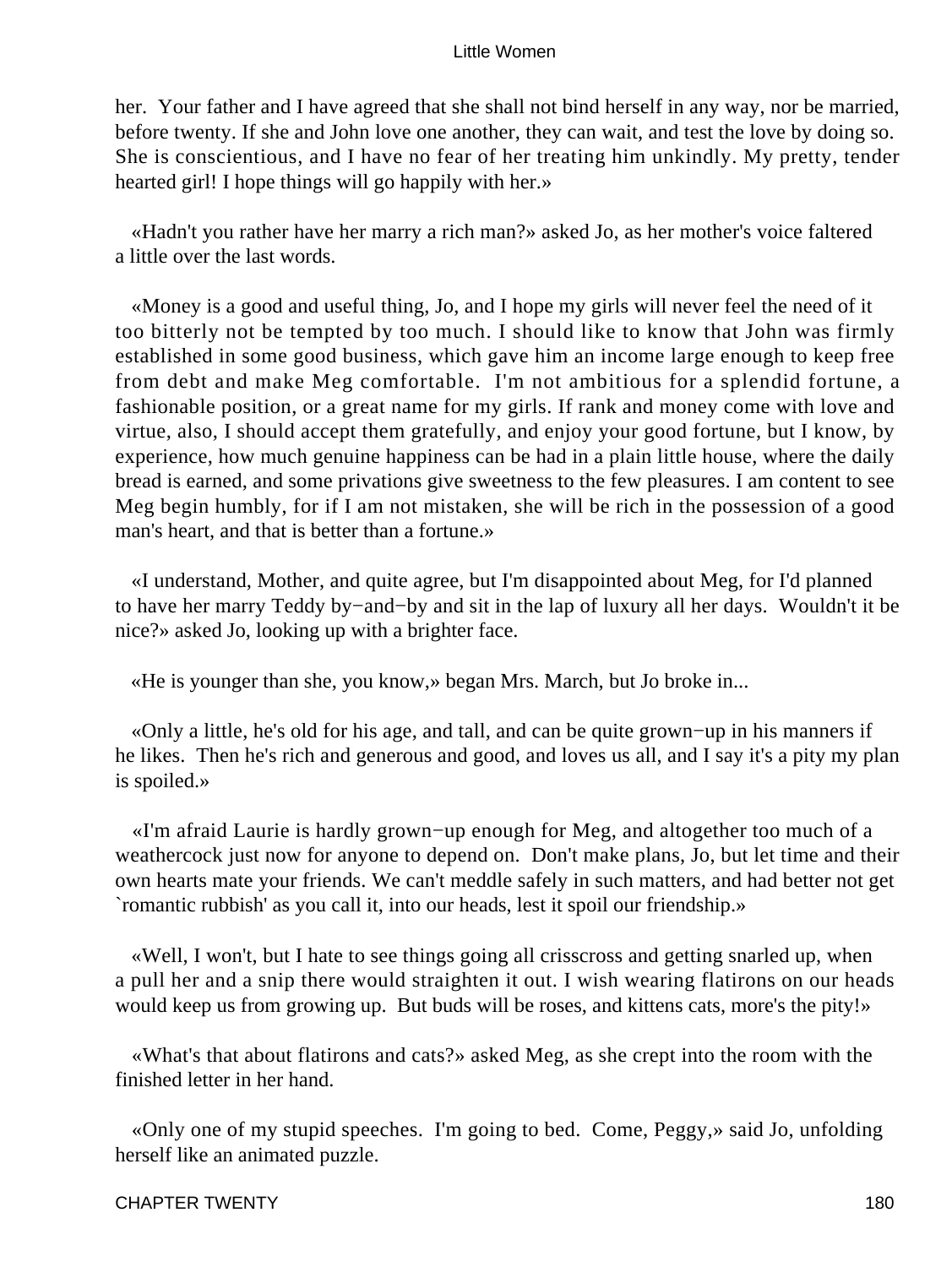her.  Your father and I have agreed that she shall not bind herself in any way, nor be married, before twenty. If she and John love one another, they can wait, and test the love by doing so. She is conscientious, and I have no fear of her treating him unkindly. My pretty, tender hearted girl! I hope things will go happily with her.»

«Hadn't you rather have her marry a rich man?» asked Jo, as her mother's voice faltered a little over the last words.

«Money is a good and useful thing, Jo, and I hope my girls will never feel the need of it too bitterly not be tempted by too much. I should like to know that John was firmly established in some good business, which gave him an income large enough to keep free from debt and make Meg comfortable.  I'm not ambitious for a splendid fortune, a fashionable position, or a great name for my girls. If rank and money come with love and virtue, also, I should accept them gratefully, and enjoy your good fortune, but I know, by experience, how much genuine happiness can be had in a plain little house, where the daily bread is earned, and some privations give sweetness to the few pleasures. I am content to see Meg begin humbly, for if I am not mistaken, she will be rich in the possession of a good man's heart, and that is better than a fortune.»

«I understand, Mother, and quite agree, but I'm disappointed about Meg, for I'd planned to have her marry Teddy by−and−by and sit in the lap of luxury all her days.  Wouldn't it be nice?» asked Jo, looking up with a brighter face.

«He is younger than she, you know,» began Mrs. March, but Jo broke in...

«Only a little, he's old for his age, and tall, and can be quite grown−up in his manners if he likes.  Then he's rich and generous and good, and loves us all, and I say it's a pity my plan is spoiled.»

«I'm afraid Laurie is hardly grown−up enough for Meg, and altogether too much of a weathercock just now for anyone to depend on.  Don't make plans, Jo, but let time and their own hearts mate your friends. We can't meddle safely in such matters, and had better not get `romantic rubbish' as you call it, into our heads, lest it spoil our friendship.»

«Well, I won't, but I hate to see things going all crisscross and getting snarled up, when a pull her and a snip there would straighten it out. I wish wearing flatirons on our heads would keep us from growing up.  But buds will be roses, and kittens cats, more's the pity!»

«What's that about flatirons and cats?» asked Meg, as she crept into the room with the finished letter in her hand.

«Only one of my stupid speeches.  I'm going to bed.  Come, Peggy,» said Jo, unfolding herself like an animated puzzle.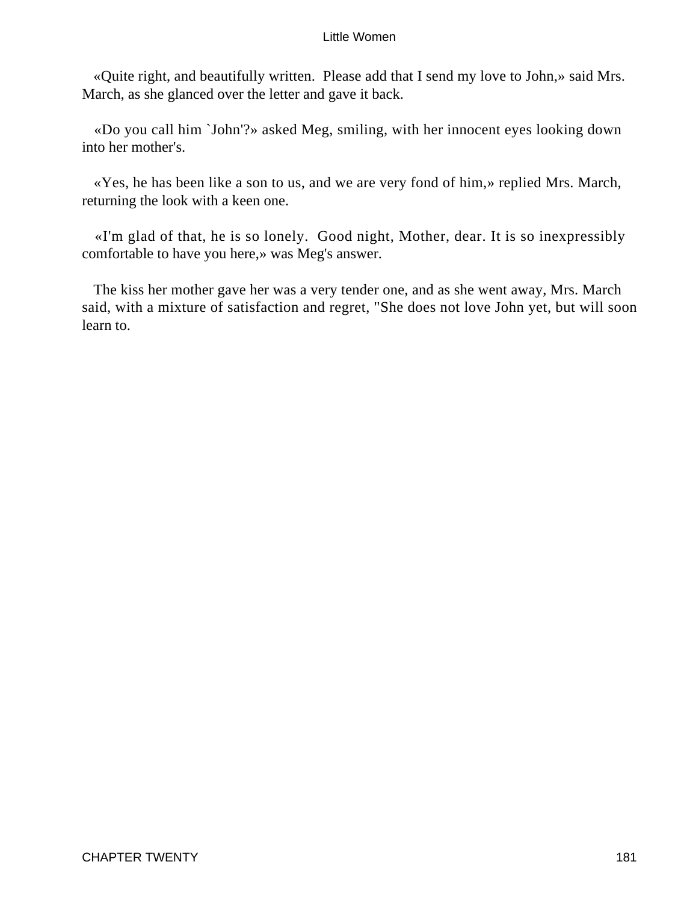«Quite right, and beautifully written. Please add that I send my love to John,» said Mrs. March, as she glanced over the letter and gave it back.

«Do you call him `John'?» asked Meg, smiling, with her innocent eyes looking down into her mother's.

«Yes, he has been like a son to us, and we are very fond of him,» replied Mrs. March, returning the look with a keen one.

«I'm glad of that, he is so lonely. Good night, Mother, dear. It is so inexpressibly comfortable to have you here,» was Meg's answer.

The kiss her mother gave her was a very tender one, and as she went away, Mrs. March said, with a mixture of satisfaction and regret, "She does not love John yet, but will soon learn to.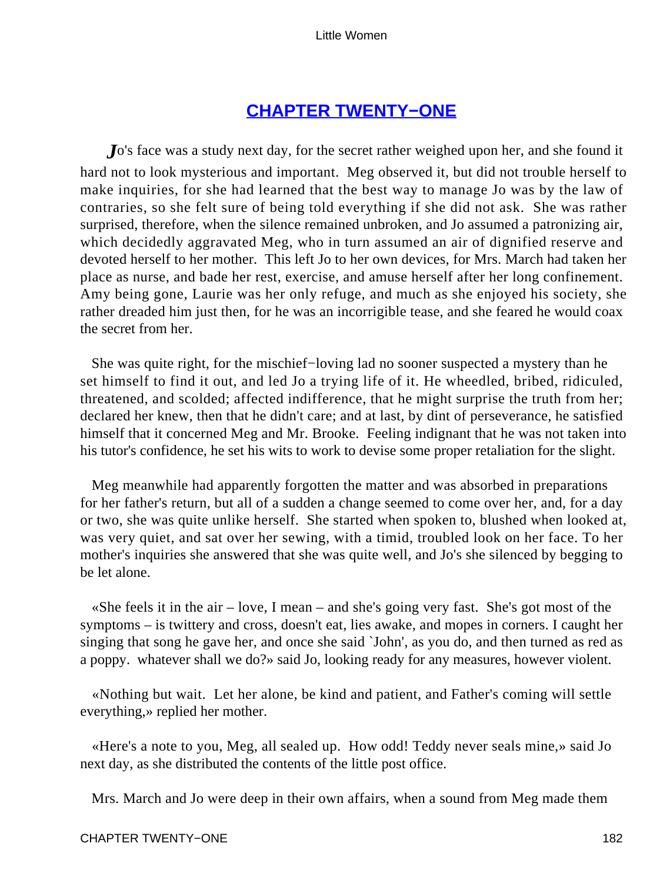## CHAPTER TWENTY−ONE

*J*o's face was a study next day, for the secret rather weighed upon her, and she found it hard not to look mysterious and important. Meg observed it, but did not trouble herself to make inquiries, for she had learned that the best way to manage Jo was by the law of contraries, so she felt sure of being told everything if she did not ask. She was rather surprised, therefore, when the silence remained unbroken, and Jo assumed a patronizing air, which decidedly aggravated Meg, who in turn assumed an air of dignified reserve and devoted herself to her mother. This left Jo to her own devices, for Mrs. March had taken her place as nurse, and bade her rest, exercise, and amuse herself after her long confinement. Amy being gone, Laurie was her only refuge, and much as she enjoyed his society, she rather dreaded him just then, for he was an incorrigible tease, and she feared he would coax the secret from her.

She was quite right, for the mischief−loving lad no sooner suspected a mystery than he set himself to find it out, and led Jo a trying life of it. He wheedled, bribed, ridiculed, threatened, and scolded; affected indifference, that he might surprise the truth from her; declared her knew, then that he didn't care; and at last, by dint of perseverance, he satisfied himself that it concerned Meg and Mr. Brooke. Feeling indignant that he was not taken into his tutor's confidence, he set his wits to work to devise some proper retaliation for the slight.

Meg meanwhile had apparently forgotten the matter and was absorbed in preparations for her father's return, but all of a sudden a change seemed to come over her, and, for a day or two, she was quite unlike herself. She started when spoken to, blushed when looked at, was very quiet, and sat over her sewing, with a timid, troubled look on her face. To her mother's inquiries she answered that she was quite well, and Jo's she silenced by begging to be let alone.

«She feels it in the air – love, I mean – and she's going very fast. She's got most of the symptoms – is twittery and cross, doesn't eat, lies awake, and mopes in corners. I caught her singing that song he gave her, and once she said `John', as you do, and then turned as red as a poppy. whatever shall we do?» said Jo, looking ready for any measures, however violent.

«Nothing but wait. Let her alone, be kind and patient, and Father's coming will settle everything,» replied her mother.

«Here's a note to you, Meg, all sealed up. How odd! Teddy never seals mine,» said Jo next day, as she distributed the contents of the little post office.

Mrs. March and Jo were deep in their own affairs, when a sound from Meg made them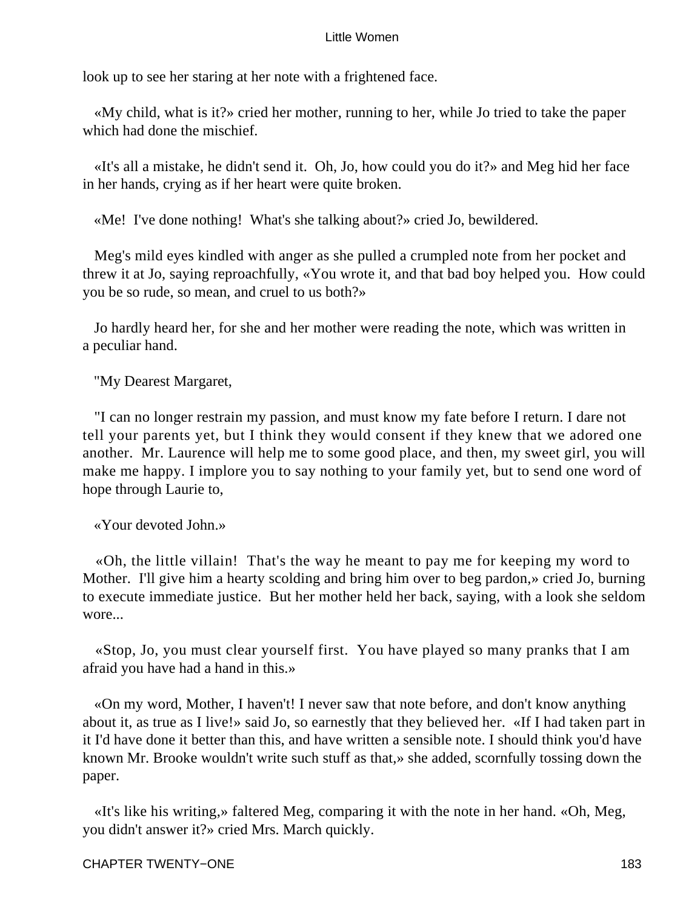look up to see her staring at her note with a frightened face.

«My child, what is it?» cried her mother, running to her, while Jo tried to take the paper which had done the mischief.

«It's all a mistake, he didn't send it. Oh, Jo, how could you do it?» and Meg hid her face in her hands, crying as if her heart were quite broken.

«Me! I've done nothing! What's she talking about?» cried Jo, bewildered.

Meg's mild eyes kindled with anger as she pulled a crumpled note from her pocket and threw it at Jo, saying reproachfully, «You wrote it, and that bad boy helped you. How could you be so rude, so mean, and cruel to us both?»

Jo hardly heard her, for she and her mother were reading the note, which was written in a peculiar hand.

"My Dearest Margaret,

"I can no longer restrain my passion, and must know my fate before I return. I dare not tell your parents yet, but I think they would consent if they knew that we adored one another. Mr. Laurence will help me to some good place, and then, my sweet girl, you will make me happy. I implore you to say nothing to your family yet, but to send one word of hope through Laurie to,

«Your devoted John.»

«Oh, the little villain! That's the way he meant to pay me for keeping my word to Mother. I'll give him a hearty scolding and bring him over to beg pardon,» cried Jo, burning to execute immediate justice. But her mother held her back, saying, with a look she seldom wore...

«Stop, Jo, you must clear yourself first. You have played so many pranks that I am afraid you have had a hand in this.»

«On my word, Mother, I haven't! I never saw that note before, and don't know anything about it, as true as I live!» said Jo, so earnestly that they believed her. «If I had taken part in it I'd have done it better than this, and have written a sensible note. I should think you'd have known Mr. Brooke wouldn't write such stuff as that,» she added, scornfully tossing down the paper.

«It's like his writing,» faltered Meg, comparing it with the note in her hand. «Oh, Meg, you didn't answer it?» cried Mrs. March quickly.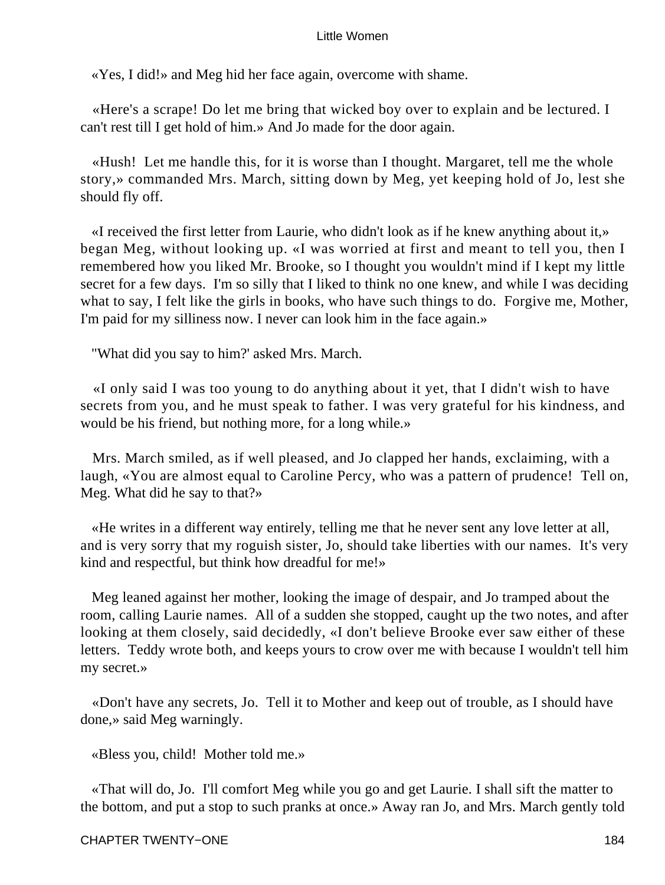«Yes, I did!» and Meg hid her face again, overcome with shame.

«Here's a scrape! Do let me bring that wicked boy over to explain and be lectured. I can't rest till I get hold of him.» And Jo made for the door again.

«Hush! Let me handle this, for it is worse than I thought. Margaret, tell me the whole story,» commanded Mrs. March, sitting down by Meg, yet keeping hold of Jo, lest she should fly off.

«I received the first letter from Laurie, who didn't look as if he knew anything about it,» began Meg, without looking up. «I was worried at first and meant to tell you, then I remembered how you liked Mr. Brooke, so I thought you wouldn't mind if I kept my little secret for a few days. I'm so silly that I liked to think no one knew, and while I was deciding what to say, I felt like the girls in books, who have such things to do. Forgive me, Mother, I'm paid for my silliness now. I never can look him in the face again.»

"What did you say to him?' asked Mrs. March.

«I only said I was too young to do anything about it yet, that I didn't wish to have secrets from you, and he must speak to father. I was very grateful for his kindness, and would be his friend, but nothing more, for a long while.»

Mrs. March smiled, as if well pleased, and Jo clapped her hands, exclaiming, with a laugh, «You are almost equal to Caroline Percy, who was a pattern of prudence! Tell on, Meg. What did he say to that?»

«He writes in a different way entirely, telling me that he never sent any love letter at all, and is very sorry that my roguish sister, Jo, should take liberties with our names. It's very kind and respectful, but think how dreadful for me!»

Meg leaned against her mother, looking the image of despair, and Jo tramped about the room, calling Laurie names. All of a sudden she stopped, caught up the two notes, and after looking at them closely, said decidedly, «I don't believe Brooke ever saw either of these letters. Teddy wrote both, and keeps yours to crow over me with because I wouldn't tell him my secret.»

«Don't have any secrets, Jo. Tell it to Mother and keep out of trouble, as I should have done,» said Meg warningly.

«Bless you, child! Mother told me.»

«That will do, Jo. I'll comfort Meg while you go and get Laurie. I shall sift the matter to the bottom, and put a stop to such pranks at once.» Away ran Jo, and Mrs. March gently told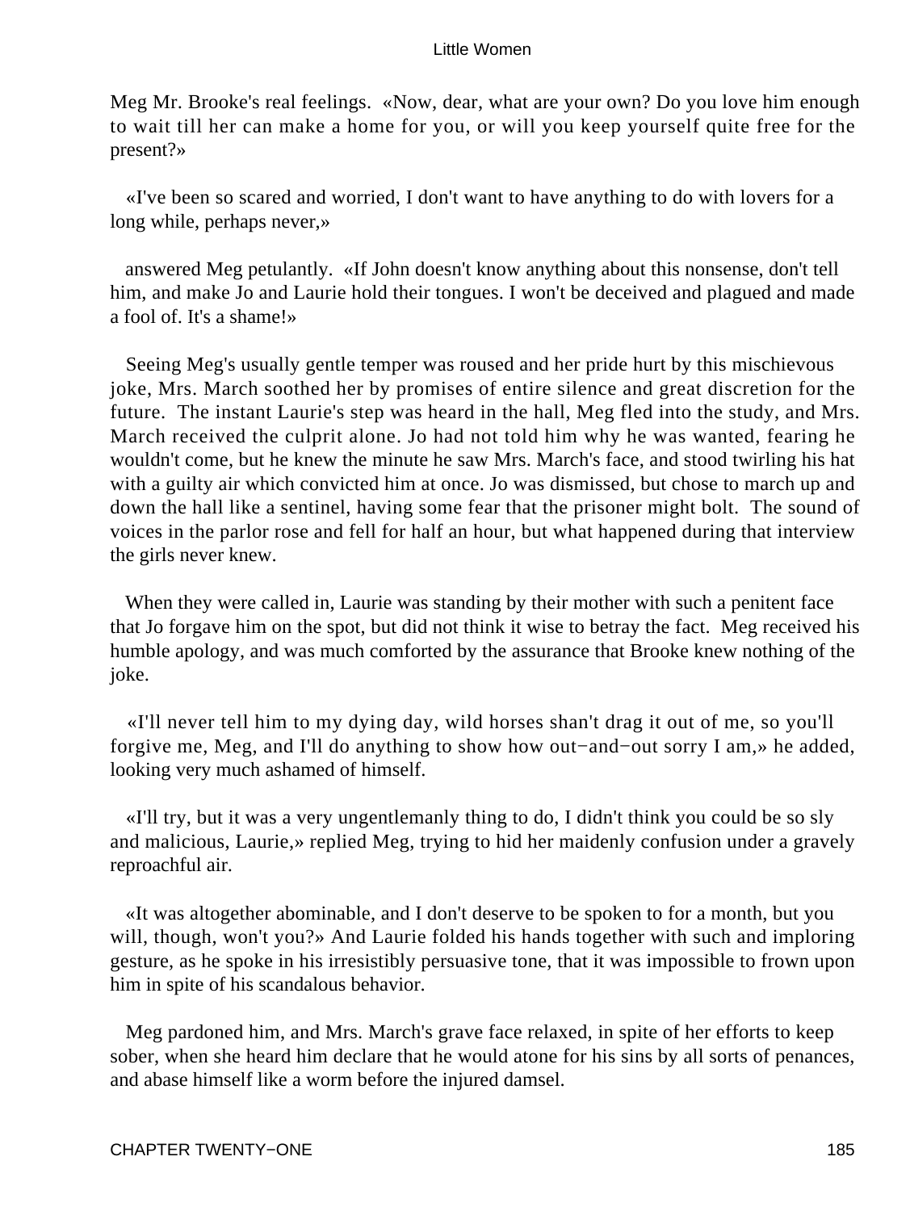Meg Mr. Brooke's real feelings. «Now, dear, what are your own? Do you love him enough to wait till her can make a home for you, or will you keep yourself quite free for the present?»

«I've been so scared and worried, I don't want to have anything to do with lovers for a long while, perhaps never,»

answered Meg petulantly. «If John doesn't know anything about this nonsense, don't tell him, and make Jo and Laurie hold their tongues. I won't be deceived and plagued and made a fool of. It's a shame!»

Seeing Meg's usually gentle temper was roused and her pride hurt by this mischievous joke, Mrs. March soothed her by promises of entire silence and great discretion for the future. The instant Laurie's step was heard in the hall, Meg fled into the study, and Mrs. March received the culprit alone. Jo had not told him why he was wanted, fearing he wouldn't come, but he knew the minute he saw Mrs. March's face, and stood twirling his hat with a guilty air which convicted him at once. Jo was dismissed, but chose to march up and down the hall like a sentinel, having some fear that the prisoner might bolt. The sound of voices in the parlor rose and fell for half an hour, but what happened during that interview the girls never knew.

When they were called in, Laurie was standing by their mother with such a penitent face that Jo forgave him on the spot, but did not think it wise to betray the fact. Meg received his humble apology, and was much comforted by the assurance that Brooke knew nothing of the joke.

«I'll never tell him to my dying day, wild horses shan't drag it out of me, so you'll forgive me, Meg, and I'll do anything to show how out−and−out sorry I am,» he added, looking very much ashamed of himself.

«I'll try, but it was a very ungentlemanly thing to do, I didn't think you could be so sly and malicious, Laurie,» replied Meg, trying to hid her maidenly confusion under a gravely reproachful air.

«It was altogether abominable, and I don't deserve to be spoken to for a month, but you will, though, won't you?» And Laurie folded his hands together with such and imploring gesture, as he spoke in his irresistibly persuasive tone, that it was impossible to frown upon him in spite of his scandalous behavior.

Meg pardoned him, and Mrs. March's grave face relaxed, in spite of her efforts to keep sober, when she heard him declare that he would atone for his sins by all sorts of penances, and abase himself like a worm before the injured damsel.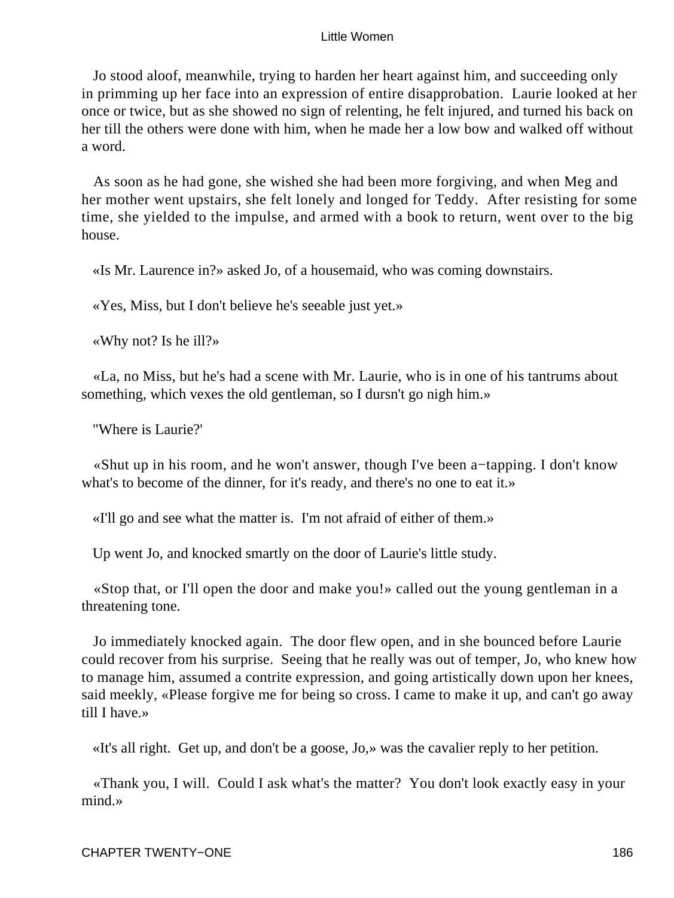Jo stood aloof, meanwhile, trying to harden her heart against him, and succeeding only in primming up her face into an expression of entire disapprobation. Laurie looked at her once or twice, but as she showed no sign of relenting, he felt injured, and turned his back on her till the others were done with him, when he made her a low bow and walked off without a word.

As soon as he had gone, she wished she had been more forgiving, and when Meg and her mother went upstairs, she felt lonely and longed for Teddy. After resisting for some time, she yielded to the impulse, and armed with a book to return, went over to the big house.

«Is Mr. Laurence in?» asked Jo, of a housemaid, who was coming downstairs.

«Yes, Miss, but I don't believe he's seeable just yet.»

«Why not? Is he ill?»

«La, no Miss, but he's had a scene with Mr. Laurie, who is in one of his tantrums about something, which vexes the old gentleman, so I dursn't go nigh him.»

"Where is Laurie?'

«Shut up in his room, and he won't answer, though I've been a−tapping. I don't know what's to become of the dinner, for it's ready, and there's no one to eat it.»

«I'll go and see what the matter is. I'm not afraid of either of them.»

Up went Jo, and knocked smartly on the door of Laurie's little study.

«Stop that, or I'll open the door and make you!» called out the young gentleman in a threatening tone.

Jo immediately knocked again. The door flew open, and in she bounced before Laurie could recover from his surprise. Seeing that he really was out of temper, Jo, who knew how to manage him, assumed a contrite expression, and going artistically down upon her knees, said meekly, «Please forgive me for being so cross. I came to make it up, and can't go away till I have.»

«It's all right. Get up, and don't be a goose, Jo,» was the cavalier reply to her petition.

«Thank you, I will. Could I ask what's the matter? You don't look exactly easy in your mind.»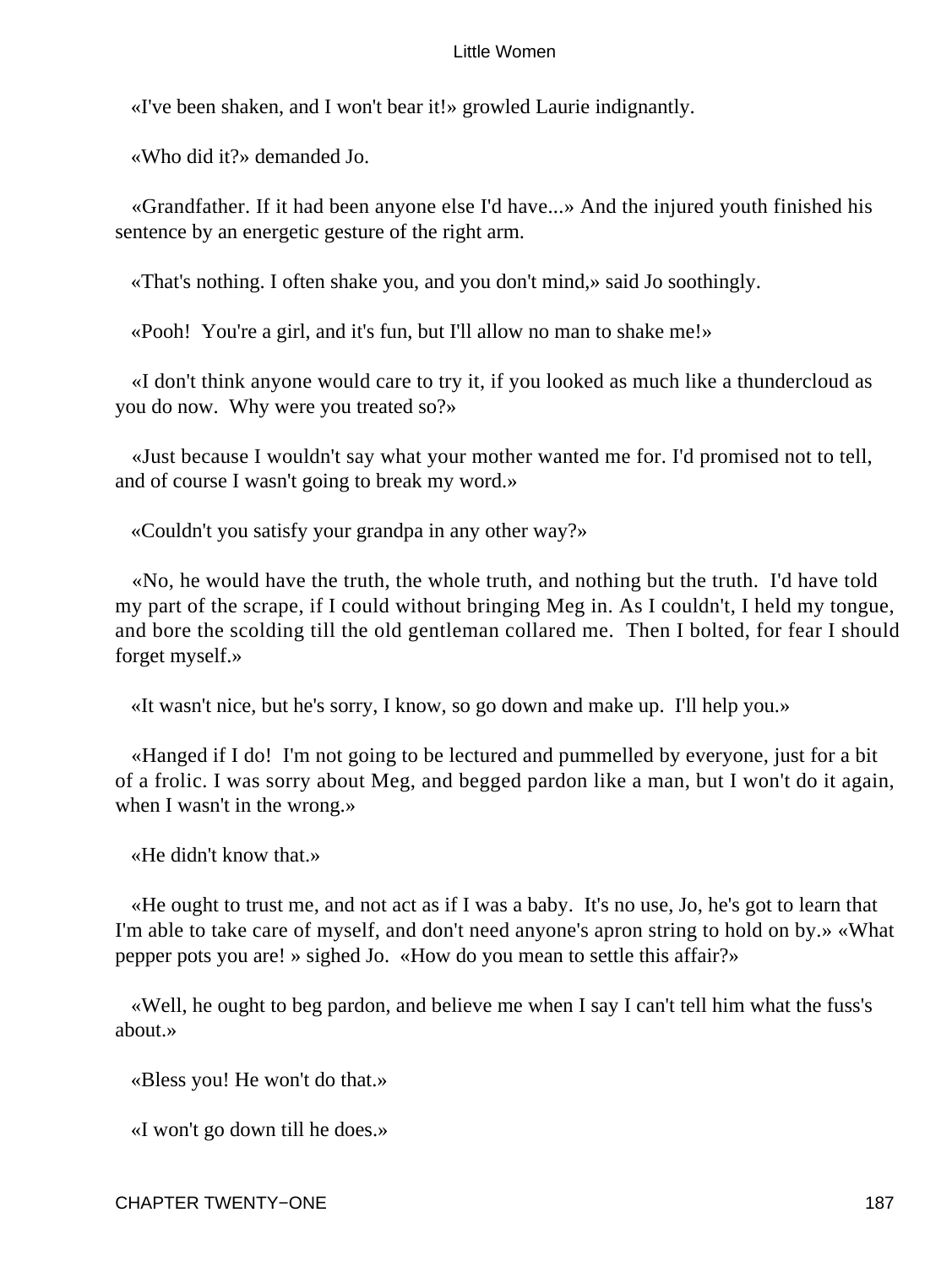«I've been shaken, and I won't bear it!» growled Laurie indignantly.

«Who did it?» demanded Jo.

«Grandfather. If it had been anyone else I'd have...» And the injured youth finished his sentence by an energetic gesture of the right arm.

«That's nothing. I often shake you, and you don't mind,» said Jo soothingly.

«Pooh! You're a girl, and it's fun, but I'll allow no man to shake me!»

«I don't think anyone would care to try it, if you looked as much like a thundercloud as you do now. Why were you treated so?»

«Just because I wouldn't say what your mother wanted me for. I'd promised not to tell, and of course I wasn't going to break my word.»

«Couldn't you satisfy your grandpa in any other way?»

«No, he would have the truth, the whole truth, and nothing but the truth. I'd have told my part of the scrape, if I could without bringing Meg in. As I couldn't, I held my tongue, and bore the scolding till the old gentleman collared me. Then I bolted, for fear I should forget myself.»

«It wasn't nice, but he's sorry, I know, so go down and make up. I'll help you.»

«Hanged if I do! I'm not going to be lectured and pummelled by everyone, just for a bit of a frolic. I was sorry about Meg, and begged pardon like a man, but I won't do it again, when I wasn't in the wrong.»

«He didn't know that.»

«He ought to trust me, and not act as if I was a baby. It's no use, Jo, he's got to learn that I'm able to take care of myself, and don't need anyone's apron string to hold on by.» «What pepper pots you are! » sighed Jo. «How do you mean to settle this affair?»

«Well, he ought to beg pardon, and believe me when I say I can't tell him what the fuss's about.»

«Bless you! He won't do that.»

«I won't go down till he does.»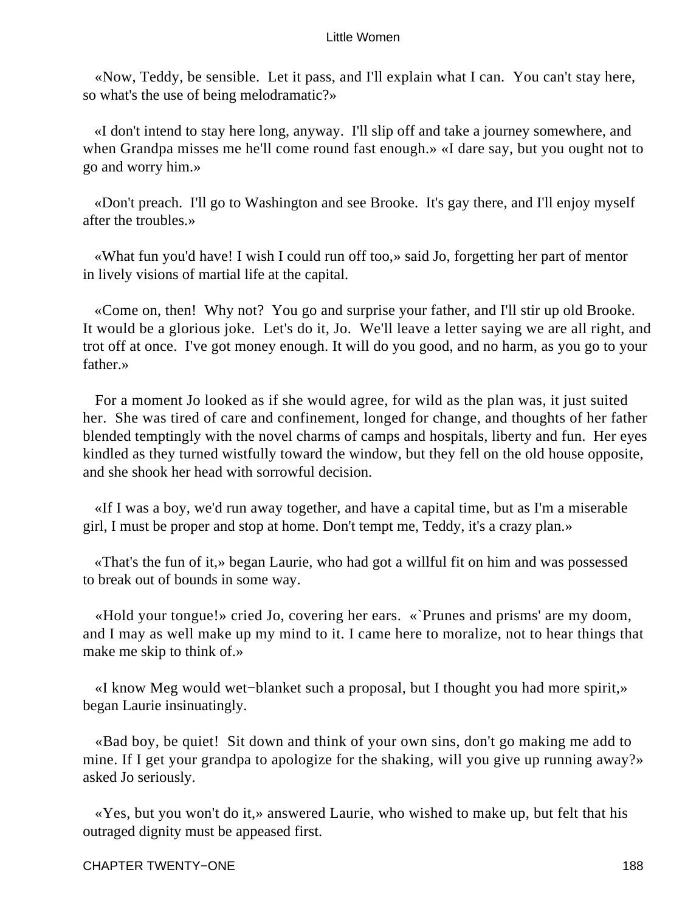«Now, Teddy, be sensible. Let it pass, and I'll explain what I can. You can't stay here, so what's the use of being melodramatic?»

«I don't intend to stay here long, anyway. I'll slip off and take a journey somewhere, and when Grandpa misses me he'll come round fast enough.» «I dare say, but you ought not to go and worry him.»

«Don't preach. I'll go to Washington and see Brooke. It's gay there, and I'll enjoy myself after the troubles.»

«What fun you'd have! I wish I could run off too,» said Jo, forgetting her part of mentor in lively visions of martial life at the capital.

«Come on, then! Why not? You go and surprise your father, and I'll stir up old Brooke. It would be a glorious joke. Let's do it, Jo. We'll leave a letter saying we are all right, and trot off at once. I've got money enough. It will do you good, and no harm, as you go to your father.»

For a moment Jo looked as if she would agree, for wild as the plan was, it just suited her. She was tired of care and confinement, longed for change, and thoughts of her father blended temptingly with the novel charms of camps and hospitals, liberty and fun. Her eyes kindled as they turned wistfully toward the window, but they fell on the old house opposite, and she shook her head with sorrowful decision.

«If I was a boy, we'd run away together, and have a capital time, but as I'm a miserable girl, I must be proper and stop at home. Don't tempt me, Teddy, it's a crazy plan.»

«That's the fun of it,» began Laurie, who had got a willful fit on him and was possessed to break out of bounds in some way.

«Hold your tongue!» cried Jo, covering her ears. «`Prunes and prisms' are my doom, and I may as well make up my mind to it. I came here to moralize, not to hear things that make me skip to think of.»

«I know Meg would wet−blanket such a proposal, but I thought you had more spirit,» began Laurie insinuatingly.

«Bad boy, be quiet! Sit down and think of your own sins, don't go making me add to mine. If I get your grandpa to apologize for the shaking, will you give up running away?» asked Jo seriously.

«Yes, but you won't do it,» answered Laurie, who wished to make up, but felt that his outraged dignity must be appeased first.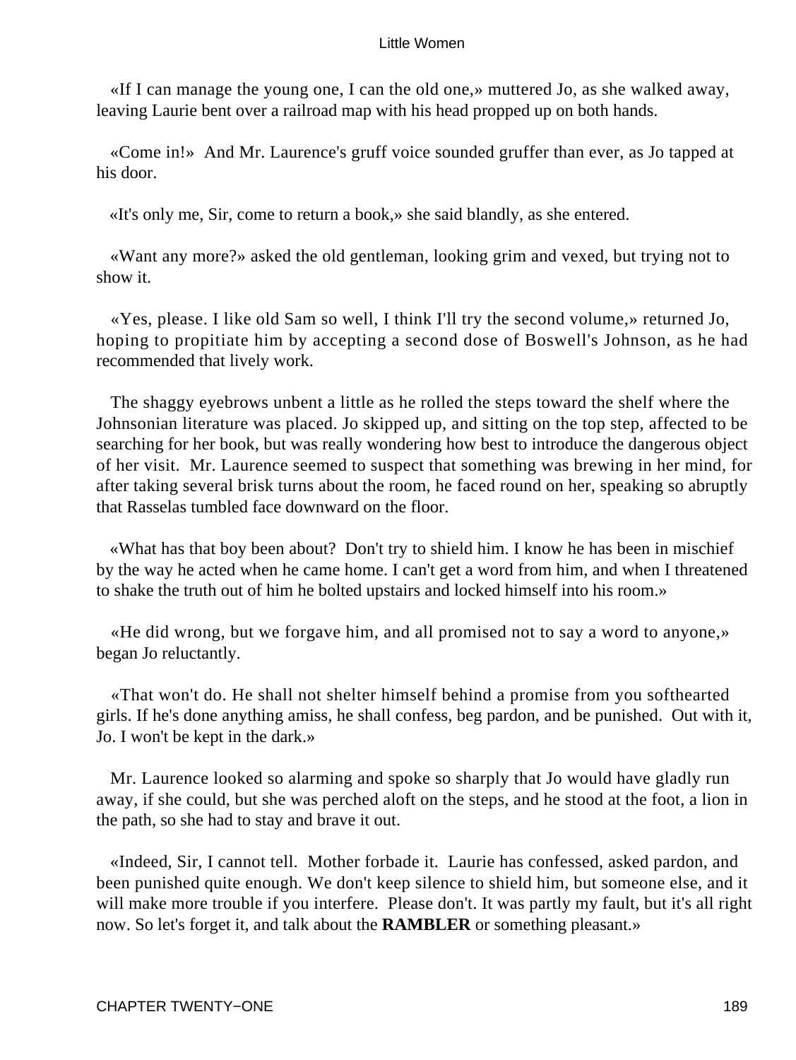«If I can manage the young one, I can the old one,» muttered Jo, as she walked away, leaving Laurie bent over a railroad map with his head propped up on both hands.

«Come in!» And Mr. Laurence's gruff voice sounded gruffer than ever, as Jo tapped at his door.

«It's only me, Sir, come to return a book,» she said blandly, as she entered.

«Want any more?» asked the old gentleman, looking grim and vexed, but trying not to show it.

«Yes, please. I like old Sam so well, I think I'll try the second volume,» returned Jo, hoping to propitiate him by accepting a second dose of Boswell's Johnson, as he had recommended that lively work.

The shaggy eyebrows unbent a little as he rolled the steps toward the shelf where the Johnsonian literature was placed. Jo skipped up, and sitting on the top step, affected to be searching for her book, but was really wondering how best to introduce the dangerous object of her visit. Mr. Laurence seemed to suspect that something was brewing in her mind, for after taking several brisk turns about the room, he faced round on her, speaking so abruptly that Rasselas tumbled face downward on the floor.

«What has that boy been about? Don't try to shield him. I know he has been in mischief by the way he acted when he came home. I can't get a word from him, and when I threatened to shake the truth out of him he bolted upstairs and locked himself into his room.»

«He did wrong, but we forgave him, and all promised not to say a word to anyone,» began Jo reluctantly.

«That won't do. He shall not shelter himself behind a promise from you softhearted girls. If he's done anything amiss, he shall confess, beg pardon, and be punished. Out with it, Jo. I won't be kept in the dark.»

Mr. Laurence looked so alarming and spoke so sharply that Jo would have gladly run away, if she could, but she was perched aloft on the steps, and he stood at the foot, a lion in the path, so she had to stay and brave it out.

«Indeed, Sir, I cannot tell. Mother forbade it. Laurie has confessed, asked pardon, and been punished quite enough. We don't keep silence to shield him, but someone else, and it will make more trouble if you interfere. Please don't. It was partly my fault, but it's all right now. So let's forget it, and talk about the **RAMBLER** or something pleasant.»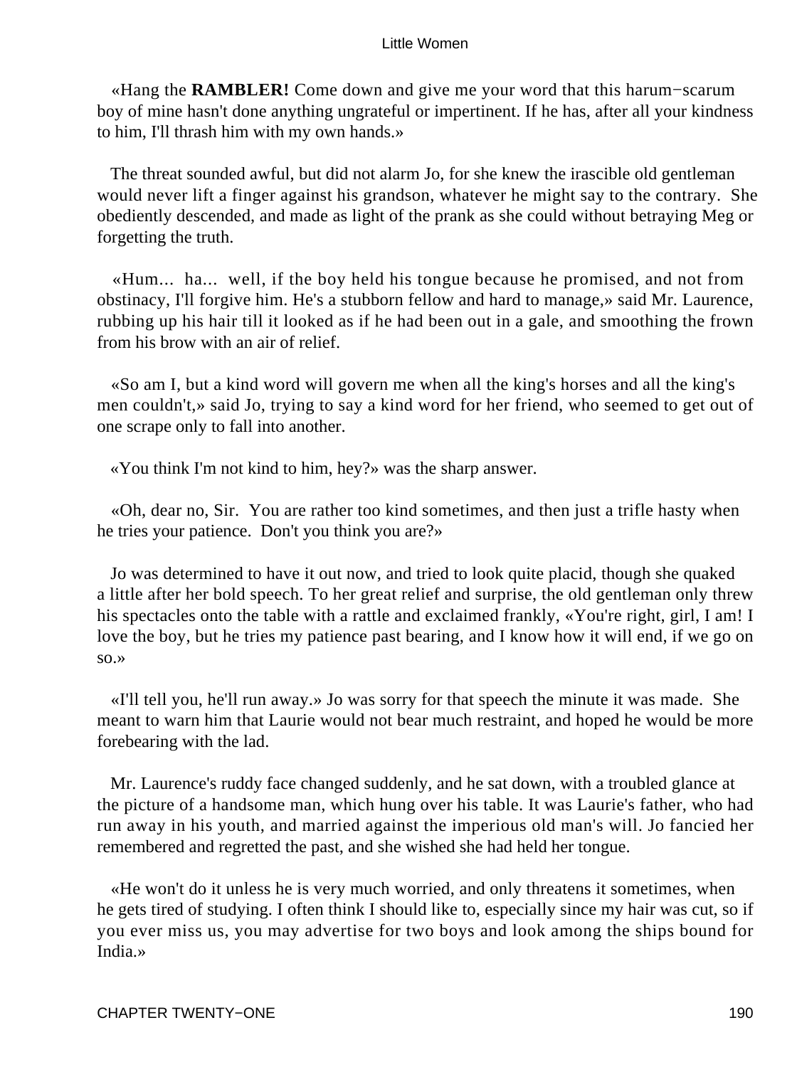«Hang the **RAMBLER!** Come down and give me your word that this harum−scarum boy of mine hasn't done anything ungrateful or impertinent. If he has, after all your kindness to him, I'll thrash him with my own hands.»

The threat sounded awful, but did not alarm Jo, for she knew the irascible old gentleman would never lift a finger against his grandson, whatever he might say to the contrary. She obediently descended, and made as light of the prank as she could without betraying Meg or forgetting the truth.

«Hum... ha... well, if the boy held his tongue because he promised, and not from obstinacy, I'll forgive him. He's a stubborn fellow and hard to manage,» said Mr. Laurence, rubbing up his hair till it looked as if he had been out in a gale, and smoothing the frown from his brow with an air of relief.

«So am I, but a kind word will govern me when all the king's horses and all the king's men couldn't,» said Jo, trying to say a kind word for her friend, who seemed to get out of one scrape only to fall into another.

«You think I'm not kind to him, hey?» was the sharp answer.

«Oh, dear no, Sir. You are rather too kind sometimes, and then just a trifle hasty when he tries your patience. Don't you think you are?»

Jo was determined to have it out now, and tried to look quite placid, though she quaked a little after her bold speech. To her great relief and surprise, the old gentleman only threw his spectacles onto the table with a rattle and exclaimed frankly, «You're right, girl, I am! I love the boy, but he tries my patience past bearing, and I know how it will end, if we go on so.»

«I'll tell you, he'll run away.» Jo was sorry for that speech the minute it was made. She meant to warn him that Laurie would not bear much restraint, and hoped he would be more forebearing with the lad.

Mr. Laurence's ruddy face changed suddenly, and he sat down, with a troubled glance at the picture of a handsome man, which hung over his table. It was Laurie's father, who had run away in his youth, and married against the imperious old man's will. Jo fancied her remembered and regretted the past, and she wished she had held her tongue.

«He won't do it unless he is very much worried, and only threatens it sometimes, when he gets tired of studying. I often think I should like to, especially since my hair was cut, so if you ever miss us, you may advertise for two boys and look among the ships bound for India.»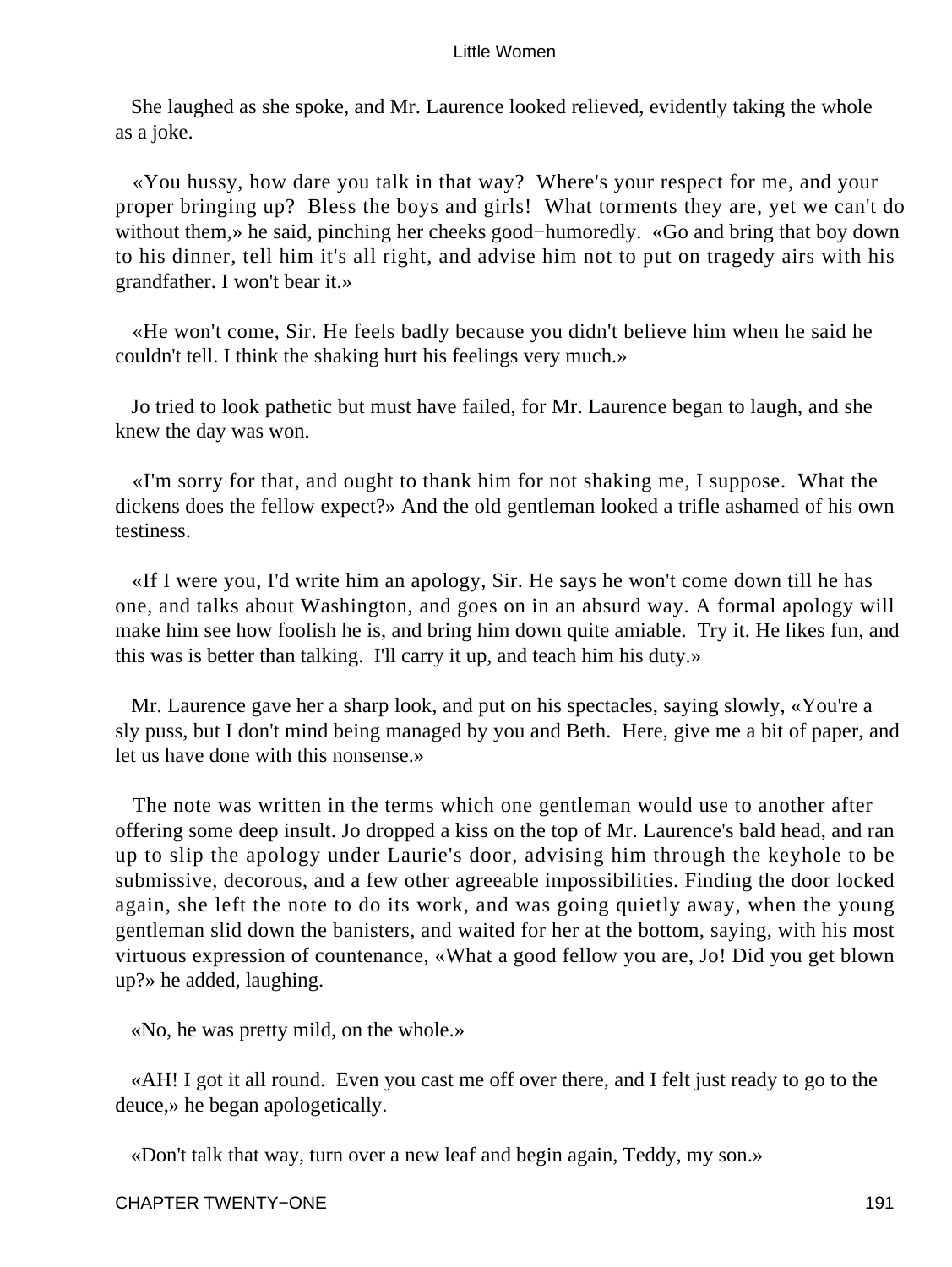She laughed as she spoke, and Mr. Laurence looked relieved, evidently taking the whole as a joke.

«You hussy, how dare you talk in that way? Where's your respect for me, and your proper bringing up? Bless the boys and girls! What torments they are, yet we can't do without them,» he said, pinching her cheeks good−humoredly. «Go and bring that boy down to his dinner, tell him it's all right, and advise him not to put on tragedy airs with his grandfather. I won't bear it.»

«He won't come, Sir. He feels badly because you didn't believe him when he said he couldn't tell. I think the shaking hurt his feelings very much.»

Jo tried to look pathetic but must have failed, for Mr. Laurence began to laugh, and she knew the day was won.

«I'm sorry for that, and ought to thank him for not shaking me, I suppose. What the dickens does the fellow expect?» And the old gentleman looked a trifle ashamed of his own testiness.

«If I were you, I'd write him an apology, Sir. He says he won't come down till he has one, and talks about Washington, and goes on in an absurd way. A formal apology will make him see how foolish he is, and bring him down quite amiable. Try it. He likes fun, and this was is better than talking. I'll carry it up, and teach him his duty.»

Mr. Laurence gave her a sharp look, and put on his spectacles, saying slowly, «You're a sly puss, but I don't mind being managed by you and Beth. Here, give me a bit of paper, and let us have done with this nonsense.»

The note was written in the terms which one gentleman would use to another after offering some deep insult. Jo dropped a kiss on the top of Mr. Laurence's bald head, and ran up to slip the apology under Laurie's door, advising him through the keyhole to be submissive, decorous, and a few other agreeable impossibilities. Finding the door locked again, she left the note to do its work, and was going quietly away, when the young gentleman slid down the banisters, and waited for her at the bottom, saying, with his most virtuous expression of countenance, «What a good fellow you are, Jo! Did you get blown up?» he added, laughing.

«No, he was pretty mild, on the whole.»

«AH! I got it all round. Even you cast me off over there, and I felt just ready to go to the deuce,» he began apologetically.

«Don't talk that way, turn over a new leaf and begin again, Teddy, my son.»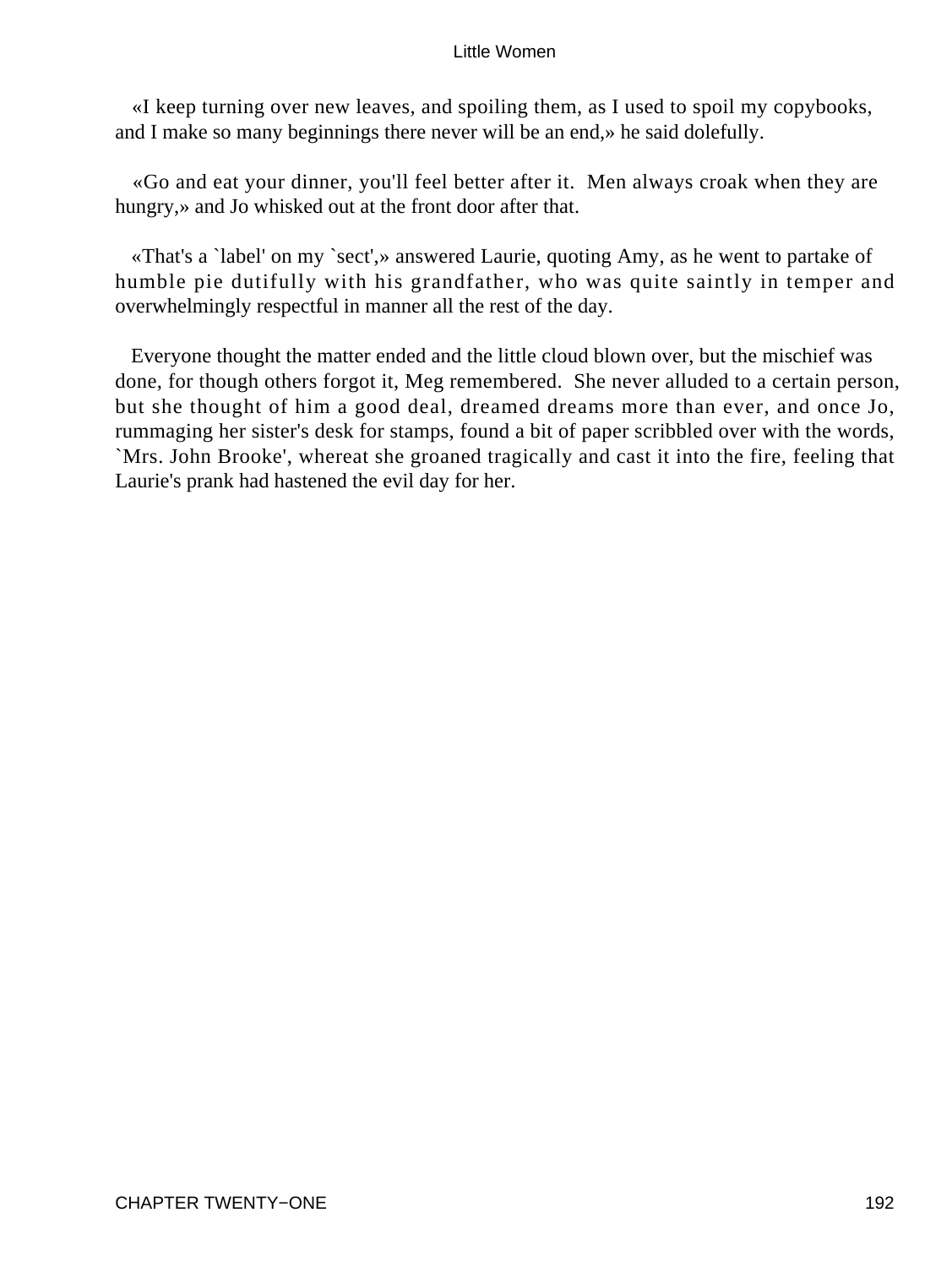«I keep turning over new leaves, and spoiling them, as I used to spoil my copybooks, and I make so many beginnings there never will be an end,» he said dolefully.

«Go and eat your dinner, you'll feel better after it. Men always croak when they are hungry,» and Jo whisked out at the front door after that.

«That's a `label' on my `sect',» answered Laurie, quoting Amy, as he went to partake of humble pie dutifully with his grandfather, who was quite saintly in temper and overwhelmingly respectful in manner all the rest of the day.

Everyone thought the matter ended and the little cloud blown over, but the mischief was done, for though others forgot it, Meg remembered. She never alluded to a certain person, but she thought of him a good deal, dreamed dreams more than ever, and once Jo, rummaging her sister's desk for stamps, found a bit of paper scribbled over with the words, `Mrs. John Brooke', whereat she groaned tragically and cast it into the fire, feeling that Laurie's prank had hastened the evil day for her.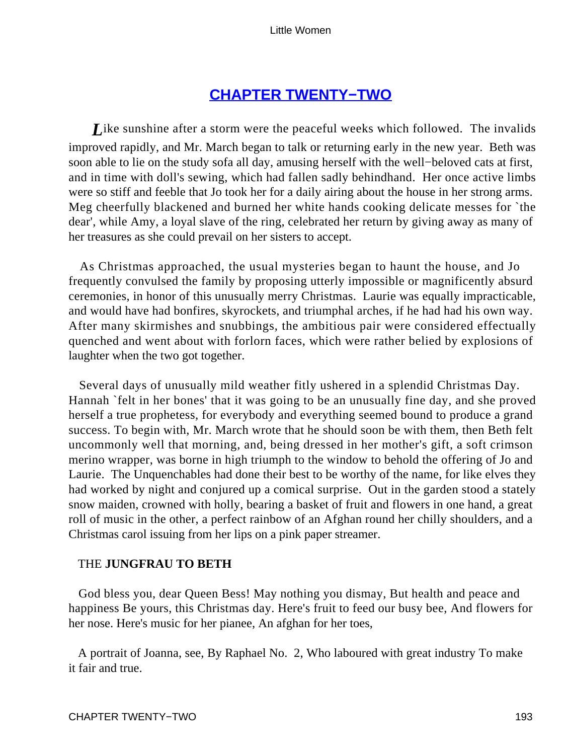## [CHAPTER TWENTY−TWO]()

*L*ike sunshine after a storm were the peaceful weeks which followed. The invalids improved rapidly, and Mr. March began to talk or returning early in the new year. Beth was soon able to lie on the study sofa all day, amusing herself with the well−beloved cats at first, and in time with doll's sewing, which had fallen sadly behindhand. Her once active limbs were so stiff and feeble that Jo took her for a daily airing about the house in her strong arms. Meg cheerfully blackened and burned her white hands cooking delicate messes for `the dear', while Amy, a loyal slave of the ring, celebrated her return by giving away as many of her treasures as she could prevail on her sisters to accept.

As Christmas approached, the usual mysteries began to haunt the house, and Jo frequently convulsed the family by proposing utterly impossible or magnificently absurd ceremonies, in honor of this unusually merry Christmas. Laurie was equally impracticable, and would have had bonfires, skyrockets, and triumphal arches, if he had had his own way. After many skirmishes and snubbings, the ambitious pair were considered effectually quenched and went about with forlorn faces, which were rather belied by explosions of laughter when the two got together.

Several days of unusually mild weather fitly ushered in a splendid Christmas Day. Hannah `felt in her bones' that it was going to be an unusually fine day, and she proved herself a true prophetess, for everybody and everything seemed bound to produce a grand success. To begin with, Mr. March wrote that he should soon be with them, then Beth felt uncommonly well that morning, and, being dressed in her mother's gift, a soft crimson merino wrapper, was borne in high triumph to the window to behold the offering of Jo and Laurie. The Unquenchables had done their best to be worthy of the name, for like elves they had worked by night and conjured up a comical surprise. Out in the garden stood a stately snow maiden, crowned with holly, bearing a basket of fruit and flowers in one hand, a great roll of music in the other, a perfect rainbow of an Afghan round her chilly shoulders, and a Christmas carol issuing from her lips on a pink paper streamer.

THE **JUNGFRAU TO BETH**

God bless you, dear Queen Bess! May nothing you dismay, But health and peace and happiness Be yours, this Christmas day. Here's fruit to feed our busy bee, And flowers for her nose. Here's music for her pianee, An afghan for her toes,

A portrait of Joanna, see, By Raphael No. 2, Who laboured with great industry To make it fair and true.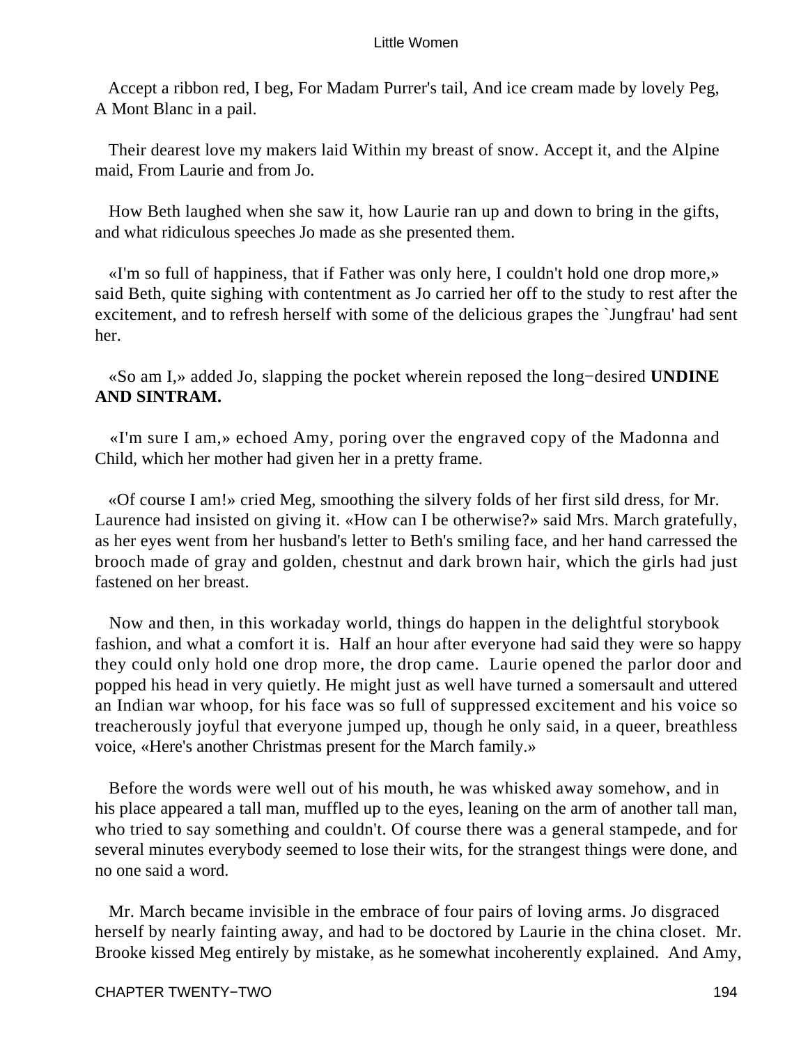Accept a ribbon red, I beg, For Madam Purrer's tail, And ice cream made by lovely Peg, A Mont Blanc in a pail.

Their dearest love my makers laid Within my breast of snow. Accept it, and the Alpine maid, From Laurie and from Jo.

How Beth laughed when she saw it, how Laurie ran up and down to bring in the gifts, and what ridiculous speeches Jo made as she presented them.

«I'm so full of happiness, that if Father was only here, I couldn't hold one drop more,» said Beth, quite sighing with contentment as Jo carried her off to the study to rest after the excitement, and to refresh herself with some of the delicious grapes the `Jungfrau' had sent her.

«So am I,» added Jo, slapping the pocket wherein reposed the long−desired **UNDINE AND SINTRAM.**

«I'm sure I am,» echoed Amy, poring over the engraved copy of the Madonna and Child, which her mother had given her in a pretty frame.

«Of course I am!» cried Meg, smoothing the silvery folds of her first sild dress, for Mr. Laurence had insisted on giving it. «How can I be otherwise?» said Mrs. March gratefully, as her eyes went from her husband's letter to Beth's smiling face, and her hand carressed the brooch made of gray and golden, chestnut and dark brown hair, which the girls had just fastened on her breast.

Now and then, in this workaday world, things do happen in the delightful storybook fashion, and what a comfort it is. Half an hour after everyone had said they were so happy they could only hold one drop more, the drop came. Laurie opened the parlor door and popped his head in very quietly. He might just as well have turned a somersault and uttered an Indian war whoop, for his face was so full of suppressed excitement and his voice so treacherously joyful that everyone jumped up, though he only said, in a queer, breathless voice, «Here's another Christmas present for the March family.»

Before the words were well out of his mouth, he was whisked away somehow, and in his place appeared a tall man, muffled up to the eyes, leaning on the arm of another tall man, who tried to say something and couldn't. Of course there was a general stampede, and for several minutes everybody seemed to lose their wits, for the strangest things were done, and no one said a word.

Mr. March became invisible in the embrace of four pairs of loving arms. Jo disgraced herself by nearly fainting away, and had to be doctored by Laurie in the china closet. Mr. Brooke kissed Meg entirely by mistake, as he somewhat incoherently explained. And Amy,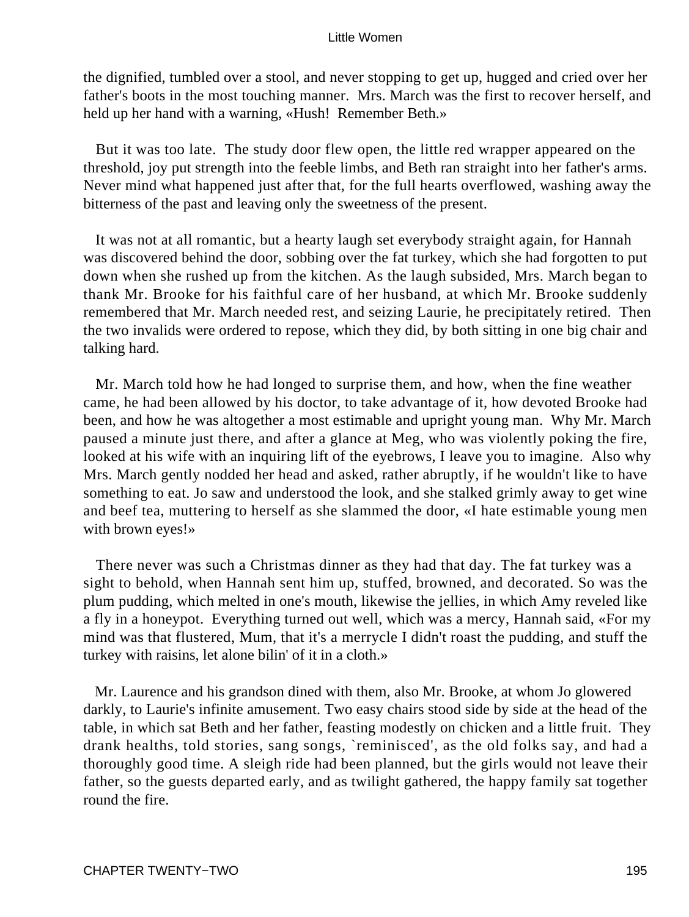the dignified, tumbled over a stool, and never stopping to get up, hugged and cried over her father's boots in the most touching manner. Mrs. March was the first to recover herself, and held up her hand with a warning, «Hush! Remember Beth.»

But it was too late. The study door flew open, the little red wrapper appeared on the threshold, joy put strength into the feeble limbs, and Beth ran straight into her father's arms. Never mind what happened just after that, for the full hearts overflowed, washing away the bitterness of the past and leaving only the sweetness of the present.

It was not at all romantic, but a hearty laugh set everybody straight again, for Hannah was discovered behind the door, sobbing over the fat turkey, which she had forgotten to put down when she rushed up from the kitchen. As the laugh subsided, Mrs. March began to thank Mr. Brooke for his faithful care of her husband, at which Mr. Brooke suddenly remembered that Mr. March needed rest, and seizing Laurie, he precipitately retired. Then the two invalids were ordered to repose, which they did, by both sitting in one big chair and talking hard.

Mr. March told how he had longed to surprise them, and how, when the fine weather came, he had been allowed by his doctor, to take advantage of it, how devoted Brooke had been, and how he was altogether a most estimable and upright young man. Why Mr. March paused a minute just there, and after a glance at Meg, who was violently poking the fire, looked at his wife with an inquiring lift of the eyebrows, I leave you to imagine. Also why Mrs. March gently nodded her head and asked, rather abruptly, if he wouldn't like to have something to eat. Jo saw and understood the look, and she stalked grimly away to get wine and beef tea, muttering to herself as she slammed the door, «I hate estimable young men with brown eyes!»

There never was such a Christmas dinner as they had that day. The fat turkey was a sight to behold, when Hannah sent him up, stuffed, browned, and decorated. So was the plum pudding, which melted in one's mouth, likewise the jellies, in which Amy reveled like a fly in a honeypot. Everything turned out well, which was a mercy, Hannah said, «For my mind was that flustered, Mum, that it's a merrycle I didn't roast the pudding, and stuff the turkey with raisins, let alone bilin' of it in a cloth.»

Mr. Laurence and his grandson dined with them, also Mr. Brooke, at whom Jo glowered darkly, to Laurie's infinite amusement. Two easy chairs stood side by side at the head of the table, in which sat Beth and her father, feasting modestly on chicken and a little fruit. They drank healths, told stories, sang songs, `reminisced', as the old folks say, and had a thoroughly good time. A sleigh ride had been planned, but the girls would not leave their father, so the guests departed early, and as twilight gathered, the happy family sat together round the fire.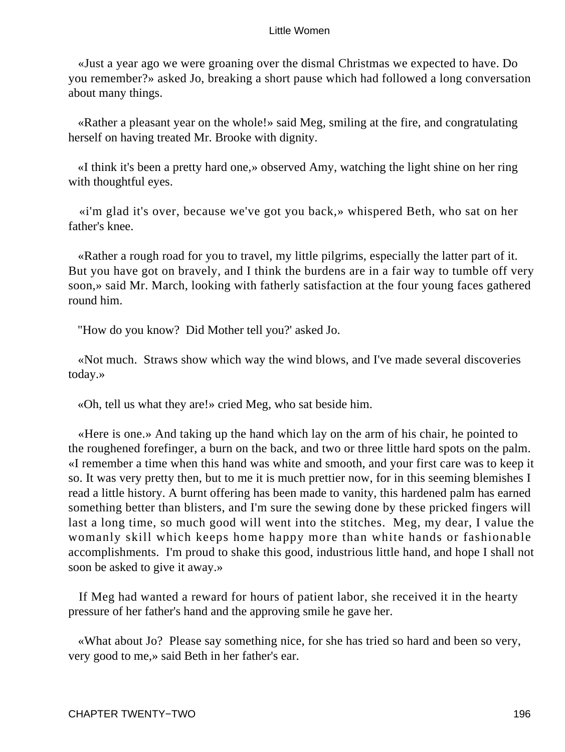«Just a year ago we were groaning over the dismal Christmas we expected to have. Do you remember?» asked Jo, breaking a short pause which had followed a long conversation about many things.

«Rather a pleasant year on the whole!» said Meg, smiling at the fire, and congratulating herself on having treated Mr. Brooke with dignity.

«I think it's been a pretty hard one,» observed Amy, watching the light shine on her ring with thoughtful eyes.

«i'm glad it's over, because we've got you back,» whispered Beth, who sat on her father's knee.

«Rather a rough road for you to travel, my little pilgrims, especially the latter part of it. But you have got on bravely, and I think the burdens are in a fair way to tumble off very soon,» said Mr. March, looking with fatherly satisfaction at the four young faces gathered round him.

"How do you know? Did Mother tell you?' asked Jo.

«Not much. Straws show which way the wind blows, and I've made several discoveries today.»

«Oh, tell us what they are!» cried Meg, who sat beside him.

«Here is one.» And taking up the hand which lay on the arm of his chair, he pointed to the roughened forefinger, a burn on the back, and two or three little hard spots on the palm. «I remember a time when this hand was white and smooth, and your first care was to keep it so. It was very pretty then, but to me it is much prettier now, for in this seeming blemishes I read a little history. A burnt offering has been made to vanity, this hardened palm has earned something better than blisters, and I'm sure the sewing done by these pricked fingers will last a long time, so much good will went into the stitches. Meg, my dear, I value the womanly skill which keeps home happy more than white hands or fashionable accomplishments. I'm proud to shake this good, industrious little hand, and hope I shall not soon be asked to give it away.»

If Meg had wanted a reward for hours of patient labor, she received it in the hearty pressure of her father's hand and the approving smile he gave her.

«What about Jo? Please say something nice, for she has tried so hard and been so very, very good to me,» said Beth in her father's ear.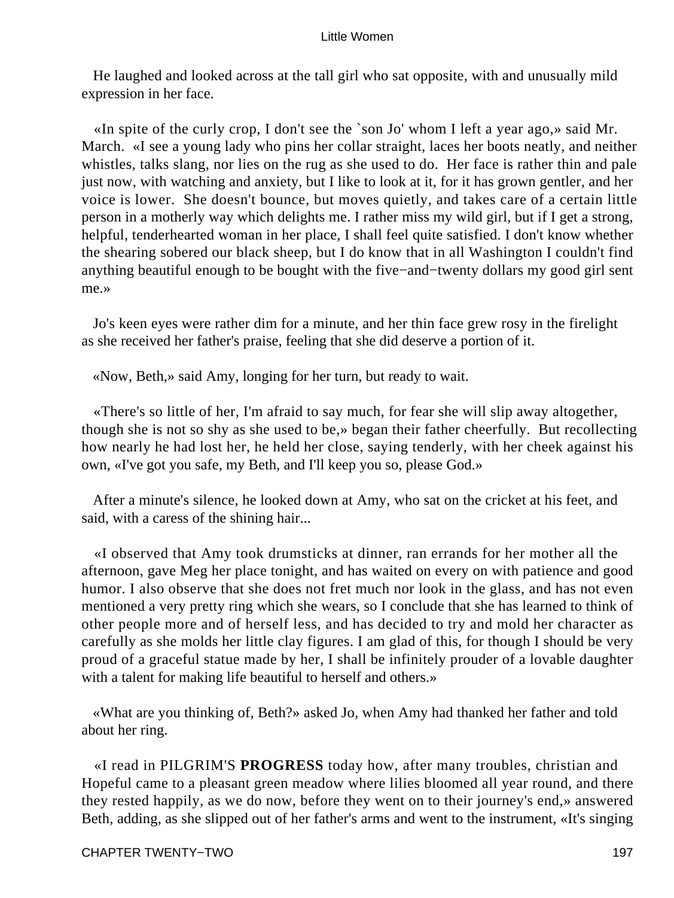He laughed and looked across at the tall girl who sat opposite, with and unusually mild expression in her face.

«In spite of the curly crop, I don't see the `son Jo' whom I left a year ago,» said Mr. March. «I see a young lady who pins her collar straight, laces her boots neatly, and neither whistles, talks slang, nor lies on the rug as she used to do. Her face is rather thin and pale just now, with watching and anxiety, but I like to look at it, for it has grown gentler, and her voice is lower. She doesn't bounce, but moves quietly, and takes care of a certain little person in a motherly way which delights me. I rather miss my wild girl, but if I get a strong, helpful, tenderhearted woman in her place, I shall feel quite satisfied. I don't know whether the shearing sobered our black sheep, but I do know that in all Washington I couldn't find anything beautiful enough to be bought with the five−and−twenty dollars my good girl sent me.»

Jo's keen eyes were rather dim for a minute, and her thin face grew rosy in the firelight as she received her father's praise, feeling that she did deserve a portion of it.

«Now, Beth,» said Amy, longing for her turn, but ready to wait.

«There's so little of her, I'm afraid to say much, for fear she will slip away altogether, though she is not so shy as she used to be,» began their father cheerfully. But recollecting how nearly he had lost her, he held her close, saying tenderly, with her cheek against his own, «I've got you safe, my Beth, and I'll keep you so, please God.»

After a minute's silence, he looked down at Amy, who sat on the cricket at his feet, and said, with a caress of the shining hair...

«I observed that Amy took drumsticks at dinner, ran errands for her mother all the afternoon, gave Meg her place tonight, and has waited on every on with patience and good humor. I also observe that she does not fret much nor look in the glass, and has not even mentioned a very pretty ring which she wears, so I conclude that she has learned to think of other people more and of herself less, and has decided to try and mold her character as carefully as she molds her little clay figures. I am glad of this, for though I should be very proud of a graceful statue made by her, I shall be infinitely prouder of a lovable daughter with a talent for making life beautiful to herself and others.»

«What are you thinking of, Beth?» asked Jo, when Amy had thanked her father and told about her ring.

«I read in PILGRIM'S **PROGRESS** today how, after many troubles, christian and Hopeful came to a pleasant green meadow where lilies bloomed all year round, and there they rested happily, as we do now, before they went on to their journey's end,» answered Beth, adding, as she slipped out of her father's arms and went to the instrument, «It's singing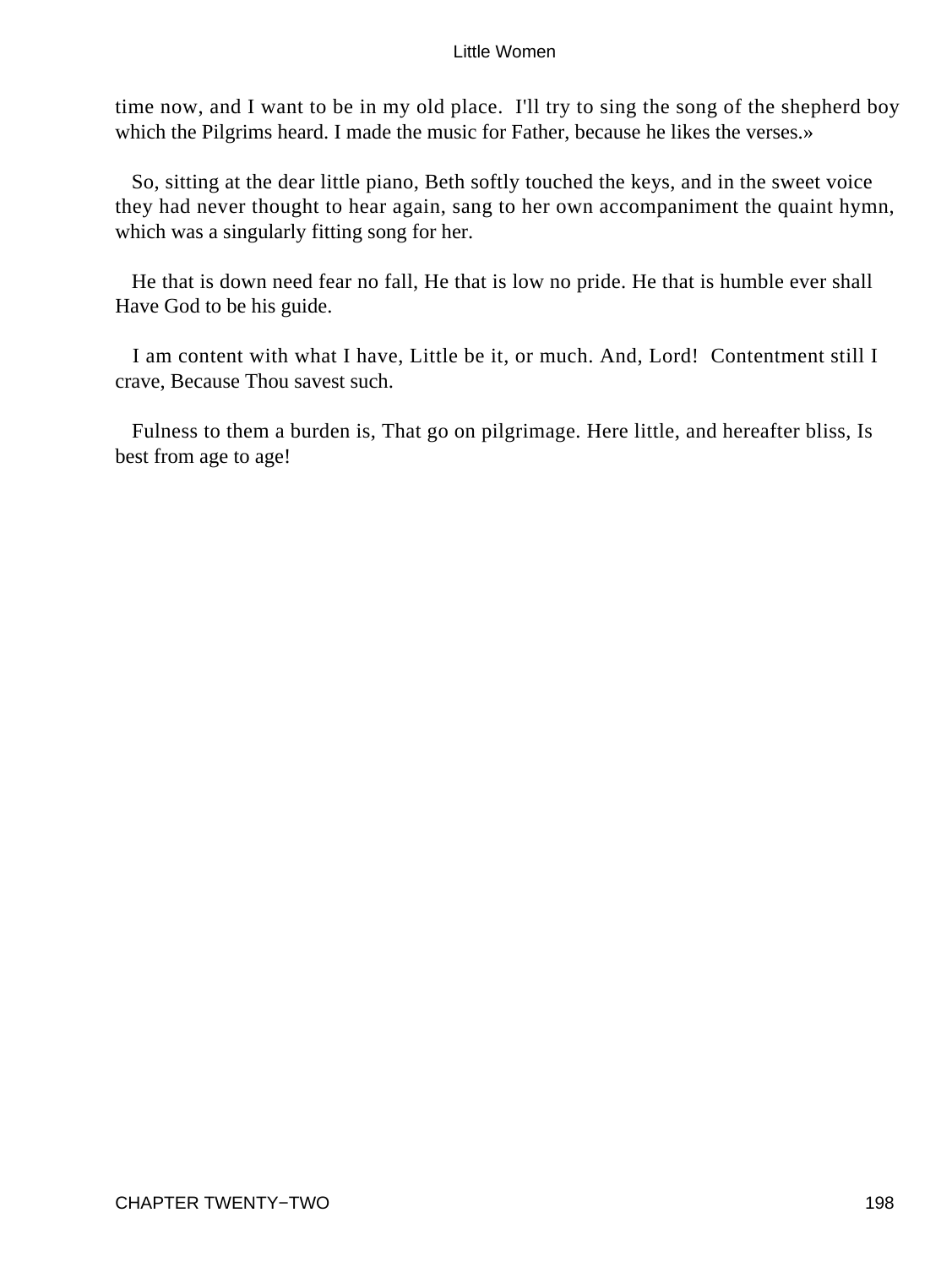time now, and I want to be in my old place. I'll try to sing the song of the shepherd boy which the Pilgrims heard. I made the music for Father, because he likes the verses.»

So, sitting at the dear little piano, Beth softly touched the keys, and in the sweet voice they had never thought to hear again, sang to her own accompaniment the quaint hymn, which was a singularly fitting song for her.

He that is down need fear no fall, He that is low no pride. He that is humble ever shall Have God to be his guide.

I am content with what I have, Little be it, or much. And, Lord! Contentment still I crave, Because Thou savest such.

Fulness to them a burden is, That go on pilgrimage. Here little, and hereafter bliss, Is best from age to age!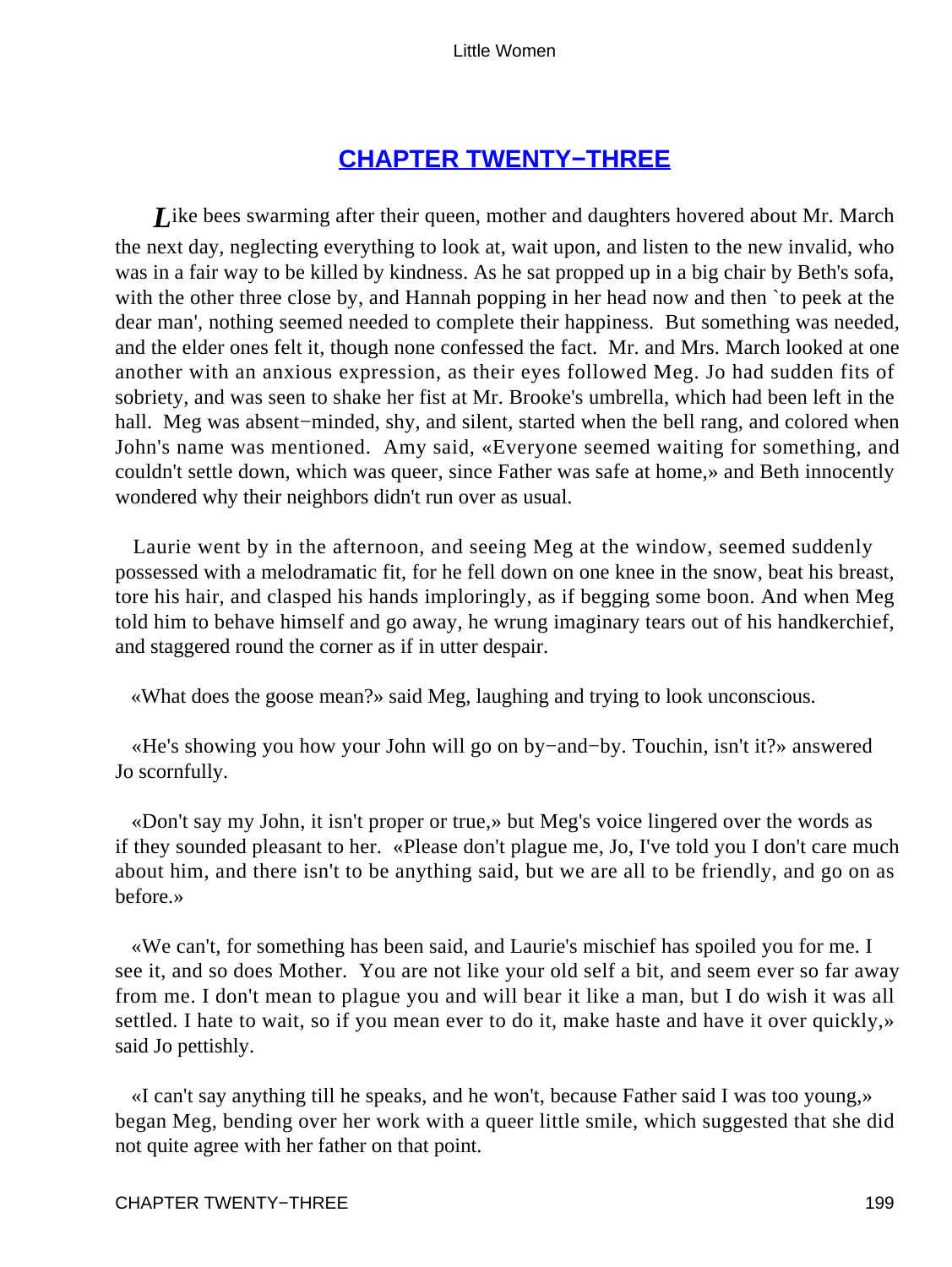## CHAPTER TWENTY−THREE

*L*ike bees swarming after their queen, mother and daughters hovered about Mr. March the next day, neglecting everything to look at, wait upon, and listen to the new invalid, who was in a fair way to be killed by kindness. As he sat propped up in a big chair by Beth's sofa, with the other three close by, and Hannah popping in her head now and then `to peek at the dear man', nothing seemed needed to complete their happiness. But something was needed, and the elder ones felt it, though none confessed the fact. Mr. and Mrs. March looked at one another with an anxious expression, as their eyes followed Meg. Jo had sudden fits of sobriety, and was seen to shake her fist at Mr. Brooke's umbrella, which had been left in the hall. Meg was absent−minded, shy, and silent, started when the bell rang, and colored when John's name was mentioned. Amy said, «Everyone seemed waiting for something, and couldn't settle down, which was queer, since Father was safe at home,» and Beth innocently wondered why their neighbors didn't run over as usual.

Laurie went by in the afternoon, and seeing Meg at the window, seemed suddenly possessed with a melodramatic fit, for he fell down on one knee in the snow, beat his breast, tore his hair, and clasped his hands imploringly, as if begging some boon. And when Meg told him to behave himself and go away, he wrung imaginary tears out of his handkerchief, and staggered round the corner as if in utter despair.

«What does the goose mean?» said Meg, laughing and trying to look unconscious.

«He's showing you how your John will go on by−and−by. Touchin, isn't it?» answered Jo scornfully.

«Don't say my John, it isn't proper or true,» but Meg's voice lingered over the words as if they sounded pleasant to her. «Please don't plague me, Jo, I've told you I don't care much about him, and there isn't to be anything said, but we are all to be friendly, and go on as before.»

«We can't, for something has been said, and Laurie's mischief has spoiled you for me. I see it, and so does Mother. You are not like your old self a bit, and seem ever so far away from me. I don't mean to plague you and will bear it like a man, but I do wish it was all settled. I hate to wait, so if you mean ever to do it, make haste and have it over quickly,» said Jo pettishly.

«I can't say anything till he speaks, and he won't, because Father said I was too young,» began Meg, bending over her work with a queer little smile, which suggested that she did not quite agree with her father on that point.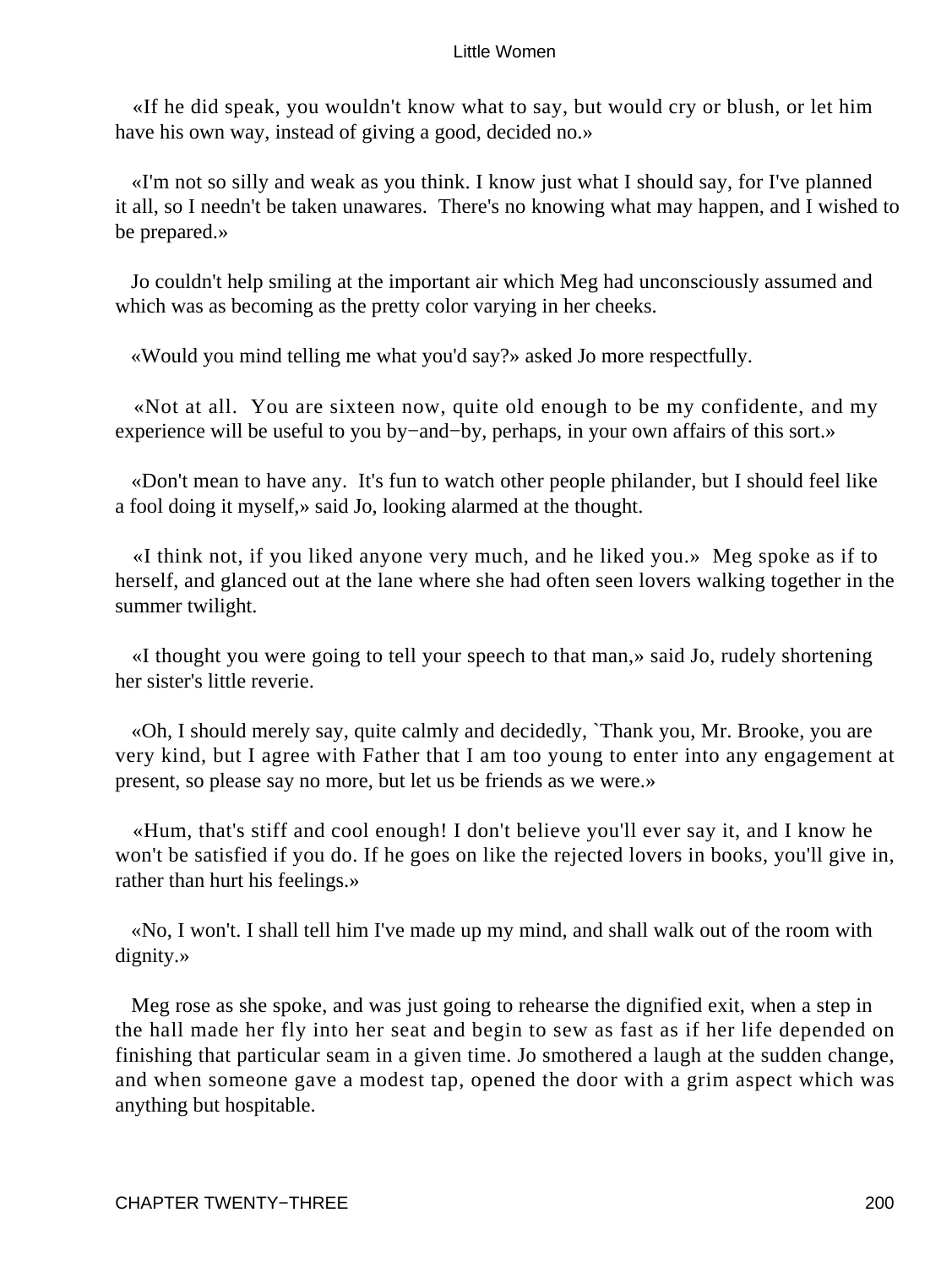«If he did speak, you wouldn't know what to say, but would cry or blush, or let him have his own way, instead of giving a good, decided no.»

«I'm not so silly and weak as you think. I know just what I should say, for I've planned it all, so I needn't be taken unawares. There's no knowing what may happen, and I wished to be prepared.»

Jo couldn't help smiling at the important air which Meg had unconsciously assumed and which was as becoming as the pretty color varying in her cheeks.

«Would you mind telling me what you'd say?» asked Jo more respectfully.

«Not at all. You are sixteen now, quite old enough to be my confidente, and my experience will be useful to you by−and−by, perhaps, in your own affairs of this sort.»

«Don't mean to have any. It's fun to watch other people philander, but I should feel like a fool doing it myself,» said Jo, looking alarmed at the thought.

«I think not, if you liked anyone very much, and he liked you.» Meg spoke as if to herself, and glanced out at the lane where she had often seen lovers walking together in the summer twilight.

«I thought you were going to tell your speech to that man,» said Jo, rudely shortening her sister's little reverie.

«Oh, I should merely say, quite calmly and decidedly, `Thank you, Mr. Brooke, you are very kind, but I agree with Father that I am too young to enter into any engagement at present, so please say no more, but let us be friends as we were.»

«Hum, that's stiff and cool enough! I don't believe you'll ever say it, and I know he won't be satisfied if you do. If he goes on like the rejected lovers in books, you'll give in, rather than hurt his feelings.»

«No, I won't. I shall tell him I've made up my mind, and shall walk out of the room with dignity.»

Meg rose as she spoke, and was just going to rehearse the dignified exit, when a step in the hall made her fly into her seat and begin to sew as fast as if her life depended on finishing that particular seam in a given time. Jo smothered a laugh at the sudden change, and when someone gave a modest tap, opened the door with a grim aspect which was anything but hospitable.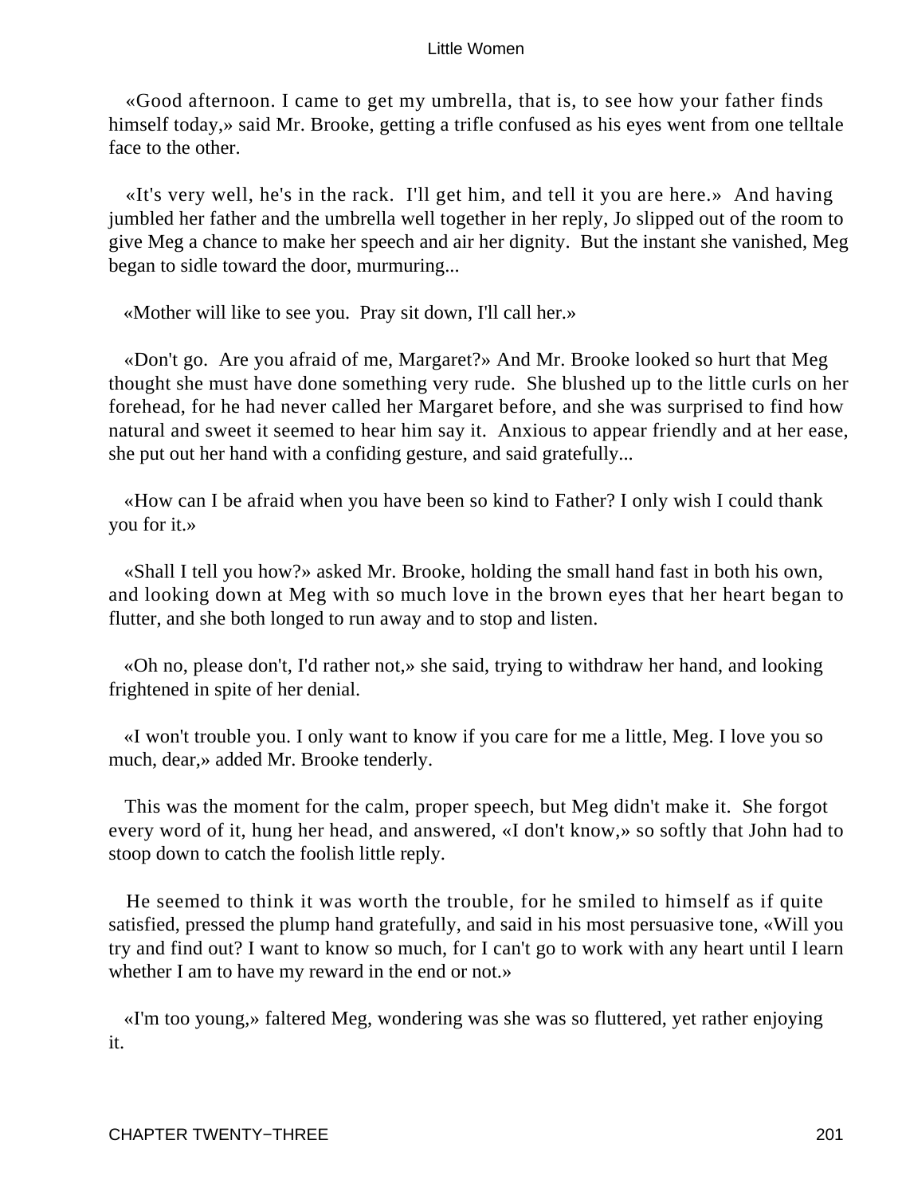«Good afternoon. I came to get my umbrella, that is, to see how your father finds himself today,» said Mr. Brooke, getting a trifle confused as his eyes went from one telltale face to the other.

«It's very well, he's in the rack. I'll get him, and tell it you are here.» And having jumbled her father and the umbrella well together in her reply, Jo slipped out of the room to give Meg a chance to make her speech and air her dignity. But the instant she vanished, Meg began to sidle toward the door, murmuring...

«Mother will like to see you. Pray sit down, I'll call her.»

«Don't go. Are you afraid of me, Margaret?» And Mr. Brooke looked so hurt that Meg thought she must have done something very rude. She blushed up to the little curls on her forehead, for he had never called her Margaret before, and she was surprised to find how natural and sweet it seemed to hear him say it. Anxious to appear friendly and at her ease, she put out her hand with a confiding gesture, and said gratefully...

«How can I be afraid when you have been so kind to Father? I only wish I could thank you for it.»

«Shall I tell you how?» asked Mr. Brooke, holding the small hand fast in both his own, and looking down at Meg with so much love in the brown eyes that her heart began to flutter, and she both longed to run away and to stop and listen.

«Oh no, please don't, I'd rather not,» she said, trying to withdraw her hand, and looking frightened in spite of her denial.

«I won't trouble you. I only want to know if you care for me a little, Meg. I love you so much, dear,» added Mr. Brooke tenderly.

This was the moment for the calm, proper speech, but Meg didn't make it. She forgot every word of it, hung her head, and answered, «I don't know,» so softly that John had to stoop down to catch the foolish little reply.

He seemed to think it was worth the trouble, for he smiled to himself as if quite satisfied, pressed the plump hand gratefully, and said in his most persuasive tone, «Will you try and find out? I want to know so much, for I can't go to work with any heart until I learn whether I am to have my reward in the end or not.»

«I'm too young,» faltered Meg, wondering was she was so fluttered, yet rather enjoying it.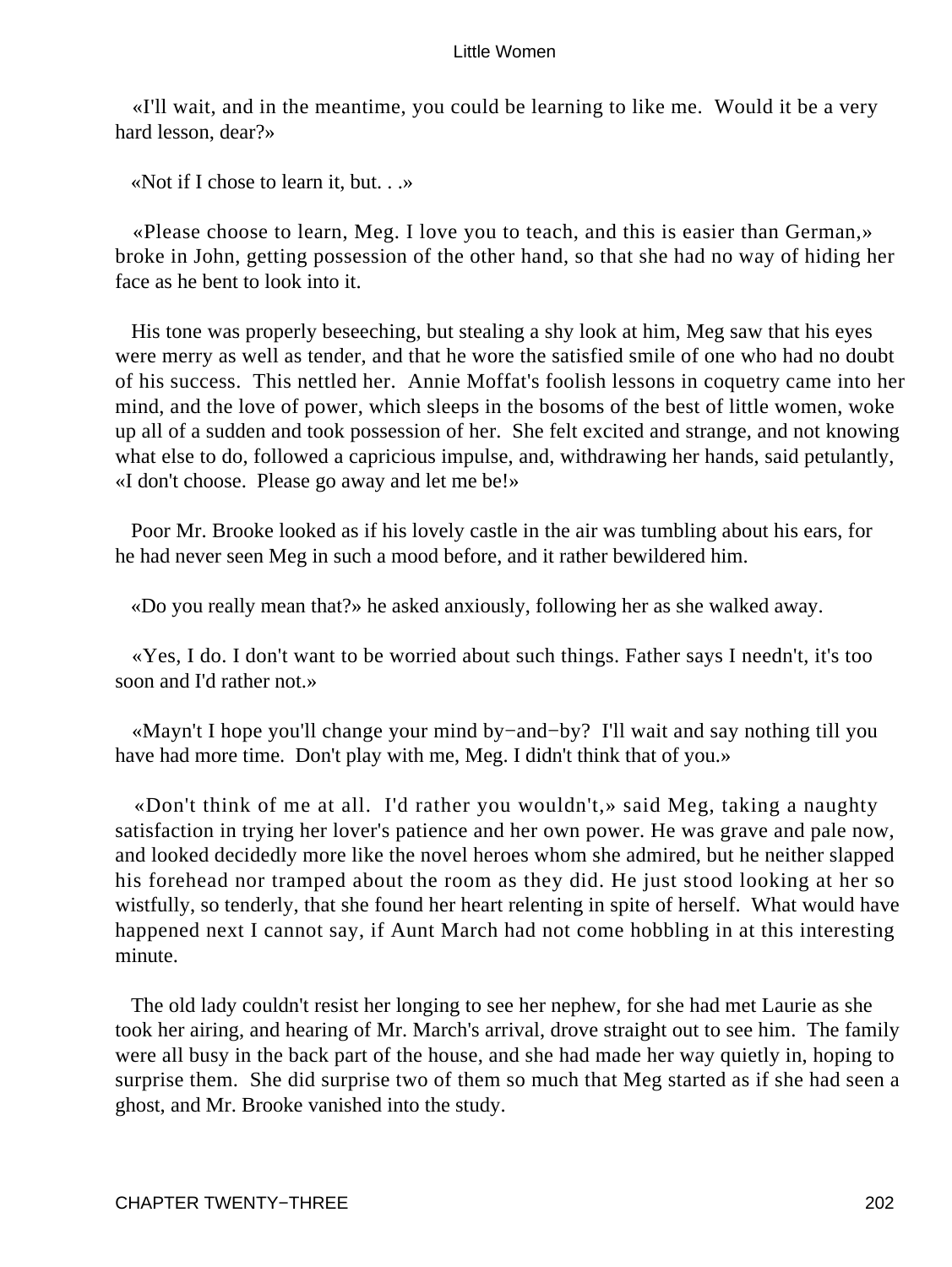«I'll wait, and in the meantime, you could be learning to like me. Would it be a very hard lesson, dear?»

«Not if I chose to learn it, but. . .»

«Please choose to learn, Meg. I love you to teach, and this is easier than German,» broke in John, getting possession of the other hand, so that she had no way of hiding her face as he bent to look into it.

His tone was properly beseeching, but stealing a shy look at him, Meg saw that his eyes were merry as well as tender, and that he wore the satisfied smile of one who had no doubt of his success. This nettled her. Annie Moffat's foolish lessons in coquetry came into her mind, and the love of power, which sleeps in the bosoms of the best of little women, woke up all of a sudden and took possession of her. She felt excited and strange, and not knowing what else to do, followed a capricious impulse, and, withdrawing her hands, said petulantly, «I don't choose. Please go away and let me be!»

Poor Mr. Brooke looked as if his lovely castle in the air was tumbling about his ears, for he had never seen Meg in such a mood before, and it rather bewildered him.

«Do you really mean that?» he asked anxiously, following her as she walked away.

«Yes, I do. I don't want to be worried about such things. Father says I needn't, it's too soon and I'd rather not.»

«Mayn't I hope you'll change your mind by−and−by? I'll wait and say nothing till you have had more time. Don't play with me, Meg. I didn't think that of you.»

«Don't think of me at all. I'd rather you wouldn't,» said Meg, taking a naughty satisfaction in trying her lover's patience and her own power. He was grave and pale now, and looked decidedly more like the novel heroes whom she admired, but he neither slapped his forehead nor tramped about the room as they did. He just stood looking at her so wistfully, so tenderly, that she found her heart relenting in spite of herself. What would have happened next I cannot say, if Aunt March had not come hobbling in at this interesting minute.

The old lady couldn't resist her longing to see her nephew, for she had met Laurie as she took her airing, and hearing of Mr. March's arrival, drove straight out to see him. The family were all busy in the back part of the house, and she had made her way quietly in, hoping to surprise them. She did surprise two of them so much that Meg started as if she had seen a ghost, and Mr. Brooke vanished into the study.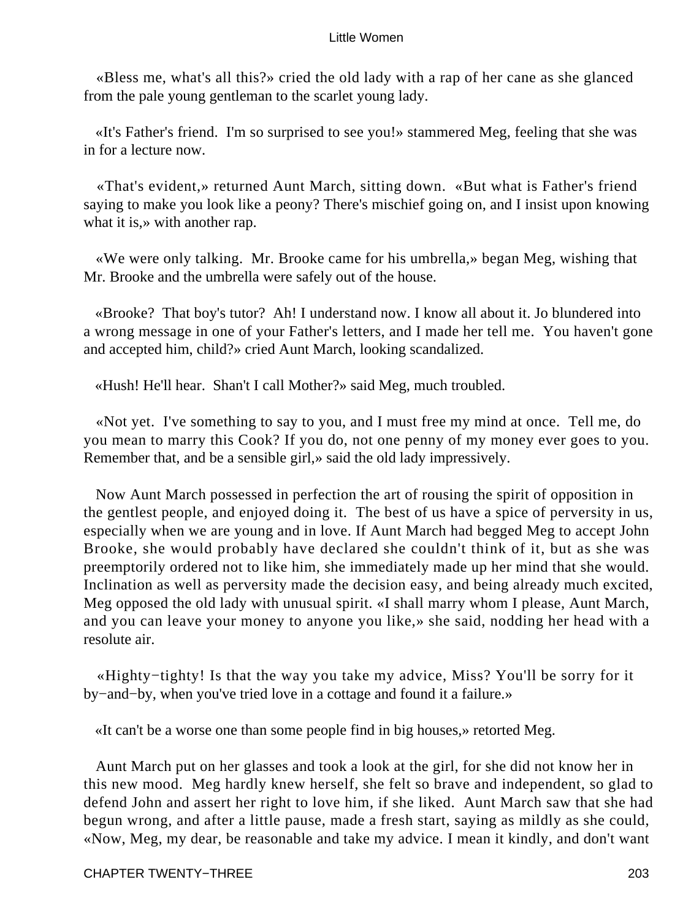«Bless me, what's all this?» cried the old lady with a rap of her cane as she glanced from the pale young gentleman to the scarlet young lady.

«It's Father's friend. I'm so surprised to see you!» stammered Meg, feeling that she was in for a lecture now.

«That's evident,» returned Aunt March, sitting down. «But what is Father's friend saying to make you look like a peony? There's mischief going on, and I insist upon knowing what it is,» with another rap.

«We were only talking. Mr. Brooke came for his umbrella,» began Meg, wishing that Mr. Brooke and the umbrella were safely out of the house.

«Brooke? That boy's tutor? Ah! I understand now. I know all about it. Jo blundered into a wrong message in one of your Father's letters, and I made her tell me. You haven't gone and accepted him, child?» cried Aunt March, looking scandalized.

«Hush! He'll hear. Shan't I call Mother?» said Meg, much troubled.

«Not yet. I've something to say to you, and I must free my mind at once. Tell me, do you mean to marry this Cook? If you do, not one penny of my money ever goes to you. Remember that, and be a sensible girl,» said the old lady impressively.

Now Aunt March possessed in perfection the art of rousing the spirit of opposition in the gentlest people, and enjoyed doing it. The best of us have a spice of perversity in us, especially when we are young and in love. If Aunt March had begged Meg to accept John Brooke, she would probably have declared she couldn't think of it, but as she was preemptorily ordered not to like him, she immediately made up her mind that she would. Inclination as well as perversity made the decision easy, and being already much excited, Meg opposed the old lady with unusual spirit. «I shall marry whom I please, Aunt March, and you can leave your money to anyone you like,» she said, nodding her head with a resolute air.

«Highty−tighty! Is that the way you take my advice, Miss? You'll be sorry for it by−and−by, when you've tried love in a cottage and found it a failure.»

«It can't be a worse one than some people find in big houses,» retorted Meg.

Aunt March put on her glasses and took a look at the girl, for she did not know her in this new mood. Meg hardly knew herself, she felt so brave and independent, so glad to defend John and assert her right to love him, if she liked. Aunt March saw that she had begun wrong, and after a little pause, made a fresh start, saying as mildly as she could, «Now, Meg, my dear, be reasonable and take my advice. I mean it kindly, and don't want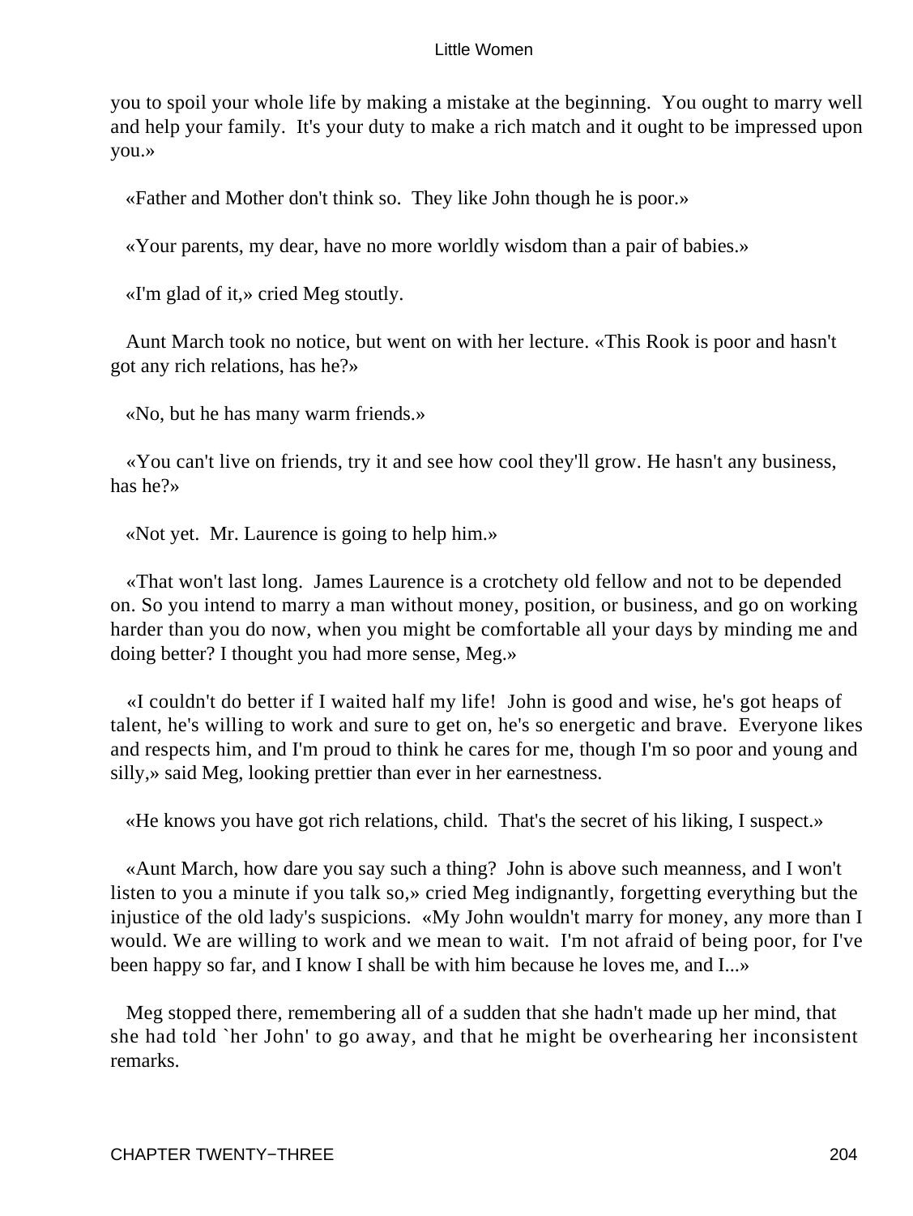you to spoil your whole life by making a mistake at the beginning. You ought to marry well and help your family. It's your duty to make a rich match and it ought to be impressed upon you.»

«Father and Mother don't think so. They like John though he is poor.»

«Your parents, my dear, have no more worldly wisdom than a pair of babies.»

«I'm glad of it,» cried Meg stoutly.

Aunt March took no notice, but went on with her lecture. «This Rook is poor and hasn't got any rich relations, has he?»

«No, but he has many warm friends.»

«You can't live on friends, try it and see how cool they'll grow. He hasn't any business, has he?»

«Not yet. Mr. Laurence is going to help him.»

«That won't last long. James Laurence is a crotchety old fellow and not to be depended on. So you intend to marry a man without money, position, or business, and go on working harder than you do now, when you might be comfortable all your days by minding me and doing better? I thought you had more sense, Meg.»

«I couldn't do better if I waited half my life! John is good and wise, he's got heaps of talent, he's willing to work and sure to get on, he's so energetic and brave. Everyone likes and respects him, and I'm proud to think he cares for me, though I'm so poor and young and silly,» said Meg, looking prettier than ever in her earnestness.

«He knows you have got rich relations, child. That's the secret of his liking, I suspect.»

«Aunt March, how dare you say such a thing? John is above such meanness, and I won't listen to you a minute if you talk so,» cried Meg indignantly, forgetting everything but the injustice of the old lady's suspicions. «My John wouldn't marry for money, any more than I would. We are willing to work and we mean to wait. I'm not afraid of being poor, for I've been happy so far, and I know I shall be with him because he loves me, and I...»

Meg stopped there, remembering all of a sudden that she hadn't made up her mind, that she had told `her John' to go away, and that he might be overhearing her inconsistent remarks.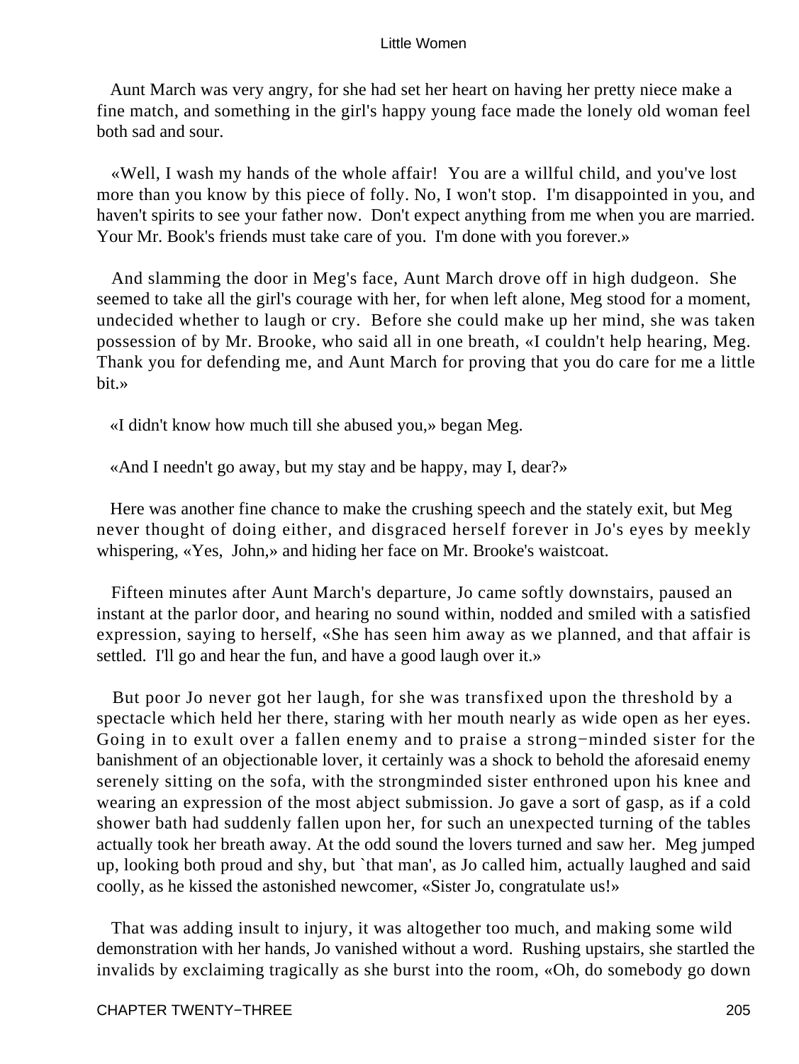Aunt March was very angry, for she had set her heart on having her pretty niece make a fine match, and something in the girl's happy young face made the lonely old woman feel both sad and sour.

«Well, I wash my hands of the whole affair! You are a willful child, and you've lost more than you know by this piece of folly. No, I won't stop. I'm disappointed in you, and haven't spirits to see your father now. Don't expect anything from me when you are married. Your Mr. Book's friends must take care of you. I'm done with you forever.»

And slamming the door in Meg's face, Aunt March drove off in high dudgeon. She seemed to take all the girl's courage with her, for when left alone, Meg stood for a moment, undecided whether to laugh or cry. Before she could make up her mind, she was taken possession of by Mr. Brooke, who said all in one breath, «I couldn't help hearing, Meg. Thank you for defending me, and Aunt March for proving that you do care for me a little bit.»

«I didn't know how much till she abused you,» began Meg.

«And I needn't go away, but my stay and be happy, may I, dear?»

Here was another fine chance to make the crushing speech and the stately exit, but Meg never thought of doing either, and disgraced herself forever in Jo's eyes by meekly whispering, «Yes, John,» and hiding her face on Mr. Brooke's waistcoat.

Fifteen minutes after Aunt March's departure, Jo came softly downstairs, paused an instant at the parlor door, and hearing no sound within, nodded and smiled with a satisfied expression, saying to herself, «She has seen him away as we planned, and that affair is settled. I'll go and hear the fun, and have a good laugh over it.»

But poor Jo never got her laugh, for she was transfixed upon the threshold by a spectacle which held her there, staring with her mouth nearly as wide open as her eyes. Going in to exult over a fallen enemy and to praise a strong−minded sister for the banishment of an objectionable lover, it certainly was a shock to behold the aforesaid enemy serenely sitting on the sofa, with the strongminded sister enthroned upon his knee and wearing an expression of the most abject submission. Jo gave a sort of gasp, as if a cold shower bath had suddenly fallen upon her, for such an unexpected turning of the tables actually took her breath away. At the odd sound the lovers turned and saw her. Meg jumped up, looking both proud and shy, but `that man', as Jo called him, actually laughed and said coolly, as he kissed the astonished newcomer, «Sister Jo, congratulate us!»

That was adding insult to injury, it was altogether too much, and making some wild demonstration with her hands, Jo vanished without a word. Rushing upstairs, she startled the invalids by exclaiming tragically as she burst into the room, «Oh, do somebody go down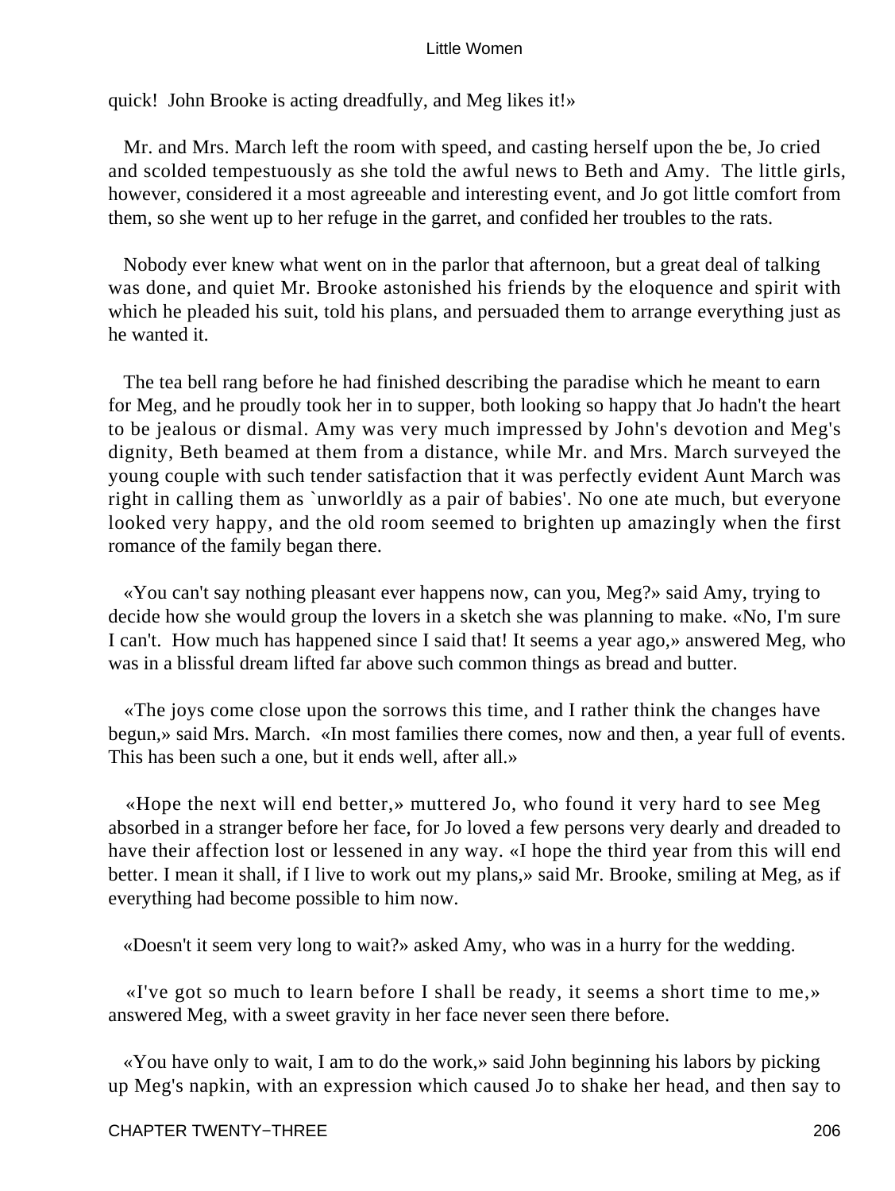quick! John Brooke is acting dreadfully, and Meg likes it!»

Mr. and Mrs. March left the room with speed, and casting herself upon the be, Jo cried and scolded tempestuously as she told the awful news to Beth and Amy. The little girls, however, considered it a most agreeable and interesting event, and Jo got little comfort from them, so she went up to her refuge in the garret, and confided her troubles to the rats.

Nobody ever knew what went on in the parlor that afternoon, but a great deal of talking was done, and quiet Mr. Brooke astonished his friends by the eloquence and spirit with which he pleaded his suit, told his plans, and persuaded them to arrange everything just as he wanted it.

The tea bell rang before he had finished describing the paradise which he meant to earn for Meg, and he proudly took her in to supper, both looking so happy that Jo hadn't the heart to be jealous or dismal. Amy was very much impressed by John's devotion and Meg's dignity, Beth beamed at them from a distance, while Mr. and Mrs. March surveyed the young couple with such tender satisfaction that it was perfectly evident Aunt March was right in calling them as `unworldly as a pair of babies'. No one ate much, but everyone looked very happy, and the old room seemed to brighten up amazingly when the first romance of the family began there.

«You can't say nothing pleasant ever happens now, can you, Meg?» said Amy, trying to decide how she would group the lovers in a sketch she was planning to make. «No, I'm sure I can't. How much has happened since I said that! It seems a year ago,» answered Meg, who was in a blissful dream lifted far above such common things as bread and butter.

«The joys come close upon the sorrows this time, and I rather think the changes have begun,» said Mrs. March. «In most families there comes, now and then, a year full of events. This has been such a one, but it ends well, after all.»

«Hope the next will end better,» muttered Jo, who found it very hard to see Meg absorbed in a stranger before her face, for Jo loved a few persons very dearly and dreaded to have their affection lost or lessened in any way. «I hope the third year from this will end better. I mean it shall, if I live to work out my plans,» said Mr. Brooke, smiling at Meg, as if everything had become possible to him now.

«Doesn't it seem very long to wait?» asked Amy, who was in a hurry for the wedding.

«I've got so much to learn before I shall be ready, it seems a short time to me,» answered Meg, with a sweet gravity in her face never seen there before.

«You have only to wait, I am to do the work,» said John beginning his labors by picking up Meg's napkin, with an expression which caused Jo to shake her head, and then say to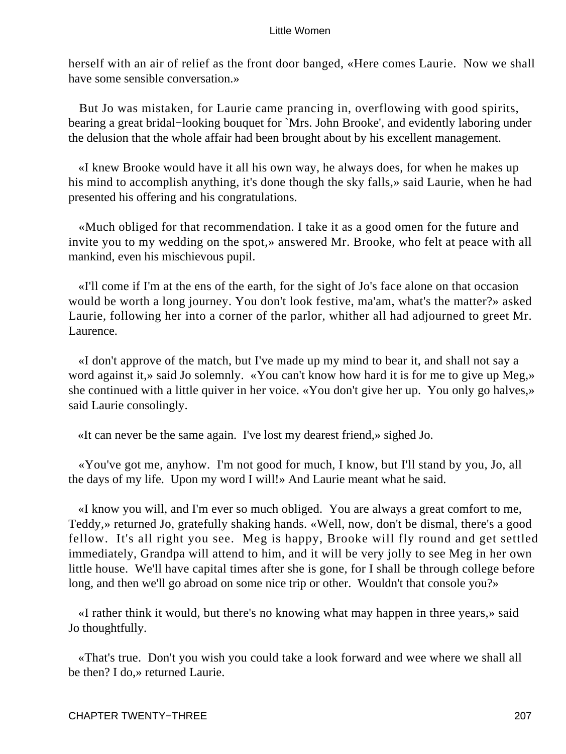herself with an air of relief as the front door banged, «Here comes Laurie. Now we shall have some sensible conversation.»

But Jo was mistaken, for Laurie came prancing in, overflowing with good spirits, bearing a great bridal−looking bouquet for `Mrs. John Brooke', and evidently laboring under the delusion that the whole affair had been brought about by his excellent management.

«I knew Brooke would have it all his own way, he always does, for when he makes up his mind to accomplish anything, it's done though the sky falls,» said Laurie, when he had presented his offering and his congratulations.

«Much obliged for that recommendation. I take it as a good omen for the future and invite you to my wedding on the spot,» answered Mr. Brooke, who felt at peace with all mankind, even his mischievous pupil.

«I'll come if I'm at the ens of the earth, for the sight of Jo's face alone on that occasion would be worth a long journey. You don't look festive, ma'am, what's the matter?» asked Laurie, following her into a corner of the parlor, whither all had adjourned to greet Mr. Laurence.

«I don't approve of the match, but I've made up my mind to bear it, and shall not say a word against it,» said Jo solemnly. «You can't know how hard it is for me to give up Meg,» she continued with a little quiver in her voice. «You don't give her up. You only go halves,» said Laurie consolingly.

«It can never be the same again. I've lost my dearest friend,» sighed Jo.

«You've got me, anyhow. I'm not good for much, I know, but I'll stand by you, Jo, all the days of my life. Upon my word I will!» And Laurie meant what he said.

«I know you will, and I'm ever so much obliged. You are always a great comfort to me, Teddy,» returned Jo, gratefully shaking hands. «Well, now, don't be dismal, there's a good fellow. It's all right you see. Meg is happy, Brooke will fly round and get settled immediately, Grandpa will attend to him, and it will be very jolly to see Meg in her own little house. We'll have capital times after she is gone, for I shall be through college before long, and then we'll go abroad on some nice trip or other. Wouldn't that console you?»

«I rather think it would, but there's no knowing what may happen in three years,» said Jo thoughtfully.

«That's true. Don't you wish you could take a look forward and wee where we shall all be then? I do,» returned Laurie.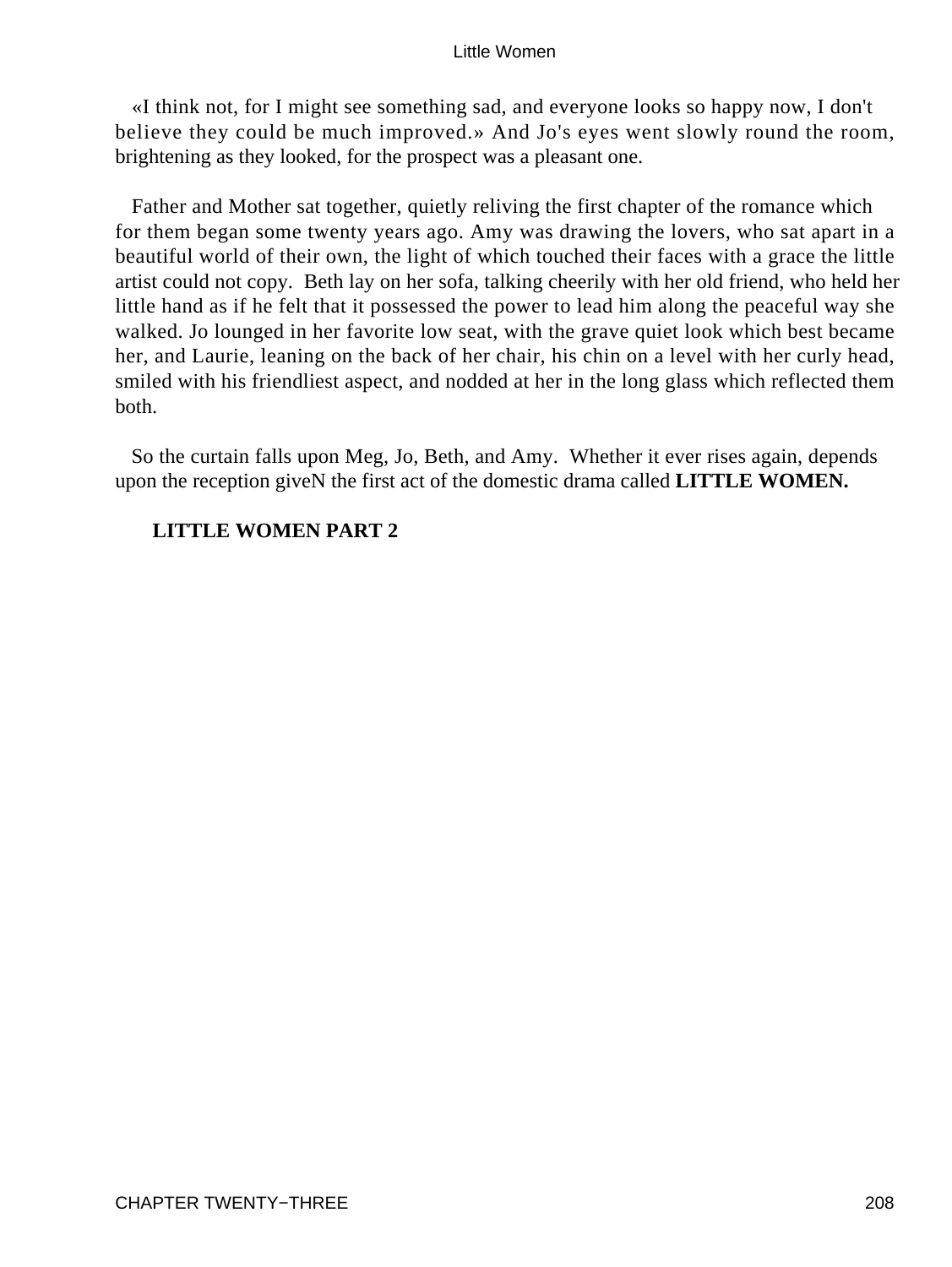«I think not, for I might see something sad, and everyone looks so happy now, I don't believe they could be much improved.» And Jo's eyes went slowly round the room, brightening as they looked, for the prospect was a pleasant one.

Father and Mother sat together, quietly reliving the first chapter of the romance which for them began some twenty years ago. Amy was drawing the lovers, who sat apart in a beautiful world of their own, the light of which touched their faces with a grace the little artist could not copy. Beth lay on her sofa, talking cheerily with her old friend, who held her little hand as if he felt that it possessed the power to lead him along the peaceful way she walked. Jo lounged in her favorite low seat, with the grave quiet look which best became her, and Laurie, leaning on the back of her chair, his chin on a level with her curly head, smiled with his friendliest aspect, and nodded at her in the long glass which reflected them both.

So the curtain falls upon Meg, Jo, Beth, and Amy. Whether it ever rises again, depends upon the reception giveN the first act of the domestic drama called **LITTLE WOMEN.**

## LITTLE WOMEN PART 2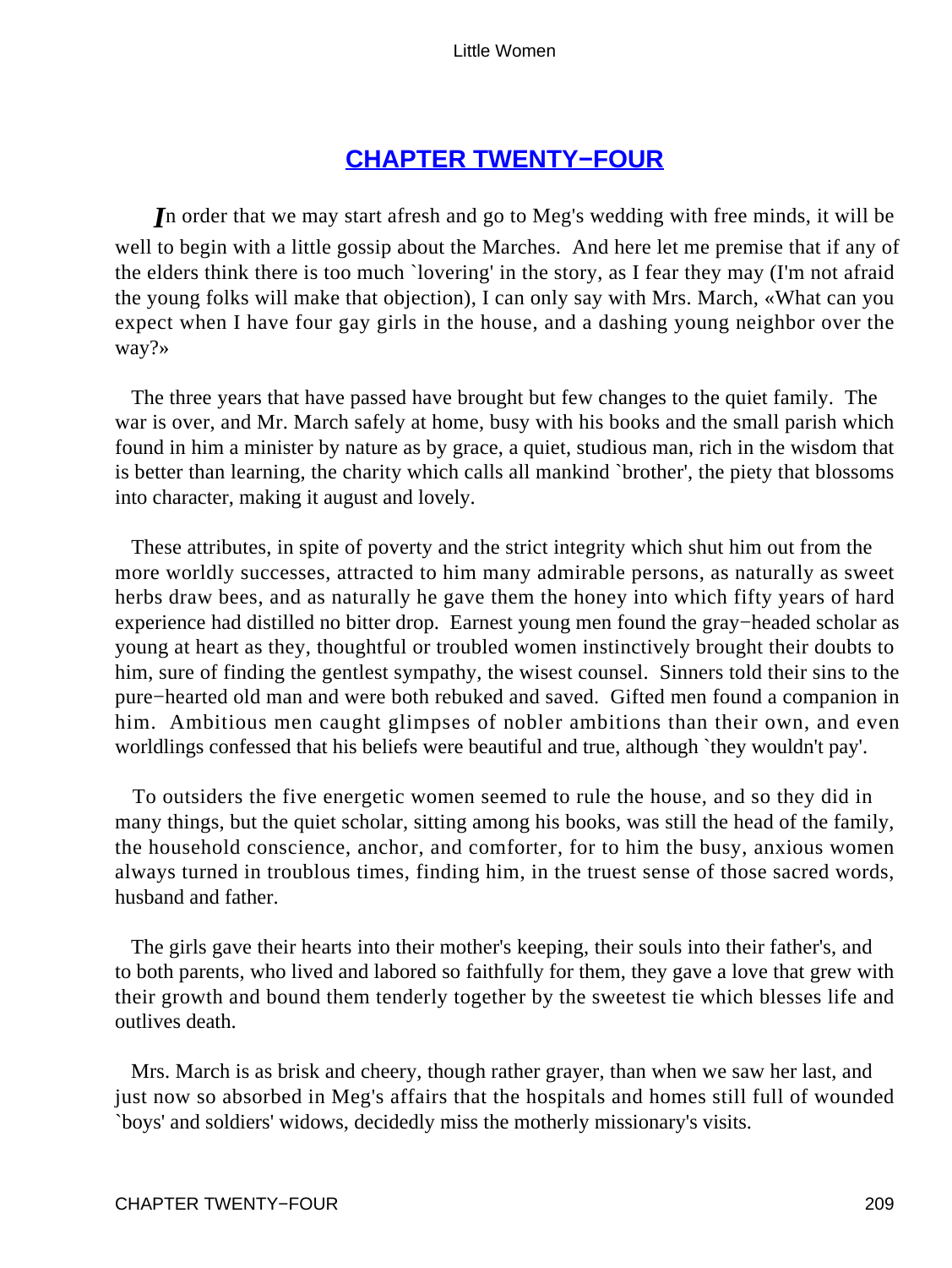## CHAPTER TWENTY−FOUR

*I*n order that we may start afresh and go to Meg's wedding with free minds, it will be well to begin with a little gossip about the Marches. And here let me premise that if any of the elders think there is too much `lovering' in the story, as I fear they may (I'm not afraid the young folks will make that objection), I can only say with Mrs. March, «What can you expect when I have four gay girls in the house, and a dashing young neighbor over the way?»

The three years that have passed have brought but few changes to the quiet family. The war is over, and Mr. March safely at home, busy with his books and the small parish which found in him a minister by nature as by grace, a quiet, studious man, rich in the wisdom that is better than learning, the charity which calls all mankind `brother', the piety that blossoms into character, making it august and lovely.

These attributes, in spite of poverty and the strict integrity which shut him out from the more worldly successes, attracted to him many admirable persons, as naturally as sweet herbs draw bees, and as naturally he gave them the honey into which fifty years of hard experience had distilled no bitter drop. Earnest young men found the gray−headed scholar as young at heart as they, thoughtful or troubled women instinctively brought their doubts to him, sure of finding the gentlest sympathy, the wisest counsel. Sinners told their sins to the pure−hearted old man and were both rebuked and saved. Gifted men found a companion in him. Ambitious men caught glimpses of nobler ambitions than their own, and even worldlings confessed that his beliefs were beautiful and true, although `they wouldn't pay'.

To outsiders the five energetic women seemed to rule the house, and so they did in many things, but the quiet scholar, sitting among his books, was still the head of the family, the household conscience, anchor, and comforter, for to him the busy, anxious women always turned in troublous times, finding him, in the truest sense of those sacred words, husband and father.

The girls gave their hearts into their mother's keeping, their souls into their father's, and to both parents, who lived and labored so faithfully for them, they gave a love that grew with their growth and bound them tenderly together by the sweetest tie which blesses life and outlives death.

Mrs. March is as brisk and cheery, though rather grayer, than when we saw her last, and just now so absorbed in Meg's affairs that the hospitals and homes still full of wounded `boys' and soldiers' widows, decidedly miss the motherly missionary's visits.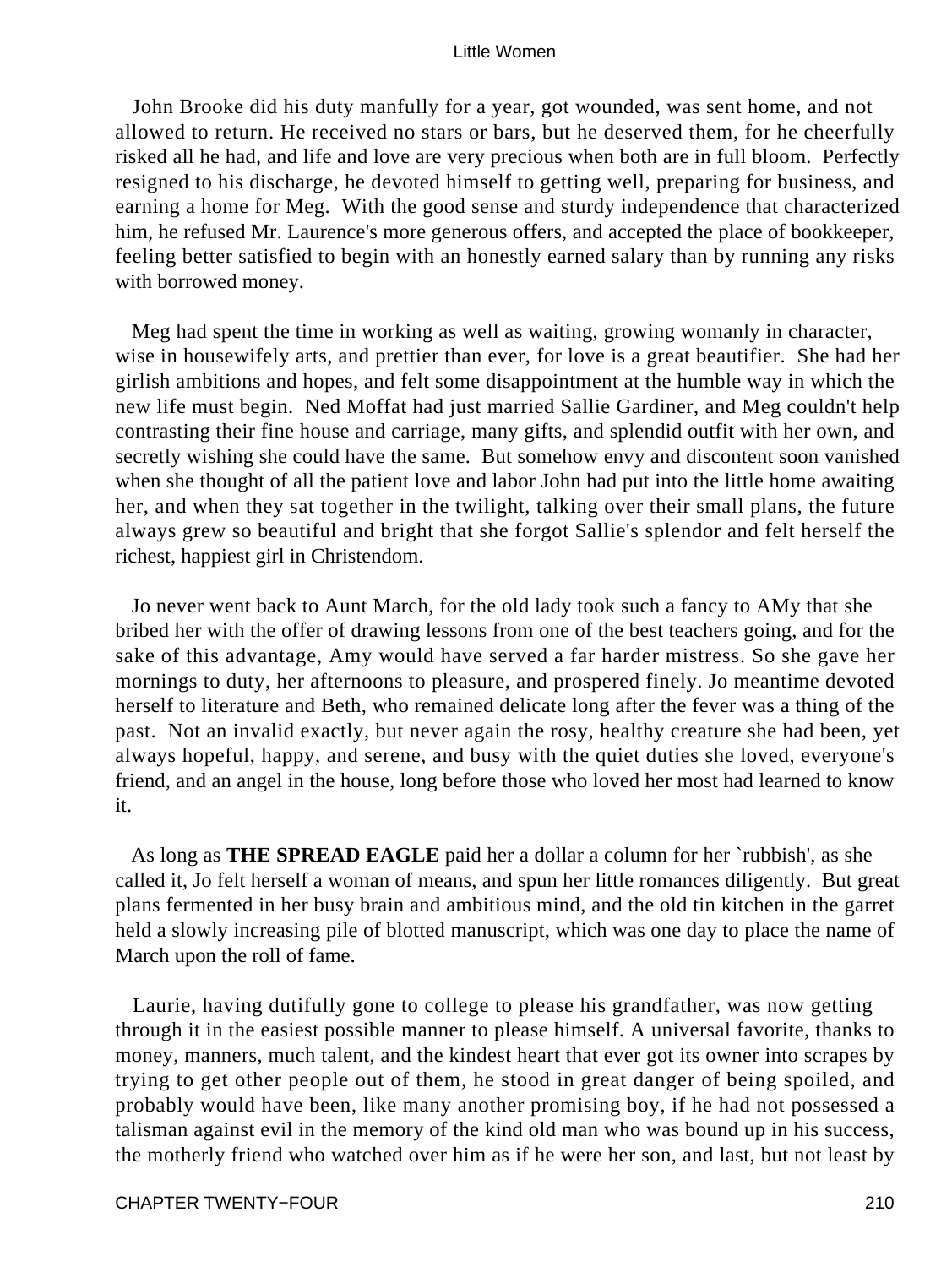John Brooke did his duty manfully for a year, got wounded, was sent home, and not allowed to return. He received no stars or bars, but he deserved them, for he cheerfully risked all he had, and life and love are very precious when both are in full bloom. Perfectly resigned to his discharge, he devoted himself to getting well, preparing for business, and earning a home for Meg. With the good sense and sturdy independence that characterized him, he refused Mr. Laurence's more generous offers, and accepted the place of bookkeeper, feeling better satisfied to begin with an honestly earned salary than by running any risks with borrowed money.

Meg had spent the time in working as well as waiting, growing womanly in character, wise in housewifely arts, and prettier than ever, for love is a great beautifier. She had her girlish ambitions and hopes, and felt some disappointment at the humble way in which the new life must begin. Ned Moffat had just married Sallie Gardiner, and Meg couldn't help contrasting their fine house and carriage, many gifts, and splendid outfit with her own, and secretly wishing she could have the same. But somehow envy and discontent soon vanished when she thought of all the patient love and labor John had put into the little home awaiting her, and when they sat together in the twilight, talking over their small plans, the future always grew so beautiful and bright that she forgot Sallie's splendor and felt herself the richest, happiest girl in Christendom.

Jo never went back to Aunt March, for the old lady took such a fancy to AMy that she bribed her with the offer of drawing lessons from one of the best teachers going, and for the sake of this advantage, Amy would have served a far harder mistress. So she gave her mornings to duty, her afternoons to pleasure, and prospered finely. Jo meantime devoted herself to literature and Beth, who remained delicate long after the fever was a thing of the past. Not an invalid exactly, but never again the rosy, healthy creature she had been, yet always hopeful, happy, and serene, and busy with the quiet duties she loved, everyone's friend, and an angel in the house, long before those who loved her most had learned to know it.

As long as **THE SPREAD EAGLE** paid her a dollar a column for her `rubbish', as she called it, Jo felt herself a woman of means, and spun her little romances diligently. But great plans fermented in her busy brain and ambitious mind, and the old tin kitchen in the garret held a slowly increasing pile of blotted manuscript, which was one day to place the name of March upon the roll of fame.

Laurie, having dutifully gone to college to please his grandfather, was now getting through it in the easiest possible manner to please himself. A universal favorite, thanks to money, manners, much talent, and the kindest heart that ever got its owner into scrapes by trying to get other people out of them, he stood in great danger of being spoiled, and probably would have been, like many another promising boy, if he had not possessed a talisman against evil in the memory of the kind old man who was bound up in his success, the motherly friend who watched over him as if he were her son, and last, but not least by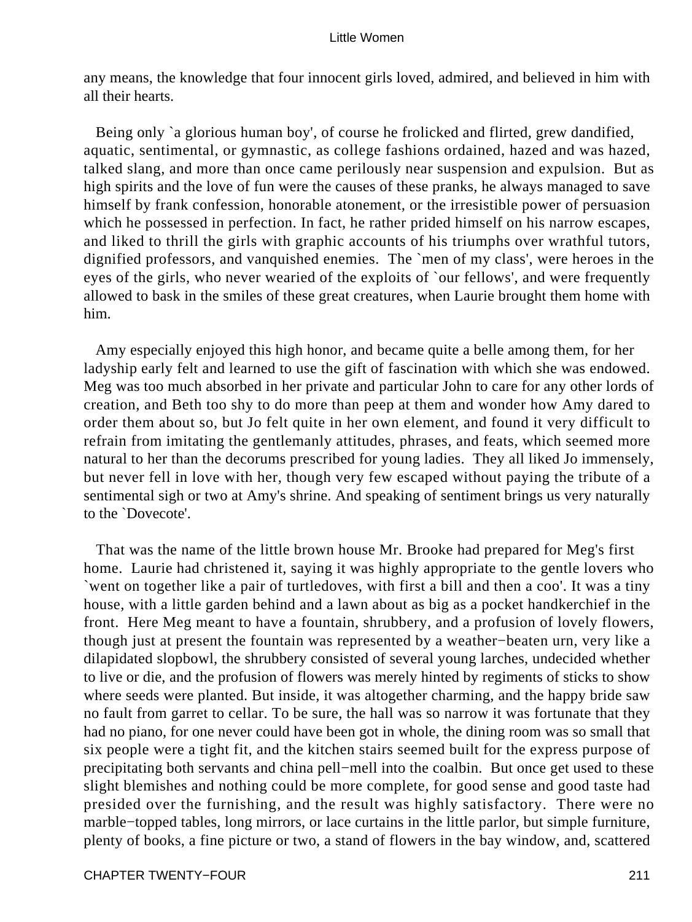any means, the knowledge that four innocent girls loved, admired, and believed in him with all their hearts.

Being only `a glorious human boy', of course he frolicked and flirted, grew dandified, aquatic, sentimental, or gymnastic, as college fashions ordained, hazed and was hazed, talked slang, and more than once came perilously near suspension and expulsion. But as high spirits and the love of fun were the causes of these pranks, he always managed to save himself by frank confession, honorable atonement, or the irresistible power of persuasion which he possessed in perfection. In fact, he rather prided himself on his narrow escapes, and liked to thrill the girls with graphic accounts of his triumphs over wrathful tutors, dignified professors, and vanquished enemies. The `men of my class', were heroes in the eyes of the girls, who never wearied of the exploits of `our fellows', and were frequently allowed to bask in the smiles of these great creatures, when Laurie brought them home with him.

Amy especially enjoyed this high honor, and became quite a belle among them, for her ladyship early felt and learned to use the gift of fascination with which she was endowed. Meg was too much absorbed in her private and particular John to care for any other lords of creation, and Beth too shy to do more than peep at them and wonder how Amy dared to order them about so, but Jo felt quite in her own element, and found it very difficult to refrain from imitating the gentlemanly attitudes, phrases, and feats, which seemed more natural to her than the decorums prescribed for young ladies. They all liked Jo immensely, but never fell in love with her, though very few escaped without paying the tribute of a sentimental sigh or two at Amy's shrine. And speaking of sentiment brings us very naturally to the `Dovecote'.

That was the name of the little brown house Mr. Brooke had prepared for Meg's first home. Laurie had christened it, saying it was highly appropriate to the gentle lovers who `went on together like a pair of turtledoves, with first a bill and then a coo'. It was a tiny house, with a little garden behind and a lawn about as big as a pocket handkerchief in the front. Here Meg meant to have a fountain, shrubbery, and a profusion of lovely flowers, though just at present the fountain was represented by a weather−beaten urn, very like a dilapidated slopbowl, the shrubbery consisted of several young larches, undecided whether to live or die, and the profusion of flowers was merely hinted by regiments of sticks to show where seeds were planted. But inside, it was altogether charming, and the happy bride saw no fault from garret to cellar. To be sure, the hall was so narrow it was fortunate that they had no piano, for one never could have been got in whole, the dining room was so small that six people were a tight fit, and the kitchen stairs seemed built for the express purpose of precipitating both servants and china pell−mell into the coalbin. But once get used to these slight blemishes and nothing could be more complete, for good sense and good taste had presided over the furnishing, and the result was highly satisfactory. There were no marble−topped tables, long mirrors, or lace curtains in the little parlor, but simple furniture, plenty of books, a fine picture or two, a stand of flowers in the bay window, and, scattered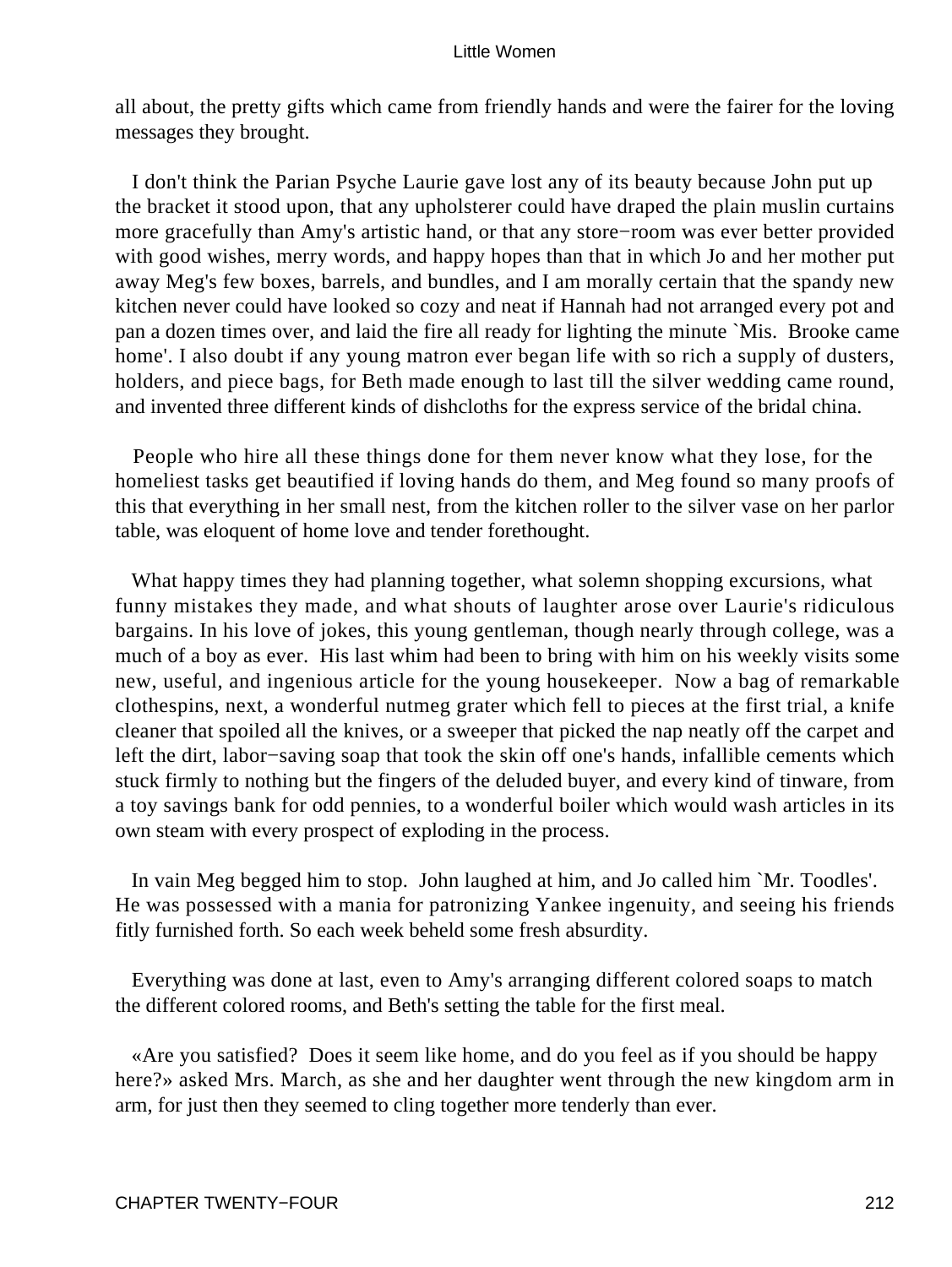all about, the pretty gifts which came from friendly hands and were the fairer for the loving messages they brought.

I don't think the Parian Psyche Laurie gave lost any of its beauty because John put up the bracket it stood upon, that any upholsterer could have draped the plain muslin curtains more gracefully than Amy's artistic hand, or that any store−room was ever better provided with good wishes, merry words, and happy hopes than that in which Jo and her mother put away Meg's few boxes, barrels, and bundles, and I am morally certain that the spandy new kitchen never could have looked so cozy and neat if Hannah had not arranged every pot and pan a dozen times over, and laid the fire all ready for lighting the minute `Mis. Brooke came home'. I also doubt if any young matron ever began life with so rich a supply of dusters, holders, and piece bags, for Beth made enough to last till the silver wedding came round, and invented three different kinds of dishcloths for the express service of the bridal china.

People who hire all these things done for them never know what they lose, for the homeliest tasks get beautified if loving hands do them, and Meg found so many proofs of this that everything in her small nest, from the kitchen roller to the silver vase on her parlor table, was eloquent of home love and tender forethought.

What happy times they had planning together, what solemn shopping excursions, what funny mistakes they made, and what shouts of laughter arose over Laurie's ridiculous bargains. In his love of jokes, this young gentleman, though nearly through college, was a much of a boy as ever. His last whim had been to bring with him on his weekly visits some new, useful, and ingenious article for the young housekeeper. Now a bag of remarkable clothespins, next, a wonderful nutmeg grater which fell to pieces at the first trial, a knife cleaner that spoiled all the knives, or a sweeper that picked the nap neatly off the carpet and left the dirt, labor−saving soap that took the skin off one's hands, infallible cements which stuck firmly to nothing but the fingers of the deluded buyer, and every kind of tinware, from a toy savings bank for odd pennies, to a wonderful boiler which would wash articles in its own steam with every prospect of exploding in the process.

In vain Meg begged him to stop. John laughed at him, and Jo called him `Mr. Toodles'. He was possessed with a mania for patronizing Yankee ingenuity, and seeing his friends fitly furnished forth. So each week beheld some fresh absurdity.

Everything was done at last, even to Amy's arranging different colored soaps to match the different colored rooms, and Beth's setting the table for the first meal.

«Are you satisfied? Does it seem like home, and do you feel as if you should be happy here?» asked Mrs. March, as she and her daughter went through the new kingdom arm in arm, for just then they seemed to cling together more tenderly than ever.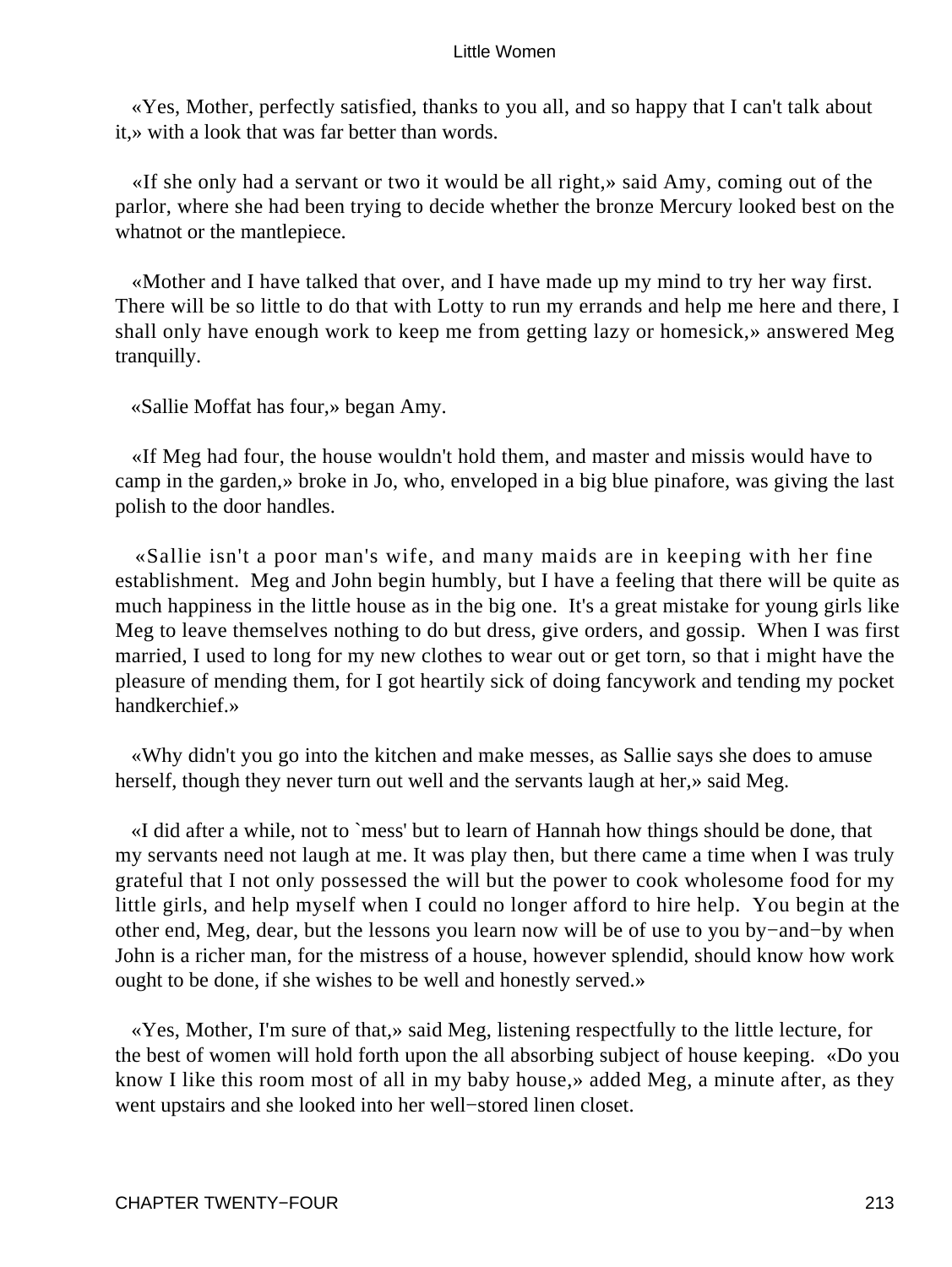«Yes, Mother, perfectly satisfied, thanks to you all, and so happy that I can't talk about it,» with a look that was far better than words.

«If she only had a servant or two it would be all right,» said Amy, coming out of the parlor, where she had been trying to decide whether the bronze Mercury looked best on the whatnot or the mantlepiece.

«Mother and I have talked that over, and I have made up my mind to try her way first. There will be so little to do that with Lotty to run my errands and help me here and there, I shall only have enough work to keep me from getting lazy or homesick,» answered Meg tranquilly.

«Sallie Moffat has four,» began Amy.

«If Meg had four, the house wouldn't hold them, and master and missis would have to camp in the garden,» broke in Jo, who, enveloped in a big blue pinafore, was giving the last polish to the door handles.

«Sallie isn't a poor man's wife, and many maids are in keeping with her fine establishment. Meg and John begin humbly, but I have a feeling that there will be quite as much happiness in the little house as in the big one. It's a great mistake for young girls like Meg to leave themselves nothing to do but dress, give orders, and gossip. When I was first married, I used to long for my new clothes to wear out or get torn, so that i might have the pleasure of mending them, for I got heartily sick of doing fancywork and tending my pocket handkerchief.»

«Why didn't you go into the kitchen and make messes, as Sallie says she does to amuse herself, though they never turn out well and the servants laugh at her,» said Meg.

«I did after a while, not to `mess' but to learn of Hannah how things should be done, that my servants need not laugh at me. It was play then, but there came a time when I was truly grateful that I not only possessed the will but the power to cook wholesome food for my little girls, and help myself when I could no longer afford to hire help. You begin at the other end, Meg, dear, but the lessons you learn now will be of use to you by−and−by when John is a richer man, for the mistress of a house, however splendid, should know how work ought to be done, if she wishes to be well and honestly served.»

«Yes, Mother, I'm sure of that,» said Meg, listening respectfully to the little lecture, for the best of women will hold forth upon the all absorbing subject of house keeping. «Do you know I like this room most of all in my baby house,» added Meg, a minute after, as they went upstairs and she looked into her well−stored linen closet.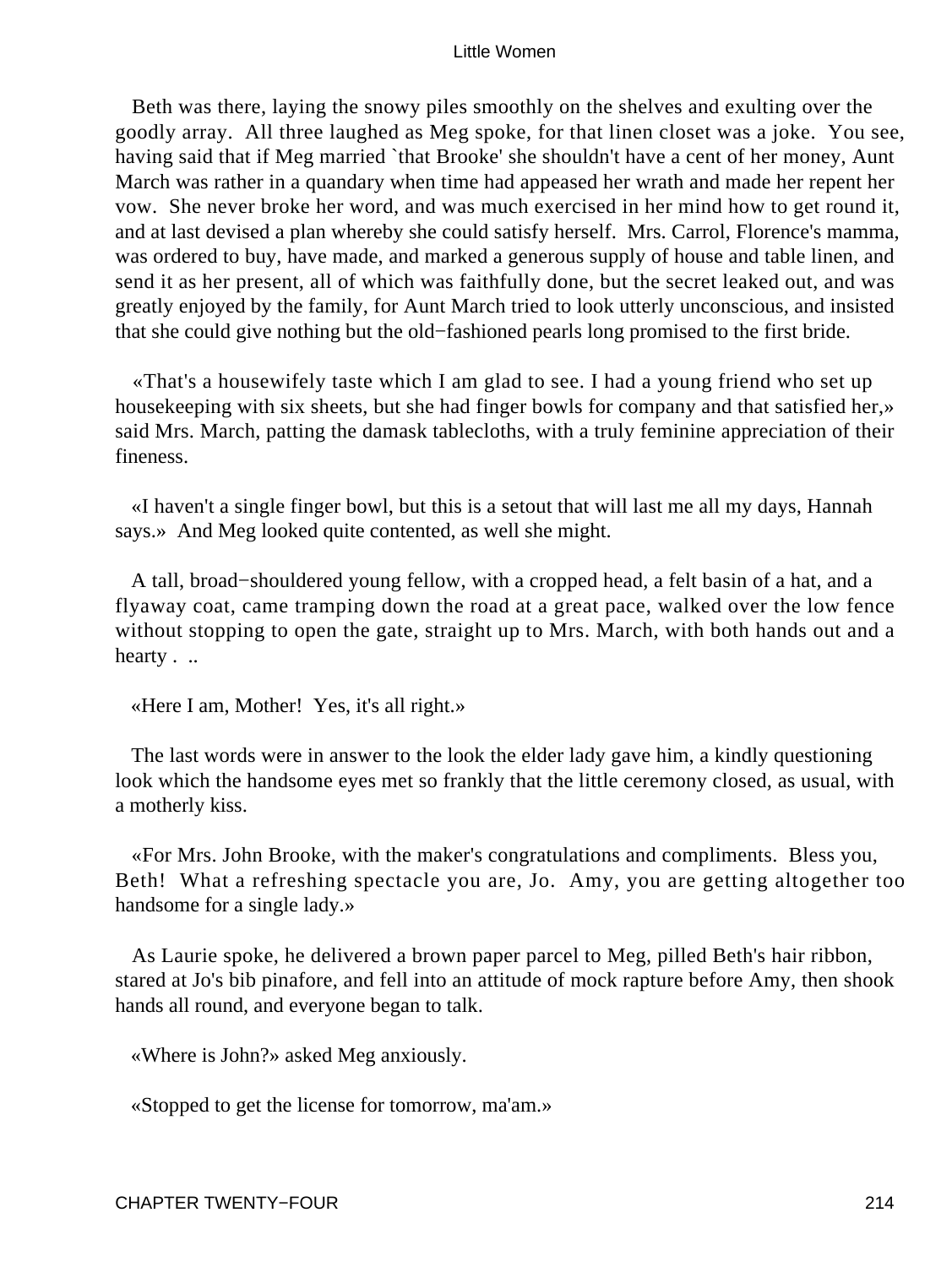Beth was there, laying the snowy piles smoothly on the shelves and exulting over the goodly array. All three laughed as Meg spoke, for that linen closet was a joke. You see, having said that if Meg married `that Brooke' she shouldn't have a cent of her money, Aunt March was rather in a quandary when time had appeased her wrath and made her repent her vow. She never broke her word, and was much exercised in her mind how to get round it, and at last devised a plan whereby she could satisfy herself. Mrs. Carrol, Florence's mamma, was ordered to buy, have made, and marked a generous supply of house and table linen, and send it as her present, all of which was faithfully done, but the secret leaked out, and was greatly enjoyed by the family, for Aunt March tried to look utterly unconscious, and insisted that she could give nothing but the old−fashioned pearls long promised to the first bride.

«That's a housewifely taste which I am glad to see. I had a young friend who set up housekeeping with six sheets, but she had finger bowls for company and that satisfied her,» said Mrs. March, patting the damask tablecloths, with a truly feminine appreciation of their fineness.

«I haven't a single finger bowl, but this is a setout that will last me all my days, Hannah says.» And Meg looked quite contented, as well she might.

A tall, broad−shouldered young fellow, with a cropped head, a felt basin of a hat, and a flyaway coat, came tramping down the road at a great pace, walked over the low fence without stopping to open the gate, straight up to Mrs. March, with both hands out and a hearty . ..

«Here I am, Mother! Yes, it's all right.»

The last words were in answer to the look the elder lady gave him, a kindly questioning look which the handsome eyes met so frankly that the little ceremony closed, as usual, with a motherly kiss.

«For Mrs. John Brooke, with the maker's congratulations and compliments. Bless you, Beth! What a refreshing spectacle you are, Jo. Amy, you are getting altogether too handsome for a single lady.»

As Laurie spoke, he delivered a brown paper parcel to Meg, pilled Beth's hair ribbon, stared at Jo's bib pinafore, and fell into an attitude of mock rapture before Amy, then shook hands all round, and everyone began to talk.

«Where is John?» asked Meg anxiously.

«Stopped to get the license for tomorrow, ma'am.»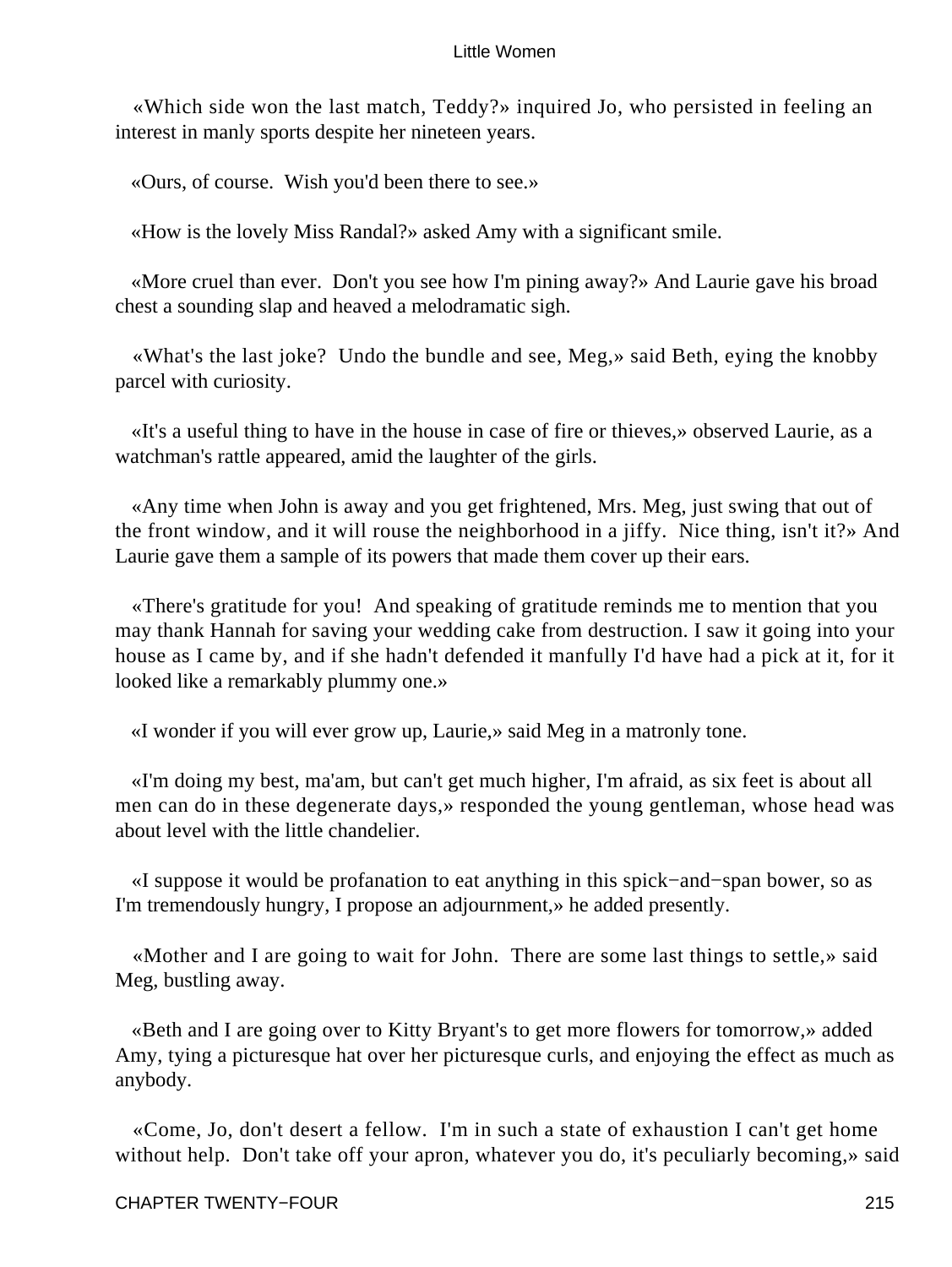«Which side won the last match, Teddy?» inquired Jo, who persisted in feeling an interest in manly sports despite her nineteen years.

«Ours, of course. Wish you'd been there to see.»

«How is the lovely Miss Randal?» asked Amy with a significant smile.

«More cruel than ever. Don't you see how I'm pining away?» And Laurie gave his broad chest a sounding slap and heaved a melodramatic sigh.

«What's the last joke? Undo the bundle and see, Meg,» said Beth, eying the knobby parcel with curiosity.

«It's a useful thing to have in the house in case of fire or thieves,» observed Laurie, as a watchman's rattle appeared, amid the laughter of the girls.

«Any time when John is away and you get frightened, Mrs. Meg, just swing that out of the front window, and it will rouse the neighborhood in a jiffy. Nice thing, isn't it?» And Laurie gave them a sample of its powers that made them cover up their ears.

«There's gratitude for you! And speaking of gratitude reminds me to mention that you may thank Hannah for saving your wedding cake from destruction. I saw it going into your house as I came by, and if she hadn't defended it manfully I'd have had a pick at it, for it looked like a remarkably plummy one.»

«I wonder if you will ever grow up, Laurie,» said Meg in a matronly tone.

«I'm doing my best, ma'am, but can't get much higher, I'm afraid, as six feet is about all men can do in these degenerate days,» responded the young gentleman, whose head was about level with the little chandelier.

«I suppose it would be profanation to eat anything in this spick−and−span bower, so as I'm tremendously hungry, I propose an adjournment,» he added presently.

«Mother and I are going to wait for John. There are some last things to settle,» said Meg, bustling away.

«Beth and I are going over to Kitty Bryant's to get more flowers for tomorrow,» added Amy, tying a picturesque hat over her picturesque curls, and enjoying the effect as much as anybody.

«Come, Jo, don't desert a fellow. I'm in such a state of exhaustion I can't get home without help. Don't take off your apron, whatever you do, it's peculiarly becoming,» said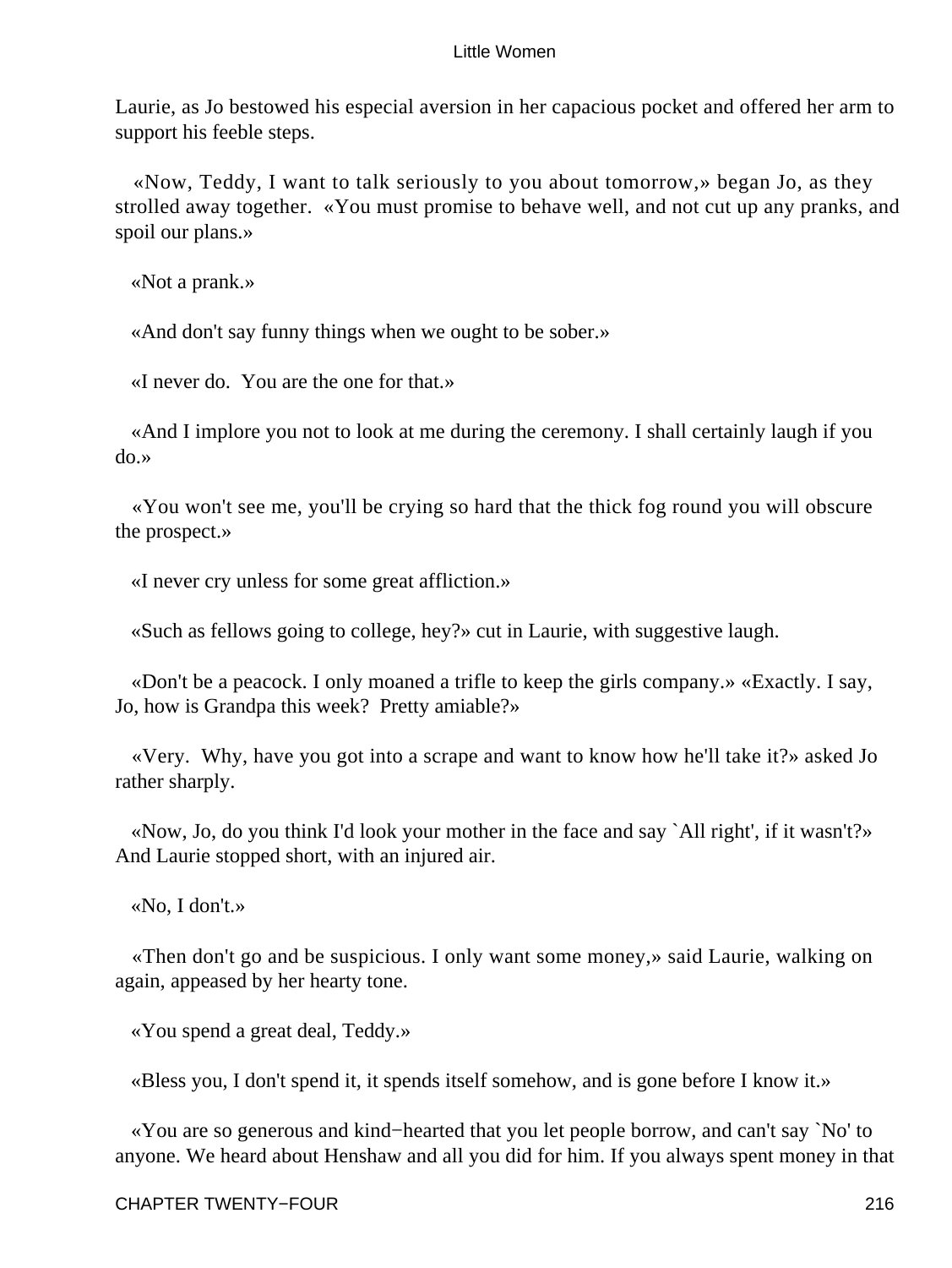Laurie, as Jo bestowed his especial aversion in her capacious pocket and offered her arm to support his feeble steps.

«Now, Teddy, I want to talk seriously to you about tomorrow,» began Jo, as they strolled away together. «You must promise to behave well, and not cut up any pranks, and spoil our plans.»

«Not a prank.»

«And don't say funny things when we ought to be sober.»

«I never do. You are the one for that.»

«And I implore you not to look at me during the ceremony. I shall certainly laugh if you do.»

«You won't see me, you'll be crying so hard that the thick fog round you will obscure the prospect.»

«I never cry unless for some great affliction.»

«Such as fellows going to college, hey?» cut in Laurie, with suggestive laugh.

«Don't be a peacock. I only moaned a trifle to keep the girls company.» «Exactly. I say, Jo, how is Grandpa this week? Pretty amiable?»

«Very. Why, have you got into a scrape and want to know how he'll take it?» asked Jo rather sharply.

«Now, Jo, do you think I'd look your mother in the face and say `All right', if it wasn't?» And Laurie stopped short, with an injured air.

«No, I don't.»

«Then don't go and be suspicious. I only want some money,» said Laurie, walking on again, appeased by her hearty tone.

«You spend a great deal, Teddy.»

«Bless you, I don't spend it, it spends itself somehow, and is gone before I know it.»

«You are so generous and kind−hearted that you let people borrow, and can't say `No' to anyone. We heard about Henshaw and all you did for him. If you always spent money in that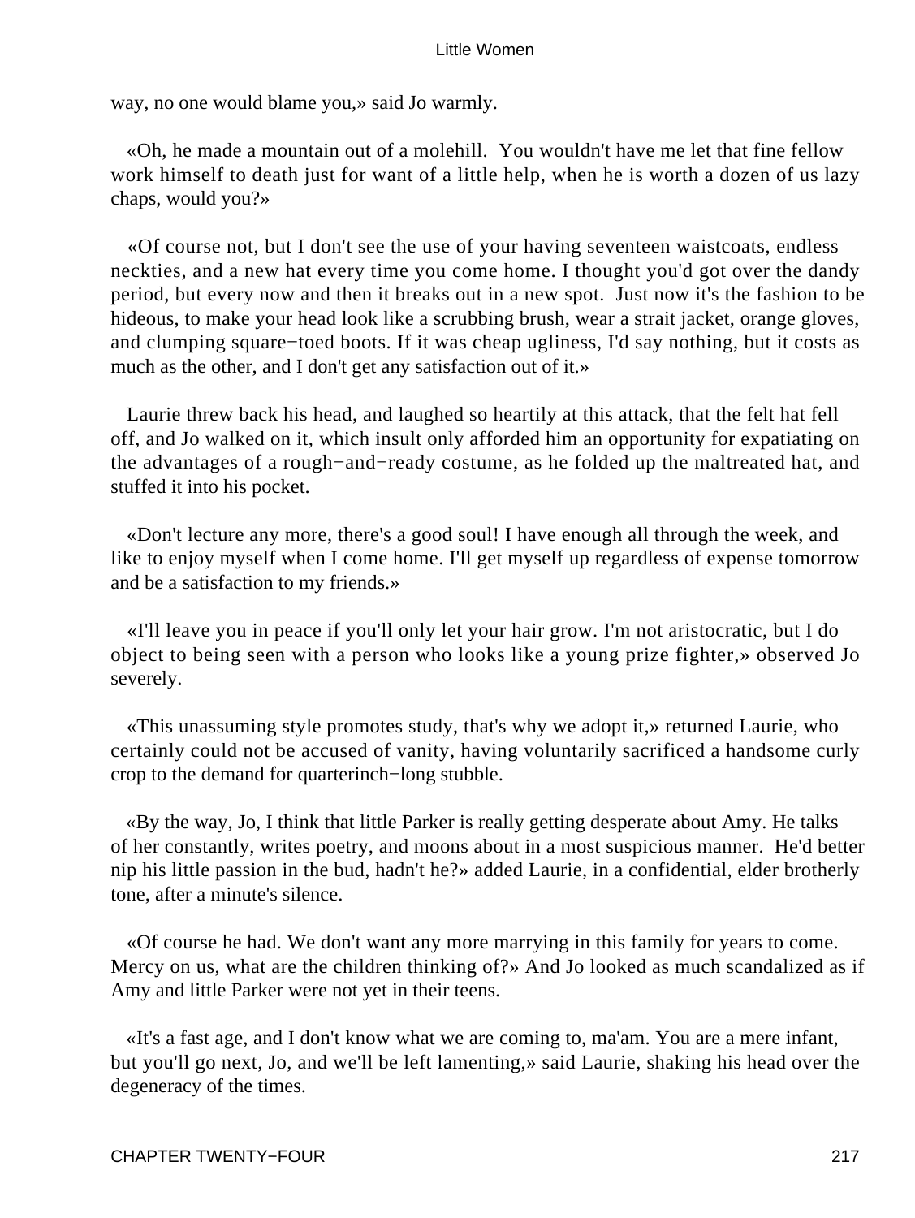way, no one would blame you,» said Jo warmly.

«Oh, he made a mountain out of a molehill. You wouldn't have me let that fine fellow work himself to death just for want of a little help, when he is worth a dozen of us lazy chaps, would you?»

«Of course not, but I don't see the use of your having seventeen waistcoats, endless neckties, and a new hat every time you come home. I thought you'd got over the dandy period, but every now and then it breaks out in a new spot. Just now it's the fashion to be hideous, to make your head look like a scrubbing brush, wear a strait jacket, orange gloves, and clumping square−toed boots. If it was cheap ugliness, I'd say nothing, but it costs as much as the other, and I don't get any satisfaction out of it.»

Laurie threw back his head, and laughed so heartily at this attack, that the felt hat fell off, and Jo walked on it, which insult only afforded him an opportunity for expatiating on the advantages of a rough−and−ready costume, as he folded up the maltreated hat, and stuffed it into his pocket.

«Don't lecture any more, there's a good soul! I have enough all through the week, and like to enjoy myself when I come home. I'll get myself up regardless of expense tomorrow and be a satisfaction to my friends.»

«I'll leave you in peace if you'll only let your hair grow. I'm not aristocratic, but I do object to being seen with a person who looks like a young prize fighter,» observed Jo severely.

«This unassuming style promotes study, that's why we adopt it,» returned Laurie, who certainly could not be accused of vanity, having voluntarily sacrificed a handsome curly crop to the demand for quarterinch−long stubble.

«By the way, Jo, I think that little Parker is really getting desperate about Amy. He talks of her constantly, writes poetry, and moons about in a most suspicious manner. He'd better nip his little passion in the bud, hadn't he?» added Laurie, in a confidential, elder brotherly tone, after a minute's silence.

«Of course he had. We don't want any more marrying in this family for years to come. Mercy on us, what are the children thinking of?» And Jo looked as much scandalized as if Amy and little Parker were not yet in their teens.

«It's a fast age, and I don't know what we are coming to, ma'am. You are a mere infant, but you'll go next, Jo, and we'll be left lamenting,» said Laurie, shaking his head over the degeneracy of the times.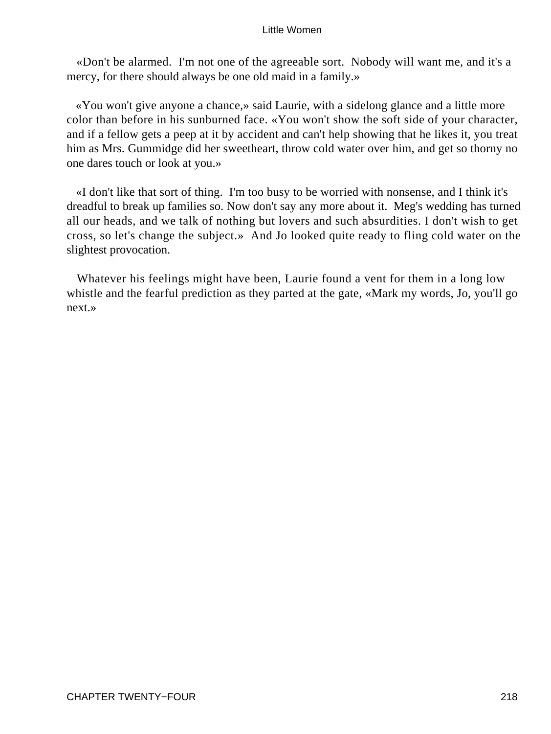«Don't be alarmed. I'm not one of the agreeable sort. Nobody will want me, and it's a mercy, for there should always be one old maid in a family.»

«You won't give anyone a chance,» said Laurie, with a sidelong glance and a little more color than before in his sunburned face. «You won't show the soft side of your character, and if a fellow gets a peep at it by accident and can't help showing that he likes it, you treat him as Mrs. Gummidge did her sweetheart, throw cold water over him, and get so thorny no one dares touch or look at you.»

«I don't like that sort of thing. I'm too busy to be worried with nonsense, and I think it's dreadful to break up families so. Now don't say any more about it. Meg's wedding has turned all our heads, and we talk of nothing but lovers and such absurdities. I don't wish to get cross, so let's change the subject.» And Jo looked quite ready to fling cold water on the slightest provocation.

Whatever his feelings might have been, Laurie found a vent for them in a long low whistle and the fearful prediction as they parted at the gate, «Mark my words, Jo, you'll go next.»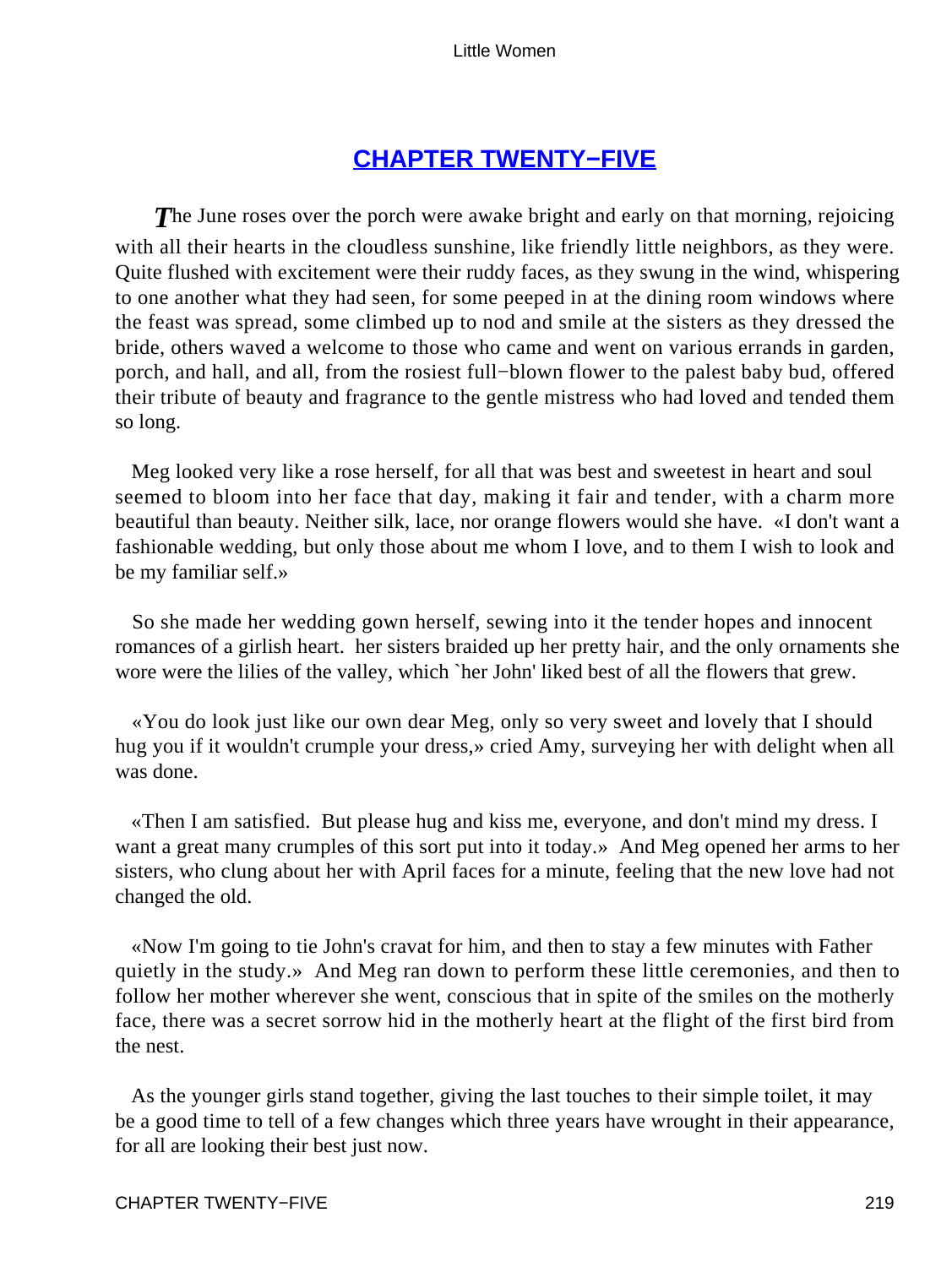## [CHAPTER TWENTY−FIVE](#)

*T*he June roses over the porch were awake bright and early on that morning, rejoicing with all their hearts in the cloudless sunshine, like friendly little neighbors, as they were. Quite flushed with excitement were their ruddy faces, as they swung in the wind, whispering to one another what they had seen, for some peeped in at the dining room windows where the feast was spread, some climbed up to nod and smile at the sisters as they dressed the bride, others waved a welcome to those who came and went on various errands in garden, porch, and hall, and all, from the rosiest full−blown flower to the palest baby bud, offered their tribute of beauty and fragrance to the gentle mistress who had loved and tended them so long.

Meg looked very like a rose herself, for all that was best and sweetest in heart and soul seemed to bloom into her face that day, making it fair and tender, with a charm more beautiful than beauty. Neither silk, lace, nor orange flowers would she have. «I don't want a fashionable wedding, but only those about me whom I love, and to them I wish to look and be my familiar self.»

So she made her wedding gown herself, sewing into it the tender hopes and innocent romances of a girlish heart. her sisters braided up her pretty hair, and the only ornaments she wore were the lilies of the valley, which `her John' liked best of all the flowers that grew.

«You do look just like our own dear Meg, only so very sweet and lovely that I should hug you if it wouldn't crumple your dress,» cried Amy, surveying her with delight when all was done.

«Then I am satisfied. But please hug and kiss me, everyone, and don't mind my dress. I want a great many crumples of this sort put into it today.» And Meg opened her arms to her sisters, who clung about her with April faces for a minute, feeling that the new love had not changed the old.

«Now I'm going to tie John's cravat for him, and then to stay a few minutes with Father quietly in the study.» And Meg ran down to perform these little ceremonies, and then to follow her mother wherever she went, conscious that in spite of the smiles on the motherly face, there was a secret sorrow hid in the motherly heart at the flight of the first bird from the nest.

As the younger girls stand together, giving the last touches to their simple toilet, it may be a good time to tell of a few changes which three years have wrought in their appearance, for all are looking their best just now.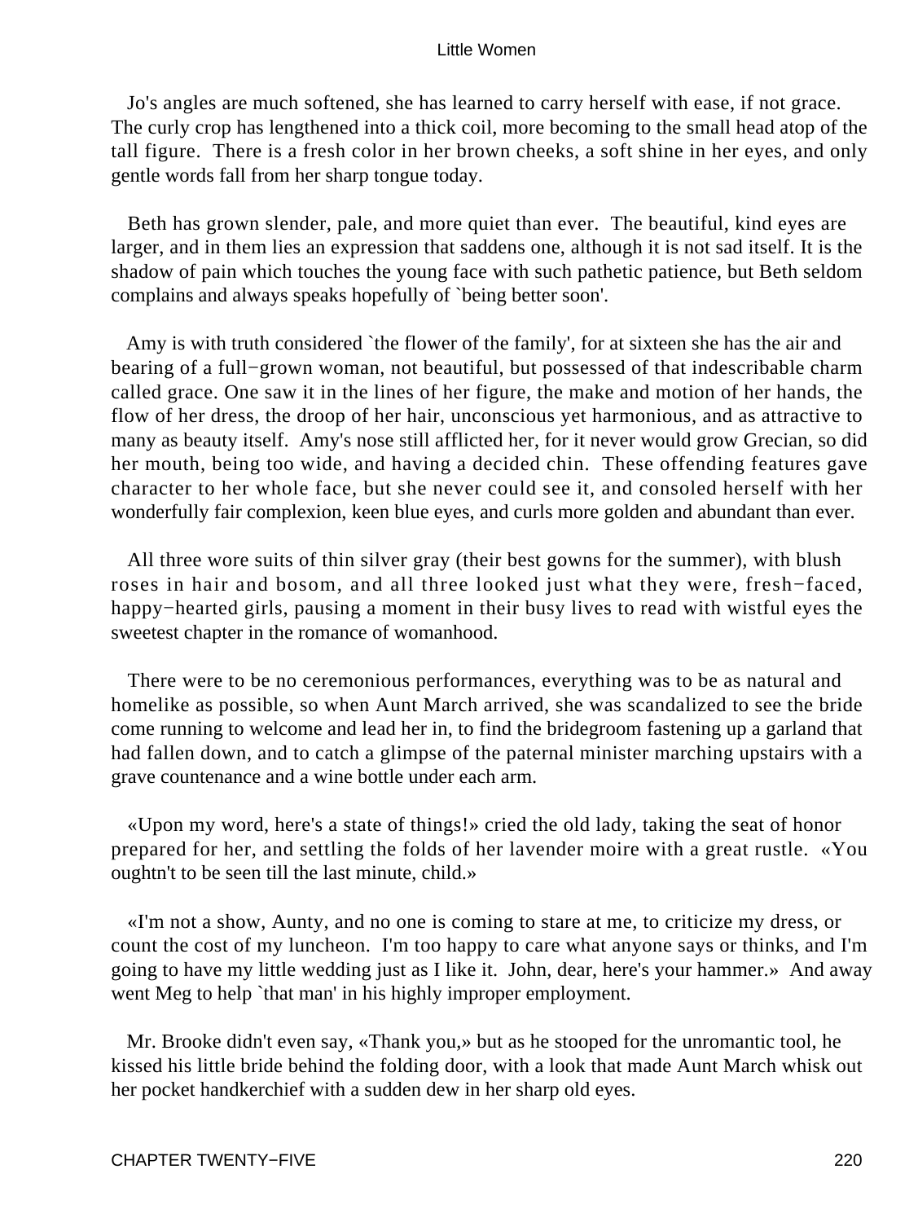Jo's angles are much softened, she has learned to carry herself with ease, if not grace. The curly crop has lengthened into a thick coil, more becoming to the small head atop of the tall figure. There is a fresh color in her brown cheeks, a soft shine in her eyes, and only gentle words fall from her sharp tongue today.

Beth has grown slender, pale, and more quiet than ever. The beautiful, kind eyes are larger, and in them lies an expression that saddens one, although it is not sad itself. It is the shadow of pain which touches the young face with such pathetic patience, but Beth seldom complains and always speaks hopefully of `being better soon'.

Amy is with truth considered `the flower of the family', for at sixteen she has the air and bearing of a full−grown woman, not beautiful, but possessed of that indescribable charm called grace. One saw it in the lines of her figure, the make and motion of her hands, the flow of her dress, the droop of her hair, unconscious yet harmonious, and as attractive to many as beauty itself. Amy's nose still afflicted her, for it never would grow Grecian, so did her mouth, being too wide, and having a decided chin. These offending features gave character to her whole face, but she never could see it, and consoled herself with her wonderfully fair complexion, keen blue eyes, and curls more golden and abundant than ever.

All three wore suits of thin silver gray (their best gowns for the summer), with blush roses in hair and bosom, and all three looked just what they were, fresh−faced, happy−hearted girls, pausing a moment in their busy lives to read with wistful eyes the sweetest chapter in the romance of womanhood.

There were to be no ceremonious performances, everything was to be as natural and homelike as possible, so when Aunt March arrived, she was scandalized to see the bride come running to welcome and lead her in, to find the bridegroom fastening up a garland that had fallen down, and to catch a glimpse of the paternal minister marching upstairs with a grave countenance and a wine bottle under each arm.

«Upon my word, here's a state of things!» cried the old lady, taking the seat of honor prepared for her, and settling the folds of her lavender moire with a great rustle. «You oughtn't to be seen till the last minute, child.»

«I'm not a show, Aunty, and no one is coming to stare at me, to criticize my dress, or count the cost of my luncheon. I'm too happy to care what anyone says or thinks, and I'm going to have my little wedding just as I like it. John, dear, here's your hammer.» And away went Meg to help `that man' in his highly improper employment.

Mr. Brooke didn't even say, «Thank you,» but as he stooped for the unromantic tool, he kissed his little bride behind the folding door, with a look that made Aunt March whisk out her pocket handkerchief with a sudden dew in her sharp old eyes.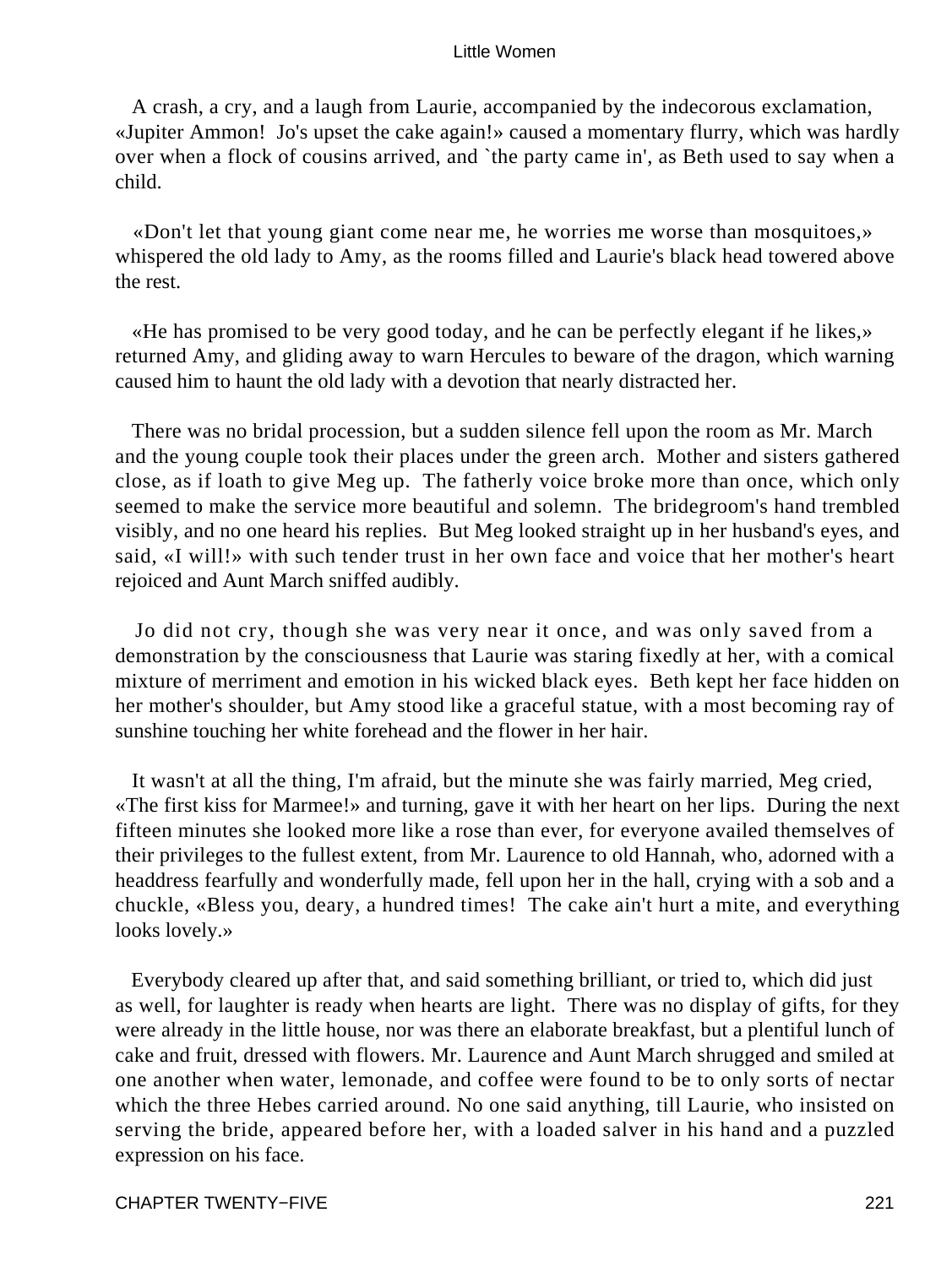A crash, a cry, and a laugh from Laurie, accompanied by the indecorous exclamation, «Jupiter Ammon! Jo's upset the cake again!» caused a momentary flurry, which was hardly over when a flock of cousins arrived, and `the party came in', as Beth used to say when a child.

«Don't let that young giant come near me, he worries me worse than mosquitoes,» whispered the old lady to Amy, as the rooms filled and Laurie's black head towered above the rest.

«He has promised to be very good today, and he can be perfectly elegant if he likes,» returned Amy, and gliding away to warn Hercules to beware of the dragon, which warning caused him to haunt the old lady with a devotion that nearly distracted her.

There was no bridal procession, but a sudden silence fell upon the room as Mr. March and the young couple took their places under the green arch. Mother and sisters gathered close, as if loath to give Meg up. The fatherly voice broke more than once, which only seemed to make the service more beautiful and solemn. The bridegroom's hand trembled visibly, and no one heard his replies. But Meg looked straight up in her husband's eyes, and said, «I will!» with such tender trust in her own face and voice that her mother's heart rejoiced and Aunt March sniffed audibly.

Jo did not cry, though she was very near it once, and was only saved from a demonstration by the consciousness that Laurie was staring fixedly at her, with a comical mixture of merriment and emotion in his wicked black eyes. Beth kept her face hidden on her mother's shoulder, but Amy stood like a graceful statue, with a most becoming ray of sunshine touching her white forehead and the flower in her hair.

It wasn't at all the thing, I'm afraid, but the minute she was fairly married, Meg cried, «The first kiss for Marmee!» and turning, gave it with her heart on her lips. During the next fifteen minutes she looked more like a rose than ever, for everyone availed themselves of their privileges to the fullest extent, from Mr. Laurence to old Hannah, who, adorned with a headdress fearfully and wonderfully made, fell upon her in the hall, crying with a sob and a chuckle, «Bless you, deary, a hundred times! The cake ain't hurt a mite, and everything looks lovely.»

Everybody cleared up after that, and said something brilliant, or tried to, which did just as well, for laughter is ready when hearts are light. There was no display of gifts, for they were already in the little house, nor was there an elaborate breakfast, but a plentiful lunch of cake and fruit, dressed with flowers. Mr. Laurence and Aunt March shrugged and smiled at one another when water, lemonade, and coffee were found to be to only sorts of nectar which the three Hebes carried around. No one said anything, till Laurie, who insisted on serving the bride, appeared before her, with a loaded salver in his hand and a puzzled expression on his face.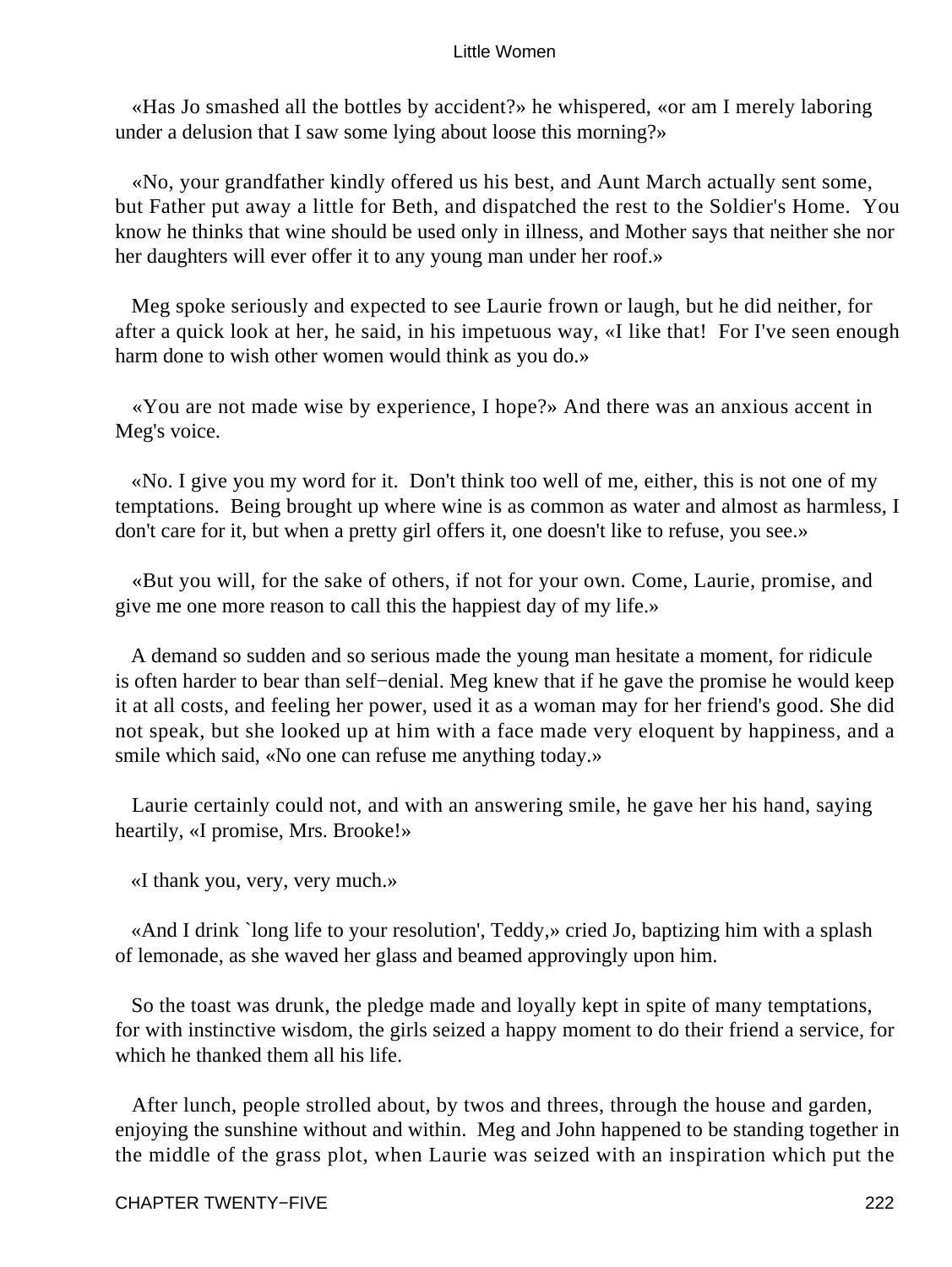«Has Jo smashed all the bottles by accident?» he whispered, «or am I merely laboring under a delusion that I saw some lying about loose this morning?»

«No, your grandfather kindly offered us his best, and Aunt March actually sent some, but Father put away a little for Beth, and dispatched the rest to the Soldier's Home. You know he thinks that wine should be used only in illness, and Mother says that neither she nor her daughters will ever offer it to any young man under her roof.»

Meg spoke seriously and expected to see Laurie frown or laugh, but he did neither, for after a quick look at her, he said, in his impetuous way, «I like that! For I've seen enough harm done to wish other women would think as you do.»

«You are not made wise by experience, I hope?» And there was an anxious accent in Meg's voice.

«No. I give you my word for it. Don't think too well of me, either, this is not one of my temptations. Being brought up where wine is as common as water and almost as harmless, I don't care for it, but when a pretty girl offers it, one doesn't like to refuse, you see.»

«But you will, for the sake of others, if not for your own. Come, Laurie, promise, and give me one more reason to call this the happiest day of my life.»

A demand so sudden and so serious made the young man hesitate a moment, for ridicule is often harder to bear than self−denial. Meg knew that if he gave the promise he would keep it at all costs, and feeling her power, used it as a woman may for her friend's good. She did not speak, but she looked up at him with a face made very eloquent by happiness, and a smile which said, «No one can refuse me anything today.»

Laurie certainly could not, and with an answering smile, he gave her his hand, saying heartily, «I promise, Mrs. Brooke!»

«I thank you, very, very much.»

«And I drink `long life to your resolution', Teddy,» cried Jo, baptizing him with a splash of lemonade, as she waved her glass and beamed approvingly upon him.

So the toast was drunk, the pledge made and loyally kept in spite of many temptations, for with instinctive wisdom, the girls seized a happy moment to do their friend a service, for which he thanked them all his life.

After lunch, people strolled about, by twos and threes, through the house and garden, enjoying the sunshine without and within. Meg and John happened to be standing together in the middle of the grass plot, when Laurie was seized with an inspiration which put the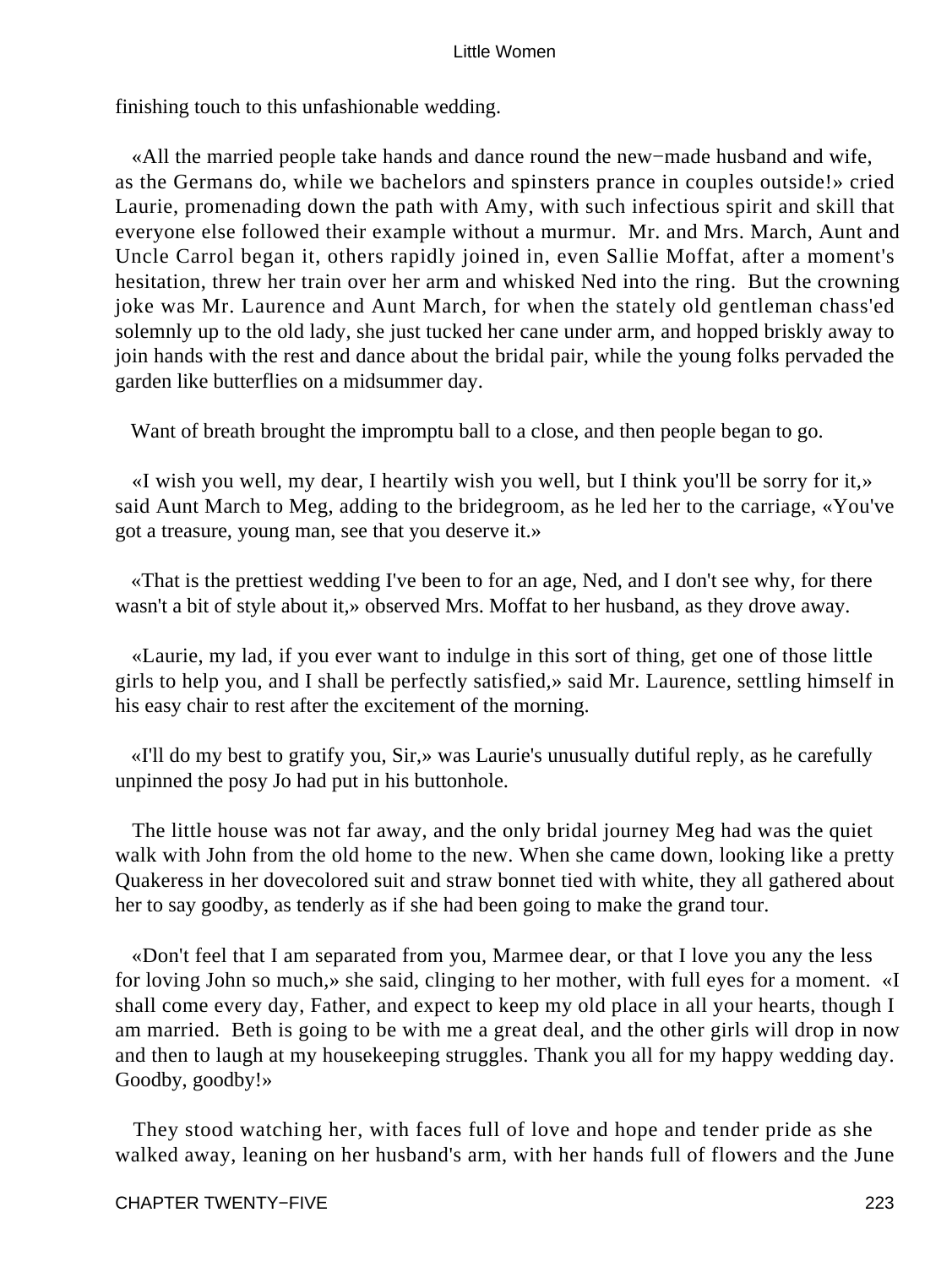finishing touch to this unfashionable wedding.

«All the married people take hands and dance round the new−made husband and wife, as the Germans do, while we bachelors and spinsters prance in couples outside!» cried Laurie, promenading down the path with Amy, with such infectious spirit and skill that everyone else followed their example without a murmur. Mr. and Mrs. March, Aunt and Uncle Carrol began it, others rapidly joined in, even Sallie Moffat, after a moment's hesitation, threw her train over her arm and whisked Ned into the ring. But the crowning joke was Mr. Laurence and Aunt March, for when the stately old gentleman chass'ed solemnly up to the old lady, she just tucked her cane under arm, and hopped briskly away to join hands with the rest and dance about the bridal pair, while the young folks pervaded the garden like butterflies on a midsummer day.

Want of breath brought the impromptu ball to a close, and then people began to go.

«I wish you well, my dear, I heartily wish you well, but I think you'll be sorry for it,» said Aunt March to Meg, adding to the bridegroom, as he led her to the carriage, «You've got a treasure, young man, see that you deserve it.»

«That is the prettiest wedding I've been to for an age, Ned, and I don't see why, for there wasn't a bit of style about it,» observed Mrs. Moffat to her husband, as they drove away.

«Laurie, my lad, if you ever want to indulge in this sort of thing, get one of those little girls to help you, and I shall be perfectly satisfied,» said Mr. Laurence, settling himself in his easy chair to rest after the excitement of the morning.

«I'll do my best to gratify you, Sir,» was Laurie's unusually dutiful reply, as he carefully unpinned the posy Jo had put in his buttonhole.

The little house was not far away, and the only bridal journey Meg had was the quiet walk with John from the old home to the new. When she came down, looking like a pretty Quakeress in her dovecolored suit and straw bonnet tied with white, they all gathered about her to say goodby, as tenderly as if she had been going to make the grand tour.

«Don't feel that I am separated from you, Marmee dear, or that I love you any the less for loving John so much,» she said, clinging to her mother, with full eyes for a moment. «I shall come every day, Father, and expect to keep my old place in all your hearts, though I am married. Beth is going to be with me a great deal, and the other girls will drop in now and then to laugh at my housekeeping struggles. Thank you all for my happy wedding day. Goodby, goodby!»

They stood watching her, with faces full of love and hope and tender pride as she walked away, leaning on her husband's arm, with her hands full of flowers and the June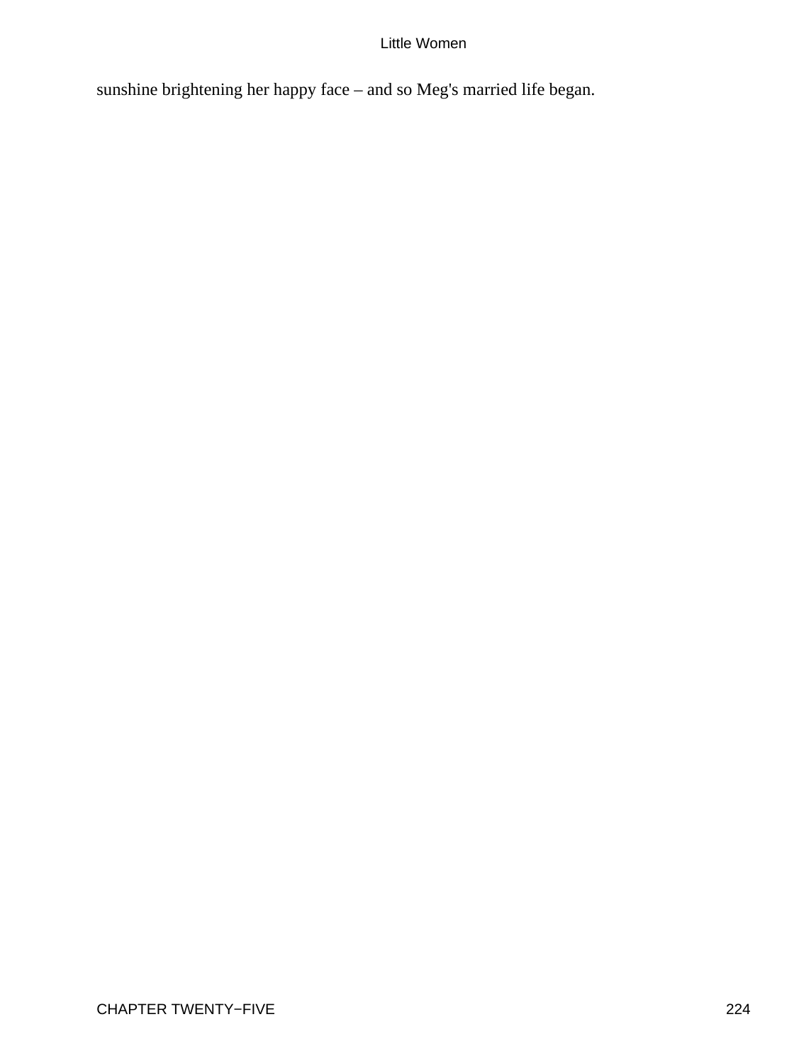sunshine brightening her happy face – and so Meg's married life began.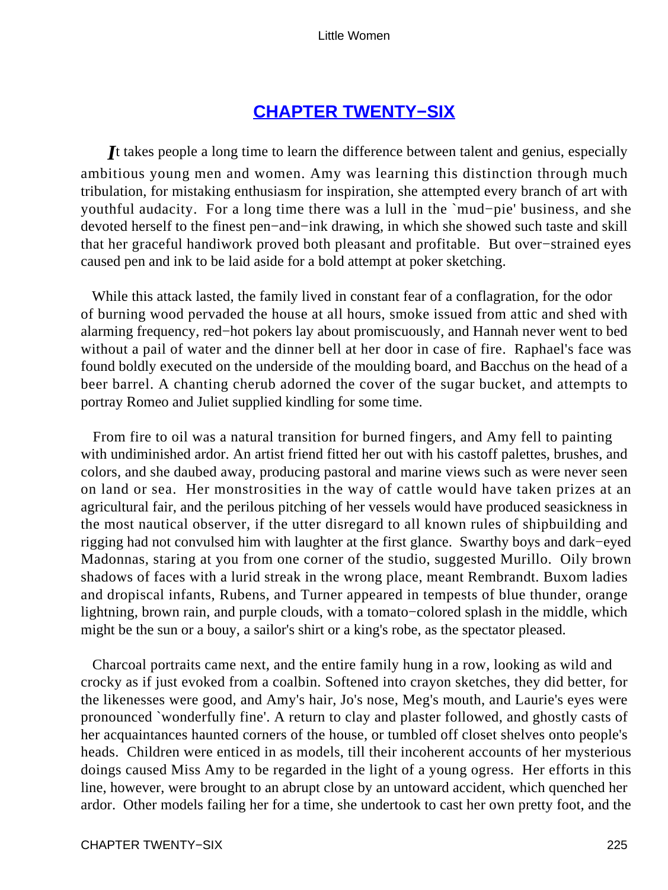## CHAPTER TWENTY−SIX

*I*t takes people a long time to learn the difference between talent and genius, especially ambitious young men and women. Amy was learning this distinction through much tribulation, for mistaking enthusiasm for inspiration, she attempted every branch of art with youthful audacity. For a long time there was a lull in the `mud−pie' business, and she devoted herself to the finest pen−and−ink drawing, in which she showed such taste and skill that her graceful handiwork proved both pleasant and profitable. But over−strained eyes caused pen and ink to be laid aside for a bold attempt at poker sketching.

While this attack lasted, the family lived in constant fear of a conflagration, for the odor of burning wood pervaded the house at all hours, smoke issued from attic and shed with alarming frequency, red−hot pokers lay about promiscuously, and Hannah never went to bed without a pail of water and the dinner bell at her door in case of fire. Raphael's face was found boldly executed on the underside of the moulding board, and Bacchus on the head of a beer barrel. A chanting cherub adorned the cover of the sugar bucket, and attempts to portray Romeo and Juliet supplied kindling for some time.

From fire to oil was a natural transition for burned fingers, and Amy fell to painting with undiminished ardor. An artist friend fitted her out with his castoff palettes, brushes, and colors, and she daubed away, producing pastoral and marine views such as were never seen on land or sea. Her monstrosities in the way of cattle would have taken prizes at an agricultural fair, and the perilous pitching of her vessels would have produced seasickness in the most nautical observer, if the utter disregard to all known rules of shipbuilding and rigging had not convulsed him with laughter at the first glance. Swarthy boys and dark−eyed Madonnas, staring at you from one corner of the studio, suggested Murillo. Oily brown shadows of faces with a lurid streak in the wrong place, meant Rembrandt. Buxom ladies and dropiscal infants, Rubens, and Turner appeared in tempests of blue thunder, orange lightning, brown rain, and purple clouds, with a tomato−colored splash in the middle, which might be the sun or a bouy, a sailor's shirt or a king's robe, as the spectator pleased.

Charcoal portraits came next, and the entire family hung in a row, looking as wild and crocky as if just evoked from a coalbin. Softened into crayon sketches, they did better, for the likenesses were good, and Amy's hair, Jo's nose, Meg's mouth, and Laurie's eyes were pronounced `wonderfully fine'. A return to clay and plaster followed, and ghostly casts of her acquaintances haunted corners of the house, or tumbled off closet shelves onto people's heads. Children were enticed in as models, till their incoherent accounts of her mysterious doings caused Miss Amy to be regarded in the light of a young ogress. Her efforts in this line, however, were brought to an abrupt close by an untoward accident, which quenched her ardor. Other models failing her for a time, she undertook to cast her own pretty foot, and the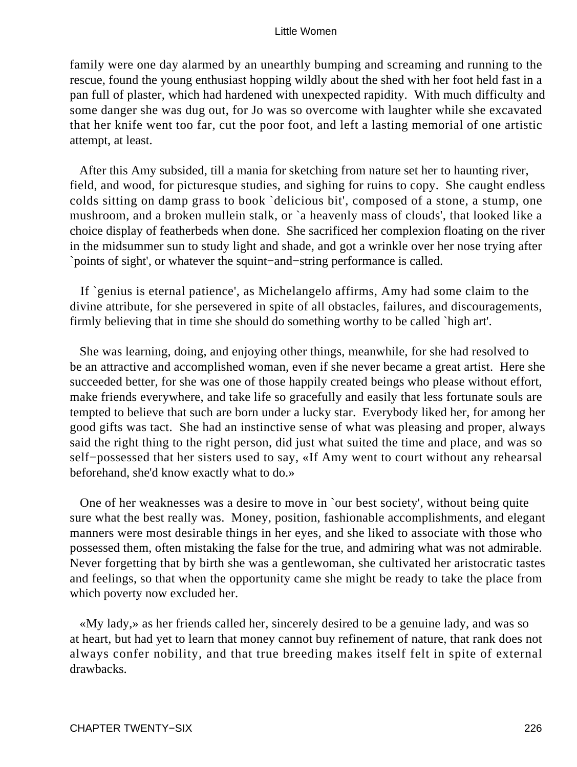family were one day alarmed by an unearthly bumping and screaming and running to the rescue, found the young enthusiast hopping wildly about the shed with her foot held fast in a pan full of plaster, which had hardened with unexpected rapidity. With much difficulty and some danger she was dug out, for Jo was so overcome with laughter while she excavated that her knife went too far, cut the poor foot, and left a lasting memorial of one artistic attempt, at least.

After this Amy subsided, till a mania for sketching from nature set her to haunting river, field, and wood, for picturesque studies, and sighing for ruins to copy. She caught endless colds sitting on damp grass to book `delicious bit', composed of a stone, a stump, one mushroom, and a broken mullein stalk, or `a heavenly mass of clouds', that looked like a choice display of featherbeds when done. She sacrificed her complexion floating on the river in the midsummer sun to study light and shade, and got a wrinkle over her nose trying after `points of sight', or whatever the squint−and−string performance is called.

If `genius is eternal patience', as Michelangelo affirms, Amy had some claim to the divine attribute, for she persevered in spite of all obstacles, failures, and discouragements, firmly believing that in time she should do something worthy to be called `high art'.

She was learning, doing, and enjoying other things, meanwhile, for she had resolved to be an attractive and accomplished woman, even if she never became a great artist. Here she succeeded better, for she was one of those happily created beings who please without effort, make friends everywhere, and take life so gracefully and easily that less fortunate souls are tempted to believe that such are born under a lucky star. Everybody liked her, for among her good gifts was tact. She had an instinctive sense of what was pleasing and proper, always said the right thing to the right person, did just what suited the time and place, and was so self−possessed that her sisters used to say, «If Amy went to court without any rehearsal beforehand, she'd know exactly what to do.»

One of her weaknesses was a desire to move in `our best society', without being quite sure what the best really was. Money, position, fashionable accomplishments, and elegant manners were most desirable things in her eyes, and she liked to associate with those who possessed them, often mistaking the false for the true, and admiring what was not admirable. Never forgetting that by birth she was a gentlewoman, she cultivated her aristocratic tastes and feelings, so that when the opportunity came she might be ready to take the place from which poverty now excluded her.

«My lady,» as her friends called her, sincerely desired to be a genuine lady, and was so at heart, but had yet to learn that money cannot buy refinement of nature, that rank does not always confer nobility, and that true breeding makes itself felt in spite of external drawbacks.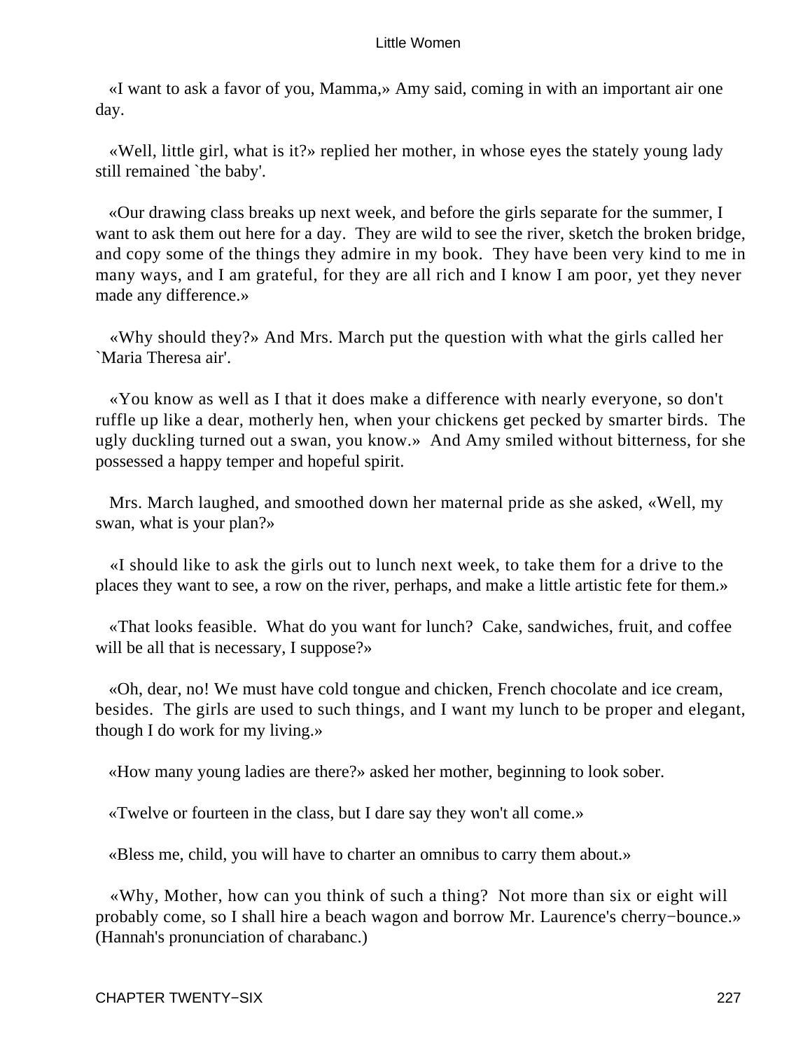«I want to ask a favor of you, Mamma,» Amy said, coming in with an important air one day.

«Well, little girl, what is it?» replied her mother, in whose eyes the stately young lady still remained `the baby'.

«Our drawing class breaks up next week, and before the girls separate for the summer, I want to ask them out here for a day. They are wild to see the river, sketch the broken bridge, and copy some of the things they admire in my book. They have been very kind to me in many ways, and I am grateful, for they are all rich and I know I am poor, yet they never made any difference.»

«Why should they?» And Mrs. March put the question with what the girls called her `Maria Theresa air'.

«You know as well as I that it does make a difference with nearly everyone, so don't ruffle up like a dear, motherly hen, when your chickens get pecked by smarter birds. The ugly duckling turned out a swan, you know.» And Amy smiled without bitterness, for she possessed a happy temper and hopeful spirit.

Mrs. March laughed, and smoothed down her maternal pride as she asked, «Well, my swan, what is your plan?»

«I should like to ask the girls out to lunch next week, to take them for a drive to the places they want to see, a row on the river, perhaps, and make a little artistic fete for them.»

«That looks feasible. What do you want for lunch? Cake, sandwiches, fruit, and coffee will be all that is necessary, I suppose?»

«Oh, dear, no! We must have cold tongue and chicken, French chocolate and ice cream, besides. The girls are used to such things, and I want my lunch to be proper and elegant, though I do work for my living.»

«How many young ladies are there?» asked her mother, beginning to look sober.

«Twelve or fourteen in the class, but I dare say they won't all come.»

«Bless me, child, you will have to charter an omnibus to carry them about.»

«Why, Mother, how can you think of such a thing? Not more than six or eight will probably come, so I shall hire a beach wagon and borrow Mr. Laurence's cherry−bounce.» (Hannah's pronunciation of charabanc.)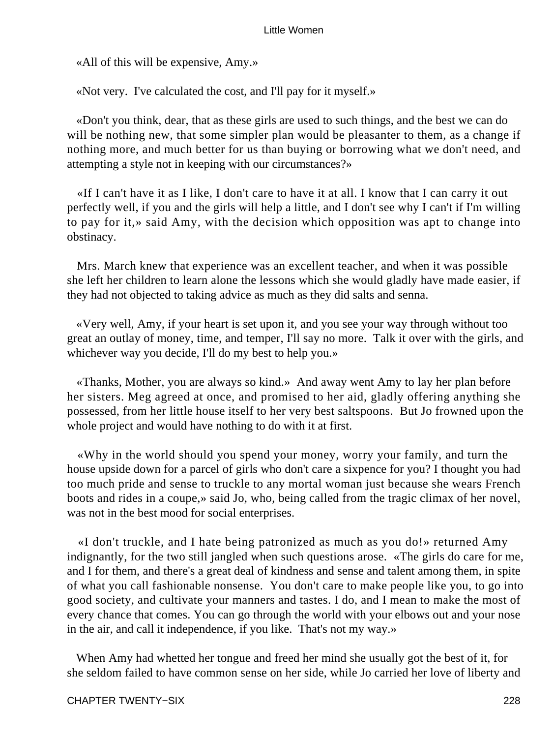«All of this will be expensive, Amy.»

«Not very. I've calculated the cost, and I'll pay for it myself.»

«Don't you think, dear, that as these girls are used to such things, and the best we can do will be nothing new, that some simpler plan would be pleasanter to them, as a change if nothing more, and much better for us than buying or borrowing what we don't need, and attempting a style not in keeping with our circumstances?»

«If I can't have it as I like, I don't care to have it at all. I know that I can carry it out perfectly well, if you and the girls will help a little, and I don't see why I can't if I'm willing to pay for it,» said Amy, with the decision which opposition was apt to change into obstinacy.

Mrs. March knew that experience was an excellent teacher, and when it was possible she left her children to learn alone the lessons which she would gladly have made easier, if they had not objected to taking advice as much as they did salts and senna.

«Very well, Amy, if your heart is set upon it, and you see your way through without too great an outlay of money, time, and temper, I'll say no more. Talk it over with the girls, and whichever way you decide, I'll do my best to help you.»

«Thanks, Mother, you are always so kind.» And away went Amy to lay her plan before her sisters. Meg agreed at once, and promised to her aid, gladly offering anything she possessed, from her little house itself to her very best saltspoons. But Jo frowned upon the whole project and would have nothing to do with it at first.

«Why in the world should you spend your money, worry your family, and turn the house upside down for a parcel of girls who don't care a sixpence for you? I thought you had too much pride and sense to truckle to any mortal woman just because she wears French boots and rides in a coupe,» said Jo, who, being called from the tragic climax of her novel, was not in the best mood for social enterprises.

«I don't truckle, and I hate being patronized as much as you do!» returned Amy indignantly, for the two still jangled when such questions arose. «The girls do care for me, and I for them, and there's a great deal of kindness and sense and talent among them, in spite of what you call fashionable nonsense. You don't care to make people like you, to go into good society, and cultivate your manners and tastes. I do, and I mean to make the most of every chance that comes. You can go through the world with your elbows out and your nose in the air, and call it independence, if you like. That's not my way.»

When Amy had whetted her tongue and freed her mind she usually got the best of it, for she seldom failed to have common sense on her side, while Jo carried her love of liberty and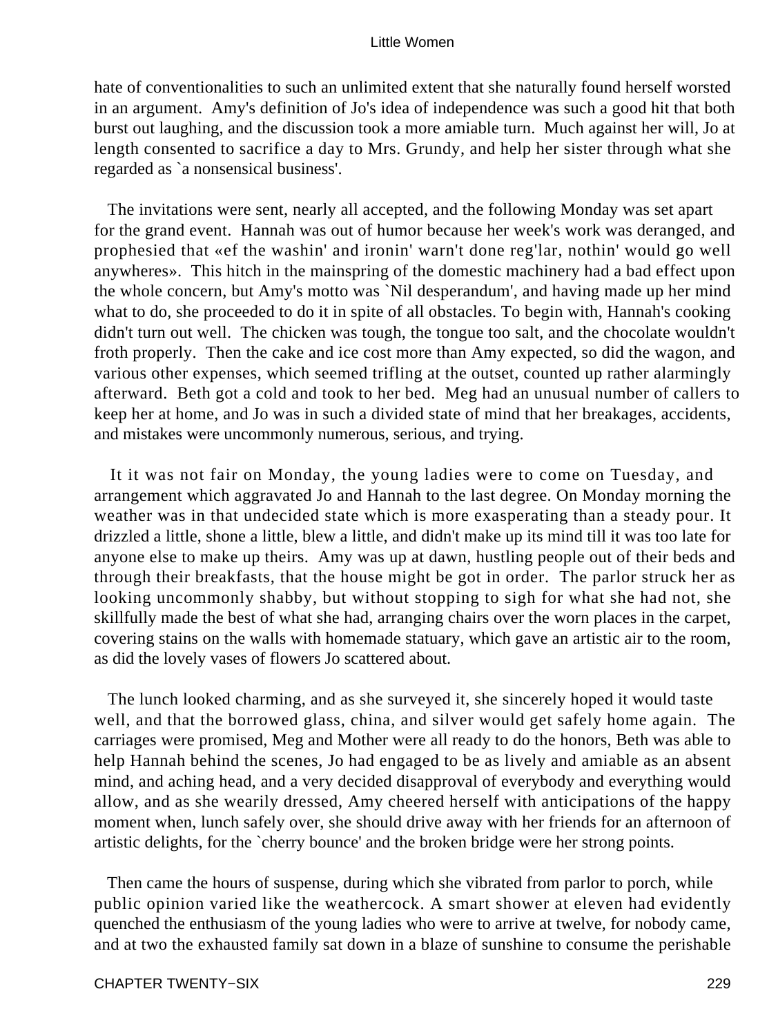hate of conventionalities to such an unlimited extent that she naturally found herself worsted in an argument. Amy's definition of Jo's idea of independence was such a good hit that both burst out laughing, and the discussion took a more amiable turn. Much against her will, Jo at length consented to sacrifice a day to Mrs. Grundy, and help her sister through what she regarded as `a nonsensical business'.

The invitations were sent, nearly all accepted, and the following Monday was set apart for the grand event. Hannah was out of humor because her week's work was deranged, and prophesied that «ef the washin' and ironin' warn't done reg'lar, nothin' would go well anywheres». This hitch in the mainspring of the domestic machinery had a bad effect upon the whole concern, but Amy's motto was `Nil desperandum', and having made up her mind what to do, she proceeded to do it in spite of all obstacles. To begin with, Hannah's cooking didn't turn out well. The chicken was tough, the tongue too salt, and the chocolate wouldn't froth properly. Then the cake and ice cost more than Amy expected, so did the wagon, and various other expenses, which seemed trifling at the outset, counted up rather alarmingly afterward. Beth got a cold and took to her bed. Meg had an unusual number of callers to keep her at home, and Jo was in such a divided state of mind that her breakages, accidents, and mistakes were uncommonly numerous, serious, and trying.

It it was not fair on Monday, the young ladies were to come on Tuesday, and arrangement which aggravated Jo and Hannah to the last degree. On Monday morning the weather was in that undecided state which is more exasperating than a steady pour. It drizzled a little, shone a little, blew a little, and didn't make up its mind till it was too late for anyone else to make up theirs. Amy was up at dawn, hustling people out of their beds and through their breakfasts, that the house might be got in order. The parlor struck her as looking uncommonly shabby, but without stopping to sigh for what she had not, she skillfully made the best of what she had, arranging chairs over the worn places in the carpet, covering stains on the walls with homemade statuary, which gave an artistic air to the room, as did the lovely vases of flowers Jo scattered about.

The lunch looked charming, and as she surveyed it, she sincerely hoped it would taste well, and that the borrowed glass, china, and silver would get safely home again. The carriages were promised, Meg and Mother were all ready to do the honors, Beth was able to help Hannah behind the scenes, Jo had engaged to be as lively and amiable as an absent mind, and aching head, and a very decided disapproval of everybody and everything would allow, and as she wearily dressed, Amy cheered herself with anticipations of the happy moment when, lunch safely over, she should drive away with her friends for an afternoon of artistic delights, for the `cherry bounce' and the broken bridge were her strong points.

Then came the hours of suspense, during which she vibrated from parlor to porch, while public opinion varied like the weathercock. A smart shower at eleven had evidently quenched the enthusiasm of the young ladies who were to arrive at twelve, for nobody came, and at two the exhausted family sat down in a blaze of sunshine to consume the perishable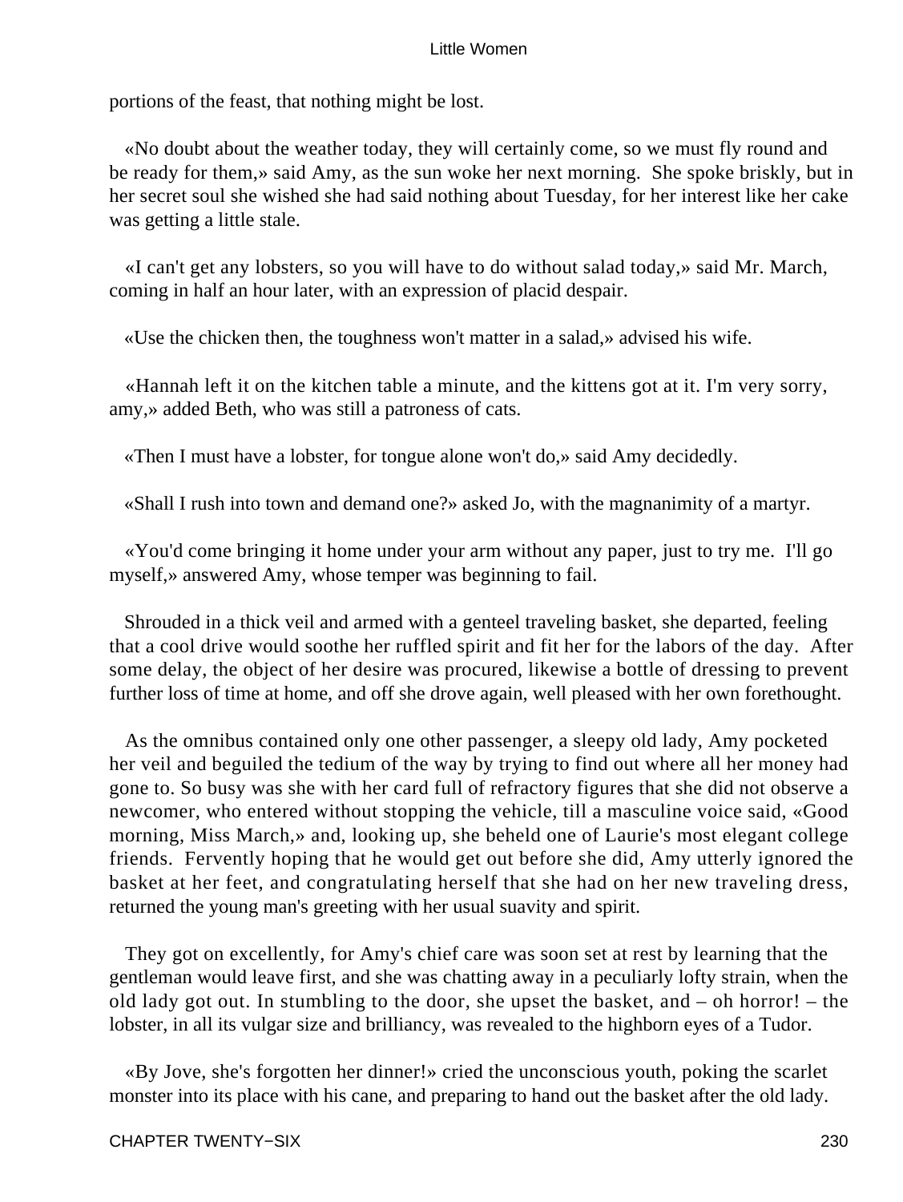portions of the feast, that nothing might be lost.

«No doubt about the weather today, they will certainly come, so we must fly round and be ready for them,» said Amy, as the sun woke her next morning. She spoke briskly, but in her secret soul she wished she had said nothing about Tuesday, for her interest like her cake was getting a little stale.

«I can't get any lobsters, so you will have to do without salad today,» said Mr. March, coming in half an hour later, with an expression of placid despair.

«Use the chicken then, the toughness won't matter in a salad,» advised his wife.

«Hannah left it on the kitchen table a minute, and the kittens got at it. I'm very sorry, amy,» added Beth, who was still a patroness of cats.

«Then I must have a lobster, for tongue alone won't do,» said Amy decidedly.

«Shall I rush into town and demand one?» asked Jo, with the magnanimity of a martyr.

«You'd come bringing it home under your arm without any paper, just to try me. I'll go myself,» answered Amy, whose temper was beginning to fail.

Shrouded in a thick veil and armed with a genteel traveling basket, she departed, feeling that a cool drive would soothe her ruffled spirit and fit her for the labors of the day. After some delay, the object of her desire was procured, likewise a bottle of dressing to prevent further loss of time at home, and off she drove again, well pleased with her own forethought.

As the omnibus contained only one other passenger, a sleepy old lady, Amy pocketed her veil and beguiled the tedium of the way by trying to find out where all her money had gone to. So busy was she with her card full of refractory figures that she did not observe a newcomer, who entered without stopping the vehicle, till a masculine voice said, «Good morning, Miss March,» and, looking up, she beheld one of Laurie's most elegant college friends. Fervently hoping that he would get out before she did, Amy utterly ignored the basket at her feet, and congratulating herself that she had on her new traveling dress, returned the young man's greeting with her usual suavity and spirit.

They got on excellently, for Amy's chief care was soon set at rest by learning that the gentleman would leave first, and she was chatting away in a peculiarly lofty strain, when the old lady got out. In stumbling to the door, she upset the basket, and – oh horror! – the lobster, in all its vulgar size and brilliancy, was revealed to the highborn eyes of a Tudor.

«By Jove, she's forgotten her dinner!» cried the unconscious youth, poking the scarlet monster into its place with his cane, and preparing to hand out the basket after the old lady.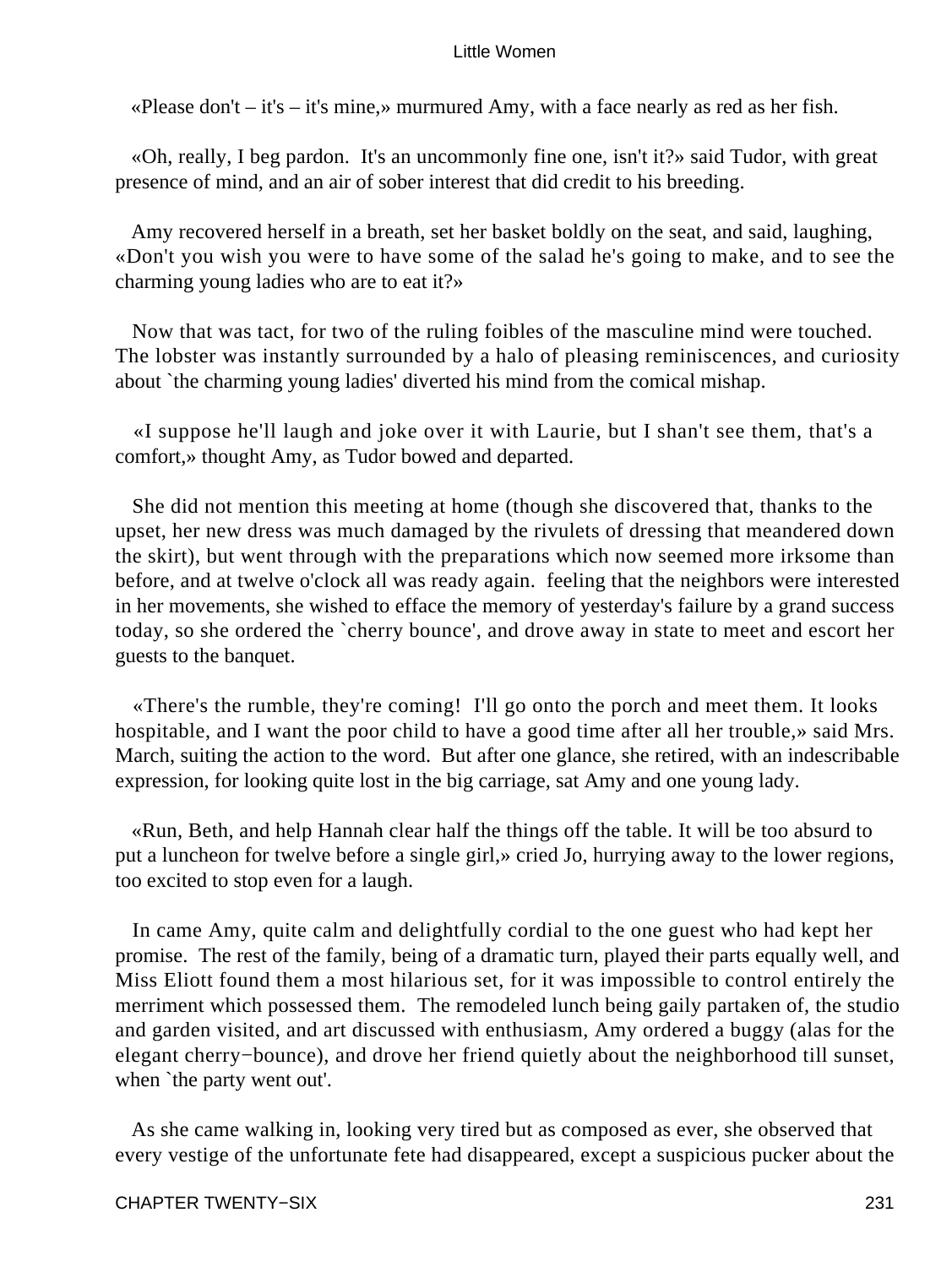«Please don't – it's – it's mine,» murmured Amy, with a face nearly as red as her fish.

«Oh, really, I beg pardon. It's an uncommonly fine one, isn't it?» said Tudor, with great presence of mind, and an air of sober interest that did credit to his breeding.

Amy recovered herself in a breath, set her basket boldly on the seat, and said, laughing, «Don't you wish you were to have some of the salad he's going to make, and to see the charming young ladies who are to eat it?»

Now that was tact, for two of the ruling foibles of the masculine mind were touched. The lobster was instantly surrounded by a halo of pleasing reminiscences, and curiosity about `the charming young ladies' diverted his mind from the comical mishap.

«I suppose he'll laugh and joke over it with Laurie, but I shan't see them, that's a comfort,» thought Amy, as Tudor bowed and departed.

She did not mention this meeting at home (though she discovered that, thanks to the upset, her new dress was much damaged by the rivulets of dressing that meandered down the skirt), but went through with the preparations which now seemed more irksome than before, and at twelve o'clock all was ready again. feeling that the neighbors were interested in her movements, she wished to efface the memory of yesterday's failure by a grand success today, so she ordered the `cherry bounce', and drove away in state to meet and escort her guests to the banquet.

«There's the rumble, they're coming! I'll go onto the porch and meet them. It looks hospitable, and I want the poor child to have a good time after all her trouble,» said Mrs. March, suiting the action to the word. But after one glance, she retired, with an indescribable expression, for looking quite lost in the big carriage, sat Amy and one young lady.

«Run, Beth, and help Hannah clear half the things off the table. It will be too absurd to put a luncheon for twelve before a single girl,» cried Jo, hurrying away to the lower regions, too excited to stop even for a laugh.

In came Amy, quite calm and delightfully cordial to the one guest who had kept her promise. The rest of the family, being of a dramatic turn, played their parts equally well, and Miss Eliott found them a most hilarious set, for it was impossible to control entirely the merriment which possessed them. The remodeled lunch being gaily partaken of, the studio and garden visited, and art discussed with enthusiasm, Amy ordered a buggy (alas for the elegant cherry−bounce), and drove her friend quietly about the neighborhood till sunset, when `the party went out'.

As she came walking in, looking very tired but as composed as ever, she observed that every vestige of the unfortunate fete had disappeared, except a suspicious pucker about the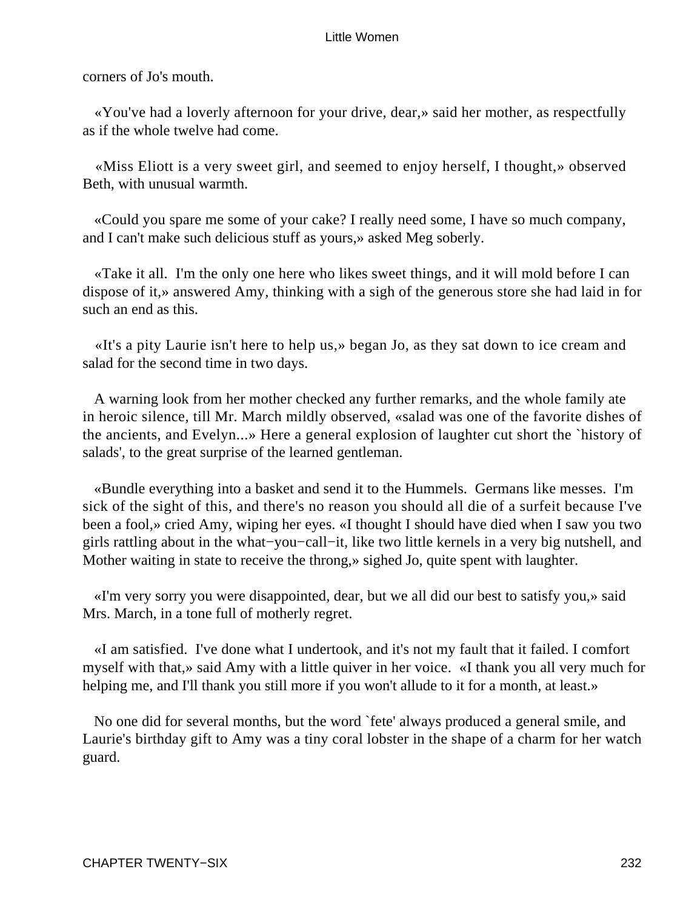corners of Jo's mouth.

«You've had a loverly afternoon for your drive, dear,» said her mother, as respectfully as if the whole twelve had come.

«Miss Eliott is a very sweet girl, and seemed to enjoy herself, I thought,» observed Beth, with unusual warmth.

«Could you spare me some of your cake? I really need some, I have so much company, and I can't make such delicious stuff as yours,» asked Meg soberly.

«Take it all. I'm the only one here who likes sweet things, and it will mold before I can dispose of it,» answered Amy, thinking with a sigh of the generous store she had laid in for such an end as this.

«It's a pity Laurie isn't here to help us,» began Jo, as they sat down to ice cream and salad for the second time in two days.

A warning look from her mother checked any further remarks, and the whole family ate in heroic silence, till Mr. March mildly observed, «salad was one of the favorite dishes of the ancients, and Evelyn...» Here a general explosion of laughter cut short the `history of salads', to the great surprise of the learned gentleman.

«Bundle everything into a basket and send it to the Hummels. Germans like messes. I'm sick of the sight of this, and there's no reason you should all die of a surfeit because I've been a fool,» cried Amy, wiping her eyes. «I thought I should have died when I saw you two girls rattling about in the what−you−call−it, like two little kernels in a very big nutshell, and Mother waiting in state to receive the throng,» sighed Jo, quite spent with laughter.

«I'm very sorry you were disappointed, dear, but we all did our best to satisfy you,» said Mrs. March, in a tone full of motherly regret.

«I am satisfied. I've done what I undertook, and it's not my fault that it failed. I comfort myself with that,» said Amy with a little quiver in her voice. «I thank you all very much for helping me, and I'll thank you still more if you won't allude to it for a month, at least.»

No one did for several months, but the word `fete' always produced a general smile, and Laurie's birthday gift to Amy was a tiny coral lobster in the shape of a charm for her watch guard.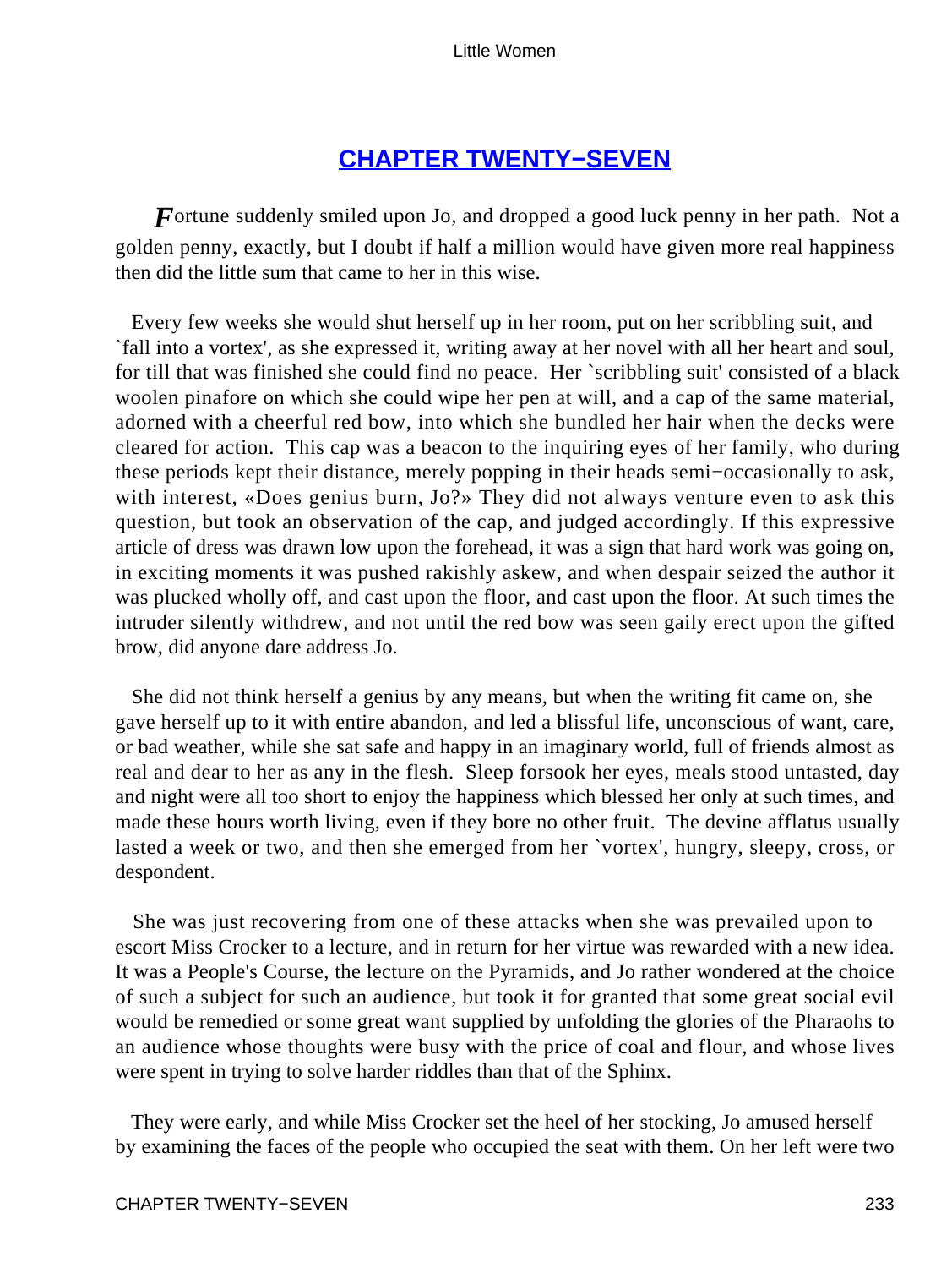## CHAPTER TWENTY−SEVEN

*F*ortune suddenly smiled upon Jo, and dropped a good luck penny in her path. Not a golden penny, exactly, but I doubt if half a million would have given more real happiness then did the little sum that came to her in this wise.

Every few weeks she would shut herself up in her room, put on her scribbling suit, and `fall into a vortex', as she expressed it, writing away at her novel with all her heart and soul, for till that was finished she could find no peace. Her `scribbling suit' consisted of a black woolen pinafore on which she could wipe her pen at will, and a cap of the same material, adorned with a cheerful red bow, into which she bundled her hair when the decks were cleared for action. This cap was a beacon to the inquiring eyes of her family, who during these periods kept their distance, merely popping in their heads semi−occasionally to ask, with interest, «Does genius burn, Jo?» They did not always venture even to ask this question, but took an observation of the cap, and judged accordingly. If this expressive article of dress was drawn low upon the forehead, it was a sign that hard work was going on, in exciting moments it was pushed rakishly askew, and when despair seized the author it was plucked wholly off, and cast upon the floor, and cast upon the floor. At such times the intruder silently withdrew, and not until the red bow was seen gaily erect upon the gifted brow, did anyone dare address Jo.

She did not think herself a genius by any means, but when the writing fit came on, she gave herself up to it with entire abandon, and led a blissful life, unconscious of want, care, or bad weather, while she sat safe and happy in an imaginary world, full of friends almost as real and dear to her as any in the flesh. Sleep forsook her eyes, meals stood untasted, day and night were all too short to enjoy the happiness which blessed her only at such times, and made these hours worth living, even if they bore no other fruit. The devine afflatus usually lasted a week or two, and then she emerged from her `vortex', hungry, sleepy, cross, or despondent.

She was just recovering from one of these attacks when she was prevailed upon to escort Miss Crocker to a lecture, and in return for her virtue was rewarded with a new idea. It was a People's Course, the lecture on the Pyramids, and Jo rather wondered at the choice of such a subject for such an audience, but took it for granted that some great social evil would be remedied or some great want supplied by unfolding the glories of the Pharaohs to an audience whose thoughts were busy with the price of coal and flour, and whose lives were spent in trying to solve harder riddles than that of the Sphinx.

They were early, and while Miss Crocker set the heel of her stocking, Jo amused herself by examining the faces of the people who occupied the seat with them. On her left were two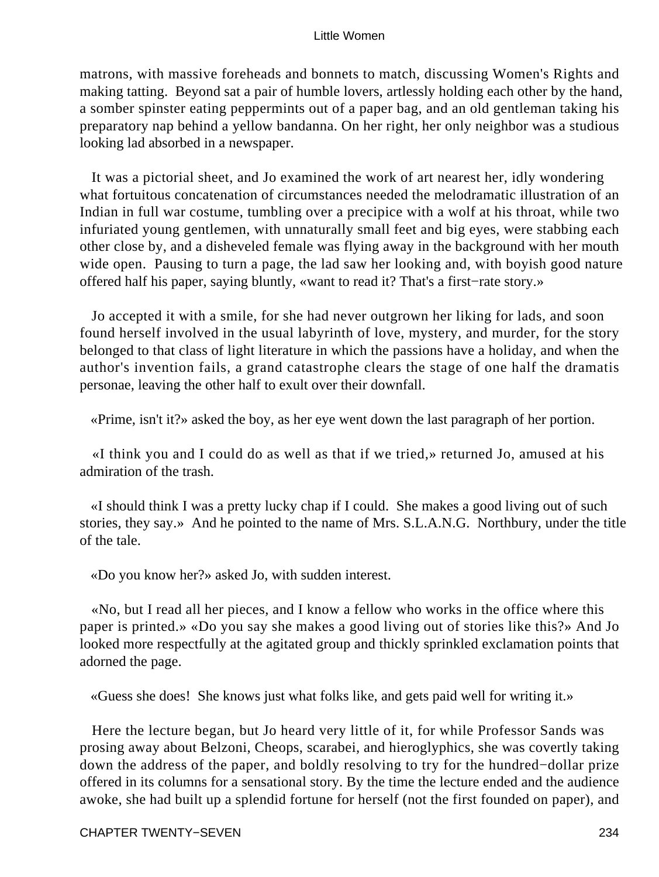matrons, with massive foreheads and bonnets to match, discussing Women's Rights and making tatting. Beyond sat a pair of humble lovers, artlessly holding each other by the hand, a somber spinster eating peppermints out of a paper bag, and an old gentleman taking his preparatory nap behind a yellow bandanna. On her right, her only neighbor was a studious looking lad absorbed in a newspaper.

It was a pictorial sheet, and Jo examined the work of art nearest her, idly wondering what fortuitous concatenation of circumstances needed the melodramatic illustration of an Indian in full war costume, tumbling over a precipice with a wolf at his throat, while two infuriated young gentlemen, with unnaturally small feet and big eyes, were stabbing each other close by, and a disheveled female was flying away in the background with her mouth wide open. Pausing to turn a page, the lad saw her looking and, with boyish good nature offered half his paper, saying bluntly, «want to read it? That's a first−rate story.»

Jo accepted it with a smile, for she had never outgrown her liking for lads, and soon found herself involved in the usual labyrinth of love, mystery, and murder, for the story belonged to that class of light literature in which the passions have a holiday, and when the author's invention fails, a grand catastrophe clears the stage of one half the dramatis personae, leaving the other half to exult over their downfall.

«Prime, isn't it?» asked the boy, as her eye went down the last paragraph of her portion.

«I think you and I could do as well as that if we tried,» returned Jo, amused at his admiration of the trash.

«I should think I was a pretty lucky chap if I could. She makes a good living out of such stories, they say.» And he pointed to the name of Mrs. S.L.A.N.G. Northbury, under the title of the tale.

«Do you know her?» asked Jo, with sudden interest.

«No, but I read all her pieces, and I know a fellow who works in the office where this paper is printed.» «Do you say she makes a good living out of stories like this?» And Jo looked more respectfully at the agitated group and thickly sprinkled exclamation points that adorned the page.

«Guess she does! She knows just what folks like, and gets paid well for writing it.»

Here the lecture began, but Jo heard very little of it, for while Professor Sands was prosing away about Belzoni, Cheops, scarabei, and hieroglyphics, she was covertly taking down the address of the paper, and boldly resolving to try for the hundred−dollar prize offered in its columns for a sensational story. By the time the lecture ended and the audience awoke, she had built up a splendid fortune for herself (not the first founded on paper), and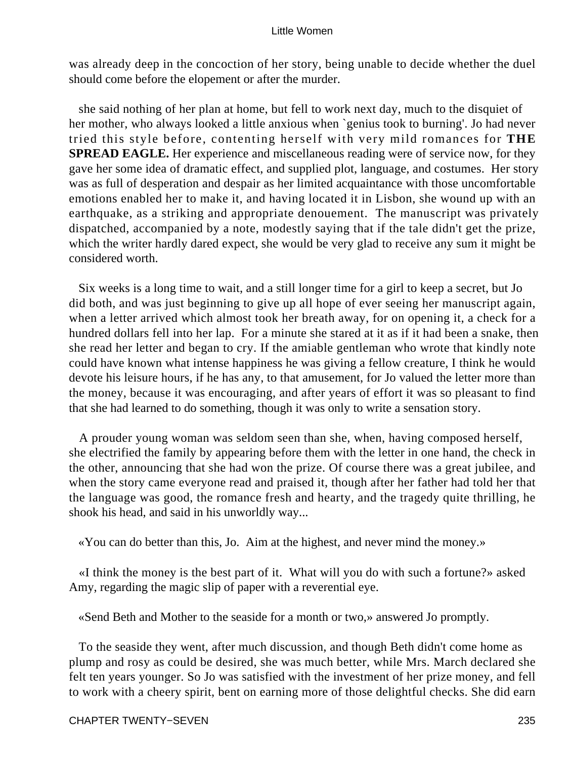was already deep in the concoction of her story, being unable to decide whether the duel should come before the elopement or after the murder.

she said nothing of her plan at home, but fell to work next day, much to the disquiet of her mother, who always looked a little anxious when `genius took to burning'. Jo had never tried this style before, contenting herself with very mild romances for **THE SPREAD EAGLE.** Her experience and miscellaneous reading were of service now, for they gave her some idea of dramatic effect, and supplied plot, language, and costumes. Her story was as full of desperation and despair as her limited acquaintance with those uncomfortable emotions enabled her to make it, and having located it in Lisbon, she wound up with an earthquake, as a striking and appropriate denouement. The manuscript was privately dispatched, accompanied by a note, modestly saying that if the tale didn't get the prize, which the writer hardly dared expect, she would be very glad to receive any sum it might be considered worth.

Six weeks is a long time to wait, and a still longer time for a girl to keep a secret, but Jo did both, and was just beginning to give up all hope of ever seeing her manuscript again, when a letter arrived which almost took her breath away, for on opening it, a check for a hundred dollars fell into her lap. For a minute she stared at it as if it had been a snake, then she read her letter and began to cry. If the amiable gentleman who wrote that kindly note could have known what intense happiness he was giving a fellow creature, I think he would devote his leisure hours, if he has any, to that amusement, for Jo valued the letter more than the money, because it was encouraging, and after years of effort it was so pleasant to find that she had learned to do something, though it was only to write a sensation story.

A prouder young woman was seldom seen than she, when, having composed herself, she electrified the family by appearing before them with the letter in one hand, the check in the other, announcing that she had won the prize. Of course there was a great jubilee, and when the story came everyone read and praised it, though after her father had told her that the language was good, the romance fresh and hearty, and the tragedy quite thrilling, he shook his head, and said in his unworldly way...

«You can do better than this, Jo. Aim at the highest, and never mind the money.»

«I think the money is the best part of it. What will you do with such a fortune?» asked Amy, regarding the magic slip of paper with a reverential eye.

«Send Beth and Mother to the seaside for a month or two,» answered Jo promptly.

To the seaside they went, after much discussion, and though Beth didn't come home as plump and rosy as could be desired, she was much better, while Mrs. March declared she felt ten years younger. So Jo was satisfied with the investment of her prize money, and fell to work with a cheery spirit, bent on earning more of those delightful checks. She did earn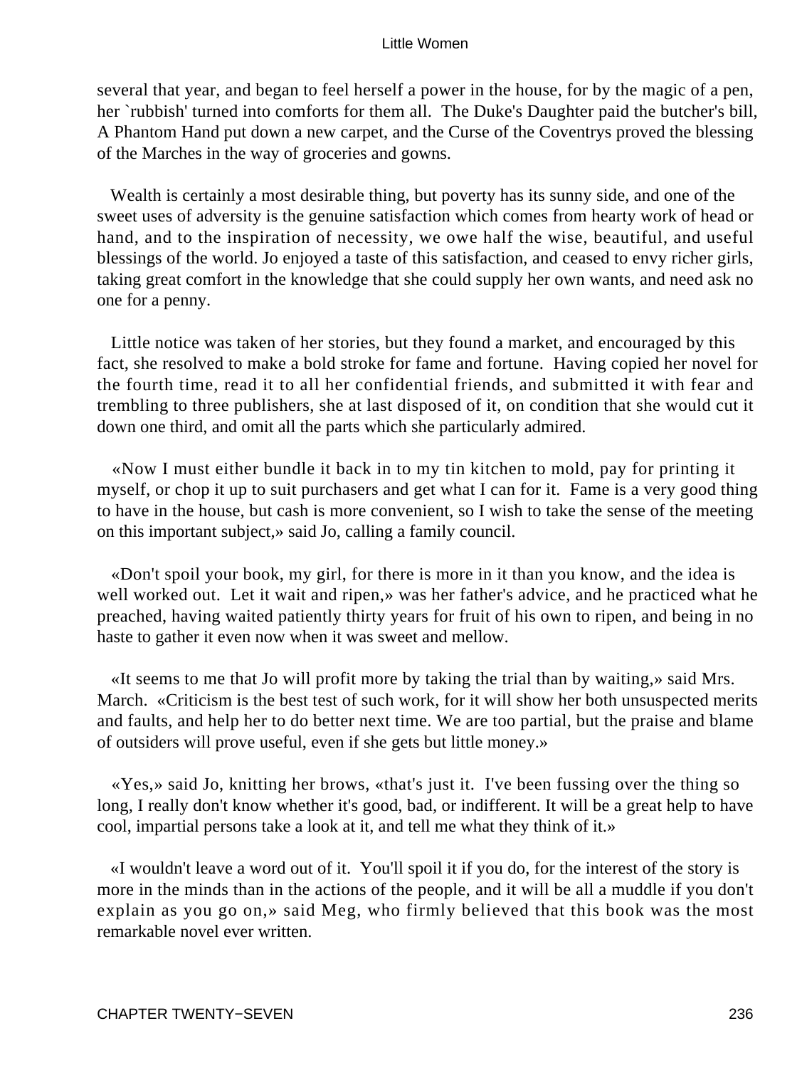several that year, and began to feel herself a power in the house, for by the magic of a pen, her `rubbish' turned into comforts for them all. The Duke's Daughter paid the butcher's bill, A Phantom Hand put down a new carpet, and the Curse of the Coventrys proved the blessing of the Marches in the way of groceries and gowns.

Wealth is certainly a most desirable thing, but poverty has its sunny side, and one of the sweet uses of adversity is the genuine satisfaction which comes from hearty work of head or hand, and to the inspiration of necessity, we owe half the wise, beautiful, and useful blessings of the world. Jo enjoyed a taste of this satisfaction, and ceased to envy richer girls, taking great comfort in the knowledge that she could supply her own wants, and need ask no one for a penny.

Little notice was taken of her stories, but they found a market, and encouraged by this fact, she resolved to make a bold stroke for fame and fortune. Having copied her novel for the fourth time, read it to all her confidential friends, and submitted it with fear and trembling to three publishers, she at last disposed of it, on condition that she would cut it down one third, and omit all the parts which she particularly admired.

«Now I must either bundle it back in to my tin kitchen to mold, pay for printing it myself, or chop it up to suit purchasers and get what I can for it. Fame is a very good thing to have in the house, but cash is more convenient, so I wish to take the sense of the meeting on this important subject,» said Jo, calling a family council.

«Don't spoil your book, my girl, for there is more in it than you know, and the idea is well worked out. Let it wait and ripen,» was her father's advice, and he practiced what he preached, having waited patiently thirty years for fruit of his own to ripen, and being in no haste to gather it even now when it was sweet and mellow.

«It seems to me that Jo will profit more by taking the trial than by waiting,» said Mrs. March. «Criticism is the best test of such work, for it will show her both unsuspected merits and faults, and help her to do better next time. We are too partial, but the praise and blame of outsiders will prove useful, even if she gets but little money.»

«Yes,» said Jo, knitting her brows, «that's just it. I've been fussing over the thing so long, I really don't know whether it's good, bad, or indifferent. It will be a great help to have cool, impartial persons take a look at it, and tell me what they think of it.»

«I wouldn't leave a word out of it. You'll spoil it if you do, for the interest of the story is more in the minds than in the actions of the people, and it will be all a muddle if you don't explain as you go on,» said Meg, who firmly believed that this book was the most remarkable novel ever written.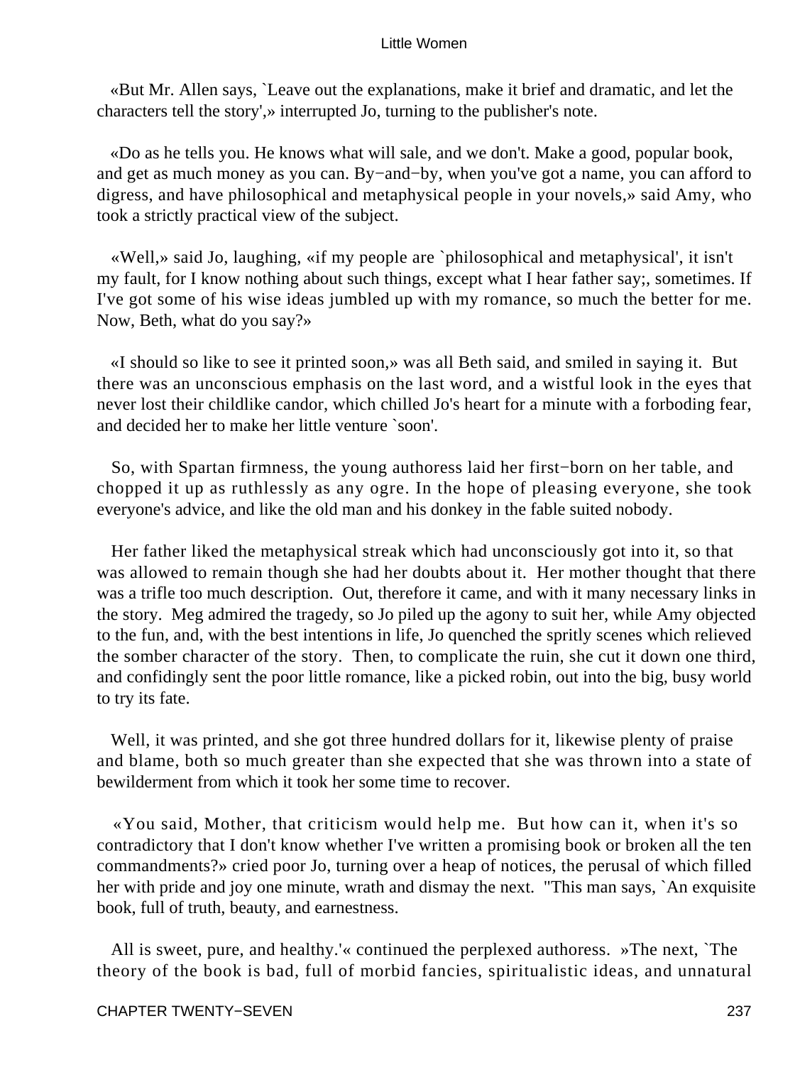«But Mr. Allen says, `Leave out the explanations, make it brief and dramatic, and let the characters tell the story',» interrupted Jo, turning to the publisher's note.

«Do as he tells you. He knows what will sale, and we don't. Make a good, popular book, and get as much money as you can. By−and−by, when you've got a name, you can afford to digress, and have philosophical and metaphysical people in your novels,» said Amy, who took a strictly practical view of the subject.

«Well,» said Jo, laughing, «if my people are `philosophical and metaphysical', it isn't my fault, for I know nothing about such things, except what I hear father say;, sometimes. If I've got some of his wise ideas jumbled up with my romance, so much the better for me. Now, Beth, what do you say?»

«I should so like to see it printed soon,» was all Beth said, and smiled in saying it. But there was an unconscious emphasis on the last word, and a wistful look in the eyes that never lost their childlike candor, which chilled Jo's heart for a minute with a forboding fear, and decided her to make her little venture `soon'.

So, with Spartan firmness, the young authoress laid her first−born on her table, and chopped it up as ruthlessly as any ogre. In the hope of pleasing everyone, she took everyone's advice, and like the old man and his donkey in the fable suited nobody.

Her father liked the metaphysical streak which had unconsciously got into it, so that was allowed to remain though she had her doubts about it. Her mother thought that there was a trifle too much description. Out, therefore it came, and with it many necessary links in the story. Meg admired the tragedy, so Jo piled up the agony to suit her, while Amy objected to the fun, and, with the best intentions in life, Jo quenched the spritly scenes which relieved the somber character of the story. Then, to complicate the ruin, she cut it down one third, and confidingly sent the poor little romance, like a picked robin, out into the big, busy world to try its fate.

Well, it was printed, and she got three hundred dollars for it, likewise plenty of praise and blame, both so much greater than she expected that she was thrown into a state of bewilderment from which it took her some time to recover.

«You said, Mother, that criticism would help me. But how can it, when it's so contradictory that I don't know whether I've written a promising book or broken all the ten commandments?» cried poor Jo, turning over a heap of notices, the perusal of which filled her with pride and joy one minute, wrath and dismay the next. "This man says, `An exquisite book, full of truth, beauty, and earnestness.

All is sweet, pure, and healthy.'« continued the perplexed authoress. »The next, `The theory of the book is bad, full of morbid fancies, spiritualistic ideas, and unnatural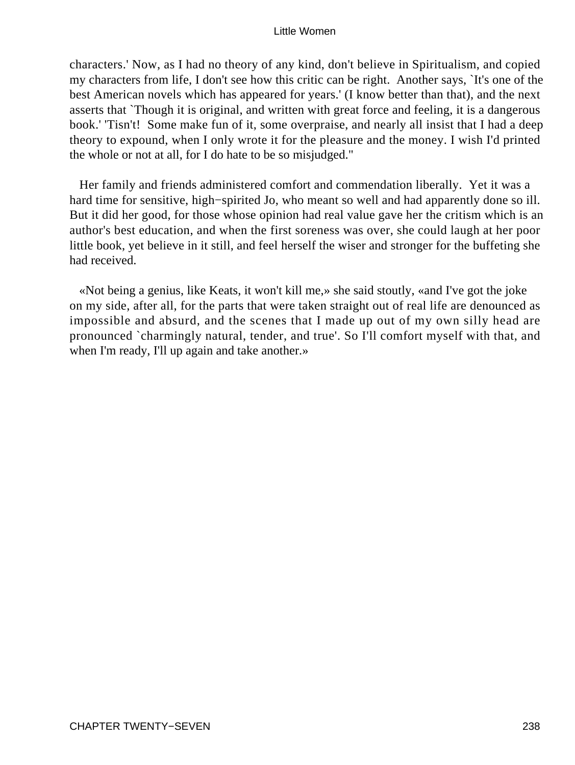characters.' Now, as I had no theory of any kind, don't believe in Spiritualism, and copied my characters from life, I don't see how this critic can be right. Another says, `It's one of the best American novels which has appeared for years.' (I know better than that), and the next asserts that `Though it is original, and written with great force and feeling, it is a dangerous book.' 'Tisn't! Some make fun of it, some overpraise, and nearly all insist that I had a deep theory to expound, when I only wrote it for the pleasure and the money. I wish I'd printed the whole or not at all, for I do hate to be so misjudged."

Her family and friends administered comfort and commendation liberally. Yet it was a hard time for sensitive, high−spirited Jo, who meant so well and had apparently done so ill. But it did her good, for those whose opinion had real value gave her the critism which is an author's best education, and when the first soreness was over, she could laugh at her poor little book, yet believe in it still, and feel herself the wiser and stronger for the buffeting she had received.

«Not being a genius, like Keats, it won't kill me,» she said stoutly, «and I've got the joke on my side, after all, for the parts that were taken straight out of real life are denounced as impossible and absurd, and the scenes that I made up out of my own silly head are pronounced `charmingly natural, tender, and true'. So I'll comfort myself with that, and when I'm ready, I'll up again and take another.»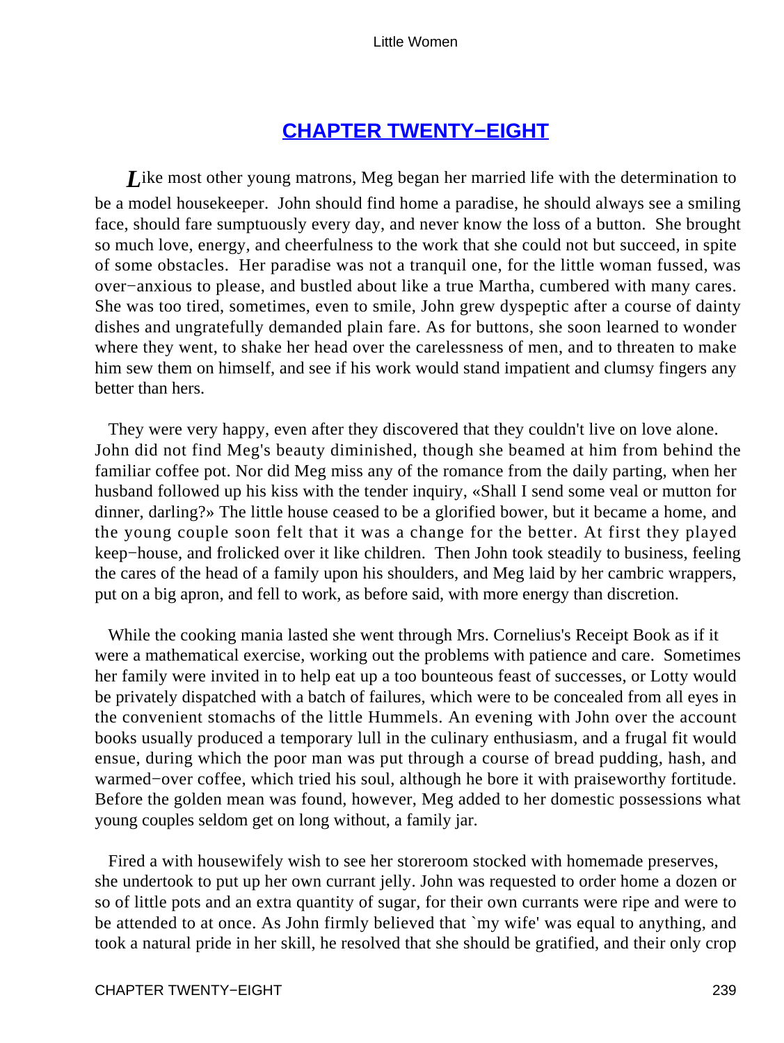## CHAPTER TWENTY−EIGHT

*L*ike most other young matrons, Meg began her married life with the determination to be a model housekeeper. John should find home a paradise, he should always see a smiling face, should fare sumptuously every day, and never know the loss of a button. She brought so much love, energy, and cheerfulness to the work that she could not but succeed, in spite of some obstacles. Her paradise was not a tranquil one, for the little woman fussed, was over−anxious to please, and bustled about like a true Martha, cumbered with many cares. She was too tired, sometimes, even to smile, John grew dyspeptic after a course of dainty dishes and ungratefully demanded plain fare. As for buttons, she soon learned to wonder where they went, to shake her head over the carelessness of men, and to threaten to make him sew them on himself, and see if his work would stand impatient and clumsy fingers any better than hers.

They were very happy, even after they discovered that they couldn't live on love alone. John did not find Meg's beauty diminished, though she beamed at him from behind the familiar coffee pot. Nor did Meg miss any of the romance from the daily parting, when her husband followed up his kiss with the tender inquiry, «Shall I send some veal or mutton for dinner, darling?» The little house ceased to be a glorified bower, but it became a home, and the young couple soon felt that it was a change for the better. At first they played keep−house, and frolicked over it like children. Then John took steadily to business, feeling the cares of the head of a family upon his shoulders, and Meg laid by her cambric wrappers, put on a big apron, and fell to work, as before said, with more energy than discretion.

While the cooking mania lasted she went through Mrs. Cornelius's Receipt Book as if it were a mathematical exercise, working out the problems with patience and care. Sometimes her family were invited in to help eat up a too bounteous feast of successes, or Lotty would be privately dispatched with a batch of failures, which were to be concealed from all eyes in the convenient stomachs of the little Hummels. An evening with John over the account books usually produced a temporary lull in the culinary enthusiasm, and a frugal fit would ensue, during which the poor man was put through a course of bread pudding, hash, and warmed−over coffee, which tried his soul, although he bore it with praiseworthy fortitude. Before the golden mean was found, however, Meg added to her domestic possessions what young couples seldom get on long without, a family jar.

Fired a with housewifely wish to see her storeroom stocked with homemade preserves, she undertook to put up her own currant jelly. John was requested to order home a dozen or so of little pots and an extra quantity of sugar, for their own currants were ripe and were to be attended to at once. As John firmly believed that `my wife' was equal to anything, and took a natural pride in her skill, he resolved that she should be gratified, and their only crop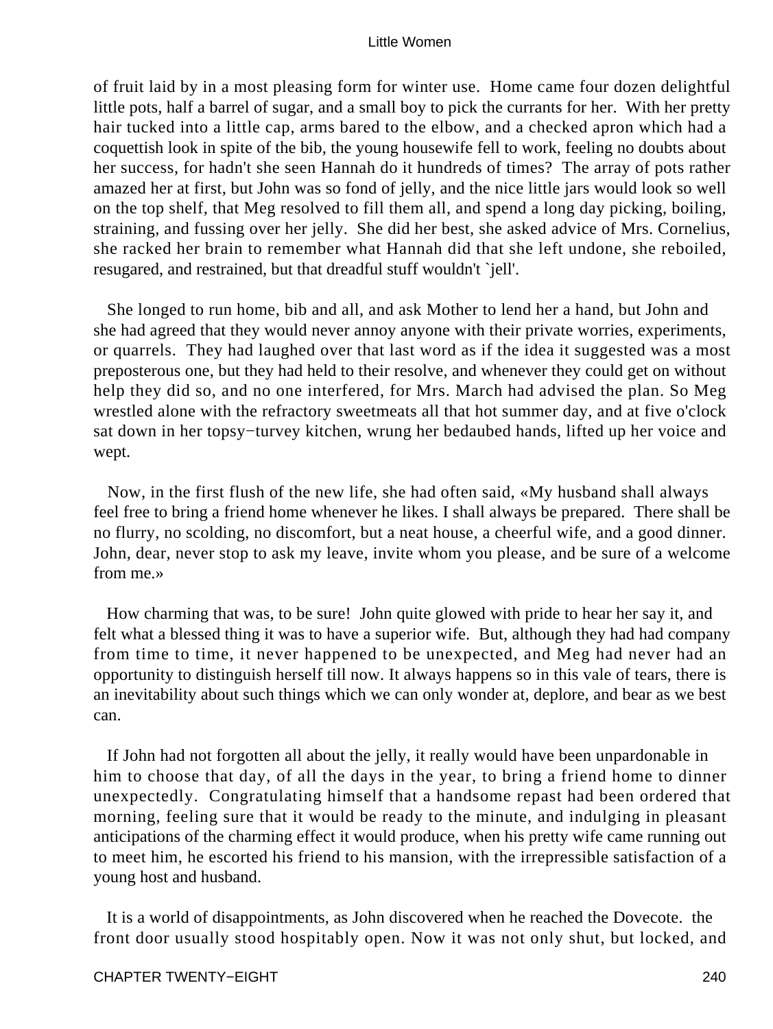of fruit laid by in a most pleasing form for winter use. Home came four dozen delightful little pots, half a barrel of sugar, and a small boy to pick the currants for her. With her pretty hair tucked into a little cap, arms bared to the elbow, and a checked apron which had a coquettish look in spite of the bib, the young housewife fell to work, feeling no doubts about her success, for hadn't she seen Hannah do it hundreds of times? The array of pots rather amazed her at first, but John was so fond of jelly, and the nice little jars would look so well on the top shelf, that Meg resolved to fill them all, and spend a long day picking, boiling, straining, and fussing over her jelly. She did her best, she asked advice of Mrs. Cornelius, she racked her brain to remember what Hannah did that she left undone, she reboiled, resugared, and restrained, but that dreadful stuff wouldn't `jell'.

She longed to run home, bib and all, and ask Mother to lend her a hand, but John and she had agreed that they would never annoy anyone with their private worries, experiments, or quarrels. They had laughed over that last word as if the idea it suggested was a most preposterous one, but they had held to their resolve, and whenever they could get on without help they did so, and no one interfered, for Mrs. March had advised the plan. So Meg wrestled alone with the refractory sweetmeats all that hot summer day, and at five o'clock sat down in her topsy−turvey kitchen, wrung her bedaubed hands, lifted up her voice and wept.

Now, in the first flush of the new life, she had often said, «My husband shall always feel free to bring a friend home whenever he likes. I shall always be prepared. There shall be no flurry, no scolding, no discomfort, but a neat house, a cheerful wife, and a good dinner. John, dear, never stop to ask my leave, invite whom you please, and be sure of a welcome from me.»

How charming that was, to be sure! John quite glowed with pride to hear her say it, and felt what a blessed thing it was to have a superior wife. But, although they had had company from time to time, it never happened to be unexpected, and Meg had never had an opportunity to distinguish herself till now. It always happens so in this vale of tears, there is an inevitability about such things which we can only wonder at, deplore, and bear as we best can.

If John had not forgotten all about the jelly, it really would have been unpardonable in him to choose that day, of all the days in the year, to bring a friend home to dinner unexpectedly. Congratulating himself that a handsome repast had been ordered that morning, feeling sure that it would be ready to the minute, and indulging in pleasant anticipations of the charming effect it would produce, when his pretty wife came running out to meet him, he escorted his friend to his mansion, with the irrepressible satisfaction of a young host and husband.

It is a world of disappointments, as John discovered when he reached the Dovecote. the front door usually stood hospitably open. Now it was not only shut, but locked, and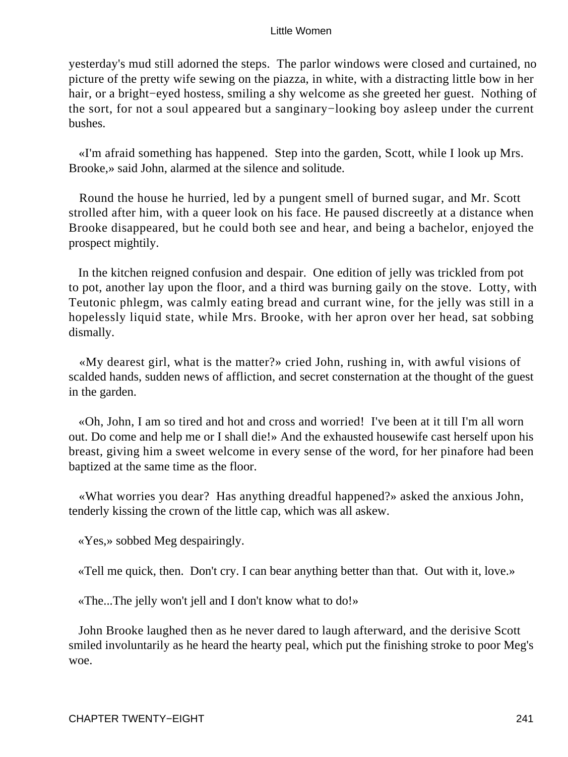yesterday's mud still adorned the steps. The parlor windows were closed and curtained, no picture of the pretty wife sewing on the piazza, in white, with a distracting little bow in her hair, or a bright−eyed hostess, smiling a shy welcome as she greeted her guest. Nothing of the sort, for not a soul appeared but a sanginary−looking boy asleep under the current bushes.

«I'm afraid something has happened. Step into the garden, Scott, while I look up Mrs. Brooke,» said John, alarmed at the silence and solitude.

Round the house he hurried, led by a pungent smell of burned sugar, and Mr. Scott strolled after him, with a queer look on his face. He paused discreetly at a distance when Brooke disappeared, but he could both see and hear, and being a bachelor, enjoyed the prospect mightily.

In the kitchen reigned confusion and despair. One edition of jelly was trickled from pot to pot, another lay upon the floor, and a third was burning gaily on the stove. Lotty, with Teutonic phlegm, was calmly eating bread and currant wine, for the jelly was still in a hopelessly liquid state, while Mrs. Brooke, with her apron over her head, sat sobbing dismally.

«My dearest girl, what is the matter?» cried John, rushing in, with awful visions of scalded hands, sudden news of affliction, and secret consternation at the thought of the guest in the garden.

«Oh, John, I am so tired and hot and cross and worried! I've been at it till I'm all worn out. Do come and help me or I shall die!» And the exhausted housewife cast herself upon his breast, giving him a sweet welcome in every sense of the word, for her pinafore had been baptized at the same time as the floor.

«What worries you dear? Has anything dreadful happened?» asked the anxious John, tenderly kissing the crown of the little cap, which was all askew.

«Yes,» sobbed Meg despairingly.

«Tell me quick, then. Don't cry. I can bear anything better than that. Out with it, love.»

«The...The jelly won't jell and I don't know what to do!»

John Brooke laughed then as he never dared to laugh afterward, and the derisive Scott smiled involuntarily as he heard the hearty peal, which put the finishing stroke to poor Meg's woe.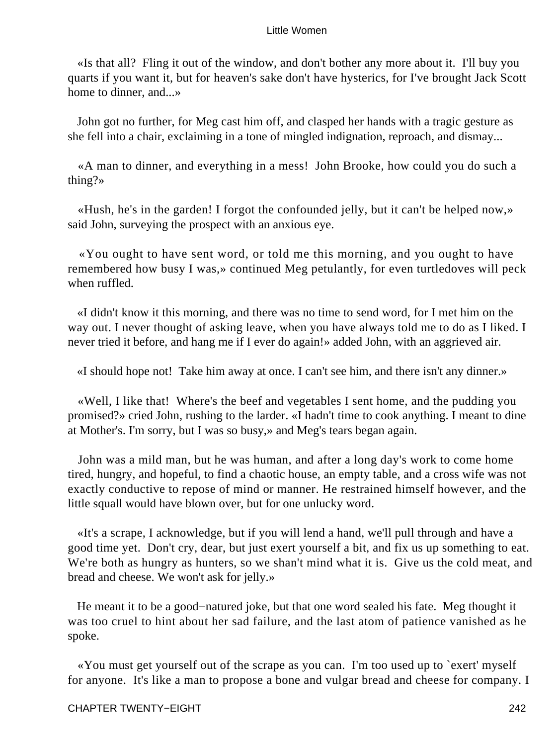«Is that all?  Fling it out of the window, and don't bother any more about it.  I'll buy you quarts if you want it, but for heaven's sake don't have hysterics, for I've brought Jack Scott home to dinner, and...»

John got no further, for Meg cast him off, and clasped her hands with a tragic gesture as she fell into a chair, exclaiming in a tone of mingled indignation, reproach, and dismay...

«A man to dinner, and everything in a mess!  John Brooke, how could you do such a thing?»

«Hush, he's in the garden! I forgot the confounded jelly, but it can't be helped now,» said John, surveying the prospect with an anxious eye.

«You ought to have sent word, or told me this morning, and you ought to have remembered how busy I was,» continued Meg petulantly, for even turtledoves will peck when ruffled.

«I didn't know it this morning, and there was no time to send word, for I met him on the way out. I never thought of asking leave, when you have always told me to do as I liked. I never tried it before, and hang me if I ever do again!» added John, with an aggrieved air.

«I should hope not!  Take him away at once. I can't see him, and there isn't any dinner.»

«Well, I like that!  Where's the beef and vegetables I sent home, and the pudding you promised?» cried John, rushing to the larder. «I hadn't time to cook anything. I meant to dine at Mother's. I'm sorry, but I was so busy,» and Meg's tears began again.

John was a mild man, but he was human, and after a long day's work to come home tired, hungry, and hopeful, to find a chaotic house, an empty table, and a cross wife was not exactly conductive to repose of mind or manner. He restrained himself however, and the little squall would have blown over, but for one unlucky word.

«It's a scrape, I acknowledge, but if you will lend a hand, we'll pull through and have a good time yet.  Don't cry, dear, but just exert yourself a bit, and fix us up something to eat. We're both as hungry as hunters, so we shan't mind what it is.  Give us the cold meat, and bread and cheese. We won't ask for jelly.»

He meant it to be a good−natured joke, but that one word sealed his fate.  Meg thought it was too cruel to hint about her sad failure, and the last atom of patience vanished as he spoke.

«You must get yourself out of the scrape as you can.  I'm too used up to `exert' myself for anyone.  It's like a man to propose a bone and vulgar bread and cheese for company. I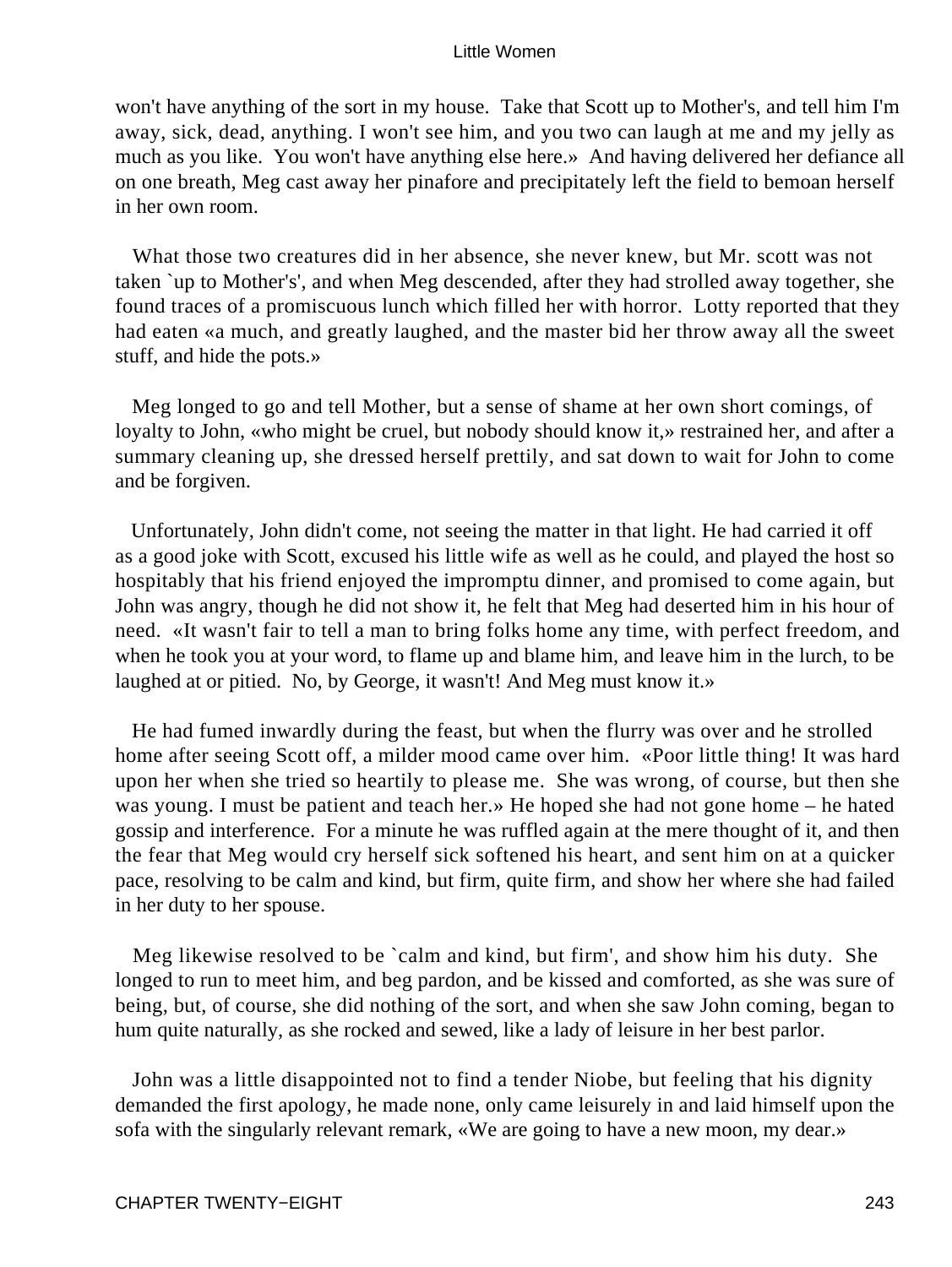won't have anything of the sort in my house. Take that Scott up to Mother's, and tell him I'm away, sick, dead, anything. I won't see him, and you two can laugh at me and my jelly as much as you like. You won't have anything else here.» And having delivered her defiance all on one breath, Meg cast away her pinafore and precipitately left the field to bemoan herself in her own room.

What those two creatures did in her absence, she never knew, but Mr. scott was not taken `up to Mother's', and when Meg descended, after they had strolled away together, she found traces of a promiscuous lunch which filled her with horror. Lotty reported that they had eaten «a much, and greatly laughed, and the master bid her throw away all the sweet stuff, and hide the pots.»

Meg longed to go and tell Mother, but a sense of shame at her own short comings, of loyalty to John, «who might be cruel, but nobody should know it,» restrained her, and after a summary cleaning up, she dressed herself prettily, and sat down to wait for John to come and be forgiven.

Unfortunately, John didn't come, not seeing the matter in that light. He had carried it off as a good joke with Scott, excused his little wife as well as he could, and played the host so hospitably that his friend enjoyed the impromptu dinner, and promised to come again, but John was angry, though he did not show it, he felt that Meg had deserted him in his hour of need. «It wasn't fair to tell a man to bring folks home any time, with perfect freedom, and when he took you at your word, to flame up and blame him, and leave him in the lurch, to be laughed at or pitied. No, by George, it wasn't! And Meg must know it.»

He had fumed inwardly during the feast, but when the flurry was over and he strolled home after seeing Scott off, a milder mood came over him. «Poor little thing! It was hard upon her when she tried so heartily to please me. She was wrong, of course, but then she was young. I must be patient and teach her.» He hoped she had not gone home – he hated gossip and interference. For a minute he was ruffled again at the mere thought of it, and then the fear that Meg would cry herself sick softened his heart, and sent him on at a quicker pace, resolving to be calm and kind, but firm, quite firm, and show her where she had failed in her duty to her spouse.

Meg likewise resolved to be `calm and kind, but firm', and show him his duty. She longed to run to meet him, and beg pardon, and be kissed and comforted, as she was sure of being, but, of course, she did nothing of the sort, and when she saw John coming, began to hum quite naturally, as she rocked and sewed, like a lady of leisure in her best parlor.

John was a little disappointed not to find a tender Niobe, but feeling that his dignity demanded the first apology, he made none, only came leisurely in and laid himself upon the sofa with the singularly relevant remark, «We are going to have a new moon, my dear.»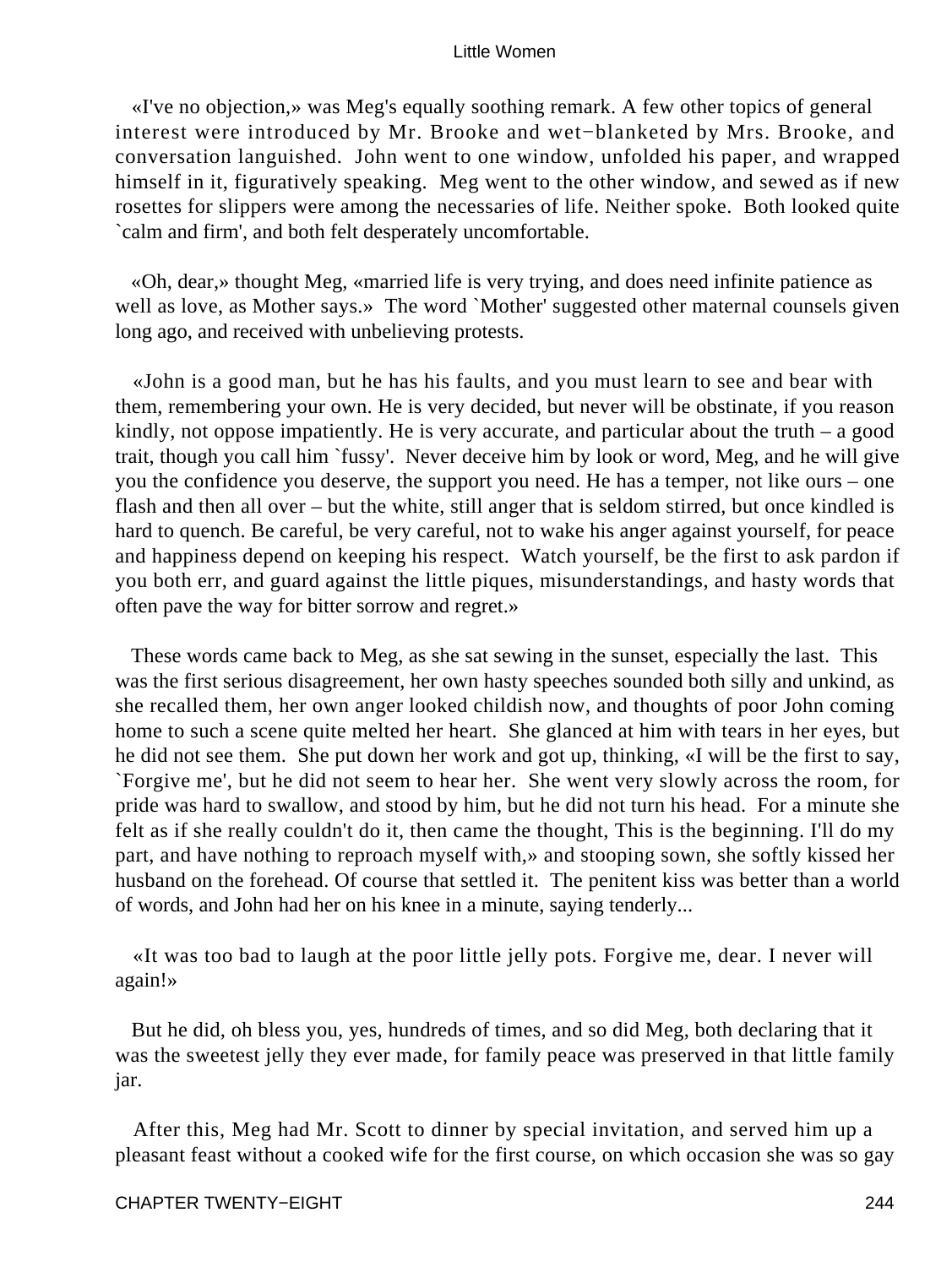«I've no objection,» was Meg's equally soothing remark. A few other topics of general interest were introduced by Mr. Brooke and wet−blanketed by Mrs. Brooke, and conversation languished. John went to one window, unfolded his paper, and wrapped himself in it, figuratively speaking. Meg went to the other window, and sewed as if new rosettes for slippers were among the necessaries of life. Neither spoke. Both looked quite `calm and firm', and both felt desperately uncomfortable.

«Oh, dear,» thought Meg, «married life is very trying, and does need infinite patience as well as love, as Mother says.» The word `Mother' suggested other maternal counsels given long ago, and received with unbelieving protests.

«John is a good man, but he has his faults, and you must learn to see and bear with them, remembering your own. He is very decided, but never will be obstinate, if you reason kindly, not oppose impatiently. He is very accurate, and particular about the truth – a good trait, though you call him `fussy'. Never deceive him by look or word, Meg, and he will give you the confidence you deserve, the support you need. He has a temper, not like ours – one flash and then all over – but the white, still anger that is seldom stirred, but once kindled is hard to quench. Be careful, be very careful, not to wake his anger against yourself, for peace and happiness depend on keeping his respect. Watch yourself, be the first to ask pardon if you both err, and guard against the little piques, misunderstandings, and hasty words that often pave the way for bitter sorrow and regret.»

These words came back to Meg, as she sat sewing in the sunset, especially the last. This was the first serious disagreement, her own hasty speeches sounded both silly and unkind, as she recalled them, her own anger looked childish now, and thoughts of poor John coming home to such a scene quite melted her heart. She glanced at him with tears in her eyes, but he did not see them. She put down her work and got up, thinking, «I will be the first to say, `Forgive me', but he did not seem to hear her. She went very slowly across the room, for pride was hard to swallow, and stood by him, but he did not turn his head. For a minute she felt as if she really couldn't do it, then came the thought, This is the beginning. I'll do my part, and have nothing to reproach myself with,» and stooping sown, she softly kissed her husband on the forehead. Of course that settled it. The penitent kiss was better than a world of words, and John had her on his knee in a minute, saying tenderly...

«It was too bad to laugh at the poor little jelly pots. Forgive me, dear. I never will again!»

But he did, oh bless you, yes, hundreds of times, and so did Meg, both declaring that it was the sweetest jelly they ever made, for family peace was preserved in that little family jar.

After this, Meg had Mr. Scott to dinner by special invitation, and served him up a pleasant feast without a cooked wife for the first course, on which occasion she was so gay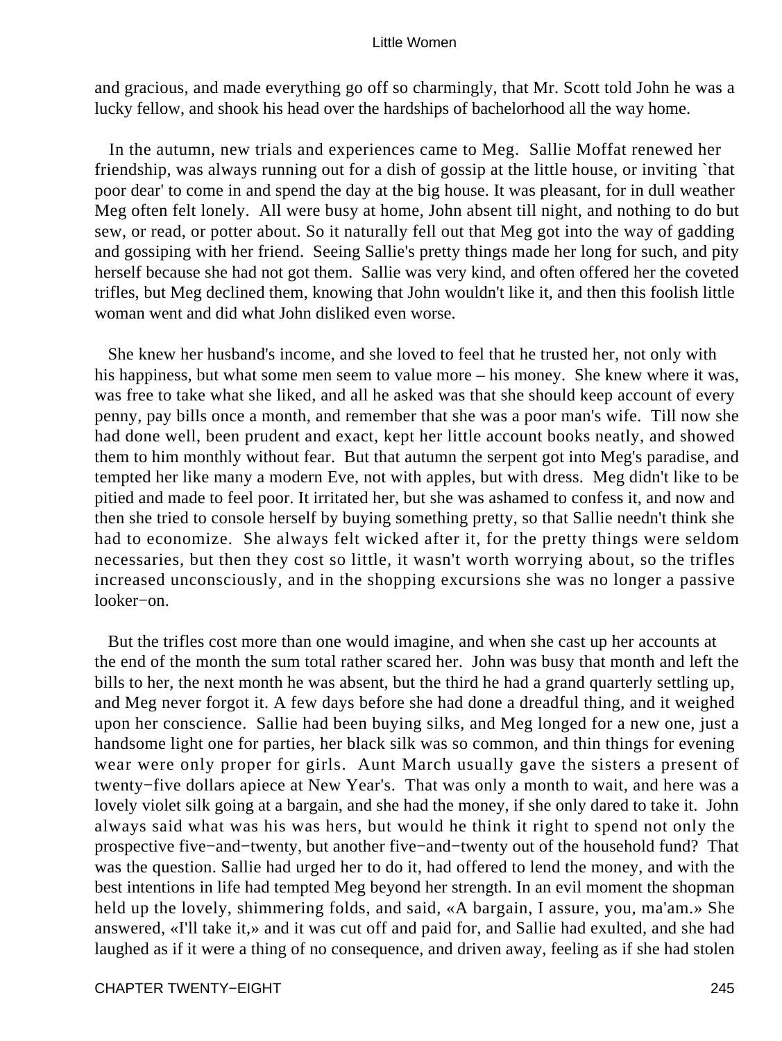and gracious, and made everything go off so charmingly, that Mr. Scott told John he was a lucky fellow, and shook his head over the hardships of bachelorhood all the way home.

In the autumn, new trials and experiences came to Meg. Sallie Moffat renewed her friendship, was always running out for a dish of gossip at the little house, or inviting `that poor dear' to come in and spend the day at the big house. It was pleasant, for in dull weather Meg often felt lonely. All were busy at home, John absent till night, and nothing to do but sew, or read, or potter about. So it naturally fell out that Meg got into the way of gadding and gossiping with her friend. Seeing Sallie's pretty things made her long for such, and pity herself because she had not got them. Sallie was very kind, and often offered her the coveted trifles, but Meg declined them, knowing that John wouldn't like it, and then this foolish little woman went and did what John disliked even worse.

She knew her husband's income, and she loved to feel that he trusted her, not only with his happiness, but what some men seem to value more – his money. She knew where it was, was free to take what she liked, and all he asked was that she should keep account of every penny, pay bills once a month, and remember that she was a poor man's wife. Till now she had done well, been prudent and exact, kept her little account books neatly, and showed them to him monthly without fear. But that autumn the serpent got into Meg's paradise, and tempted her like many a modern Eve, not with apples, but with dress. Meg didn't like to be pitied and made to feel poor. It irritated her, but she was ashamed to confess it, and now and then she tried to console herself by buying something pretty, so that Sallie needn't think she had to economize. She always felt wicked after it, for the pretty things were seldom necessaries, but then they cost so little, it wasn't worth worrying about, so the trifles increased unconsciously, and in the shopping excursions she was no longer a passive looker−on.

But the trifles cost more than one would imagine, and when she cast up her accounts at the end of the month the sum total rather scared her. John was busy that month and left the bills to her, the next month he was absent, but the third he had a grand quarterly settling up, and Meg never forgot it. A few days before she had done a dreadful thing, and it weighed upon her conscience. Sallie had been buying silks, and Meg longed for a new one, just a handsome light one for parties, her black silk was so common, and thin things for evening wear were only proper for girls. Aunt March usually gave the sisters a present of twenty−five dollars apiece at New Year's. That was only a month to wait, and here was a lovely violet silk going at a bargain, and she had the money, if she only dared to take it. John always said what was his was hers, but would he think it right to spend not only the prospective five−and−twenty, but another five−and−twenty out of the household fund? That was the question. Sallie had urged her to do it, had offered to lend the money, and with the best intentions in life had tempted Meg beyond her strength. In an evil moment the shopman held up the lovely, shimmering folds, and said, «A bargain, I assure, you, ma'am.» She answered, «I'll take it,» and it was cut off and paid for, and Sallie had exulted, and she had laughed as if it were a thing of no consequence, and driven away, feeling as if she had stolen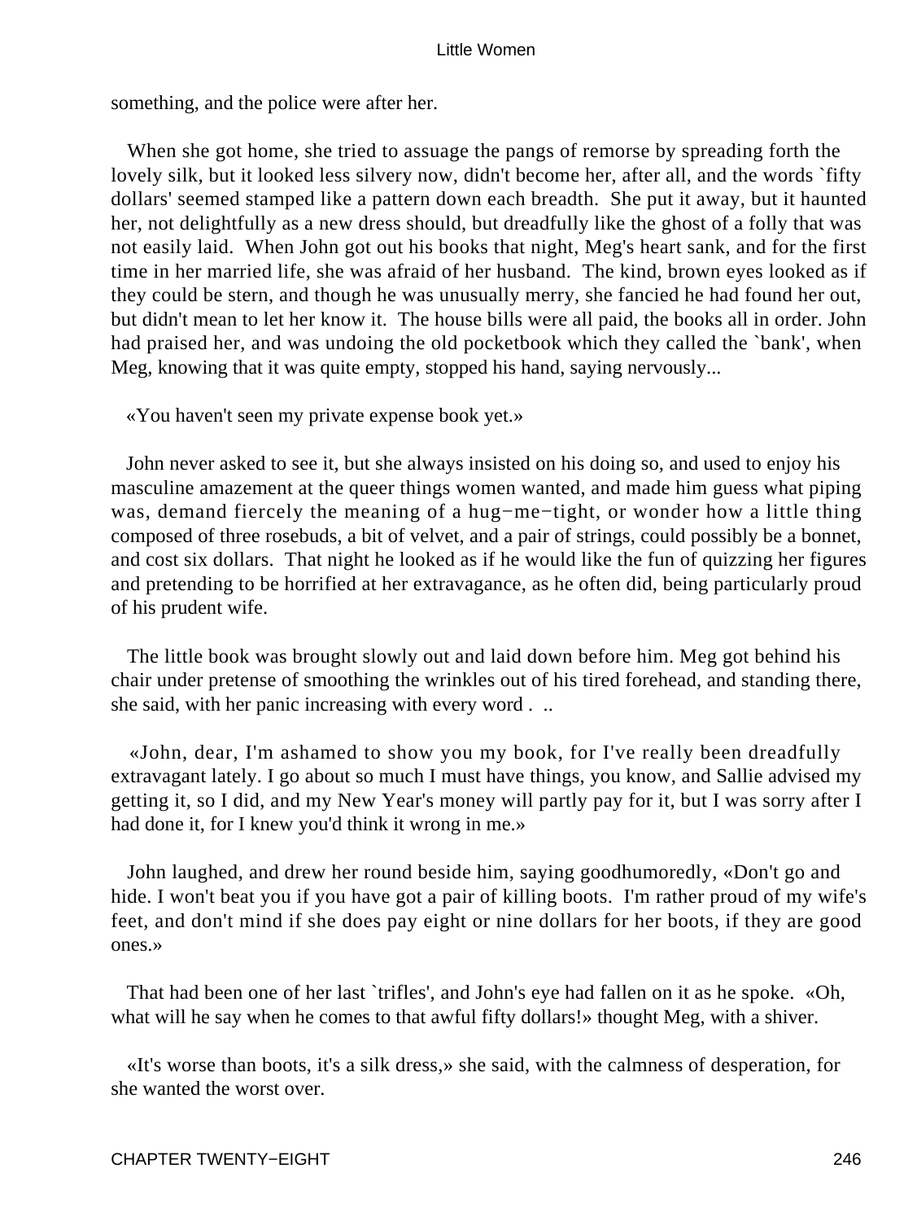something, and the police were after her.

When she got home, she tried to assuage the pangs of remorse by spreading forth the lovely silk, but it looked less silvery now, didn't become her, after all, and the words `fifty dollars' seemed stamped like a pattern down each breadth. She put it away, but it haunted her, not delightfully as a new dress should, but dreadfully like the ghost of a folly that was not easily laid. When John got out his books that night, Meg's heart sank, and for the first time in her married life, she was afraid of her husband. The kind, brown eyes looked as if they could be stern, and though he was unusually merry, she fancied he had found her out, but didn't mean to let her know it. The house bills were all paid, the books all in order. John had praised her, and was undoing the old pocketbook which they called the `bank', when Meg, knowing that it was quite empty, stopped his hand, saying nervously...

«You haven't seen my private expense book yet.»

John never asked to see it, but she always insisted on his doing so, and used to enjoy his masculine amazement at the queer things women wanted, and made him guess what piping was, demand fiercely the meaning of a hug−me−tight, or wonder how a little thing composed of three rosebuds, a bit of velvet, and a pair of strings, could possibly be a bonnet, and cost six dollars. That night he looked as if he would like the fun of quizzing her figures and pretending to be horrified at her extravagance, as he often did, being particularly proud of his prudent wife.

The little book was brought slowly out and laid down before him. Meg got behind his chair under pretense of smoothing the wrinkles out of his tired forehead, and standing there, she said, with her panic increasing with every word . ..

«John, dear, I'm ashamed to show you my book, for I've really been dreadfully extravagant lately. I go about so much I must have things, you know, and Sallie advised my getting it, so I did, and my New Year's money will partly pay for it, but I was sorry after I had done it, for I knew you'd think it wrong in me.»

John laughed, and drew her round beside him, saying goodhumoredly, «Don't go and hide. I won't beat you if you have got a pair of killing boots. I'm rather proud of my wife's feet, and don't mind if she does pay eight or nine dollars for her boots, if they are good ones.»

That had been one of her last `trifles', and John's eye had fallen on it as he spoke. «Oh, what will he say when he comes to that awful fifty dollars!» thought Meg, with a shiver.

«It's worse than boots, it's a silk dress,» she said, with the calmness of desperation, for she wanted the worst over.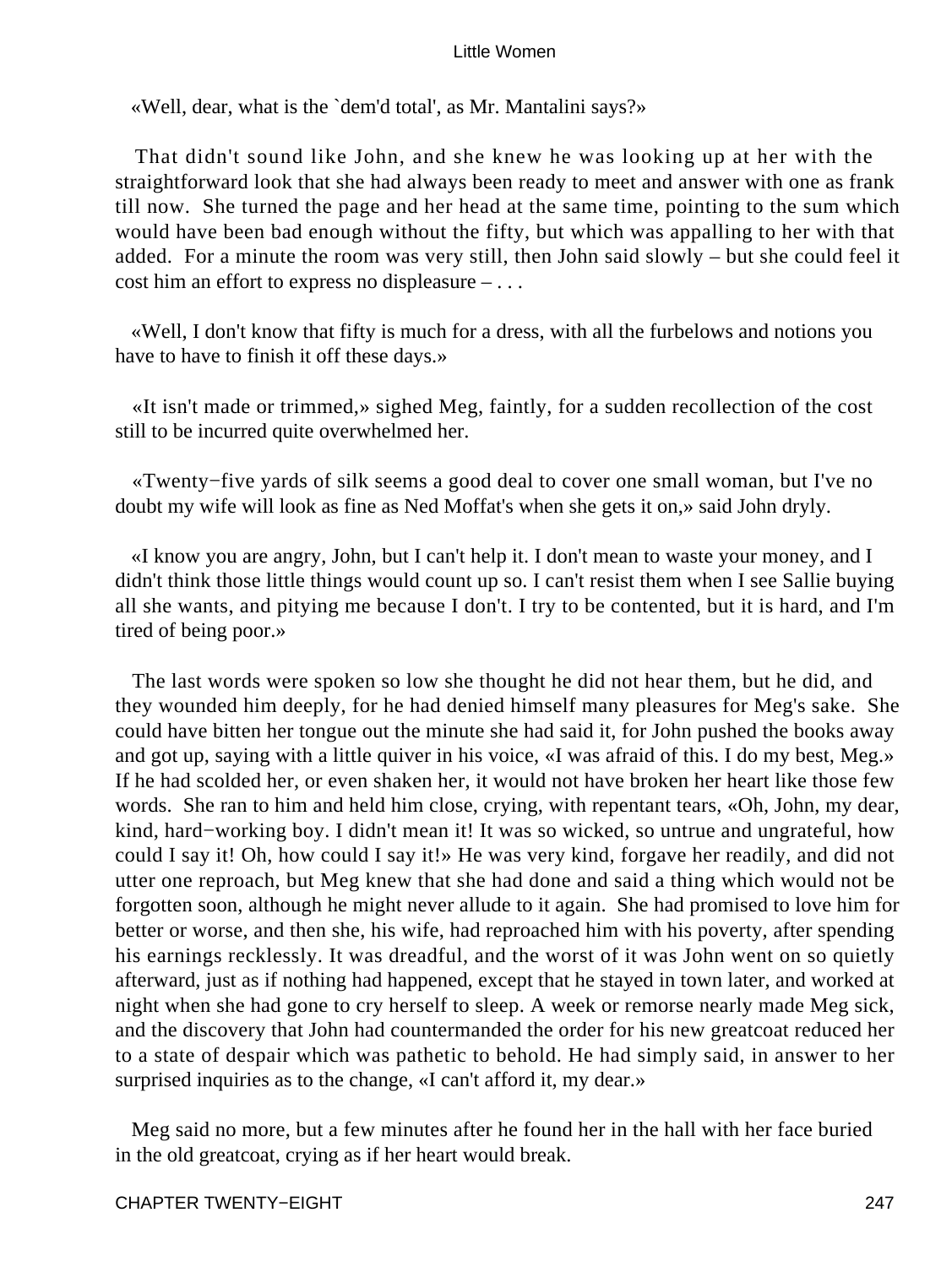«Well, dear, what is the `dem'd total', as Mr. Mantalini says?»

That didn't sound like John, and she knew he was looking up at her with the straightforward look that she had always been ready to meet and answer with one as frank till now. She turned the page and her head at the same time, pointing to the sum which would have been bad enough without the fifty, but which was appalling to her with that added. For a minute the room was very still, then John said slowly – but she could feel it cost him an effort to express no displeasure – . . .

«Well, I don't know that fifty is much for a dress, with all the furbelows and notions you have to have to finish it off these days.»

«It isn't made or trimmed,» sighed Meg, faintly, for a sudden recollection of the cost still to be incurred quite overwhelmed her.

«Twenty−five yards of silk seems a good deal to cover one small woman, but I've no doubt my wife will look as fine as Ned Moffat's when she gets it on,» said John dryly.

«I know you are angry, John, but I can't help it. I don't mean to waste your money, and I didn't think those little things would count up so. I can't resist them when I see Sallie buying all she wants, and pitying me because I don't. I try to be contented, but it is hard, and I'm tired of being poor.»

The last words were spoken so low she thought he did not hear them, but he did, and they wounded him deeply, for he had denied himself many pleasures for Meg's sake. She could have bitten her tongue out the minute she had said it, for John pushed the books away and got up, saying with a little quiver in his voice, «I was afraid of this. I do my best, Meg.» If he had scolded her, or even shaken her, it would not have broken her heart like those few words. She ran to him and held him close, crying, with repentant tears, «Oh, John, my dear, kind, hard−working boy. I didn't mean it! It was so wicked, so untrue and ungrateful, how could I say it! Oh, how could I say it!» He was very kind, forgave her readily, and did not utter one reproach, but Meg knew that she had done and said a thing which would not be forgotten soon, although he might never allude to it again. She had promised to love him for better or worse, and then she, his wife, had reproached him with his poverty, after spending his earnings recklessly. It was dreadful, and the worst of it was John went on so quietly afterward, just as if nothing had happened, except that he stayed in town later, and worked at night when she had gone to cry herself to sleep. A week or remorse nearly made Meg sick, and the discovery that John had countermanded the order for his new greatcoat reduced her to a state of despair which was pathetic to behold. He had simply said, in answer to her surprised inquiries as to the change, «I can't afford it, my dear.»

Meg said no more, but a few minutes after he found her in the hall with her face buried in the old greatcoat, crying as if her heart would break.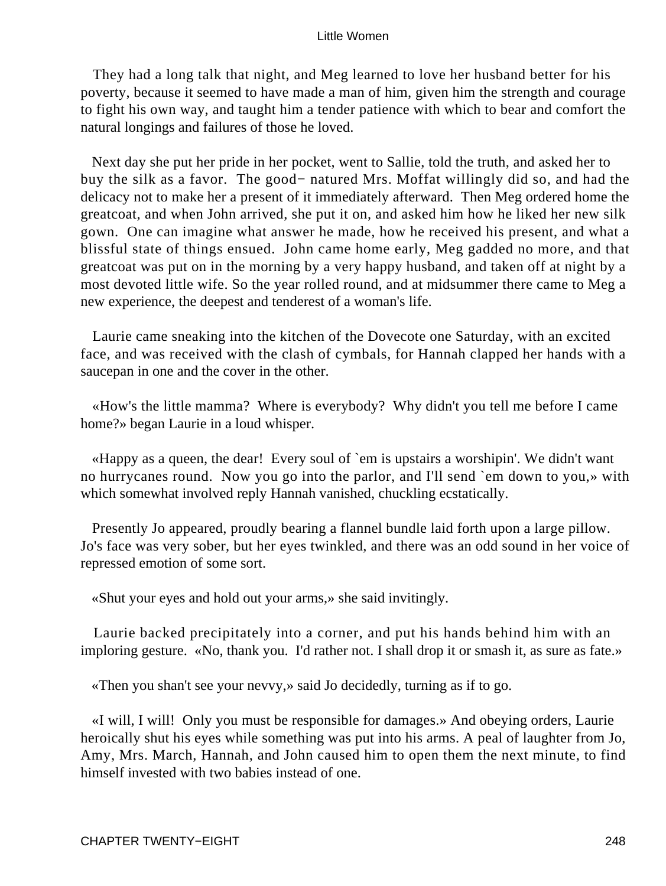They had a long talk that night, and Meg learned to love her husband better for his poverty, because it seemed to have made a man of him, given him the strength and courage to fight his own way, and taught him a tender patience with which to bear and comfort the natural longings and failures of those he loved.

Next day she put her pride in her pocket, went to Sallie, told the truth, and asked her to buy the silk as a favor. The good− natured Mrs. Moffat willingly did so, and had the delicacy not to make her a present of it immediately afterward. Then Meg ordered home the greatcoat, and when John arrived, she put it on, and asked him how he liked her new silk gown. One can imagine what answer he made, how he received his present, and what a blissful state of things ensued. John came home early, Meg gadded no more, and that greatcoat was put on in the morning by a very happy husband, and taken off at night by a most devoted little wife. So the year rolled round, and at midsummer there came to Meg a new experience, the deepest and tenderest of a woman's life.

Laurie came sneaking into the kitchen of the Dovecote one Saturday, with an excited face, and was received with the clash of cymbals, for Hannah clapped her hands with a saucepan in one and the cover in the other.

«How's the little mamma? Where is everybody? Why didn't you tell me before I came home?» began Laurie in a loud whisper.

«Happy as a queen, the dear! Every soul of `em is upstairs a worshipin'. We didn't want no hurrycanes round. Now you go into the parlor, and I'll send `em down to you,» with which somewhat involved reply Hannah vanished, chuckling ecstatically.

Presently Jo appeared, proudly bearing a flannel bundle laid forth upon a large pillow. Jo's face was very sober, but her eyes twinkled, and there was an odd sound in her voice of repressed emotion of some sort.

«Shut your eyes and hold out your arms,» she said invitingly.

Laurie backed precipitately into a corner, and put his hands behind him with an imploring gesture. «No, thank you. I'd rather not. I shall drop it or smash it, as sure as fate.»

«Then you shan't see your nevvy,» said Jo decidedly, turning as if to go.

«I will, I will! Only you must be responsible for damages.» And obeying orders, Laurie heroically shut his eyes while something was put into his arms. A peal of laughter from Jo, Amy, Mrs. March, Hannah, and John caused him to open them the next minute, to find himself invested with two babies instead of one.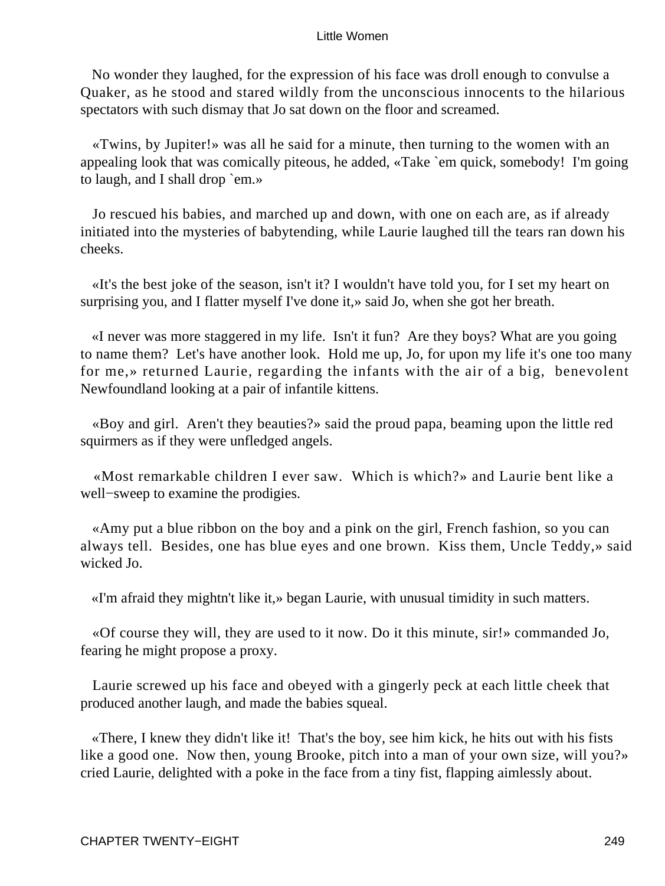No wonder they laughed, for the expression of his face was droll enough to convulse a Quaker, as he stood and stared wildly from the unconscious innocents to the hilarious spectators with such dismay that Jo sat down on the floor and screamed.

«Twins, by Jupiter!» was all he said for a minute, then turning to the women with an appealing look that was comically piteous, he added, «Take `em quick, somebody! I'm going to laugh, and I shall drop `em.»

Jo rescued his babies, and marched up and down, with one on each are, as if already initiated into the mysteries of babytending, while Laurie laughed till the tears ran down his cheeks.

«It's the best joke of the season, isn't it? I wouldn't have told you, for I set my heart on surprising you, and I flatter myself I've done it,» said Jo, when she got her breath.

«I never was more staggered in my life. Isn't it fun? Are they boys? What are you going to name them? Let's have another look. Hold me up, Jo, for upon my life it's one too many for me,» returned Laurie, regarding the infants with the air of a big, benevolent Newfoundland looking at a pair of infantile kittens.

«Boy and girl. Aren't they beauties?» said the proud papa, beaming upon the little red squirmers as if they were unfledged angels.

«Most remarkable children I ever saw. Which is which?» and Laurie bent like a well−sweep to examine the prodigies.

«Amy put a blue ribbon on the boy and a pink on the girl, French fashion, so you can always tell. Besides, one has blue eyes and one brown. Kiss them, Uncle Teddy,» said wicked Jo.

«I'm afraid they mightn't like it,» began Laurie, with unusual timidity in such matters.

«Of course they will, they are used to it now. Do it this minute, sir!» commanded Jo, fearing he might propose a proxy.

Laurie screwed up his face and obeyed with a gingerly peck at each little cheek that produced another laugh, and made the babies squeal.

«There, I knew they didn't like it! That's the boy, see him kick, he hits out with his fists like a good one. Now then, young Brooke, pitch into a man of your own size, will you?» cried Laurie, delighted with a poke in the face from a tiny fist, flapping aimlessly about.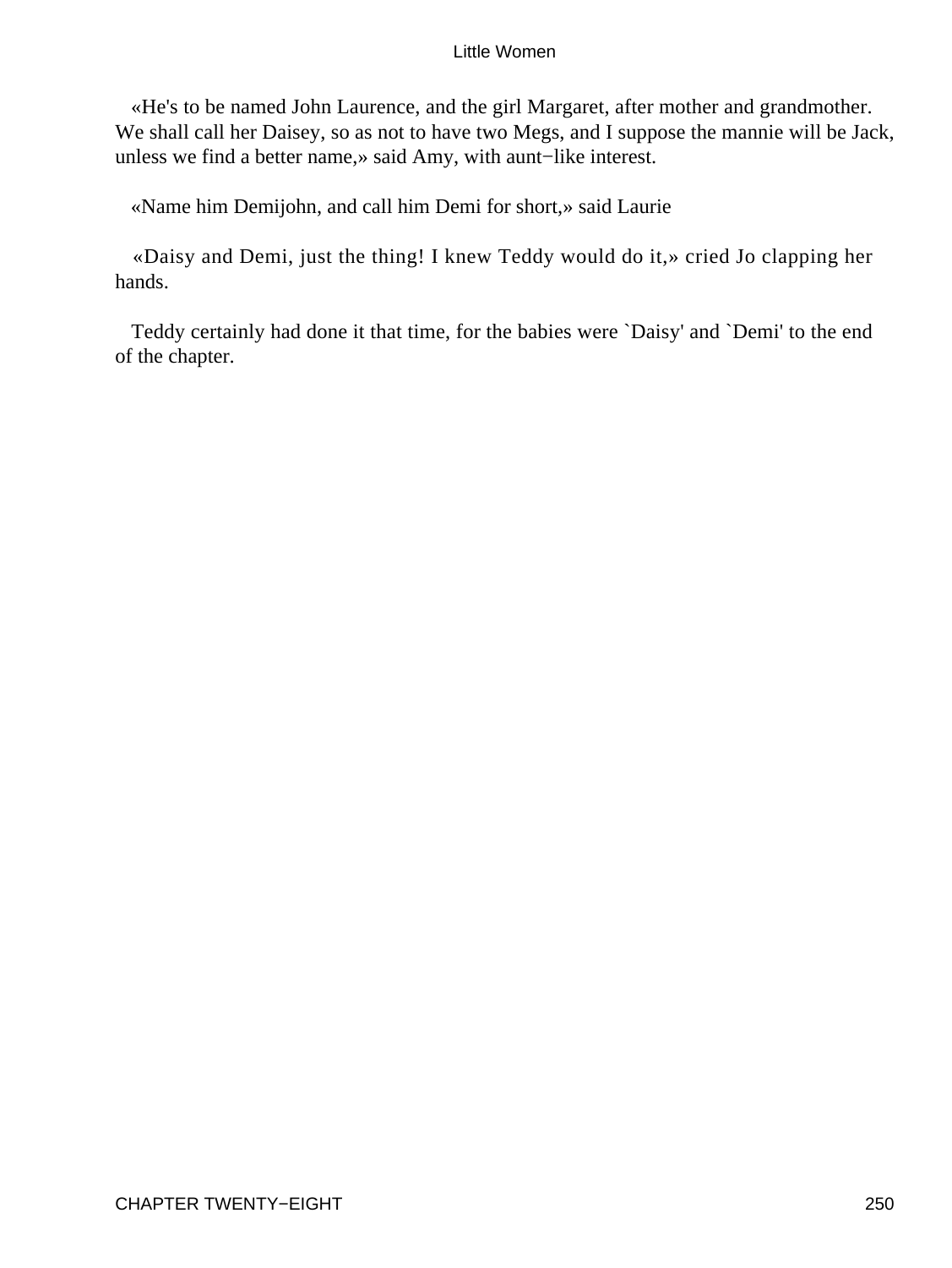«He's to be named John Laurence, and the girl Margaret, after mother and grandmother. We shall call her Daisey, so as not to have two Megs, and I suppose the mannie will be Jack, unless we find a better name,» said Amy, with aunt−like interest.

«Name him Demijohn, and call him Demi for short,» said Laurie

«Daisy and Demi, just the thing! I knew Teddy would do it,» cried Jo clapping her hands.

Teddy certainly had done it that time, for the babies were `Daisy' and `Demi' to the end of the chapter.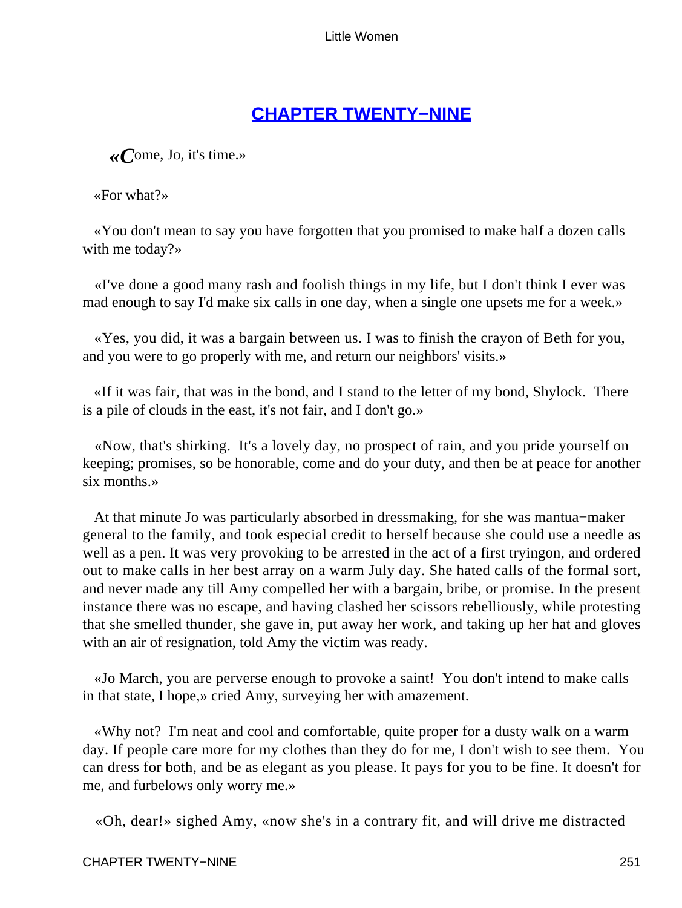# CHAPTER TWENTY−NINE

«Come, Jo, it's time.»

«For what?»

«You don't mean to say you have forgotten that you promised to make half a dozen calls with me today?»

«I've done a good many rash and foolish things in my life, but I don't think I ever was mad enough to say I'd make six calls in one day, when a single one upsets me for a week.»

«Yes, you did, it was a bargain between us. I was to finish the crayon of Beth for you, and you were to go properly with me, and return our neighbors' visits.»

«If it was fair, that was in the bond, and I stand to the letter of my bond, Shylock. There is a pile of clouds in the east, it's not fair, and I don't go.»

«Now, that's shirking. It's a lovely day, no prospect of rain, and you pride yourself on keeping; promises, so be honorable, come and do your duty, and then be at peace for another six months.»

At that minute Jo was particularly absorbed in dressmaking, for she was mantua−maker general to the family, and took especial credit to herself because she could use a needle as well as a pen. It was very provoking to be arrested in the act of a first tryingon, and ordered out to make calls in her best array on a warm July day. She hated calls of the formal sort, and never made any till Amy compelled her with a bargain, bribe, or promise. In the present instance there was no escape, and having clashed her scissors rebelliously, while protesting that she smelled thunder, she gave in, put away her work, and taking up her hat and gloves with an air of resignation, told Amy the victim was ready.

«Jo March, you are perverse enough to provoke a saint! You don't intend to make calls in that state, I hope,» cried Amy, surveying her with amazement.

«Why not? I'm neat and cool and comfortable, quite proper for a dusty walk on a warm day. If people care more for my clothes than they do for me, I don't wish to see them. You can dress for both, and be as elegant as you please. It pays for you to be fine. It doesn't for me, and furbelows only worry me.»

«Oh, dear!» sighed Amy, «now she's in a contrary fit, and will drive me distracted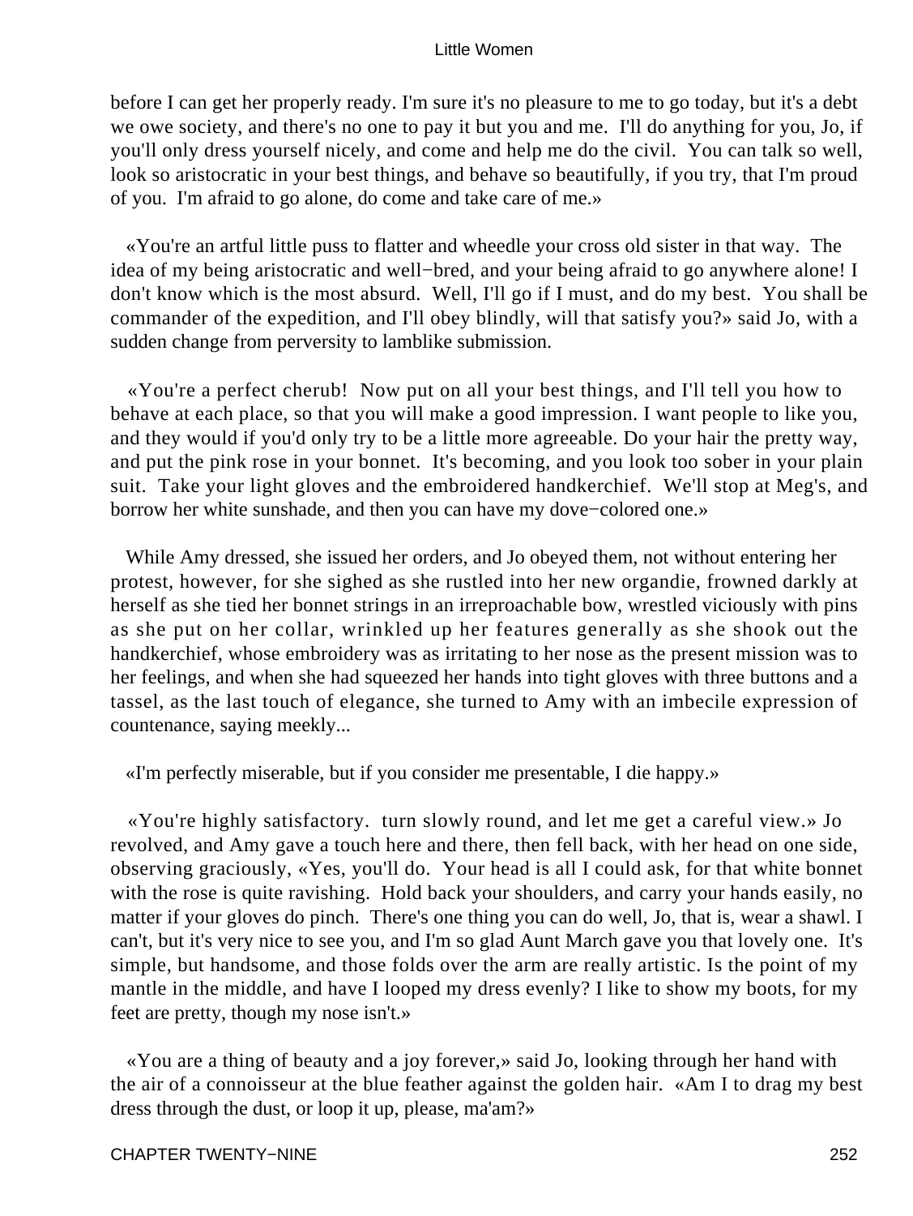before I can get her properly ready. I'm sure it's no pleasure to me to go today, but it's a debt we owe society, and there's no one to pay it but you and me. I'll do anything for you, Jo, if you'll only dress yourself nicely, and come and help me do the civil. You can talk so well, look so aristocratic in your best things, and behave so beautifully, if you try, that I'm proud of you. I'm afraid to go alone, do come and take care of me.»

«You're an artful little puss to flatter and wheedle your cross old sister in that way. The idea of my being aristocratic and well−bred, and your being afraid to go anywhere alone! I don't know which is the most absurd. Well, I'll go if I must, and do my best. You shall be commander of the expedition, and I'll obey blindly, will that satisfy you?» said Jo, with a sudden change from perversity to lamblike submission.

«You're a perfect cherub! Now put on all your best things, and I'll tell you how to behave at each place, so that you will make a good impression. I want people to like you, and they would if you'd only try to be a little more agreeable. Do your hair the pretty way, and put the pink rose in your bonnet. It's becoming, and you look too sober in your plain suit. Take your light gloves and the embroidered handkerchief. We'll stop at Meg's, and borrow her white sunshade, and then you can have my dove−colored one.»

While Amy dressed, she issued her orders, and Jo obeyed them, not without entering her protest, however, for she sighed as she rustled into her new organdie, frowned darkly at herself as she tied her bonnet strings in an irreproachable bow, wrestled viciously with pins as she put on her collar, wrinkled up her features generally as she shook out the handkerchief, whose embroidery was as irritating to her nose as the present mission was to her feelings, and when she had squeezed her hands into tight gloves with three buttons and a tassel, as the last touch of elegance, she turned to Amy with an imbecile expression of countenance, saying meekly...

«I'm perfectly miserable, but if you consider me presentable, I die happy.»

«You're highly satisfactory. turn slowly round, and let me get a careful view.» Jo revolved, and Amy gave a touch here and there, then fell back, with her head on one side, observing graciously, «Yes, you'll do. Your head is all I could ask, for that white bonnet with the rose is quite ravishing. Hold back your shoulders, and carry your hands easily, no matter if your gloves do pinch. There's one thing you can do well, Jo, that is, wear a shawl. I can't, but it's very nice to see you, and I'm so glad Aunt March gave you that lovely one. It's simple, but handsome, and those folds over the arm are really artistic. Is the point of my mantle in the middle, and have I looped my dress evenly? I like to show my boots, for my feet are pretty, though my nose isn't.»

«You are a thing of beauty and a joy forever,» said Jo, looking through her hand with the air of a connoisseur at the blue feather against the golden hair. «Am I to drag my best dress through the dust, or loop it up, please, ma'am?»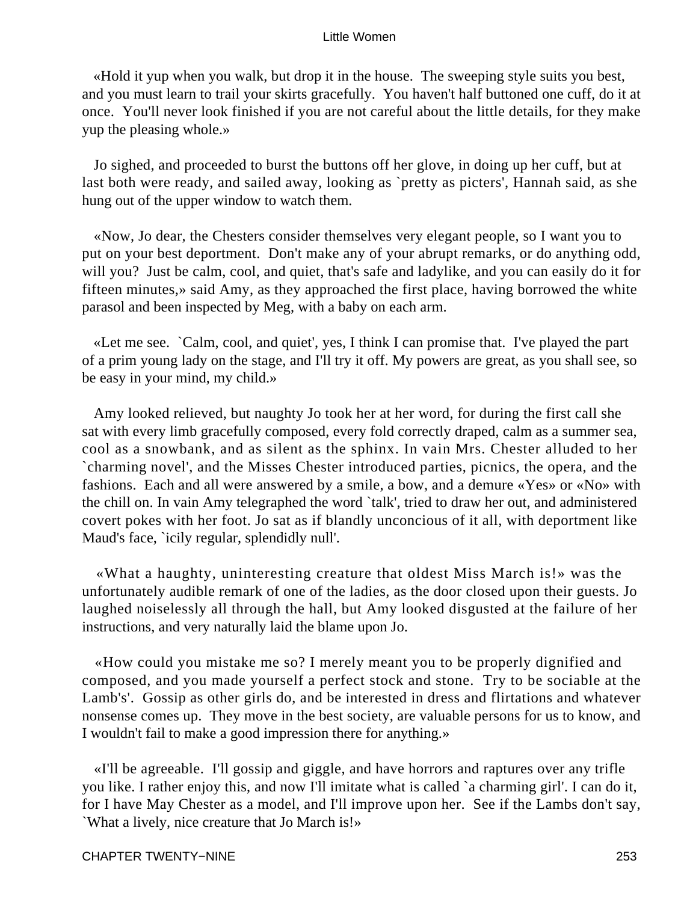«Hold it yup when you walk, but drop it in the house.  The sweeping style suits you best, and you must learn to trail your skirts gracefully.  You haven't half buttoned one cuff, do it at once.  You'll never look finished if you are not careful about the little details, for they make yup the pleasing whole.»

Jo sighed, and proceeded to burst the buttons off her glove, in doing up her cuff, but at last both were ready, and sailed away, looking as `pretty as picters', Hannah said, as she hung out of the upper window to watch them.

«Now, Jo dear, the Chesters consider themselves very elegant people, so I want you to put on your best deportment.  Don't make any of your abrupt remarks, or do anything odd, will you?  Just be calm, cool, and quiet, that's safe and ladylike, and you can easily do it for fifteen minutes,» said Amy, as they approached the first place, having borrowed the white parasol and been inspected by Meg, with a baby on each arm.

«Let me see.  `Calm, cool, and quiet', yes, I think I can promise that.  I've played the part of a prim young lady on the stage, and I'll try it off. My powers are great, as you shall see, so be easy in your mind, my child.»

Amy looked relieved, but naughty Jo took her at her word, for during the first call she sat with every limb gracefully composed, every fold correctly draped, calm as a summer sea, cool as a snowbank, and as silent as the sphinx. In vain Mrs. Chester alluded to her `charming novel', and the Misses Chester introduced parties, picnics, the opera, and the fashions.  Each and all were answered by a smile, a bow, and a demure «Yes» or «No» with the chill on. In vain Amy telegraphed the word `talk', tried to draw her out, and administered covert pokes with her foot. Jo sat as if blandly unconcious of it all, with deportment like Maud's face, `icily regular, splendidly null'.

«What a haughty, uninteresting creature that oldest Miss March is!» was the unfortunately audible remark of one of the ladies, as the door closed upon their guests. Jo laughed noiselessly all through the hall, but Amy looked disgusted at the failure of her instructions, and very naturally laid the blame upon Jo.

«How could you mistake me so? I merely meant you to be properly dignified and composed, and you made yourself a perfect stock and stone.  Try to be sociable at the Lamb's'.  Gossip as other girls do, and be interested in dress and flirtations and whatever nonsense comes up.  They move in the best society, are valuable persons for us to know, and I wouldn't fail to make a good impression there for anything.»

«I'll be agreeable.  I'll gossip and giggle, and have horrors and raptures over any trifle you like. I rather enjoy this, and now I'll imitate what is called `a charming girl'. I can do it, for I have May Chester as a model, and I'll improve upon her.  See if the Lambs don't say, `What a lively, nice creature that Jo March is!»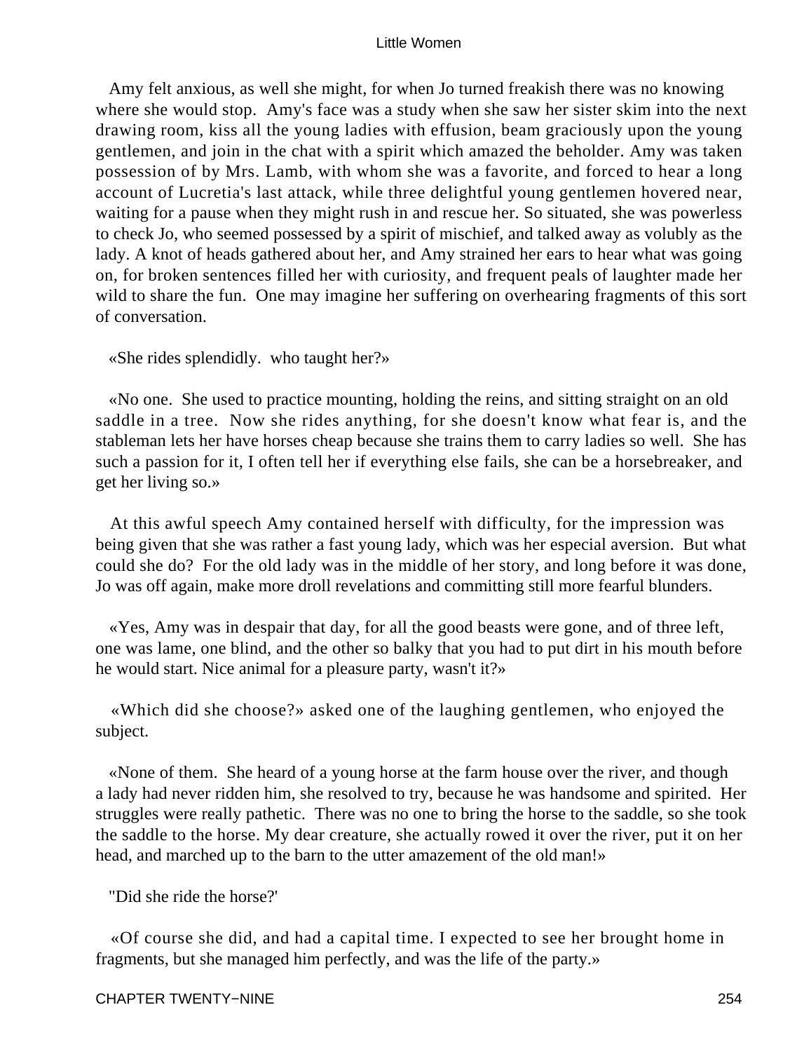Amy felt anxious, as well she might, for when Jo turned freakish there was no knowing where she would stop. Amy's face was a study when she saw her sister skim into the next drawing room, kiss all the young ladies with effusion, beam graciously upon the young gentlemen, and join in the chat with a spirit which amazed the beholder. Amy was taken possession of by Mrs. Lamb, with whom she was a favorite, and forced to hear a long account of Lucretia's last attack, while three delightful young gentlemen hovered near, waiting for a pause when they might rush in and rescue her. So situated, she was powerless to check Jo, who seemed possessed by a spirit of mischief, and talked away as volubly as the lady. A knot of heads gathered about her, and Amy strained her ears to hear what was going on, for broken sentences filled her with curiosity, and frequent peals of laughter made her wild to share the fun. One may imagine her suffering on overhearing fragments of this sort of conversation.

«She rides splendidly. who taught her?»

«No one. She used to practice mounting, holding the reins, and sitting straight on an old saddle in a tree. Now she rides anything, for she doesn't know what fear is, and the stableman lets her have horses cheap because she trains them to carry ladies so well. She has such a passion for it, I often tell her if everything else fails, she can be a horsebreaker, and get her living so.»

At this awful speech Amy contained herself with difficulty, for the impression was being given that she was rather a fast young lady, which was her especial aversion. But what could she do? For the old lady was in the middle of her story, and long before it was done, Jo was off again, make more droll revelations and committing still more fearful blunders.

«Yes, Amy was in despair that day, for all the good beasts were gone, and of three left, one was lame, one blind, and the other so balky that you had to put dirt in his mouth before he would start. Nice animal for a pleasure party, wasn't it?»

«Which did she choose?» asked one of the laughing gentlemen, who enjoyed the subject.

«None of them. She heard of a young horse at the farm house over the river, and though a lady had never ridden him, she resolved to try, because he was handsome and spirited. Her struggles were really pathetic. There was no one to bring the horse to the saddle, so she took the saddle to the horse. My dear creature, she actually rowed it over the river, put it on her head, and marched up to the barn to the utter amazement of the old man!»

"Did she ride the horse?'

«Of course she did, and had a capital time. I expected to see her brought home in fragments, but she managed him perfectly, and was the life of the party.»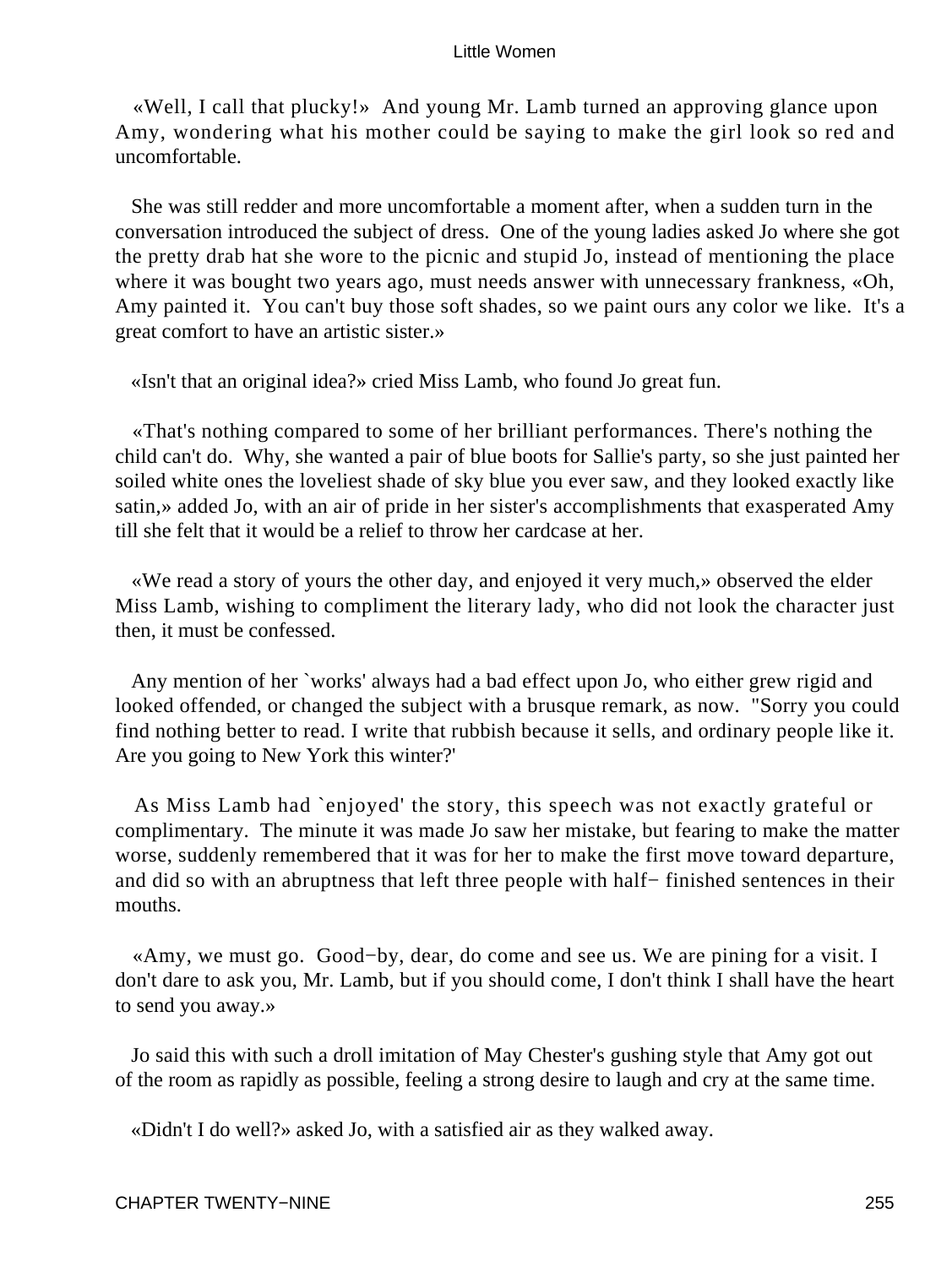«Well, I call that plucky!» And young Mr. Lamb turned an approving glance upon Amy, wondering what his mother could be saying to make the girl look so red and uncomfortable.

She was still redder and more uncomfortable a moment after, when a sudden turn in the conversation introduced the subject of dress. One of the young ladies asked Jo where she got the pretty drab hat she wore to the picnic and stupid Jo, instead of mentioning the place where it was bought two years ago, must needs answer with unnecessary frankness, «Oh, Amy painted it. You can't buy those soft shades, so we paint ours any color we like. It's a great comfort to have an artistic sister.»

«Isn't that an original idea?» cried Miss Lamb, who found Jo great fun.

«That's nothing compared to some of her brilliant performances. There's nothing the child can't do. Why, she wanted a pair of blue boots for Sallie's party, so she just painted her soiled white ones the loveliest shade of sky blue you ever saw, and they looked exactly like satin,» added Jo, with an air of pride in her sister's accomplishments that exasperated Amy till she felt that it would be a relief to throw her cardcase at her.

«We read a story of yours the other day, and enjoyed it very much,» observed the elder Miss Lamb, wishing to compliment the literary lady, who did not look the character just then, it must be confessed.

Any mention of her `works' always had a bad effect upon Jo, who either grew rigid and looked offended, or changed the subject with a brusque remark, as now. "Sorry you could find nothing better to read. I write that rubbish because it sells, and ordinary people like it. Are you going to New York this winter?'

As Miss Lamb had `enjoyed' the story, this speech was not exactly grateful or complimentary. The minute it was made Jo saw her mistake, but fearing to make the matter worse, suddenly remembered that it was for her to make the first move toward departure, and did so with an abruptness that left three people with half− finished sentences in their mouths.

«Amy, we must go. Good−by, dear, do come and see us. We are pining for a visit. I don't dare to ask you, Mr. Lamb, but if you should come, I don't think I shall have the heart to send you away.»

Jo said this with such a droll imitation of May Chester's gushing style that Amy got out of the room as rapidly as possible, feeling a strong desire to laugh and cry at the same time.

«Didn't I do well?» asked Jo, with a satisfied air as they walked away.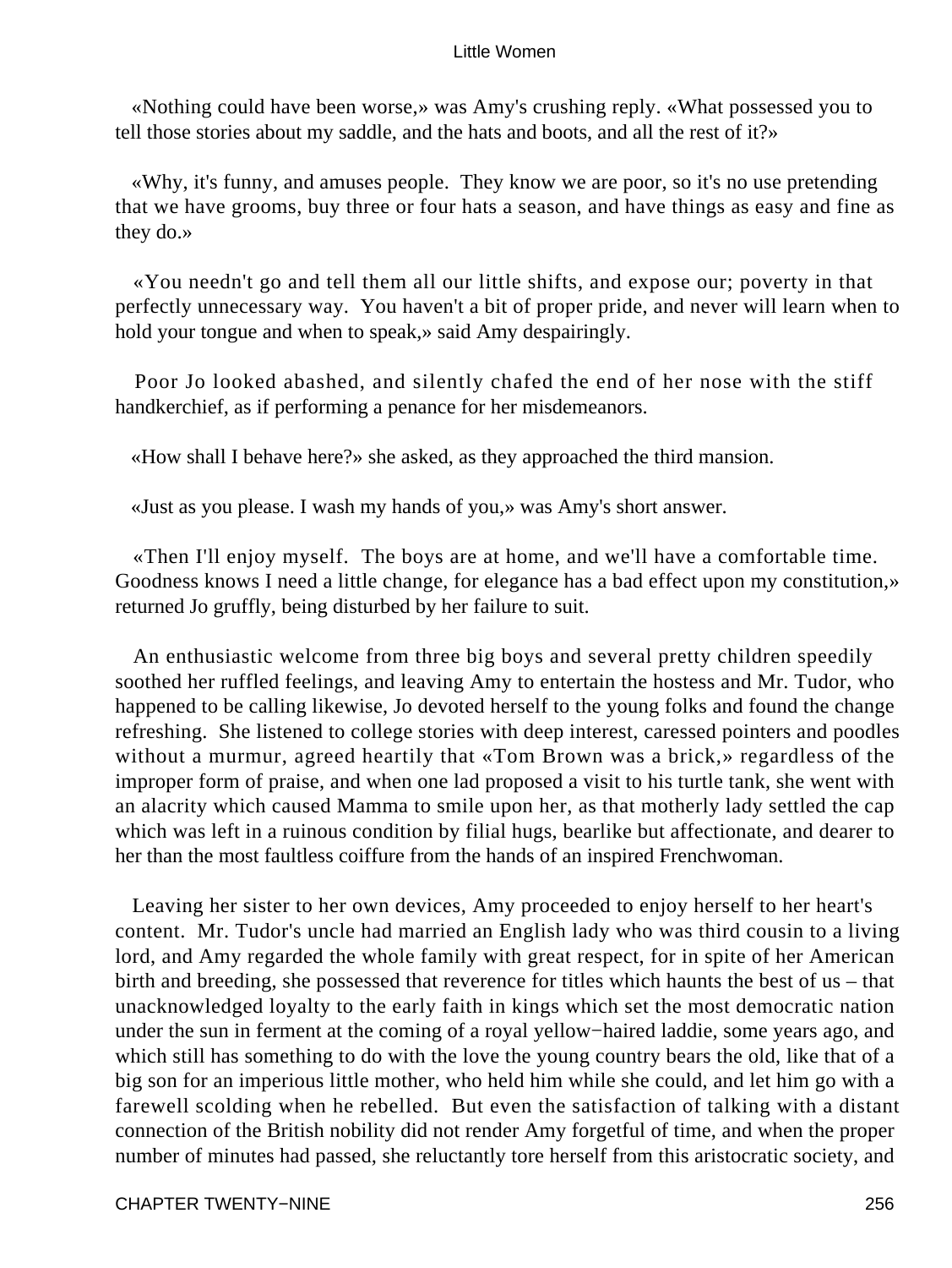«Nothing could have been worse,» was Amy's crushing reply. «What possessed you to tell those stories about my saddle, and the hats and boots, and all the rest of it?»

«Why, it's funny, and amuses people. They know we are poor, so it's no use pretending that we have grooms, buy three or four hats a season, and have things as easy and fine as they do.»

«You needn't go and tell them all our little shifts, and expose our; poverty in that perfectly unnecessary way. You haven't a bit of proper pride, and never will learn when to hold your tongue and when to speak,» said Amy despairingly.

Poor Jo looked abashed, and silently chafed the end of her nose with the stiff handkerchief, as if performing a penance for her misdemeanors.

«How shall I behave here?» she asked, as they approached the third mansion.

«Just as you please. I wash my hands of you,» was Amy's short answer.

«Then I'll enjoy myself. The boys are at home, and we'll have a comfortable time. Goodness knows I need a little change, for elegance has a bad effect upon my constitution,» returned Jo gruffly, being disturbed by her failure to suit.

An enthusiastic welcome from three big boys and several pretty children speedily soothed her ruffled feelings, and leaving Amy to entertain the hostess and Mr. Tudor, who happened to be calling likewise, Jo devoted herself to the young folks and found the change refreshing. She listened to college stories with deep interest, caressed pointers and poodles without a murmur, agreed heartily that «Tom Brown was a brick,» regardless of the improper form of praise, and when one lad proposed a visit to his turtle tank, she went with an alacrity which caused Mamma to smile upon her, as that motherly lady settled the cap which was left in a ruinous condition by filial hugs, bearlike but affectionate, and dearer to her than the most faultless coiffure from the hands of an inspired Frenchwoman.

Leaving her sister to her own devices, Amy proceeded to enjoy herself to her heart's content. Mr. Tudor's uncle had married an English lady who was third cousin to a living lord, and Amy regarded the whole family with great respect, for in spite of her American birth and breeding, she possessed that reverence for titles which haunts the best of us – that unacknowledged loyalty to the early faith in kings which set the most democratic nation under the sun in ferment at the coming of a royal yellow−haired laddie, some years ago, and which still has something to do with the love the young country bears the old, like that of a big son for an imperious little mother, who held him while she could, and let him go with a farewell scolding when he rebelled. But even the satisfaction of talking with a distant connection of the British nobility did not render Amy forgetful of time, and when the proper number of minutes had passed, she reluctantly tore herself from this aristocratic society, and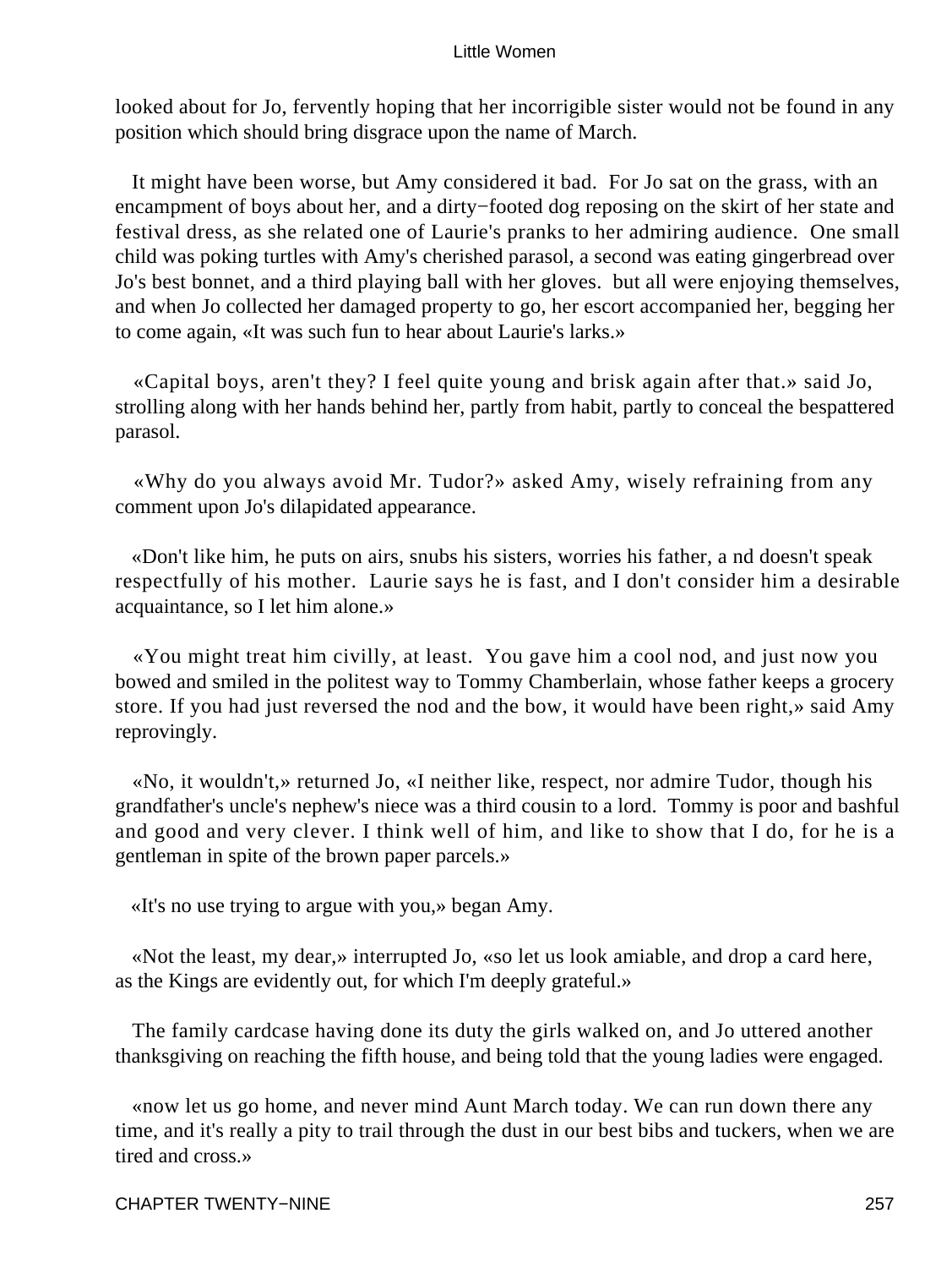looked about for Jo, fervently hoping that her incorrigible sister would not be found in any position which should bring disgrace upon the name of March.

It might have been worse, but Amy considered it bad. For Jo sat on the grass, with an encampment of boys about her, and a dirty−footed dog reposing on the skirt of her state and festival dress, as she related one of Laurie's pranks to her admiring audience. One small child was poking turtles with Amy's cherished parasol, a second was eating gingerbread over Jo's best bonnet, and a third playing ball with her gloves. but all were enjoying themselves, and when Jo collected her damaged property to go, her escort accompanied her, begging her to come again, «It was such fun to hear about Laurie's larks.»

«Capital boys, aren't they? I feel quite young and brisk again after that.» said Jo, strolling along with her hands behind her, partly from habit, partly to conceal the bespattered parasol.

«Why do you always avoid Mr. Tudor?» asked Amy, wisely refraining from any comment upon Jo's dilapidated appearance.

«Don't like him, he puts on airs, snubs his sisters, worries his father, a nd doesn't speak respectfully of his mother. Laurie says he is fast, and I don't consider him a desirable acquaintance, so I let him alone.»

«You might treat him civilly, at least. You gave him a cool nod, and just now you bowed and smiled in the politest way to Tommy Chamberlain, whose father keeps a grocery store. If you had just reversed the nod and the bow, it would have been right,» said Amy reprovingly.

«No, it wouldn't,» returned Jo, «I neither like, respect, nor admire Tudor, though his grandfather's uncle's nephew's niece was a third cousin to a lord. Tommy is poor and bashful and good and very clever. I think well of him, and like to show that I do, for he is a gentleman in spite of the brown paper parcels.»

«It's no use trying to argue with you,» began Amy.

«Not the least, my dear,» interrupted Jo, «so let us look amiable, and drop a card here, as the Kings are evidently out, for which I'm deeply grateful.»

The family cardcase having done its duty the girls walked on, and Jo uttered another thanksgiving on reaching the fifth house, and being told that the young ladies were engaged.

«now let us go home, and never mind Aunt March today. We can run down there any time, and it's really a pity to trail through the dust in our best bibs and tuckers, when we are tired and cross.»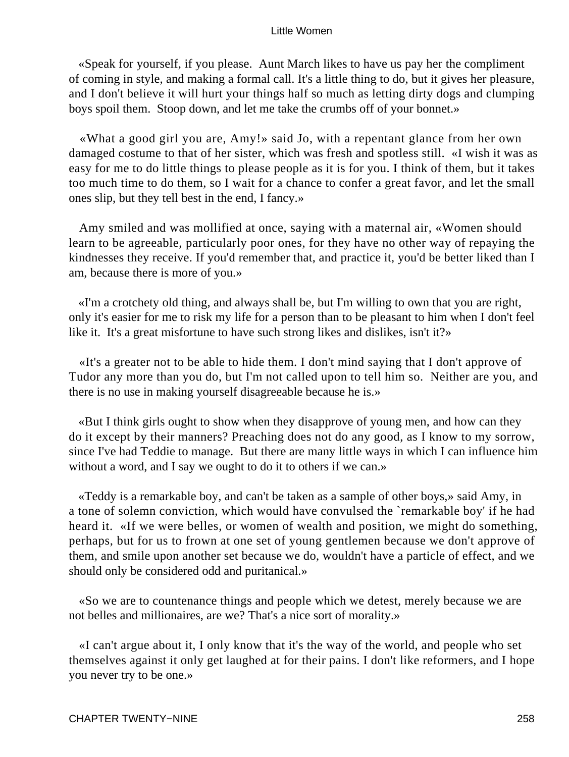«Speak for yourself, if you please. Aunt March likes to have us pay her the compliment of coming in style, and making a formal call. It's a little thing to do, but it gives her pleasure, and I don't believe it will hurt your things half so much as letting dirty dogs and clumping boys spoil them. Stoop down, and let me take the crumbs off of your bonnet.»

«What a good girl you are, Amy!» said Jo, with a repentant glance from her own damaged costume to that of her sister, which was fresh and spotless still. «I wish it was as easy for me to do little things to please people as it is for you. I think of them, but it takes too much time to do them, so I wait for a chance to confer a great favor, and let the small ones slip, but they tell best in the end, I fancy.»

Amy smiled and was mollified at once, saying with a maternal air, «Women should learn to be agreeable, particularly poor ones, for they have no other way of repaying the kindnesses they receive. If you'd remember that, and practice it, you'd be better liked than I am, because there is more of you.»

«I'm a crotchety old thing, and always shall be, but I'm willing to own that you are right, only it's easier for me to risk my life for a person than to be pleasant to him when I don't feel like it. It's a great misfortune to have such strong likes and dislikes, isn't it?»

«It's a greater not to be able to hide them. I don't mind saying that I don't approve of Tudor any more than you do, but I'm not called upon to tell him so. Neither are you, and there is no use in making yourself disagreeable because he is.»

«But I think girls ought to show when they disapprove of young men, and how can they do it except by their manners? Preaching does not do any good, as I know to my sorrow, since I've had Teddie to manage. But there are many little ways in which I can influence him without a word, and I say we ought to do it to others if we can.»

«Teddy is a remarkable boy, and can't be taken as a sample of other boys,» said Amy, in a tone of solemn conviction, which would have convulsed the `remarkable boy' if he had heard it. «If we were belles, or women of wealth and position, we might do something, perhaps, but for us to frown at one set of young gentlemen because we don't approve of them, and smile upon another set because we do, wouldn't have a particle of effect, and we should only be considered odd and puritanical.»

«So we are to countenance things and people which we detest, merely because we are not belles and millionaires, are we? That's a nice sort of morality.»

«I can't argue about it, I only know that it's the way of the world, and people who set themselves against it only get laughed at for their pains. I don't like reformers, and I hope you never try to be one.»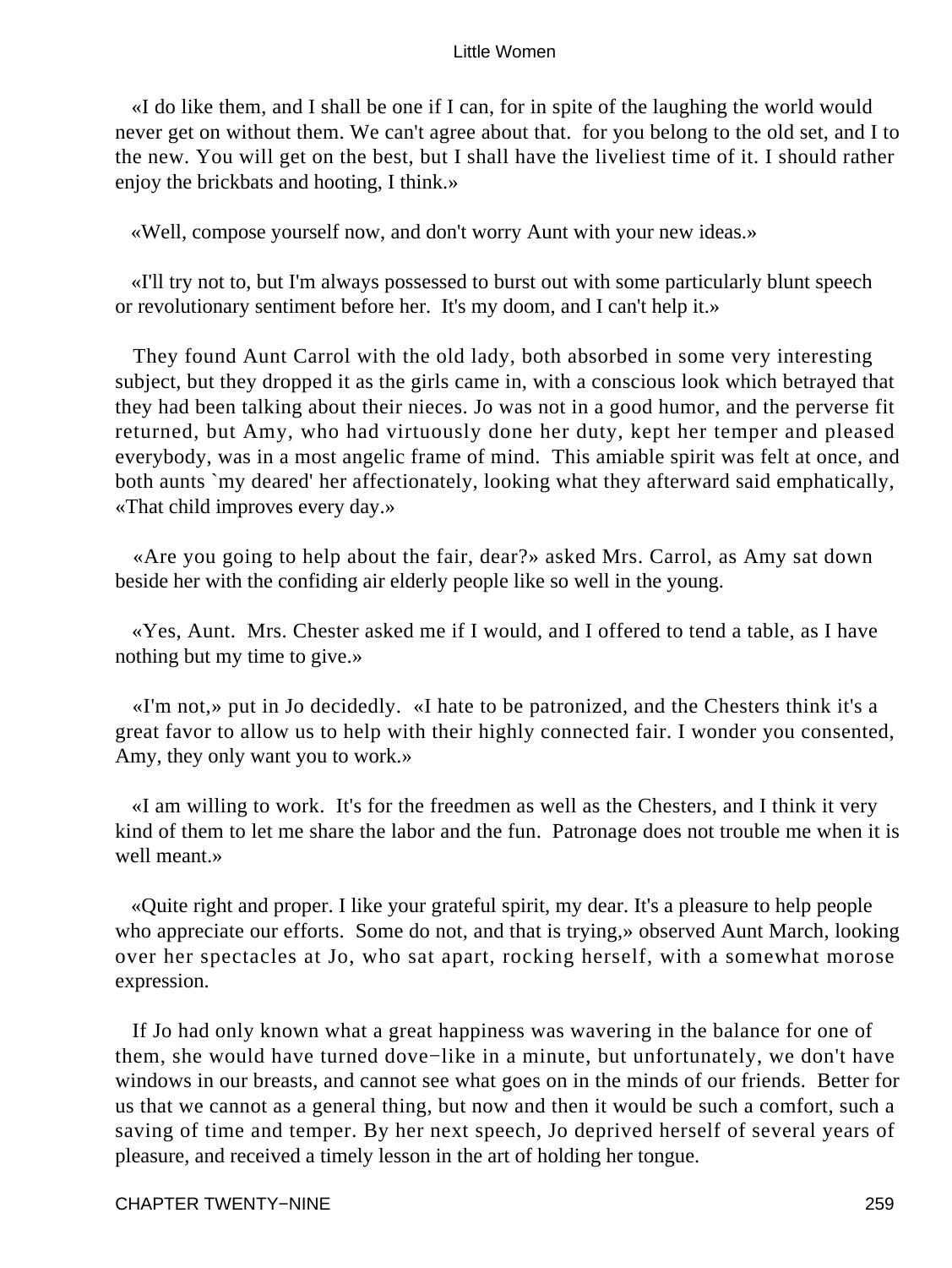«I do like them, and I shall be one if I can, for in spite of the laughing the world would never get on without them. We can't agree about that. for you belong to the old set, and I to the new. You will get on the best, but I shall have the liveliest time of it. I should rather enjoy the brickbats and hooting, I think.»

«Well, compose yourself now, and don't worry Aunt with your new ideas.»

«I'll try not to, but I'm always possessed to burst out with some particularly blunt speech or revolutionary sentiment before her. It's my doom, and I can't help it.»

They found Aunt Carrol with the old lady, both absorbed in some very interesting subject, but they dropped it as the girls came in, with a conscious look which betrayed that they had been talking about their nieces. Jo was not in a good humor, and the perverse fit returned, but Amy, who had virtuously done her duty, kept her temper and pleased everybody, was in a most angelic frame of mind. This amiable spirit was felt at once, and both aunts `my deared' her affectionately, looking what they afterward said emphatically, «That child improves every day.»

«Are you going to help about the fair, dear?» asked Mrs. Carrol, as Amy sat down beside her with the confiding air elderly people like so well in the young.

«Yes, Aunt. Mrs. Chester asked me if I would, and I offered to tend a table, as I have nothing but my time to give.»

«I'm not,» put in Jo decidedly. «I hate to be patronized, and the Chesters think it's a great favor to allow us to help with their highly connected fair. I wonder you consented, Amy, they only want you to work.»

«I am willing to work. It's for the freedmen as well as the Chesters, and I think it very kind of them to let me share the labor and the fun. Patronage does not trouble me when it is well meant.»

«Quite right and proper. I like your grateful spirit, my dear. It's a pleasure to help people who appreciate our efforts. Some do not, and that is trying,» observed Aunt March, looking over her spectacles at Jo, who sat apart, rocking herself, with a somewhat morose expression.

If Jo had only known what a great happiness was wavering in the balance for one of them, she would have turned dove−like in a minute, but unfortunately, we don't have windows in our breasts, and cannot see what goes on in the minds of our friends. Better for us that we cannot as a general thing, but now and then it would be such a comfort, such a saving of time and temper. By her next speech, Jo deprived herself of several years of pleasure, and received a timely lesson in the art of holding her tongue.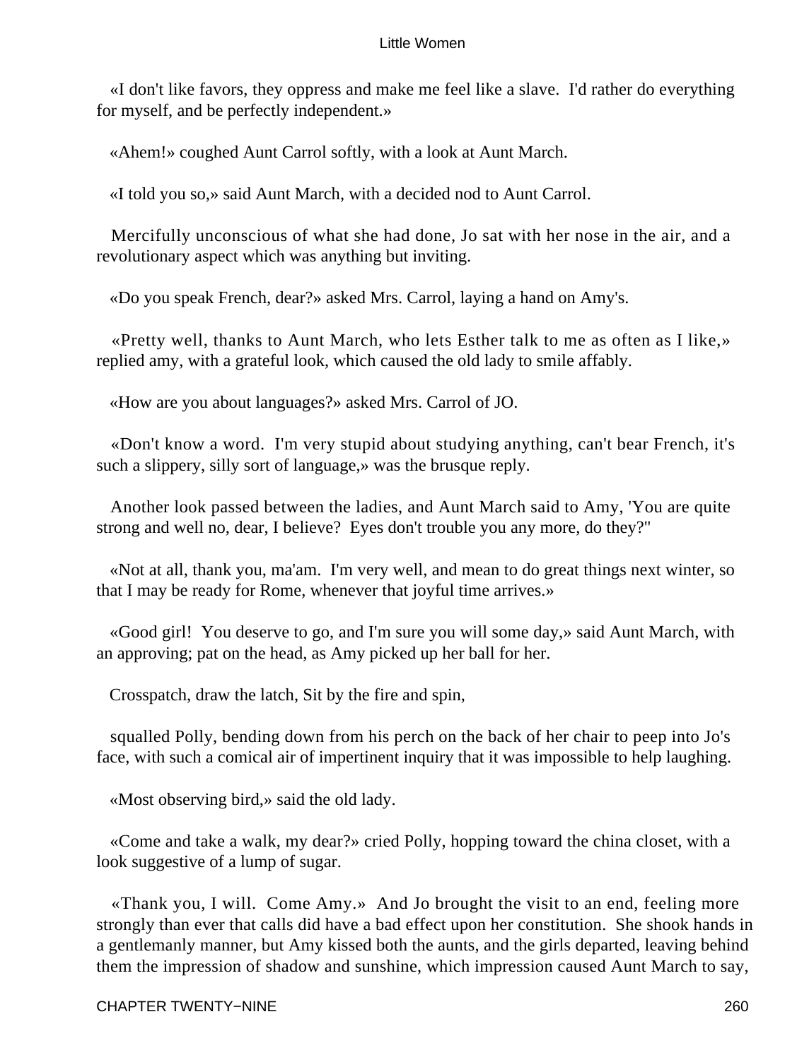«I don't like favors, they oppress and make me feel like a slave.  I'd rather do everything for myself, and be perfectly independent.»

«Ahem!» coughed Aunt Carrol softly, with a look at Aunt March.

«I told you so,» said Aunt March, with a decided nod to Aunt Carrol.

Mercifully unconscious of what she had done, Jo sat with her nose in the air, and a revolutionary aspect which was anything but inviting.

«Do you speak French, dear?» asked Mrs. Carrol, laying a hand on Amy's.

«Pretty well, thanks to Aunt March, who lets Esther talk to me as often as I like,» replied amy, with a grateful look, which caused the old lady to smile affably.

«How are you about languages?» asked Mrs. Carrol of JO.

«Don't know a word.  I'm very stupid about studying anything, can't bear French, it's such a slippery, silly sort of language,» was the brusque reply.

Another look passed between the ladies, and Aunt March said to Amy, 'You are quite strong and well no, dear, I believe?  Eyes don't trouble you any more, do they?"

«Not at all, thank you, ma'am.  I'm very well, and mean to do great things next winter, so that I may be ready for Rome, whenever that joyful time arrives.»

«Good girl!  You deserve to go, and I'm sure you will some day,» said Aunt March, with an approving; pat on the head, as Amy picked up her ball for her.

Crosspatch, draw the latch, Sit by the fire and spin,

squalled Polly, bending down from his perch on the back of her chair to peep into Jo's face, with such a comical air of impertinent inquiry that it was impossible to help laughing.

«Most observing bird,» said the old lady.

«Come and take a walk, my dear?» cried Polly, hopping toward the china closet, with a look suggestive of a lump of sugar.

«Thank you, I will.  Come Amy.»  And Jo brought the visit to an end, feeling more strongly than ever that calls did have a bad effect upon her constitution.  She shook hands in a gentlemanly manner, but Amy kissed both the aunts, and the girls departed, leaving behind them the impression of shadow and sunshine, which impression caused Aunt March to say,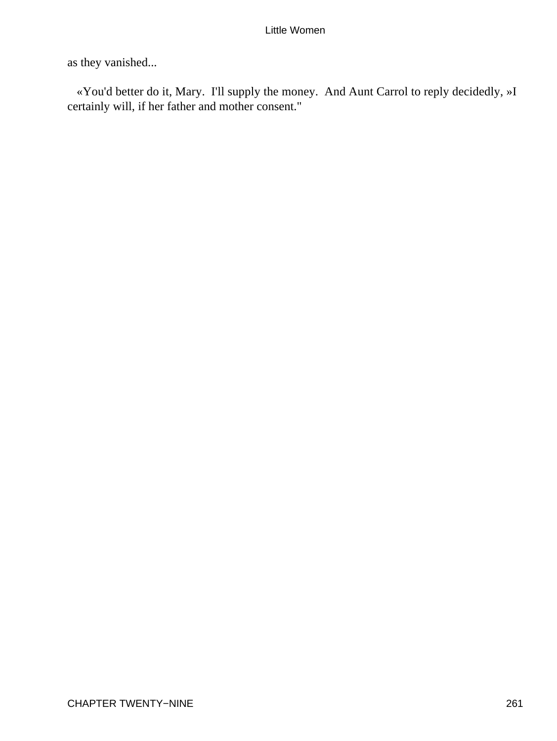as they vanished...

«You'd better do it, Mary.  I'll supply the money.  And Aunt Carrol to reply decidedly, »I certainly will, if her father and mother consent."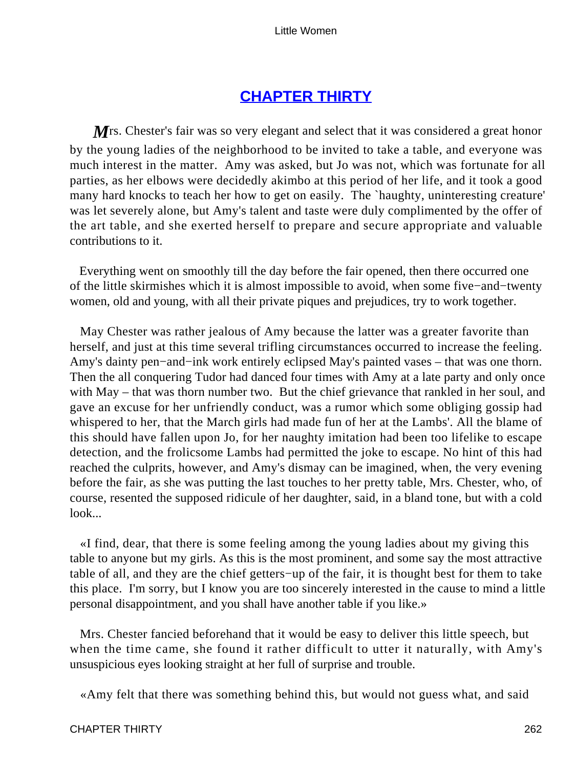## [CHAPTER THIRTY]()

*M*rs. Chester's fair was so very elegant and select that it was considered a great honor by the young ladies of the neighborhood to be invited to take a table, and everyone was much interest in the matter. Amy was asked, but Jo was not, which was fortunate for all parties, as her elbows were decidedly akimbo at this period of her life, and it took a good many hard knocks to teach her how to get on easily. The `haughty, uninteresting creature' was let severely alone, but Amy's talent and taste were duly complimented by the offer of the art table, and she exerted herself to prepare and secure appropriate and valuable contributions to it.

Everything went on smoothly till the day before the fair opened, then there occurred one of the little skirmishes which it is almost impossible to avoid, when some five−and−twenty women, old and young, with all their private piques and prejudices, try to work together.

May Chester was rather jealous of Amy because the latter was a greater favorite than herself, and just at this time several trifling circumstances occurred to increase the feeling. Amy's dainty pen−and−ink work entirely eclipsed May's painted vases – that was one thorn. Then the all conquering Tudor had danced four times with Amy at a late party and only once with May – that was thorn number two. But the chief grievance that rankled in her soul, and gave an excuse for her unfriendly conduct, was a rumor which some obliging gossip had whispered to her, that the March girls had made fun of her at the Lambs'. All the blame of this should have fallen upon Jo, for her naughty imitation had been too lifelike to escape detection, and the frolicsome Lambs had permitted the joke to escape. No hint of this had reached the culprits, however, and Amy's dismay can be imagined, when, the very evening before the fair, as she was putting the last touches to her pretty table, Mrs. Chester, who, of course, resented the supposed ridicule of her daughter, said, in a bland tone, but with a cold look...

«I find, dear, that there is some feeling among the young ladies about my giving this table to anyone but my girls. As this is the most prominent, and some say the most attractive table of all, and they are the chief getters−up of the fair, it is thought best for them to take this place. I'm sorry, but I know you are too sincerely interested in the cause to mind a little personal disappointment, and you shall have another table if you like.»

Mrs. Chester fancied beforehand that it would be easy to deliver this little speech, but when the time came, she found it rather difficult to utter it naturally, with Amy's unsuspicious eyes looking straight at her full of surprise and trouble.

«Amy felt that there was something behind this, but would not guess what, and said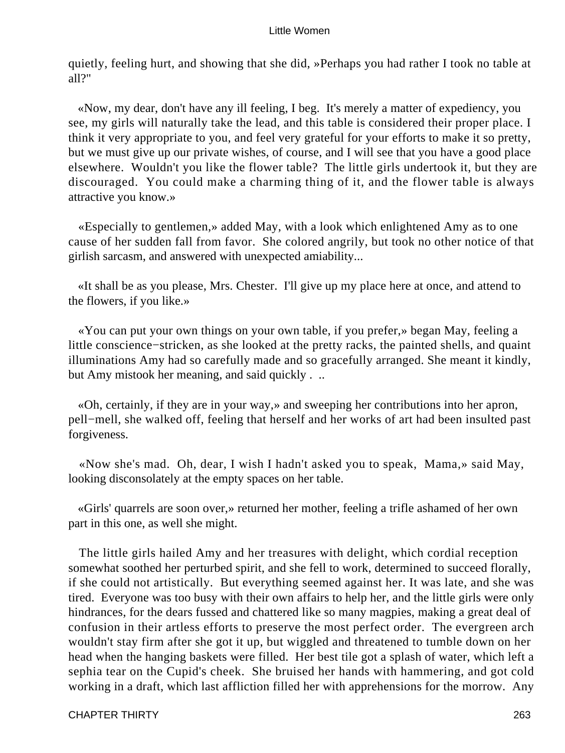quietly, feeling hurt, and showing that she did, »Perhaps you had rather I took no table at all?"

«Now, my dear, don't have any ill feeling, I beg. It's merely a matter of expediency, you see, my girls will naturally take the lead, and this table is considered their proper place. I think it very appropriate to you, and feel very grateful for your efforts to make it so pretty, but we must give up our private wishes, of course, and I will see that you have a good place elsewhere. Wouldn't you like the flower table? The little girls undertook it, but they are discouraged. You could make a charming thing of it, and the flower table is always attractive you know.»

«Especially to gentlemen,» added May, with a look which enlightened Amy as to one cause of her sudden fall from favor. She colored angrily, but took no other notice of that girlish sarcasm, and answered with unexpected amiability...

«It shall be as you please, Mrs. Chester. I'll give up my place here at once, and attend to the flowers, if you like.»

«You can put your own things on your own table, if you prefer,» began May, feeling a little conscience−stricken, as she looked at the pretty racks, the painted shells, and quaint illuminations Amy had so carefully made and so gracefully arranged. She meant it kindly, but Amy mistook her meaning, and said quickly . ..

«Oh, certainly, if they are in your way,» and sweeping her contributions into her apron, pell−mell, she walked off, feeling that herself and her works of art had been insulted past forgiveness.

«Now she's mad. Oh, dear, I wish I hadn't asked you to speak, Mama,» said May, looking disconsolately at the empty spaces on her table.

«Girls' quarrels are soon over,» returned her mother, feeling a trifle ashamed of her own part in this one, as well she might.

The little girls hailed Amy and her treasures with delight, which cordial reception somewhat soothed her perturbed spirit, and she fell to work, determined to succeed florally, if she could not artistically. But everything seemed against her. It was late, and she was tired. Everyone was too busy with their own affairs to help her, and the little girls were only hindrances, for the dears fussed and chattered like so many magpies, making a great deal of confusion in their artless efforts to preserve the most perfect order. The evergreen arch wouldn't stay firm after she got it up, but wiggled and threatened to tumble down on her head when the hanging baskets were filled. Her best tile got a splash of water, which left a sephia tear on the Cupid's cheek. She bruised her hands with hammering, and got cold working in a draft, which last affliction filled her with apprehensions for the morrow. Any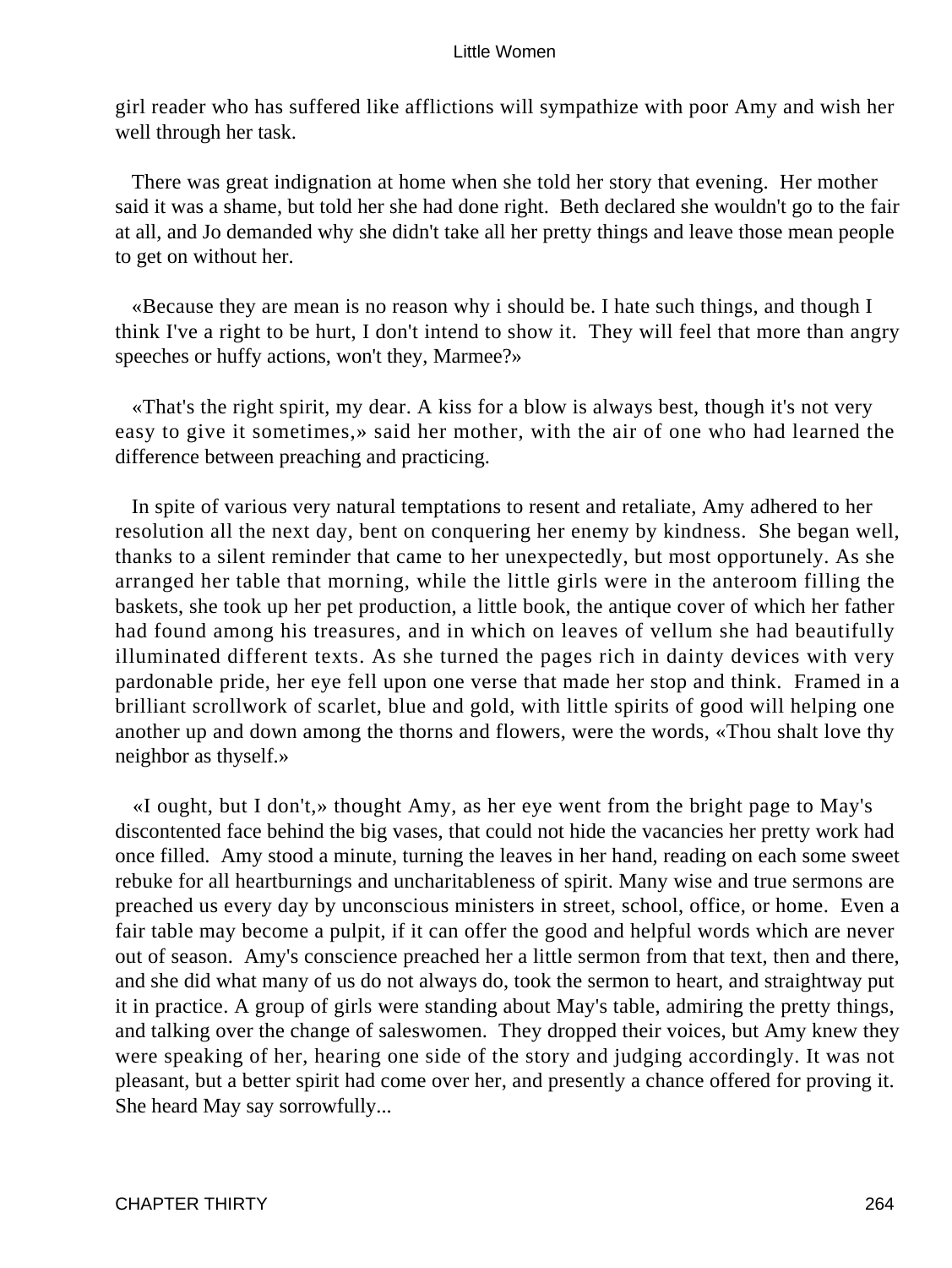girl reader who has suffered like afflictions will sympathize with poor Amy and wish her well through her task.

There was great indignation at home when she told her story that evening. Her mother said it was a shame, but told her she had done right. Beth declared she wouldn't go to the fair at all, and Jo demanded why she didn't take all her pretty things and leave those mean people to get on without her.

«Because they are mean is no reason why i should be. I hate such things, and though I think I've a right to be hurt, I don't intend to show it. They will feel that more than angry speeches or huffy actions, won't they, Marmee?»

«That's the right spirit, my dear. A kiss for a blow is always best, though it's not very easy to give it sometimes,» said her mother, with the air of one who had learned the difference between preaching and practicing.

In spite of various very natural temptations to resent and retaliate, Amy adhered to her resolution all the next day, bent on conquering her enemy by kindness. She began well, thanks to a silent reminder that came to her unexpectedly, but most opportunely. As she arranged her table that morning, while the little girls were in the anteroom filling the baskets, she took up her pet production, a little book, the antique cover of which her father had found among his treasures, and in which on leaves of vellum she had beautifully illuminated different texts. As she turned the pages rich in dainty devices with very pardonable pride, her eye fell upon one verse that made her stop and think. Framed in a brilliant scrollwork of scarlet, blue and gold, with little spirits of good will helping one another up and down among the thorns and flowers, were the words, «Thou shalt love thy neighbor as thyself.»

«I ought, but I don't,» thought Amy, as her eye went from the bright page to May's discontented face behind the big vases, that could not hide the vacancies her pretty work had once filled. Amy stood a minute, turning the leaves in her hand, reading on each some sweet rebuke for all heartburnings and uncharitableness of spirit. Many wise and true sermons are preached us every day by unconscious ministers in street, school, office, or home. Even a fair table may become a pulpit, if it can offer the good and helpful words which are never out of season. Amy's conscience preached her a little sermon from that text, then and there, and she did what many of us do not always do, took the sermon to heart, and straightway put it in practice. A group of girls were standing about May's table, admiring the pretty things, and talking over the change of saleswomen. They dropped their voices, but Amy knew they were speaking of her, hearing one side of the story and judging accordingly. It was not pleasant, but a better spirit had come over her, and presently a chance offered for proving it. She heard May say sorrowfully...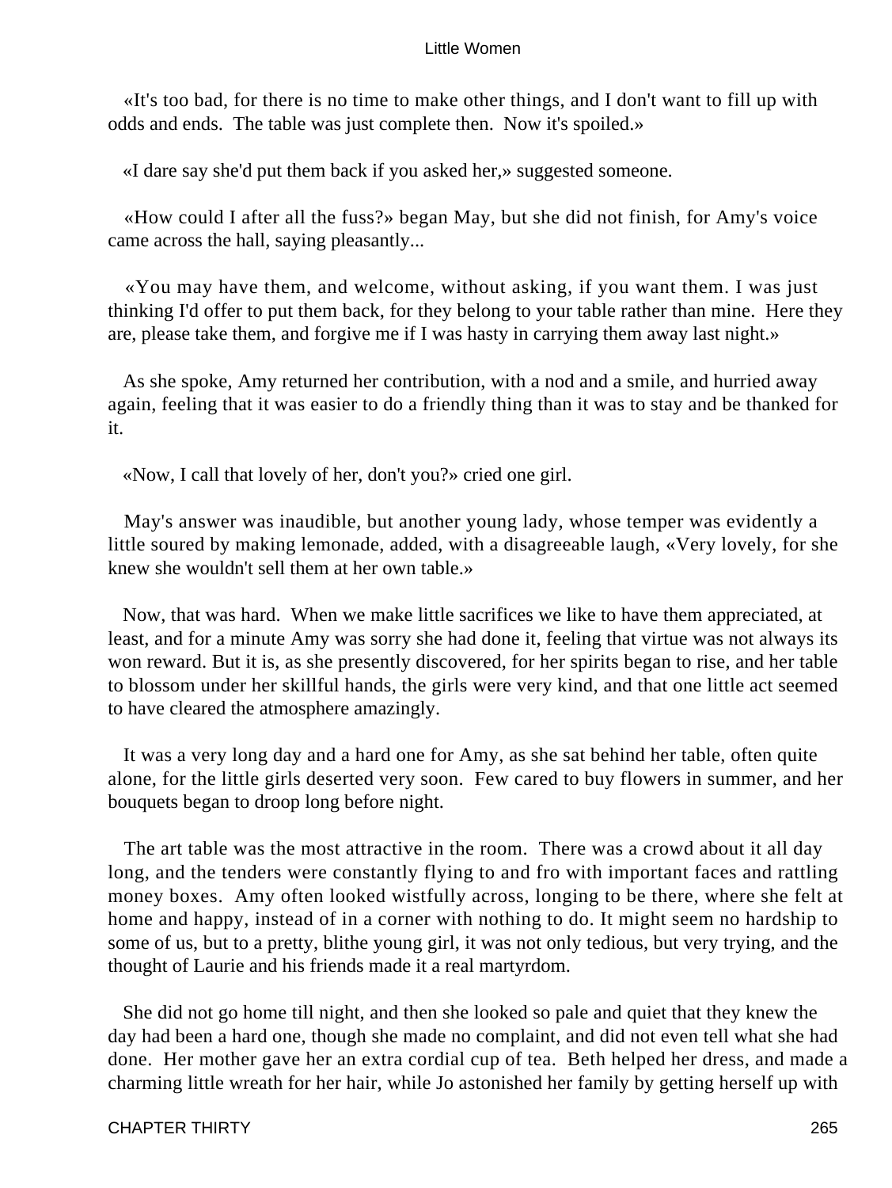«It's too bad, for there is no time to make other things, and I don't want to fill up with odds and ends. The table was just complete then. Now it's spoiled.»

«I dare say she'd put them back if you asked her,» suggested someone.

«How could I after all the fuss?» began May, but she did not finish, for Amy's voice came across the hall, saying pleasantly...

«You may have them, and welcome, without asking, if you want them. I was just thinking I'd offer to put them back, for they belong to your table rather than mine. Here they are, please take them, and forgive me if I was hasty in carrying them away last night.»

As she spoke, Amy returned her contribution, with a nod and a smile, and hurried away again, feeling that it was easier to do a friendly thing than it was to stay and be thanked for it.

«Now, I call that lovely of her, don't you?» cried one girl.

May's answer was inaudible, but another young lady, whose temper was evidently a little soured by making lemonade, added, with a disagreeable laugh, «Very lovely, for she knew she wouldn't sell them at her own table.»

Now, that was hard. When we make little sacrifices we like to have them appreciated, at least, and for a minute Amy was sorry she had done it, feeling that virtue was not always its won reward. But it is, as she presently discovered, for her spirits began to rise, and her table to blossom under her skillful hands, the girls were very kind, and that one little act seemed to have cleared the atmosphere amazingly.

It was a very long day and a hard one for Amy, as she sat behind her table, often quite alone, for the little girls deserted very soon. Few cared to buy flowers in summer, and her bouquets began to droop long before night.

The art table was the most attractive in the room. There was a crowd about it all day long, and the tenders were constantly flying to and fro with important faces and rattling money boxes. Amy often looked wistfully across, longing to be there, where she felt at home and happy, instead of in a corner with nothing to do. It might seem no hardship to some of us, but to a pretty, blithe young girl, it was not only tedious, but very trying, and the thought of Laurie and his friends made it a real martyrdom.

She did not go home till night, and then she looked so pale and quiet that they knew the day had been a hard one, though she made no complaint, and did not even tell what she had done. Her mother gave her an extra cordial cup of tea. Beth helped her dress, and made a charming little wreath for her hair, while Jo astonished her family by getting herself up with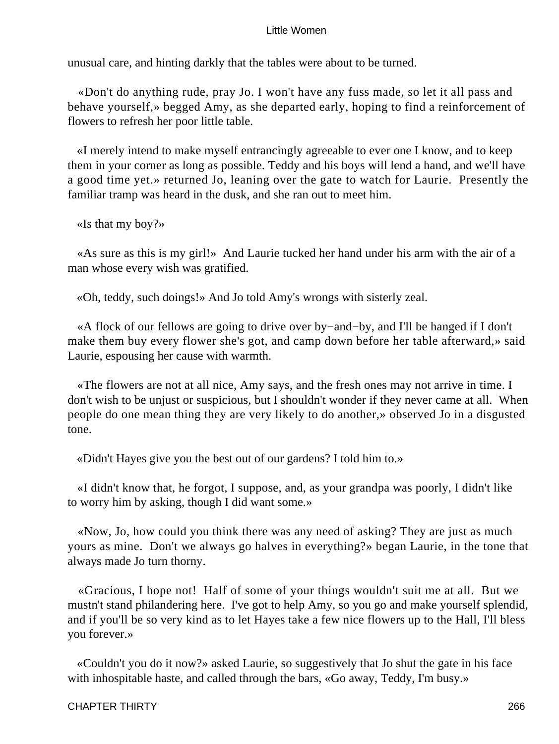unusual care, and hinting darkly that the tables were about to be turned.

«Don't do anything rude, pray Jo. I won't have any fuss made, so let it all pass and behave yourself,» begged Amy, as she departed early, hoping to find a reinforcement of flowers to refresh her poor little table.

«I merely intend to make myself entrancingly agreeable to ever one I know, and to keep them in your corner as long as possible. Teddy and his boys will lend a hand, and we'll have a good time yet.» returned Jo, leaning over the gate to watch for Laurie. Presently the familiar tramp was heard in the dusk, and she ran out to meet him.

«Is that my boy?»

«As sure as this is my girl!» And Laurie tucked her hand under his arm with the air of a man whose every wish was gratified.

«Oh, teddy, such doings!» And Jo told Amy's wrongs with sisterly zeal.

«A flock of our fellows are going to drive over by−and−by, and I'll be hanged if I don't make them buy every flower she's got, and camp down before her table afterward,» said Laurie, espousing her cause with warmth.

«The flowers are not at all nice, Amy says, and the fresh ones may not arrive in time. I don't wish to be unjust or suspicious, but I shouldn't wonder if they never came at all. When people do one mean thing they are very likely to do another,» observed Jo in a disgusted tone.

«Didn't Hayes give you the best out of our gardens? I told him to.»

«I didn't know that, he forgot, I suppose, and, as your grandpa was poorly, I didn't like to worry him by asking, though I did want some.»

«Now, Jo, how could you think there was any need of asking? They are just as much yours as mine. Don't we always go halves in everything?» began Laurie, in the tone that always made Jo turn thorny.

«Gracious, I hope not! Half of some of your things wouldn't suit me at all. But we mustn't stand philandering here. I've got to help Amy, so you go and make yourself splendid, and if you'll be so very kind as to let Hayes take a few nice flowers up to the Hall, I'll bless you forever.»

«Couldn't you do it now?» asked Laurie, so suggestively that Jo shut the gate in his face with inhospitable haste, and called through the bars, «Go away, Teddy, I'm busy.»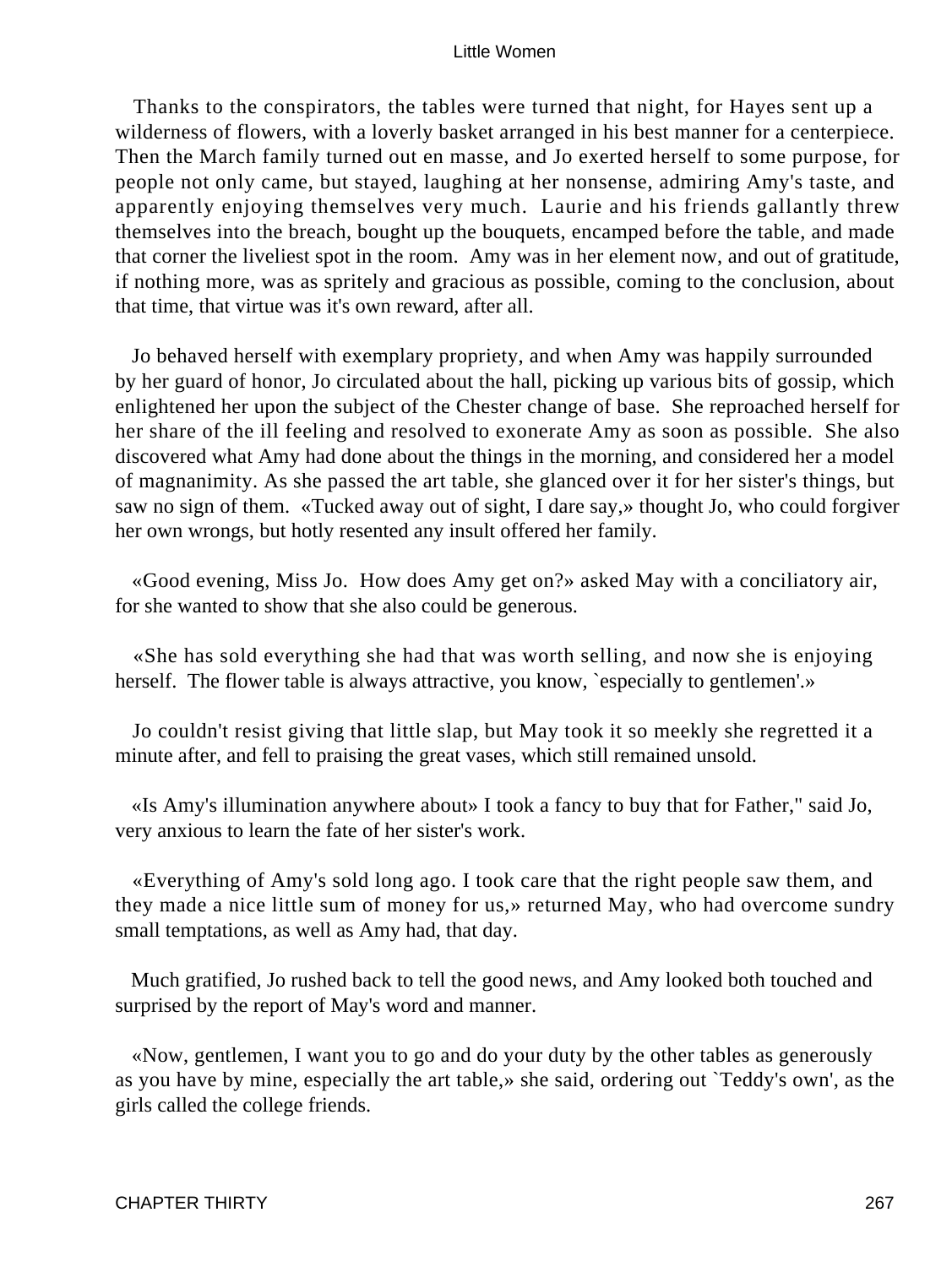Thanks to the conspirators, the tables were turned that night, for Hayes sent up a wilderness of flowers, with a loverly basket arranged in his best manner for a centerpiece. Then the March family turned out en masse, and Jo exerted herself to some purpose, for people not only came, but stayed, laughing at her nonsense, admiring Amy's taste, and apparently enjoying themselves very much. Laurie and his friends gallantly threw themselves into the breach, bought up the bouquets, encamped before the table, and made that corner the liveliest spot in the room. Amy was in her element now, and out of gratitude, if nothing more, was as spritely and gracious as possible, coming to the conclusion, about that time, that virtue was it's own reward, after all.

Jo behaved herself with exemplary propriety, and when Amy was happily surrounded by her guard of honor, Jo circulated about the hall, picking up various bits of gossip, which enlightened her upon the subject of the Chester change of base. She reproached herself for her share of the ill feeling and resolved to exonerate Amy as soon as possible. She also discovered what Amy had done about the things in the morning, and considered her a model of magnanimity. As she passed the art table, she glanced over it for her sister's things, but saw no sign of them. «Tucked away out of sight, I dare say,» thought Jo, who could forgiver her own wrongs, but hotly resented any insult offered her family.

«Good evening, Miss Jo. How does Amy get on?» asked May with a conciliatory air, for she wanted to show that she also could be generous.

«She has sold everything she had that was worth selling, and now she is enjoying herself. The flower table is always attractive, you know, `especially to gentlemen'.»

Jo couldn't resist giving that little slap, but May took it so meekly she regretted it a minute after, and fell to praising the great vases, which still remained unsold.

«Is Amy's illumination anywhere about» I took a fancy to buy that for Father," said Jo, very anxious to learn the fate of her sister's work.

«Everything of Amy's sold long ago. I took care that the right people saw them, and they made a nice little sum of money for us,» returned May, who had overcome sundry small temptations, as well as Amy had, that day.

Much gratified, Jo rushed back to tell the good news, and Amy looked both touched and surprised by the report of May's word and manner.

«Now, gentlemen, I want you to go and do your duty by the other tables as generously as you have by mine, especially the art table,» she said, ordering out `Teddy's own', as the girls called the college friends.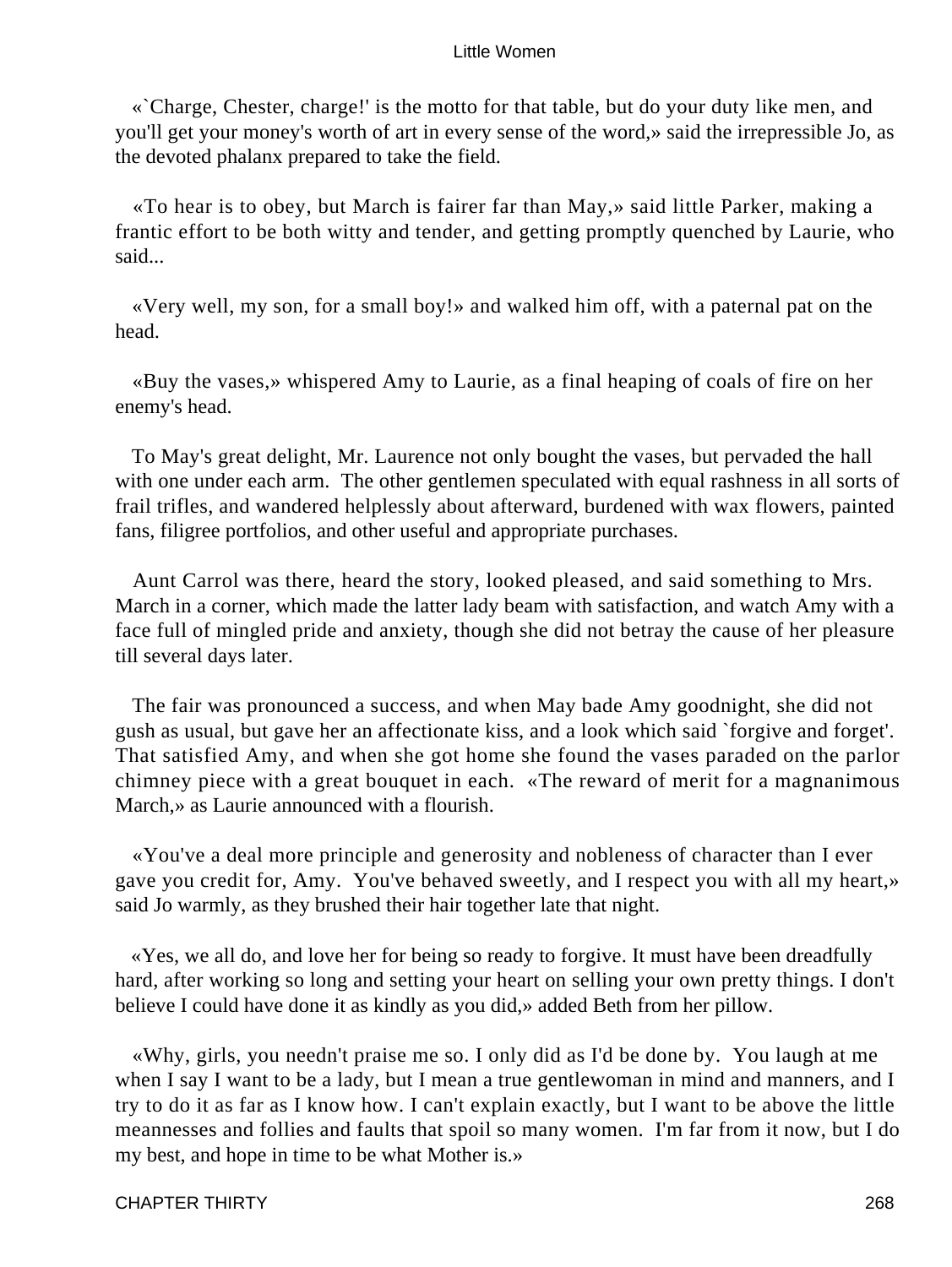«`Charge, Chester, charge!' is the motto for that table, but do your duty like men, and you'll get your money's worth of art in every sense of the word,» said the irrepressible Jo, as the devoted phalanx prepared to take the field.

«To hear is to obey, but March is fairer far than May,» said little Parker, making a frantic effort to be both witty and tender, and getting promptly quenched by Laurie, who said...

«Very well, my son, for a small boy!» and walked him off, with a paternal pat on the head.

«Buy the vases,» whispered Amy to Laurie, as a final heaping of coals of fire on her enemy's head.

To May's great delight, Mr. Laurence not only bought the vases, but pervaded the hall with one under each arm. The other gentlemen speculated with equal rashness in all sorts of frail trifles, and wandered helplessly about afterward, burdened with wax flowers, painted fans, filigree portfolios, and other useful and appropriate purchases.

Aunt Carrol was there, heard the story, looked pleased, and said something to Mrs. March in a corner, which made the latter lady beam with satisfaction, and watch Amy with a face full of mingled pride and anxiety, though she did not betray the cause of her pleasure till several days later.

The fair was pronounced a success, and when May bade Amy goodnight, she did not gush as usual, but gave her an affectionate kiss, and a look which said `forgive and forget'. That satisfied Amy, and when she got home she found the vases paraded on the parlor chimney piece with a great bouquet in each. «The reward of merit for a magnanimous March,» as Laurie announced with a flourish.

«You've a deal more principle and generosity and nobleness of character than I ever gave you credit for, Amy. You've behaved sweetly, and I respect you with all my heart,» said Jo warmly, as they brushed their hair together late that night.

«Yes, we all do, and love her for being so ready to forgive. It must have been dreadfully hard, after working so long and setting your heart on selling your own pretty things. I don't believe I could have done it as kindly as you did,» added Beth from her pillow.

«Why, girls, you needn't praise me so. I only did as I'd be done by. You laugh at me when I say I want to be a lady, but I mean a true gentlewoman in mind and manners, and I try to do it as far as I know how. I can't explain exactly, but I want to be above the little meannesses and follies and faults that spoil so many women. I'm far from it now, but I do my best, and hope in time to be what Mother is.»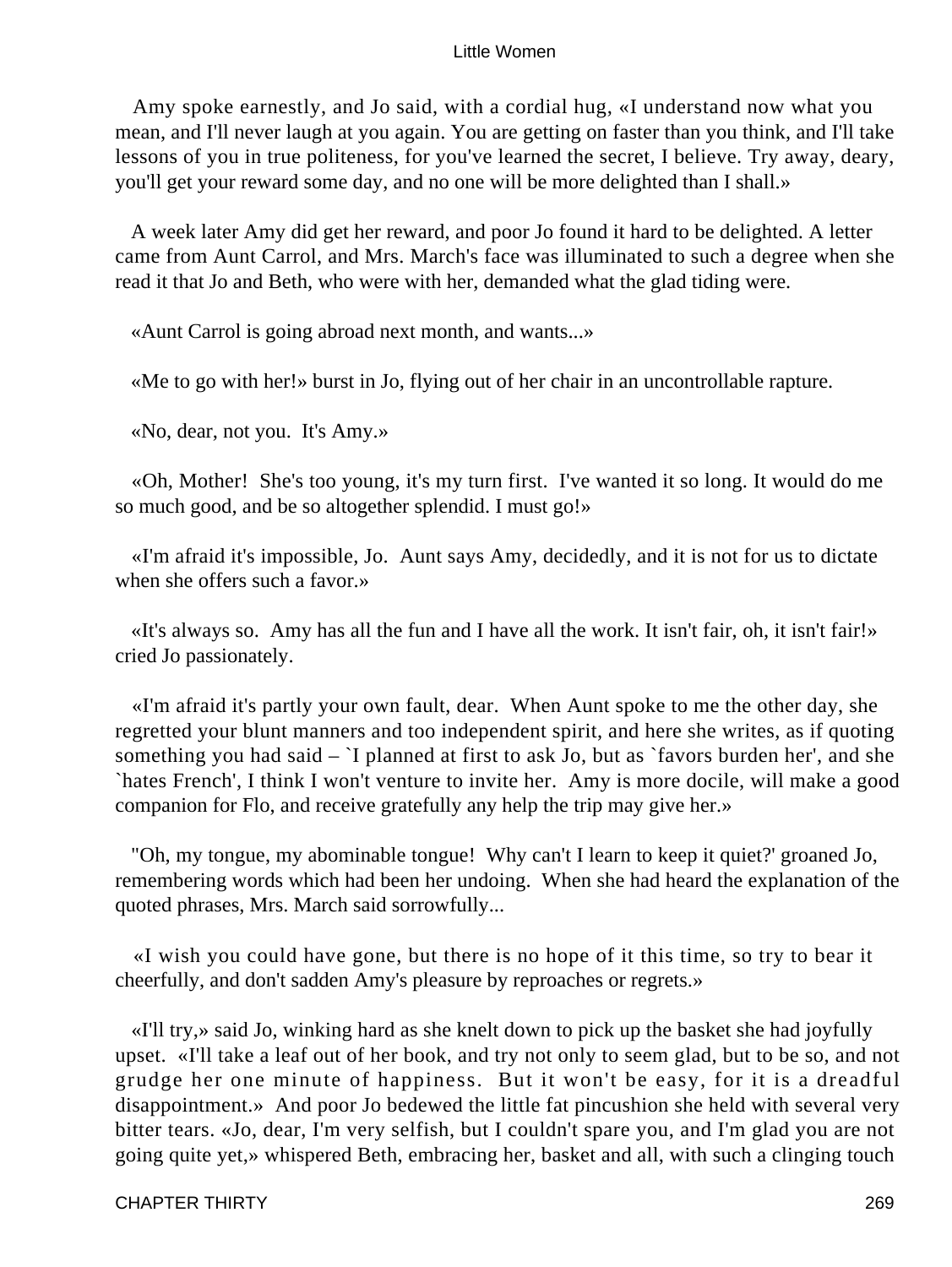Amy spoke earnestly, and Jo said, with a cordial hug, «I understand now what you mean, and I'll never laugh at you again. You are getting on faster than you think, and I'll take lessons of you in true politeness, for you've learned the secret, I believe. Try away, deary, you'll get your reward some day, and no one will be more delighted than I shall.»

A week later Amy did get her reward, and poor Jo found it hard to be delighted. A letter came from Aunt Carrol, and Mrs. March's face was illuminated to such a degree when she read it that Jo and Beth, who were with her, demanded what the glad tiding were.

«Aunt Carrol is going abroad next month, and wants...»

«Me to go with her!» burst in Jo, flying out of her chair in an uncontrollable rapture.

«No, dear, not you. It's Amy.»

«Oh, Mother! She's too young, it's my turn first. I've wanted it so long. It would do me so much good, and be so altogether splendid. I must go!»

«I'm afraid it's impossible, Jo. Aunt says Amy, decidedly, and it is not for us to dictate when she offers such a favor.»

«It's always so. Amy has all the fun and I have all the work. It isn't fair, oh, it isn't fair!» cried Jo passionately.

«I'm afraid it's partly your own fault, dear. When Aunt spoke to me the other day, she regretted your blunt manners and too independent spirit, and here she writes, as if quoting something you had said – `I planned at first to ask Jo, but as `favors burden her', and she `hates French', I think I won't venture to invite her. Amy is more docile, will make a good companion for Flo, and receive gratefully any help the trip may give her.»

"Oh, my tongue, my abominable tongue! Why can't I learn to keep it quiet?' groaned Jo, remembering words which had been her undoing. When she had heard the explanation of the quoted phrases, Mrs. March said sorrowfully...

«I wish you could have gone, but there is no hope of it this time, so try to bear it cheerfully, and don't sadden Amy's pleasure by reproaches or regrets.»

«I'll try,» said Jo, winking hard as she knelt down to pick up the basket she had joyfully upset. «I'll take a leaf out of her book, and try not only to seem glad, but to be so, and not grudge her one minute of happiness. But it won't be easy, for it is a dreadful disappointment.» And poor Jo bedewed the little fat pincushion she held with several very bitter tears. «Jo, dear, I'm very selfish, but I couldn't spare you, and I'm glad you are not going quite yet,» whispered Beth, embracing her, basket and all, with such a clinging touch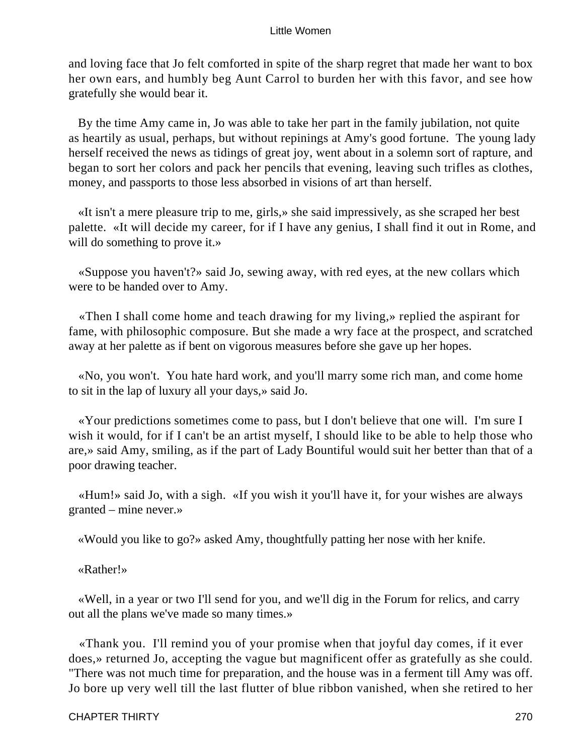and loving face that Jo felt comforted in spite of the sharp regret that made her want to box her own ears, and humbly beg Aunt Carrol to burden her with this favor, and see how gratefully she would bear it.

By the time Amy came in, Jo was able to take her part in the family jubilation, not quite as heartily as usual, perhaps, but without repinings at Amy's good fortune. The young lady herself received the news as tidings of great joy, went about in a solemn sort of rapture, and began to sort her colors and pack her pencils that evening, leaving such trifles as clothes, money, and passports to those less absorbed in visions of art than herself.

«It isn't a mere pleasure trip to me, girls,» she said impressively, as she scraped her best palette. «It will decide my career, for if I have any genius, I shall find it out in Rome, and will do something to prove it.»

«Suppose you haven't?» said Jo, sewing away, with red eyes, at the new collars which were to be handed over to Amy.

«Then I shall come home and teach drawing for my living,» replied the aspirant for fame, with philosophic composure. But she made a wry face at the prospect, and scratched away at her palette as if bent on vigorous measures before she gave up her hopes.

«No, you won't. You hate hard work, and you'll marry some rich man, and come home to sit in the lap of luxury all your days,» said Jo.

«Your predictions sometimes come to pass, but I don't believe that one will. I'm sure I wish it would, for if I can't be an artist myself, I should like to be able to help those who are,» said Amy, smiling, as if the part of Lady Bountiful would suit her better than that of a poor drawing teacher.

«Hum!» said Jo, with a sigh. «If you wish it you'll have it, for your wishes are always granted – mine never.»

«Would you like to go?» asked Amy, thoughtfully patting her nose with her knife.

«Rather!»

«Well, in a year or two I'll send for you, and we'll dig in the Forum for relics, and carry out all the plans we've made so many times.»

«Thank you. I'll remind you of your promise when that joyful day comes, if it ever does,» returned Jo, accepting the vague but magnificent offer as gratefully as she could. "There was not much time for preparation, and the house was in a ferment till Amy was off. Jo bore up very well till the last flutter of blue ribbon vanished, when she retired to her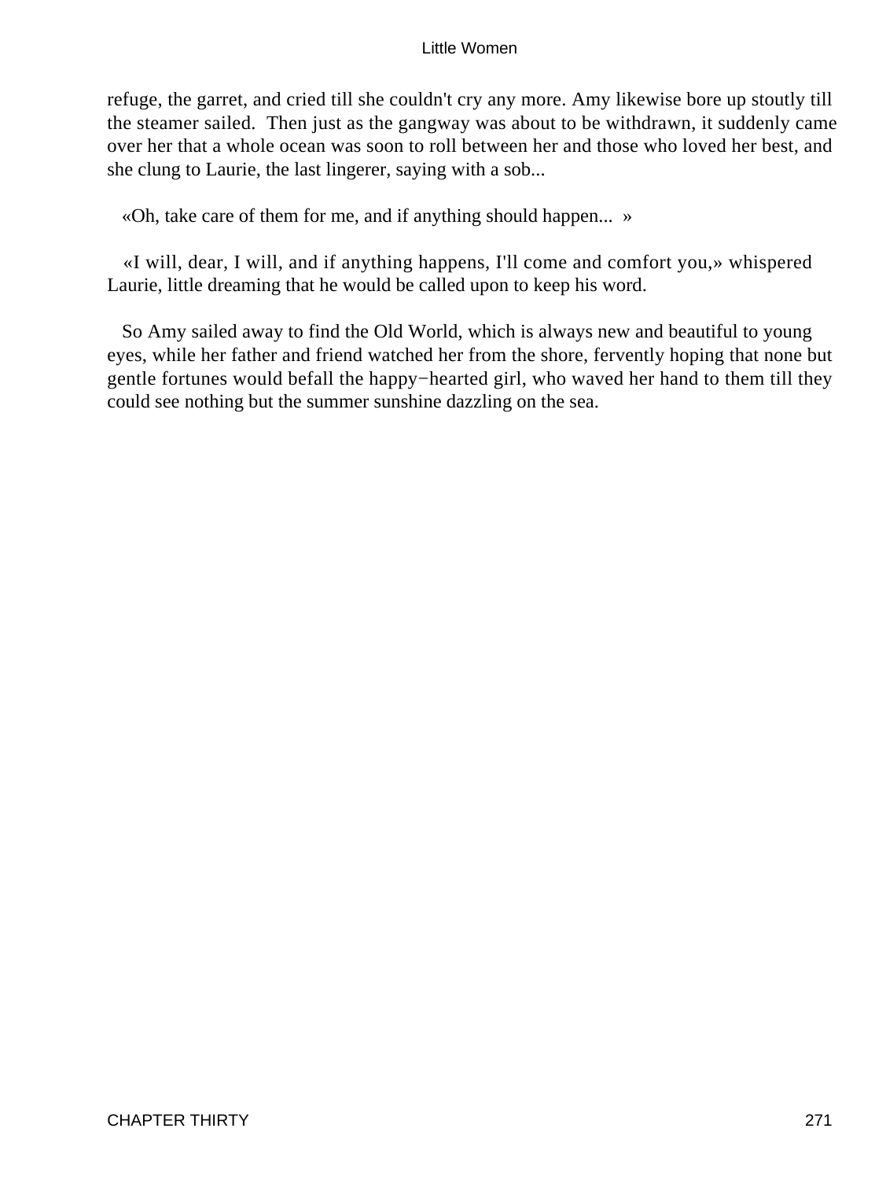refuge, the garret, and cried till she couldn't cry any more. Amy likewise bore up stoutly till the steamer sailed.  Then just as the gangway was about to be withdrawn, it suddenly came over her that a whole ocean was soon to roll between her and those who loved her best, and she clung to Laurie, the last lingerer, saying with a sob...

«Oh, take care of them for me, and if anything should happen...  »

«I will, dear, I will, and if anything happens, I'll come and comfort you,» whispered Laurie, little dreaming that he would be called upon to keep his word.

So Amy sailed away to find the Old World, which is always new and beautiful to young eyes, while her father and friend watched her from the shore, fervently hoping that none but gentle fortunes would befall the happy−hearted girl, who waved her hand to them till they could see nothing but the summer sunshine dazzling on the sea.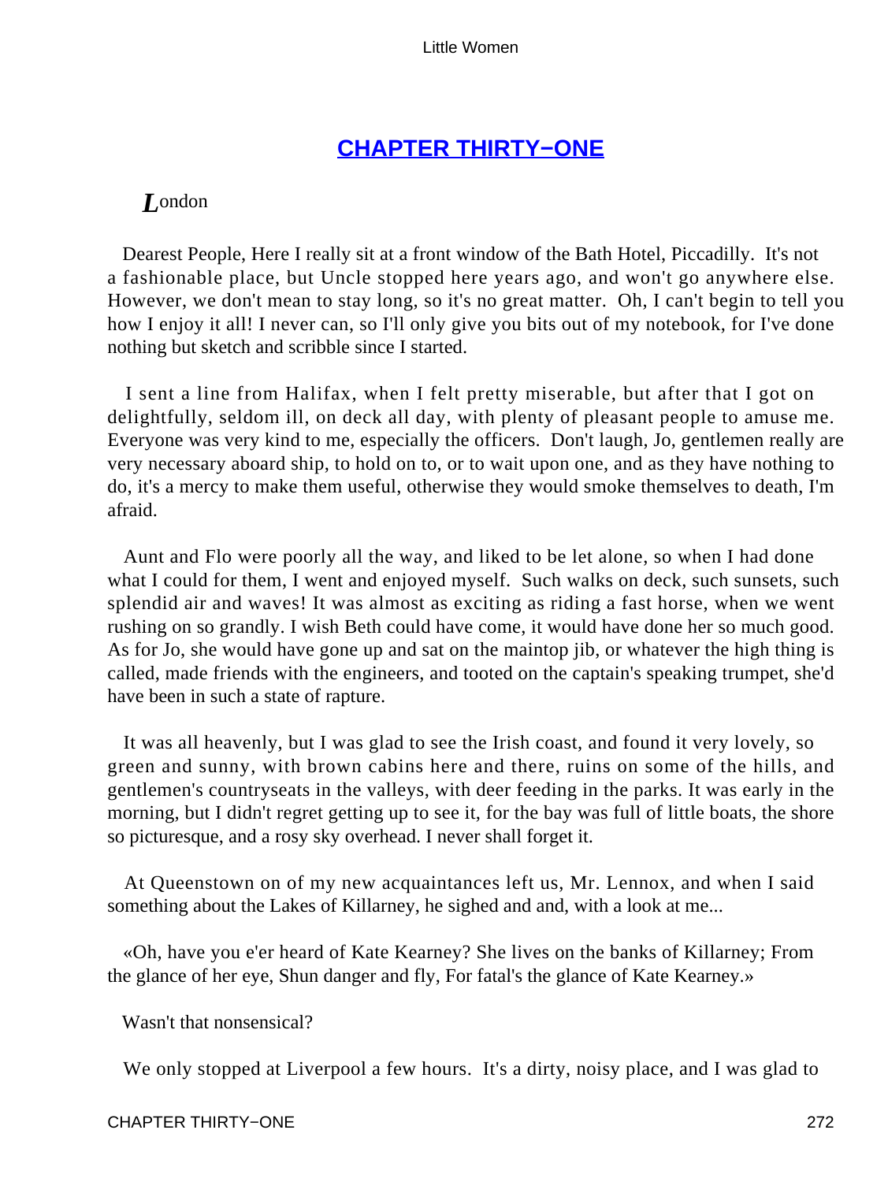## [CHAPTER THIRTY−ONE]()

***L***ondon

Dearest People, Here I really sit at a front window of the Bath Hotel, Piccadilly. It's not a fashionable place, but Uncle stopped here years ago, and won't go anywhere else. However, we don't mean to stay long, so it's no great matter. Oh, I can't begin to tell you how I enjoy it all! I never can, so I'll only give you bits out of my notebook, for I've done nothing but sketch and scribble since I started.

I sent a line from Halifax, when I felt pretty miserable, but after that I got on delightfully, seldom ill, on deck all day, with plenty of pleasant people to amuse me. Everyone was very kind to me, especially the officers. Don't laugh, Jo, gentlemen really are very necessary aboard ship, to hold on to, or to wait upon one, and as they have nothing to do, it's a mercy to make them useful, otherwise they would smoke themselves to death, I'm afraid.

Aunt and Flo were poorly all the way, and liked to be let alone, so when I had done what I could for them, I went and enjoyed myself. Such walks on deck, such sunsets, such splendid air and waves! It was almost as exciting as riding a fast horse, when we went rushing on so grandly. I wish Beth could have come, it would have done her so much good. As for Jo, she would have gone up and sat on the maintop jib, or whatever the high thing is called, made friends with the engineers, and tooted on the captain's speaking trumpet, she'd have been in such a state of rapture.

It was all heavenly, but I was glad to see the Irish coast, and found it very lovely, so green and sunny, with brown cabins here and there, ruins on some of the hills, and gentlemen's countryseats in the valleys, with deer feeding in the parks. It was early in the morning, but I didn't regret getting up to see it, for the bay was full of little boats, the shore so picturesque, and a rosy sky overhead. I never shall forget it.

At Queenstown on of my new acquaintances left us, Mr. Lennox, and when I said something about the Lakes of Killarney, he sighed and and, with a look at me...

«Oh, have you e'er heard of Kate Kearney? She lives on the banks of Killarney; From the glance of her eye, Shun danger and fly, For fatal's the glance of Kate Kearney.»

Wasn't that nonsensical?

We only stopped at Liverpool a few hours. It's a dirty, noisy place, and I was glad to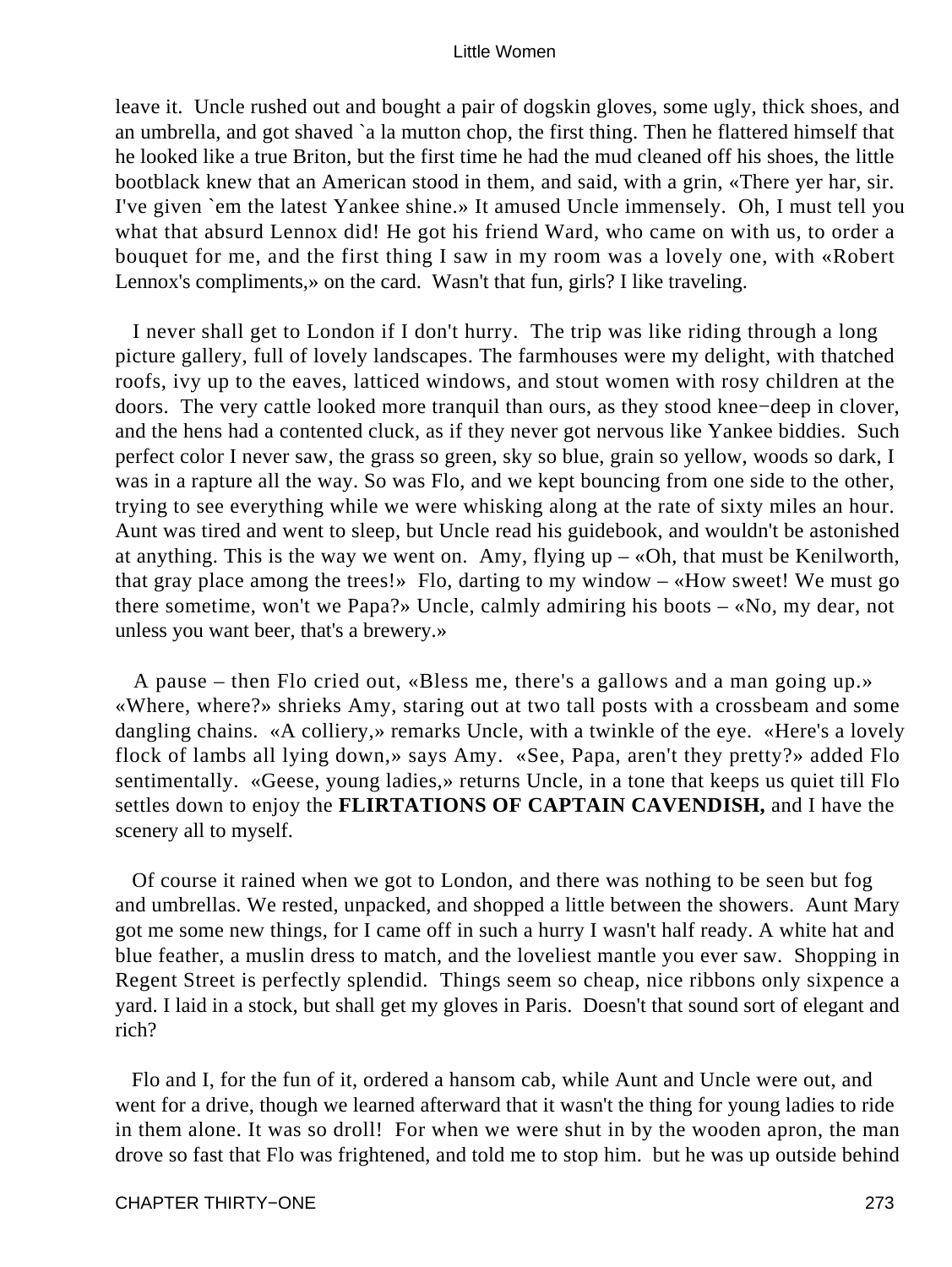leave it. Uncle rushed out and bought a pair of dogskin gloves, some ugly, thick shoes, and an umbrella, and got shaved `a la mutton chop, the first thing. Then he flattered himself that he looked like a true Briton, but the first time he had the mud cleaned off his shoes, the little bootblack knew that an American stood in them, and said, with a grin, «There yer har, sir. I've given `em the latest Yankee shine.» It amused Uncle immensely. Oh, I must tell you what that absurd Lennox did! He got his friend Ward, who came on with us, to order a bouquet for me, and the first thing I saw in my room was a lovely one, with «Robert Lennox's compliments,» on the card. Wasn't that fun, girls? I like traveling.

I never shall get to London if I don't hurry. The trip was like riding through a long picture gallery, full of lovely landscapes. The farmhouses were my delight, with thatched roofs, ivy up to the eaves, latticed windows, and stout women with rosy children at the doors. The very cattle looked more tranquil than ours, as they stood knee−deep in clover, and the hens had a contented cluck, as if they never got nervous like Yankee biddies. Such perfect color I never saw, the grass so green, sky so blue, grain so yellow, woods so dark, I was in a rapture all the way. So was Flo, and we kept bouncing from one side to the other, trying to see everything while we were whisking along at the rate of sixty miles an hour. Aunt was tired and went to sleep, but Uncle read his guidebook, and wouldn't be astonished at anything. This is the way we went on. Amy, flying up – «Oh, that must be Kenilworth, that gray place among the trees!» Flo, darting to my window – «How sweet! We must go there sometime, won't we Papa?» Uncle, calmly admiring his boots – «No, my dear, not unless you want beer, that's a brewery.»

A pause – then Flo cried out, «Bless me, there's a gallows and a man going up.» «Where, where?» shrieks Amy, staring out at two tall posts with a crossbeam and some dangling chains. «A colliery,» remarks Uncle, with a twinkle of the eye. «Here's a lovely flock of lambs all lying down,» says Amy. «See, Papa, aren't they pretty?» added Flo sentimentally. «Geese, young ladies,» returns Uncle, in a tone that keeps us quiet till Flo settles down to enjoy the **FLIRTATIONS OF CAPTAIN CAVENDISH,** and I have the scenery all to myself.

Of course it rained when we got to London, and there was nothing to be seen but fog and umbrellas. We rested, unpacked, and shopped a little between the showers. Aunt Mary got me some new things, for I came off in such a hurry I wasn't half ready. A white hat and blue feather, a muslin dress to match, and the loveliest mantle you ever saw. Shopping in Regent Street is perfectly splendid. Things seem so cheap, nice ribbons only sixpence a yard. I laid in a stock, but shall get my gloves in Paris. Doesn't that sound sort of elegant and rich?

Flo and I, for the fun of it, ordered a hansom cab, while Aunt and Uncle were out, and went for a drive, though we learned afterward that it wasn't the thing for young ladies to ride in them alone. It was so droll! For when we were shut in by the wooden apron, the man drove so fast that Flo was frightened, and told me to stop him. but he was up outside behind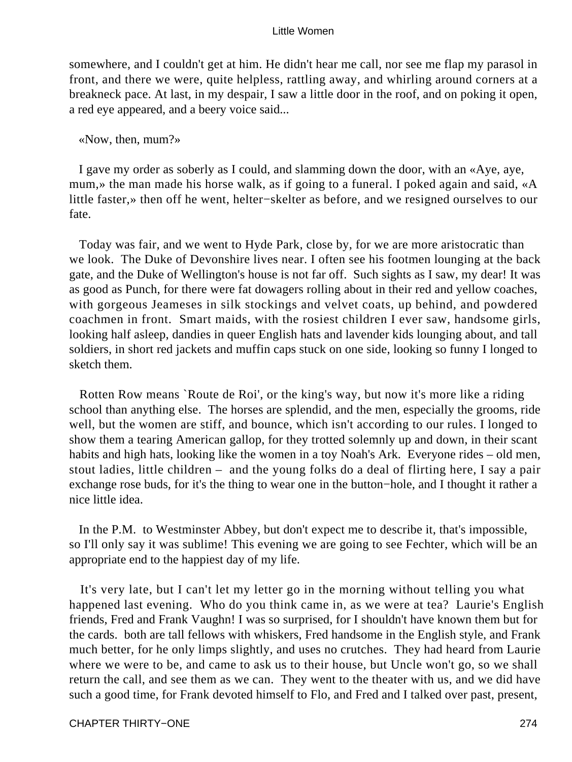somewhere, and I couldn't get at him. He didn't hear me call, nor see me flap my parasol in front, and there we were, quite helpless, rattling away, and whirling around corners at a breakneck pace. At last, in my despair, I saw a little door in the roof, and on poking it open, a red eye appeared, and a beery voice said...

«Now, then, mum?»

I gave my order as soberly as I could, and slamming down the door, with an «Aye, aye, mum,» the man made his horse walk, as if going to a funeral. I poked again and said, «A little faster,» then off he went, helter−skelter as before, and we resigned ourselves to our fate.

Today was fair, and we went to Hyde Park, close by, for we are more aristocratic than we look. The Duke of Devonshire lives near. I often see his footmen lounging at the back gate, and the Duke of Wellington's house is not far off. Such sights as I saw, my dear! It was as good as Punch, for there were fat dowagers rolling about in their red and yellow coaches, with gorgeous Jeameses in silk stockings and velvet coats, up behind, and powdered coachmen in front. Smart maids, with the rosiest children I ever saw, handsome girls, looking half asleep, dandies in queer English hats and lavender kids lounging about, and tall soldiers, in short red jackets and muffin caps stuck on one side, looking so funny I longed to sketch them.

Rotten Row means `Route de Roi', or the king's way, but now it's more like a riding school than anything else. The horses are splendid, and the men, especially the grooms, ride well, but the women are stiff, and bounce, which isn't according to our rules. I longed to show them a tearing American gallop, for they trotted solemnly up and down, in their scant habits and high hats, looking like the women in a toy Noah's Ark. Everyone rides – old men, stout ladies, little children – and the young folks do a deal of flirting here, I say a pair exchange rose buds, for it's the thing to wear one in the button−hole, and I thought it rather a nice little idea.

In the P.M. to Westminster Abbey, but don't expect me to describe it, that's impossible, so I'll only say it was sublime! This evening we are going to see Fechter, which will be an appropriate end to the happiest day of my life.

It's very late, but I can't let my letter go in the morning without telling you what happened last evening. Who do you think came in, as we were at tea? Laurie's English friends, Fred and Frank Vaughn! I was so surprised, for I shouldn't have known them but for the cards. both are tall fellows with whiskers, Fred handsome in the English style, and Frank much better, for he only limps slightly, and uses no crutches. They had heard from Laurie where we were to be, and came to ask us to their house, but Uncle won't go, so we shall return the call, and see them as we can. They went to the theater with us, and we did have such a good time, for Frank devoted himself to Flo, and Fred and I talked over past, present,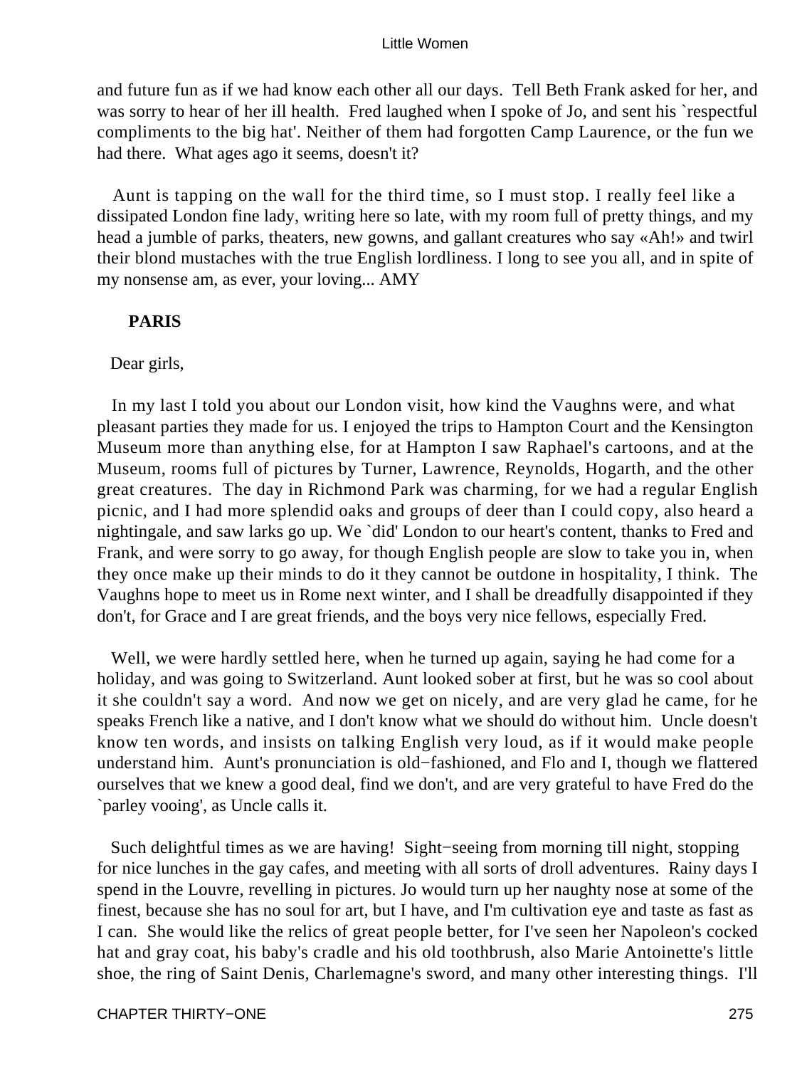and future fun as if we had know each other all our days. Tell Beth Frank asked for her, and was sorry to hear of her ill health. Fred laughed when I spoke of Jo, and sent his `respectful compliments to the big hat'. Neither of them had forgotten Camp Laurence, or the fun we had there. What ages ago it seems, doesn't it?

Aunt is tapping on the wall for the third time, so I must stop. I really feel like a dissipated London fine lady, writing here so late, with my room full of pretty things, and my head a jumble of parks, theaters, new gowns, and gallant creatures who say «Ah!» and twirl their blond mustaches with the true English lordliness. I long to see you all, and in spite of my nonsense am, as ever, your loving... AMY

**PARIS**

Dear girls,

In my last I told you about our London visit, how kind the Vaughns were, and what pleasant parties they made for us. I enjoyed the trips to Hampton Court and the Kensington Museum more than anything else, for at Hampton I saw Raphael's cartoons, and at the Museum, rooms full of pictures by Turner, Lawrence, Reynolds, Hogarth, and the other great creatures. The day in Richmond Park was charming, for we had a regular English picnic, and I had more splendid oaks and groups of deer than I could copy, also heard a nightingale, and saw larks go up. We `did' London to our heart's content, thanks to Fred and Frank, and were sorry to go away, for though English people are slow to take you in, when they once make up their minds to do it they cannot be outdone in hospitality, I think. The Vaughns hope to meet us in Rome next winter, and I shall be dreadfully disappointed if they don't, for Grace and I are great friends, and the boys very nice fellows, especially Fred.

Well, we were hardly settled here, when he turned up again, saying he had come for a holiday, and was going to Switzerland. Aunt looked sober at first, but he was so cool about it she couldn't say a word. And now we get on nicely, and are very glad he came, for he speaks French like a native, and I don't know what we should do without him. Uncle doesn't know ten words, and insists on talking English very loud, as if it would make people understand him. Aunt's pronunciation is old−fashioned, and Flo and I, though we flattered ourselves that we knew a good deal, find we don't, and are very grateful to have Fred do the `parley vooing', as Uncle calls it.

Such delightful times as we are having! Sight−seeing from morning till night, stopping for nice lunches in the gay cafes, and meeting with all sorts of droll adventures. Rainy days I spend in the Louvre, revelling in pictures. Jo would turn up her naughty nose at some of the finest, because she has no soul for art, but I have, and I'm cultivation eye and taste as fast as I can. She would like the relics of great people better, for I've seen her Napoleon's cocked hat and gray coat, his baby's cradle and his old toothbrush, also Marie Antoinette's little shoe, the ring of Saint Denis, Charlemagne's sword, and many other interesting things. I'll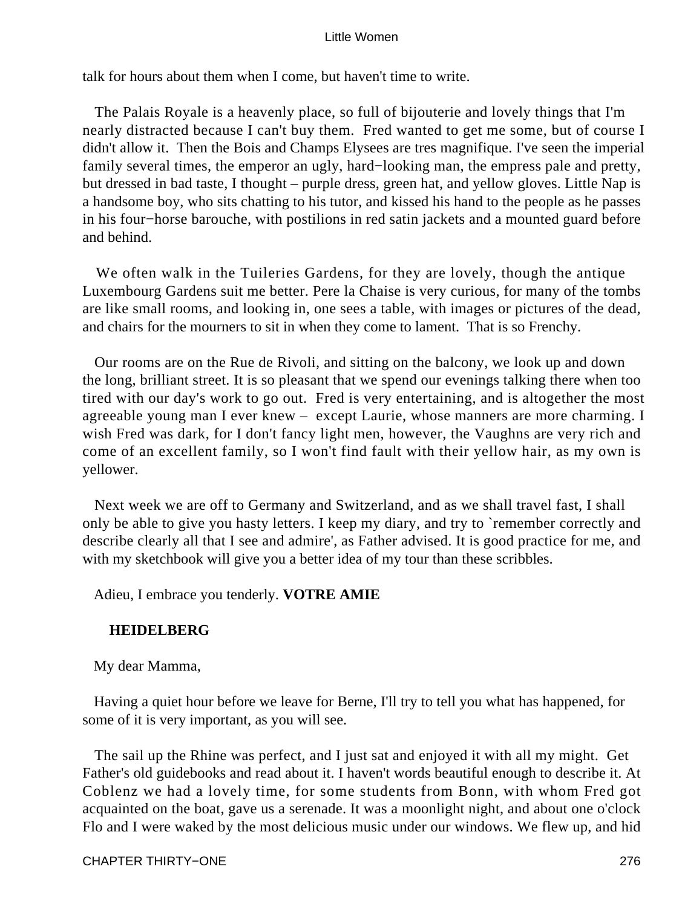talk for hours about them when I come, but haven't time to write.

The Palais Royale is a heavenly place, so full of bijouterie and lovely things that I'm nearly distracted because I can't buy them. Fred wanted to get me some, but of course I didn't allow it. Then the Bois and Champs Elysees are tres magnifique. I've seen the imperial family several times, the emperor an ugly, hard−looking man, the empress pale and pretty, but dressed in bad taste, I thought – purple dress, green hat, and yellow gloves. Little Nap is a handsome boy, who sits chatting to his tutor, and kissed his hand to the people as he passes in his four−horse barouche, with postilions in red satin jackets and a mounted guard before and behind.

We often walk in the Tuileries Gardens, for they are lovely, though the antique Luxembourg Gardens suit me better. Pere la Chaise is very curious, for many of the tombs are like small rooms, and looking in, one sees a table, with images or pictures of the dead, and chairs for the mourners to sit in when they come to lament. That is so Frenchy.

Our rooms are on the Rue de Rivoli, and sitting on the balcony, we look up and down the long, brilliant street. It is so pleasant that we spend our evenings talking there when too tired with our day's work to go out. Fred is very entertaining, and is altogether the most agreeable young man I ever knew – except Laurie, whose manners are more charming. I wish Fred was dark, for I don't fancy light men, however, the Vaughns are very rich and come of an excellent family, so I won't find fault with their yellow hair, as my own is yellower.

Next week we are off to Germany and Switzerland, and as we shall travel fast, I shall only be able to give you hasty letters. I keep my diary, and try to `remember correctly and describe clearly all that I see and admire', as Father advised. It is good practice for me, and with my sketchbook will give you a better idea of my tour than these scribbles.

Adieu, I embrace you tenderly. **VOTRE AMIE**

**HEIDELBERG**

My dear Mamma,

Having a quiet hour before we leave for Berne, I'll try to tell you what has happened, for some of it is very important, as you will see.

The sail up the Rhine was perfect, and I just sat and enjoyed it with all my might. Get Father's old guidebooks and read about it. I haven't words beautiful enough to describe it. At Coblenz we had a lovely time, for some students from Bonn, with whom Fred got acquainted on the boat, gave us a serenade. It was a moonlight night, and about one o'clock Flo and I were waked by the most delicious music under our windows. We flew up, and hid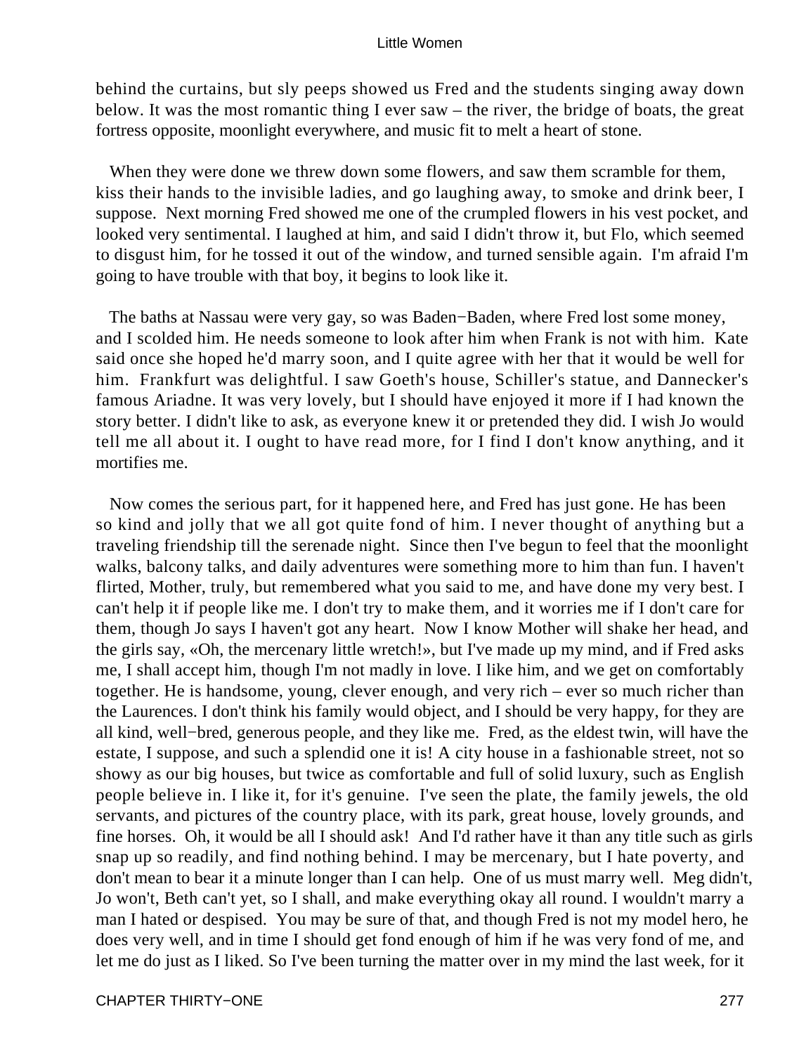behind the curtains, but sly peeps showed us Fred and the students singing away down below. It was the most romantic thing I ever saw – the river, the bridge of boats, the great fortress opposite, moonlight everywhere, and music fit to melt a heart of stone.

When they were done we threw down some flowers, and saw them scramble for them, kiss their hands to the invisible ladies, and go laughing away, to smoke and drink beer, I suppose. Next morning Fred showed me one of the crumpled flowers in his vest pocket, and looked very sentimental. I laughed at him, and said I didn't throw it, but Flo, which seemed to disgust him, for he tossed it out of the window, and turned sensible again. I'm afraid I'm going to have trouble with that boy, it begins to look like it.

The baths at Nassau were very gay, so was Baden−Baden, where Fred lost some money, and I scolded him. He needs someone to look after him when Frank is not with him. Kate said once she hoped he'd marry soon, and I quite agree with her that it would be well for him. Frankfurt was delightful. I saw Goeth's house, Schiller's statue, and Dannecker's famous Ariadne. It was very lovely, but I should have enjoyed it more if I had known the story better. I didn't like to ask, as everyone knew it or pretended they did. I wish Jo would tell me all about it. I ought to have read more, for I find I don't know anything, and it mortifies me.

Now comes the serious part, for it happened here, and Fred has just gone. He has been so kind and jolly that we all got quite fond of him. I never thought of anything but a traveling friendship till the serenade night. Since then I've begun to feel that the moonlight walks, balcony talks, and daily adventures were something more to him than fun. I haven't flirted, Mother, truly, but remembered what you said to me, and have done my very best. I can't help it if people like me. I don't try to make them, and it worries me if I don't care for them, though Jo says I haven't got any heart. Now I know Mother will shake her head, and the girls say, «Oh, the mercenary little wretch!», but I've made up my mind, and if Fred asks me, I shall accept him, though I'm not madly in love. I like him, and we get on comfortably together. He is handsome, young, clever enough, and very rich – ever so much richer than the Laurences. I don't think his family would object, and I should be very happy, for they are all kind, well−bred, generous people, and they like me. Fred, as the eldest twin, will have the estate, I suppose, and such a splendid one it is! A city house in a fashionable street, not so showy as our big houses, but twice as comfortable and full of solid luxury, such as English people believe in. I like it, for it's genuine. I've seen the plate, the family jewels, the old servants, and pictures of the country place, with its park, great house, lovely grounds, and fine horses. Oh, it would be all I should ask! And I'd rather have it than any title such as girls snap up so readily, and find nothing behind. I may be mercenary, but I hate poverty, and don't mean to bear it a minute longer than I can help. One of us must marry well. Meg didn't, Jo won't, Beth can't yet, so I shall, and make everything okay all round. I wouldn't marry a man I hated or despised. You may be sure of that, and though Fred is not my model hero, he does very well, and in time I should get fond enough of him if he was very fond of me, and let me do just as I liked. So I've been turning the matter over in my mind the last week, for it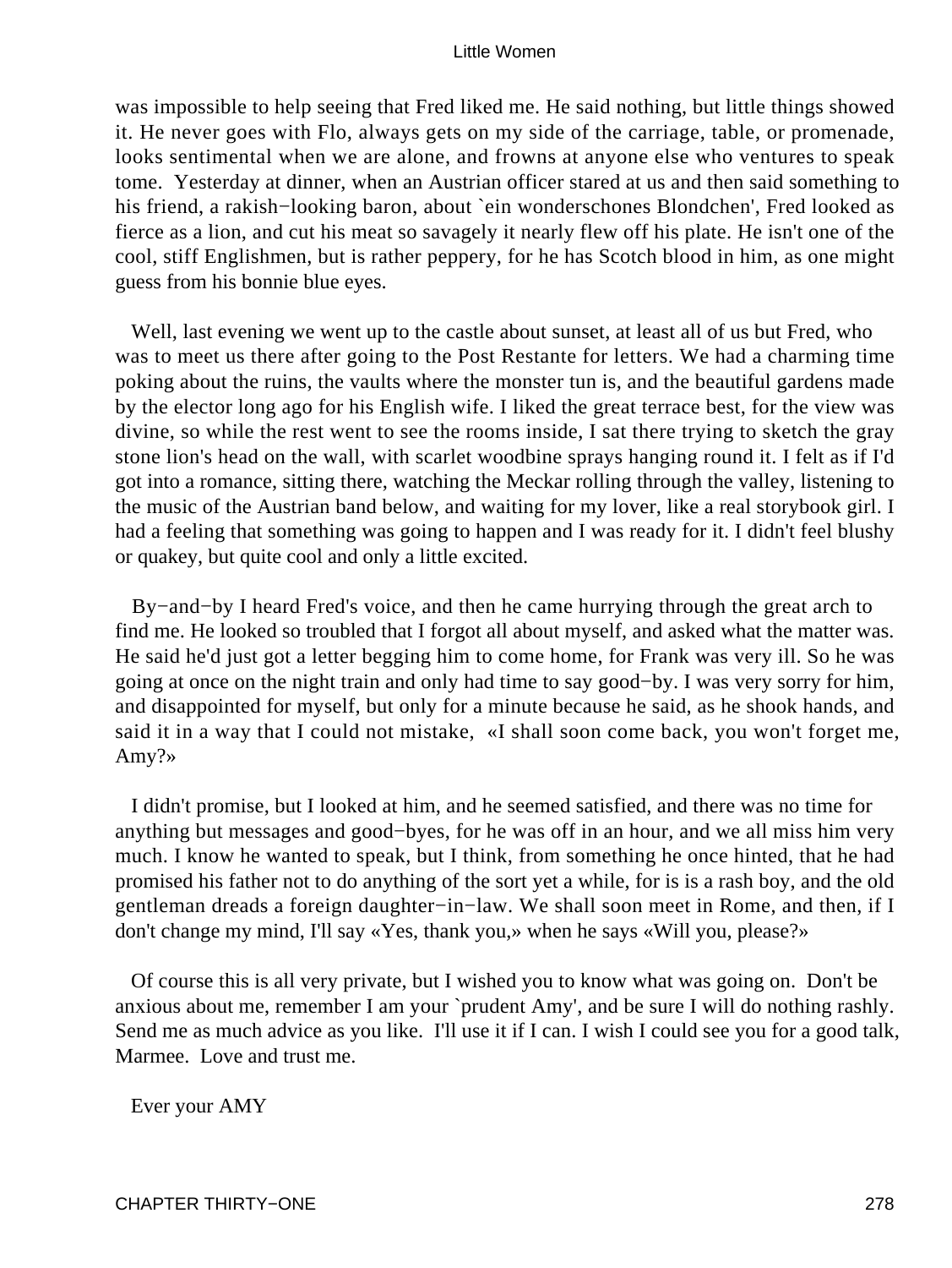was impossible to help seeing that Fred liked me. He said nothing, but little things showed it. He never goes with Flo, always gets on my side of the carriage, table, or promenade, looks sentimental when we are alone, and frowns at anyone else who ventures to speak tome. Yesterday at dinner, when an Austrian officer stared at us and then said something to his friend, a rakish−looking baron, about `ein wonderschones Blondchen', Fred looked as fierce as a lion, and cut his meat so savagely it nearly flew off his plate. He isn't one of the cool, stiff Englishmen, but is rather peppery, for he has Scotch blood in him, as one might guess from his bonnie blue eyes.

Well, last evening we went up to the castle about sunset, at least all of us but Fred, who was to meet us there after going to the Post Restante for letters. We had a charming time poking about the ruins, the vaults where the monster tun is, and the beautiful gardens made by the elector long ago for his English wife. I liked the great terrace best, for the view was divine, so while the rest went to see the rooms inside, I sat there trying to sketch the gray stone lion's head on the wall, with scarlet woodbine sprays hanging round it. I felt as if I'd got into a romance, sitting there, watching the Meckar rolling through the valley, listening to the music of the Austrian band below, and waiting for my lover, like a real storybook girl. I had a feeling that something was going to happen and I was ready for it. I didn't feel blushy or quakey, but quite cool and only a little excited.

By−and−by I heard Fred's voice, and then he came hurrying through the great arch to find me. He looked so troubled that I forgot all about myself, and asked what the matter was. He said he'd just got a letter begging him to come home, for Frank was very ill. So he was going at once on the night train and only had time to say good−by. I was very sorry for him, and disappointed for myself, but only for a minute because he said, as he shook hands, and said it in a way that I could not mistake, «I shall soon come back, you won't forget me, Amy?»

I didn't promise, but I looked at him, and he seemed satisfied, and there was no time for anything but messages and good−byes, for he was off in an hour, and we all miss him very much. I know he wanted to speak, but I think, from something he once hinted, that he had promised his father not to do anything of the sort yet a while, for is is a rash boy, and the old gentleman dreads a foreign daughter−in−law. We shall soon meet in Rome, and then, if I don't change my mind, I'll say «Yes, thank you,» when he says «Will you, please?»

Of course this is all very private, but I wished you to know what was going on. Don't be anxious about me, remember I am your `prudent Amy', and be sure I will do nothing rashly. Send me as much advice as you like. I'll use it if I can. I wish I could see you for a good talk, Marmee. Love and trust me.

Ever your AMY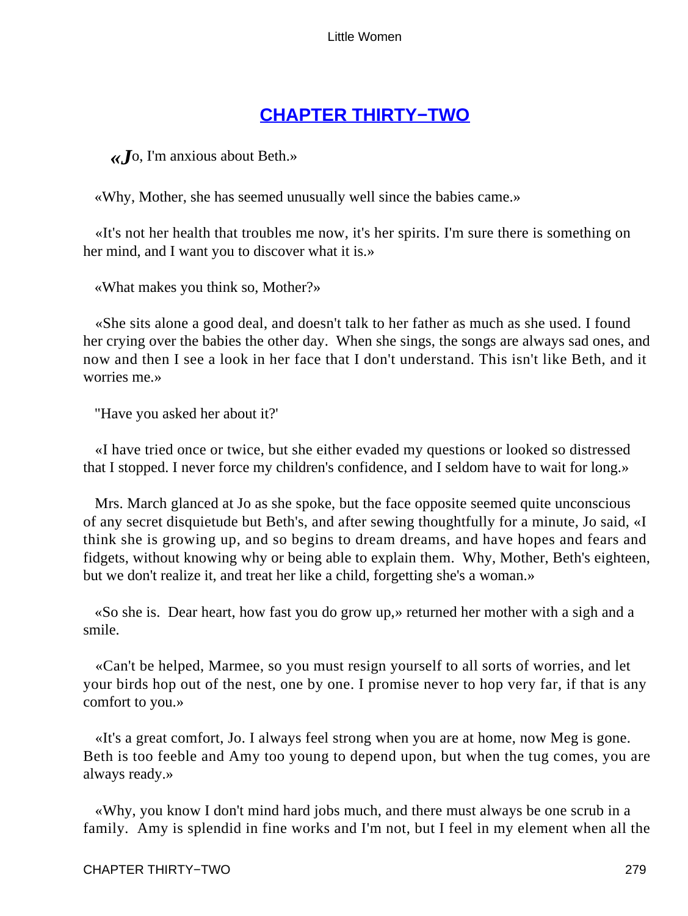## CHAPTER THIRTY−TWO

«Jo, I'm anxious about Beth.»

«Why, Mother, she has seemed unusually well since the babies came.»

«It's not her health that troubles me now, it's her spirits. I'm sure there is something on her mind, and I want you to discover what it is.»

«What makes you think so, Mother?»

«She sits alone a good deal, and doesn't talk to her father as much as she used. I found her crying over the babies the other day. When she sings, the songs are always sad ones, and now and then I see a look in her face that I don't understand. This isn't like Beth, and it worries me.»

"Have you asked her about it?'

«I have tried once or twice, but she either evaded my questions or looked so distressed that I stopped. I never force my children's confidence, and I seldom have to wait for long.»

Mrs. March glanced at Jo as she spoke, but the face opposite seemed quite unconscious of any secret disquietude but Beth's, and after sewing thoughtfully for a minute, Jo said, «I think she is growing up, and so begins to dream dreams, and have hopes and fears and fidgets, without knowing why or being able to explain them. Why, Mother, Beth's eighteen, but we don't realize it, and treat her like a child, forgetting she's a woman.»

«So she is. Dear heart, how fast you do grow up,» returned her mother with a sigh and a smile.

«Can't be helped, Marmee, so you must resign yourself to all sorts of worries, and let your birds hop out of the nest, one by one. I promise never to hop very far, if that is any comfort to you.»

«It's a great comfort, Jo. I always feel strong when you are at home, now Meg is gone. Beth is too feeble and Amy too young to depend upon, but when the tug comes, you are always ready.»

«Why, you know I don't mind hard jobs much, and there must always be one scrub in a family. Amy is splendid in fine works and I'm not, but I feel in my element when all the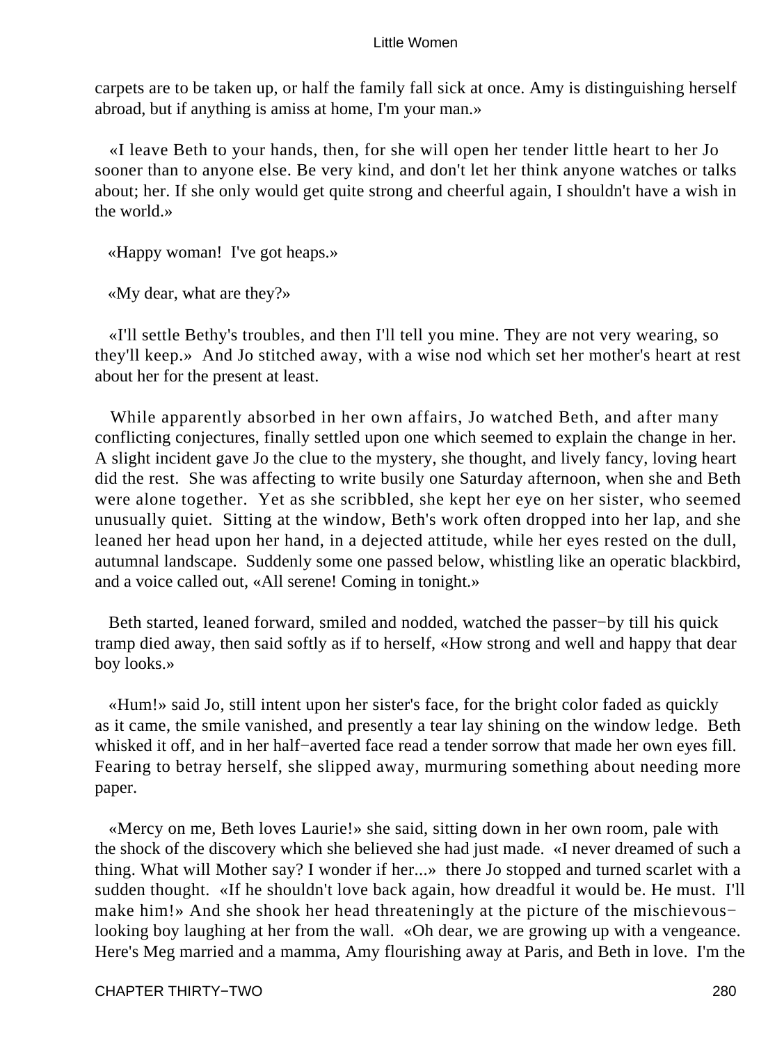carpets are to be taken up, or half the family fall sick at once. Amy is distinguishing herself abroad, but if anything is amiss at home, I'm your man.»

«I leave Beth to your hands, then, for she will open her tender little heart to her Jo sooner than to anyone else. Be very kind, and don't let her think anyone watches or talks about; her. If she only would get quite strong and cheerful again, I shouldn't have a wish in the world.»

«Happy woman! I've got heaps.»

«My dear, what are they?»

«I'll settle Bethy's troubles, and then I'll tell you mine. They are not very wearing, so they'll keep.» And Jo stitched away, with a wise nod which set her mother's heart at rest about her for the present at least.

While apparently absorbed in her own affairs, Jo watched Beth, and after many conflicting conjectures, finally settled upon one which seemed to explain the change in her. A slight incident gave Jo the clue to the mystery, she thought, and lively fancy, loving heart did the rest. She was affecting to write busily one Saturday afternoon, when she and Beth were alone together. Yet as she scribbled, she kept her eye on her sister, who seemed unusually quiet. Sitting at the window, Beth's work often dropped into her lap, and she leaned her head upon her hand, in a dejected attitude, while her eyes rested on the dull, autumnal landscape. Suddenly some one passed below, whistling like an operatic blackbird, and a voice called out, «All serene! Coming in tonight.»

Beth started, leaned forward, smiled and nodded, watched the passer-by till his quick tramp died away, then said softly as if to herself, «How strong and well and happy that dear boy looks.»

«Hum!» said Jo, still intent upon her sister's face, for the bright color faded as quickly as it came, the smile vanished, and presently a tear lay shining on the window ledge. Beth whisked it off, and in her half-averted face read a tender sorrow that made her own eyes fill. Fearing to betray herself, she slipped away, murmuring something about needing more paper.

«Mercy on me, Beth loves Laurie!» she said, sitting down in her own room, pale with the shock of the discovery which she believed she had just made. «I never dreamed of such a thing. What will Mother say? I wonder if her...» there Jo stopped and turned scarlet with a sudden thought. «If he shouldn't love back again, how dreadful it would be. He must. I'll make him!» And she shook her head threateningly at the picture of the mischievous-looking boy laughing at her from the wall. «Oh dear, we are growing up with a vengeance. Here's Meg married and a mamma, Amy flourishing away at Paris, and Beth in love. I'm the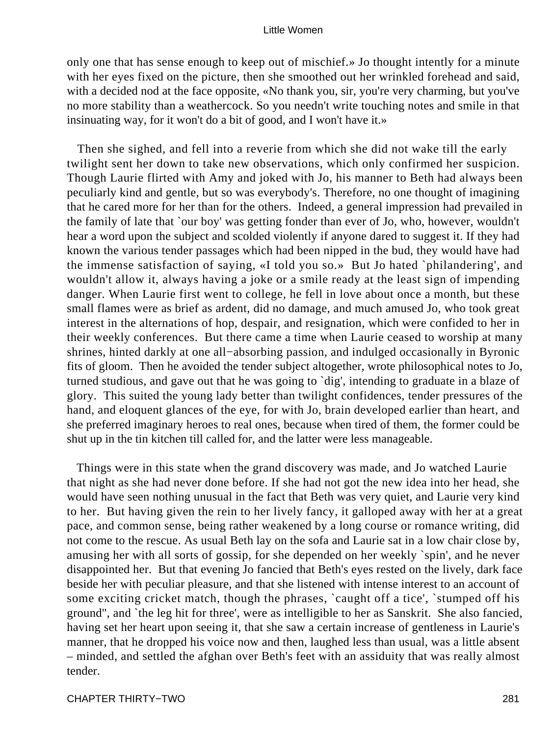only one that has sense enough to keep out of mischief.» Jo thought intently for a minute with her eyes fixed on the picture, then she smoothed out her wrinkled forehead and said, with a decided nod at the face opposite, «No thank you, sir, you're very charming, but you've no more stability than a weathercock. So you needn't write touching notes and smile in that insinuating way, for it won't do a bit of good, and I won't have it.»

Then she sighed, and fell into a reverie from which she did not wake till the early twilight sent her down to take new observations, which only confirmed her suspicion. Though Laurie flirted with Amy and joked with Jo, his manner to Beth had always been peculiarly kind and gentle, but so was everybody's. Therefore, no one thought of imagining that he cared more for her than for the others. Indeed, a general impression had prevailed in the family of late that `our boy' was getting fonder than ever of Jo, who, however, wouldn't hear a word upon the subject and scolded violently if anyone dared to suggest it. If they had known the various tender passages which had been nipped in the bud, they would have had the immense satisfaction of saying, «I told you so.» But Jo hated `philandering', and wouldn't allow it, always having a joke or a smile ready at the least sign of impending danger. When Laurie first went to college, he fell in love about once a month, but these small flames were as brief as ardent, did no damage, and much amused Jo, who took great interest in the alternations of hop, despair, and resignation, which were confided to her in their weekly conferences. But there came a time when Laurie ceased to worship at many shrines, hinted darkly at one all−absorbing passion, and indulged occasionally in Byronic fits of gloom. Then he avoided the tender subject altogether, wrote philosophical notes to Jo, turned studious, and gave out that he was going to `dig', intending to graduate in a blaze of glory. This suited the young lady better than twilight confidences, tender pressures of the hand, and eloquent glances of the eye, for with Jo, brain developed earlier than heart, and she preferred imaginary heroes to real ones, because when tired of them, the former could be shut up in the tin kitchen till called for, and the latter were less manageable.

Things were in this state when the grand discovery was made, and Jo watched Laurie that night as she had never done before. If she had not got the new idea into her head, she would have seen nothing unusual in the fact that Beth was very quiet, and Laurie very kind to her. But having given the rein to her lively fancy, it galloped away with her at a great pace, and common sense, being rather weakened by a long course or romance writing, did not come to the rescue. As usual Beth lay on the sofa and Laurie sat in a low chair close by, amusing her with all sorts of gossip, for she depended on her weekly `spin', and he never disappointed her. But that evening Jo fancied that Beth's eyes rested on the lively, dark face beside her with peculiar pleasure, and that she listened with intense interest to an account of some exciting cricket match, though the phrases, `caught off a tice', `stumped off his ground'', and `the leg hit for three', were as intelligible to her as Sanskrit. She also fancied, having set her heart upon seeing it, that she saw a certain increase of gentleness in Laurie's manner, that he dropped his voice now and then, laughed less than usual, was a little absent – minded, and settled the afghan over Beth's feet with an assiduity that was really almost tender.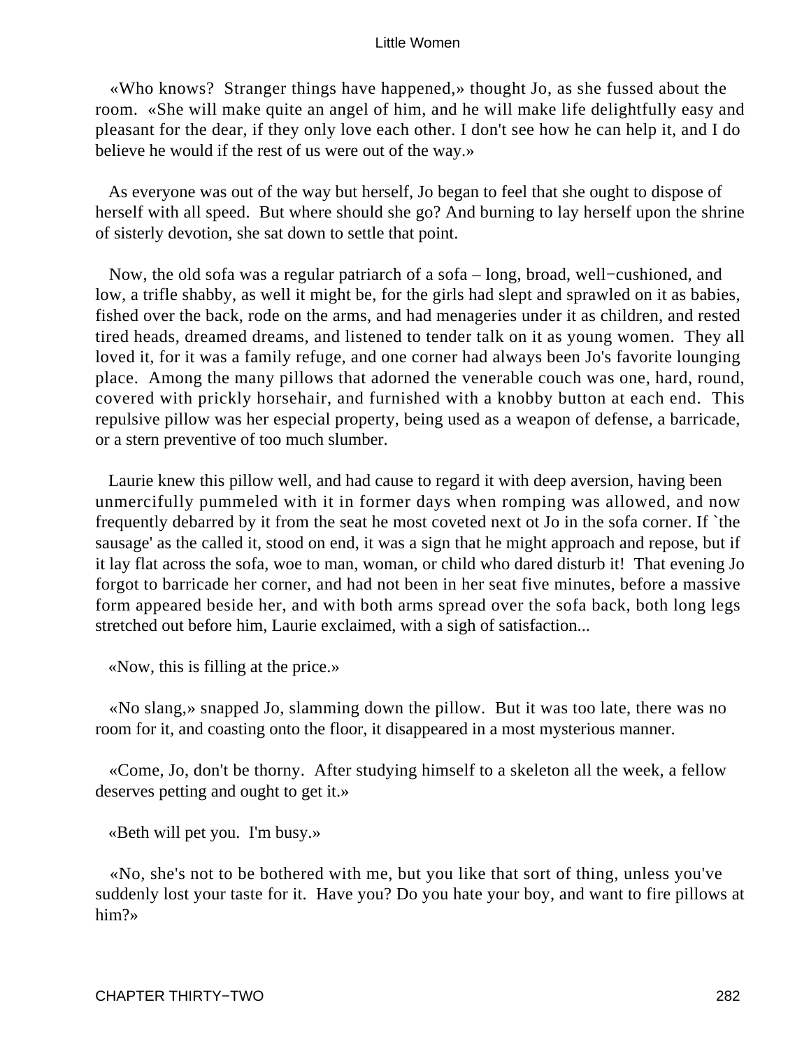«Who knows? Stranger things have happened,» thought Jo, as she fussed about the room. «She will make quite an angel of him, and he will make life delightfully easy and pleasant for the dear, if they only love each other. I don't see how he can help it, and I do believe he would if the rest of us were out of the way.»

As everyone was out of the way but herself, Jo began to feel that she ought to dispose of herself with all speed. But where should she go? And burning to lay herself upon the shrine of sisterly devotion, she sat down to settle that point.

Now, the old sofa was a regular patriarch of a sofa – long, broad, well−cushioned, and low, a trifle shabby, as well it might be, for the girls had slept and sprawled on it as babies, fished over the back, rode on the arms, and had menageries under it as children, and rested tired heads, dreamed dreams, and listened to tender talk on it as young women. They all loved it, for it was a family refuge, and one corner had always been Jo's favorite lounging place. Among the many pillows that adorned the venerable couch was one, hard, round, covered with prickly horsehair, and furnished with a knobby button at each end. This repulsive pillow was her especial property, being used as a weapon of defense, a barricade, or a stern preventive of too much slumber.

Laurie knew this pillow well, and had cause to regard it with deep aversion, having been unmercifully pummeled with it in former days when romping was allowed, and now frequently debarred by it from the seat he most coveted next ot Jo in the sofa corner. If `the sausage' as the called it, stood on end, it was a sign that he might approach and repose, but if it lay flat across the sofa, woe to man, woman, or child who dared disturb it! That evening Jo forgot to barricade her corner, and had not been in her seat five minutes, before a massive form appeared beside her, and with both arms spread over the sofa back, both long legs stretched out before him, Laurie exclaimed, with a sigh of satisfaction...

«Now, this is filling at the price.»

«No slang,» snapped Jo, slamming down the pillow. But it was too late, there was no room for it, and coasting onto the floor, it disappeared in a most mysterious manner.

«Come, Jo, don't be thorny. After studying himself to a skeleton all the week, a fellow deserves petting and ought to get it.»

«Beth will pet you. I'm busy.»

«No, she's not to be bothered with me, but you like that sort of thing, unless you've suddenly lost your taste for it. Have you? Do you hate your boy, and want to fire pillows at him?»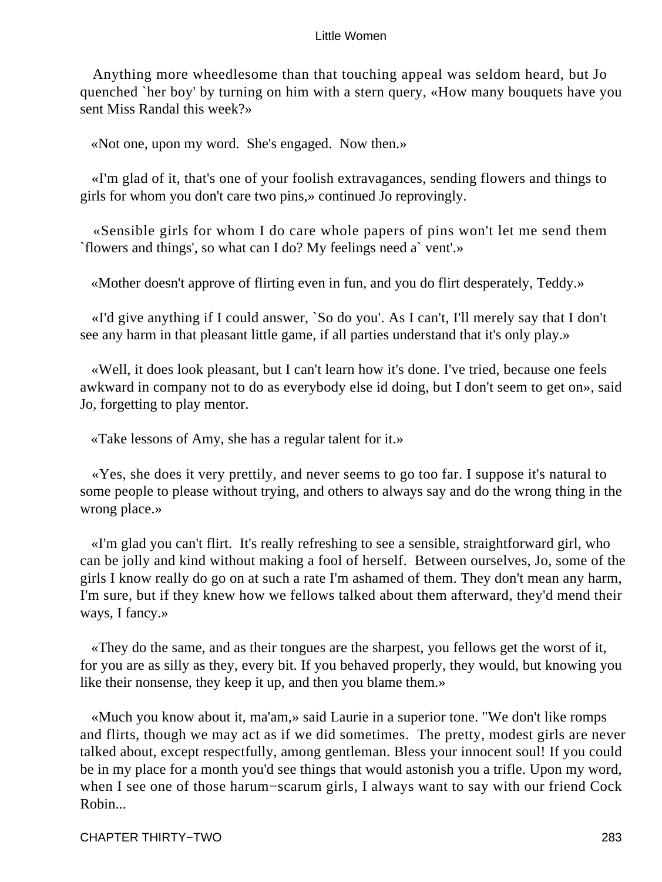Anything more wheedlesome than that touching appeal was seldom heard, but Jo quenched `her boy' by turning on him with a stern query, «How many bouquets have you sent Miss Randal this week?»

«Not one, upon my word. She's engaged. Now then.»

«I'm glad of it, that's one of your foolish extravagances, sending flowers and things to girls for whom you don't care two pins,» continued Jo reprovingly.

«Sensible girls for whom I do care whole papers of pins won't let me send them `flowers and things', so what can I do? My feelings need a` vent'.»

«Mother doesn't approve of flirting even in fun, and you do flirt desperately, Teddy.»

«I'd give anything if I could answer, `So do you'. As I can't, I'll merely say that I don't see any harm in that pleasant little game, if all parties understand that it's only play.»

«Well, it does look pleasant, but I can't learn how it's done. I've tried, because one feels awkward in company not to do as everybody else id doing, but I don't seem to get on», said Jo, forgetting to play mentor.

«Take lessons of Amy, she has a regular talent for it.»

«Yes, she does it very prettily, and never seems to go too far. I suppose it's natural to some people to please without trying, and others to always say and do the wrong thing in the wrong place.»

«I'm glad you can't flirt. It's really refreshing to see a sensible, straightforward girl, who can be jolly and kind without making a fool of herself. Between ourselves, Jo, some of the girls I know really do go on at such a rate I'm ashamed of them. They don't mean any harm, I'm sure, but if they knew how we fellows talked about them afterward, they'd mend their ways, I fancy.»

«They do the same, and as their tongues are the sharpest, you fellows get the worst of it, for you are as silly as they, every bit. If you behaved properly, they would, but knowing you like their nonsense, they keep it up, and then you blame them.»

«Much you know about it, ma'am,» said Laurie in a superior tone. "We don't like romps and flirts, though we may act as if we did sometimes. The pretty, modest girls are never talked about, except respectfully, among gentleman. Bless your innocent soul! If you could be in my place for a month you'd see things that would astonish you a trifle. Upon my word, when I see one of those harum−scarum girls, I always want to say with our friend Cock Robin...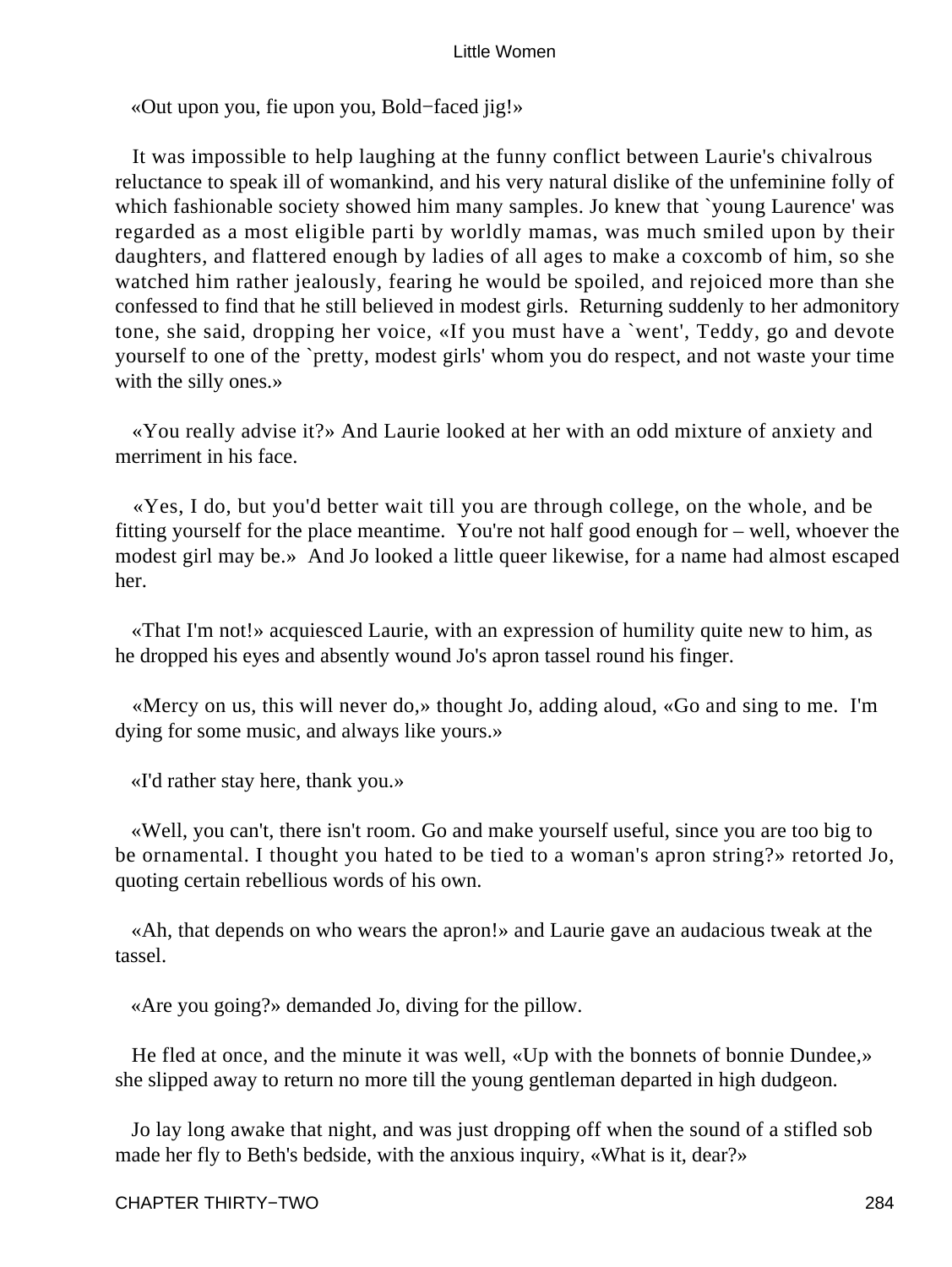«Out upon you, fie upon you, Bold−faced jig!»

It was impossible to help laughing at the funny conflict between Laurie's chivalrous reluctance to speak ill of womankind, and his very natural dislike of the unfeminine folly of which fashionable society showed him many samples. Jo knew that `young Laurence' was regarded as a most eligible parti by worldly mamas, was much smiled upon by their daughters, and flattered enough by ladies of all ages to make a coxcomb of him, so she watched him rather jealously, fearing he would be spoiled, and rejoiced more than she confessed to find that he still believed in modest girls. Returning suddenly to her admonitory tone, she said, dropping her voice, «If you must have a `went', Teddy, go and devote yourself to one of the `pretty, modest girls' whom you do respect, and not waste your time with the silly ones.»

«You really advise it?» And Laurie looked at her with an odd mixture of anxiety and merriment in his face.

«Yes, I do, but you'd better wait till you are through college, on the whole, and be fitting yourself for the place meantime. You're not half good enough for – well, whoever the modest girl may be.» And Jo looked a little queer likewise, for a name had almost escaped her.

«That I'm not!» acquiesced Laurie, with an expression of humility quite new to him, as he dropped his eyes and absently wound Jo's apron tassel round his finger.

«Mercy on us, this will never do,» thought Jo, adding aloud, «Go and sing to me. I'm dying for some music, and always like yours.»

«I'd rather stay here, thank you.»

«Well, you can't, there isn't room. Go and make yourself useful, since you are too big to be ornamental. I thought you hated to be tied to a woman's apron string?» retorted Jo, quoting certain rebellious words of his own.

«Ah, that depends on who wears the apron!» and Laurie gave an audacious tweak at the tassel.

«Are you going?» demanded Jo, diving for the pillow.

He fled at once, and the minute it was well, «Up with the bonnets of bonnie Dundee,» she slipped away to return no more till the young gentleman departed in high dudgeon.

Jo lay long awake that night, and was just dropping off when the sound of a stifled sob made her fly to Beth's bedside, with the anxious inquiry, «What is it, dear?»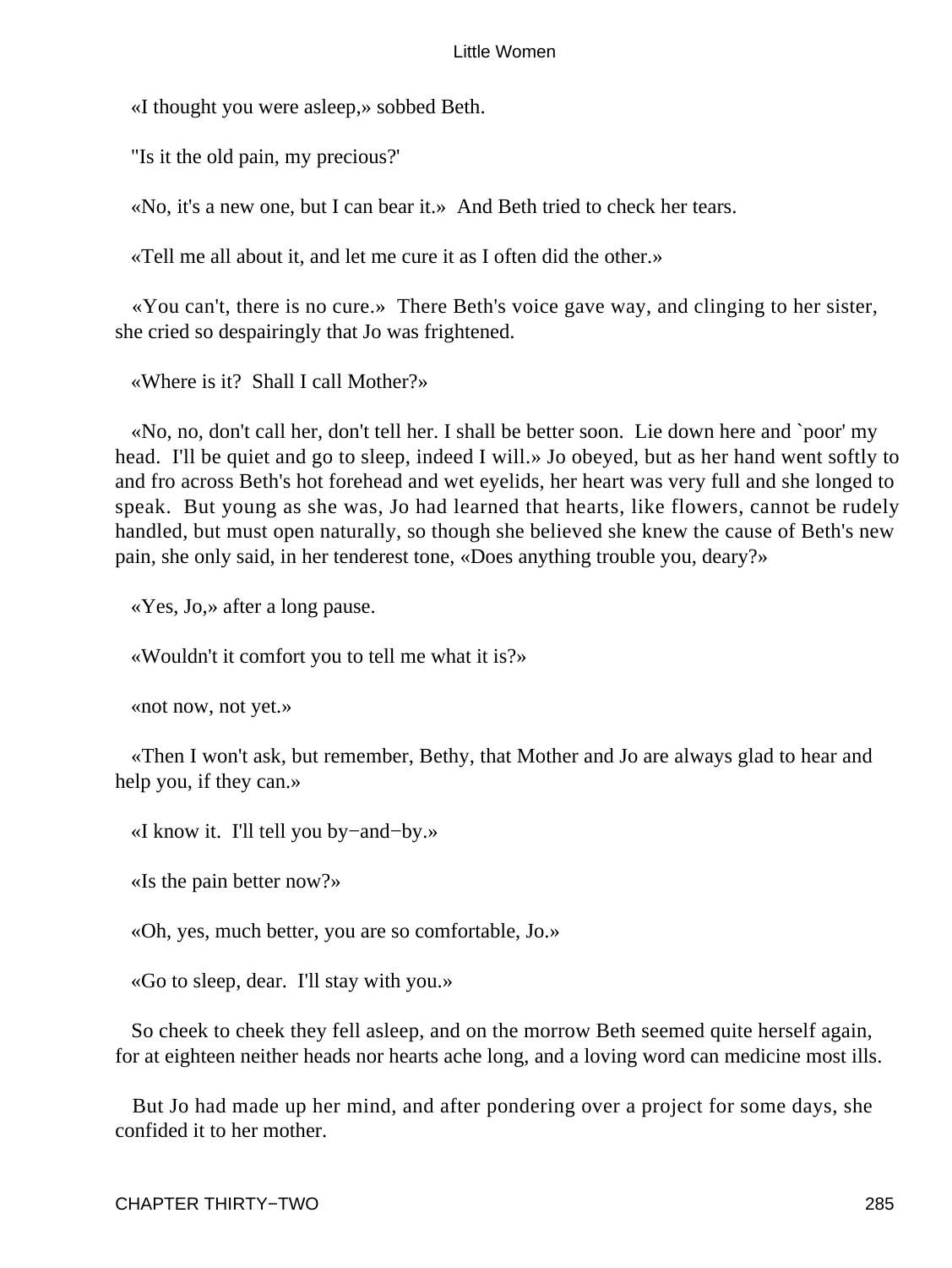«I thought you were asleep,» sobbed Beth.

"Is it the old pain, my precious?'

«No, it's a new one, but I can bear it.» And Beth tried to check her tears.

«Tell me all about it, and let me cure it as I often did the other.»

«You can't, there is no cure.» There Beth's voice gave way, and clinging to her sister, she cried so despairingly that Jo was frightened.

«Where is it? Shall I call Mother?»

«No, no, don't call her, don't tell her. I shall be better soon. Lie down here and `poor' my head. I'll be quiet and go to sleep, indeed I will.» Jo obeyed, but as her hand went softly to and fro across Beth's hot forehead and wet eyelids, her heart was very full and she longed to speak. But young as she was, Jo had learned that hearts, like flowers, cannot be rudely handled, but must open naturally, so though she believed she knew the cause of Beth's new pain, she only said, in her tenderest tone, «Does anything trouble you, deary?»

«Yes, Jo,» after a long pause.

«Wouldn't it comfort you to tell me what it is?»

«not now, not yet.»

«Then I won't ask, but remember, Bethy, that Mother and Jo are always glad to hear and help you, if they can.»

«I know it. I'll tell you by−and−by.»

«Is the pain better now?»

«Oh, yes, much better, you are so comfortable, Jo.»

«Go to sleep, dear. I'll stay with you.»

So cheek to cheek they fell asleep, and on the morrow Beth seemed quite herself again, for at eighteen neither heads nor hearts ache long, and a loving word can medicine most ills.

But Jo had made up her mind, and after pondering over a project for some days, she confided it to her mother.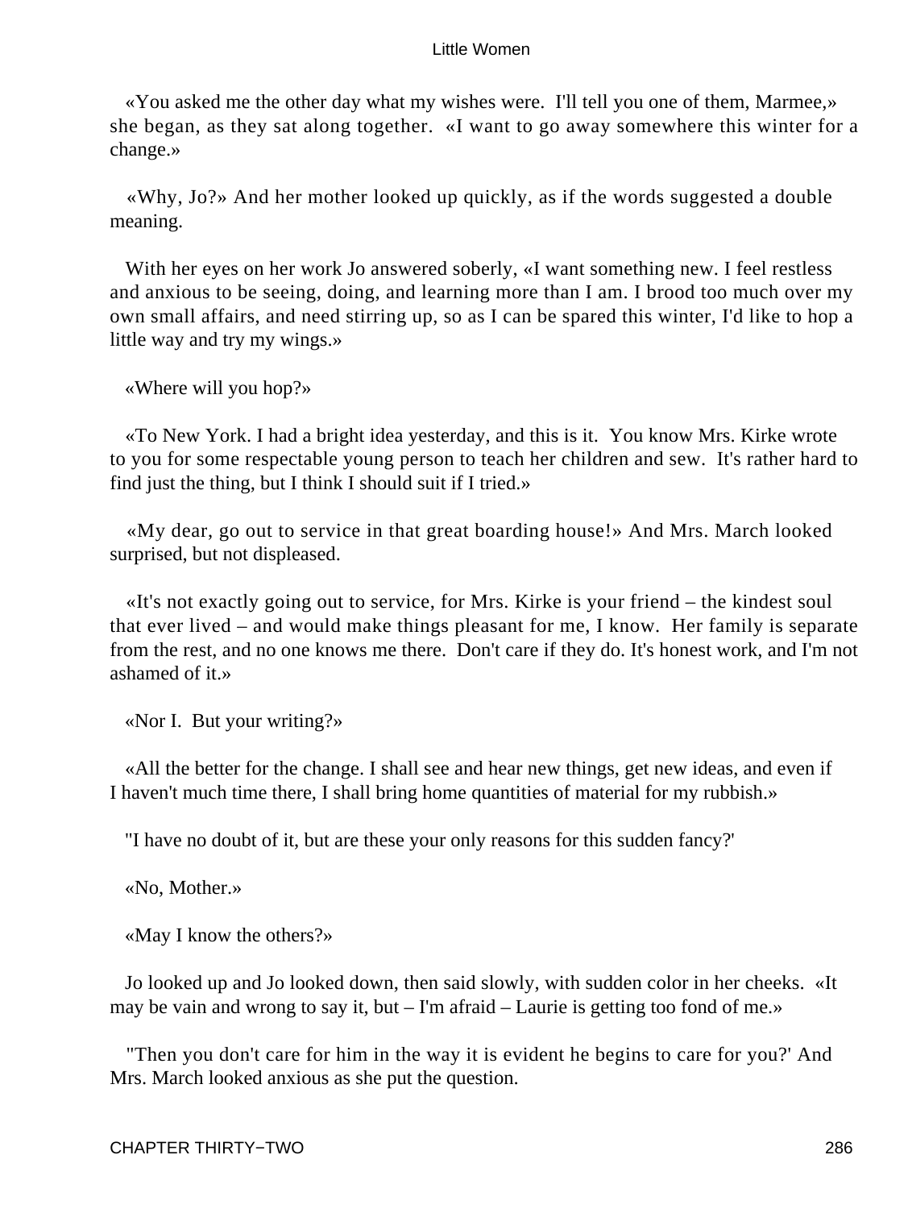«You asked me the other day what my wishes were. I'll tell you one of them, Marmee,» she began, as they sat along together. «I want to go away somewhere this winter for a change.»

«Why, Jo?» And her mother looked up quickly, as if the words suggested a double meaning.

With her eyes on her work Jo answered soberly, «I want something new. I feel restless and anxious to be seeing, doing, and learning more than I am. I brood too much over my own small affairs, and need stirring up, so as I can be spared this winter, I'd like to hop a little way and try my wings.»

«Where will you hop?»

«To New York. I had a bright idea yesterday, and this is it. You know Mrs. Kirke wrote to you for some respectable young person to teach her children and sew. It's rather hard to find just the thing, but I think I should suit if I tried.»

«My dear, go out to service in that great boarding house!» And Mrs. March looked surprised, but not displeased.

«It's not exactly going out to service, for Mrs. Kirke is your friend – the kindest soul that ever lived – and would make things pleasant for me, I know. Her family is separate from the rest, and no one knows me there. Don't care if they do. It's honest work, and I'm not ashamed of it.»

«Nor I. But your writing?»

«All the better for the change. I shall see and hear new things, get new ideas, and even if I haven't much time there, I shall bring home quantities of material for my rubbish.»

"I have no doubt of it, but are these your only reasons for this sudden fancy?'

«No, Mother.»

«May I know the others?»

Jo looked up and Jo looked down, then said slowly, with sudden color in her cheeks. «It may be vain and wrong to say it, but – I'm afraid – Laurie is getting too fond of me.»

"Then you don't care for him in the way it is evident he begins to care for you?' And Mrs. March looked anxious as she put the question.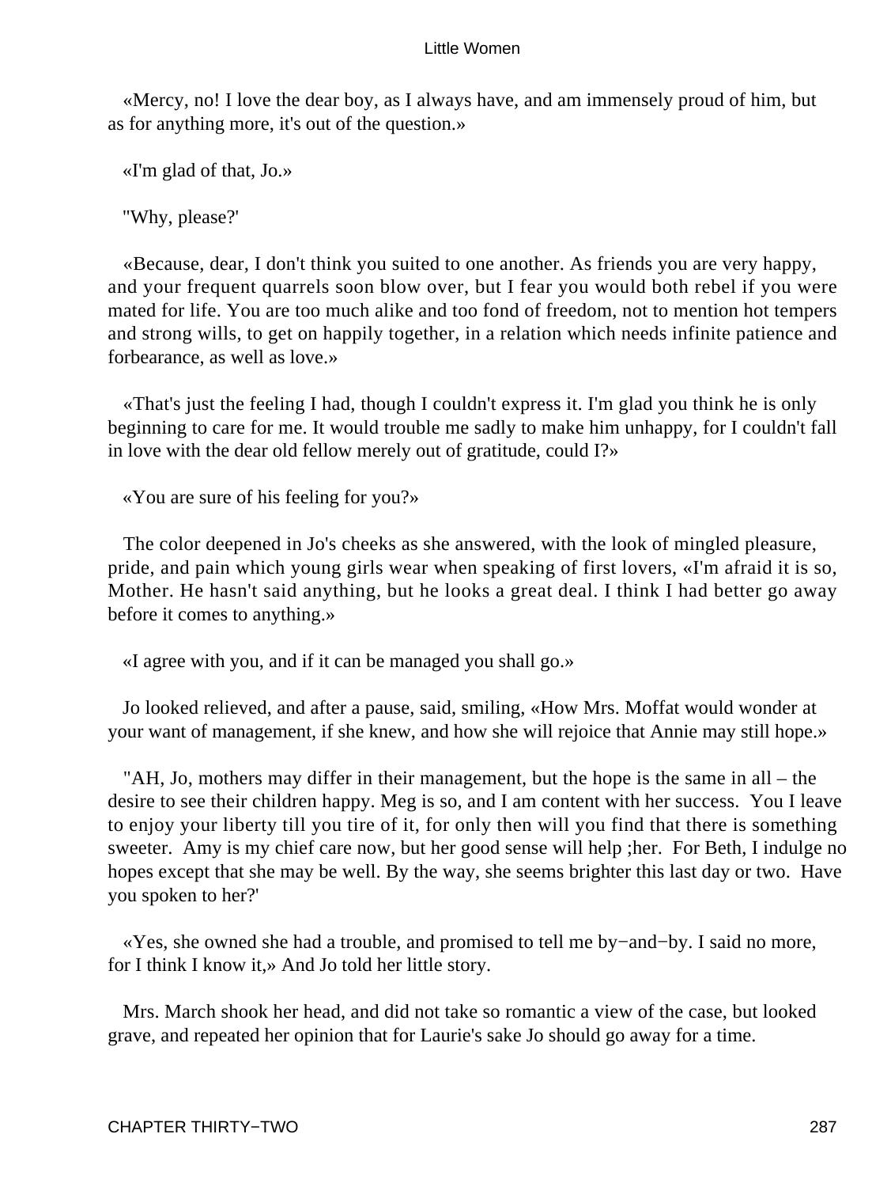«Mercy, no! I love the dear boy, as I always have, and am immensely proud of him, but as for anything more, it's out of the question.»

«I'm glad of that, Jo.»

"Why, please?'

«Because, dear, I don't think you suited to one another. As friends you are very happy, and your frequent quarrels soon blow over, but I fear you would both rebel if you were mated for life. You are too much alike and too fond of freedom, not to mention hot tempers and strong wills, to get on happily together, in a relation which needs infinite patience and forbearance, as well as love.»

«That's just the feeling I had, though I couldn't express it. I'm glad you think he is only beginning to care for me. It would trouble me sadly to make him unhappy, for I couldn't fall in love with the dear old fellow merely out of gratitude, could I?»

«You are sure of his feeling for you?»

The color deepened in Jo's cheeks as she answered, with the look of mingled pleasure, pride, and pain which young girls wear when speaking of first lovers, «I'm afraid it is so, Mother. He hasn't said anything, but he looks a great deal. I think I had better go away before it comes to anything.»

«I agree with you, and if it can be managed you shall go.»

Jo looked relieved, and after a pause, said, smiling, «How Mrs. Moffat would wonder at your want of management, if she knew, and how she will rejoice that Annie may still hope.»

"AH, Jo, mothers may differ in their management, but the hope is the same in all – the desire to see their children happy. Meg is so, and I am content with her success. You I leave to enjoy your liberty till you tire of it, for only then will you find that there is something sweeter. Amy is my chief care now, but her good sense will help ;her. For Beth, I indulge no hopes except that she may be well. By the way, she seems brighter this last day or two. Have you spoken to her?'

«Yes, she owned she had a trouble, and promised to tell me by−and−by. I said no more, for I think I know it,» And Jo told her little story.

Mrs. March shook her head, and did not take so romantic a view of the case, but looked grave, and repeated her opinion that for Laurie's sake Jo should go away for a time.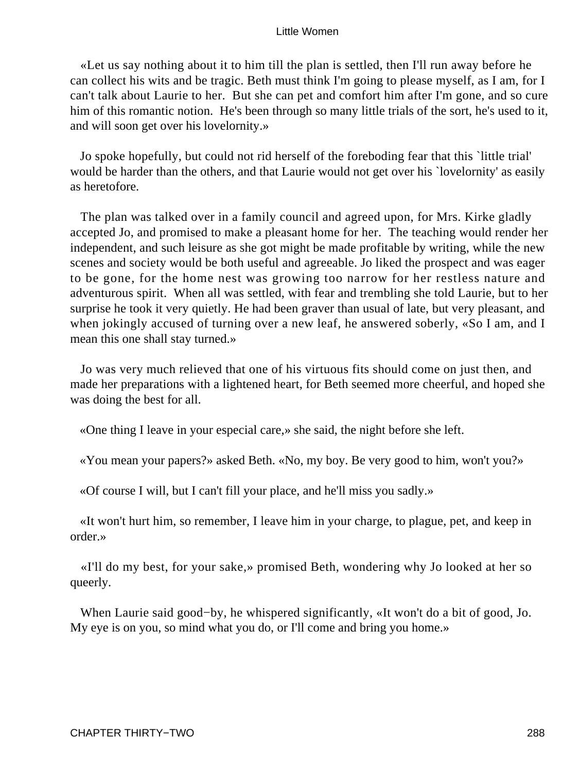«Let us say nothing about it to him till the plan is settled, then I'll run away before he can collect his wits and be tragic. Beth must think I'm going to please myself, as I am, for I can't talk about Laurie to her. But she can pet and comfort him after I'm gone, and so cure him of this romantic notion. He's been through so many little trials of the sort, he's used to it, and will soon get over his lovelornity.»

Jo spoke hopefully, but could not rid herself of the foreboding fear that this `little trial' would be harder than the others, and that Laurie would not get over his `lovelornity' as easily as heretofore.

The plan was talked over in a family council and agreed upon, for Mrs. Kirke gladly accepted Jo, and promised to make a pleasant home for her. The teaching would render her independent, and such leisure as she got might be made profitable by writing, while the new scenes and society would be both useful and agreeable. Jo liked the prospect and was eager to be gone, for the home nest was growing too narrow for her restless nature and adventurous spirit. When all was settled, with fear and trembling she told Laurie, but to her surprise he took it very quietly. He had been graver than usual of late, but very pleasant, and when jokingly accused of turning over a new leaf, he answered soberly, «So I am, and I mean this one shall stay turned.»

Jo was very much relieved that one of his virtuous fits should come on just then, and made her preparations with a lightened heart, for Beth seemed more cheerful, and hoped she was doing the best for all.

«One thing I leave in your especial care,» she said, the night before she left.

«You mean your papers?» asked Beth. «No, my boy. Be very good to him, won't you?»

«Of course I will, but I can't fill your place, and he'll miss you sadly.»

«It won't hurt him, so remember, I leave him in your charge, to plague, pet, and keep in order.»

«I'll do my best, for your sake,» promised Beth, wondering why Jo looked at her so queerly.

When Laurie said good−by, he whispered significantly, «It won't do a bit of good, Jo. My eye is on you, so mind what you do, or I'll come and bring you home.»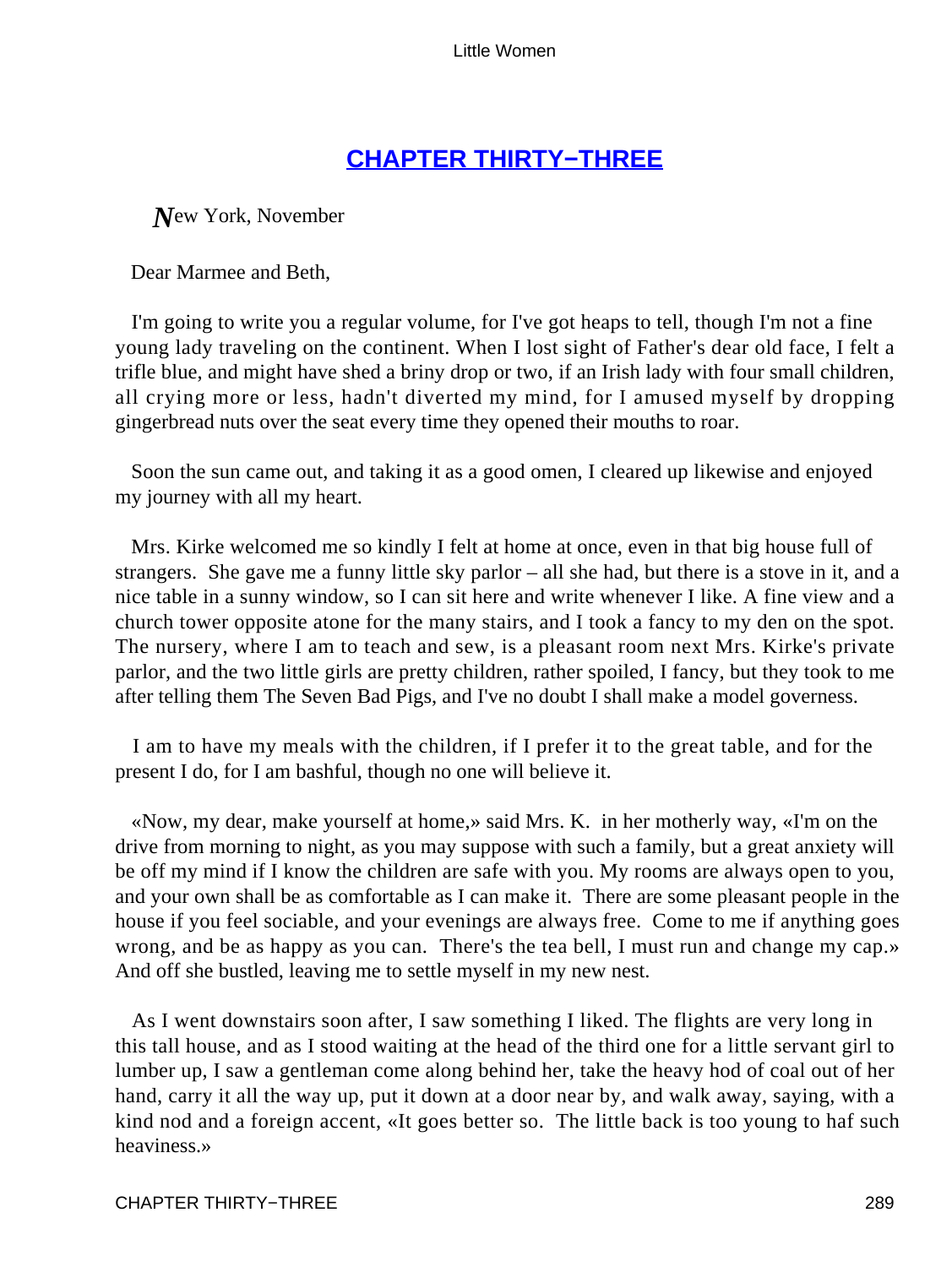## CHAPTER THIRTY−THREE

New York, November

Dear Marmee and Beth,

I'm going to write you a regular volume, for I've got heaps to tell, though I'm not a fine young lady traveling on the continent. When I lost sight of Father's dear old face, I felt a trifle blue, and might have shed a briny drop or two, if an Irish lady with four small children, all crying more or less, hadn't diverted my mind, for I amused myself by dropping gingerbread nuts over the seat every time they opened their mouths to roar.

Soon the sun came out, and taking it as a good omen, I cleared up likewise and enjoyed my journey with all my heart.

Mrs. Kirke welcomed me so kindly I felt at home at once, even in that big house full of strangers. She gave me a funny little sky parlor – all she had, but there is a stove in it, and a nice table in a sunny window, so I can sit here and write whenever I like. A fine view and a church tower opposite atone for the many stairs, and I took a fancy to my den on the spot. The nursery, where I am to teach and sew, is a pleasant room next Mrs. Kirke's private parlor, and the two little girls are pretty children, rather spoiled, I fancy, but they took to me after telling them The Seven Bad Pigs, and I've no doubt I shall make a model governess.

I am to have my meals with the children, if I prefer it to the great table, and for the present I do, for I am bashful, though no one will believe it.

«Now, my dear, make yourself at home,» said Mrs. K. in her motherly way, «I'm on the drive from morning to night, as you may suppose with such a family, but a great anxiety will be off my mind if I know the children are safe with you. My rooms are always open to you, and your own shall be as comfortable as I can make it. There are some pleasant people in the house if you feel sociable, and your evenings are always free. Come to me if anything goes wrong, and be as happy as you can. There's the tea bell, I must run and change my cap.» And off she bustled, leaving me to settle myself in my new nest.

As I went downstairs soon after, I saw something I liked. The flights are very long in this tall house, and as I stood waiting at the head of the third one for a little servant girl to lumber up, I saw a gentleman come along behind her, take the heavy hod of coal out of her hand, carry it all the way up, put it down at a door near by, and walk away, saying, with a kind nod and a foreign accent, «It goes better so. The little back is too young to haf such heaviness.»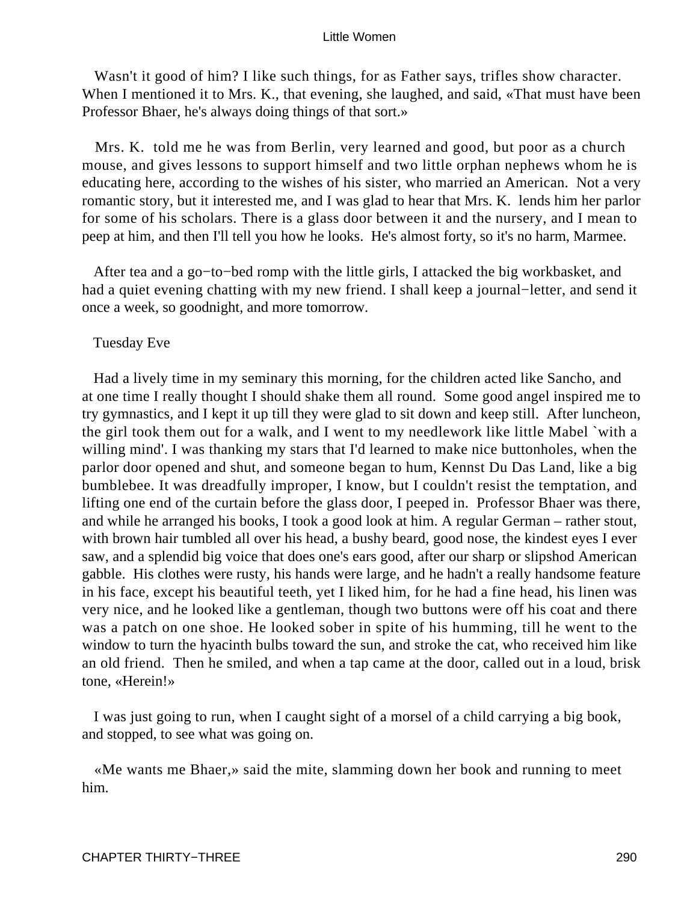Wasn't it good of him? I like such things, for as Father says, trifles show character. When I mentioned it to Mrs. K., that evening, she laughed, and said, «That must have been Professor Bhaer, he's always doing things of that sort.»

Mrs. K. told me he was from Berlin, very learned and good, but poor as a church mouse, and gives lessons to support himself and two little orphan nephews whom he is educating here, according to the wishes of his sister, who married an American. Not a very romantic story, but it interested me, and I was glad to hear that Mrs. K. lends him her parlor for some of his scholars. There is a glass door between it and the nursery, and I mean to peep at him, and then I'll tell you how he looks. He's almost forty, so it's no harm, Marmee.

After tea and a go−to−bed romp with the little girls, I attacked the big workbasket, and had a quiet evening chatting with my new friend. I shall keep a journal−letter, and send it once a week, so goodnight, and more tomorrow.

Tuesday Eve

Had a lively time in my seminary this morning, for the children acted like Sancho, and at one time I really thought I should shake them all round. Some good angel inspired me to try gymnastics, and I kept it up till they were glad to sit down and keep still. After luncheon, the girl took them out for a walk, and I went to my needlework like little Mabel `with a willing mind'. I was thanking my stars that I'd learned to make nice buttonholes, when the parlor door opened and shut, and someone began to hum, Kennst Du Das Land, like a big bumblebee. It was dreadfully improper, I know, but I couldn't resist the temptation, and lifting one end of the curtain before the glass door, I peeped in. Professor Bhaer was there, and while he arranged his books, I took a good look at him. A regular German – rather stout, with brown hair tumbled all over his head, a bushy beard, good nose, the kindest eyes I ever saw, and a splendid big voice that does one's ears good, after our sharp or slipshod American gabble. His clothes were rusty, his hands were large, and he hadn't a really handsome feature in his face, except his beautiful teeth, yet I liked him, for he had a fine head, his linen was very nice, and he looked like a gentleman, though two buttons were off his coat and there was a patch on one shoe. He looked sober in spite of his humming, till he went to the window to turn the hyacinth bulbs toward the sun, and stroke the cat, who received him like an old friend. Then he smiled, and when a tap came at the door, called out in a loud, brisk tone, «Herein!»

I was just going to run, when I caught sight of a morsel of a child carrying a big book, and stopped, to see what was going on.

«Me wants me Bhaer,» said the mite, slamming down her book and running to meet him.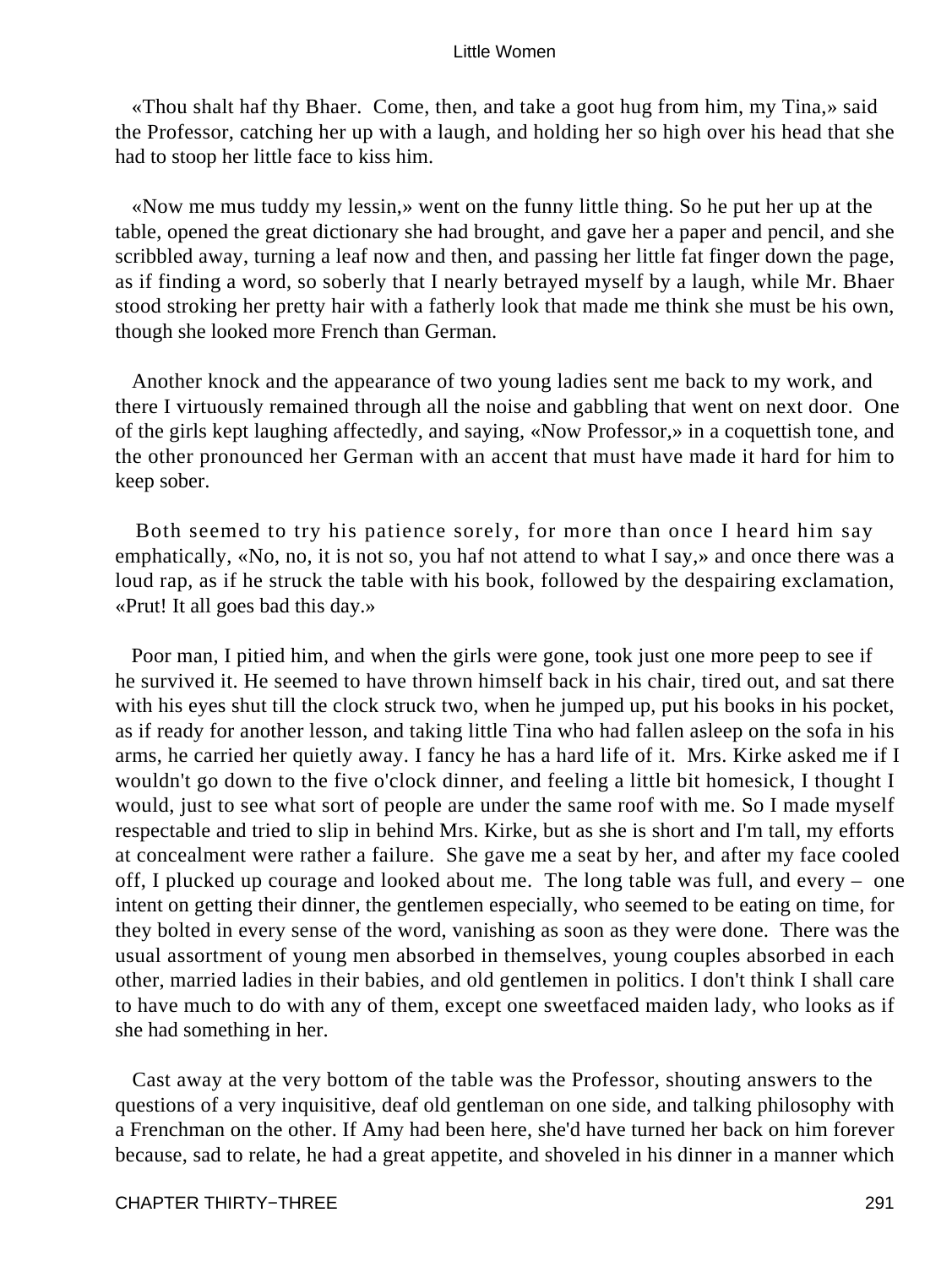«Thou shalt haf thy Bhaer. Come, then, and take a goot hug from him, my Tina,» said the Professor, catching her up with a laugh, and holding her so high over his head that she had to stoop her little face to kiss him.

«Now me mus tuddy my lessin,» went on the funny little thing. So he put her up at the table, opened the great dictionary she had brought, and gave her a paper and pencil, and she scribbled away, turning a leaf now and then, and passing her little fat finger down the page, as if finding a word, so soberly that I nearly betrayed myself by a laugh, while Mr. Bhaer stood stroking her pretty hair with a fatherly look that made me think she must be his own, though she looked more French than German.

Another knock and the appearance of two young ladies sent me back to my work, and there I virtuously remained through all the noise and gabbling that went on next door. One of the girls kept laughing affectedly, and saying, «Now Professor,» in a coquettish tone, and the other pronounced her German with an accent that must have made it hard for him to keep sober.

Both seemed to try his patience sorely, for more than once I heard him say emphatically, «No, no, it is not so, you haf not attend to what I say,» and once there was a loud rap, as if he struck the table with his book, followed by the despairing exclamation, «Prut! It all goes bad this day.»

Poor man, I pitied him, and when the girls were gone, took just one more peep to see if he survived it. He seemed to have thrown himself back in his chair, tired out, and sat there with his eyes shut till the clock struck two, when he jumped up, put his books in his pocket, as if ready for another lesson, and taking little Tina who had fallen asleep on the sofa in his arms, he carried her quietly away. I fancy he has a hard life of it. Mrs. Kirke asked me if I wouldn't go down to the five o'clock dinner, and feeling a little bit homesick, I thought I would, just to see what sort of people are under the same roof with me. So I made myself respectable and tried to slip in behind Mrs. Kirke, but as she is short and I'm tall, my efforts at concealment were rather a failure. She gave me a seat by her, and after my face cooled off, I plucked up courage and looked about me. The long table was full, and every – one intent on getting their dinner, the gentlemen especially, who seemed to be eating on time, for they bolted in every sense of the word, vanishing as soon as they were done. There was the usual assortment of young men absorbed in themselves, young couples absorbed in each other, married ladies in their babies, and old gentlemen in politics. I don't think I shall care to have much to do with any of them, except one sweetfaced maiden lady, who looks as if she had something in her.

Cast away at the very bottom of the table was the Professor, shouting answers to the questions of a very inquisitive, deaf old gentleman on one side, and talking philosophy with a Frenchman on the other. If Amy had been here, she'd have turned her back on him forever because, sad to relate, he had a great appetite, and shoveled in his dinner in a manner which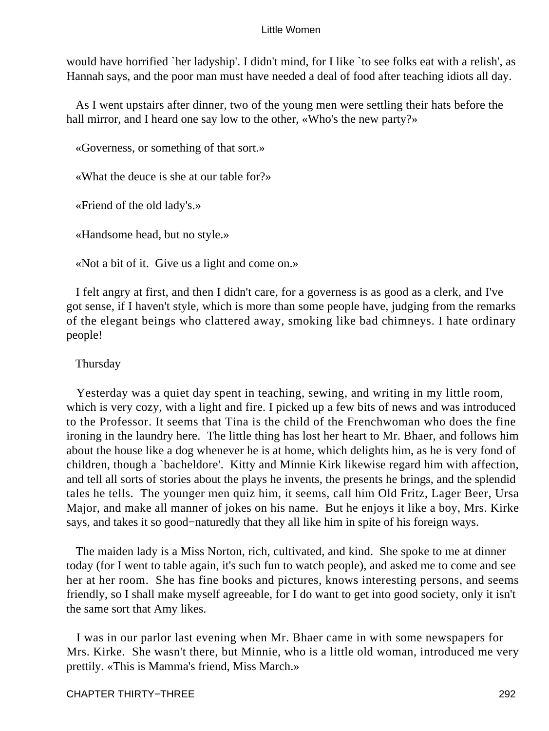would have horrified `her ladyship'. I didn't mind, for I like `to see folks eat with a relish', as Hannah says, and the poor man must have needed a deal of food after teaching idiots all day.

As I went upstairs after dinner, two of the young men were settling their hats before the hall mirror, and I heard one say low to the other, «Who's the new party?»

«Governess, or something of that sort.»

«What the deuce is she at our table for?»

«Friend of the old lady's.»

«Handsome head, but no style.»

«Not a bit of it. Give us a light and come on.»

I felt angry at first, and then I didn't care, for a governess is as good as a clerk, and I've got sense, if I haven't style, which is more than some people have, judging from the remarks of the elegant beings who clattered away, smoking like bad chimneys. I hate ordinary people!

Thursday

Yesterday was a quiet day spent in teaching, sewing, and writing in my little room, which is very cozy, with a light and fire. I picked up a few bits of news and was introduced to the Professor. It seems that Tina is the child of the Frenchwoman who does the fine ironing in the laundry here. The little thing has lost her heart to Mr. Bhaer, and follows him about the house like a dog whenever he is at home, which delights him, as he is very fond of children, though a `bacheldore'. Kitty and Minnie Kirk likewise regard him with affection, and tell all sorts of stories about the plays he invents, the presents he brings, and the splendid tales he tells. The younger men quiz him, it seems, call him Old Fritz, Lager Beer, Ursa Major, and make all manner of jokes on his name. But he enjoys it like a boy, Mrs. Kirke says, and takes it so good−naturedly that they all like him in spite of his foreign ways.

The maiden lady is a Miss Norton, rich, cultivated, and kind. She spoke to me at dinner today (for I went to table again, it's such fun to watch people), and asked me to come and see her at her room. She has fine books and pictures, knows interesting persons, and seems friendly, so I shall make myself agreeable, for I do want to get into good society, only it isn't the same sort that Amy likes.

I was in our parlor last evening when Mr. Bhaer came in with some newspapers for Mrs. Kirke. She wasn't there, but Minnie, who is a little old woman, introduced me very prettily. «This is Mamma's friend, Miss March.»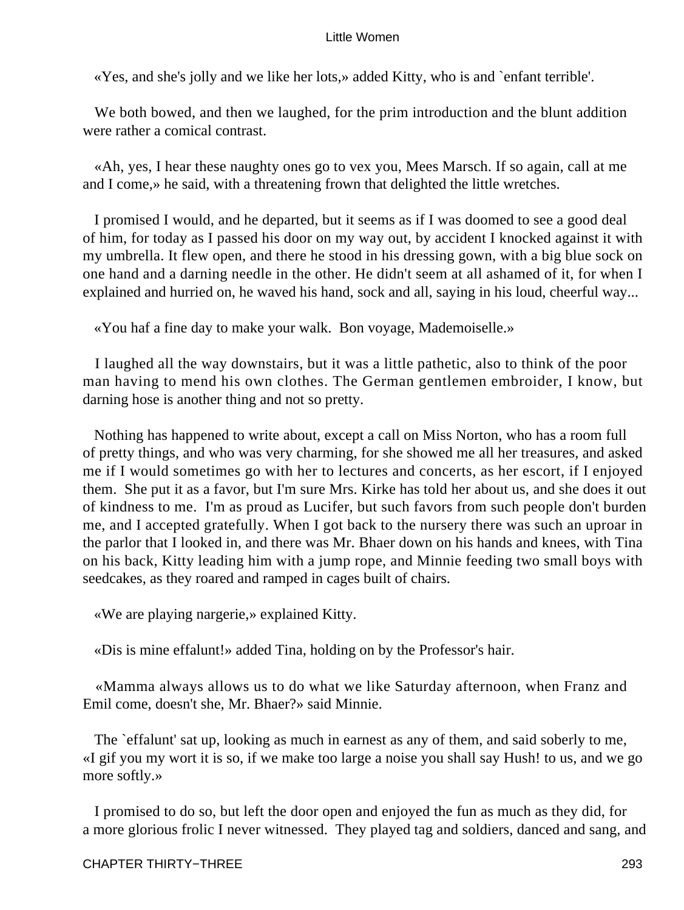«Yes, and she's jolly and we like her lots,» added Kitty, who is and `enfant terrible'.

We both bowed, and then we laughed, for the prim introduction and the blunt addition were rather a comical contrast.

«Ah, yes, I hear these naughty ones go to vex you, Mees Marsch. If so again, call at me and I come,» he said, with a threatening frown that delighted the little wretches.

I promised I would, and he departed, but it seems as if I was doomed to see a good deal of him, for today as I passed his door on my way out, by accident I knocked against it with my umbrella. It flew open, and there he stood in his dressing gown, with a big blue sock on one hand and a darning needle in the other. He didn't seem at all ashamed of it, for when I explained and hurried on, he waved his hand, sock and all, saying in his loud, cheerful way...

«You haf a fine day to make your walk. Bon voyage, Mademoiselle.»

I laughed all the way downstairs, but it was a little pathetic, also to think of the poor man having to mend his own clothes. The German gentlemen embroider, I know, but darning hose is another thing and not so pretty.

Nothing has happened to write about, except a call on Miss Norton, who has a room full of pretty things, and who was very charming, for she showed me all her treasures, and asked me if I would sometimes go with her to lectures and concerts, as her escort, if I enjoyed them. She put it as a favor, but I'm sure Mrs. Kirke has told her about us, and she does it out of kindness to me. I'm as proud as Lucifer, but such favors from such people don't burden me, and I accepted gratefully. When I got back to the nursery there was such an uproar in the parlor that I looked in, and there was Mr. Bhaer down on his hands and knees, with Tina on his back, Kitty leading him with a jump rope, and Minnie feeding two small boys with seedcakes, as they roared and ramped in cages built of chairs.

«We are playing nargerie,» explained Kitty.

«Dis is mine effalunt!» added Tina, holding on by the Professor's hair.

«Mamma always allows us to do what we like Saturday afternoon, when Franz and Emil come, doesn't she, Mr. Bhaer?» said Minnie.

The `effalunt' sat up, looking as much in earnest as any of them, and said soberly to me, «I gif you my wort it is so, if we make too large a noise you shall say Hush! to us, and we go more softly.»

I promised to do so, but left the door open and enjoyed the fun as much as they did, for a more glorious frolic I never witnessed. They played tag and soldiers, danced and sang, and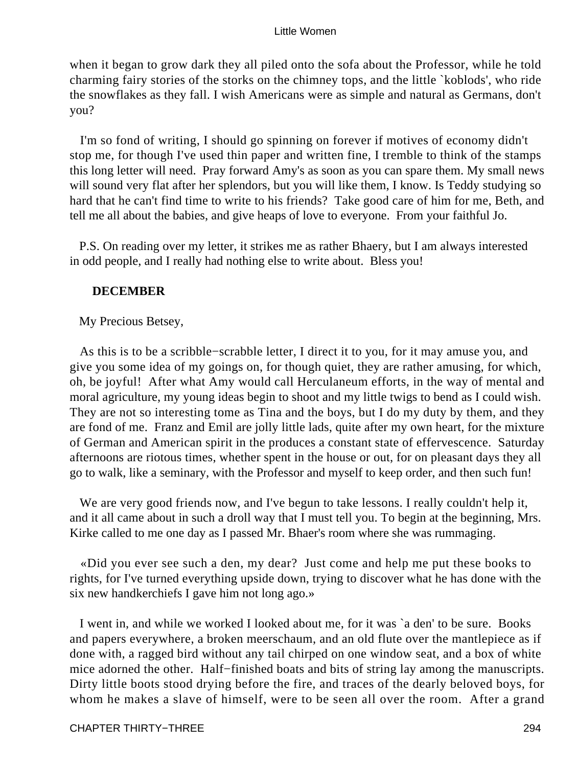when it began to grow dark they all piled onto the sofa about the Professor, while he told charming fairy stories of the storks on the chimney tops, and the little `koblods', who ride the snowflakes as they fall. I wish Americans were as simple and natural as Germans, don't you?

I'm so fond of writing, I should go spinning on forever if motives of economy didn't stop me, for though I've used thin paper and written fine, I tremble to think of the stamps this long letter will need. Pray forward Amy's as soon as you can spare them. My small news will sound very flat after her splendors, but you will like them, I know. Is Teddy studying so hard that he can't find time to write to his friends? Take good care of him for me, Beth, and tell me all about the babies, and give heaps of love to everyone. From your faithful Jo.

P.S. On reading over my letter, it strikes me as rather Bhaery, but I am always interested in odd people, and I really had nothing else to write about. Bless you!

**DECEMBER**

My Precious Betsey,

As this is to be a scribble−scrabble letter, I direct it to you, for it may amuse you, and give you some idea of my goings on, for though quiet, they are rather amusing, for which, oh, be joyful! After what Amy would call Herculaneum efforts, in the way of mental and moral agriculture, my young ideas begin to shoot and my little twigs to bend as I could wish. They are not so interesting tome as Tina and the boys, but I do my duty by them, and they are fond of me. Franz and Emil are jolly little lads, quite after my own heart, for the mixture of German and American spirit in the produces a constant state of effervescence. Saturday afternoons are riotous times, whether spent in the house or out, for on pleasant days they all go to walk, like a seminary, with the Professor and myself to keep order, and then such fun!

We are very good friends now, and I've begun to take lessons. I really couldn't help it, and it all came about in such a droll way that I must tell you. To begin at the beginning, Mrs. Kirke called to me one day as I passed Mr. Bhaer's room where she was rummaging.

«Did you ever see such a den, my dear? Just come and help me put these books to rights, for I've turned everything upside down, trying to discover what he has done with the six new handkerchiefs I gave him not long ago.»

I went in, and while we worked I looked about me, for it was `a den' to be sure. Books and papers everywhere, a broken meerschaum, and an old flute over the mantlepiece as if done with, a ragged bird without any tail chirped on one window seat, and a box of white mice adorned the other. Half−finished boats and bits of string lay among the manuscripts. Dirty little boots stood drying before the fire, and traces of the dearly beloved boys, for whom he makes a slave of himself, were to be seen all over the room. After a grand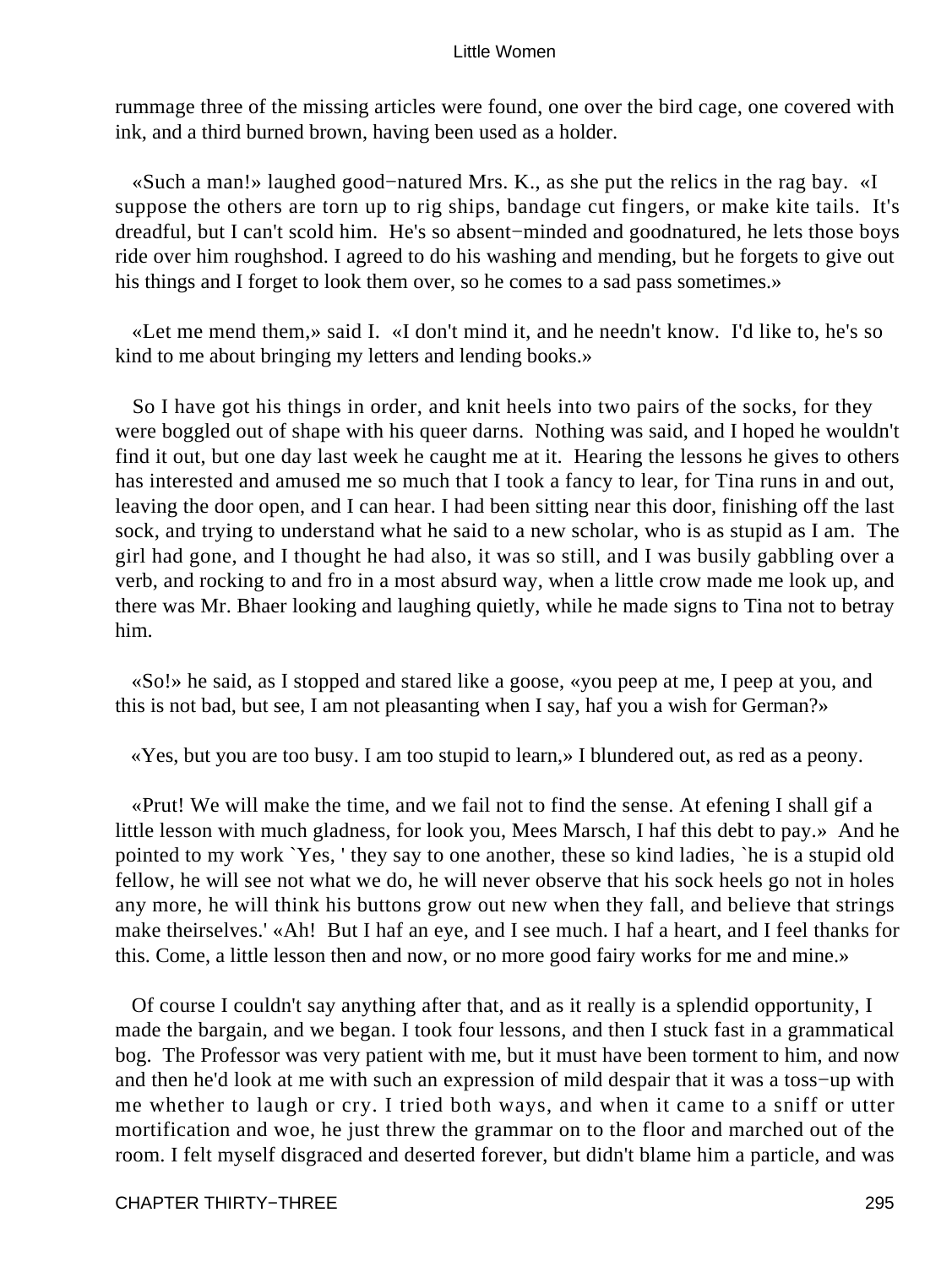rummage three of the missing articles were found, one over the bird cage, one covered with ink, and a third burned brown, having been used as a holder.

«Such a man!» laughed good−natured Mrs. K., as she put the relics in the rag bay. «I suppose the others are torn up to rig ships, bandage cut fingers, or make kite tails. It's dreadful, but I can't scold him. He's so absent−minded and goodnatured, he lets those boys ride over him roughshod. I agreed to do his washing and mending, but he forgets to give out his things and I forget to look them over, so he comes to a sad pass sometimes.»

«Let me mend them,» said I. «I don't mind it, and he needn't know. I'd like to, he's so kind to me about bringing my letters and lending books.»

So I have got his things in order, and knit heels into two pairs of the socks, for they were boggled out of shape with his queer darns. Nothing was said, and I hoped he wouldn't find it out, but one day last week he caught me at it. Hearing the lessons he gives to others has interested and amused me so much that I took a fancy to lear, for Tina runs in and out, leaving the door open, and I can hear. I had been sitting near this door, finishing off the last sock, and trying to understand what he said to a new scholar, who is as stupid as I am. The girl had gone, and I thought he had also, it was so still, and I was busily gabbling over a verb, and rocking to and fro in a most absurd way, when a little crow made me look up, and there was Mr. Bhaer looking and laughing quietly, while he made signs to Tina not to betray him.

«So!» he said, as I stopped and stared like a goose, «you peep at me, I peep at you, and this is not bad, but see, I am not pleasanting when I say, haf you a wish for German?»

«Yes, but you are too busy. I am too stupid to learn,» I blundered out, as red as a peony.

«Prut! We will make the time, and we fail not to find the sense. At efening I shall gif a little lesson with much gladness, for look you, Mees Marsch, I haf this debt to pay.» And he pointed to my work `Yes, ' they say to one another, these so kind ladies, `he is a stupid old fellow, he will see not what we do, he will never observe that his sock heels go not in holes any more, he will think his buttons grow out new when they fall, and believe that strings make theirselves.' «Ah! But I haf an eye, and I see much. I haf a heart, and I feel thanks for this. Come, a little lesson then and now, or no more good fairy works for me and mine.»

Of course I couldn't say anything after that, and as it really is a splendid opportunity, I made the bargain, and we began. I took four lessons, and then I stuck fast in a grammatical bog. The Professor was very patient with me, but it must have been torment to him, and now and then he'd look at me with such an expression of mild despair that it was a toss−up with me whether to laugh or cry. I tried both ways, and when it came to a sniff or utter mortification and woe, he just threw the grammar on to the floor and marched out of the room. I felt myself disgraced and deserted forever, but didn't blame him a particle, and was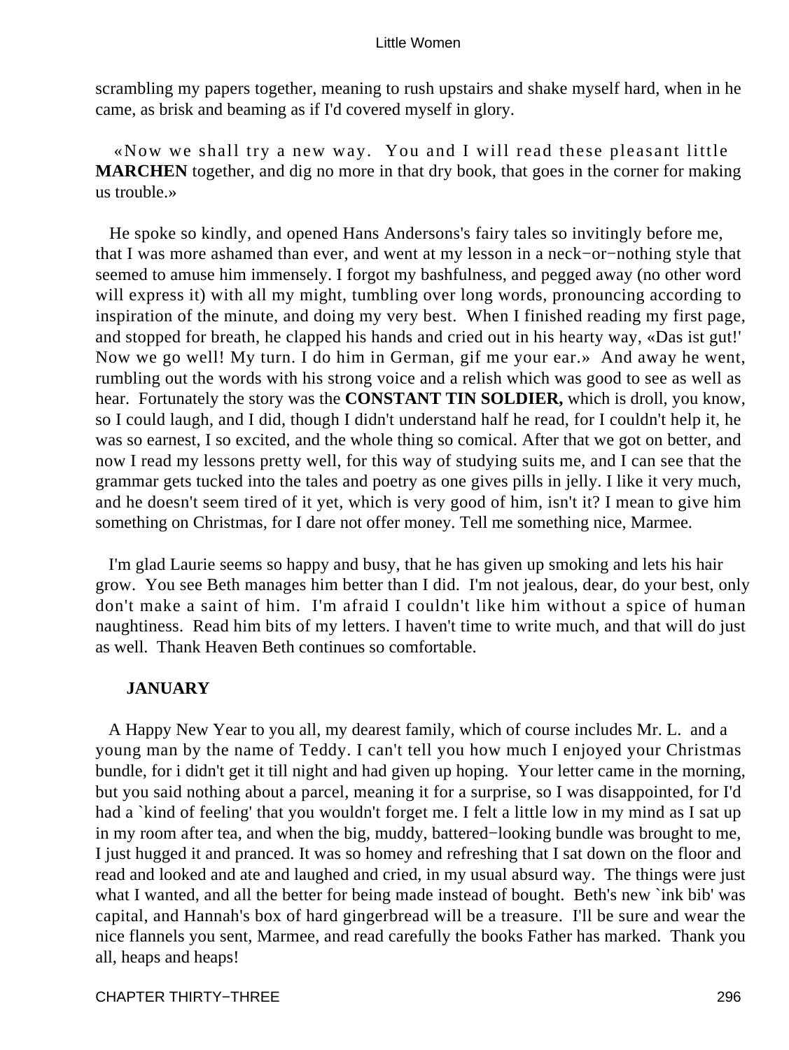scrambling my papers together, meaning to rush upstairs and shake myself hard, when in he came, as brisk and beaming as if I'd covered myself in glory.

«Now we shall try a new way. You and I will read these pleasant little **MARCHEN** together, and dig no more in that dry book, that goes in the corner for making us trouble.»

He spoke so kindly, and opened Hans Andersons's fairy tales so invitingly before me, that I was more ashamed than ever, and went at my lesson in a neck−or−nothing style that seemed to amuse him immensely. I forgot my bashfulness, and pegged away (no other word will express it) with all my might, tumbling over long words, pronouncing according to inspiration of the minute, and doing my very best. When I finished reading my first page, and stopped for breath, he clapped his hands and cried out in his hearty way, «Das ist gut!' Now we go well! My turn. I do him in German, gif me your ear.» And away he went, rumbling out the words with his strong voice and a relish which was good to see as well as hear. Fortunately the story was the **CONSTANT TIN SOLDIER,** which is droll, you know, so I could laugh, and I did, though I didn't understand half he read, for I couldn't help it, he was so earnest, I so excited, and the whole thing so comical. After that we got on better, and now I read my lessons pretty well, for this way of studying suits me, and I can see that the grammar gets tucked into the tales and poetry as one gives pills in jelly. I like it very much, and he doesn't seem tired of it yet, which is very good of him, isn't it? I mean to give him something on Christmas, for I dare not offer money. Tell me something nice, Marmee.

I'm glad Laurie seems so happy and busy, that he has given up smoking and lets his hair grow. You see Beth manages him better than I did. I'm not jealous, dear, do your best, only don't make a saint of him. I'm afraid I couldn't like him without a spice of human naughtiness. Read him bits of my letters. I haven't time to write much, and that will do just as well. Thank Heaven Beth continues so comfortable.

**JANUARY**

A Happy New Year to you all, my dearest family, which of course includes Mr. L. and a young man by the name of Teddy. I can't tell you how much I enjoyed your Christmas bundle, for i didn't get it till night and had given up hoping. Your letter came in the morning, but you said nothing about a parcel, meaning it for a surprise, so I was disappointed, for I'd had a `kind of feeling' that you wouldn't forget me. I felt a little low in my mind as I sat up in my room after tea, and when the big, muddy, battered−looking bundle was brought to me, I just hugged it and pranced. It was so homey and refreshing that I sat down on the floor and read and looked and ate and laughed and cried, in my usual absurd way. The things were just what I wanted, and all the better for being made instead of bought. Beth's new `ink bib' was capital, and Hannah's box of hard gingerbread will be a treasure. I'll be sure and wear the nice flannels you sent, Marmee, and read carefully the books Father has marked. Thank you all, heaps and heaps!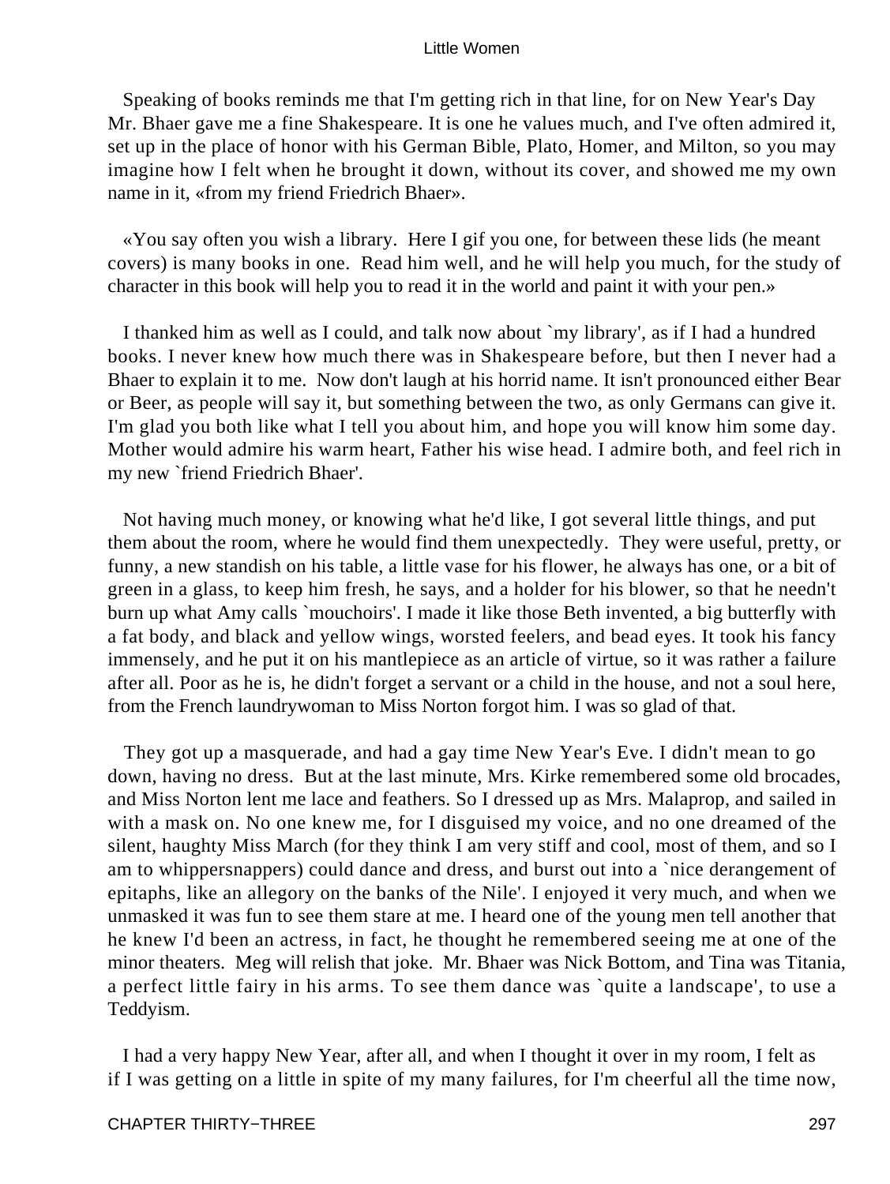Speaking of books reminds me that I'm getting rich in that line, for on New Year's Day Mr. Bhaer gave me a fine Shakespeare. It is one he values much, and I've often admired it, set up in the place of honor with his German Bible, Plato, Homer, and Milton, so you may imagine how I felt when he brought it down, without its cover, and showed me my own name in it, «from my friend Friedrich Bhaer».

«You say often you wish a library. Here I gif you one, for between these lids (he meant covers) is many books in one. Read him well, and he will help you much, for the study of character in this book will help you to read it in the world and paint it with your pen.»

I thanked him as well as I could, and talk now about `my library', as if I had a hundred books. I never knew how much there was in Shakespeare before, but then I never had a Bhaer to explain it to me. Now don't laugh at his horrid name. It isn't pronounced either Bear or Beer, as people will say it, but something between the two, as only Germans can give it. I'm glad you both like what I tell you about him, and hope you will know him some day. Mother would admire his warm heart, Father his wise head. I admire both, and feel rich in my new `friend Friedrich Bhaer'.

Not having much money, or knowing what he'd like, I got several little things, and put them about the room, where he would find them unexpectedly. They were useful, pretty, or funny, a new standish on his table, a little vase for his flower, he always has one, or a bit of green in a glass, to keep him fresh, he says, and a holder for his blower, so that he needn't burn up what Amy calls `mouchoirs'. I made it like those Beth invented, a big butterfly with a fat body, and black and yellow wings, worsted feelers, and bead eyes. It took his fancy immensely, and he put it on his mantlepiece as an article of virtue, so it was rather a failure after all. Poor as he is, he didn't forget a servant or a child in the house, and not a soul here, from the French laundrywoman to Miss Norton forgot him. I was so glad of that.

They got up a masquerade, and had a gay time New Year's Eve. I didn't mean to go down, having no dress. But at the last minute, Mrs. Kirke remembered some old brocades, and Miss Norton lent me lace and feathers. So I dressed up as Mrs. Malaprop, and sailed in with a mask on. No one knew me, for I disguised my voice, and no one dreamed of the silent, haughty Miss March (for they think I am very stiff and cool, most of them, and so I am to whippersnappers) could dance and dress, and burst out into a `nice derangement of epitaphs, like an allegory on the banks of the Nile'. I enjoyed it very much, and when we unmasked it was fun to see them stare at me. I heard one of the young men tell another that he knew I'd been an actress, in fact, he thought he remembered seeing me at one of the minor theaters. Meg will relish that joke. Mr. Bhaer was Nick Bottom, and Tina was Titania, a perfect little fairy in his arms. To see them dance was `quite a landscape', to use a Teddyism.

I had a very happy New Year, after all, and when I thought it over in my room, I felt as if I was getting on a little in spite of my many failures, for I'm cheerful all the time now,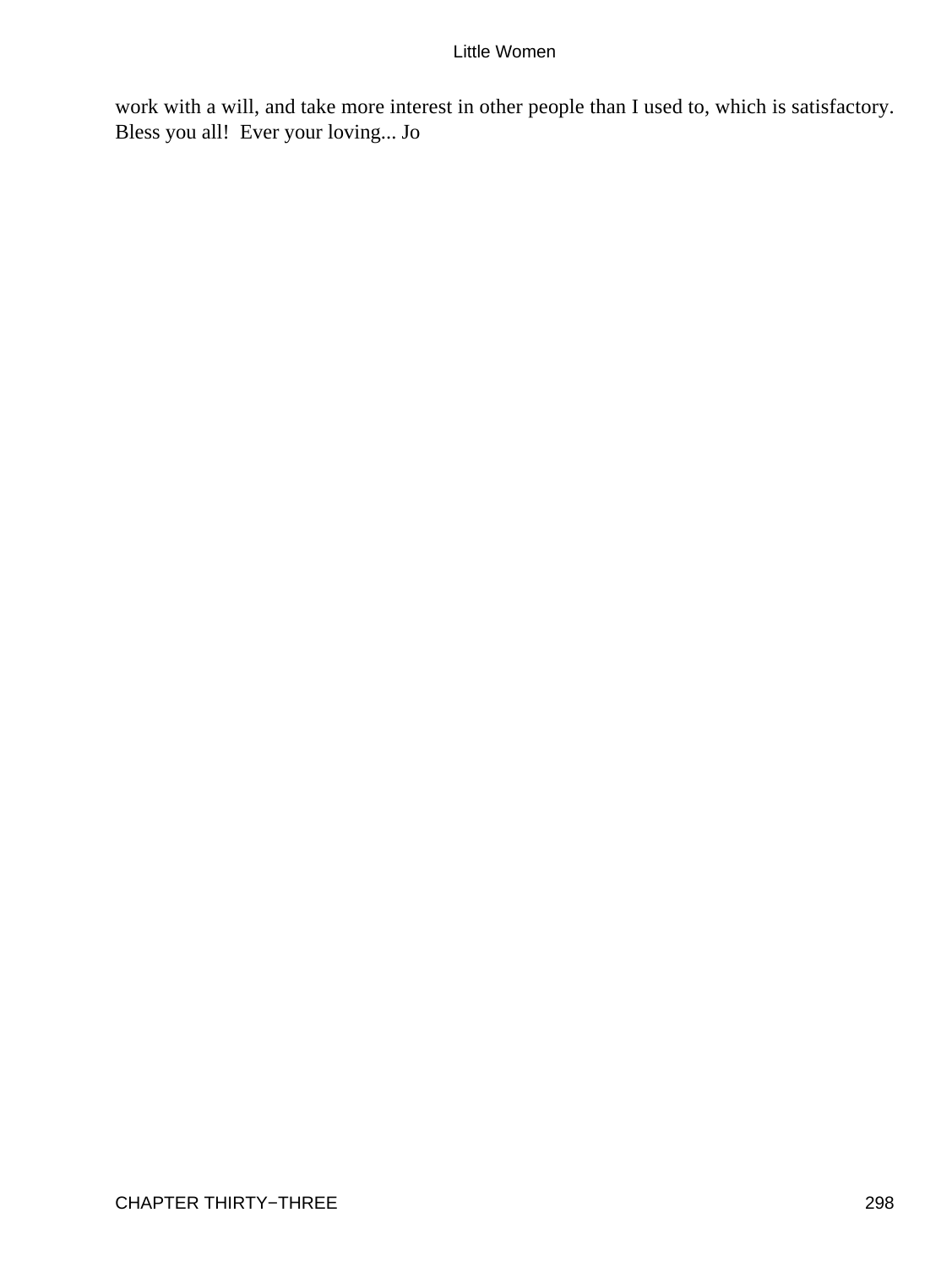work with a will, and take more interest in other people than I used to, which is satisfactory. Bless you all! Ever your loving... Jo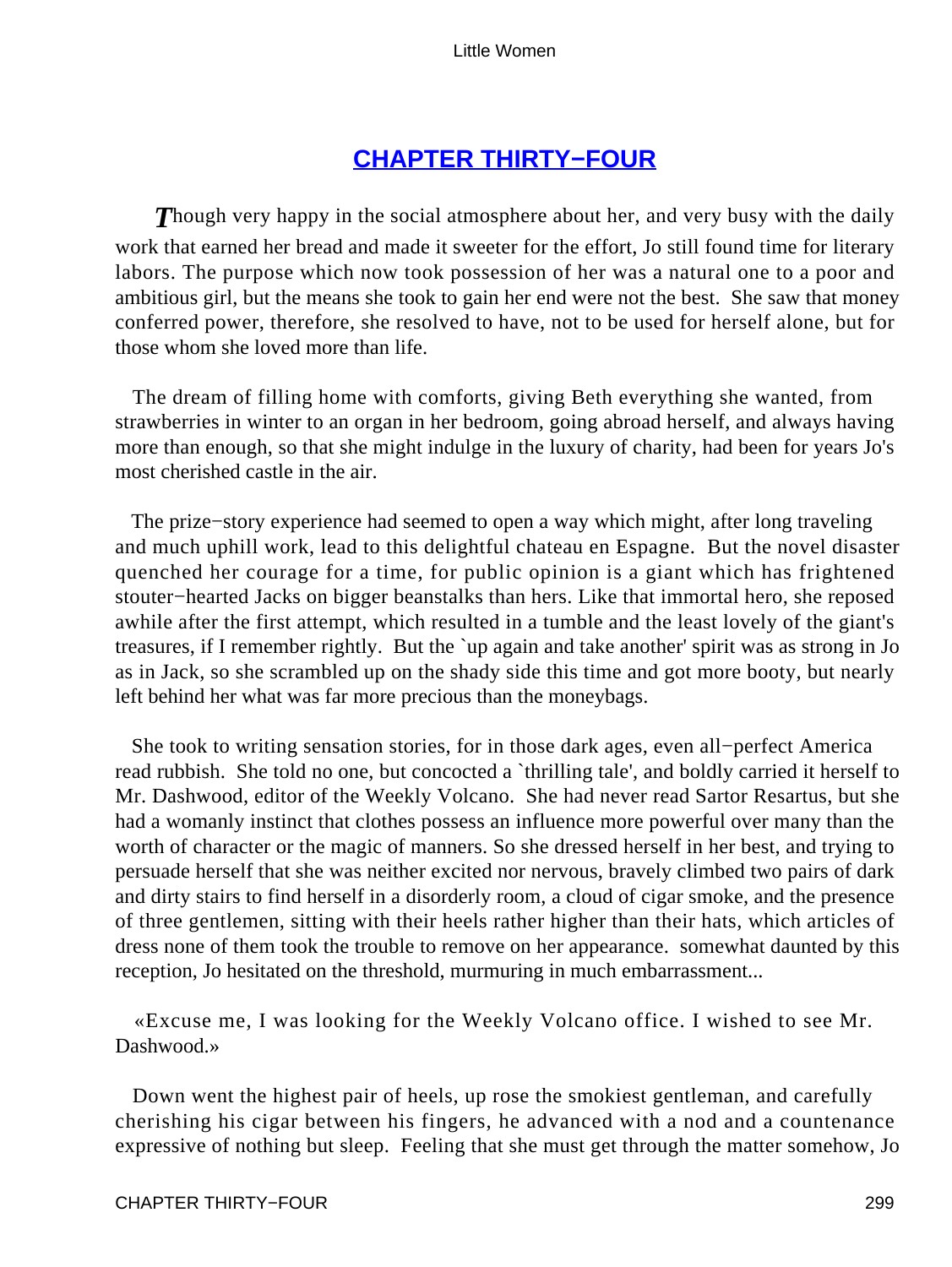## [CHAPTER THIRTY−FOUR]

*T*hough very happy in the social atmosphere about her, and very busy with the daily work that earned her bread and made it sweeter for the effort, Jo still found time for literary labors. The purpose which now took possession of her was a natural one to a poor and ambitious girl, but the means she took to gain her end were not the best. She saw that money conferred power, therefore, she resolved to have, not to be used for herself alone, but for those whom she loved more than life.

The dream of filling home with comforts, giving Beth everything she wanted, from strawberries in winter to an organ in her bedroom, going abroad herself, and always having more than enough, so that she might indulge in the luxury of charity, had been for years Jo's most cherished castle in the air.

The prize−story experience had seemed to open a way which might, after long traveling and much uphill work, lead to this delightful chateau en Espagne. But the novel disaster quenched her courage for a time, for public opinion is a giant which has frightened stouter−hearted Jacks on bigger beanstalks than hers. Like that immortal hero, she reposed awhile after the first attempt, which resulted in a tumble and the least lovely of the giant's treasures, if I remember rightly. But the `up again and take another' spirit was as strong in Jo as in Jack, so she scrambled up on the shady side this time and got more booty, but nearly left behind her what was far more precious than the moneybags.

She took to writing sensation stories, for in those dark ages, even all−perfect America read rubbish. She told no one, but concocted a `thrilling tale', and boldly carried it herself to Mr. Dashwood, editor of the Weekly Volcano. She had never read Sartor Resartus, but she had a womanly instinct that clothes possess an influence more powerful over many than the worth of character or the magic of manners. So she dressed herself in her best, and trying to persuade herself that she was neither excited nor nervous, bravely climbed two pairs of dark and dirty stairs to find herself in a disorderly room, a cloud of cigar smoke, and the presence of three gentlemen, sitting with their heels rather higher than their hats, which articles of dress none of them took the trouble to remove on her appearance. somewhat daunted by this reception, Jo hesitated on the threshold, murmuring in much embarrassment...

«Excuse me, I was looking for the Weekly Volcano office. I wished to see Mr. Dashwood.»

Down went the highest pair of heels, up rose the smokiest gentleman, and carefully cherishing his cigar between his fingers, he advanced with a nod and a countenance expressive of nothing but sleep. Feeling that she must get through the matter somehow, Jo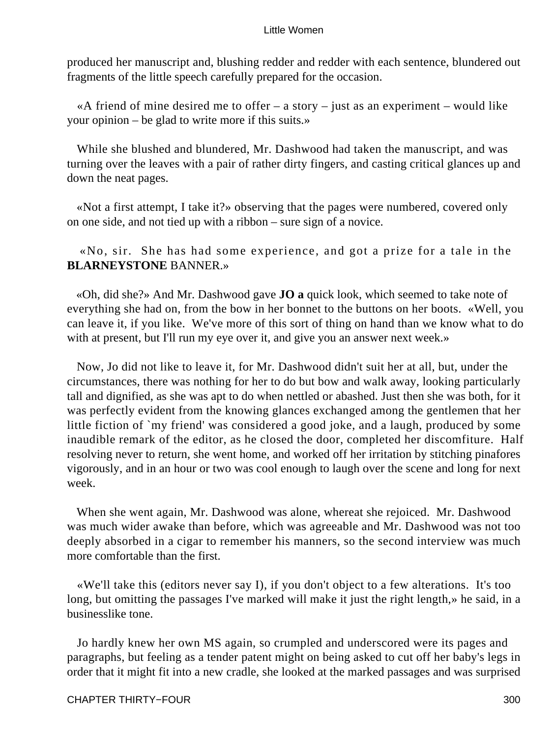produced her manuscript and, blushing redder and redder with each sentence, blundered out fragments of the little speech carefully prepared for the occasion.

«A friend of mine desired me to offer – a story – just as an experiment – would like your opinion – be glad to write more if this suits.»

While she blushed and blundered, Mr. Dashwood had taken the manuscript, and was turning over the leaves with a pair of rather dirty fingers, and casting critical glances up and down the neat pages.

«Not a first attempt, I take it?» observing that the pages were numbered, covered only on one side, and not tied up with a ribbon – sure sign of a novice.

«No, sir. She has had some experience, and got a prize for a tale in the **BLARNEYSTONE** BANNER.»

«Oh, did she?» And Mr. Dashwood gave **JO a** quick look, which seemed to take note of everything she had on, from the bow in her bonnet to the buttons on her boots. «Well, you can leave it, if you like. We've more of this sort of thing on hand than we know what to do with at present, but I'll run my eye over it, and give you an answer next week.»

Now, Jo did not like to leave it, for Mr. Dashwood didn't suit her at all, but, under the circumstances, there was nothing for her to do but bow and walk away, looking particularly tall and dignified, as she was apt to do when nettled or abashed. Just then she was both, for it was perfectly evident from the knowing glances exchanged among the gentlemen that her little fiction of `my friend' was considered a good joke, and a laugh, produced by some inaudible remark of the editor, as he closed the door, completed her discomfiture. Half resolving never to return, she went home, and worked off her irritation by stitching pinafores vigorously, and in an hour or two was cool enough to laugh over the scene and long for next week.

When she went again, Mr. Dashwood was alone, whereat she rejoiced. Mr. Dashwood was much wider awake than before, which was agreeable and Mr. Dashwood was not too deeply absorbed in a cigar to remember his manners, so the second interview was much more comfortable than the first.

«We'll take this (editors never say I), if you don't object to a few alterations. It's too long, but omitting the passages I've marked will make it just the right length,» he said, in a businesslike tone.

Jo hardly knew her own MS again, so crumpled and underscored were its pages and paragraphs, but feeling as a tender patent might on being asked to cut off her baby's legs in order that it might fit into a new cradle, she looked at the marked passages and was surprised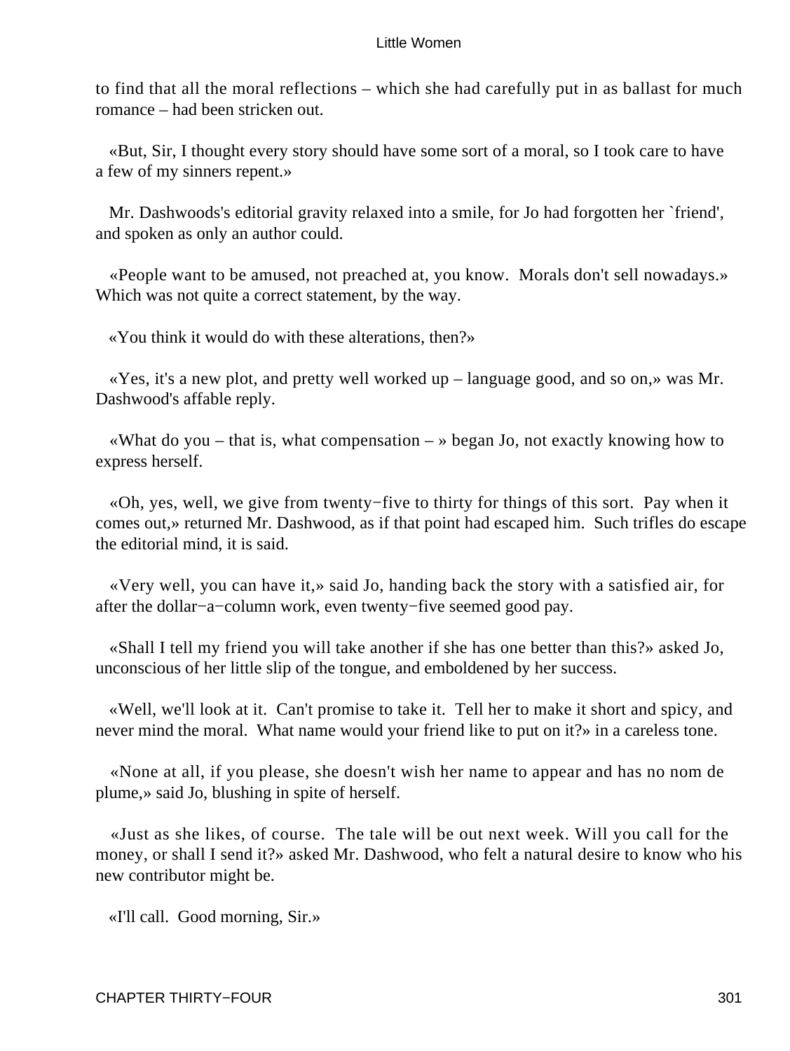to find that all the moral reflections – which she had carefully put in as ballast for much romance – had been stricken out.

«But, Sir, I thought every story should have some sort of a moral, so I took care to have a few of my sinners repent.»

Mr. Dashwoods's editorial gravity relaxed into a smile, for Jo had forgotten her `friend', and spoken as only an author could.

«People want to be amused, not preached at, you know. Morals don't sell nowadays.» Which was not quite a correct statement, by the way.

«You think it would do with these alterations, then?»

«Yes, it's a new plot, and pretty well worked up – language good, and so on,» was Mr. Dashwood's affable reply.

«What do you – that is, what compensation – » began Jo, not exactly knowing how to express herself.

«Oh, yes, well, we give from twenty−five to thirty for things of this sort. Pay when it comes out,» returned Mr. Dashwood, as if that point had escaped him. Such trifles do escape the editorial mind, it is said.

«Very well, you can have it,» said Jo, handing back the story with a satisfied air, for after the dollar−a−column work, even twenty−five seemed good pay.

«Shall I tell my friend you will take another if she has one better than this?» asked Jo, unconscious of her little slip of the tongue, and emboldened by her success.

«Well, we'll look at it. Can't promise to take it. Tell her to make it short and spicy, and never mind the moral. What name would your friend like to put on it?» in a careless tone.

«None at all, if you please, she doesn't wish her name to appear and has no nom de plume,» said Jo, blushing in spite of herself.

«Just as she likes, of course. The tale will be out next week. Will you call for the money, or shall I send it?» asked Mr. Dashwood, who felt a natural desire to know who his new contributor might be.

«I'll call. Good morning, Sir.»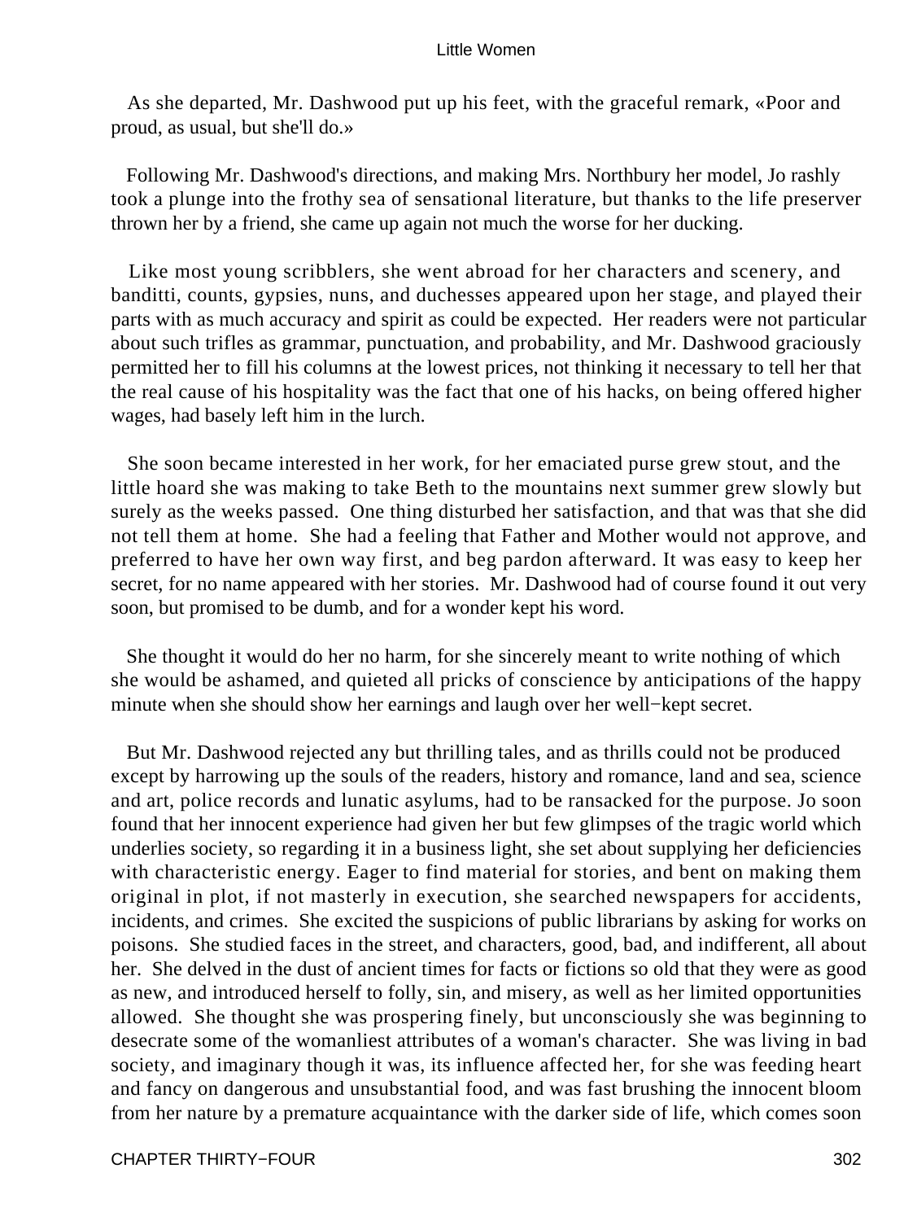As she departed, Mr. Dashwood put up his feet, with the graceful remark, «Poor and proud, as usual, but she'll do.»

Following Mr. Dashwood's directions, and making Mrs. Northbury her model, Jo rashly took a plunge into the frothy sea of sensational literature, but thanks to the life preserver thrown her by a friend, she came up again not much the worse for her ducking.

Like most young scribblers, she went abroad for her characters and scenery, and banditti, counts, gypsies, nuns, and duchesses appeared upon her stage, and played their parts with as much accuracy and spirit as could be expected. Her readers were not particular about such trifles as grammar, punctuation, and probability, and Mr. Dashwood graciously permitted her to fill his columns at the lowest prices, not thinking it necessary to tell her that the real cause of his hospitality was the fact that one of his hacks, on being offered higher wages, had basely left him in the lurch.

She soon became interested in her work, for her emaciated purse grew stout, and the little hoard she was making to take Beth to the mountains next summer grew slowly but surely as the weeks passed. One thing disturbed her satisfaction, and that was that she did not tell them at home. She had a feeling that Father and Mother would not approve, and preferred to have her own way first, and beg pardon afterward. It was easy to keep her secret, for no name appeared with her stories. Mr. Dashwood had of course found it out very soon, but promised to be dumb, and for a wonder kept his word.

She thought it would do her no harm, for she sincerely meant to write nothing of which she would be ashamed, and quieted all pricks of conscience by anticipations of the happy minute when she should show her earnings and laugh over her well−kept secret.

But Mr. Dashwood rejected any but thrilling tales, and as thrills could not be produced except by harrowing up the souls of the readers, history and romance, land and sea, science and art, police records and lunatic asylums, had to be ransacked for the purpose. Jo soon found that her innocent experience had given her but few glimpses of the tragic world which underlies society, so regarding it in a business light, she set about supplying her deficiencies with characteristic energy. Eager to find material for stories, and bent on making them original in plot, if not masterly in execution, she searched newspapers for accidents, incidents, and crimes. She excited the suspicions of public librarians by asking for works on poisons. She studied faces in the street, and characters, good, bad, and indifferent, all about her. She delved in the dust of ancient times for facts or fictions so old that they were as good as new, and introduced herself to folly, sin, and misery, as well as her limited opportunities allowed. She thought she was prospering finely, but unconsciously she was beginning to desecrate some of the womanliest attributes of a woman's character. She was living in bad society, and imaginary though it was, its influence affected her, for she was feeding heart and fancy on dangerous and unsubstantial food, and was fast brushing the innocent bloom from her nature by a premature acquaintance with the darker side of life, which comes soon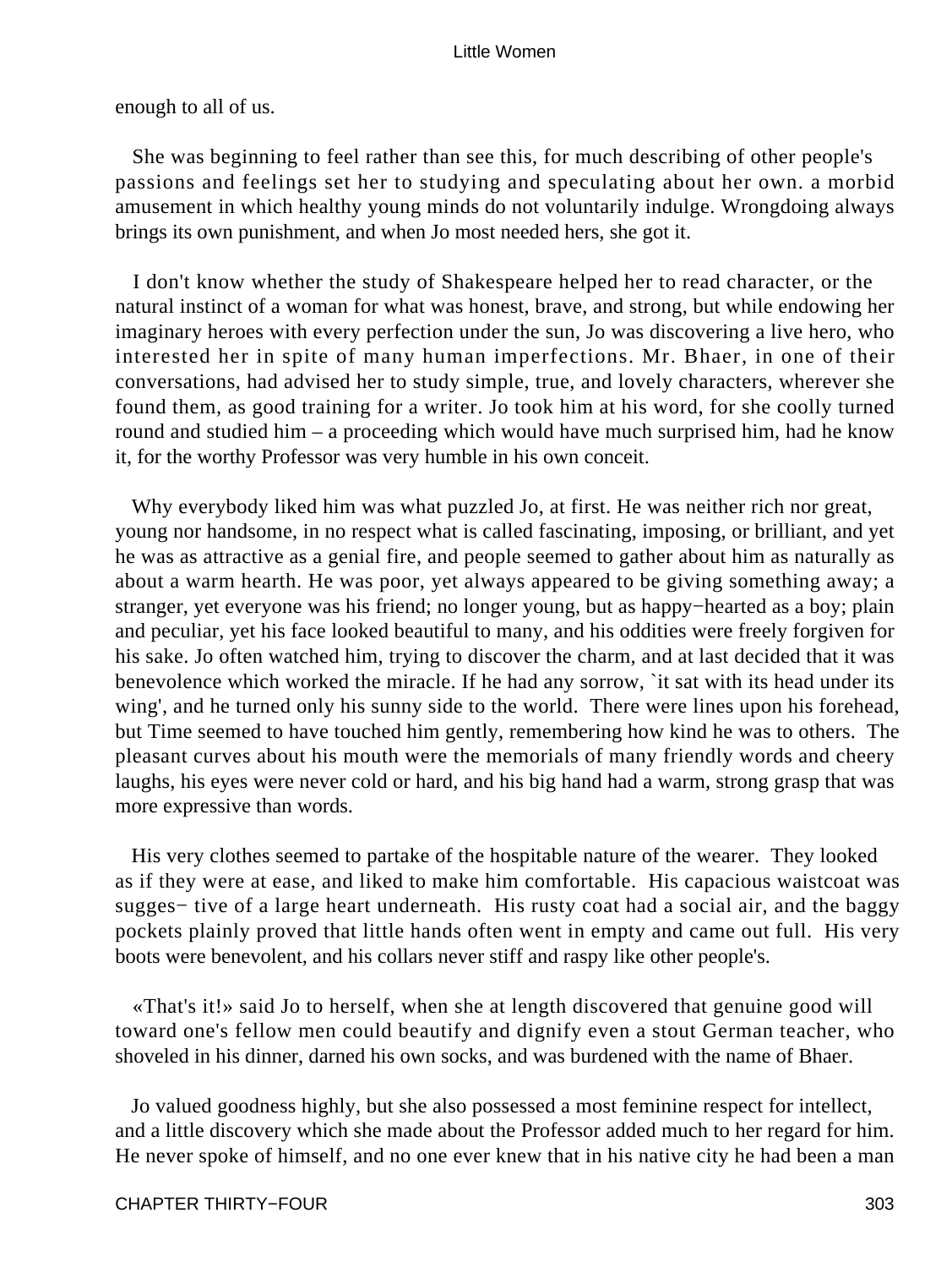enough to all of us.

She was beginning to feel rather than see this, for much describing of other people's passions and feelings set her to studying and speculating about her own. a morbid amusement in which healthy young minds do not voluntarily indulge. Wrongdoing always brings its own punishment, and when Jo most needed hers, she got it.

I don't know whether the study of Shakespeare helped her to read character, or the natural instinct of a woman for what was honest, brave, and strong, but while endowing her imaginary heroes with every perfection under the sun, Jo was discovering a live hero, who interested her in spite of many human imperfections. Mr. Bhaer, in one of their conversations, had advised her to study simple, true, and lovely characters, wherever she found them, as good training for a writer. Jo took him at his word, for she coolly turned round and studied him – a proceeding which would have much surprised him, had he know it, for the worthy Professor was very humble in his own conceit.

Why everybody liked him was what puzzled Jo, at first. He was neither rich nor great, young nor handsome, in no respect what is called fascinating, imposing, or brilliant, and yet he was as attractive as a genial fire, and people seemed to gather about him as naturally as about a warm hearth. He was poor, yet always appeared to be giving something away; a stranger, yet everyone was his friend; no longer young, but as happy−hearted as a boy; plain and peculiar, yet his face looked beautiful to many, and his oddities were freely forgiven for his sake. Jo often watched him, trying to discover the charm, and at last decided that it was benevolence which worked the miracle. If he had any sorrow, `it sat with its head under its wing', and he turned only his sunny side to the world. There were lines upon his forehead, but Time seemed to have touched him gently, remembering how kind he was to others. The pleasant curves about his mouth were the memorials of many friendly words and cheery laughs, his eyes were never cold or hard, and his big hand had a warm, strong grasp that was more expressive than words.

His very clothes seemed to partake of the hospitable nature of the wearer. They looked as if they were at ease, and liked to make him comfortable. His capacious waistcoat was sugges− tive of a large heart underneath. His rusty coat had a social air, and the baggy pockets plainly proved that little hands often went in empty and came out full. His very boots were benevolent, and his collars never stiff and raspy like other people's.

«That's it!» said Jo to herself, when she at length discovered that genuine good will toward one's fellow men could beautify and dignify even a stout German teacher, who shoveled in his dinner, darned his own socks, and was burdened with the name of Bhaer.

Jo valued goodness highly, but she also possessed a most feminine respect for intellect, and a little discovery which she made about the Professor added much to her regard for him. He never spoke of himself, and no one ever knew that in his native city he had been a man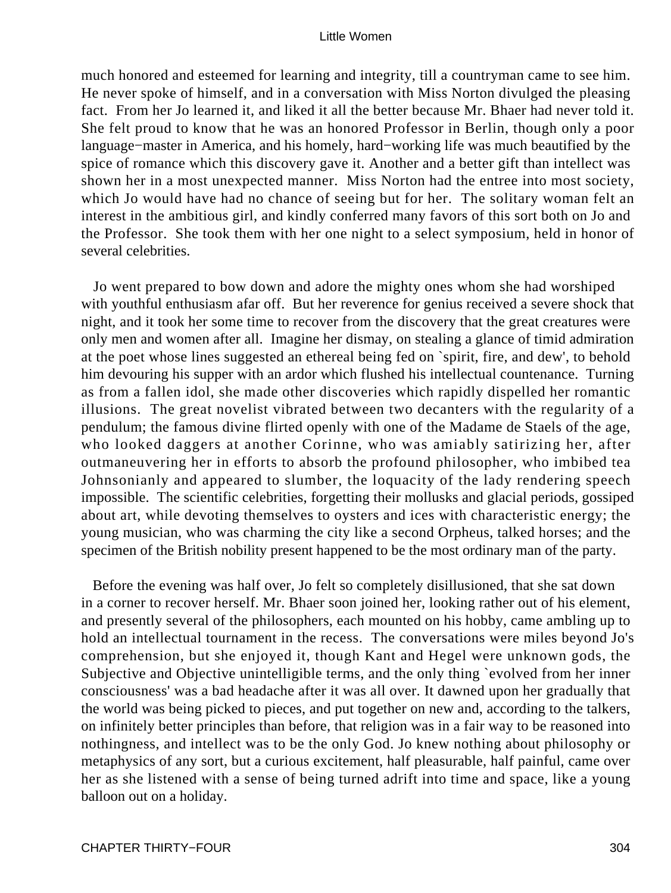much honored and esteemed for learning and integrity, till a countryman came to see him. He never spoke of himself, and in a conversation with Miss Norton divulged the pleasing fact. From her Jo learned it, and liked it all the better because Mr. Bhaer had never told it. She felt proud to know that he was an honored Professor in Berlin, though only a poor language−master in America, and his homely, hard−working life was much beautified by the spice of romance which this discovery gave it. Another and a better gift than intellect was shown her in a most unexpected manner. Miss Norton had the entree into most society, which Jo would have had no chance of seeing but for her. The solitary woman felt an interest in the ambitious girl, and kindly conferred many favors of this sort both on Jo and the Professor. She took them with her one night to a select symposium, held in honor of several celebrities.

Jo went prepared to bow down and adore the mighty ones whom she had worshiped with youthful enthusiasm afar off. But her reverence for genius received a severe shock that night, and it took her some time to recover from the discovery that the great creatures were only men and women after all. Imagine her dismay, on stealing a glance of timid admiration at the poet whose lines suggested an ethereal being fed on `spirit, fire, and dew', to behold him devouring his supper with an ardor which flushed his intellectual countenance. Turning as from a fallen idol, she made other discoveries which rapidly dispelled her romantic illusions. The great novelist vibrated between two decanters with the regularity of a pendulum; the famous divine flirted openly with one of the Madame de Staels of the age, who looked daggers at another Corinne, who was amiably satirizing her, after outmaneuvering her in efforts to absorb the profound philosopher, who imbibed tea Johnsonianly and appeared to slumber, the loquacity of the lady rendering speech impossible. The scientific celebrities, forgetting their mollusks and glacial periods, gossiped about art, while devoting themselves to oysters and ices with characteristic energy; the young musician, who was charming the city like a second Orpheus, talked horses; and the specimen of the British nobility present happened to be the most ordinary man of the party.

Before the evening was half over, Jo felt so completely disillusioned, that she sat down in a corner to recover herself. Mr. Bhaer soon joined her, looking rather out of his element, and presently several of the philosophers, each mounted on his hobby, came ambling up to hold an intellectual tournament in the recess. The conversations were miles beyond Jo's comprehension, but she enjoyed it, though Kant and Hegel were unknown gods, the Subjective and Objective unintelligible terms, and the only thing `evolved from her inner consciousness' was a bad headache after it was all over. It dawned upon her gradually that the world was being picked to pieces, and put together on new and, according to the talkers, on infinitely better principles than before, that religion was in a fair way to be reasoned into nothingness, and intellect was to be the only God. Jo knew nothing about philosophy or metaphysics of any sort, but a curious excitement, half pleasurable, half painful, came over her as she listened with a sense of being turned adrift into time and space, like a young balloon out on a holiday.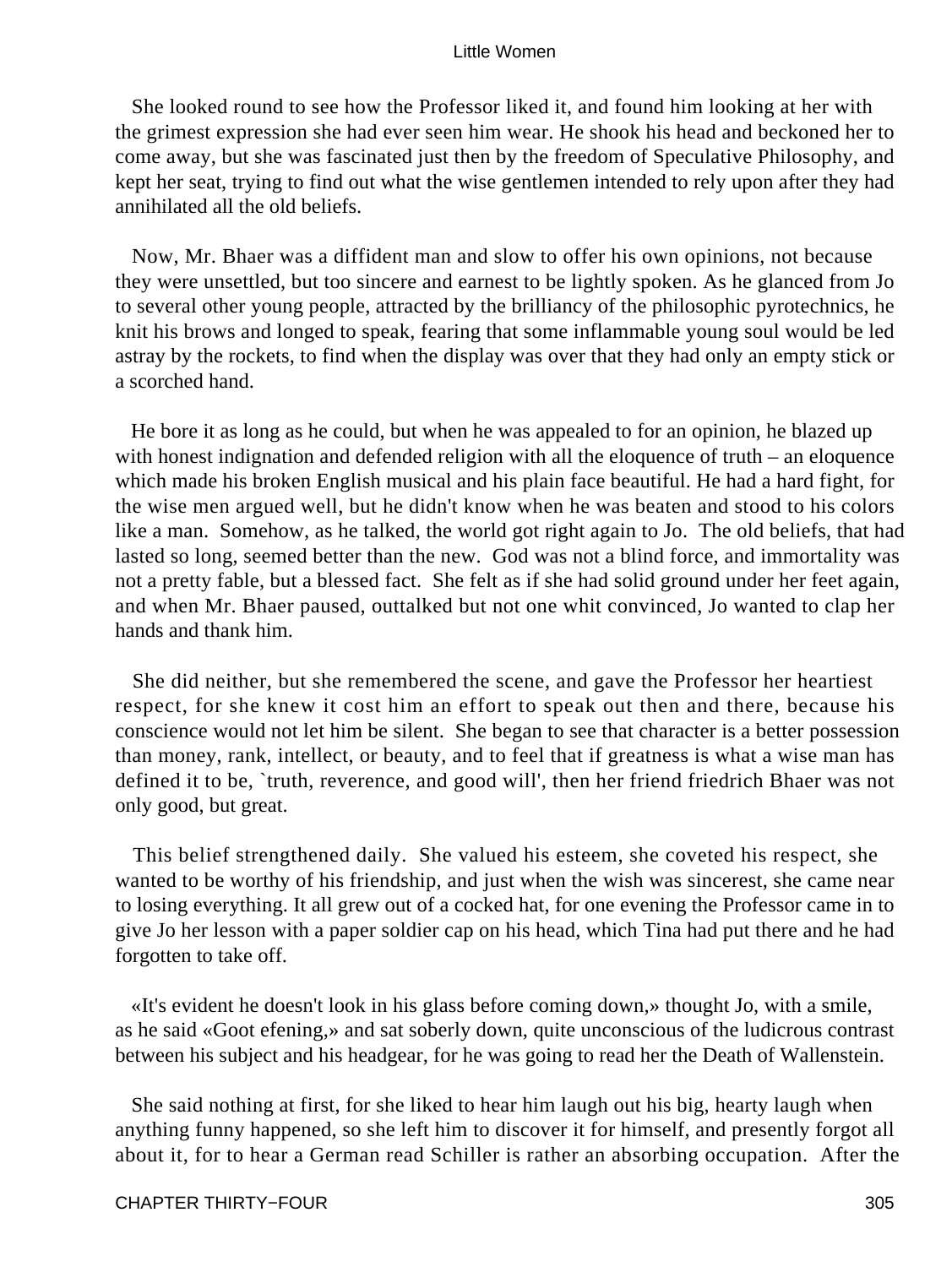She looked round to see how the Professor liked it, and found him looking at her with the grimest expression she had ever seen him wear. He shook his head and beckoned her to come away, but she was fascinated just then by the freedom of Speculative Philosophy, and kept her seat, trying to find out what the wise gentlemen intended to rely upon after they had annihilated all the old beliefs.

Now, Mr. Bhaer was a diffident man and slow to offer his own opinions, not because they were unsettled, but too sincere and earnest to be lightly spoken. As he glanced from Jo to several other young people, attracted by the brilliancy of the philosophic pyrotechnics, he knit his brows and longed to speak, fearing that some inflammable young soul would be led astray by the rockets, to find when the display was over that they had only an empty stick or a scorched hand.

He bore it as long as he could, but when he was appealed to for an opinion, he blazed up with honest indignation and defended religion with all the eloquence of truth – an eloquence which made his broken English musical and his plain face beautiful. He had a hard fight, for the wise men argued well, but he didn't know when he was beaten and stood to his colors like a man. Somehow, as he talked, the world got right again to Jo. The old beliefs, that had lasted so long, seemed better than the new. God was not a blind force, and immortality was not a pretty fable, but a blessed fact. She felt as if she had solid ground under her feet again, and when Mr. Bhaer paused, outtalked but not one whit convinced, Jo wanted to clap her hands and thank him.

She did neither, but she remembered the scene, and gave the Professor her heartiest respect, for she knew it cost him an effort to speak out then and there, because his conscience would not let him be silent. She began to see that character is a better possession than money, rank, intellect, or beauty, and to feel that if greatness is what a wise man has defined it to be, `truth, reverence, and good will', then her friend friedrich Bhaer was not only good, but great.

This belief strengthened daily. She valued his esteem, she coveted his respect, she wanted to be worthy of his friendship, and just when the wish was sincerest, she came near to losing everything. It all grew out of a cocked hat, for one evening the Professor came in to give Jo her lesson with a paper soldier cap on his head, which Tina had put there and he had forgotten to take off.

«It's evident he doesn't look in his glass before coming down,» thought Jo, with a smile, as he said «Goot efening,» and sat soberly down, quite unconscious of the ludicrous contrast between his subject and his headgear, for he was going to read her the Death of Wallenstein.

She said nothing at first, for she liked to hear him laugh out his big, hearty laugh when anything funny happened, so she left him to discover it for himself, and presently forgot all about it, for to hear a German read Schiller is rather an absorbing occupation. After the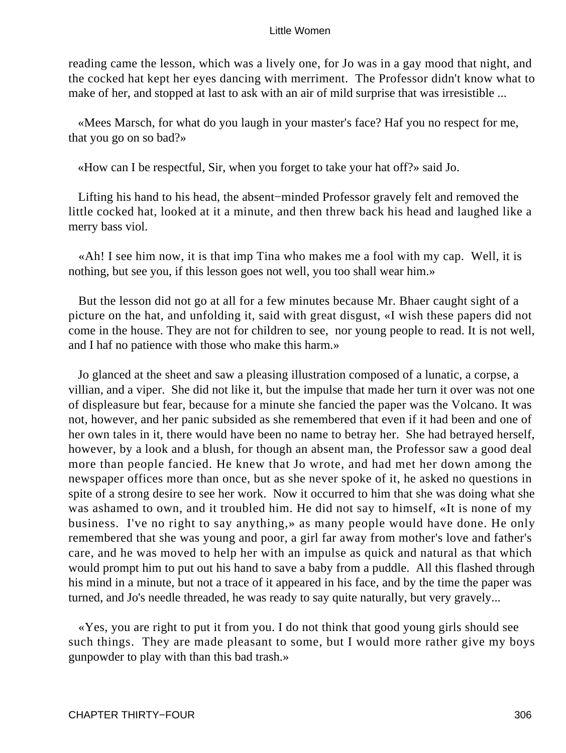reading came the lesson, which was a lively one, for Jo was in a gay mood that night, and the cocked hat kept her eyes dancing with merriment. The Professor didn't know what to make of her, and stopped at last to ask with an air of mild surprise that was irresistible ...

«Mees Marsch, for what do you laugh in your master's face? Haf you no respect for me, that you go on so bad?»

«How can I be respectful, Sir, when you forget to take your hat off?» said Jo.

Lifting his hand to his head, the absent−minded Professor gravely felt and removed the little cocked hat, looked at it a minute, and then threw back his head and laughed like a merry bass viol.

«Ah! I see him now, it is that imp Tina who makes me a fool with my cap. Well, it is nothing, but see you, if this lesson goes not well, you too shall wear him.»

But the lesson did not go at all for a few minutes because Mr. Bhaer caught sight of a picture on the hat, and unfolding it, said with great disgust, «I wish these papers did not come in the house. They are not for children to see, nor young people to read. It is not well, and I haf no patience with those who make this harm.»

Jo glanced at the sheet and saw a pleasing illustration composed of a lunatic, a corpse, a villian, and a viper. She did not like it, but the impulse that made her turn it over was not one of displeasure but fear, because for a minute she fancied the paper was the Volcano. It was not, however, and her panic subsided as she remembered that even if it had been and one of her own tales in it, there would have been no name to betray her. She had betrayed herself, however, by a look and a blush, for though an absent man, the Professor saw a good deal more than people fancied. He knew that Jo wrote, and had met her down among the newspaper offices more than once, but as she never spoke of it, he asked no questions in spite of a strong desire to see her work. Now it occurred to him that she was doing what she was ashamed to own, and it troubled him. He did not say to himself, «It is none of my business. I've no right to say anything,» as many people would have done. He only remembered that she was young and poor, a girl far away from mother's love and father's care, and he was moved to help her with an impulse as quick and natural as that which would prompt him to put out his hand to save a baby from a puddle. All this flashed through his mind in a minute, but not a trace of it appeared in his face, and by the time the paper was turned, and Jo's needle threaded, he was ready to say quite naturally, but very gravely...

«Yes, you are right to put it from you. I do not think that good young girls should see such things. They are made pleasant to some, but I would more rather give my boys gunpowder to play with than this bad trash.»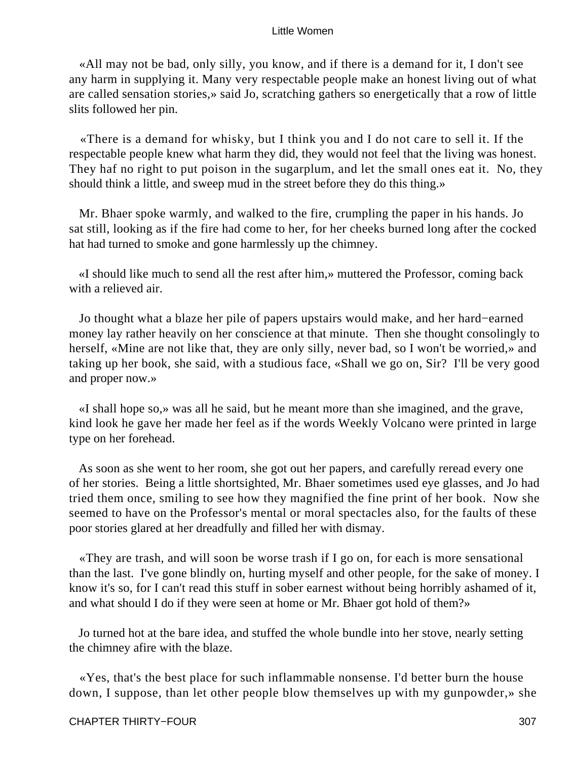«All may not be bad, only silly, you know, and if there is a demand for it, I don't see any harm in supplying it. Many very respectable people make an honest living out of what are called sensation stories,» said Jo, scratching gathers so energetically that a row of little slits followed her pin.

«There is a demand for whisky, but I think you and I do not care to sell it. If the respectable people knew what harm they did, they would not feel that the living was honest. They haf no right to put poison in the sugarplum, and let the small ones eat it. No, they should think a little, and sweep mud in the street before they do this thing.»

Mr. Bhaer spoke warmly, and walked to the fire, crumpling the paper in his hands. Jo sat still, looking as if the fire had come to her, for her cheeks burned long after the cocked hat had turned to smoke and gone harmlessly up the chimney.

«I should like much to send all the rest after him,» muttered the Professor, coming back with a relieved air.

Jo thought what a blaze her pile of papers upstairs would make, and her hard−earned money lay rather heavily on her conscience at that minute. Then she thought consolingly to herself, «Mine are not like that, they are only silly, never bad, so I won't be worried,» and taking up her book, she said, with a studious face, «Shall we go on, Sir? I'll be very good and proper now.»

«I shall hope so,» was all he said, but he meant more than she imagined, and the grave, kind look he gave her made her feel as if the words Weekly Volcano were printed in large type on her forehead.

As soon as she went to her room, she got out her papers, and carefully reread every one of her stories. Being a little shortsighted, Mr. Bhaer sometimes used eye glasses, and Jo had tried them once, smiling to see how they magnified the fine print of her book. Now she seemed to have on the Professor's mental or moral spectacles also, for the faults of these poor stories glared at her dreadfully and filled her with dismay.

«They are trash, and will soon be worse trash if I go on, for each is more sensational than the last. I've gone blindly on, hurting myself and other people, for the sake of money. I know it's so, for I can't read this stuff in sober earnest without being horribly ashamed of it, and what should I do if they were seen at home or Mr. Bhaer got hold of them?»

Jo turned hot at the bare idea, and stuffed the whole bundle into her stove, nearly setting the chimney afire with the blaze.

«Yes, that's the best place for such inflammable nonsense. I'd better burn the house down, I suppose, than let other people blow themselves up with my gunpowder,» she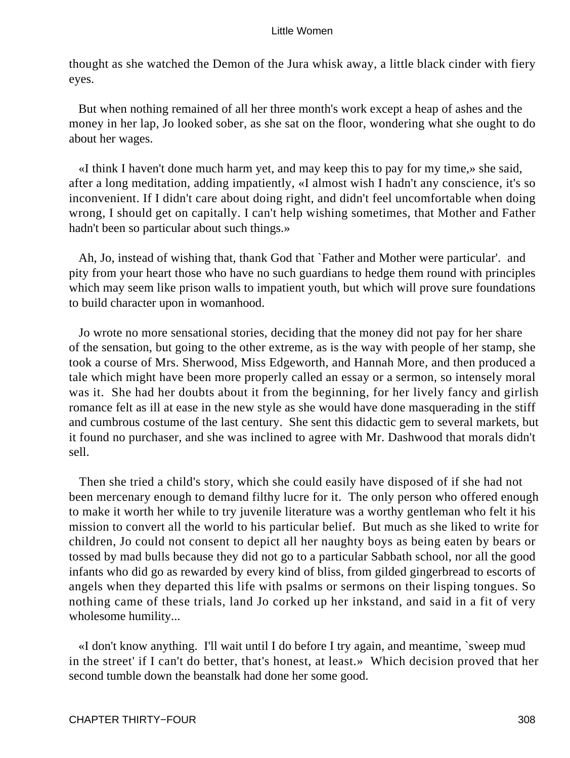thought as she watched the Demon of the Jura whisk away, a little black cinder with fiery eyes.

But when nothing remained of all her three month's work except a heap of ashes and the money in her lap, Jo looked sober, as she sat on the floor, wondering what she ought to do about her wages.

«I think I haven't done much harm yet, and may keep this to pay for my time,» she said, after a long meditation, adding impatiently, «I almost wish I hadn't any conscience, it's so inconvenient. If I didn't care about doing right, and didn't feel uncomfortable when doing wrong, I should get on capitally. I can't help wishing sometimes, that Mother and Father hadn't been so particular about such things.»

Ah, Jo, instead of wishing that, thank God that `Father and Mother were particular'. and pity from your heart those who have no such guardians to hedge them round with principles which may seem like prison walls to impatient youth, but which will prove sure foundations to build character upon in womanhood.

Jo wrote no more sensational stories, deciding that the money did not pay for her share of the sensation, but going to the other extreme, as is the way with people of her stamp, she took a course of Mrs. Sherwood, Miss Edgeworth, and Hannah More, and then produced a tale which might have been more properly called an essay or a sermon, so intensely moral was it. She had her doubts about it from the beginning, for her lively fancy and girlish romance felt as ill at ease in the new style as she would have done masquerading in the stiff and cumbrous costume of the last century. She sent this didactic gem to several markets, but it found no purchaser, and she was inclined to agree with Mr. Dashwood that morals didn't sell.

Then she tried a child's story, which she could easily have disposed of if she had not been mercenary enough to demand filthy lucre for it. The only person who offered enough to make it worth her while to try juvenile literature was a worthy gentleman who felt it his mission to convert all the world to his particular belief. But much as she liked to write for children, Jo could not consent to depict all her naughty boys as being eaten by bears or tossed by mad bulls because they did not go to a particular Sabbath school, nor all the good infants who did go as rewarded by every kind of bliss, from gilded gingerbread to escorts of angels when they departed this life with psalms or sermons on their lisping tongues. So nothing came of these trials, land Jo corked up her inkstand, and said in a fit of very wholesome humility...

«I don't know anything. I'll wait until I do before I try again, and meantime, `sweep mud in the street' if I can't do better, that's honest, at least.» Which decision proved that her second tumble down the beanstalk had done her some good.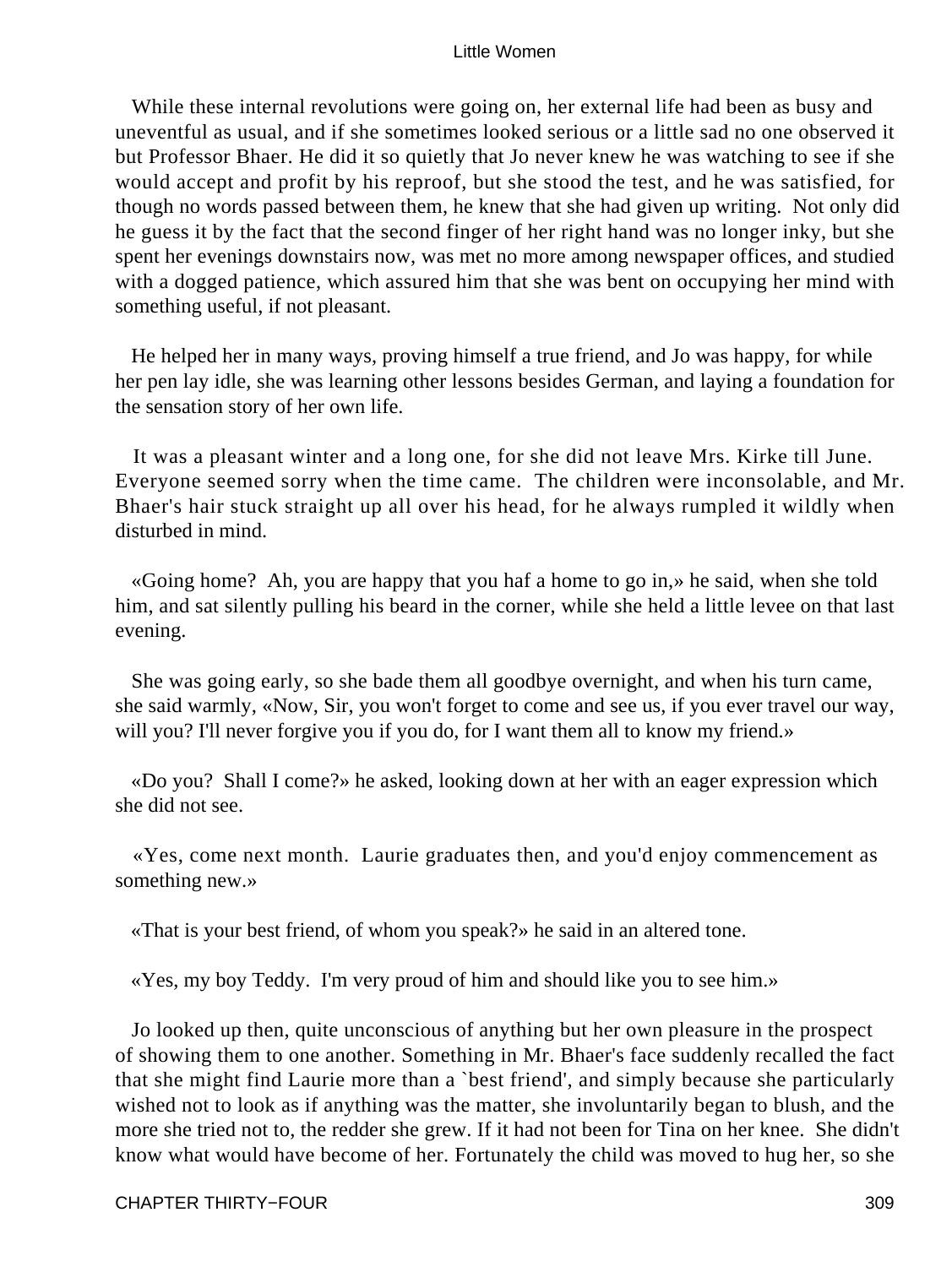While these internal revolutions were going on, her external life had been as busy and uneventful as usual, and if she sometimes looked serious or a little sad no one observed it but Professor Bhaer. He did it so quietly that Jo never knew he was watching to see if she would accept and profit by his reproof, but she stood the test, and he was satisfied, for though no words passed between them, he knew that she had given up writing. Not only did he guess it by the fact that the second finger of her right hand was no longer inky, but she spent her evenings downstairs now, was met no more among newspaper offices, and studied with a dogged patience, which assured him that she was bent on occupying her mind with something useful, if not pleasant.

He helped her in many ways, proving himself a true friend, and Jo was happy, for while her pen lay idle, she was learning other lessons besides German, and laying a foundation for the sensation story of her own life.

It was a pleasant winter and a long one, for she did not leave Mrs. Kirke till June. Everyone seemed sorry when the time came. The children were inconsolable, and Mr. Bhaer's hair stuck straight up all over his head, for he always rumpled it wildly when disturbed in mind.

«Going home? Ah, you are happy that you haf a home to go in,» he said, when she told him, and sat silently pulling his beard in the corner, while she held a little levee on that last evening.

She was going early, so she bade them all goodbye overnight, and when his turn came, she said warmly, «Now, Sir, you won't forget to come and see us, if you ever travel our way, will you? I'll never forgive you if you do, for I want them all to know my friend.»

«Do you? Shall I come?» he asked, looking down at her with an eager expression which she did not see.

«Yes, come next month. Laurie graduates then, and you'd enjoy commencement as something new.»

«That is your best friend, of whom you speak?» he said in an altered tone.

«Yes, my boy Teddy. I'm very proud of him and should like you to see him.»

Jo looked up then, quite unconscious of anything but her own pleasure in the prospect of showing them to one another. Something in Mr. Bhaer's face suddenly recalled the fact that she might find Laurie more than a `best friend', and simply because she particularly wished not to look as if anything was the matter, she involuntarily began to blush, and the more she tried not to, the redder she grew. If it had not been for Tina on her knee. She didn't know what would have become of her. Fortunately the child was moved to hug her, so she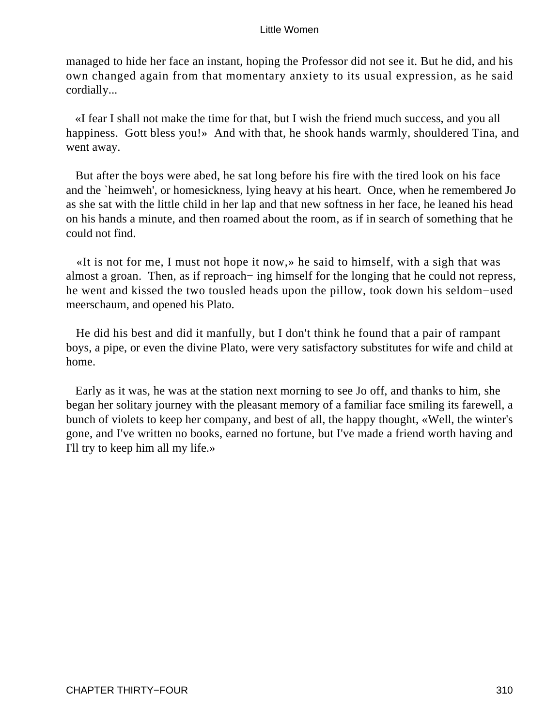managed to hide her face an instant, hoping the Professor did not see it. But he did, and his own changed again from that momentary anxiety to its usual expression, as he said cordially...

«I fear I shall not make the time for that, but I wish the friend much success, and you all happiness. Gott bless you!» And with that, he shook hands warmly, shouldered Tina, and went away.

But after the boys were abed, he sat long before his fire with the tired look on his face and the `heimweh', or homesickness, lying heavy at his heart. Once, when he remembered Jo as she sat with the little child in her lap and that new softness in her face, he leaned his head on his hands a minute, and then roamed about the room, as if in search of something that he could not find.

«It is not for me, I must not hope it now,» he said to himself, with a sigh that was almost a groan. Then, as if reproach− ing himself for the longing that he could not repress, he went and kissed the two tousled heads upon the pillow, took down his seldom−used meerschaum, and opened his Plato.

He did his best and did it manfully, but I don't think he found that a pair of rampant boys, a pipe, or even the divine Plato, were very satisfactory substitutes for wife and child at home.

Early as it was, he was at the station next morning to see Jo off, and thanks to him, she began her solitary journey with the pleasant memory of a familiar face smiling its farewell, a bunch of violets to keep her company, and best of all, the happy thought, «Well, the winter's gone, and I've written no books, earned no fortune, but I've made a friend worth having and I'll try to keep him all my life.»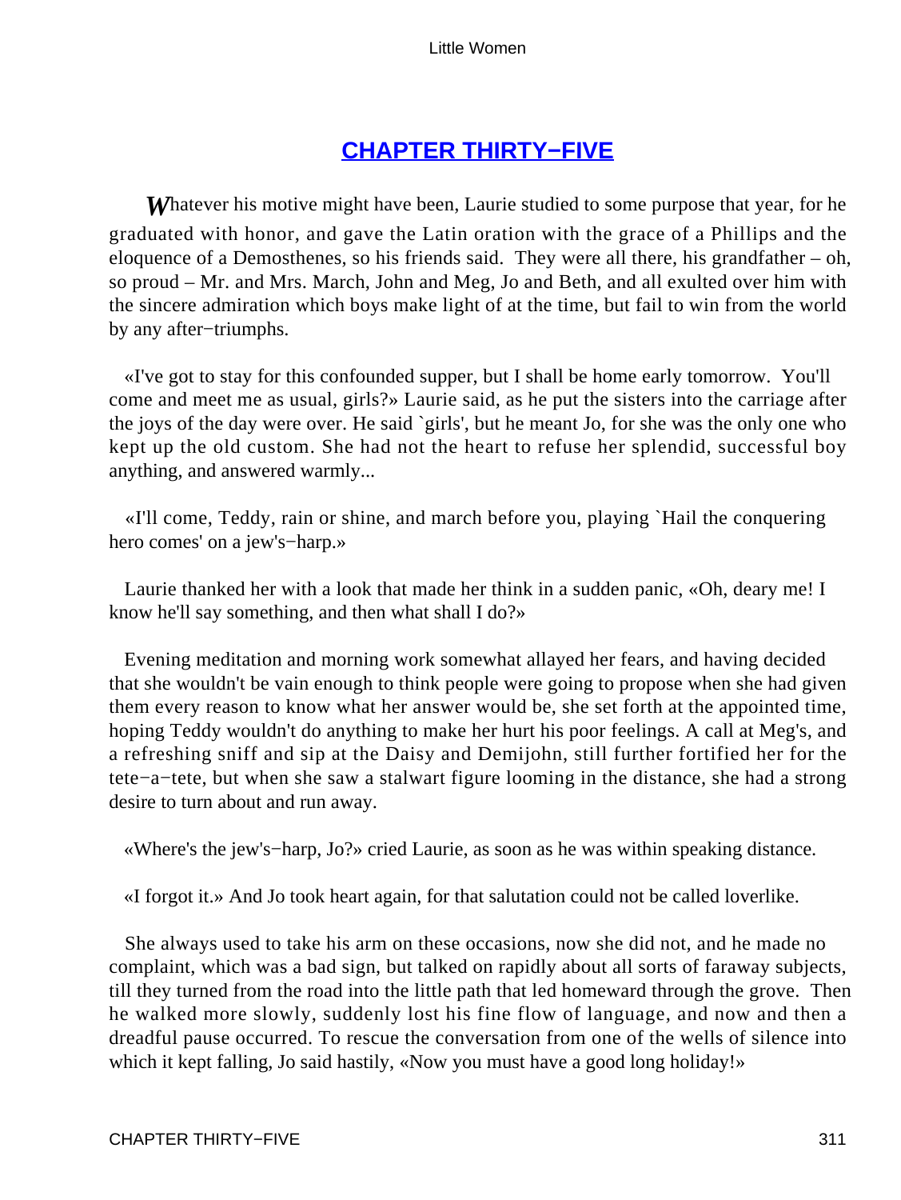## CHAPTER THIRTY−FIVE

*W*hatever his motive might have been, Laurie studied to some purpose that year, for he graduated with honor, and gave the Latin oration with the grace of a Phillips and the eloquence of a Demosthenes, so his friends said. They were all there, his grandfather – oh, so proud – Mr. and Mrs. March, John and Meg, Jo and Beth, and all exulted over him with the sincere admiration which boys make light of at the time, but fail to win from the world by any after−triumphs.

«I've got to stay for this confounded supper, but I shall be home early tomorrow. You'll come and meet me as usual, girls?» Laurie said, as he put the sisters into the carriage after the joys of the day were over. He said `girls', but he meant Jo, for she was the only one who kept up the old custom. She had not the heart to refuse her splendid, successful boy anything, and answered warmly...

«I'll come, Teddy, rain or shine, and march before you, playing `Hail the conquering hero comes' on a jew's−harp.»

Laurie thanked her with a look that made her think in a sudden panic, «Oh, deary me! I know he'll say something, and then what shall I do?»

Evening meditation and morning work somewhat allayed her fears, and having decided that she wouldn't be vain enough to think people were going to propose when she had given them every reason to know what her answer would be, she set forth at the appointed time, hoping Teddy wouldn't do anything to make her hurt his poor feelings. A call at Meg's, and a refreshing sniff and sip at the Daisy and Demijohn, still further fortified her for the tete−a−tete, but when she saw a stalwart figure looming in the distance, she had a strong desire to turn about and run away.

«Where's the jew's−harp, Jo?» cried Laurie, as soon as he was within speaking distance.

«I forgot it.» And Jo took heart again, for that salutation could not be called loverlike.

She always used to take his arm on these occasions, now she did not, and he made no complaint, which was a bad sign, but talked on rapidly about all sorts of faraway subjects, till they turned from the road into the little path that led homeward through the grove. Then he walked more slowly, suddenly lost his fine flow of language, and now and then a dreadful pause occurred. To rescue the conversation from one of the wells of silence into which it kept falling, Jo said hastily, «Now you must have a good long holiday!»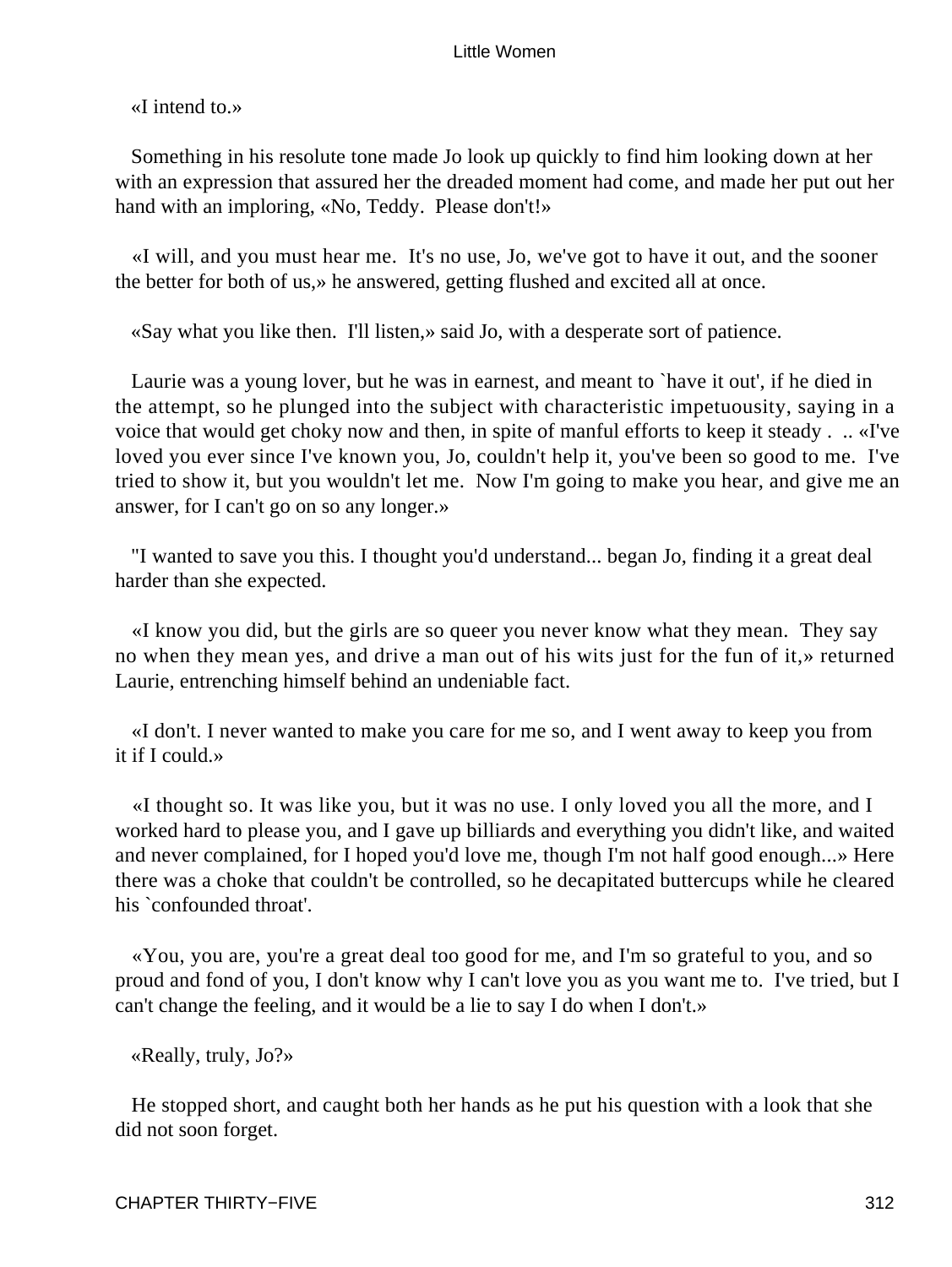«I intend to.»

Something in his resolute tone made Jo look up quickly to find him looking down at her with an expression that assured her the dreaded moment had come, and made her put out her hand with an imploring, «No, Teddy. Please don't!»

«I will, and you must hear me. It's no use, Jo, we've got to have it out, and the sooner the better for both of us,» he answered, getting flushed and excited all at once.

«Say what you like then. I'll listen,» said Jo, with a desperate sort of patience.

Laurie was a young lover, but he was in earnest, and meant to `have it out', if he died in the attempt, so he plunged into the subject with characteristic impetuousity, saying in a voice that would get choky now and then, in spite of manful efforts to keep it steady . .. «I've loved you ever since I've known you, Jo, couldn't help it, you've been so good to me. I've tried to show it, but you wouldn't let me. Now I'm going to make you hear, and give me an answer, for I can't go on so any longer.»

"I wanted to save you this. I thought you'd understand... began Jo, finding it a great deal harder than she expected.

«I know you did, but the girls are so queer you never know what they mean. They say no when they mean yes, and drive a man out of his wits just for the fun of it,» returned Laurie, entrenching himself behind an undeniable fact.

«I don't. I never wanted to make you care for me so, and I went away to keep you from it if I could.»

«I thought so. It was like you, but it was no use. I only loved you all the more, and I worked hard to please you, and I gave up billiards and everything you didn't like, and waited and never complained, for I hoped you'd love me, though I'm not half good enough...» Here there was a choke that couldn't be controlled, so he decapitated buttercups while he cleared his `confounded throat'.

«You, you are, you're a great deal too good for me, and I'm so grateful to you, and so proud and fond of you, I don't know why I can't love you as you want me to. I've tried, but I can't change the feeling, and it would be a lie to say I do when I don't.»

«Really, truly, Jo?»

He stopped short, and caught both her hands as he put his question with a look that she did not soon forget.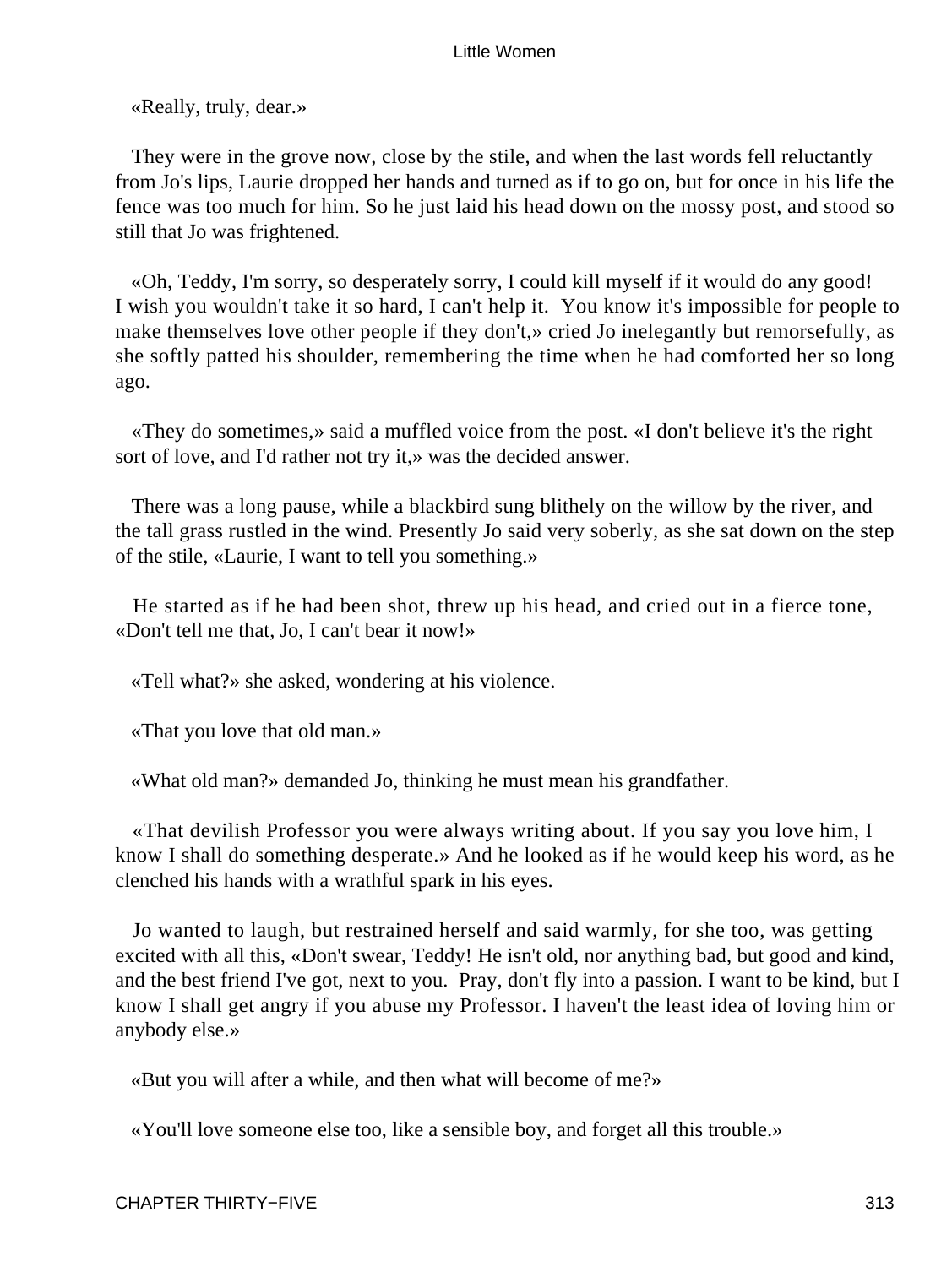«Really, truly, dear.»

They were in the grove now, close by the stile, and when the last words fell reluctantly from Jo's lips, Laurie dropped her hands and turned as if to go on, but for once in his life the fence was too much for him. So he just laid his head down on the mossy post, and stood so still that Jo was frightened.

«Oh, Teddy, I'm sorry, so desperately sorry, I could kill myself if it would do any good! I wish you wouldn't take it so hard, I can't help it. You know it's impossible for people to make themselves love other people if they don't,» cried Jo inelegantly but remorsefully, as she softly patted his shoulder, remembering the time when he had comforted her so long ago.

«They do sometimes,» said a muffled voice from the post. «I don't believe it's the right sort of love, and I'd rather not try it,» was the decided answer.

There was a long pause, while a blackbird sung blithely on the willow by the river, and the tall grass rustled in the wind. Presently Jo said very soberly, as she sat down on the step of the stile, «Laurie, I want to tell you something.»

He started as if he had been shot, threw up his head, and cried out in a fierce tone, «Don't tell me that, Jo, I can't bear it now!»

«Tell what?» she asked, wondering at his violence.

«That you love that old man.»

«What old man?» demanded Jo, thinking he must mean his grandfather.

«That devilish Professor you were always writing about. If you say you love him, I know I shall do something desperate.» And he looked as if he would keep his word, as he clenched his hands with a wrathful spark in his eyes.

Jo wanted to laugh, but restrained herself and said warmly, for she too, was getting excited with all this, «Don't swear, Teddy! He isn't old, nor anything bad, but good and kind, and the best friend I've got, next to you. Pray, don't fly into a passion. I want to be kind, but I know I shall get angry if you abuse my Professor. I haven't the least idea of loving him or anybody else.»

«But you will after a while, and then what will become of me?»

«You'll love someone else too, like a sensible boy, and forget all this trouble.»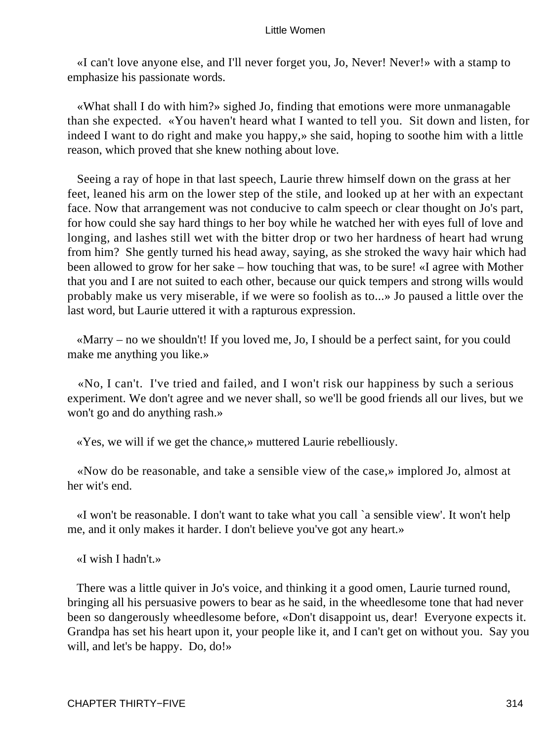«I can't love anyone else, and I'll never forget you, Jo, Never! Never!» with a stamp to emphasize his passionate words.

«What shall I do with him?» sighed Jo, finding that emotions were more unmanagable than she expected. «You haven't heard what I wanted to tell you. Sit down and listen, for indeed I want to do right and make you happy,» she said, hoping to soothe him with a little reason, which proved that she knew nothing about love.

Seeing a ray of hope in that last speech, Laurie threw himself down on the grass at her feet, leaned his arm on the lower step of the stile, and looked up at her with an expectant face. Now that arrangement was not conducive to calm speech or clear thought on Jo's part, for how could she say hard things to her boy while he watched her with eyes full of love and longing, and lashes still wet with the bitter drop or two her hardness of heart had wrung from him? She gently turned his head away, saying, as she stroked the wavy hair which had been allowed to grow for her sake – how touching that was, to be sure! «I agree with Mother that you and I are not suited to each other, because our quick tempers and strong wills would probably make us very miserable, if we were so foolish as to...» Jo paused a little over the last word, but Laurie uttered it with a rapturous expression.

«Marry – no we shouldn't! If you loved me, Jo, I should be a perfect saint, for you could make me anything you like.»

«No, I can't. I've tried and failed, and I won't risk our happiness by such a serious experiment. We don't agree and we never shall, so we'll be good friends all our lives, but we won't go and do anything rash.»

«Yes, we will if we get the chance,» muttered Laurie rebelliously.

«Now do be reasonable, and take a sensible view of the case,» implored Jo, almost at her wit's end.

«I won't be reasonable. I don't want to take what you call `a sensible view'. It won't help me, and it only makes it harder. I don't believe you've got any heart.»

«I wish I hadn't.»

There was a little quiver in Jo's voice, and thinking it a good omen, Laurie turned round, bringing all his persuasive powers to bear as he said, in the wheedlesome tone that had never been so dangerously wheedlesome before, «Don't disappoint us, dear! Everyone expects it. Grandpa has set his heart upon it, your people like it, and I can't get on without you. Say you will, and let's be happy. Do, do!»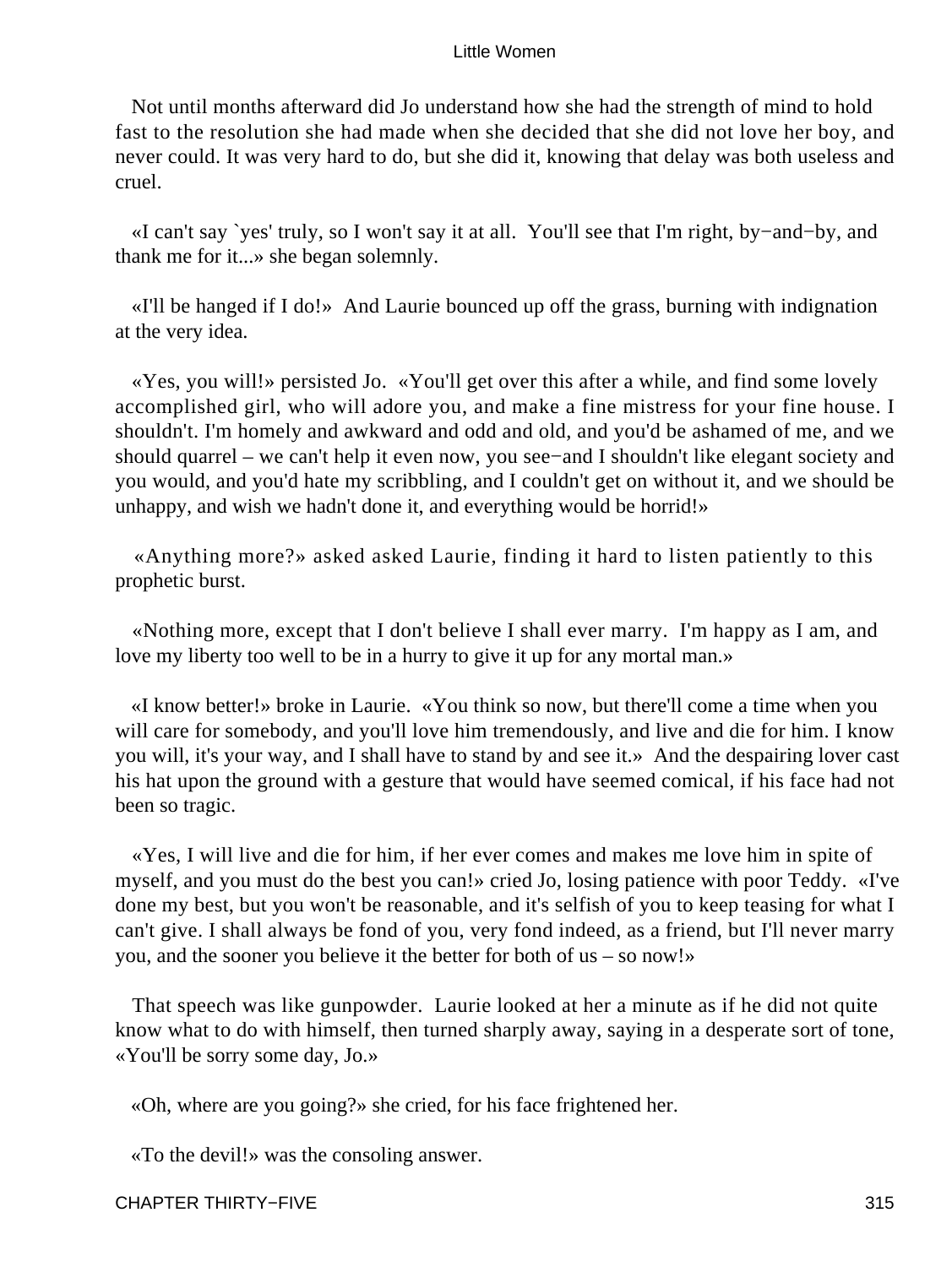Not until months afterward did Jo understand how she had the strength of mind to hold fast to the resolution she had made when she decided that she did not love her boy, and never could. It was very hard to do, but she did it, knowing that delay was both useless and cruel.

«I can't say `yes' truly, so I won't say it at all. You'll see that I'm right, by−and−by, and thank me for it...» she began solemnly.

«I'll be hanged if I do!» And Laurie bounced up off the grass, burning with indignation at the very idea.

«Yes, you will!» persisted Jo. «You'll get over this after a while, and find some lovely accomplished girl, who will adore you, and make a fine mistress for your fine house. I shouldn't. I'm homely and awkward and odd and old, and you'd be ashamed of me, and we should quarrel – we can't help it even now, you see−and I shouldn't like elegant society and you would, and you'd hate my scribbling, and I couldn't get on without it, and we should be unhappy, and wish we hadn't done it, and everything would be horrid!»

«Anything more?» asked asked Laurie, finding it hard to listen patiently to this prophetic burst.

«Nothing more, except that I don't believe I shall ever marry. I'm happy as I am, and love my liberty too well to be in a hurry to give it up for any mortal man.»

«I know better!» broke in Laurie. «You think so now, but there'll come a time when you will care for somebody, and you'll love him tremendously, and live and die for him. I know you will, it's your way, and I shall have to stand by and see it.» And the despairing lover cast his hat upon the ground with a gesture that would have seemed comical, if his face had not been so tragic.

«Yes, I will live and die for him, if her ever comes and makes me love him in spite of myself, and you must do the best you can!» cried Jo, losing patience with poor Teddy. «I've done my best, but you won't be reasonable, and it's selfish of you to keep teasing for what I can't give. I shall always be fond of you, very fond indeed, as a friend, but I'll never marry you, and the sooner you believe it the better for both of us – so now!»

That speech was like gunpowder. Laurie looked at her a minute as if he did not quite know what to do with himself, then turned sharply away, saying in a desperate sort of tone, «You'll be sorry some day, Jo.»

«Oh, where are you going?» she cried, for his face frightened her.

«To the devil!» was the consoling answer.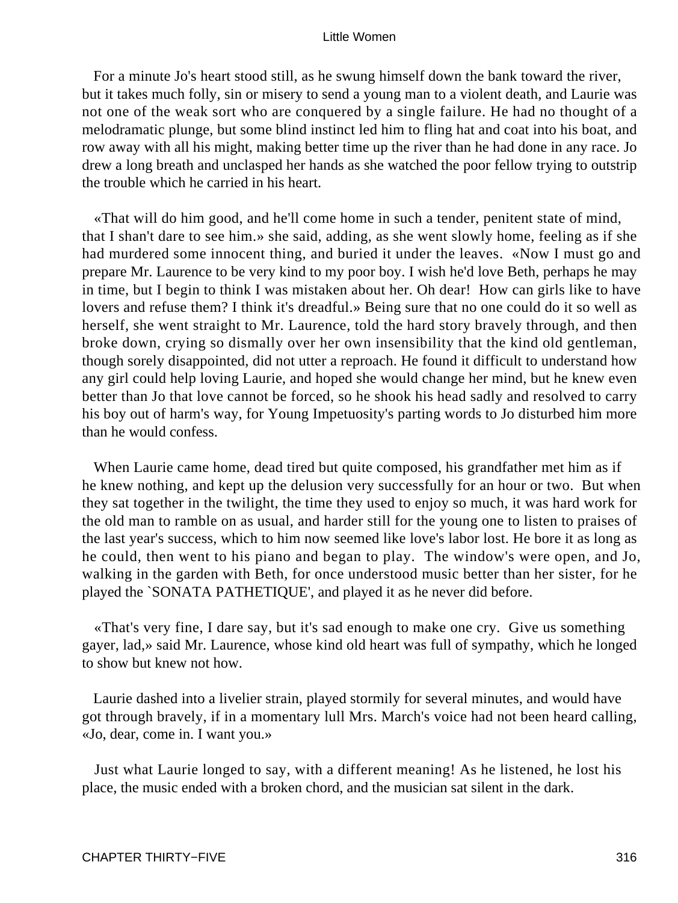For a minute Jo's heart stood still, as he swung himself down the bank toward the river, but it takes much folly, sin or misery to send a young man to a violent death, and Laurie was not one of the weak sort who are conquered by a single failure. He had no thought of a melodramatic plunge, but some blind instinct led him to fling hat and coat into his boat, and row away with all his might, making better time up the river than he had done in any race. Jo drew a long breath and unclasped her hands as she watched the poor fellow trying to outstrip the trouble which he carried in his heart.

«That will do him good, and he'll come home in such a tender, penitent state of mind, that I shan't dare to see him.» she said, adding, as she went slowly home, feeling as if she had murdered some innocent thing, and buried it under the leaves. «Now I must go and prepare Mr. Laurence to be very kind to my poor boy. I wish he'd love Beth, perhaps he may in time, but I begin to think I was mistaken about her. Oh dear! How can girls like to have lovers and refuse them? I think it's dreadful.» Being sure that no one could do it so well as herself, she went straight to Mr. Laurence, told the hard story bravely through, and then broke down, crying so dismally over her own insensibility that the kind old gentleman, though sorely disappointed, did not utter a reproach. He found it difficult to understand how any girl could help loving Laurie, and hoped she would change her mind, but he knew even better than Jo that love cannot be forced, so he shook his head sadly and resolved to carry his boy out of harm's way, for Young Impetuosity's parting words to Jo disturbed him more than he would confess.

When Laurie came home, dead tired but quite composed, his grandfather met him as if he knew nothing, and kept up the delusion very successfully for an hour or two. But when they sat together in the twilight, the time they used to enjoy so much, it was hard work for the old man to ramble on as usual, and harder still for the young one to listen to praises of the last year's success, which to him now seemed like love's labor lost. He bore it as long as he could, then went to his piano and began to play. The window's were open, and Jo, walking in the garden with Beth, for once understood music better than her sister, for he played the `SONATA PATHETIQUE', and played it as he never did before.

«That's very fine, I dare say, but it's sad enough to make one cry. Give us something gayer, lad,» said Mr. Laurence, whose kind old heart was full of sympathy, which he longed to show but knew not how.

Laurie dashed into a livelier strain, played stormily for several minutes, and would have got through bravely, if in a momentary lull Mrs. March's voice had not been heard calling, «Jo, dear, come in. I want you.»

Just what Laurie longed to say, with a different meaning! As he listened, he lost his place, the music ended with a broken chord, and the musician sat silent in the dark.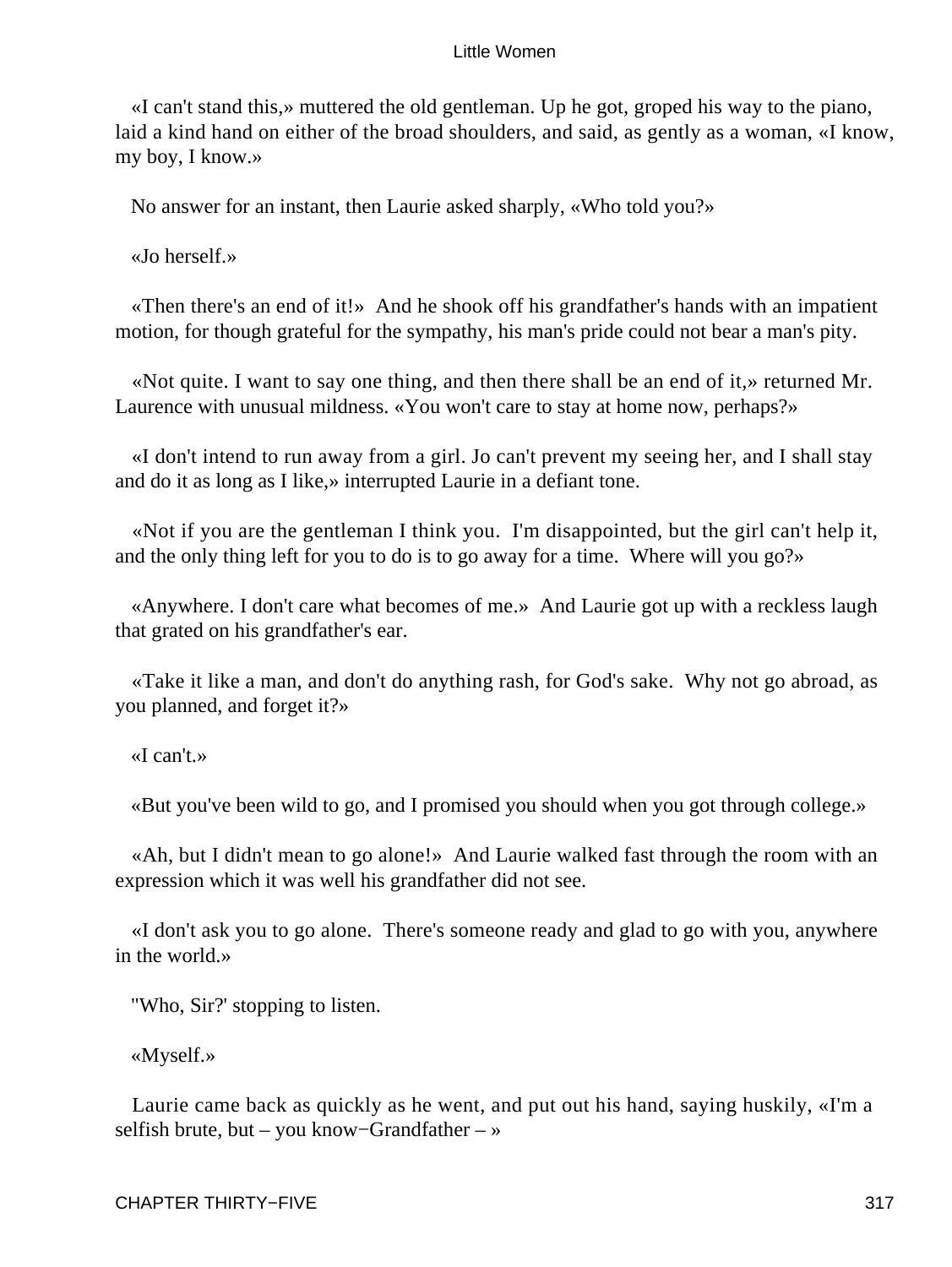«I can't stand this,» muttered the old gentleman. Up he got, groped his way to the piano, laid a kind hand on either of the broad shoulders, and said, as gently as a woman, «I know, my boy, I know.»

No answer for an instant, then Laurie asked sharply, «Who told you?»

«Jo herself.»

«Then there's an end of it!» And he shook off his grandfather's hands with an impatient motion, for though grateful for the sympathy, his man's pride could not bear a man's pity.

«Not quite. I want to say one thing, and then there shall be an end of it,» returned Mr. Laurence with unusual mildness. «You won't care to stay at home now, perhaps?»

«I don't intend to run away from a girl. Jo can't prevent my seeing her, and I shall stay and do it as long as I like,» interrupted Laurie in a defiant tone.

«Not if you are the gentleman I think you. I'm disappointed, but the girl can't help it, and the only thing left for you to do is to go away for a time. Where will you go?»

«Anywhere. I don't care what becomes of me.» And Laurie got up with a reckless laugh that grated on his grandfather's ear.

«Take it like a man, and don't do anything rash, for God's sake. Why not go abroad, as you planned, and forget it?»

«I can't.»

«But you've been wild to go, and I promised you should when you got through college.»

«Ah, but I didn't mean to go alone!» And Laurie walked fast through the room with an expression which it was well his grandfather did not see.

«I don't ask you to go alone. There's someone ready and glad to go with you, anywhere in the world.»

"Who, Sir?' stopping to listen.

«Myself.»

Laurie came back as quickly as he went, and put out his hand, saying huskily, «I'm a selfish brute, but – you know−Grandfather – »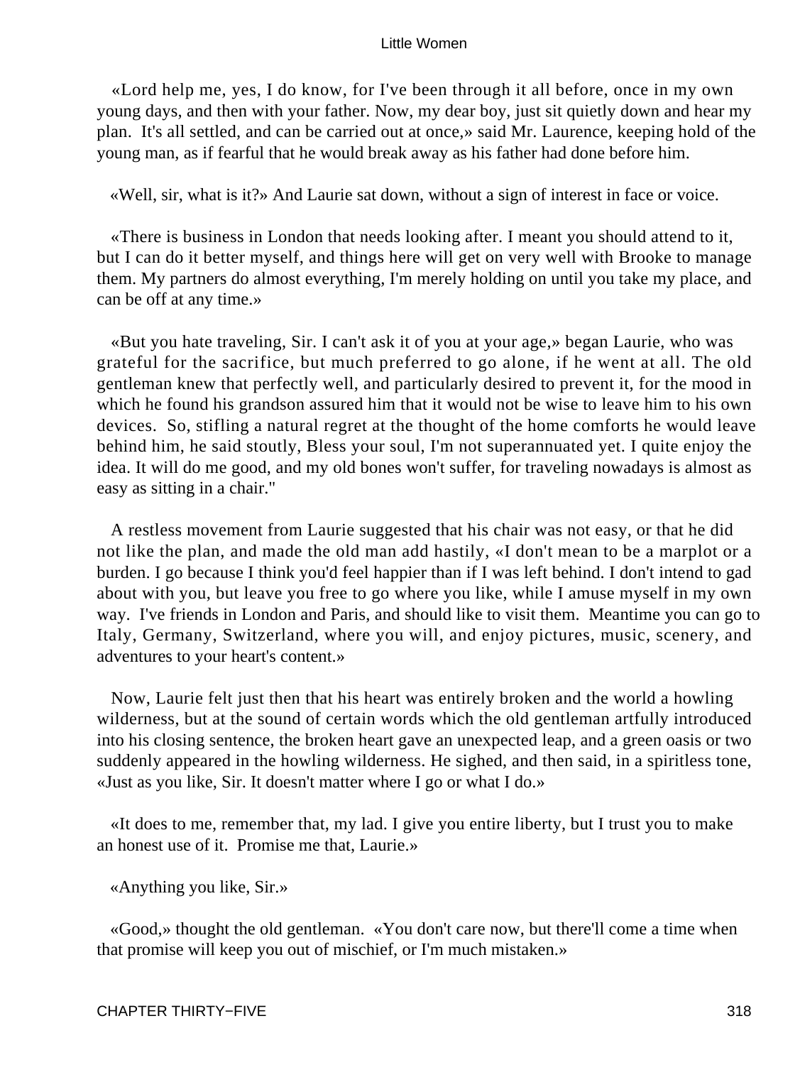«Lord help me, yes, I do know, for I've been through it all before, once in my own young days, and then with your father. Now, my dear boy, just sit quietly down and hear my plan. It's all settled, and can be carried out at once,» said Mr. Laurence, keeping hold of the young man, as if fearful that he would break away as his father had done before him.

«Well, sir, what is it?» And Laurie sat down, without a sign of interest in face or voice.

«There is business in London that needs looking after. I meant you should attend to it, but I can do it better myself, and things here will get on very well with Brooke to manage them. My partners do almost everything, I'm merely holding on until you take my place, and can be off at any time.»

«But you hate traveling, Sir. I can't ask it of you at your age,» began Laurie, who was grateful for the sacrifice, but much preferred to go alone, if he went at all. The old gentleman knew that perfectly well, and particularly desired to prevent it, for the mood in which he found his grandson assured him that it would not be wise to leave him to his own devices. So, stifling a natural regret at the thought of the home comforts he would leave behind him, he said stoutly, Bless your soul, I'm not superannuated yet. I quite enjoy the idea. It will do me good, and my old bones won't suffer, for traveling nowadays is almost as easy as sitting in a chair."

A restless movement from Laurie suggested that his chair was not easy, or that he did not like the plan, and made the old man add hastily, «I don't mean to be a marplot or a burden. I go because I think you'd feel happier than if I was left behind. I don't intend to gad about with you, but leave you free to go where you like, while I amuse myself in my own way. I've friends in London and Paris, and should like to visit them. Meantime you can go to Italy, Germany, Switzerland, where you will, and enjoy pictures, music, scenery, and adventures to your heart's content.»

Now, Laurie felt just then that his heart was entirely broken and the world a howling wilderness, but at the sound of certain words which the old gentleman artfully introduced into his closing sentence, the broken heart gave an unexpected leap, and a green oasis or two suddenly appeared in the howling wilderness. He sighed, and then said, in a spiritless tone, «Just as you like, Sir. It doesn't matter where I go or what I do.»

«It does to me, remember that, my lad. I give you entire liberty, but I trust you to make an honest use of it. Promise me that, Laurie.»

«Anything you like, Sir.»

«Good,» thought the old gentleman. «You don't care now, but there'll come a time when that promise will keep you out of mischief, or I'm much mistaken.»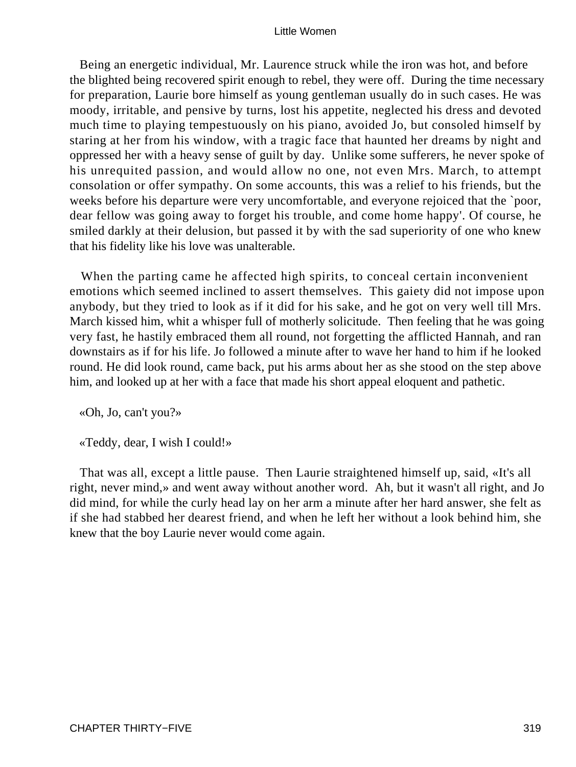Being an energetic individual, Mr. Laurence struck while the iron was hot, and before the blighted being recovered spirit enough to rebel, they were off. During the time necessary for preparation, Laurie bore himself as young gentleman usually do in such cases. He was moody, irritable, and pensive by turns, lost his appetite, neglected his dress and devoted much time to playing tempestuously on his piano, avoided Jo, but consoled himself by staring at her from his window, with a tragic face that haunted her dreams by night and oppressed her with a heavy sense of guilt by day. Unlike some sufferers, he never spoke of his unrequited passion, and would allow no one, not even Mrs. March, to attempt consolation or offer sympathy. On some accounts, this was a relief to his friends, but the weeks before his departure were very uncomfortable, and everyone rejoiced that the `poor, dear fellow was going away to forget his trouble, and come home happy'. Of course, he smiled darkly at their delusion, but passed it by with the sad superiority of one who knew that his fidelity like his love was unalterable.

When the parting came he affected high spirits, to conceal certain inconvenient emotions which seemed inclined to assert themselves. This gaiety did not impose upon anybody, but they tried to look as if it did for his sake, and he got on very well till Mrs. March kissed him, whit a whisper full of motherly solicitude. Then feeling that he was going very fast, he hastily embraced them all round, not forgetting the afflicted Hannah, and ran downstairs as if for his life. Jo followed a minute after to wave her hand to him if he looked round. He did look round, came back, put his arms about her as she stood on the step above him, and looked up at her with a face that made his short appeal eloquent and pathetic.

«Oh, Jo, can't you?»

«Teddy, dear, I wish I could!»

That was all, except a little pause. Then Laurie straightened himself up, said, «It's all right, never mind,» and went away without another word. Ah, but it wasn't all right, and Jo did mind, for while the curly head lay on her arm a minute after her hard answer, she felt as if she had stabbed her dearest friend, and when he left her without a look behind him, she knew that the boy Laurie never would come again.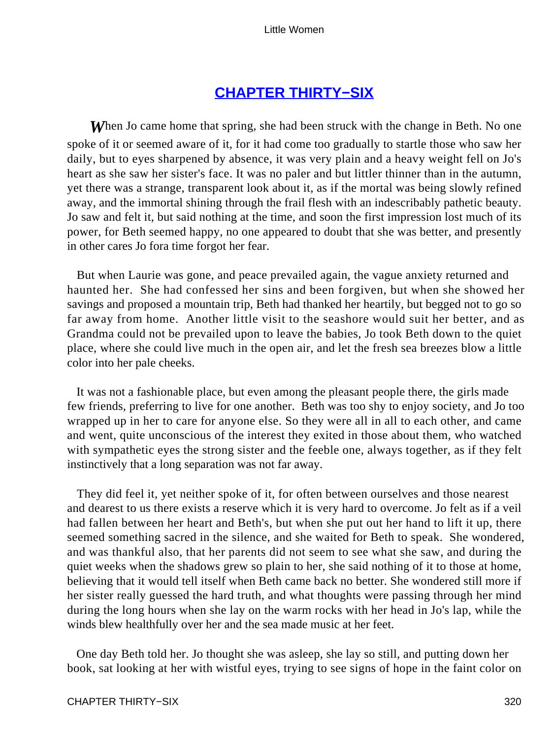## CHAPTER THIRTY−SIX

*W*hen Jo came home that spring, she had been struck with the change in Beth. No one spoke of it or seemed aware of it, for it had come too gradually to startle those who saw her daily, but to eyes sharpened by absence, it was very plain and a heavy weight fell on Jo's heart as she saw her sister's face. It was no paler and but littler thinner than in the autumn, yet there was a strange, transparent look about it, as if the mortal was being slowly refined away, and the immortal shining through the frail flesh with an indescribably pathetic beauty. Jo saw and felt it, but said nothing at the time, and soon the first impression lost much of its power, for Beth seemed happy, no one appeared to doubt that she was better, and presently in other cares Jo fora time forgot her fear.

But when Laurie was gone, and peace prevailed again, the vague anxiety returned and haunted her. She had confessed her sins and been forgiven, but when she showed her savings and proposed a mountain trip, Beth had thanked her heartily, but begged not to go so far away from home. Another little visit to the seashore would suit her better, and as Grandma could not be prevailed upon to leave the babies, Jo took Beth down to the quiet place, where she could live much in the open air, and let the fresh sea breezes blow a little color into her pale cheeks.

It was not a fashionable place, but even among the pleasant people there, the girls made few friends, preferring to live for one another. Beth was too shy to enjoy society, and Jo too wrapped up in her to care for anyone else. So they were all in all to each other, and came and went, quite unconscious of the interest they exited in those about them, who watched with sympathetic eyes the strong sister and the feeble one, always together, as if they felt instinctively that a long separation was not far away.

They did feel it, yet neither spoke of it, for often between ourselves and those nearest and dearest to us there exists a reserve which it is very hard to overcome. Jo felt as if a veil had fallen between her heart and Beth's, but when she put out her hand to lift it up, there seemed something sacred in the silence, and she waited for Beth to speak. She wondered, and was thankful also, that her parents did not seem to see what she saw, and during the quiet weeks when the shadows grew so plain to her, she said nothing of it to those at home, believing that it would tell itself when Beth came back no better. She wondered still more if her sister really guessed the hard truth, and what thoughts were passing through her mind during the long hours when she lay on the warm rocks with her head in Jo's lap, while the winds blew healthfully over her and the sea made music at her feet.

One day Beth told her. Jo thought she was asleep, she lay so still, and putting down her book, sat looking at her with wistful eyes, trying to see signs of hope in the faint color on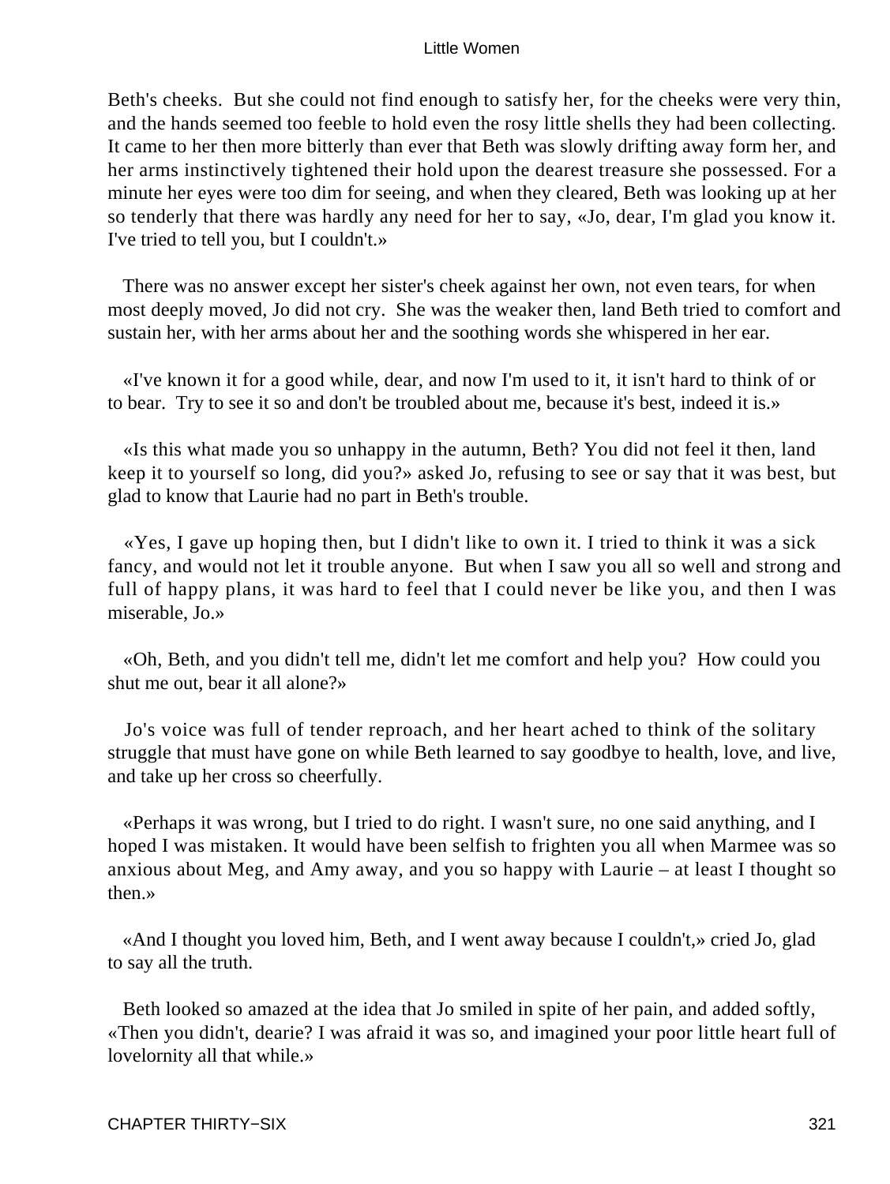Beth's cheeks. But she could not find enough to satisfy her, for the cheeks were very thin, and the hands seemed too feeble to hold even the rosy little shells they had been collecting. It came to her then more bitterly than ever that Beth was slowly drifting away form her, and her arms instinctively tightened their hold upon the dearest treasure she possessed. For a minute her eyes were too dim for seeing, and when they cleared, Beth was looking up at her so tenderly that there was hardly any need for her to say, «Jo, dear, I'm glad you know it. I've tried to tell you, but I couldn't.»

There was no answer except her sister's cheek against her own, not even tears, for when most deeply moved, Jo did not cry. She was the weaker then, land Beth tried to comfort and sustain her, with her arms about her and the soothing words she whispered in her ear.

«I've known it for a good while, dear, and now I'm used to it, it isn't hard to think of or to bear. Try to see it so and don't be troubled about me, because it's best, indeed it is.»

«Is this what made you so unhappy in the autumn, Beth? You did not feel it then, land keep it to yourself so long, did you?» asked Jo, refusing to see or say that it was best, but glad to know that Laurie had no part in Beth's trouble.

«Yes, I gave up hoping then, but I didn't like to own it. I tried to think it was a sick fancy, and would not let it trouble anyone. But when I saw you all so well and strong and full of happy plans, it was hard to feel that I could never be like you, and then I was miserable, Jo.»

«Oh, Beth, and you didn't tell me, didn't let me comfort and help you? How could you shut me out, bear it all alone?»

Jo's voice was full of tender reproach, and her heart ached to think of the solitary struggle that must have gone on while Beth learned to say goodbye to health, love, and live, and take up her cross so cheerfully.

«Perhaps it was wrong, but I tried to do right. I wasn't sure, no one said anything, and I hoped I was mistaken. It would have been selfish to frighten you all when Marmee was so anxious about Meg, and Amy away, and you so happy with Laurie – at least I thought so then.»

«And I thought you loved him, Beth, and I went away because I couldn't,» cried Jo, glad to say all the truth.

Beth looked so amazed at the idea that Jo smiled in spite of her pain, and added softly, «Then you didn't, dearie? I was afraid it was so, and imagined your poor little heart full of lovelornity all that while.»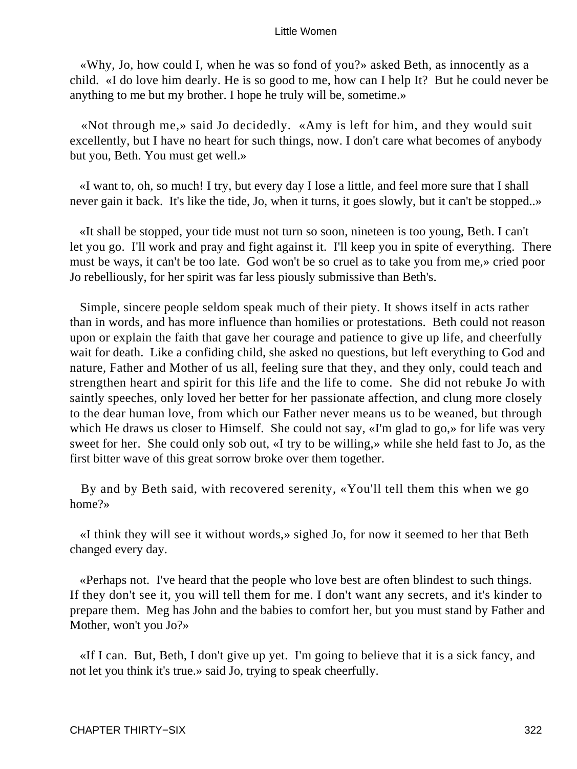«Why, Jo, how could I, when he was so fond of you?» asked Beth, as innocently as a child. «I do love him dearly. He is so good to me, how can I help It? But he could never be anything to me but my brother. I hope he truly will be, sometime.»

«Not through me,» said Jo decidedly. «Amy is left for him, and they would suit excellently, but I have no heart for such things, now. I don't care what becomes of anybody but you, Beth. You must get well.»

«I want to, oh, so much! I try, but every day I lose a little, and feel more sure that I shall never gain it back. It's like the tide, Jo, when it turns, it goes slowly, but it can't be stopped..»

«It shall be stopped, your tide must not turn so soon, nineteen is too young, Beth. I can't let you go. I'll work and pray and fight against it. I'll keep you in spite of everything. There must be ways, it can't be too late. God won't be so cruel as to take you from me,» cried poor Jo rebelliously, for her spirit was far less piously submissive than Beth's.

Simple, sincere people seldom speak much of their piety. It shows itself in acts rather than in words, and has more influence than homilies or protestations. Beth could not reason upon or explain the faith that gave her courage and patience to give up life, and cheerfully wait for death. Like a confiding child, she asked no questions, but left everything to God and nature, Father and Mother of us all, feeling sure that they, and they only, could teach and strengthen heart and spirit for this life and the life to come. She did not rebuke Jo with saintly speeches, only loved her better for her passionate affection, and clung more closely to the dear human love, from which our Father never means us to be weaned, but through which He draws us closer to Himself. She could not say, «I'm glad to go,» for life was very sweet for her. She could only sob out, «I try to be willing,» while she held fast to Jo, as the first bitter wave of this great sorrow broke over them together.

By and by Beth said, with recovered serenity, «You'll tell them this when we go home?»

«I think they will see it without words,» sighed Jo, for now it seemed to her that Beth changed every day.

«Perhaps not. I've heard that the people who love best are often blindest to such things. If they don't see it, you will tell them for me. I don't want any secrets, and it's kinder to prepare them. Meg has John and the babies to comfort her, but you must stand by Father and Mother, won't you Jo?»

«If I can. But, Beth, I don't give up yet. I'm going to believe that it is a sick fancy, and not let you think it's true.» said Jo, trying to speak cheerfully.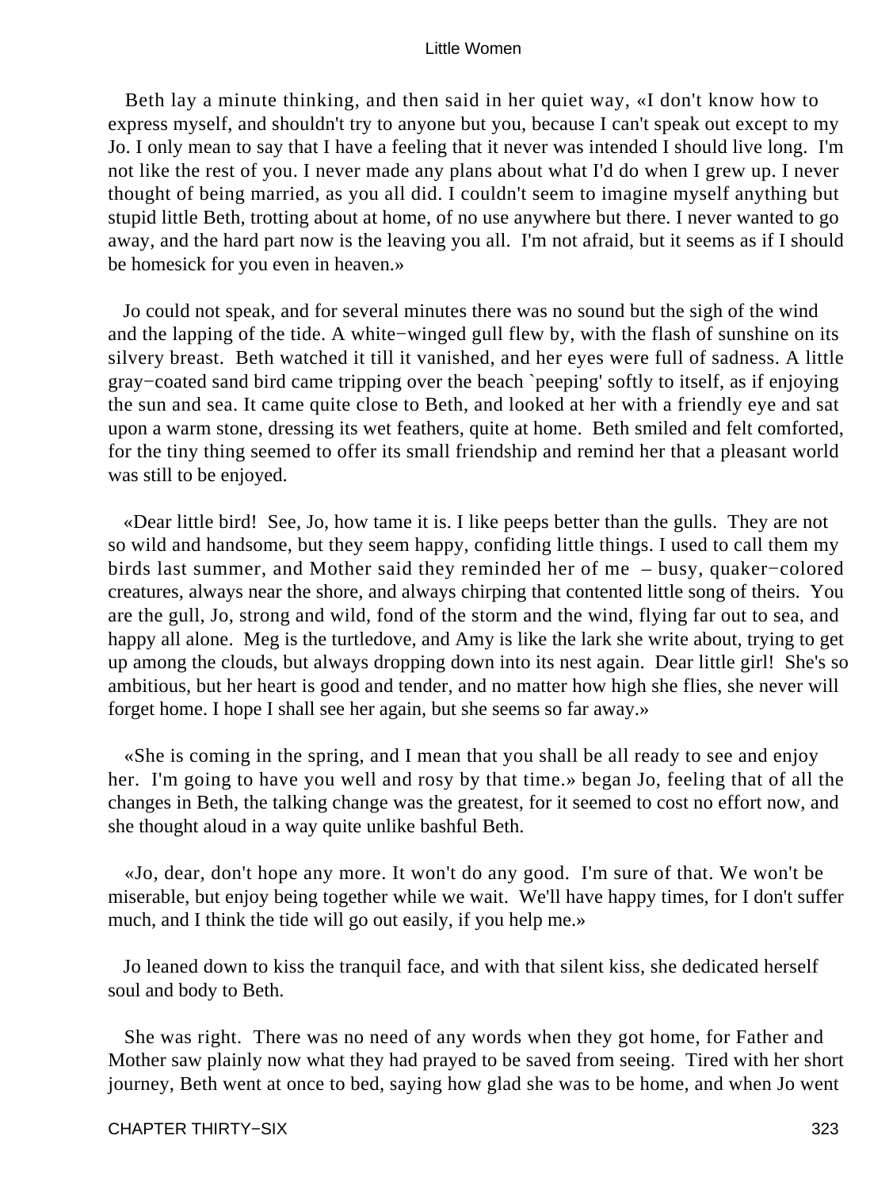Beth lay a minute thinking, and then said in her quiet way, «I don't know how to express myself, and shouldn't try to anyone but you, because I can't speak out except to my Jo. I only mean to say that I have a feeling that it never was intended I should live long. I'm not like the rest of you. I never made any plans about what I'd do when I grew up. I never thought of being married, as you all did. I couldn't seem to imagine myself anything but stupid little Beth, trotting about at home, of no use anywhere but there. I never wanted to go away, and the hard part now is the leaving you all. I'm not afraid, but it seems as if I should be homesick for you even in heaven.»

Jo could not speak, and for several minutes there was no sound but the sigh of the wind and the lapping of the tide. A white−winged gull flew by, with the flash of sunshine on its silvery breast. Beth watched it till it vanished, and her eyes were full of sadness. A little gray−coated sand bird came tripping over the beach `peeping' softly to itself, as if enjoying the sun and sea. It came quite close to Beth, and looked at her with a friendly eye and sat upon a warm stone, dressing its wet feathers, quite at home. Beth smiled and felt comforted, for the tiny thing seemed to offer its small friendship and remind her that a pleasant world was still to be enjoyed.

«Dear little bird! See, Jo, how tame it is. I like peeps better than the gulls. They are not so wild and handsome, but they seem happy, confiding little things. I used to call them my birds last summer, and Mother said they reminded her of me – busy, quaker−colored creatures, always near the shore, and always chirping that contented little song of theirs. You are the gull, Jo, strong and wild, fond of the storm and the wind, flying far out to sea, and happy all alone. Meg is the turtledove, and Amy is like the lark she write about, trying to get up among the clouds, but always dropping down into its nest again. Dear little girl! She's so ambitious, but her heart is good and tender, and no matter how high she flies, she never will forget home. I hope I shall see her again, but she seems so far away.»

«She is coming in the spring, and I mean that you shall be all ready to see and enjoy her. I'm going to have you well and rosy by that time.» began Jo, feeling that of all the changes in Beth, the talking change was the greatest, for it seemed to cost no effort now, and she thought aloud in a way quite unlike bashful Beth.

«Jo, dear, don't hope any more. It won't do any good. I'm sure of that. We won't be miserable, but enjoy being together while we wait. We'll have happy times, for I don't suffer much, and I think the tide will go out easily, if you help me.»

Jo leaned down to kiss the tranquil face, and with that silent kiss, she dedicated herself soul and body to Beth.

She was right. There was no need of any words when they got home, for Father and Mother saw plainly now what they had prayed to be saved from seeing. Tired with her short journey, Beth went at once to bed, saying how glad she was to be home, and when Jo went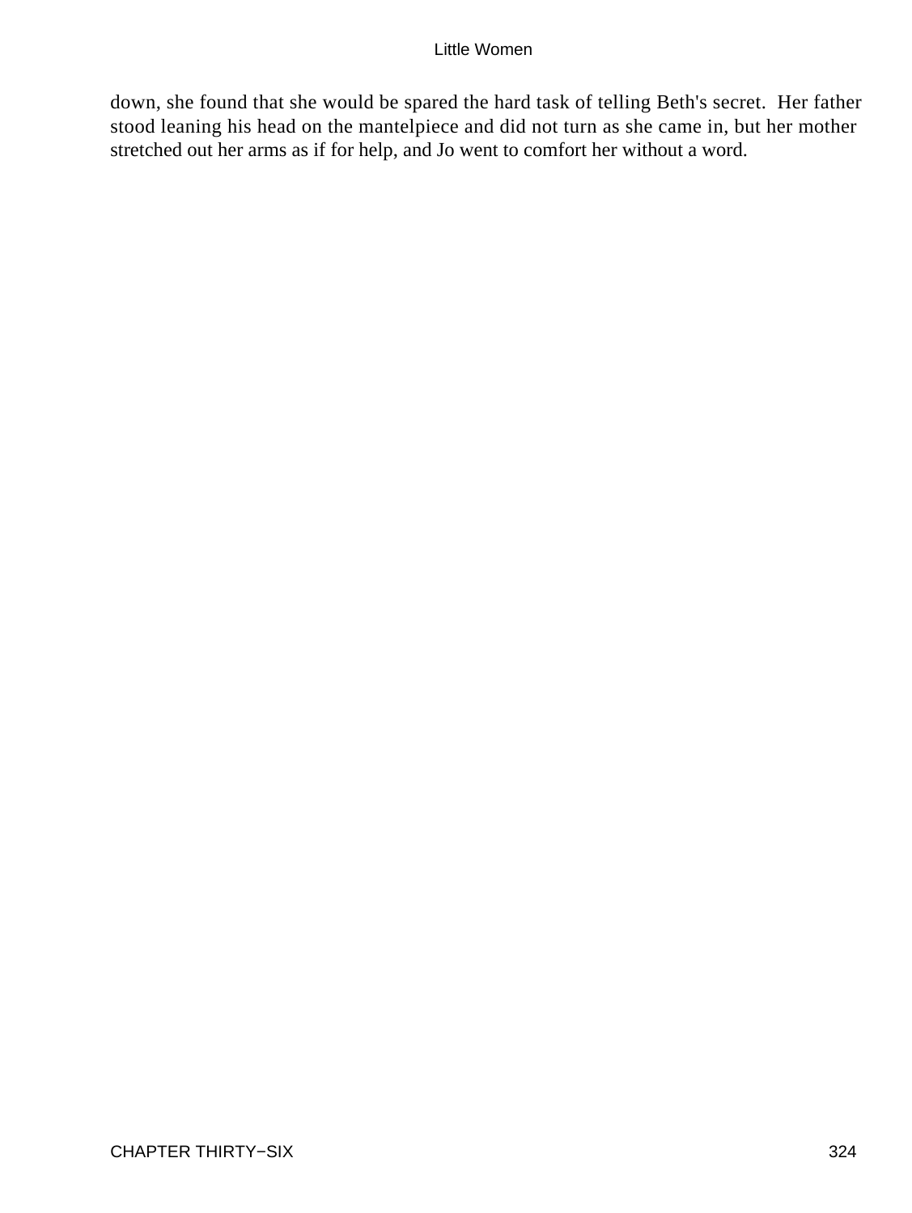down, she found that she would be spared the hard task of telling Beth's secret. Her father stood leaning his head on the mantelpiece and did not turn as she came in, but her mother stretched out her arms as if for help, and Jo went to comfort her without a word.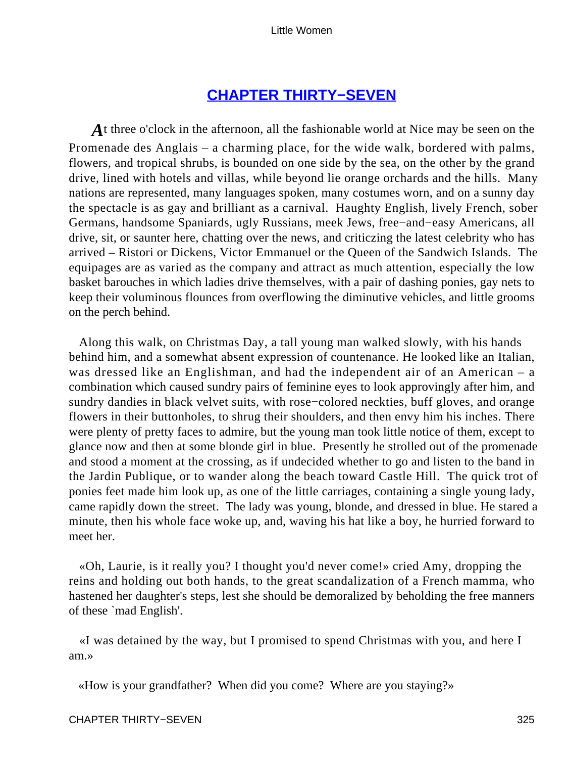## CHAPTER THIRTY−SEVEN

*A*t three o'clock in the afternoon, all the fashionable world at Nice may be seen on the Promenade des Anglais – a charming place, for the wide walk, bordered with palms, flowers, and tropical shrubs, is bounded on one side by the sea, on the other by the grand drive, lined with hotels and villas, while beyond lie orange orchards and the hills. Many nations are represented, many languages spoken, many costumes worn, and on a sunny day the spectacle is as gay and brilliant as a carnival. Haughty English, lively French, sober Germans, handsome Spaniards, ugly Russians, meek Jews, free−and−easy Americans, all drive, sit, or saunter here, chatting over the news, and criticzing the latest celebrity who has arrived – Ristori or Dickens, Victor Emmanuel or the Queen of the Sandwich Islands. The equipages are as varied as the company and attract as much attention, especially the low basket barouches in which ladies drive themselves, with a pair of dashing ponies, gay nets to keep their voluminous flounces from overflowing the diminutive vehicles, and little grooms on the perch behind.

Along this walk, on Christmas Day, a tall young man walked slowly, with his hands behind him, and a somewhat absent expression of countenance. He looked like an Italian, was dressed like an Englishman, and had the independent air of an American – a combination which caused sundry pairs of feminine eyes to look approvingly after him, and sundry dandies in black velvet suits, with rose−colored neckties, buff gloves, and orange flowers in their buttonholes, to shrug their shoulders, and then envy him his inches. There were plenty of pretty faces to admire, but the young man took little notice of them, except to glance now and then at some blonde girl in blue. Presently he strolled out of the promenade and stood a moment at the crossing, as if undecided whether to go and listen to the band in the Jardin Publique, or to wander along the beach toward Castle Hill. The quick trot of ponies feet made him look up, as one of the little carriages, containing a single young lady, came rapidly down the street. The lady was young, blonde, and dressed in blue. He stared a minute, then his whole face woke up, and, waving his hat like a boy, he hurried forward to meet her.

«Oh, Laurie, is it really you? I thought you'd never come!» cried Amy, dropping the reins and holding out both hands, to the great scandalization of a French mamma, who hastened her daughter's steps, lest she should be demoralized by beholding the free manners of these `mad English'.

«I was detained by the way, but I promised to spend Christmas with you, and here I am.»

«How is your grandfather? When did you come? Where are you staying?»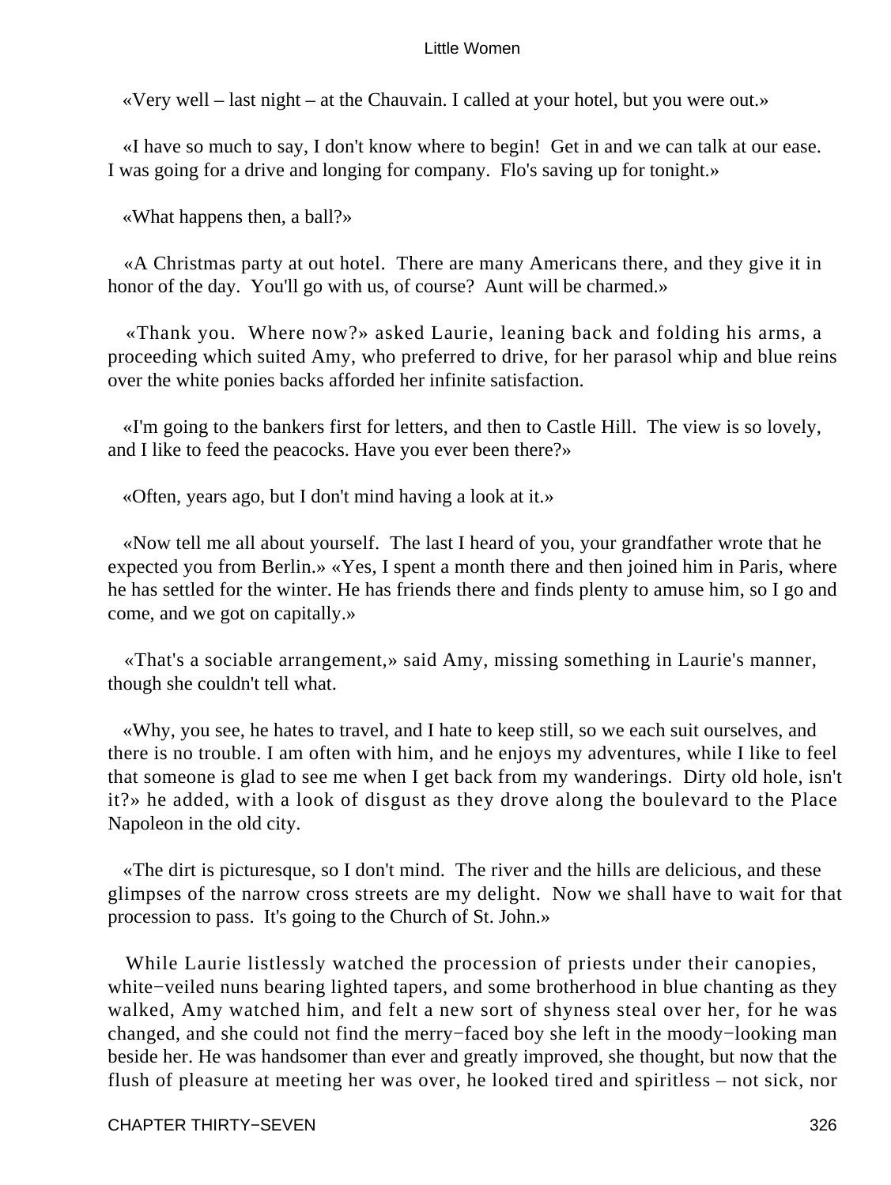«Very well – last night – at the Chauvain. I called at your hotel, but you were out.»

«I have so much to say, I don't know where to begin! Get in and we can talk at our ease. I was going for a drive and longing for company. Flo's saving up for tonight.»

«What happens then, a ball?»

«A Christmas party at out hotel. There are many Americans there, and they give it in honor of the day. You'll go with us, of course? Aunt will be charmed.»

«Thank you. Where now?» asked Laurie, leaning back and folding his arms, a proceeding which suited Amy, who preferred to drive, for her parasol whip and blue reins over the white ponies backs afforded her infinite satisfaction.

«I'm going to the bankers first for letters, and then to Castle Hill. The view is so lovely, and I like to feed the peacocks. Have you ever been there?»

«Often, years ago, but I don't mind having a look at it.»

«Now tell me all about yourself. The last I heard of you, your grandfather wrote that he expected you from Berlin.» «Yes, I spent a month there and then joined him in Paris, where he has settled for the winter. He has friends there and finds plenty to amuse him, so I go and come, and we got on capitally.»

«That's a sociable arrangement,» said Amy, missing something in Laurie's manner, though she couldn't tell what.

«Why, you see, he hates to travel, and I hate to keep still, so we each suit ourselves, and there is no trouble. I am often with him, and he enjoys my adventures, while I like to feel that someone is glad to see me when I get back from my wanderings. Dirty old hole, isn't it?» he added, with a look of disgust as they drove along the boulevard to the Place Napoleon in the old city.

«The dirt is picturesque, so I don't mind. The river and the hills are delicious, and these glimpses of the narrow cross streets are my delight. Now we shall have to wait for that procession to pass. It's going to the Church of St. John.»

While Laurie listlessly watched the procession of priests under their canopies, white−veiled nuns bearing lighted tapers, and some brotherhood in blue chanting as they walked, Amy watched him, and felt a new sort of shyness steal over her, for he was changed, and she could not find the merry−faced boy she left in the moody−looking man beside her. He was handsomer than ever and greatly improved, she thought, but now that the flush of pleasure at meeting her was over, he looked tired and spiritless – not sick, nor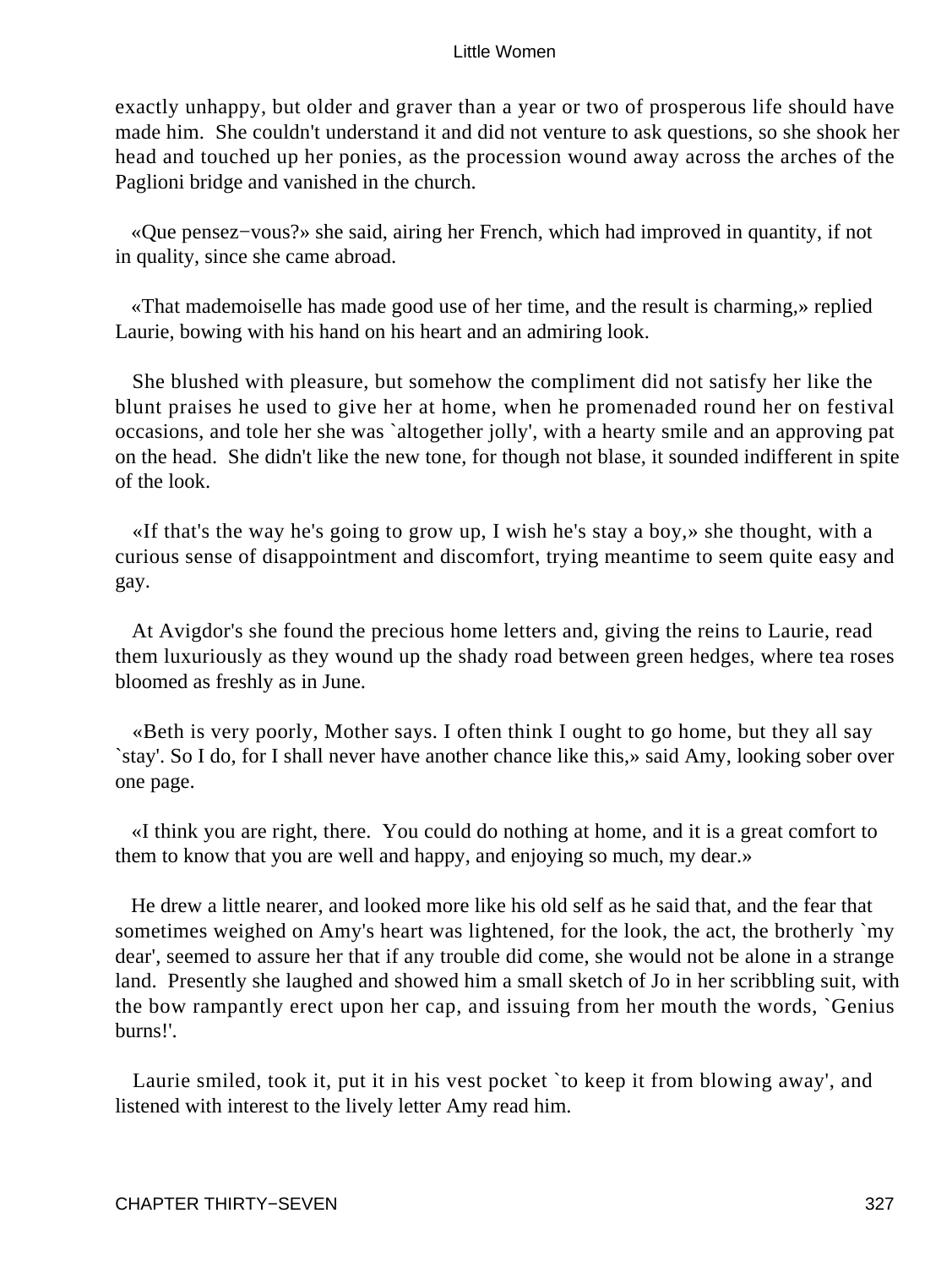exactly unhappy, but older and graver than a year or two of prosperous life should have made him. She couldn't understand it and did not venture to ask questions, so she shook her head and touched up her ponies, as the procession wound away across the arches of the Paglioni bridge and vanished in the church.

«Que pensez−vous?» she said, airing her French, which had improved in quantity, if not in quality, since she came abroad.

«That mademoiselle has made good use of her time, and the result is charming,» replied Laurie, bowing with his hand on his heart and an admiring look.

She blushed with pleasure, but somehow the compliment did not satisfy her like the blunt praises he used to give her at home, when he promenaded round her on festival occasions, and tole her she was `altogether jolly', with a hearty smile and an approving pat on the head. She didn't like the new tone, for though not blase, it sounded indifferent in spite of the look.

«If that's the way he's going to grow up, I wish he's stay a boy,» she thought, with a curious sense of disappointment and discomfort, trying meantime to seem quite easy and gay.

At Avigdor's she found the precious home letters and, giving the reins to Laurie, read them luxuriously as they wound up the shady road between green hedges, where tea roses bloomed as freshly as in June.

«Beth is very poorly, Mother says. I often think I ought to go home, but they all say `stay'. So I do, for I shall never have another chance like this,» said Amy, looking sober over one page.

«I think you are right, there. You could do nothing at home, and it is a great comfort to them to know that you are well and happy, and enjoying so much, my dear.»

He drew a little nearer, and looked more like his old self as he said that, and the fear that sometimes weighed on Amy's heart was lightened, for the look, the act, the brotherly `my dear', seemed to assure her that if any trouble did come, she would not be alone in a strange land. Presently she laughed and showed him a small sketch of Jo in her scribbling suit, with the bow rampantly erect upon her cap, and issuing from her mouth the words, `Genius burns!'.

Laurie smiled, took it, put it in his vest pocket `to keep it from blowing away', and listened with interest to the lively letter Amy read him.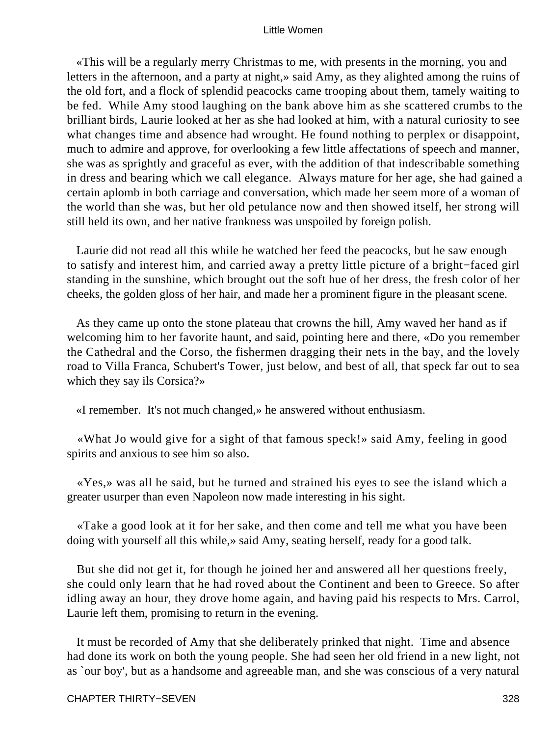«This will be a regularly merry Christmas to me, with presents in the morning, you and letters in the afternoon, and a party at night,» said Amy, as they alighted among the ruins of the old fort, and a flock of splendid peacocks came trooping about them, tamely waiting to be fed. While Amy stood laughing on the bank above him as she scattered crumbs to the brilliant birds, Laurie looked at her as she had looked at him, with a natural curiosity to see what changes time and absence had wrought. He found nothing to perplex or disappoint, much to admire and approve, for overlooking a few little affectations of speech and manner, she was as sprightly and graceful as ever, with the addition of that indescribable something in dress and bearing which we call elegance. Always mature for her age, she had gained a certain aplomb in both carriage and conversation, which made her seem more of a woman of the world than she was, but her old petulance now and then showed itself, her strong will still held its own, and her native frankness was unspoiled by foreign polish.

Laurie did not read all this while he watched her feed the peacocks, but he saw enough to satisfy and interest him, and carried away a pretty little picture of a bright−faced girl standing in the sunshine, which brought out the soft hue of her dress, the fresh color of her cheeks, the golden gloss of her hair, and made her a prominent figure in the pleasant scene.

As they came up onto the stone plateau that crowns the hill, Amy waved her hand as if welcoming him to her favorite haunt, and said, pointing here and there, «Do you remember the Cathedral and the Corso, the fishermen dragging their nets in the bay, and the lovely road to Villa Franca, Schubert's Tower, just below, and best of all, that speck far out to sea which they say ils Corsica?»

«I remember. It's not much changed,» he answered without enthusiasm.

«What Jo would give for a sight of that famous speck!» said Amy, feeling in good spirits and anxious to see him so also.

«Yes,» was all he said, but he turned and strained his eyes to see the island which a greater usurper than even Napoleon now made interesting in his sight.

«Take a good look at it for her sake, and then come and tell me what you have been doing with yourself all this while,» said Amy, seating herself, ready for a good talk.

But she did not get it, for though he joined her and answered all her questions freely, she could only learn that he had roved about the Continent and been to Greece. So after idling away an hour, they drove home again, and having paid his respects to Mrs. Carrol, Laurie left them, promising to return in the evening.

It must be recorded of Amy that she deliberately prinked that night. Time and absence had done its work on both the young people. She had seen her old friend in a new light, not as `our boy', but as a handsome and agreeable man, and she was conscious of a very natural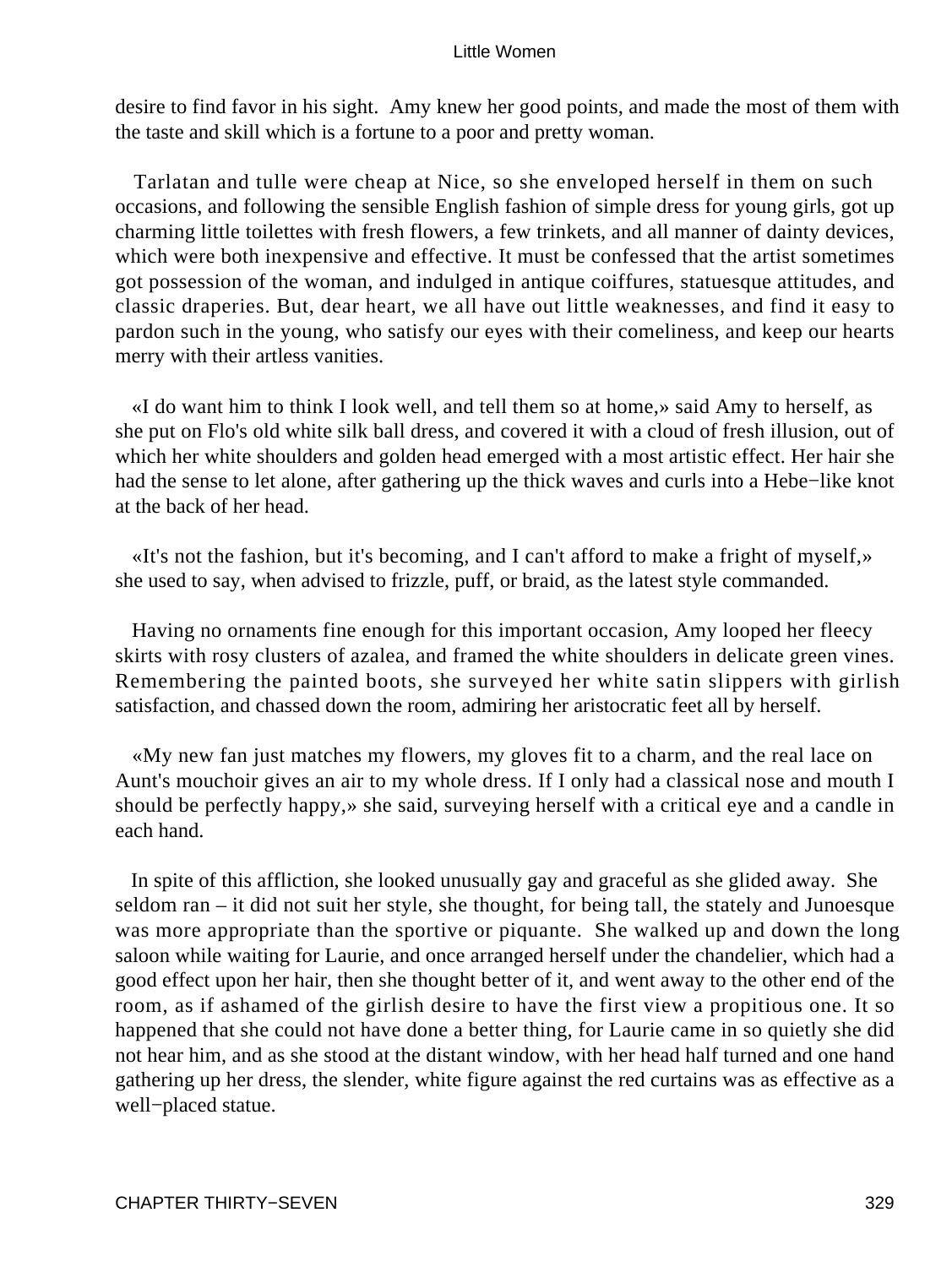desire to find favor in his sight. Amy knew her good points, and made the most of them with the taste and skill which is a fortune to a poor and pretty woman.

Tarlatan and tulle were cheap at Nice, so she enveloped herself in them on such occasions, and following the sensible English fashion of simple dress for young girls, got up charming little toilettes with fresh flowers, a few trinkets, and all manner of dainty devices, which were both inexpensive and effective. It must be confessed that the artist sometimes got possession of the woman, and indulged in antique coiffures, statuesque attitudes, and classic draperies. But, dear heart, we all have out little weaknesses, and find it easy to pardon such in the young, who satisfy our eyes with their comeliness, and keep our hearts merry with their artless vanities.

«I do want him to think I look well, and tell them so at home,» said Amy to herself, as she put on Flo's old white silk ball dress, and covered it with a cloud of fresh illusion, out of which her white shoulders and golden head emerged with a most artistic effect. Her hair she had the sense to let alone, after gathering up the thick waves and curls into a Hebe−like knot at the back of her head.

«It's not the fashion, but it's becoming, and I can't afford to make a fright of myself,» she used to say, when advised to frizzle, puff, or braid, as the latest style commanded.

Having no ornaments fine enough for this important occasion, Amy looped her fleecy skirts with rosy clusters of azalea, and framed the white shoulders in delicate green vines. Remembering the painted boots, she surveyed her white satin slippers with girlish satisfaction, and chassed down the room, admiring her aristocratic feet all by herself.

«My new fan just matches my flowers, my gloves fit to a charm, and the real lace on Aunt's mouchoir gives an air to my whole dress. If I only had a classical nose and mouth I should be perfectly happy,» she said, surveying herself with a critical eye and a candle in each hand.

In spite of this affliction, she looked unusually gay and graceful as she glided away. She seldom ran – it did not suit her style, she thought, for being tall, the stately and Junoesque was more appropriate than the sportive or piquante. She walked up and down the long saloon while waiting for Laurie, and once arranged herself under the chandelier, which had a good effect upon her hair, then she thought better of it, and went away to the other end of the room, as if ashamed of the girlish desire to have the first view a propitious one. It so happened that she could not have done a better thing, for Laurie came in so quietly she did not hear him, and as she stood at the distant window, with her head half turned and one hand gathering up her dress, the slender, white figure against the red curtains was as effective as a well−placed statue.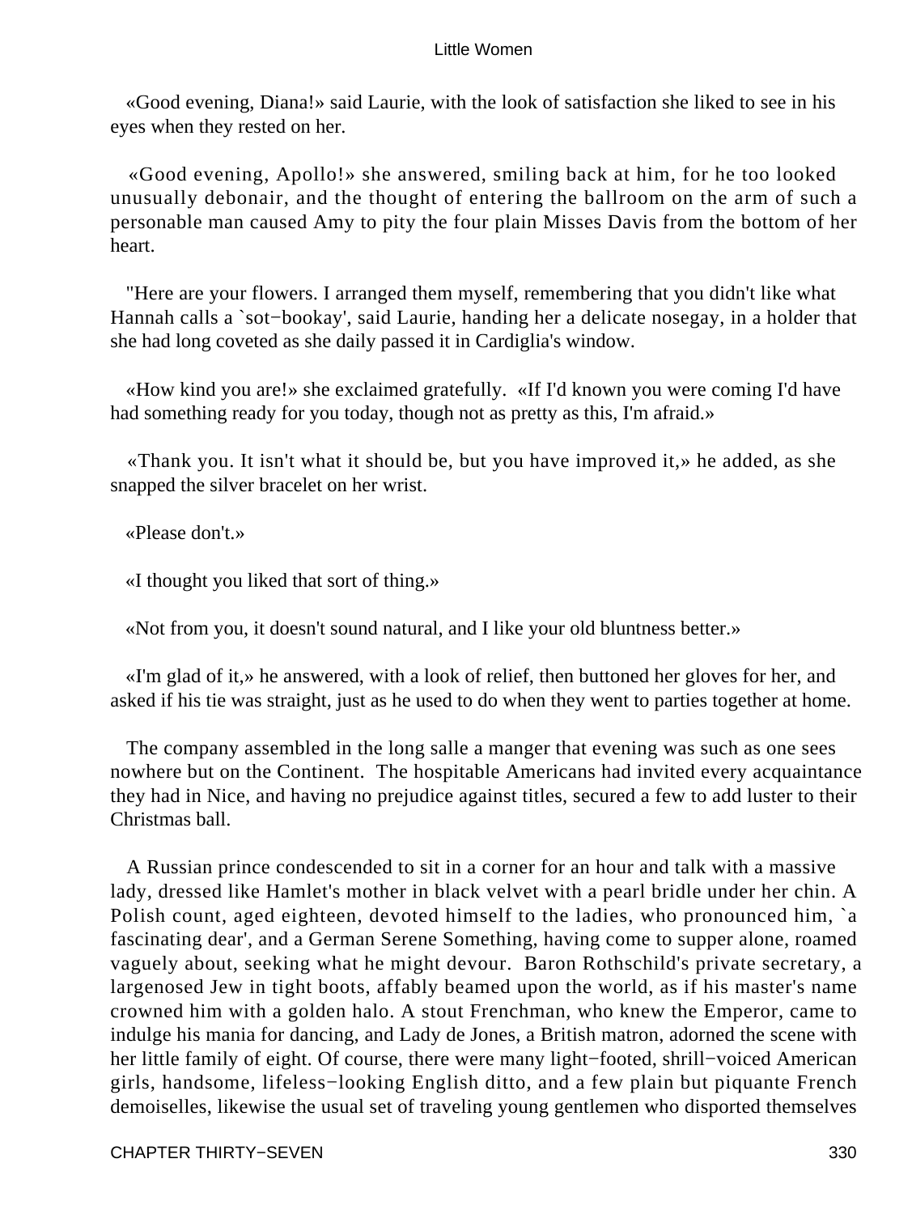«Good evening, Diana!» said Laurie, with the look of satisfaction she liked to see in his eyes when they rested on her.

«Good evening, Apollo!» she answered, smiling back at him, for he too looked unusually debonair, and the thought of entering the ballroom on the arm of such a personable man caused Amy to pity the four plain Misses Davis from the bottom of her heart.

"Here are your flowers. I arranged them myself, remembering that you didn't like what Hannah calls a `sot−bookay', said Laurie, handing her a delicate nosegay, in a holder that she had long coveted as she daily passed it in Cardiglia's window.

«How kind you are!» she exclaimed gratefully. «If I'd known you were coming I'd have had something ready for you today, though not as pretty as this, I'm afraid.»

«Thank you. It isn't what it should be, but you have improved it,» he added, as she snapped the silver bracelet on her wrist.

«Please don't.»

«I thought you liked that sort of thing.»

«Not from you, it doesn't sound natural, and I like your old bluntness better.»

«I'm glad of it,» he answered, with a look of relief, then buttoned her gloves for her, and asked if his tie was straight, just as he used to do when they went to parties together at home.

The company assembled in the long salle a manger that evening was such as one sees nowhere but on the Continent. The hospitable Americans had invited every acquaintance they had in Nice, and having no prejudice against titles, secured a few to add luster to their Christmas ball.

A Russian prince condescended to sit in a corner for an hour and talk with a massive lady, dressed like Hamlet's mother in black velvet with a pearl bridle under her chin. A Polish count, aged eighteen, devoted himself to the ladies, who pronounced him, `a fascinating dear', and a German Serene Something, having come to supper alone, roamed vaguely about, seeking what he might devour. Baron Rothschild's private secretary, a largenosed Jew in tight boots, affably beamed upon the world, as if his master's name crowned him with a golden halo. A stout Frenchman, who knew the Emperor, came to indulge his mania for dancing, and Lady de Jones, a British matron, adorned the scene with her little family of eight. Of course, there were many light−footed, shrill−voiced American girls, handsome, lifeless−looking English ditto, and a few plain but piquante French demoiselles, likewise the usual set of traveling young gentlemen who disported themselves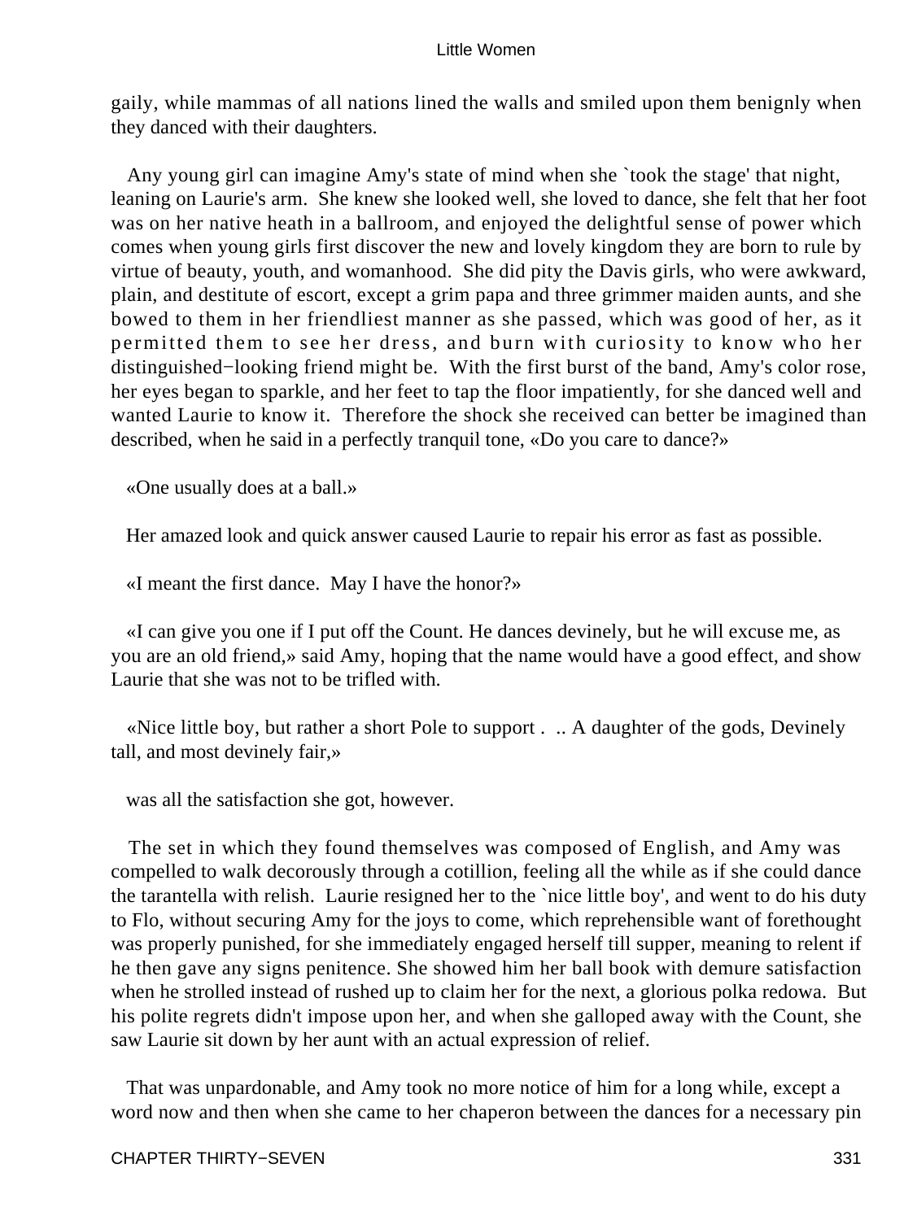gaily, while mammas of all nations lined the walls and smiled upon them benignly when they danced with their daughters.

Any young girl can imagine Amy's state of mind when she `took the stage' that night, leaning on Laurie's arm. She knew she looked well, she loved to dance, she felt that her foot was on her native heath in a ballroom, and enjoyed the delightful sense of power which comes when young girls first discover the new and lovely kingdom they are born to rule by virtue of beauty, youth, and womanhood. She did pity the Davis girls, who were awkward, plain, and destitute of escort, except a grim papa and three grimmer maiden aunts, and she bowed to them in her friendliest manner as she passed, which was good of her, as it permitted them to see her dress, and burn with curiosity to know who her distinguished−looking friend might be. With the first burst of the band, Amy's color rose, her eyes began to sparkle, and her feet to tap the floor impatiently, for she danced well and wanted Laurie to know it. Therefore the shock she received can better be imagined than described, when he said in a perfectly tranquil tone, «Do you care to dance?»

«One usually does at a ball.»

Her amazed look and quick answer caused Laurie to repair his error as fast as possible.

«I meant the first dance. May I have the honor?»

«I can give you one if I put off the Count. He dances devinely, but he will excuse me, as you are an old friend,» said Amy, hoping that the name would have a good effect, and show Laurie that she was not to be trifled with.

«Nice little boy, but rather a short Pole to support . .. A daughter of the gods, Devinely tall, and most devinely fair,»

was all the satisfaction she got, however.

The set in which they found themselves was composed of English, and Amy was compelled to walk decorously through a cotillion, feeling all the while as if she could dance the tarantella with relish. Laurie resigned her to the `nice little boy', and went to do his duty to Flo, without securing Amy for the joys to come, which reprehensible want of forethought was properly punished, for she immediately engaged herself till supper, meaning to relent if he then gave any signs penitence. She showed him her ball book with demure satisfaction when he strolled instead of rushed up to claim her for the next, a glorious polka redowa. But his polite regrets didn't impose upon her, and when she galloped away with the Count, she saw Laurie sit down by her aunt with an actual expression of relief.

That was unpardonable, and Amy took no more notice of him for a long while, except a word now and then when she came to her chaperon between the dances for a necessary pin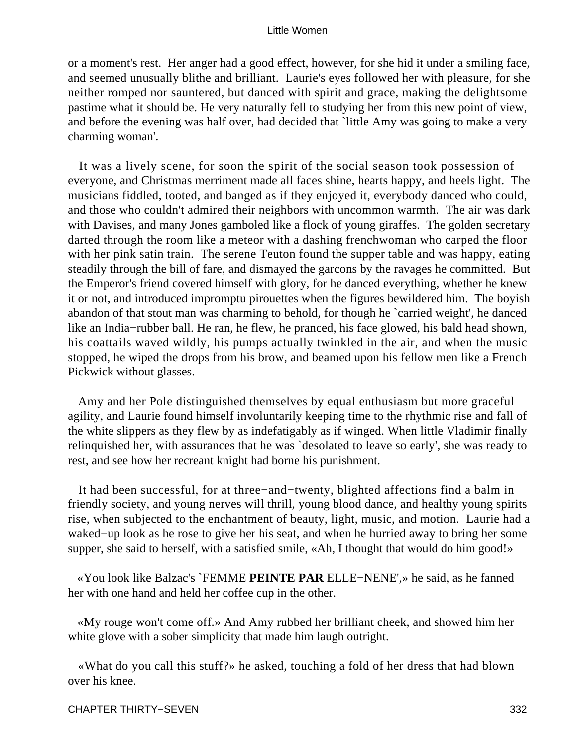or a moment's rest. Her anger had a good effect, however, for she hid it under a smiling face, and seemed unusually blithe and brilliant. Laurie's eyes followed her with pleasure, for she neither romped nor sauntered, but danced with spirit and grace, making the delightsome pastime what it should be. He very naturally fell to studying her from this new point of view, and before the evening was half over, had decided that `little Amy was going to make a very charming woman'.

It was a lively scene, for soon the spirit of the social season took possession of everyone, and Christmas merriment made all faces shine, hearts happy, and heels light. The musicians fiddled, tooted, and banged as if they enjoyed it, everybody danced who could, and those who couldn't admired their neighbors with uncommon warmth. The air was dark with Davises, and many Jones gamboled like a flock of young giraffes. The golden secretary darted through the room like a meteor with a dashing frenchwoman who carped the floor with her pink satin train. The serene Teuton found the supper table and was happy, eating steadily through the bill of fare, and dismayed the garcons by the ravages he committed. But the Emperor's friend covered himself with glory, for he danced everything, whether he knew it or not, and introduced impromptu pirouettes when the figures bewildered him. The boyish abandon of that stout man was charming to behold, for though he `carried weight', he danced like an India−rubber ball. He ran, he flew, he pranced, his face glowed, his bald head shown, his coattails waved wildly, his pumps actually twinkled in the air, and when the music stopped, he wiped the drops from his brow, and beamed upon his fellow men like a French Pickwick without glasses.

Amy and her Pole distinguished themselves by equal enthusiasm but more graceful agility, and Laurie found himself involuntarily keeping time to the rhythmic rise and fall of the white slippers as they flew by as indefatigably as if winged. When little Vladimir finally relinquished her, with assurances that he was `desolated to leave so early', she was ready to rest, and see how her recreant knight had borne his punishment.

It had been successful, for at three−and−twenty, blighted affections find a balm in friendly society, and young nerves will thrill, young blood dance, and healthy young spirits rise, when subjected to the enchantment of beauty, light, music, and motion. Laurie had a waked−up look as he rose to give her his seat, and when he hurried away to bring her some supper, she said to herself, with a satisfied smile, «Ah, I thought that would do him good!»

«You look like Balzac's `FEMME **PEINTE PAR** ELLE−NENE',» he said, as he fanned her with one hand and held her coffee cup in the other.

«My rouge won't come off.» And Amy rubbed her brilliant cheek, and showed him her white glove with a sober simplicity that made him laugh outright.

«What do you call this stuff?» he asked, touching a fold of her dress that had blown over his knee.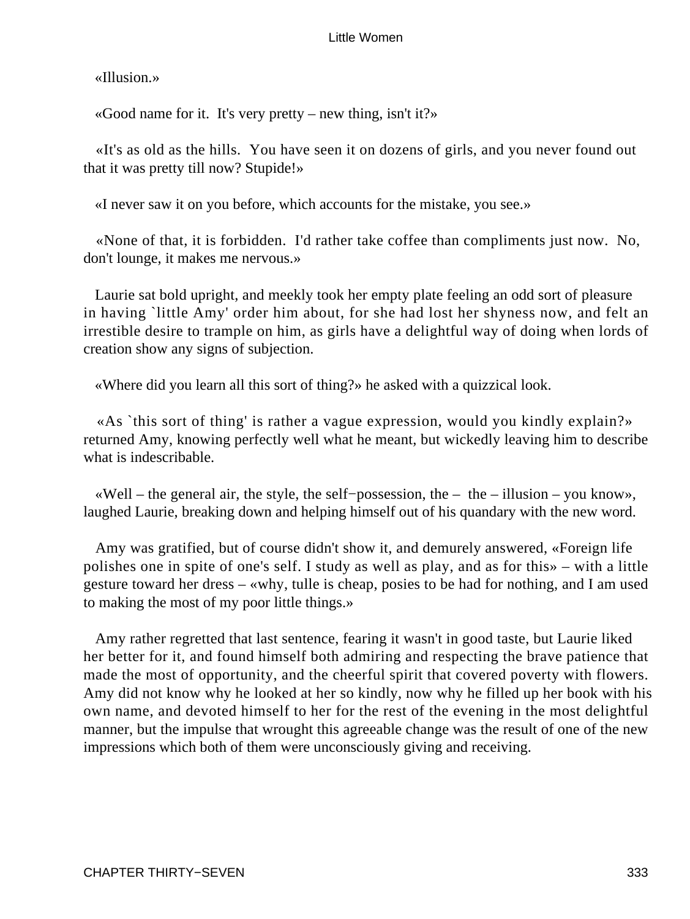«Illusion.»

«Good name for it. It's very pretty – new thing, isn't it?»

«It's as old as the hills. You have seen it on dozens of girls, and you never found out that it was pretty till now? Stupide!»

«I never saw it on you before, which accounts for the mistake, you see.»

«None of that, it is forbidden. I'd rather take coffee than compliments just now. No, don't lounge, it makes me nervous.»

Laurie sat bold upright, and meekly took her empty plate feeling an odd sort of pleasure in having `little Amy' order him about, for she had lost her shyness now, and felt an irrestible desire to trample on him, as girls have a delightful way of doing when lords of creation show any signs of subjection.

«Where did you learn all this sort of thing?» he asked with a quizzical look.

«As `this sort of thing' is rather a vague expression, would you kindly explain?» returned Amy, knowing perfectly well what he meant, but wickedly leaving him to describe what is indescribable.

«Well – the general air, the style, the self−possession, the – the – illusion – you know», laughed Laurie, breaking down and helping himself out of his quandary with the new word.

Amy was gratified, but of course didn't show it, and demurely answered, «Foreign life polishes one in spite of one's self. I study as well as play, and as for this» – with a little gesture toward her dress – «why, tulle is cheap, posies to be had for nothing, and I am used to making the most of my poor little things.»

Amy rather regretted that last sentence, fearing it wasn't in good taste, but Laurie liked her better for it, and found himself both admiring and respecting the brave patience that made the most of opportunity, and the cheerful spirit that covered poverty with flowers. Amy did not know why he looked at her so kindly, now why he filled up her book with his own name, and devoted himself to her for the rest of the evening in the most delightful manner, but the impulse that wrought this agreeable change was the result of one of the new impressions which both of them were unconsciously giving and receiving.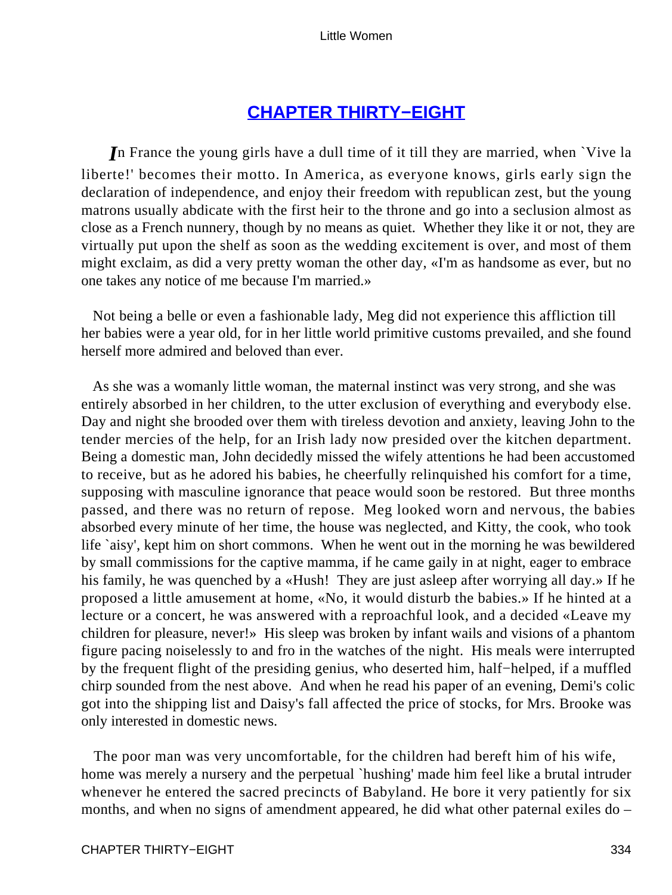## CHAPTER THIRTY−EIGHT

*I*n France the young girls have a dull time of it till they are married, when `Vive la liberte!' becomes their motto. In America, as everyone knows, girls early sign the declaration of independence, and enjoy their freedom with republican zest, but the young matrons usually abdicate with the first heir to the throne and go into a seclusion almost as close as a French nunnery, though by no means as quiet. Whether they like it or not, they are virtually put upon the shelf as soon as the wedding excitement is over, and most of them might exclaim, as did a very pretty woman the other day, «I'm as handsome as ever, but no one takes any notice of me because I'm married.»

Not being a belle or even a fashionable lady, Meg did not experience this affliction till her babies were a year old, for in her little world primitive customs prevailed, and she found herself more admired and beloved than ever.

As she was a womanly little woman, the maternal instinct was very strong, and she was entirely absorbed in her children, to the utter exclusion of everything and everybody else. Day and night she brooded over them with tireless devotion and anxiety, leaving John to the tender mercies of the help, for an Irish lady now presided over the kitchen department. Being a domestic man, John decidedly missed the wifely attentions he had been accustomed to receive, but as he adored his babies, he cheerfully relinquished his comfort for a time, supposing with masculine ignorance that peace would soon be restored. But three months passed, and there was no return of repose. Meg looked worn and nervous, the babies absorbed every minute of her time, the house was neglected, and Kitty, the cook, who took life `aisy', kept him on short commons. When he went out in the morning he was bewildered by small commissions for the captive mamma, if he came gaily in at night, eager to embrace his family, he was quenched by a «Hush! They are just asleep after worrying all day.» If he proposed a little amusement at home, «No, it would disturb the babies.» If he hinted at a lecture or a concert, he was answered with a reproachful look, and a decided «Leave my children for pleasure, never!» His sleep was broken by infant wails and visions of a phantom figure pacing noiselessly to and fro in the watches of the night. His meals were interrupted by the frequent flight of the presiding genius, who deserted him, half−helped, if a muffled chirp sounded from the nest above. And when he read his paper of an evening, Demi's colic got into the shipping list and Daisy's fall affected the price of stocks, for Mrs. Brooke was only interested in domestic news.

The poor man was very uncomfortable, for the children had bereft him of his wife, home was merely a nursery and the perpetual `hushing' made him feel like a brutal intruder whenever he entered the sacred precincts of Babyland. He bore it very patiently for six months, and when no signs of amendment appeared, he did what other paternal exiles do –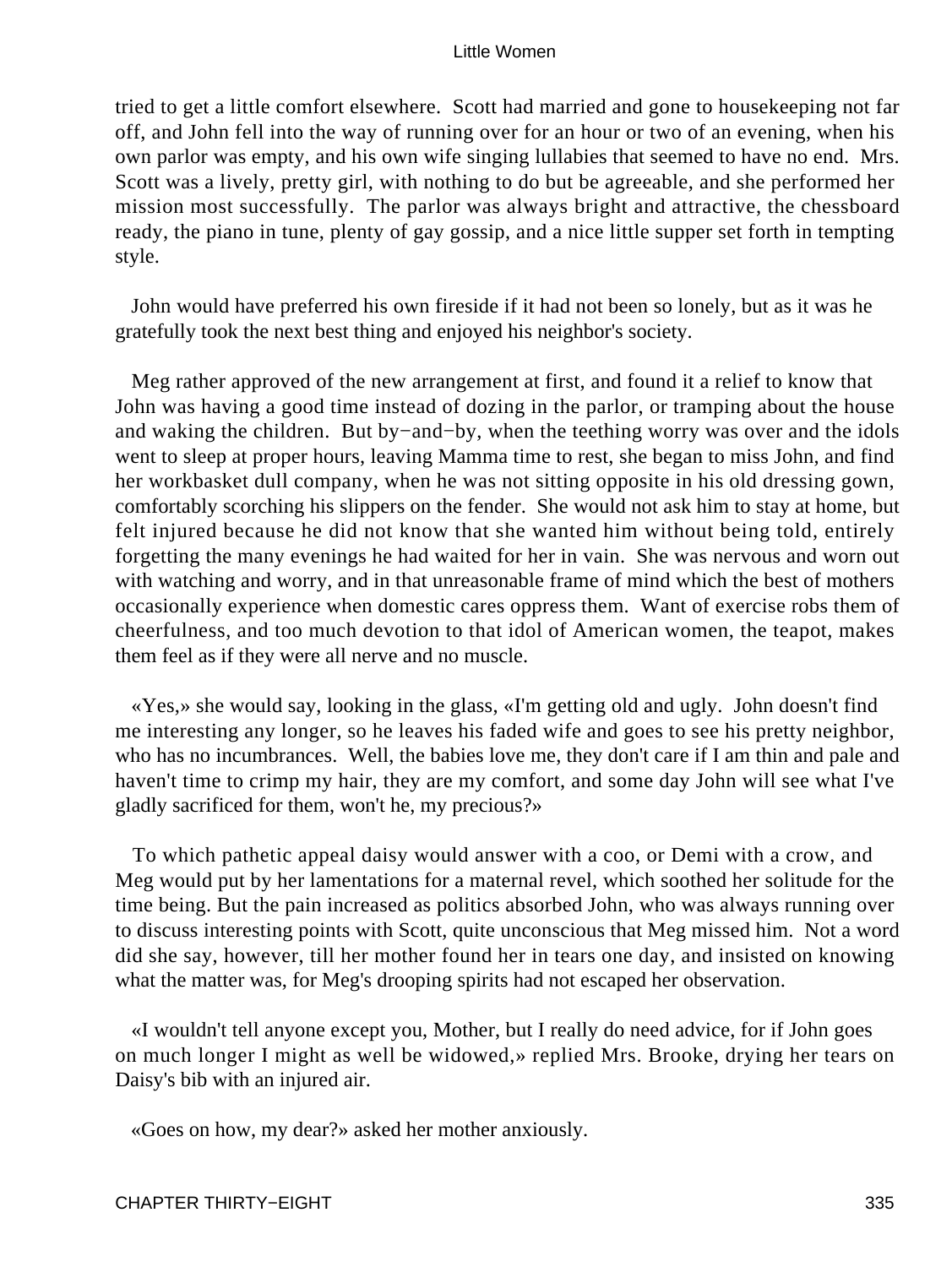tried to get a little comfort elsewhere. Scott had married and gone to housekeeping not far off, and John fell into the way of running over for an hour or two of an evening, when his own parlor was empty, and his own wife singing lullabies that seemed to have no end. Mrs. Scott was a lively, pretty girl, with nothing to do but be agreeable, and she performed her mission most successfully. The parlor was always bright and attractive, the chessboard ready, the piano in tune, plenty of gay gossip, and a nice little supper set forth in tempting style.

John would have preferred his own fireside if it had not been so lonely, but as it was he gratefully took the next best thing and enjoyed his neighbor's society.

Meg rather approved of the new arrangement at first, and found it a relief to know that John was having a good time instead of dozing in the parlor, or tramping about the house and waking the children. But by−and−by, when the teething worry was over and the idols went to sleep at proper hours, leaving Mamma time to rest, she began to miss John, and find her workbasket dull company, when he was not sitting opposite in his old dressing gown, comfortably scorching his slippers on the fender. She would not ask him to stay at home, but felt injured because he did not know that she wanted him without being told, entirely forgetting the many evenings he had waited for her in vain. She was nervous and worn out with watching and worry, and in that unreasonable frame of mind which the best of mothers occasionally experience when domestic cares oppress them. Want of exercise robs them of cheerfulness, and too much devotion to that idol of American women, the teapot, makes them feel as if they were all nerve and no muscle.

«Yes,» she would say, looking in the glass, «I'm getting old and ugly. John doesn't find me interesting any longer, so he leaves his faded wife and goes to see his pretty neighbor, who has no incumbrances. Well, the babies love me, they don't care if I am thin and pale and haven't time to crimp my hair, they are my comfort, and some day John will see what I've gladly sacrificed for them, won't he, my precious?»

To which pathetic appeal daisy would answer with a coo, or Demi with a crow, and Meg would put by her lamentations for a maternal revel, which soothed her solitude for the time being. But the pain increased as politics absorbed John, who was always running over to discuss interesting points with Scott, quite unconscious that Meg missed him. Not a word did she say, however, till her mother found her in tears one day, and insisted on knowing what the matter was, for Meg's drooping spirits had not escaped her observation.

«I wouldn't tell anyone except you, Mother, but I really do need advice, for if John goes on much longer I might as well be widowed,» replied Mrs. Brooke, drying her tears on Daisy's bib with an injured air.

«Goes on how, my dear?» asked her mother anxiously.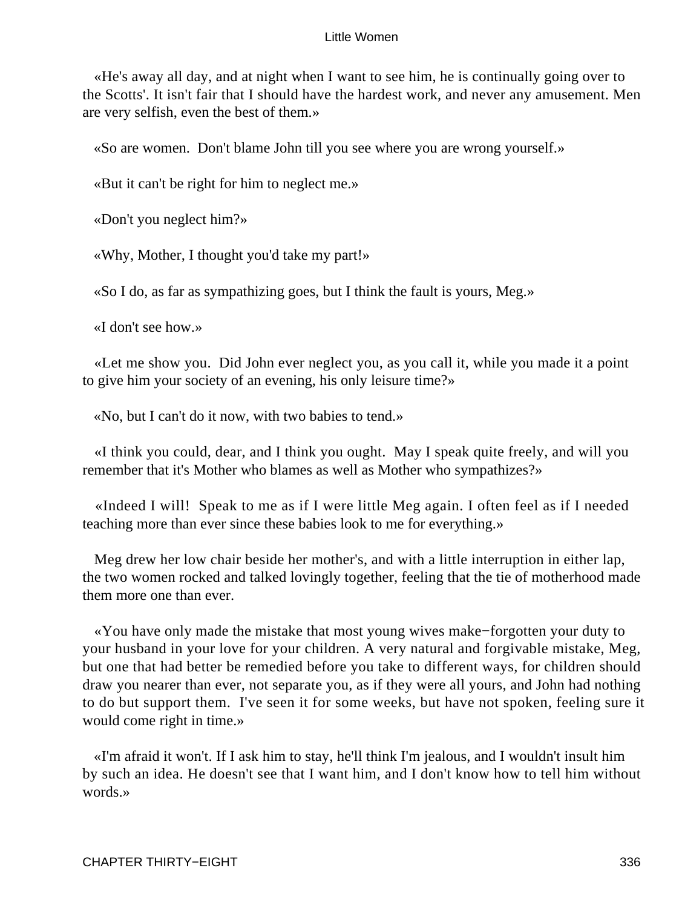«He's away all day, and at night when I want to see him, he is continually going over to the Scotts'. It isn't fair that I should have the hardest work, and never any amusement. Men are very selfish, even the best of them.»

«So are women. Don't blame John till you see where you are wrong yourself.»

«But it can't be right for him to neglect me.»

«Don't you neglect him?»

«Why, Mother, I thought you'd take my part!»

«So I do, as far as sympathizing goes, but I think the fault is yours, Meg.»

«I don't see how.»

«Let me show you. Did John ever neglect you, as you call it, while you made it a point to give him your society of an evening, his only leisure time?»

«No, but I can't do it now, with two babies to tend.»

«I think you could, dear, and I think you ought. May I speak quite freely, and will you remember that it's Mother who blames as well as Mother who sympathizes?»

«Indeed I will! Speak to me as if I were little Meg again. I often feel as if I needed teaching more than ever since these babies look to me for everything.»

Meg drew her low chair beside her mother's, and with a little interruption in either lap, the two women rocked and talked lovingly together, feeling that the tie of motherhood made them more one than ever.

«You have only made the mistake that most young wives make−forgotten your duty to your husband in your love for your children. A very natural and forgivable mistake, Meg, but one that had better be remedied before you take to different ways, for children should draw you nearer than ever, not separate you, as if they were all yours, and John had nothing to do but support them. I've seen it for some weeks, but have not spoken, feeling sure it would come right in time.»

«I'm afraid it won't. If I ask him to stay, he'll think I'm jealous, and I wouldn't insult him by such an idea. He doesn't see that I want him, and I don't know how to tell him without words.»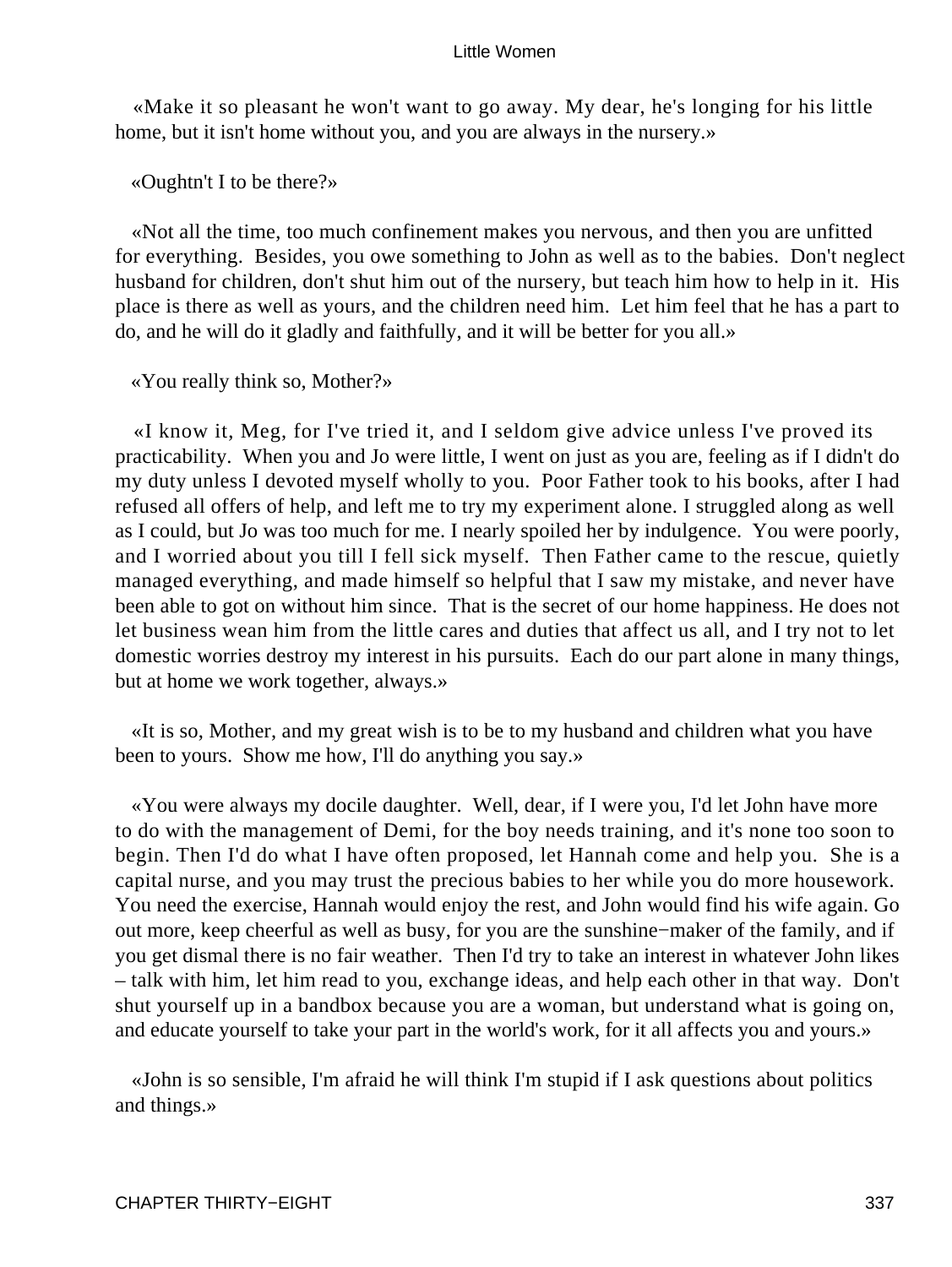«Make it so pleasant he won't want to go away. My dear, he's longing for his little home, but it isn't home without you, and you are always in the nursery.»

«Oughtn't I to be there?»

«Not all the time, too much confinement makes you nervous, and then you are unfitted for everything. Besides, you owe something to John as well as to the babies. Don't neglect husband for children, don't shut him out of the nursery, but teach him how to help in it. His place is there as well as yours, and the children need him. Let him feel that he has a part to do, and he will do it gladly and faithfully, and it will be better for you all.»

«You really think so, Mother?»

«I know it, Meg, for I've tried it, and I seldom give advice unless I've proved its practicability. When you and Jo were little, I went on just as you are, feeling as if I didn't do my duty unless I devoted myself wholly to you. Poor Father took to his books, after I had refused all offers of help, and left me to try my experiment alone. I struggled along as well as I could, but Jo was too much for me. I nearly spoiled her by indulgence. You were poorly, and I worried about you till I fell sick myself. Then Father came to the rescue, quietly managed everything, and made himself so helpful that I saw my mistake, and never have been able to got on without him since. That is the secret of our home happiness. He does not let business wean him from the little cares and duties that affect us all, and I try not to let domestic worries destroy my interest in his pursuits. Each do our part alone in many things, but at home we work together, always.»

«It is so, Mother, and my great wish is to be to my husband and children what you have been to yours. Show me how, I'll do anything you say.»

«You were always my docile daughter. Well, dear, if I were you, I'd let John have more to do with the management of Demi, for the boy needs training, and it's none too soon to begin. Then I'd do what I have often proposed, let Hannah come and help you. She is a capital nurse, and you may trust the precious babies to her while you do more housework. You need the exercise, Hannah would enjoy the rest, and John would find his wife again. Go out more, keep cheerful as well as busy, for you are the sunshine−maker of the family, and if you get dismal there is no fair weather. Then I'd try to take an interest in whatever John likes – talk with him, let him read to you, exchange ideas, and help each other in that way. Don't shut yourself up in a bandbox because you are a woman, but understand what is going on, and educate yourself to take your part in the world's work, for it all affects you and yours.»

«John is so sensible, I'm afraid he will think I'm stupid if I ask questions about politics and things.»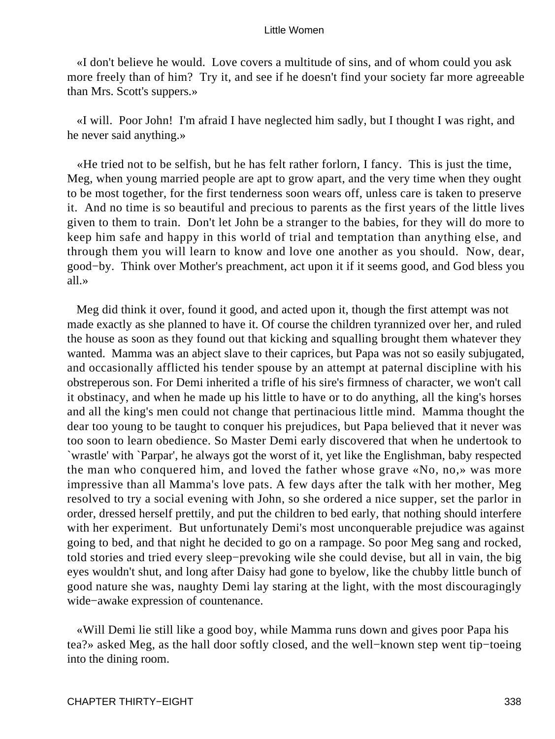«I don't believe he would.  Love covers a multitude of sins, and of whom could you ask more freely than of him?  Try it, and see if he doesn't find your society far more agreeable than Mrs. Scott's suppers.»

«I will.  Poor John!  I'm afraid I have neglected him sadly, but I thought I was right, and he never said anything.»

«He tried not to be selfish, but he has felt rather forlorn, I fancy.  This is just the time, Meg, when young married people are apt to grow apart, and the very time when they ought to be most together, for the first tenderness soon wears off, unless care is taken to preserve it.  And no time is so beautiful and precious to parents as the first years of the little lives given to them to train.  Don't let John be a stranger to the babies, for they will do more to keep him safe and happy in this world of trial and temptation than anything else, and through them you will learn to know and love one another as you should.  Now, dear, good−by.  Think over Mother's preachment, act upon it if it seems good, and God bless you all.»

Meg did think it over, found it good, and acted upon it, though the first attempt was not made exactly as she planned to have it. Of course the children tyrannized over her, and ruled the house as soon as they found out that kicking and squalling brought them whatever they wanted.  Mamma was an abject slave to their caprices, but Papa was not so easily subjugated, and occasionally afflicted his tender spouse by an attempt at paternal discipline with his obstreperous son. For Demi inherited a trifle of his sire's firmness of character, we won't call it obstinacy, and when he made up his little to have or to do anything, all the king's horses and all the king's men could not change that pertinacious little mind.  Mamma thought the dear too young to be taught to conquer his prejudices, but Papa believed that it never was too soon to learn obedience. So Master Demi early discovered that when he undertook to `wrastle' with `Parpar', he always got the worst of it, yet like the Englishman, baby respected the man who conquered him, and loved the father whose grave «No, no,» was more impressive than all Mamma's love pats. A few days after the talk with her mother, Meg resolved to try a social evening with John, so she ordered a nice supper, set the parlor in order, dressed herself prettily, and put the children to bed early, that nothing should interfere with her experiment.  But unfortunately Demi's most unconquerable prejudice was against going to bed, and that night he decided to go on a rampage. So poor Meg sang and rocked, told stories and tried every sleep−prevoking wile she could devise, but all in vain, the big eyes wouldn't shut, and long after Daisy had gone to byelow, like the chubby little bunch of good nature she was, naughty Demi lay staring at the light, with the most discouragingly wide−awake expression of countenance.

«Will Demi lie still like a good boy, while Mamma runs down and gives poor Papa his tea?» asked Meg, as the hall door softly closed, and the well−known step went tip−toeing into the dining room.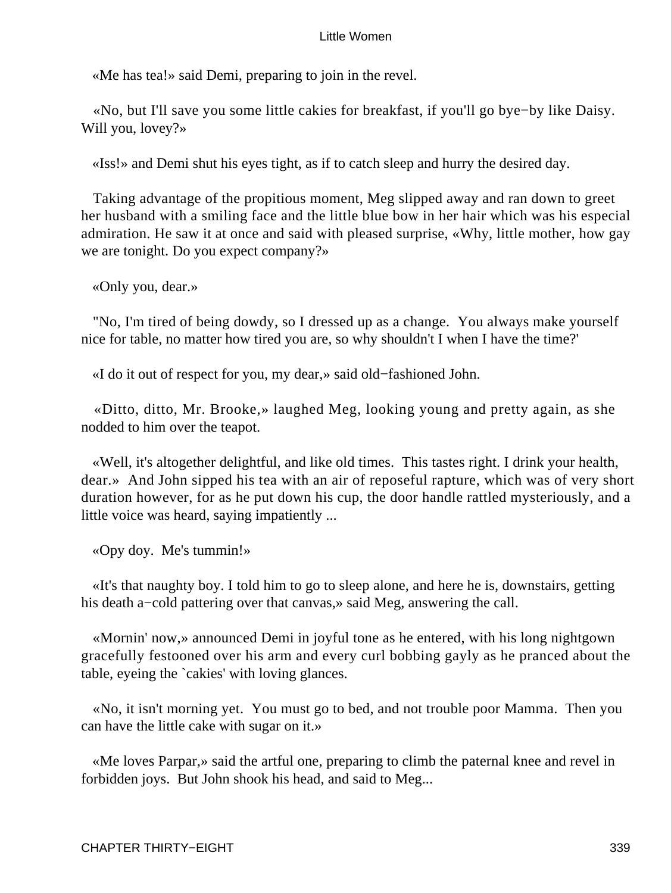«Me has tea!» said Demi, preparing to join in the revel.

«No, but I'll save you some little cakies for breakfast, if you'll go bye−by like Daisy. Will you, lovey?»

«Iss!» and Demi shut his eyes tight, as if to catch sleep and hurry the desired day.

Taking advantage of the propitious moment, Meg slipped away and ran down to greet her husband with a smiling face and the little blue bow in her hair which was his especial admiration. He saw it at once and said with pleased surprise, «Why, little mother, how gay we are tonight. Do you expect company?»

«Only you, dear.»

"No, I'm tired of being dowdy, so I dressed up as a change. You always make yourself nice for table, no matter how tired you are, so why shouldn't I when I have the time?'

«I do it out of respect for you, my dear,» said old−fashioned John.

«Ditto, ditto, Mr. Brooke,» laughed Meg, looking young and pretty again, as she nodded to him over the teapot.

«Well, it's altogether delightful, and like old times. This tastes right. I drink your health, dear.» And John sipped his tea with an air of reposeful rapture, which was of very short duration however, for as he put down his cup, the door handle rattled mysteriously, and a little voice was heard, saying impatiently ...

«Opy doy. Me's tummin!»

«It's that naughty boy. I told him to go to sleep alone, and here he is, downstairs, getting his death a−cold pattering over that canvas,» said Meg, answering the call.

«Mornin' now,» announced Demi in joyful tone as he entered, with his long nightgown gracefully festooned over his arm and every curl bobbing gayly as he pranced about the table, eyeing the `cakies' with loving glances.

«No, it isn't morning yet. You must go to bed, and not trouble poor Mamma. Then you can have the little cake with sugar on it.»

«Me loves Parpar,» said the artful one, preparing to climb the paternal knee and revel in forbidden joys. But John shook his head, and said to Meg...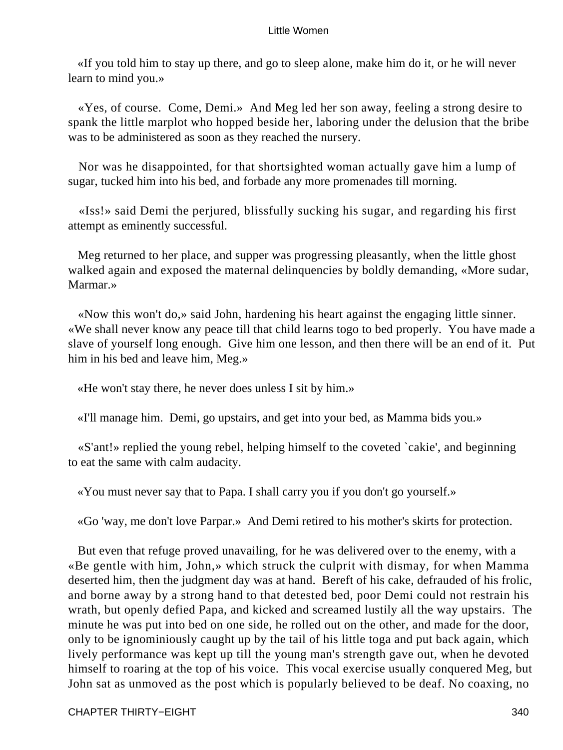«If you told him to stay up there, and go to sleep alone, make him do it, or he will never learn to mind you.»

«Yes, of course. Come, Demi.» And Meg led her son away, feeling a strong desire to spank the little marplot who hopped beside her, laboring under the delusion that the bribe was to be administered as soon as they reached the nursery.

Nor was he disappointed, for that shortsighted woman actually gave him a lump of sugar, tucked him into his bed, and forbade any more promenades till morning.

«Iss!» said Demi the perjured, blissfully sucking his sugar, and regarding his first attempt as eminently successful.

Meg returned to her place, and supper was progressing pleasantly, when the little ghost walked again and exposed the maternal delinquencies by boldly demanding, «More sudar, Marmar.»

«Now this won't do,» said John, hardening his heart against the engaging little sinner. «We shall never know any peace till that child learns togo to bed properly. You have made a slave of yourself long enough. Give him one lesson, and then there will be an end of it. Put him in his bed and leave him, Meg.»

«He won't stay there, he never does unless I sit by him.»

«I'll manage him. Demi, go upstairs, and get into your bed, as Mamma bids you.»

«S'ant!» replied the young rebel, helping himself to the coveted `cakie', and beginning to eat the same with calm audacity.

«You must never say that to Papa. I shall carry you if you don't go yourself.»

«Go 'way, me don't love Parpar.» And Demi retired to his mother's skirts for protection.

But even that refuge proved unavailing, for he was delivered over to the enemy, with a «Be gentle with him, John,» which struck the culprit with dismay, for when Mamma deserted him, then the judgment day was at hand. Bereft of his cake, defrauded of his frolic, and borne away by a strong hand to that detested bed, poor Demi could not restrain his wrath, but openly defied Papa, and kicked and screamed lustily all the way upstairs. The minute he was put into bed on one side, he rolled out on the other, and made for the door, only to be ignominiously caught up by the tail of his little toga and put back again, which lively performance was kept up till the young man's strength gave out, when he devoted himself to roaring at the top of his voice. This vocal exercise usually conquered Meg, but John sat as unmoved as the post which is popularly believed to be deaf. No coaxing, no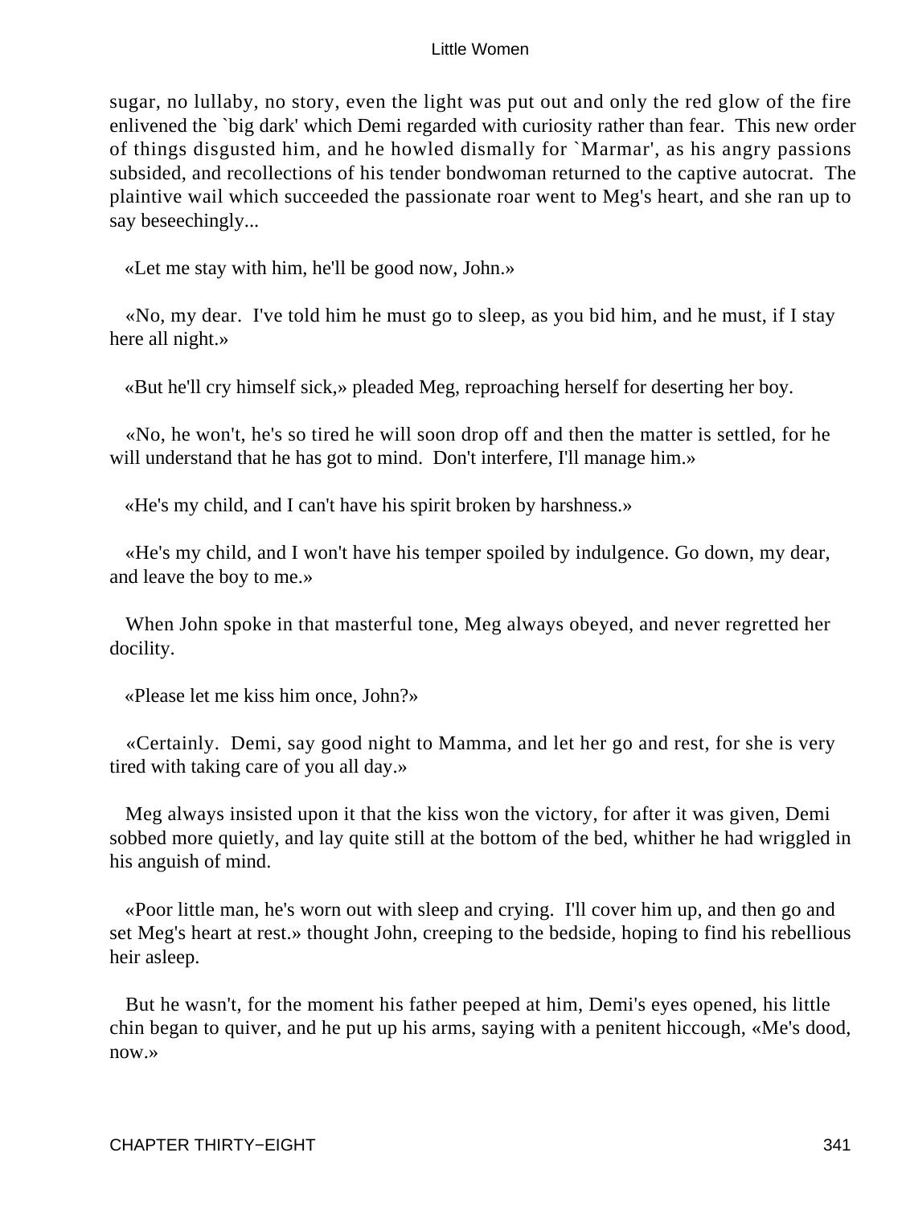sugar, no lullaby, no story, even the light was put out and only the red glow of the fire enlivened the `big dark' which Demi regarded with curiosity rather than fear. This new order of things disgusted him, and he howled dismally for `Marmar', as his angry passions subsided, and recollections of his tender bondwoman returned to the captive autocrat. The plaintive wail which succeeded the passionate roar went to Meg's heart, and she ran up to say beseechingly...

«Let me stay with him, he'll be good now, John.»

«No, my dear. I've told him he must go to sleep, as you bid him, and he must, if I stay here all night.»

«But he'll cry himself sick,» pleaded Meg, reproaching herself for deserting her boy.

«No, he won't, he's so tired he will soon drop off and then the matter is settled, for he will understand that he has got to mind. Don't interfere, I'll manage him.»

«He's my child, and I can't have his spirit broken by harshness.»

«He's my child, and I won't have his temper spoiled by indulgence. Go down, my dear, and leave the boy to me.»

When John spoke in that masterful tone, Meg always obeyed, and never regretted her docility.

«Please let me kiss him once, John?»

«Certainly. Demi, say good night to Mamma, and let her go and rest, for she is very tired with taking care of you all day.»

Meg always insisted upon it that the kiss won the victory, for after it was given, Demi sobbed more quietly, and lay quite still at the bottom of the bed, whither he had wriggled in his anguish of mind.

«Poor little man, he's worn out with sleep and crying. I'll cover him up, and then go and set Meg's heart at rest.» thought John, creeping to the bedside, hoping to find his rebellious heir asleep.

But he wasn't, for the moment his father peeped at him, Demi's eyes opened, his little chin began to quiver, and he put up his arms, saying with a penitent hiccough, «Me's dood, now.»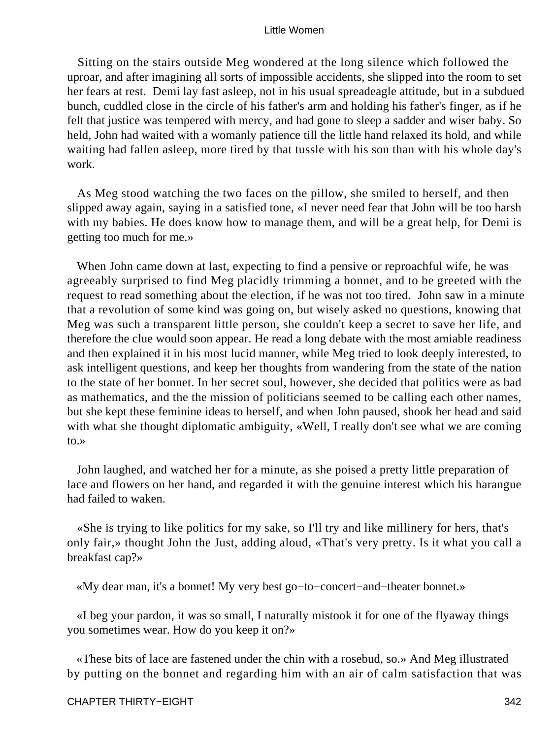Sitting on the stairs outside Meg wondered at the long silence which followed the uproar, and after imagining all sorts of impossible accidents, she slipped into the room to set her fears at rest. Demi lay fast asleep, not in his usual spreadeagle attitude, but in a subdued bunch, cuddled close in the circle of his father's arm and holding his father's finger, as if he felt that justice was tempered with mercy, and had gone to sleep a sadder and wiser baby. So held, John had waited with a womanly patience till the little hand relaxed its hold, and while waiting had fallen asleep, more tired by that tussle with his son than with his whole day's work.

As Meg stood watching the two faces on the pillow, she smiled to herself, and then slipped away again, saying in a satisfied tone, «I never need fear that John will be too harsh with my babies. He does know how to manage them, and will be a great help, for Demi is getting too much for me.»

When John came down at last, expecting to find a pensive or reproachful wife, he was agreeably surprised to find Meg placidly trimming a bonnet, and to be greeted with the request to read something about the election, if he was not too tired. John saw in a minute that a revolution of some kind was going on, but wisely asked no questions, knowing that Meg was such a transparent little person, she couldn't keep a secret to save her life, and therefore the clue would soon appear. He read a long debate with the most amiable readiness and then explained it in his most lucid manner, while Meg tried to look deeply interested, to ask intelligent questions, and keep her thoughts from wandering from the state of the nation to the state of her bonnet. In her secret soul, however, she decided that politics were as bad as mathematics, and the the mission of politicians seemed to be calling each other names, but she kept these feminine ideas to herself, and when John paused, shook her head and said with what she thought diplomatic ambiguity, «Well, I really don't see what we are coming to.»

John laughed, and watched her for a minute, as she poised a pretty little preparation of lace and flowers on her hand, and regarded it with the genuine interest which his harangue had failed to waken.

«She is trying to like politics for my sake, so I'll try and like millinery for hers, that's only fair,» thought John the Just, adding aloud, «That's very pretty. Is it what you call a breakfast cap?»

«My dear man, it's a bonnet! My very best go−to−concert−and−theater bonnet.»

«I beg your pardon, it was so small, I naturally mistook it for one of the flyaway things you sometimes wear. How do you keep it on?»

«These bits of lace are fastened under the chin with a rosebud, so.» And Meg illustrated by putting on the bonnet and regarding him with an air of calm satisfaction that was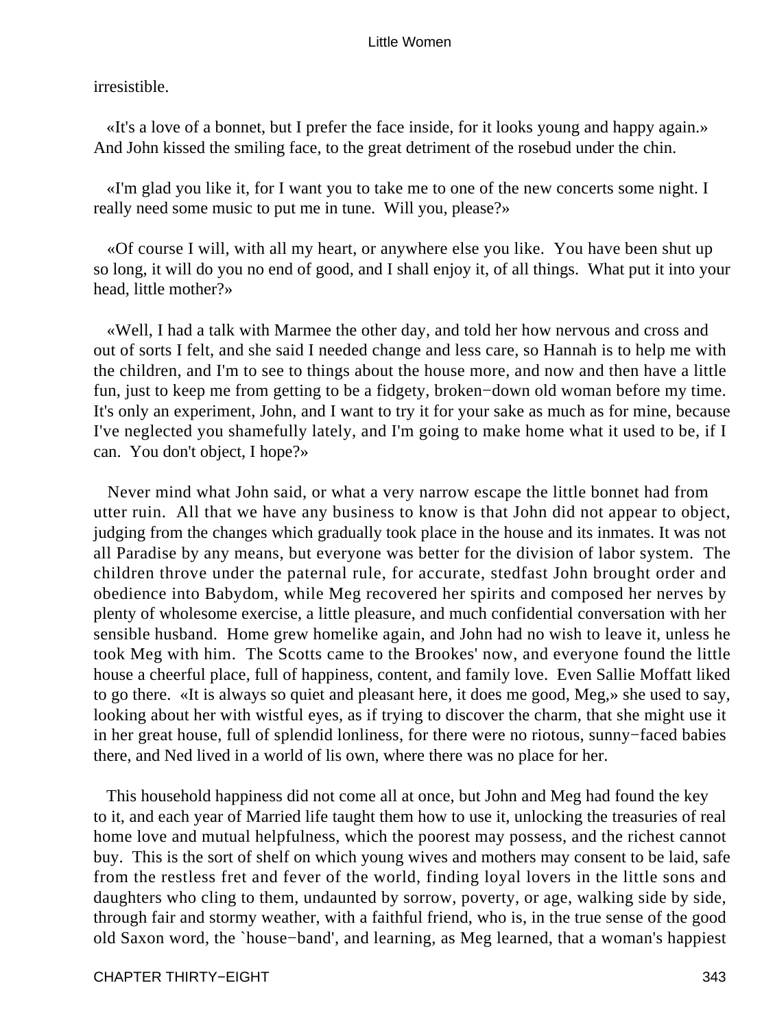irresistible.

«It's a love of a bonnet, but I prefer the face inside, for it looks young and happy again.» And John kissed the smiling face, to the great detriment of the rosebud under the chin.

«I'm glad you like it, for I want you to take me to one of the new concerts some night. I really need some music to put me in tune. Will you, please?»

«Of course I will, with all my heart, or anywhere else you like. You have been shut up so long, it will do you no end of good, and I shall enjoy it, of all things. What put it into your head, little mother?»

«Well, I had a talk with Marmee the other day, and told her how nervous and cross and out of sorts I felt, and she said I needed change and less care, so Hannah is to help me with the children, and I'm to see to things about the house more, and now and then have a little fun, just to keep me from getting to be a fidgety, broken−down old woman before my time. It's only an experiment, John, and I want to try it for your sake as much as for mine, because I've neglected you shamefully lately, and I'm going to make home what it used to be, if I can. You don't object, I hope?»

Never mind what John said, or what a very narrow escape the little bonnet had from utter ruin. All that we have any business to know is that John did not appear to object, judging from the changes which gradually took place in the house and its inmates. It was not all Paradise by any means, but everyone was better for the division of labor system. The children throve under the paternal rule, for accurate, stedfast John brought order and obedience into Babydom, while Meg recovered her spirits and composed her nerves by plenty of wholesome exercise, a little pleasure, and much confidential conversation with her sensible husband. Home grew homelike again, and John had no wish to leave it, unless he took Meg with him. The Scotts came to the Brookes' now, and everyone found the little house a cheerful place, full of happiness, content, and family love. Even Sallie Moffatt liked to go there. «It is always so quiet and pleasant here, it does me good, Meg,» she used to say, looking about her with wistful eyes, as if trying to discover the charm, that she might use it in her great house, full of splendid lonliness, for there were no riotous, sunny−faced babies there, and Ned lived in a world of lis own, where there was no place for her.

This household happiness did not come all at once, but John and Meg had found the key to it, and each year of Married life taught them how to use it, unlocking the treasuries of real home love and mutual helpfulness, which the poorest may possess, and the richest cannot buy. This is the sort of shelf on which young wives and mothers may consent to be laid, safe from the restless fret and fever of the world, finding loyal lovers in the little sons and daughters who cling to them, undaunted by sorrow, poverty, or age, walking side by side, through fair and stormy weather, with a faithful friend, who is, in the true sense of the good old Saxon word, the `house−band', and learning, as Meg learned, that a woman's happiest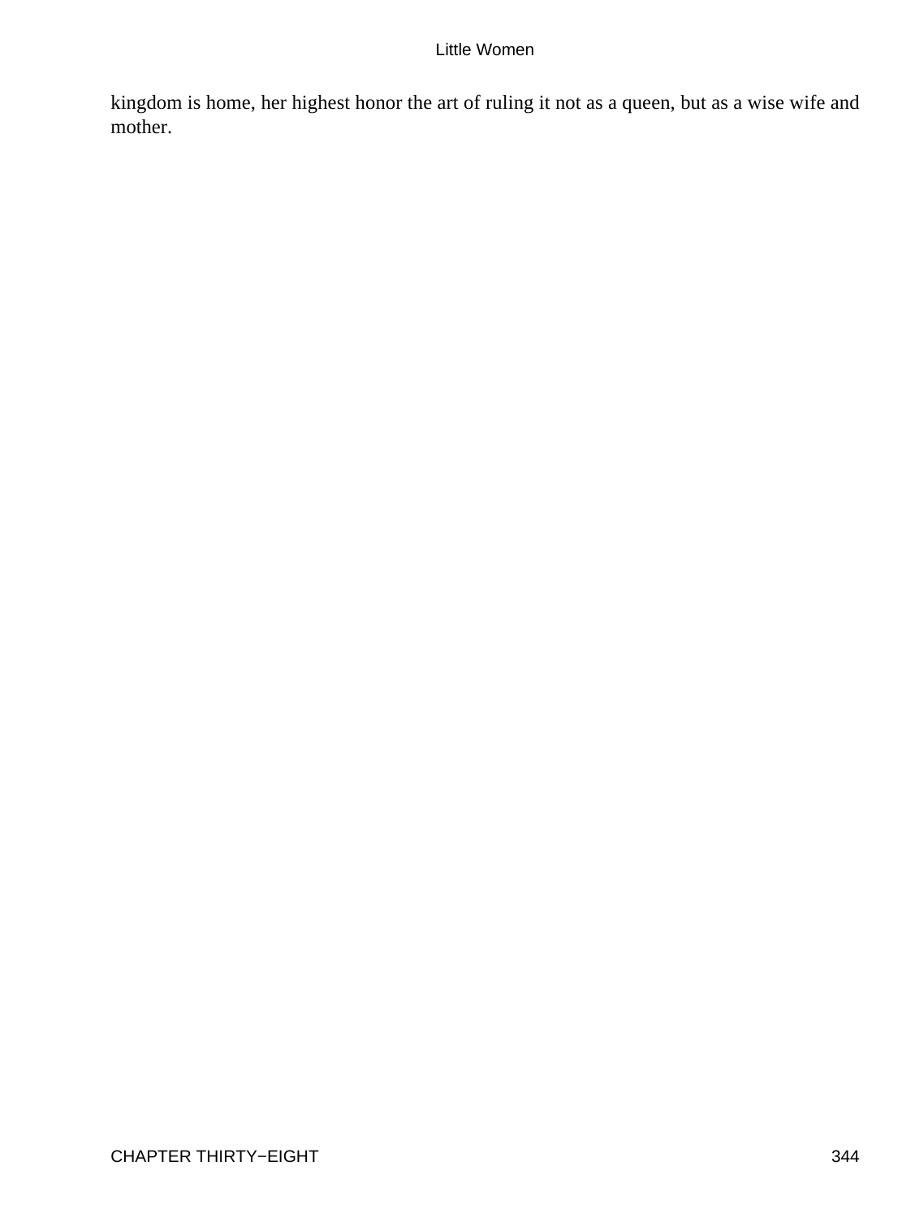kingdom is home, her highest honor the art of ruling it not as a queen, but as a wise wife and mother.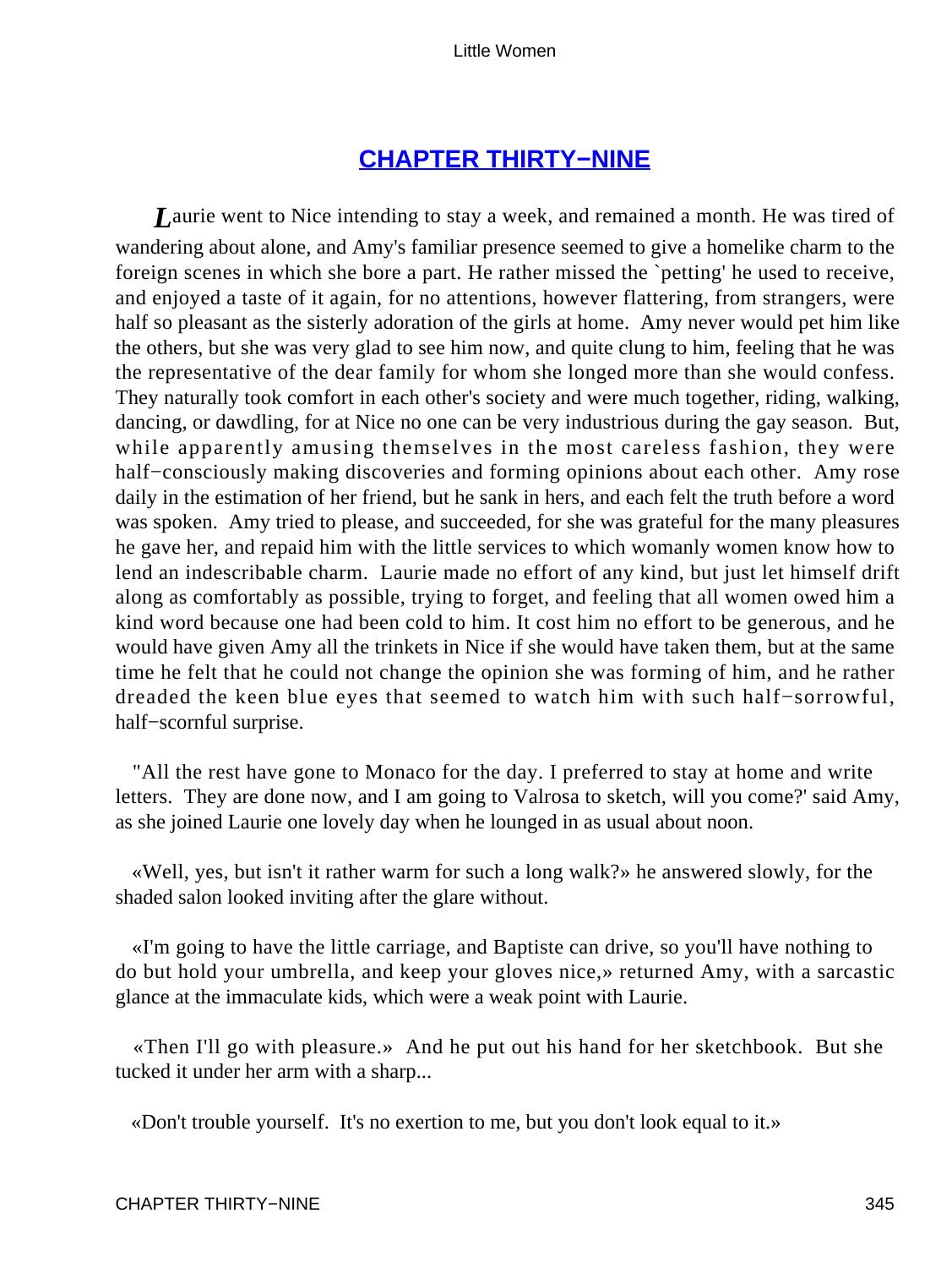# [CHAPTER THIRTY−NINE]()

*L*aurie went to Nice intending to stay a week, and remained a month. He was tired of wandering about alone, and Amy's familiar presence seemed to give a homelike charm to the foreign scenes in which she bore a part. He rather missed the `petting' he used to receive, and enjoyed a taste of it again, for no attentions, however flattering, from strangers, were half so pleasant as the sisterly adoration of the girls at home. Amy never would pet him like the others, but she was very glad to see him now, and quite clung to him, feeling that he was the representative of the dear family for whom she longed more than she would confess. They naturally took comfort in each other's society and were much together, riding, walking, dancing, or dawdling, for at Nice no one can be very industrious during the gay season. But, while apparently amusing themselves in the most careless fashion, they were half−consciously making discoveries and forming opinions about each other. Amy rose daily in the estimation of her friend, but he sank in hers, and each felt the truth before a word was spoken. Amy tried to please, and succeeded, for she was grateful for the many pleasures he gave her, and repaid him with the little services to which womanly women know how to lend an indescribable charm. Laurie made no effort of any kind, but just let himself drift along as comfortably as possible, trying to forget, and feeling that all women owed him a kind word because one had been cold to him. It cost him no effort to be generous, and he would have given Amy all the trinkets in Nice if she would have taken them, but at the same time he felt that he could not change the opinion she was forming of him, and he rather dreaded the keen blue eyes that seemed to watch him with such half−sorrowful, half−scornful surprise.

"All the rest have gone to Monaco for the day. I preferred to stay at home and write letters. They are done now, and I am going to Valrosa to sketch, will you come?' said Amy, as she joined Laurie one lovely day when he lounged in as usual about noon.

«Well, yes, but isn't it rather warm for such a long walk?» he answered slowly, for the shaded salon looked inviting after the glare without.

«I'm going to have the little carriage, and Baptiste can drive, so you'll have nothing to do but hold your umbrella, and keep your gloves nice,» returned Amy, with a sarcastic glance at the immaculate kids, which were a weak point with Laurie.

«Then I'll go with pleasure.» And he put out his hand for her sketchbook. But she tucked it under her arm with a sharp...

«Don't trouble yourself. It's no exertion to me, but you don't look equal to it.»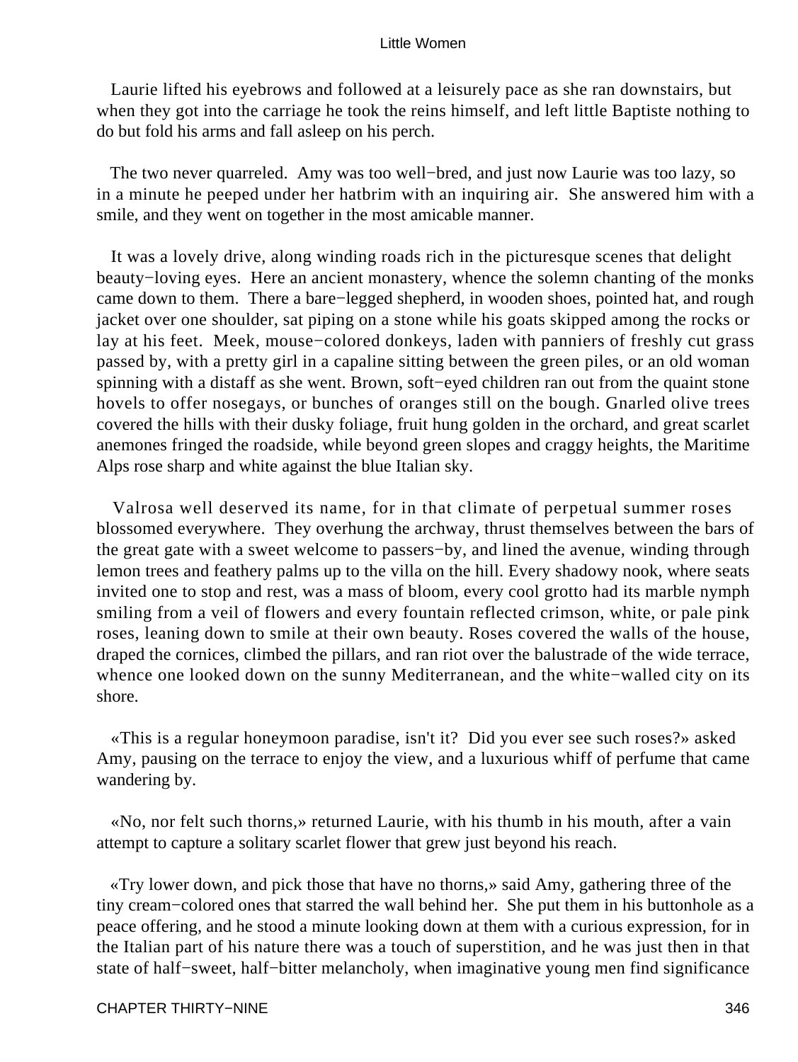Laurie lifted his eyebrows and followed at a leisurely pace as she ran downstairs, but when they got into the carriage he took the reins himself, and left little Baptiste nothing to do but fold his arms and fall asleep on his perch.

The two never quarreled. Amy was too well−bred, and just now Laurie was too lazy, so in a minute he peeped under her hatbrim with an inquiring air. She answered him with a smile, and they went on together in the most amicable manner.

It was a lovely drive, along winding roads rich in the picturesque scenes that delight beauty−loving eyes. Here an ancient monastery, whence the solemn chanting of the monks came down to them. There a bare−legged shepherd, in wooden shoes, pointed hat, and rough jacket over one shoulder, sat piping on a stone while his goats skipped among the rocks or lay at his feet. Meek, mouse−colored donkeys, laden with panniers of freshly cut grass passed by, with a pretty girl in a capaline sitting between the green piles, or an old woman spinning with a distaff as she went. Brown, soft−eyed children ran out from the quaint stone hovels to offer nosegays, or bunches of oranges still on the bough. Gnarled olive trees covered the hills with their dusky foliage, fruit hung golden in the orchard, and great scarlet anemones fringed the roadside, while beyond green slopes and craggy heights, the Maritime Alps rose sharp and white against the blue Italian sky.

Valrosa well deserved its name, for in that climate of perpetual summer roses blossomed everywhere. They overhung the archway, thrust themselves between the bars of the great gate with a sweet welcome to passers−by, and lined the avenue, winding through lemon trees and feathery palms up to the villa on the hill. Every shadowy nook, where seats invited one to stop and rest, was a mass of bloom, every cool grotto had its marble nymph smiling from a veil of flowers and every fountain reflected crimson, white, or pale pink roses, leaning down to smile at their own beauty. Roses covered the walls of the house, draped the cornices, climbed the pillars, and ran riot over the balustrade of the wide terrace, whence one looked down on the sunny Mediterranean, and the white−walled city on its shore.

«This is a regular honeymoon paradise, isn't it? Did you ever see such roses?» asked Amy, pausing on the terrace to enjoy the view, and a luxurious whiff of perfume that came wandering by.

«No, nor felt such thorns,» returned Laurie, with his thumb in his mouth, after a vain attempt to capture a solitary scarlet flower that grew just beyond his reach.

«Try lower down, and pick those that have no thorns,» said Amy, gathering three of the tiny cream−colored ones that starred the wall behind her. She put them in his buttonhole as a peace offering, and he stood a minute looking down at them with a curious expression, for in the Italian part of his nature there was a touch of superstition, and he was just then in that state of half−sweet, half−bitter melancholy, when imaginative young men find significance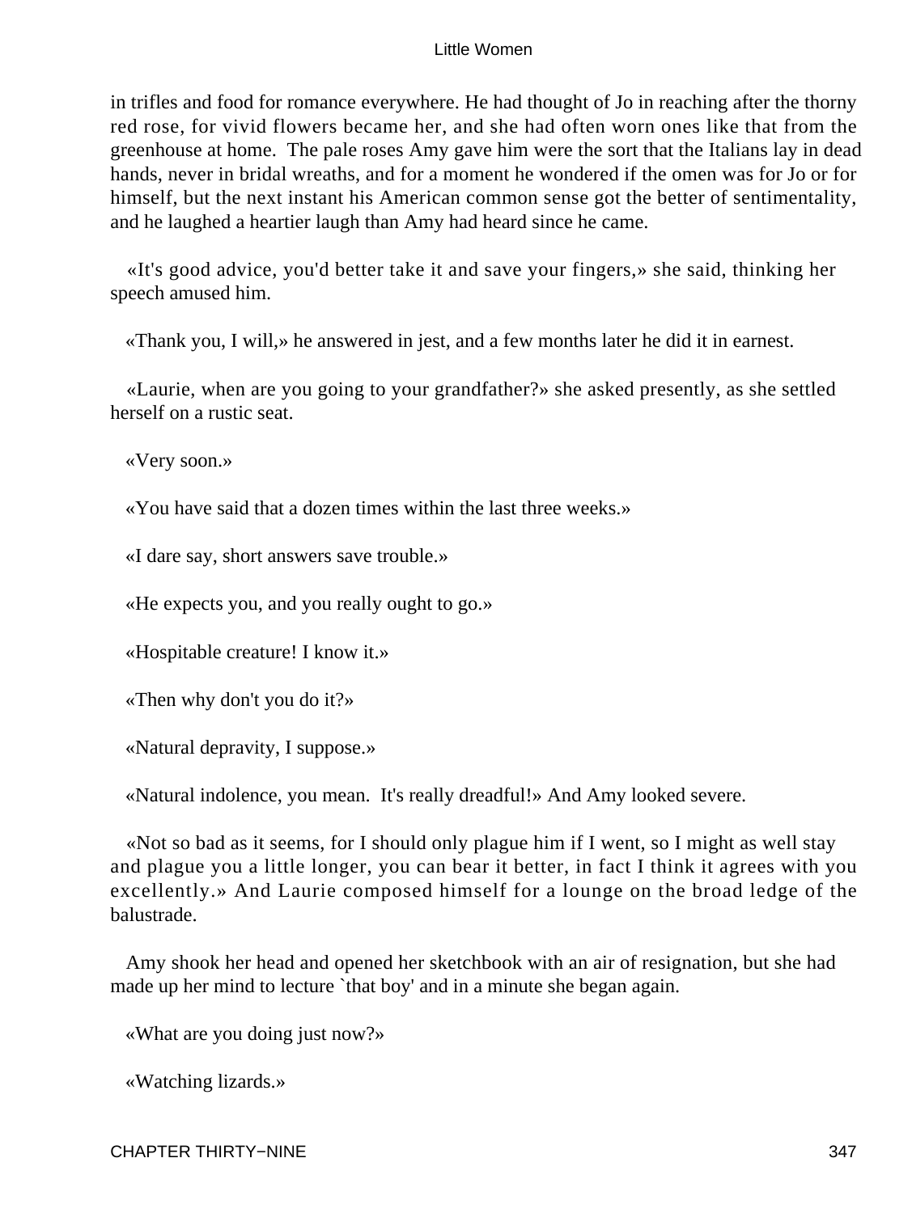in trifles and food for romance everywhere. He had thought of Jo in reaching after the thorny red rose, for vivid flowers became her, and she had often worn ones like that from the greenhouse at home. The pale roses Amy gave him were the sort that the Italians lay in dead hands, never in bridal wreaths, and for a moment he wondered if the omen was for Jo or for himself, but the next instant his American common sense got the better of sentimentality, and he laughed a heartier laugh than Amy had heard since he came.

«It's good advice, you'd better take it and save your fingers,» she said, thinking her speech amused him.

«Thank you, I will,» he answered in jest, and a few months later he did it in earnest.

«Laurie, when are you going to your grandfather?» she asked presently, as she settled herself on a rustic seat.

«Very soon.»

«You have said that a dozen times within the last three weeks.»

«I dare say, short answers save trouble.»

«He expects you, and you really ought to go.»

«Hospitable creature! I know it.»

«Then why don't you do it?»

«Natural depravity, I suppose.»

«Natural indolence, you mean. It's really dreadful!» And Amy looked severe.

«Not so bad as it seems, for I should only plague him if I went, so I might as well stay and plague you a little longer, you can bear it better, in fact I think it agrees with you excellently.» And Laurie composed himself for a lounge on the broad ledge of the balustrade.

Amy shook her head and opened her sketchbook with an air of resignation, but she had made up her mind to lecture `that boy' and in a minute she began again.

«What are you doing just now?»

«Watching lizards.»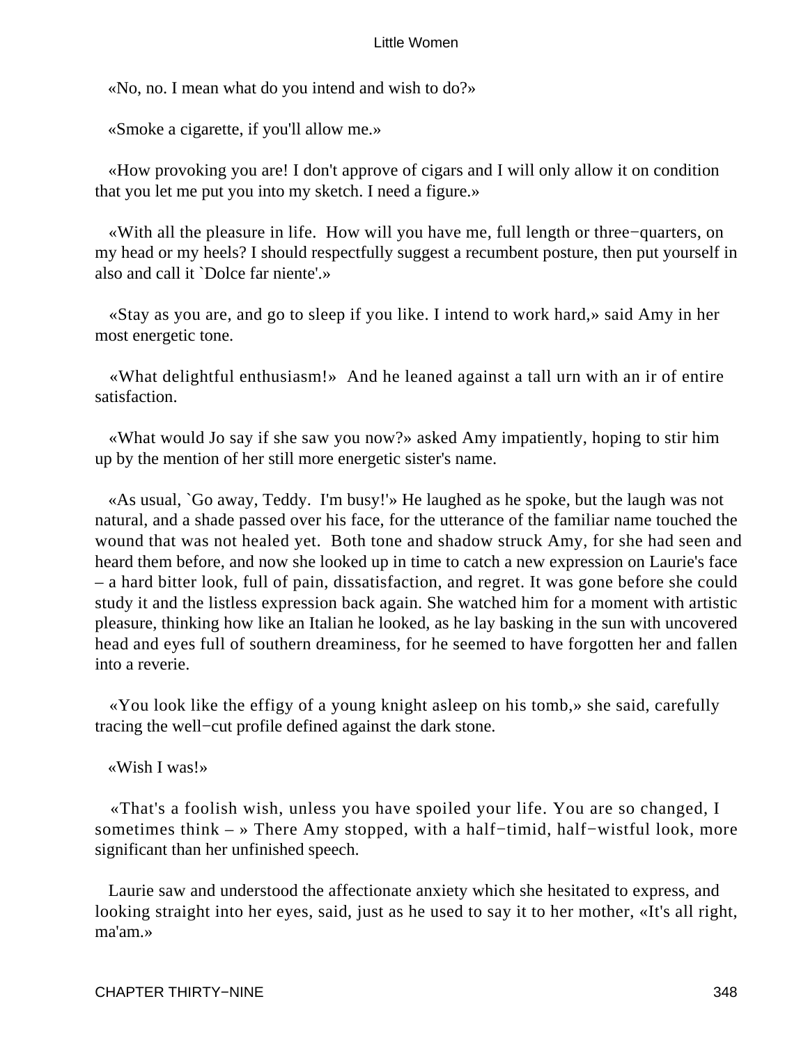«No, no. I mean what do you intend and wish to do?»

«Smoke a cigarette, if you'll allow me.»

«How provoking you are! I don't approve of cigars and I will only allow it on condition that you let me put you into my sketch. I need a figure.»

«With all the pleasure in life. How will you have me, full length or three−quarters, on my head or my heels? I should respectfully suggest a recumbent posture, then put yourself in also and call it `Dolce far niente'.»

«Stay as you are, and go to sleep if you like. I intend to work hard,» said Amy in her most energetic tone.

«What delightful enthusiasm!» And he leaned against a tall urn with an ir of entire satisfaction.

«What would Jo say if she saw you now?» asked Amy impatiently, hoping to stir him up by the mention of her still more energetic sister's name.

«As usual, `Go away, Teddy. I'm busy!'» He laughed as he spoke, but the laugh was not natural, and a shade passed over his face, for the utterance of the familiar name touched the wound that was not healed yet. Both tone and shadow struck Amy, for she had seen and heard them before, and now she looked up in time to catch a new expression on Laurie's face – a hard bitter look, full of pain, dissatisfaction, and regret. It was gone before she could study it and the listless expression back again. She watched him for a moment with artistic pleasure, thinking how like an Italian he looked, as he lay basking in the sun with uncovered head and eyes full of southern dreaminess, for he seemed to have forgotten her and fallen into a reverie.

«You look like the effigy of a young knight asleep on his tomb,» she said, carefully tracing the well−cut profile defined against the dark stone.

«Wish I was!»

«That's a foolish wish, unless you have spoiled your life. You are so changed, I sometimes think – » There Amy stopped, with a half−timid, half−wistful look, more significant than her unfinished speech.

Laurie saw and understood the affectionate anxiety which she hesitated to express, and looking straight into her eyes, said, just as he used to say it to her mother, «It's all right, ma'am.»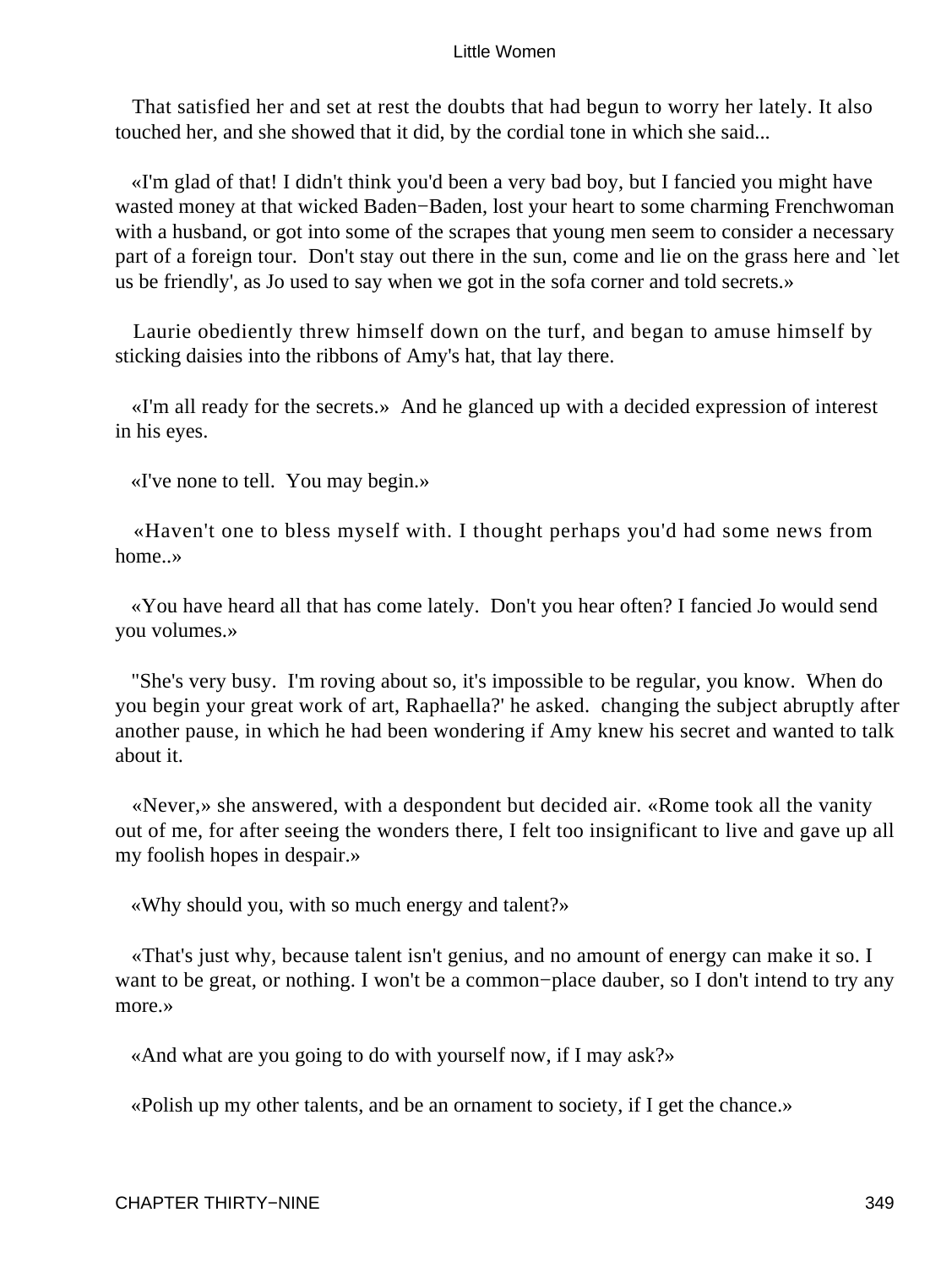That satisfied her and set at rest the doubts that had begun to worry her lately. It also touched her, and she showed that it did, by the cordial tone in which she said...

«I'm glad of that! I didn't think you'd been a very bad boy, but I fancied you might have wasted money at that wicked Baden−Baden, lost your heart to some charming Frenchwoman with a husband, or got into some of the scrapes that young men seem to consider a necessary part of a foreign tour. Don't stay out there in the sun, come and lie on the grass here and `let us be friendly', as Jo used to say when we got in the sofa corner and told secrets.»

Laurie obediently threw himself down on the turf, and began to amuse himself by sticking daisies into the ribbons of Amy's hat, that lay there.

«I'm all ready for the secrets.» And he glanced up with a decided expression of interest in his eyes.

«I've none to tell. You may begin.»

«Haven't one to bless myself with. I thought perhaps you'd had some news from home..»

«You have heard all that has come lately. Don't you hear often? I fancied Jo would send you volumes.»

"She's very busy. I'm roving about so, it's impossible to be regular, you know. When do you begin your great work of art, Raphaella?' he asked. changing the subject abruptly after another pause, in which he had been wondering if Amy knew his secret and wanted to talk about it.

«Never,» she answered, with a despondent but decided air. «Rome took all the vanity out of me, for after seeing the wonders there, I felt too insignificant to live and gave up all my foolish hopes in despair.»

«Why should you, with so much energy and talent?»

«That's just why, because talent isn't genius, and no amount of energy can make it so. I want to be great, or nothing. I won't be a common−place dauber, so I don't intend to try any more.»

«And what are you going to do with yourself now, if I may ask?»

«Polish up my other talents, and be an ornament to society, if I get the chance.»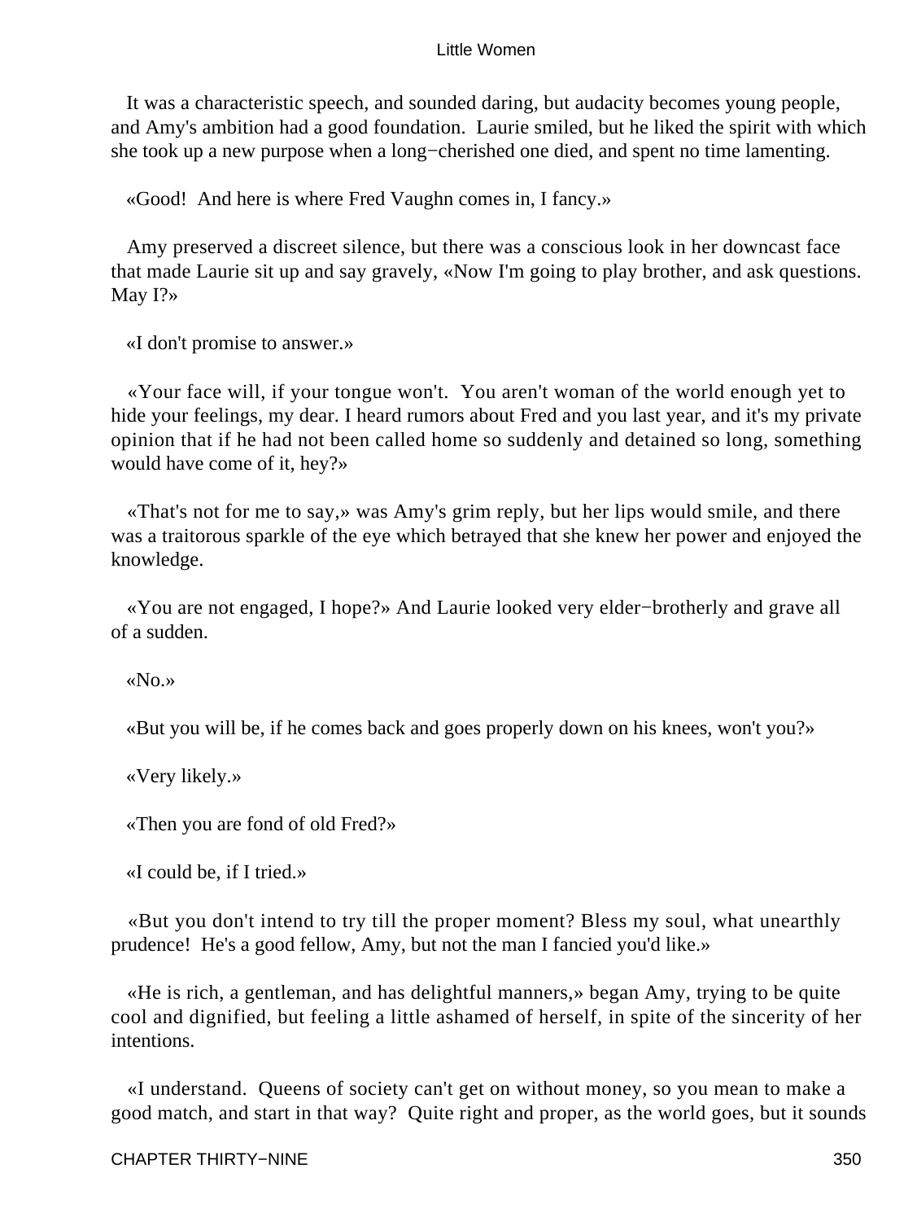It was a characteristic speech, and sounded daring, but audacity becomes young people, and Amy's ambition had a good foundation. Laurie smiled, but he liked the spirit with which she took up a new purpose when a long−cherished one died, and spent no time lamenting.

«Good! And here is where Fred Vaughn comes in, I fancy.»

Amy preserved a discreet silence, but there was a conscious look in her downcast face that made Laurie sit up and say gravely, «Now I'm going to play brother, and ask questions. May I?»

«I don't promise to answer.»

«Your face will, if your tongue won't. You aren't woman of the world enough yet to hide your feelings, my dear. I heard rumors about Fred and you last year, and it's my private opinion that if he had not been called home so suddenly and detained so long, something would have come of it, hey?»

«That's not for me to say,» was Amy's grim reply, but her lips would smile, and there was a traitorous sparkle of the eye which betrayed that she knew her power and enjoyed the knowledge.

«You are not engaged, I hope?» And Laurie looked very elder−brotherly and grave all of a sudden.

«No.»

«But you will be, if he comes back and goes properly down on his knees, won't you?»

«Very likely.»

«Then you are fond of old Fred?»

«I could be, if I tried.»

«But you don't intend to try till the proper moment? Bless my soul, what unearthly prudence! He's a good fellow, Amy, but not the man I fancied you'd like.»

«He is rich, a gentleman, and has delightful manners,» began Amy, trying to be quite cool and dignified, but feeling a little ashamed of herself, in spite of the sincerity of her intentions.

«I understand. Queens of society can't get on without money, so you mean to make a good match, and start in that way? Quite right and proper, as the world goes, but it sounds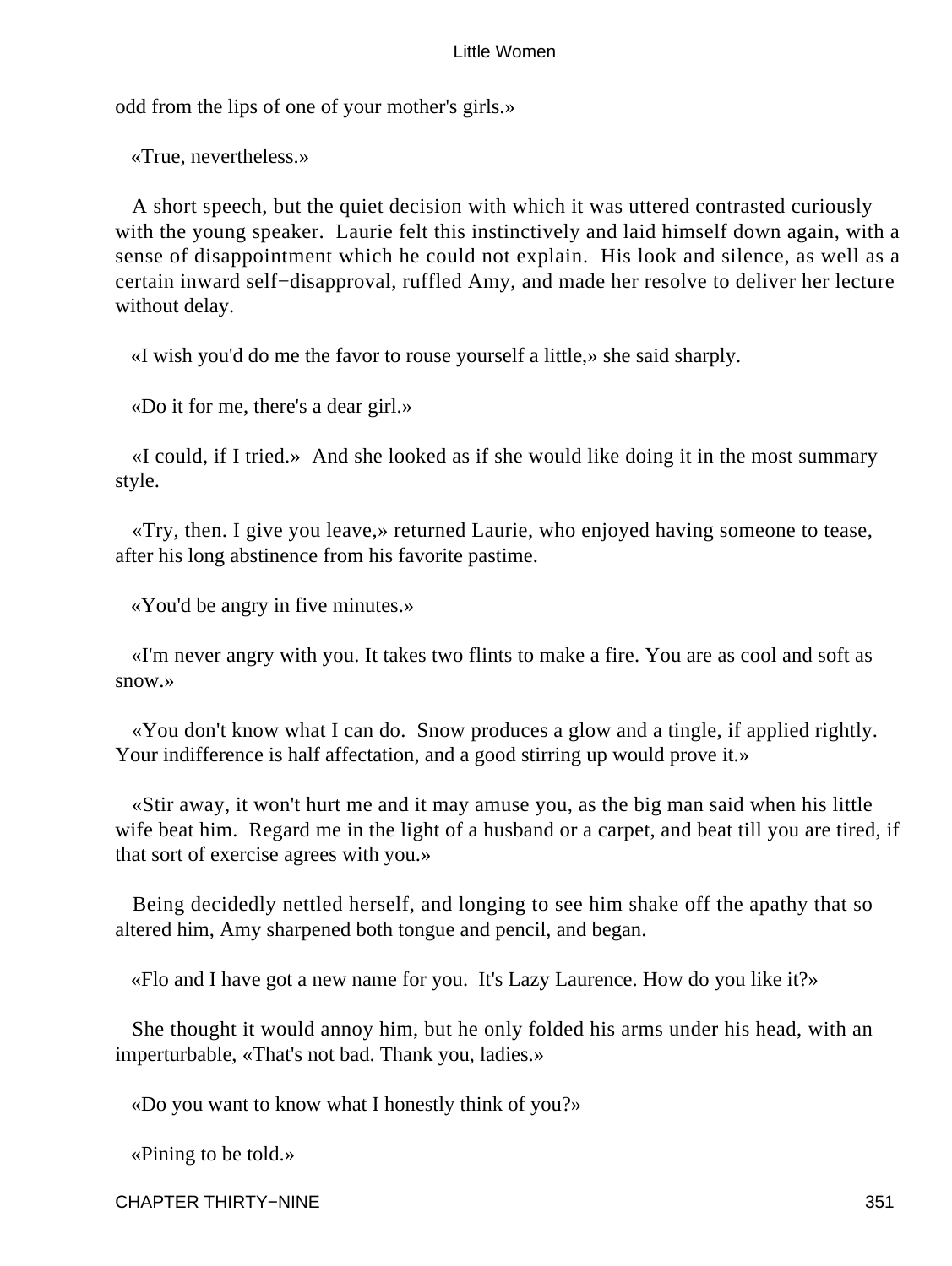odd from the lips of one of your mother's girls.»

«True, nevertheless.»

A short speech, but the quiet decision with which it was uttered contrasted curiously with the young speaker. Laurie felt this instinctively and laid himself down again, with a sense of disappointment which he could not explain. His look and silence, as well as a certain inward self−disapproval, ruffled Amy, and made her resolve to deliver her lecture without delay.

«I wish you'd do me the favor to rouse yourself a little,» she said sharply.

«Do it for me, there's a dear girl.»

«I could, if I tried.» And she looked as if she would like doing it in the most summary style.

«Try, then. I give you leave,» returned Laurie, who enjoyed having someone to tease, after his long abstinence from his favorite pastime.

«You'd be angry in five minutes.»

«I'm never angry with you. It takes two flints to make a fire. You are as cool and soft as snow.»

«You don't know what I can do. Snow produces a glow and a tingle, if applied rightly. Your indifference is half affectation, and a good stirring up would prove it.»

«Stir away, it won't hurt me and it may amuse you, as the big man said when his little wife beat him. Regard me in the light of a husband or a carpet, and beat till you are tired, if that sort of exercise agrees with you.»

Being decidedly nettled herself, and longing to see him shake off the apathy that so altered him, Amy sharpened both tongue and pencil, and began.

«Flo and I have got a new name for you. It's Lazy Laurence. How do you like it?»

She thought it would annoy him, but he only folded his arms under his head, with an imperturbable, «That's not bad. Thank you, ladies.»

«Do you want to know what I honestly think of you?»

«Pining to be told.»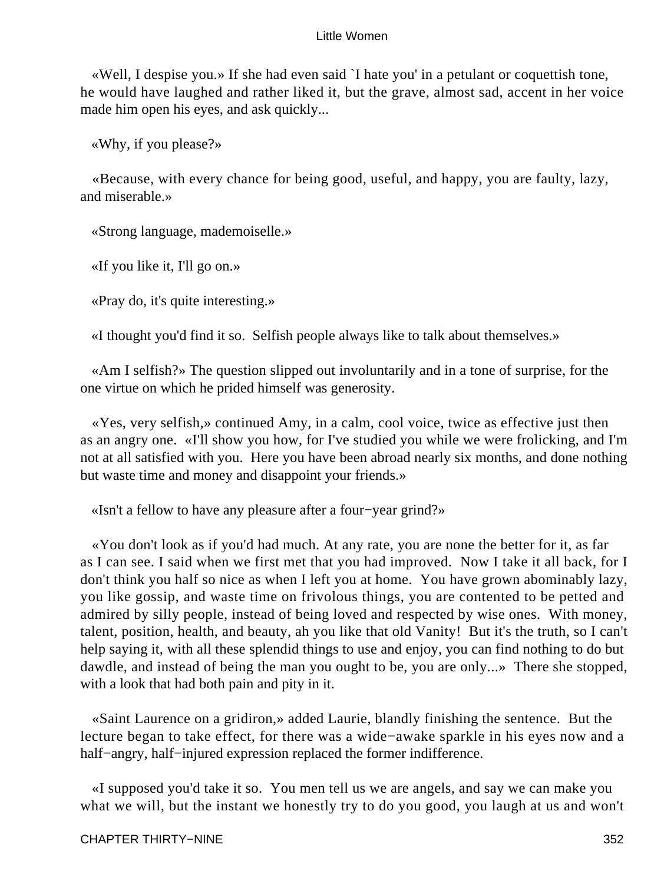«Well, I despise you.» If she had even said `I hate you' in a petulant or coquettish tone, he would have laughed and rather liked it, but the grave, almost sad, accent in her voice made him open his eyes, and ask quickly...

«Why, if you please?»

«Because, with every chance for being good, useful, and happy, you are faulty, lazy, and miserable.»

«Strong language, mademoiselle.»

«If you like it, I'll go on.»

«Pray do, it's quite interesting.»

«I thought you'd find it so. Selfish people always like to talk about themselves.»

«Am I selfish?» The question slipped out involuntarily and in a tone of surprise, for the one virtue on which he prided himself was generosity.

«Yes, very selfish,» continued Amy, in a calm, cool voice, twice as effective just then as an angry one. «I'll show you how, for I've studied you while we were frolicking, and I'm not at all satisfied with you. Here you have been abroad nearly six months, and done nothing but waste time and money and disappoint your friends.»

«Isn't a fellow to have any pleasure after a four−year grind?»

«You don't look as if you'd had much. At any rate, you are none the better for it, as far as I can see. I said when we first met that you had improved. Now I take it all back, for I don't think you half so nice as when I left you at home. You have grown abominably lazy, you like gossip, and waste time on frivolous things, you are contented to be petted and admired by silly people, instead of being loved and respected by wise ones. With money, talent, position, health, and beauty, ah you like that old Vanity! But it's the truth, so I can't help saying it, with all these splendid things to use and enjoy, you can find nothing to do but dawdle, and instead of being the man you ought to be, you are only...» There she stopped, with a look that had both pain and pity in it.

«Saint Laurence on a gridiron,» added Laurie, blandly finishing the sentence. But the lecture began to take effect, for there was a wide−awake sparkle in his eyes now and a half−angry, half−injured expression replaced the former indifference.

«I supposed you'd take it so. You men tell us we are angels, and say we can make you what we will, but the instant we honestly try to do you good, you laugh at us and won't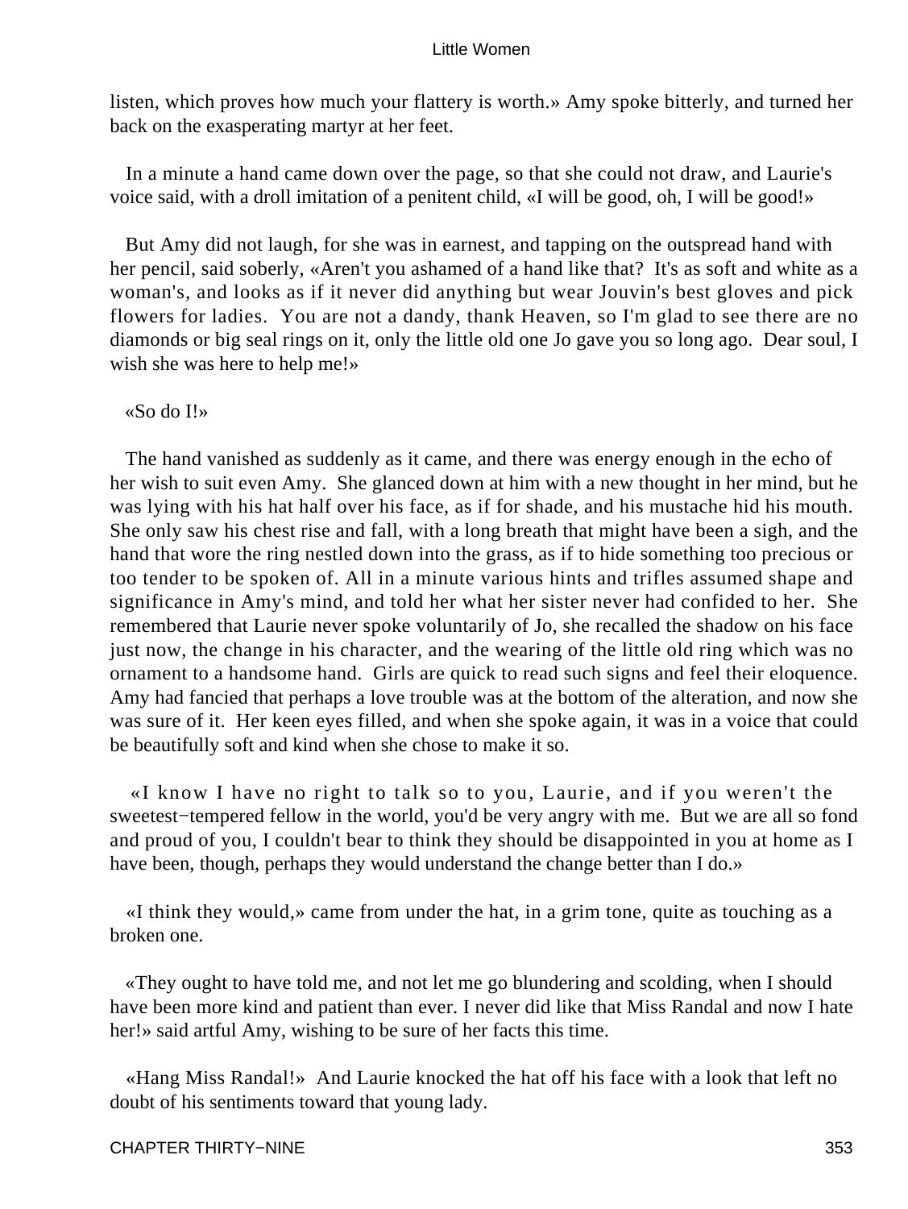listen, which proves how much your flattery is worth.» Amy spoke bitterly, and turned her back on the exasperating martyr at her feet.

In a minute a hand came down over the page, so that she could not draw, and Laurie's voice said, with a droll imitation of a penitent child, «I will be good, oh, I will be good!»

But Amy did not laugh, for she was in earnest, and tapping on the outspread hand with her pencil, said soberly, «Aren't you ashamed of a hand like that? It's as soft and white as a woman's, and looks as if it never did anything but wear Jouvin's best gloves and pick flowers for ladies. You are not a dandy, thank Heaven, so I'm glad to see there are no diamonds or big seal rings on it, only the little old one Jo gave you so long ago. Dear soul, I wish she was here to help me!»

«So do I!»

The hand vanished as suddenly as it came, and there was energy enough in the echo of her wish to suit even Amy. She glanced down at him with a new thought in her mind, but he was lying with his hat half over his face, as if for shade, and his mustache hid his mouth. She only saw his chest rise and fall, with a long breath that might have been a sigh, and the hand that wore the ring nestled down into the grass, as if to hide something too precious or too tender to be spoken of. All in a minute various hints and trifles assumed shape and significance in Amy's mind, and told her what her sister never had confided to her. She remembered that Laurie never spoke voluntarily of Jo, she recalled the shadow on his face just now, the change in his character, and the wearing of the little old ring which was no ornament to a handsome hand. Girls are quick to read such signs and feel their eloquence. Amy had fancied that perhaps a love trouble was at the bottom of the alteration, and now she was sure of it. Her keen eyes filled, and when she spoke again, it was in a voice that could be beautifully soft and kind when she chose to make it so.

«I know I have no right to talk so to you, Laurie, and if you weren't the sweetest−tempered fellow in the world, you'd be very angry with me. But we are all so fond and proud of you, I couldn't bear to think they should be disappointed in you at home as I have been, though, perhaps they would understand the change better than I do.»

«I think they would,» came from under the hat, in a grim tone, quite as touching as a broken one.

«They ought to have told me, and not let me go blundering and scolding, when I should have been more kind and patient than ever. I never did like that Miss Randal and now I hate her!» said artful Amy, wishing to be sure of her facts this time.

«Hang Miss Randal!» And Laurie knocked the hat off his face with a look that left no doubt of his sentiments toward that young lady.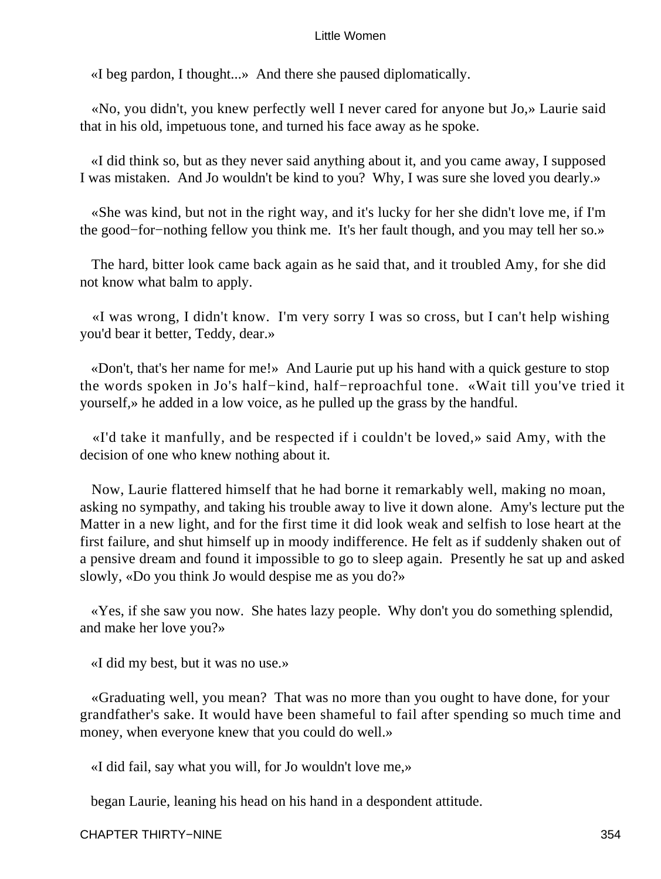«I beg pardon, I thought...» And there she paused diplomatically.

«No, you didn't, you knew perfectly well I never cared for anyone but Jo,» Laurie said that in his old, impetuous tone, and turned his face away as he spoke.

«I did think so, but as they never said anything about it, and you came away, I supposed I was mistaken. And Jo wouldn't be kind to you? Why, I was sure she loved you dearly.»

«She was kind, but not in the right way, and it's lucky for her she didn't love me, if I'm the good−for−nothing fellow you think me. It's her fault though, and you may tell her so.»

The hard, bitter look came back again as he said that, and it troubled Amy, for she did not know what balm to apply.

«I was wrong, I didn't know. I'm very sorry I was so cross, but I can't help wishing you'd bear it better, Teddy, dear.»

«Don't, that's her name for me!» And Laurie put up his hand with a quick gesture to stop the words spoken in Jo's half−kind, half−reproachful tone. «Wait till you've tried it yourself,» he added in a low voice, as he pulled up the grass by the handful.

«I'd take it manfully, and be respected if i couldn't be loved,» said Amy, with the decision of one who knew nothing about it.

Now, Laurie flattered himself that he had borne it remarkably well, making no moan, asking no sympathy, and taking his trouble away to live it down alone. Amy's lecture put the Matter in a new light, and for the first time it did look weak and selfish to lose heart at the first failure, and shut himself up in moody indifference. He felt as if suddenly shaken out of a pensive dream and found it impossible to go to sleep again. Presently he sat up and asked slowly, «Do you think Jo would despise me as you do?»

«Yes, if she saw you now. She hates lazy people. Why don't you do something splendid, and make her love you?»

«I did my best, but it was no use.»

«Graduating well, you mean? That was no more than you ought to have done, for your grandfather's sake. It would have been shameful to fail after spending so much time and money, when everyone knew that you could do well.»

«I did fail, say what you will, for Jo wouldn't love me,»

began Laurie, leaning his head on his hand in a despondent attitude.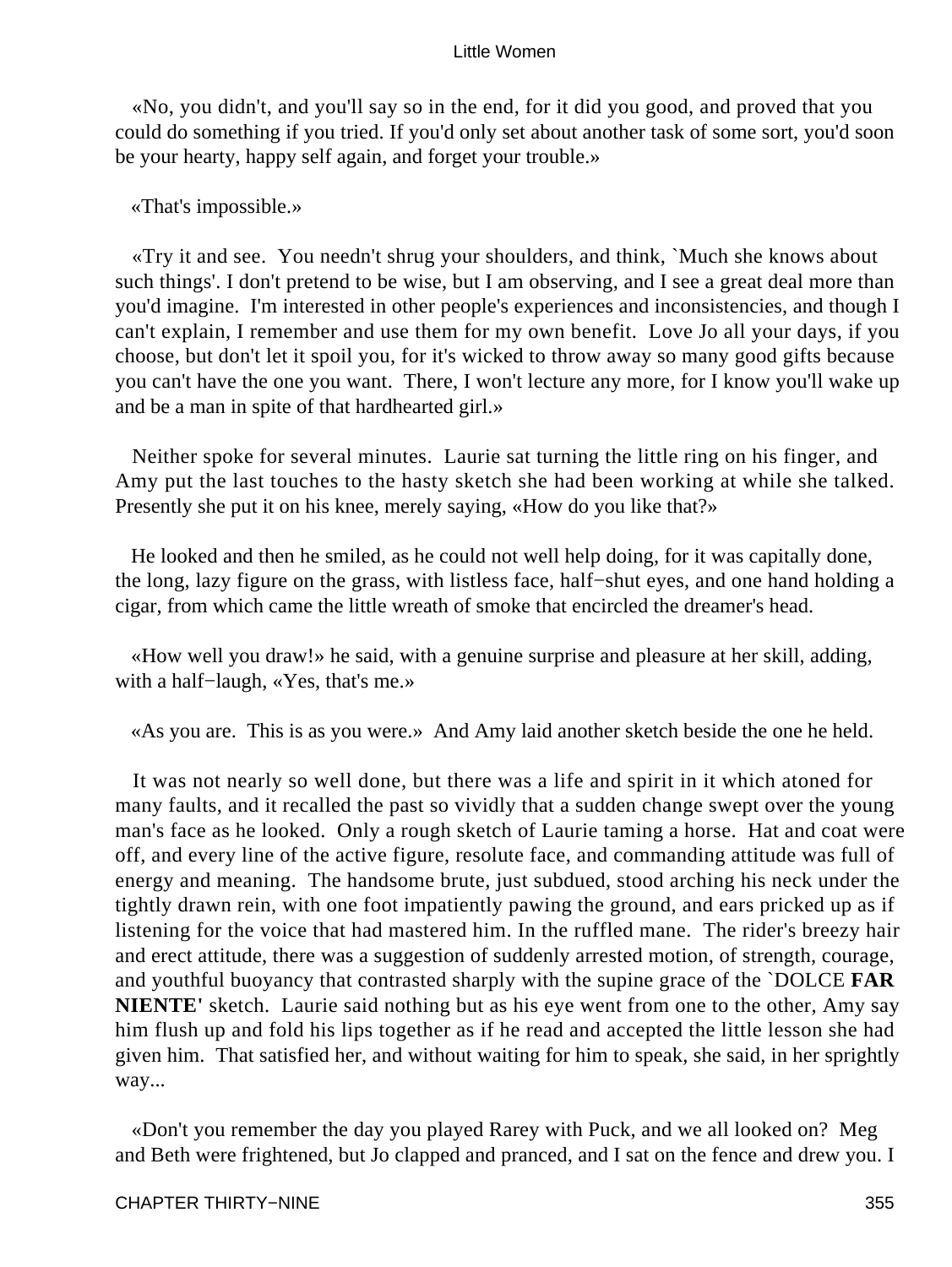«No, you didn't, and you'll say so in the end, for it did you good, and proved that you could do something if you tried. If you'd only set about another task of some sort, you'd soon be your hearty, happy self again, and forget your trouble.»

«That's impossible.»

«Try it and see. You needn't shrug your shoulders, and think, `Much she knows about such things'. I don't pretend to be wise, but I am observing, and I see a great deal more than you'd imagine. I'm interested in other people's experiences and inconsistencies, and though I can't explain, I remember and use them for my own benefit. Love Jo all your days, if you choose, but don't let it spoil you, for it's wicked to throw away so many good gifts because you can't have the one you want. There, I won't lecture any more, for I know you'll wake up and be a man in spite of that hardhearted girl.»

Neither spoke for several minutes. Laurie sat turning the little ring on his finger, and Amy put the last touches to the hasty sketch she had been working at while she talked. Presently she put it on his knee, merely saying, «How do you like that?»

He looked and then he smiled, as he could not well help doing, for it was capitally done, the long, lazy figure on the grass, with listless face, half−shut eyes, and one hand holding a cigar, from which came the little wreath of smoke that encircled the dreamer's head.

«How well you draw!» he said, with a genuine surprise and pleasure at her skill, adding, with a half−laugh, «Yes, that's me.»

«As you are. This is as you were.» And Amy laid another sketch beside the one he held.

It was not nearly so well done, but there was a life and spirit in it which atoned for many faults, and it recalled the past so vividly that a sudden change swept over the young man's face as he looked. Only a rough sketch of Laurie taming a horse. Hat and coat were off, and every line of the active figure, resolute face, and commanding attitude was full of energy and meaning. The handsome brute, just subdued, stood arching his neck under the tightly drawn rein, with one foot impatiently pawing the ground, and ears pricked up as if listening for the voice that had mastered him. In the ruffled mane. The rider's breezy hair and erect attitude, there was a suggestion of suddenly arrested motion, of strength, courage, and youthful buoyancy that contrasted sharply with the supine grace of the `DOLCE **FAR NIENTE'** sketch. Laurie said nothing but as his eye went from one to the other, Amy say him flush up and fold his lips together as if he read and accepted the little lesson she had given him. That satisfied her, and without waiting for him to speak, she said, in her sprightly way...

«Don't you remember the day you played Rarey with Puck, and we all looked on? Meg and Beth were frightened, but Jo clapped and pranced, and I sat on the fence and drew you. I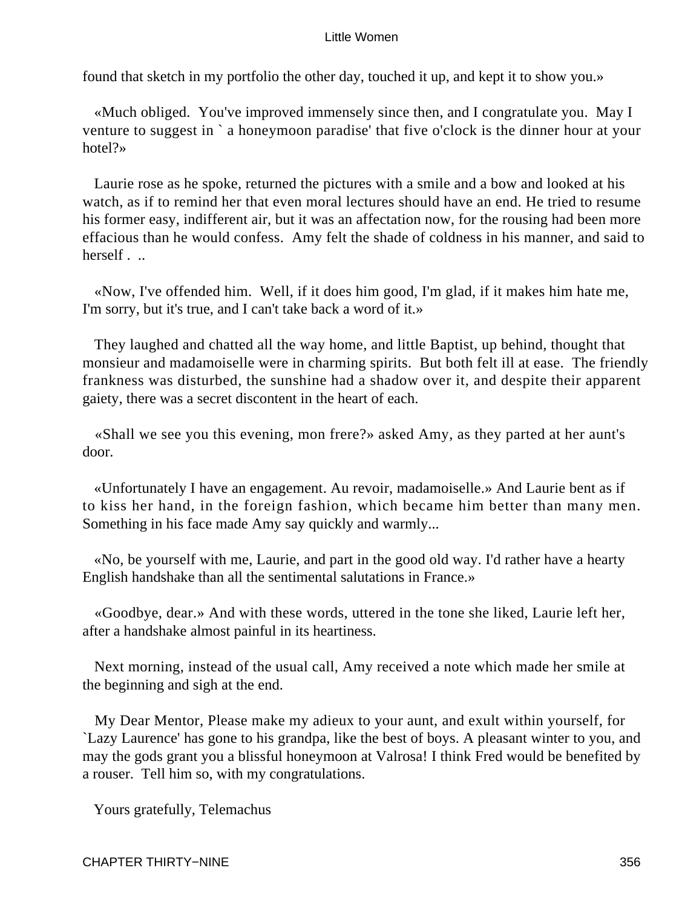found that sketch in my portfolio the other day, touched it up, and kept it to show you.»

«Much obliged. You've improved immensely since then, and I congratulate you. May I venture to suggest in ` a honeymoon paradise' that five o'clock is the dinner hour at your hotel?»

Laurie rose as he spoke, returned the pictures with a smile and a bow and looked at his watch, as if to remind her that even moral lectures should have an end. He tried to resume his former easy, indifferent air, but it was an affectation now, for the rousing had been more effacious than he would confess. Amy felt the shade of coldness in his manner, and said to herself . ..

«Now, I've offended him. Well, if it does him good, I'm glad, if it makes him hate me, I'm sorry, but it's true, and I can't take back a word of it.»

They laughed and chatted all the way home, and little Baptist, up behind, thought that monsieur and madamoiselle were in charming spirits. But both felt ill at ease. The friendly frankness was disturbed, the sunshine had a shadow over it, and despite their apparent gaiety, there was a secret discontent in the heart of each.

«Shall we see you this evening, mon frere?» asked Amy, as they parted at her aunt's door.

«Unfortunately I have an engagement. Au revoir, madamoiselle.» And Laurie bent as if to kiss her hand, in the foreign fashion, which became him better than many men. Something in his face made Amy say quickly and warmly...

«No, be yourself with me, Laurie, and part in the good old way. I'd rather have a hearty English handshake than all the sentimental salutations in France.»

«Goodbye, dear.» And with these words, uttered in the tone she liked, Laurie left her, after a handshake almost painful in its heartiness.

Next morning, instead of the usual call, Amy received a note which made her smile at the beginning and sigh at the end.

My Dear Mentor, Please make my adieux to your aunt, and exult within yourself, for `Lazy Laurence' has gone to his grandpa, like the best of boys. A pleasant winter to you, and may the gods grant you a blissful honeymoon at Valrosa! I think Fred would be benefited by a rouser. Tell him so, with my congratulations.

Yours gratefully, Telemachus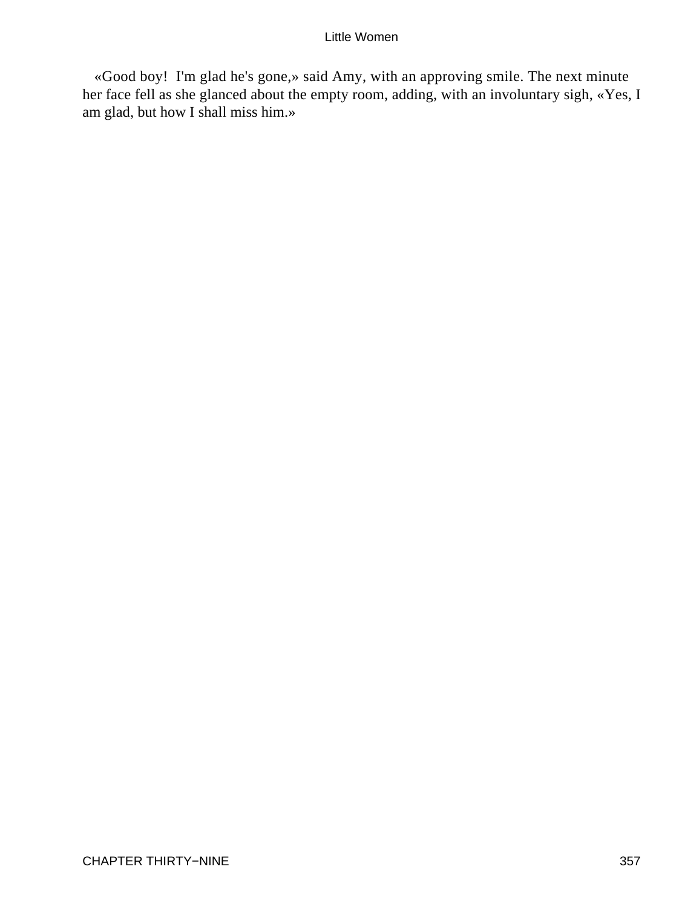«Good boy!  I'm glad he's gone,» said Amy, with an approving smile. The next minute her face fell as she glanced about the empty room, adding, with an involuntary sigh, «Yes, I am glad, but how I shall miss him.»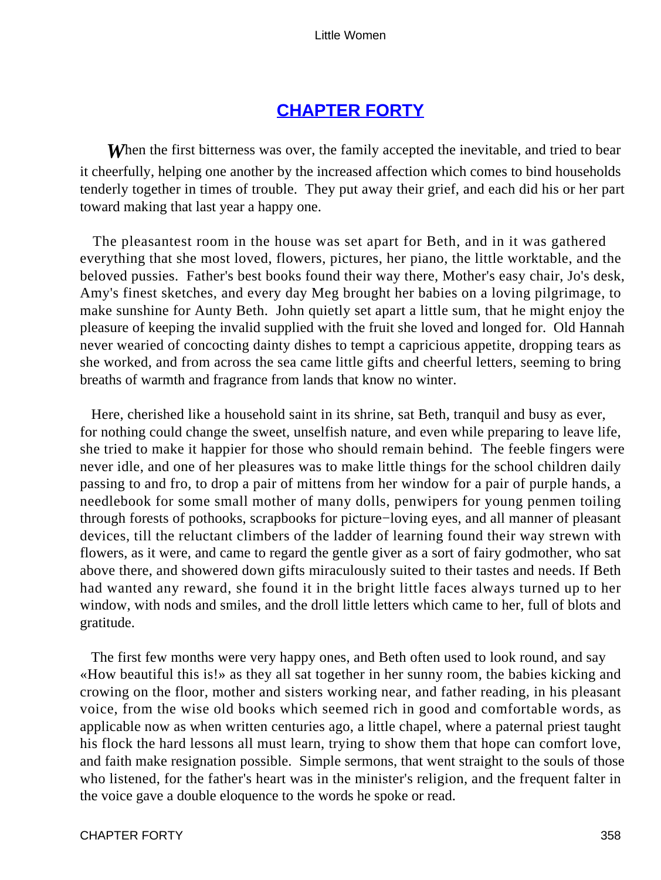## CHAPTER FORTY

*W*hen the first bitterness was over, the family accepted the inevitable, and tried to bear it cheerfully, helping one another by the increased affection which comes to bind households tenderly together in times of trouble. They put away their grief, and each did his or her part toward making that last year a happy one.

The pleasantest room in the house was set apart for Beth, and in it was gathered everything that she most loved, flowers, pictures, her piano, the little worktable, and the beloved pussies. Father's best books found their way there, Mother's easy chair, Jo's desk, Amy's finest sketches, and every day Meg brought her babies on a loving pilgrimage, to make sunshine for Aunty Beth. John quietly set apart a little sum, that he might enjoy the pleasure of keeping the invalid supplied with the fruit she loved and longed for. Old Hannah never wearied of concocting dainty dishes to tempt a capricious appetite, dropping tears as she worked, and from across the sea came little gifts and cheerful letters, seeming to bring breaths of warmth and fragrance from lands that know no winter.

Here, cherished like a household saint in its shrine, sat Beth, tranquil and busy as ever, for nothing could change the sweet, unselfish nature, and even while preparing to leave life, she tried to make it happier for those who should remain behind. The feeble fingers were never idle, and one of her pleasures was to make little things for the school children daily passing to and fro, to drop a pair of mittens from her window for a pair of purple hands, a needlebook for some small mother of many dolls, penwipers for young penmen toiling through forests of pothooks, scrapbooks for picture−loving eyes, and all manner of pleasant devices, till the reluctant climbers of the ladder of learning found their way strewn with flowers, as it were, and came to regard the gentle giver as a sort of fairy godmother, who sat above there, and showered down gifts miraculously suited to their tastes and needs. If Beth had wanted any reward, she found it in the bright little faces always turned up to her window, with nods and smiles, and the droll little letters which came to her, full of blots and gratitude.

The first few months were very happy ones, and Beth often used to look round, and say «How beautiful this is!» as they all sat together in her sunny room, the babies kicking and crowing on the floor, mother and sisters working near, and father reading, in his pleasant voice, from the wise old books which seemed rich in good and comfortable words, as applicable now as when written centuries ago, a little chapel, where a paternal priest taught his flock the hard lessons all must learn, trying to show them that hope can comfort love, and faith make resignation possible. Simple sermons, that went straight to the souls of those who listened, for the father's heart was in the minister's religion, and the frequent falter in the voice gave a double eloquence to the words he spoke or read.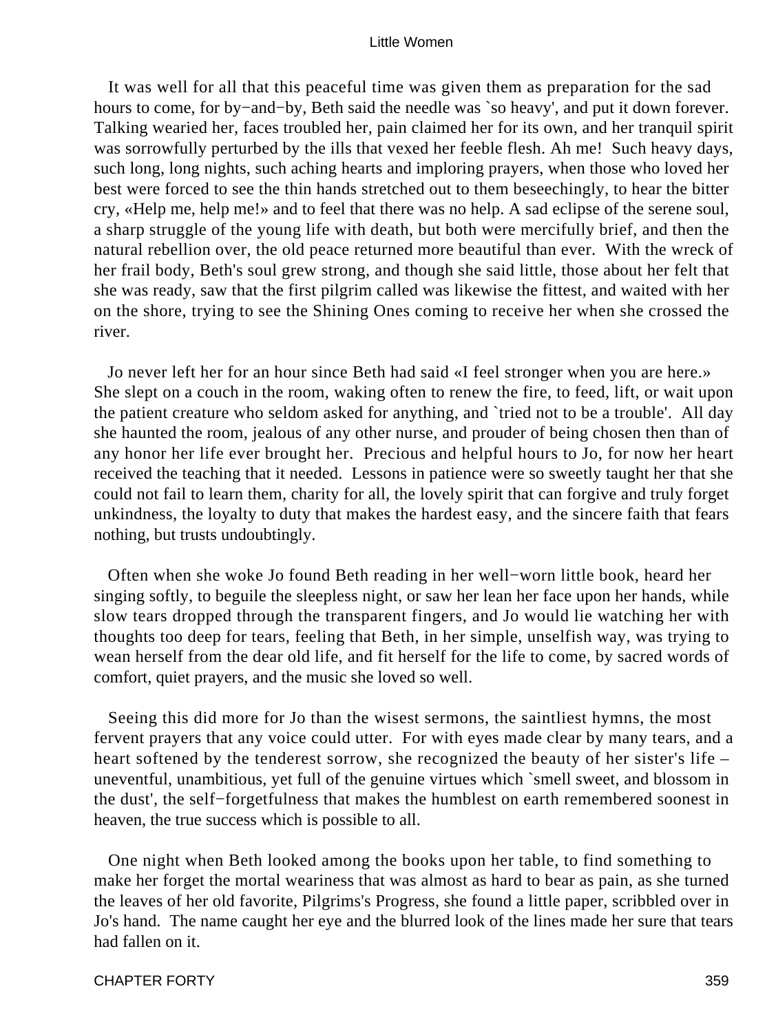It was well for all that this peaceful time was given them as preparation for the sad hours to come, for by−and−by, Beth said the needle was `so heavy', and put it down forever. Talking wearied her, faces troubled her, pain claimed her for its own, and her tranquil spirit was sorrowfully perturbed by the ills that vexed her feeble flesh. Ah me! Such heavy days, such long, long nights, such aching hearts and imploring prayers, when those who loved her best were forced to see the thin hands stretched out to them beseechingly, to hear the bitter cry, «Help me, help me!» and to feel that there was no help. A sad eclipse of the serene soul, a sharp struggle of the young life with death, but both were mercifully brief, and then the natural rebellion over, the old peace returned more beautiful than ever. With the wreck of her frail body, Beth's soul grew strong, and though she said little, those about her felt that she was ready, saw that the first pilgrim called was likewise the fittest, and waited with her on the shore, trying to see the Shining Ones coming to receive her when she crossed the river.

Jo never left her for an hour since Beth had said «I feel stronger when you are here.» She slept on a couch in the room, waking often to renew the fire, to feed, lift, or wait upon the patient creature who seldom asked for anything, and `tried not to be a trouble'. All day she haunted the room, jealous of any other nurse, and prouder of being chosen then than of any honor her life ever brought her. Precious and helpful hours to Jo, for now her heart received the teaching that it needed. Lessons in patience were so sweetly taught her that she could not fail to learn them, charity for all, the lovely spirit that can forgive and truly forget unkindness, the loyalty to duty that makes the hardest easy, and the sincere faith that fears nothing, but trusts undoubtingly.

Often when she woke Jo found Beth reading in her well−worn little book, heard her singing softly, to beguile the sleepless night, or saw her lean her face upon her hands, while slow tears dropped through the transparent fingers, and Jo would lie watching her with thoughts too deep for tears, feeling that Beth, in her simple, unselfish way, was trying to wean herself from the dear old life, and fit herself for the life to come, by sacred words of comfort, quiet prayers, and the music she loved so well.

Seeing this did more for Jo than the wisest sermons, the saintliest hymns, the most fervent prayers that any voice could utter. For with eyes made clear by many tears, and a heart softened by the tenderest sorrow, she recognized the beauty of her sister's life – uneventful, unambitious, yet full of the genuine virtues which `smell sweet, and blossom in the dust', the self−forgetfulness that makes the humblest on earth remembered soonest in heaven, the true success which is possible to all.

One night when Beth looked among the books upon her table, to find something to make her forget the mortal weariness that was almost as hard to bear as pain, as she turned the leaves of her old favorite, Pilgrims's Progress, she found a little paper, scribbled over in Jo's hand. The name caught her eye and the blurred look of the lines made her sure that tears had fallen on it.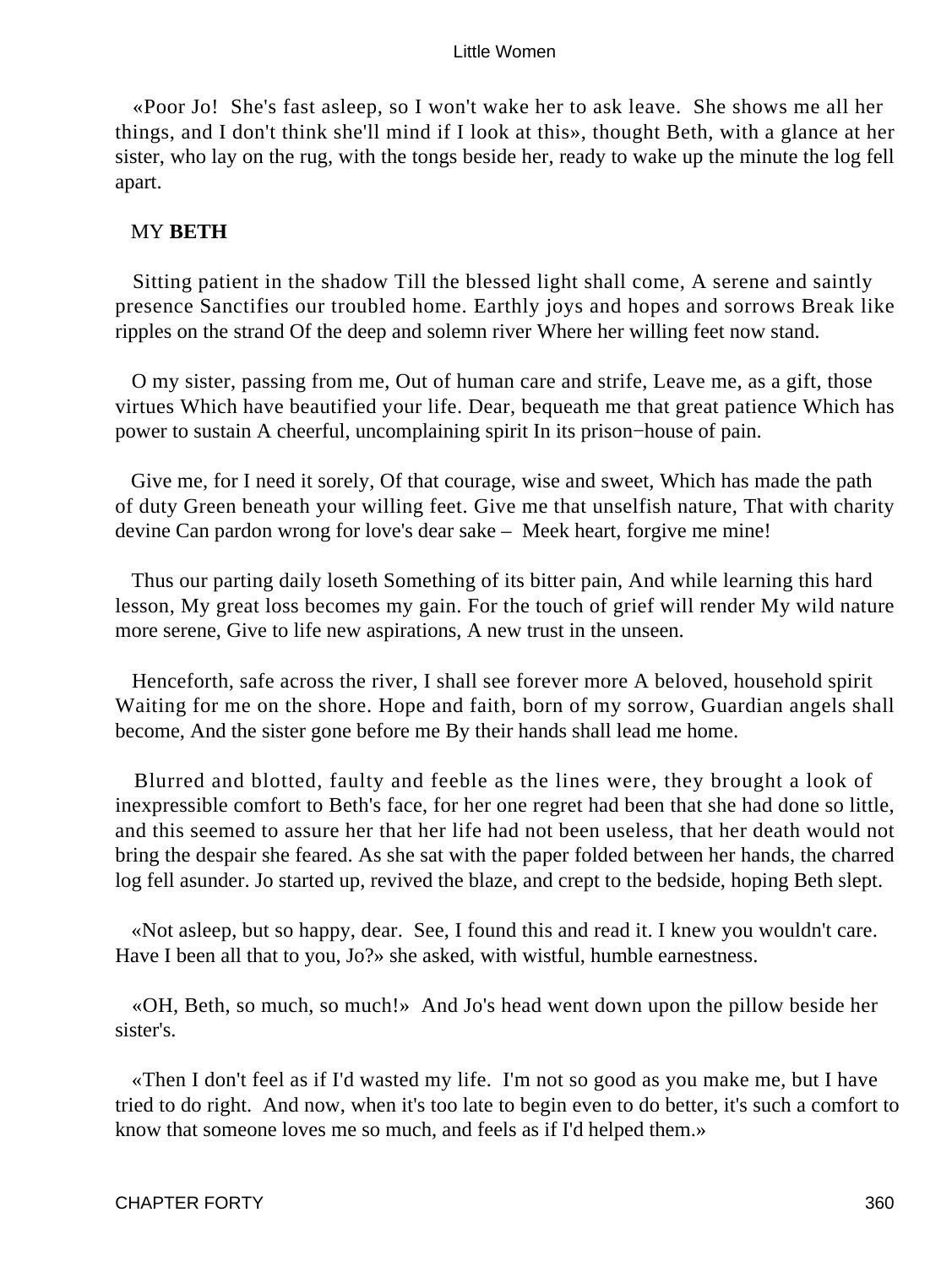«Poor Jo! She's fast asleep, so I won't wake her to ask leave. She shows me all her things, and I don't think she'll mind if I look at this», thought Beth, with a glance at her sister, who lay on the rug, with the tongs beside her, ready to wake up the minute the log fell apart.

MY **BETH**

Sitting patient in the shadow Till the blessed light shall come, A serene and saintly presence Sanctifies our troubled home. Earthly joys and hopes and sorrows Break like ripples on the strand Of the deep and solemn river Where her willing feet now stand.

O my sister, passing from me, Out of human care and strife, Leave me, as a gift, those virtues Which have beautified your life. Dear, bequeath me that great patience Which has power to sustain A cheerful, uncomplaining spirit In its prison−house of pain.

Give me, for I need it sorely, Of that courage, wise and sweet, Which has made the path of duty Green beneath your willing feet. Give me that unselfish nature, That with charity devine Can pardon wrong for love's dear sake – Meek heart, forgive me mine!

Thus our parting daily loseth Something of its bitter pain, And while learning this hard lesson, My great loss becomes my gain. For the touch of grief will render My wild nature more serene, Give to life new aspirations, A new trust in the unseen.

Henceforth, safe across the river, I shall see forever more A beloved, household spirit Waiting for me on the shore. Hope and faith, born of my sorrow, Guardian angels shall become, And the sister gone before me By their hands shall lead me home.

Blurred and blotted, faulty and feeble as the lines were, they brought a look of inexpressible comfort to Beth's face, for her one regret had been that she had done so little, and this seemed to assure her that her life had not been useless, that her death would not bring the despair she feared. As she sat with the paper folded between her hands, the charred log fell asunder. Jo started up, revived the blaze, and crept to the bedside, hoping Beth slept.

«Not asleep, but so happy, dear. See, I found this and read it. I knew you wouldn't care. Have I been all that to you, Jo?» she asked, with wistful, humble earnestness.

«OH, Beth, so much, so much!» And Jo's head went down upon the pillow beside her sister's.

«Then I don't feel as if I'd wasted my life. I'm not so good as you make me, but I have tried to do right. And now, when it's too late to begin even to do better, it's such a comfort to know that someone loves me so much, and feels as if I'd helped them.»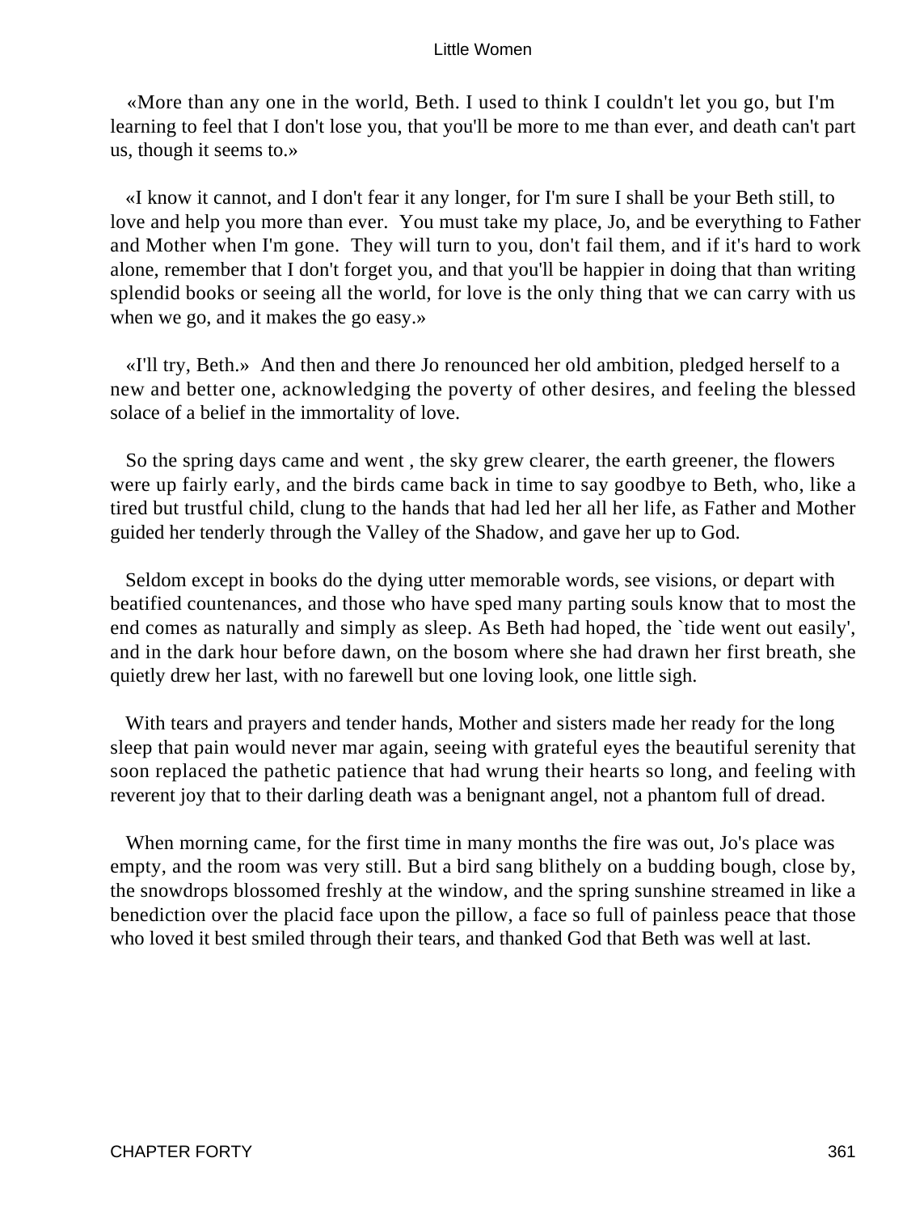«More than any one in the world, Beth. I used to think I couldn't let you go, but I'm learning to feel that I don't lose you, that you'll be more to me than ever, and death can't part us, though it seems to.»

«I know it cannot, and I don't fear it any longer, for I'm sure I shall be your Beth still, to love and help you more than ever. You must take my place, Jo, and be everything to Father and Mother when I'm gone. They will turn to you, don't fail them, and if it's hard to work alone, remember that I don't forget you, and that you'll be happier in doing that than writing splendid books or seeing all the world, for love is the only thing that we can carry with us when we go, and it makes the go easy.»

«I'll try, Beth.» And then and there Jo renounced her old ambition, pledged herself to a new and better one, acknowledging the poverty of other desires, and feeling the blessed solace of a belief in the immortality of love.

So the spring days came and went , the sky grew clearer, the earth greener, the flowers were up fairly early, and the birds came back in time to say goodbye to Beth, who, like a tired but trustful child, clung to the hands that had led her all her life, as Father and Mother guided her tenderly through the Valley of the Shadow, and gave her up to God.

Seldom except in books do the dying utter memorable words, see visions, or depart with beatified countenances, and those who have sped many parting souls know that to most the end comes as naturally and simply as sleep. As Beth had hoped, the `tide went out easily', and in the dark hour before dawn, on the bosom where she had drawn her first breath, she quietly drew her last, with no farewell but one loving look, one little sigh.

With tears and prayers and tender hands, Mother and sisters made her ready for the long sleep that pain would never mar again, seeing with grateful eyes the beautiful serenity that soon replaced the pathetic patience that had wrung their hearts so long, and feeling with reverent joy that to their darling death was a benignant angel, not a phantom full of dread.

When morning came, for the first time in many months the fire was out, Jo's place was empty, and the room was very still. But a bird sang blithely on a budding bough, close by, the snowdrops blossomed freshly at the window, and the spring sunshine streamed in like a benediction over the placid face upon the pillow, a face so full of painless peace that those who loved it best smiled through their tears, and thanked God that Beth was well at last.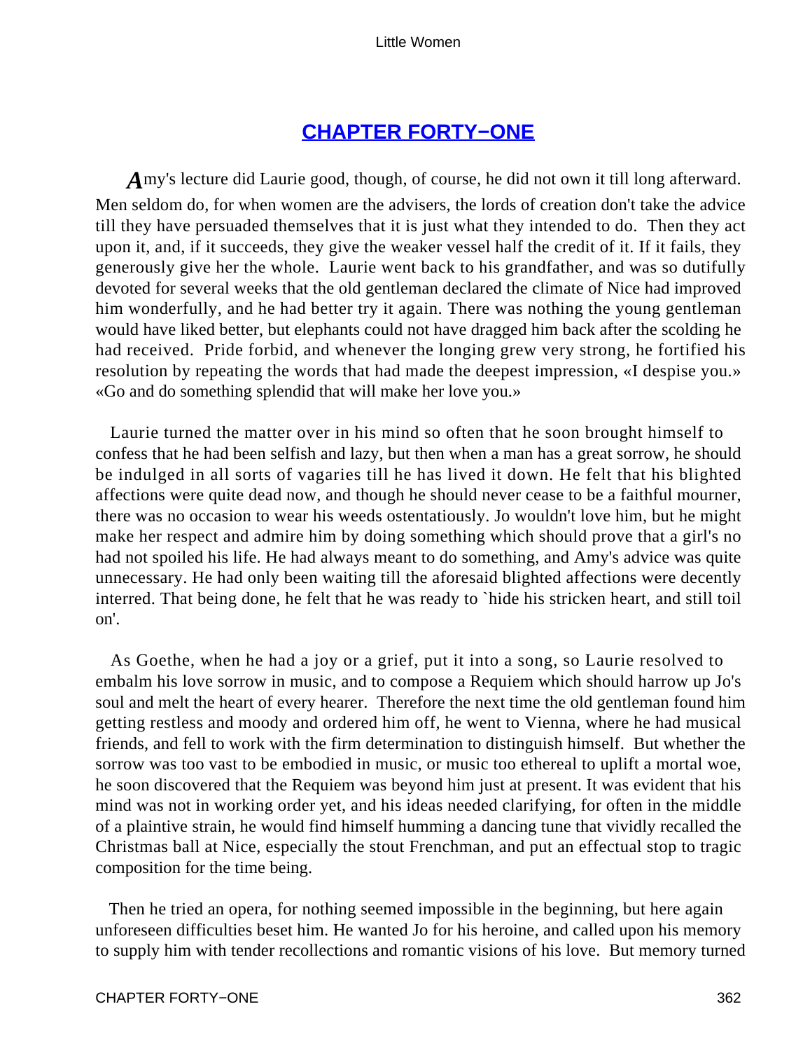## CHAPTER FORTY−ONE

*A*my's lecture did Laurie good, though, of course, he did not own it till long afterward. Men seldom do, for when women are the advisers, the lords of creation don't take the advice till they have persuaded themselves that it is just what they intended to do. Then they act upon it, and, if it succeeds, they give the weaker vessel half the credit of it. If it fails, they generously give her the whole. Laurie went back to his grandfather, and was so dutifully devoted for several weeks that the old gentleman declared the climate of Nice had improved him wonderfully, and he had better try it again. There was nothing the young gentleman would have liked better, but elephants could not have dragged him back after the scolding he had received. Pride forbid, and whenever the longing grew very strong, he fortified his resolution by repeating the words that had made the deepest impression, «I despise you.» «Go and do something splendid that will make her love you.»

Laurie turned the matter over in his mind so often that he soon brought himself to confess that he had been selfish and lazy, but then when a man has a great sorrow, he should be indulged in all sorts of vagaries till he has lived it down. He felt that his blighted affections were quite dead now, and though he should never cease to be a faithful mourner, there was no occasion to wear his weeds ostentatiously. Jo wouldn't love him, but he might make her respect and admire him by doing something which should prove that a girl's no had not spoiled his life. He had always meant to do something, and Amy's advice was quite unnecessary. He had only been waiting till the aforesaid blighted affections were decently interred. That being done, he felt that he was ready to `hide his stricken heart, and still toil on'.

As Goethe, when he had a joy or a grief, put it into a song, so Laurie resolved to embalm his love sorrow in music, and to compose a Requiem which should harrow up Jo's soul and melt the heart of every hearer. Therefore the next time the old gentleman found him getting restless and moody and ordered him off, he went to Vienna, where he had musical friends, and fell to work with the firm determination to distinguish himself. But whether the sorrow was too vast to be embodied in music, or music too ethereal to uplift a mortal woe, he soon discovered that the Requiem was beyond him just at present. It was evident that his mind was not in working order yet, and his ideas needed clarifying, for often in the middle of a plaintive strain, he would find himself humming a dancing tune that vividly recalled the Christmas ball at Nice, especially the stout Frenchman, and put an effectual stop to tragic composition for the time being.

Then he tried an opera, for nothing seemed impossible in the beginning, but here again unforeseen difficulties beset him. He wanted Jo for his heroine, and called upon his memory to supply him with tender recollections and romantic visions of his love. But memory turned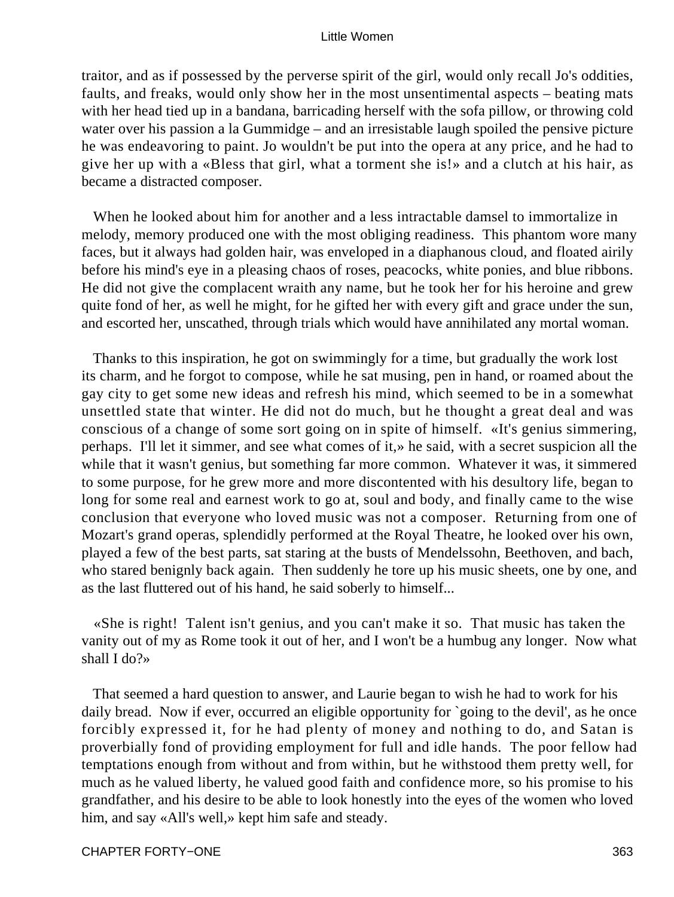traitor, and as if possessed by the perverse spirit of the girl, would only recall Jo's oddities, faults, and freaks, would only show her in the most unsentimental aspects – beating mats with her head tied up in a bandana, barricading herself with the sofa pillow, or throwing cold water over his passion a la Gummidge – and an irresistable laugh spoiled the pensive picture he was endeavoring to paint. Jo wouldn't be put into the opera at any price, and he had to give her up with a «Bless that girl, what a torment she is!» and a clutch at his hair, as became a distracted composer.

When he looked about him for another and a less intractable damsel to immortalize in melody, memory produced one with the most obliging readiness. This phantom wore many faces, but it always had golden hair, was enveloped in a diaphanous cloud, and floated airily before his mind's eye in a pleasing chaos of roses, peacocks, white ponies, and blue ribbons. He did not give the complacent wraith any name, but he took her for his heroine and grew quite fond of her, as well he might, for he gifted her with every gift and grace under the sun, and escorted her, unscathed, through trials which would have annihilated any mortal woman.

Thanks to this inspiration, he got on swimmingly for a time, but gradually the work lost its charm, and he forgot to compose, while he sat musing, pen in hand, or roamed about the gay city to get some new ideas and refresh his mind, which seemed to be in a somewhat unsettled state that winter. He did not do much, but he thought a great deal and was conscious of a change of some sort going on in spite of himself. «It's genius simmering, perhaps. I'll let it simmer, and see what comes of it,» he said, with a secret suspicion all the while that it wasn't genius, but something far more common. Whatever it was, it simmered to some purpose, for he grew more and more discontented with his desultory life, began to long for some real and earnest work to go at, soul and body, and finally came to the wise conclusion that everyone who loved music was not a composer. Returning from one of Mozart's grand operas, splendidly performed at the Royal Theatre, he looked over his own, played a few of the best parts, sat staring at the busts of Mendelssohn, Beethoven, and bach, who stared benignly back again. Then suddenly he tore up his music sheets, one by one, and as the last fluttered out of his hand, he said soberly to himself...

«She is right! Talent isn't genius, and you can't make it so. That music has taken the vanity out of my as Rome took it out of her, and I won't be a humbug any longer. Now what shall I do?»

That seemed a hard question to answer, and Laurie began to wish he had to work for his daily bread. Now if ever, occurred an eligible opportunity for `going to the devil', as he once forcibly expressed it, for he had plenty of money and nothing to do, and Satan is proverbially fond of providing employment for full and idle hands. The poor fellow had temptations enough from without and from within, but he withstood them pretty well, for much as he valued liberty, he valued good faith and confidence more, so his promise to his grandfather, and his desire to be able to look honestly into the eyes of the women who loved him, and say «All's well,» kept him safe and steady.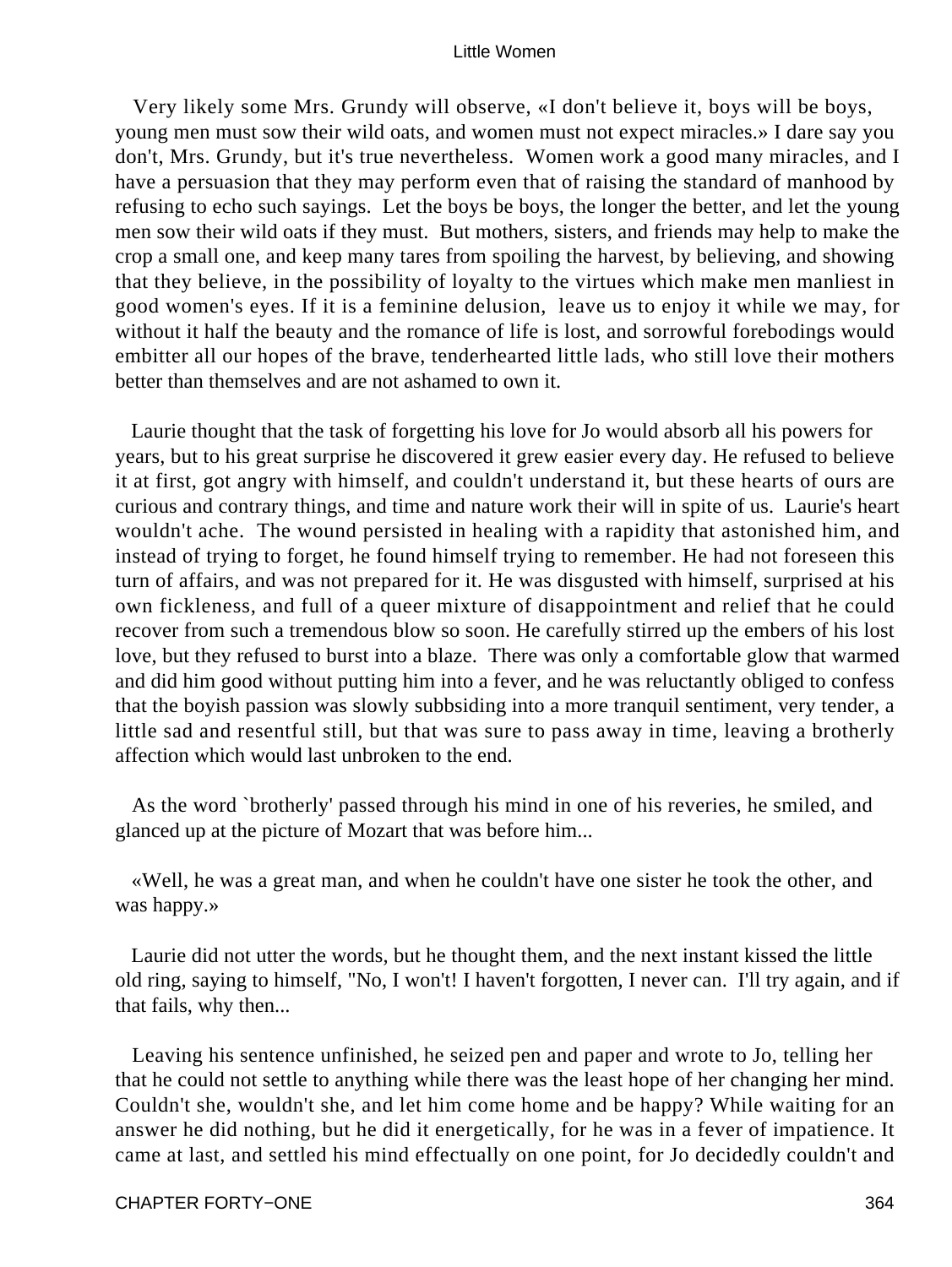Very likely some Mrs. Grundy will observe, «I don't believe it, boys will be boys, young men must sow their wild oats, and women must not expect miracles.» I dare say you don't, Mrs. Grundy, but it's true nevertheless. Women work a good many miracles, and I have a persuasion that they may perform even that of raising the standard of manhood by refusing to echo such sayings. Let the boys be boys, the longer the better, and let the young men sow their wild oats if they must. But mothers, sisters, and friends may help to make the crop a small one, and keep many tares from spoiling the harvest, by believing, and showing that they believe, in the possibility of loyalty to the virtues which make men manliest in good women's eyes. If it is a feminine delusion, leave us to enjoy it while we may, for without it half the beauty and the romance of life is lost, and sorrowful forebodings would embitter all our hopes of the brave, tenderhearted little lads, who still love their mothers better than themselves and are not ashamed to own it.

Laurie thought that the task of forgetting his love for Jo would absorb all his powers for years, but to his great surprise he discovered it grew easier every day. He refused to believe it at first, got angry with himself, and couldn't understand it, but these hearts of ours are curious and contrary things, and time and nature work their will in spite of us. Laurie's heart wouldn't ache. The wound persisted in healing with a rapidity that astonished him, and instead of trying to forget, he found himself trying to remember. He had not foreseen this turn of affairs, and was not prepared for it. He was disgusted with himself, surprised at his own fickleness, and full of a queer mixture of disappointment and relief that he could recover from such a tremendous blow so soon. He carefully stirred up the embers of his lost love, but they refused to burst into a blaze. There was only a comfortable glow that warmed and did him good without putting him into a fever, and he was reluctantly obliged to confess that the boyish passion was slowly subbsiding into a more tranquil sentiment, very tender, a little sad and resentful still, but that was sure to pass away in time, leaving a brotherly affection which would last unbroken to the end.

As the word `brotherly' passed through his mind in one of his reveries, he smiled, and glanced up at the picture of Mozart that was before him...

«Well, he was a great man, and when he couldn't have one sister he took the other, and was happy.»

Laurie did not utter the words, but he thought them, and the next instant kissed the little old ring, saying to himself, "No, I won't! I haven't forgotten, I never can. I'll try again, and if that fails, why then...

Leaving his sentence unfinished, he seized pen and paper and wrote to Jo, telling her that he could not settle to anything while there was the least hope of her changing her mind. Couldn't she, wouldn't she, and let him come home and be happy? While waiting for an answer he did nothing, but he did it energetically, for he was in a fever of impatience. It came at last, and settled his mind effectually on one point, for Jo decidedly couldn't and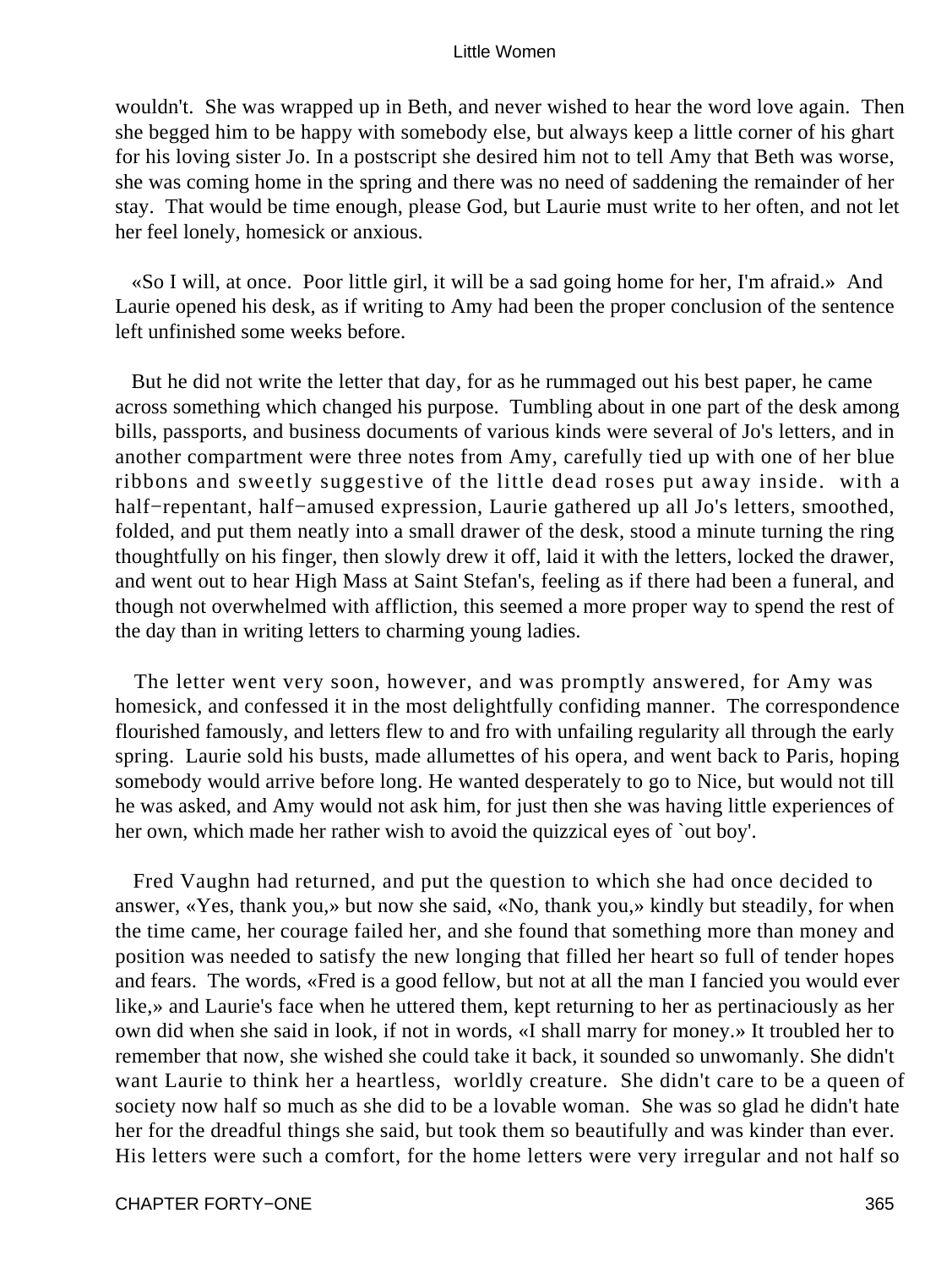wouldn't. She was wrapped up in Beth, and never wished to hear the word love again. Then she begged him to be happy with somebody else, but always keep a little corner of his ghart for his loving sister Jo. In a postscript she desired him not to tell Amy that Beth was worse, she was coming home in the spring and there was no need of saddening the remainder of her stay. That would be time enough, please God, but Laurie must write to her often, and not let her feel lonely, homesick or anxious.

«So I will, at once. Poor little girl, it will be a sad going home for her, I'm afraid.» And Laurie opened his desk, as if writing to Amy had been the proper conclusion of the sentence left unfinished some weeks before.

But he did not write the letter that day, for as he rummaged out his best paper, he came across something which changed his purpose. Tumbling about in one part of the desk among bills, passports, and business documents of various kinds were several of Jo's letters, and in another compartment were three notes from Amy, carefully tied up with one of her blue ribbons and sweetly suggestive of the little dead roses put away inside. with a half−repentant, half−amused expression, Laurie gathered up all Jo's letters, smoothed, folded, and put them neatly into a small drawer of the desk, stood a minute turning the ring thoughtfully on his finger, then slowly drew it off, laid it with the letters, locked the drawer, and went out to hear High Mass at Saint Stefan's, feeling as if there had been a funeral, and though not overwhelmed with affliction, this seemed a more proper way to spend the rest of the day than in writing letters to charming young ladies.

The letter went very soon, however, and was promptly answered, for Amy was homesick, and confessed it in the most delightfully confiding manner. The correspondence flourished famously, and letters flew to and fro with unfailing regularity all through the early spring. Laurie sold his busts, made allumettes of his opera, and went back to Paris, hoping somebody would arrive before long. He wanted desperately to go to Nice, but would not till he was asked, and Amy would not ask him, for just then she was having little experiences of her own, which made her rather wish to avoid the quizzical eyes of `out boy'.

Fred Vaughn had returned, and put the question to which she had once decided to answer, «Yes, thank you,» but now she said, «No, thank you,» kindly but steadily, for when the time came, her courage failed her, and she found that something more than money and position was needed to satisfy the new longing that filled her heart so full of tender hopes and fears. The words, «Fred is a good fellow, but not at all the man I fancied you would ever like,» and Laurie's face when he uttered them, kept returning to her as pertinaciously as her own did when she said in look, if not in words, «I shall marry for money.» It troubled her to remember that now, she wished she could take it back, it sounded so unwomanly. She didn't want Laurie to think her a heartless, worldly creature. She didn't care to be a queen of society now half so much as she did to be a lovable woman. She was so glad he didn't hate her for the dreadful things she said, but took them so beautifully and was kinder than ever. His letters were such a comfort, for the home letters were very irregular and not half so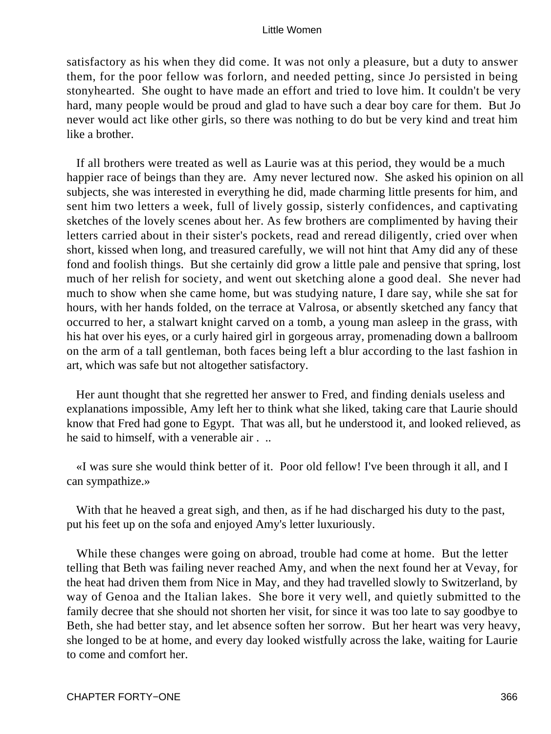satisfactory as his when they did come. It was not only a pleasure, but a duty to answer them, for the poor fellow was forlorn, and needed petting, since Jo persisted in being stonyhearted. She ought to have made an effort and tried to love him. It couldn't be very hard, many people would be proud and glad to have such a dear boy care for them. But Jo never would act like other girls, so there was nothing to do but be very kind and treat him like a brother.

If all brothers were treated as well as Laurie was at this period, they would be a much happier race of beings than they are. Amy never lectured now. She asked his opinion on all subjects, she was interested in everything he did, made charming little presents for him, and sent him two letters a week, full of lively gossip, sisterly confidences, and captivating sketches of the lovely scenes about her. As few brothers are complimented by having their letters carried about in their sister's pockets, read and reread diligently, cried over when short, kissed when long, and treasured carefully, we will not hint that Amy did any of these fond and foolish things. But she certainly did grow a little pale and pensive that spring, lost much of her relish for society, and went out sketching alone a good deal. She never had much to show when she came home, but was studying nature, I dare say, while she sat for hours, with her hands folded, on the terrace at Valrosa, or absently sketched any fancy that occurred to her, a stalwart knight carved on a tomb, a young man asleep in the grass, with his hat over his eyes, or a curly haired girl in gorgeous array, promenading down a ballroom on the arm of a tall gentleman, both faces being left a blur according to the last fashion in art, which was safe but not altogether satisfactory.

Her aunt thought that she regretted her answer to Fred, and finding denials useless and explanations impossible, Amy left her to think what she liked, taking care that Laurie should know that Fred had gone to Egypt. That was all, but he understood it, and looked relieved, as he said to himself, with a venerable air . ..

«I was sure she would think better of it. Poor old fellow! I've been through it all, and I can sympathize.»

With that he heaved a great sigh, and then, as if he had discharged his duty to the past, put his feet up on the sofa and enjoyed Amy's letter luxuriously.

While these changes were going on abroad, trouble had come at home. But the letter telling that Beth was failing never reached Amy, and when the next found her at Vevay, for the heat had driven them from Nice in May, and they had travelled slowly to Switzerland, by way of Genoa and the Italian lakes. She bore it very well, and quietly submitted to the family decree that she should not shorten her visit, for since it was too late to say goodbye to Beth, she had better stay, and let absence soften her sorrow. But her heart was very heavy, she longed to be at home, and every day looked wistfully across the lake, waiting for Laurie to come and comfort her.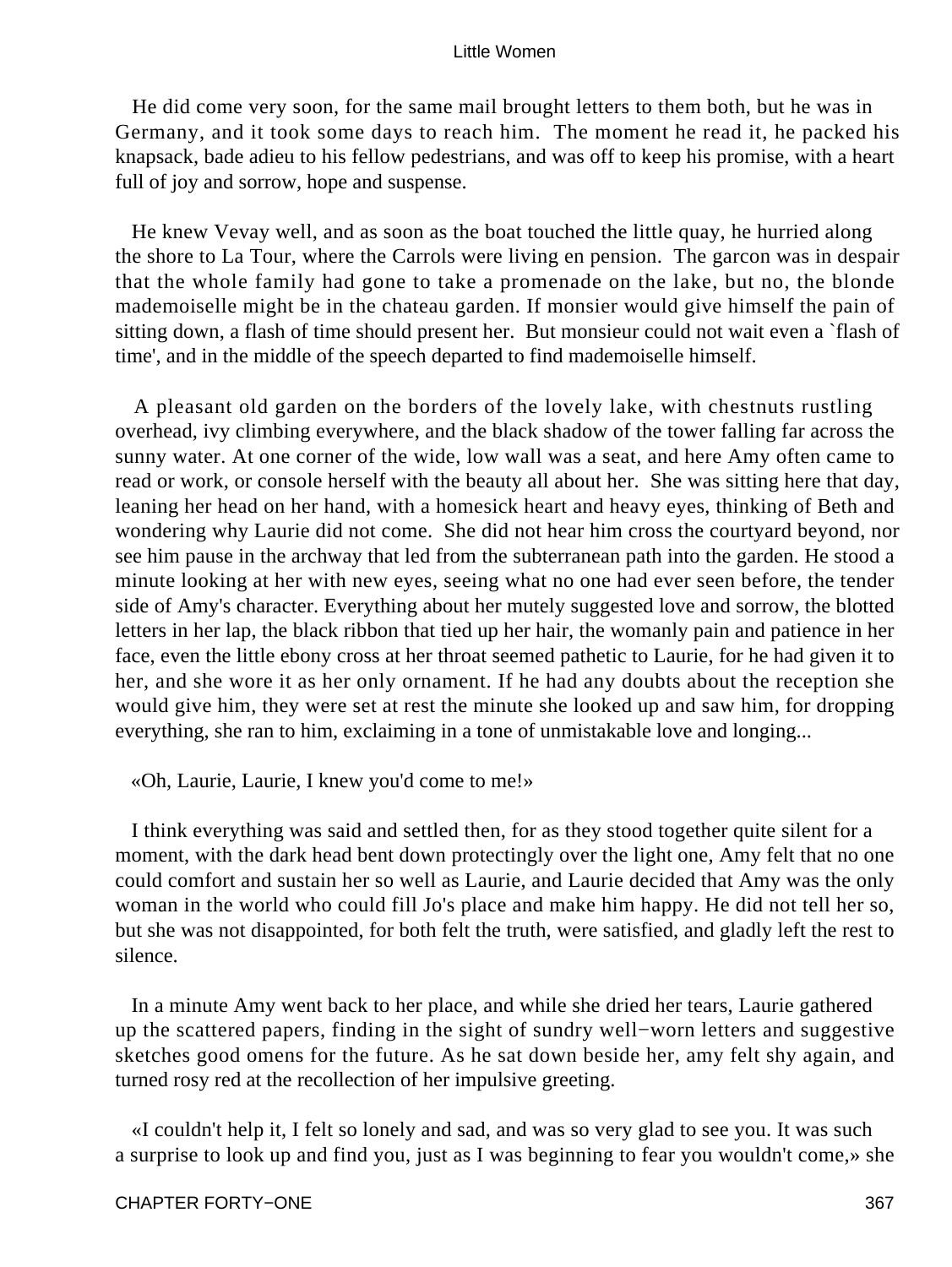He did come very soon, for the same mail brought letters to them both, but he was in Germany, and it took some days to reach him. The moment he read it, he packed his knapsack, bade adieu to his fellow pedestrians, and was off to keep his promise, with a heart full of joy and sorrow, hope and suspense.

He knew Vevay well, and as soon as the boat touched the little quay, he hurried along the shore to La Tour, where the Carrols were living en pension. The garcon was in despair that the whole family had gone to take a promenade on the lake, but no, the blonde mademoiselle might be in the chateau garden. If monsier would give himself the pain of sitting down, a flash of time should present her. But monsieur could not wait even a `flash of time', and in the middle of the speech departed to find mademoiselle himself.

A pleasant old garden on the borders of the lovely lake, with chestnuts rustling overhead, ivy climbing everywhere, and the black shadow of the tower falling far across the sunny water. At one corner of the wide, low wall was a seat, and here Amy often came to read or work, or console herself with the beauty all about her. She was sitting here that day, leaning her head on her hand, with a homesick heart and heavy eyes, thinking of Beth and wondering why Laurie did not come. She did not hear him cross the courtyard beyond, nor see him pause in the archway that led from the subterranean path into the garden. He stood a minute looking at her with new eyes, seeing what no one had ever seen before, the tender side of Amy's character. Everything about her mutely suggested love and sorrow, the blotted letters in her lap, the black ribbon that tied up her hair, the womanly pain and patience in her face, even the little ebony cross at her throat seemed pathetic to Laurie, for he had given it to her, and she wore it as her only ornament. If he had any doubts about the reception she would give him, they were set at rest the minute she looked up and saw him, for dropping everything, she ran to him, exclaiming in a tone of unmistakable love and longing...

«Oh, Laurie, Laurie, I knew you'd come to me!»

I think everything was said and settled then, for as they stood together quite silent for a moment, with the dark head bent down protectingly over the light one, Amy felt that no one could comfort and sustain her so well as Laurie, and Laurie decided that Amy was the only woman in the world who could fill Jo's place and make him happy. He did not tell her so, but she was not disappointed, for both felt the truth, were satisfied, and gladly left the rest to silence.

In a minute Amy went back to her place, and while she dried her tears, Laurie gathered up the scattered papers, finding in the sight of sundry well−worn letters and suggestive sketches good omens for the future. As he sat down beside her, amy felt shy again, and turned rosy red at the recollection of her impulsive greeting.

«I couldn't help it, I felt so lonely and sad, and was so very glad to see you. It was such a surprise to look up and find you, just as I was beginning to fear you wouldn't come,» she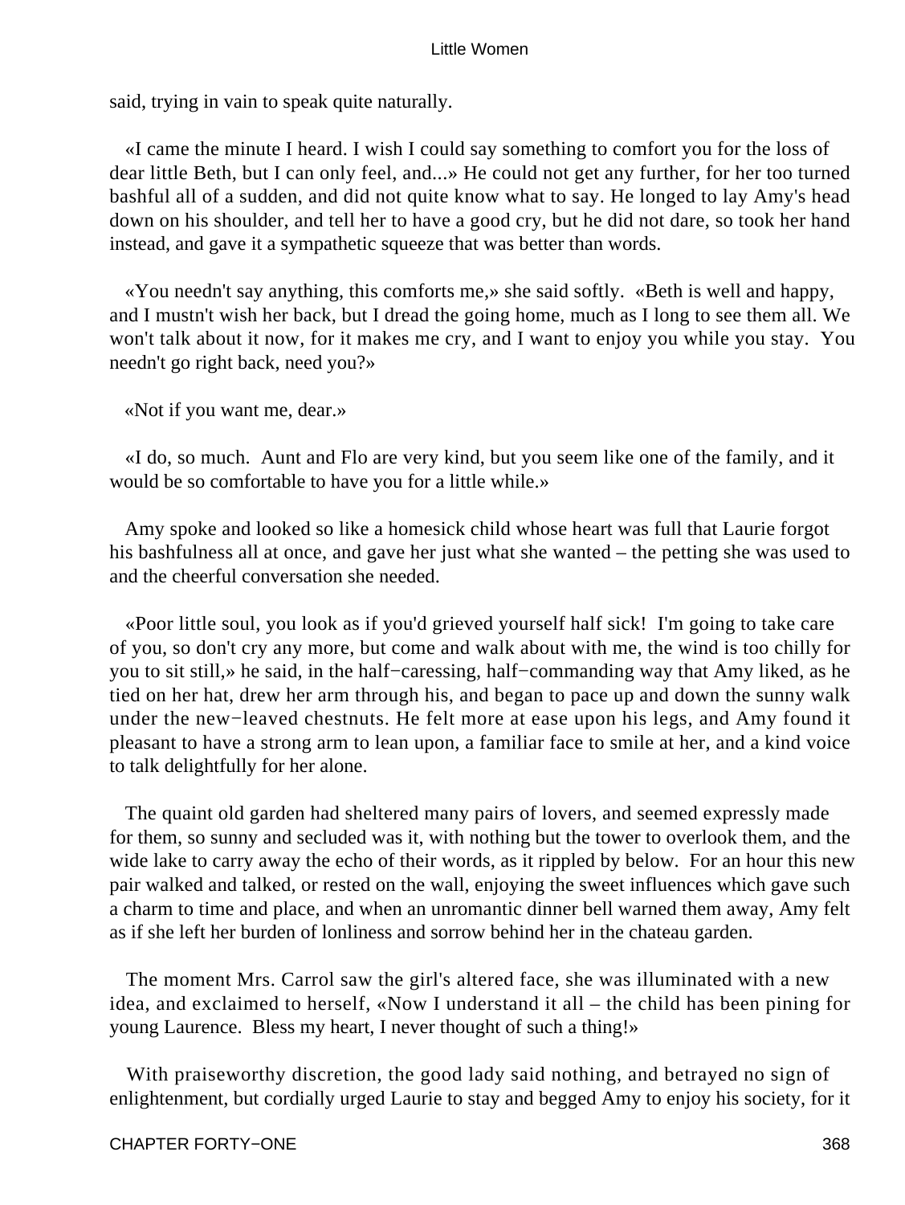said, trying in vain to speak quite naturally.

«I came the minute I heard. I wish I could say something to comfort you for the loss of dear little Beth, but I can only feel, and...» He could not get any further, for her too turned bashful all of a sudden, and did not quite know what to say. He longed to lay Amy's head down on his shoulder, and tell her to have a good cry, but he did not dare, so took her hand instead, and gave it a sympathetic squeeze that was better than words.

«You needn't say anything, this comforts me,» she said softly. «Beth is well and happy, and I mustn't wish her back, but I dread the going home, much as I long to see them all. We won't talk about it now, for it makes me cry, and I want to enjoy you while you stay. You needn't go right back, need you?»

«Not if you want me, dear.»

«I do, so much. Aunt and Flo are very kind, but you seem like one of the family, and it would be so comfortable to have you for a little while.»

Amy spoke and looked so like a homesick child whose heart was full that Laurie forgot his bashfulness all at once, and gave her just what she wanted – the petting she was used to and the cheerful conversation she needed.

«Poor little soul, you look as if you'd grieved yourself half sick! I'm going to take care of you, so don't cry any more, but come and walk about with me, the wind is too chilly for you to sit still,» he said, in the half−caressing, half−commanding way that Amy liked, as he tied on her hat, drew her arm through his, and began to pace up and down the sunny walk under the new−leaved chestnuts. He felt more at ease upon his legs, and Amy found it pleasant to have a strong arm to lean upon, a familiar face to smile at her, and a kind voice to talk delightfully for her alone.

The quaint old garden had sheltered many pairs of lovers, and seemed expressly made for them, so sunny and secluded was it, with nothing but the tower to overlook them, and the wide lake to carry away the echo of their words, as it rippled by below. For an hour this new pair walked and talked, or rested on the wall, enjoying the sweet influences which gave such a charm to time and place, and when an unromantic dinner bell warned them away, Amy felt as if she left her burden of lonliness and sorrow behind her in the chateau garden.

The moment Mrs. Carrol saw the girl's altered face, she was illuminated with a new idea, and exclaimed to herself, «Now I understand it all – the child has been pining for young Laurence. Bless my heart, I never thought of such a thing!»

With praiseworthy discretion, the good lady said nothing, and betrayed no sign of enlightenment, but cordially urged Laurie to stay and begged Amy to enjoy his society, for it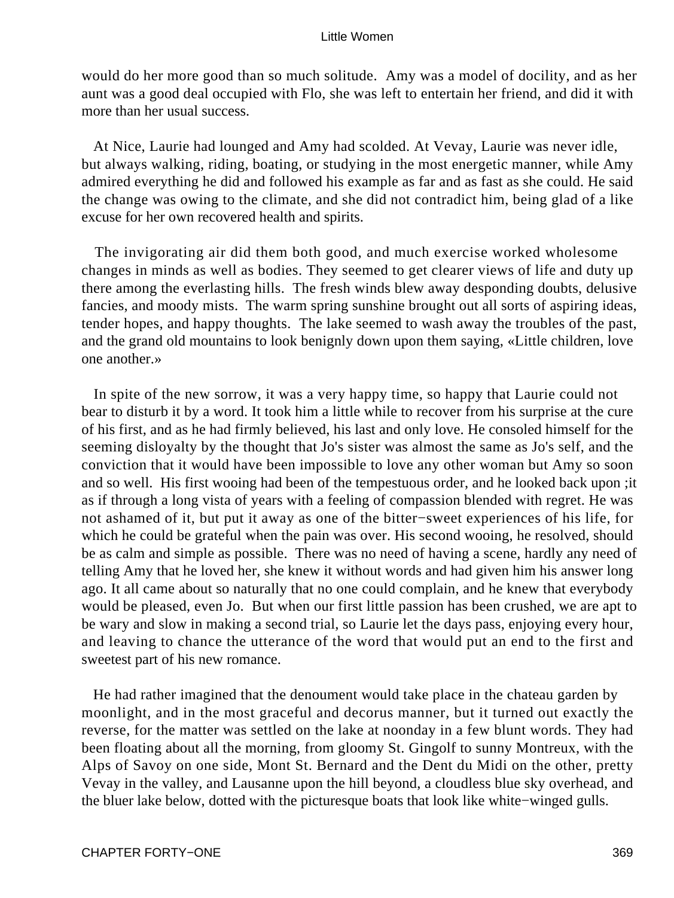would do her more good than so much solitude.  Amy was a model of docility, and as her aunt was a good deal occupied with Flo, she was left to entertain her friend, and did it with more than her usual success.

At Nice, Laurie had lounged and Amy had scolded. At Vevay, Laurie was never idle, but always walking, riding, boating, or studying in the most energetic manner, while Amy admired everything he did and followed his example as far and as fast as she could. He said the change was owing to the climate, and she did not contradict him, being glad of a like excuse for her own recovered health and spirits.

The invigorating air did them both good, and much exercise worked wholesome changes in minds as well as bodies. They seemed to get clearer views of life and duty up there among the everlasting hills.  The fresh winds blew away desponding doubts, delusive fancies, and moody mists.  The warm spring sunshine brought out all sorts of aspiring ideas, tender hopes, and happy thoughts.  The lake seemed to wash away the troubles of the past, and the grand old mountains to look benignly down upon them saying, «Little children, love one another.»

In spite of the new sorrow, it was a very happy time, so happy that Laurie could not bear to disturb it by a word. It took him a little while to recover from his surprise at the cure of his first, and as he had firmly believed, his last and only love. He consoled himself for the seeming disloyalty by the thought that Jo's sister was almost the same as Jo's self, and the conviction that it would have been impossible to love any other woman but Amy so soon and so well.  His first wooing had been of the tempestuous order, and he looked back upon ;it as if through a long vista of years with a feeling of compassion blended with regret. He was not ashamed of it, but put it away as one of the bitter−sweet experiences of his life, for which he could be grateful when the pain was over. His second wooing, he resolved, should be as calm and simple as possible.  There was no need of having a scene, hardly any need of telling Amy that he loved her, she knew it without words and had given him his answer long ago. It all came about so naturally that no one could complain, and he knew that everybody would be pleased, even Jo.  But when our first little passion has been crushed, we are apt to be wary and slow in making a second trial, so Laurie let the days pass, enjoying every hour, and leaving to chance the utterance of the word that would put an end to the first and sweetest part of his new romance.

He had rather imagined that the denoument would take place in the chateau garden by moonlight, and in the most graceful and decorus manner, but it turned out exactly the reverse, for the matter was settled on the lake at noonday in a few blunt words. They had been floating about all the morning, from gloomy St. Gingolf to sunny Montreux, with the Alps of Savoy on one side, Mont St. Bernard and the Dent du Midi on the other, pretty Vevay in the valley, and Lausanne upon the hill beyond, a cloudless blue sky overhead, and the bluer lake below, dotted with the picturesque boats that look like white−winged gulls.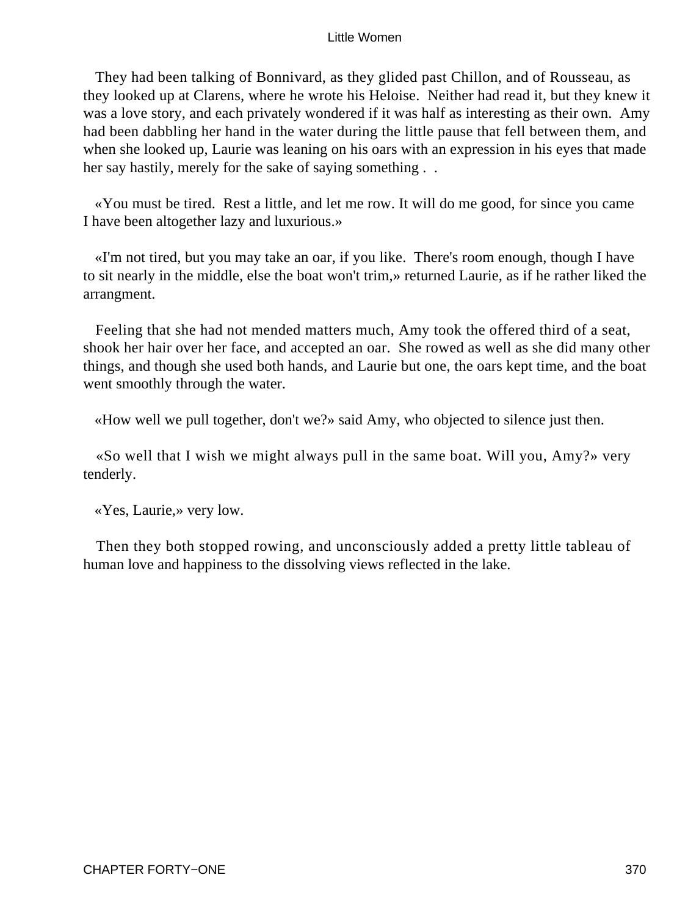They had been talking of Bonnivard, as they glided past Chillon, and of Rousseau, as they looked up at Clarens, where he wrote his Heloise. Neither had read it, but they knew it was a love story, and each privately wondered if it was half as interesting as their own. Amy had been dabbling her hand in the water during the little pause that fell between them, and when she looked up, Laurie was leaning on his oars with an expression in his eyes that made her say hastily, merely for the sake of saying something . .

«You must be tired. Rest a little, and let me row. It will do me good, for since you came I have been altogether lazy and luxurious.»

«I'm not tired, but you may take an oar, if you like. There's room enough, though I have to sit nearly in the middle, else the boat won't trim,» returned Laurie, as if he rather liked the arrangment.

Feeling that she had not mended matters much, Amy took the offered third of a seat, shook her hair over her face, and accepted an oar. She rowed as well as she did many other things, and though she used both hands, and Laurie but one, the oars kept time, and the boat went smoothly through the water.

«How well we pull together, don't we?» said Amy, who objected to silence just then.

«So well that I wish we might always pull in the same boat. Will you, Amy?» very tenderly.

«Yes, Laurie,» very low.

Then they both stopped rowing, and unconsciously added a pretty little tableau of human love and happiness to the dissolving views reflected in the lake.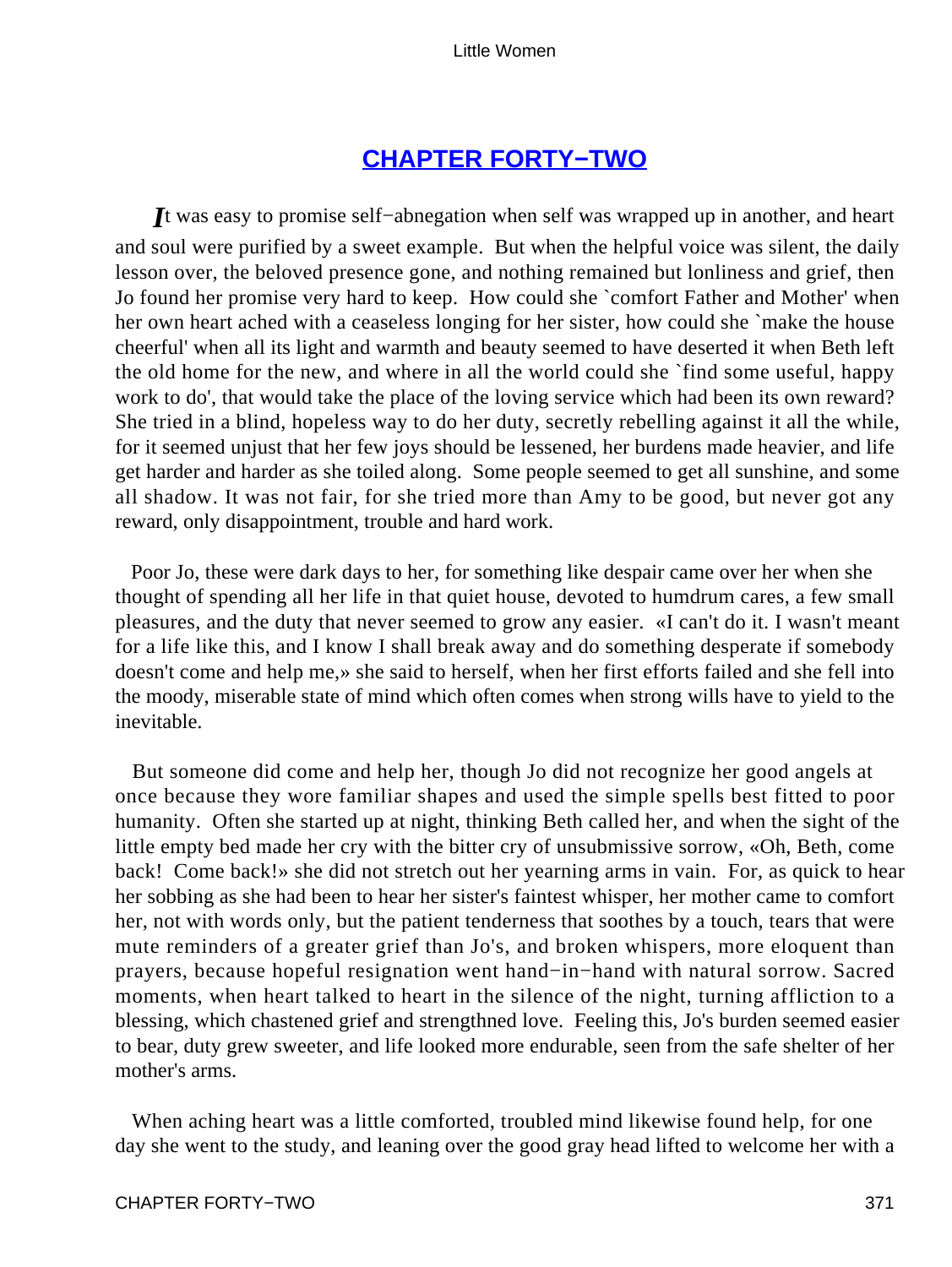## CHAPTER FORTY−TWO

*I*t was easy to promise self−abnegation when self was wrapped up in another, and heart and soul were purified by a sweet example. But when the helpful voice was silent, the daily lesson over, the beloved presence gone, and nothing remained but lonliness and grief, then Jo found her promise very hard to keep. How could she `comfort Father and Mother' when her own heart ached with a ceaseless longing for her sister, how could she `make the house cheerful' when all its light and warmth and beauty seemed to have deserted it when Beth left the old home for the new, and where in all the world could she `find some useful, happy work to do', that would take the place of the loving service which had been its own reward? She tried in a blind, hopeless way to do her duty, secretly rebelling against it all the while, for it seemed unjust that her few joys should be lessened, her burdens made heavier, and life get harder and harder as she toiled along. Some people seemed to get all sunshine, and some all shadow. It was not fair, for she tried more than Amy to be good, but never got any reward, only disappointment, trouble and hard work.

Poor Jo, these were dark days to her, for something like despair came over her when she thought of spending all her life in that quiet house, devoted to humdrum cares, a few small pleasures, and the duty that never seemed to grow any easier. «I can't do it. I wasn't meant for a life like this, and I know I shall break away and do something desperate if somebody doesn't come and help me,» she said to herself, when her first efforts failed and she fell into the moody, miserable state of mind which often comes when strong wills have to yield to the inevitable.

But someone did come and help her, though Jo did not recognize her good angels at once because they wore familiar shapes and used the simple spells best fitted to poor humanity. Often she started up at night, thinking Beth called her, and when the sight of the little empty bed made her cry with the bitter cry of unsubmissive sorrow, «Oh, Beth, come back! Come back!» she did not stretch out her yearning arms in vain. For, as quick to hear her sobbing as she had been to hear her sister's faintest whisper, her mother came to comfort her, not with words only, but the patient tenderness that soothes by a touch, tears that were mute reminders of a greater grief than Jo's, and broken whispers, more eloquent than prayers, because hopeful resignation went hand−in−hand with natural sorrow. Sacred moments, when heart talked to heart in the silence of the night, turning affliction to a blessing, which chastened grief and strengthned love. Feeling this, Jo's burden seemed easier to bear, duty grew sweeter, and life looked more endurable, seen from the safe shelter of her mother's arms.

When aching heart was a little comforted, troubled mind likewise found help, for one day she went to the study, and leaning over the good gray head lifted to welcome her with a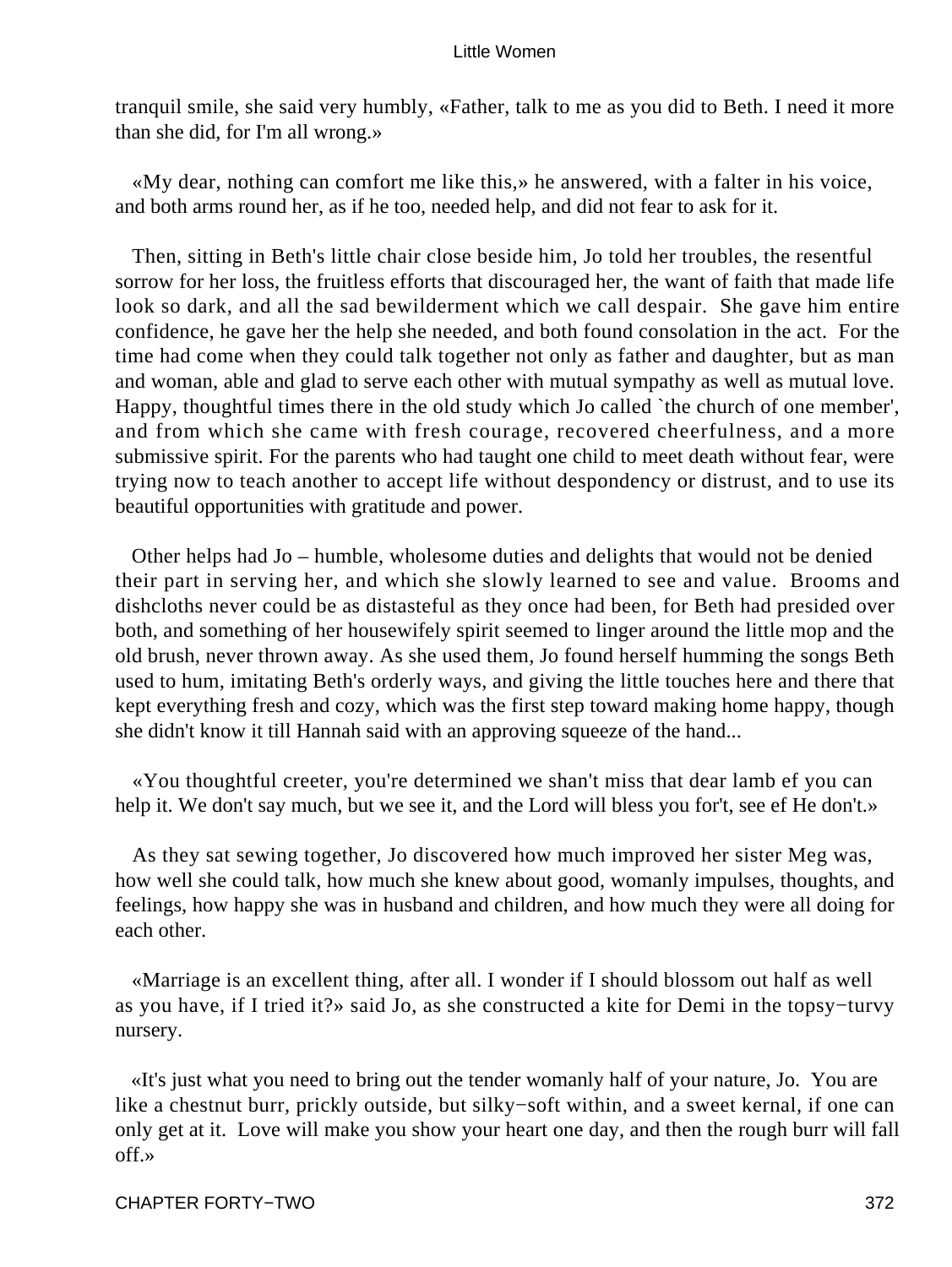tranquil smile, she said very humbly, «Father, talk to me as you did to Beth. I need it more than she did, for I'm all wrong.»

«My dear, nothing can comfort me like this,» he answered, with a falter in his voice, and both arms round her, as if he too, needed help, and did not fear to ask for it.

Then, sitting in Beth's little chair close beside him, Jo told her troubles, the resentful sorrow for her loss, the fruitless efforts that discouraged her, the want of faith that made life look so dark, and all the sad bewilderment which we call despair. She gave him entire confidence, he gave her the help she needed, and both found consolation in the act. For the time had come when they could talk together not only as father and daughter, but as man and woman, able and glad to serve each other with mutual sympathy as well as mutual love. Happy, thoughtful times there in the old study which Jo called `the church of one member', and from which she came with fresh courage, recovered cheerfulness, and a more submissive spirit. For the parents who had taught one child to meet death without fear, were trying now to teach another to accept life without despondency or distrust, and to use its beautiful opportunities with gratitude and power.

Other helps had Jo – humble, wholesome duties and delights that would not be denied their part in serving her, and which she slowly learned to see and value. Brooms and dishcloths never could be as distasteful as they once had been, for Beth had presided over both, and something of her housewifely spirit seemed to linger around the little mop and the old brush, never thrown away. As she used them, Jo found herself humming the songs Beth used to hum, imitating Beth's orderly ways, and giving the little touches here and there that kept everything fresh and cozy, which was the first step toward making home happy, though she didn't know it till Hannah said with an approving squeeze of the hand...

«You thoughtful creeter, you're determined we shan't miss that dear lamb ef you can help it. We don't say much, but we see it, and the Lord will bless you for't, see ef He don't.»

As they sat sewing together, Jo discovered how much improved her sister Meg was, how well she could talk, how much she knew about good, womanly impulses, thoughts, and feelings, how happy she was in husband and children, and how much they were all doing for each other.

«Marriage is an excellent thing, after all. I wonder if I should blossom out half as well as you have, if I tried it?» said Jo, as she constructed a kite for Demi in the topsy−turvy nursery.

«It's just what you need to bring out the tender womanly half of your nature, Jo. You are like a chestnut burr, prickly outside, but silky−soft within, and a sweet kernal, if one can only get at it. Love will make you show your heart one day, and then the rough burr will fall off.»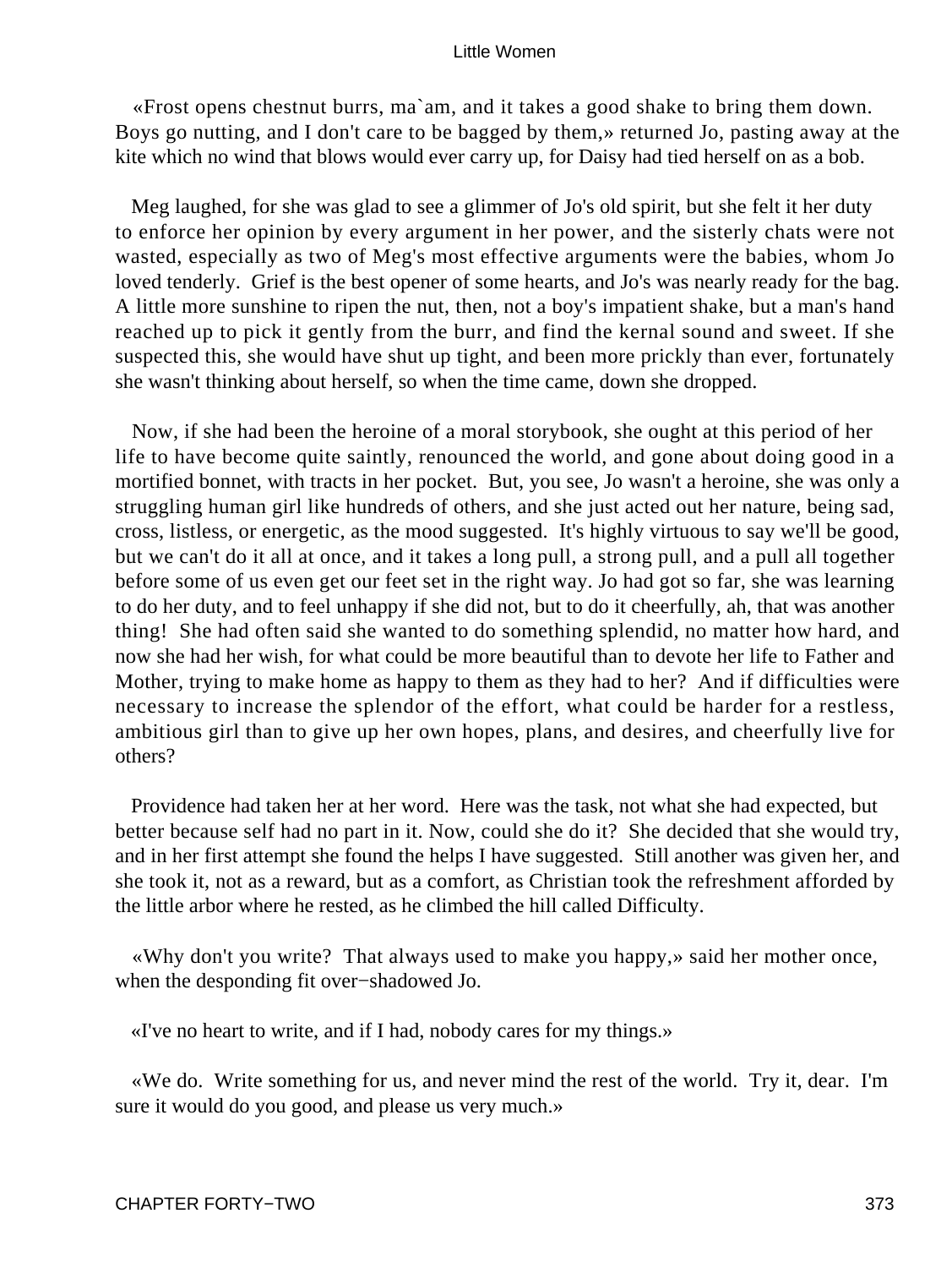«Frost opens chestnut burrs, ma`am, and it takes a good shake to bring them down. Boys go nutting, and I don't care to be bagged by them,» returned Jo, pasting away at the kite which no wind that blows would ever carry up, for Daisy had tied herself on as a bob.

Meg laughed, for she was glad to see a glimmer of Jo's old spirit, but she felt it her duty to enforce her opinion by every argument in her power, and the sisterly chats were not wasted, especially as two of Meg's most effective arguments were the babies, whom Jo loved tenderly. Grief is the best opener of some hearts, and Jo's was nearly ready for the bag. A little more sunshine to ripen the nut, then, not a boy's impatient shake, but a man's hand reached up to pick it gently from the burr, and find the kernal sound and sweet. If she suspected this, she would have shut up tight, and been more prickly than ever, fortunately she wasn't thinking about herself, so when the time came, down she dropped.

Now, if she had been the heroine of a moral storybook, she ought at this period of her life to have become quite saintly, renounced the world, and gone about doing good in a mortified bonnet, with tracts in her pocket. But, you see, Jo wasn't a heroine, she was only a struggling human girl like hundreds of others, and she just acted out her nature, being sad, cross, listless, or energetic, as the mood suggested. It's highly virtuous to say we'll be good, but we can't do it all at once, and it takes a long pull, a strong pull, and a pull all together before some of us even get our feet set in the right way. Jo had got so far, she was learning to do her duty, and to feel unhappy if she did not, but to do it cheerfully, ah, that was another thing! She had often said she wanted to do something splendid, no matter how hard, and now she had her wish, for what could be more beautiful than to devote her life to Father and Mother, trying to make home as happy to them as they had to her? And if difficulties were necessary to increase the splendor of the effort, what could be harder for a restless, ambitious girl than to give up her own hopes, plans, and desires, and cheerfully live for others?

Providence had taken her at her word. Here was the task, not what she had expected, but better because self had no part in it. Now, could she do it? She decided that she would try, and in her first attempt she found the helps I have suggested. Still another was given her, and she took it, not as a reward, but as a comfort, as Christian took the refreshment afforded by the little arbor where he rested, as he climbed the hill called Difficulty.

«Why don't you write? That always used to make you happy,» said her mother once, when the desponding fit over−shadowed Jo.

«I've no heart to write, and if I had, nobody cares for my things.»

«We do. Write something for us, and never mind the rest of the world. Try it, dear. I'm sure it would do you good, and please us very much.»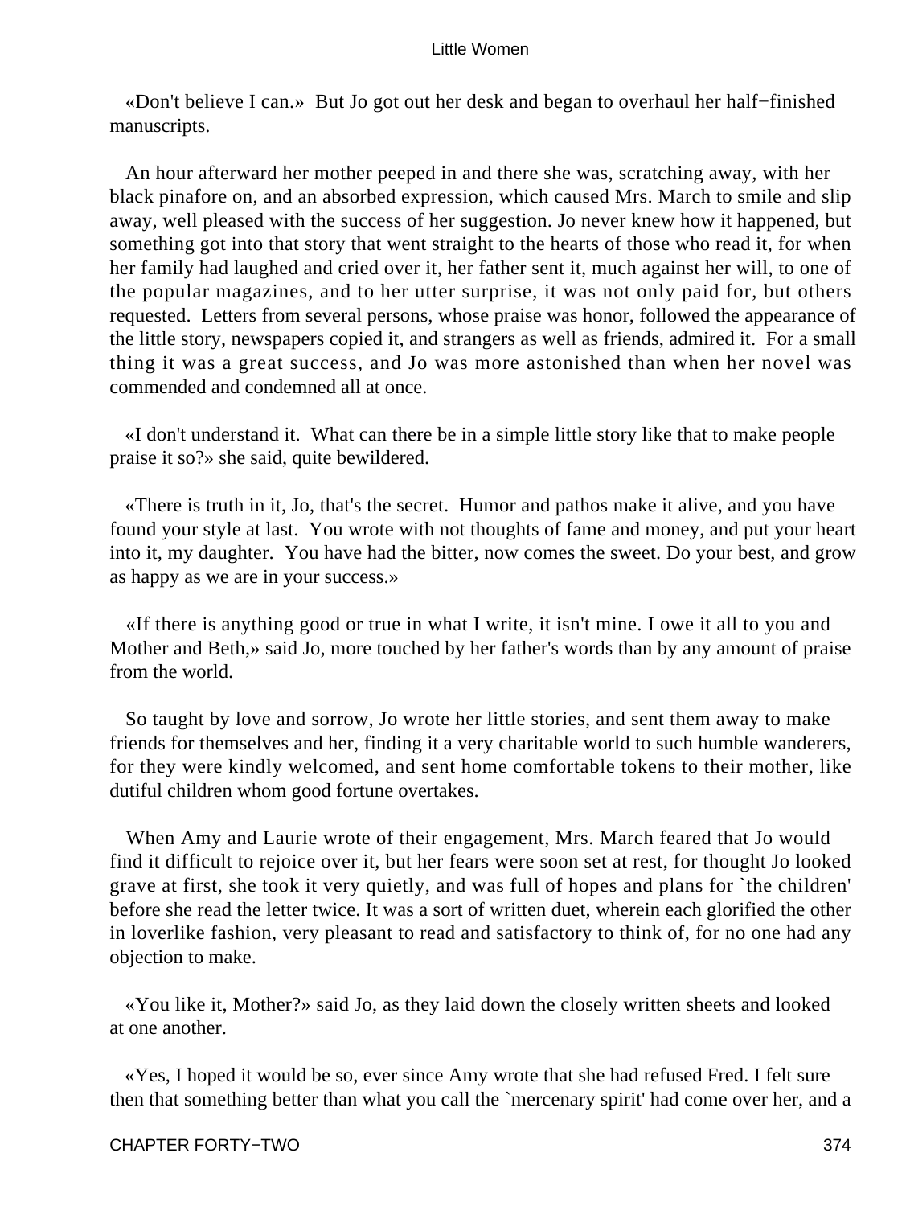«Don't believe I can.» But Jo got out her desk and began to overhaul her half−finished manuscripts.

An hour afterward her mother peeped in and there she was, scratching away, with her black pinafore on, and an absorbed expression, which caused Mrs. March to smile and slip away, well pleased with the success of her suggestion. Jo never knew how it happened, but something got into that story that went straight to the hearts of those who read it, for when her family had laughed and cried over it, her father sent it, much against her will, to one of the popular magazines, and to her utter surprise, it was not only paid for, but others requested. Letters from several persons, whose praise was honor, followed the appearance of the little story, newspapers copied it, and strangers as well as friends, admired it. For a small thing it was a great success, and Jo was more astonished than when her novel was commended and condemned all at once.

«I don't understand it. What can there be in a simple little story like that to make people praise it so?» she said, quite bewildered.

«There is truth in it, Jo, that's the secret. Humor and pathos make it alive, and you have found your style at last. You wrote with not thoughts of fame and money, and put your heart into it, my daughter. You have had the bitter, now comes the sweet. Do your best, and grow as happy as we are in your success.»

«If there is anything good or true in what I write, it isn't mine. I owe it all to you and Mother and Beth,» said Jo, more touched by her father's words than by any amount of praise from the world.

So taught by love and sorrow, Jo wrote her little stories, and sent them away to make friends for themselves and her, finding it a very charitable world to such humble wanderers, for they were kindly welcomed, and sent home comfortable tokens to their mother, like dutiful children whom good fortune overtakes.

When Amy and Laurie wrote of their engagement, Mrs. March feared that Jo would find it difficult to rejoice over it, but her fears were soon set at rest, for thought Jo looked grave at first, she took it very quietly, and was full of hopes and plans for `the children' before she read the letter twice. It was a sort of written duet, wherein each glorified the other in loverlike fashion, very pleasant to read and satisfactory to think of, for no one had any objection to make.

«You like it, Mother?» said Jo, as they laid down the closely written sheets and looked at one another.

«Yes, I hoped it would be so, ever since Amy wrote that she had refused Fred. I felt sure then that something better than what you call the `mercenary spirit' had come over her, and a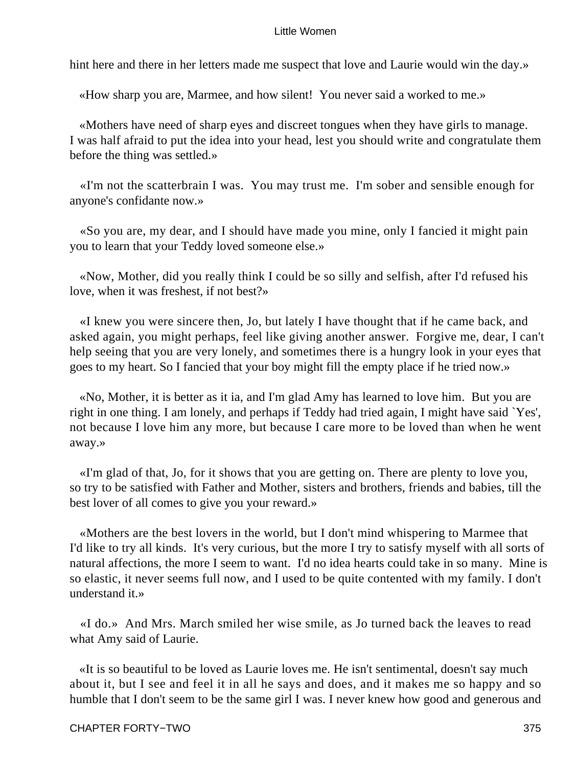hint here and there in her letters made me suspect that love and Laurie would win the day.»

«How sharp you are, Marmee, and how silent! You never said a worked to me.»

«Mothers have need of sharp eyes and discreet tongues when they have girls to manage. I was half afraid to put the idea into your head, lest you should write and congratulate them before the thing was settled.»

«I'm not the scatterbrain I was. You may trust me. I'm sober and sensible enough for anyone's confidante now.»

«So you are, my dear, and I should have made you mine, only I fancied it might pain you to learn that your Teddy loved someone else.»

«Now, Mother, did you really think I could be so silly and selfish, after I'd refused his love, when it was freshest, if not best?»

«I knew you were sincere then, Jo, but lately I have thought that if he came back, and asked again, you might perhaps, feel like giving another answer. Forgive me, dear, I can't help seeing that you are very lonely, and sometimes there is a hungry look in your eyes that goes to my heart. So I fancied that your boy might fill the empty place if he tried now.»

«No, Mother, it is better as it ia, and I'm glad Amy has learned to love him. But you are right in one thing. I am lonely, and perhaps if Teddy had tried again, I might have said `Yes', not because I love him any more, but because I care more to be loved than when he went away.»

«I'm glad of that, Jo, for it shows that you are getting on. There are plenty to love you, so try to be satisfied with Father and Mother, sisters and brothers, friends and babies, till the best lover of all comes to give you your reward.»

«Mothers are the best lovers in the world, but I don't mind whispering to Marmee that I'd like to try all kinds. It's very curious, but the more I try to satisfy myself with all sorts of natural affections, the more I seem to want. I'd no idea hearts could take in so many. Mine is so elastic, it never seems full now, and I used to be quite contented with my family. I don't understand it.»

«I do.» And Mrs. March smiled her wise smile, as Jo turned back the leaves to read what Amy said of Laurie.

«It is so beautiful to be loved as Laurie loves me. He isn't sentimental, doesn't say much about it, but I see and feel it in all he says and does, and it makes me so happy and so humble that I don't seem to be the same girl I was. I never knew how good and generous and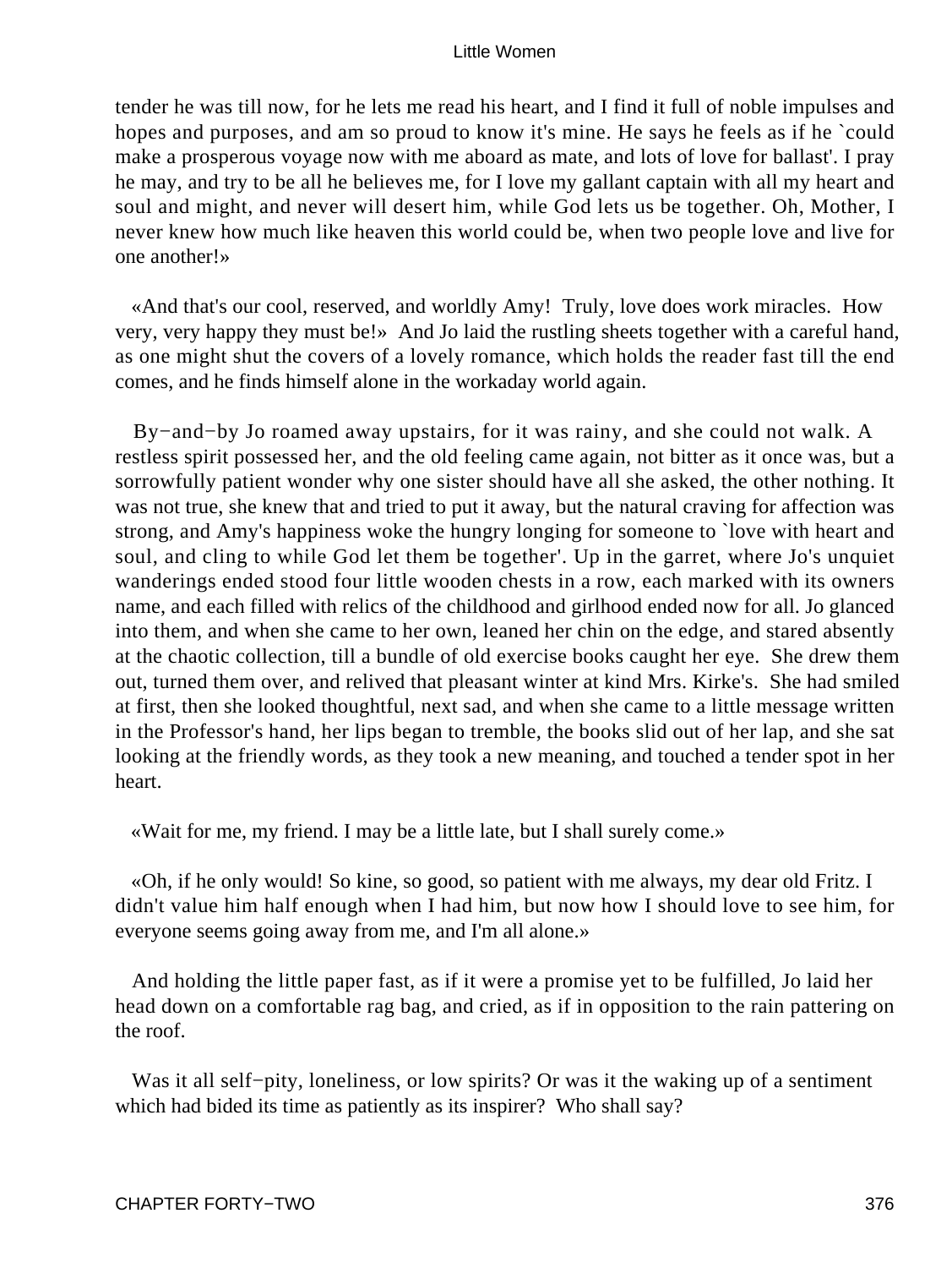tender he was till now, for he lets me read his heart, and I find it full of noble impulses and hopes and purposes, and am so proud to know it's mine. He says he feels as if he `could make a prosperous voyage now with me aboard as mate, and lots of love for ballast'. I pray he may, and try to be all he believes me, for I love my gallant captain with all my heart and soul and might, and never will desert him, while God lets us be together. Oh, Mother, I never knew how much like heaven this world could be, when two people love and live for one another!»

«And that's our cool, reserved, and worldly Amy! Truly, love does work miracles. How very, very happy they must be!» And Jo laid the rustling sheets together with a careful hand, as one might shut the covers of a lovely romance, which holds the reader fast till the end comes, and he finds himself alone in the workaday world again.

By−and−by Jo roamed away upstairs, for it was rainy, and she could not walk. A restless spirit possessed her, and the old feeling came again, not bitter as it once was, but a sorrowfully patient wonder why one sister should have all she asked, the other nothing. It was not true, she knew that and tried to put it away, but the natural craving for affection was strong, and Amy's happiness woke the hungry longing for someone to `love with heart and soul, and cling to while God let them be together'. Up in the garret, where Jo's unquiet wanderings ended stood four little wooden chests in a row, each marked with its owners name, and each filled with relics of the childhood and girlhood ended now for all. Jo glanced into them, and when she came to her own, leaned her chin on the edge, and stared absently at the chaotic collection, till a bundle of old exercise books caught her eye. She drew them out, turned them over, and relived that pleasant winter at kind Mrs. Kirke's. She had smiled at first, then she looked thoughtful, next sad, and when she came to a little message written in the Professor's hand, her lips began to tremble, the books slid out of her lap, and she sat looking at the friendly words, as they took a new meaning, and touched a tender spot in her heart.

«Wait for me, my friend. I may be a little late, but I shall surely come.»

«Oh, if he only would! So kine, so good, so patient with me always, my dear old Fritz. I didn't value him half enough when I had him, but now how I should love to see him, for everyone seems going away from me, and I'm all alone.»

And holding the little paper fast, as if it were a promise yet to be fulfilled, Jo laid her head down on a comfortable rag bag, and cried, as if in opposition to the rain pattering on the roof.

Was it all self−pity, loneliness, or low spirits? Or was it the waking up of a sentiment which had bided its time as patiently as its inspirer? Who shall say?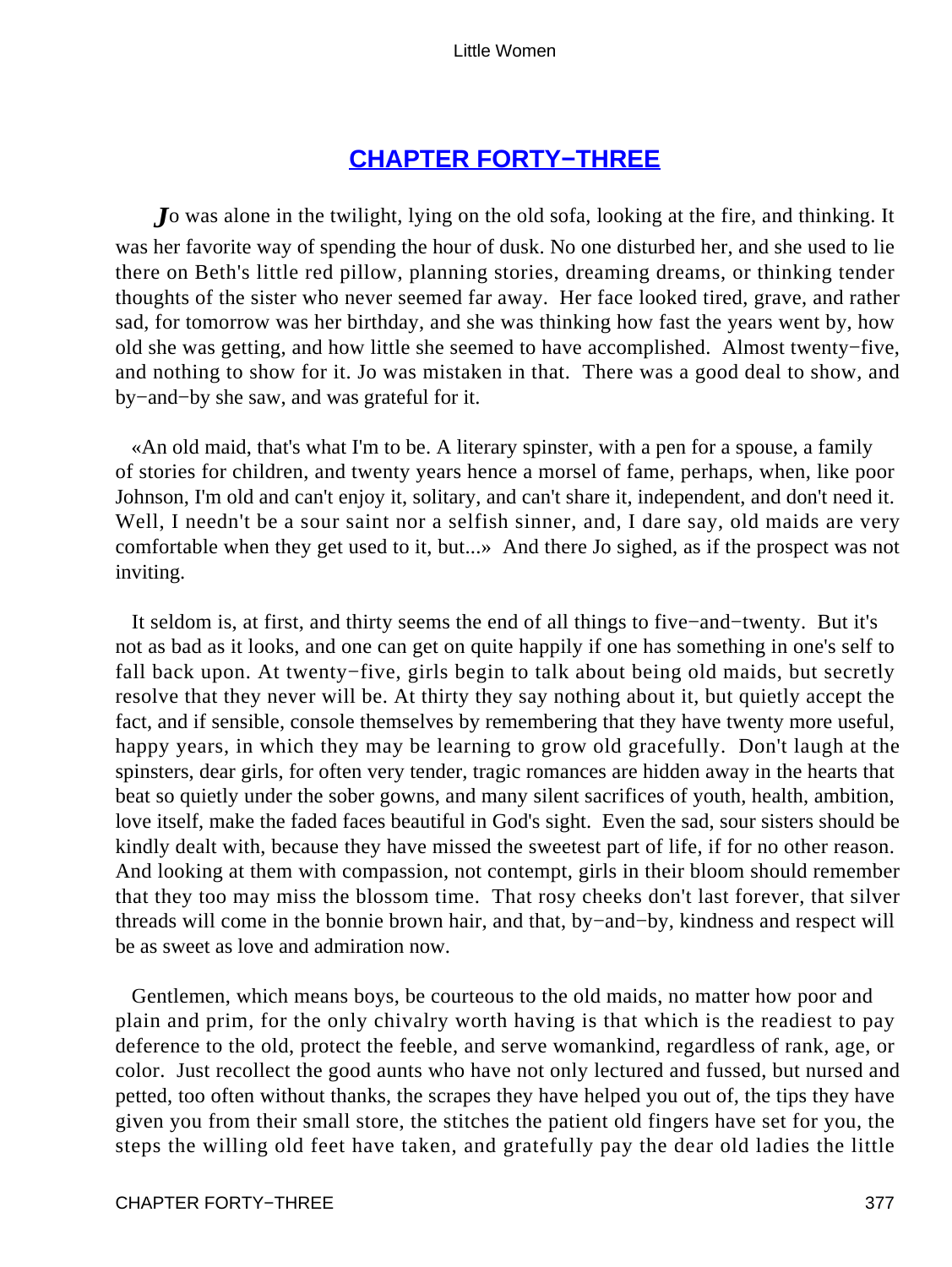## CHAPTER FORTY−THREE

*J*o was alone in the twilight, lying on the old sofa, looking at the fire, and thinking. It was her favorite way of spending the hour of dusk. No one disturbed her, and she used to lie there on Beth's little red pillow, planning stories, dreaming dreams, or thinking tender thoughts of the sister who never seemed far away. Her face looked tired, grave, and rather sad, for tomorrow was her birthday, and she was thinking how fast the years went by, how old she was getting, and how little she seemed to have accomplished. Almost twenty−five, and nothing to show for it. Jo was mistaken in that. There was a good deal to show, and by−and−by she saw, and was grateful for it.

«An old maid, that's what I'm to be. A literary spinster, with a pen for a spouse, a family of stories for children, and twenty years hence a morsel of fame, perhaps, when, like poor Johnson, I'm old and can't enjoy it, solitary, and can't share it, independent, and don't need it. Well, I needn't be a sour saint nor a selfish sinner, and, I dare say, old maids are very comfortable when they get used to it, but...» And there Jo sighed, as if the prospect was not inviting.

It seldom is, at first, and thirty seems the end of all things to five−and−twenty. But it's not as bad as it looks, and one can get on quite happily if one has something in one's self to fall back upon. At twenty−five, girls begin to talk about being old maids, but secretly resolve that they never will be. At thirty they say nothing about it, but quietly accept the fact, and if sensible, console themselves by remembering that they have twenty more useful, happy years, in which they may be learning to grow old gracefully. Don't laugh at the spinsters, dear girls, for often very tender, tragic romances are hidden away in the hearts that beat so quietly under the sober gowns, and many silent sacrifices of youth, health, ambition, love itself, make the faded faces beautiful in God's sight. Even the sad, sour sisters should be kindly dealt with, because they have missed the sweetest part of life, if for no other reason. And looking at them with compassion, not contempt, girls in their bloom should remember that they too may miss the blossom time. That rosy cheeks don't last forever, that silver threads will come in the bonnie brown hair, and that, by−and−by, kindness and respect will be as sweet as love and admiration now.

Gentlemen, which means boys, be courteous to the old maids, no matter how poor and plain and prim, for the only chivalry worth having is that which is the readiest to pay deference to the old, protect the feeble, and serve womankind, regardless of rank, age, or color. Just recollect the good aunts who have not only lectured and fussed, but nursed and petted, too often without thanks, the scrapes they have helped you out of, the tips they have given you from their small store, the stitches the patient old fingers have set for you, the steps the willing old feet have taken, and gratefully pay the dear old ladies the little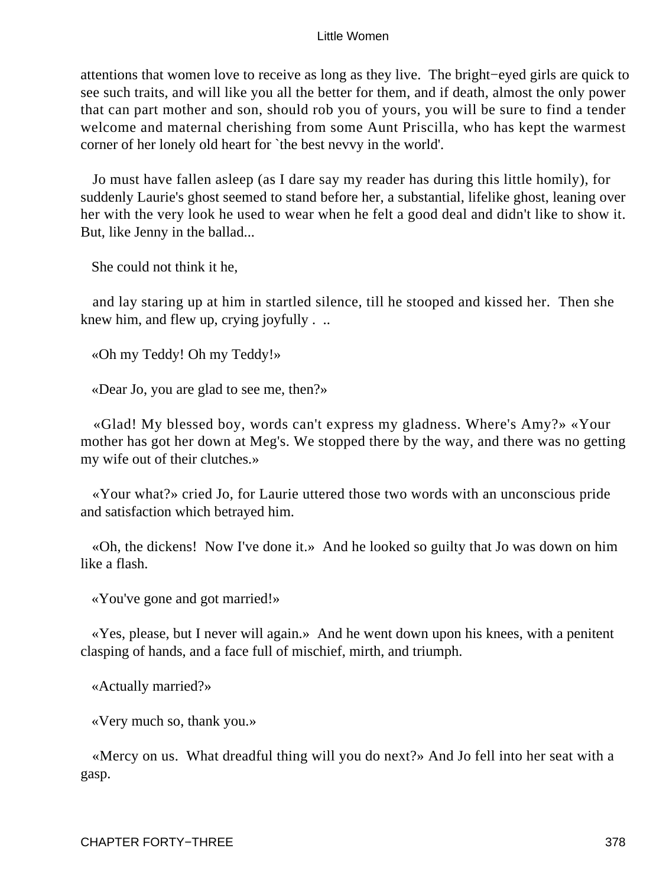attentions that women love to receive as long as they live. The bright−eyed girls are quick to see such traits, and will like you all the better for them, and if death, almost the only power that can part mother and son, should rob you of yours, you will be sure to find a tender welcome and maternal cherishing from some Aunt Priscilla, who has kept the warmest corner of her lonely old heart for `the best nevvy in the world'.

Jo must have fallen asleep (as I dare say my reader has during this little homily), for suddenly Laurie's ghost seemed to stand before her, a substantial, lifelike ghost, leaning over her with the very look he used to wear when he felt a good deal and didn't like to show it. But, like Jenny in the ballad...

She could not think it he,

and lay staring up at him in startled silence, till he stooped and kissed her. Then she knew him, and flew up, crying joyfully . ..

«Oh my Teddy! Oh my Teddy!»

«Dear Jo, you are glad to see me, then?»

«Glad! My blessed boy, words can't express my gladness. Where's Amy?» «Your mother has got her down at Meg's. We stopped there by the way, and there was no getting my wife out of their clutches.»

«Your what?» cried Jo, for Laurie uttered those two words with an unconscious pride and satisfaction which betrayed him.

«Oh, the dickens! Now I've done it.» And he looked so guilty that Jo was down on him like a flash.

«You've gone and got married!»

«Yes, please, but I never will again.» And he went down upon his knees, with a penitent clasping of hands, and a face full of mischief, mirth, and triumph.

«Actually married?»

«Very much so, thank you.»

«Mercy on us. What dreadful thing will you do next?» And Jo fell into her seat with a gasp.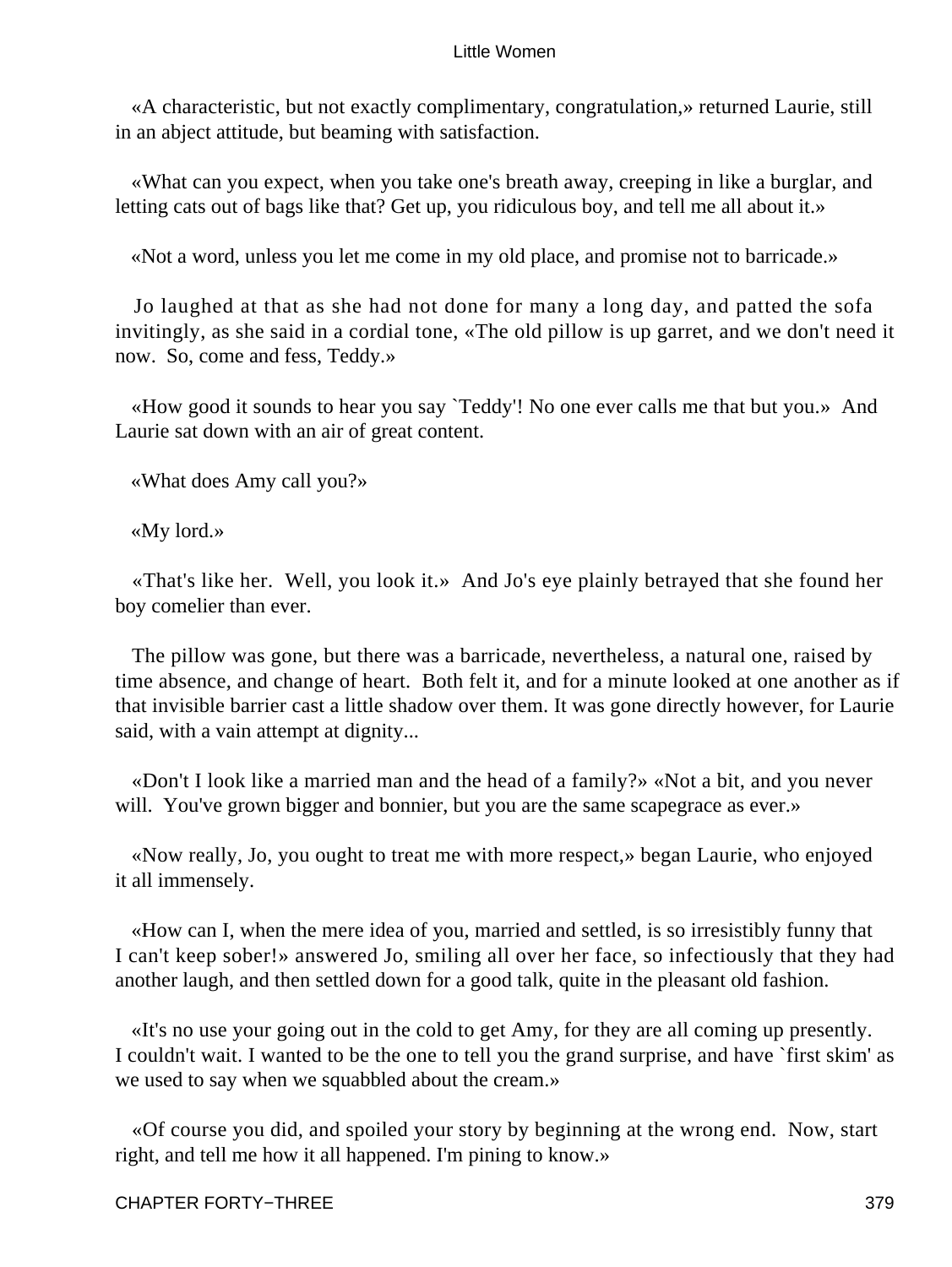«A characteristic, but not exactly complimentary, congratulation,» returned Laurie, still in an abject attitude, but beaming with satisfaction.

«What can you expect, when you take one's breath away, creeping in like a burglar, and letting cats out of bags like that? Get up, you ridiculous boy, and tell me all about it.»

«Not a word, unless you let me come in my old place, and promise not to barricade.»

Jo laughed at that as she had not done for many a long day, and patted the sofa invitingly, as she said in a cordial tone, «The old pillow is up garret, and we don't need it now. So, come and fess, Teddy.»

«How good it sounds to hear you say `Teddy'! No one ever calls me that but you.» And Laurie sat down with an air of great content.

«What does Amy call you?»

«My lord.»

«That's like her. Well, you look it.» And Jo's eye plainly betrayed that she found her boy comelier than ever.

The pillow was gone, but there was a barricade, nevertheless, a natural one, raised by time absence, and change of heart. Both felt it, and for a minute looked at one another as if that invisible barrier cast a little shadow over them. It was gone directly however, for Laurie said, with a vain attempt at dignity...

«Don't I look like a married man and the head of a family?» «Not a bit, and you never will. You've grown bigger and bonnier, but you are the same scapegrace as ever.»

«Now really, Jo, you ought to treat me with more respect,» began Laurie, who enjoyed it all immensely.

«How can I, when the mere idea of you, married and settled, is so irresistibly funny that I can't keep sober!» answered Jo, smiling all over her face, so infectiously that they had another laugh, and then settled down for a good talk, quite in the pleasant old fashion.

«It's no use your going out in the cold to get Amy, for they are all coming up presently. I couldn't wait. I wanted to be the one to tell you the grand surprise, and have `first skim' as we used to say when we squabbled about the cream.»

«Of course you did, and spoiled your story by beginning at the wrong end. Now, start right, and tell me how it all happened. I'm pining to know.»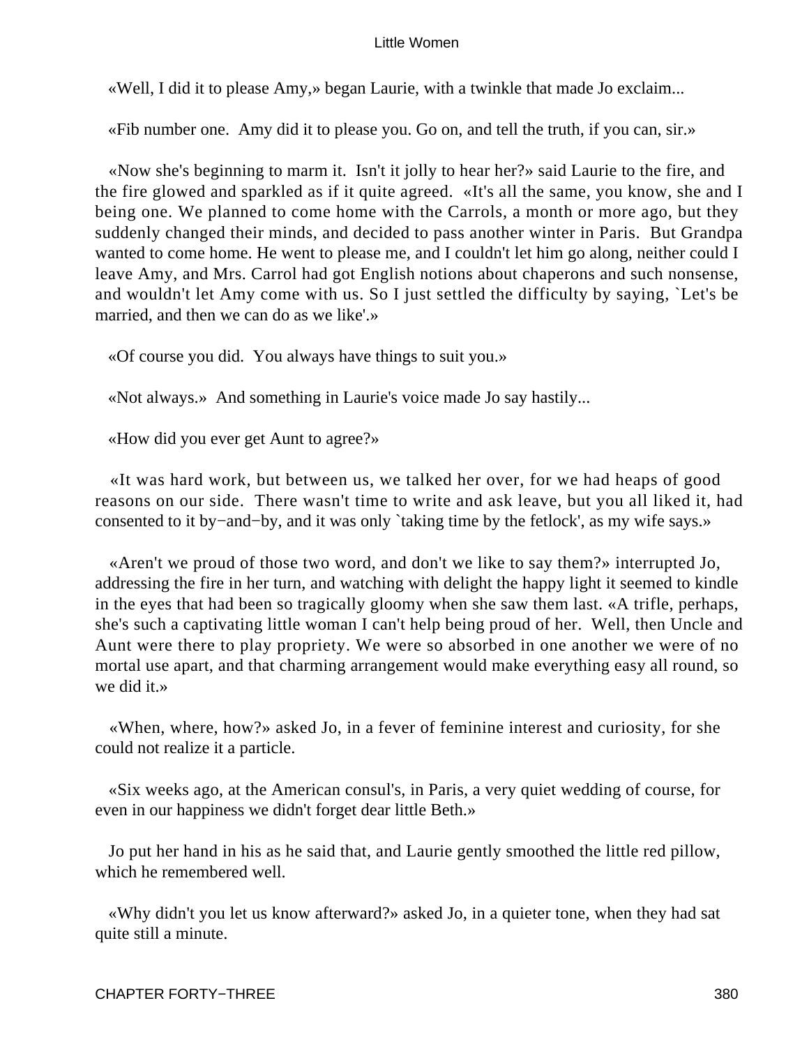«Well, I did it to please Amy,» began Laurie, with a twinkle that made Jo exclaim...

«Fib number one. Amy did it to please you. Go on, and tell the truth, if you can, sir.»

«Now she's beginning to marm it. Isn't it jolly to hear her?» said Laurie to the fire, and the fire glowed and sparkled as if it quite agreed. «It's all the same, you know, she and I being one. We planned to come home with the Carrols, a month or more ago, but they suddenly changed their minds, and decided to pass another winter in Paris. But Grandpa wanted to come home. He went to please me, and I couldn't let him go along, neither could I leave Amy, and Mrs. Carrol had got English notions about chaperons and such nonsense, and wouldn't let Amy come with us. So I just settled the difficulty by saying, `Let's be married, and then we can do as we like'.»

«Of course you did. You always have things to suit you.»

«Not always.» And something in Laurie's voice made Jo say hastily...

«How did you ever get Aunt to agree?»

«It was hard work, but between us, we talked her over, for we had heaps of good reasons on our side. There wasn't time to write and ask leave, but you all liked it, had consented to it by−and−by, and it was only `taking time by the fetlock', as my wife says.»

«Aren't we proud of those two word, and don't we like to say them?» interrupted Jo, addressing the fire in her turn, and watching with delight the happy light it seemed to kindle in the eyes that had been so tragically gloomy when she saw them last. «A trifle, perhaps, she's such a captivating little woman I can't help being proud of her. Well, then Uncle and Aunt were there to play propriety. We were so absorbed in one another we were of no mortal use apart, and that charming arrangement would make everything easy all round, so we did it.»

«When, where, how?» asked Jo, in a fever of feminine interest and curiosity, for she could not realize it a particle.

«Six weeks ago, at the American consul's, in Paris, a very quiet wedding of course, for even in our happiness we didn't forget dear little Beth.»

Jo put her hand in his as he said that, and Laurie gently smoothed the little red pillow, which he remembered well.

«Why didn't you let us know afterward?» asked Jo, in a quieter tone, when they had sat quite still a minute.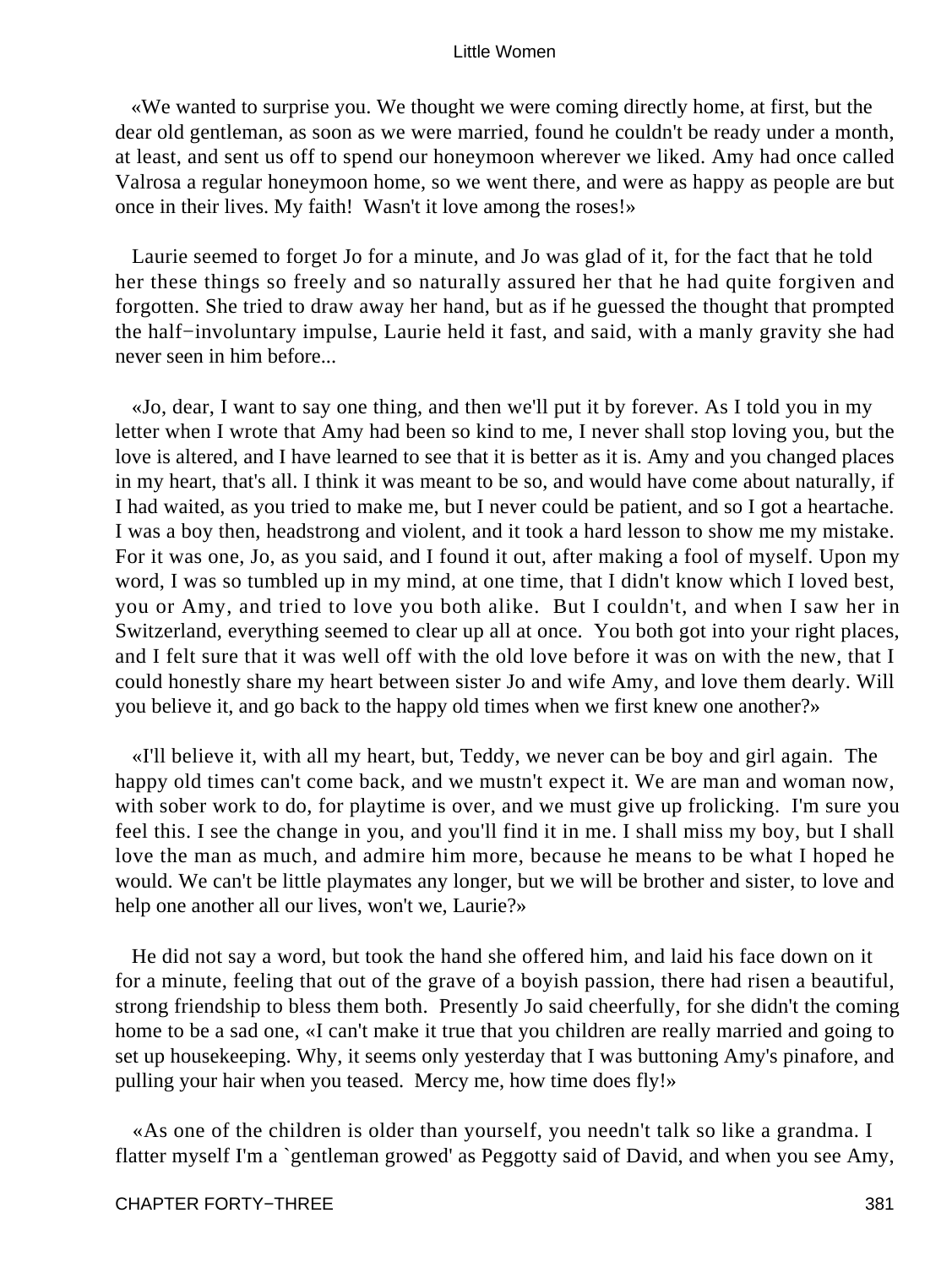«We wanted to surprise you. We thought we were coming directly home, at first, but the dear old gentleman, as soon as we were married, found he couldn't be ready under a month, at least, and sent us off to spend our honeymoon wherever we liked. Amy had once called Valrosa a regular honeymoon home, so we went there, and were as happy as people are but once in their lives. My faith! Wasn't it love among the roses!»

Laurie seemed to forget Jo for a minute, and Jo was glad of it, for the fact that he told her these things so freely and so naturally assured her that he had quite forgiven and forgotten. She tried to draw away her hand, but as if he guessed the thought that prompted the half−involuntary impulse, Laurie held it fast, and said, with a manly gravity she had never seen in him before...

«Jo, dear, I want to say one thing, and then we'll put it by forever. As I told you in my letter when I wrote that Amy had been so kind to me, I never shall stop loving you, but the love is altered, and I have learned to see that it is better as it is. Amy and you changed places in my heart, that's all. I think it was meant to be so, and would have come about naturally, if I had waited, as you tried to make me, but I never could be patient, and so I got a heartache. I was a boy then, headstrong and violent, and it took a hard lesson to show me my mistake. For it was one, Jo, as you said, and I found it out, after making a fool of myself. Upon my word, I was so tumbled up in my mind, at one time, that I didn't know which I loved best, you or Amy, and tried to love you both alike. But I couldn't, and when I saw her in Switzerland, everything seemed to clear up all at once. You both got into your right places, and I felt sure that it was well off with the old love before it was on with the new, that I could honestly share my heart between sister Jo and wife Amy, and love them dearly. Will you believe it, and go back to the happy old times when we first knew one another?»

«I'll believe it, with all my heart, but, Teddy, we never can be boy and girl again. The happy old times can't come back, and we mustn't expect it. We are man and woman now, with sober work to do, for playtime is over, and we must give up frolicking. I'm sure you feel this. I see the change in you, and you'll find it in me. I shall miss my boy, but I shall love the man as much, and admire him more, because he means to be what I hoped he would. We can't be little playmates any longer, but we will be brother and sister, to love and help one another all our lives, won't we, Laurie?»

He did not say a word, but took the hand she offered him, and laid his face down on it for a minute, feeling that out of the grave of a boyish passion, there had risen a beautiful, strong friendship to bless them both. Presently Jo said cheerfully, for she didn't the coming home to be a sad one, «I can't make it true that you children are really married and going to set up housekeeping. Why, it seems only yesterday that I was buttoning Amy's pinafore, and pulling your hair when you teased. Mercy me, how time does fly!»

«As one of the children is older than yourself, you needn't talk so like a grandma. I flatter myself I'm a `gentleman growed' as Peggotty said of David, and when you see Amy,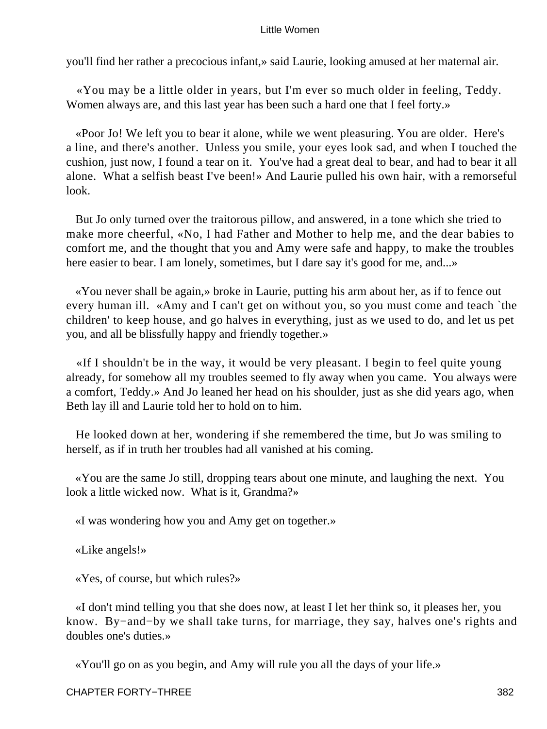you'll find her rather a precocious infant,» said Laurie, looking amused at her maternal air.

«You may be a little older in years, but I'm ever so much older in feeling, Teddy. Women always are, and this last year has been such a hard one that I feel forty.»

«Poor Jo! We left you to bear it alone, while we went pleasuring. You are older. Here's a line, and there's another. Unless you smile, your eyes look sad, and when I touched the cushion, just now, I found a tear on it. You've had a great deal to bear, and had to bear it all alone. What a selfish beast I've been!» And Laurie pulled his own hair, with a remorseful look.

But Jo only turned over the traitorous pillow, and answered, in a tone which she tried to make more cheerful, «No, I had Father and Mother to help me, and the dear babies to comfort me, and the thought that you and Amy were safe and happy, to make the troubles here easier to bear. I am lonely, sometimes, but I dare say it's good for me, and...»

«You never shall be again,» broke in Laurie, putting his arm about her, as if to fence out every human ill. «Amy and I can't get on without you, so you must come and teach `the children' to keep house, and go halves in everything, just as we used to do, and let us pet you, and all be blissfully happy and friendly together.»

«If I shouldn't be in the way, it would be very pleasant. I begin to feel quite young already, for somehow all my troubles seemed to fly away when you came. You always were a comfort, Teddy.» And Jo leaned her head on his shoulder, just as she did years ago, when Beth lay ill and Laurie told her to hold on to him.

He looked down at her, wondering if she remembered the time, but Jo was smiling to herself, as if in truth her troubles had all vanished at his coming.

«You are the same Jo still, dropping tears about one minute, and laughing the next. You look a little wicked now. What is it, Grandma?»

«I was wondering how you and Amy get on together.»

«Like angels!»

«Yes, of course, but which rules?»

«I don't mind telling you that she does now, at least I let her think so, it pleases her, you know. By−and−by we shall take turns, for marriage, they say, halves one's rights and doubles one's duties.»

«You'll go on as you begin, and Amy will rule you all the days of your life.»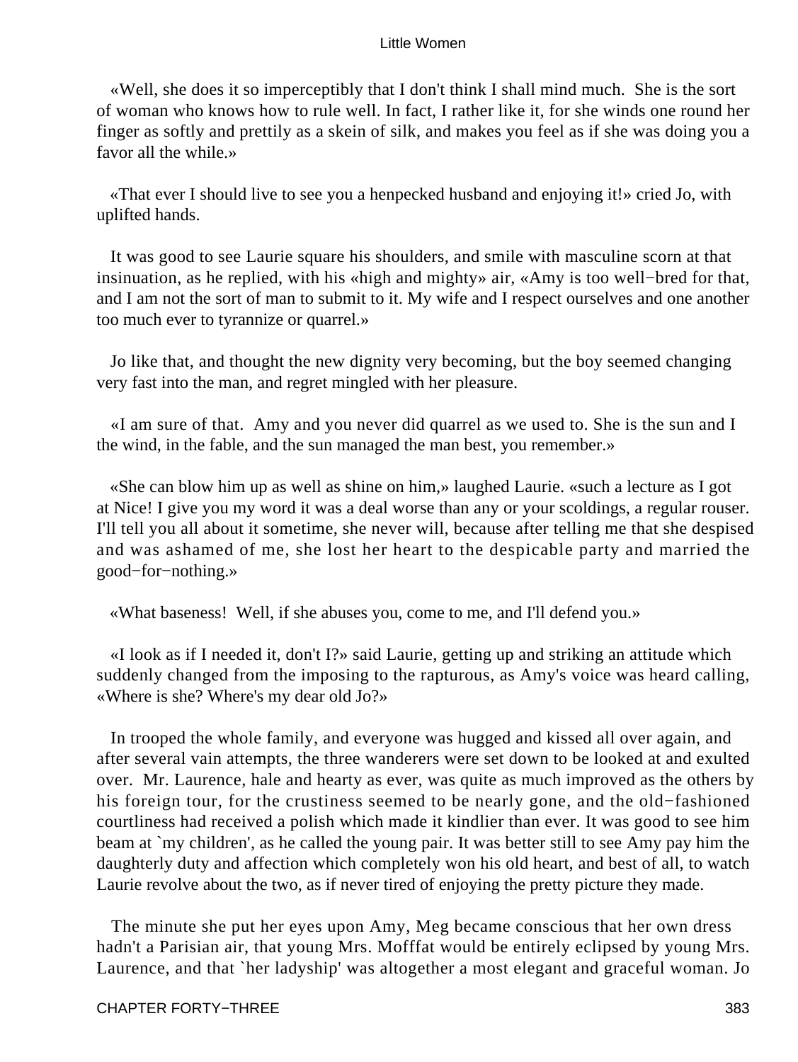«Well, she does it so imperceptibly that I don't think I shall mind much. She is the sort of woman who knows how to rule well. In fact, I rather like it, for she winds one round her finger as softly and prettily as a skein of silk, and makes you feel as if she was doing you a favor all the while.»

«That ever I should live to see you a henpecked husband and enjoying it!» cried Jo, with uplifted hands.

It was good to see Laurie square his shoulders, and smile with masculine scorn at that insinuation, as he replied, with his «high and mighty» air, «Amy is too well−bred for that, and I am not the sort of man to submit to it. My wife and I respect ourselves and one another too much ever to tyrannize or quarrel.»

Jo like that, and thought the new dignity very becoming, but the boy seemed changing very fast into the man, and regret mingled with her pleasure.

«I am sure of that. Amy and you never did quarrel as we used to. She is the sun and I the wind, in the fable, and the sun managed the man best, you remember.»

«She can blow him up as well as shine on him,» laughed Laurie. «such a lecture as I got at Nice! I give you my word it was a deal worse than any or your scoldings, a regular rouser. I'll tell you all about it sometime, she never will, because after telling me that she despised and was ashamed of me, she lost her heart to the despicable party and married the good−for−nothing.»

«What baseness! Well, if she abuses you, come to me, and I'll defend you.»

«I look as if I needed it, don't I?» said Laurie, getting up and striking an attitude which suddenly changed from the imposing to the rapturous, as Amy's voice was heard calling, «Where is she? Where's my dear old Jo?»

In trooped the whole family, and everyone was hugged and kissed all over again, and after several vain attempts, the three wanderers were set down to be looked at and exulted over. Mr. Laurence, hale and hearty as ever, was quite as much improved as the others by his foreign tour, for the crustiness seemed to be nearly gone, and the old−fashioned courtliness had received a polish which made it kindlier than ever. It was good to see him beam at `my children', as he called the young pair. It was better still to see Amy pay him the daughterly duty and affection which completely won his old heart, and best of all, to watch Laurie revolve about the two, as if never tired of enjoying the pretty picture they made.

The minute she put her eyes upon Amy, Meg became conscious that her own dress hadn't a Parisian air, that young Mrs. Mofffat would be entirely eclipsed by young Mrs. Laurence, and that `her ladyship' was altogether a most elegant and graceful woman. Jo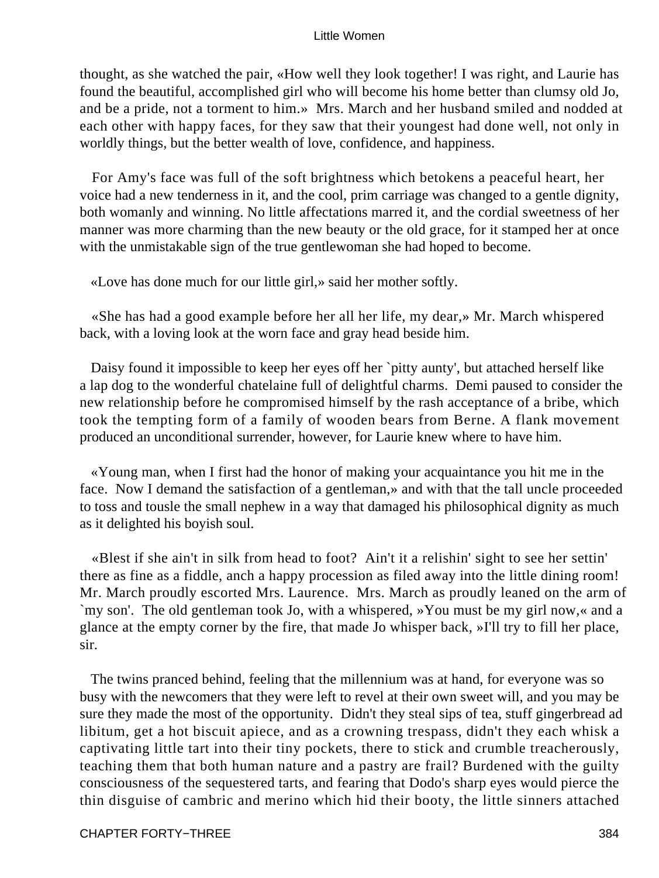thought, as she watched the pair, «How well they look together! I was right, and Laurie has found the beautiful, accomplished girl who will become his home better than clumsy old Jo, and be a pride, not a torment to him.» Mrs. March and her husband smiled and nodded at each other with happy faces, for they saw that their youngest had done well, not only in worldly things, but the better wealth of love, confidence, and happiness.

For Amy's face was full of the soft brightness which betokens a peaceful heart, her voice had a new tenderness in it, and the cool, prim carriage was changed to a gentle dignity, both womanly and winning. No little affectations marred it, and the cordial sweetness of her manner was more charming than the new beauty or the old grace, for it stamped her at once with the unmistakable sign of the true gentlewoman she had hoped to become.

«Love has done much for our little girl,» said her mother softly.

«She has had a good example before her all her life, my dear,» Mr. March whispered back, with a loving look at the worn face and gray head beside him.

Daisy found it impossible to keep her eyes off her `pitty aunty', but attached herself like a lap dog to the wonderful chatelaine full of delightful charms. Demi paused to consider the new relationship before he compromised himself by the rash acceptance of a bribe, which took the tempting form of a family of wooden bears from Berne. A flank movement produced an unconditional surrender, however, for Laurie knew where to have him.

«Young man, when I first had the honor of making your acquaintance you hit me in the face. Now I demand the satisfaction of a gentleman,» and with that the tall uncle proceeded to toss and tousle the small nephew in a way that damaged his philosophical dignity as much as it delighted his boyish soul.

«Blest if she ain't in silk from head to foot? Ain't it a relishin' sight to see her settin' there as fine as a fiddle, anch a happy procession as filed away into the little dining room! Mr. March proudly escorted Mrs. Laurence. Mrs. March as proudly leaned on the arm of `my son'. The old gentleman took Jo, with a whispered, »You must be my girl now,« and a glance at the empty corner by the fire, that made Jo whisper back, »I'll try to fill her place, sir.

The twins pranced behind, feeling that the millennium was at hand, for everyone was so busy with the newcomers that they were left to revel at their own sweet will, and you may be sure they made the most of the opportunity. Didn't they steal sips of tea, stuff gingerbread ad libitum, get a hot biscuit apiece, and as a crowning trespass, didn't they each whisk a captivating little tart into their tiny pockets, there to stick and crumble treacherously, teaching them that both human nature and a pastry are frail? Burdened with the guilty consciousness of the sequestered tarts, and fearing that Dodo's sharp eyes would pierce the thin disguise of cambric and merino which hid their booty, the little sinners attached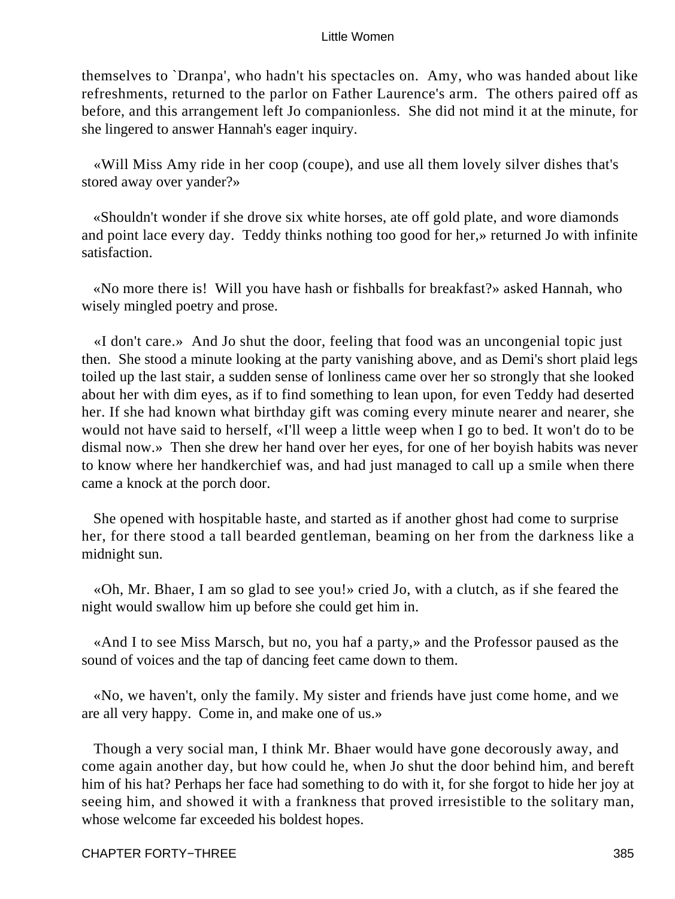themselves to `Dranpa', who hadn't his spectacles on. Amy, who was handed about like refreshments, returned to the parlor on Father Laurence's arm. The others paired off as before, and this arrangement left Jo companionless. She did not mind it at the minute, for she lingered to answer Hannah's eager inquiry.

«Will Miss Amy ride in her coop (coupe), and use all them lovely silver dishes that's stored away over yander?»

«Shouldn't wonder if she drove six white horses, ate off gold plate, and wore diamonds and point lace every day. Teddy thinks nothing too good for her,» returned Jo with infinite satisfaction.

«No more there is! Will you have hash or fishballs for breakfast?» asked Hannah, who wisely mingled poetry and prose.

«I don't care.» And Jo shut the door, feeling that food was an uncongenial topic just then. She stood a minute looking at the party vanishing above, and as Demi's short plaid legs toiled up the last stair, a sudden sense of lonliness came over her so strongly that she looked about her with dim eyes, as if to find something to lean upon, for even Teddy had deserted her. If she had known what birthday gift was coming every minute nearer and nearer, she would not have said to herself, «I'll weep a little weep when I go to bed. It won't do to be dismal now.» Then she drew her hand over her eyes, for one of her boyish habits was never to know where her handkerchief was, and had just managed to call up a smile when there came a knock at the porch door.

She opened with hospitable haste, and started as if another ghost had come to surprise her, for there stood a tall bearded gentleman, beaming on her from the darkness like a midnight sun.

«Oh, Mr. Bhaer, I am so glad to see you!» cried Jo, with a clutch, as if she feared the night would swallow him up before she could get him in.

«And I to see Miss Marsch, but no, you haf a party,» and the Professor paused as the sound of voices and the tap of dancing feet came down to them.

«No, we haven't, only the family. My sister and friends have just come home, and we are all very happy. Come in, and make one of us.»

Though a very social man, I think Mr. Bhaer would have gone decorously away, and come again another day, but how could he, when Jo shut the door behind him, and bereft him of his hat? Perhaps her face had something to do with it, for she forgot to hide her joy at seeing him, and showed it with a frankness that proved irresistible to the solitary man, whose welcome far exceeded his boldest hopes.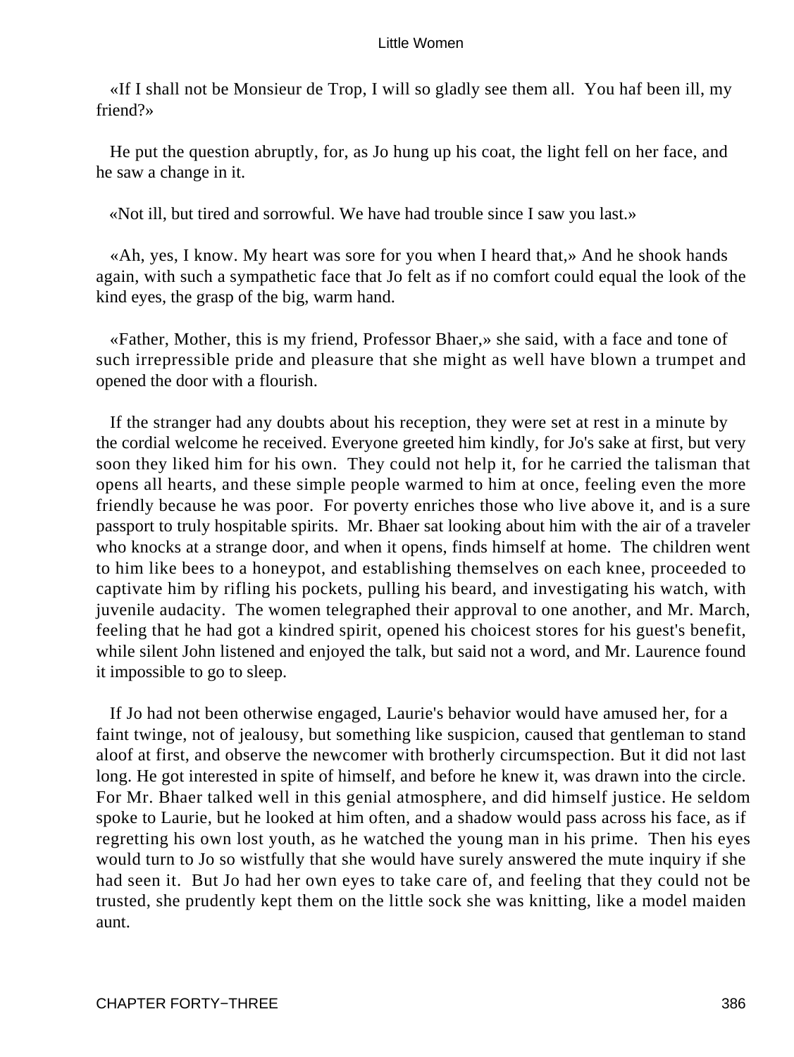«If I shall not be Monsieur de Trop, I will so gladly see them all. You haf been ill, my friend?»

He put the question abruptly, for, as Jo hung up his coat, the light fell on her face, and he saw a change in it.

«Not ill, but tired and sorrowful. We have had trouble since I saw you last.»

«Ah, yes, I know. My heart was sore for you when I heard that,» And he shook hands again, with such a sympathetic face that Jo felt as if no comfort could equal the look of the kind eyes, the grasp of the big, warm hand.

«Father, Mother, this is my friend, Professor Bhaer,» she said, with a face and tone of such irrepressible pride and pleasure that she might as well have blown a trumpet and opened the door with a flourish.

If the stranger had any doubts about his reception, they were set at rest in a minute by the cordial welcome he received. Everyone greeted him kindly, for Jo's sake at first, but very soon they liked him for his own. They could not help it, for he carried the talisman that opens all hearts, and these simple people warmed to him at once, feeling even the more friendly because he was poor. For poverty enriches those who live above it, and is a sure passport to truly hospitable spirits. Mr. Bhaer sat looking about him with the air of a traveler who knocks at a strange door, and when it opens, finds himself at home. The children went to him like bees to a honeypot, and establishing themselves on each knee, proceeded to captivate him by rifling his pockets, pulling his beard, and investigating his watch, with juvenile audacity. The women telegraphed their approval to one another, and Mr. March, feeling that he had got a kindred spirit, opened his choicest stores for his guest's benefit, while silent John listened and enjoyed the talk, but said not a word, and Mr. Laurence found it impossible to go to sleep.

If Jo had not been otherwise engaged, Laurie's behavior would have amused her, for a faint twinge, not of jealousy, but something like suspicion, caused that gentleman to stand aloof at first, and observe the newcomer with brotherly circumspection. But it did not last long. He got interested in spite of himself, and before he knew it, was drawn into the circle. For Mr. Bhaer talked well in this genial atmosphere, and did himself justice. He seldom spoke to Laurie, but he looked at him often, and a shadow would pass across his face, as if regretting his own lost youth, as he watched the young man in his prime. Then his eyes would turn to Jo so wistfully that she would have surely answered the mute inquiry if she had seen it. But Jo had her own eyes to take care of, and feeling that they could not be trusted, she prudently kept them on the little sock she was knitting, like a model maiden aunt.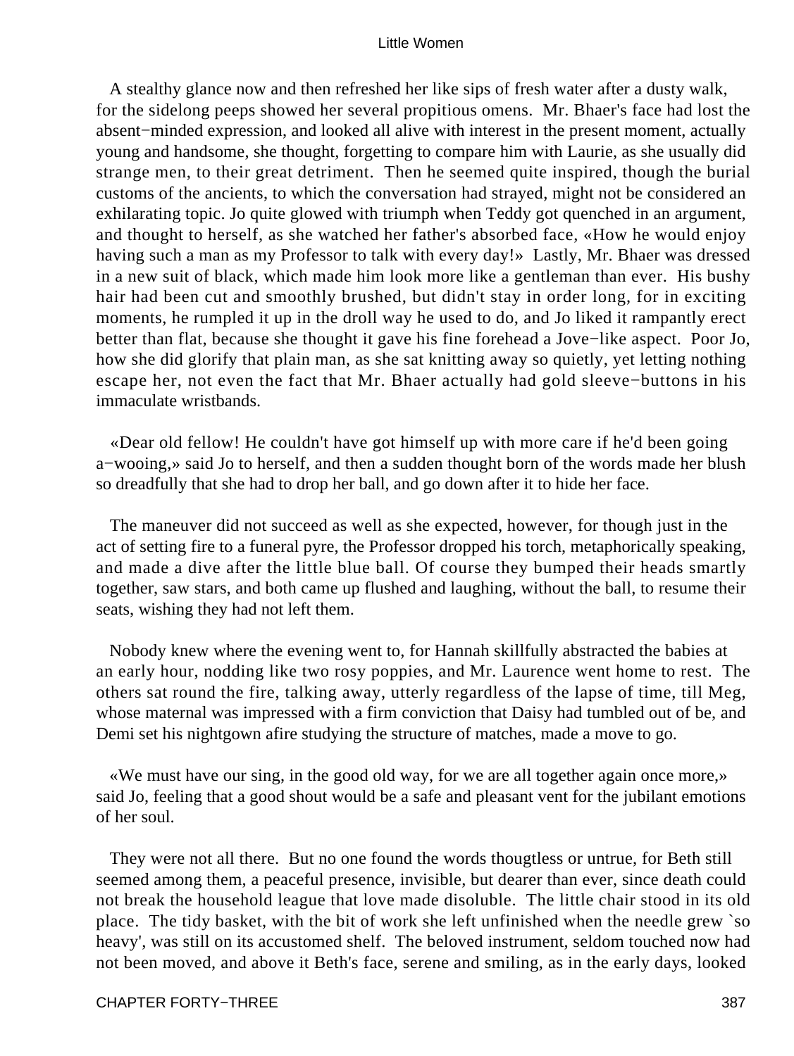A stealthy glance now and then refreshed her like sips of fresh water after a dusty walk, for the sidelong peeps showed her several propitious omens. Mr. Bhaer's face had lost the absent−minded expression, and looked all alive with interest in the present moment, actually young and handsome, she thought, forgetting to compare him with Laurie, as she usually did strange men, to their great detriment. Then he seemed quite inspired, though the burial customs of the ancients, to which the conversation had strayed, might not be considered an exhilarating topic. Jo quite glowed with triumph when Teddy got quenched in an argument, and thought to herself, as she watched her father's absorbed face, «How he would enjoy having such a man as my Professor to talk with every day!» Lastly, Mr. Bhaer was dressed in a new suit of black, which made him look more like a gentleman than ever. His bushy hair had been cut and smoothly brushed, but didn't stay in order long, for in exciting moments, he rumpled it up in the droll way he used to do, and Jo liked it rampantly erect better than flat, because she thought it gave his fine forehead a Jove−like aspect. Poor Jo, how she did glorify that plain man, as she sat knitting away so quietly, yet letting nothing escape her, not even the fact that Mr. Bhaer actually had gold sleeve−buttons in his immaculate wristbands.

«Dear old fellow! He couldn't have got himself up with more care if he'd been going a−wooing,» said Jo to herself, and then a sudden thought born of the words made her blush so dreadfully that she had to drop her ball, and go down after it to hide her face.

The maneuver did not succeed as well as she expected, however, for though just in the act of setting fire to a funeral pyre, the Professor dropped his torch, metaphorically speaking, and made a dive after the little blue ball. Of course they bumped their heads smartly together, saw stars, and both came up flushed and laughing, without the ball, to resume their seats, wishing they had not left them.

Nobody knew where the evening went to, for Hannah skillfully abstracted the babies at an early hour, nodding like two rosy poppies, and Mr. Laurence went home to rest. The others sat round the fire, talking away, utterly regardless of the lapse of time, till Meg, whose maternal was impressed with a firm conviction that Daisy had tumbled out of be, and Demi set his nightgown afire studying the structure of matches, made a move to go.

«We must have our sing, in the good old way, for we are all together again once more,» said Jo, feeling that a good shout would be a safe and pleasant vent for the jubilant emotions of her soul.

They were not all there. But no one found the words thougtless or untrue, for Beth still seemed among them, a peaceful presence, invisible, but dearer than ever, since death could not break the household league that love made disoluble. The little chair stood in its old place. The tidy basket, with the bit of work she left unfinished when the needle grew `so heavy', was still on its accustomed shelf. The beloved instrument, seldom touched now had not been moved, and above it Beth's face, serene and smiling, as in the early days, looked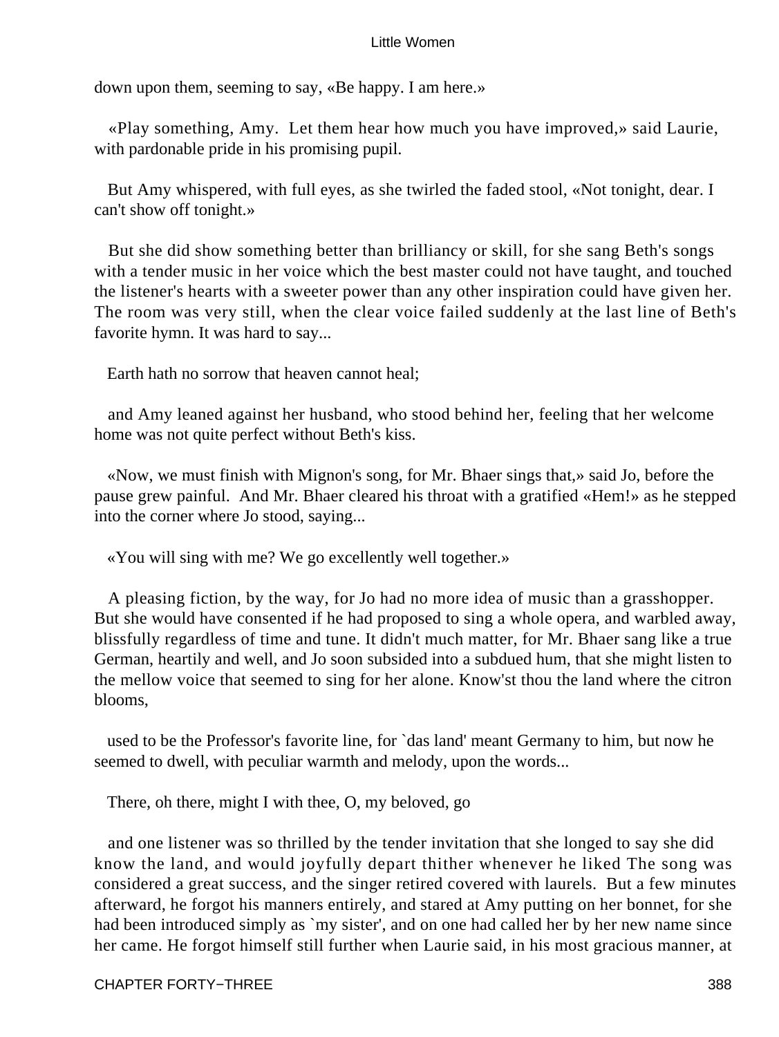down upon them, seeming to say, «Be happy. I am here.»

«Play something, Amy. Let them hear how much you have improved,» said Laurie, with pardonable pride in his promising pupil.

But Amy whispered, with full eyes, as she twirled the faded stool, «Not tonight, dear. I can't show off tonight.»

But she did show something better than brilliancy or skill, for she sang Beth's songs with a tender music in her voice which the best master could not have taught, and touched the listener's hearts with a sweeter power than any other inspiration could have given her. The room was very still, when the clear voice failed suddenly at the last line of Beth's favorite hymn. It was hard to say...

Earth hath no sorrow that heaven cannot heal;

and Amy leaned against her husband, who stood behind her, feeling that her welcome home was not quite perfect without Beth's kiss.

«Now, we must finish with Mignon's song, for Mr. Bhaer sings that,» said Jo, before the pause grew painful. And Mr. Bhaer cleared his throat with a gratified «Hem!» as he stepped into the corner where Jo stood, saying...

«You will sing with me? We go excellently well together.»

A pleasing fiction, by the way, for Jo had no more idea of music than a grasshopper. But she would have consented if he had proposed to sing a whole opera, and warbled away, blissfully regardless of time and tune. It didn't much matter, for Mr. Bhaer sang like a true German, heartily and well, and Jo soon subsided into a subdued hum, that she might listen to the mellow voice that seemed to sing for her alone. Know'st thou the land where the citron blooms,

used to be the Professor's favorite line, for `das land' meant Germany to him, but now he seemed to dwell, with peculiar warmth and melody, upon the words...

There, oh there, might I with thee, O, my beloved, go

and one listener was so thrilled by the tender invitation that she longed to say she did know the land, and would joyfully depart thither whenever he liked The song was considered a great success, and the singer retired covered with laurels. But a few minutes afterward, he forgot his manners entirely, and stared at Amy putting on her bonnet, for she had been introduced simply as `my sister', and on one had called her by her new name since her came. He forgot himself still further when Laurie said, in his most gracious manner, at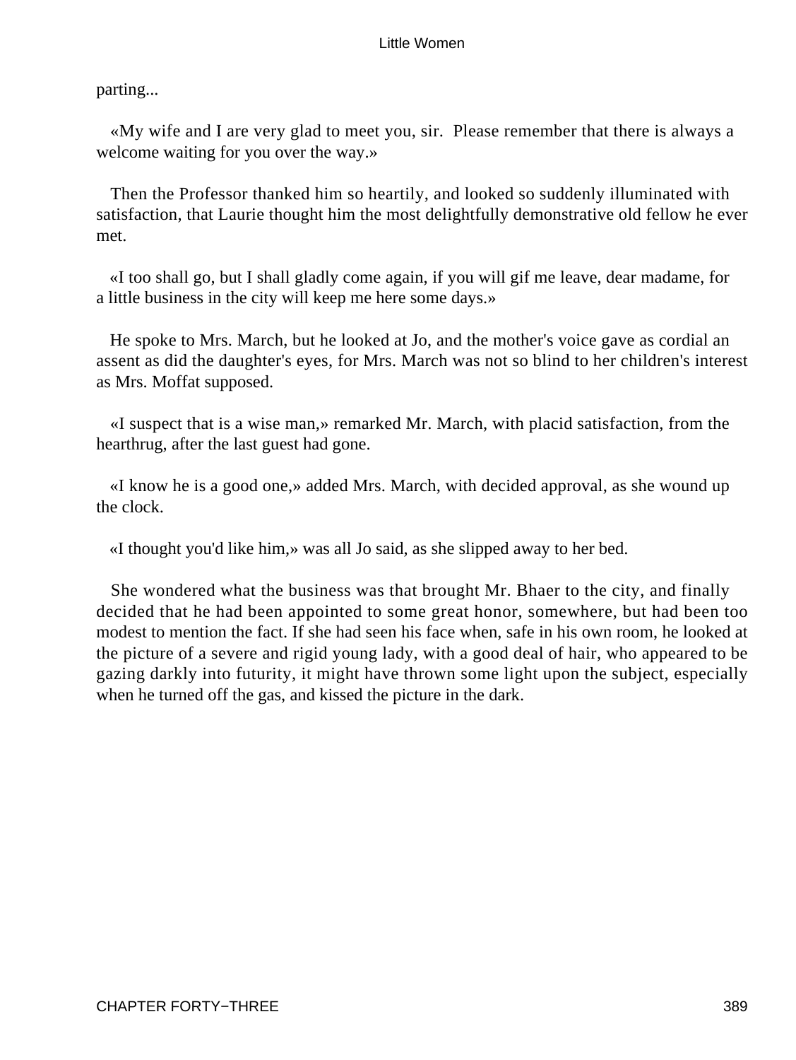parting...

«My wife and I are very glad to meet you, sir. Please remember that there is always a welcome waiting for you over the way.»

Then the Professor thanked him so heartily, and looked so suddenly illuminated with satisfaction, that Laurie thought him the most delightfully demonstrative old fellow he ever met.

«I too shall go, but I shall gladly come again, if you will gif me leave, dear madame, for a little business in the city will keep me here some days.»

He spoke to Mrs. March, but he looked at Jo, and the mother's voice gave as cordial an assent as did the daughter's eyes, for Mrs. March was not so blind to her children's interest as Mrs. Moffat supposed.

«I suspect that is a wise man,» remarked Mr. March, with placid satisfaction, from the hearthrug, after the last guest had gone.

«I know he is a good one,» added Mrs. March, with decided approval, as she wound up the clock.

«I thought you'd like him,» was all Jo said, as she slipped away to her bed.

She wondered what the business was that brought Mr. Bhaer to the city, and finally decided that he had been appointed to some great honor, somewhere, but had been too modest to mention the fact. If she had seen his face when, safe in his own room, he looked at the picture of a severe and rigid young lady, with a good deal of hair, who appeared to be gazing darkly into futurity, it might have thrown some light upon the subject, especially when he turned off the gas, and kissed the picture in the dark.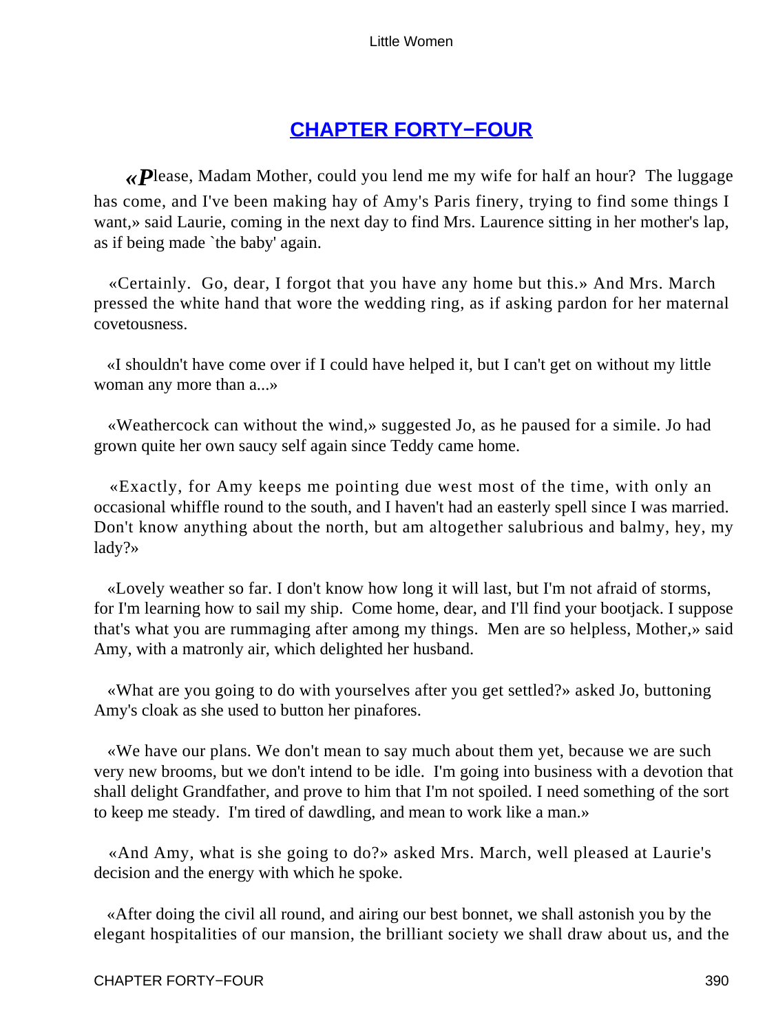## [CHAPTER FORTY−FOUR]()

«*P*lease, Madam Mother, could you lend me my wife for half an hour? The luggage has come, and I've been making hay of Amy's Paris finery, trying to find some things I want,» said Laurie, coming in the next day to find Mrs. Laurence sitting in her mother's lap, as if being made `the baby' again.

«Certainly. Go, dear, I forgot that you have any home but this.» And Mrs. March pressed the white hand that wore the wedding ring, as if asking pardon for her maternal covetousness.

«I shouldn't have come over if I could have helped it, but I can't get on without my little woman any more than a...»

«Weathercock can without the wind,» suggested Jo, as he paused for a simile. Jo had grown quite her own saucy self again since Teddy came home.

«Exactly, for Amy keeps me pointing due west most of the time, with only an occasional whiffle round to the south, and I haven't had an easterly spell since I was married. Don't know anything about the north, but am altogether salubrious and balmy, hey, my lady?»

«Lovely weather so far. I don't know how long it will last, but I'm not afraid of storms, for I'm learning how to sail my ship. Come home, dear, and I'll find your bootjack. I suppose that's what you are rummaging after among my things. Men are so helpless, Mother,» said Amy, with a matronly air, which delighted her husband.

«What are you going to do with yourselves after you get settled?» asked Jo, buttoning Amy's cloak as she used to button her pinafores.

«We have our plans. We don't mean to say much about them yet, because we are such very new brooms, but we don't intend to be idle. I'm going into business with a devotion that shall delight Grandfather, and prove to him that I'm not spoiled. I need something of the sort to keep me steady. I'm tired of dawdling, and mean to work like a man.»

«And Amy, what is she going to do?» asked Mrs. March, well pleased at Laurie's decision and the energy with which he spoke.

«After doing the civil all round, and airing our best bonnet, we shall astonish you by the elegant hospitalities of our mansion, the brilliant society we shall draw about us, and the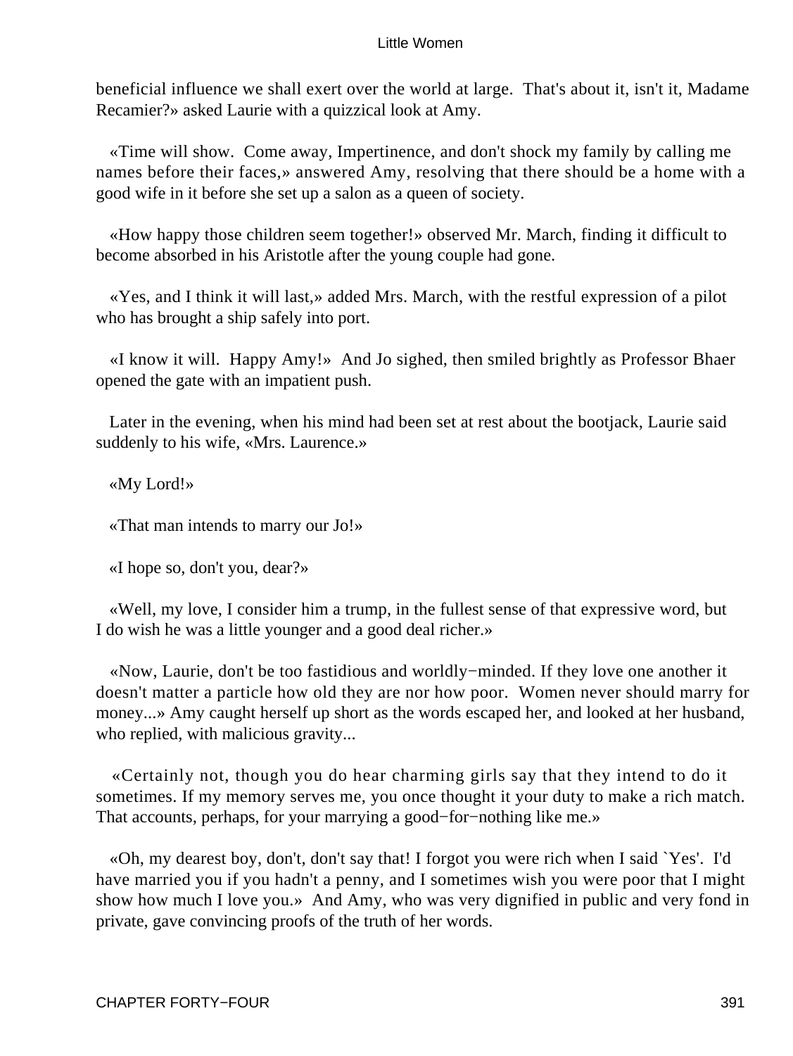beneficial influence we shall exert over the world at large. That's about it, isn't it, Madame Recamier?» asked Laurie with a quizzical look at Amy.

«Time will show. Come away, Impertinence, and don't shock my family by calling me names before their faces,» answered Amy, resolving that there should be a home with a good wife in it before she set up a salon as a queen of society.

«How happy those children seem together!» observed Mr. March, finding it difficult to become absorbed in his Aristotle after the young couple had gone.

«Yes, and I think it will last,» added Mrs. March, with the restful expression of a pilot who has brought a ship safely into port.

«I know it will. Happy Amy!» And Jo sighed, then smiled brightly as Professor Bhaer opened the gate with an impatient push.

Later in the evening, when his mind had been set at rest about the bootjack, Laurie said suddenly to his wife, «Mrs. Laurence.»

«My Lord!»

«That man intends to marry our Jo!»

«I hope so, don't you, dear?»

«Well, my love, I consider him a trump, in the fullest sense of that expressive word, but I do wish he was a little younger and a good deal richer.»

«Now, Laurie, don't be too fastidious and worldly−minded. If they love one another it doesn't matter a particle how old they are nor how poor. Women never should marry for money...» Amy caught herself up short as the words escaped her, and looked at her husband, who replied, with malicious gravity...

«Certainly not, though you do hear charming girls say that they intend to do it sometimes. If my memory serves me, you once thought it your duty to make a rich match. That accounts, perhaps, for your marrying a good−for−nothing like me.»

«Oh, my dearest boy, don't, don't say that! I forgot you were rich when I said `Yes'. I'd have married you if you hadn't a penny, and I sometimes wish you were poor that I might show how much I love you.» And Amy, who was very dignified in public and very fond in private, gave convincing proofs of the truth of her words.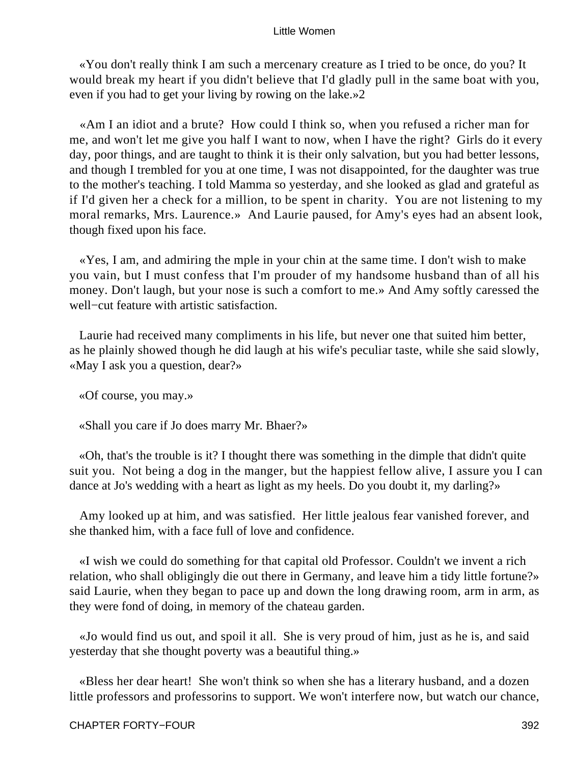«You don't really think I am such a mercenary creature as I tried to be once, do you? It would break my heart if you didn't believe that I'd gladly pull in the same boat with you, even if you had to get your living by rowing on the lake.»2

«Am I an idiot and a brute? How could I think so, when you refused a richer man for me, and won't let me give you half I want to now, when I have the right? Girls do it every day, poor things, and are taught to think it is their only salvation, but you had better lessons, and though I trembled for you at one time, I was not disappointed, for the daughter was true to the mother's teaching. I told Mamma so yesterday, and she looked as glad and grateful as if I'd given her a check for a million, to be spent in charity. You are not listening to my moral remarks, Mrs. Laurence.» And Laurie paused, for Amy's eyes had an absent look, though fixed upon his face.

«Yes, I am, and admiring the mple in your chin at the same time. I don't wish to make you vain, but I must confess that I'm prouder of my handsome husband than of all his money. Don't laugh, but your nose is such a comfort to me.» And Amy softly caressed the well−cut feature with artistic satisfaction.

Laurie had received many compliments in his life, but never one that suited him better, as he plainly showed though he did laugh at his wife's peculiar taste, while she said slowly, «May I ask you a question, dear?»

«Of course, you may.»

«Shall you care if Jo does marry Mr. Bhaer?»

«Oh, that's the trouble is it? I thought there was something in the dimple that didn't quite suit you. Not being a dog in the manger, but the happiest fellow alive, I assure you I can dance at Jo's wedding with a heart as light as my heels. Do you doubt it, my darling?»

Amy looked up at him, and was satisfied. Her little jealous fear vanished forever, and she thanked him, with a face full of love and confidence.

«I wish we could do something for that capital old Professor. Couldn't we invent a rich relation, who shall obligingly die out there in Germany, and leave him a tidy little fortune?» said Laurie, when they began to pace up and down the long drawing room, arm in arm, as they were fond of doing, in memory of the chateau garden.

«Jo would find us out, and spoil it all. She is very proud of him, just as he is, and said yesterday that she thought poverty was a beautiful thing.»

«Bless her dear heart! She won't think so when she has a literary husband, and a dozen little professors and professorins to support. We won't interfere now, but watch our chance,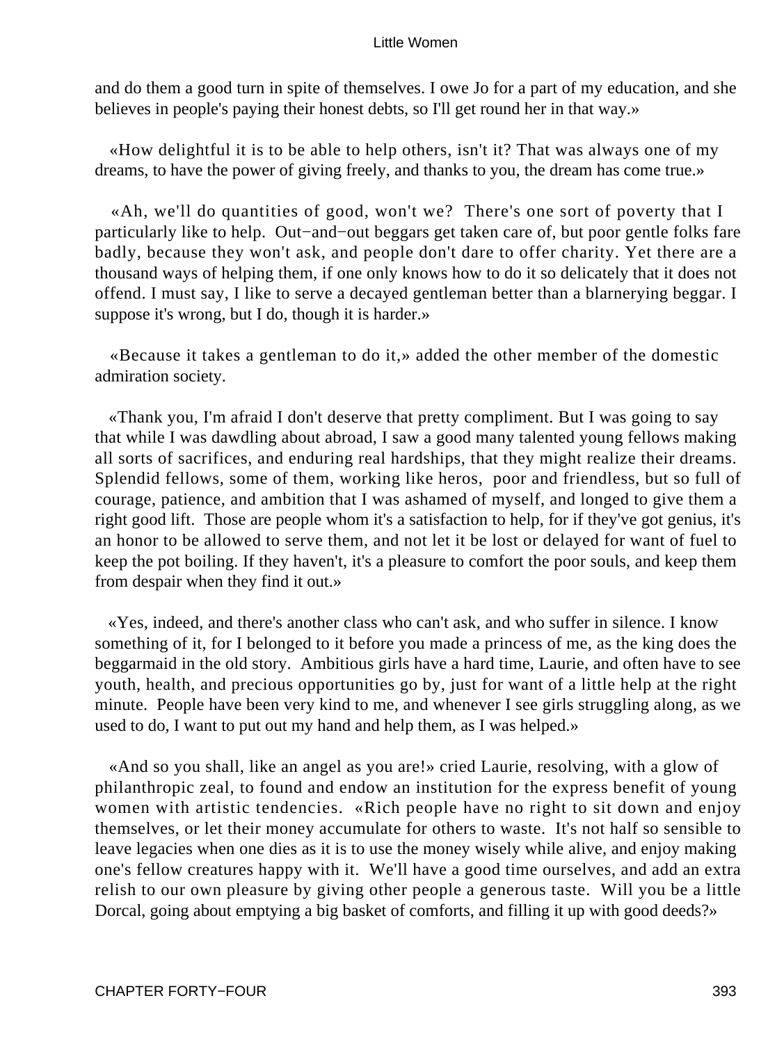and do them a good turn in spite of themselves. I owe Jo for a part of my education, and she believes in people's paying their honest debts, so I'll get round her in that way.»

«How delightful it is to be able to help others, isn't it? That was always one of my dreams, to have the power of giving freely, and thanks to you, the dream has come true.»

«Ah, we'll do quantities of good, won't we? There's one sort of poverty that I particularly like to help. Out−and−out beggars get taken care of, but poor gentle folks fare badly, because they won't ask, and people don't dare to offer charity. Yet there are a thousand ways of helping them, if one only knows how to do it so delicately that it does not offend. I must say, I like to serve a decayed gentleman better than a blarnerying beggar. I suppose it's wrong, but I do, though it is harder.»

«Because it takes a gentleman to do it,» added the other member of the domestic admiration society.

«Thank you, I'm afraid I don't deserve that pretty compliment. But I was going to say that while I was dawdling about abroad, I saw a good many talented young fellows making all sorts of sacrifices, and enduring real hardships, that they might realize their dreams. Splendid fellows, some of them, working like heros, poor and friendless, but so full of courage, patience, and ambition that I was ashamed of myself, and longed to give them a right good lift. Those are people whom it's a satisfaction to help, for if they've got genius, it's an honor to be allowed to serve them, and not let it be lost or delayed for want of fuel to keep the pot boiling. If they haven't, it's a pleasure to comfort the poor souls, and keep them from despair when they find it out.»

«Yes, indeed, and there's another class who can't ask, and who suffer in silence. I know something of it, for I belonged to it before you made a princess of me, as the king does the beggarmaid in the old story. Ambitious girls have a hard time, Laurie, and often have to see youth, health, and precious opportunities go by, just for want of a little help at the right minute. People have been very kind to me, and whenever I see girls struggling along, as we used to do, I want to put out my hand and help them, as I was helped.»

«And so you shall, like an angel as you are!» cried Laurie, resolving, with a glow of philanthropic zeal, to found and endow an institution for the express benefit of young women with artistic tendencies. «Rich people have no right to sit down and enjoy themselves, or let their money accumulate for others to waste. It's not half so sensible to leave legacies when one dies as it is to use the money wisely while alive, and enjoy making one's fellow creatures happy with it. We'll have a good time ourselves, and add an extra relish to our own pleasure by giving other people a generous taste. Will you be a little Dorcal, going about emptying a big basket of comforts, and filling it up with good deeds?»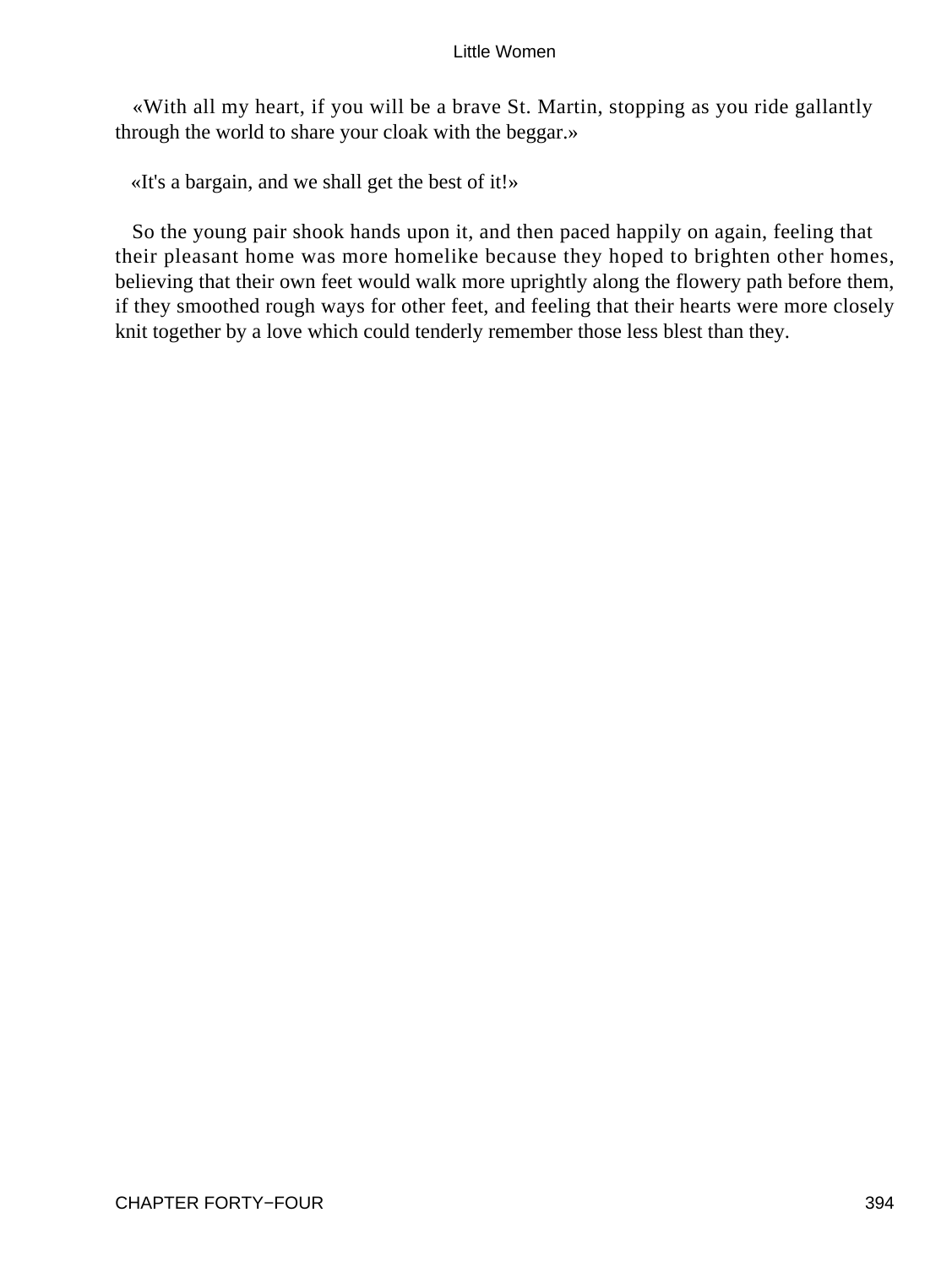«With all my heart, if you will be a brave St. Martin, stopping as you ride gallantly through the world to share your cloak with the beggar.»

«It's a bargain, and we shall get the best of it!»

So the young pair shook hands upon it, and then paced happily on again, feeling that their pleasant home was more homelike because they hoped to brighten other homes, believing that their own feet would walk more uprightly along the flowery path before them, if they smoothed rough ways for other feet, and feeling that their hearts were more closely knit together by a love which could tenderly remember those less blest than they.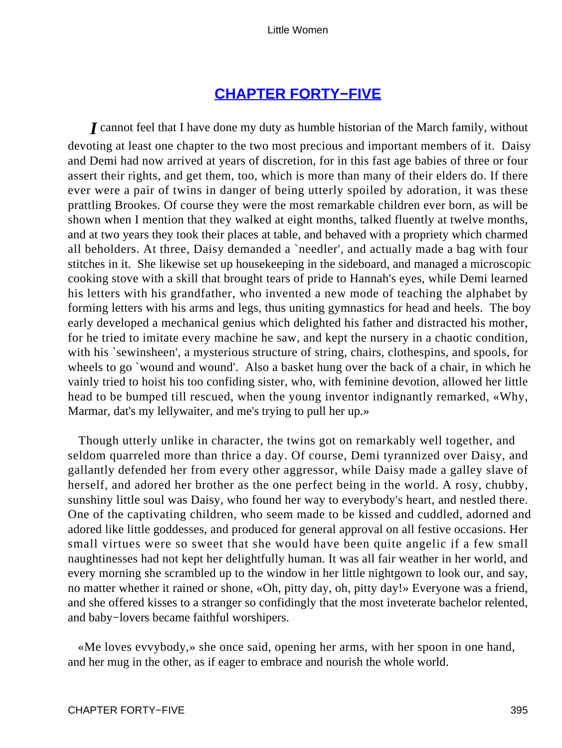## [CHAPTER FORTY−FIVE]()

*I* cannot feel that I have done my duty as humble historian of the March family, without devoting at least one chapter to the two most precious and important members of it. Daisy and Demi had now arrived at years of discretion, for in this fast age babies of three or four assert their rights, and get them, too, which is more than many of their elders do. If there ever were a pair of twins in danger of being utterly spoiled by adoration, it was these prattling Brookes. Of course they were the most remarkable children ever born, as will be shown when I mention that they walked at eight months, talked fluently at twelve months, and at two years they took their places at table, and behaved with a propriety which charmed all beholders. At three, Daisy demanded a `needler', and actually made a bag with four stitches in it. She likewise set up housekeeping in the sideboard, and managed a microscopic cooking stove with a skill that brought tears of pride to Hannah's eyes, while Demi learned his letters with his grandfather, who invented a new mode of teaching the alphabet by forming letters with his arms and legs, thus uniting gymnastics for head and heels. The boy early developed a mechanical genius which delighted his father and distracted his mother, for he tried to imitate every machine he saw, and kept the nursery in a chaotic condition, with his `sewinsheen', a mysterious structure of string, chairs, clothespins, and spools, for wheels to go `wound and wound'. Also a basket hung over the back of a chair, in which he vainly tried to hoist his too confiding sister, who, with feminine devotion, allowed her little head to be bumped till rescued, when the young inventor indignantly remarked, «Why, Marmar, dat's my lellywaiter, and me's trying to pull her up.»

Though utterly unlike in character, the twins got on remarkably well together, and seldom quarreled more than thrice a day. Of course, Demi tyrannized over Daisy, and gallantly defended her from every other aggressor, while Daisy made a galley slave of herself, and adored her brother as the one perfect being in the world. A rosy, chubby, sunshiny little soul was Daisy, who found her way to everybody's heart, and nestled there. One of the captivating children, who seem made to be kissed and cuddled, adorned and adored like little goddesses, and produced for general approval on all festive occasions. Her small virtues were so sweet that she would have been quite angelic if a few small naughtinesses had not kept her delightfully human. It was all fair weather in her world, and every morning she scrambled up to the window in her little nightgown to look our, and say, no matter whether it rained or shone, «Oh, pitty day, oh, pitty day!» Everyone was a friend, and she offered kisses to a stranger so confidingly that the most inveterate bachelor relented, and baby−lovers became faithful worshipers.

«Me loves evvybody,» she once said, opening her arms, with her spoon in one hand, and her mug in the other, as if eager to embrace and nourish the whole world.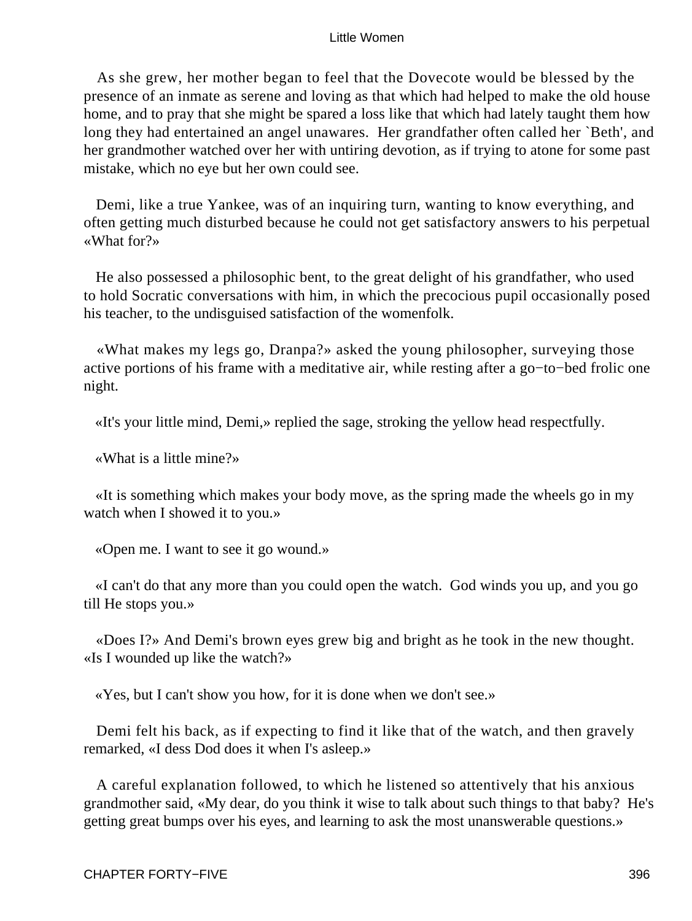As she grew, her mother began to feel that the Dovecote would be blessed by the presence of an inmate as serene and loving as that which had helped to make the old house home, and to pray that she might be spared a loss like that which had lately taught them how long they had entertained an angel unawares. Her grandfather often called her `Beth', and her grandmother watched over her with untiring devotion, as if trying to atone for some past mistake, which no eye but her own could see.

Demi, like a true Yankee, was of an inquiring turn, wanting to know everything, and often getting much disturbed because he could not get satisfactory answers to his perpetual «What for?»

He also possessed a philosophic bent, to the great delight of his grandfather, who used to hold Socratic conversations with him, in which the precocious pupil occasionally posed his teacher, to the undisguised satisfaction of the womenfolk.

«What makes my legs go, Dranpa?» asked the young philosopher, surveying those active portions of his frame with a meditative air, while resting after a go−to−bed frolic one night.

«It's your little mind, Demi,» replied the sage, stroking the yellow head respectfully.

«What is a little mine?»

«It is something which makes your body move, as the spring made the wheels go in my watch when I showed it to you.»

«Open me. I want to see it go wound.»

«I can't do that any more than you could open the watch. God winds you up, and you go till He stops you.»

«Does I?» And Demi's brown eyes grew big and bright as he took in the new thought. «Is I wounded up like the watch?»

«Yes, but I can't show you how, for it is done when we don't see.»

Demi felt his back, as if expecting to find it like that of the watch, and then gravely remarked, «I dess Dod does it when I's asleep.»

A careful explanation followed, to which he listened so attentively that his anxious grandmother said, «My dear, do you think it wise to talk about such things to that baby? He's getting great bumps over his eyes, and learning to ask the most unanswerable questions.»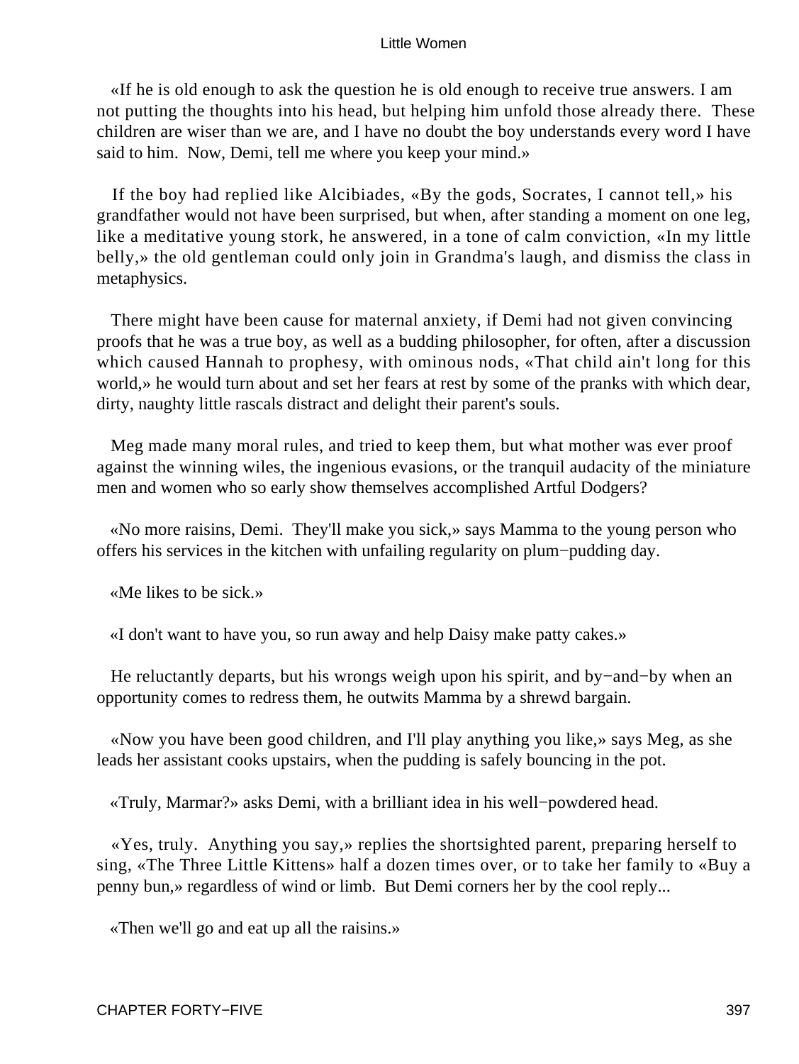«If he is old enough to ask the question he is old enough to receive true answers. I am not putting the thoughts into his head, but helping him unfold those already there. These children are wiser than we are, and I have no doubt the boy understands every word I have said to him. Now, Demi, tell me where you keep your mind.»

If the boy had replied like Alcibiades, «By the gods, Socrates, I cannot tell,» his grandfather would not have been surprised, but when, after standing a moment on one leg, like a meditative young stork, he answered, in a tone of calm conviction, «In my little belly,» the old gentleman could only join in Grandma's laugh, and dismiss the class in metaphysics.

There might have been cause for maternal anxiety, if Demi had not given convincing proofs that he was a true boy, as well as a budding philosopher, for often, after a discussion which caused Hannah to prophesy, with ominous nods, «That child ain't long for this world,» he would turn about and set her fears at rest by some of the pranks with which dear, dirty, naughty little rascals distract and delight their parent's souls.

Meg made many moral rules, and tried to keep them, but what mother was ever proof against the winning wiles, the ingenious evasions, or the tranquil audacity of the miniature men and women who so early show themselves accomplished Artful Dodgers?

«No more raisins, Demi. They'll make you sick,» says Mamma to the young person who offers his services in the kitchen with unfailing regularity on plum−pudding day.

«Me likes to be sick.»

«I don't want to have you, so run away and help Daisy make patty cakes.»

He reluctantly departs, but his wrongs weigh upon his spirit, and by−and−by when an opportunity comes to redress them, he outwits Mamma by a shrewd bargain.

«Now you have been good children, and I'll play anything you like,» says Meg, as she leads her assistant cooks upstairs, when the pudding is safely bouncing in the pot.

«Truly, Marmar?» asks Demi, with a brilliant idea in his well−powdered head.

«Yes, truly. Anything you say,» replies the shortsighted parent, preparing herself to sing, «The Three Little Kittens» half a dozen times over, or to take her family to «Buy a penny bun,» regardless of wind or limb. But Demi corners her by the cool reply...

«Then we'll go and eat up all the raisins.»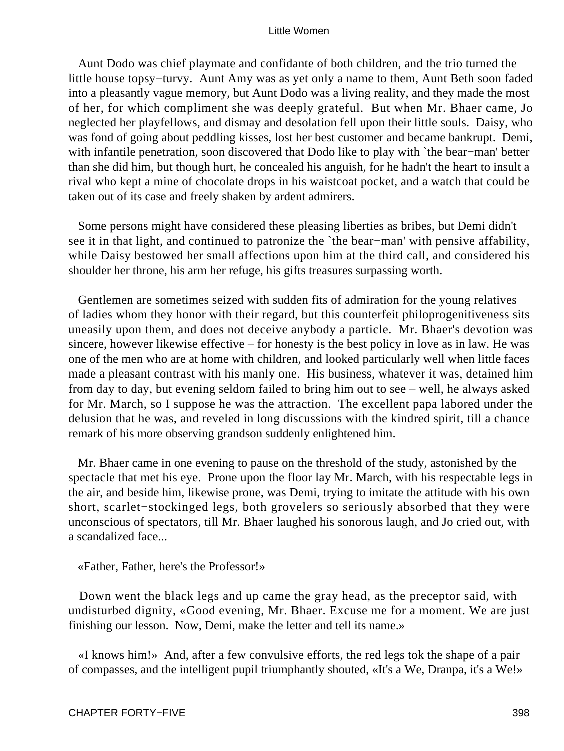Aunt Dodo was chief playmate and confidante of both children, and the trio turned the little house topsy−turvy. Aunt Amy was as yet only a name to them, Aunt Beth soon faded into a pleasantly vague memory, but Aunt Dodo was a living reality, and they made the most of her, for which compliment she was deeply grateful. But when Mr. Bhaer came, Jo neglected her playfellows, and dismay and desolation fell upon their little souls. Daisy, who was fond of going about peddling kisses, lost her best customer and became bankrupt. Demi, with infantile penetration, soon discovered that Dodo like to play with `the bear−man' better than she did him, but though hurt, he concealed his anguish, for he hadn't the heart to insult a rival who kept a mine of chocolate drops in his waistcoat pocket, and a watch that could be taken out of its case and freely shaken by ardent admirers.

Some persons might have considered these pleasing liberties as bribes, but Demi didn't see it in that light, and continued to patronize the `the bear−man' with pensive affability, while Daisy bestowed her small affections upon him at the third call, and considered his shoulder her throne, his arm her refuge, his gifts treasures surpassing worth.

Gentlemen are sometimes seized with sudden fits of admiration for the young relatives of ladies whom they honor with their regard, but this counterfeit philoprogenitiveness sits uneasily upon them, and does not deceive anybody a particle. Mr. Bhaer's devotion was sincere, however likewise effective – for honesty is the best policy in love as in law. He was one of the men who are at home with children, and looked particularly well when little faces made a pleasant contrast with his manly one. His business, whatever it was, detained him from day to day, but evening seldom failed to bring him out to see – well, he always asked for Mr. March, so I suppose he was the attraction. The excellent papa labored under the delusion that he was, and reveled in long discussions with the kindred spirit, till a chance remark of his more observing grandson suddenly enlightened him.

Mr. Bhaer came in one evening to pause on the threshold of the study, astonished by the spectacle that met his eye. Prone upon the floor lay Mr. March, with his respectable legs in the air, and beside him, likewise prone, was Demi, trying to imitate the attitude with his own short, scarlet−stockinged legs, both grovelers so seriously absorbed that they were unconscious of spectators, till Mr. Bhaer laughed his sonorous laugh, and Jo cried out, with a scandalized face...

«Father, Father, here's the Professor!»

Down went the black legs and up came the gray head, as the preceptor said, with undisturbed dignity, «Good evening, Mr. Bhaer. Excuse me for a moment. We are just finishing our lesson. Now, Demi, make the letter and tell its name.»

«I knows him!» And, after a few convulsive efforts, the red legs tok the shape of a pair of compasses, and the intelligent pupil triumphantly shouted, «It's a We, Dranpa, it's a We!»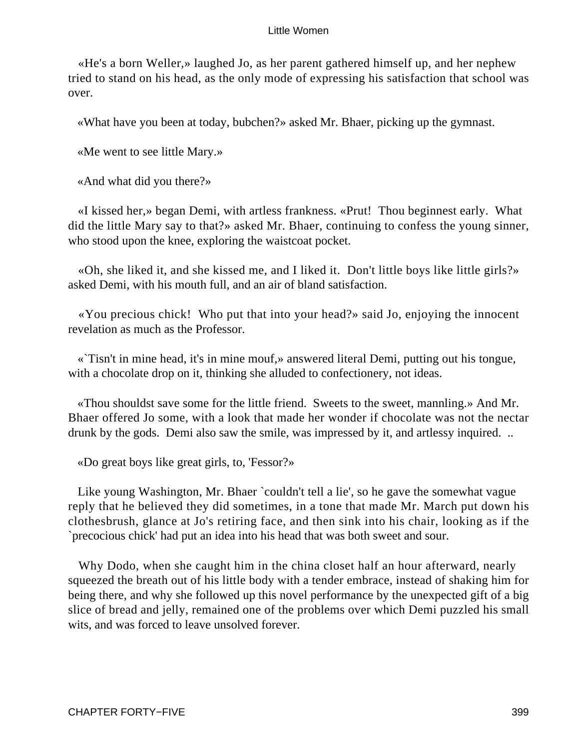«He's a born Weller,» laughed Jo, as her parent gathered himself up, and her nephew tried to stand on his head, as the only mode of expressing his satisfaction that school was over.

«What have you been at today, bubchen?» asked Mr. Bhaer, picking up the gymnast.

«Me went to see little Mary.»

«And what did you there?»

«I kissed her,» began Demi, with artless frankness. «Prut! Thou beginnest early. What did the little Mary say to that?» asked Mr. Bhaer, continuing to confess the young sinner, who stood upon the knee, exploring the waistcoat pocket.

«Oh, she liked it, and she kissed me, and I liked it. Don't little boys like little girls?» asked Demi, with his mouth full, and an air of bland satisfaction.

«You precious chick! Who put that into your head?» said Jo, enjoying the innocent revelation as much as the Professor.

«`Tisn't in mine head, it's in mine mouf,» answered literal Demi, putting out his tongue, with a chocolate drop on it, thinking she alluded to confectionery, not ideas.

«Thou shouldst save some for the little friend. Sweets to the sweet, mannling.» And Mr. Bhaer offered Jo some, with a look that made her wonder if chocolate was not the nectar drunk by the gods. Demi also saw the smile, was impressed by it, and artlessy inquired. ..

«Do great boys like great girls, to, 'Fessor?»

Like young Washington, Mr. Bhaer `couldn't tell a lie', so he gave the somewhat vague reply that he believed they did sometimes, in a tone that made Mr. March put down his clothesbrush, glance at Jo's retiring face, and then sink into his chair, looking as if the `precocious chick' had put an idea into his head that was both sweet and sour.

Why Dodo, when she caught him in the china closet half an hour afterward, nearly squeezed the breath out of his little body with a tender embrace, instead of shaking him for being there, and why she followed up this novel performance by the unexpected gift of a big slice of bread and jelly, remained one of the problems over which Demi puzzled his small wits, and was forced to leave unsolved forever.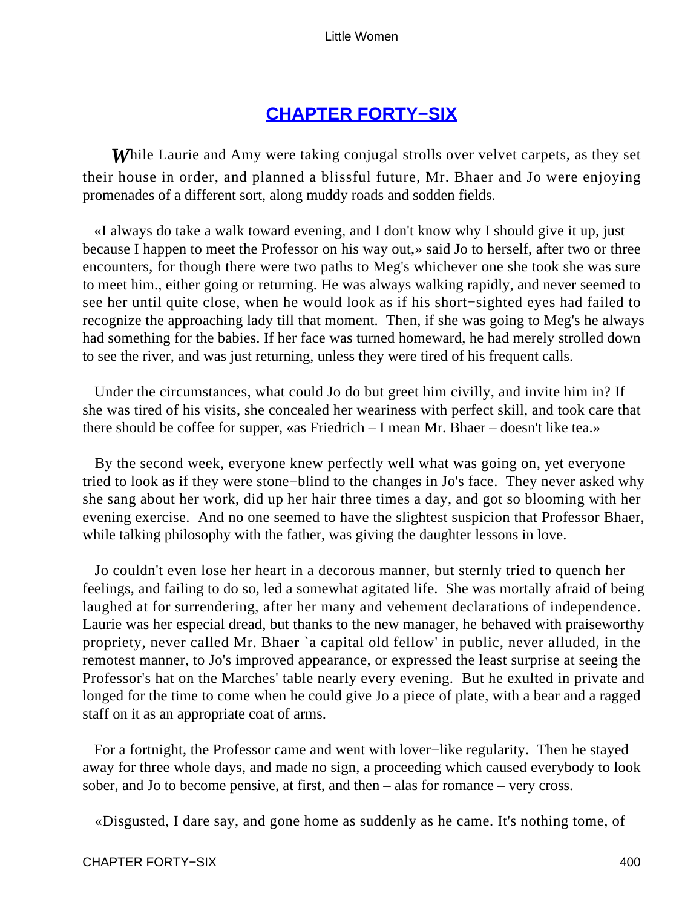## [CHAPTER FORTY−SIX]()

*W*hile Laurie and Amy were taking conjugal strolls over velvet carpets, as they set their house in order, and planned a blissful future, Mr. Bhaer and Jo were enjoying promenades of a different sort, along muddy roads and sodden fields.

«I always do take a walk toward evening, and I don't know why I should give it up, just because I happen to meet the Professor on his way out,» said Jo to herself, after two or three encounters, for though there were two paths to Meg's whichever one she took she was sure to meet him., either going or returning. He was always walking rapidly, and never seemed to see her until quite close, when he would look as if his short−sighted eyes had failed to recognize the approaching lady till that moment. Then, if she was going to Meg's he always had something for the babies. If her face was turned homeward, he had merely strolled down to see the river, and was just returning, unless they were tired of his frequent calls.

Under the circumstances, what could Jo do but greet him civilly, and invite him in? If she was tired of his visits, she concealed her weariness with perfect skill, and took care that there should be coffee for supper, «as Friedrich – I mean Mr. Bhaer – doesn't like tea.»

By the second week, everyone knew perfectly well what was going on, yet everyone tried to look as if they were stone−blind to the changes in Jo's face. They never asked why she sang about her work, did up her hair three times a day, and got so blooming with her evening exercise. And no one seemed to have the slightest suspicion that Professor Bhaer, while talking philosophy with the father, was giving the daughter lessons in love.

Jo couldn't even lose her heart in a decorous manner, but sternly tried to quench her feelings, and failing to do so, led a somewhat agitated life. She was mortally afraid of being laughed at for surrendering, after her many and vehement declarations of independence. Laurie was her especial dread, but thanks to the new manager, he behaved with praiseworthy propriety, never called Mr. Bhaer `a capital old fellow' in public, never alluded, in the remotest manner, to Jo's improved appearance, or expressed the least surprise at seeing the Professor's hat on the Marches' table nearly every evening. But he exulted in private and longed for the time to come when he could give Jo a piece of plate, with a bear and a ragged staff on it as an appropriate coat of arms.

For a fortnight, the Professor came and went with lover−like regularity. Then he stayed away for three whole days, and made no sign, a proceeding which caused everybody to look sober, and Jo to become pensive, at first, and then – alas for romance – very cross.

«Disgusted, I dare say, and gone home as suddenly as he came. It's nothing tome, of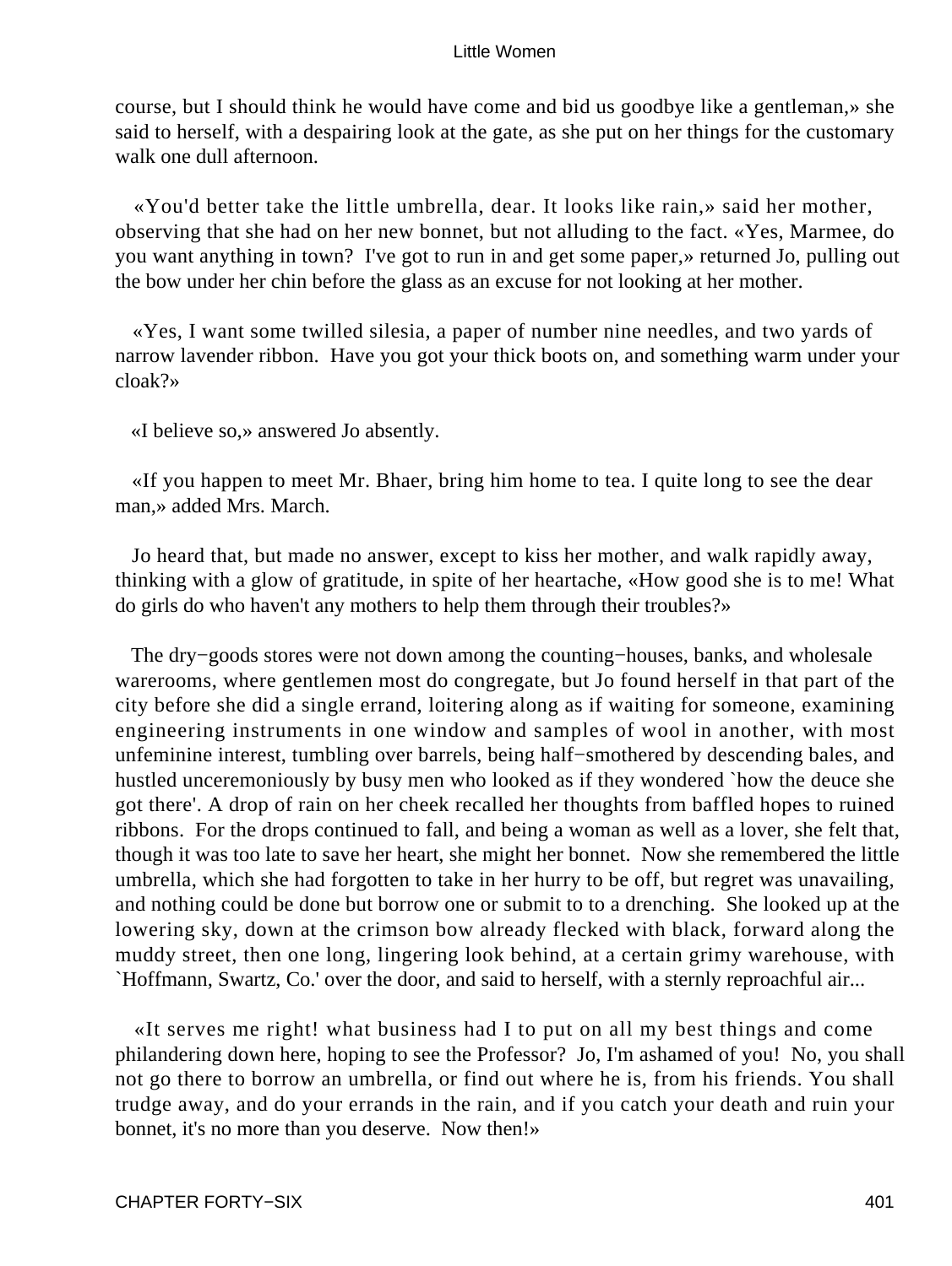course, but I should think he would have come and bid us goodbye like a gentleman,» she said to herself, with a despairing look at the gate, as she put on her things for the customary walk one dull afternoon.

«You'd better take the little umbrella, dear. It looks like rain,» said her mother, observing that she had on her new bonnet, but not alluding to the fact. «Yes, Marmee, do you want anything in town? I've got to run in and get some paper,» returned Jo, pulling out the bow under her chin before the glass as an excuse for not looking at her mother.

«Yes, I want some twilled silesia, a paper of number nine needles, and two yards of narrow lavender ribbon. Have you got your thick boots on, and something warm under your cloak?»

«I believe so,» answered Jo absently.

«If you happen to meet Mr. Bhaer, bring him home to tea. I quite long to see the dear man,» added Mrs. March.

Jo heard that, but made no answer, except to kiss her mother, and walk rapidly away, thinking with a glow of gratitude, in spite of her heartache, «How good she is to me! What do girls do who haven't any mothers to help them through their troubles?»

The dry−goods stores were not down among the counting−houses, banks, and wholesale warerooms, where gentlemen most do congregate, but Jo found herself in that part of the city before she did a single errand, loitering along as if waiting for someone, examining engineering instruments in one window and samples of wool in another, with most unfeminine interest, tumbling over barrels, being half−smothered by descending bales, and hustled unceremoniously by busy men who looked as if they wondered `how the deuce she got there'. A drop of rain on her cheek recalled her thoughts from baffled hopes to ruined ribbons. For the drops continued to fall, and being a woman as well as a lover, she felt that, though it was too late to save her heart, she might her bonnet. Now she remembered the little umbrella, which she had forgotten to take in her hurry to be off, but regret was unavailing, and nothing could be done but borrow one or submit to to a drenching. She looked up at the lowering sky, down at the crimson bow already flecked with black, forward along the muddy street, then one long, lingering look behind, at a certain grimy warehouse, with `Hoffmann, Swartz, Co.' over the door, and said to herself, with a sternly reproachful air...

«It serves me right! what business had I to put on all my best things and come philandering down here, hoping to see the Professor? Jo, I'm ashamed of you! No, you shall not go there to borrow an umbrella, or find out where he is, from his friends. You shall trudge away, and do your errands in the rain, and if you catch your death and ruin your bonnet, it's no more than you deserve. Now then!»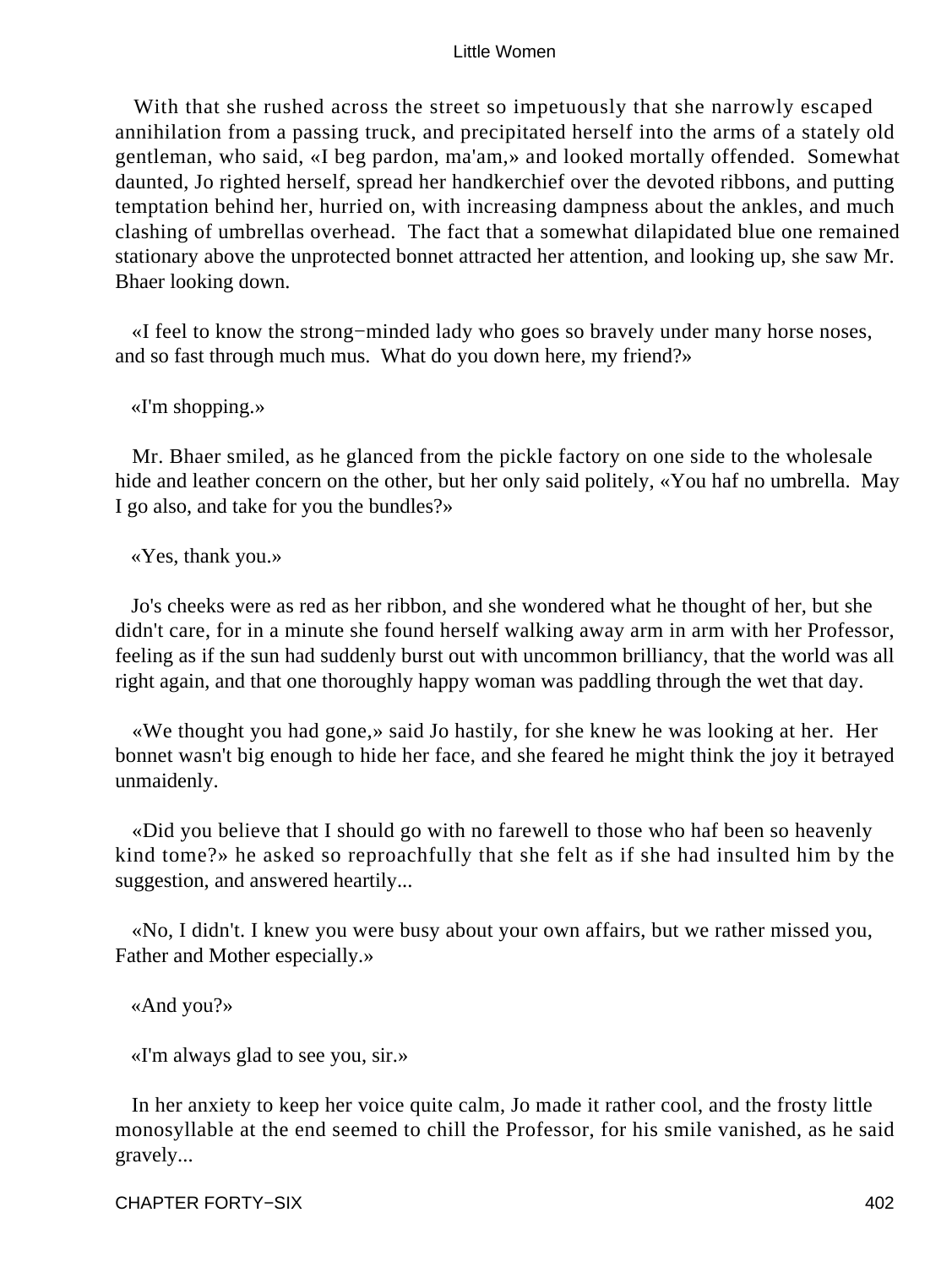With that she rushed across the street so impetuously that she narrowly escaped annihilation from a passing truck, and precipitated herself into the arms of a stately old gentleman, who said, «I beg pardon, ma'am,» and looked mortally offended. Somewhat daunted, Jo righted herself, spread her handkerchief over the devoted ribbons, and putting temptation behind her, hurried on, with increasing dampness about the ankles, and much clashing of umbrellas overhead. The fact that a somewhat dilapidated blue one remained stationary above the unprotected bonnet attracted her attention, and looking up, she saw Mr. Bhaer looking down.

«I feel to know the strong−minded lady who goes so bravely under many horse noses, and so fast through much mus. What do you down here, my friend?»

«I'm shopping.»

Mr. Bhaer smiled, as he glanced from the pickle factory on one side to the wholesale hide and leather concern on the other, but her only said politely, «You haf no umbrella. May I go also, and take for you the bundles?»

«Yes, thank you.»

Jo's cheeks were as red as her ribbon, and she wondered what he thought of her, but she didn't care, for in a minute she found herself walking away arm in arm with her Professor, feeling as if the sun had suddenly burst out with uncommon brilliancy, that the world was all right again, and that one thoroughly happy woman was paddling through the wet that day.

«We thought you had gone,» said Jo hastily, for she knew he was looking at her. Her bonnet wasn't big enough to hide her face, and she feared he might think the joy it betrayed unmaidenly.

«Did you believe that I should go with no farewell to those who haf been so heavenly kind tome?» he asked so reproachfully that she felt as if she had insulted him by the suggestion, and answered heartily...

«No, I didn't. I knew you were busy about your own affairs, but we rather missed you, Father and Mother especially.»

«And you?»

«I'm always glad to see you, sir.»

In her anxiety to keep her voice quite calm, Jo made it rather cool, and the frosty little monosyllable at the end seemed to chill the Professor, for his smile vanished, as he said gravely...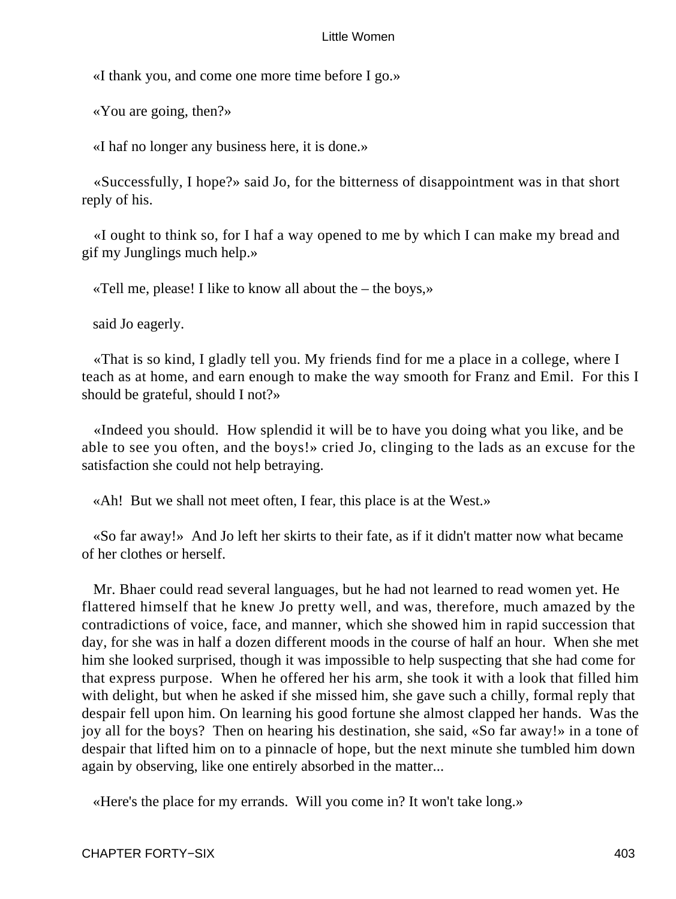«I thank you, and come one more time before I go.»

«You are going, then?»

«I haf no longer any business here, it is done.»

«Successfully, I hope?» said Jo, for the bitterness of disappointment was in that short reply of his.

«I ought to think so, for I haf a way opened to me by which I can make my bread and gif my Junglings much help.»

«Tell me, please! I like to know all about the – the boys,»

said Jo eagerly.

«That is so kind, I gladly tell you. My friends find for me a place in a college, where I teach as at home, and earn enough to make the way smooth for Franz and Emil. For this I should be grateful, should I not?»

«Indeed you should. How splendid it will be to have you doing what you like, and be able to see you often, and the boys!» cried Jo, clinging to the lads as an excuse for the satisfaction she could not help betraying.

«Ah! But we shall not meet often, I fear, this place is at the West.»

«So far away!» And Jo left her skirts to their fate, as if it didn't matter now what became of her clothes or herself.

Mr. Bhaer could read several languages, but he had not learned to read women yet. He flattered himself that he knew Jo pretty well, and was, therefore, much amazed by the contradictions of voice, face, and manner, which she showed him in rapid succession that day, for she was in half a dozen different moods in the course of half an hour. When she met him she looked surprised, though it was impossible to help suspecting that she had come for that express purpose. When he offered her his arm, she took it with a look that filled him with delight, but when he asked if she missed him, she gave such a chilly, formal reply that despair fell upon him. On learning his good fortune she almost clapped her hands. Was the joy all for the boys? Then on hearing his destination, she said, «So far away!» in a tone of despair that lifted him on to a pinnacle of hope, but the next minute she tumbled him down again by observing, like one entirely absorbed in the matter...

«Here's the place for my errands. Will you come in? It won't take long.»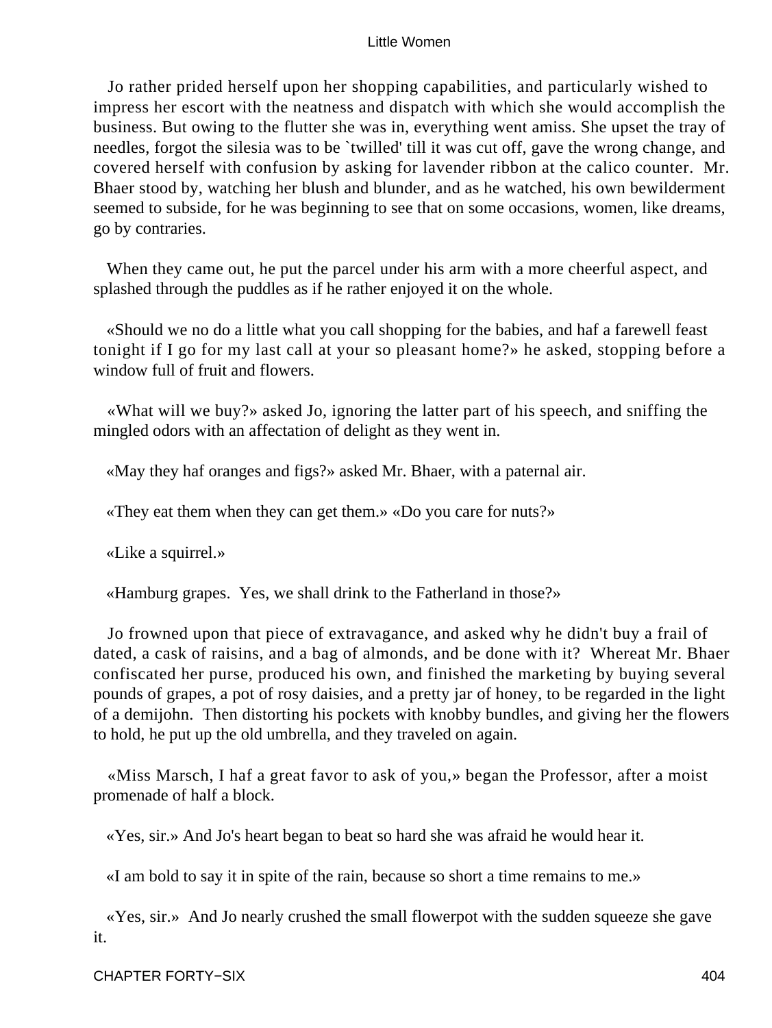Jo rather prided herself upon her shopping capabilities, and particularly wished to impress her escort with the neatness and dispatch with which she would accomplish the business. But owing to the flutter she was in, everything went amiss. She upset the tray of needles, forgot the silesia was to be `twilled' till it was cut off, gave the wrong change, and covered herself with confusion by asking for lavender ribbon at the calico counter. Mr. Bhaer stood by, watching her blush and blunder, and as he watched, his own bewilderment seemed to subside, for he was beginning to see that on some occasions, women, like dreams, go by contraries.

When they came out, he put the parcel under his arm with a more cheerful aspect, and splashed through the puddles as if he rather enjoyed it on the whole.

«Should we no do a little what you call shopping for the babies, and haf a farewell feast tonight if I go for my last call at your so pleasant home?» he asked, stopping before a window full of fruit and flowers.

«What will we buy?» asked Jo, ignoring the latter part of his speech, and sniffing the mingled odors with an affectation of delight as they went in.

«May they haf oranges and figs?» asked Mr. Bhaer, with a paternal air.

«They eat them when they can get them.» «Do you care for nuts?»

«Like a squirrel.»

«Hamburg grapes. Yes, we shall drink to the Fatherland in those?»

Jo frowned upon that piece of extravagance, and asked why he didn't buy a frail of dated, a cask of raisins, and a bag of almonds, and be done with it? Whereat Mr. Bhaer confiscated her purse, produced his own, and finished the marketing by buying several pounds of grapes, a pot of rosy daisies, and a pretty jar of honey, to be regarded in the light of a demijohn. Then distorting his pockets with knobby bundles, and giving her the flowers to hold, he put up the old umbrella, and they traveled on again.

«Miss Marsch, I haf a great favor to ask of you,» began the Professor, after a moist promenade of half a block.

«Yes, sir.» And Jo's heart began to beat so hard she was afraid he would hear it.

«I am bold to say it in spite of the rain, because so short a time remains to me.»

«Yes, sir.» And Jo nearly crushed the small flowerpot with the sudden squeeze she gave it.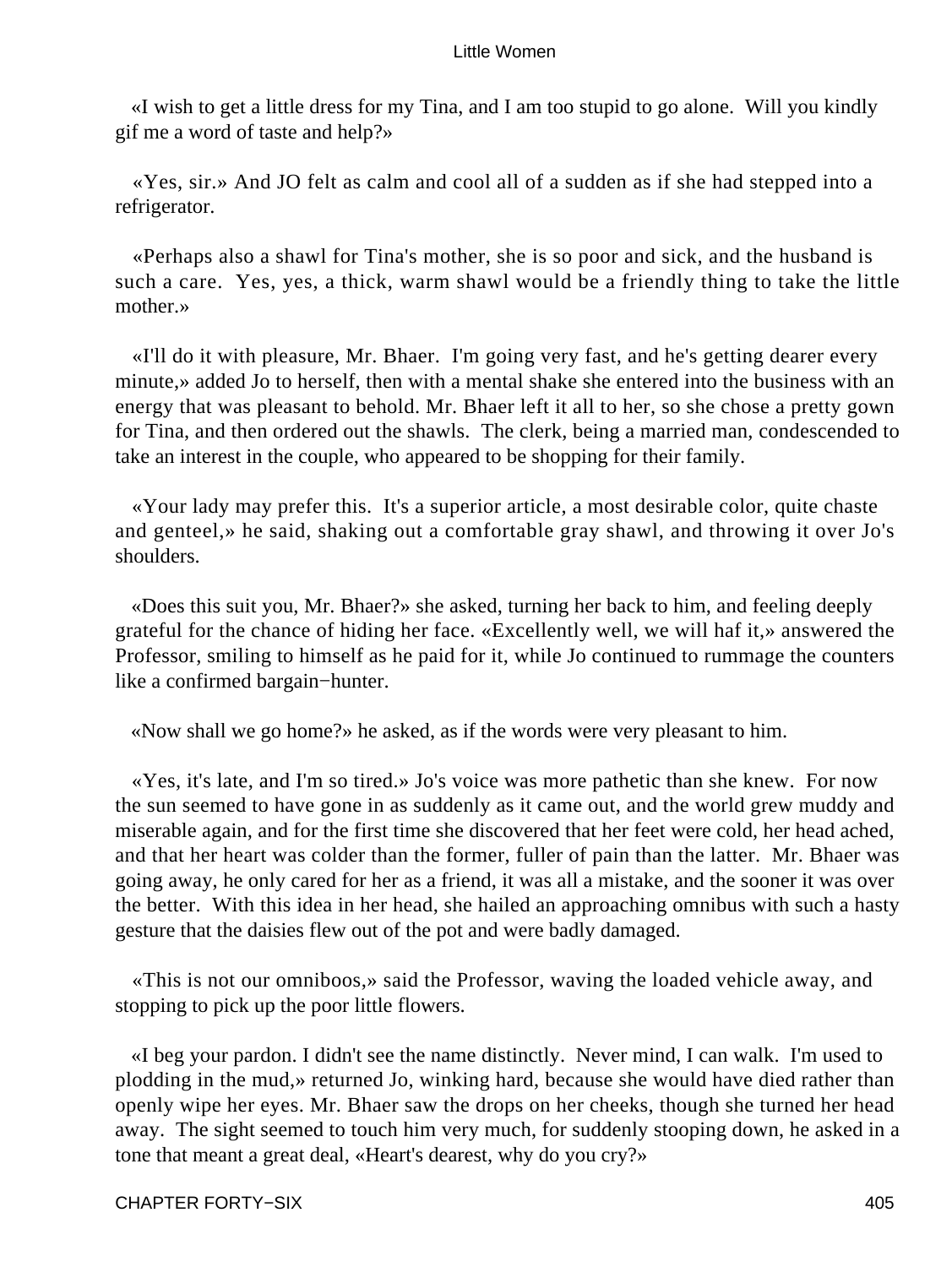«I wish to get a little dress for my Tina, and I am too stupid to go alone. Will you kindly gif me a word of taste and help?»

«Yes, sir.» And JO felt as calm and cool all of a sudden as if she had stepped into a refrigerator.

«Perhaps also a shawl for Tina's mother, she is so poor and sick, and the husband is such a care. Yes, yes, a thick, warm shawl would be a friendly thing to take the little mother.»

«I'll do it with pleasure, Mr. Bhaer. I'm going very fast, and he's getting dearer every minute,» added Jo to herself, then with a mental shake she entered into the business with an energy that was pleasant to behold. Mr. Bhaer left it all to her, so she chose a pretty gown for Tina, and then ordered out the shawls. The clerk, being a married man, condescended to take an interest in the couple, who appeared to be shopping for their family.

«Your lady may prefer this. It's a superior article, a most desirable color, quite chaste and genteel,» he said, shaking out a comfortable gray shawl, and throwing it over Jo's shoulders.

«Does this suit you, Mr. Bhaer?» she asked, turning her back to him, and feeling deeply grateful for the chance of hiding her face. «Excellently well, we will haf it,» answered the Professor, smiling to himself as he paid for it, while Jo continued to rummage the counters like a confirmed bargain−hunter.

«Now shall we go home?» he asked, as if the words were very pleasant to him.

«Yes, it's late, and I'm so tired.» Jo's voice was more pathetic than she knew. For now the sun seemed to have gone in as suddenly as it came out, and the world grew muddy and miserable again, and for the first time she discovered that her feet were cold, her head ached, and that her heart was colder than the former, fuller of pain than the latter. Mr. Bhaer was going away, he only cared for her as a friend, it was all a mistake, and the sooner it was over the better. With this idea in her head, she hailed an approaching omnibus with such a hasty gesture that the daisies flew out of the pot and were badly damaged.

«This is not our omniboos,» said the Professor, waving the loaded vehicle away, and stopping to pick up the poor little flowers.

«I beg your pardon. I didn't see the name distinctly. Never mind, I can walk. I'm used to plodding in the mud,» returned Jo, winking hard, because she would have died rather than openly wipe her eyes. Mr. Bhaer saw the drops on her cheeks, though she turned her head away. The sight seemed to touch him very much, for suddenly stooping down, he asked in a tone that meant a great deal, «Heart's dearest, why do you cry?»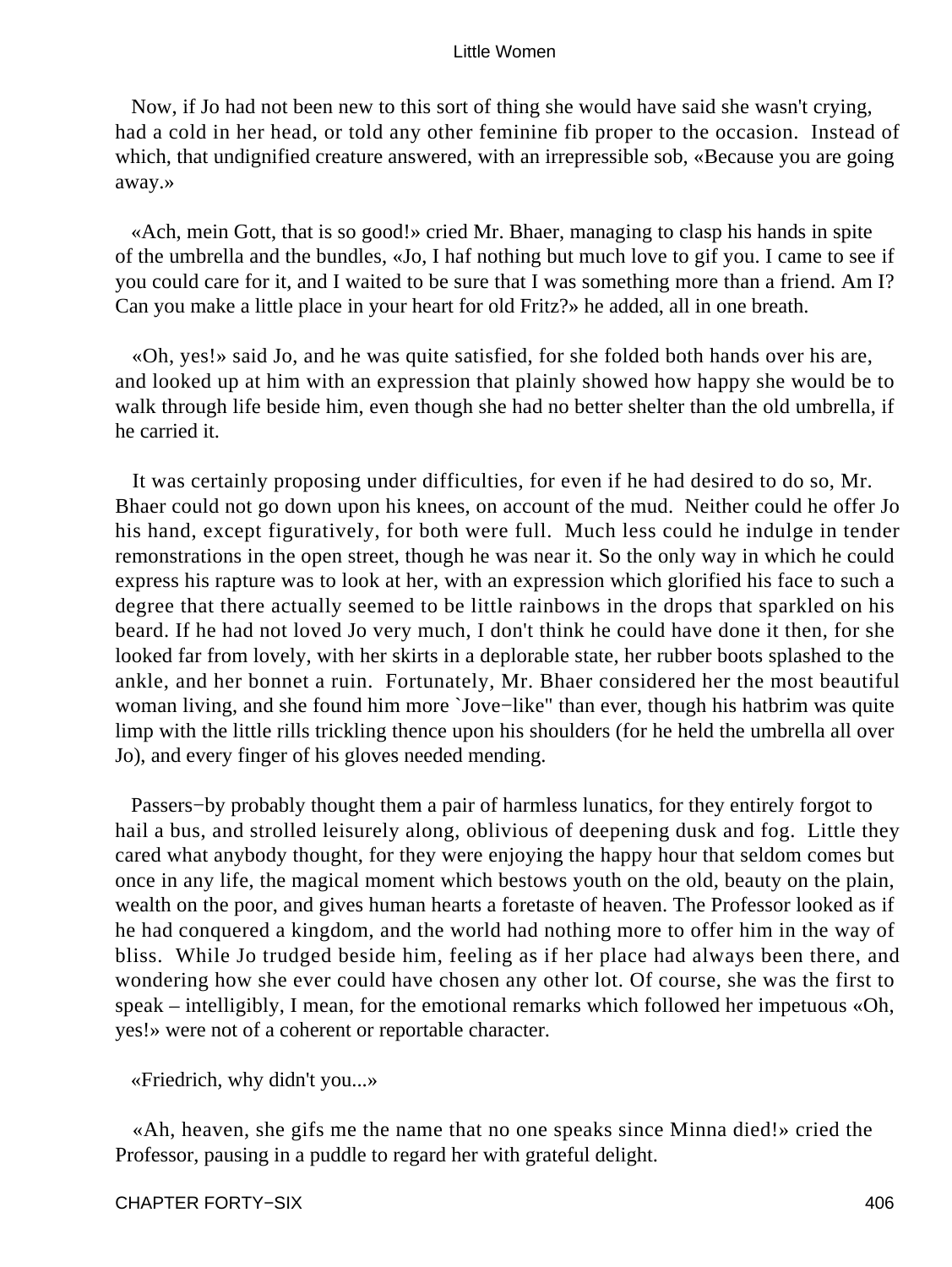Now, if Jo had not been new to this sort of thing she would have said she wasn't crying, had a cold in her head, or told any other feminine fib proper to the occasion. Instead of which, that undignified creature answered, with an irrepressible sob, «Because you are going away.»

«Ach, mein Gott, that is so good!» cried Mr. Bhaer, managing to clasp his hands in spite of the umbrella and the bundles, «Jo, I haf nothing but much love to gif you. I came to see if you could care for it, and I waited to be sure that I was something more than a friend. Am I? Can you make a little place in your heart for old Fritz?» he added, all in one breath.

«Oh, yes!» said Jo, and he was quite satisfied, for she folded both hands over his are, and looked up at him with an expression that plainly showed how happy she would be to walk through life beside him, even though she had no better shelter than the old umbrella, if he carried it.

It was certainly proposing under difficulties, for even if he had desired to do so, Mr. Bhaer could not go down upon his knees, on account of the mud. Neither could he offer Jo his hand, except figuratively, for both were full. Much less could he indulge in tender remonstrations in the open street, though he was near it. So the only way in which he could express his rapture was to look at her, with an expression which glorified his face to such a degree that there actually seemed to be little rainbows in the drops that sparkled on his beard. If he had not loved Jo very much, I don't think he could have done it then, for she looked far from lovely, with her skirts in a deplorable state, her rubber boots splashed to the ankle, and her bonnet a ruin. Fortunately, Mr. Bhaer considered her the most beautiful woman living, and she found him more `Jove−like" than ever, though his hatbrim was quite limp with the little rills trickling thence upon his shoulders (for he held the umbrella all over Jo), and every finger of his gloves needed mending.

Passers−by probably thought them a pair of harmless lunatics, for they entirely forgot to hail a bus, and strolled leisurely along, oblivious of deepening dusk and fog. Little they cared what anybody thought, for they were enjoying the happy hour that seldom comes but once in any life, the magical moment which bestows youth on the old, beauty on the plain, wealth on the poor, and gives human hearts a foretaste of heaven. The Professor looked as if he had conquered a kingdom, and the world had nothing more to offer him in the way of bliss. While Jo trudged beside him, feeling as if her place had always been there, and wondering how she ever could have chosen any other lot. Of course, she was the first to speak – intelligibly, I mean, for the emotional remarks which followed her impetuous «Oh, yes!» were not of a coherent or reportable character.

«Friedrich, why didn't you...»

«Ah, heaven, she gifs me the name that no one speaks since Minna died!» cried the Professor, pausing in a puddle to regard her with grateful delight.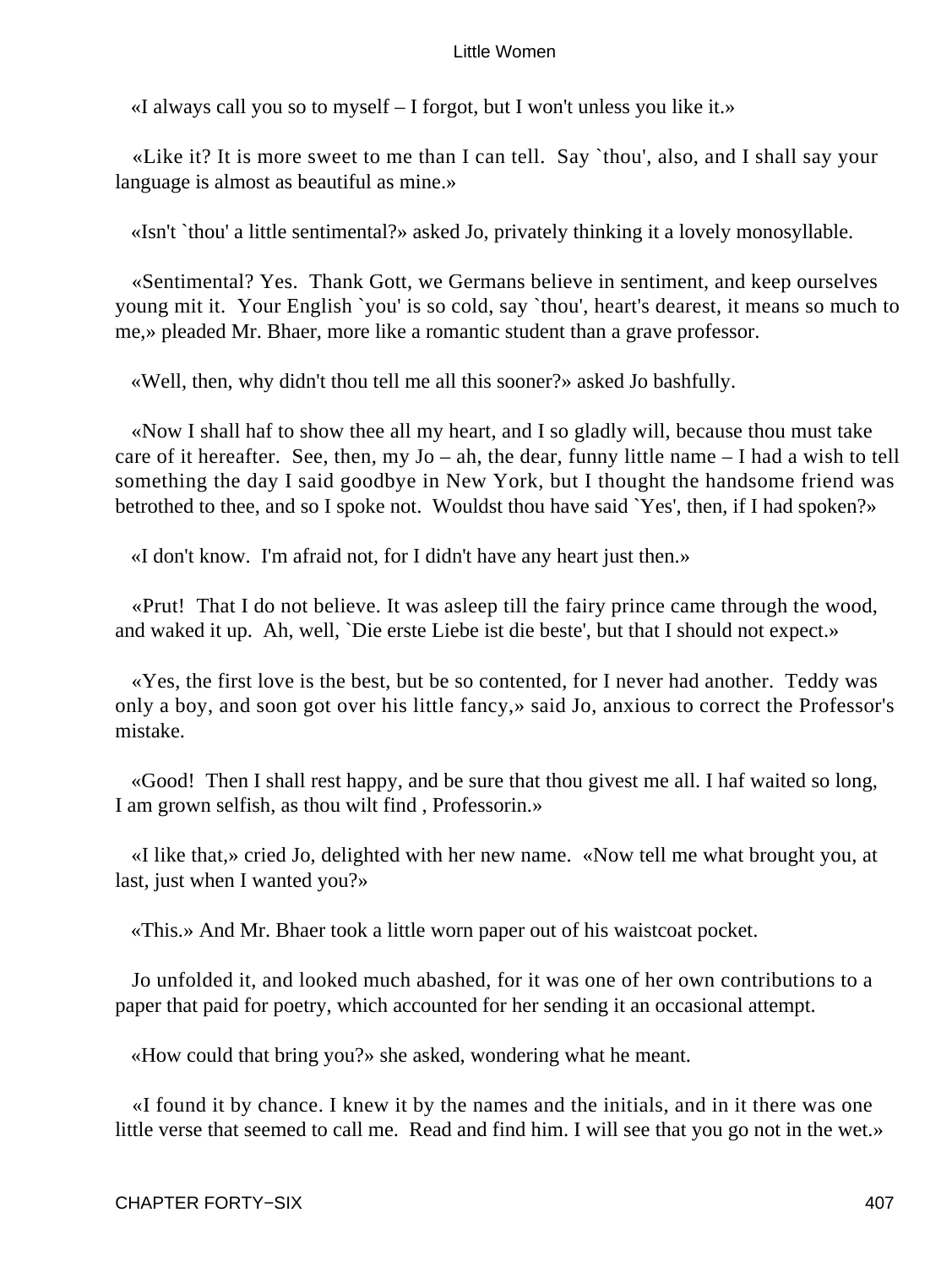«I always call you so to myself – I forgot, but I won't unless you like it.»

«Like it? It is more sweet to me than I can tell. Say `thou', also, and I shall say your language is almost as beautiful as mine.»

«Isn't `thou' a little sentimental?» asked Jo, privately thinking it a lovely monosyllable.

«Sentimental? Yes. Thank Gott, we Germans believe in sentiment, and keep ourselves young mit it. Your English `you' is so cold, say `thou', heart's dearest, it means so much to me,» pleaded Mr. Bhaer, more like a romantic student than a grave professor.

«Well, then, why didn't thou tell me all this sooner?» asked Jo bashfully.

«Now I shall haf to show thee all my heart, and I so gladly will, because thou must take care of it hereafter. See, then, my Jo – ah, the dear, funny little name – I had a wish to tell something the day I said goodbye in New York, but I thought the handsome friend was betrothed to thee, and so I spoke not. Wouldst thou have said `Yes', then, if I had spoken?»

«I don't know. I'm afraid not, for I didn't have any heart just then.»

«Prut! That I do not believe. It was asleep till the fairy prince came through the wood, and waked it up. Ah, well, `Die erste Liebe ist die beste', but that I should not expect.»

«Yes, the first love is the best, but be so contented, for I never had another. Teddy was only a boy, and soon got over his little fancy,» said Jo, anxious to correct the Professor's mistake.

«Good! Then I shall rest happy, and be sure that thou givest me all. I haf waited so long, I am grown selfish, as thou wilt find , Professorin.»

«I like that,» cried Jo, delighted with her new name. «Now tell me what brought you, at last, just when I wanted you?»

«This.» And Mr. Bhaer took a little worn paper out of his waistcoat pocket.

Jo unfolded it, and looked much abashed, for it was one of her own contributions to a paper that paid for poetry, which accounted for her sending it an occasional attempt.

«How could that bring you?» she asked, wondering what he meant.

«I found it by chance. I knew it by the names and the initials, and in it there was one little verse that seemed to call me. Read and find him. I will see that you go not in the wet.»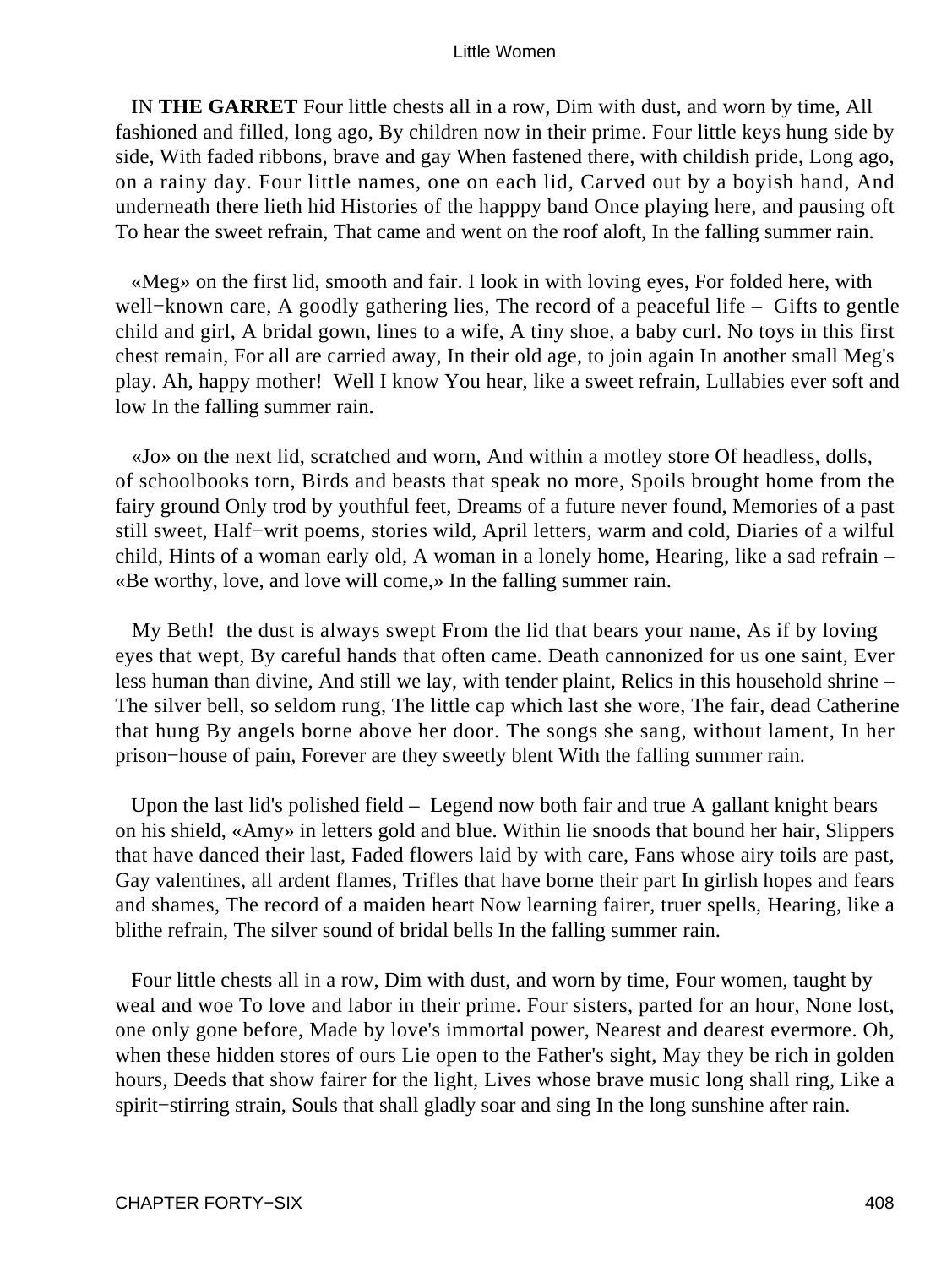IN **THE GARRET** Four little chests all in a row, Dim with dust, and worn by time, All fashioned and filled, long ago, By children now in their prime. Four little keys hung side by side, With faded ribbons, brave and gay When fastened there, with childish pride, Long ago, on a rainy day. Four little names, one on each lid, Carved out by a boyish hand, And underneath there lieth hid Histories of the happpy band Once playing here, and pausing oft To hear the sweet refrain, That came and went on the roof aloft, In the falling summer rain.

«Meg» on the first lid, smooth and fair. I look in with loving eyes, For folded here, with well−known care, A goodly gathering lies, The record of a peaceful life – Gifts to gentle child and girl, A bridal gown, lines to a wife, A tiny shoe, a baby curl. No toys in this first chest remain, For all are carried away, In their old age, to join again In another small Meg's play. Ah, happy mother! Well I know You hear, like a sweet refrain, Lullabies ever soft and low In the falling summer rain.

«Jo» on the next lid, scratched and worn, And within a motley store Of headless, dolls, of schoolbooks torn, Birds and beasts that speak no more, Spoils brought home from the fairy ground Only trod by youthful feet, Dreams of a future never found, Memories of a past still sweet, Half−writ poems, stories wild, April letters, warm and cold, Diaries of a wilful child, Hints of a woman early old, A woman in a lonely home, Hearing, like a sad refrain – «Be worthy, love, and love will come,» In the falling summer rain.

My Beth! the dust is always swept From the lid that bears your name, As if by loving eyes that wept, By careful hands that often came. Death cannonized for us one saint, Ever less human than divine, And still we lay, with tender plaint, Relics in this household shrine – The silver bell, so seldom rung, The little cap which last she wore, The fair, dead Catherine that hung By angels borne above her door. The songs she sang, without lament, In her prison−house of pain, Forever are they sweetly blent With the falling summer rain.

Upon the last lid's polished field – Legend now both fair and true A gallant knight bears on his shield, «Amy» in letters gold and blue. Within lie snoods that bound her hair, Slippers that have danced their last, Faded flowers laid by with care, Fans whose airy toils are past, Gay valentines, all ardent flames, Trifles that have borne their part In girlish hopes and fears and shames, The record of a maiden heart Now learning fairer, truer spells, Hearing, like a blithe refrain, The silver sound of bridal bells In the falling summer rain.

Four little chests all in a row, Dim with dust, and worn by time, Four women, taught by weal and woe To love and labor in their prime. Four sisters, parted for an hour, None lost, one only gone before, Made by love's immortal power, Nearest and dearest evermore. Oh, when these hidden stores of ours Lie open to the Father's sight, May they be rich in golden hours, Deeds that show fairer for the light, Lives whose brave music long shall ring, Like a spirit−stirring strain, Souls that shall gladly soar and sing In the long sunshine after rain.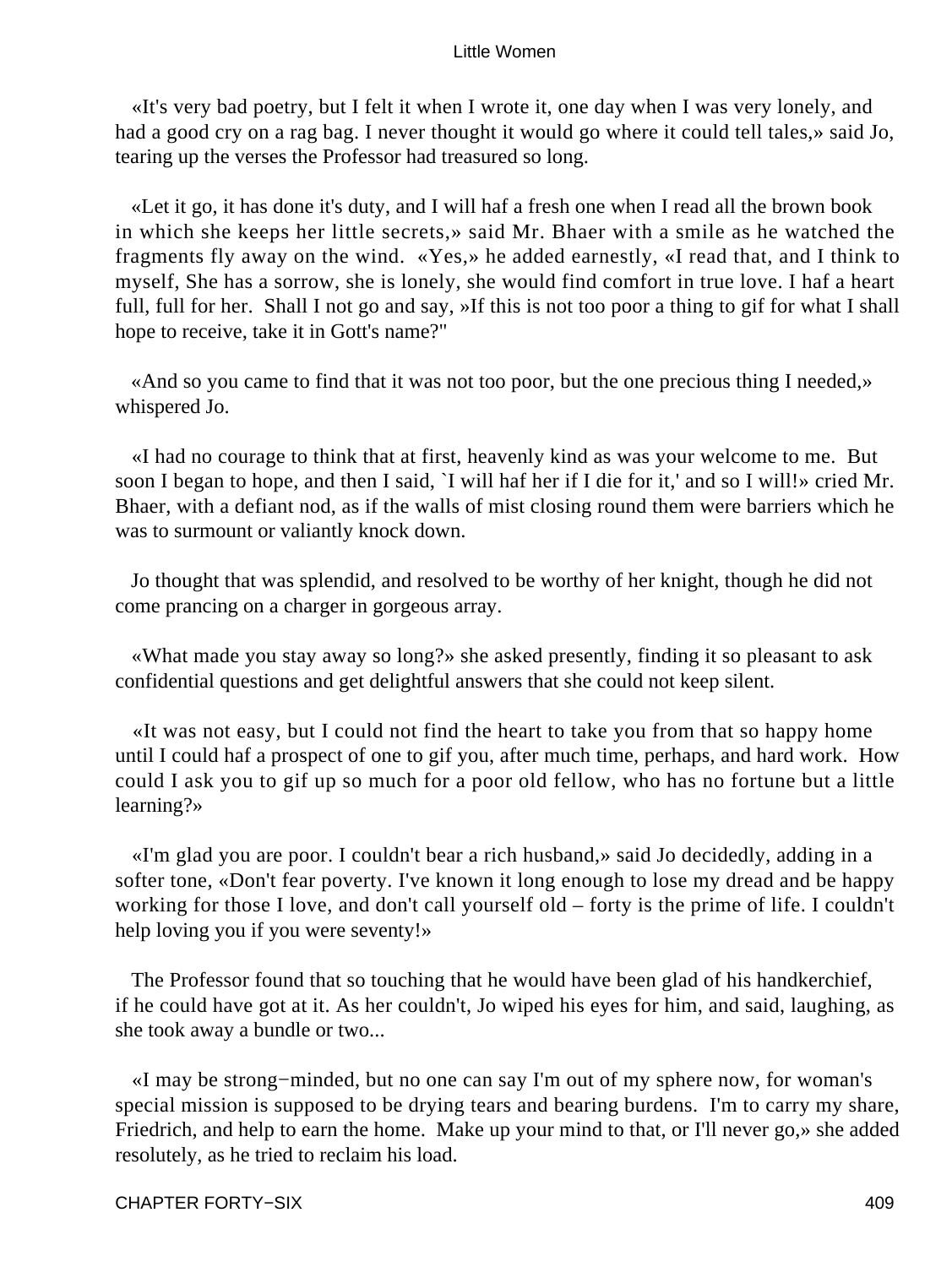«It's very bad poetry, but I felt it when I wrote it, one day when I was very lonely, and had a good cry on a rag bag. I never thought it would go where it could tell tales,» said Jo, tearing up the verses the Professor had treasured so long.

«Let it go, it has done it's duty, and I will haf a fresh one when I read all the brown book in which she keeps her little secrets,» said Mr. Bhaer with a smile as he watched the fragments fly away on the wind. «Yes,» he added earnestly, «I read that, and I think to myself, She has a sorrow, she is lonely, she would find comfort in true love. I haf a heart full, full for her. Shall I not go and say, »If this is not too poor a thing to gif for what I shall hope to receive, take it in Gott's name?"

«And so you came to find that it was not too poor, but the one precious thing I needed,» whispered Jo.

«I had no courage to think that at first, heavenly kind as was your welcome to me. But soon I began to hope, and then I said, `I will haf her if I die for it,' and so I will!» cried Mr. Bhaer, with a defiant nod, as if the walls of mist closing round them were barriers which he was to surmount or valiantly knock down.

Jo thought that was splendid, and resolved to be worthy of her knight, though he did not come prancing on a charger in gorgeous array.

«What made you stay away so long?» she asked presently, finding it so pleasant to ask confidential questions and get delightful answers that she could not keep silent.

«It was not easy, but I could not find the heart to take you from that so happy home until I could haf a prospect of one to gif you, after much time, perhaps, and hard work. How could I ask you to gif up so much for a poor old fellow, who has no fortune but a little learning?»

«I'm glad you are poor. I couldn't bear a rich husband,» said Jo decidedly, adding in a softer tone, «Don't fear poverty. I've known it long enough to lose my dread and be happy working for those I love, and don't call yourself old – forty is the prime of life. I couldn't help loving you if you were seventy!»

The Professor found that so touching that he would have been glad of his handkerchief, if he could have got at it. As her couldn't, Jo wiped his eyes for him, and said, laughing, as she took away a bundle or two...

«I may be strong−minded, but no one can say I'm out of my sphere now, for woman's special mission is supposed to be drying tears and bearing burdens. I'm to carry my share, Friedrich, and help to earn the home. Make up your mind to that, or I'll never go,» she added resolutely, as he tried to reclaim his load.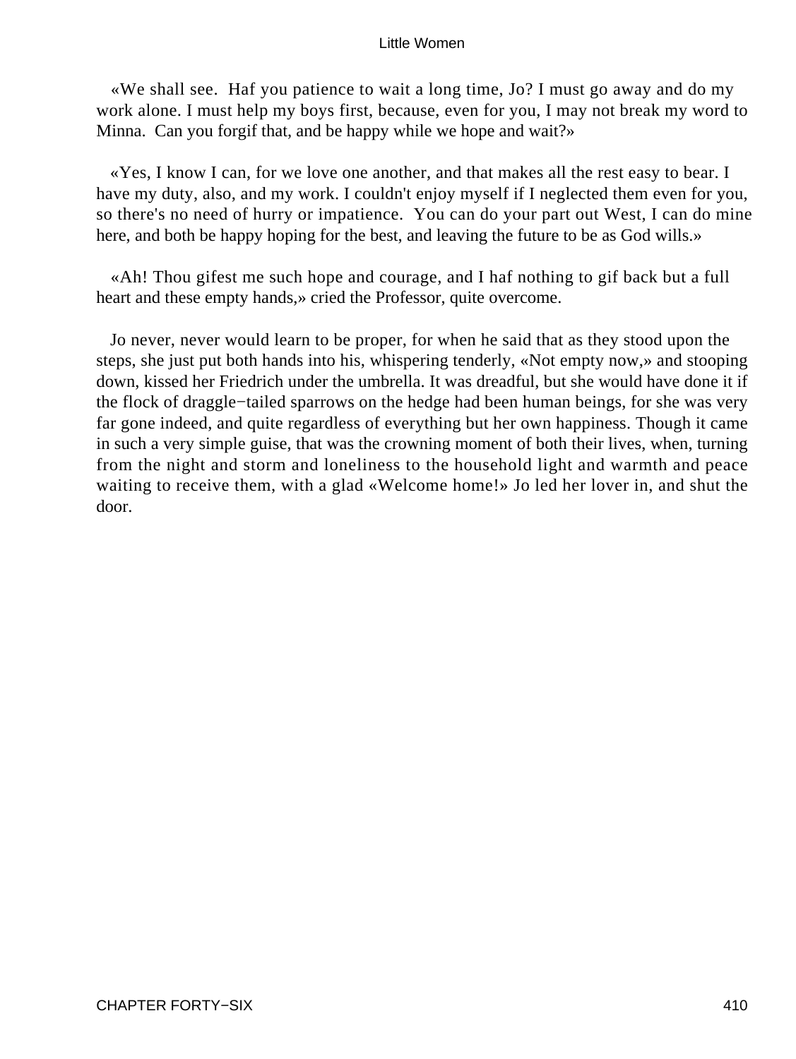«We shall see. Haf you patience to wait a long time, Jo? I must go away and do my work alone. I must help my boys first, because, even for you, I may not break my word to Minna. Can you forgif that, and be happy while we hope and wait?»

«Yes, I know I can, for we love one another, and that makes all the rest easy to bear. I have my duty, also, and my work. I couldn't enjoy myself if I neglected them even for you, so there's no need of hurry or impatience. You can do your part out West, I can do mine here, and both be happy hoping for the best, and leaving the future to be as God wills.»

«Ah! Thou gifest me such hope and courage, and I haf nothing to gif back but a full heart and these empty hands,» cried the Professor, quite overcome.

Jo never, never would learn to be proper, for when he said that as they stood upon the steps, she just put both hands into his, whispering tenderly, «Not empty now,» and stooping down, kissed her Friedrich under the umbrella. It was dreadful, but she would have done it if the flock of draggle−tailed sparrows on the hedge had been human beings, for she was very far gone indeed, and quite regardless of everything but her own happiness. Though it came in such a very simple guise, that was the crowning moment of both their lives, when, turning from the night and storm and loneliness to the household light and warmth and peace waiting to receive them, with a glad «Welcome home!» Jo led her lover in, and shut the door.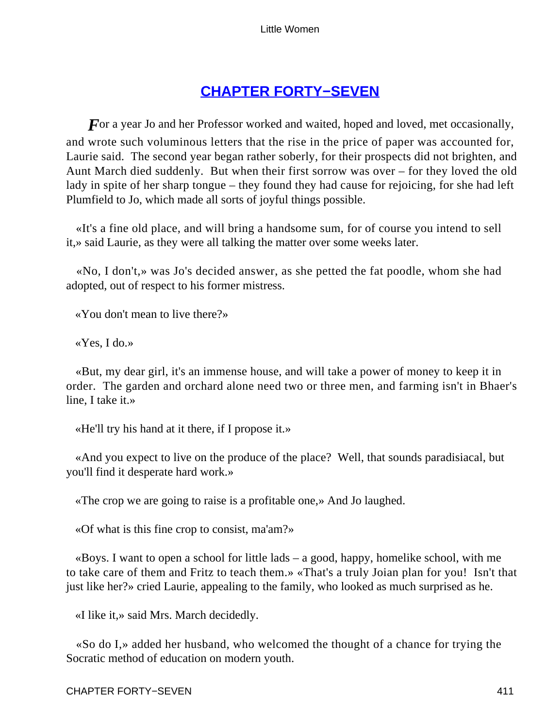## CHAPTER FORTY−SEVEN

*F*or a year Jo and her Professor worked and waited, hoped and loved, met occasionally, and wrote such voluminous letters that the rise in the price of paper was accounted for, Laurie said. The second year began rather soberly, for their prospects did not brighten, and Aunt March died suddenly. But when their first sorrow was over – for they loved the old lady in spite of her sharp tongue – they found they had cause for rejoicing, for she had left Plumfield to Jo, which made all sorts of joyful things possible.

«It's a fine old place, and will bring a handsome sum, for of course you intend to sell it,» said Laurie, as they were all talking the matter over some weeks later.

«No, I don't,» was Jo's decided answer, as she petted the fat poodle, whom she had adopted, out of respect to his former mistress.

«You don't mean to live there?»

«Yes, I do.»

«But, my dear girl, it's an immense house, and will take a power of money to keep it in order. The garden and orchard alone need two or three men, and farming isn't in Bhaer's line, I take it.»

«He'll try his hand at it there, if I propose it.»

«And you expect to live on the produce of the place? Well, that sounds paradisiacal, but you'll find it desperate hard work.»

«The crop we are going to raise is a profitable one,» And Jo laughed.

«Of what is this fine crop to consist, ma'am?»

«Boys. I want to open a school for little lads – a good, happy, homelike school, with me to take care of them and Fritz to teach them.» «That's a truly Joian plan for you! Isn't that just like her?» cried Laurie, appealing to the family, who looked as much surprised as he.

«I like it,» said Mrs. March decidedly.

«So do I,» added her husband, who welcomed the thought of a chance for trying the Socratic method of education on modern youth.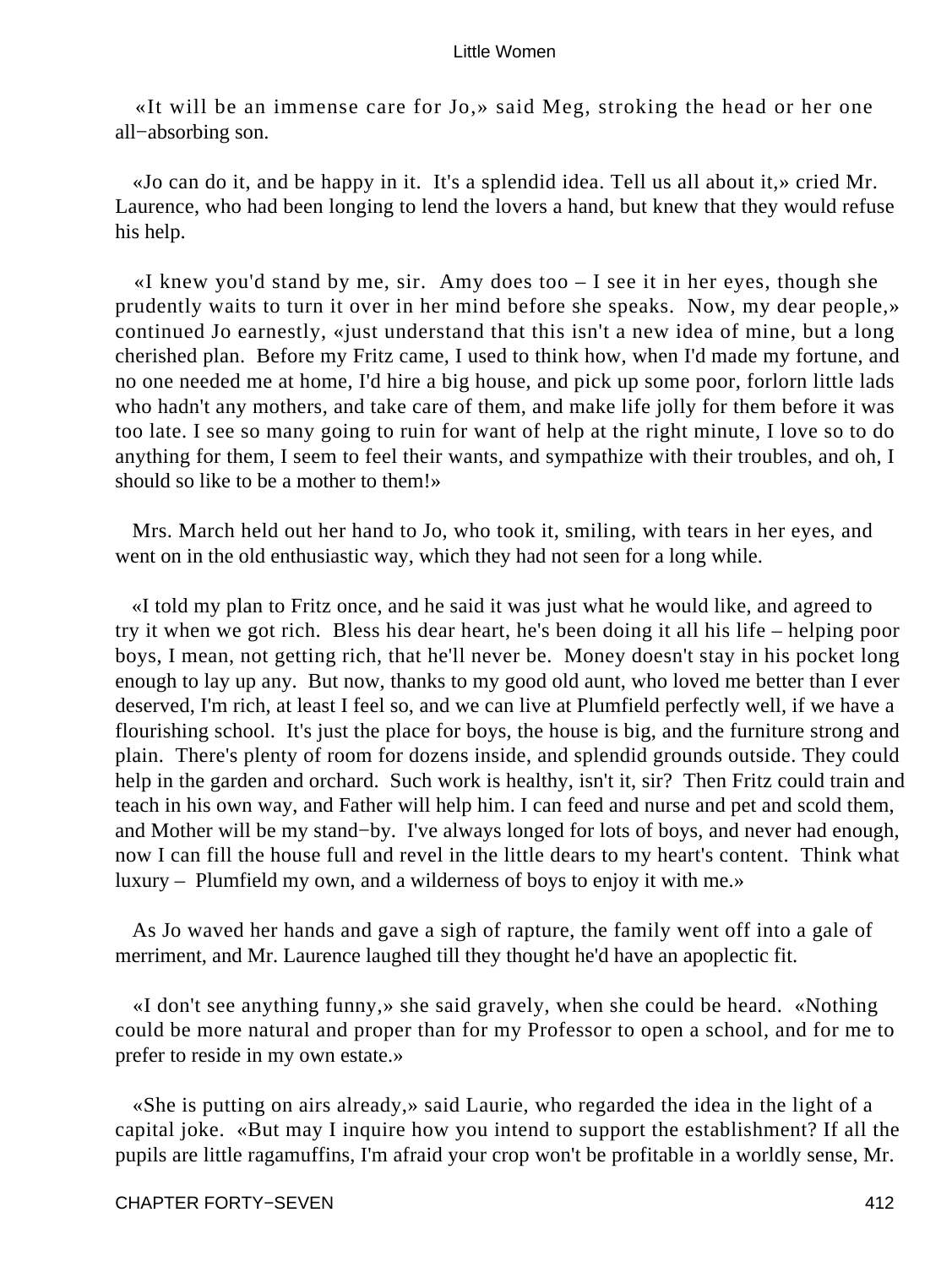«It will be an immense care for Jo,» said Meg, stroking the head or her one all−absorbing son.

«Jo can do it, and be happy in it. It's a splendid idea. Tell us all about it,» cried Mr. Laurence, who had been longing to lend the lovers a hand, but knew that they would refuse his help.

«I knew you'd stand by me, sir. Amy does too – I see it in her eyes, though she prudently waits to turn it over in her mind before she speaks. Now, my dear people,» continued Jo earnestly, «just understand that this isn't a new idea of mine, but a long cherished plan. Before my Fritz came, I used to think how, when I'd made my fortune, and no one needed me at home, I'd hire a big house, and pick up some poor, forlorn little lads who hadn't any mothers, and take care of them, and make life jolly for them before it was too late. I see so many going to ruin for want of help at the right minute, I love so to do anything for them, I seem to feel their wants, and sympathize with their troubles, and oh, I should so like to be a mother to them!»

Mrs. March held out her hand to Jo, who took it, smiling, with tears in her eyes, and went on in the old enthusiastic way, which they had not seen for a long while.

«I told my plan to Fritz once, and he said it was just what he would like, and agreed to try it when we got rich. Bless his dear heart, he's been doing it all his life – helping poor boys, I mean, not getting rich, that he'll never be. Money doesn't stay in his pocket long enough to lay up any. But now, thanks to my good old aunt, who loved me better than I ever deserved, I'm rich, at least I feel so, and we can live at Plumfield perfectly well, if we have a flourishing school. It's just the place for boys, the house is big, and the furniture strong and plain. There's plenty of room for dozens inside, and splendid grounds outside. They could help in the garden and orchard. Such work is healthy, isn't it, sir? Then Fritz could train and teach in his own way, and Father will help him. I can feed and nurse and pet and scold them, and Mother will be my stand−by. I've always longed for lots of boys, and never had enough, now I can fill the house full and revel in the little dears to my heart's content. Think what luxury – Plumfield my own, and a wilderness of boys to enjoy it with me.»

As Jo waved her hands and gave a sigh of rapture, the family went off into a gale of merriment, and Mr. Laurence laughed till they thought he'd have an apoplectic fit.

«I don't see anything funny,» she said gravely, when she could be heard. «Nothing could be more natural and proper than for my Professor to open a school, and for me to prefer to reside in my own estate.»

«She is putting on airs already,» said Laurie, who regarded the idea in the light of a capital joke. «But may I inquire how you intend to support the establishment? If all the pupils are little ragamuffins, I'm afraid your crop won't be profitable in a worldly sense, Mr.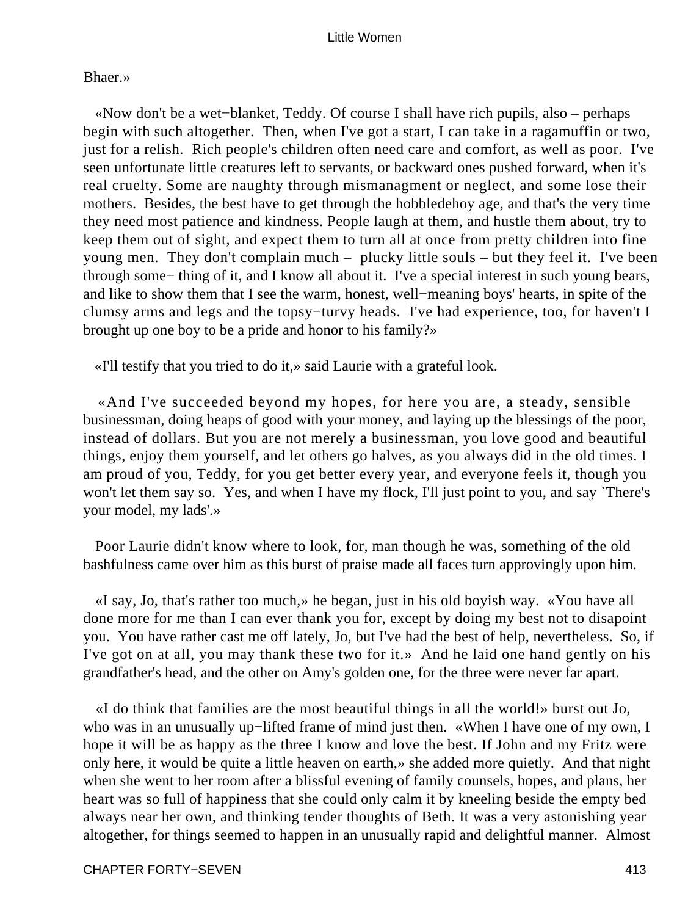Bhaer.»

«Now don't be a wet−blanket, Teddy. Of course I shall have rich pupils, also – perhaps begin with such altogether. Then, when I've got a start, I can take in a ragamuffin or two, just for a relish. Rich people's children often need care and comfort, as well as poor. I've seen unfortunate little creatures left to servants, or backward ones pushed forward, when it's real cruelty. Some are naughty through mismanagment or neglect, and some lose their mothers. Besides, the best have to get through the hobbledehoy age, and that's the very time they need most patience and kindness. People laugh at them, and hustle them about, try to keep them out of sight, and expect them to turn all at once from pretty children into fine young men. They don't complain much – plucky little souls – but they feel it. I've been through some− thing of it, and I know all about it. I've a special interest in such young bears, and like to show them that I see the warm, honest, well−meaning boys' hearts, in spite of the clumsy arms and legs and the topsy−turvy heads. I've had experience, too, for haven't I brought up one boy to be a pride and honor to his family?»

«I'll testify that you tried to do it,» said Laurie with a grateful look.

«And I've succeeded beyond my hopes, for here you are, a steady, sensible businessman, doing heaps of good with your money, and laying up the blessings of the poor, instead of dollars. But you are not merely a businessman, you love good and beautiful things, enjoy them yourself, and let others go halves, as you always did in the old times. I am proud of you, Teddy, for you get better every year, and everyone feels it, though you won't let them say so. Yes, and when I have my flock, I'll just point to you, and say `There's your model, my lads'.»

Poor Laurie didn't know where to look, for, man though he was, something of the old bashfulness came over him as this burst of praise made all faces turn approvingly upon him.

«I say, Jo, that's rather too much,» he began, just in his old boyish way. «You have all done more for me than I can ever thank you for, except by doing my best not to disapoint you. You have rather cast me off lately, Jo, but I've had the best of help, nevertheless. So, if I've got on at all, you may thank these two for it.» And he laid one hand gently on his grandfather's head, and the other on Amy's golden one, for the three were never far apart.

«I do think that families are the most beautiful things in all the world!» burst out Jo, who was in an unusually up−lifted frame of mind just then. «When I have one of my own, I hope it will be as happy as the three I know and love the best. If John and my Fritz were only here, it would be quite a little heaven on earth,» she added more quietly. And that night when she went to her room after a blissful evening of family counsels, hopes, and plans, her heart was so full of happiness that she could only calm it by kneeling beside the empty bed always near her own, and thinking tender thoughts of Beth. It was a very astonishing year altogether, for things seemed to happen in an unusually rapid and delightful manner. Almost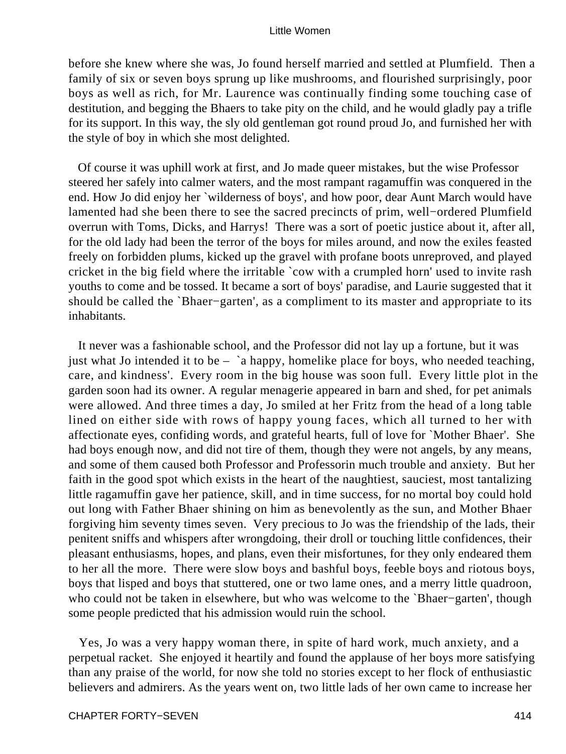before she knew where she was, Jo found herself married and settled at Plumfield. Then a family of six or seven boys sprung up like mushrooms, and flourished surprisingly, poor boys as well as rich, for Mr. Laurence was continually finding some touching case of destitution, and begging the Bhaers to take pity on the child, and he would gladly pay a trifle for its support. In this way, the sly old gentleman got round proud Jo, and furnished her with the style of boy in which she most delighted.

Of course it was uphill work at first, and Jo made queer mistakes, but the wise Professor steered her safely into calmer waters, and the most rampant ragamuffin was conquered in the end. How Jo did enjoy her `wilderness of boys', and how poor, dear Aunt March would have lamented had she been there to see the sacred precincts of prim, well−ordered Plumfield overrun with Toms, Dicks, and Harrys! There was a sort of poetic justice about it, after all, for the old lady had been the terror of the boys for miles around, and now the exiles feasted freely on forbidden plums, kicked up the gravel with profane boots unreproved, and played cricket in the big field where the irritable `cow with a crumpled horn' used to invite rash youths to come and be tossed. It became a sort of boys' paradise, and Laurie suggested that it should be called the `Bhaer−garten', as a compliment to its master and appropriate to its inhabitants.

It never was a fashionable school, and the Professor did not lay up a fortune, but it was just what Jo intended it to be – `a happy, homelike place for boys, who needed teaching, care, and kindness'. Every room in the big house was soon full. Every little plot in the garden soon had its owner. A regular menagerie appeared in barn and shed, for pet animals were allowed. And three times a day, Jo smiled at her Fritz from the head of a long table lined on either side with rows of happy young faces, which all turned to her with affectionate eyes, confiding words, and grateful hearts, full of love for `Mother Bhaer'. She had boys enough now, and did not tire of them, though they were not angels, by any means, and some of them caused both Professor and Professorin much trouble and anxiety. But her faith in the good spot which exists in the heart of the naughtiest, sauciest, most tantalizing little ragamuffin gave her patience, skill, and in time success, for no mortal boy could hold out long with Father Bhaer shining on him as benevolently as the sun, and Mother Bhaer forgiving him seventy times seven. Very precious to Jo was the friendship of the lads, their penitent sniffs and whispers after wrongdoing, their droll or touching little confidences, their pleasant enthusiasms, hopes, and plans, even their misfortunes, for they only endeared them to her all the more. There were slow boys and bashful boys, feeble boys and riotous boys, boys that lisped and boys that stuttered, one or two lame ones, and a merry little quadroon, who could not be taken in elsewhere, but who was welcome to the `Bhaer−garten', though some people predicted that his admission would ruin the school.

Yes, Jo was a very happy woman there, in spite of hard work, much anxiety, and a perpetual racket. She enjoyed it heartily and found the applause of her boys more satisfying than any praise of the world, for now she told no stories except to her flock of enthusiastic believers and admirers. As the years went on, two little lads of her own came to increase her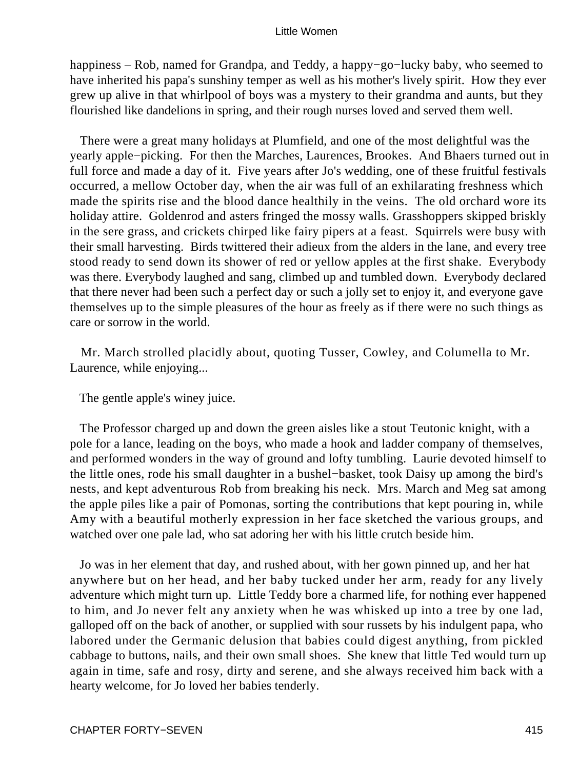happiness – Rob, named for Grandpa, and Teddy, a happy−go−lucky baby, who seemed to have inherited his papa's sunshiny temper as well as his mother's lively spirit. How they ever grew up alive in that whirlpool of boys was a mystery to their grandma and aunts, but they flourished like dandelions in spring, and their rough nurses loved and served them well.

There were a great many holidays at Plumfield, and one of the most delightful was the yearly apple−picking. For then the Marches, Laurences, Brookes. And Bhaers turned out in full force and made a day of it. Five years after Jo's wedding, one of these fruitful festivals occurred, a mellow October day, when the air was full of an exhilarating freshness which made the spirits rise and the blood dance healthily in the veins. The old orchard wore its holiday attire. Goldenrod and asters fringed the mossy walls. Grasshoppers skipped briskly in the sere grass, and crickets chirped like fairy pipers at a feast. Squirrels were busy with their small harvesting. Birds twittered their adieux from the alders in the lane, and every tree stood ready to send down its shower of red or yellow apples at the first shake. Everybody was there. Everybody laughed and sang, climbed up and tumbled down. Everybody declared that there never had been such a perfect day or such a jolly set to enjoy it, and everyone gave themselves up to the simple pleasures of the hour as freely as if there were no such things as care or sorrow in the world.

Mr. March strolled placidly about, quoting Tusser, Cowley, and Columella to Mr. Laurence, while enjoying...

The gentle apple's winey juice.

The Professor charged up and down the green aisles like a stout Teutonic knight, with a pole for a lance, leading on the boys, who made a hook and ladder company of themselves, and performed wonders in the way of ground and lofty tumbling. Laurie devoted himself to the little ones, rode his small daughter in a bushel−basket, took Daisy up among the bird's nests, and kept adventurous Rob from breaking his neck. Mrs. March and Meg sat among the apple piles like a pair of Pomonas, sorting the contributions that kept pouring in, while Amy with a beautiful motherly expression in her face sketched the various groups, and watched over one pale lad, who sat adoring her with his little crutch beside him.

Jo was in her element that day, and rushed about, with her gown pinned up, and her hat anywhere but on her head, and her baby tucked under her arm, ready for any lively adventure which might turn up. Little Teddy bore a charmed life, for nothing ever happened to him, and Jo never felt any anxiety when he was whisked up into a tree by one lad, galloped off on the back of another, or supplied with sour russets by his indulgent papa, who labored under the Germanic delusion that babies could digest anything, from pickled cabbage to buttons, nails, and their own small shoes. She knew that little Ted would turn up again in time, safe and rosy, dirty and serene, and she always received him back with a hearty welcome, for Jo loved her babies tenderly.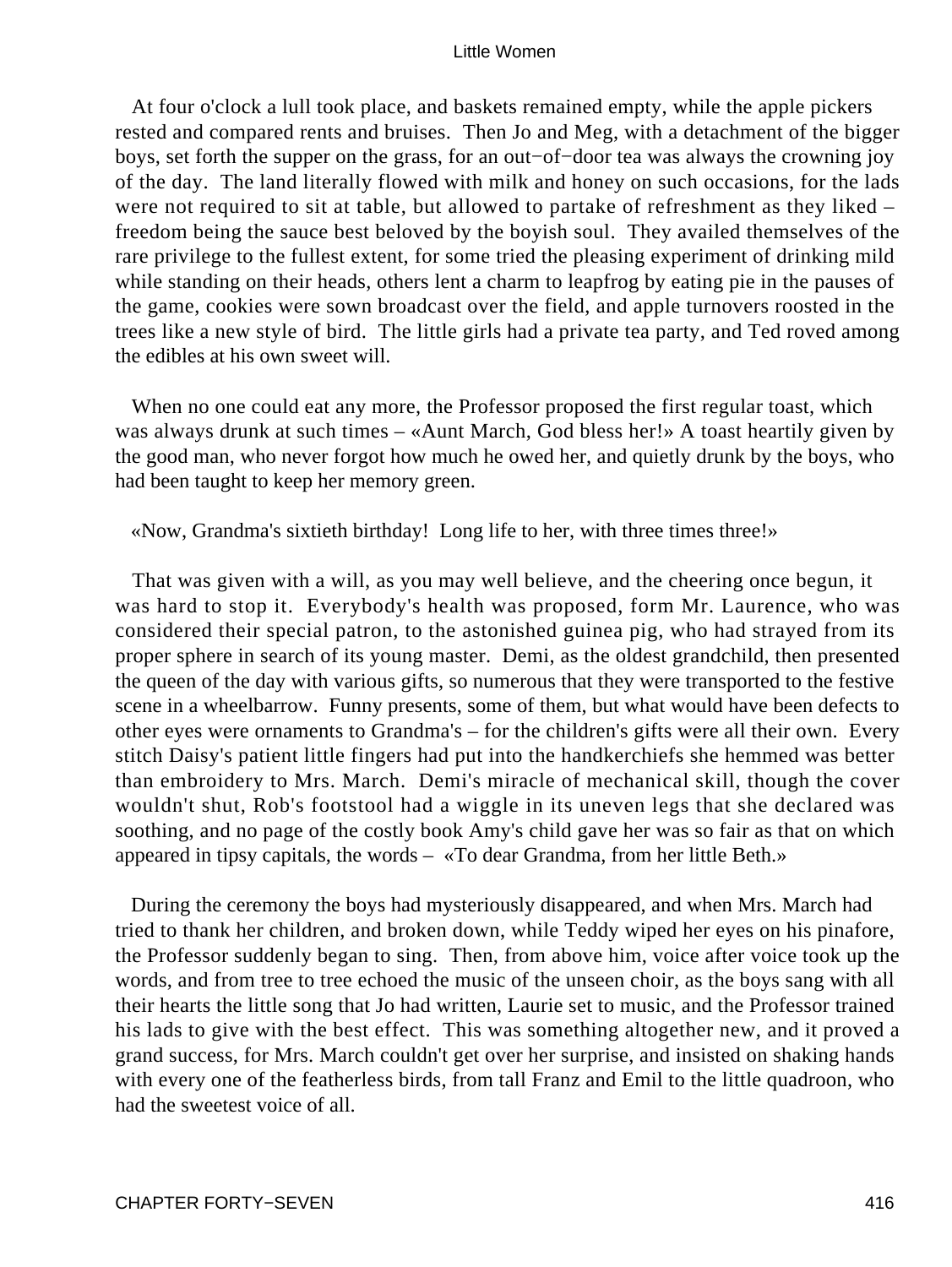At four o'clock a lull took place, and baskets remained empty, while the apple pickers rested and compared rents and bruises. Then Jo and Meg, with a detachment of the bigger boys, set forth the supper on the grass, for an out−of−door tea was always the crowning joy of the day. The land literally flowed with milk and honey on such occasions, for the lads were not required to sit at table, but allowed to partake of refreshment as they liked – freedom being the sauce best beloved by the boyish soul. They availed themselves of the rare privilege to the fullest extent, for some tried the pleasing experiment of drinking mild while standing on their heads, others lent a charm to leapfrog by eating pie in the pauses of the game, cookies were sown broadcast over the field, and apple turnovers roosted in the trees like a new style of bird. The little girls had a private tea party, and Ted roved among the edibles at his own sweet will.

When no one could eat any more, the Professor proposed the first regular toast, which was always drunk at such times – «Aunt March, God bless her!» A toast heartily given by the good man, who never forgot how much he owed her, and quietly drunk by the boys, who had been taught to keep her memory green.

«Now, Grandma's sixtieth birthday! Long life to her, with three times three!»

That was given with a will, as you may well believe, and the cheering once begun, it was hard to stop it. Everybody's health was proposed, form Mr. Laurence, who was considered their special patron, to the astonished guinea pig, who had strayed from its proper sphere in search of its young master. Demi, as the oldest grandchild, then presented the queen of the day with various gifts, so numerous that they were transported to the festive scene in a wheelbarrow. Funny presents, some of them, but what would have been defects to other eyes were ornaments to Grandma's – for the children's gifts were all their own. Every stitch Daisy's patient little fingers had put into the handkerchiefs she hemmed was better than embroidery to Mrs. March. Demi's miracle of mechanical skill, though the cover wouldn't shut, Rob's footstool had a wiggle in its uneven legs that she declared was soothing, and no page of the costly book Amy's child gave her was so fair as that on which appeared in tipsy capitals, the words – «To dear Grandma, from her little Beth.»

During the ceremony the boys had mysteriously disappeared, and when Mrs. March had tried to thank her children, and broken down, while Teddy wiped her eyes on his pinafore, the Professor suddenly began to sing. Then, from above him, voice after voice took up the words, and from tree to tree echoed the music of the unseen choir, as the boys sang with all their hearts the little song that Jo had written, Laurie set to music, and the Professor trained his lads to give with the best effect. This was something altogether new, and it proved a grand success, for Mrs. March couldn't get over her surprise, and insisted on shaking hands with every one of the featherless birds, from tall Franz and Emil to the little quadroon, who had the sweetest voice of all.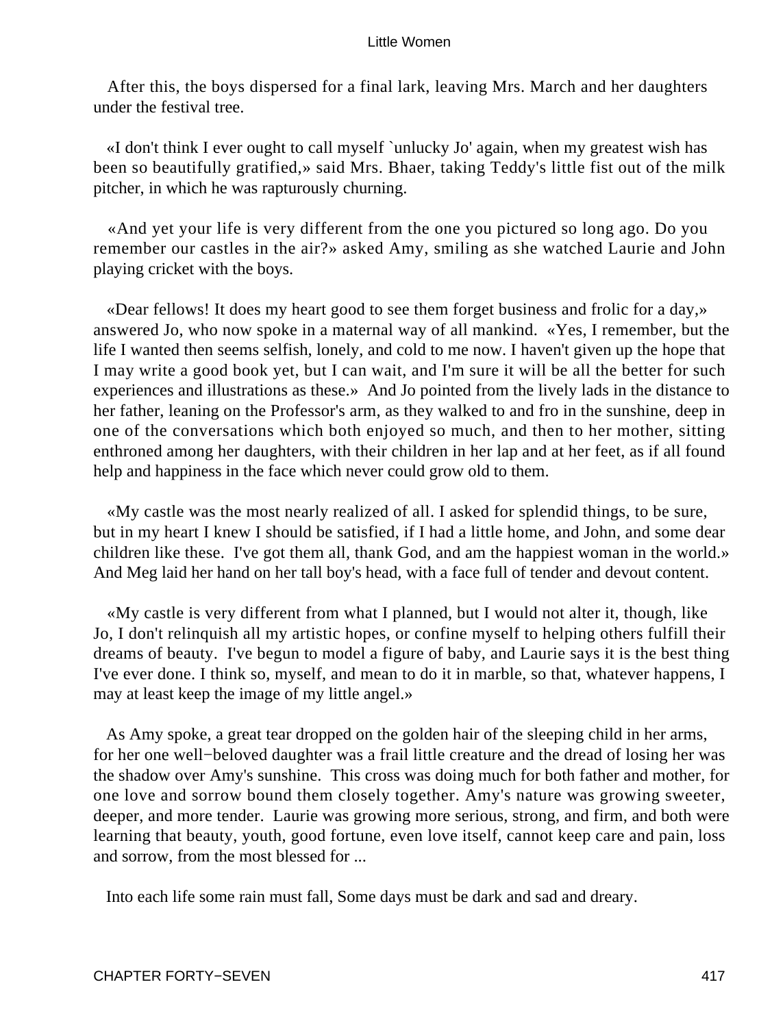After this, the boys dispersed for a final lark, leaving Mrs. March and her daughters under the festival tree.

«I don't think I ever ought to call myself `unlucky Jo' again, when my greatest wish has been so beautifully gratified,» said Mrs. Bhaer, taking Teddy's little fist out of the milk pitcher, in which he was rapturously churning.

«And yet your life is very different from the one you pictured so long ago. Do you remember our castles in the air?» asked Amy, smiling as she watched Laurie and John playing cricket with the boys.

«Dear fellows! It does my heart good to see them forget business and frolic for a day,» answered Jo, who now spoke in a maternal way of all mankind. «Yes, I remember, but the life I wanted then seems selfish, lonely, and cold to me now. I haven't given up the hope that I may write a good book yet, but I can wait, and I'm sure it will be all the better for such experiences and illustrations as these.» And Jo pointed from the lively lads in the distance to her father, leaning on the Professor's arm, as they walked to and fro in the sunshine, deep in one of the conversations which both enjoyed so much, and then to her mother, sitting enthroned among her daughters, with their children in her lap and at her feet, as if all found help and happiness in the face which never could grow old to them.

«My castle was the most nearly realized of all. I asked for splendid things, to be sure, but in my heart I knew I should be satisfied, if I had a little home, and John, and some dear children like these. I've got them all, thank God, and am the happiest woman in the world.» And Meg laid her hand on her tall boy's head, with a face full of tender and devout content.

«My castle is very different from what I planned, but I would not alter it, though, like Jo, I don't relinquish all my artistic hopes, or confine myself to helping others fulfill their dreams of beauty. I've begun to model a figure of baby, and Laurie says it is the best thing I've ever done. I think so, myself, and mean to do it in marble, so that, whatever happens, I may at least keep the image of my little angel.»

As Amy spoke, a great tear dropped on the golden hair of the sleeping child in her arms, for her one well−beloved daughter was a frail little creature and the dread of losing her was the shadow over Amy's sunshine. This cross was doing much for both father and mother, for one love and sorrow bound them closely together. Amy's nature was growing sweeter, deeper, and more tender. Laurie was growing more serious, strong, and firm, and both were learning that beauty, youth, good fortune, even love itself, cannot keep care and pain, loss and sorrow, from the most blessed for ...

Into each life some rain must fall, Some days must be dark and sad and dreary.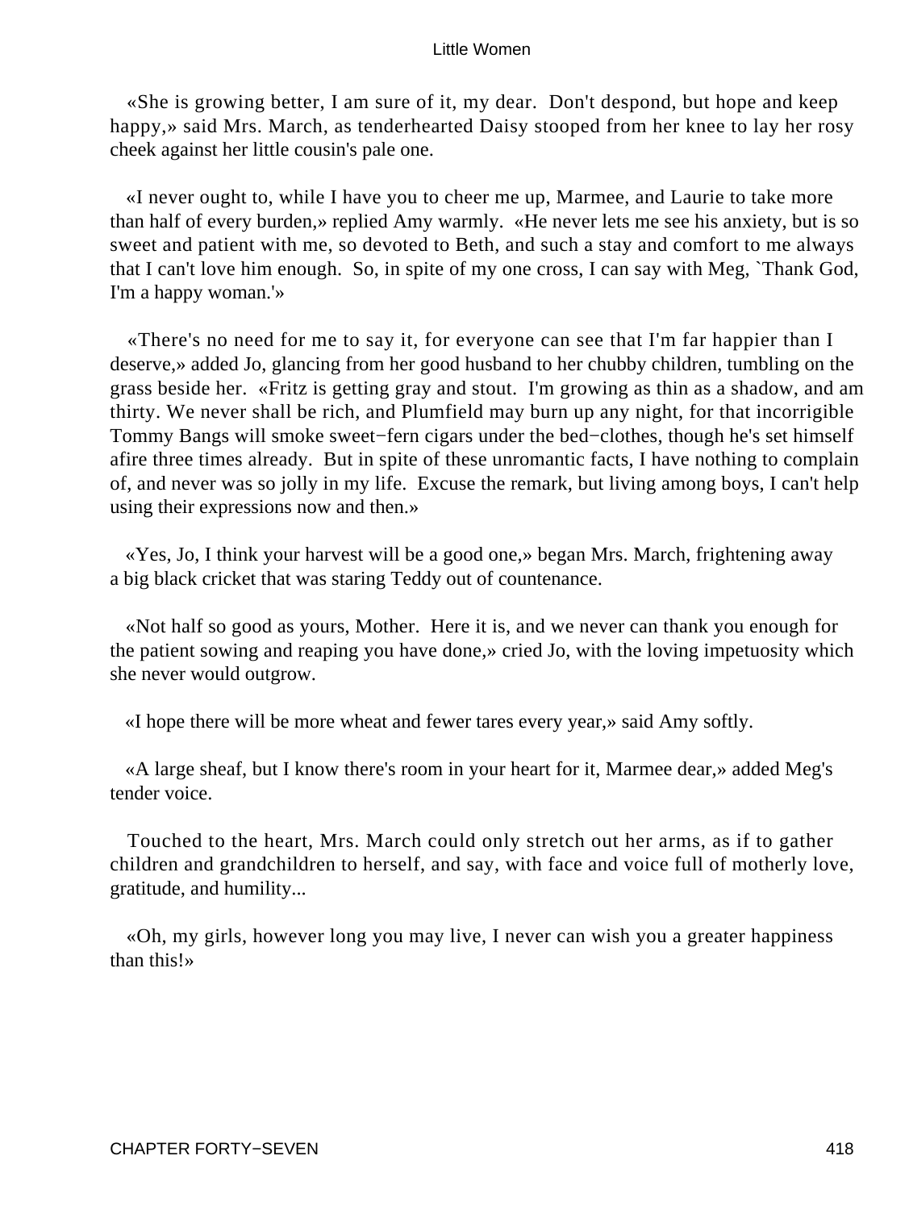«She is growing better, I am sure of it, my dear. Don't despond, but hope and keep happy,» said Mrs. March, as tenderhearted Daisy stooped from her knee to lay her rosy cheek against her little cousin's pale one.

«I never ought to, while I have you to cheer me up, Marmee, and Laurie to take more than half of every burden,» replied Amy warmly. «He never lets me see his anxiety, but is so sweet and patient with me, so devoted to Beth, and such a stay and comfort to me always that I can't love him enough. So, in spite of my one cross, I can say with Meg, `Thank God, I'm a happy woman.'»

«There's no need for me to say it, for everyone can see that I'm far happier than I deserve,» added Jo, glancing from her good husband to her chubby children, tumbling on the grass beside her. «Fritz is getting gray and stout. I'm growing as thin as a shadow, and am thirty. We never shall be rich, and Plumfield may burn up any night, for that incorrigible Tommy Bangs will smoke sweet−fern cigars under the bed−clothes, though he's set himself afire three times already. But in spite of these unromantic facts, I have nothing to complain of, and never was so jolly in my life. Excuse the remark, but living among boys, I can't help using their expressions now and then.»

«Yes, Jo, I think your harvest will be a good one,» began Mrs. March, frightening away a big black cricket that was staring Teddy out of countenance.

«Not half so good as yours, Mother. Here it is, and we never can thank you enough for the patient sowing and reaping you have done,» cried Jo, with the loving impetuosity which she never would outgrow.

«I hope there will be more wheat and fewer tares every year,» said Amy softly.

«A large sheaf, but I know there's room in your heart for it, Marmee dear,» added Meg's tender voice.

Touched to the heart, Mrs. March could only stretch out her arms, as if to gather children and grandchildren to herself, and say, with face and voice full of motherly love, gratitude, and humility...

«Oh, my girls, however long you may live, I never can wish you a greater happiness than this!»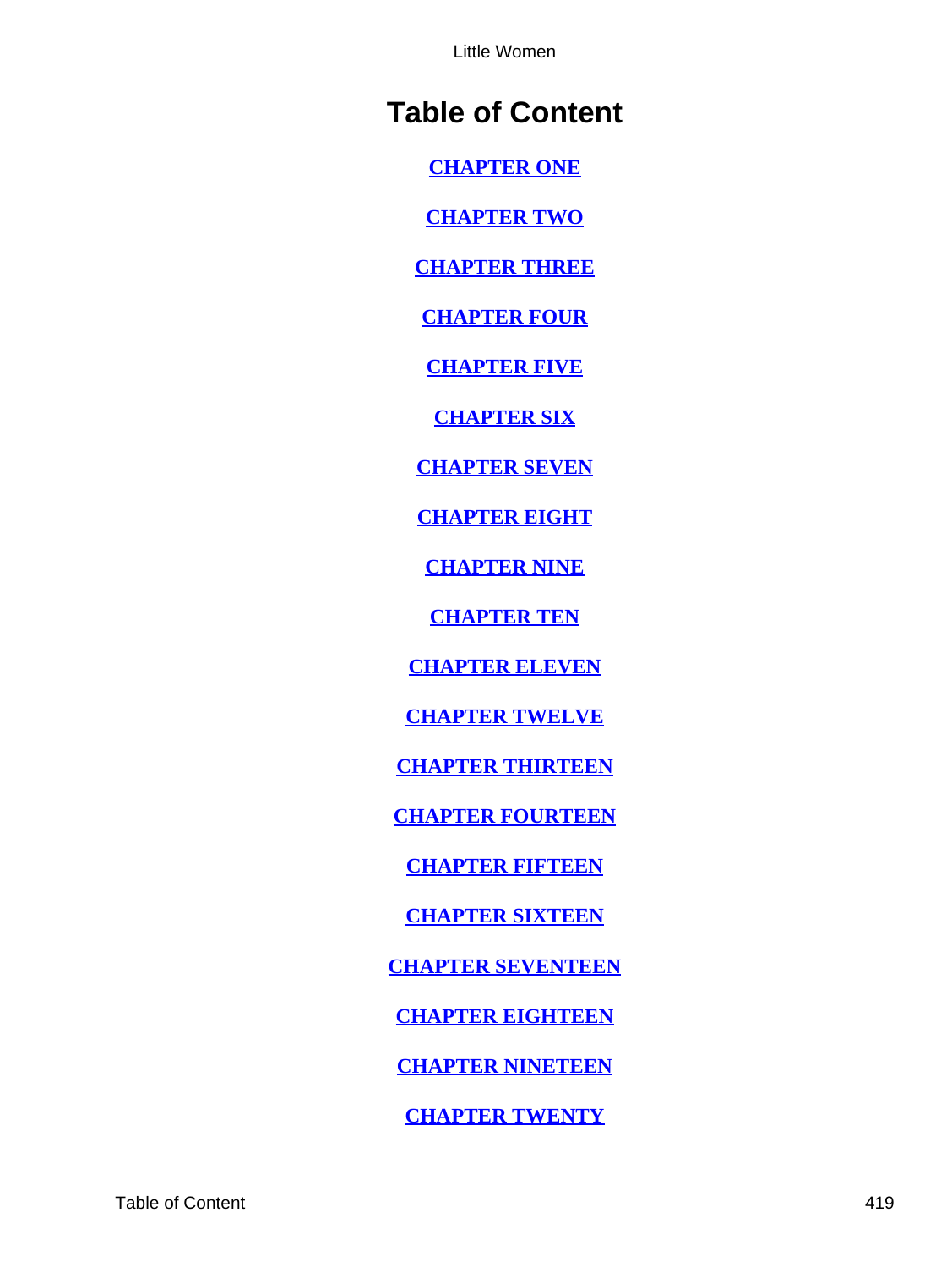# Table of Content

**CHAPTER ONE**

**CHAPTER TWO**

**CHAPTER THREE**

**CHAPTER FOUR**

**CHAPTER FIVE**

**CHAPTER SIX**

**CHAPTER SEVEN**

**CHAPTER EIGHT**

**CHAPTER NINE**

**CHAPTER TEN**

**CHAPTER ELEVEN**

**CHAPTER TWELVE**

**CHAPTER THIRTEEN**

**CHAPTER FOURTEEN**

**CHAPTER FIFTEEN**

**CHAPTER SIXTEEN**

**CHAPTER SEVENTEEN**

**CHAPTER EIGHTEEN**

**CHAPTER NINETEEN**

**CHAPTER TWENTY**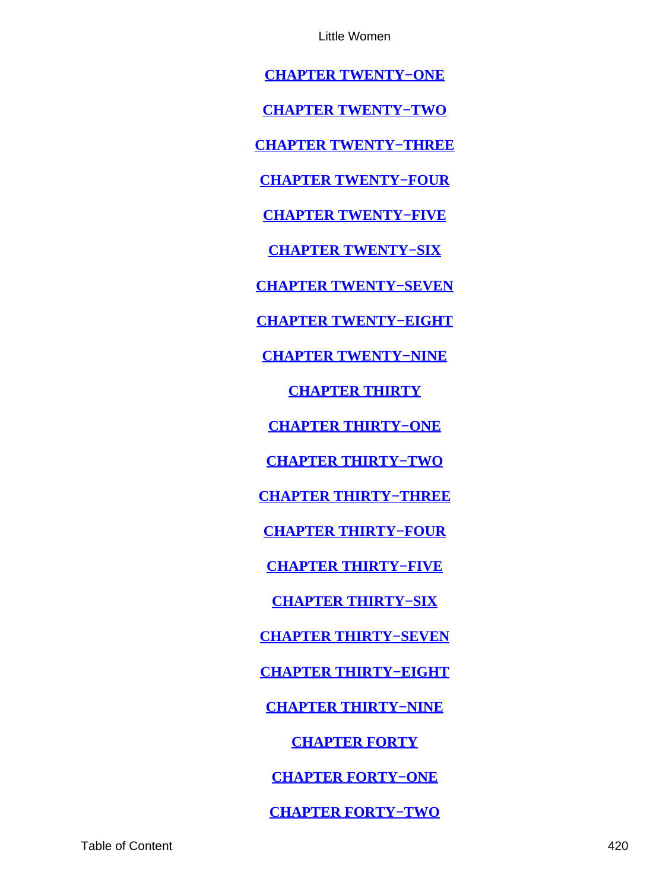**CHAPTER TWENTY−ONE**

**CHAPTER TWENTY−TWO**

**CHAPTER TWENTY−THREE**

**CHAPTER TWENTY−FOUR**

**CHAPTER TWENTY−FIVE**

**CHAPTER TWENTY−SIX**

**CHAPTER TWENTY−SEVEN**

**CHAPTER TWENTY−EIGHT**

**CHAPTER TWENTY−NINE**

**CHAPTER THIRTY**

**CHAPTER THIRTY−ONE**

**CHAPTER THIRTY−TWO**

**CHAPTER THIRTY−THREE**

**CHAPTER THIRTY−FOUR**

**CHAPTER THIRTY−FIVE**

**CHAPTER THIRTY−SIX**

**CHAPTER THIRTY−SEVEN**

**CHAPTER THIRTY−EIGHT**

**CHAPTER THIRTY−NINE**

**CHAPTER FORTY**

**CHAPTER FORTY−ONE**

**CHAPTER FORTY−TWO**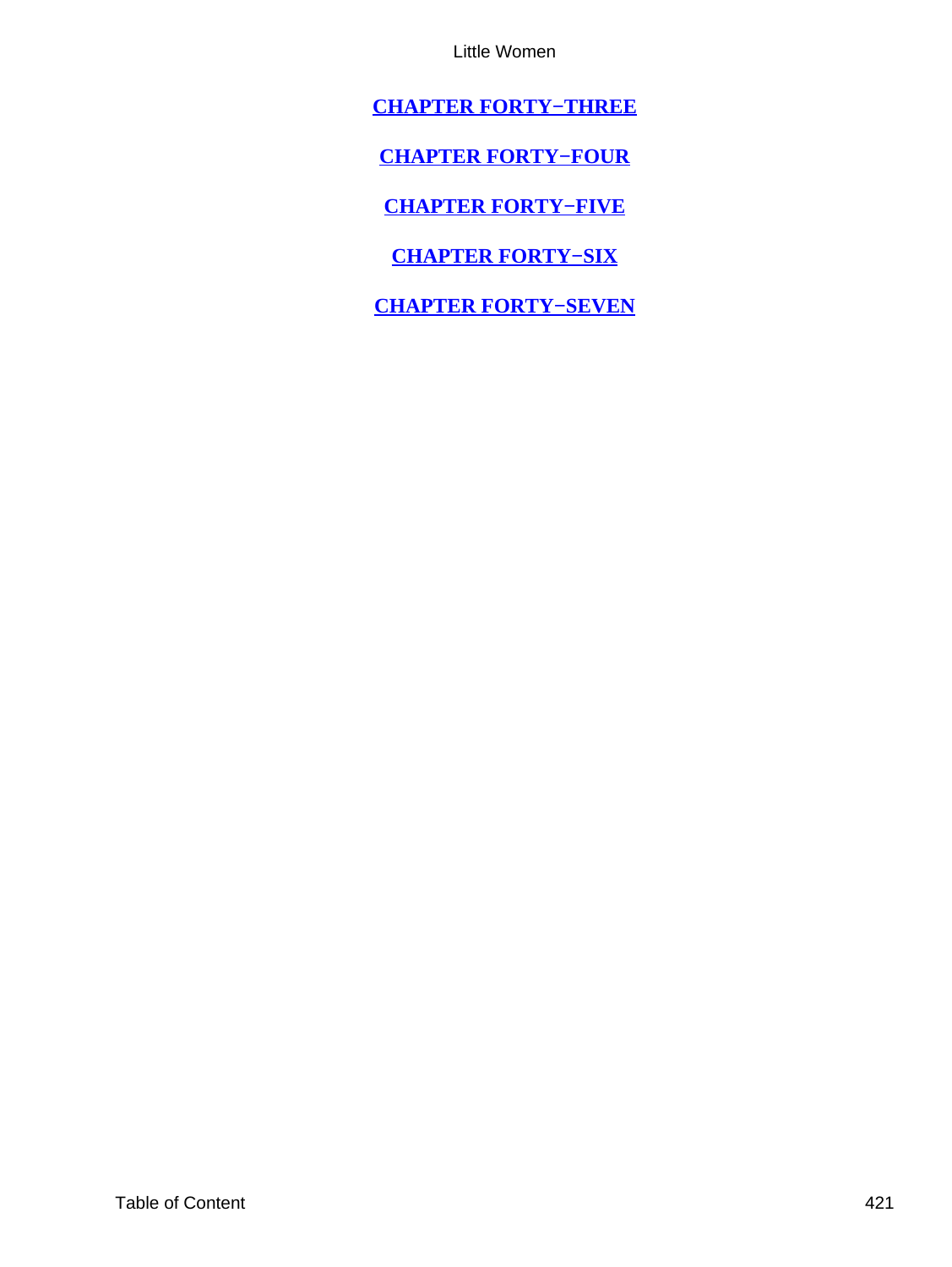**CHAPTER FORTY−THREE**

**CHAPTER FORTY−FOUR**

**CHAPTER FORTY−FIVE**

**CHAPTER FORTY−SIX**

**CHAPTER FORTY−SEVEN**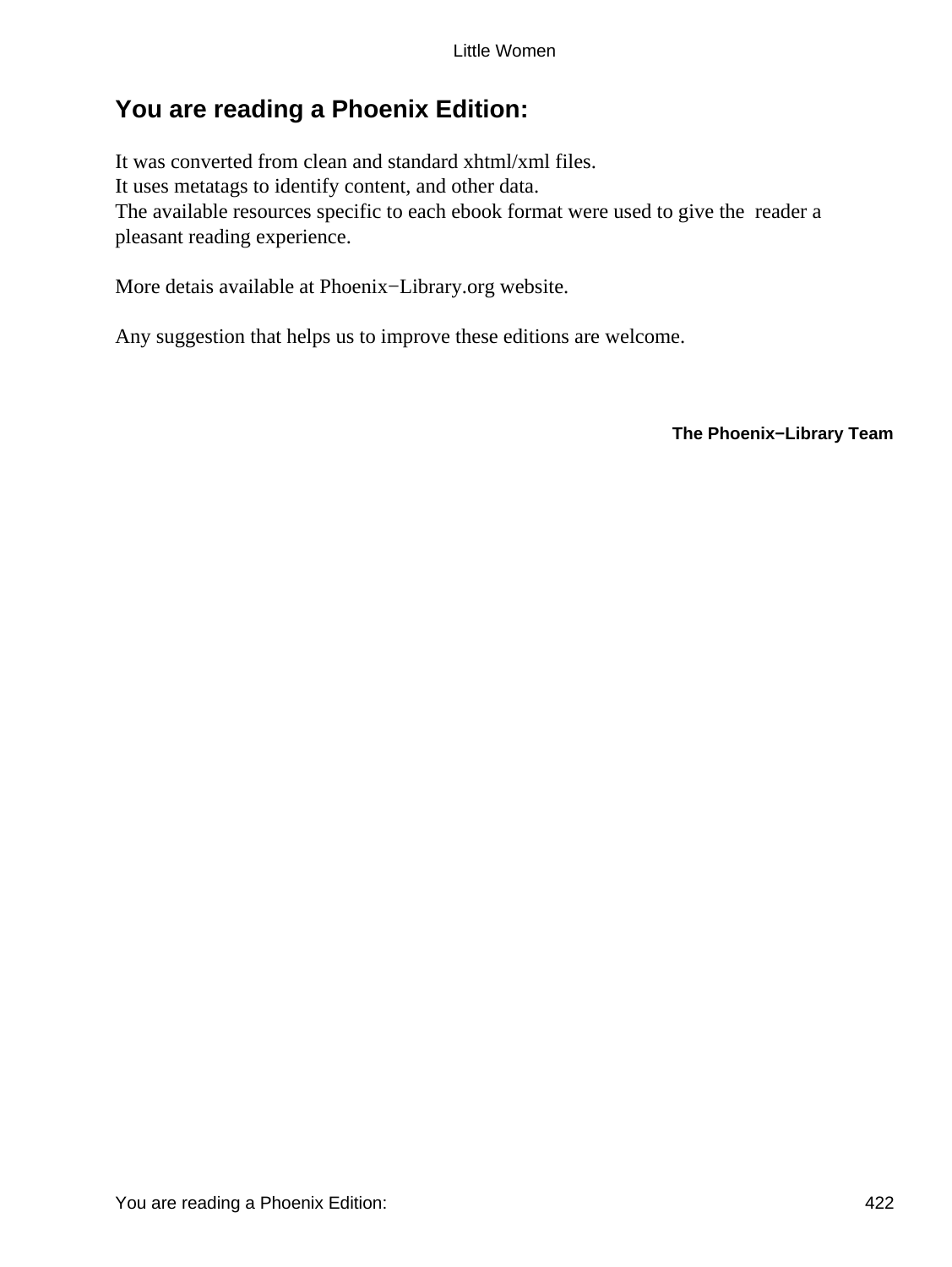## You are reading a Phoenix Edition:

It was converted from clean and standard xhtml/xml files.
It uses metatags to identify content, and other data.
The available resources specific to each ebook format were used to give the reader a pleasant reading experience.

More detais available at Phoenix−Library.org website.

Any suggestion that helps us to improve these editions are welcome.

**The Phoenix−Library Team**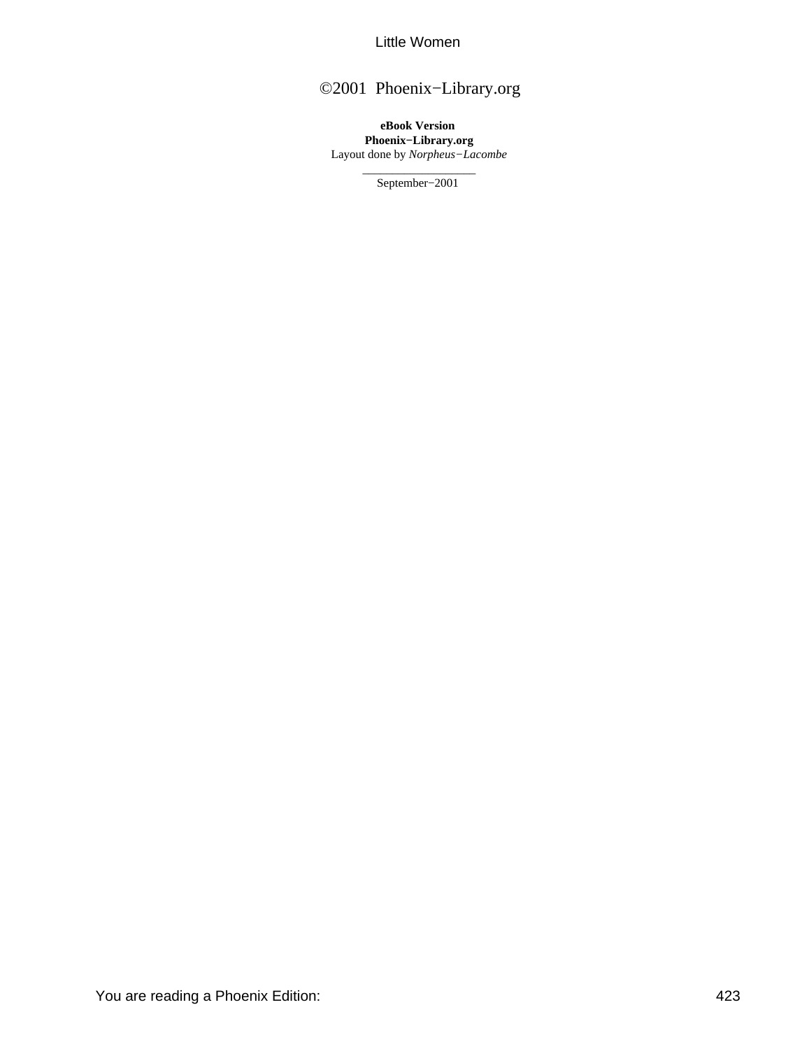©2001 Phoenix−Library.org

**eBook Version**
**Phoenix−Library.org**
Layout done by *Norpheus−Lacombe*

___________________

September−2001